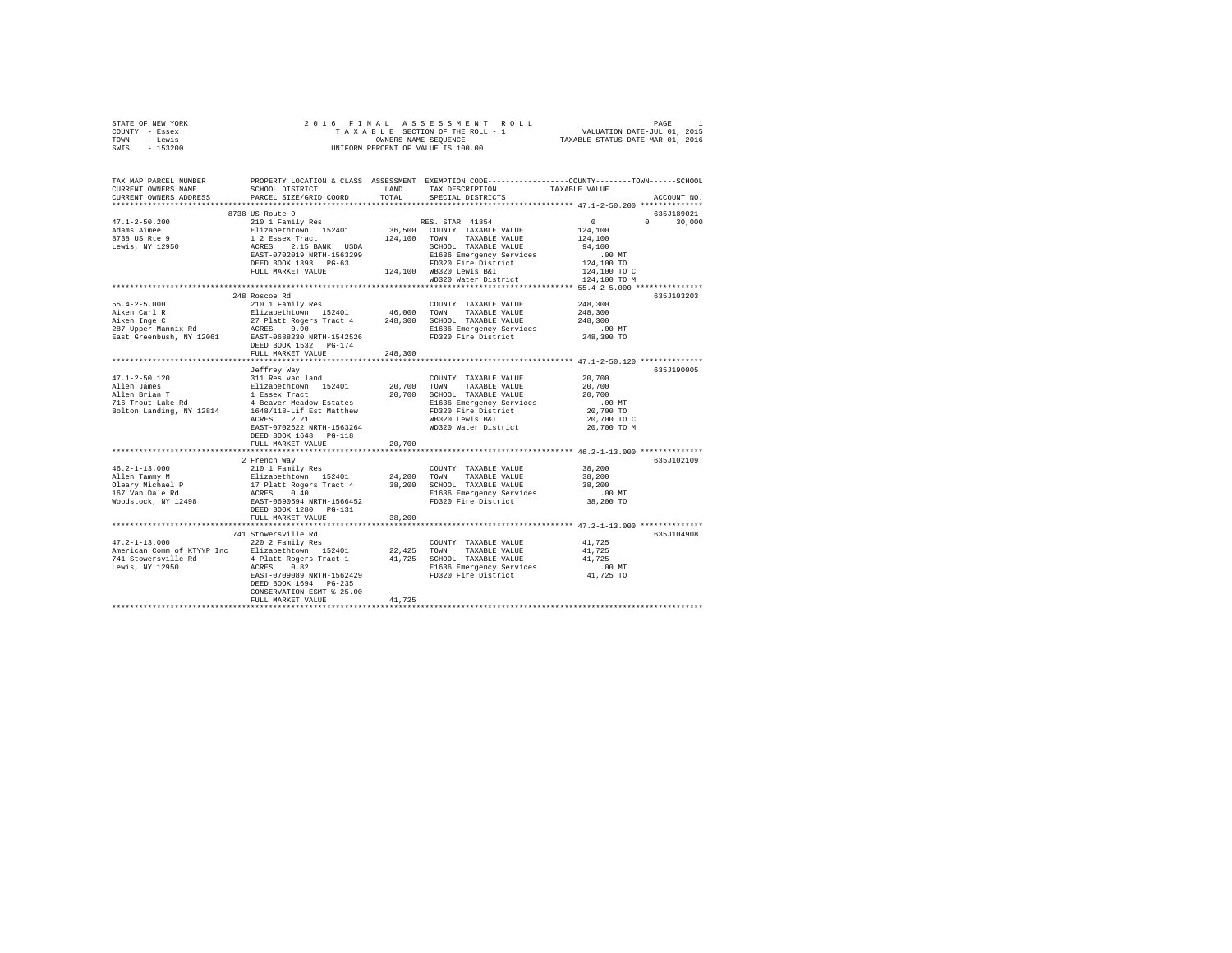STATE OF NEW YORK
COUNTY - Essex
TOWN - Lewis
SWIS - 153200

2016 FINAL ASSESSMENT ROLL
TAXABLE SECTION OF THE ROLL - 1
OWNERS NAME SEQUENCE
UNIFORM PERCENT OF VALUE IS 100.00

VALUATION DATE-JUL 01, 2015
TAXABLE STATUS DATE-MAR 01, 2016

```
TAX MAP PARCEL NUMBER    PROPERTY LOCATION & CLASS  ASSESSMENT  EXEMPTION CODE-----------------COUNTY--------TOWN------SCHOOL
CURRENT OWNERS NAME      SCHOOL DISTRICT              LAND      TAX DESCRIPTION           TAXABLE VALUE
CURRENT OWNERS ADDRESS   PARCEL SIZE/GRID COORD       TOTAL     SPECIAL DISTRICTS                                     ACCOUNT NO.
******************************************************************************************** 47.1-2-50.200 **************
                         8738 US Route 9                                                                         635J189021
47.1-2-50.200            210 1 Family Res                         RES. STAR  41854          0           0        30,000
Adams Aimee              Elizabethtown  152401       36,500   COUNTY  TAXABLE VALUE        124,100
8738 US Rte 9            1 2 Essex Tract            124,100   TOWN    TAXABLE VALUE        124,100
Lewis, NY 12950          ACRES    2.15 BANK   USDA            SCHOOL  TAXABLE VALUE         94,100
                         EAST-0702019 NRTH-1563299            E1636 Emergency Services          .00 MT
                         DEED BOOK 1393   PG-63               FD320 Fire District          124,100 TO
                         FULL MARKET VALUE          124,100   WB320 Lewis B&I              124,100 TO C
                                                              WD320 Water District         124,100 TO M
******************************************************************************************** 55.4-2-5.000 ***************
                         248 Roscoe Rd                                                                           635J103203
55.4-2-5.000             210 1 Family Res                         COUNTY  TAXABLE VALUE        248,300
Aiken Carl R             Elizabethtown  152401       46,000   TOWN    TAXABLE VALUE        248,300
Aiken Inge C             27 Platt Rogers Tract 4    248,300   SCHOOL  TAXABLE VALUE        248,300
287 Upper Mannix Rd      ACRES    0.90                        E1636 Emergency Services          .00 MT
East Greenbush, NY 12061 EAST-0688230 NRTH-1542526            FD320 Fire District          248,300 TO
                         DEED BOOK 1532   PG-174
                         FULL MARKET VALUE          248,300
******************************************************************************************** 47.1-2-50.120 **************
                         Jeffrey Way                                                                             635J190005
47.1-2-50.120            311 Res vac land                         COUNTY  TAXABLE VALUE         20,700
Allen James              Elizabethtown  152401       20,700   TOWN    TAXABLE VALUE         20,700
Allen Brian T            1 Essex Tract               20,700   SCHOOL  TAXABLE VALUE         20,700
716 Trout Lake Rd        4 Beaver Meadow Estates              E1636 Emergency Services          .00 MT
Bolton Landing, NY 12814 1648/118-Lif Est Matthew             FD320 Fire District           20,700 TO
                         ACRES    2.21                        WB320 Lewis B&I               20,700 TO C
                         EAST-0702622 NRTH-1563264            WD320 Water District          20,700 TO M
                         DEED BOOK 1648   PG-118
                         FULL MARKET VALUE           20,700
******************************************************************************************** 46.2-1-13.000 **************
                         2 French Way                                                                            635J102109
46.2-1-13.000            210 1 Family Res                         COUNTY  TAXABLE VALUE         38,200
Allen Tammy M            Elizabethtown  152401       24,200   TOWN    TAXABLE VALUE         38,200
Oleary Michael P         17 Platt Rogers Tract 4     38,200   SCHOOL  TAXABLE VALUE         38,200
167 Van Dale Rd          ACRES    0.40                        E1636 Emergency Services          .00 MT
Woodstock, NY 12498      EAST-0690594 NRTH-1566452            FD320 Fire District           38,200 TO
                         DEED BOOK 1280   PG-131
                         FULL MARKET VALUE           38,200
******************************************************************************************** 47.2-1-13.000 **************
                         741 Stowersville Rd                                                                     635J104908
47.2-1-13.000            220 2 Family Res                         COUNTY  TAXABLE VALUE         41,725
American Comm of KTYYP Inc Elizabethtown  152401     22,425   TOWN    TAXABLE VALUE         41,725
741 Stowersville Rd      4 Platt Rogers Tract 1      41,725   SCHOOL  TAXABLE VALUE         41,725
Lewis, NY 12950          ACRES    0.82                        E1636 Emergency Services          .00 MT
                         EAST-0709089 NRTH-1562429            FD320 Fire District           41,725 TO
                         DEED BOOK 1694   PG-235
                         CONSERVATION ESMT % 25.00
                         FULL MARKET VALUE           41,725
****************************************************************************************************************************
```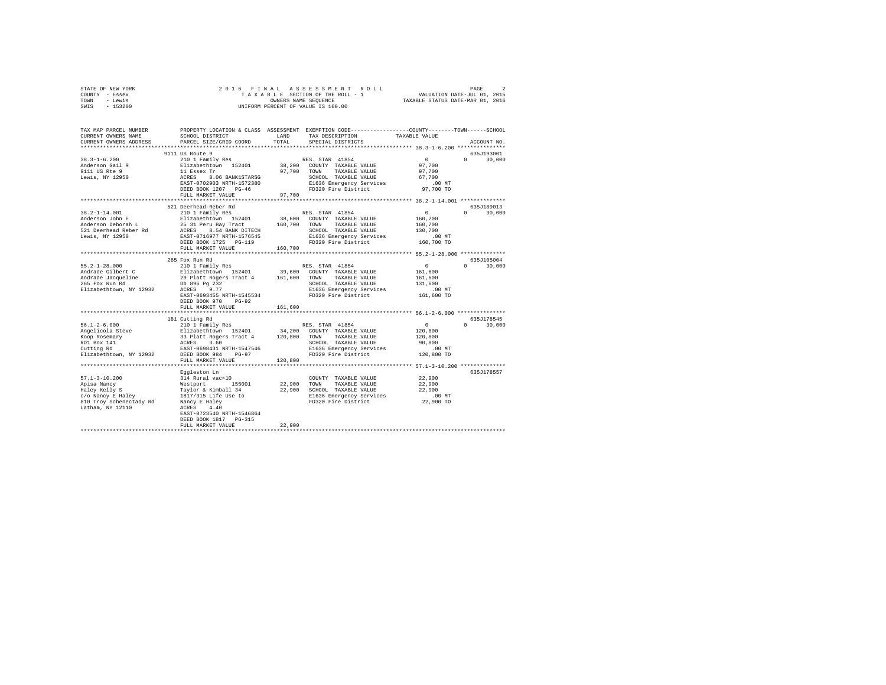STATE OF NEW YORK
COUNTY - Essex
TOWN - Lewis
SWIS - 153200

2016 FINAL ASSESSMENT ROLL
TAXABLE SECTION OF THE ROLL - 1
OWNERS NAME SEQUENCE
UNIFORM PERCENT OF VALUE IS 100.00

VALUATION DATE-JUL 01, 2015
TAXABLE STATUS DATE-MAR 01, 2016

| TAX MAP PARCEL NUMBER / CURRENT OWNERS NAME / CURRENT OWNERS ADDRESS | PROPERTY LOCATION & CLASS / SCHOOL DISTRICT / PARCEL SIZE/GRID COORD | ASSESSMENT LAND / TOTAL | EXEMPTION CODE / TAX DESCRIPTION / SPECIAL DISTRICTS | COUNTY / TOWN TAXABLE VALUE | SCHOOL / ACCOUNT NO. |
|---|---|---|---|---|---|
| | 9111 US Route 9 | | | | 635J193001 |
| 38.3-1-6.200 | 210 1 Family Res | | RES. STAR 41854 | 0 | 0 30,000 |
| Anderson Gail R | Elizabethtown 152401 | 38,200 | COUNTY TAXABLE VALUE | 97,700 | |
| 9111 US Rte 9 | 11 Essex Tr | 97,700 | TOWN TAXABLE VALUE | 97,700 | |
| Lewis, NY 12950 | ACRES 8.06 BANK1STARSG | | SCHOOL TAXABLE VALUE | 67,700 | |
| | EAST-0702903 NRTH-1572380 | | E1636 Emergency Services | .00 MT | |
| | DEED BOOK 1207 PG-46 | | FD320 Fire District | 97,700 TO | |
| | FULL MARKET VALUE | 97,700 | | | |
| | 521 Deerhead-Reber Rd | | | | 635J189013 |
| 38.2-1-14.001 | 210 1 Family Res | | RES. STAR 41854 | 0 | 0 30,000 |
| Anderson John E | Elizabethtown 152401 | 38,600 | COUNTY TAXABLE VALUE | 160,700 | |
| Anderson Deborah L | 25 31 Peru Bay Tract | 160,700 | TOWN TAXABLE VALUE | 160,700 | |
| 521 Deerhead Reber Rd | ACRES 8.54 BANK DITECH | | SCHOOL TAXABLE VALUE | 130,700 | |
| Lewis, NY 12950 | EAST-0716977 NRTH-1576545 | | E1636 Emergency Services | .00 MT | |
| | DEED BOOK 1725 PG-119 | | FD320 Fire District | 160,700 TO | |
| | FULL MARKET VALUE | 160,700 | | | |
| | 265 Fox Run Rd | | | | 635J105004 |
| 55.2-1-28.000 | 210 1 Family Res | | RES. STAR 41854 | 0 | 0 30,000 |
| Andrade Gilbert C | Elizabethtown 152401 | 39,600 | COUNTY TAXABLE VALUE | 161,600 | |
| Andrade Jacqueline | 29 Platt Rogers Tract 4 | 161,600 | TOWN TAXABLE VALUE | 161,600 | |
| 265 Fox Run Rd | Db 896 Pg 232 | | SCHOOL TAXABLE VALUE | 131,600 | |
| Elizabethtown, NY 12932 | ACRES 9.77 | | E1636 Emergency Services | .00 MT | |
| | EAST-0693455 NRTH-1545534 | | FD320 Fire District | 161,600 TO | |
| | DEED BOOK 970 PG-92 | | | | |
| | FULL MARKET VALUE | 161,600 | | | |
| | 181 Cutting Rd | | | | 635J178545 |
| 56.1-2-6.000 | 210 1 Family Res | | RES. STAR 41854 | 0 | 0 30,000 |
| Angelicola Steve | Elizabethtown 152401 | 34,200 | COUNTY TAXABLE VALUE | 120,800 | |
| Koop Rosemary | 33 Platt Rogers Tract 4 | 120,800 | TOWN TAXABLE VALUE | 120,800 | |
| RD1 Box 141 | ACRES 3.60 | | SCHOOL TAXABLE VALUE | 90,800 | |
| Cutting Rd | EAST-0698431 NRTH-1547546 | | E1636 Emergency Services | .00 MT | |
| Elizabethtown, NY 12932 | DEED BOOK 984 PG-97 | | FD320 Fire District | 120,800 TO | |
| | FULL MARKET VALUE | 120,800 | | | |
| | Eggleston Ln | | | | 635J178557 |
| 57.1-3-10.200 | 314 Rural vac<10 | | COUNTY TAXABLE VALUE | 22,900 | |
| Apisa Nancy | Westport 155001 | 22,900 | TOWN TAXABLE VALUE | 22,900 | |
| Haley Kelly S | Taylor & Kimball 34 | 22,900 | SCHOOL TAXABLE VALUE | 22,900 | |
| c/o Nancy E Haley | 1817/315 Life Use to | | E1636 Emergency Services | .00 MT | |
| 810 Troy Schenectady Rd | Nancy E Haley | | FD320 Fire District | 22,900 TO | |
| Latham, NY 12110 | ACRES 4.40 | | | | |
| | EAST-0723540 NRTH-1546864 | | | | |
| | DEED BOOK 1817 PG-315 | | | | |
| | FULL MARKET VALUE | 22,900 | | | |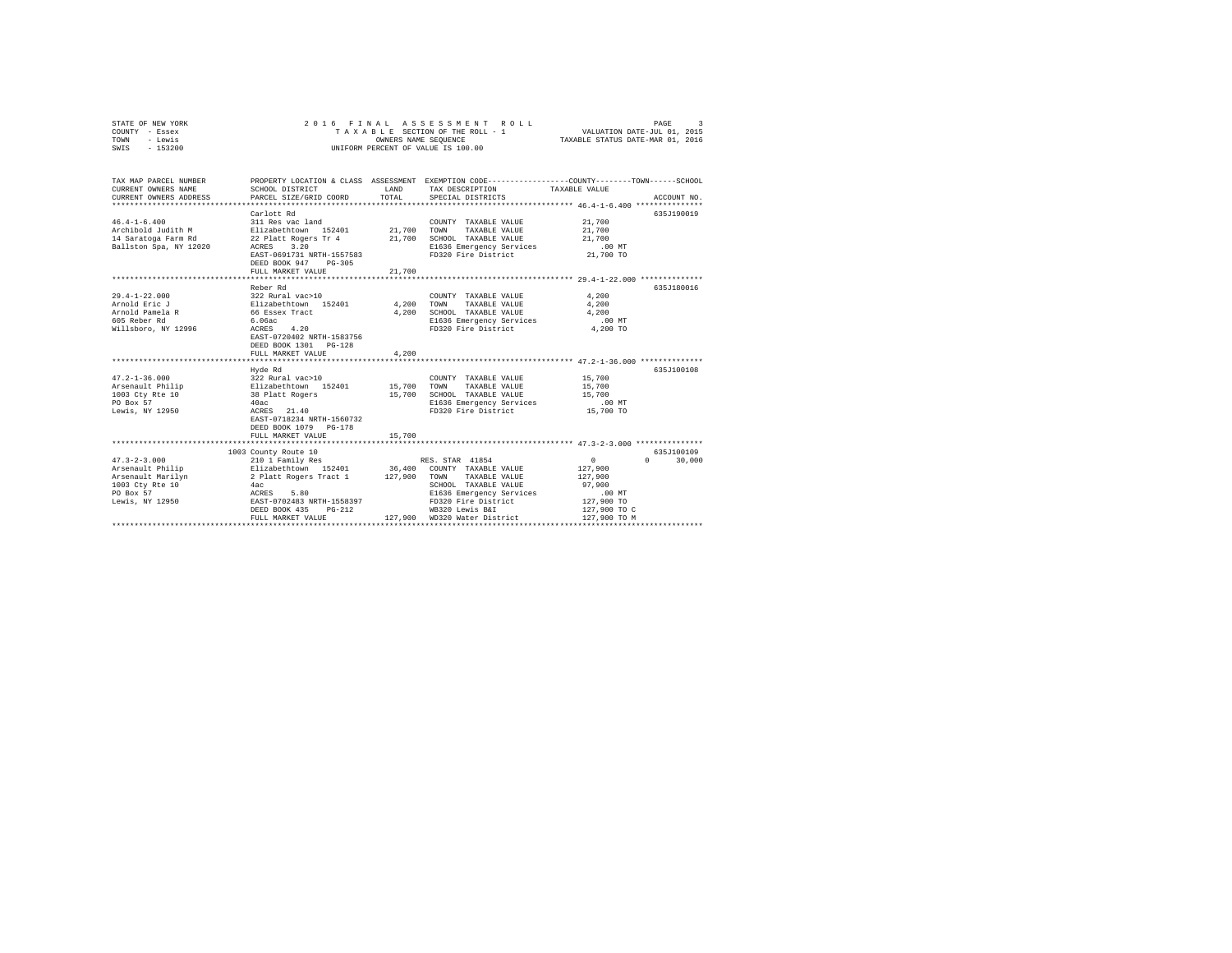STATE OF NEW YORK — 2016 FINAL ASSESSMENT ROLL — PAGE 3
COUNTY - Essex — TAXABLE SECTION OF THE ROLL - 1 — VALUATION DATE-JUL 01, 2015
TOWN - Lewis — OWNERS NAME SEQUENCE — TAXABLE STATUS DATE-MAR 01, 2016
SWIS - 153200 — UNIFORM PERCENT OF VALUE IS 100.00

| TAX MAP PARCEL NUMBER / CURRENT OWNERS NAME / CURRENT OWNERS ADDRESS | PROPERTY LOCATION & CLASS / SCHOOL DISTRICT / PARCEL SIZE/GRID COORD | ASSESSMENT LAND / TOTAL | EXEMPTION CODE / TAX DESCRIPTION / SPECIAL DISTRICTS | COUNTY / TOWN / SCHOOL TAXABLE VALUE | ACCOUNT NO. |
|---|---|---|---|---|---|
| 46.4-1-6.400 | Carlott Rd | | | | 635J190019 |
| Archibold Judith M | 311 Res vac land | | COUNTY TAXABLE VALUE | 21,700 | |
| 14 Saratoga Farm Rd | Elizabethtown 152401 | 21,700 | TOWN TAXABLE VALUE | 21,700 | |
| Ballston Spa, NY 12020 | 22 Platt Rogers Tr 4 | 21,700 | SCHOOL TAXABLE VALUE | 21,700 | |
| | ACRES 3.20 | | E1636 Emergency Services | .00 MT | |
| | EAST-0691731 NRTH-1557583 | | FD320 Fire District | 21,700 TO | |
| | DEED BOOK 947 PG-305 | | | | |
| | FULL MARKET VALUE | 21,700 | | | |
| 29.4-1-22.000 | Reber Rd | | | | 635J180016 |
| Arnold Eric J | 322 Rural vac>10 | | COUNTY TAXABLE VALUE | 4,200 | |
| Arnold Pamela R | Elizabethtown 152401 | 4,200 | TOWN TAXABLE VALUE | 4,200 | |
| 605 Reber Rd | 66 Essex Tract | 4,200 | SCHOOL TAXABLE VALUE | 4,200 | |
| Willsboro, NY 12996 | 6.06ac | | E1636 Emergency Services | .00 MT | |
| | ACRES 4.20 | | FD320 Fire District | 4,200 TO | |
| | EAST-0720402 NRTH-1583756 | | | | |
| | DEED BOOK 1301 PG-128 | | | | |
| | FULL MARKET VALUE | 4,200 | | | |
| 47.2-1-36.000 | Hyde Rd | | | | 635J100108 |
| Arsenault Philip | 322 Rural vac>10 | | COUNTY TAXABLE VALUE | 15,700 | |
| 1003 Cty Rte 10 | Elizabethtown 152401 | 15,700 | TOWN TAXABLE VALUE | 15,700 | |
| PO Box 57 | 38 Platt Rogers | 15,700 | SCHOOL TAXABLE VALUE | 15,700 | |
| Lewis, NY 12950 | 40ac | | E1636 Emergency Services | .00 MT | |
| | ACRES 21.40 | | FD320 Fire District | 15,700 TO | |
| | EAST-0718234 NRTH-1560732 | | | | |
| | DEED BOOK 1079 PG-178 | | | | |
| | FULL MARKET VALUE | 15,700 | | | |
| 47.3-2-3.000 | 1003 County Route 10 | | | | 635J100109 |
| Arsenault Philip | 210 1 Family Res | | RES. STAR 41854 | 0 0 30,000 | |
| Arsenault Marilyn | Elizabethtown 152401 | 36,400 | COUNTY TAXABLE VALUE | 127,900 | |
| 1003 Cty Rte 10 | 2 Platt Rogers Tract 1 | 127,900 | TOWN TAXABLE VALUE | 127,900 | |
| PO Box 57 | 4ac | | SCHOOL TAXABLE VALUE | 97,900 | |
| Lewis, NY 12950 | ACRES 5.80 | | E1636 Emergency Services | .00 MT | |
| | EAST-0702483 NRTH-1558397 | | FD320 Fire District | 127,900 TO | |
| | DEED BOOK 435 PG-212 | | WB320 Lewis B&I | 127,900 TO C | |
| | FULL MARKET VALUE | 127,900 | WD320 Water District | 127,900 TO M | |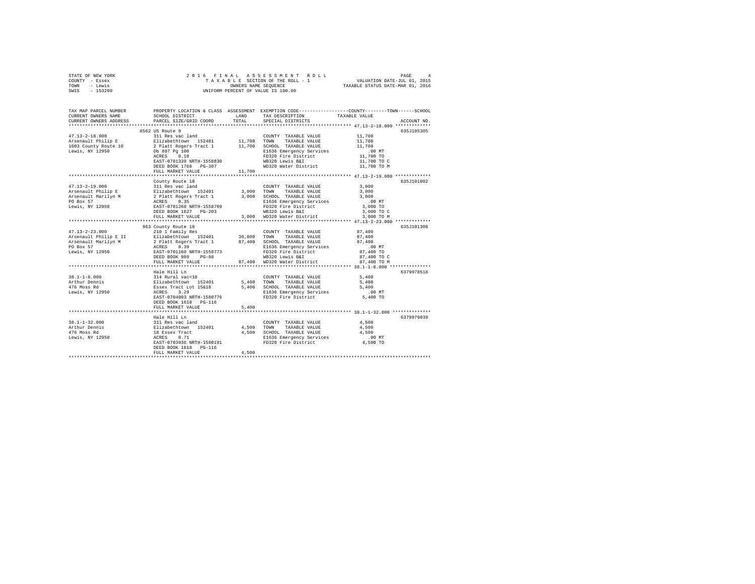STATE OF NEW YORK — 2016 FINAL ASSESSMENT ROLL
COUNTY - Essex — TAXABLE SECTION OF THE ROLL - 1 — VALUATION DATE-JUL 01, 2015
TOWN - Lewis — OWNERS NAME SEQUENCE — TAXABLE STATUS DATE-MAR 01, 2016
SWIS - 153200 — UNIFORM PERCENT OF VALUE IS 100.00

| TAX MAP PARCEL NUMBER / CURRENT OWNERS NAME / CURRENT OWNERS ADDRESS | PROPERTY LOCATION & CLASS / SCHOOL DISTRICT / PARCEL SIZE/GRID COORD | ASSESSMENT LAND | TOTAL | EXEMPTION CODE / TAX DESCRIPTION / SPECIAL DISTRICTS | TAXABLE VALUE (COUNTY--TOWN--SCHOOL) | ACCOUNT NO. |
|---|---|---|---|---|---|---|
| **47.13-2-18.000** | 8562 US Route 9 | | | | | 635J105305 |
| 47.13-2-18.000 | 311 Res vac land | | | COUNTY TAXABLE VALUE | 11,700 | |
| Arsenault Philip E | Elizabethtown 152401 | 11,700 | | TOWN TAXABLE VALUE | 11,700 | |
| 1003 County Route 10 | 2 Platt Rogers Tract 1 | | 11,700 | SCHOOL TAXABLE VALUE | 11,700 | |
| Lewis, NY 12950 | Db 887 Pg 100 | | | E1636 Emergency Services | .00 MT | |
| | ACRES 0.10 | | | FD320 Fire District | 11,700 TO | |
| | EAST-0701339 NRTH-1558830 | | | WB320 Lewis B&I | 11,700 TO C | |
| | DEED BOOK 1768 PG-307 | | | WD320 Water District | 11,700 TO M | |
| | FULL MARKET VALUE | 11,700 | | | | |
| **47.13-2-19.000** | County Route 10 | | | | | 635J101002 |
| 47.13-2-19.000 | 311 Res vac land | | | COUNTY TAXABLE VALUE | 3,000 | |
| Arsenault Philip E | Elizabethtown 152401 | 3,000 | | TOWN TAXABLE VALUE | 3,000 | |
| Arsenault Marilyn M | 2 Platt Rogers Tract 1 | | 3,000 | SCHOOL TAXABLE VALUE | 3,000 | |
| PO Box 57 | ACRES 0.35 | | | E1636 Emergency Services | .00 MT | |
| Lewis, NY 12950 | EAST-0701268 NRTH-1558709 | | | FD320 Fire District | 3,000 TO | |
| | DEED BOOK 1627 PG-203 | | | WB320 Lewis B&I | 3,000 TO C | |
| | FULL MARKET VALUE | 3,000 | | WD320 Water District | 3,000 TO M | |
| **47.13-2-23.000** | 963 County Route 10 | | | | | 635J101308 |
| 47.13-2-23.000 | 210 1 Family Res | | | COUNTY TAXABLE VALUE | 87,400 | |
| Arsenault Philip E II | Elizabethtown 152401 | 30,800 | | TOWN TAXABLE VALUE | 87,400 | |
| Arsenault Marilyn M | 2 Platt Rogers Tract 1 | | 87,400 | SCHOOL TAXABLE VALUE | 87,400 | |
| PO Box 57 | ACRES 0.39 | | | E1636 Emergency Services | .00 MT | |
| Lewis, NY 12950 | EAST-0701160 NRTH-1558773 | | | FD320 Fire District | 87,400 TO | |
| | DEED BOOK 989 PG-98 | | | WB320 Lewis B&I | 87,400 TO C | |
| | FULL MARKET VALUE | 87,400 | | WD320 Water District | 87,400 TO M | |
| **38.1-1-8.000** | Hale Hill Ln | | | | | 6379978518 |
| 38.1-1-8.000 | 314 Rural vac<10 | | | COUNTY TAXABLE VALUE | 5,400 | |
| Arthur Dennis | Elizabethtown 152401 | 5,400 | | TOWN TAXABLE VALUE | 5,400 | |
| 476 Moss Rd | Essex Tract Lot 15&18 | | 5,400 | SCHOOL TAXABLE VALUE | 5,400 | |
| Lewis, NY 12950 | ACRES 3.29 | | | E1636 Emergency Services | .00 MT | |
| | EAST-0704003 NRTH-1580776 | | | FD320 Fire District | 5,400 TO | |
| | DEED BOOK 1618 PG-116 | | | | | |
| | FULL MARKET VALUE | 5,400 | | | | |
| **38.1-1-32.000** | Hale Hill Ln | | | | | 6379979039 |
| 38.1-1-32.000 | 311 Res vac land | | | COUNTY TAXABLE VALUE | 4,500 | |
| Arthur Dennis | Elizabethtown 152401 | 4,500 | | TOWN TAXABLE VALUE | 4,500 | |
| 476 Moss Rd | 18 Essex Tract | | 4,500 | SCHOOL TAXABLE VALUE | 4,500 | |
| Lewis, NY 12950 | ACRES 0.71 | | | E1636 Emergency Services | .00 MT | |
| | EAST-0703936 NRTH-1580191 | | | FD320 Fire District | 4,500 TO | |
| | DEED BOOK 1618 PG-116 | | | | | |
| | FULL MARKET VALUE | 4,500 | | | | |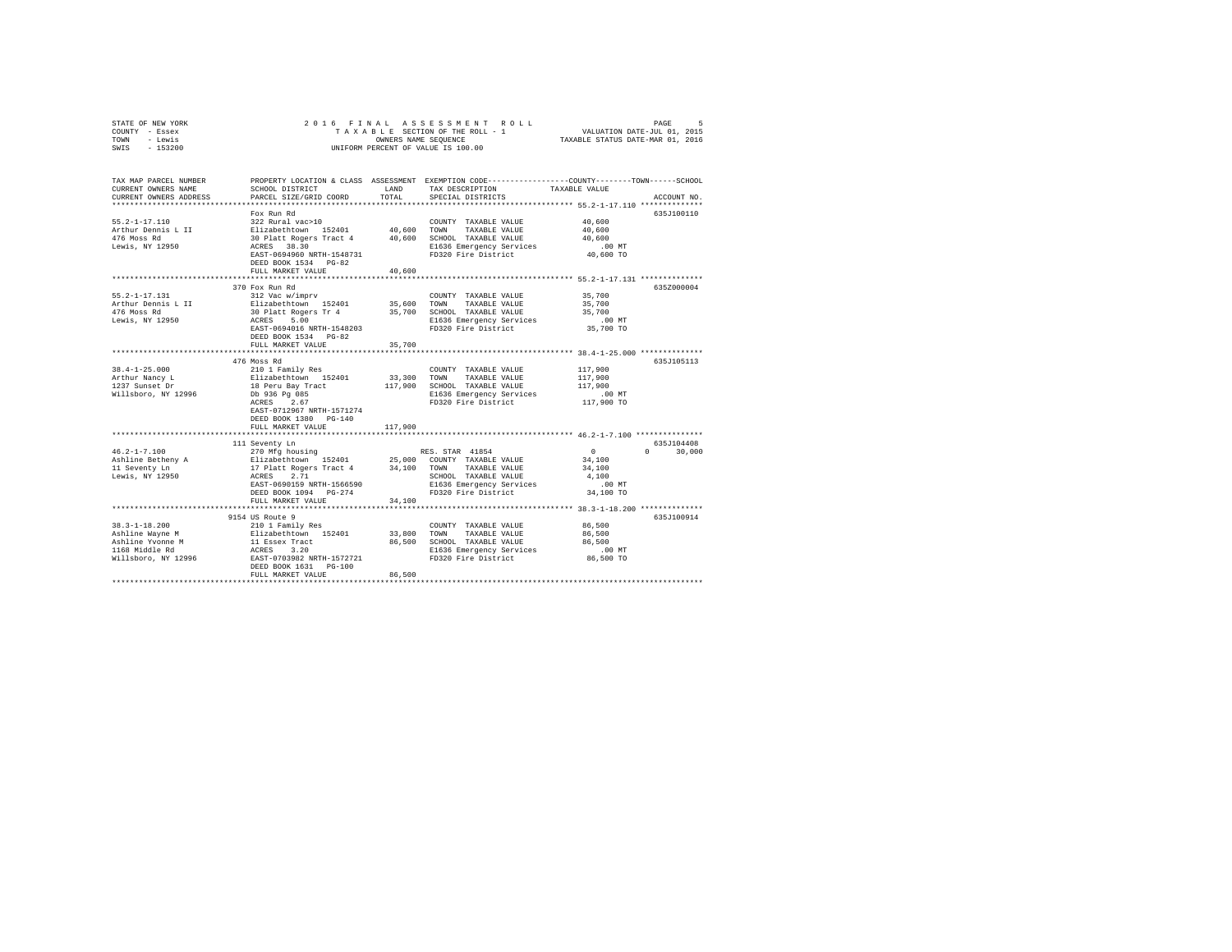STATE OF NEW YORK
COUNTY - Essex
TOWN - Lewis
SWIS - 153200

2016 FINAL ASSESSMENT ROLL
TAXABLE SECTION OF THE ROLL - 1
OWNERS NAME SEQUENCE
UNIFORM PERCENT OF VALUE IS 100.00

VALUATION DATE-JUL 01, 2015
TAXABLE STATUS DATE-MAR 01, 2016

| TAX MAP PARCEL NUMBER / CURRENT OWNERS NAME / CURRENT OWNERS ADDRESS | PROPERTY LOCATION & CLASS / SCHOOL DISTRICT / PARCEL SIZE/GRID COORD | ASSESSMENT LAND / TOTAL | EXEMPTION CODE / TAX DESCRIPTION / SPECIAL DISTRICTS | COUNTY / TOWN / SCHOOL TAXABLE VALUE | ACCOUNT NO. |
|---|---|---|---|---|---|
| 55.2-1-17.110 | Fox Run Rd | | | | 635J100110 |
| | 322 Rural vac>10 | | COUNTY TAXABLE VALUE | 40,600 | |
| Arthur Dennis L II | Elizabethtown 152401 | 40,600 | TOWN TAXABLE VALUE | 40,600 | |
| 476 Moss Rd | 30 Platt Rogers Tract 4 | 40,600 | SCHOOL TAXABLE VALUE | 40,600 | |
| Lewis, NY 12950 | ACRES 38.30 | | E1636 Emergency Services | .00 MT | |
| | EAST-0694960 NRTH-1548731 | | FD320 Fire District | 40,600 TO | |
| | DEED BOOK 1534 PG-82 | | | | |
| | FULL MARKET VALUE | 40,600 | | | |
| 55.2-1-17.131 | 370 Fox Run Rd | | | | 635Z000004 |
| | 312 Vac w/imprv | | COUNTY TAXABLE VALUE | 35,700 | |
| Arthur Dennis L II | Elizabethtown 152401 | 35,600 | TOWN TAXABLE VALUE | 35,700 | |
| 476 Moss Rd | 30 Platt Rogers Tr 4 | 35,700 | SCHOOL TAXABLE VALUE | 35,700 | |
| Lewis, NY 12950 | ACRES 5.00 | | E1636 Emergency Services | .00 MT | |
| | EAST-0694016 NRTH-1548203 | | FD320 Fire District | 35,700 TO | |
| | DEED BOOK 1534 PG-82 | | | | |
| | FULL MARKET VALUE | 35,700 | | | |
| 38.4-1-25.000 | 476 Moss Rd | | | | 635J105113 |
| | 210 1 Family Res | | COUNTY TAXABLE VALUE | 117,900 | |
| Arthur Nancy L | Elizabethtown 152401 | 33,300 | TOWN TAXABLE VALUE | 117,900 | |
| 1237 Sunset Dr | 18 Peru Bay Tract | 117,900 | SCHOOL TAXABLE VALUE | 117,900 | |
| Willsboro, NY 12996 | Db 936 Pg 085 | | E1636 Emergency Services | .00 MT | |
| | ACRES 2.67 | | FD320 Fire District | 117,900 TO | |
| | EAST-0712967 NRTH-1571274 | | | | |
| | DEED BOOK 1380 PG-140 | | | | |
| | FULL MARKET VALUE | 117,900 | | | |
| 46.2-1-7.100 | 111 Seventy Ln | | | | 635J104408 |
| | 270 Mfg housing | | RES. STAR 41854 | 0 0 30,000 | |
| Ashline Betheny A | Elizabethtown 152401 | 25,000 | COUNTY TAXABLE VALUE | 34,100 | |
| 11 Seventy Ln | 17 Platt Rogers Tract 4 | 34,100 | TOWN TAXABLE VALUE | 34,100 | |
| Lewis, NY 12950 | ACRES 2.71 | | SCHOOL TAXABLE VALUE | 4,100 | |
| | EAST-0690159 NRTH-1566590 | | E1636 Emergency Services | .00 MT | |
| | DEED BOOK 1094 PG-274 | | FD320 Fire District | 34,100 TO | |
| | FULL MARKET VALUE | 34,100 | | | |
| 38.3-1-18.200 | 9154 US Route 9 | | | | 635J100914 |
| | 210 1 Family Res | | COUNTY TAXABLE VALUE | 86,500 | |
| Ashline Wayne M | Elizabethtown 152401 | 33,800 | TOWN TAXABLE VALUE | 86,500 | |
| Ashline Yvonne M | 11 Essex Tract | 86,500 | SCHOOL TAXABLE VALUE | 86,500 | |
| 1168 Middle Rd | ACRES 3.20 | | E1636 Emergency Services | .00 MT | |
| Willsboro, NY 12996 | EAST-0703982 NRTH-1572721 | | FD320 Fire District | 86,500 TO | |
| | DEED BOOK 1631 PG-100 | | | | |
| | FULL MARKET VALUE | 86,500 | | | |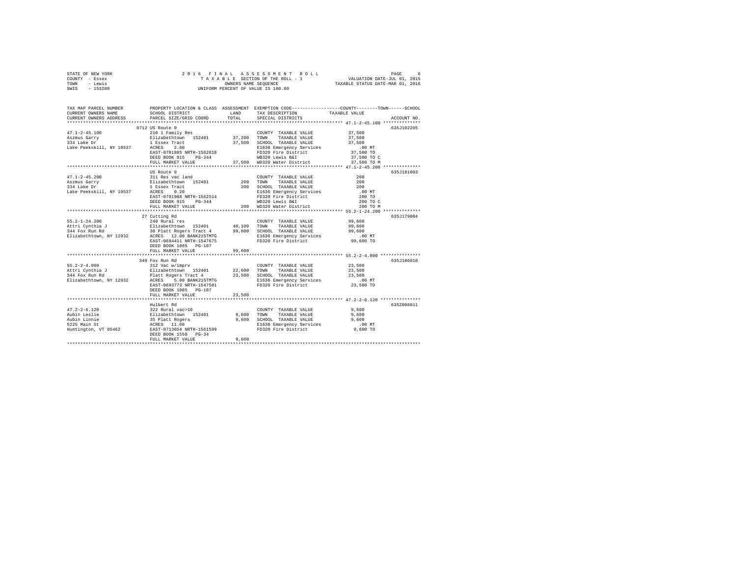STATE OF NEW YORK
COUNTY - Essex
TOWN - Lewis
SWIS - 153200

2016 FINAL ASSESSMENT ROLL
TAXABLE SECTION OF THE ROLL - 1
OWNERS NAME SEQUENCE
UNIFORM PERCENT OF VALUE IS 100.00

VALUATION DATE-JUL 01, 2015
TAXABLE STATUS DATE-MAR 01, 2016

```
TAX MAP PARCEL NUMBER     PROPERTY LOCATION & CLASS  ASSESSMENT  EXEMPTION CODE------------------COUNTY--------TOWN------SCHOOL
CURRENT OWNERS NAME       SCHOOL DISTRICT               LAND      TAX DESCRIPTION            TAXABLE VALUE
CURRENT OWNERS ADDRESS    PARCEL SIZE/GRID COORD        TOTAL     SPECIAL DISTRICTS                                    ACCOUNT NO.
******************************************************************************************** 47.1-2-45.100 **************
                          8712 US Route 9                                                                          635J102205
47.1-2-45.100             210 1 Family Res                          COUNTY  TAXABLE VALUE          37,500
Aszmus Garry              Elizabethtown  152401        37,200    TOWN    TAXABLE VALUE          37,500
334 Lake Dr               1 Essex Tract                37,500    SCHOOL  TAXABLE VALUE          37,500
Lake Peekskill, NY 10537  ACRES    2.80                           E1636 Emergency Services          .00 MT
                          EAST-0701885 NRTH-1562618               FD320 Fire District            37,500 TO
                          DEED BOOK 915    PG-344                 WB320 Lewis B&I                37,500 TO C
                          FULL MARKET VALUE            37,500    WD320 Water District           37,500 TO M
******************************************************************************************** 47.1-2-45.200 **************
                          US Route 9                                                                               635J181003
47.1-2-45.200             311 Res vac land                          COUNTY  TAXABLE VALUE             200
Aszmus Garry              Elizabethtown  152401          200     TOWN    TAXABLE VALUE             200
334 Lake Dr               1 Essex Tract                  200     SCHOOL  TAXABLE VALUE             200
Lake Peekskill, NY 10537  ACRES    0.20                           E1636 Emergency Services          .00 MT
                          EAST-0701988 NRTH-1562514               FD320 Fire District               200 TO
                          DEED BOOK 915    PG-344                 WB320 Lewis B&I                   200 TO C
                          FULL MARKET VALUE              200     WD320 Water District              200 TO M
******************************************************************************************** 55.2-1-24.200 **************
                          27 Cutting Rd                                                                            635J179004
55.2-1-24.200             240 Rural res                             COUNTY  TAXABLE VALUE          99,600
Attri Cynthia J           Elizabethtown  152401        40,100    TOWN    TAXABLE VALUE          99,600
344 Fox Run Rd            30 Platt Rogers Tract 4      99,600    SCHOOL  TAXABLE VALUE          99,600
Elizabethtown, NY 12932   ACRES   12.00 BANK21STMTG               E1636 Emergency Services          .00 MT
                          EAST-0694411 NRTH-1547675               FD320 Fire District            99,600 TO
                          DEED BOOK 1085   PG-107
                          FULL MARKET VALUE            99,600
******************************************************************************************** 55.2-2-4.000 ***************
                          349 Fox Run Rd                                                                           635J186010
55.2-2-4.000              312 Vac w/imprv                           COUNTY  TAXABLE VALUE          23,500
Attri Cynthia J           Elizabethtown  152401        22,600    TOWN    TAXABLE VALUE          23,500
344 Fox Run Rd            Platt Rogers Tract 4         23,500    SCHOOL  TAXABLE VALUE          23,500
Elizabethtown, NY 12932   ACRES    5.00 BANK21STMTG               E1636 Emergency Services          .00 MT
                          EAST-0693773 NRTH-1547581               FD320 Fire District            23,500 TO
                          DEED BOOK 1085   PG-107
                          FULL MARKET VALUE            23,500
******************************************************************************************** 47.2-2-6.120 ***************
                          Hulbert Rd                                                                               635Z008011
47.2-2-6.120              322 Rural vac>10                          COUNTY  TAXABLE VALUE           9,600
Aubin Leslie              Elizabethtown  152401         9,600    TOWN    TAXABLE VALUE           9,600
Aubin Linnie              35 Platt Rogers               9,600    SCHOOL  TAXABLE VALUE           9,600
5225 Main St              ACRES   11.00                           E1636 Emergency Services          .00 MT
Huntington, VT 05462      EAST-0713654 NRTH-1561599               FD320 Fire District             9,600 TO
                          DEED BOOK 1558   PG-34
                          FULL MARKET VALUE             9,600
**************************************************************************************************************************
```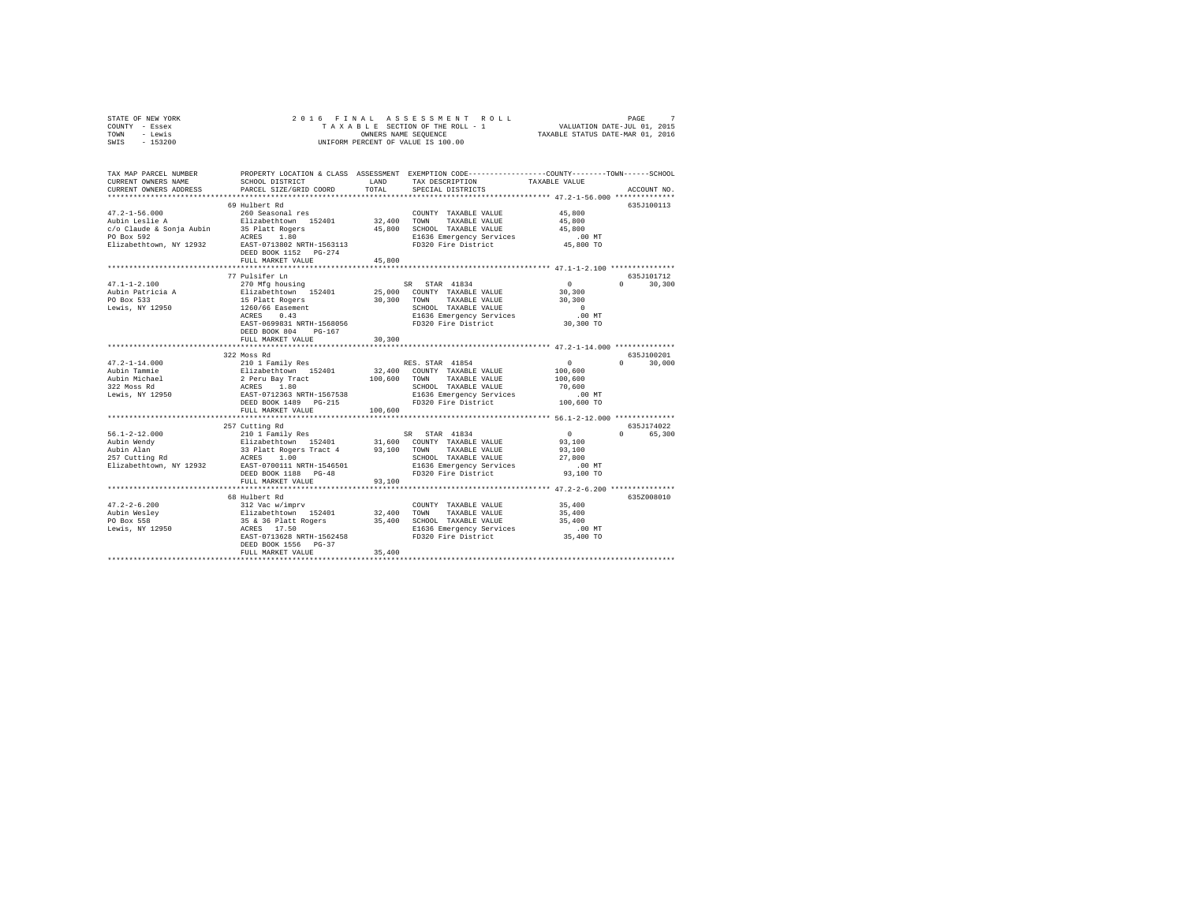STATE OF NEW YORK                2016 FINAL ASSESSMENT ROLL
COUNTY - Essex                   TAXABLE SECTION OF THE ROLL - 1          VALUATION DATE-JUL 01, 2015
TOWN - Lewis                     OWNERS NAME SEQUENCE                     TAXABLE STATUS DATE-MAR 01, 2016
SWIS - 153200                    UNIFORM PERCENT OF VALUE IS 100.00

```
TAX MAP PARCEL NUMBER     PROPERTY LOCATION & CLASS  ASSESSMENT  EXEMPTION CODE-----------------COUNTY--------TOWN------SCHOOL
CURRENT OWNERS NAME       SCHOOL DISTRICT              LAND      TAX DESCRIPTION            TAXABLE VALUE
CURRENT OWNERS ADDRESS    PARCEL SIZE/GRID COORD       TOTAL     SPECIAL DISTRICTS                                 ACCOUNT NO.
*********************************************************************************************** 47.2-1-56.000 **************
                          69 Hulbert Rd                                                                              635J100113
47.2-1-56.000             260 Seasonal res                       COUNTY  TAXABLE VALUE          45,800
Aubin Leslie A            Elizabethtown  152401       32,400     TOWN    TAXABLE VALUE          45,800
c/o Claude & Sonja Aubin  35 Platt Rogers             45,800     SCHOOL  TAXABLE VALUE          45,800
PO Box 592                ACRES    1.80                          E1636 Emergency Services          .00 MT
Elizabethtown, NY 12932   EAST-0713802 NRTH-1563113              FD320 Fire District            45,800 TO
                          DEED BOOK 1152   PG-274
                          FULL MARKET VALUE           45,800
*********************************************************************************************** 47.1-1-2.100 ***************
                          77 Pulsifer Ln                                                                             635J101712
47.1-1-2.100              270 Mfg housing                        SR  STAR 41834                  0          0       30,300
Aubin Patricia A          Elizabethtown  152401       25,000     COUNTY  TAXABLE VALUE          30,300
PO Box 533                15 Platt Rogers             30,300     TOWN    TAXABLE VALUE          30,300
Lewis, NY 12950           1260/66 Easement                       SCHOOL  TAXABLE VALUE               0
                          ACRES    0.43                          E1636 Emergency Services          .00 MT
                          EAST-0699831 NRTH-1568056              FD320 Fire District            30,300 TO
                          DEED BOOK 804    PG-167
                          FULL MARKET VALUE           30,300
*********************************************************************************************** 47.2-1-14.000 **************
                          322 Moss Rd                                                                                635J100201
47.2-1-14.000             210 1 Family Res                       RES. STAR 41854                 0          0       30,000
Aubin Tammie              Elizabethtown  152401       32,400     COUNTY  TAXABLE VALUE         100,600
Aubin Michael             2 Peru Bay Tract           100,600     TOWN    TAXABLE VALUE         100,600
322 Moss Rd               ACRES    1.80                          SCHOOL  TAXABLE VALUE          70,600
Lewis, NY 12950           EAST-0712363 NRTH-1567538              E1636 Emergency Services          .00 MT
                          DEED BOOK 1489   PG-215                FD320 Fire District           100,600 TO
                          FULL MARKET VALUE          100,600
*********************************************************************************************** 56.1-2-12.000 **************
                          257 Cutting Rd                                                                             635J174022
56.1-2-12.000             210 1 Family Res                       SR  STAR 41834                  0          0       65,300
Aubin Wendy               Elizabethtown  152401       31,600     COUNTY  TAXABLE VALUE          93,100
Aubin Alan                33 Platt Rogers Tract 4     93,100     TOWN    TAXABLE VALUE          93,100
257 Cutting Rd            ACRES    1.00                          SCHOOL  TAXABLE VALUE          27,800
Elizabethtown, NY 12932   EAST-0700111 NRTH-1546501              E1636 Emergency Services          .00 MT
                          DEED BOOK 1188   PG-48                 FD320 Fire District            93,100 TO
                          FULL MARKET VALUE           93,100
*********************************************************************************************** 47.2-2-6.200 ***************
                          68 Hulbert Rd                                                                              635Z008010
47.2-2-6.200              312 Vac w/imprv                        COUNTY  TAXABLE VALUE          35,400
Aubin Wesley              Elizabethtown  152401       32,400     TOWN    TAXABLE VALUE          35,400
PO Box 558                35 & 36 Platt Rogers        35,400     SCHOOL  TAXABLE VALUE          35,400
Lewis, NY 12950           ACRES   17.50                          E1636 Emergency Services          .00 MT
                          EAST-0713628 NRTH-1562458              FD320 Fire District            35,400 TO
                          DEED BOOK 1556   PG-37
                          FULL MARKET VALUE           35,400
****************************************************************************************************************************
```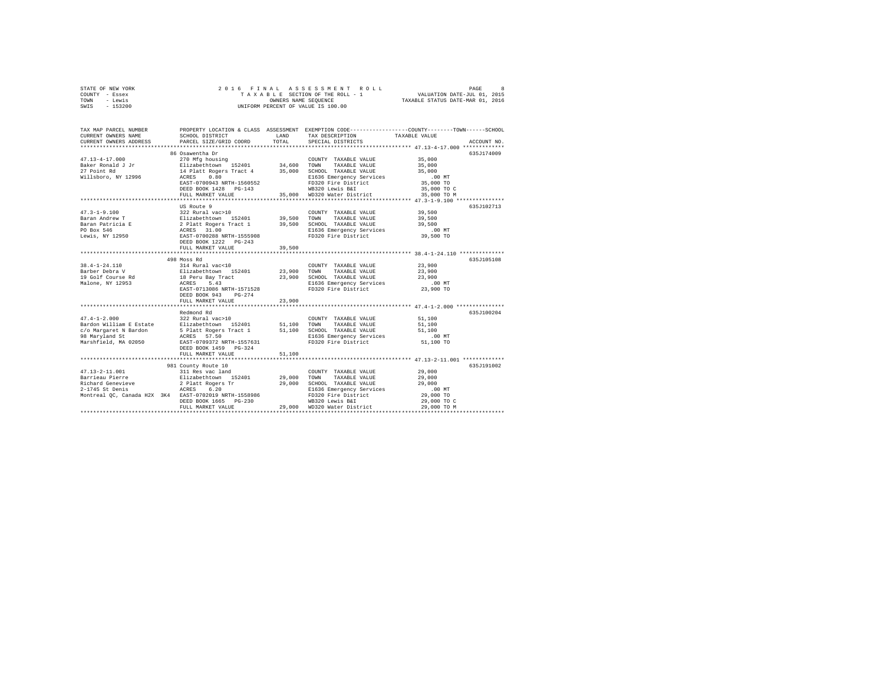STATE OF NEW YORK
COUNTY - Essex
TOWN - Lewis
SWIS - 153200

2016 FINAL ASSESSMENT ROLL
TAXABLE SECTION OF THE ROLL - 1
OWNERS NAME SEQUENCE
UNIFORM PERCENT OF VALUE IS 100.00

VALUATION DATE-JUL 01, 2015
TAXABLE STATUS DATE-MAR 01, 2016

| TAX MAP PARCEL NUMBER / CURRENT OWNERS NAME / CURRENT OWNERS ADDRESS | PROPERTY LOCATION & CLASS / SCHOOL DISTRICT / PARCEL SIZE/GRID COORD | ASSESSMENT LAND / TOTAL | EXEMPTION CODE / TAX DESCRIPTION / SPECIAL DISTRICTS | COUNTY / TOWN / SCHOOL TAXABLE VALUE | ACCOUNT NO. |
|---|---|---|---|---|---|
| 47.13-4-17.000 | 86 Osawentha Dr | | | | 635J174009 |
| | 270 Mfg housing | | COUNTY TAXABLE VALUE | 35,000 | |
| Baker Ronald J Jr | Elizabethtown 152401 | 34,600 | TOWN TAXABLE VALUE | 35,000 | |
| 27 Point Rd | 14 Platt Rogers Tract 4 | 35,000 | SCHOOL TAXABLE VALUE | 35,000 | |
| Willsboro, NY 12996 | ACRES 0.80 | | E1636 Emergency Services | .00 MT | |
| | EAST-0700943 NRTH-1560552 | | FD320 Fire District | 35,000 TO | |
| | DEED BOOK 1428 PG-143 | | WB320 Lewis B&I | 35,000 TO C | |
| | FULL MARKET VALUE | 35,000 | WD320 Water District | 35,000 TO M | |
| 47.3-1-9.100 | US Route 9 | | | | 635J102713 |
| | 322 Rural vac>10 | | COUNTY TAXABLE VALUE | 39,500 | |
| Baran Andrew T | Elizabethtown 152401 | 39,500 | TOWN TAXABLE VALUE | 39,500 | |
| Baran Patricia E | 2 Platt Rogers Tract 1 | 39,500 | SCHOOL TAXABLE VALUE | 39,500 | |
| PO Box 546 | ACRES 31.00 | | E1636 Emergency Services | .00 MT | |
| Lewis, NY 12950 | EAST-0700288 NRTH-1555908 | | FD320 Fire District | 39,500 TO | |
| | DEED BOOK 1222 PG-243 | | | | |
| | FULL MARKET VALUE | 39,500 | | | |
| 38.4-1-24.110 | 498 Moss Rd | | | | 635J105108 |
| | 314 Rural vac<10 | | COUNTY TAXABLE VALUE | 23,900 | |
| Barber Debra V | Elizabethtown 152401 | 23,900 | TOWN TAXABLE VALUE | 23,900 | |
| 19 Golf Course Rd | 18 Peru Bay Tract | 23,900 | SCHOOL TAXABLE VALUE | 23,900 | |
| Malone, NY 12953 | ACRES 5.43 | | E1636 Emergency Services | .00 MT | |
| | EAST-0713086 NRTH-1571528 | | FD320 Fire District | 23,900 TO | |
| | DEED BOOK 943 PG-274 | | | | |
| | FULL MARKET VALUE | 23,900 | | | |
| 47.4-1-2.000 | Redmond Rd | | | | 635J100204 |
| | 322 Rural vac>10 | | COUNTY TAXABLE VALUE | 51,100 | |
| Bardon William E Estate | Elizabethtown 152401 | 51,100 | TOWN TAXABLE VALUE | 51,100 | |
| c/o Margaret N Bardon | 5 Platt Rogers Tract 1 | 51,100 | SCHOOL TAXABLE VALUE | 51,100 | |
| 98 Maryland St | ACRES 57.50 | | E1636 Emergency Services | .00 MT | |
| Marshfield, MA 02050 | EAST-0709372 NRTH-1557631 | | FD320 Fire District | 51,100 TO | |
| | DEED BOOK 1459 PG-324 | | | | |
| | FULL MARKET VALUE | 51,100 | | | |
| 47.13-2-11.001 | 981 County Route 10 | | | | 635J191002 |
| | 311 Res vac land | | COUNTY TAXABLE VALUE | 29,000 | |
| Barrieau Pierre | Elizabethtown 152401 | 29,000 | TOWN TAXABLE VALUE | 29,000 | |
| Richard Genevieve | 2 Platt Rogers Tr | 29,000 | SCHOOL TAXABLE VALUE | 29,000 | |
| 2-1745 St Denis | ACRES 6.20 | | E1636 Emergency Services | .00 MT | |
| Montreal QC, Canada H2X 3K4 | EAST-0702019 NRTH-1558986 | | FD320 Fire District | 29,000 TO | |
| | DEED BOOK 1665 PG-230 | | WB320 Lewis B&I | 29,000 TO C | |
| | FULL MARKET VALUE | 29,000 | WD320 Water District | 29,000 TO M | |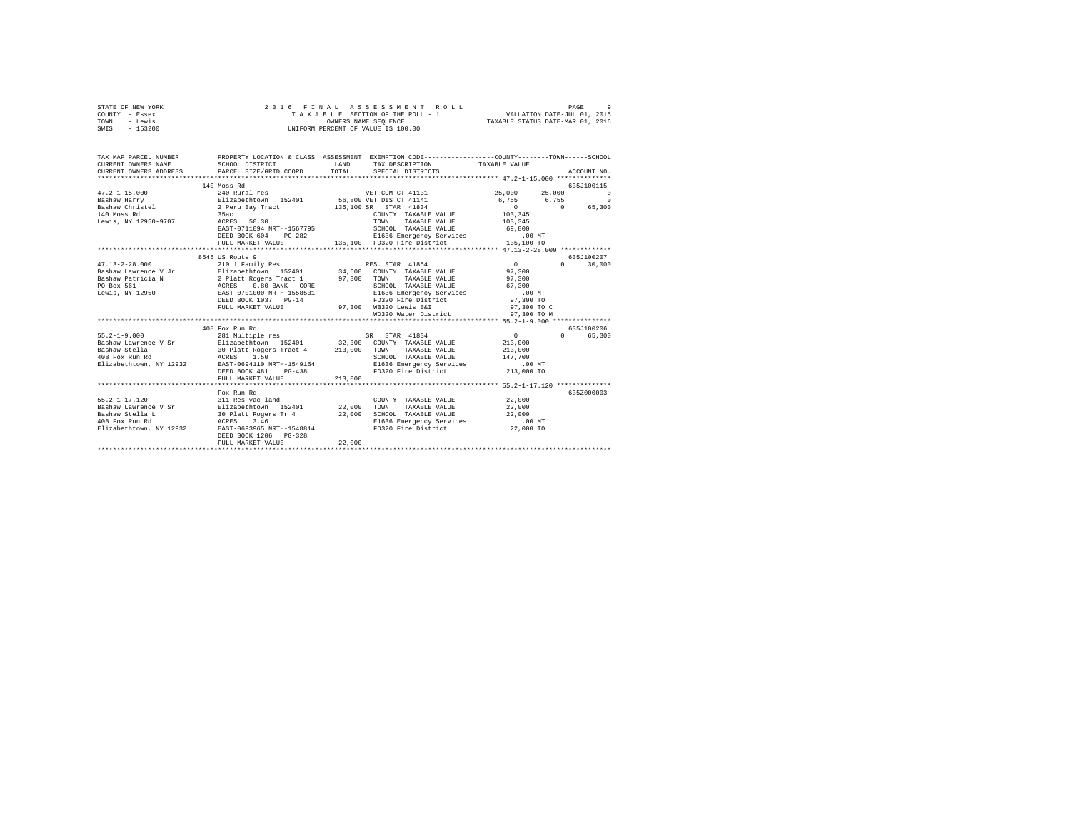STATE OF NEW YORK
COUNTY - Essex
TOWN - Lewis
SWIS - 153200

2016 FINAL ASSESSMENT ROLL
TAXABLE SECTION OF THE ROLL - 1
OWNERS NAME SEQUENCE
UNIFORM PERCENT OF VALUE IS 100.00

VALUATION DATE-JUL 01, 2015
TAXABLE STATUS DATE-MAR 01, 2016

```
TAX MAP PARCEL NUMBER          PROPERTY LOCATION & CLASS  ASSESSMENT  EXEMPTION CODE-----------------COUNTY--------TOWN------SCHOOL
CURRENT OWNERS NAME            SCHOOL DISTRICT              LAND      TAX DESCRIPTION            TAXABLE VALUE
CURRENT OWNERS ADDRESS         PARCEL SIZE/GRID COORD       TOTAL     SPECIAL DISTRICTS                                  ACCOUNT NO.
******************************************************************************************** 47.2-1-15.000 **************
                              140 Moss Rd                                                                          635J100115
47.2-1-15.000                 240 Rural res                       VET COM CT 41131              25,000      25,000          0
Bashaw Harry                  Elizabethtown  152401     56,800 VET DIS CT 41141                 6,755       6,755          0
Bashaw Christel               2 Peru Bay Tract             135,100 SR  STAR 41834                    0           0     65,300
140 Moss Rd                   35ac                                COUNTY  TAXABLE VALUE         103,345
Lewis, NY 12950-9707          ACRES   50.30                       TOWN    TAXABLE VALUE         103,345
                              EAST-0711094 NRTH-1567795           SCHOOL  TAXABLE VALUE          69,800
                              DEED BOOK 604   PG-282              E1636 Emergency Services          .00 MT
                              FULL MARKET VALUE           135,100 FD320 Fire District           135,100 TO
******************************************************************************************** 47.13-2-28.000 *************
                              8546 US Route 9                                                                      635J100207
47.13-2-28.000                210 1 Family Res                    RES. STAR 41854                    0           0     30,000
Bashaw Lawrence V Jr          Elizabethtown  152401     34,600    COUNTY  TAXABLE VALUE          97,300
Bashaw Patricia N             2 Platt Rogers Tract 1     97,300   TOWN    TAXABLE VALUE          97,300
PO Box 561                    ACRES    0.80 BANK  CORE            SCHOOL  TAXABLE VALUE          67,300
Lewis, NY 12950               EAST-0701000 NRTH-1558531           E1636 Emergency Services          .00 MT
                              DEED BOOK 1037  PG-14               FD320 Fire District            97,300 TO
                              FULL MARKET VALUE            97,300 WB320 Lewis B&I                97,300 TO C
                                                                  WD320 Water District           97,300 TO M
******************************************************************************************** 55.2-1-9.000 ***************
                              408 Fox Run Rd                                                                       635J100206
55.2-1-9.000                  281 Multiple res                    SR  STAR 41834                     0           0     65,300
Bashaw Lawrence V Sr          Elizabethtown  152401     32,300    COUNTY  TAXABLE VALUE         213,000
Bashaw Stella                 30 Platt Rogers Tract 4   213,000   TOWN    TAXABLE VALUE         213,000
408 Fox Run Rd                ACRES    1.50                       SCHOOL  TAXABLE VALUE         147,700
Elizabethtown, NY 12932       EAST-0694110 NRTH-1549164           E1636 Emergency Services          .00 MT
                              DEED BOOK 481   PG-438              FD320 Fire District           213,000 TO
                              FULL MARKET VALUE           213,000
******************************************************************************************** 55.2-1-17.120 **************
                              Fox Run Rd                                                                           635Z000003
55.2-1-17.120                 311 Res vac land                    COUNTY  TAXABLE VALUE          22,000
Bashaw Lawrence V Sr          Elizabethtown  152401     22,000    TOWN    TAXABLE VALUE          22,000
Bashaw Stella L               30 Platt Rogers Tr 4       22,000   SCHOOL  TAXABLE VALUE          22,000
408 Fox Run Rd                ACRES    3.46                       E1636 Emergency Services          .00 MT
Elizabethtown, NY 12932       EAST-0693965 NRTH-1548814           FD320 Fire District            22,000 TO
                              DEED BOOK 1206  PG-328
                              FULL MARKET VALUE            22,000
****************************************************************************************************************************
```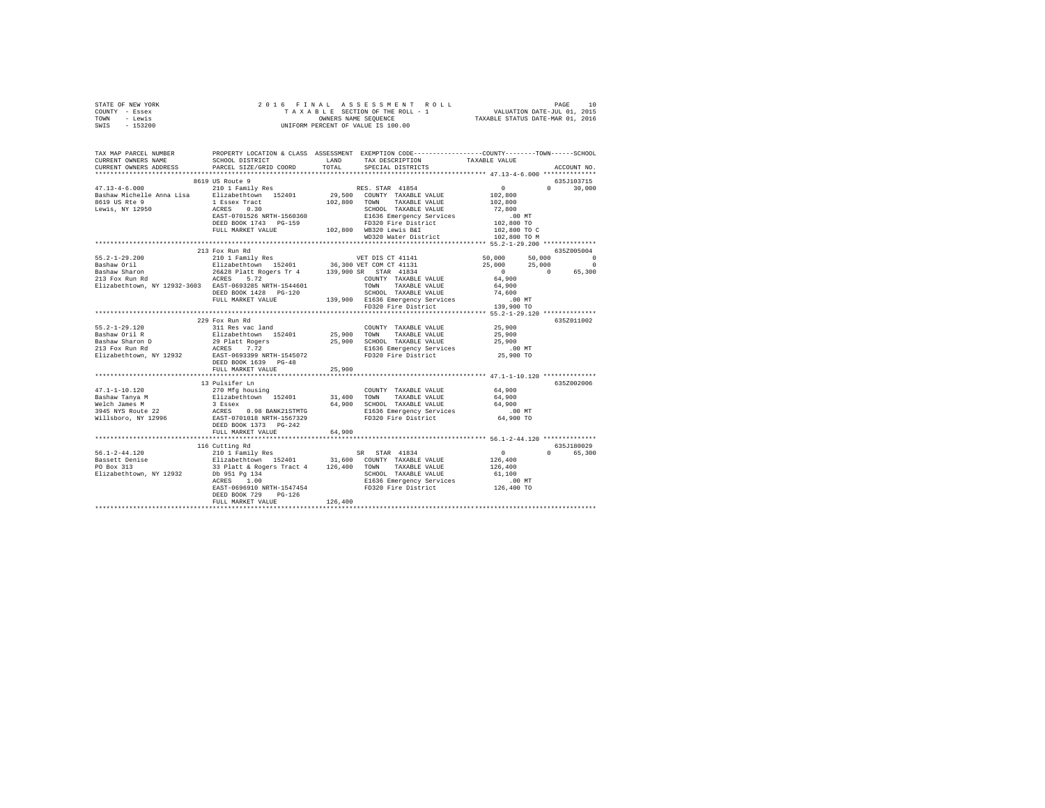STATE OF NEW YORK
COUNTY - Essex
TOWN - Lewis
SWIS - 153200

2016 FINAL ASSESSMENT ROLL
TAXABLE SECTION OF THE ROLL - 1
OWNERS NAME SEQUENCE
UNIFORM PERCENT OF VALUE IS 100.00

VALUATION DATE-JUL 01, 2015
TAXABLE STATUS DATE-MAR 01, 2016

```
TAX MAP PARCEL NUMBER         PROPERTY LOCATION & CLASS  ASSESSMENT  EXEMPTION CODE-----------------COUNTY--------TOWN------SCHOOL
CURRENT OWNERS NAME           SCHOOL DISTRICT              LAND      TAX DESCRIPTION            TAXABLE VALUE
CURRENT OWNERS ADDRESS        PARCEL SIZE/GRID COORD       TOTAL     SPECIAL DISTRICTS                                   ACCOUNT NO.
*********************************************************************************************** 47.13-4-6.000 **************
                              8619 US Route 9                                                                         635J103715
47.13-4-6.000                 210 1 Family Res                        RES. STAR 41854                 0             0       30,000
Bashaw Michelle Anna Lisa     Elizabethtown  152401        29,500    COUNTY  TAXABLE VALUE        102,800
8619 US Rte 9                 1 Essex Tract               102,800    TOWN    TAXABLE VALUE        102,800
Lewis, NY 12950               ACRES    0.30                          SCHOOL  TAXABLE VALUE         72,800
                              EAST-0701526 NRTH-1560360              E1636 Emergency Services            .00 MT
                              DEED BOOK 1743   PG-159                FD320 Fire District            102,800 TO
                              FULL MARKET VALUE           102,800    WB320 Lewis B&I                102,800 TO C
                                                                     WD320 Water District           102,800 TO M
*********************************************************************************************** 55.2-1-29.200 **************
                              213 Fox Run Rd                                                                          635Z005004
55.2-1-29.200                 210 1 Family Res                        VET DIS CT 41141           50,000        50,000            0
Bashaw Oril                   Elizabethtown  152401        36,300 VET COM CT 41131               25,000        25,000            0
Bashaw Sharon                 26&28 Platt Rogers Tr 4     139,900 SR   STAR 41834                     0             0       65,300
213 Fox Run Rd                ACRES    5.72                          COUNTY  TAXABLE VALUE         64,900
Elizabethtown, NY 12932-3603  EAST-0693285 NRTH-1544601              TOWN    TAXABLE VALUE         64,900
                              DEED BOOK 1428   PG-120                SCHOOL  TAXABLE VALUE         74,600
                              FULL MARKET VALUE           139,900    E1636 Emergency Services            .00 MT
                                                                     FD320 Fire District            139,900 TO
*********************************************************************************************** 55.2-1-29.120 **************
                              229 Fox Run Rd                                                                          635Z011002
55.2-1-29.120                 311 Res vac land                       COUNTY  TAXABLE VALUE         25,900
Bashaw Oril R                 Elizabethtown  152401        25,900    TOWN    TAXABLE VALUE         25,900
Bashaw Sharon D               29 Platt Rogers              25,900    SCHOOL  TAXABLE VALUE         25,900
213 Fox Run Rd                ACRES    7.72                          E1636 Emergency Services            .00 MT
Elizabethtown, NY 12932       EAST-0693399 NRTH-1545072              FD320 Fire District             25,900 TO
                              DEED BOOK 1639   PG-48
                              FULL MARKET VALUE            25,900
*********************************************************************************************** 47.1-1-10.120 **************
                              13 Pulsifer Ln                                                                          635Z002006
47.1-1-10.120                 270 Mfg housing                        COUNTY  TAXABLE VALUE         64,900
Bashaw Tanya M                Elizabethtown  152401        31,400    TOWN    TAXABLE VALUE         64,900
Welch James M                 3 Essex                      64,900    SCHOOL  TAXABLE VALUE         64,900
3945 NYS Route 22             ACRES    0.98 BANK21STMTG              E1636 Emergency Services            .00 MT
Willsboro, NY 12996           EAST-0701018 NRTH-1567329              FD320 Fire District             64,900 TO
                              DEED BOOK 1373   PG-242
                              FULL MARKET VALUE            64,900
*********************************************************************************************** 56.1-2-44.120 **************
                              116 Cutting Rd                                                                          635J180029
56.1-2-44.120                 210 1 Family Res                       SR   STAR 41834                      0             0       65,300
Bassett Denise                Elizabethtown  152401        31,600    COUNTY  TAXABLE VALUE        126,400
PO Box 313                    33 Platt & Rogers Tract 4   126,400    TOWN    TAXABLE VALUE        126,400
Elizabethtown, NY 12932       Db 951 Pg 134                          SCHOOL  TAXABLE VALUE         61,100
                              ACRES    1.00                          E1636 Emergency Services            .00 MT
                              EAST-0696910 NRTH-1547454              FD320 Fire District            126,400 TO
                              DEED BOOK 729    PG-126
                              FULL MARKET VALUE           126,400
****************************************************************************************************************************
```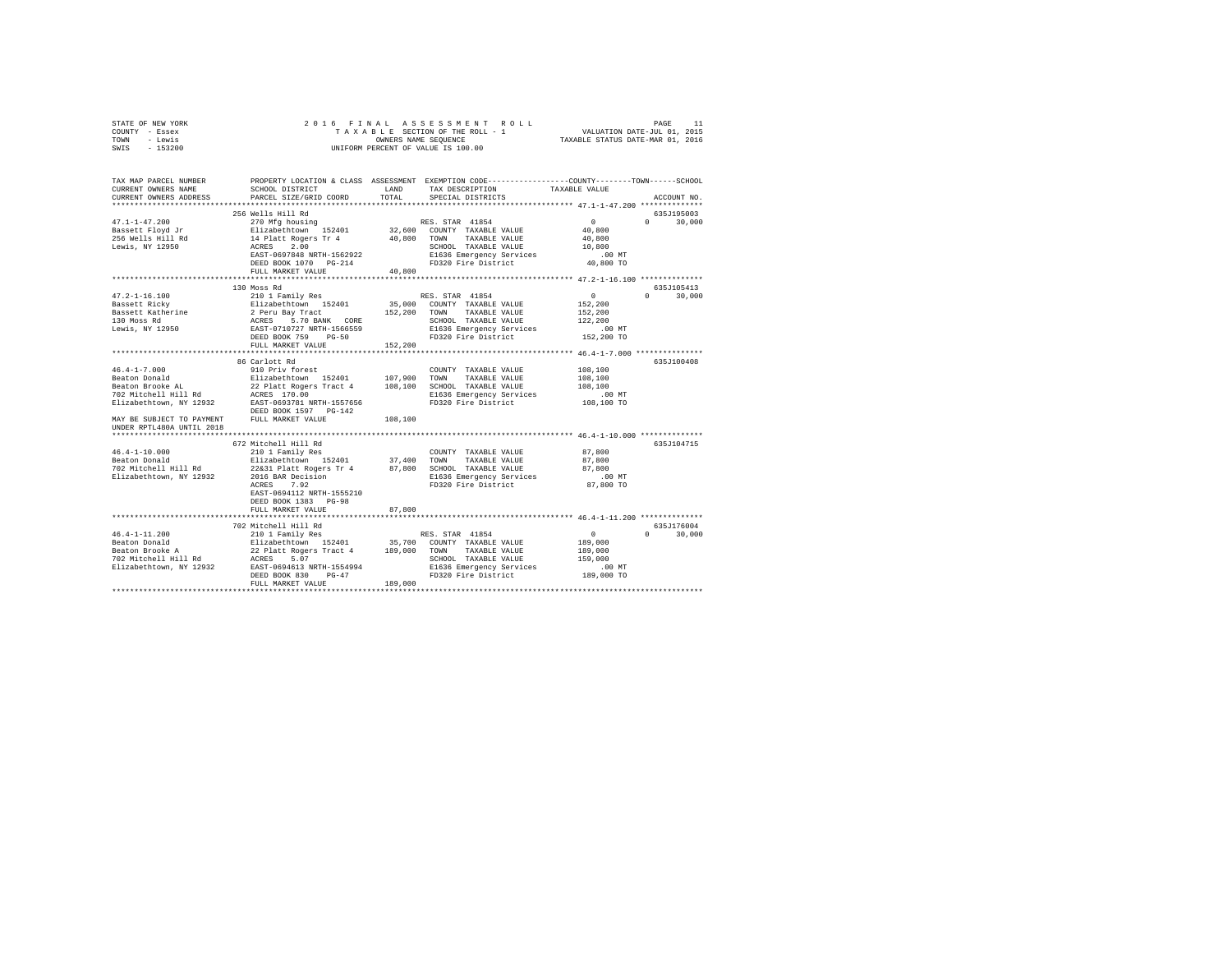STATE OF NEW YORK — 2016 FINAL ASSESSMENT ROLL — TAXABLE SECTION OF THE ROLL - 1 — VALUATION DATE-JUL 01, 2015
COUNTY - Essex — OWNERS NAME SEQUENCE — TAXABLE STATUS DATE-MAR 01, 2016
TOWN - Lewis — UNIFORM PERCENT OF VALUE IS 100.00
SWIS - 153200

```
TAX MAP PARCEL NUMBER          PROPERTY LOCATION & CLASS  ASSESSMENT  EXEMPTION CODE-----------------COUNTY--------TOWN------SCHOOL
CURRENT OWNERS NAME            SCHOOL DISTRICT               LAND      TAX DESCRIPTION            TAXABLE VALUE
CURRENT OWNERS ADDRESS         PARCEL SIZE/GRID COORD        TOTAL     SPECIAL DISTRICTS                                    ACCOUNT NO.
************************************************************************************************ 47.1-1-47.200 **************
                          256 Wells Hill Rd                                                                          635J195003
47.1-1-47.200                  270 Mfg housing                          RES. STAR 41854           0             0       30,000
Bassett Floyd Jr               Elizabethtown  152401         32,600    COUNTY  TAXABLE VALUE          40,800
256 Wells Hill Rd              14 Platt Rogers Tr 4          40,800    TOWN    TAXABLE VALUE          40,800
Lewis, NY 12950                ACRES    2.00                           SCHOOL  TAXABLE VALUE          10,800
                               EAST-0697848 NRTH-1562922               E1636 Emergency Services          .00 MT
                               DEED BOOK 1070   PG-214                 FD320 Fire District            40,800 TO
                               FULL MARKET VALUE              40,800
************************************************************************************************ 47.2-1-16.100 **************
                          130 Moss Rd                                                                                635J105413
47.2-1-16.100                  210 1 Family Res                         RES. STAR 41854           0             0       30,000
Bassett Ricky                  Elizabethtown  152401         35,000    COUNTY  TAXABLE VALUE         152,200
Bassett Katherine              2 Peru Bay Tract             152,200    TOWN    TAXABLE VALUE         152,200
130 Moss Rd                    ACRES    5.70 BANK  CORE                SCHOOL  TAXABLE VALUE         122,200
Lewis, NY 12950                EAST-0710727 NRTH-1566559               E1636 Emergency Services          .00 MT
                               DEED BOOK 759    PG-50                  FD320 Fire District           152,200 TO
                               FULL MARKET VALUE             152,200
************************************************************************************************ 46.4-1-7.000 ***************
                          86 Carlott Rd                                                                              635J100408
46.4-1-7.000                   910 Priv forest                          COUNTY  TAXABLE VALUE         108,100
Beaton Donald                  Elizabethtown  152401        107,900    TOWN    TAXABLE VALUE         108,100
Beaton Brooke AL               22 Platt Rogers Tract 4      108,100    SCHOOL  TAXABLE VALUE         108,100
702 Mitchell Hill Rd           ACRES  170.00                           E1636 Emergency Services          .00 MT
Elizabethtown, NY 12932        EAST-0693781 NRTH-1557656               FD320 Fire District           108,100 TO
                               DEED BOOK 1597   PG-142
MAY BE SUBJECT TO PAYMENT      FULL MARKET VALUE             108,100
UNDER RPTL480A UNTIL 2018
************************************************************************************************ 46.4-1-10.000 **************
                          672 Mitchell Hill Rd                                                                       635J104715
46.4-1-10.000                  210 1 Family Res                         COUNTY  TAXABLE VALUE          87,800
Beaton Donald                  Elizabethtown  152401         37,400    TOWN    TAXABLE VALUE          87,800
702 Mitchell Hill Rd           22&31 Platt Rogers Tr 4       87,800    SCHOOL  TAXABLE VALUE          87,800
Elizabethtown, NY 12932        2016 BAR Decision                       E1636 Emergency Services          .00 MT
                               ACRES    7.92                           FD320 Fire District            87,800 TO
                               EAST-0694112 NRTH-1555210
                               DEED BOOK 1383   PG-98
                               FULL MARKET VALUE              87,800
************************************************************************************************ 46.4-1-11.200 **************
                          702 Mitchell Hill Rd                                                                       635J176004
46.4-1-11.200                  210 1 Family Res                         RES. STAR 41854           0             0       30,000
Beaton Donald                  Elizabethtown  152401         35,700    COUNTY  TAXABLE VALUE         189,000
Beaton Brooke A                22 Platt Rogers Tract 4      189,000    TOWN    TAXABLE VALUE         189,000
702 Mitchell Hill Rd           ACRES    5.07                           SCHOOL  TAXABLE VALUE         159,000
Elizabethtown, NY 12932        EAST-0694613 NRTH-1554994               E1636 Emergency Services          .00 MT
                               DEED BOOK 830    PG-47                  FD320 Fire District           189,000 TO
                               FULL MARKET VALUE             189,000
****************************************************************************************************************************
```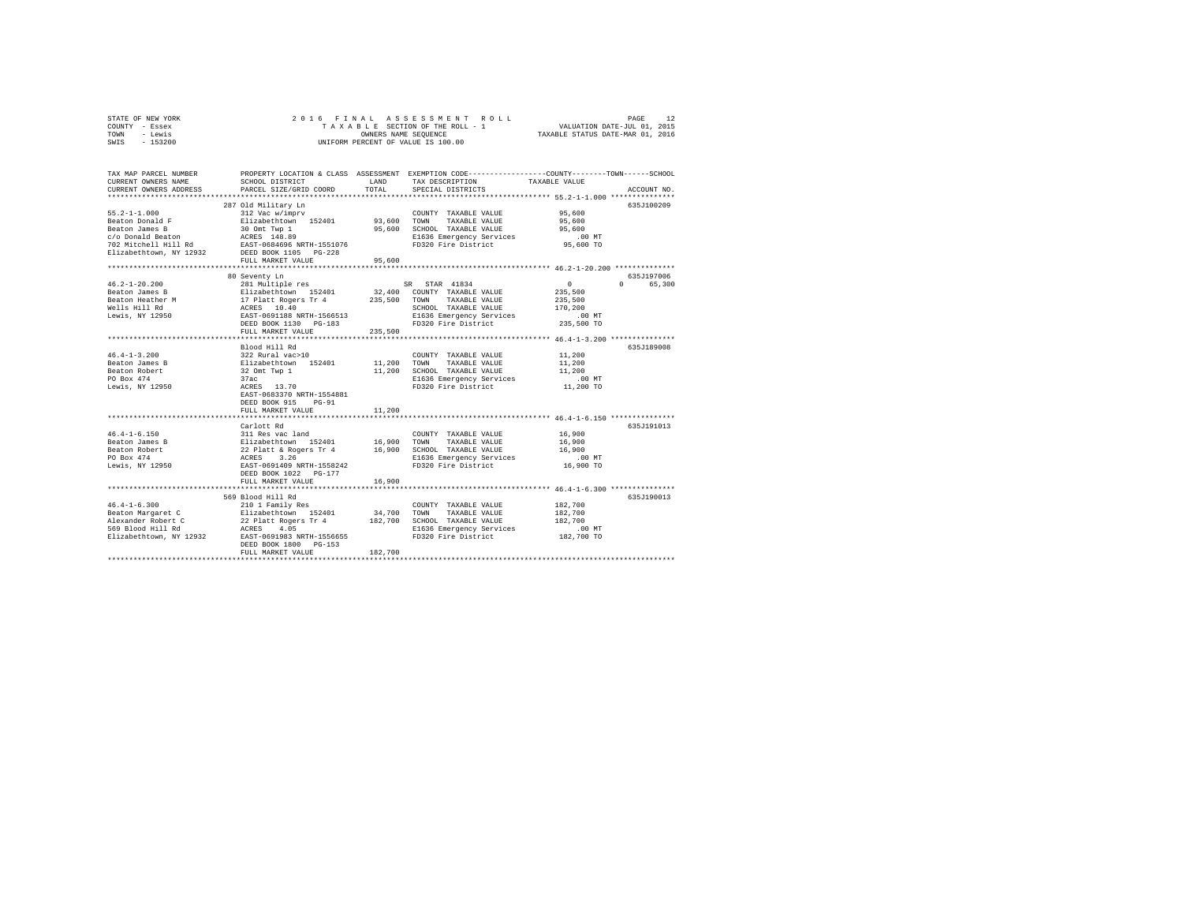STATE OF NEW YORK — 2016 FINAL ASSESSMENT ROLL — TAXABLE SECTION OF THE ROLL - 1 — OWNERS NAME SEQUENCE — UNIFORM PERCENT OF VALUE IS 100.00

COUNTY - Essex
TOWN - Lewis
SWIS - 153200

VALUATION DATE-JUL 01, 2015
TAXABLE STATUS DATE-MAR 01, 2016

| TAX MAP PARCEL NUMBER / CURRENT OWNERS NAME / CURRENT OWNERS ADDRESS | PROPERTY LOCATION & CLASS / SCHOOL DISTRICT / PARCEL SIZE/GRID COORD | ASSESSMENT LAND / TOTAL | EXEMPTION CODE / TAX DESCRIPTION / SPECIAL DISTRICTS | COUNTY / TOWN / SCHOOL TAXABLE VALUE | ACCOUNT NO. |
|---|---|---|---|---|---|
| 55.2-1-1.000 | 287 Old Military Ln | | | | 635J100209 |
| 55.2-1-1.000 | 312 Vac w/imprv | | COUNTY TAXABLE VALUE | 95,600 | |
| Beaton Donald F | Elizabethtown 152401 | 93,600 | TOWN TAXABLE VALUE | 95,600 | |
| Beaton James B | 30 Omt Twp 1 | 95,600 | SCHOOL TAXABLE VALUE | 95,600 | |
| c/o Donald Beaton | ACRES 148.89 | | E1636 Emergency Services | .00 MT | |
| 702 Mitchell Hill Rd | EAST-0684696 NRTH-1551076 | | FD320 Fire District | 95,600 TO | |
| Elizabethtown, NY 12932 | DEED BOOK 1105 PG-228 | | | | |
| | FULL MARKET VALUE | 95,600 | | | |
| 46.2-1-20.200 | 80 Seventy Ln | | | | 635J197006 |
| 46.2-1-20.200 | 281 Multiple res | | SR STAR 41834 | 0 0 65,300 | |
| Beaton James B | Elizabethtown 152401 | 32,400 | COUNTY TAXABLE VALUE | 235,500 | |
| Beaton Heather M | 17 Platt Rogers Tr 4 | 235,500 | TOWN TAXABLE VALUE | 235,500 | |
| Wells Hill Rd | ACRES 10.40 | | SCHOOL TAXABLE VALUE | 170,200 | |
| Lewis, NY 12950 | EAST-0691188 NRTH-1566513 | | E1636 Emergency Services | .00 MT | |
| | DEED BOOK 1130 PG-183 | | FD320 Fire District | 235,500 TO | |
| | FULL MARKET VALUE | 235,500 | | | |
| 46.4-1-3.200 | Blood Hill Rd | | | | 635J189008 |
| 46.4-1-3.200 | 322 Rural vac>10 | | COUNTY TAXABLE VALUE | 11,200 | |
| Beaton James B | Elizabethtown 152401 | 11,200 | TOWN TAXABLE VALUE | 11,200 | |
| Beaton Robert | 32 Omt Twp 1 | 11,200 | SCHOOL TAXABLE VALUE | 11,200 | |
| PO Box 474 | 37ac | | E1636 Emergency Services | .00 MT | |
| Lewis, NY 12950 | ACRES 13.70 | | FD320 Fire District | 11,200 TO | |
| | EAST-0683370 NRTH-1554881 | | | | |
| | DEED BOOK 915 PG-91 | | | | |
| | FULL MARKET VALUE | 11,200 | | | |
| 46.4-1-6.150 | Carlott Rd | | | | 635J191013 |
| 46.4-1-6.150 | 311 Res vac land | | COUNTY TAXABLE VALUE | 16,900 | |
| Beaton James B | Elizabethtown 152401 | 16,900 | TOWN TAXABLE VALUE | 16,900 | |
| Beaton Robert | 22 Platt & Rogers Tr 4 | 16,900 | SCHOOL TAXABLE VALUE | 16,900 | |
| PO Box 474 | ACRES 3.26 | | E1636 Emergency Services | .00 MT | |
| Lewis, NY 12950 | EAST-0691409 NRTH-1558242 | | FD320 Fire District | 16,900 TO | |
| | DEED BOOK 1022 PG-177 | | | | |
| | FULL MARKET VALUE | 16,900 | | | |
| 46.4-1-6.300 | 569 Blood Hill Rd | | | | 635J190013 |
| 46.4-1-6.300 | 210 1 Family Res | | COUNTY TAXABLE VALUE | 182,700 | |
| Beaton Margaret C | Elizabethtown 152401 | 34,700 | TOWN TAXABLE VALUE | 182,700 | |
| Alexander Robert C | 22 Platt Rogers Tr 4 | 182,700 | SCHOOL TAXABLE VALUE | 182,700 | |
| 569 Blood Hill Rd | ACRES 4.05 | | E1636 Emergency Services | .00 MT | |
| Elizabethtown, NY 12932 | EAST-0691983 NRTH-1556655 | | FD320 Fire District | 182,700 TO | |
| | DEED BOOK 1800 PG-153 | | | | |
| | FULL MARKET VALUE | 182,700 | | | |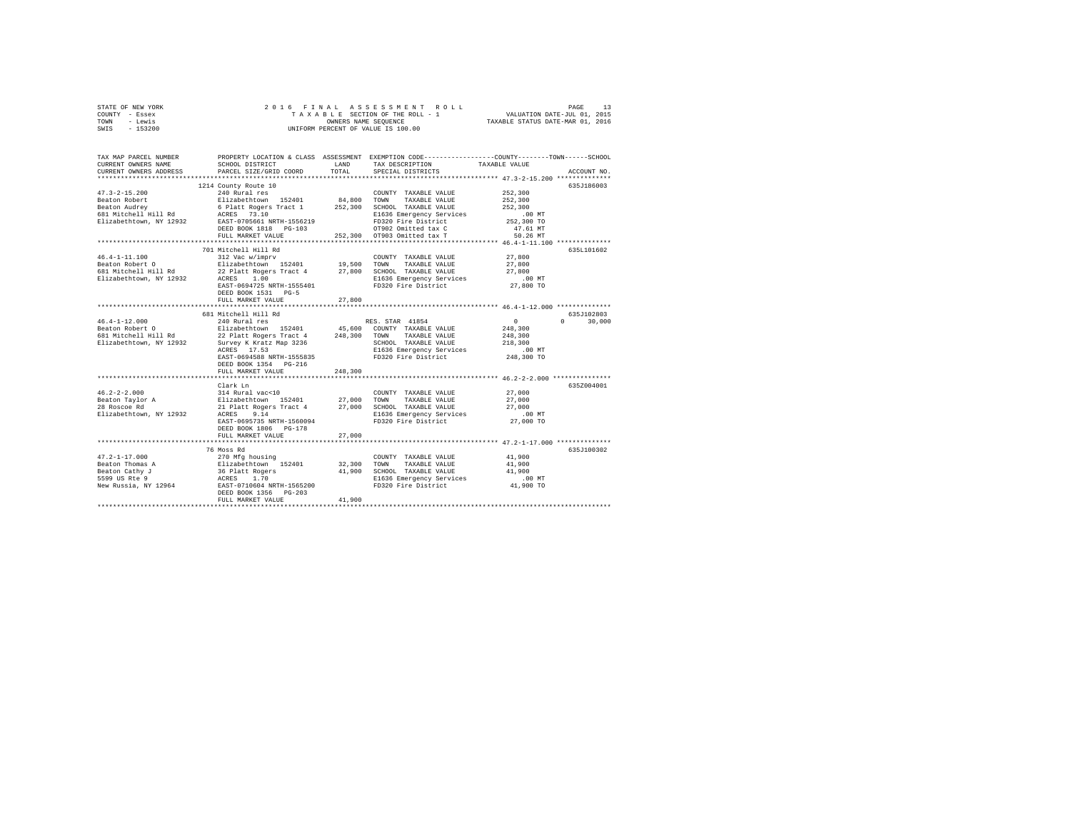STATE OF NEW YORK &nbsp;&nbsp;&nbsp;&nbsp; 2016 FINAL ASSESSMENT ROLL &nbsp;&nbsp;&nbsp;&nbsp; PAGE 13
COUNTY - Essex &nbsp;&nbsp;&nbsp;&nbsp; TAXABLE SECTION OF THE ROLL - 1 &nbsp;&nbsp;&nbsp;&nbsp; VALUATION DATE-JUL 01, 2015
TOWN - Lewis &nbsp;&nbsp;&nbsp;&nbsp; OWNERS NAME SEQUENCE &nbsp;&nbsp;&nbsp;&nbsp; TAXABLE STATUS DATE-MAR 01, 2016
SWIS - 153200 &nbsp;&nbsp;&nbsp;&nbsp; UNIFORM PERCENT OF VALUE IS 100.00

```
TAX MAP PARCEL NUMBER          PROPERTY LOCATION & CLASS  ASSESSMENT  EXEMPTION CODE-----------------COUNTY--------TOWN------SCHOOL
CURRENT OWNERS NAME            SCHOOL DISTRICT              LAND      TAX DESCRIPTION           TAXABLE VALUE
CURRENT OWNERS ADDRESS         PARCEL SIZE/GRID COORD       TOTAL     SPECIAL DISTRICTS                                   ACCOUNT NO.
****************************************************************************************************** 47.3-2-15.200 **************
                               1214 County Route 10                                                                   635J186003
47.3-2-15.200                  240 Rural res                          COUNTY  TAXABLE VALUE         252,300
Beaton Robert                  Elizabethtown  152401       84,800     TOWN    TAXABLE VALUE         252,300
Beaton Audrey                  6 Platt Rogers Tract 1     252,300     SCHOOL  TAXABLE VALUE         252,300
681 Mitchell Hill Rd           ACRES   73.10                          E1636 Emergency Services          .00 MT
Elizabethtown, NY 12932        EAST-0705661 NRTH-1556219              FD320 Fire District           252,300 TO
                               DEED BOOK 1818   PG-103                OT902 Omitted tax C             47.61 MT
                               FULL MARKET VALUE          252,300     OT903 Omitted tax T             50.26 MT
****************************************************************************************************** 46.4-1-11.100 **************
                               701 Mitchell Hill Rd                                                                   635L101602
46.4-1-11.100                  312 Vac w/imprv                        COUNTY  TAXABLE VALUE          27,800
Beaton Robert O                Elizabethtown  152401       19,500     TOWN    TAXABLE VALUE          27,800
681 Mitchell Hill Rd           22 Platt Rogers Tract 4     27,800     SCHOOL  TAXABLE VALUE          27,800
Elizabethtown, NY 12932        ACRES    1.00                          E1636 Emergency Services          .00 MT
                               EAST-0694725 NRTH-1555401              FD320 Fire District            27,800 TO
                               DEED BOOK 1531   PG-5
                               FULL MARKET VALUE           27,800
****************************************************************************************************** 46.4-1-12.000 **************
                               681 Mitchell Hill Rd                                                                   635J102803
46.4-1-12.000                  240 Rural res                          RES. STAR  41854                    0           0      30,000
Beaton Robert O                Elizabethtown  152401       45,600     COUNTY  TAXABLE VALUE         248,300
681 Mitchell Hill Rd           22 Platt Rogers Tract 4    248,300     TOWN    TAXABLE VALUE         248,300
Elizabethtown, NY 12932        Survey K Kratz Map 3236                SCHOOL  TAXABLE VALUE         218,300
                               ACRES   17.53                          E1636 Emergency Services          .00 MT
                               EAST-0694588 NRTH-1555835              FD320 Fire District           248,300 TO
                               DEED BOOK 1354   PG-216
                               FULL MARKET VALUE          248,300
****************************************************************************************************** 46.2-2-2.000 ***************
                               Clark Ln                                                                               635Z004001
46.2-2-2.000                   314 Rural vac<10                       COUNTY  TAXABLE VALUE          27,000
Beaton Taylor A                Elizabethtown  152401       27,000     TOWN    TAXABLE VALUE          27,000
28 Roscoe Rd                   21 Platt Rogers Tract 4     27,000     SCHOOL  TAXABLE VALUE          27,000
Elizabethtown, NY 12932        ACRES    9.14                          E1636 Emergency Services          .00 MT
                               EAST-0695735 NRTH-1560094              FD320 Fire District            27,000 TO
                               DEED BOOK 1806   PG-178
                               FULL MARKET VALUE           27,000
****************************************************************************************************** 47.2-1-17.000 **************
                               76 Moss Rd                                                                             635J100302
47.2-1-17.000                  270 Mfg housing                        COUNTY  TAXABLE VALUE          41,900
Beaton Thomas A                Elizabethtown  152401       32,300     TOWN    TAXABLE VALUE          41,900
Beaton Cathy J                 36 Platt Rogers             41,900     SCHOOL  TAXABLE VALUE          41,900
5599 US Rte 9                  ACRES    1.70                          E1636 Emergency Services          .00 MT
New Russia, NY 12964           EAST-0710604 NRTH-1565200              FD320 Fire District            41,900 TO
                               DEED BOOK 1356   PG-203
                               FULL MARKET VALUE           41,900
************************************************************************************************************************************
```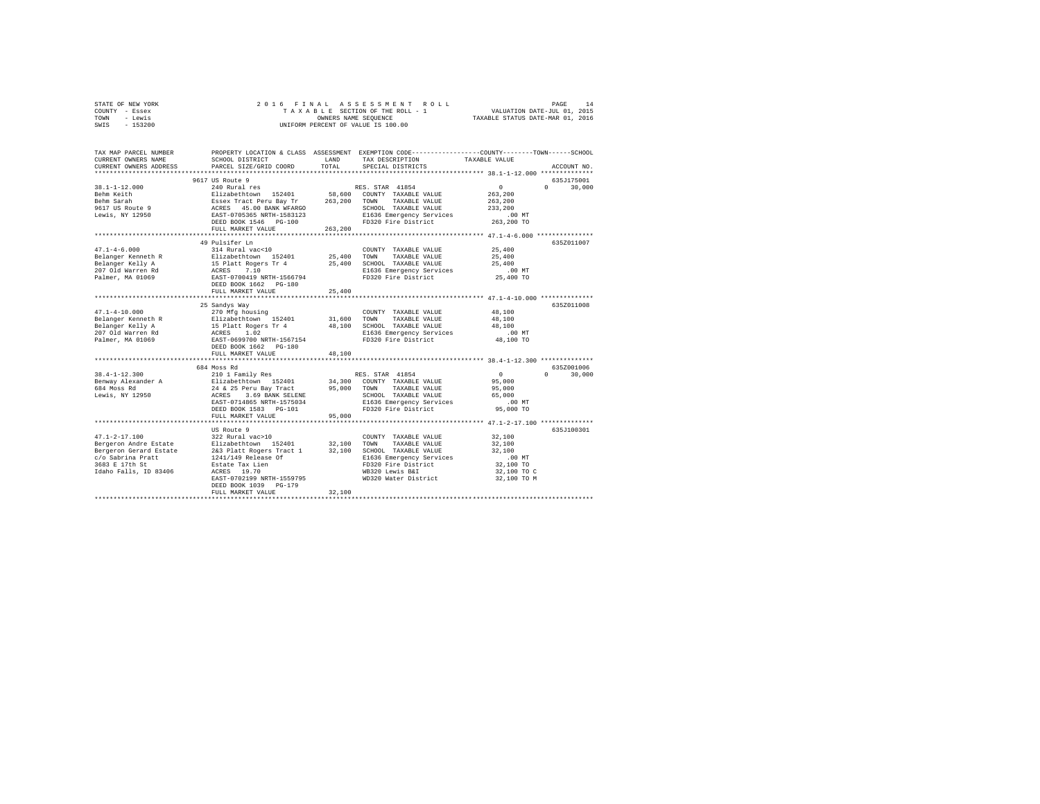STATE OF NEW YORK
COUNTY - Essex
TOWN - Lewis
SWIS - 153200

# 2016 FINAL ASSESSMENT ROLL

TAXABLE SECTION OF THE ROLL - 1
OWNERS NAME SEQUENCE
UNIFORM PERCENT OF VALUE IS 100.00

VALUATION DATE-JUL 01, 2015
TAXABLE STATUS DATE-MAR 01, 2016

| TAX MAP PARCEL NUMBER / CURRENT OWNERS NAME / CURRENT OWNERS ADDRESS | PROPERTY LOCATION & CLASS / SCHOOL DISTRICT / PARCEL SIZE/GRID COORD | ASSESSMENT LAND | TOTAL | EXEMPTION CODE / TAX DESCRIPTION / SPECIAL DISTRICTS | COUNTY / TAXABLE VALUE | TOWN | SCHOOL | ACCOUNT NO. |
|---|---|---|---|---|---|---|---|---|
| 38.1-1-12.000 | 9617 US Route 9 | | | | | | | 635J175001 |
| | 240 Rural res | | | RES. STAR 41854 | 0 | 0 | 30,000 | |
| Behm Keith | Elizabethtown 152401 | 58,600 | | COUNTY TAXABLE VALUE | 263,200 | | | |
| Behm Sarah | Essex Tract Peru Bay Tr | | 263,200 | TOWN TAXABLE VALUE | 263,200 | | | |
| 9617 US Route 9 | ACRES 45.00 BANK WFARGO | | | SCHOOL TAXABLE VALUE | 233,200 | | | |
| Lewis, NY 12950 | EAST-0705365 NRTH-1583123 | | | E1636 Emergency Services | .00 MT | | | |
| | DEED BOOK 1546 PG-100 | | | FD320 Fire District | 263,200 TO | | | |
| | FULL MARKET VALUE | | 263,200 | | | | | |
| 47.1-4-6.000 | 49 Pulsifer Ln | | | | | | | 635Z011007 |
| | 314 Rural vac<10 | | | COUNTY TAXABLE VALUE | 25,400 | | | |
| Belanger Kenneth R | Elizabethtown 152401 | 25,400 | | TOWN TAXABLE VALUE | 25,400 | | | |
| Belanger Kelly A | 15 Platt Rogers Tr 4 | | 25,400 | SCHOOL TAXABLE VALUE | 25,400 | | | |
| 207 Old Warren Rd | ACRES 7.10 | | | E1636 Emergency Services | .00 MT | | | |
| Palmer, MA 01069 | EAST-0700419 NRTH-1566794 | | | FD320 Fire District | 25,400 TO | | | |
| | DEED BOOK 1662 PG-180 | | | | | | | |
| | FULL MARKET VALUE | | 25,400 | | | | | |
| 47.1-4-10.000 | 25 Sandys Way | | | | | | | 635Z011008 |
| | 270 Mfg housing | | | COUNTY TAXABLE VALUE | 48,100 | | | |
| Belanger Kenneth R | Elizabethtown 152401 | 31,600 | | TOWN TAXABLE VALUE | 48,100 | | | |
| Belanger Kelly A | 15 Platt Rogers Tr 4 | | 48,100 | SCHOOL TAXABLE VALUE | 48,100 | | | |
| 207 Old Warren Rd | ACRES 1.02 | | | E1636 Emergency Services | .00 MT | | | |
| Palmer, MA 01069 | EAST-0699700 NRTH-1567154 | | | FD320 Fire District | 48,100 TO | | | |
| | DEED BOOK 1662 PG-180 | | | | | | | |
| | FULL MARKET VALUE | | 48,100 | | | | | |
| 38.4-1-12.300 | 684 Moss Rd | | | | | | | 635Z001006 |
| | 210 1 Family Res | | | RES. STAR 41854 | 0 | 0 | 30,000 | |
| Benway Alexander A | Elizabethtown 152401 | 34,300 | | COUNTY TAXABLE VALUE | 95,000 | | | |
| 684 Moss Rd | 24 & 25 Peru Bay Tract | | 95,000 | TOWN TAXABLE VALUE | 95,000 | | | |
| Lewis, NY 12950 | ACRES 3.69 BANK SELENE | | | SCHOOL TAXABLE VALUE | 65,000 | | | |
| | EAST-0714865 NRTH-1575034 | | | E1636 Emergency Services | .00 MT | | | |
| | DEED BOOK 1583 PG-101 | | | FD320 Fire District | 95,000 TO | | | |
| | FULL MARKET VALUE | | 95,000 | | | | | |
| 47.1-2-17.100 | US Route 9 | | | | | | | 635J100301 |
| | 322 Rural vac>10 | | | COUNTY TAXABLE VALUE | 32,100 | | | |
| Bergeron Andre Estate | Elizabethtown 152401 | 32,100 | | TOWN TAXABLE VALUE | 32,100 | | | |
| Bergeron Gerard Estate | 2&3 Platt Rogers Tract 1 | | 32,100 | SCHOOL TAXABLE VALUE | 32,100 | | | |
| c/o Sabrina Pratt | 1241/149 Release Of | | | E1636 Emergency Services | .00 MT | | | |
| 3683 E 17th St | Estate Tax Lien | | | FD320 Fire District | 32,100 TO | | | |
| Idaho Falls, ID 83406 | ACRES 19.70 | | | WB320 Lewis B&I | 32,100 TO C | | | |
| | EAST-0702199 NRTH-1559795 | | | WD320 Water District | 32,100 TO M | | | |
| | DEED BOOK 1039 PG-179 | | | | | | | |
| | FULL MARKET VALUE | | 32,100 | | | | | |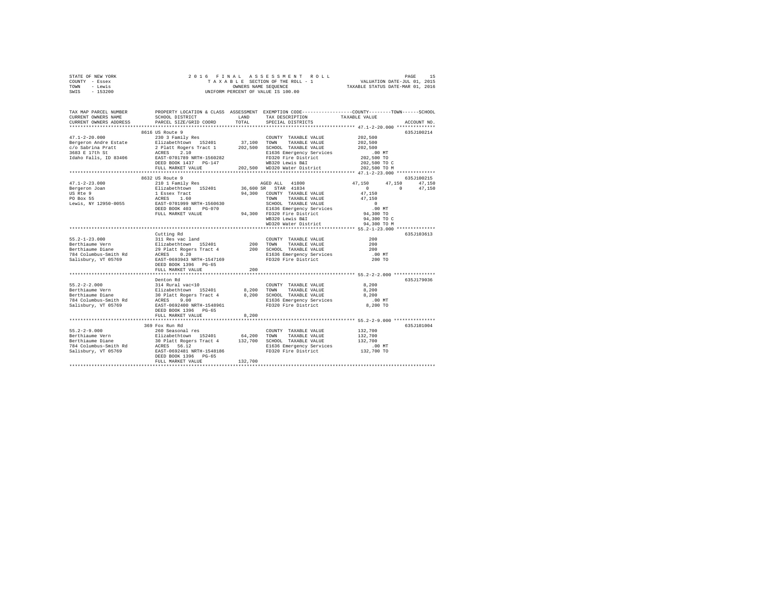STATE OF NEW YORK
COUNTY - Essex
TOWN - Lewis
SWIS - 153200

2 0 1 6 F I N A L A S S E S S M E N T R O L L
T A X A B L E SECTION OF THE ROLL - 1
OWNERS NAME SEQUENCE
UNIFORM PERCENT OF VALUE IS 100.00

VALUATION DATE-JUL 01, 2015
TAXABLE STATUS DATE-MAR 01, 2016

```
TAX MAP PARCEL NUMBER          PROPERTY LOCATION & CLASS  ASSESSMENT  EXEMPTION CODE-----------------COUNTY--------TOWN------SCHOOL
CURRENT OWNERS NAME            SCHOOL DISTRICT            LAND        TAX DESCRIPTION           TAXABLE VALUE
CURRENT OWNERS ADDRESS         PARCEL SIZE/GRID COORD     TOTAL       SPECIAL DISTRICTS                                     ACCOUNT NO.
************************************************************************************************************ 47.1-2-20.000 **************
                               8616 US Route 9                                                                           635J100214
47.1-2-20.000                  230 3 Family Res                       COUNTY  TAXABLE VALUE          202,500
Bergeron Andre Estate          Elizabethtown  152401       37,100     TOWN    TAXABLE VALUE          202,500
c/o Sabrina Pratt              2 Platt Rogers Tract 1     202,500     SCHOOL  TAXABLE VALUE          202,500
3683 E 17th St                 ACRES    2.10                          E1636 Emergency Services           .00 MT
Idaho Falls, ID 83406          EAST-0701789 NRTH-1560282              FD320 Fire District            202,500 TO
                               DEED BOOK 1437   PG-147                WB320 Lewis B&I                202,500 TO C
                               FULL MARKET VALUE          202,500     WD320 Water District           202,500 TO M
************************************************************************************************************ 47.1-2-23.000 **************
                               8632 US Route 9                                                                           635J100215
47.1-2-23.000                  210 1 Family Res                       AGED ALL  41800             47,150     47,150     47,150
Bergeron Joan                  Elizabethtown  152401       36,600 SR  STAR  41834                   0          0     47,150
US Rte 9                       1 Essex Tract               94,300     COUNTY  TAXABLE VALUE           47,150
PO Box 55                      ACRES    1.60                          TOWN    TAXABLE VALUE           47,150
Lewis, NY 12950-0055           EAST-0701999 NRTH-1560630              SCHOOL  TAXABLE VALUE                0
                               DEED BOOK 403    PG-070                E1636 Emergency Services           .00 MT
                               FULL MARKET VALUE           94,300     FD320 Fire District             94,300 TO
                                                                      WB320 Lewis B&I                 94,300 TO C
                                                                      WD320 Water District            94,300 TO M
************************************************************************************************************ 55.2-1-23.000 **************
                               Cutting Rd                                                                                635J103613
55.2-1-23.000                  311 Res vac land                       COUNTY  TAXABLE VALUE              200
Berthiaume Vern                Elizabethtown  152401          200     TOWN    TAXABLE VALUE              200
Berthiaume Diane               29 Platt Rogers Tract 4        200     SCHOOL  TAXABLE VALUE              200
784 Columbus-Smith Rd          ACRES    0.20                          E1636 Emergency Services           .00 MT
Salisbury, VT 05769            EAST-0693943 NRTH-1547169              FD320 Fire District                200 TO
                               DEED BOOK 1396   PG-65
                               FULL MARKET VALUE              200
************************************************************************************************************ 55.2-2-2.000 ***************
                               Denton Rd                                                                                 635J179036
55.2-2-2.000                   314 Rural vac<10                       COUNTY  TAXABLE VALUE            8,200
Berthiaume Vern                Elizabethtown  152401        8,200     TOWN    TAXABLE VALUE            8,200
Berthiaume Diane               30 Platt Rogers Tract 4      8,200     SCHOOL  TAXABLE VALUE            8,200
784 Columbus-Smith Rd          ACRES    9.00                          E1636 Emergency Services           .00 MT
Salisbury, VT 05769            EAST-0692400 NRTH-1548961              FD320 Fire District              8,200 TO
                               DEED BOOK 1396   PG-65
                               FULL MARKET VALUE            8,200
************************************************************************************************************ 55.2-2-9.000 ***************
                               369 Fox Run Rd                                                                            635J101004
55.2-2-9.000                   260 Seasonal res                       COUNTY  TAXABLE VALUE          132,700
Berthiaume Vern                Elizabethtown  152401       64,200     TOWN    TAXABLE VALUE          132,700
Berthiaume Diane               30 Platt Rogers Tract 4    132,700     SCHOOL  TAXABLE VALUE          132,700
784 Columbus-Smith Rd          ACRES   56.12                          E1636 Emergency Services           .00 MT
Salisbury, VT 05769            EAST-0692481 NRTH-1548186              FD320 Fire District            132,700 TO
                               DEED BOOK 1396   PG-65
                               FULL MARKET VALUE          132,700
******************************************************************************************************************************************
```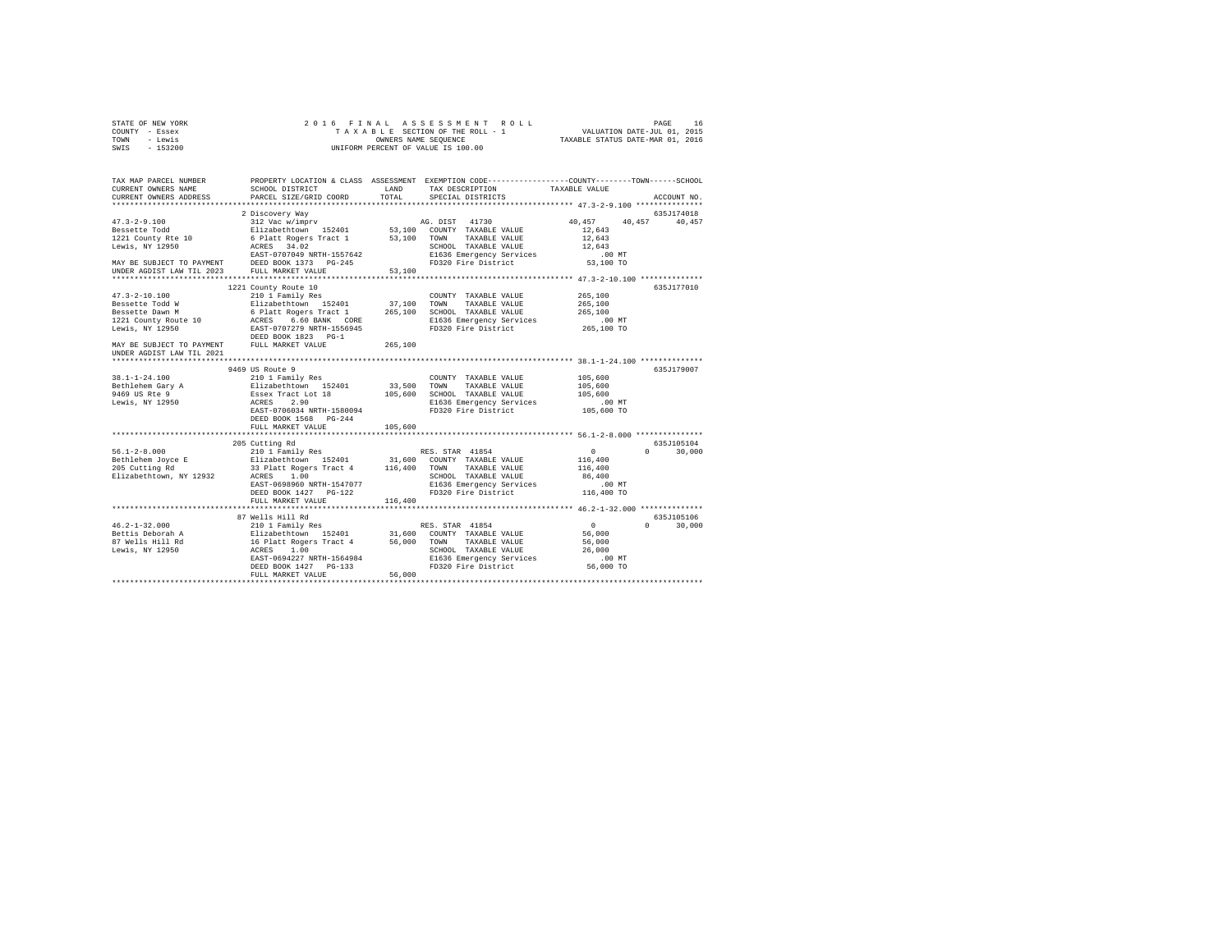STATE OF NEW YORK  
COUNTY - Essex  
TOWN - Lewis  
SWIS - 153200

2016 FINAL ASSESSMENT ROLL  
TAXABLE SECTION OF THE ROLL - 1  
OWNERS NAME SEQUENCE  
UNIFORM PERCENT OF VALUE IS 100.00

VALUATION DATE-JUL 01, 2015  
TAXABLE STATUS DATE-MAR 01, 2016

```
TAX MAP PARCEL NUMBER        PROPERTY LOCATION & CLASS  ASSESSMENT  EXEMPTION CODE-----------------COUNTY--------TOWN------SCHOOL
CURRENT OWNERS NAME          SCHOOL DISTRICT              LAND      TAX DESCRIPTION            TAXABLE VALUE
CURRENT OWNERS ADDRESS       PARCEL SIZE/GRID COORD       TOTAL     SPECIAL DISTRICTS                                   ACCOUNT NO.
******************************************************************************************************* 47.3-2-9.100 ***************
                             2 Discovery Way                                                                         635J174018
47.3-2-9.100                 312 Vac w/imprv                        AG. DIST  41730               40,457     40,457     40,457
Bessette Todd                Elizabethtown  152401       53,100   COUNTY  TAXABLE VALUE            12,643
1221 County Rte 10           6 Platt Rogers Tract 1      53,100   TOWN    TAXABLE VALUE            12,643
Lewis, NY 12950              ACRES  34.02                         SCHOOL  TAXABLE VALUE            12,643
                             EAST-0707049 NRTH-1557642            E1636 Emergency Services            .00 MT
MAY BE SUBJECT TO PAYMENT    DEED BOOK 1373   PG-245              FD320 Fire District              53,100 TO
UNDER AGDIST LAW TIL 2023    FULL MARKET VALUE           53,100
******************************************************************************************************* 47.3-2-10.100 **************
                             1221 County Route 10                                                                    635J177010
47.3-2-10.100                210 1 Family Res                       COUNTY  TAXABLE VALUE           265,100
Bessette Todd W              Elizabethtown  152401       37,100   TOWN    TAXABLE VALUE           265,100
Bessette Dawn M              6 Platt Rogers Tract 1     265,100   SCHOOL  TAXABLE VALUE           265,100
1221 County Route 10         ACRES   6.60 BANK   CORE             E1636 Emergency Services            .00 MT
Lewis, NY 12950              EAST-0707279 NRTH-1556945            FD320 Fire District             265,100 TO
                             DEED BOOK 1823   PG-1
MAY BE SUBJECT TO PAYMENT    FULL MARKET VALUE          265,100
UNDER AGDIST LAW TIL 2021
******************************************************************************************************* 38.1-1-24.100 **************
                             9469 US Route 9                                                                         635J179007
38.1-1-24.100                210 1 Family Res                       COUNTY  TAXABLE VALUE           105,600
Bethlehem Gary A             Elizabethtown  152401       33,500   TOWN    TAXABLE VALUE           105,600
9469 US Rte 9                Essex Tract Lot 18         105,600   SCHOOL  TAXABLE VALUE           105,600
Lewis, NY 12950              ACRES   2.90                         E1636 Emergency Services            .00 MT
                             EAST-0706034 NRTH-1580094            FD320 Fire District             105,600 TO
                             DEED BOOK 1568   PG-244
                             FULL MARKET VALUE          105,600
******************************************************************************************************* 56.1-2-8.000 ***************
                             205 Cutting Rd                                                                          635J105104
56.1-2-8.000                 210 1 Family Res                       RES. STAR 41854                     0          0     30,000
Bethlehem Joyce E            Elizabethtown  152401       31,600   COUNTY  TAXABLE VALUE           116,400
205 Cutting Rd               33 Platt Rogers Tract 4    116,400   TOWN    TAXABLE VALUE           116,400
Elizabethtown, NY 12932      ACRES   1.00                         SCHOOL  TAXABLE VALUE            86,400
                             EAST-0698960 NRTH-1547077            E1636 Emergency Services            .00 MT
                             DEED BOOK 1427   PG-122              FD320 Fire District             116,400 TO
                             FULL MARKET VALUE          116,400
******************************************************************************************************* 46.2-1-32.000 **************
                             87 Wells Hill Rd                                                                        635J105106
46.2-1-32.000                210 1 Family Res                       RES. STAR 41854                     0          0     30,000
Bettis Deborah A             Elizabethtown  152401       31,600   COUNTY  TAXABLE VALUE            56,000
87 Wells Hill Rd             16 Platt Rogers Tract 4     56,000   TOWN    TAXABLE VALUE            56,000
Lewis, NY 12950              ACRES   1.00                         SCHOOL  TAXABLE VALUE            26,000
                             EAST-0694227 NRTH-1564984            E1636 Emergency Services            .00 MT
                             DEED BOOK 1427   PG-133              FD320 Fire District              56,000 TO
                             FULL MARKET VALUE           56,000
************************************************************************************************************************************
```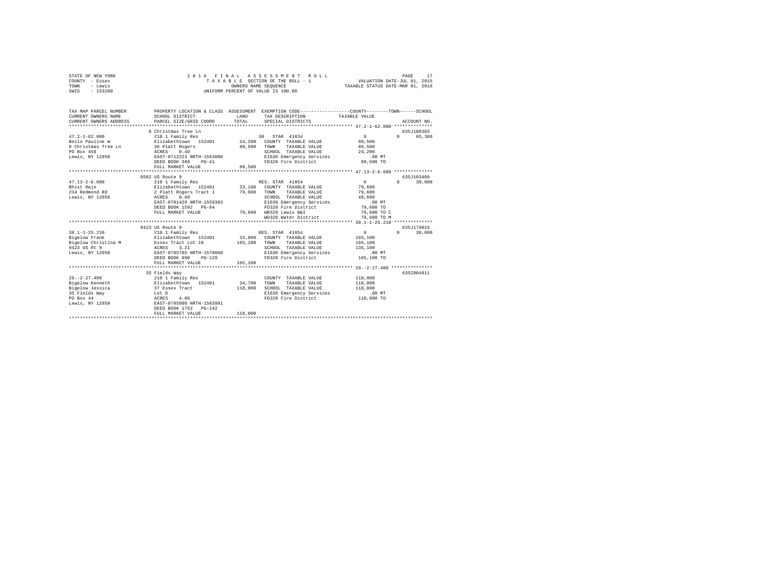STATE OF NEW YORK — 2016 FINAL ASSESSMENT ROLL
COUNTY - Essex — TAXABLE SECTION OF THE ROLL - 1 — VALUATION DATE-JUL 01, 2015
TOWN - Lewis — OWNERS NAME SEQUENCE — TAXABLE STATUS DATE-MAR 01, 2016
SWIS - 153200 — UNIFORM PERCENT OF VALUE IS 100.00

| TAX MAP PARCEL NUMBER / CURRENT OWNERS NAME / CURRENT OWNERS ADDRESS | PROPERTY LOCATION & CLASS / SCHOOL DISTRICT / PARCEL SIZE/GRID COORD | ASSESSMENT LAND | ASSESSMENT TOTAL | EXEMPTION CODE / TAX DESCRIPTION / SPECIAL DISTRICTS | COUNTY TAXABLE VALUE | TOWN | SCHOOL | ACCOUNT NO. |
|---|---|---|---|---|---|---|---|---|
| **47.2-1-62.000** | 8 Christmas Tree Ln | | | | | | | 635J100303 |
| 47.2-1-62.000 | 210 1 Family Res | | | SR STAR 41834 | 0 | 0 | 65,300 | |
| Bezio Pauline W | Elizabethtown 152401 | 24,200 | | COUNTY TAXABLE VALUE | 89,500 | | | |
| 8 Christmas Tree Ln | 36 Platt Rogers | | 89,500 | TOWN TAXABLE VALUE | 89,500 | | | |
| PO Box 458 | ACRES 0.40 | | | SCHOOL TAXABLE VALUE | 24,200 | | | |
| Lewis, NY 12950 | EAST-0712223 NRTH-1563008 | | | E1636 Emergency Services | .00 MT | | | |
| | DEED BOOK 388 PG-41 | | | FD320 Fire District | 89,500 TO | | | |
| | FULL MARKET VALUE | | 89,500 | | | | | |
| **47.13-2-8.000** | 8582 US Route 9 | | | | | | | 635J103409 |
| 47.13-2-8.000 | 210 1 Family Res | | | RES. STAR 41854 | 0 | 0 | 30,000 | |
| Bhist Raje | Elizabethtown 152401 | 33,100 | | COUNTY TAXABLE VALUE | 79,600 | | | |
| 234 Redmond Rd | 2 Platt Rogers Tract 1 | | 79,600 | TOWN TAXABLE VALUE | 79,600 | | | |
| Lewis, NY 12950 | ACRES 0.60 | | | SCHOOL TAXABLE VALUE | 49,600 | | | |
| | EAST-0701429 NRTH-1559383 | | | E1636 Emergency Services | .00 MT | | | |
| | DEED BOOK 1592 PG-84 | | | FD320 Fire District | 79,600 TO | | | |
| | FULL MARKET VALUE | | 79,600 | WB320 Lewis B&I | 79,600 TO C | | | |
| | | | | WD320 Water District | 79,600 TO M | | | |
| **38.1-1-25.210** | 9423 US Route 9 | | | | | | | 635J179015 |
| 38.1-1-25.210 | 210 1 Family Res | | | RES. STAR 41854 | 0 | 0 | 30,000 | |
| Bigelow Frank | Elizabethtown 152401 | 33,800 | | COUNTY TAXABLE VALUE | 165,100 | | | |
| Bigelow Christina M | Essex Tract Lot 18 | | 165,100 | TOWN TAXABLE VALUE | 165,100 | | | |
| 9423 US Rt 9 | ACRES 3.21 | | | SCHOOL TAXABLE VALUE | 135,100 | | | |
| Lewis, NY 12950 | EAST-0705785 NRTH-1579060 | | | E1636 Emergency Services | .00 MT | | | |
| | DEED BOOK 990 PG-129 | | | FD320 Fire District | 165,100 TO | | | |
| | FULL MARKET VALUE | | 165,100 | | | | | |
| **29.-2-27.400** | 35 Fields Way | | | | | | | 635Z004011 |
| 29.-2-27.400 | 210 1 Family Res | | | COUNTY TAXABLE VALUE | 118,000 | | | |
| Bigelow Kenneth | Elizabethtown 152401 | 34,700 | | TOWN TAXABLE VALUE | 118,000 | | | |
| Bigelow Jessica | 37 Essex Tract | | 118,000 | SCHOOL TAXABLE VALUE | 118,000 | | | |
| 35 Fields Way | Lot D | | | E1636 Emergency Services | .00 MT | | | |
| PO Box 44 | ACRES 4.06 | | | FD320 Fire District | 118,000 TO | | | |
| Lewis, NY 12950 | EAST-0705608 NRTH-1583981 | | | | | | | |
| | DEED BOOK 1762 PG-242 | | | | | | | |
| | FULL MARKET VALUE | | 118,000 | | | | | |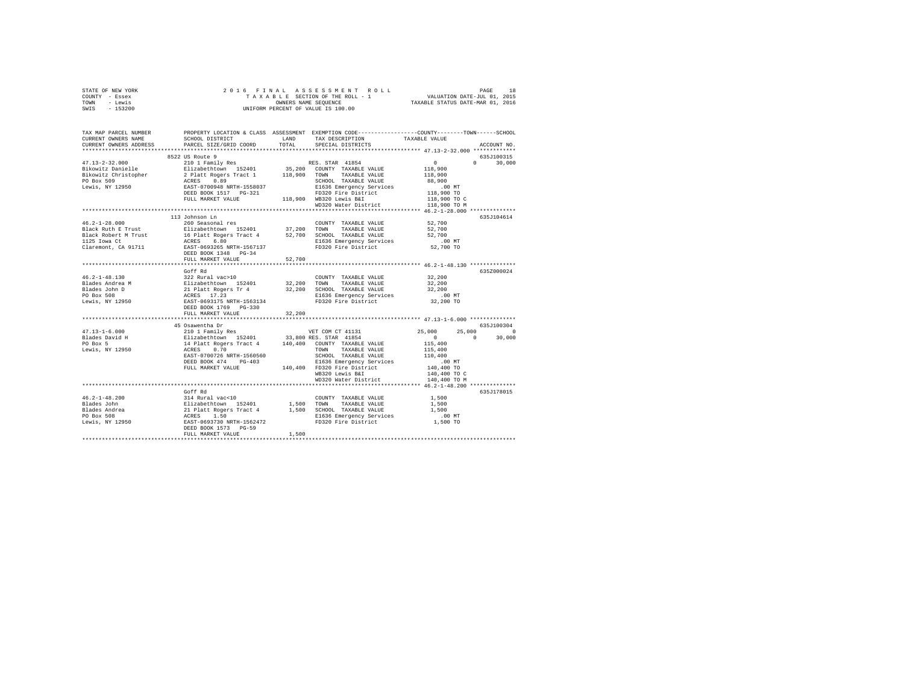STATE OF NEW YORK · COUNTY - Essex · TOWN - Lewis · SWIS - 153200

# 2016 FINAL ASSESSMENT ROLL

TAXABLE SECTION OF THE ROLL - 1 · OWNERS NAME SEQUENCE · UNIFORM PERCENT OF VALUE IS 100.00

VALUATION DATE-JUL 01, 2015 · TAXABLE STATUS DATE-MAR 01, 2016

```
TAX MAP PARCEL NUMBER      PROPERTY LOCATION & CLASS  ASSESSMENT  EXEMPTION CODE-----------------COUNTY--------TOWN------SCHOOL
CURRENT OWNERS NAME        SCHOOL DISTRICT              LAND      TAX DESCRIPTION            TAXABLE VALUE
CURRENT OWNERS ADDRESS     PARCEL SIZE/GRID COORD       TOTAL     SPECIAL DISTRICTS                                    ACCOUNT NO.
*********************************************************************************************** 47.13-2-32.000 *************
                           8522 US Route 9                                                                             635J100315
47.13-2-32.000             210 1 Family Res                       RES. STAR 41854                 0            0        30,000
Bikowitz Danielle          Elizabethtown  152401       35,200     COUNTY  TAXABLE VALUE         118,900
Bikowitz Christopher       2 Platt Rogers Tract 1     118,900     TOWN    TAXABLE VALUE         118,900
PO Box 509                 ACRES    0.89                          SCHOOL  TAXABLE VALUE          88,900
Lewis, NY 12950            EAST-0700948 NRTH-1558037              E1636 Emergency Services          .00 MT
                           DEED BOOK 1517   PG-321                FD320 Fire District           118,900 TO
                           FULL MARKET VALUE          118,900     WB320 Lewis B&I               118,900 TO C
                                                                  WD320 Water District          118,900 TO M
*********************************************************************************************** 46.2-1-28.000 **************
                           113 Johnson Ln                                                                              635J104614
46.2-1-28.000              260 Seasonal res                       COUNTY  TAXABLE VALUE          52,700
Black Ruth E Trust         Elizabethtown  152401       37,200     TOWN    TAXABLE VALUE          52,700
Black Robert M Trust       16 Platt Rogers Tract 4     52,700     SCHOOL  TAXABLE VALUE          52,700
1125 Iowa Ct               ACRES    6.80                          E1636 Emergency Services          .00 MT
Claremont, CA 91711        EAST-0693265 NRTH-1567137              FD320 Fire District            52,700 TO
                           DEED BOOK 1348   PG-34
                           FULL MARKET VALUE           52,700
*********************************************************************************************** 46.2-1-48.130 **************
                           Goff Rd                                                                                     635Z000024
46.2-1-48.130              322 Rural vac>10                       COUNTY  TAXABLE VALUE          32,200
Blades Andrea M            Elizabethtown  152401       32,200     TOWN    TAXABLE VALUE          32,200
Blades John D              21 Platt Rogers Tr 4        32,200     SCHOOL  TAXABLE VALUE          32,200
PO Box 508                 ACRES   17.23                          E1636 Emergency Services          .00 MT
Lewis, NY 12950            EAST-0693175 NRTH-1563134              FD320 Fire District            32,200 TO
                           DEED BOOK 1769   PG-330
                           FULL MARKET VALUE           32,200
*********************************************************************************************** 47.13-1-6.000 **************
                           45 Osawentha Dr                                                                             635J100304
47.13-1-6.000              210 1 Family Res                       VET COM CT 41131           25,000       25,000             0
Blades David H             Elizabethtown  152401       33,800 RES. STAR 41854                     0            0        30,000
PO Box 5                   14 Platt Rogers Tract 4    140,400     COUNTY  TAXABLE VALUE         115,400
Lewis, NY 12950            ACRES    0.70                          TOWN    TAXABLE VALUE         115,400
                           EAST-0700726 NRTH-1560560              SCHOOL  TAXABLE VALUE         110,400
                           DEED BOOK 474    PG-403                E1636 Emergency Services          .00 MT
                           FULL MARKET VALUE          140,400     FD320 Fire District           140,400 TO
                                                                  WB320 Lewis B&I               140,400 TO C
                                                                  WD320 Water District          140,400 TO M
*********************************************************************************************** 46.2-1-48.200 **************
                           Goff Rd                                                                                     635J178015
46.2-1-48.200              314 Rural vac<10                       COUNTY  TAXABLE VALUE           1,500
Blades John                Elizabethtown  152401        1,500     TOWN    TAXABLE VALUE           1,500
Blades Andrea              21 Platt Rogers Tract 4      1,500     SCHOOL  TAXABLE VALUE           1,500
PO Box 508                 ACRES    1.50                          E1636 Emergency Services          .00 MT
Lewis, NY 12950            EAST-0693730 NRTH-1562472              FD320 Fire District             1,500 TO
                           DEED BOOK 1573   PG-59
                           FULL MARKET VALUE            1,500
****************************************************************************************************************************
```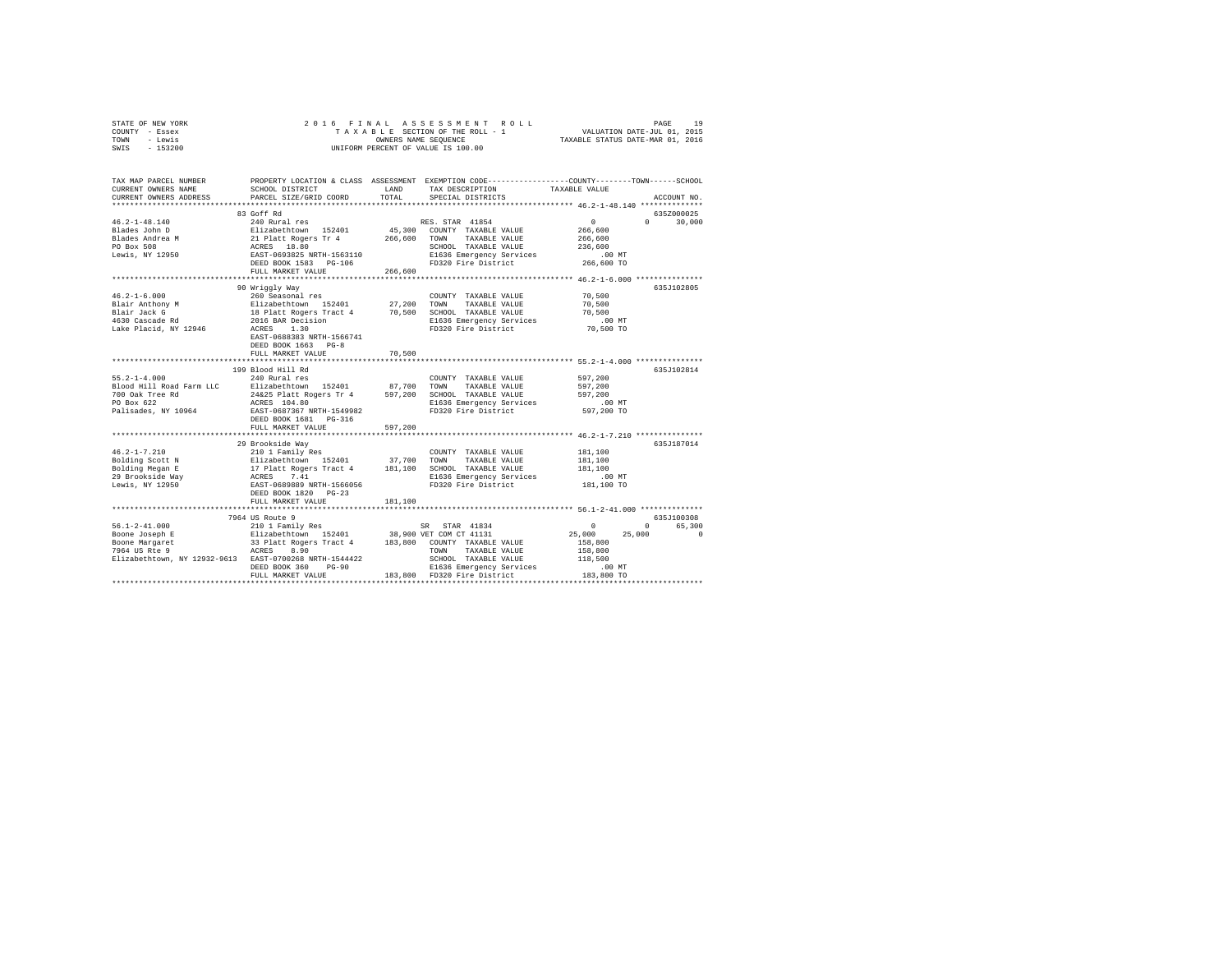STATE OF NEW YORK — COUNTY - Essex — TOWN - Lewis — SWIS - 153200

2016 FINAL ASSESSMENT ROLL
TAXABLE SECTION OF THE ROLL - 1
OWNERS NAME SEQUENCE
UNIFORM PERCENT OF VALUE IS 100.00

VALUATION DATE-JUL 01, 2015
TAXABLE STATUS DATE-MAR 01, 2016

```
TAX MAP PARCEL NUMBER          PROPERTY LOCATION & CLASS  ASSESSMENT  EXEMPTION CODE-----------------COUNTY--------TOWN------SCHOOL
CURRENT OWNERS NAME            SCHOOL DISTRICT              LAND       TAX DESCRIPTION            TAXABLE VALUE
CURRENT OWNERS ADDRESS         PARCEL SIZE/GRID COORD       TOTAL      SPECIAL DISTRICTS                                     ACCOUNT NO.
******************************************************************************************************* 46.2-1-48.140 **************
                               83 Goff Rd                                                                                    635Z000025
46.2-1-48.140                  240 Rural res                          RES. STAR 41854                  0            0         30,000
Blades John D                  Elizabethtown  152401         45,300   COUNTY  TAXABLE VALUE          266,600
Blades Andrea M                21 Platt Rogers Tr 4         266,600   TOWN    TAXABLE VALUE          266,600
PO Box 508                     ACRES   18.80                          SCHOOL  TAXABLE VALUE          236,600
Lewis, NY 12950                EAST-0693825 NRTH-1563110              E1636 Emergency Services            .00 MT
                               DEED BOOK 1583   PG-106                FD320 Fire District             266,600 TO
                               FULL MARKET VALUE            266,600
******************************************************************************************************* 46.2-1-6.000 ***************
                               90 Wriggly Way                                                                                635J102805
46.2-1-6.000                   260 Seasonal res                       COUNTY  TAXABLE VALUE           70,500
Blair Anthony M                Elizabethtown  152401         27,200   TOWN    TAXABLE VALUE           70,500
Blair Jack G                   18 Platt Rogers Tract 4       70,500   SCHOOL  TAXABLE VALUE           70,500
4630 Cascade Rd                2016 BAR Decision                      E1636 Emergency Services            .00 MT
Lake Placid, NY 12946          ACRES    1.30                          FD320 Fire District              70,500 TO
                               EAST-0688383 NRTH-1566741
                               DEED BOOK 1663   PG-8
                               FULL MARKET VALUE             70,500
******************************************************************************************************* 55.2-1-4.000 ***************
                               199 Blood Hill Rd                                                                             635J102814
55.2-1-4.000                   240 Rural res                          COUNTY  TAXABLE VALUE          597,200
Blood Hill Road Farm LLC       Elizabethtown  152401         87,700   TOWN    TAXABLE VALUE          597,200
700 Oak Tree Rd                24&25 Platt Rogers Tr 4      597,200   SCHOOL  TAXABLE VALUE          597,200
PO Box 622                     ACRES  104.80                          E1636 Emergency Services            .00 MT
Palisades, NY 10964            EAST-0687367 NRTH-1549982              FD320 Fire District             597,200 TO
                               DEED BOOK 1681   PG-316
                               FULL MARKET VALUE            597,200
******************************************************************************************************* 46.2-1-7.210 ***************
                               29 Brookside Way                                                                              635J187014
46.2-1-7.210                   210 1 Family Res                       COUNTY  TAXABLE VALUE          181,100
Bolding Scott N                Elizabethtown  152401         37,700   TOWN    TAXABLE VALUE          181,100
Bolding Megan E                17 Platt Rogers Tract 4      181,100   SCHOOL  TAXABLE VALUE          181,100
29 Brookside Way               ACRES    7.41                          E1636 Emergency Services            .00 MT
Lewis, NY 12950                EAST-0689889 NRTH-1566056              FD320 Fire District             181,100 TO
                               DEED BOOK 1820   PG-23
                               FULL MARKET VALUE            181,100
******************************************************************************************************* 56.1-2-41.000 **************
                               7964 US Route 9                                                                               635J100308
56.1-2-41.000                  210 1 Family Res                       SR  STAR 41834                   0            0         65,300
Boone Joseph E                 Elizabethtown  152401         38,900 VET COM CT 41131              25,000       25,000             0
Boone Margaret                 33 Platt Rogers Tract 4      183,800   COUNTY  TAXABLE VALUE          158,800
7964 US Rte 9                  ACRES    8.90                          TOWN    TAXABLE VALUE          158,800
Elizabethtown, NY 12932-9613   EAST-0700268 NRTH-1544422              SCHOOL  TAXABLE VALUE          118,500
                               DEED BOOK 360    PG-90                 E1636 Emergency Services            .00 MT
                               FULL MARKET VALUE            183,800   FD320 Fire District             183,800 TO
************************************************************************************************************************************
```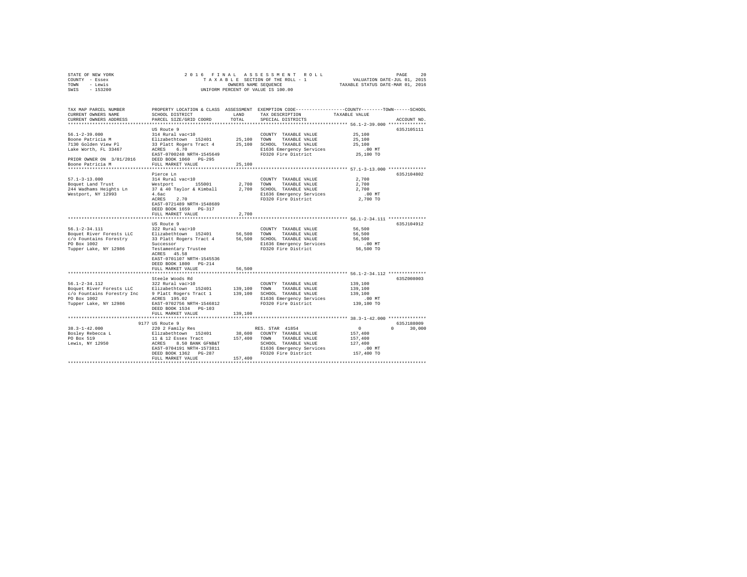STATE OF NEW YORK
COUNTY - Essex
TOWN - Lewis
SWIS - 153200

2016 FINAL ASSESSMENT ROLL
TAXABLE SECTION OF THE ROLL - 1
OWNERS NAME SEQUENCE
UNIFORM PERCENT OF VALUE IS 100.00

VALUATION DATE-JUL 01, 2015
TAXABLE STATUS DATE-MAR 01, 2016

| TAX MAP PARCEL NUMBER / CURRENT OWNERS NAME / CURRENT OWNERS ADDRESS | PROPERTY LOCATION & CLASS / SCHOOL DISTRICT / PARCEL SIZE/GRID COORD | ASSESSMENT LAND / TOTAL | EXEMPTION CODE / TAX DESCRIPTION / SPECIAL DISTRICTS | COUNTY / TOWN / SCHOOL TAXABLE VALUE | ACCOUNT NO. |
|---|---|---|---|---|---|
| **56.1-2-39.000** | US Route 9 | | | | 635J105111 |
| 56.1-2-39.000 | 314 Rural vac<10 | | COUNTY TAXABLE VALUE | 25,100 | |
| Boone Patricia M | Elizabethtown 152401 | 25,100 | TOWN TAXABLE VALUE | 25,100 | |
| 7130 Golden View Pl | 33 Platt Rogers Tract 4 | 25,100 | SCHOOL TAXABLE VALUE | 25,100 | |
| Lake Worth, FL 33467 | ACRES 6.70 | | E1636 Emergency Services | .00 MT | |
| | EAST-0700248 NRTH-1545649 | | FD320 Fire District | 25,100 TO | |
| PRIOR OWNER ON 3/01/2016 | DEED BOOK 1060 PG-295 | | | | |
| Boone Patricia M | FULL MARKET VALUE | 25,100 | | | |
| **57.1-3-13.000** | Pierce Ln | | | | 635J104802 |
| 57.1-3-13.000 | 314 Rural vac<10 | | COUNTY TAXABLE VALUE | 2,700 | |
| Boquet Land Trust | Westport 155001 | 2,700 | TOWN TAXABLE VALUE | 2,700 | |
| 244 Wadhams Heights Ln | 37 & 40 Taylor & Kimball | 2,700 | SCHOOL TAXABLE VALUE | 2,700 | |
| Westport, NY 12993 | 4.6ac | | E1636 Emergency Services | .00 MT | |
| | ACRES 2.70 | | FD320 Fire District | 2,700 TO | |
| | EAST-0721489 NRTH-1548689 | | | | |
| | DEED BOOK 1659 PG-317 | | | | |
| | FULL MARKET VALUE | 2,700 | | | |
| **56.1-2-34.111** | US Route 9 | | | | 635J104912 |
| 56.1-2-34.111 | 322 Rural vac>10 | | COUNTY TAXABLE VALUE | 56,500 | |
| Boquet River Forests LLC | Elizabethtown 152401 | 56,500 | TOWN TAXABLE VALUE | 56,500 | |
| c/o Fountains Forestry | 33 Platt Rogers Tract 4 | 56,500 | SCHOOL TAXABLE VALUE | 56,500 | |
| PO Box 1002 | Successor | | E1636 Emergency Services | .00 MT | |
| Tupper Lake, NY 12986 | Testamentary Trustee | | FD320 Fire District | 56,500 TO | |
| | ACRES 45.58 | | | | |
| | EAST-0701107 NRTH-1545536 | | | | |
| | DEED BOOK 1800 PG-214 | | | | |
| | FULL MARKET VALUE | 56,500 | | | |
| **56.1-2-34.112** | Steele Woods Rd | | | | 635Z008003 |
| 56.1-2-34.112 | 322 Rural vac>10 | | COUNTY TAXABLE VALUE | 139,100 | |
| Boquet River Forests LLC | Elizabethtown 152401 | 139,100 | TOWN TAXABLE VALUE | 139,100 | |
| c/o Fountains Forestry Inc | 9 Platt Rogers Tract 1 | 139,100 | SCHOOL TAXABLE VALUE | 139,100 | |
| PO Box 1002 | ACRES 195.02 | | E1636 Emergency Services | .00 MT | |
| Tupper Lake, NY 12986 | EAST-0702756 NRTH-1546812 | | FD320 Fire District | 139,100 TO | |
| | DEED BOOK 1534 PG-103 | | | | |
| | FULL MARKET VALUE | 139,100 | | | |
| **38.3-1-42.000** | 9177 US Route 9 | | | | 635J188009 |
| 38.3-1-42.000 | 220 2 Family Res | | RES. STAR 41854 | 0 / 0 / 30,000 | |
| Bosley Rebecca L | Elizabethtown 152401 | 38,600 | COUNTY TAXABLE VALUE | 157,400 | |
| PO Box 519 | 11 & 12 Essex Tract | 157,400 | TOWN TAXABLE VALUE | 157,400 | |
| Lewis, NY 12950 | ACRES 8.50 BANK GFNB&T | | SCHOOL TAXABLE VALUE | 127,400 | |
| | EAST-0704191 NRTH-1573811 | | E1636 Emergency Services | .00 MT | |
| | DEED BOOK 1362 PG-287 | | FD320 Fire District | 157,400 TO | |
| | FULL MARKET VALUE | 157,400 | | | |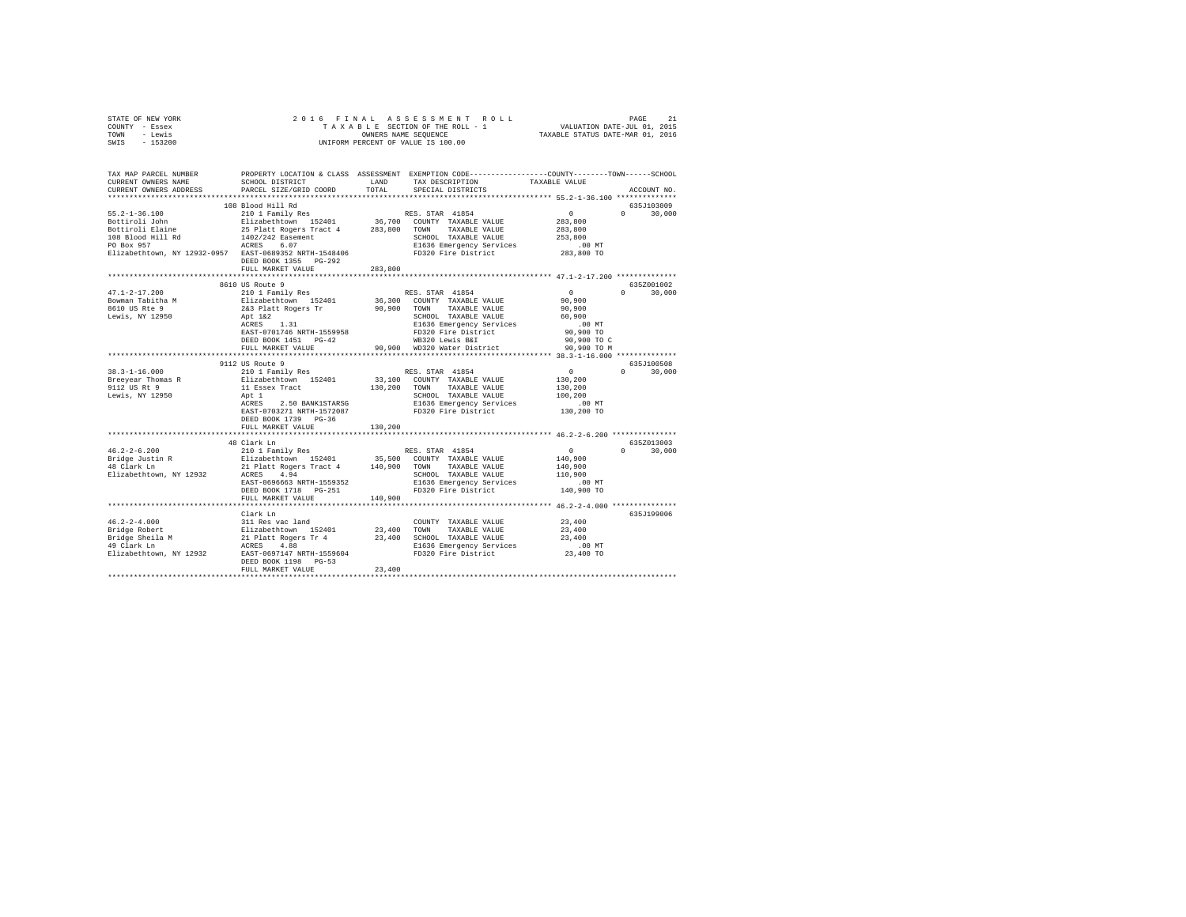STATE OF NEW YORK                    2016 FINAL ASSESSMENT ROLL                    PAGE 21
COUNTY - Essex                    TAXABLE SECTION OF THE ROLL - 1                    VALUATION DATE-JUL 01, 2015
TOWN - Lewis                    OWNERS NAME SEQUENCE                    TAXABLE STATUS DATE-MAR 01, 2016
SWIS - 153200                    UNIFORM PERCENT OF VALUE IS 100.00

```
TAX MAP PARCEL NUMBER          PROPERTY LOCATION & CLASS  ASSESSMENT  EXEMPTION CODE------------------COUNTY--------TOWN------SCHOOL
CURRENT OWNERS NAME            SCHOOL DISTRICT               LAND      TAX DESCRIPTION             TAXABLE VALUE
CURRENT OWNERS ADDRESS         PARCEL SIZE/GRID COORD       TOTAL      SPECIAL DISTRICTS                                  ACCOUNT NO.
******************************************************************************************************* 55.2-1-36.100 **************
                              108 Blood Hill Rd                                                                           635J103009
55.2-1-36.100                 210 1 Family Res                      RES. STAR 41854                 0             0      30,000
Bottiroli John                Elizabethtown  152401      36,700   COUNTY  TAXABLE VALUE          283,800
Bottiroli Elaine              25 Platt Rogers Tract 4   283,800   TOWN    TAXABLE VALUE          283,800
108 Blood Hill Rd             1402/242 Easement                   SCHOOL  TAXABLE VALUE          253,800
PO Box 957                    ACRES    6.07                       E1636 Emergency Services            .00 MT
Elizabethtown, NY 12932-0957  EAST-0689352 NRTH-1548406           FD320 Fire District            283,800 TO
                              DEED BOOK 1355   PG-292
                              FULL MARKET VALUE         283,800
******************************************************************************************************* 47.1-2-17.200 **************
                              8610 US Route 9                                                                             635Z001002
47.1-2-17.200                 210 1 Family Res                      RES. STAR 41854                 0             0      30,000
Bowman Tabitha M              Elizabethtown  152401      36,300   COUNTY  TAXABLE VALUE           90,900
8610 US Rte 9                 2&3 Platt Rogers Tr        90,900   TOWN    TAXABLE VALUE           90,900
Lewis, NY 12950               Apt 1&2                             SCHOOL  TAXABLE VALUE           60,900
                              ACRES    1.31                       E1636 Emergency Services            .00 MT
                              EAST-0701746 NRTH-1559958           FD320 Fire District             90,900 TO
                              DEED BOOK 1451   PG-42              WB320 Lewis B&I                 90,900 TO C
                              FULL MARKET VALUE          90,900   WD320 Water District            90,900 TO M
******************************************************************************************************* 38.3-1-16.000 **************
                              9112 US Route 9                                                                             635J100508
38.3-1-16.000                 210 1 Family Res                      RES. STAR 41854                 0             0      30,000
Breeyear Thomas R             Elizabethtown  152401      33,100   COUNTY  TAXABLE VALUE          130,200
9112 US Rt 9                  11 Essex Tract            130,200   TOWN    TAXABLE VALUE          130,200
Lewis, NY 12950               Apt 1                               SCHOOL  TAXABLE VALUE          100,200
                              ACRES    2.50 BANK1STARSG           E1636 Emergency Services            .00 MT
                              EAST-0703271 NRTH-1572087           FD320 Fire District            130,200 TO
                              DEED BOOK 1739   PG-36
                              FULL MARKET VALUE         130,200
******************************************************************************************************* 46.2-2-6.200 ***************
                              48 Clark Ln                                                                                 635Z013003
46.2-2-6.200                  210 1 Family Res                      RES. STAR 41854                 0             0      30,000
Bridge Justin R               Elizabethtown  152401      35,500   COUNTY  TAXABLE VALUE          140,900
48 Clark Ln                   21 Platt Rogers Tract 4   140,900   TOWN    TAXABLE VALUE          140,900
Elizabethtown, NY 12932       ACRES    4.94                       SCHOOL  TAXABLE VALUE          110,900
                              EAST-0696663 NRTH-1559352           E1636 Emergency Services            .00 MT
                              DEED BOOK 1718   PG-251             FD320 Fire District            140,900 TO
                              FULL MARKET VALUE         140,900
******************************************************************************************************* 46.2-2-4.000 ***************
                              Clark Ln                                                                                    635J199006
46.2-2-4.000                  311 Res vac land                      COUNTY  TAXABLE VALUE           23,400
Bridge Robert                 Elizabethtown  152401      23,400   TOWN    TAXABLE VALUE           23,400
Bridge Sheila M               21 Platt Rogers Tr 4       23,400   SCHOOL  TAXABLE VALUE           23,400
49 Clark Ln                   ACRES    4.88                       E1636 Emergency Services            .00 MT
Elizabethtown, NY 12932       EAST-0697147 NRTH-1559604           FD320 Fire District             23,400 TO
                              DEED BOOK 1198   PG-53
                              FULL MARKET VALUE          23,400
************************************************************************************************************************************
```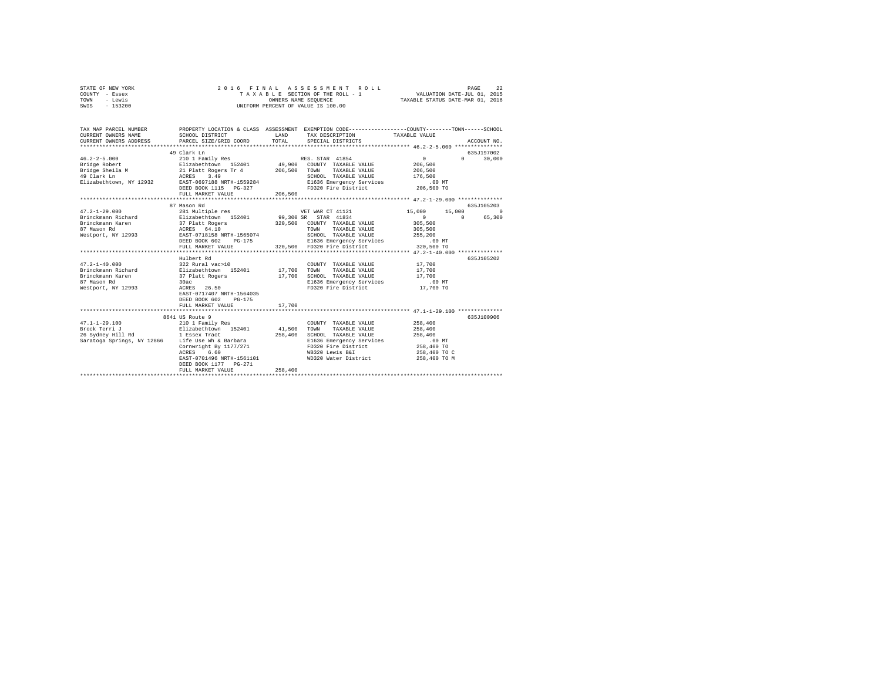STATE OF NEW YORK — COUNTY - Essex — TOWN - Lewis — SWIS - 153200

# 2016 FINAL ASSESSMENT ROLL

TAXABLE SECTION OF THE ROLL - 1
OWNERS NAME SEQUENCE
UNIFORM PERCENT OF VALUE IS 100.00

VALUATION DATE-JUL 01, 2015
TAXABLE STATUS DATE-MAR 01, 2016

```
TAX MAP PARCEL NUMBER          PROPERTY LOCATION & CLASS  ASSESSMENT  EXEMPTION CODE-----------------COUNTY--------TOWN------SCHOOL
CURRENT OWNERS NAME            SCHOOL DISTRICT              LAND      TAX DESCRIPTION            TAXABLE VALUE
CURRENT OWNERS ADDRESS         PARCEL SIZE/GRID COORD       TOTAL     SPECIAL DISTRICTS                                    ACCOUNT NO.
******************************************************************************************************* 46.2-2-5.000 ***************
                               49 Clark Ln                                                                                 635J197002
46.2-2-5.000                   210 1 Family Res                     RES. STAR  41854               0              0        30,000
Bridge Robert                  Elizabethtown  152401        49,900   COUNTY  TAXABLE VALUE        206,500
Bridge Sheila M                21 Platt Rogers Tr 4        206,500   TOWN    TAXABLE VALUE        206,500
49 Clark Ln                    ACRES    3.49                         SCHOOL  TAXABLE VALUE        176,500
Elizabethtown, NY 12932        EAST-0697188 NRTH-1559284             E1636 Emergency Services         .00 MT
                               DEED BOOK 1115   PG-327               FD320 Fire District          206,500 TO
                               FULL MARKET VALUE           206,500
******************************************************************************************************* 47.2-1-29.000 **************
                               87 Mason Rd                                                                                 635J105203
47.2-1-29.000                  281 Multiple res                     VET WAR CT 41121            15,000       15,000             0
Brinckmann Richard             Elizabethtown  152401        99,300 SR   STAR  41834                0            0        65,300
Brinckmann Karen               37 Platt Rogers             320,500   COUNTY  TAXABLE VALUE        305,500
87 Mason Rd                    ACRES   64.10                         TOWN    TAXABLE VALUE        305,500
Westport, NY 12993             EAST-0718158 NRTH-1565074             SCHOOL  TAXABLE VALUE        255,200
                               DEED BOOK 602    PG-175               E1636 Emergency Services         .00 MT
                               FULL MARKET VALUE           320,500   FD320 Fire District          320,500 TO
******************************************************************************************************* 47.2-1-40.000 **************
                               Hulbert Rd                                                                                  635J105202
47.2-1-40.000                  322 Rural vac>10                      COUNTY  TAXABLE VALUE         17,700
Brinckmann Richard             Elizabethtown  152401        17,700   TOWN    TAXABLE VALUE         17,700
Brinckmann Karen               37 Platt Rogers              17,700   SCHOOL  TAXABLE VALUE         17,700
87 Mason Rd                    30ac                                  E1636 Emergency Services         .00 MT
Westport, NY 12993             ACRES   26.50                         FD320 Fire District           17,700 TO
                               EAST-0717407 NRTH-1564035
                               DEED BOOK 602    PG-175
                               FULL MARKET VALUE            17,700
******************************************************************************************************* 47.1-1-29.100 **************
                               8641 US Route 9                                                                             635J100906
47.1-1-29.100                  210 1 Family Res                      COUNTY  TAXABLE VALUE        258,400
Brock Terri J                  Elizabethtown  152401        41,500   TOWN    TAXABLE VALUE        258,400
26 Sydney Hill Rd              1 Essex Tract               258,400   SCHOOL  TAXABLE VALUE        258,400
Saratoga Springs, NY 12866     Life Use Wh & Barbara                 E1636 Emergency Services         .00 MT
                               Cornwright By 1177/271                FD320 Fire District          258,400 TO
                               ACRES    6.60                         WB320 Lewis B&I              258,400 TO C
                               EAST-0701496 NRTH-1561101             WD320 Water District         258,400 TO M
                               DEED BOOK 1177   PG-271
                               FULL MARKET VALUE           258,400
************************************************************************************************************************************
```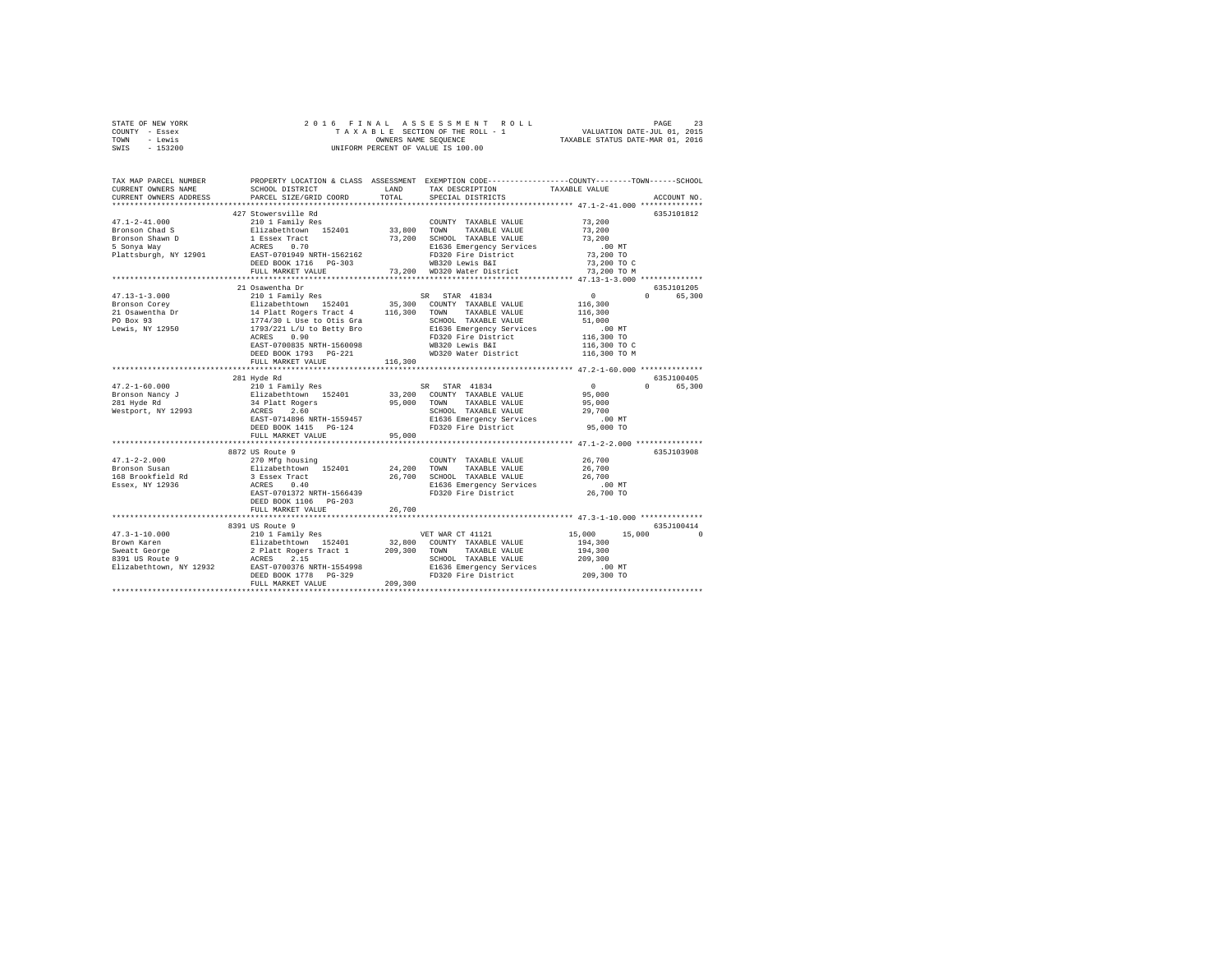STATE OF NEW YORK
COUNTY - Essex
TOWN - Lewis
SWIS - 153200

2016 FINAL ASSESSMENT ROLL
TAXABLE SECTION OF THE ROLL - 1
OWNERS NAME SEQUENCE
UNIFORM PERCENT OF VALUE IS 100.00

VALUATION DATE-JUL 01, 2015
TAXABLE STATUS DATE-MAR 01, 2016

```
TAX MAP PARCEL NUMBER          PROPERTY LOCATION & CLASS  ASSESSMENT  EXEMPTION CODE-----------------COUNTY--------TOWN------SCHOOL
CURRENT OWNERS NAME            SCHOOL DISTRICT               LAND      TAX DESCRIPTION           TAXABLE VALUE
CURRENT OWNERS ADDRESS         PARCEL SIZE/GRID COORD        TOTAL     SPECIAL DISTRICTS                                  ACCOUNT NO.
*********************************************************************************************** 47.1-2-41.000 **************
                               427 Stowersville Rd                                                                     635J101812
47.1-2-41.000                  210 1 Family Res                         COUNTY  TAXABLE VALUE         73,200
Bronson Chad S                 Elizabethtown  152401       33,800      TOWN    TAXABLE VALUE         73,200
Bronson Shawn D                1 Essex Tract                73,200      SCHOOL  TAXABLE VALUE         73,200
5 Sonya Way                    ACRES    0.70                            E1636 Emergency Services          .00 MT
Plattsburgh, NY 12901          EAST-0701949 NRTH-1562162               FD320 Fire District            73,200 TO
                               DEED BOOK 1716   PG-303                  WB320 Lewis B&I                73,200 TO C
                               FULL MARKET VALUE             73,200     WD320 Water District           73,200 TO M
*********************************************************************************************** 47.13-1-3.000 **************
                               21 Osawentha Dr                                                                         635J101205
47.13-1-3.000                  210 1 Family Res                         SR  STAR  41834                    0           0      65,300
Bronson Corey                  Elizabethtown  152401       35,300      COUNTY  TAXABLE VALUE        116,300
21 Osawentha Dr                14 Platt Rogers Tract 4     116,300      TOWN    TAXABLE VALUE        116,300
PO Box 93                      1774/30 L Use to Otis Gra                SCHOOL  TAXABLE VALUE         51,000
Lewis, NY 12950                1793/221 L/U to Betty Bro                E1636 Emergency Services          .00 MT
                               ACRES    0.90                            FD320 Fire District           116,300 TO
                               EAST-0700835 NRTH-1560098               WB320 Lewis B&I               116,300 TO C
                               DEED BOOK 1793   PG-221                  WD320 Water District          116,300 TO M
                               FULL MARKET VALUE            116,300
*********************************************************************************************** 47.2-1-60.000 **************
                               281 Hyde Rd                                                                             635J100405
47.2-1-60.000                  210 1 Family Res                         SR  STAR  41834                    0           0      65,300
Bronson Nancy J                Elizabethtown  152401       33,200      COUNTY  TAXABLE VALUE         95,000
281 Hyde Rd                    34 Platt Rogers              95,000      TOWN    TAXABLE VALUE         95,000
Westport, NY 12993             ACRES    2.60                            SCHOOL  TAXABLE VALUE         29,700
                               EAST-0714896 NRTH-1559457               E1636 Emergency Services          .00 MT
                               DEED BOOK 1415   PG-124                  FD320 Fire District            95,000 TO
                               FULL MARKET VALUE             95,000
*********************************************************************************************** 47.1-2-2.000 ***************
                               8872 US Route 9                                                                         635J103908
47.1-2-2.000                   270 Mfg housing                          COUNTY  TAXABLE VALUE         26,700
Bronson Susan                  Elizabethtown  152401       24,200      TOWN    TAXABLE VALUE         26,700
168 Brookfield Rd              3 Essex Tract                26,700      SCHOOL  TAXABLE VALUE         26,700
Essex, NY 12936                ACRES    0.40                            E1636 Emergency Services          .00 MT
                               EAST-0701372 NRTH-1566439               FD320 Fire District            26,700 TO
                               DEED BOOK 1106   PG-203
                               FULL MARKET VALUE             26,700
*********************************************************************************************** 47.3-1-10.000 **************
                               8391 US Route 9                                                                         635J100414
47.3-1-10.000                  210 1 Family Res                         VET WAR CT 41121              15,000      15,000           0
Brown Karen                    Elizabethtown  152401       32,800      COUNTY  TAXABLE VALUE        194,300
Sweatt George                  2 Platt Rogers Tract 1      209,300      TOWN    TAXABLE VALUE        194,300
8391 US Route 9                ACRES    2.15                            SCHOOL  TAXABLE VALUE        209,300
Elizabethtown, NY 12932        EAST-0700376 NRTH-1554998               E1636 Emergency Services          .00 MT
                               DEED BOOK 1778   PG-329                  FD320 Fire District           209,300 TO
                               FULL MARKET VALUE            209,300
****************************************************************************************************************************
```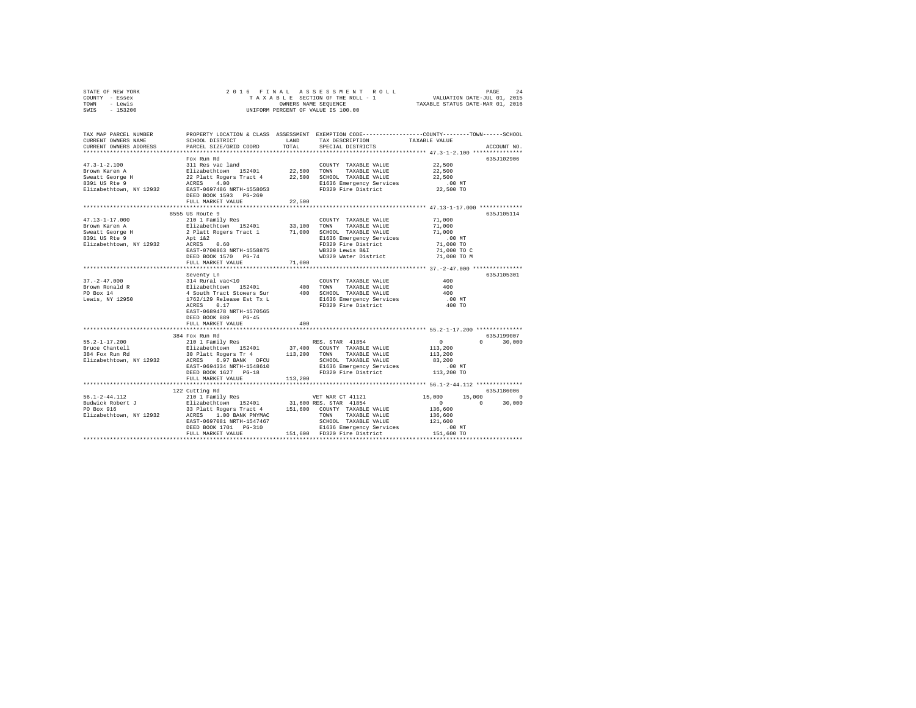STATE OF NEW YORK
COUNTY - Essex
TOWN - Lewis
SWIS - 153200

2016 FINAL ASSESSMENT ROLL
TAXABLE SECTION OF THE ROLL - 1
OWNERS NAME SEQUENCE
UNIFORM PERCENT OF VALUE IS 100.00

VALUATION DATE-JUL 01, 2015
TAXABLE STATUS DATE-MAR 01, 2016

```
TAX MAP PARCEL NUMBER          PROPERTY LOCATION & CLASS  ASSESSMENT  EXEMPTION CODE------------------COUNTY--------TOWN------SCHOOL
CURRENT OWNERS NAME            SCHOOL DISTRICT              LAND      TAX DESCRIPTION            TAXABLE VALUE
CURRENT OWNERS ADDRESS         PARCEL SIZE/GRID COORD       TOTAL     SPECIAL DISTRICTS                                   ACCOUNT NO.
******************************************************************************************************* 47.3-1-2.100 ***************
                               Fox Run Rd                                                                                 635J102906
47.3-1-2.100                   311 Res vac land                        COUNTY  TAXABLE VALUE          22,500
Brown Karen A                  Elizabethtown  152401       22,500     TOWN    TAXABLE VALUE          22,500
Sweatt George H                22 Platt Rogers Tract 4     22,500     SCHOOL  TAXABLE VALUE          22,500
8391 US Rte 9                  ACRES    4.00                          E1636 Emergency Services          .00 MT
Elizabethtown, NY 12932        EAST-0697486 NRTH-1558053              FD320 Fire District             22,500 TO
                               DEED BOOK 1593   PG-269
                               FULL MARKET VALUE           22,500
******************************************************************************************************* 47.13-1-17.000 *************
                               8555 US Route 9                                                                            635J105114
47.13-1-17.000                 210 1 Family Res                        COUNTY  TAXABLE VALUE          71,000
Brown Karen A                  Elizabethtown  152401       33,100     TOWN    TAXABLE VALUE          71,000
Sweatt George H                2 Platt Rogers Tract 1      71,000     SCHOOL  TAXABLE VALUE          71,000
8391 US Rte 9                  Apt 1&2                                E1636 Emergency Services          .00 MT
Elizabethtown, NY 12932        ACRES    0.60                          FD320 Fire District             71,000 TO
                               EAST-0700863 NRTH-1558875              WB320 Lewis B&I                 71,000 TO C
                               DEED BOOK 1570   PG-74                 WD320 Water District            71,000 TO M
                               FULL MARKET VALUE           71,000
******************************************************************************************************* 37.-2-47.000 ***************
                               Seventy Ln                                                                                 635J105301
37.-2-47.000                   314 Rural vac<10                        COUNTY  TAXABLE VALUE             400
Brown Ronald R                 Elizabethtown  152401          400     TOWN    TAXABLE VALUE             400
PO Box 14                      4 South Tract Stowers Sur      400     SCHOOL  TAXABLE VALUE             400
Lewis, NY 12950                1762/129 Release Est Tx L              E1636 Emergency Services          .00 MT
                               ACRES    0.17                          FD320 Fire District                400 TO
                               EAST-0689478 NRTH-1570565
                               DEED BOOK 889    PG-45
                               FULL MARKET VALUE              400
******************************************************************************************************* 55.2-1-17.200 **************
                               384 Fox Run Rd                                                                             635J199007
55.2-1-17.200                  210 1 Family Res                        RES. STAR 41854                    0            0      30,000
Bruce Chantell                 Elizabethtown  152401       37,400     COUNTY  TAXABLE VALUE         113,200
384 Fox Run Rd                 30 Platt Rogers Tr 4       113,200     TOWN    TAXABLE VALUE         113,200
Elizabethtown, NY 12932        ACRES    6.97 BANK  DFCU               SCHOOL  TAXABLE VALUE          83,200
                               EAST-0694334 NRTH-1548610              E1636 Emergency Services          .00 MT
                               DEED BOOK 1627   PG-18                 FD320 Fire District            113,200 TO
                               FULL MARKET VALUE          113,200
******************************************************************************************************* 56.1-2-44.112 **************
                               122 Cutting Rd                                                                             635J186006
56.1-2-44.112                  210 1 Family Res                        VET WAR CT 41121              15,000       15,000           0
Budwick Robert J               Elizabethtown  152401       31,600 RES. STAR 41854                    0            0      30,000
PO Box 916                     33 Platt Rogers Tract 4    151,600     COUNTY  TAXABLE VALUE         136,600
Elizabethtown, NY 12932        ACRES    1.00 BANK PNYMAC              TOWN    TAXABLE VALUE         136,600
                               EAST-0697081 NRTH-1547467              SCHOOL  TAXABLE VALUE         121,600
                               DEED BOOK 1701   PG-310                E1636 Emergency Services          .00 MT
                               FULL MARKET VALUE          151,600     FD320 Fire District            151,600 TO
************************************************************************************************************************************
```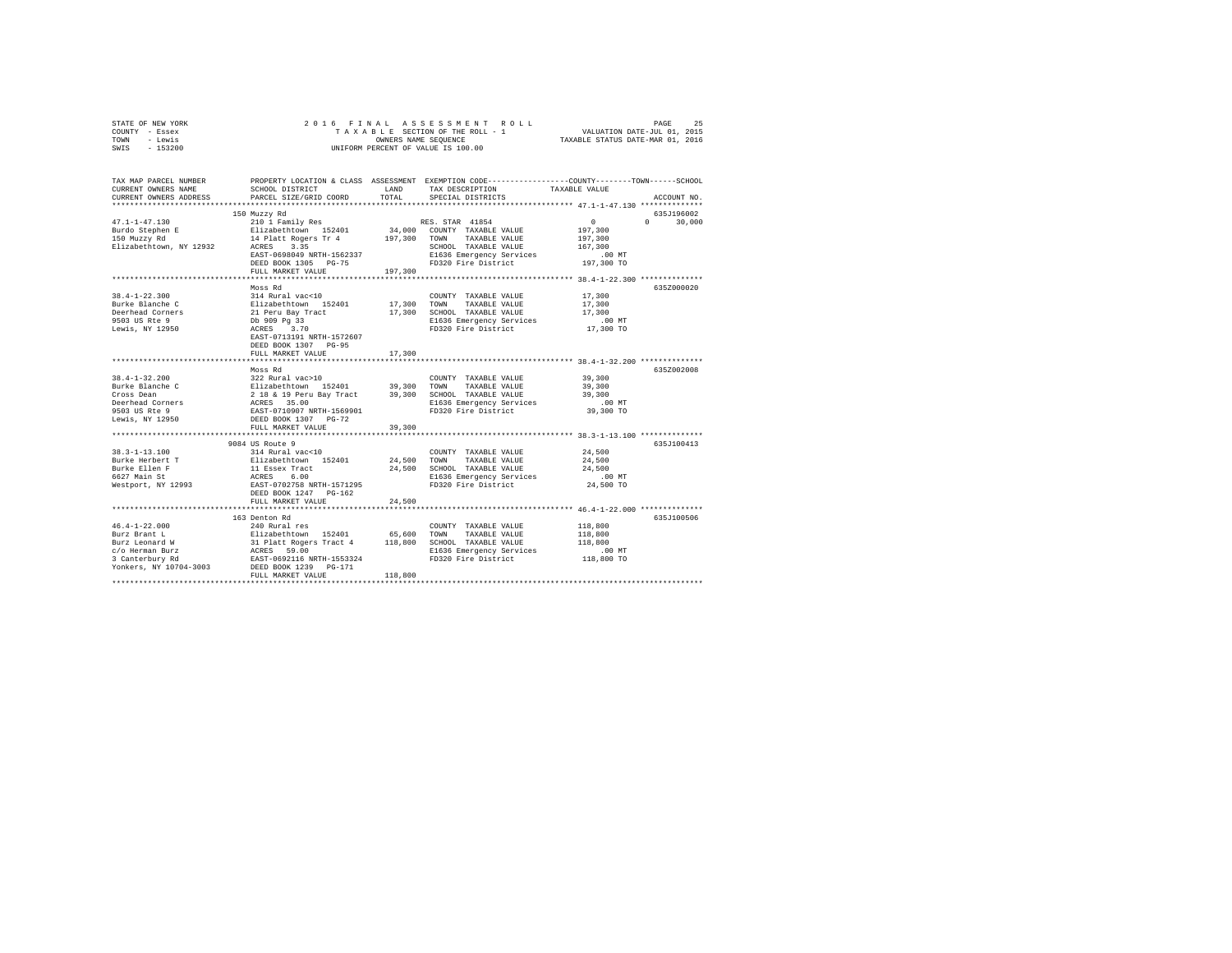STATE OF NEW YORK                    2016 FINAL ASSESSMENT ROLL
COUNTY - Essex                       TAXABLE SECTION OF THE ROLL - 1          VALUATION DATE-JUL 01, 2015
TOWN - Lewis                         OWNERS NAME SEQUENCE                     TAXABLE STATUS DATE-MAR 01, 2016
SWIS - 153200                        UNIFORM PERCENT OF VALUE IS 100.00

```
TAX MAP PARCEL NUMBER     PROPERTY LOCATION & CLASS  ASSESSMENT  EXEMPTION CODE-----------------COUNTY--------TOWN------SCHOOL
CURRENT OWNERS NAME       SCHOOL DISTRICT             LAND       TAX DESCRIPTION            TAXABLE VALUE
CURRENT OWNERS ADDRESS    PARCEL SIZE/GRID COORD      TOTAL      SPECIAL DISTRICTS                                    ACCOUNT NO.
******************************************************************************************** 47.1-1-47.130 **************
                          150 Muzzy Rd                                                                              635J196002
47.1-1-47.130             210 1 Family Res                       RES. STAR 41854                0           0      30,000
Burdo Stephen E           Elizabethtown  152401       34,000   COUNTY  TAXABLE VALUE          197,300
150 Muzzy Rd              14 Platt Rogers Tr 4        197,300  TOWN    TAXABLE VALUE          197,300
Elizabethtown, NY 12932   ACRES    3.35                          SCHOOL  TAXABLE VALUE          167,300
                          EAST-0698049 NRTH-1562337              E1636 Emergency Services          .00 MT
                          DEED BOOK 1305   PG-75                 FD320 Fire District            197,300 TO
                          FULL MARKET VALUE           197,300
******************************************************************************************** 38.4-1-22.300 **************
                          Moss Rd                                                                                   635Z000020
38.4-1-22.300             314 Rural vac<10                       COUNTY  TAXABLE VALUE           17,300
Burke Blanche C           Elizabethtown  152401       17,300   TOWN    TAXABLE VALUE           17,300
Deerhead Corners          21 Peru Bay Tract           17,300   SCHOOL  TAXABLE VALUE           17,300
9503 US Rte 9             Db 909 Pg 33                           E1636 Emergency Services          .00 MT
Lewis, NY 12950           ACRES    3.70                          FD320 Fire District             17,300 TO
                          EAST-0713191 NRTH-1572607
                          DEED BOOK 1307   PG-95
                          FULL MARKET VALUE            17,300
******************************************************************************************** 38.4-1-32.200 **************
                          Moss Rd                                                                                   635Z002008
38.4-1-32.200             322 Rural vac>10                       COUNTY  TAXABLE VALUE           39,300
Burke Blanche C           Elizabethtown  152401       39,300   TOWN    TAXABLE VALUE           39,300
Cross Dean                2 18 & 19 Peru Bay Tract    39,300   SCHOOL  TAXABLE VALUE           39,300
Deerhead Corners          ACRES   35.00                          E1636 Emergency Services          .00 MT
9503 US Rte 9             EAST-0710907 NRTH-1569901              FD320 Fire District             39,300 TO
Lewis, NY 12950           DEED BOOK 1307   PG-72
                          FULL MARKET VALUE            39,300
******************************************************************************************** 38.3-1-13.100 **************
                          9084 US Route 9                                                                           635J100413
38.3-1-13.100             314 Rural vac<10                       COUNTY  TAXABLE VALUE           24,500
Burke Herbert T           Elizabethtown  152401       24,500   TOWN    TAXABLE VALUE           24,500
Burke Ellen F             11 Essex Tract              24,500   SCHOOL  TAXABLE VALUE           24,500
6627 Main St              ACRES    6.00                          E1636 Emergency Services          .00 MT
Westport, NY 12993        EAST-0702758 NRTH-1571295              FD320 Fire District             24,500 TO
                          DEED BOOK 1247   PG-162
                          FULL MARKET VALUE            24,500
******************************************************************************************** 46.4-1-22.000 **************
                          163 Denton Rd                                                                             635J100506
46.4-1-22.000             240 Rural res                          COUNTY  TAXABLE VALUE          118,800
Burz Brant L              Elizabethtown  152401       65,600   TOWN    TAXABLE VALUE          118,800
Burz Leonard W            31 Platt Rogers Tract 4     118,800  SCHOOL  TAXABLE VALUE          118,800
c/o Herman Burz           ACRES   59.00                          E1636 Emergency Services          .00 MT
3 Canterbury Rd           EAST-0692116 NRTH-1553324              FD320 Fire District            118,800 TO
Yonkers, NY 10704-3003    DEED BOOK 1239   PG-171
                          FULL MARKET VALUE           118,800
****************************************************************************************************************************
```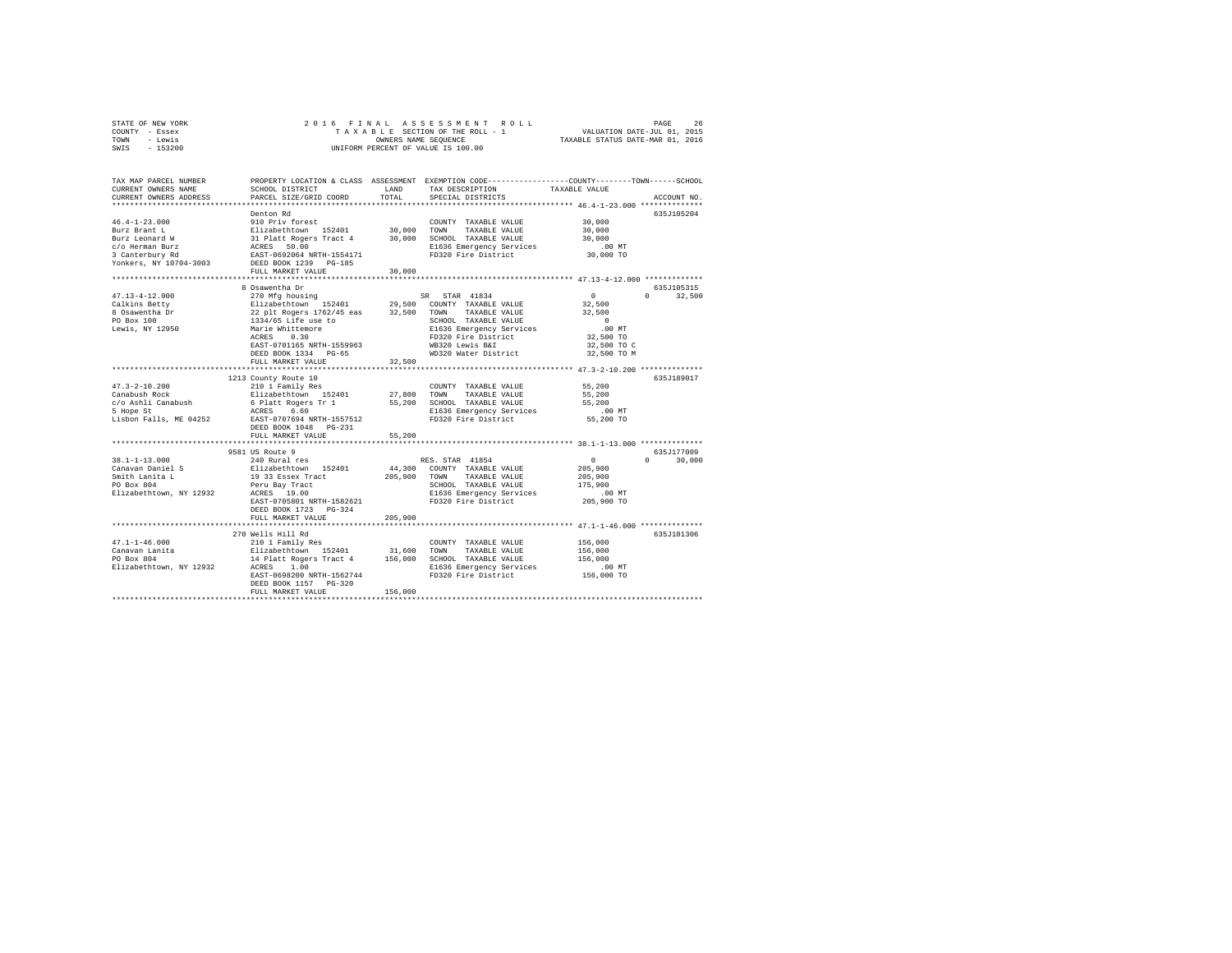STATE OF NEW YORK                2016 FINAL ASSESSMENT ROLL
COUNTY - Essex                   TAXABLE SECTION OF THE ROLL - 1          VALUATION DATE-JUL 01, 2015
TOWN - Lewis                     OWNERS NAME SEQUENCE                     TAXABLE STATUS DATE-MAR 01, 2016
SWIS - 153200                    UNIFORM PERCENT OF VALUE IS 100.00

| TAX MAP PARCEL NUMBER / CURRENT OWNERS NAME / CURRENT OWNERS ADDRESS | PROPERTY LOCATION & CLASS / SCHOOL DISTRICT / PARCEL SIZE/GRID COORD | ASSESSMENT LAND | TOTAL | EXEMPTION CODE / TAX DESCRIPTION / SPECIAL DISTRICTS | COUNTY / TOWN / SCHOOL TAXABLE VALUE | ACCOUNT NO. |
|---|---|---|---|---|---|---|
| 46.4-1-23.000 | Denton Rd | | | | | 635J105204 |
| 46.4-1-23.000 | 910 Priv forest | | | COUNTY TAXABLE VALUE | 30,000 | |
| Burz Brant L | Elizabethtown 152401 | 30,000 | | TOWN TAXABLE VALUE | 30,000 | |
| Burz Leonard W | 31 Platt Rogers Tract 4 | | 30,000 | SCHOOL TAXABLE VALUE | 30,000 | |
| c/o Herman Burz | ACRES 50.00 | | | E1636 Emergency Services | .00 MT | |
| 3 Canterbury Rd | EAST-0692064 NRTH-1554171 | | | FD320 Fire District | 30,000 TO | |
| Yonkers, NY 10704-3003 | DEED BOOK 1239 PG-185 | | | | | |
| | FULL MARKET VALUE | | 30,000 | | | |
| 47.13-4-12.000 | 8 Osawentha Dr | | | | | 635J105315 |
| 47.13-4-12.000 | 270 Mfg housing | | | SR STAR 41834 | 0 / 0 / 32,500 | |
| Calkins Betty | Elizabethtown 152401 | 29,500 | | COUNTY TAXABLE VALUE | 32,500 | |
| 8 Osawentha Dr | 22 plt Rogers 1762/45 eas | | 32,500 | TOWN TAXABLE VALUE | 32,500 | |
| PO Box 100 | 1334/65 Life use to | | | SCHOOL TAXABLE VALUE | 0 | |
| Lewis, NY 12950 | Marie Whittemore | | | E1636 Emergency Services | .00 MT | |
| | ACRES 0.30 | | | FD320 Fire District | 32,500 TO | |
| | EAST-0701165 NRTH-1559963 | | | WB320 Lewis B&I | 32,500 TO C | |
| | DEED BOOK 1334 PG-65 | | | WD320 Water District | 32,500 TO M | |
| | FULL MARKET VALUE | | 32,500 | | | |
| 47.3-2-10.200 | 1213 County Route 10 | | | | | 635J189017 |
| 47.3-2-10.200 | 210 1 Family Res | | | COUNTY TAXABLE VALUE | 55,200 | |
| Canabush Rock | Elizabethtown 152401 | 27,800 | | TOWN TAXABLE VALUE | 55,200 | |
| c/o Ashli Canabush | 6 Platt Rogers Tr 1 | | 55,200 | SCHOOL TAXABLE VALUE | 55,200 | |
| 5 Hope St | ACRES 6.60 | | | E1636 Emergency Services | .00 MT | |
| Lisbon Falls, ME 04252 | EAST-0707694 NRTH-1557512 | | | FD320 Fire District | 55,200 TO | |
| | DEED BOOK 1048 PG-231 | | | | | |
| | FULL MARKET VALUE | | 55,200 | | | |
| 38.1-1-13.000 | 9581 US Route 9 | | | | | 635J177009 |
| 38.1-1-13.000 | 240 Rural res | | | RES. STAR 41854 | 0 / 0 / 30,000 | |
| Canavan Daniel S | Elizabethtown 152401 | 44,300 | | COUNTY TAXABLE VALUE | 205,900 | |
| Smith Lanita L | 19 33 Essex Tract | | 205,900 | TOWN TAXABLE VALUE | 205,900 | |
| PO Box 804 | Peru Bay Tract | | | SCHOOL TAXABLE VALUE | 175,900 | |
| Elizabethtown, NY 12932 | ACRES 19.00 | | | E1636 Emergency Services | .00 MT | |
| | EAST-0705801 NRTH-1582621 | | | FD320 Fire District | 205,900 TO | |
| | DEED BOOK 1723 PG-324 | | | | | |
| | FULL MARKET VALUE | | 205,900 | | | |
| 47.1-1-46.000 | 270 Wells Hill Rd | | | | | 635J101306 |
| 47.1-1-46.000 | 210 1 Family Res | | | COUNTY TAXABLE VALUE | 156,000 | |
| Canavan Lanita | Elizabethtown 152401 | 31,600 | | TOWN TAXABLE VALUE | 156,000 | |
| PO Box 804 | 14 Platt Rogers Tract 4 | | 156,000 | SCHOOL TAXABLE VALUE | 156,000 | |
| Elizabethtown, NY 12932 | ACRES 1.00 | | | E1636 Emergency Services | .00 MT | |
| | EAST-0698200 NRTH-1562744 | | | FD320 Fire District | 156,000 TO | |
| | DEED BOOK 1157 PG-320 | | | | | |
| | FULL MARKET VALUE | | 156,000 | | | |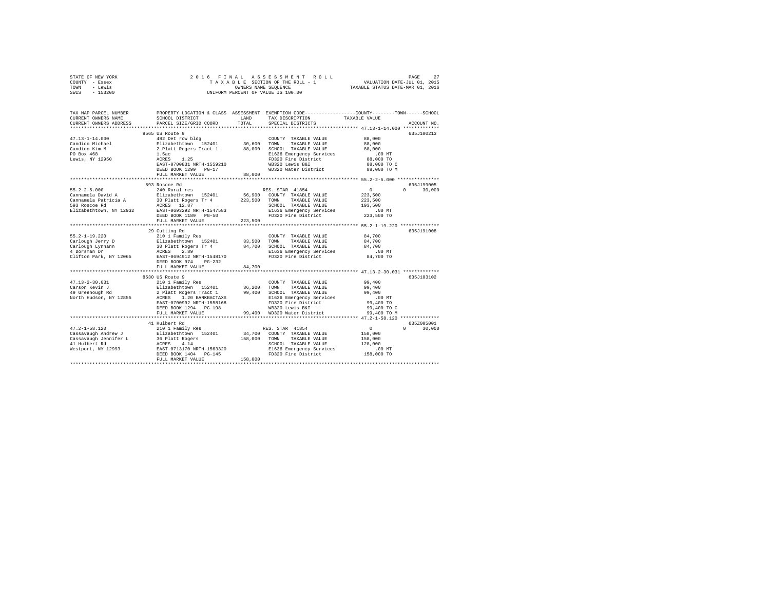STATE OF NEW YORK
COUNTY - Essex
TOWN - Lewis
SWIS - 153200

2016 FINAL ASSESSMENT ROLL
TAXABLE SECTION OF THE ROLL - 1
OWNERS NAME SEQUENCE
UNIFORM PERCENT OF VALUE IS 100.00

VALUATION DATE-JUL 01, 2015
TAXABLE STATUS DATE-MAR 01, 2016

```
TAX MAP PARCEL NUMBER     PROPERTY LOCATION & CLASS  ASSESSMENT  EXEMPTION CODE-----------------COUNTY--------TOWN------SCHOOL
CURRENT OWNERS NAME       SCHOOL DISTRICT               LAND      TAX DESCRIPTION            TAXABLE VALUE
CURRENT OWNERS ADDRESS    PARCEL SIZE/GRID COORD        TOTAL     SPECIAL DISTRICTS                                   ACCOUNT NO.
*********************************************************************************************** 47.13-1-14.000 *************
                          8565 US Route 9                                                                         635J100213
47.13-1-14.000            482 Det row bldg                        COUNTY  TAXABLE VALUE          88,000
Candido Michael           Elizabethtown  152401        30,600    TOWN    TAXABLE VALUE          88,000
Candido Kim M             2 Platt Rogers Tract 1       88,000    SCHOOL  TAXABLE VALUE          88,000
PO Box 468                1.5ac                                   E1636 Emergency Services          .00 MT
Lewis, NY 12950           ACRES    1.25                           FD320 Fire District            88,000 TO
                          EAST-0700831 NRTH-1559210               WB320 Lewis B&I                88,000 TO C
                          DEED BOOK 1299   PG-17                  WD320 Water District           88,000 TO M
                          FULL MARKET VALUE             88,000
*********************************************************************************************** 55.2-2-5.000 ***************
                          593 Roscoe Rd                                                                           635J199005
55.2-2-5.000              240 Rural res                           RES. STAR  41854                    0          0     30,000
Cannamela David A         Elizabethtown  152401        56,900    COUNTY  TAXABLE VALUE         223,500
Cannamela Patricia A      30 Platt Rogers Tr 4        223,500    TOWN    TAXABLE VALUE         223,500
593 Roscoe Rd             ACRES   12.87                           SCHOOL  TAXABLE VALUE         193,500
Elizabethtown, NY 12932   EAST-0693292 NRTH-1547583               E1636 Emergency Services          .00 MT
                          DEED BOOK 1189   PG-50                  FD320 Fire District           223,500 TO
                          FULL MARKET VALUE            223,500
*********************************************************************************************** 55.2-1-19.220 **************
                          29 Cutting Rd                                                                           635J191008
55.2-1-19.220             210 1 Family Res                        COUNTY  TAXABLE VALUE          84,700
Carlough Jerry D          Elizabethtown  152401        33,500    TOWN    TAXABLE VALUE          84,700
Carlough Lynnann          30 Platt Rogers Tr 4         84,700    SCHOOL  TAXABLE VALUE          84,700
4 Dorsman Dr              ACRES    2.89                           E1636 Emergency Services          .00 MT
Clifton Park, NY 12065    EAST-0694912 NRTH-1548170               FD320 Fire District            84,700 TO
                          DEED BOOK 974    PG-232
                          FULL MARKET VALUE             84,700
*********************************************************************************************** 47.13-2-30.031 *************
                          8530 US Route 9                                                                         635J103102
47.13-2-30.031            210 1 Family Res                        COUNTY  TAXABLE VALUE          99,400
Carson Kevin J            Elizabethtown  152401        36,200    TOWN    TAXABLE VALUE          99,400
49 Greenough Rd           2 Platt Rogers Tract 1       99,400    SCHOOL  TAXABLE VALUE          99,400
North Hudson, NY 12855    ACRES    1.20 BANKBACTAXS               E1636 Emergency Services          .00 MT
                          EAST-0700992 NRTH-1558168               FD320 Fire District            99,400 TO
                          DEED BOOK 1294   PG-198                 WB320 Lewis B&I                99,400 TO C
                          FULL MARKET VALUE             99,400   WD320 Water District           99,400 TO M
*********************************************************************************************** 47.2-1-58.120 **************
                          41 Hulbert Rd                                                                           635Z005001
47.2-1-58.120             210 1 Family Res                        RES. STAR  41854                    0          0     30,000
Cassavaugh Andrew J       Elizabethtown  152401        34,700    COUNTY  TAXABLE VALUE         158,000
Cassavaugh Jennifer L     36 Platt Rogers             158,000    TOWN    TAXABLE VALUE         158,000
41 Hulbert Rd             ACRES    4.14                           SCHOOL  TAXABLE VALUE         128,000
Westport, NY 12993        EAST-0713170 NRTH-1563320               E1636 Emergency Services          .00 MT
                          DEED BOOK 1404   PG-145                 FD320 Fire District           158,000 TO
                          FULL MARKET VALUE            158,000
****************************************************************************************************************************
```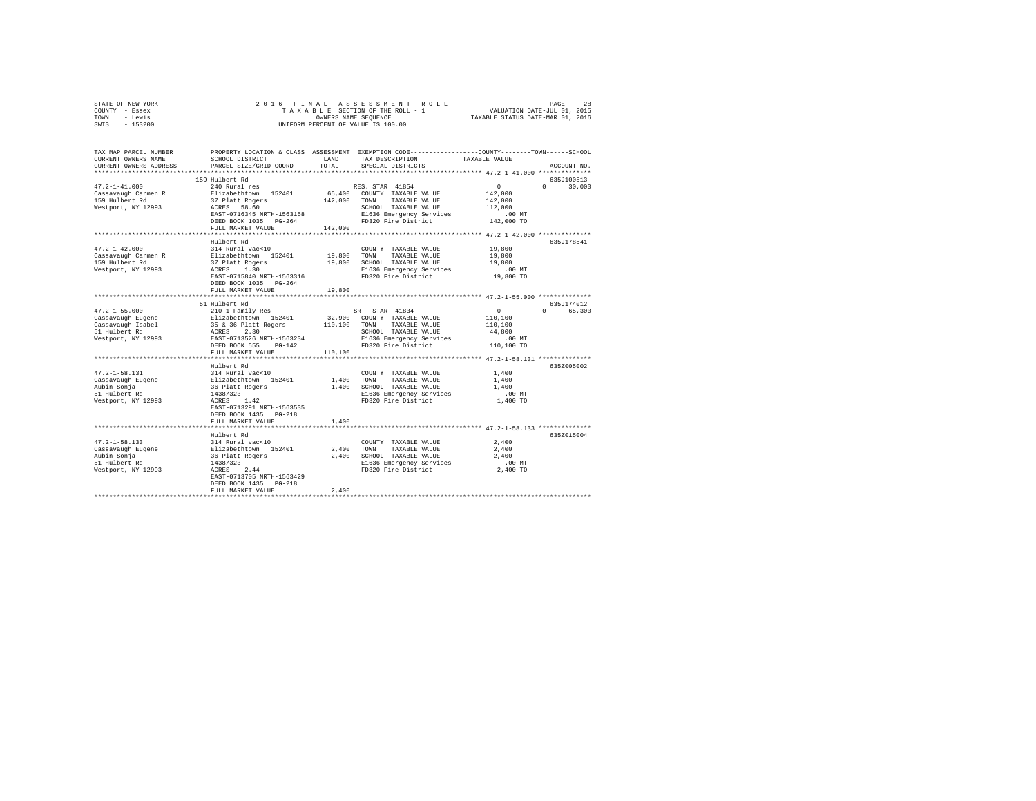STATE OF NEW YORK 2016 FINAL ASSESSMENT ROLL
COUNTY - Essex TAXABLE SECTION OF THE ROLL - 1 VALUATION DATE-JUL 01, 2015
TOWN - Lewis OWNERS NAME SEQUENCE TAXABLE STATUS DATE-MAR 01, 2016
SWIS - 153200 UNIFORM PERCENT OF VALUE IS 100.00

```
TAX MAP PARCEL NUMBER          PROPERTY LOCATION & CLASS  ASSESSMENT  EXEMPTION CODE-----------------COUNTY--------TOWN------SCHOOL
CURRENT OWNERS NAME            SCHOOL DISTRICT             LAND       TAX DESCRIPTION            TAXABLE VALUE
CURRENT OWNERS ADDRESS         PARCEL SIZE/GRID COORD      TOTAL      SPECIAL DISTRICTS                                     ACCOUNT NO.
******************************************************************************************************* 47.2-1-41.000 **************
                               159 Hulbert Rd                                                                               635J100513
47.2-1-41.000                  240 Rural res                          RES. STAR 41854                  0          0      30,000
Cassavaugh Carmen R            Elizabethtown  152401        65,400    COUNTY  TAXABLE VALUE        142,000
159 Hulbert Rd                 37 Platt Rogers             142,000    TOWN    TAXABLE VALUE        142,000
Westport, NY 12993             ACRES   58.60                          SCHOOL  TAXABLE VALUE        112,000
                               EAST-0716345 NRTH-1563158              E1636 Emergency Services          .00 MT
                               DEED BOOK 1035   PG-264                FD320 Fire District           142,000 TO
                               FULL MARKET VALUE           142,000
******************************************************************************************************* 47.2-1-42.000 **************
                               Hulbert Rd                                                                                   635J178541
47.2-1-42.000                  314 Rural vac<10                       COUNTY  TAXABLE VALUE         19,800
Cassavaugh Carmen R            Elizabethtown  152401        19,800    TOWN    TAXABLE VALUE         19,800
159 Hulbert Rd                 37 Platt Rogers              19,800    SCHOOL  TAXABLE VALUE         19,800
Westport, NY 12993             ACRES    1.30                          E1636 Emergency Services          .00 MT
                               EAST-0715840 NRTH-1563316              FD320 Fire District            19,800 TO
                               DEED BOOK 1035   PG-264
                               FULL MARKET VALUE            19,800
******************************************************************************************************* 47.2-1-55.000 **************
                               51 Hulbert Rd                                                                                635J174012
47.2-1-55.000                  210 1 Family Res                       SR  STAR 41834                   0          0      65,300
Cassavaugh Eugene              Elizabethtown  152401        32,900    COUNTY  TAXABLE VALUE        110,100
Cassavaugh Isabel              35 & 36 Platt Rogers        110,100    TOWN    TAXABLE VALUE        110,100
51 Hulbert Rd                  ACRES    2.30                          SCHOOL  TAXABLE VALUE         44,800
Westport, NY 12993             EAST-0713526 NRTH-1563234              E1636 Emergency Services          .00 MT
                               DEED BOOK 555    PG-142                FD320 Fire District           110,100 TO
                               FULL MARKET VALUE           110,100
******************************************************************************************************* 47.2-1-58.131 **************
                               Hulbert Rd                                                                                   635Z005002
47.2-1-58.131                  314 Rural vac<10                       COUNTY  TAXABLE VALUE          1,400
Cassavaugh Eugene              Elizabethtown  152401         1,400    TOWN    TAXABLE VALUE          1,400
Aubin Sonja                    36 Platt Rogers               1,400    SCHOOL  TAXABLE VALUE          1,400
51 Hulbert Rd                  1438/323                               E1636 Emergency Services          .00 MT
Westport, NY 12993             ACRES    1.42                          FD320 Fire District             1,400 TO
                               EAST-0713291 NRTH-1563535
                               DEED BOOK 1435   PG-218
                               FULL MARKET VALUE             1,400
******************************************************************************************************* 47.2-1-58.133 **************
                               Hulbert Rd                                                                                   635Z015004
47.2-1-58.133                  314 Rural vac<10                       COUNTY  TAXABLE VALUE          2,400
Cassavaugh Eugene              Elizabethtown  152401         2,400    TOWN    TAXABLE VALUE          2,400
Aubin Sonja                    36 Platt Rogers               2,400    SCHOOL  TAXABLE VALUE          2,400
51 Hulbert Rd                  1438/323                               E1636 Emergency Services          .00 MT
Westport, NY 12993             ACRES    2.44                          FD320 Fire District             2,400 TO
                               EAST-0713705 NRTH-1563429
                               DEED BOOK 1435   PG-218
                               FULL MARKET VALUE             2,400
************************************************************************************************************************************
```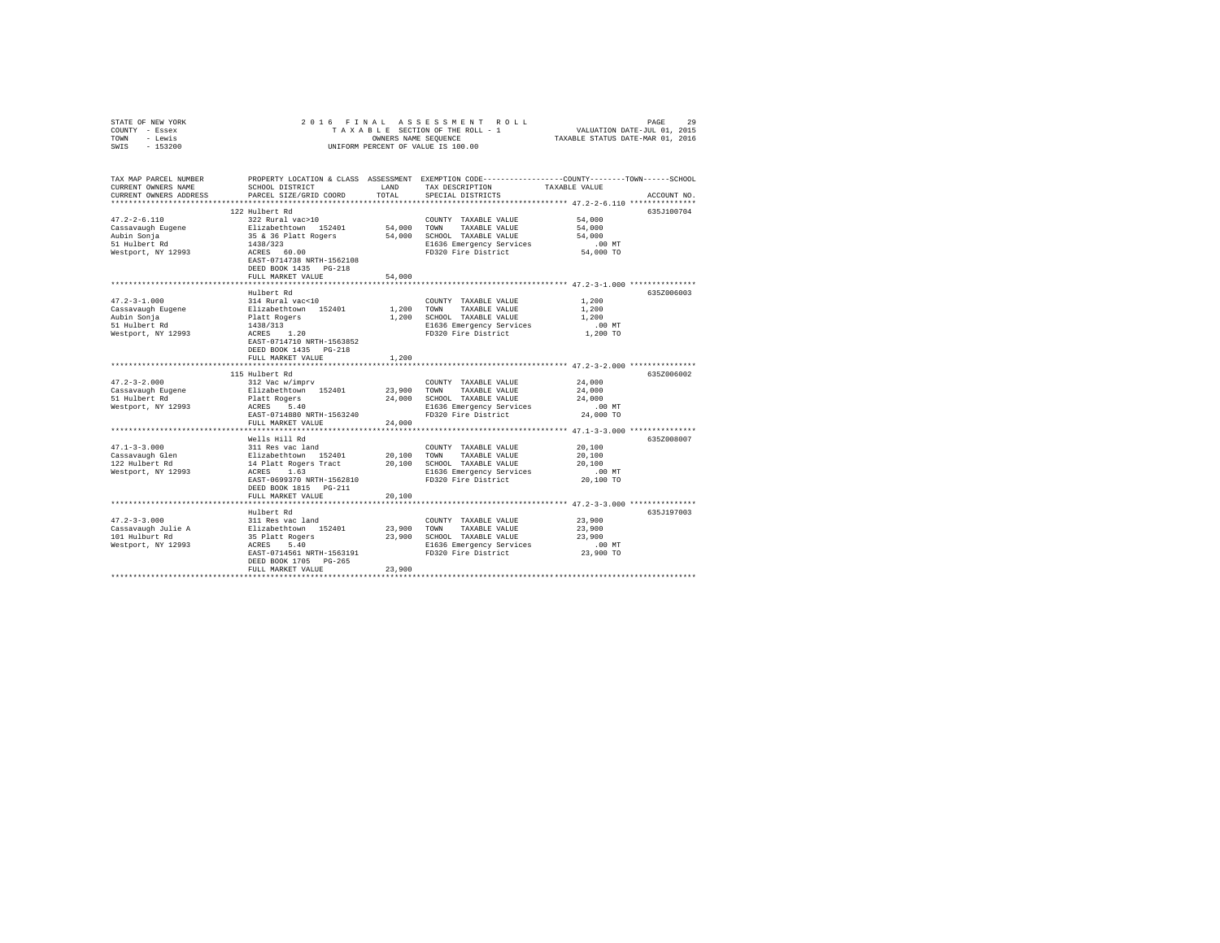STATE OF NEW YORK
COUNTY - Essex
TOWN - Lewis
SWIS - 153200

2016 FINAL ASSESSMENT ROLL
TAXABLE SECTION OF THE ROLL - 1
OWNERS NAME SEQUENCE
UNIFORM PERCENT OF VALUE IS 100.00

VALUATION DATE-JUL 01, 2015
TAXABLE STATUS DATE-MAR 01, 2016

| TAX MAP PARCEL NUMBER / CURRENT OWNERS NAME / CURRENT OWNERS ADDRESS | PROPERTY LOCATION & CLASS / SCHOOL DISTRICT / PARCEL SIZE/GRID COORD | ASSESSMENT LAND / TOTAL | EXEMPTION CODE / TAX DESCRIPTION / SPECIAL DISTRICTS | COUNTY / TOWN / SCHOOL TAXABLE VALUE | ACCOUNT NO. |
|---|---|---|---|---|---|
| 47.2-2-6.110 | 122 Hulbert Rd | | | | 635J100704 |
| | 322 Rural vac>10 | | COUNTY TAXABLE VALUE | 54,000 | |
| Cassavaugh Eugene | Elizabethtown 152401 | 54,000 | TOWN TAXABLE VALUE | 54,000 | |
| Aubin Sonja | 35 & 36 Platt Rogers | 54,000 | SCHOOL TAXABLE VALUE | 54,000 | |
| 51 Hulbert Rd | 1438/323 | | E1636 Emergency Services | .00 MT | |
| Westport, NY 12993 | ACRES 60.00 | | FD320 Fire District | 54,000 TO | |
| | EAST-0714738 NRTH-1562108 | | | | |
| | DEED BOOK 1435 PG-218 | | | | |
| | FULL MARKET VALUE | 54,000 | | | |
| 47.2-3-1.000 | Hulbert Rd | | | | 635Z006003 |
| | 314 Rural vac<10 | | COUNTY TAXABLE VALUE | 1,200 | |
| Cassavaugh Eugene | Elizabethtown 152401 | 1,200 | TOWN TAXABLE VALUE | 1,200 | |
| Aubin Sonja | Platt Rogers | 1,200 | SCHOOL TAXABLE VALUE | 1,200 | |
| 51 Hulbert Rd | 1438/313 | | E1636 Emergency Services | .00 MT | |
| Westport, NY 12993 | ACRES 1.20 | | FD320 Fire District | 1,200 TO | |
| | EAST-0714710 NRTH-1563852 | | | | |
| | DEED BOOK 1435 PG-218 | | | | |
| | FULL MARKET VALUE | 1,200 | | | |
| 47.2-3-2.000 | 115 Hulbert Rd | | | | 635Z006002 |
| | 312 Vac w/imprv | | COUNTY TAXABLE VALUE | 24,000 | |
| Cassavaugh Eugene | Elizabethtown 152401 | 23,900 | TOWN TAXABLE VALUE | 24,000 | |
| 51 Hulbert Rd | Platt Rogers | 24,000 | SCHOOL TAXABLE VALUE | 24,000 | |
| Westport, NY 12993 | ACRES 5.40 | | E1636 Emergency Services | .00 MT | |
| | EAST-0714880 NRTH-1563240 | | FD320 Fire District | 24,000 TO | |
| | FULL MARKET VALUE | 24,000 | | | |
| 47.1-3-3.000 | Wells Hill Rd | | | | 635Z008007 |
| | 311 Res vac land | | COUNTY TAXABLE VALUE | 20,100 | |
| Cassavaugh Glen | Elizabethtown 152401 | 20,100 | TOWN TAXABLE VALUE | 20,100 | |
| 122 Hulbert Rd | 14 Platt Rogers Tract | 20,100 | SCHOOL TAXABLE VALUE | 20,100 | |
| Westport, NY 12993 | ACRES 1.63 | | E1636 Emergency Services | .00 MT | |
| | EAST-0699370 NRTH-1562810 | | FD320 Fire District | 20,100 TO | |
| | DEED BOOK 1815 PG-211 | | | | |
| | FULL MARKET VALUE | 20,100 | | | |
| 47.2-3-3.000 | Hulbert Rd | | | | 635J197003 |
| | 311 Res vac land | | COUNTY TAXABLE VALUE | 23,900 | |
| Cassavaugh Julie A | Elizabethtown 152401 | 23,900 | TOWN TAXABLE VALUE | 23,900 | |
| 101 Hulburt Rd | 35 Platt Rogers | 23,900 | SCHOOL TAXABLE VALUE | 23,900 | |
| Westport, NY 12993 | ACRES 5.40 | | E1636 Emergency Services | .00 MT | |
| | EAST-0714561 NRTH-1563191 | | FD320 Fire District | 23,900 TO | |
| | DEED BOOK 1705 PG-265 | | | | |
| | FULL MARKET VALUE | 23,900 | | | |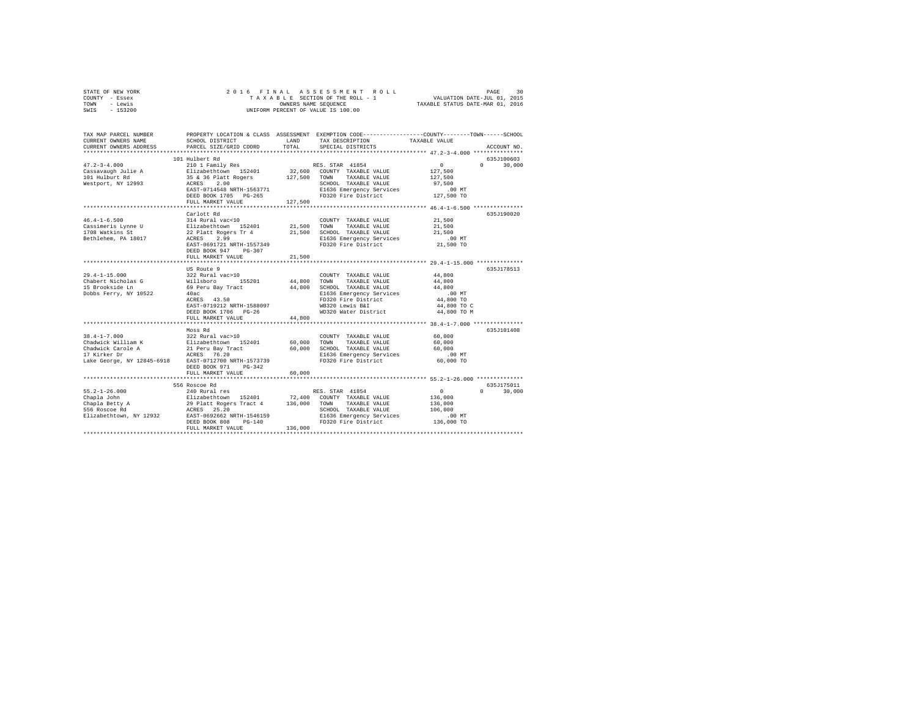STATE OF NEW YORK
COUNTY - Essex
TOWN - Lewis
SWIS - 153200

2016 FINAL ASSESSMENT ROLL
TAXABLE SECTION OF THE ROLL - 1
OWNERS NAME SEQUENCE
UNIFORM PERCENT OF VALUE IS 100.00

VALUATION DATE-JUL 01, 2015
TAXABLE STATUS DATE-MAR 01, 2016

```
TAX MAP PARCEL NUMBER          PROPERTY LOCATION & CLASS  ASSESSMENT  EXEMPTION CODE-----------------COUNTY--------TOWN------SCHOOL
CURRENT OWNERS NAME            SCHOOL DISTRICT             LAND       TAX DESCRIPTION            TAXABLE VALUE
CURRENT OWNERS ADDRESS         PARCEL SIZE/GRID COORD      TOTAL      SPECIAL DISTRICTS                                    ACCOUNT NO.
************************************************************************************************ 47.2-3-4.000 ***************
                               101 Hulbert Rd                                                                          635J100603
47.2-3-4.000                   210 1 Family Res                       RES. STAR 41854                  0            0     30,000
Cassavaugh Julie A             Elizabethtown  152401       32,600     COUNTY  TAXABLE VALUE        127,500
101 Hulburt Rd                 35 & 36 Platt Rogers       127,500     TOWN    TAXABLE VALUE        127,500
Westport, NY 12993             ACRES    2.00                          SCHOOL  TAXABLE VALUE         97,500
                               EAST-0714548 NRTH-1563771              E1636 Emergency Services          .00 MT
                               DEED BOOK 1705   PG-265                FD320 Fire District          127,500 TO
                               FULL MARKET VALUE          127,500
************************************************************************************************ 46.4-1-6.500 ***************
                               Carlott Rd                                                                              635J190020
46.4-1-6.500                   314 Rural vac<10                       COUNTY  TAXABLE VALUE         21,500
Cassimeris Lynne U             Elizabethtown  152401       21,500     TOWN    TAXABLE VALUE         21,500
1708 Watkins St                22 Platt Rogers Tr 4        21,500     SCHOOL  TAXABLE VALUE         21,500
Bethlehem, PA 18017            ACRES    2.99                          E1636 Emergency Services          .00 MT
                               EAST-0691721 NRTH-1557349              FD320 Fire District           21,500 TO
                               DEED BOOK 947    PG-307
                               FULL MARKET VALUE           21,500
************************************************************************************************ 29.4-1-15.000 **************
                               US Route 9                                                                              635J178513
29.4-1-15.000                  322 Rural vac>10                       COUNTY  TAXABLE VALUE         44,800
Chabert Nicholas G             Willsboro      155201       44,800     TOWN    TAXABLE VALUE         44,800
15 Brookside Ln                69 Peru Bay Tract           44,800     SCHOOL  TAXABLE VALUE         44,800
Dobbs Ferry, NY 10522          40ac                                   E1636 Emergency Services          .00 MT
                               ACRES   43.50                          FD320 Fire District           44,800 TO
                               EAST-0719212 NRTH-1588097              WB320 Lewis B&I               44,800 TO C
                               DEED BOOK 1706   PG-26                 WD320 Water District          44,800 TO M
                               FULL MARKET VALUE           44,800
************************************************************************************************ 38.4-1-7.000 ***************
                               Moss Rd                                                                                 635J101408
38.4-1-7.000                   322 Rural vac>10                       COUNTY  TAXABLE VALUE         60,000
Chadwick William K             Elizabethtown  152401       60,000     TOWN    TAXABLE VALUE         60,000
Chadwick Carole A              21 Peru Bay Tract           60,000     SCHOOL  TAXABLE VALUE         60,000
17 Kirker Dr                   ACRES   76.20                          E1636 Emergency Services          .00 MT
Lake George, NY 12845-6918     EAST-0712700 NRTH-1573739              FD320 Fire District           60,000 TO
                               DEED BOOK 971    PG-342
                               FULL MARKET VALUE           60,000
************************************************************************************************ 55.2-1-26.000 **************
                               556 Roscoe Rd                                                                           635J175011
55.2-1-26.000                  240 Rural res                          RES. STAR 41854                  0            0     30,000
Chapla John                    Elizabethtown  152401       72,400     COUNTY  TAXABLE VALUE        136,000
Chapla Betty A                 29 Platt Rogers Tract 4    136,000     TOWN    TAXABLE VALUE        136,000
556 Roscoe Rd                  ACRES   25.20                          SCHOOL  TAXABLE VALUE        106,000
Elizabethtown, NY 12932        EAST-0692662 NRTH-1546159              E1636 Emergency Services          .00 MT
                               DEED BOOK 808    PG-140                FD320 Fire District          136,000 TO
                               FULL MARKET VALUE          136,000
****************************************************************************************************************************
```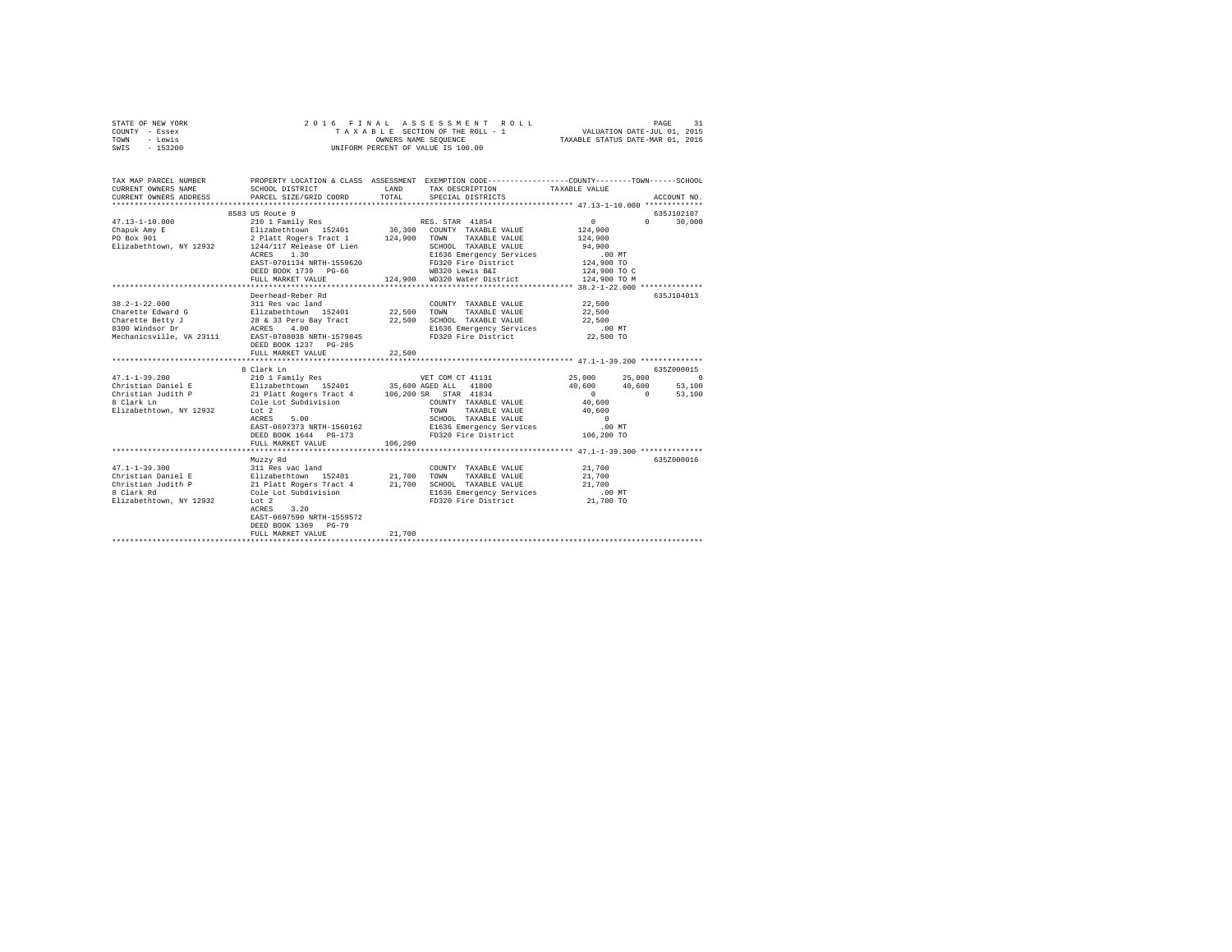STATE OF NEW YORK
COUNTY - Essex
TOWN - Lewis
SWIS - 153200

2 0 1 6 F I N A L A S S E S S M E N T R O L L
T A X A B L E SECTION OF THE ROLL - 1
OWNERS NAME SEQUENCE
UNIFORM PERCENT OF VALUE IS 100.00

VALUATION DATE-JUL 01, 2015
TAXABLE STATUS DATE-MAR 01, 2016

```
TAX MAP PARCEL NUMBER          PROPERTY LOCATION & CLASS  ASSESSMENT  EXEMPTION CODE-----------------COUNTY--------TOWN------SCHOOL
CURRENT OWNERS NAME            SCHOOL DISTRICT              LAND      TAX DESCRIPTION             TAXABLE VALUE
CURRENT OWNERS ADDRESS         PARCEL SIZE/GRID COORD       TOTAL     SPECIAL DISTRICTS                                        ACCOUNT NO.
******************************************************************************************************* 47.13-1-10.000 *************
                               8583 US Route 9                                                                              635J102107
47.13-1-10.000                 210 1 Family Res                       RES. STAR 41854                    0          0       30,000
Chapuk Amy E                   Elizabethtown  152401        36,300    COUNTY  TAXABLE VALUE        124,900
PO Box 901                     2 Platt Rogers Tract 1      124,900    TOWN    TAXABLE VALUE        124,900
Elizabethtown, NY 12932        1244/117 Release Of Lien               SCHOOL  TAXABLE VALUE         94,900
                               ACRES    1.30                          E1636 Emergency Services            .00 MT
                               EAST-0701134 NRTH-1559620              FD320 Fire District           124,900 TO
                               DEED BOOK 1739   PG-66                 WB320 Lewis B&I               124,900 TO C
                               FULL MARKET VALUE           124,900    WD320 Water District          124,900 TO M
******************************************************************************************************* 38.2-1-22.000 **************
                               Deerhead-Reber Rd                                                                            635J104013
38.2-1-22.000                  311 Res vac land                       COUNTY  TAXABLE VALUE         22,500
Charette Edward G              Elizabethtown  152401        22,500    TOWN    TAXABLE VALUE         22,500
Charette Betty J               28 & 33 Peru Bay Tract       22,500    SCHOOL  TAXABLE VALUE         22,500
8300 Windsor Dr                ACRES    4.00                          E1636 Emergency Services            .00 MT
Mechanicsville, VA 23111       EAST-0708038 NRTH-1579845              FD320 Fire District            22,500 TO
                               DEED BOOK 1237   PG-285
                               FULL MARKET VALUE            22,500
******************************************************************************************************* 47.1-1-39.200 **************
                               8 Clark Ln                                                                                   635Z000015
47.1-1-39.200                  210 1 Family Res                       VET COM CT 41131              25,000     25,000            0
Christian Daniel E             Elizabethtown  152401        35,600    AGED ALL  41800               40,600     40,600       53,100
Christian Judith P             21 Platt Rogers Tract 4     106,200    SR   STAR  41834                   0          0       53,100
8 Clark Ln                     Cole Lot Subdivision                   COUNTY  TAXABLE VALUE         40,600
Elizabethtown, NY 12932        Lot 2                                  TOWN    TAXABLE VALUE         40,600
                               ACRES    5.00                          SCHOOL  TAXABLE VALUE              0
                               EAST-0697373 NRTH-1560162              E1636 Emergency Services            .00 MT
                               DEED BOOK 1644   PG-173                FD320 Fire District           106,200 TO
                               FULL MARKET VALUE           106,200
******************************************************************************************************* 47.1-1-39.300 **************
                               Muzzy Rd                                                                                     635Z000016
47.1-1-39.300                  311 Res vac land                       COUNTY  TAXABLE VALUE         21,700
Christian Daniel E             Elizabethtown  152401        21,700    TOWN    TAXABLE VALUE         21,700
Christian Judith P             21 Platt Rogers Tract 4      21,700    SCHOOL  TAXABLE VALUE         21,700
8 Clark Rd                     Cole Lot Subdivision                   E1636 Emergency Services            .00 MT
Elizabethtown, NY 12932        Lot 2                                  FD320 Fire District            21,700 TO
                               ACRES    3.20
                               EAST-0697590 NRTH-1559572
                               DEED BOOK 1369   PG-79
                               FULL MARKET VALUE            21,700
************************************************************************************************************************************
```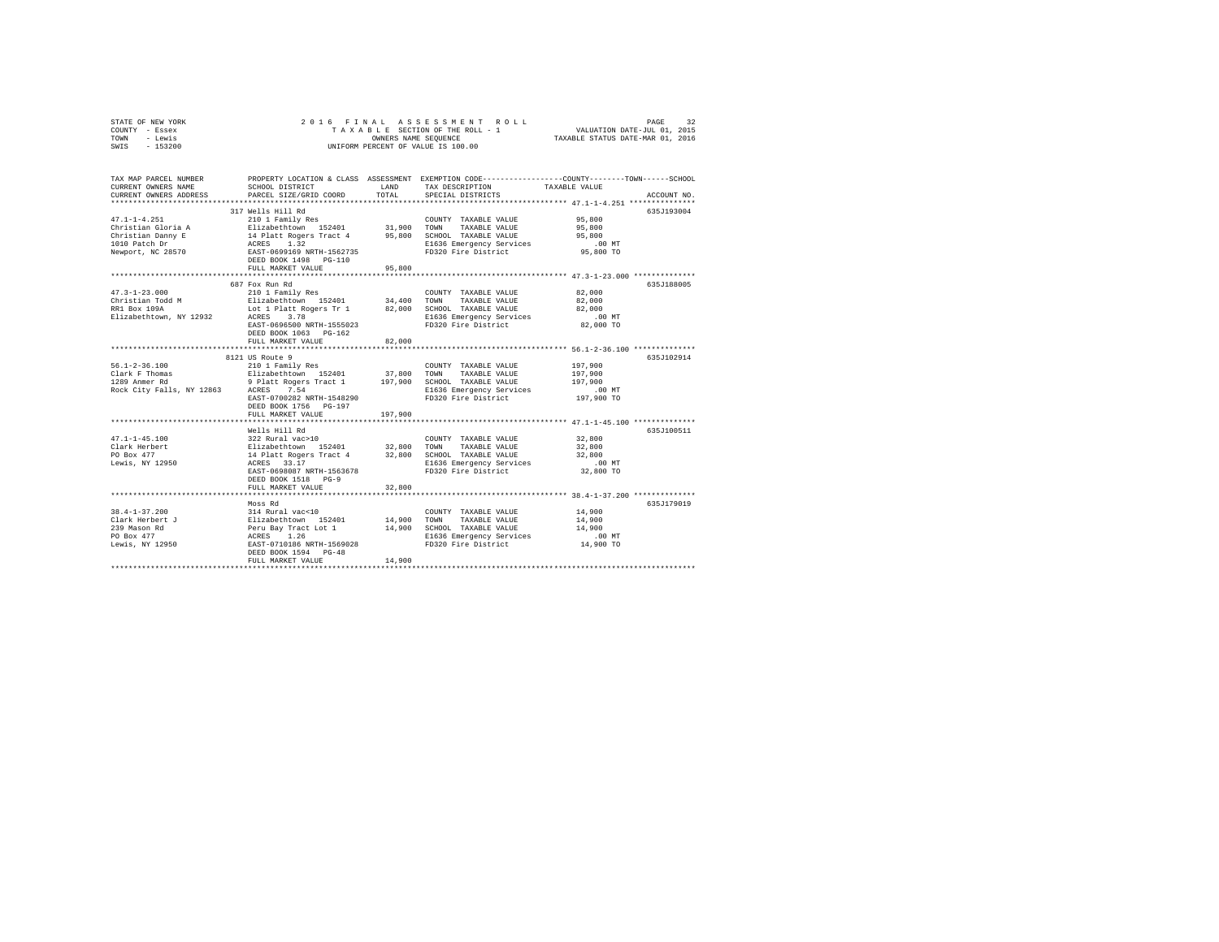STATE OF NEW YORK
COUNTY - Essex
TOWN - Lewis
SWIS - 153200

2016 FINAL ASSESSMENT ROLL
TAXABLE SECTION OF THE ROLL - 1
OWNERS NAME SEQUENCE
UNIFORM PERCENT OF VALUE IS 100.00

VALUATION DATE-JUL 01, 2015
TAXABLE STATUS DATE-MAR 01, 2016

| TAX MAP PARCEL NUMBER / CURRENT OWNERS NAME / CURRENT OWNERS ADDRESS | PROPERTY LOCATION & CLASS / SCHOOL DISTRICT / PARCEL SIZE/GRID COORD | ASSESSMENT LAND | TOTAL | EXEMPTION CODE / TAX DESCRIPTION / SPECIAL DISTRICTS | TAXABLE VALUE (COUNTY / TOWN / SCHOOL) | ACCOUNT NO. |
|---|---|---|---|---|---|---|
| 47.1-1-4.251 | 317 Wells Hill Rd | | | | | 635J193004 |
| | 210 1 Family Res | | | COUNTY TAXABLE VALUE | 95,800 | |
| Christian Gloria A | Elizabethtown 152401 | 31,900 | | TOWN TAXABLE VALUE | 95,800 | |
| Christian Danny E | 14 Platt Rogers Tract 4 | | 95,800 | SCHOOL TAXABLE VALUE | 95,800 | |
| 1010 Patch Dr | ACRES 1.32 | | | E1636 Emergency Services | .00 MT | |
| Newport, NC 28570 | EAST-0699169 NRTH-1562735 | | | FD320 Fire District | 95,800 TO | |
| | DEED BOOK 1498 PG-110 | | | | | |
| | FULL MARKET VALUE | | 95,800 | | | |
| 47.3-1-23.000 | 687 Fox Run Rd | | | | | 635J188005 |
| | 210 1 Family Res | | | COUNTY TAXABLE VALUE | 82,000 | |
| Christian Todd M | Elizabethtown 152401 | 34,400 | | TOWN TAXABLE VALUE | 82,000 | |
| RR1 Box 109A | Lot 1 Platt Rogers Tr 1 | | 82,000 | SCHOOL TAXABLE VALUE | 82,000 | |
| Elizabethtown, NY 12932 | ACRES 3.78 | | | E1636 Emergency Services | .00 MT | |
| | EAST-0696500 NRTH-1555023 | | | FD320 Fire District | 82,000 TO | |
| | DEED BOOK 1063 PG-162 | | | | | |
| | FULL MARKET VALUE | | 82,000 | | | |
| 56.1-2-36.100 | 8121 US Route 9 | | | | | 635J102914 |
| | 210 1 Family Res | | | COUNTY TAXABLE VALUE | 197,900 | |
| Clark F Thomas | Elizabethtown 152401 | 37,800 | | TOWN TAXABLE VALUE | 197,900 | |
| 1289 Anmer Rd | 9 Platt Rogers Tract 1 | | 197,900 | SCHOOL TAXABLE VALUE | 197,900 | |
| Rock City Falls, NY 12863 | ACRES 7.54 | | | E1636 Emergency Services | .00 MT | |
| | EAST-0700202 NRTH-1548290 | | | FD320 Fire District | 197,900 TO | |
| | DEED BOOK 1756 PG-197 | | | | | |
| | FULL MARKET VALUE | | 197,900 | | | |
| 47.1-1-45.100 | Wells Hill Rd | | | | | 635J100511 |
| | 322 Rural vac>10 | | | COUNTY TAXABLE VALUE | 32,800 | |
| Clark Herbert | Elizabethtown 152401 | 32,800 | | TOWN TAXABLE VALUE | 32,800 | |
| PO Box 477 | 14 Platt Rogers Tract 4 | | 32,800 | SCHOOL TAXABLE VALUE | 32,800 | |
| Lewis, NY 12950 | ACRES 33.17 | | | E1636 Emergency Services | .00 MT | |
| | EAST-0698087 NRTH-1563678 | | | FD320 Fire District | 32,800 TO | |
| | DEED BOOK 1518 PG-9 | | | | | |
| | FULL MARKET VALUE | | 32,800 | | | |
| 38.4-1-37.200 | Moss Rd | | | | | 635J179019 |
| | 314 Rural vac<10 | | | COUNTY TAXABLE VALUE | 14,900 | |
| Clark Herbert J | Elizabethtown 152401 | 14,900 | | TOWN TAXABLE VALUE | 14,900 | |
| 239 Mason Rd | Peru Bay Tract Lot 1 | | 14,900 | SCHOOL TAXABLE VALUE | 14,900 | |
| PO Box 477 | ACRES 1.26 | | | E1636 Emergency Services | .00 MT | |
| Lewis, NY 12950 | EAST-0710186 NRTH-1569028 | | | FD320 Fire District | 14,900 TO | |
| | DEED BOOK 1594 PG-48 | | | | | |
| | FULL MARKET VALUE | | 14,900 | | | |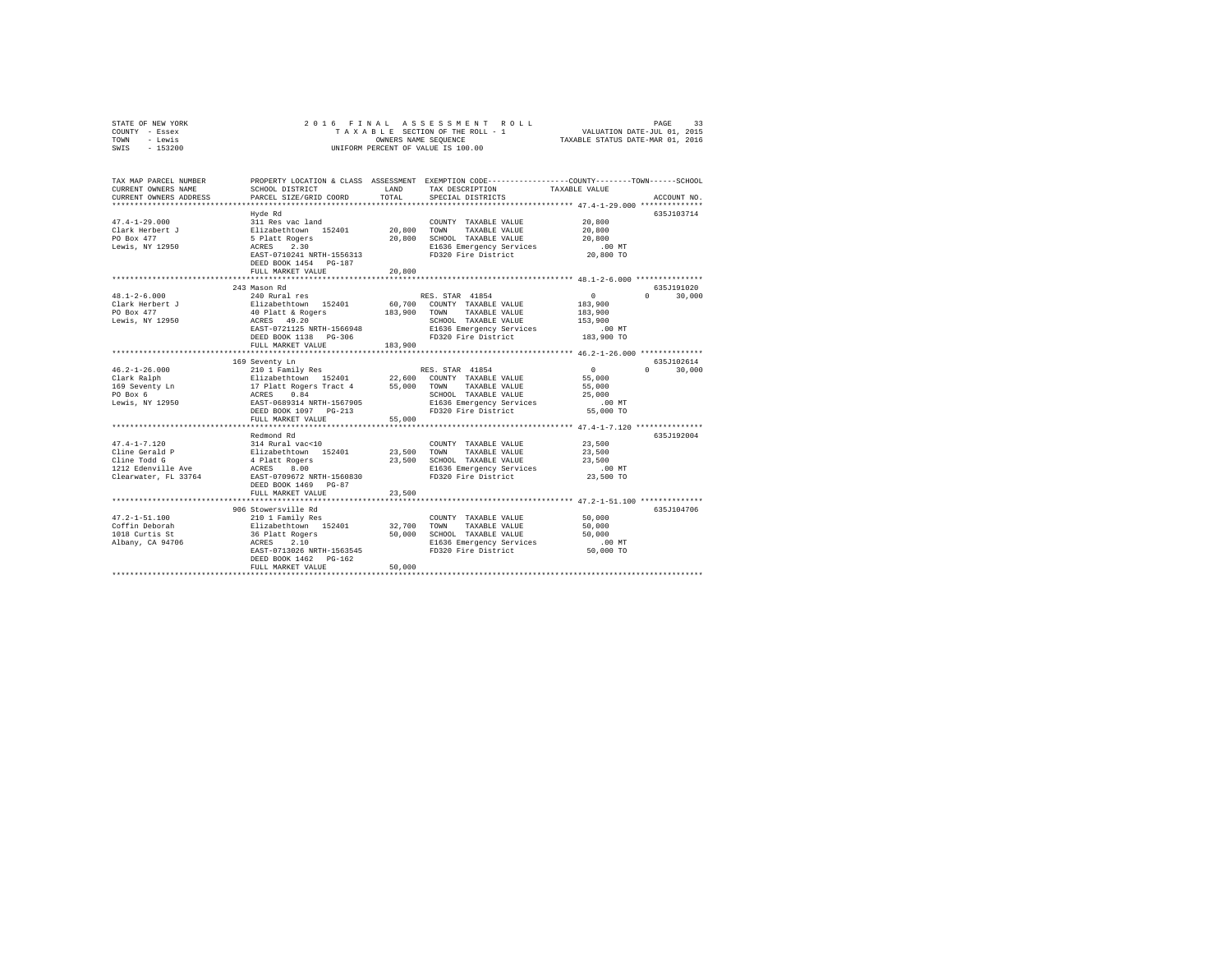STATE OF NEW YORK
COUNTY - Essex
TOWN - Lewis
SWIS - 153200

2016 FINAL ASSESSMENT ROLL
TAXABLE SECTION OF THE ROLL - 1
OWNERS NAME SEQUENCE
UNIFORM PERCENT OF VALUE IS 100.00

VALUATION DATE-JUL 01, 2015
TAXABLE STATUS DATE-MAR 01, 2016

```
TAX MAP PARCEL NUMBER      PROPERTY LOCATION & CLASS  ASSESSMENT  EXEMPTION CODE-----------------COUNTY--------TOWN------SCHOOL
CURRENT OWNERS NAME        SCHOOL DISTRICT             LAND       TAX DESCRIPTION          TAXABLE VALUE
CURRENT OWNERS ADDRESS     PARCEL SIZE/GRID COORD      TOTAL      SPECIAL DISTRICTS                                 ACCOUNT NO.
********************************************************************************************** 47.4-1-29.000 **************
                           Hyde Rd                                                                                635J103714
47.4-1-29.000              311 Res vac land                       COUNTY  TAXABLE VALUE          20,800
Clark Herbert J            Elizabethtown  152401       20,800     TOWN    TAXABLE VALUE          20,800
PO Box 477                 5 Platt Rogers              20,800     SCHOOL  TAXABLE VALUE          20,800
Lewis, NY 12950            ACRES    2.30                          E1636 Emergency Services          .00 MT
                           EAST-0710241 NRTH-1556313              FD320 Fire District            20,800 TO
                           DEED BOOK 1454   PG-187
                           FULL MARKET VALUE           20,800
********************************************************************************************** 48.1-2-6.000 ***************
                           243 Mason Rd                                                                           635J191020
48.1-2-6.000               240 Rural res                          RES. STAR  41854                 0          0     30,000
Clark Herbert J            Elizabethtown  152401       60,700     COUNTY  TAXABLE VALUE         183,900
PO Box 477                 40 Platt & Rogers          183,900     TOWN    TAXABLE VALUE         183,900
Lewis, NY 12950            ACRES   49.20                          SCHOOL  TAXABLE VALUE         153,900
                           EAST-0721125 NRTH-1566948              E1636 Emergency Services          .00 MT
                           DEED BOOK 1138   PG-306                FD320 Fire District           183,900 TO
                           FULL MARKET VALUE          183,900
********************************************************************************************** 46.2-1-26.000 **************
                           169 Seventy Ln                                                                         635J102614
46.2-1-26.000              210 1 Family Res                       RES. STAR  41854                 0          0     30,000
Clark Ralph                Elizabethtown  152401       22,600     COUNTY  TAXABLE VALUE          55,000
169 Seventy Ln             17 Platt Rogers Tract 4     55,000     TOWN    TAXABLE VALUE          55,000
PO Box 6                   ACRES    0.84                          SCHOOL  TAXABLE VALUE          25,000
Lewis, NY 12950            EAST-0689314 NRTH-1567905              E1636 Emergency Services          .00 MT
                           DEED BOOK 1097   PG-213                FD320 Fire District            55,000 TO
                           FULL MARKET VALUE           55,000
********************************************************************************************** 47.4-1-7.120 ***************
                           Redmond Rd                                                                             635J192004
47.4-1-7.120               314 Rural vac<10                       COUNTY  TAXABLE VALUE          23,500
Cline Gerald P             Elizabethtown  152401       23,500     TOWN    TAXABLE VALUE          23,500
Cline Todd G               4 Platt Rogers              23,500     SCHOOL  TAXABLE VALUE          23,500
1212 Edenville Ave         ACRES    8.00                          E1636 Emergency Services          .00 MT
Clearwater, FL 33764       EAST-0709672 NRTH-1560830              FD320 Fire District            23,500 TO
                           DEED BOOK 1469   PG-87
                           FULL MARKET VALUE           23,500
********************************************************************************************** 47.2-1-51.100 **************
                           906 Stowersville Rd                                                                    635J104706
47.2-1-51.100              210 1 Family Res                       COUNTY  TAXABLE VALUE          50,000
Coffin Deborah             Elizabethtown  152401       32,700     TOWN    TAXABLE VALUE          50,000
1018 Curtis St             36 Platt Rogers             50,000     SCHOOL  TAXABLE VALUE          50,000
Albany, CA 94706           ACRES    2.10                          E1636 Emergency Services          .00 MT
                           EAST-0713026 NRTH-1563545              FD320 Fire District            50,000 TO
                           DEED BOOK 1462   PG-162
                           FULL MARKET VALUE           50,000
****************************************************************************************************************************
```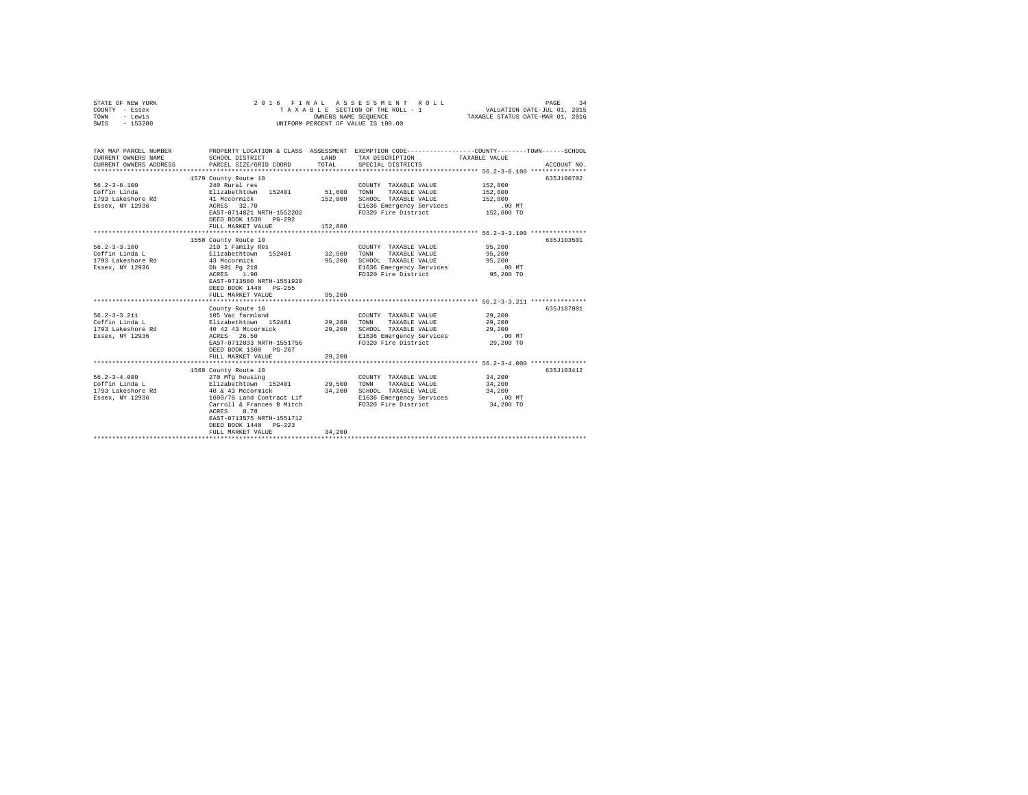STATE OF NEW YORK
COUNTY - Essex
TOWN - Lewis
SWIS - 153200

2016 FINAL ASSESSMENT ROLL
TAXABLE SECTION OF THE ROLL - 1
OWNERS NAME SEQUENCE
UNIFORM PERCENT OF VALUE IS 100.00

VALUATION DATE-JUL 01, 2015
TAXABLE STATUS DATE-MAR 01, 2016

| TAX MAP PARCEL NUMBER / CURRENT OWNERS NAME / CURRENT OWNERS ADDRESS | PROPERTY LOCATION & CLASS / SCHOOL DISTRICT / PARCEL SIZE/GRID COORD | ASSESSMENT LAND | ASSESSMENT TOTAL | EXEMPTION CODE / TAX DESCRIPTION / SPECIAL DISTRICTS | TAXABLE VALUE (COUNTY / TOWN / SCHOOL) | ACCOUNT NO. |
|---|---|---|---|---|---|---|
| **56.2-3-6.100** | 1579 County Route 10 | | | | | 635J100702 |
| Coffin Linda | 240 Rural res | | | COUNTY TAXABLE VALUE | 152,800 | |
| 1793 Lakeshore Rd | Elizabethtown 152401 | 51,600 | | TOWN TAXABLE VALUE | 152,800 | |
| Essex, NY 12936 | 41 Mccormick | | 152,800 | SCHOOL TAXABLE VALUE | 152,800 | |
| | ACRES 32.70 | | | E1636 Emergency Services | .00 MT | |
| | EAST-0714821 NRTH-1552202 | | | FD320 Fire District | 152,800 TO | |
| | DEED BOOK 1538 PG-292 | | | | | |
| | FULL MARKET VALUE | | 152,800 | | | |
| **56.2-3-3.100** | 1558 County Route 10 | | | | | 635J103501 |
| Coffin Linda L | 210 1 Family Res | | | COUNTY TAXABLE VALUE | 95,200 | |
| 1793 Lakeshore Rd | Elizabethtown 152401 | 32,500 | | TOWN TAXABLE VALUE | 95,200 | |
| Essex, NY 12936 | 43 Mccormick | | 95,200 | SCHOOL TAXABLE VALUE | 95,200 | |
| | Db 981 Pg 218 | | | E1636 Emergency Services | .00 MT | |
| | ACRES 1.90 | | | FD320 Fire District | 95,200 TO | |
| | EAST-0713580 NRTH-1551920 | | | | | |
| | DEED BOOK 1440 PG-255 | | | | | |
| | FULL MARKET VALUE | | 95,200 | | | |
| **56.2-3-3.211** | County Route 10 | | | | | 635J187001 |
| Coffin Linda L | 105 Vac farmland | | | COUNTY TAXABLE VALUE | 29,200 | |
| 1793 Lakeshore Rd | Elizabethtown 152401 | 29,200 | | TOWN TAXABLE VALUE | 29,200 | |
| Essex, NY 12936 | 40 42 43 Mccormick | | 29,200 | SCHOOL TAXABLE VALUE | 29,200 | |
| | ACRES 26.50 | | | E1636 Emergency Services | .00 MT | |
| | EAST-0712833 NRTH-1551756 | | | FD320 Fire District | 29,200 TO | |
| | DEED BOOK 1500 PG-267 | | | | | |
| | FULL MARKET VALUE | | 29,200 | | | |
| **56.2-3-4.000** | 1568 County Route 10 | | | | | 635J103412 |
| Coffin Linda L | 270 Mfg housing | | | COUNTY TAXABLE VALUE | 34,200 | |
| 1793 Lakeshore Rd | Elizabethtown 152401 | 29,500 | | TOWN TAXABLE VALUE | 34,200 | |
| Essex, NY 12936 | 40 & 43 Mccormick | | 34,200 | SCHOOL TAXABLE VALUE | 34,200 | |
| | 1600/78 Land Contract Lif | | | E1636 Emergency Services | .00 MT | |
| | Carroll & Frances B Mitch | | | FD320 Fire District | 34,200 TO | |
| | ACRES 0.78 | | | | | |
| | EAST-0713575 NRTH-1551712 | | | | | |
| | DEED BOOK 1440 PG-223 | | | | | |
| | FULL MARKET VALUE | | 34,200 | | | |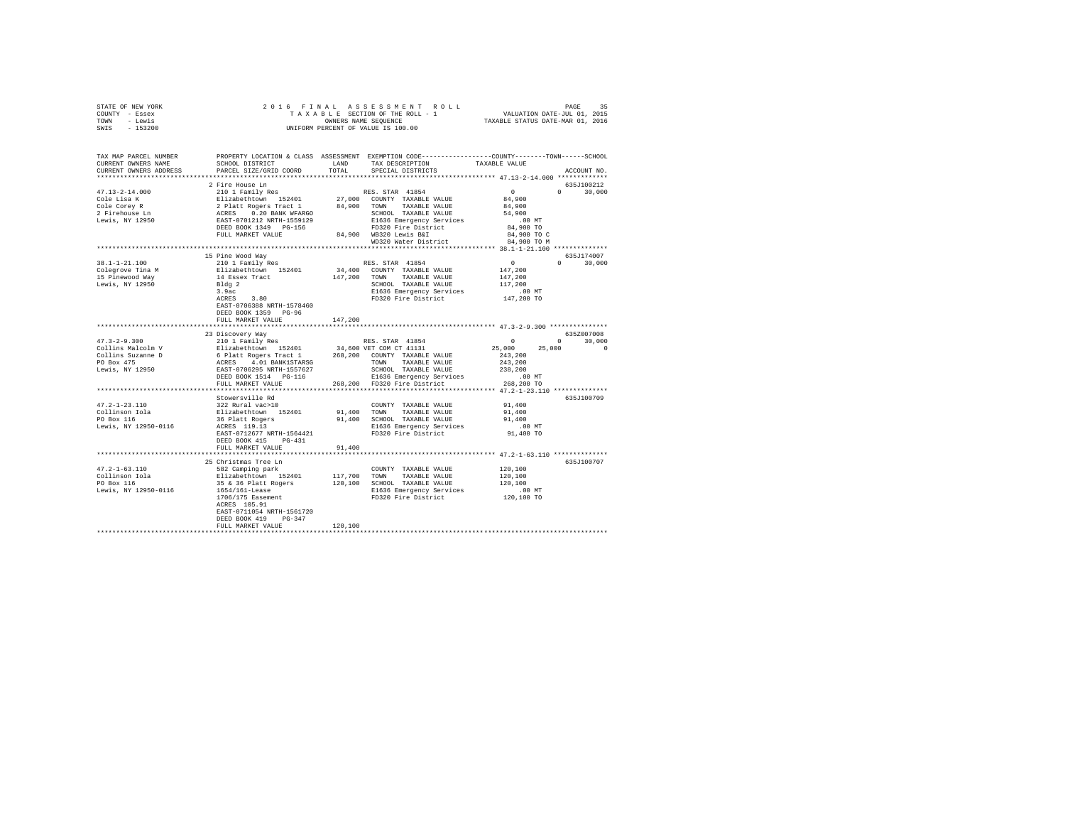STATE OF NEW YORK
COUNTY - Essex
TOWN - Lewis
SWIS - 153200

2 0 1 6 F I N A L A S S E S S M E N T R O L L
T A X A B L E SECTION OF THE ROLL - 1
OWNERS NAME SEQUENCE
UNIFORM PERCENT OF VALUE IS 100.00

VALUATION DATE-JUL 01, 2015
TAXABLE STATUS DATE-MAR 01, 2016

```
TAX MAP PARCEL NUMBER     PROPERTY LOCATION & CLASS  ASSESSMENT  EXEMPTION CODE-----------------COUNTY--------TOWN------SCHOOL
CURRENT OWNERS NAME       SCHOOL DISTRICT               LAND      TAX DESCRIPTION            TAXABLE VALUE
CURRENT OWNERS ADDRESS    PARCEL SIZE/GRID COORD        TOTAL     SPECIAL DISTRICTS                                    ACCOUNT NO.
************************************************************************************************ 47.13-2-14.000 *************
                          2 Fire House Ln                                                                            635J100212
47.13-2-14.000            210 1 Family Res                        RES. STAR  41854                0         0     30,000
Cole Lisa K               Elizabethtown  152401        27,000   COUNTY  TAXABLE VALUE          84,900
Cole Corey R              2 Platt Rogers Tract 1       84,900   TOWN    TAXABLE VALUE          84,900
2 Firehouse Ln            ACRES    0.20 BANK WFARGO             SCHOOL  TAXABLE VALUE          54,900
Lewis, NY 12950           EAST-0701212 NRTH-1559129             E1636 Emergency Services          .00 MT
                          DEED BOOK 1349   PG-156               FD320 Fire District            84,900 TO
                          FULL MARKET VALUE            84,900   WB320 Lewis B&I                84,900 TO C
                                                                WD320 Water District           84,900 TO M
************************************************************************************************ 38.1-1-21.100 **************
                          15 Pine Wood Way                                                                           635J174007
38.1-1-21.100             210 1 Family Res                        RES. STAR  41854                0         0     30,000
Colegrove Tina M          Elizabethtown  152401        34,400   COUNTY  TAXABLE VALUE         147,200
15 Pinewood Way           14 Essex Tract              147,200   TOWN    TAXABLE VALUE         147,200
Lewis, NY 12950           Bldg 2                                SCHOOL  TAXABLE VALUE         117,200
                          3.9ac                                 E1636 Emergency Services          .00 MT
                          ACRES    3.80                         FD320 Fire District           147,200 TO
                          EAST-0706388 NRTH-1578460
                          DEED BOOK 1359   PG-96
                          FULL MARKET VALUE           147,200
************************************************************************************************ 47.3-2-9.300 ***************
                          23 Discovery Way                                                                           635Z007008
47.3-2-9.300              210 1 Family Res                        RES. STAR  41854                0         0     30,000
Collins Malcolm V         Elizabethtown  152401        34,600 VET COM CT 41131           25,000    25,000          0
Collins Suzanne D         6 Platt Rogers Tract 1      268,200   COUNTY  TAXABLE VALUE         243,200
PO Box 475                ACRES    4.01 BANK1STARSG             TOWN    TAXABLE VALUE         243,200
Lewis, NY 12950           EAST-0706295 NRTH-1557627             SCHOOL  TAXABLE VALUE         238,200
                          DEED BOOK 1514   PG-116               E1636 Emergency Services          .00 MT
                          FULL MARKET VALUE           268,200   FD320 Fire District           268,200 TO
************************************************************************************************ 47.2-1-23.110 **************
                          Stowersville Rd                                                                            635J100709
47.2-1-23.110             322 Rural vac>10                        COUNTY  TAXABLE VALUE          91,400
Collinson Iola            Elizabethtown  152401        91,400   TOWN    TAXABLE VALUE          91,400
PO Box 116                36 Platt Rogers              91,400   SCHOOL  TAXABLE VALUE          91,400
Lewis, NY 12950-0116      ACRES  119.13                         E1636 Emergency Services          .00 MT
                          EAST-0712677 NRTH-1564421             FD320 Fire District            91,400 TO
                          DEED BOOK 415    PG-431
                          FULL MARKET VALUE            91,400
************************************************************************************************ 47.2-1-63.110 **************
                          25 Christmas Tree Ln                                                                       635J100707
47.2-1-63.110             582 Camping park                        COUNTY  TAXABLE VALUE         120,100
Collinson Iola            Elizabethtown  152401       117,700   TOWN    TAXABLE VALUE         120,100
PO Box 116                35 & 36 Platt Rogers        120,100   SCHOOL  TAXABLE VALUE         120,100
Lewis, NY 12950-0116      1654/161-Lease                        E1636 Emergency Services          .00 MT
                          1706/175 Easement                     FD320 Fire District           120,100 TO
                          ACRES  105.91
                          EAST-0711054 NRTH-1561720
                          DEED BOOK 419    PG-347
                          FULL MARKET VALUE           120,100
*****************************************************************************************************************************
```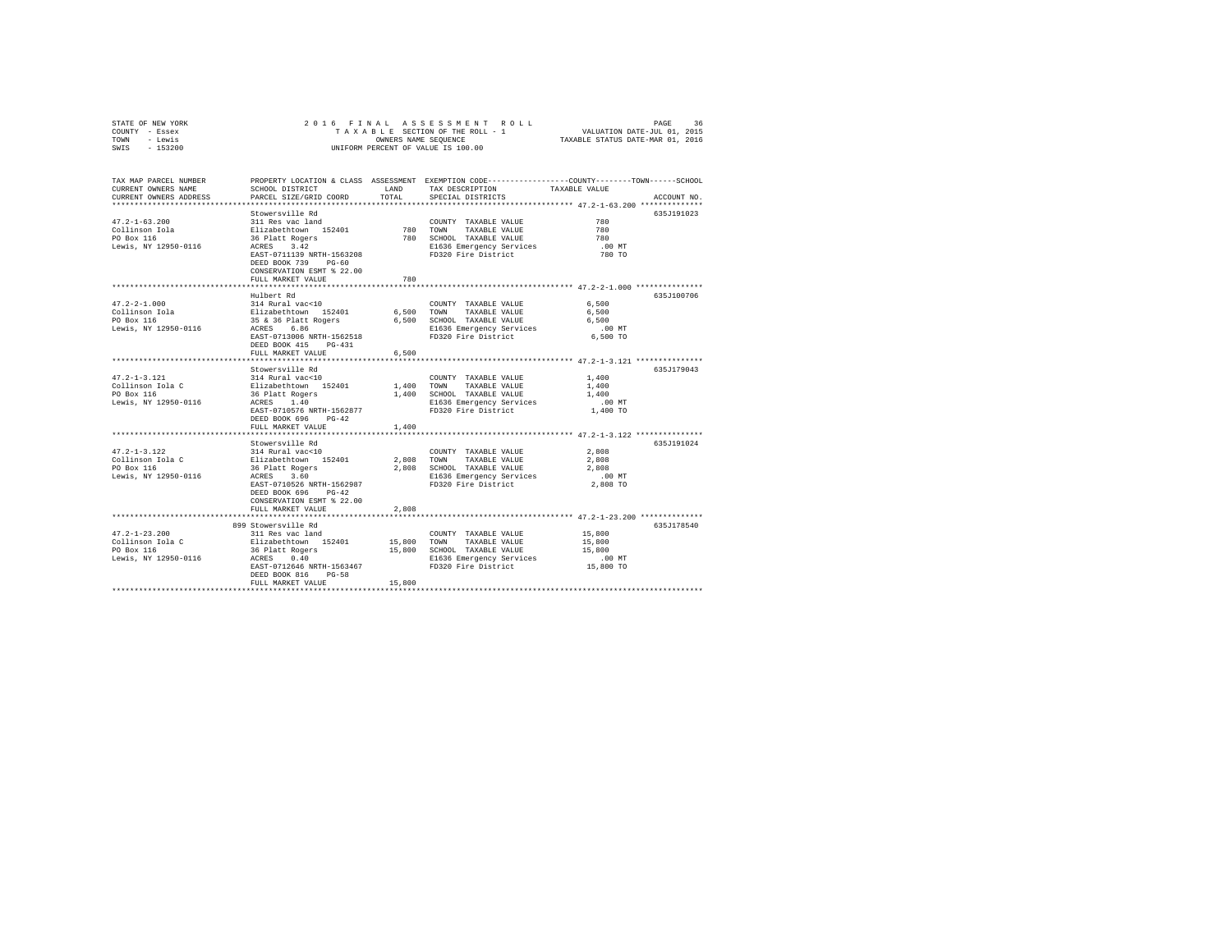STATE OF NEW YORK
COUNTY - Essex
TOWN - Lewis
SWIS - 153200

2016 FINAL ASSESSMENT ROLL
TAXABLE SECTION OF THE ROLL - 1
OWNERS NAME SEQUENCE
UNIFORM PERCENT OF VALUE IS 100.00

VALUATION DATE-JUL 01, 2015
TAXABLE STATUS DATE-MAR 01, 2016

| TAX MAP PARCEL NUMBER / CURRENT OWNERS NAME / CURRENT OWNERS ADDRESS | PROPERTY LOCATION & CLASS / SCHOOL DISTRICT / PARCEL SIZE/GRID COORD | ASSESSMENT LAND / TOTAL | EXEMPTION CODE / TAX DESCRIPTION / SPECIAL DISTRICTS | COUNTY / TOWN / SCHOOL TAXABLE VALUE | ACCOUNT NO. |
|---|---|---|---|---|---|
| 47.2-1-63.200 | Stowersville Rd | | | | 635J191023 |
| | 311 Res vac land | | COUNTY TAXABLE VALUE | 780 | |
| Collinson Iola | Elizabethtown 152401 | 780 | TOWN TAXABLE VALUE | 780 | |
| PO Box 116 | 36 Platt Rogers | 780 | SCHOOL TAXABLE VALUE | 780 | |
| Lewis, NY 12950-0116 | ACRES 3.42 | | E1636 Emergency Services | .00 MT | |
| | EAST-0711139 NRTH-1563208 | | FD320 Fire District | 780 TO | |
| | DEED BOOK 739 PG-60 | | | | |
| | CONSERVATION ESMT % 22.00 | | | | |
| | FULL MARKET VALUE | 780 | | | |
| 47.2-2-1.000 | Hulbert Rd | | | | 635J100706 |
| | 314 Rural vac<10 | | COUNTY TAXABLE VALUE | 6,500 | |
| Collinson Iola | Elizabethtown 152401 | 6,500 | TOWN TAXABLE VALUE | 6,500 | |
| PO Box 116 | 35 & 36 Platt Rogers | 6,500 | SCHOOL TAXABLE VALUE | 6,500 | |
| Lewis, NY 12950-0116 | ACRES 6.86 | | E1636 Emergency Services | .00 MT | |
| | EAST-0713006 NRTH-1562518 | | FD320 Fire District | 6,500 TO | |
| | DEED BOOK 415 PG-431 | | | | |
| | FULL MARKET VALUE | 6,500 | | | |
| 47.2-1-3.121 | Stowersville Rd | | | | 635J179043 |
| | 314 Rural vac<10 | | COUNTY TAXABLE VALUE | 1,400 | |
| Collinson Iola C | Elizabethtown 152401 | 1,400 | TOWN TAXABLE VALUE | 1,400 | |
| PO Box 116 | 36 Platt Rogers | 1,400 | SCHOOL TAXABLE VALUE | 1,400 | |
| Lewis, NY 12950-0116 | ACRES 1.40 | | E1636 Emergency Services | .00 MT | |
| | EAST-0710576 NRTH-1562877 | | FD320 Fire District | 1,400 TO | |
| | DEED BOOK 696 PG-42 | | | | |
| | FULL MARKET VALUE | 1,400 | | | |
| 47.2-1-3.122 | Stowersville Rd | | | | 635J191024 |
| | 314 Rural vac<10 | | COUNTY TAXABLE VALUE | 2,808 | |
| Collinson Iola C | Elizabethtown 152401 | 2,808 | TOWN TAXABLE VALUE | 2,808 | |
| PO Box 116 | 36 Platt Rogers | 2,808 | SCHOOL TAXABLE VALUE | 2,808 | |
| Lewis, NY 12950-0116 | ACRES 3.60 | | E1636 Emergency Services | .00 MT | |
| | EAST-0710526 NRTH-1562987 | | FD320 Fire District | 2,808 TO | |
| | DEED BOOK 696 PG-42 | | | | |
| | CONSERVATION ESMT % 22.00 | | | | |
| | FULL MARKET VALUE | 2,808 | | | |
| 47.2-1-23.200 | 899 Stowersville Rd | | | | 635J178540 |
| | 311 Res vac land | | COUNTY TAXABLE VALUE | 15,800 | |
| Collinson Iola C | Elizabethtown 152401 | 15,800 | TOWN TAXABLE VALUE | 15,800 | |
| PO Box 116 | 36 Platt Rogers | 15,800 | SCHOOL TAXABLE VALUE | 15,800 | |
| Lewis, NY 12950-0116 | ACRES 0.40 | | E1636 Emergency Services | .00 MT | |
| | EAST-0712646 NRTH-1563467 | | FD320 Fire District | 15,800 TO | |
| | DEED BOOK 816 PG-58 | | | | |
| | FULL MARKET VALUE | 15,800 | | | |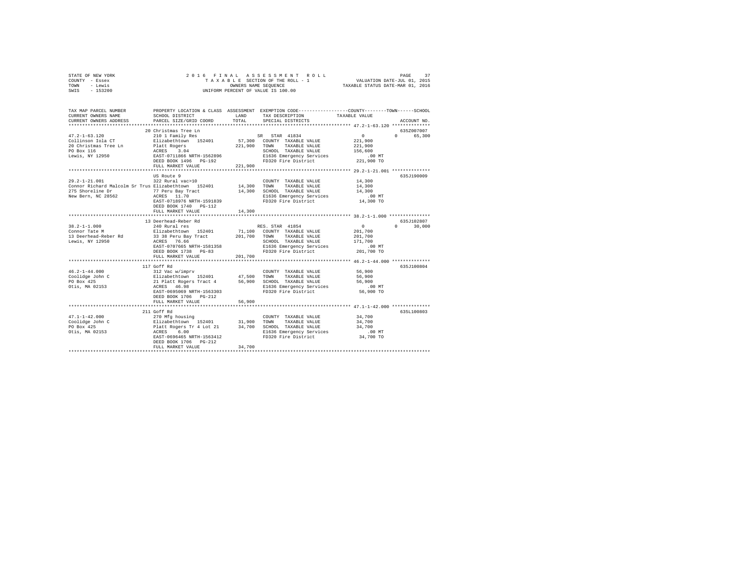STATE OF NEW YORK
COUNTY - Essex
TOWN - Lewis
SWIS - 153200

2016 FINAL ASSESSMENT ROLL
TAXABLE SECTION OF THE ROLL - 1
OWNERS NAME SEQUENCE
UNIFORM PERCENT OF VALUE IS 100.00

VALUATION DATE-JUL 01, 2015
TAXABLE STATUS DATE-MAR 01, 2016

```
TAX MAP PARCEL NUMBER          PROPERTY LOCATION & CLASS  ASSESSMENT  EXEMPTION CODE-----------------COUNTY--------TOWN------SCHOOL
CURRENT OWNERS NAME            SCHOOL DISTRICT              LAND      TAX DESCRIPTION             TAXABLE VALUE
CURRENT OWNERS ADDRESS         PARCEL SIZE/GRID COORD       TOTAL     SPECIAL DISTRICTS                                    ACCOUNT NO.
************************************************************************************************ 47.2-1-63.120 **************
                               20 Christmas Tree Ln                                                                      635Z007007
47.2-1-63.120                  210 1 Family Res                       SR  STAR 41834               0            0       65,300
Collinson Iola CT              Elizabethtown  152401        57,300    COUNTY  TAXABLE VALUE       221,900
20 Christmas Tree Ln           Platt Rogers                221,900    TOWN    TAXABLE VALUE       221,900
PO Box 116                     ACRES    3.04                          SCHOOL  TAXABLE VALUE       156,600
Lewis, NY 12950                EAST-0711866 NRTH-1562896              E1636 Emergency Services        .00 MT
                               DEED BOOK 1496   PG-192                FD320 Fire District         221,900 TO
                               FULL MARKET VALUE           221,900
************************************************************************************************ 29.2-1-21.001 **************
                               US Route 9                                                                                635J190009
29.2-1-21.001                  322 Rural vac>10                       COUNTY  TAXABLE VALUE        14,300
Connor Richard Malcolm Sr Trus Elizabethtown  152401        14,300    TOWN    TAXABLE VALUE        14,300
275 Shoreline Dr               77 Peru Bay Tract            14,300    SCHOOL  TAXABLE VALUE        14,300
New Bern, NC 28562             ACRES   11.70                          E1636 Emergency Services        .00 MT
                               EAST-0718976 NRTH-1591839              FD320 Fire District          14,300 TO
                               DEED BOOK 1740   PG-112
                               FULL MARKET VALUE            14,300
************************************************************************************************ 38.2-1-1.000 ***************
                               13 Deerhead-Reber Rd                                                                      635J102807
38.2-1-1.000                   240 Rural res                          RES. STAR 41854              0            0       30,000
Connor Tate M                  Elizabethtown  152401        71,100    COUNTY  TAXABLE VALUE       201,700
13 Deerhead-Reber Rd           33 38 Peru Bay Tract        201,700    TOWN    TAXABLE VALUE       201,700
Lewis, NY 12950                ACRES   76.66                          SCHOOL  TAXABLE VALUE       171,700
                               EAST-0707665 NRTH-1581358              E1636 Emergency Services        .00 MT
                               DEED BOOK 1738   PG-83                 FD320 Fire District         201,700 TO
                               FULL MARKET VALUE           201,700
************************************************************************************************ 46.2-1-44.000 **************
                               117 Goff Rd                                                                               635J100804
46.2-1-44.000                  312 Vac w/imprv                        COUNTY  TAXABLE VALUE        56,900
Coolidge John C                Elizabethtown  152401        47,500    TOWN    TAXABLE VALUE        56,900
PO Box 425                     21 Platt Rogers Tract 4      56,900    SCHOOL  TAXABLE VALUE        56,900
Otis, MA 02153                 ACRES   46.98                          E1636 Emergency Services        .00 MT
                               EAST-0695069 NRTH-1563303              FD320 Fire District          56,900 TO
                               DEED BOOK 1706   PG-212
                               FULL MARKET VALUE            56,900
************************************************************************************************ 47.1-1-42.000 **************
                               211 Goff Rd                                                                               635L100803
47.1-1-42.000                  270 Mfg housing                        COUNTY  TAXABLE VALUE        34,700
Coolidge John C                Elizabethtown  152401        31,900    TOWN    TAXABLE VALUE        34,700
PO Box 425                     Platt Rogers Tr 4 Lot 21     34,700    SCHOOL  TAXABLE VALUE        34,700
Otis, MA 02153                 ACRES    6.00                          E1636 Emergency Services        .00 MT
                               EAST-0696465 NRTH-1563412              FD320 Fire District          34,700 TO
                               DEED BOOK 1706   PG-212
                               FULL MARKET VALUE            34,700
******************************************************************************************************************************
```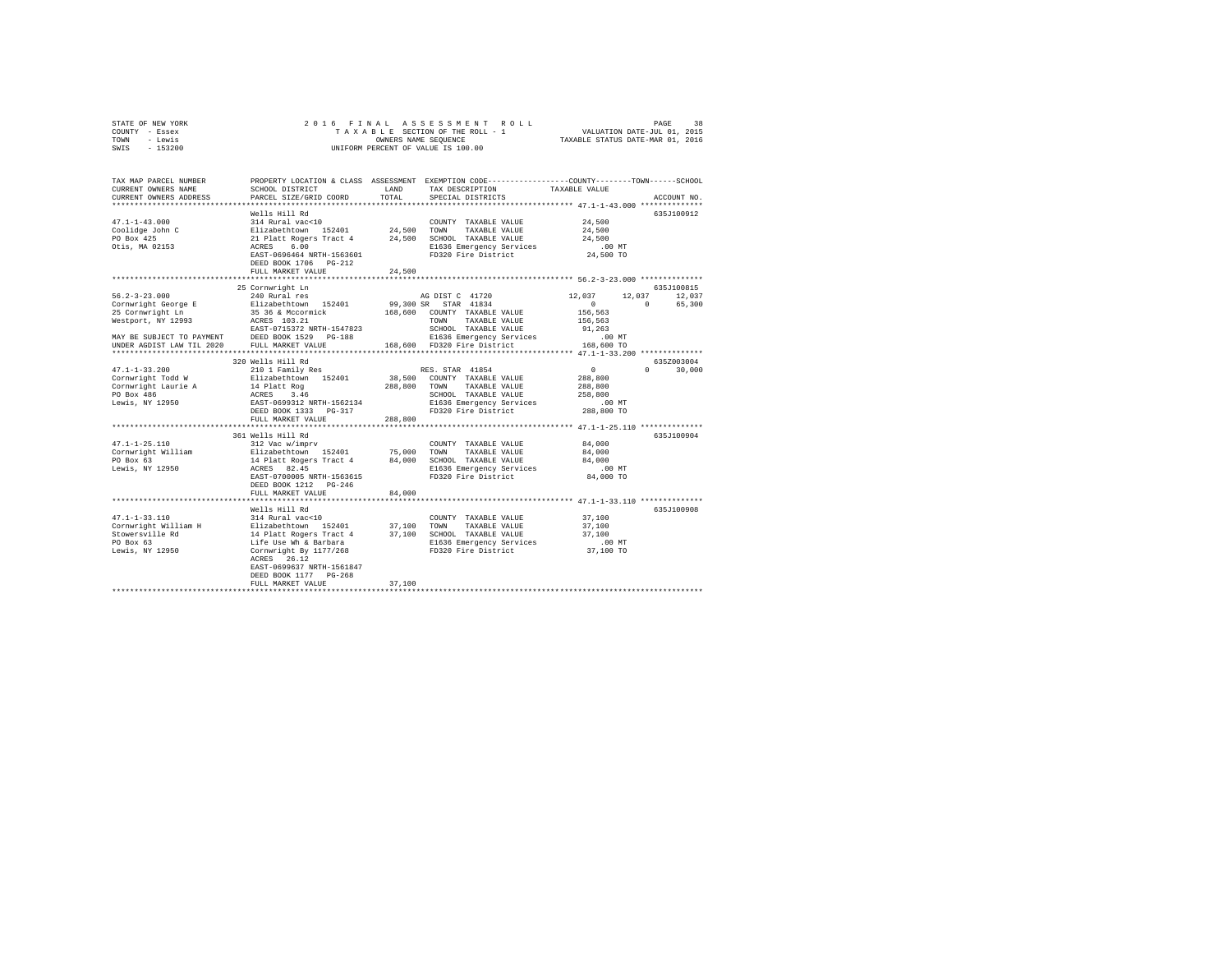STATE OF NEW YORK                    2 0 1 6   F I N A L   A S S E S S M E N T   R O L L
COUNTY - Essex                              T A X A B L E  SECTION OF THE ROLL - 1                VALUATION DATE-JUL 01, 2015
TOWN   - Lewis                                  OWNERS NAME SEQUENCE                          TAXABLE STATUS DATE-MAR 01, 2016
SWIS   - 153200                            UNIFORM PERCENT OF VALUE IS 100.00

```
TAX MAP PARCEL NUMBER          PROPERTY LOCATION & CLASS  ASSESSMENT  EXEMPTION CODE-----------------COUNTY--------TOWN------SCHOOL
CURRENT OWNERS NAME            SCHOOL DISTRICT              LAND      TAX DESCRIPTION            TAXABLE VALUE
CURRENT OWNERS ADDRESS         PARCEL SIZE/GRID COORD       TOTAL     SPECIAL DISTRICTS                                   ACCOUNT NO.
*********************************************************************************************** 47.1-1-43.000 **************
                               Wells Hill Rd                                                                              635J100912
47.1-1-43.000                  314 Rural vac<10                       COUNTY  TAXABLE VALUE             24,500
Coolidge John C                Elizabethtown  152401      24,500     TOWN    TAXABLE VALUE             24,500
PO Box 425                     21 Platt Rogers Tract 4    24,500     SCHOOL  TAXABLE VALUE             24,500
Otis, MA 02153                 ACRES    6.00                          E1636 Emergency Services              .00 MT
                               EAST-0696464 NRTH-1563601              FD320 Fire District               24,500 TO
                               DEED BOOK 1706   PG-212
                               FULL MARKET VALUE          24,500
*********************************************************************************************** 56.2-3-23.000 **************
                               25 Cornwright Ln                                                                           635J100015
56.2-3-23.000                  240 Rural res                          AG DIST C 41720                  12,037     12,037     12,037
Cornwright George E            Elizabethtown  152401      99,300 SR  STAR  41834                         0          0      65,300
25 Cornwright Ln               35 36 & Mccormick         168,600     COUNTY  TAXABLE VALUE            156,563
Westport, NY 12993             ACRES  103.21                          TOWN    TAXABLE VALUE            156,563
                               EAST-0715372 NRTH-1547823              SCHOOL  TAXABLE VALUE             91,263
MAY BE SUBJECT TO PAYMENT      DEED BOOK 1529   PG-188                E1636 Emergency Services              .00 MT
UNDER AGDIST LAW TIL 2020      FULL MARKET VALUE         168,600     FD320 Fire District              168,600 TO
*********************************************************************************************** 47.1-1-33.200 **************
                               320 Wells Hill Rd                                                                          635Z003004
47.1-1-33.200                  210 1 Family Res                       RES. STAR  41854                       0          0      30,000
Cornwright Todd W              Elizabethtown  152401      38,500     COUNTY  TAXABLE VALUE            288,800
Cornwright Laurie A            14 Platt Rog              288,800     TOWN    TAXABLE VALUE            288,800
PO Box 486                     ACRES    3.46                          SCHOOL  TAXABLE VALUE            258,800
Lewis, NY 12950                EAST-0699312 NRTH-1562134              E1636 Emergency Services              .00 MT
                               DEED BOOK 1333   PG-317                FD320 Fire District              288,800 TO
                               FULL MARKET VALUE         288,800
*********************************************************************************************** 47.1-1-25.110 **************
                               361 Wells Hill Rd                                                                          635J100904
47.1-1-25.110                  312 Vac w/imprv                        COUNTY  TAXABLE VALUE             84,000
Cornwright William             Elizabethtown  152401      75,000     TOWN    TAXABLE VALUE             84,000
PO Box 63                      14 Platt Rogers Tract 4    84,000     SCHOOL  TAXABLE VALUE             84,000
Lewis, NY 12950                ACRES   82.45                          E1636 Emergency Services              .00 MT
                               EAST-0700005 NRTH-1563615              FD320 Fire District               84,000 TO
                               DEED BOOK 1212   PG-246
                               FULL MARKET VALUE          84,000
*********************************************************************************************** 47.1-1-33.110 **************
                               Wells Hill Rd                                                                              635J100908
47.1-1-33.110                  314 Rural vac<10                       COUNTY  TAXABLE VALUE             37,100
Cornwright William H           Elizabethtown  152401      37,100     TOWN    TAXABLE VALUE             37,100
Stowersville Rd                14 Platt Rogers Tract 4    37,100     SCHOOL  TAXABLE VALUE             37,100
PO Box 63                      Life Use Wh & Barbara                  E1636 Emergency Services              .00 MT
Lewis, NY 12950                Cornwright By 1177/268                 FD320 Fire District               37,100 TO
                               ACRES   26.12
                               EAST-0699637 NRTH-1561847
                               DEED BOOK 1177   PG-268
                               FULL MARKET VALUE          37,100
****************************************************************************************************************************
```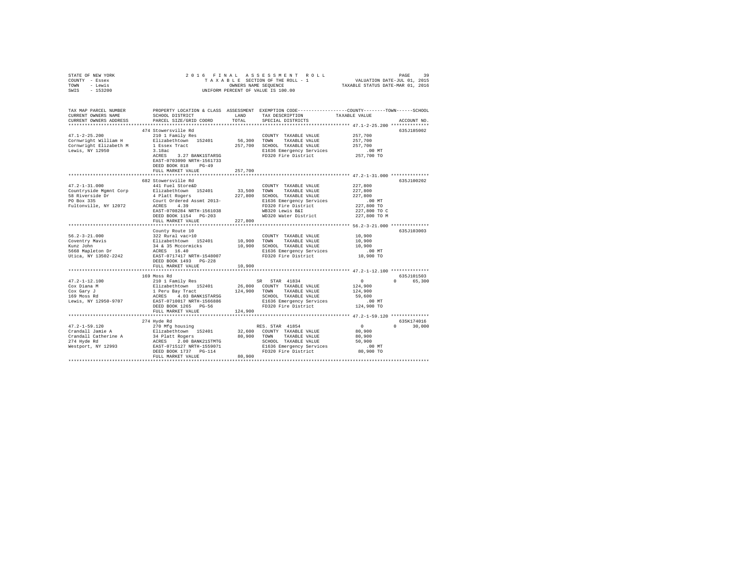STATE OF NEW YORK
COUNTY - Essex
TOWN - Lewis
SWIS - 153200

2016 FINAL ASSESSMENT ROLL
TAXABLE SECTION OF THE ROLL - 1
OWNERS NAME SEQUENCE
UNIFORM PERCENT OF VALUE IS 100.00

VALUATION DATE-JUL 01, 2015
TAXABLE STATUS DATE-MAR 01, 2016

```
TAX MAP PARCEL NUMBER          PROPERTY LOCATION & CLASS  ASSESSMENT  EXEMPTION CODE-----------------COUNTY--------TOWN------SCHOOL
CURRENT OWNERS NAME            SCHOOL DISTRICT              LAND      TAX DESCRIPTION            TAXABLE VALUE
CURRENT OWNERS ADDRESS         PARCEL SIZE/GRID COORD       TOTAL     SPECIAL DISTRICTS                                  ACCOUNT NO.
******************************************************************************************************* 47.1-2-25.200 **************
                               474 Stowersville Rd                                                                      635J185002
47.1-2-25.200                  210 1 Family Res                         COUNTY  TAXABLE VALUE           257,700
Cornwright William H           Elizabethtown  152401        56,300      TOWN    TAXABLE VALUE           257,700
Cornwright Elizabeth M         1 Essex Tract               257,700      SCHOOL  TAXABLE VALUE           257,700
Lewis, NY 12950                3.18ac                                   E1636 Emergency Services           .00 MT
                               ACRES    3.27 BANK1STARSG                FD320 Fire District             257,700 TO
                               EAST-0703090 NRTH-1561733
                               DEED BOOK 818    PG-49
                               FULL MARKET VALUE           257,700
******************************************************************************************************* 47.2-1-31.000 **************
                               682 Stowersville Rd                                                                      635J100202
47.2-1-31.000                  441 Fuel Store&D                         COUNTY  TAXABLE VALUE           227,800
Countryside Mgmnt Corp         Elizabethtown  152401        33,500      TOWN    TAXABLE VALUE           227,800
58 Riverside Dr                4 Platt Rogers              227,800      SCHOOL  TAXABLE VALUE           227,800
PO Box 335                     Court Ordered Assmt 2013-                E1636 Emergency Services           .00 MT
Fultonville, NY 12072          ACRES    4.39                            FD320 Fire District             227,800 TO
                               EAST-0708284 NRTH-1561038                WB320 Lewis B&I                 227,800 TO C
                               DEED BOOK 1154   PG-203                  WD320 Water District            227,800 TO M
                               FULL MARKET VALUE           227,800
******************************************************************************************************* 56.2-3-21.000 **************
                               County Route 10                                                                          635J103003
56.2-3-21.000                  322 Rural vac>10                         COUNTY  TAXABLE VALUE            10,900
Coventry Mavis                 Elizabethtown  152401        10,900      TOWN    TAXABLE VALUE            10,900
Kunz John                      34 & 35 Mccormicks           10,900      SCHOOL  TAXABLE VALUE            10,900
5668 Mapleton Dr               ACRES   16.40                            E1636 Emergency Services           .00 MT
Utica, NY 13502-2242           EAST-0717417 NRTH-1548007                FD320 Fire District              10,900 TO
                               DEED BOOK 1493   PG-228
                               FULL MARKET VALUE            10,900
******************************************************************************************************* 47.2-1-12.100 **************
                               169 Moss Rd                                                                              635J101503
47.2-1-12.100                  210 1 Family Res                  SR  STAR 41834                       0           0      65,300
Cox Diana M                    Elizabethtown  152401        26,000      COUNTY  TAXABLE VALUE           124,900
Cox Gary J                     1 Peru Bay Tract            124,900      TOWN    TAXABLE VALUE           124,900
169 Moss Rd                    ACRES    4.03 BANK1STARSG                SCHOOL  TAXABLE VALUE            59,600
Lewis, NY 12950-9707           EAST-0710017 NRTH-1566886                E1636 Emergency Services           .00 MT
                               DEED BOOK 1265   PG-56                   FD320 Fire District             124,900 TO
                               FULL MARKET VALUE           124,900
******************************************************************************************************* 47.2-1-59.120 **************
                               274 Hyde Rd                                                                              635K174016
47.2-1-59.120                  270 Mfg housing                   RES. STAR 41854                      0           0      30,000
Crandall Jamie A               Elizabethtown  152401        32,600      COUNTY  TAXABLE VALUE            80,900
Crandall Catherine A           34 Platt Rogers              80,900      TOWN    TAXABLE VALUE            80,900
274 Hyde Rd                    ACRES    2.00 BANK21STMTG                SCHOOL  TAXABLE VALUE            50,900
Westport, NY 12993             EAST-0715127 NRTH-1559071                E1636 Emergency Services           .00 MT
                               DEED BOOK 1737   PG-114                  FD320 Fire District              80,900 TO
                               FULL MARKET VALUE            80,900
************************************************************************************************************************************
```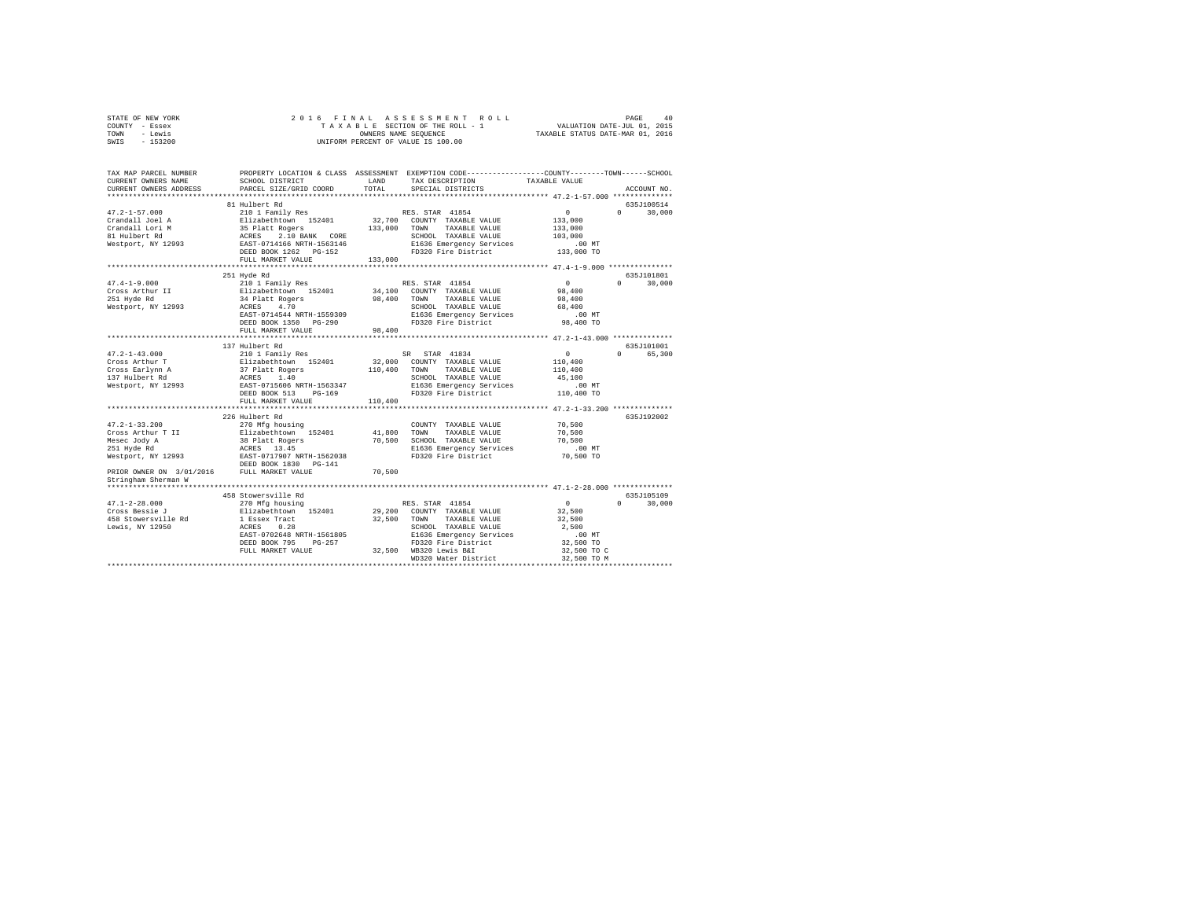STATE OF NEW YORK
COUNTY - Essex
TOWN - Lewis
SWIS - 153200

2016 FINAL ASSESSMENT ROLL
TAXABLE SECTION OF THE ROLL - 1
OWNERS NAME SEQUENCE
UNIFORM PERCENT OF VALUE IS 100.00

VALUATION DATE-JUL 01, 2015
TAXABLE STATUS DATE-MAR 01, 2016

```
TAX MAP PARCEL NUMBER          PROPERTY LOCATION & CLASS  ASSESSMENT  EXEMPTION CODE-----------------COUNTY--------TOWN------SCHOOL
CURRENT OWNERS NAME            SCHOOL DISTRICT              LAND      TAX DESCRIPTION             TAXABLE VALUE
CURRENT OWNERS ADDRESS         PARCEL SIZE/GRID COORD       TOTAL     SPECIAL DISTRICTS                                  ACCOUNT NO.
*********************************************************************************************** 47.2-1-57.000 **************
                               81 Hulbert Rd                                                                         635J100514
47.2-1-57.000                  210 1 Family Res                       RES. STAR 41854               0             0       30,000
Crandall Joel A                Elizabethtown  152401        32,700    COUNTY  TAXABLE VALUE        133,000
Crandall Lori M                35 Platt Rogers             133,000    TOWN    TAXABLE VALUE        133,000
81 Hulbert Rd                  ACRES    2.10 BANK   CORE              SCHOOL  TAXABLE VALUE        103,000
Westport, NY 12993             EAST-0714166 NRTH-1563146              E1636 Emergency Services           .00 MT
                               DEED BOOK 1262   PG-152                FD320 Fire District          133,000 TO
                               FULL MARKET VALUE           133,000
*********************************************************************************************** 47.4-1-9.000 ***************
                               251 Hyde Rd                                                                           635J101801
47.4-1-9.000                   210 1 Family Res                       RES. STAR 41854               0             0       30,000
Cross Arthur II                Elizabethtown  152401        34,100    COUNTY  TAXABLE VALUE         98,400
251 Hyde Rd                    34 Platt Rogers              98,400    TOWN    TAXABLE VALUE         98,400
Westport, NY 12993             ACRES    4.70                          SCHOOL  TAXABLE VALUE         68,400
                               EAST-0714544 NRTH-1559309              E1636 Emergency Services           .00 MT
                               DEED BOOK 1350   PG-290                FD320 Fire District           98,400 TO
                               FULL MARKET VALUE            98,400
*********************************************************************************************** 47.2-1-43.000 **************
                               137 Hulbert Rd                                                                        635J101001
47.2-1-43.000                  210 1 Family Res                       SR   STAR 41834               0             0       65,300
Cross Arthur T                 Elizabethtown  152401        32,000    COUNTY  TAXABLE VALUE        110,400
Cross Earlynn A                37 Platt Rogers             110,400    TOWN    TAXABLE VALUE        110,400
137 Hulbert Rd                 ACRES    1.40                          SCHOOL  TAXABLE VALUE         45,100
Westport, NY 12993             EAST-0715606 NRTH-1563347              E1636 Emergency Services           .00 MT
                               DEED BOOK 513    PG-169                FD320 Fire District          110,400 TO
                               FULL MARKET VALUE           110,400
*********************************************************************************************** 47.2-1-33.200 **************
                               226 Hulbert Rd                                                                        635J192002
47.2-1-33.200                  270 Mfg housing                        COUNTY  TAXABLE VALUE         70,500
Cross Arthur T II              Elizabethtown  152401        41,800    TOWN    TAXABLE VALUE         70,500
Mesec Jody A                   38 Platt Rogers              70,500    SCHOOL  TAXABLE VALUE         70,500
251 Hyde Rd                    ACRES   13.45                          E1636 Emergency Services           .00 MT
Westport, NY 12993             EAST-0717907 NRTH-1562038              FD320 Fire District           70,500 TO
                               DEED BOOK 1830   PG-141
PRIOR OWNER ON 3/01/2016       FULL MARKET VALUE            70,500
Stringham Sherman W
*********************************************************************************************** 47.1-2-28.000 **************
                               458 Stowersville Rd                                                                   635J105109
47.1-2-28.000                  270 Mfg housing                        RES. STAR 41854               0             0       30,000
Cross Bessie J                 Elizabethtown  152401        29,200    COUNTY  TAXABLE VALUE         32,500
458 Stowersville Rd            1 Essex Tract                32,500    TOWN    TAXABLE VALUE         32,500
Lewis, NY 12950                ACRES    0.28                          SCHOOL  TAXABLE VALUE          2,500
                               EAST-0702648 NRTH-1561805              E1636 Emergency Services           .00 MT
                               DEED BOOK 795    PG-257                FD320 Fire District           32,500 TO
                               FULL MARKET VALUE            32,500    WB320 Lewis B&I               32,500 TO C
                                                                      WD320 Water District          32,500 TO M
******************************************************************************************************************************
```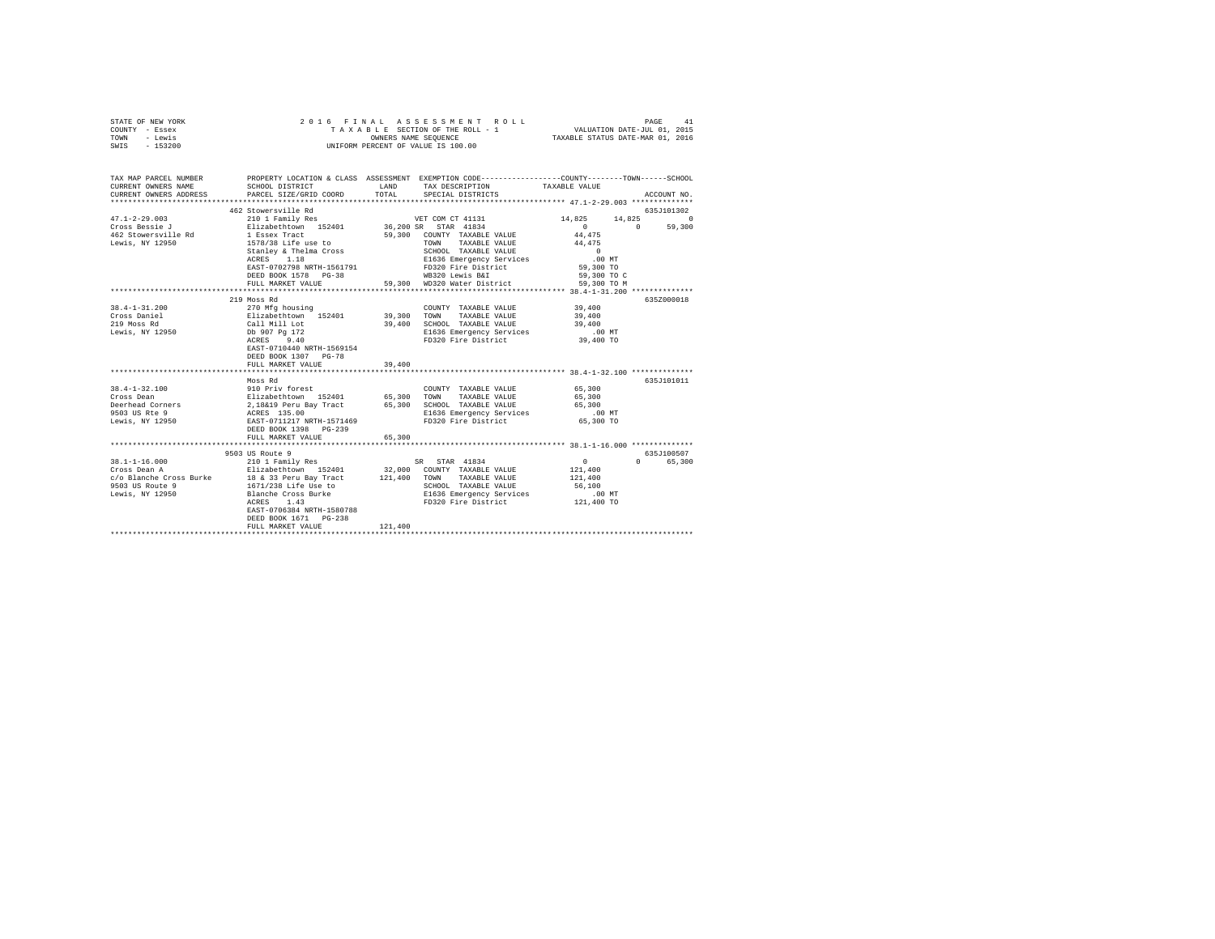STATE OF NEW YORK
COUNTY - Essex
TOWN - Lewis
SWIS - 153200

2 0 1 6 F I N A L A S S E S S M E N T R O L L
T A X A B L E SECTION OF THE ROLL - 1
OWNERS NAME SEQUENCE
UNIFORM PERCENT OF VALUE IS 100.00

VALUATION DATE-JUL 01, 2015
TAXABLE STATUS DATE-MAR 01, 2016

```
TAX MAP PARCEL NUMBER          PROPERTY LOCATION & CLASS  ASSESSMENT  EXEMPTION CODE-----------------COUNTY--------TOWN------SCHOOL
CURRENT OWNERS NAME            SCHOOL DISTRICT              LAND      TAX DESCRIPTION           TAXABLE VALUE
CURRENT OWNERS ADDRESS         PARCEL SIZE/GRID COORD       TOTAL     SPECIAL DISTRICTS                                  ACCOUNT NO.
******************************************************************************************************* 47.1-2-29.003 **************
                               462 Stowersville Rd                                                                   635J101302
47.1-2-29.003                  210 1 Family Res                   VET COM CT 41131                 14,825     14,825          0
Cross Bessie J                 Elizabethtown  152401       36,200 SR  STAR 41834                        0          0     59,300
462 Stowersville Rd            1 Essex Tract               59,300   COUNTY  TAXABLE VALUE           44,475
Lewis, NY 12950                1578/38 Life use to                  TOWN    TAXABLE VALUE           44,475
                               Stanley & Thelma Cross               SCHOOL  TAXABLE VALUE                0
                               ACRES    1.18                        E1636 Emergency Services              .00 MT
                               EAST-0702798 NRTH-1561791            FD320 Fire District              59,300 TO
                               DEED BOOK 1578   PG-38               WB320 Lewis B&I                  59,300 TO C
                               FULL MARKET VALUE           59,300   WD320 Water District             59,300 TO M
******************************************************************************************************* 38.4-1-31.200 **************
                               219 Moss Rd                                                                           635Z000018
38.4-1-31.200                  270 Mfg housing                      COUNTY  TAXABLE VALUE           39,400
Cross Daniel                   Elizabethtown  152401       39,300   TOWN    TAXABLE VALUE           39,400
219 Moss Rd                    Call Mill Lot               39,400   SCHOOL  TAXABLE VALUE           39,400
Lewis, NY 12950                Db 907 Pg 172                        E1636 Emergency Services              .00 MT
                               ACRES    9.40                        FD320 Fire District              39,400 TO
                               EAST-0710440 NRTH-1569154
                               DEED BOOK 1307   PG-78
                               FULL MARKET VALUE           39,400
******************************************************************************************************* 38.4-1-32.100 **************
                               Moss Rd                                                                               635J101011
38.4-1-32.100                  910 Priv forest                      COUNTY  TAXABLE VALUE           65,300
Cross Dean                     Elizabethtown  152401       65,300   TOWN    TAXABLE VALUE           65,300
Deerhead Corners               2,18&19 Peru Bay Tract      65,300   SCHOOL  TAXABLE VALUE           65,300
9503 US Rte 9                  ACRES  135.00                        E1636 Emergency Services              .00 MT
Lewis, NY 12950                EAST-0711217 NRTH-1571469            FD320 Fire District              65,300 TO
                               DEED BOOK 1398   PG-239
                               FULL MARKET VALUE           65,300
******************************************************************************************************* 38.1-1-16.000 **************
                               9503 US Route 9                                                                       635J100507
38.1-1-16.000                  210 1 Family Res                   SR  STAR 41834                        0          0     65,300
Cross Dean A                   Elizabethtown  152401       32,000   COUNTY  TAXABLE VALUE          121,400
c/o Blanche Cross Burke        18 & 33 Peru Bay Tract     121,400   TOWN    TAXABLE VALUE          121,400
9503 US Route 9                1671/238 Life Use to                 SCHOOL  TAXABLE VALUE           56,100
Lewis, NY 12950                Blanche Cross Burke                  E1636 Emergency Services              .00 MT
                               ACRES    1.43                        FD320 Fire District             121,400 TO
                               EAST-0706384 NRTH-1580788
                               DEED BOOK 1671   PG-238
                               FULL MARKET VALUE          121,400
************************************************************************************************************************************
```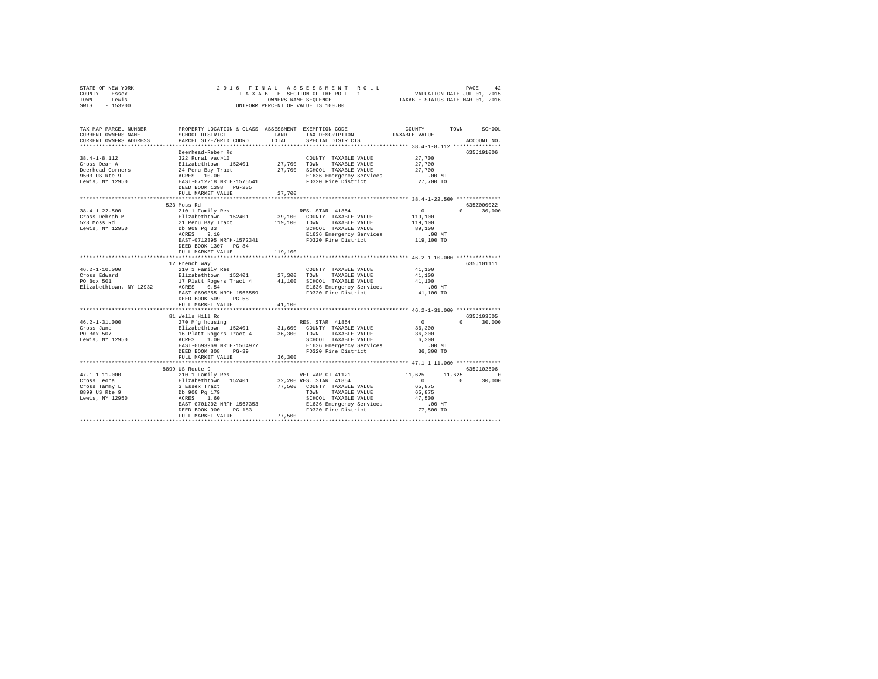STATE OF NEW YORK | 2016 FINAL ASSESSMENT ROLL | VALUATION DATE-JUL 01, 2015
COUNTY - Essex | TAXABLE SECTION OF THE ROLL - 1 | TAXABLE STATUS DATE-MAR 01, 2016
TOWN - Lewis | OWNERS NAME SEQUENCE
SWIS - 153200 | UNIFORM PERCENT OF VALUE IS 100.00

| TAX MAP PARCEL NUMBER / CURRENT OWNERS NAME / CURRENT OWNERS ADDRESS | PROPERTY LOCATION & CLASS / SCHOOL DISTRICT / PARCEL SIZE/GRID COORD | ASSESSMENT LAND / TOTAL | EXEMPTION CODE / TAX DESCRIPTION / SPECIAL DISTRICTS | COUNTY | TOWN | SCHOOL / TAXABLE VALUE | ACCOUNT NO. |
|---|---|---|---|---|---|---|---|
| **38.4-1-8.112** | Deerhead-Reber Rd | | | | | | 635J191006 |
| Cross Dean A | 322 Rural vac>10 | | COUNTY TAXABLE VALUE | 27,700 | | | |
| Deerhead Corners | Elizabethtown 152401 | 27,700 | TOWN TAXABLE VALUE | 27,700 | | | |
| 9503 US Rte 9 | 24 Peru Bay Tract | 27,700 | SCHOOL TAXABLE VALUE | 27,700 | | | |
| Lewis, NY 12950 | ACRES 10.00 | | E1636 Emergency Services | .00 MT | | | |
| | EAST-0712218 NRTH-1575541 | | FD320 Fire District | 27,700 TO | | | |
| | DEED BOOK 1398 PG-235 | | | | | | |
| | FULL MARKET VALUE | 27,700 | | | | | |
| **38.4-1-22.500** | 523 Moss Rd | | | | | | 635Z000022 |
| Cross Debrah M | 210 1 Family Res | | RES. STAR 41854 | 0 | 0 | 30,000 | |
| 523 Moss Rd | Elizabethtown 152401 | 39,100 | COUNTY TAXABLE VALUE | 119,100 | | | |
| Lewis, NY 12950 | 21 Peru Bay Tract | 119,100 | TOWN TAXABLE VALUE | 119,100 | | | |
| | Db 909 Pg 33 | | SCHOOL TAXABLE VALUE | 89,100 | | | |
| | ACRES 9.10 | | E1636 Emergency Services | .00 MT | | | |
| | EAST-0712395 NRTH-1572341 | | FD320 Fire District | 119,100 TO | | | |
| | DEED BOOK 1307 PG-84 | | | | | | |
| | FULL MARKET VALUE | 119,100 | | | | | |
| **46.2-1-10.000** | 12 French Way | | | | | | 635J101111 |
| Cross Edward | 210 1 Family Res | | COUNTY TAXABLE VALUE | 41,100 | | | |
| PO Box 501 | Elizabethtown 152401 | 27,300 | TOWN TAXABLE VALUE | 41,100 | | | |
| Elizabethtown, NY 12932 | 17 Platt Rogers Tract 4 | 41,100 | SCHOOL TAXABLE VALUE | 41,100 | | | |
| | ACRES 0.54 | | E1636 Emergency Services | .00 MT | | | |
| | EAST-0690355 NRTH-1566559 | | FD320 Fire District | 41,100 TO | | | |
| | DEED BOOK 509 PG-58 | | | | | | |
| | FULL MARKET VALUE | 41,100 | | | | | |
| **46.2-1-31.000** | 81 Wells Hill Rd | | | | | | 635J103505 |
| Cross Jane | 270 Mfg housing | | RES. STAR 41854 | 0 | 0 | 30,000 | |
| PO Box 507 | Elizabethtown 152401 | 31,600 | COUNTY TAXABLE VALUE | 36,300 | | | |
| Lewis, NY 12950 | 16 Platt Rogers Tract 4 | 36,300 | TOWN TAXABLE VALUE | 36,300 | | | |
| | ACRES 1.00 | | SCHOOL TAXABLE VALUE | 6,300 | | | |
| | EAST-0693969 NRTH-1564977 | | E1636 Emergency Services | .00 MT | | | |
| | DEED BOOK 808 PG-39 | | FD320 Fire District | 36,300 TO | | | |
| | FULL MARKET VALUE | 36,300 | | | | | |
| **47.1-1-11.000** | 8899 US Route 9 | | | | | | 635J102606 |
| Cross Leona | 210 1 Family Res | | VET WAR CT 41121 | 11,625 | 11,625 | 0 | |
| Cross Tammy L | Elizabethtown 152401 | 32,200 | RES. STAR 41854 | 0 | 0 | 30,000 | |
| 8899 US Rte 9 | 3 Essex Tract | 77,500 | COUNTY TAXABLE VALUE | 65,875 | | | |
| Lewis, NY 12950 | Db 900 Pg 179 | | TOWN TAXABLE VALUE | 65,875 | | | |
| | ACRES 1.60 | | SCHOOL TAXABLE VALUE | 47,500 | | | |
| | EAST-0701202 NRTH-1567353 | | E1636 Emergency Services | .00 MT | | | |
| | DEED BOOK 900 PG-183 | | FD320 Fire District | 77,500 TO | | | |
| | FULL MARKET VALUE | 77,500 | | | | | |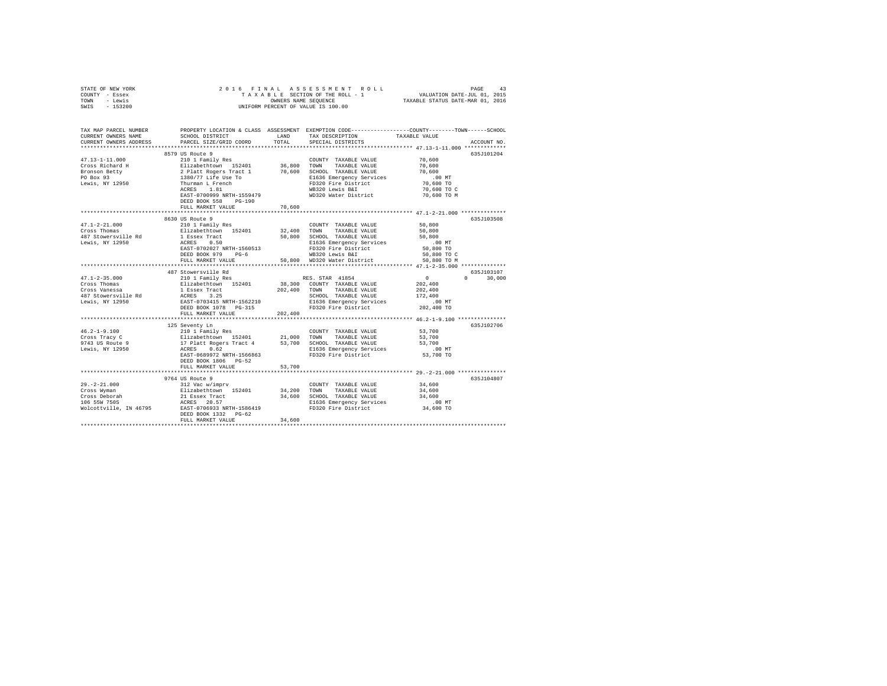STATE OF NEW YORK
COUNTY - Essex
TOWN - Lewis
SWIS - 153200

2016 FINAL ASSESSMENT ROLL
TAXABLE SECTION OF THE ROLL - 1
OWNERS NAME SEQUENCE
UNIFORM PERCENT OF VALUE IS 100.00

VALUATION DATE-JUL 01, 2015
TAXABLE STATUS DATE-MAR 01, 2016

| TAX MAP PARCEL NUMBER / CURRENT OWNERS NAME / CURRENT OWNERS ADDRESS | PROPERTY LOCATION & CLASS / SCHOOL DISTRICT / PARCEL SIZE/GRID COORD | ASSESSMENT LAND | TOTAL | EXEMPTION CODE / TAX DESCRIPTION / SPECIAL DISTRICTS | COUNTY TAXABLE VALUE | TOWN | SCHOOL | ACCOUNT NO. |
|---|---|---|---|---|---|---|---|---|
| **47.13-1-11.000** | 8579 US Route 9 | | | | | | | 635J101204 |
| 47.13-1-11.000 | 210 1 Family Res | | | COUNTY TAXABLE VALUE | 70,600 | | | |
| Cross Richard H | Elizabethtown 152401 | 36,800 | | TOWN TAXABLE VALUE | 70,600 | | | |
| Bronson Betty | 2 Platt Rogers Tract 1 | | 70,600 | SCHOOL TAXABLE VALUE | 70,600 | | | |
| PO Box 93 | 1380/77 Life Use To | | | E1636 Emergency Services | .00 MT | | | |
| Lewis, NY 12950 | Thurman L French | | | FD320 Fire District | 70,600 TO | | | |
| | ACRES 1.81 | | | WB320 Lewis B&I | 70,600 TO C | | | |
| | EAST-0700999 NRTH-1559479 | | | WD320 Water District | 70,600 TO M | | | |
| | DEED BOOK 558 PG-190 | | | | | | | |
| | FULL MARKET VALUE | | 70,600 | | | | | |
| **47.1-2-21.000** | 8630 US Route 9 | | | | | | | 635J103508 |
| 47.1-2-21.000 | 210 1 Family Res | | | COUNTY TAXABLE VALUE | 50,800 | | | |
| Cross Thomas | Elizabethtown 152401 | 32,400 | | TOWN TAXABLE VALUE | 50,800 | | | |
| 487 Stowersville Rd | 1 Essex Tract | | 50,800 | SCHOOL TAXABLE VALUE | 50,800 | | | |
| Lewis, NY 12950 | ACRES 0.50 | | | E1636 Emergency Services | .00 MT | | | |
| | EAST-0702027 NRTH-1560513 | | | FD320 Fire District | 50,800 TO | | | |
| | DEED BOOK 979 PG-6 | | | WB320 Lewis B&I | 50,800 TO C | | | |
| | FULL MARKET VALUE | | 50,800 | WD320 Water District | 50,800 TO M | | | |
| **47.1-2-35.000** | 487 Stowersville Rd | | | | | | | 635J103107 |
| 47.1-2-35.000 | 210 1 Family Res | | | RES. STAR 41854 | 0 | 0 | 30,000 | |
| Cross Thomas | Elizabethtown 152401 | 38,300 | | COUNTY TAXABLE VALUE | 202,400 | | | |
| Cross Vanessa | 1 Essex Tract | | 202,400 | TOWN TAXABLE VALUE | 202,400 | | | |
| 487 Stowersville Rd | ACRES 3.25 | | | SCHOOL TAXABLE VALUE | 172,400 | | | |
| Lewis, NY 12950 | EAST-0703415 NRTH-1562210 | | | E1636 Emergency Services | .00 MT | | | |
| | DEED BOOK 1078 PG-315 | | | FD320 Fire District | 202,400 TO | | | |
| | FULL MARKET VALUE | | 202,400 | | | | | |
| **46.2-1-9.100** | 125 Seventy Ln | | | | | | | 635J102706 |
| 46.2-1-9.100 | 210 1 Family Res | | | COUNTY TAXABLE VALUE | 53,700 | | | |
| Cross Tracy C | Elizabethtown 152401 | 21,000 | | TOWN TAXABLE VALUE | 53,700 | | | |
| 9743 US Route 9 | 17 Platt Rogers Tract 4 | | 53,700 | SCHOOL TAXABLE VALUE | 53,700 | | | |
| Lewis, NY 12950 | ACRES 0.62 | | | E1636 Emergency Services | .00 MT | | | |
| | EAST-0689972 NRTH-1566863 | | | FD320 Fire District | 53,700 TO | | | |
| | DEED BOOK 1806 PG-52 | | | | | | | |
| | FULL MARKET VALUE | | 53,700 | | | | | |
| **29.-2-21.000** | 9764 US Route 9 | | | | | | | 635J104807 |
| 29.-2-21.000 | 312 Vac w/imprv | | | COUNTY TAXABLE VALUE | 34,600 | | | |
| Cross Wyman | Elizabethtown 152401 | 34,200 | | TOWN TAXABLE VALUE | 34,600 | | | |
| Cross Deborah | 21 Essex Tract | | 34,600 | SCHOOL TAXABLE VALUE | 34,600 | | | |
| 106 55W 750S | ACRES 20.57 | | | E1636 Emergency Services | .00 MT | | | |
| Wolcottville, IN 46795 | EAST-0706933 NRTH-1586419 | | | FD320 Fire District | 34,600 TO | | | |
| | DEED BOOK 1332 PG-62 | | | | | | | |
| | FULL MARKET VALUE | | 34,600 | | | | | |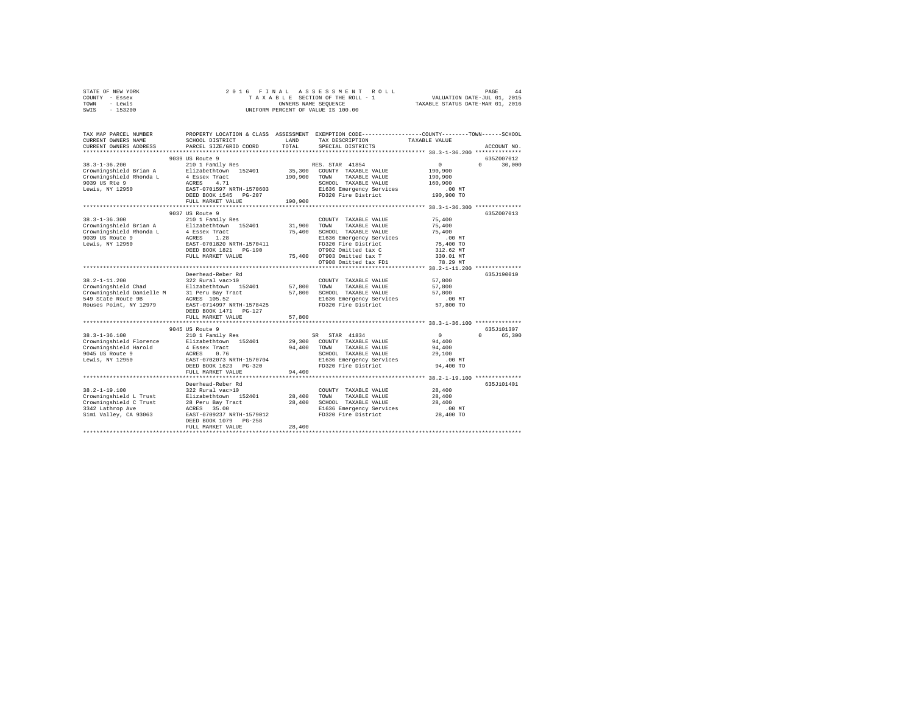STATE OF NEW YORK | COUNTY - Essex | TOWN - Lewis | SWIS - 153200

# 2016 FINAL ASSESSMENT ROLL
TAXABLE SECTION OF THE ROLL - 1
OWNERS NAME SEQUENCE
UNIFORM PERCENT OF VALUE IS 100.00

VALUATION DATE-JUL 01, 2015
TAXABLE STATUS DATE-MAR 01, 2016

```
TAX MAP PARCEL NUMBER          PROPERTY LOCATION & CLASS  ASSESSMENT  EXEMPTION CODE-----------------COUNTY--------TOWN------SCHOOL
CURRENT OWNERS NAME            SCHOOL DISTRICT             LAND       TAX DESCRIPTION             TAXABLE VALUE
CURRENT OWNERS ADDRESS         PARCEL SIZE/GRID COORD      TOTAL      SPECIAL DISTRICTS                                    ACCOUNT NO.
*********************************************************************************************** 38.3-1-36.200 **************
                               9039 US Route 9                                                                        635Z007012
38.3-1-36.200                  210 1 Family Res                       RES. STAR 41854            0              0      30,000
Crowningshield Brian A         Elizabethtown  152401       35,300     COUNTY  TAXABLE VALUE      190,900
Crowningshield Rhonda L        4 Essex Tract               190,900    TOWN    TAXABLE VALUE      190,900
9039 US Rte 9                  ACRES    4.71                          SCHOOL  TAXABLE VALUE      160,900
Lewis, NY 12950                EAST-0701597 NRTH-1570603              E1636 Emergency Services       .00 MT
                               DEED BOOK 1545   PG-207                FD320 Fire District        190,900 TO
                               FULL MARKET VALUE           190,900
*********************************************************************************************** 38.3-1-36.300 **************
                               9037 US Route 9                                                                        635Z007013
38.3-1-36.300                  210 1 Family Res                       COUNTY  TAXABLE VALUE       75,400
Crowningshield Brian A         Elizabethtown  152401       31,900     TOWN    TAXABLE VALUE       75,400
Crowningshield Rhonda L        4 Essex Tract               75,400     SCHOOL  TAXABLE VALUE       75,400
9039 US Route 9                ACRES    1.28                          E1636 Emergency Services       .00 MT
Lewis, NY 12950                EAST-0701820 NRTH-1570411              FD320 Fire District         75,400 TO
                               DEED BOOK 1821   PG-190                OT902 Omitted tax C          312.62 MT
                               FULL MARKET VALUE           75,400     OT903 Omitted tax T          330.01 MT
                                                                      OT908 Omitted tax FD1         78.29 MT
*********************************************************************************************** 38.2-1-11.200 **************
                               Deerhead-Reber Rd                                                                      635J190010
38.2-1-11.200                  322 Rural vac>10                       COUNTY  TAXABLE VALUE       57,800
Crowningshield Chad            Elizabethtown  152401       57,800     TOWN    TAXABLE VALUE       57,800
Crowningshield Danielle M      31 Peru Bay Tract           57,800     SCHOOL  TAXABLE VALUE       57,800
549 State Route 9B             ACRES  105.52                          E1636 Emergency Services       .00 MT
Rouses Point, NY 12979         EAST-0714997 NRTH-1578425              FD320 Fire District         57,800 TO
                               DEED BOOK 1471   PG-127
                               FULL MARKET VALUE           57,800
*********************************************************************************************** 38.3-1-36.100 **************
                               9045 US Route 9                                                                        635J101307
38.3-1-36.100                  210 1 Family Res                       SR  STAR 41834             0              0      65,300
Crowningshield Florence        Elizabethtown  152401       29,300     COUNTY  TAXABLE VALUE       94,400
Crowningshield Harold          4 Essex Tract               94,400     TOWN    TAXABLE VALUE       94,400
9045 US Route 9                ACRES    0.76                          SCHOOL  TAXABLE VALUE       29,100
Lewis, NY 12950                EAST-0702073 NRTH-1570704              E1636 Emergency Services       .00 MT
                               DEED BOOK 1623   PG-320                FD320 Fire District         94,400 TO
                               FULL MARKET VALUE           94,400
*********************************************************************************************** 38.2-1-19.100 **************
                               Deerhead-Reber Rd                                                                      635J101401
38.2-1-19.100                  322 Rural vac>10                       COUNTY  TAXABLE VALUE       28,400
Crowningshield L Trust         Elizabethtown  152401       28,400     TOWN    TAXABLE VALUE       28,400
Crowningshield C Trust         28 Peru Bay Tract           28,400     SCHOOL  TAXABLE VALUE       28,400
3342 Lathrop Ave               ACRES   35.00                          E1636 Emergency Services       .00 MT
Simi Valley, CA 93063          EAST-0709237 NRTH-1579012              FD320 Fire District         28,400 TO
                               DEED BOOK 1079   PG-258
                               FULL MARKET VALUE           28,400
****************************************************************************************************************************
```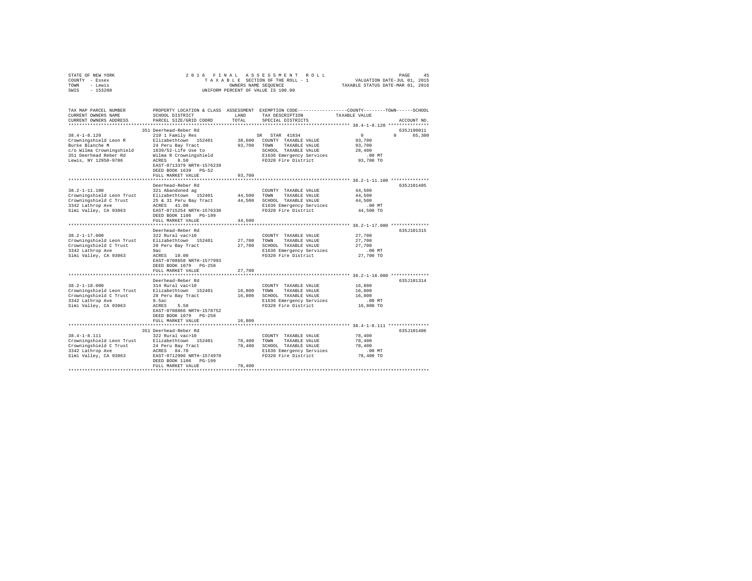STATE OF NEW YORK
COUNTY - Essex
TOWN - Lewis
SWIS - 153200

2 0 1 6 F I N A L A S S E S S M E N T R O L L
T A X A B L E SECTION OF THE ROLL - 1
OWNERS NAME SEQUENCE
UNIFORM PERCENT OF VALUE IS 100.00

VALUATION DATE-JUL 01, 2015
TAXABLE STATUS DATE-MAR 01, 2016

| TAX MAP PARCEL NUMBER / CURRENT OWNERS NAME / CURRENT OWNERS ADDRESS | PROPERTY LOCATION & CLASS / SCHOOL DISTRICT / PARCEL SIZE/GRID COORD | ASSESSMENT LAND | TOTAL | EXEMPTION CODE / TAX DESCRIPTION / SPECIAL DISTRICTS | COUNTY TAXABLE VALUE | TOWN | SCHOOL | ACCOUNT NO. |
|---|---|---|---|---|---|---|---|---|
| **38.4-1-8.120** | 351 Deerhead-Reber Rd | | | | | | | 635J190011 |
| | 210 1 Family Res | | | SR STAR 41834 | 0 | 0 | 65,300 | |
| Crowningshield Leon R | Elizabethtown 152401 | 38,600 | | COUNTY TAXABLE VALUE | 93,700 | | | |
| Burke Blanche M | 24 Peru Bay Tract | | 93,700 | TOWN TAXABLE VALUE | 93,700 | | | |
| c/o Wilma Crowningshield | 1639/52-Life Use to | | | SCHOOL TAXABLE VALUE | 28,400 | | | |
| 351 Deerhead Reber Rd | Wilma R Crowningshield | | | E1636 Emergency Services | .00 MT | | | |
| Lewis, NY 12950-9706 | ACRES 8.50 | | | FD320 Fire District | 93,700 TO | | | |
| | EAST-0713379 NRTH-1576239 | | | | | | | |
| | DEED BOOK 1639 PG-52 | | | | | | | |
| | FULL MARKET VALUE | | 93,700 | | | | | |
| **38.2-1-11.100** | Deerhead-Reber Rd | | | | | | | 635J101405 |
| | 321 Abandoned ag | | | COUNTY TAXABLE VALUE | 44,500 | | | |
| Crowningshield Leon Trust | Elizabethtown 152401 | 44,500 | | TOWN TAXABLE VALUE | 44,500 | | | |
| Crowningshield C Trust | 25 & 31 Peru Bay Tract | | 44,500 | SCHOOL TAXABLE VALUE | 44,500 | | | |
| 3342 Lathrop Ave | ACRES 41.00 | | | E1636 Emergency Services | .00 MT | | | |
| Simi Valley, CA 93063 | EAST-0715254 NRTH-1576330 | | | FD320 Fire District | 44,500 TO | | | |
| | DEED BOOK 1106 PG-199 | | | | | | | |
| | FULL MARKET VALUE | | 44,500 | | | | | |
| **38.2-1-17.000** | Deerhead-Reber Rd | | | | | | | 635J101315 |
| | 322 Rural vac>10 | | | COUNTY TAXABLE VALUE | 27,700 | | | |
| Crowningshield Leon Trust | Elizabethtown 152401 | 27,700 | | TOWN TAXABLE VALUE | 27,700 | | | |
| Crowningshield C Trust | 28 Peru Bay Tract | | 27,700 | SCHOOL TAXABLE VALUE | 27,700 | | | |
| 3342 Lathrop Ave | 9ac | | | E1636 Emergency Services | .00 MT | | | |
| Simi Valley, CA 93063 | ACRES 10.00 | | | FD320 Fire District | 27,700 TO | | | |
| | EAST-0708658 NRTH-1577993 | | | | | | | |
| | DEED BOOK 1079 PG-258 | | | | | | | |
| | FULL MARKET VALUE | | 27,700 | | | | | |
| **38.2-1-18.000** | Deerhead-Reber Rd | | | | | | | 635J101314 |
| | 314 Rural vac<10 | | | COUNTY TAXABLE VALUE | 16,800 | | | |
| Crowningshield Leon Trust | Elizabethtown 152401 | 16,800 | | TOWN TAXABLE VALUE | 16,800 | | | |
| Crowningshield C Trust | 28 Peru Bay Tract | | 16,800 | SCHOOL TAXABLE VALUE | 16,800 | | | |
| 3342 Lathrop Ave | 9.5ac | | | E1636 Emergency Services | .00 MT | | | |
| Simi Valley, CA 93063 | ACRES 5.50 | | | FD320 Fire District | 16,800 TO | | | |
| | EAST-0708866 NRTH-1578752 | | | | | | | |
| | DEED BOOK 1079 PG-258 | | | | | | | |
| | FULL MARKET VALUE | | 16,800 | | | | | |
| **38.4-1-8.111** | 351 Deerhead-Reber Rd | | | | | | | 635J101406 |
| | 322 Rural vac>10 | | | COUNTY TAXABLE VALUE | 78,400 | | | |
| Crowningshield Leon Trust | Elizabethtown 152401 | 78,400 | | TOWN TAXABLE VALUE | 78,400 | | | |
| Crowningshield C Trust | 24 Peru Bay Tract | | 78,400 | SCHOOL TAXABLE VALUE | 78,400 | | | |
| 3342 Lathrop Ave | ACRES 84.70 | | | E1636 Emergency Services | .00 MT | | | |
| Simi Valley, CA 93063 | EAST-0712996 NRTH-1574970 | | | FD320 Fire District | 78,400 TO | | | |
| | DEED BOOK 1106 PG-199 | | | | | | | |
| | FULL MARKET VALUE | | 78,400 | | | | | |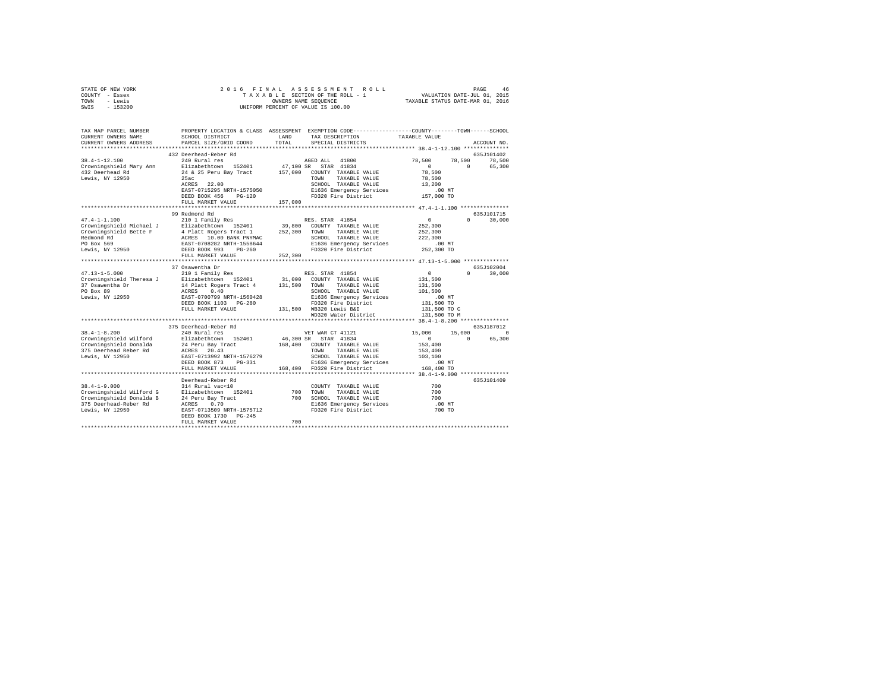STATE OF NEW YORK
COUNTY - Essex
TOWN - Lewis
SWIS - 153200

2016 FINAL ASSESSMENT ROLL
TAXABLE SECTION OF THE ROLL - 1
OWNERS NAME SEQUENCE
UNIFORM PERCENT OF VALUE IS 100.00

VALUATION DATE-JUL 01, 2015
TAXABLE STATUS DATE-MAR 01, 2016

```
TAX MAP PARCEL NUMBER          PROPERTY LOCATION & CLASS  ASSESSMENT  EXEMPTION CODE-----------------COUNTY--------TOWN------SCHOOL
CURRENT OWNERS NAME            SCHOOL DISTRICT               LAND       TAX DESCRIPTION            TAXABLE VALUE
CURRENT OWNERS ADDRESS         PARCEL SIZE/GRID COORD        TOTAL      SPECIAL DISTRICTS                                  ACCOUNT NO.
************************************************************************************************ 38.4-1-12.100 **************
                               432 Deerhead-Reber Rd                                                                     635J101402
38.4-1-12.100                  240 Rural res                            AGED ALL  41800               78,500     78,500      78,500
Crowningshield Mary Ann        Elizabethtown  152401      47,100 SR  STAR  41834                          0          0      65,300
432 Deerhead Rd                24 & 25 Peru Bay Tract    157,000   COUNTY  TAXABLE VALUE            78,500
Lewis, NY 12950                25ac                                TOWN    TAXABLE VALUE            78,500
                               ACRES   22.00                       SCHOOL  TAXABLE VALUE            13,200
                               EAST-0715295 NRTH-1575050           E1636 Emergency Services            .00 MT
                               DEED BOOK 456    PG-120             FD320 Fire District             157,000 TO
                               FULL MARKET VALUE         157,000
************************************************************************************************ 47.4-1-1.100 ***************
                               99 Redmond Rd                                                                             635J101715
47.4-1-1.100                   210 1 Family Res                         RES. STAR  41854                  0          0      30,000
Crowningshield Michael J       Elizabethtown  152401      39,800   COUNTY  TAXABLE VALUE           252,300
Crowningshield Bette F         4 Platt Rogers Tract 1    252,300   TOWN    TAXABLE VALUE           252,300
Redmond Rd                     ACRES   10.00 BANK PNYMAC           SCHOOL  TAXABLE VALUE           222,300
PO Box 569                     EAST-0708282 NRTH-1558644           E1636 Emergency Services            .00 MT
Lewis, NY 12950                DEED BOOK 993    PG-260             FD320 Fire District             252,300 TO
                               FULL MARKET VALUE         252,300
************************************************************************************************ 47.13-1-5.000 **************
                               37 Osawentha Dr                                                                           635J102004
47.13-1-5.000                  210 1 Family Res                         RES. STAR  41854                  0          0      30,000
Crowningshield Theresa J       Elizabethtown  152401      31,000   COUNTY  TAXABLE VALUE           131,500
37 Osawentha Dr                14 Platt Rogers Tract 4   131,500   TOWN    TAXABLE VALUE           131,500
PO Box 89                      ACRES    0.40                       SCHOOL  TAXABLE VALUE           101,500
Lewis, NY 12950                EAST-0700799 NRTH-1560428           E1636 Emergency Services            .00 MT
                               DEED BOOK 1103   PG-280             FD320 Fire District             131,500 TO
                               FULL MARKET VALUE         131,500   WB320 Lewis B&I                 131,500 TO C
                                                                   WD320 Water District            131,500 TO M
************************************************************************************************ 38.4-1-8.200 ***************
                               375 Deerhead-Reber Rd                                                                     635J187012
38.4-1-8.200                   240 Rural res                            VET WAR CT 41121              15,000     15,000           0
Crowningshield Wilford         Elizabethtown  152401      46,300 SR  STAR  41834                          0          0      65,300
Crowningshield Donalda         24 Peru Bay Tract         168,400   COUNTY  TAXABLE VALUE           153,400
375 Deerhead Reber Rd          ACRES   20.43                       TOWN    TAXABLE VALUE           153,400
Lewis, NY 12950                EAST-0713992 NRTH-1576279           SCHOOL  TAXABLE VALUE           103,100
                               DEED BOOK 873    PG-331             E1636 Emergency Services            .00 MT
                               FULL MARKET VALUE         168,400   FD320 Fire District             168,400 TO
************************************************************************************************ 38.4-1-9.000 ***************
                               Deerhead-Reber Rd                                                                         635J101409
38.4-1-9.000                   314 Rural vac<10                    COUNTY  TAXABLE VALUE               700
Crowningshield Wilford G       Elizabethtown  152401         700   TOWN    TAXABLE VALUE               700
Crowningshield Donalda B       24 Peru Bay Tract             700   SCHOOL  TAXABLE VALUE               700
375 Deerhead-Reber Rd          ACRES    0.70                       E1636 Emergency Services            .00 MT
Lewis, NY 12950                EAST-0713509 NRTH-1575712           FD320 Fire District                 700 TO
                               DEED BOOK 1730   PG-245
                               FULL MARKET VALUE             700
******************************************************************************************************************************
```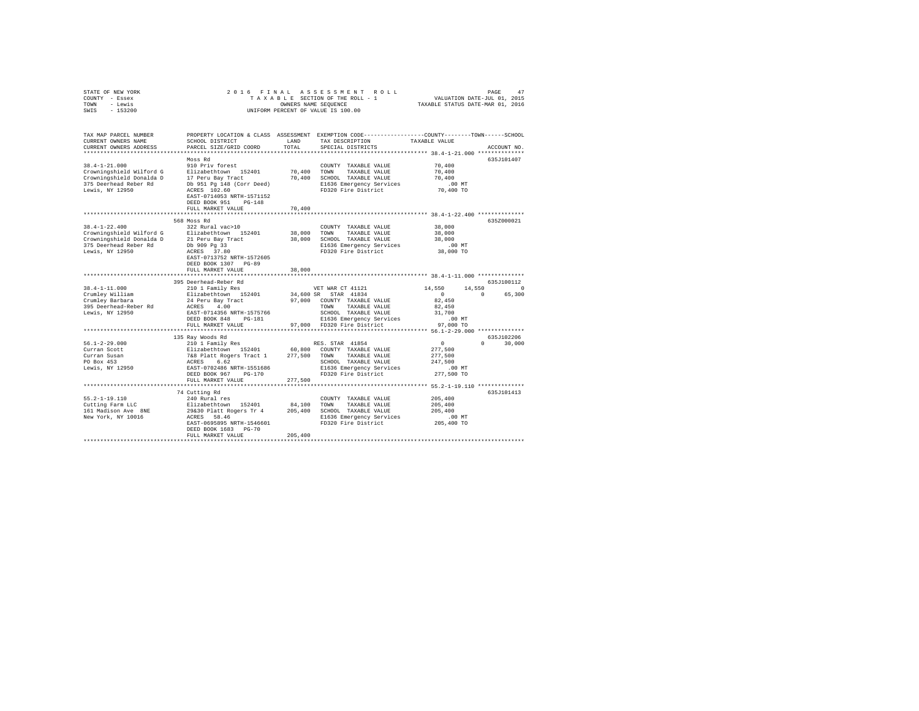STATE OF NEW YORK — 2016 FINAL ASSESSMENT ROLL — TAXABLE SECTION OF THE ROLL - 1 — VALUATION DATE-JUL 01, 2015
COUNTY - Essex — OWNERS NAME SEQUENCE — TAXABLE STATUS DATE-MAR 01, 2016
TOWN - Lewis — UNIFORM PERCENT OF VALUE IS 100.00
SWIS - 153200

| TAX MAP PARCEL NUMBER / CURRENT OWNERS NAME / CURRENT OWNERS ADDRESS | PROPERTY LOCATION & CLASS / SCHOOL DISTRICT / PARCEL SIZE/GRID COORD | ASSESSMENT LAND | TOTAL | EXEMPTION CODE / TAX DESCRIPTION / SPECIAL DISTRICTS | COUNTY TAXABLE VALUE | TOWN | SCHOOL | ACCOUNT NO. |
|---|---|---|---|---|---|---|---|---|
| 38.4-1-21.000 | Moss Rd | | | | | | | 635J101407 |
| Crowningshield Wilford G | 910 Priv forest | | | COUNTY TAXABLE VALUE | 70,400 | | | |
| Crowningshield Donalda D | Elizabethtown 152401 | 70,400 | | TOWN TAXABLE VALUE | 70,400 | | | |
| 375 Deerhead Reber Rd | 17 Peru Bay Tract | | 70,400 | SCHOOL TAXABLE VALUE | 70,400 | | | |
| Lewis, NY 12950 | Db 951 Pg 148 (Corr Deed) | | | E1636 Emergency Services | .00 MT | | | |
| | ACRES 102.60 | | | FD320 Fire District | 70,400 TO | | | |
| | EAST-0714053 NRTH-1571152 | | | | | | | |
| | DEED BOOK 951 PG-148 | | | | | | | |
| | FULL MARKET VALUE | | 70,400 | | | | | |
| 38.4-1-22.400 | 568 Moss Rd | | | | | | | 635Z000021 |
| Crowningshield Wilford G | 322 Rural vac>10 | | | COUNTY TAXABLE VALUE | 38,000 | | | |
| Crowningshield Donalda D | Elizabethtown 152401 | 38,000 | | TOWN TAXABLE VALUE | 38,000 | | | |
| 375 Deerhead Reber Rd | 21 Peru Bay Tract | | 38,000 | SCHOOL TAXABLE VALUE | 38,000 | | | |
| Lewis, NY 12950 | Db 909 Pg 33 | | | E1636 Emergency Services | .00 MT | | | |
| | ACRES 37.80 | | | FD320 Fire District | 38,000 TO | | | |
| | EAST-0713752 NRTH-1572605 | | | | | | | |
| | DEED BOOK 1307 PG-89 | | | | | | | |
| | FULL MARKET VALUE | | 38,000 | | | | | |
| 38.4-1-11.000 | 395 Deerhead-Reber Rd | | | | | | | 635J100112 |
| Crumley William | 210 1 Family Res | | | VET WAR CT 41121 | 14,550 | 14,550 | 0 | |
| Crumley Barbara | Elizabethtown 152401 | 34,600 | | SR STAR 41834 | 0 | 0 | 65,300 | |
| 395 Deerhead-Reber Rd | 24 Peru Bay Tract | | 97,000 | COUNTY TAXABLE VALUE | 82,450 | | | |
| Lewis, NY 12950 | ACRES 4.00 | | | TOWN TAXABLE VALUE | 82,450 | | | |
| | EAST-0714356 NRTH-1575766 | | | SCHOOL TAXABLE VALUE | 31,700 | | | |
| | DEED BOOK 848 PG-181 | | | E1636 Emergency Services | .00 MT | | | |
| | FULL MARKET VALUE | | 97,000 | FD320 Fire District | 97,000 TO | | | |
| 56.1-2-29.000 | 135 Ray Woods Rd | | | | | | | 635J102206 |
| Curran Scott | 210 1 Family Res | | | RES. STAR 41854 | 0 | 0 | 30,000 | |
| Curran Susan | Elizabethtown 152401 | 60,800 | | COUNTY TAXABLE VALUE | 277,500 | | | |
| PO Box 453 | 7&8 Platt Rogers Tract 1 | | 277,500 | TOWN TAXABLE VALUE | 277,500 | | | |
| Lewis, NY 12950 | ACRES 6.62 | | | SCHOOL TAXABLE VALUE | 247,500 | | | |
| | EAST-0702486 NRTH-1551686 | | | E1636 Emergency Services | .00 MT | | | |
| | DEED BOOK 967 PG-170 | | | FD320 Fire District | 277,500 TO | | | |
| | FULL MARKET VALUE | | 277,500 | | | | | |
| 55.2-1-19.110 | 74 Cutting Rd | | | | | | | 635J101413 |
| Cutting Farm LLC | 240 Rural res | | | COUNTY TAXABLE VALUE | 205,400 | | | |
| 161 Madison Ave 8NE | Elizabethtown 152401 | 84,100 | | TOWN TAXABLE VALUE | 205,400 | | | |
| New York, NY 10016 | 29&30 Platt Rogers Tr 4 | | 205,400 | SCHOOL TAXABLE VALUE | 205,400 | | | |
| | ACRES 58.46 | | | E1636 Emergency Services | .00 MT | | | |
| | EAST-0695895 NRTH-1546601 | | | FD320 Fire District | 205,400 TO | | | |
| | DEED BOOK 1683 PG-70 | | | | | | | |
| | FULL MARKET VALUE | | 205,400 | | | | | |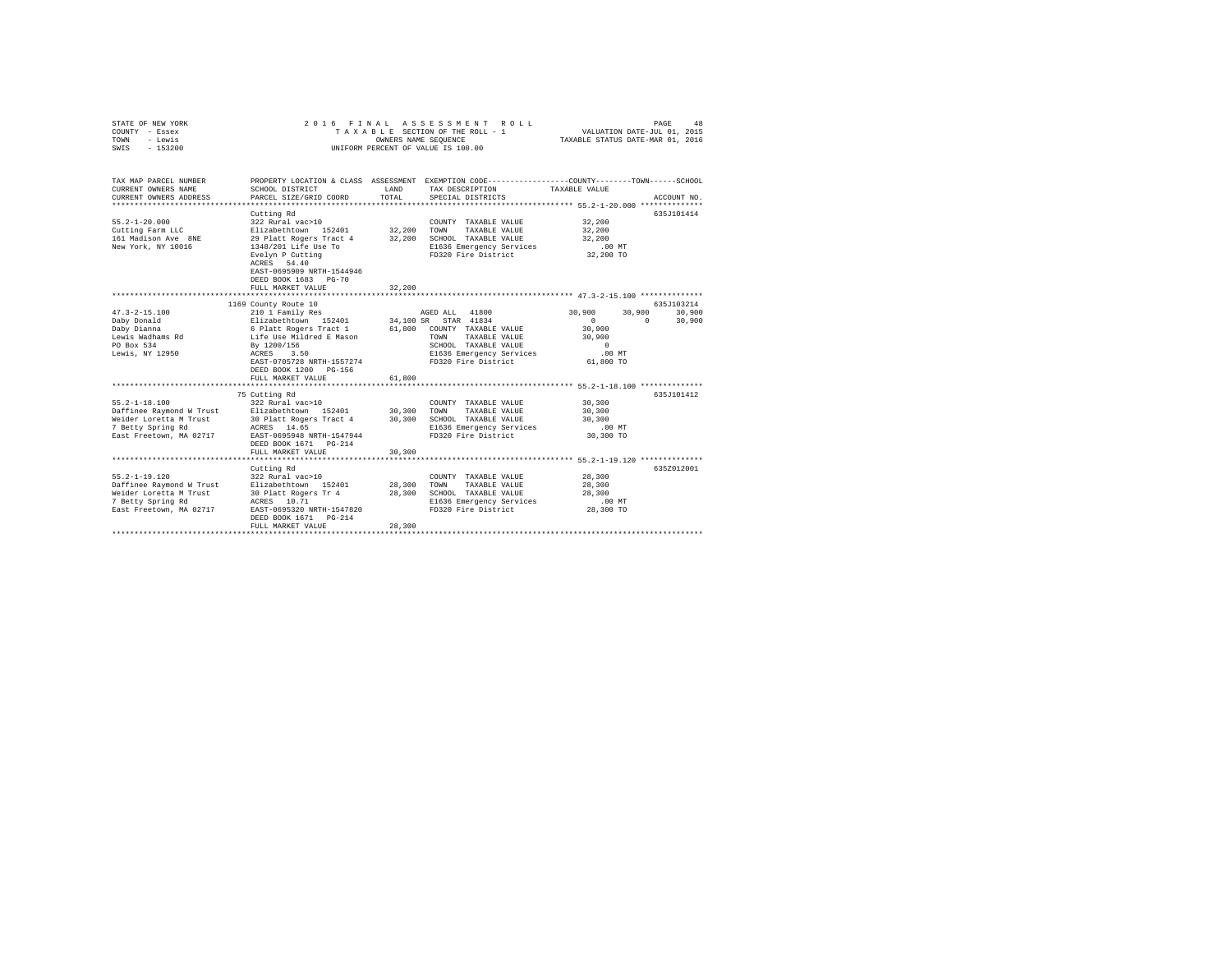STATE OF NEW YORK
COUNTY - Essex
TOWN - Lewis
SWIS - 153200

2016 FINAL ASSESSMENT ROLL
TAXABLE SECTION OF THE ROLL - 1
OWNERS NAME SEQUENCE
UNIFORM PERCENT OF VALUE IS 100.00

VALUATION DATE-JUL 01, 2015
TAXABLE STATUS DATE-MAR 01, 2016

| TAX MAP PARCEL NUMBER / CURRENT OWNERS NAME / CURRENT OWNERS ADDRESS | PROPERTY LOCATION & CLASS / SCHOOL DISTRICT / PARCEL SIZE/GRID COORD | ASSESSMENT LAND | TOTAL | EXEMPTION CODE / TAX DESCRIPTION / SPECIAL DISTRICTS | COUNTY | TOWN | SCHOOL | ACCOUNT NO. |
|---|---|---|---|---|---|---|---|---|
| **55.2-1-20.000** | Cutting Rd | | | | | | | 635J101414 |
| 55.2-1-20.000 | 322 Rural vac>10 | | | COUNTY TAXABLE VALUE | 32,200 | | | |
| Cutting Farm LLC | Elizabethtown 152401 | 32,200 | | TOWN TAXABLE VALUE | 32,200 | | | |
| 161 Madison Ave 8NE | 29 Platt Rogers Tract 4 | | 32,200 | SCHOOL TAXABLE VALUE | 32,200 | | | |
| New York, NY 10016 | 1348/201 Life Use To | | | E1636 Emergency Services | .00 MT | | | |
| | Evelyn P Cutting | | | FD320 Fire District | 32,200 TO | | | |
| | ACRES 54.40 | | | | | | | |
| | EAST-0695909 NRTH-1544946 | | | | | | | |
| | DEED BOOK 1683 PG-70 | | | | | | | |
| | FULL MARKET VALUE | | 32,200 | | | | | |
| **47.3-2-15.100** | 1169 County Route 10 | | | | | | | 635J103214 |
| 47.3-2-15.100 | 210 1 Family Res | | | AGED ALL 41800 | 30,900 | 30,900 | 30,900 | |
| Daby Donald | Elizabethtown 152401 | 34,100 | | SR STAR 41834 | 0 | 0 | 30,900 | |
| Daby Dianna | 6 Platt Rogers Tract 1 | | 61,800 | COUNTY TAXABLE VALUE | 30,900 | | | |
| Lewis Wadhams Rd | Life Use Mildred E Mason | | | TOWN TAXABLE VALUE | 30,900 | | | |
| PO Box 534 | By 1200/156 | | | SCHOOL TAXABLE VALUE | 0 | | | |
| Lewis, NY 12950 | ACRES 3.50 | | | E1636 Emergency Services | .00 MT | | | |
| | EAST-0705728 NRTH-1557274 | | | FD320 Fire District | 61,800 TO | | | |
| | DEED BOOK 1200 PG-156 | | | | | | | |
| | FULL MARKET VALUE | | 61,800 | | | | | |
| **55.2-1-18.100** | 75 Cutting Rd | | | | | | | 635J101412 |
| 55.2-1-18.100 | 322 Rural vac>10 | | | COUNTY TAXABLE VALUE | 30,300 | | | |
| Daffinee Raymond W Trust | Elizabethtown 152401 | 30,300 | | TOWN TAXABLE VALUE | 30,300 | | | |
| Weider Loretta M Trust | 30 Platt Rogers Tract 4 | | 30,300 | SCHOOL TAXABLE VALUE | 30,300 | | | |
| 7 Betty Spring Rd | ACRES 14.65 | | | E1636 Emergency Services | .00 MT | | | |
| East Freetown, MA 02717 | EAST-0695948 NRTH-1547944 | | | FD320 Fire District | 30,300 TO | | | |
| | DEED BOOK 1671 PG-214 | | | | | | | |
| | FULL MARKET VALUE | | 30,300 | | | | | |
| **55.2-1-19.120** | Cutting Rd | | | | | | | 635Z012001 |
| 55.2-1-19.120 | 322 Rural vac>10 | | | COUNTY TAXABLE VALUE | 28,300 | | | |
| Daffinee Raymond W Trust | Elizabethtown 152401 | 28,300 | | TOWN TAXABLE VALUE | 28,300 | | | |
| Weider Loretta M Trust | 30 Platt Rogers Tr 4 | | 28,300 | SCHOOL TAXABLE VALUE | 28,300 | | | |
| 7 Betty Spring Rd | ACRES 10.71 | | | E1636 Emergency Services | .00 MT | | | |
| East Freetown, MA 02717 | EAST-0695320 NRTH-1547820 | | | FD320 Fire District | 28,300 TO | | | |
| | DEED BOOK 1671 PG-214 | | | | | | | |
| | FULL MARKET VALUE | | 28,300 | | | | | |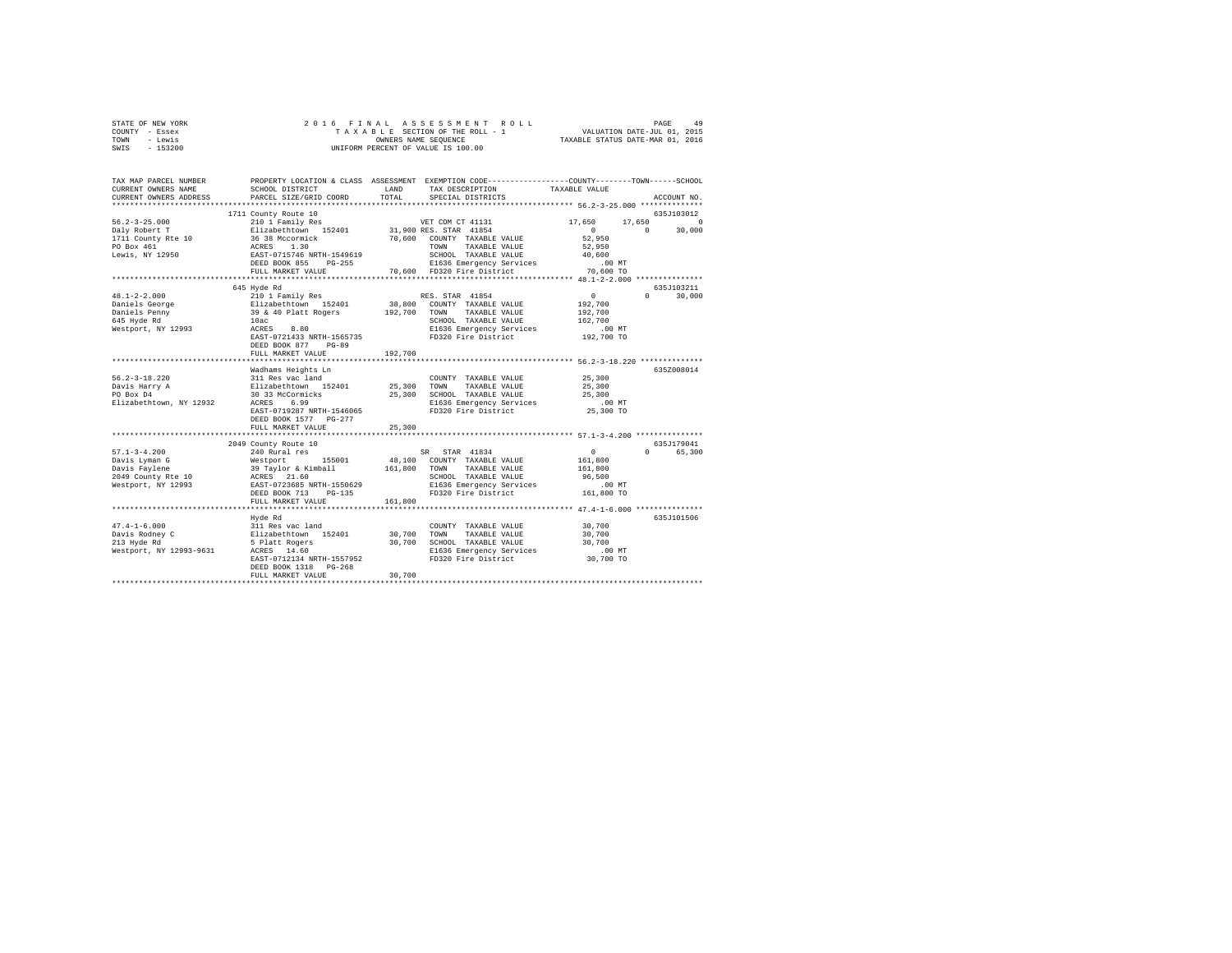STATE OF NEW YORK
COUNTY - Essex
TOWN - Lewis
SWIS - 153200

2016 FINAL ASSESSMENT ROLL
TAXABLE SECTION OF THE ROLL - 1
OWNERS NAME SEQUENCE
UNIFORM PERCENT OF VALUE IS 100.00

VALUATION DATE-JUL 01, 2015
TAXABLE STATUS DATE-MAR 01, 2016

| TAX MAP PARCEL NUMBER / CURRENT OWNERS NAME / CURRENT OWNERS ADDRESS | PROPERTY LOCATION & CLASS / SCHOOL DISTRICT / PARCEL SIZE/GRID COORD | ASSESSMENT LAND / TOTAL | EXEMPTION CODE / TAX DESCRIPTION / SPECIAL DISTRICTS | COUNTY | TOWN | SCHOOL | ACCOUNT NO. |
|---|---|---|---|---|---|---|---|
| **56.2-3-25.000** | 1711 County Route 10 | | | | | | 635J103012 |
| 56.2-3-25.000 | 210 1 Family Res | | VET COM CT 41131 | 17,650 | 17,650 | 0 | |
| Daly Robert T | Elizabethtown 152401 | 31,900 | RES. STAR 41854 | 0 | 0 | 30,000 | |
| 1711 County Rte 10 | 36 38 Mccormick | 70,600 | COUNTY TAXABLE VALUE | 52,950 | | | |
| PO Box 461 | ACRES 1.30 | | TOWN TAXABLE VALUE | | 52,950 | | |
| Lewis, NY 12950 | EAST-0715746 NRTH-1549619 | | SCHOOL TAXABLE VALUE | | | 40,600 | |
| | DEED BOOK 855 PG-255 | | E1636 Emergency Services | .00 MT | | | |
| | FULL MARKET VALUE | 70,600 | FD320 Fire District | 70,600 TO | | | |
| **48.1-2-2.000** | 645 Hyde Rd | | | | | | 635J103211 |
| 48.1-2-2.000 | 210 1 Family Res | | RES. STAR 41854 | 0 | 0 | 30,000 | |
| Daniels George | Elizabethtown 152401 | 38,800 | COUNTY TAXABLE VALUE | 192,700 | | | |
| Daniels Penny | 39 & 40 Platt Rogers | 192,700 | TOWN TAXABLE VALUE | | 192,700 | | |
| 645 Hyde Rd | 10ac | | SCHOOL TAXABLE VALUE | | | 162,700 | |
| Westport, NY 12993 | ACRES 8.80 | | E1636 Emergency Services | .00 MT | | | |
| | EAST-0721433 NRTH-1565735 | | FD320 Fire District | 192,700 TO | | | |
| | DEED BOOK 877 PG-89 | | | | | | |
| | FULL MARKET VALUE | 192,700 | | | | | |
| **56.2-3-18.220** | Wadhams Heights Ln | | | | | | 635Z008014 |
| 56.2-3-18.220 | 311 Res vac land | | COUNTY TAXABLE VALUE | 25,300 | | | |
| Davis Harry A | Elizabethtown 152401 | 25,300 | TOWN TAXABLE VALUE | | 25,300 | | |
| PO Box D4 | 30 33 McCormicks | 25,300 | SCHOOL TAXABLE VALUE | | | 25,300 | |
| Elizabethtown, NY 12932 | ACRES 6.99 | | E1636 Emergency Services | .00 MT | | | |
| | EAST-0719287 NRTH-1546065 | | FD320 Fire District | 25,300 TO | | | |
| | DEED BOOK 1577 PG-277 | | | | | | |
| | FULL MARKET VALUE | 25,300 | | | | | |
| **57.1-3-4.200** | 2049 County Route 10 | | | | | | 635J179041 |
| 57.1-3-4.200 | 240 Rural res | | SR STAR 41834 | 0 | 0 | 65,300 | |
| Davis Lyman G | Westport 155001 | 48,100 | COUNTY TAXABLE VALUE | 161,800 | | | |
| Davis Faylene | 39 Taylor & Kimball | 161,800 | TOWN TAXABLE VALUE | | 161,800 | | |
| 2049 County Rte 10 | ACRES 21.60 | | SCHOOL TAXABLE VALUE | | | 96,500 | |
| Westport, NY 12993 | EAST-0723685 NRTH-1550629 | | E1636 Emergency Services | .00 MT | | | |
| | DEED BOOK 713 PG-135 | | FD320 Fire District | 161,800 TO | | | |
| | FULL MARKET VALUE | 161,800 | | | | | |
| **47.4-1-6.000** | Hyde Rd | | | | | | 635J101506 |
| 47.4-1-6.000 | 311 Res vac land | | COUNTY TAXABLE VALUE | 30,700 | | | |
| Davis Rodney C | Elizabethtown 152401 | 30,700 | TOWN TAXABLE VALUE | | 30,700 | | |
| 213 Hyde Rd | 5 Platt Rogers | 30,700 | SCHOOL TAXABLE VALUE | | | 30,700 | |
| Westport, NY 12993-9631 | ACRES 14.60 | | E1636 Emergency Services | .00 MT | | | |
| | EAST-0712134 NRTH-1557952 | | FD320 Fire District | 30,700 TO | | | |
| | DEED BOOK 1318 PG-268 | | | | | | |
| | FULL MARKET VALUE | 30,700 | | | | | |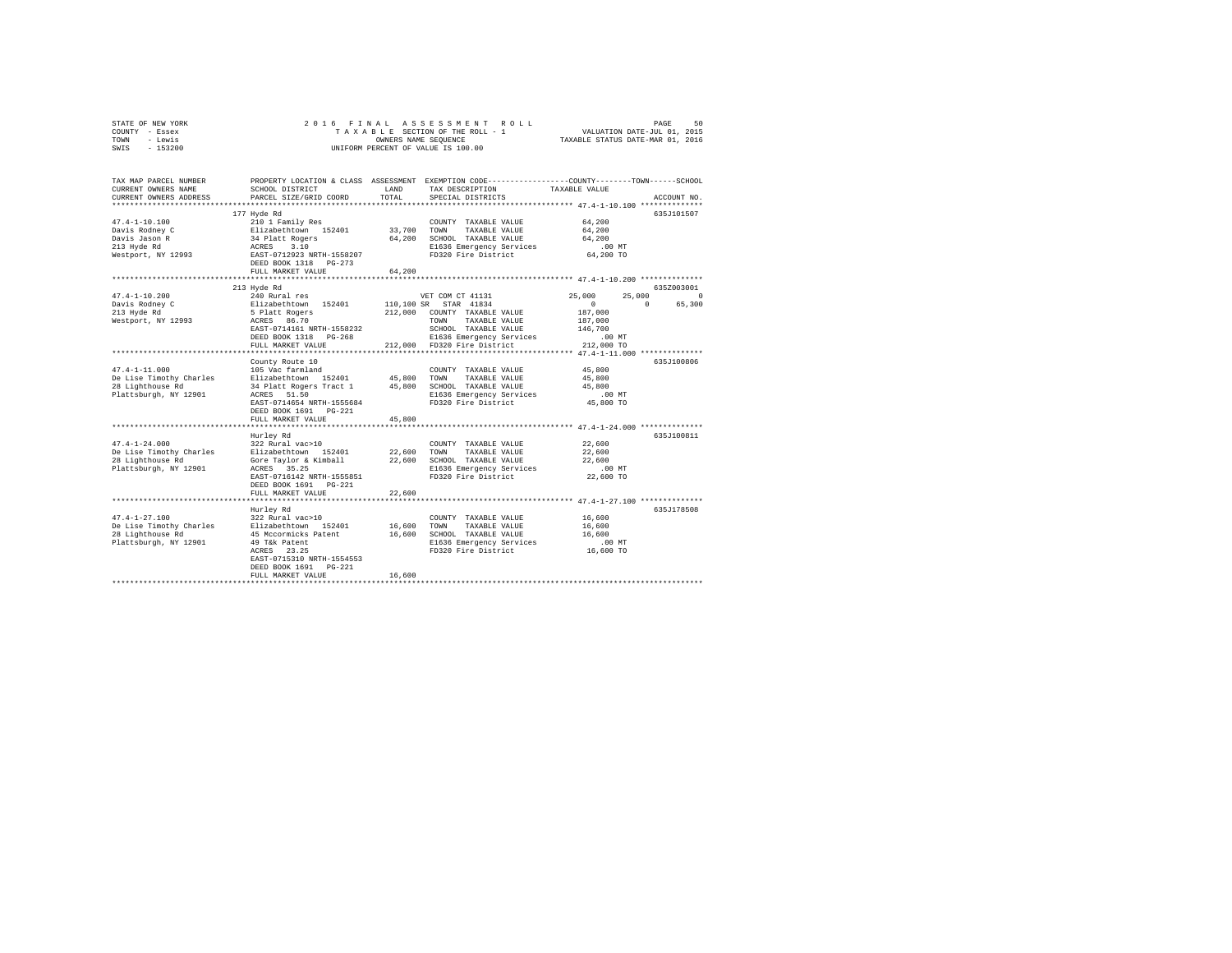STATE OF NEW YORK
COUNTY - Essex
TOWN - Lewis
SWIS - 153200

2016 FINAL ASSESSMENT ROLL
TAXABLE SECTION OF THE ROLL - 1
OWNERS NAME SEQUENCE
UNIFORM PERCENT OF VALUE IS 100.00

VALUATION DATE-JUL 01, 2015
TAXABLE STATUS DATE-MAR 01, 2016

| TAX MAP PARCEL NUMBER / CURRENT OWNERS NAME / CURRENT OWNERS ADDRESS | PROPERTY LOCATION & CLASS / SCHOOL DISTRICT / PARCEL SIZE/GRID COORD | ASSESSMENT LAND / TOTAL | EXEMPTION CODE / TAX DESCRIPTION / SPECIAL DISTRICTS | COUNTY | TOWN | SCHOOL | ACCOUNT NO. |
|---|---|---|---|---|---|---|---|
| **47.4-1-10.100** | 177 Hyde Rd | | | | | | 635J101507 |
| 47.4-1-10.100 | 210 1 Family Res | | COUNTY TAXABLE VALUE | 64,200 | | | |
| Davis Rodney C | Elizabethtown 152401 | 33,700 | TOWN TAXABLE VALUE | 64,200 | | | |
| Davis Jason R | 34 Platt Rogers | 64,200 | SCHOOL TAXABLE VALUE | 64,200 | | | |
| 213 Hyde Rd | ACRES 3.10 | | E1636 Emergency Services | .00 MT | | | |
| Westport, NY 12993 | EAST-0712923 NRTH-1558207 | | FD320 Fire District | 64,200 TO | | | |
| | DEED BOOK 1318 PG-273 | | | | | | |
| | FULL MARKET VALUE | 64,200 | | | | | |
| **47.4-1-10.200** | 213 Hyde Rd | | | | | | 635Z003001 |
| 47.4-1-10.200 | 240 Rural res | | VET COM CT 41131 | 25,000 | 25,000 | 0 | |
| Davis Rodney C | Elizabethtown 152401 | 110,100 | SR STAR 41834 | 0 | 0 | 65,300 | |
| 213 Hyde Rd | 5 Platt Rogers | 212,000 | COUNTY TAXABLE VALUE | 187,000 | | | |
| Westport, NY 12993 | ACRES 86.70 | | TOWN TAXABLE VALUE | 187,000 | | | |
| | EAST-0714161 NRTH-1558232 | | SCHOOL TAXABLE VALUE | 146,700 | | | |
| | DEED BOOK 1318 PG-268 | | E1636 Emergency Services | .00 MT | | | |
| | FULL MARKET VALUE | 212,000 | FD320 Fire District | 212,000 TO | | | |
| **47.4-1-11.000** | County Route 10 | | | | | | 635J100806 |
| 47.4-1-11.000 | 105 Vac farmland | | COUNTY TAXABLE VALUE | 45,800 | | | |
| De Lise Timothy Charles | Elizabethtown 152401 | 45,800 | TOWN TAXABLE VALUE | 45,800 | | | |
| 28 Lighthouse Rd | 34 Platt Rogers Tract 1 | 45,800 | SCHOOL TAXABLE VALUE | 45,800 | | | |
| Plattsburgh, NY 12901 | ACRES 51.50 | | E1636 Emergency Services | .00 MT | | | |
| | EAST-0714654 NRTH-1555684 | | FD320 Fire District | 45,800 TO | | | |
| | DEED BOOK 1691 PG-221 | | | | | | |
| | FULL MARKET VALUE | 45,800 | | | | | |
| **47.4-1-24.000** | Hurley Rd | | | | | | 635J100811 |
| 47.4-1-24.000 | 322 Rural vac>10 | | COUNTY TAXABLE VALUE | 22,600 | | | |
| De Lise Timothy Charles | Elizabethtown 152401 | 22,600 | TOWN TAXABLE VALUE | 22,600 | | | |
| 28 Lighthouse Rd | Gore Taylor & Kimball | 22,600 | SCHOOL TAXABLE VALUE | 22,600 | | | |
| Plattsburgh, NY 12901 | ACRES 35.25 | | E1636 Emergency Services | .00 MT | | | |
| | EAST-0716142 NRTH-1555851 | | FD320 Fire District | 22,600 TO | | | |
| | DEED BOOK 1691 PG-221 | | | | | | |
| | FULL MARKET VALUE | 22,600 | | | | | |
| **47.4-1-27.100** | Hurley Rd | | | | | | 635J178508 |
| 47.4-1-27.100 | 322 Rural vac>10 | | COUNTY TAXABLE VALUE | 16,600 | | | |
| De Lise Timothy Charles | Elizabethtown 152401 | 16,600 | TOWN TAXABLE VALUE | 16,600 | | | |
| 28 Lighthouse Rd | 45 Mccormicks Patent | 16,600 | SCHOOL TAXABLE VALUE | 16,600 | | | |
| Plattsburgh, NY 12901 | 49 T&k Patent | | E1636 Emergency Services | .00 MT | | | |
| | ACRES 23.25 | | FD320 Fire District | 16,600 TO | | | |
| | EAST-0715310 NRTH-1554553 | | | | | | |
| | DEED BOOK 1691 PG-221 | | | | | | |
| | FULL MARKET VALUE | 16,600 | | | | | |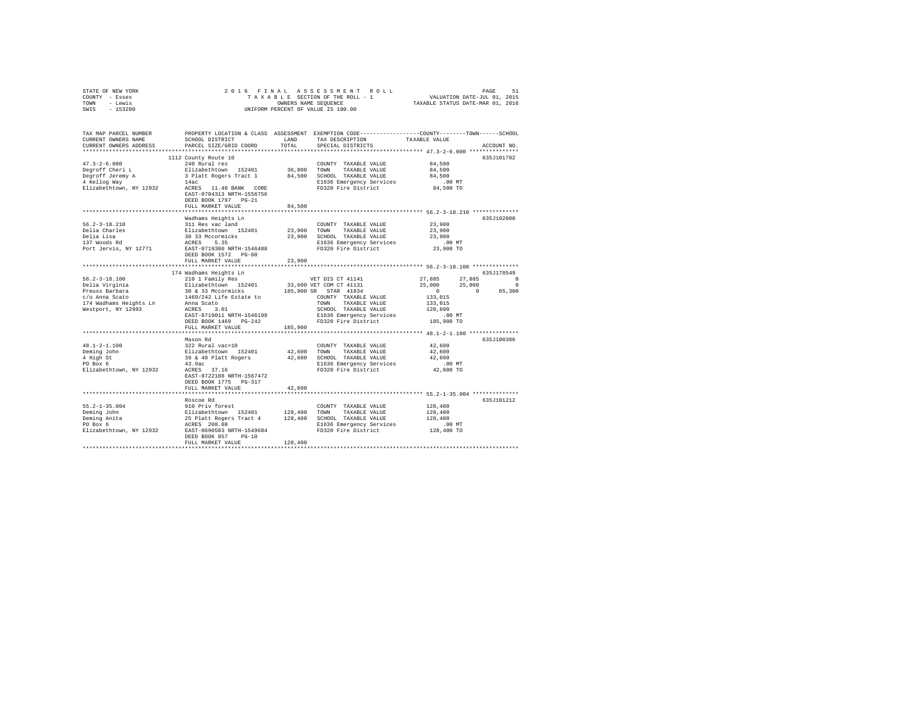STATE OF NEW YORK
COUNTY - Essex
TOWN - Lewis
SWIS - 153200

2016 FINAL ASSESSMENT ROLL
TAXABLE SECTION OF THE ROLL - 1
OWNERS NAME SEQUENCE
UNIFORM PERCENT OF VALUE IS 100.00

VALUATION DATE-JUL 01, 2015
TAXABLE STATUS DATE-MAR 01, 2016

```
TAX MAP PARCEL NUMBER      PROPERTY LOCATION & CLASS  ASSESSMENT  EXEMPTION CODE-----------------COUNTY--------TOWN------SCHOOL
CURRENT OWNERS NAME        SCHOOL DISTRICT              LAND      TAX DESCRIPTION            TAXABLE VALUE
CURRENT OWNERS ADDRESS     PARCEL SIZE/GRID COORD       TOTAL     SPECIAL DISTRICTS                                   ACCOUNT NO.
******************************************************************************************** 47.3-2-6.000 ***************
                           1112 County Route 10                                                                       635J101702
47.3-2-6.000               240 Rural res                          COUNTY  TAXABLE VALUE          84,500
Degroff Cheri L            Elizabethtown  152401       36,800     TOWN    TAXABLE VALUE          84,500
Degroff Jeremy A           3 Platt Rogers Tract 1      84,500     SCHOOL  TAXABLE VALUE          84,500
4 Kellog Way               14ac                                   E1636 Emergency Services          .00 MT
Elizabethtown, NY 12932    ACRES  11.40 BANK   CORE               FD320 Fire District            84,500 TO
                           EAST-0704313 NRTH-1556756
                           DEED BOOK 1797   PG-21
                           FULL MARKET VALUE           84,500
******************************************************************************************** 56.2-3-18.210 **************
                           Wadhams Heights Ln                                                                         635J192008
56.2-3-18.210              311 Res vac land                       COUNTY  TAXABLE VALUE          23,900
Delia Charles              Elizabethtown  152401       23,900     TOWN    TAXABLE VALUE          23,900
Delia Lisa                 30 33 Mccormicks            23,900     SCHOOL  TAXABLE VALUE          23,900
137 Woods Rd               ACRES   5.35                           E1636 Emergency Services          .00 MT
Port Jervis, NY 12771      EAST-0719380 NRTH-1546488              FD320 Fire District            23,900 TO
                           DEED BOOK 1572   PG-80
                           FULL MARKET VALUE           23,900
******************************************************************************************** 56.2-3-18.100 **************
                           174 Wadhams Heights Ln                                                                     635J178549
56.2-3-18.100              210 1 Family Res                       VET DIS CT 41141            27,885      27,885           0
Delia Virginia             Elizabethtown  152401       33,600 VET COM CT 41131                25,000      25,000           0
Preuss Barbara             30 & 33 Mccormicks         185,900 SR  STAR  41834                      0           0      65,300
c/o Anna Scato             1469/242 Life Estate to                COUNTY  TAXABLE VALUE         133,015
174 Wadhams Heights Ln     Anna Scato                             TOWN    TAXABLE VALUE         133,015
Westport, NY 12993         ACRES   3.01                           SCHOOL  TAXABLE VALUE         120,600
                           EAST-0719011 NRTH-1546199              E1636 Emergency Services          .00 MT
                           DEED BOOK 1469   PG-242                FD320 Fire District           185,900 TO
                           FULL MARKET VALUE          185,900
******************************************************************************************** 48.1-2-1.100 ***************
                           Mason Rd                                                                                   635J100306
48.1-2-1.100               322 Rural vac>10                       COUNTY  TAXABLE VALUE          42,600
Deming John                Elizabethtown  152401       42,600     TOWN    TAXABLE VALUE          42,600
4 High St                  39 & 40 Platt Rogers        42,600     SCHOOL  TAXABLE VALUE          42,600
PO Box 6                   43.9ac                                 E1636 Emergency Services          .00 MT
Elizabethtown, NY 12932    ACRES  37.16                           FD320 Fire District            42,600 TO
                           EAST-0722188 NRTH-1567472
                           DEED BOOK 1775   PG-317
                           FULL MARKET VALUE           42,600
******************************************************************************************** 55.2-1-35.004 **************
                           Roscoe Rd                                                                                  635J101212
55.2-1-35.004              910 Priv forest                        COUNTY  TAXABLE VALUE         128,400
Deming John                Elizabethtown  152401      128,400     TOWN    TAXABLE VALUE         128,400
Deming Anita               25 Platt Rogers Tract 4    128,400     SCHOOL  TAXABLE VALUE         128,400
PO Box 6                   ACRES 208.80                           E1636 Emergency Services          .00 MT
Elizabethtown, NY 12932    EAST-0690583 NRTH-1549684              FD320 Fire District           128,400 TO
                           DEED BOOK 857    PG-10
                           FULL MARKET VALUE          128,400
************************************************************************************************************************
```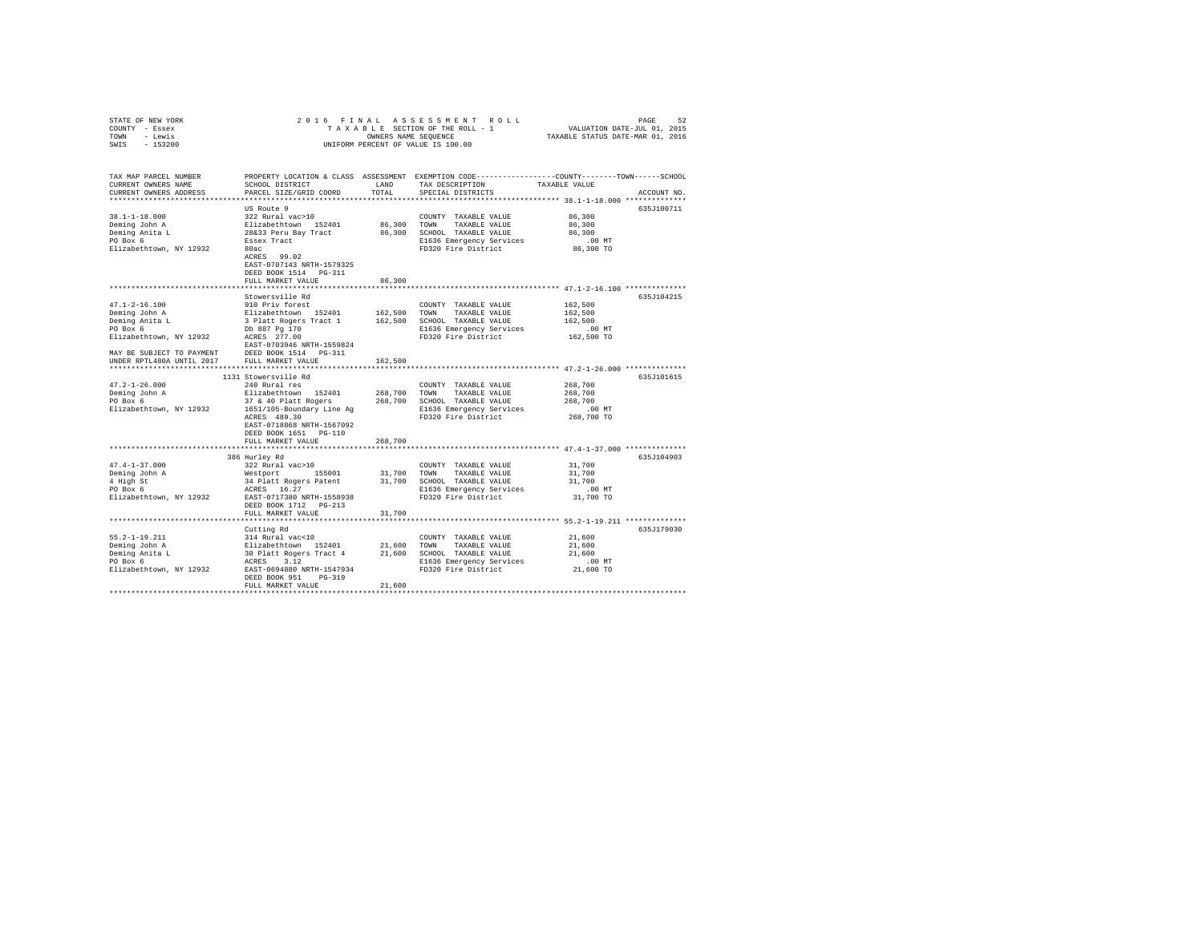STATE OF NEW YORK
COUNTY - Essex
TOWN - Lewis
SWIS - 153200

2 0 1 6 F I N A L A S S E S S M E N T R O L L
T A X A B L E SECTION OF THE ROLL - 1
OWNERS NAME SEQUENCE
UNIFORM PERCENT OF VALUE IS 100.00

VALUATION DATE-JUL 01, 2015
TAXABLE STATUS DATE-MAR 01, 2016

| TAX MAP PARCEL NUMBER / CURRENT OWNERS NAME / CURRENT OWNERS ADDRESS | PROPERTY LOCATION & CLASS / SCHOOL DISTRICT / PARCEL SIZE/GRID COORD | ASSESSMENT LAND / TOTAL | EXEMPTION CODE / TAX DESCRIPTION / SPECIAL DISTRICTS | COUNTY--------TOWN------SCHOOL TAXABLE VALUE | ACCOUNT NO. |
|---|---|---|---|---|---|
| 38.1-1-18.000 | US Route 9 | | | | 635J100711 |
| | 322 Rural vac>10 | | COUNTY TAXABLE VALUE | 86,300 | |
| Deming John A | Elizabethtown 152401 | 86,300 | TOWN TAXABLE VALUE | 86,300 | |
| Deming Anita L | 28&33 Peru Bay Tract | 86,300 | SCHOOL TAXABLE VALUE | 86,300 | |
| PO Box 6 | Essex Tract | | E1636 Emergency Services | .00 MT | |
| Elizabethtown, NY 12932 | 80ac | | FD320 Fire District | 86,300 TO | |
| | ACRES 99.02 | | | | |
| | EAST-0707143 NRTH-1579325 | | | | |
| | DEED BOOK 1514 PG-311 | | | | |
| | FULL MARKET VALUE | 86,300 | | | |
| 47.1-2-16.100 | Stowersville Rd | | | | 635J104215 |
| | 910 Priv forest | | COUNTY TAXABLE VALUE | 162,500 | |
| Deming John A | Elizabethtown 152401 | 162,500 | TOWN TAXABLE VALUE | 162,500 | |
| Deming Anita L | 3 Platt Rogers Tract 1 | 162,500 | SCHOOL TAXABLE VALUE | 162,500 | |
| PO Box 6 | Db 887 Pg 170 | | E1636 Emergency Services | .00 MT | |
| Elizabethtown, NY 12932 | ACRES 277.00 | | FD320 Fire District | 162,500 TO | |
| | EAST-0703946 NRTH-1559824 | | | | |
| MAY BE SUBJECT TO PAYMENT | DEED BOOK 1514 PG-311 | | | | |
| UNDER RPTL480A UNTIL 2017 | FULL MARKET VALUE | 162,500 | | | |
| 47.2-1-26.000 | 1131 Stowersville Rd | | | | 635J101615 |
| | 240 Rural res | | COUNTY TAXABLE VALUE | 268,700 | |
| Deming John A | Elizabethtown 152401 | 268,700 | TOWN TAXABLE VALUE | 268,700 | |
| PO Box 6 | 37 & 40 Platt Rogers | 268,700 | SCHOOL TAXABLE VALUE | 268,700 | |
| Elizabethtown, NY 12932 | 1651/105-Boundary Line Ag | | E1636 Emergency Services | .00 MT | |
| | ACRES 489.30 | | FD320 Fire District | 268,700 TO | |
| | EAST-0718868 NRTH-1567092 | | | | |
| | DEED BOOK 1651 PG-110 | | | | |
| | FULL MARKET VALUE | 268,700 | | | |
| 47.4-1-37.000 | 386 Hurley Rd | | | | 635J104903 |
| | 322 Rural vac>10 | | COUNTY TAXABLE VALUE | 31,700 | |
| Deming John A | Westport 155001 | 31,700 | TOWN TAXABLE VALUE | 31,700 | |
| 4 High St | 34 Platt Rogers Patent | 31,700 | SCHOOL TAXABLE VALUE | 31,700 | |
| PO Box 6 | ACRES 16.27 | | E1636 Emergency Services | .00 MT | |
| Elizabethtown, NY 12932 | EAST-0717380 NRTH-1558938 | | FD320 Fire District | 31,700 TO | |
| | DEED BOOK 1712 PG-213 | | | | |
| | FULL MARKET VALUE | 31,700 | | | |
| 55.2-1-19.211 | Cutting Rd | | | | 635J179030 |
| | 314 Rural vac<10 | | COUNTY TAXABLE VALUE | 21,600 | |
| Deming John A | Elizabethtown 152401 | 21,600 | TOWN TAXABLE VALUE | 21,600 | |
| Deming Anita L | 30 Platt Rogers Tract 4 | 21,600 | SCHOOL TAXABLE VALUE | 21,600 | |
| PO Box 6 | ACRES 3.12 | | E1636 Emergency Services | .00 MT | |
| Elizabethtown, NY 12932 | EAST-0694880 NRTH-1547934 | | FD320 Fire District | 21,600 TO | |
| | DEED BOOK 951 PG-319 | | | | |
| | FULL MARKET VALUE | 21,600 | | | |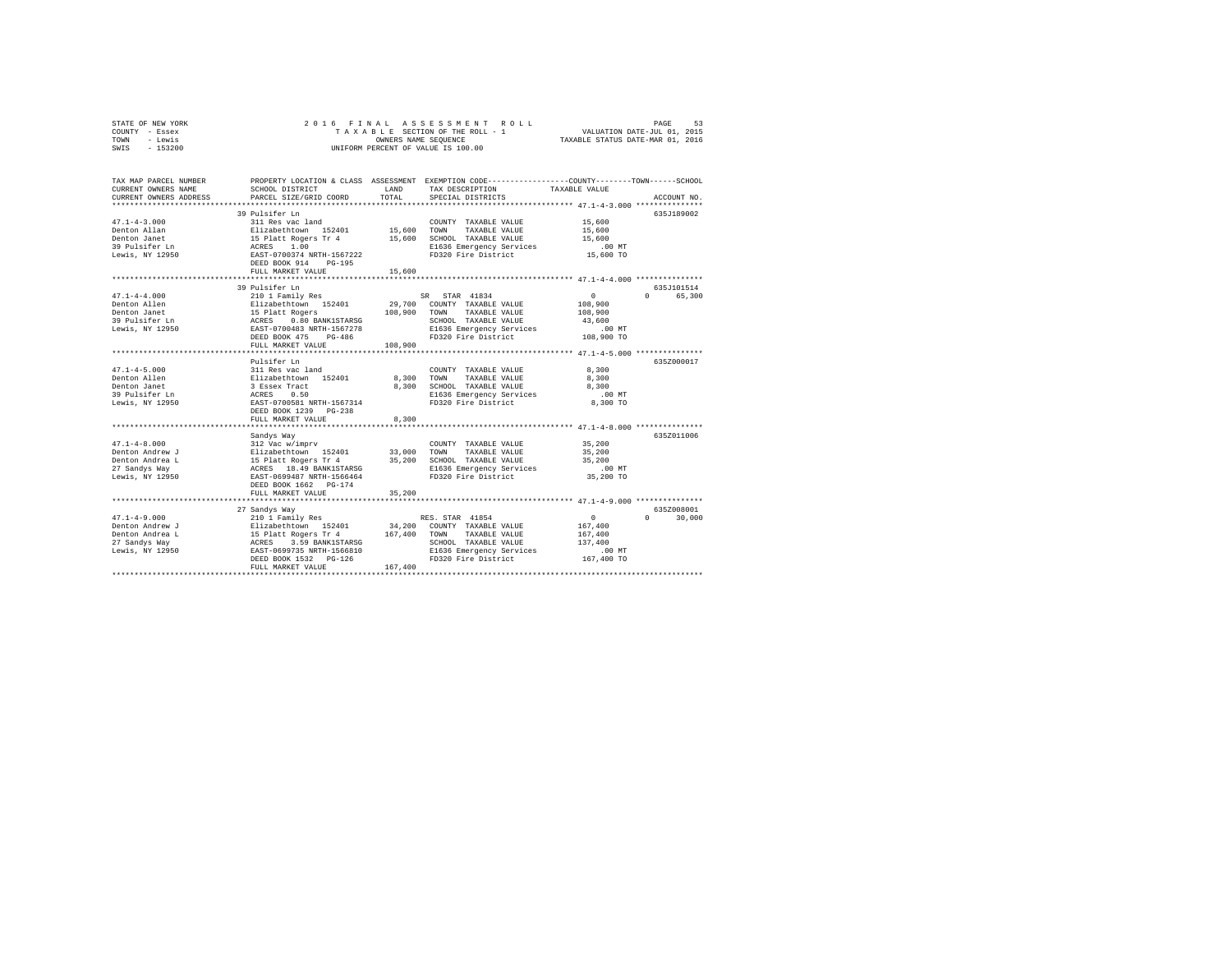STATE OF NEW YORK
COUNTY - Essex
TOWN - Lewis
SWIS - 153200

2016 FINAL ASSESSMENT ROLL
TAXABLE SECTION OF THE ROLL - 1
OWNERS NAME SEQUENCE
UNIFORM PERCENT OF VALUE IS 100.00

VALUATION DATE-JUL 01, 2015
TAXABLE STATUS DATE-MAR 01, 2016

| TAX MAP PARCEL NUMBER / CURRENT OWNERS NAME / CURRENT OWNERS ADDRESS | PROPERTY LOCATION & CLASS / SCHOOL DISTRICT / PARCEL SIZE/GRID COORD | ASSESSMENT LAND | TOTAL | EXEMPTION CODE / TAX DESCRIPTION / SPECIAL DISTRICTS | COUNTY | TOWN | SCHOOL / TAXABLE VALUE | ACCOUNT NO. |
|---|---|---|---|---|---|---|---|---|
| **47.1-4-3.000** | 39 Pulsifer Ln | | | | | | | 635J189002 |
| 47.1-4-3.000 | 311 Res vac land | | | COUNTY TAXABLE VALUE | | | 15,600 | |
| Denton Allan | Elizabethtown 152401 | 15,600 | | TOWN TAXABLE VALUE | | | 15,600 | |
| Denton Janet | 15 Platt Rogers Tr 4 | | 15,600 | SCHOOL TAXABLE VALUE | | | 15,600 | |
| 39 Pulsifer Ln | ACRES 1.00 | | | E1636 Emergency Services | | | .00 MT | |
| Lewis, NY 12950 | EAST-0700374 NRTH-1567222 | | | FD320 Fire District | | | 15,600 TO | |
| | DEED BOOK 914 PG-195 | | | | | | | |
| | FULL MARKET VALUE | | 15,600 | | | | | |
| **47.1-4-4.000** | 39 Pulsifer Ln | | | | | | | 635J101514 |
| 47.1-4-4.000 | 210 1 Family Res | | | SR STAR 41834 | 0 | 0 | 65,300 | |
| Denton Allen | Elizabethtown 152401 | 29,700 | | COUNTY TAXABLE VALUE | | | 108,900 | |
| Denton Janet | 15 Platt Rogers | | 108,900 | TOWN TAXABLE VALUE | | | 108,900 | |
| 39 Pulsifer Ln | ACRES 0.80 BANK1STARSG | | | SCHOOL TAXABLE VALUE | | | 43,600 | |
| Lewis, NY 12950 | EAST-0700483 NRTH-1567278 | | | E1636 Emergency Services | | | .00 MT | |
| | DEED BOOK 475 PG-486 | | | FD320 Fire District | | | 108,900 TO | |
| | FULL MARKET VALUE | | 108,900 | | | | | |
| **47.1-4-5.000** | Pulsifer Ln | | | | | | | 635Z000017 |
| 47.1-4-5.000 | 311 Res vac land | | | COUNTY TAXABLE VALUE | | | 8,300 | |
| Denton Allen | Elizabethtown 152401 | 8,300 | | TOWN TAXABLE VALUE | | | 8,300 | |
| Denton Janet | 3 Essex Tract | | 8,300 | SCHOOL TAXABLE VALUE | | | 8,300 | |
| 39 Pulsifer Ln | ACRES 0.50 | | | E1636 Emergency Services | | | .00 MT | |
| Lewis, NY 12950 | EAST-0700581 NRTH-1567314 | | | FD320 Fire District | | | 8,300 TO | |
| | DEED BOOK 1239 PG-238 | | | | | | | |
| | FULL MARKET VALUE | | 8,300 | | | | | |
| **47.1-4-8.000** | Sandys Way | | | | | | | 635Z011006 |
| 47.1-4-8.000 | 312 Vac w/imprv | | | COUNTY TAXABLE VALUE | | | 35,200 | |
| Denton Andrew J | Elizabethtown 152401 | 33,000 | | TOWN TAXABLE VALUE | | | 35,200 | |
| Denton Andrea L | 15 Platt Rogers Tr 4 | | 35,200 | SCHOOL TAXABLE VALUE | | | 35,200 | |
| 27 Sandys Way | ACRES 18.49 BANK1STARSG | | | E1636 Emergency Services | | | .00 MT | |
| Lewis, NY 12950 | EAST-0699487 NRTH-1566464 | | | FD320 Fire District | | | 35,200 TO | |
| | DEED BOOK 1662 PG-174 | | | | | | | |
| | FULL MARKET VALUE | | 35,200 | | | | | |
| **47.1-4-9.000** | 27 Sandys Way | | | | | | | 635Z008001 |
| 47.1-4-9.000 | 210 1 Family Res | | | RES. STAR 41854 | 0 | 0 | 30,000 | |
| Denton Andrew J | Elizabethtown 152401 | 34,200 | | COUNTY TAXABLE VALUE | | | 167,400 | |
| Denton Andrea L | 15 Platt Rogers Tr 4 | | 167,400 | TOWN TAXABLE VALUE | | | 167,400 | |
| 27 Sandys Way | ACRES 3.59 BANK1STARSG | | | SCHOOL TAXABLE VALUE | | | 137,400 | |
| Lewis, NY 12950 | EAST-0699735 NRTH-1566810 | | | E1636 Emergency Services | | | .00 MT | |
| | DEED BOOK 1532 PG-126 | | | FD320 Fire District | | | 167,400 TO | |
| | FULL MARKET VALUE | | 167,400 | | | | | |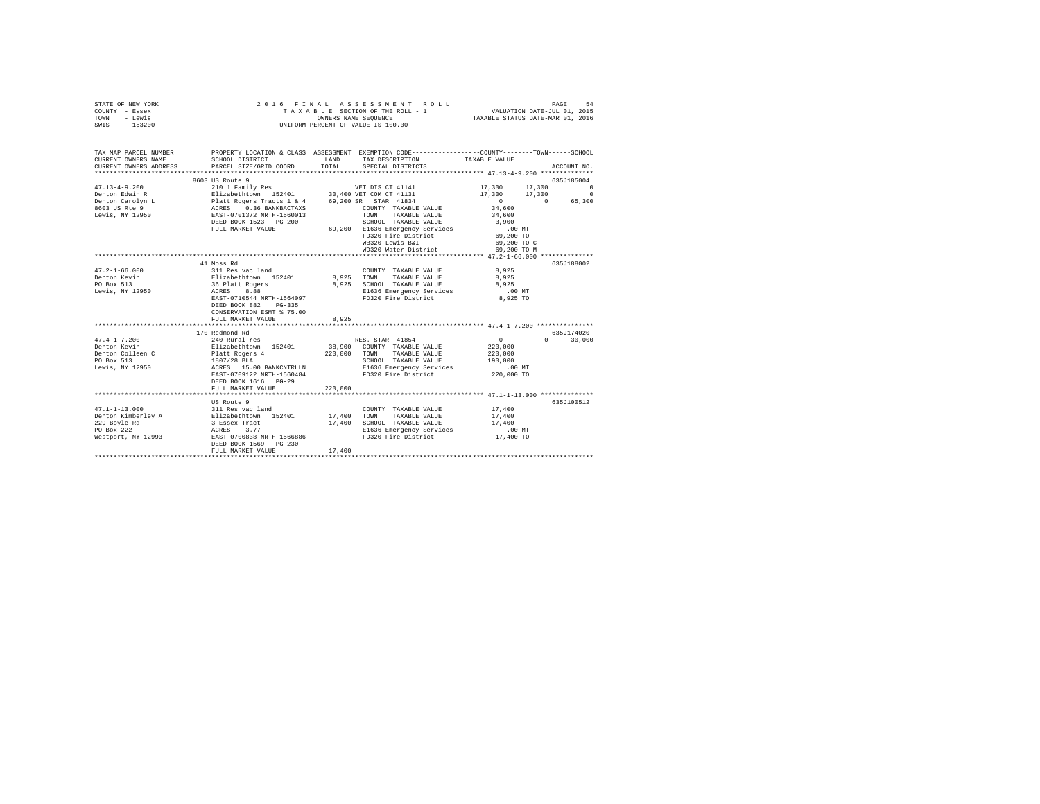STATE OF NEW YORK
COUNTY - Essex
TOWN - Lewis
SWIS - 153200

2 0 1 6 F I N A L A S S E S S M E N T R O L L
T A X A B L E SECTION OF THE ROLL - 1
OWNERS NAME SEQUENCE
UNIFORM PERCENT OF VALUE IS 100.00

VALUATION DATE-JUL 01, 2015
TAXABLE STATUS DATE-MAR 01, 2016

```
TAX MAP PARCEL NUMBER     PROPERTY LOCATION & CLASS  ASSESSMENT  EXEMPTION CODE-----------------COUNTY--------TOWN------SCHOOL
CURRENT OWNERS NAME       SCHOOL DISTRICT              LAND      TAX DESCRIPTION            TAXABLE VALUE
CURRENT OWNERS ADDRESS    PARCEL SIZE/GRID COORD       TOTAL     SPECIAL DISTRICTS                                    ACCOUNT NO.
******************************************************************************************* 47.13-4-9.200 **************
                          8603 US Route 9                                                                          635J185004
47.13-4-9.200             210 1 Family Res                    VET DIS CT 41141           17,300     17,300           0
Denton Edwin R            Elizabethtown  152401       30,400 VET COM CT 41131            17,300     17,300           0
Denton Carolyn L          Platt Rogers Tracts 1 & 4   69,200 SR  STAR 41834                   0          0      65,300
8603 US Rte 9             ACRES    0.36 BANKBACTAXS          COUNTY  TAXABLE VALUE       34,600
Lewis, NY 12950           EAST-0701372 NRTH-1560013          TOWN    TAXABLE VALUE       34,600
                          DEED BOOK 1523   PG-200            SCHOOL  TAXABLE VALUE        3,900
                          FULL MARKET VALUE            69,200 E1636 Emergency Services       .00 MT
                                                             FD320 Fire District         69,200 TO
                                                             WB320 Lewis B&I             69,200 TO C
                                                             WD320 Water District        69,200 TO M
******************************************************************************************* 47.2-1-66.000 **************
                          41 Moss Rd                                                                               635J188002
47.2-1-66.000             311 Res vac land                   COUNTY  TAXABLE VALUE        8,925
Denton Kevin              Elizabethtown  152401        8,925 TOWN    TAXABLE VALUE        8,925
PO Box 513                36 Platt Rogers              8,925 SCHOOL  TAXABLE VALUE        8,925
Lewis, NY 12950           ACRES    8.88                      E1636 Emergency Services       .00 MT
                          EAST-0710544 NRTH-1564097          FD320 Fire District          8,925 TO
                          DEED BOOK 882    PG-335
                          CONSERVATION ESMT % 75.00
                          FULL MARKET VALUE             8,925
******************************************************************************************* 47.4-1-7.200 ***************
                          170 Redmond Rd                                                                           635J174020
47.4-1-7.200              240 Rural res                       RES. STAR 41854                  0          0      30,000
Denton Kevin              Elizabethtown  152401       38,900 COUNTY  TAXABLE VALUE      220,000
Denton Colleen C          Platt Rogers 4             220,000 TOWN    TAXABLE VALUE      220,000
PO Box 513                1807/28 BLA                        SCHOOL  TAXABLE VALUE      190,000
Lewis, NY 12950           ACRES   15.00 BANKCNTRLLN          E1636 Emergency Services       .00 MT
                          EAST-0709122 NRTH-1560484          FD320 Fire District        220,000 TO
                          DEED BOOK 1616   PG-29
                          FULL MARKET VALUE           220,000
******************************************************************************************* 47.1-1-13.000 **************
                          US Route 9                                                                               635J100512
47.1-1-13.000             311 Res vac land                   COUNTY  TAXABLE VALUE       17,400
Denton Kimberley A        Elizabethtown  152401       17,400 TOWN    TAXABLE VALUE       17,400
229 Boyle Rd              3 Essex Tract               17,400 SCHOOL  TAXABLE VALUE       17,400
PO Box 222                ACRES    3.77                      E1636 Emergency Services       .00 MT
Westport, NY 12993        EAST-0700838 NRTH-1566886          FD320 Fire District         17,400 TO
                          DEED BOOK 1569   PG-230
                          FULL MARKET VALUE            17,400
************************************************************************************************************************
```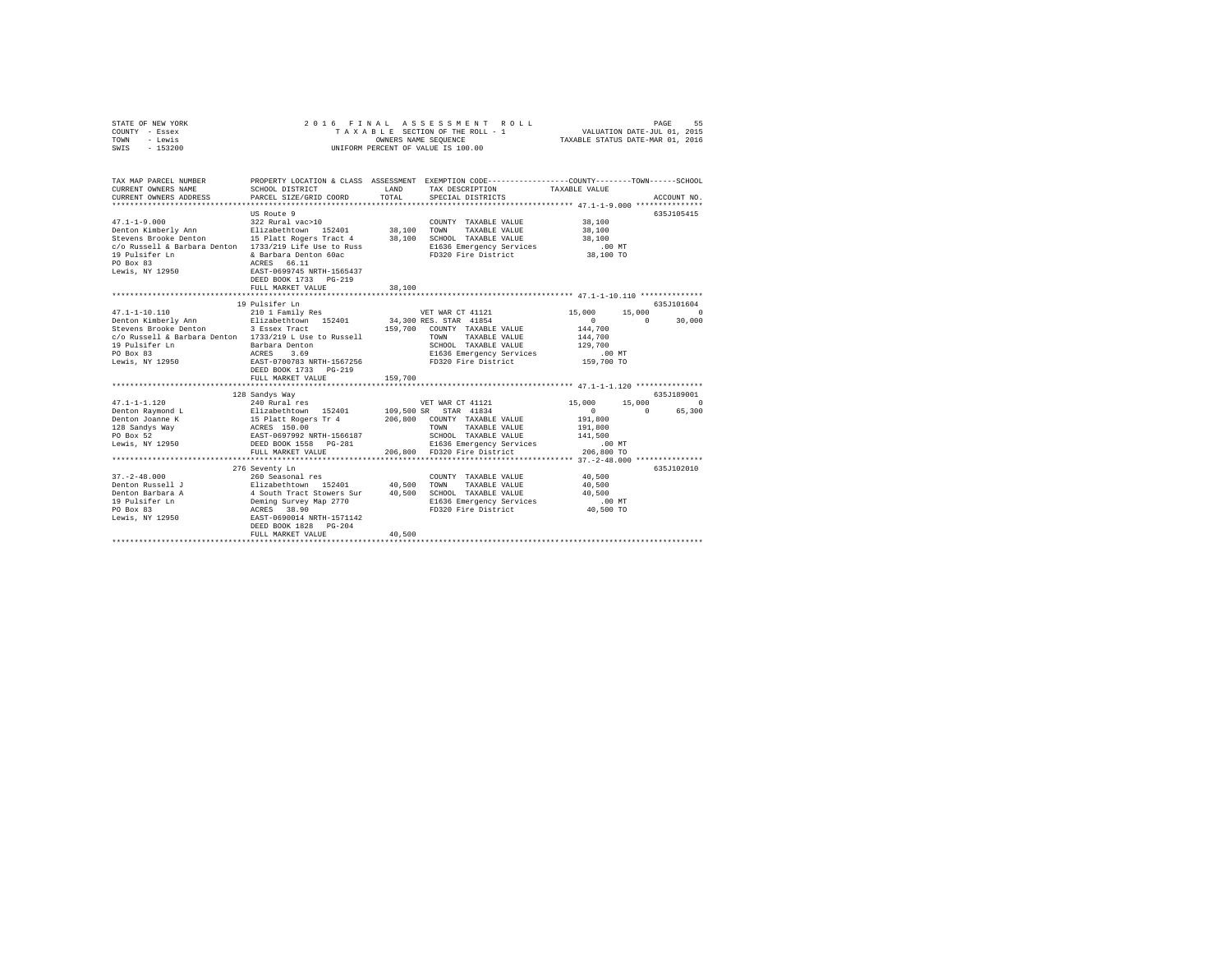STATE OF NEW YORK 2016 FINAL ASSESSMENT ROLL
COUNTY - Essex TAXABLE SECTION OF THE ROLL - 1 VALUATION DATE-JUL 01, 2015
TOWN - Lewis OWNERS NAME SEQUENCE TAXABLE STATUS DATE-MAR 01, 2016
SWIS - 153200 UNIFORM PERCENT OF VALUE IS 100.00

```
TAX MAP PARCEL NUMBER          PROPERTY LOCATION & CLASS  ASSESSMENT  EXEMPTION CODE-----------------COUNTY--------TOWN------SCHOOL
CURRENT OWNERS NAME            SCHOOL DISTRICT             LAND       TAX DESCRIPTION            TAXABLE VALUE
CURRENT OWNERS ADDRESS         PARCEL SIZE/GRID COORD      TOTAL      SPECIAL DISTRICTS                                  ACCOUNT NO.
******************************************************************************************************* 47.1-1-9.000 ***************
                               US Route 9                                                                              635J105415
47.1-1-9.000                   322 Rural vac>10                       COUNTY  TAXABLE VALUE             38,100
Denton Kimberly Ann            Elizabethtown  152401       38,100     TOWN    TAXABLE VALUE             38,100
Stevens Brooke Denton          15 Platt Rogers Tract 4     38,100     SCHOOL  TAXABLE VALUE             38,100
c/o Russell & Barbara Denton   1733/219 Life Use to Russ              E1636 Emergency Services             .00 MT
19 Pulsifer Ln                 & Barbara Denton 60ac                  FD320 Fire District               38,100 TO
PO Box 83                      ACRES   66.11
Lewis, NY 12950                EAST-0699745 NRTH-1565437
                               DEED BOOK 1733   PG-219
                               FULL MARKET VALUE           38,100
******************************************************************************************************* 47.1-1-10.110 **************
                               19 Pulsifer Ln                                                                          635J101604
47.1-1-10.110                  210 1 Family Res                       VET WAR CT 41121                  15,000     15,000          0
Denton Kimberly Ann            Elizabethtown  152401       34,300 RES. STAR  41854                       0          0     30,000
Stevens Brooke Denton          3 Essex Tract              159,700     COUNTY  TAXABLE VALUE            144,700
c/o Russell & Barbara Denton   1733/219 L Use to Russell              TOWN    TAXABLE VALUE            144,700
19 Pulsifer Ln                 Barbara Denton                         SCHOOL  TAXABLE VALUE            129,700
PO Box 83                      ACRES    3.69                          E1636 Emergency Services             .00 MT
Lewis, NY 12950                EAST-0700783 NRTH-1567256              FD320 Fire District              159,700 TO
                               DEED BOOK 1733   PG-219
                               FULL MARKET VALUE          159,700
******************************************************************************************************* 47.1-1-1.120 ***************
                               128 Sandys Way                                                                          635J189001
47.1-1-1.120                   240 Rural res                          VET WAR CT 41121                  15,000     15,000          0
Denton Raymond L               Elizabethtown  152401      109,500 SR   STAR  41834                       0          0     65,300
Denton Joanne K                15 Platt Rogers Tr 4       206,800     COUNTY  TAXABLE VALUE            191,800
128 Sandys Way                 ACRES  150.00                          TOWN    TAXABLE VALUE            191,800
PO Box 52                      EAST-0697992 NRTH-1566187              SCHOOL  TAXABLE VALUE            141,500
Lewis, NY 12950                DEED BOOK 1558   PG-281                E1636 Emergency Services             .00 MT
                               FULL MARKET VALUE          206,800     FD320 Fire District              206,800 TO
******************************************************************************************************* 37.-2-48.000 ***************
                               276 Seventy Ln                                                                          635J102010
37.-2-48.000                   260 Seasonal res                       COUNTY  TAXABLE VALUE             40,500
Denton Russell J               Elizabethtown  152401       40,500     TOWN    TAXABLE VALUE             40,500
Denton Barbara A               4 South Tract Stowers Sur   40,500     SCHOOL  TAXABLE VALUE             40,500
19 Pulsifer Ln                 Deming Survey Map 2770                 E1636 Emergency Services             .00 MT
PO Box 83                      ACRES   38.90                          FD320 Fire District               40,500 TO
Lewis, NY 12950                EAST-0690014 NRTH-1571142
                               DEED BOOK 1828   PG-204
                               FULL MARKET VALUE           40,500
************************************************************************************************************************************
```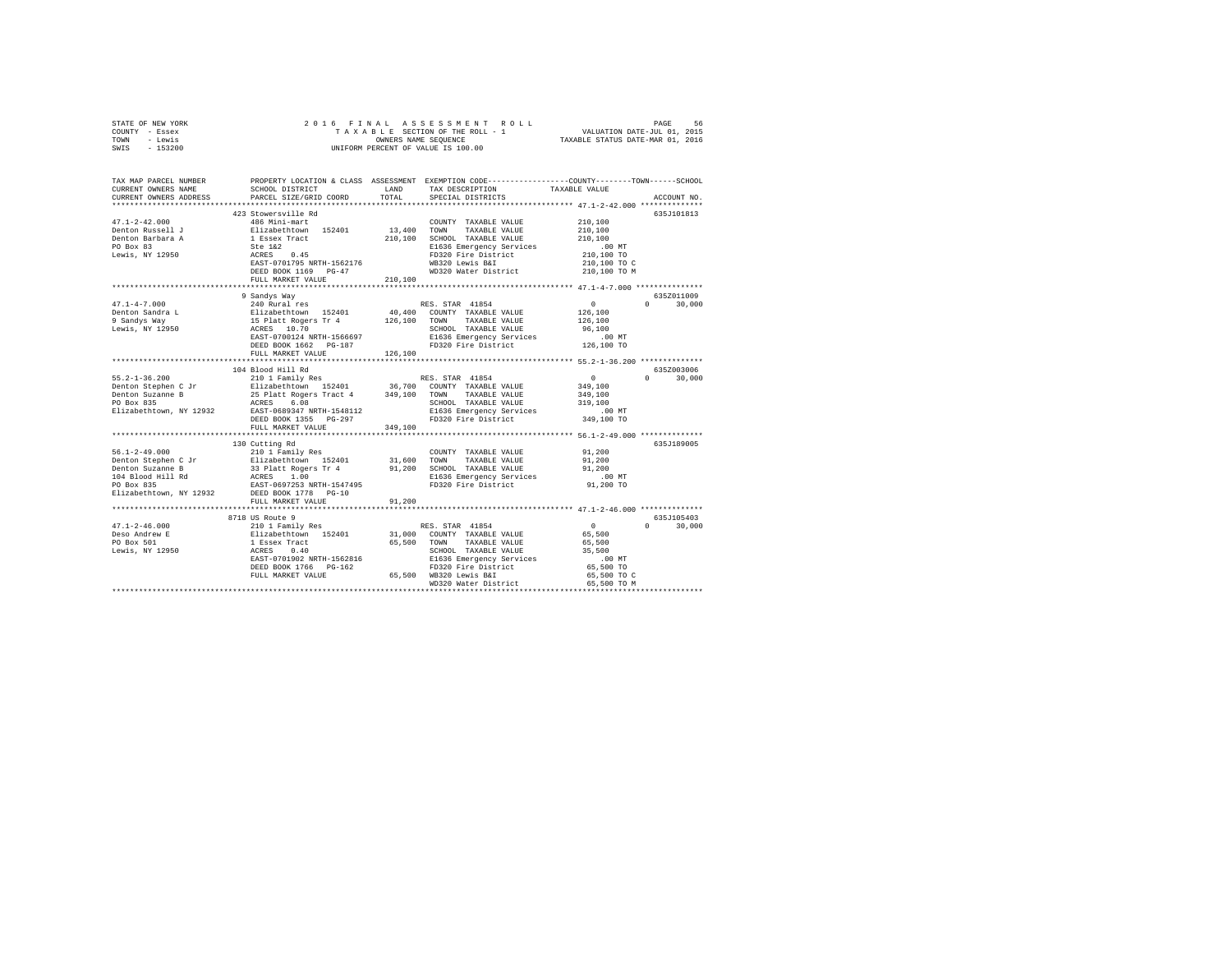STATE OF NEW YORK — 2016 FINAL ASSESSMENT ROLL
COUNTY - Essex — TAXABLE SECTION OF THE ROLL - 1 — VALUATION DATE-JUL 01, 2015
TOWN - Lewis — OWNERS NAME SEQUENCE — TAXABLE STATUS DATE-MAR 01, 2016
SWIS - 153200 — UNIFORM PERCENT OF VALUE IS 100.00

```
TAX MAP PARCEL NUMBER          PROPERTY LOCATION & CLASS  ASSESSMENT  EXEMPTION CODE-----------------COUNTY--------TOWN------SCHOOL
CURRENT OWNERS NAME            SCHOOL DISTRICT               LAND      TAX DESCRIPTION            TAXABLE VALUE
CURRENT OWNERS ADDRESS         PARCEL SIZE/GRID COORD        TOTAL     SPECIAL DISTRICTS                                    ACCOUNT NO.
******************************************************************************************************** 47.1-2-42.000 **************
                               423 Stowersville Rd                                                                          635J101813
47.1-2-42.000                  486 Mini-mart                           COUNTY  TAXABLE VALUE          210,100
Denton Russell J               Elizabethtown  152401        13,400     TOWN    TAXABLE VALUE          210,100
Denton Barbara A               1 Essex Tract               210,100     SCHOOL  TAXABLE VALUE          210,100
PO Box 83                      Ste 1&2                                 E1636 Emergency Services           .00 MT
Lewis, NY 12950                ACRES    0.45                           FD320 Fire District            210,100 TO
                               EAST-0701795 NRTH-1562176               WB320 Lewis B&I                210,100 TO C
                               DEED BOOK 1169   PG-47                  WD320 Water District           210,100 TO M
                               FULL MARKET VALUE           210,100
******************************************************************************************************** 47.1-4-7.000 ***************
                               9 Sandys Way                                                                                 635Z011009
47.1-4-7.000                   240 Rural res                           RES. STAR  41854                     0          0     30,000
Denton Sandra L                Elizabethtown  152401        40,400     COUNTY  TAXABLE VALUE          126,100
9 Sandys Way                   15 Platt Rogers Tr 4        126,100     TOWN    TAXABLE VALUE          126,100
Lewis, NY 12950                ACRES   10.70                           SCHOOL  TAXABLE VALUE           96,100
                               EAST-0700124 NRTH-1566697               E1636 Emergency Services           .00 MT
                               DEED BOOK 1662   PG-187                 FD320 Fire District            126,100 TO
                               FULL MARKET VALUE           126,100
******************************************************************************************************** 55.2-1-36.200 **************
                               104 Blood Hill Rd                                                                            635Z003006
55.2-1-36.200                  210 1 Family Res                        RES. STAR  41854                     0          0     30,000
Denton Stephen C Jr            Elizabethtown  152401        36,700     COUNTY  TAXABLE VALUE          349,100
Denton Suzanne B               25 Platt Rogers Tract 4     349,100     TOWN    TAXABLE VALUE          349,100
PO Box 835                     ACRES    6.08                           SCHOOL  TAXABLE VALUE          319,100
Elizabethtown, NY 12932        EAST-0689347 NRTH-1548112               E1636 Emergency Services           .00 MT
                               DEED BOOK 1355   PG-297                 FD320 Fire District            349,100 TO
                               FULL MARKET VALUE           349,100
******************************************************************************************************** 56.1-2-49.000 **************
                               130 Cutting Rd                                                                               635J189005
56.1-2-49.000                  210 1 Family Res                        COUNTY  TAXABLE VALUE           91,200
Denton Stephen C Jr            Elizabethtown  152401        31,600     TOWN    TAXABLE VALUE           91,200
Denton Suzanne B               33 Platt Rogers Tr 4         91,200     SCHOOL  TAXABLE VALUE           91,200
104 Blood Hill Rd              ACRES    1.00                           E1636 Emergency Services           .00 MT
PO Box 835                     EAST-0697253 NRTH-1547495               FD320 Fire District             91,200 TO
Elizabethtown, NY 12932        DEED BOOK 1778   PG-10
                               FULL MARKET VALUE            91,200
******************************************************************************************************** 47.1-2-46.000 **************
                               8718 US Route 9                                                                              635J105403
47.1-2-46.000                  210 1 Family Res                        RES. STAR  41854                     0          0     30,000
Deso Andrew E                  Elizabethtown  152401        31,000     COUNTY  TAXABLE VALUE           65,500
PO Box 501                     1 Essex Tract                65,500     TOWN    TAXABLE VALUE           65,500
Lewis, NY 12950                ACRES    0.40                           SCHOOL  TAXABLE VALUE           35,500
                               EAST-0701902 NRTH-1562816               E1636 Emergency Services           .00 MT
                               DEED BOOK 1766   PG-162                 FD320 Fire District             65,500 TO
                               FULL MARKET VALUE            65,500     WB320 Lewis B&I                 65,500 TO C
                                                                       WD320 Water District            65,500 TO M
************************************************************************************************************************************
```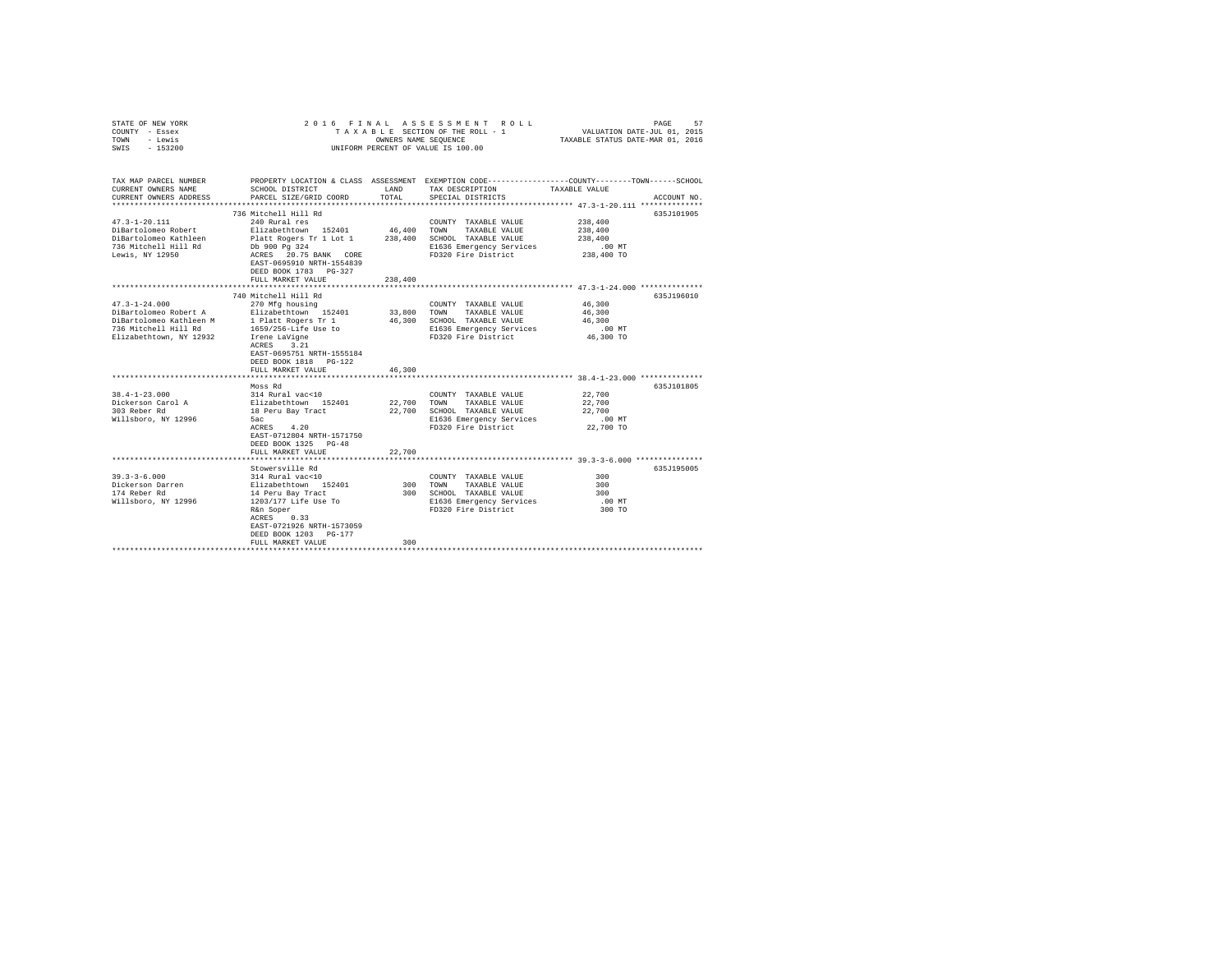STATE OF NEW YORK 2016 FINAL ASSESSMENT ROLL
COUNTY - Essex TAXABLE SECTION OF THE ROLL - 1 VALUATION DATE-JUL 01, 2015
TOWN - Lewis OWNERS NAME SEQUENCE TAXABLE STATUS DATE-MAR 01, 2016
SWIS - 153200 UNIFORM PERCENT OF VALUE IS 100.00

| TAX MAP PARCEL NUMBER / CURRENT OWNERS NAME / CURRENT OWNERS ADDRESS | PROPERTY LOCATION & CLASS / SCHOOL DISTRICT / PARCEL SIZE/GRID COORD | ASSESSMENT LAND | TOTAL | EXEMPTION CODE / TAX DESCRIPTION / SPECIAL DISTRICTS | COUNTY--------TOWN------SCHOOL TAXABLE VALUE | ACCOUNT NO. |
|---|---|---|---|---|---|---|
| 47.3-1-20.111 | 736 Mitchell Hill Rd | | | | | 635J101905 |
| | 240 Rural res | | | COUNTY TAXABLE VALUE | 238,400 | |
| DiBartolomeo Robert | Elizabethtown 152401 | 46,400 | | TOWN TAXABLE VALUE | 238,400 | |
| DiBartolomeo Kathleen | Platt Rogers Tr 1 Lot 1 | | 238,400 | SCHOOL TAXABLE VALUE | 238,400 | |
| 736 Mitchell Hill Rd | Db 900 Pg 324 | | | E1636 Emergency Services | .00 MT | |
| Lewis, NY 12950 | ACRES 20.75 BANK CORE | | | FD320 Fire District | 238,400 TO | |
| | EAST-0695910 NRTH-1554839 | | | | | |
| | DEED BOOK 1783 PG-327 | | | | | |
| | FULL MARKET VALUE | | 238,400 | | | |
| 47.3-1-24.000 | 740 Mitchell Hill Rd | | | | | 635J196010 |
| | 270 Mfg housing | | | COUNTY TAXABLE VALUE | 46,300 | |
| DiBartolomeo Robert A | Elizabethtown 152401 | 33,800 | | TOWN TAXABLE VALUE | 46,300 | |
| DiBartolomeo Kathleen M | 1 Platt Rogers Tr 1 | | 46,300 | SCHOOL TAXABLE VALUE | 46,300 | |
| 736 Mitchell Hill Rd | 1659/256-Life Use to | | | E1636 Emergency Services | .00 MT | |
| Elizabethtown, NY 12932 | Irene LaVigne | | | FD320 Fire District | 46,300 TO | |
| | ACRES 3.21 | | | | | |
| | EAST-0695751 NRTH-1555184 | | | | | |
| | DEED BOOK 1818 PG-122 | | | | | |
| | FULL MARKET VALUE | | 46,300 | | | |
| 38.4-1-23.000 | Moss Rd | | | | | 635J101805 |
| | 314 Rural vac<10 | | | COUNTY TAXABLE VALUE | 22,700 | |
| Dickerson Carol A | Elizabethtown 152401 | 22,700 | | TOWN TAXABLE VALUE | 22,700 | |
| 303 Reber Rd | 18 Peru Bay Tract | | 22,700 | SCHOOL TAXABLE VALUE | 22,700 | |
| Willsboro, NY 12996 | 5ac | | | E1636 Emergency Services | .00 MT | |
| | ACRES 4.20 | | | FD320 Fire District | 22,700 TO | |
| | EAST-0712804 NRTH-1571750 | | | | | |
| | DEED BOOK 1325 PG-48 | | | | | |
| | FULL MARKET VALUE | | 22,700 | | | |
| 39.3-3-6.000 | Stowersville Rd | | | | | 635J195005 |
| | 314 Rural vac<10 | | | COUNTY TAXABLE VALUE | 300 | |
| Dickerson Darren | Elizabethtown 152401 | 300 | | TOWN TAXABLE VALUE | 300 | |
| 174 Reber Rd | 14 Peru Bay Tract | | 300 | SCHOOL TAXABLE VALUE | 300 | |
| Willsboro, NY 12996 | 1203/177 Life Use To | | | E1636 Emergency Services | .00 MT | |
| | R&n Soper | | | FD320 Fire District | 300 TO | |
| | ACRES 0.33 | | | | | |
| | EAST-0721926 NRTH-1573059 | | | | | |
| | DEED BOOK 1203 PG-177 | | | | | |
| | FULL MARKET VALUE | | 300 | | | |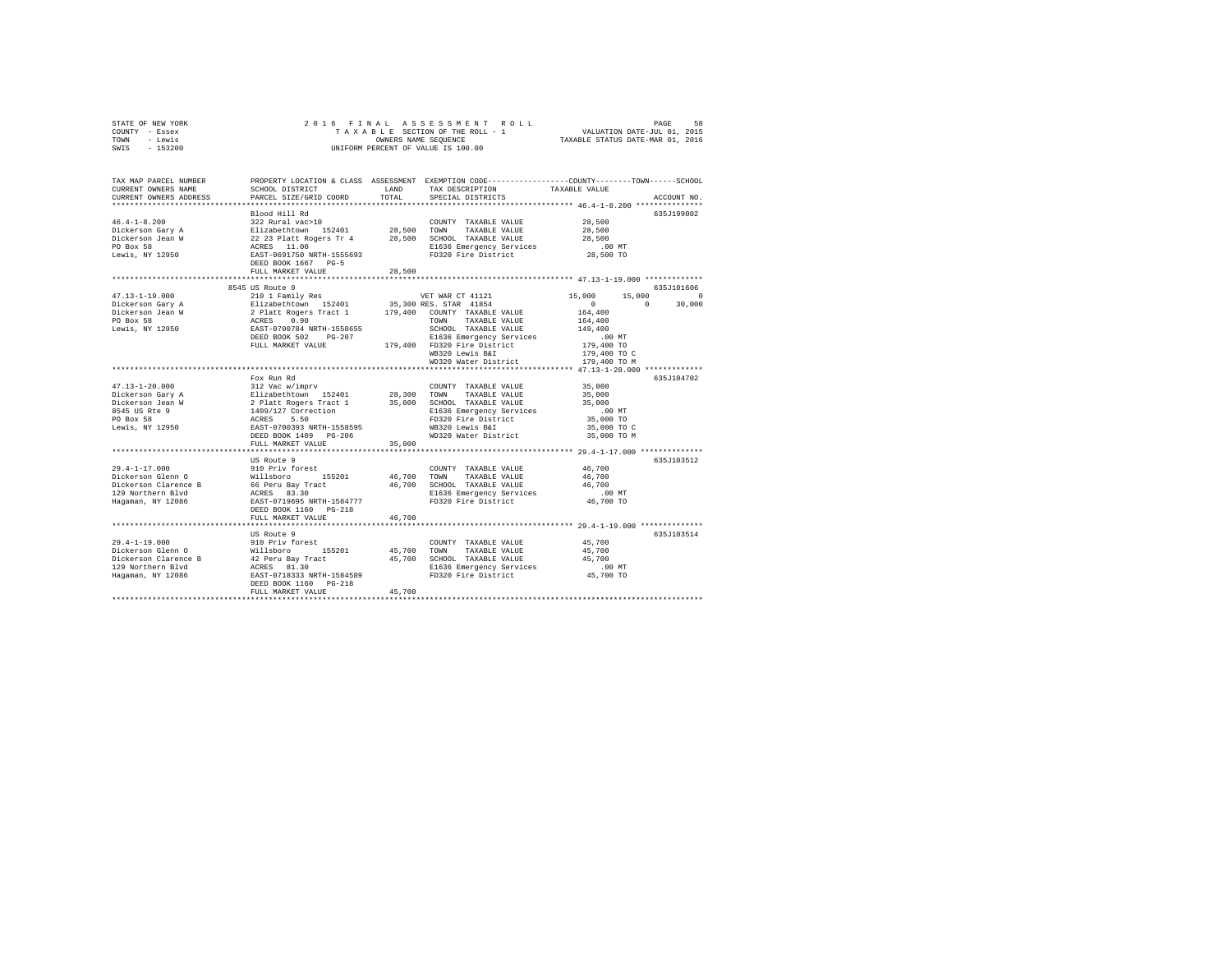STATE OF NEW YORK — 2016 FINAL ASSESSMENT ROLL — PAGE 58
COUNTY - Essex — TAXABLE SECTION OF THE ROLL - 1 — VALUATION DATE-JUL 01, 2015
TOWN - Lewis — OWNERS NAME SEQUENCE — TAXABLE STATUS DATE-MAR 01, 2016
SWIS - 153200 — UNIFORM PERCENT OF VALUE IS 100.00

```
TAX MAP PARCEL NUMBER          PROPERTY LOCATION & CLASS  ASSESSMENT  EXEMPTION CODE-----------------COUNTY--------TOWN------SCHOOL
CURRENT OWNERS NAME            SCHOOL DISTRICT              LAND      TAX DESCRIPTION              TAXABLE VALUE
CURRENT OWNERS ADDRESS         PARCEL SIZE/GRID COORD       TOTAL     SPECIAL DISTRICTS                                  ACCOUNT NO.
****************************************************************************************************** 46.4-1-8.200 ***************
                               Blood Hill Rd                                                                          635J199002
46.4-1-8.200                   322 Rural vac>10                       COUNTY  TAXABLE VALUE            28,500
Dickerson Gary A               Elizabethtown  152401       28,500     TOWN    TAXABLE VALUE            28,500
Dickerson Jean W               22 23 Platt Rogers Tr 4     28,500     SCHOOL  TAXABLE VALUE            28,500
PO Box 58                      ACRES   11.00                          E1636 Emergency Services            .00 MT
Lewis, NY 12950                EAST-0691750 NRTH-1555693              FD320 Fire District              28,500 TO
                               DEED BOOK 1667   PG-5
                               FULL MARKET VALUE           28,500
****************************************************************************************************** 47.13-1-19.000 *************
                       8545 US Route 9                                                                                635J101606
47.13-1-19.000                 210 1 Family Res                       VET WAR CT 41121               15,000      15,000           0
Dickerson Gary A               Elizabethtown  152401       35,300 RES. STAR  41854                        0           0      30,000
Dickerson Jean W               2 Platt Rogers Tract 1     179,400     COUNTY  TAXABLE VALUE           164,400
PO Box 58                      ACRES    0.90                          TOWN    TAXABLE VALUE           164,400
Lewis, NY 12950                EAST-0700784 NRTH-1558655              SCHOOL  TAXABLE VALUE           149,400
                               DEED BOOK 502    PG-207                E1636 Emergency Services            .00 MT
                               FULL MARKET VALUE          179,400     FD320 Fire District             179,400 TO
                                                                      WB320 Lewis B&I                 179,400 TO C
                                                                      WD320 Water District            179,400 TO M
****************************************************************************************************** 47.13-1-20.000 *************
                               Fox Run Rd                                                                             635J104702
47.13-1-20.000                 312 Vac w/imprv                        COUNTY  TAXABLE VALUE            35,000
Dickerson Gary A               Elizabethtown  152401       28,300     TOWN    TAXABLE VALUE            35,000
Dickerson Jean W               2 Platt Rogers Tract 1      35,000     SCHOOL  TAXABLE VALUE            35,000
8545 US Rte 9                  1409/127 Correction                    E1636 Emergency Services            .00 MT
PO Box 58                      ACRES    5.50                          FD320 Fire District              35,000 TO
Lewis, NY 12950                EAST-0700393 NRTH-1558595              WB320 Lewis B&I                  35,000 TO C
                               DEED BOOK 1409   PG-206                WD320 Water District             35,000 TO M
                               FULL MARKET VALUE           35,000
****************************************************************************************************** 29.4-1-17.000 **************
                               US Route 9                                                                             635J103512
29.4-1-17.000                  910 Priv forest                        COUNTY  TAXABLE VALUE            46,700
Dickerson Glenn O              Willsboro      155201       46,700     TOWN    TAXABLE VALUE            46,700
Dickerson Clarence B           66 Peru Bay Tract           46,700     SCHOOL  TAXABLE VALUE            46,700
129 Northern Blvd              ACRES   83.30                          E1636 Emergency Services            .00 MT
Hagaman, NY 12086              EAST-0719695 NRTH-1584777              FD320 Fire District              46,700 TO
                               DEED BOOK 1160   PG-218
                               FULL MARKET VALUE           46,700
****************************************************************************************************** 29.4-1-19.000 **************
                               US Route 9                                                                             635J103514
29.4-1-19.000                  910 Priv forest                        COUNTY  TAXABLE VALUE            45,700
Dickerson Glenn O              Willsboro      155201       45,700     TOWN    TAXABLE VALUE            45,700
Dickerson Clarence B           42 Peru Bay Tract           45,700     SCHOOL  TAXABLE VALUE            45,700
129 Northern Blvd              ACRES   81.30                          E1636 Emergency Services            .00 MT
Hagaman, NY 12086              EAST-0718333 NRTH-1584589              FD320 Fire District              45,700 TO
                               DEED BOOK 1160   PG-218
                               FULL MARKET VALUE           45,700
************************************************************************************************************************************
```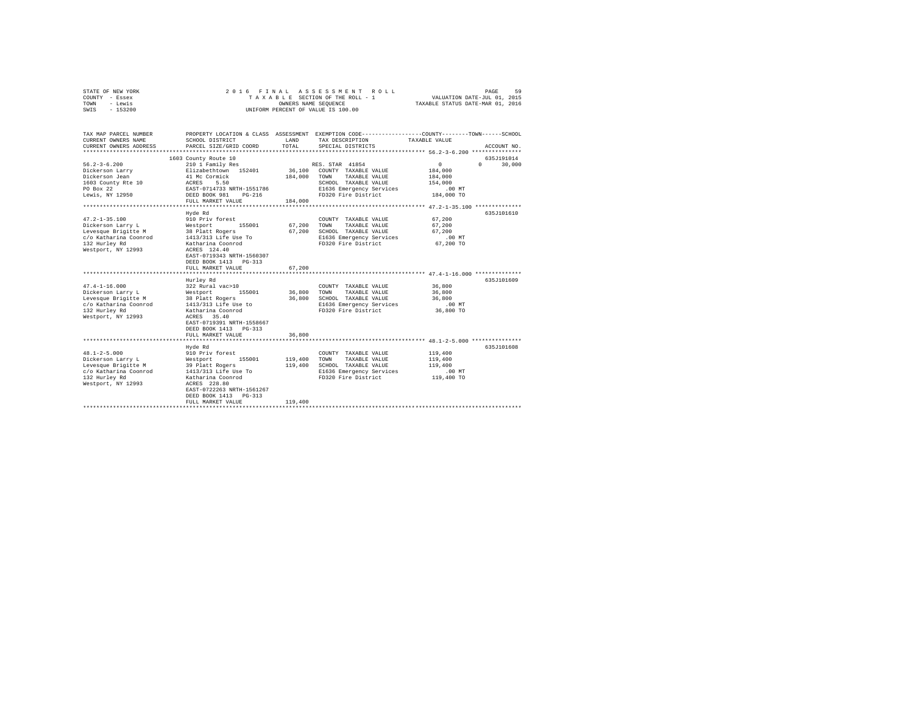STATE OF NEW YORK
COUNTY - Essex
TOWN - Lewis
SWIS - 153200

2016 FINAL ASSESSMENT ROLL
TAXABLE SECTION OF THE ROLL - 1
OWNERS NAME SEQUENCE
UNIFORM PERCENT OF VALUE IS 100.00

VALUATION DATE-JUL 01, 2015
TAXABLE STATUS DATE-MAR 01, 2016

| TAX MAP PARCEL NUMBER / CURRENT OWNERS NAME / CURRENT OWNERS ADDRESS | PROPERTY LOCATION & CLASS / SCHOOL DISTRICT / PARCEL SIZE/GRID COORD | ASSESSMENT LAND | TOTAL | EXEMPTION CODE / TAX DESCRIPTION / SPECIAL DISTRICTS | COUNTY TAXABLE VALUE | TOWN | SCHOOL | ACCOUNT NO. |
|---|---|---|---|---|---|---|---|---|
| **56.2-3-6.200** | 1603 County Route 10 | | | | | | | 635J191014 |
| 56.2-3-6.200 | 210 1 Family Res | | | RES. STAR 41854 | 0 | 0 | 30,000 | |
| Dickerson Larry | Elizabethtown 152401 | 36,100 | | COUNTY TAXABLE VALUE | 184,000 | | | |
| Dickerson Jean | 41 Mc Cormick | | 184,000 | TOWN TAXABLE VALUE | 184,000 | | | |
| 1603 County Rte 10 | ACRES 5.50 | | | SCHOOL TAXABLE VALUE | 154,000 | | | |
| PO Box 22 | EAST-0714733 NRTH-1551786 | | | E1636 Emergency Services | .00 MT | | | |
| Lewis, NY 12950 | DEED BOOK 981 PG-216 | | | FD320 Fire District | 184,000 TO | | | |
| | FULL MARKET VALUE | | 184,000 | | | | | |
| **47.2-1-35.100** | Hyde Rd | | | | | | | 635J101610 |
| 47.2-1-35.100 | 910 Priv forest | | | COUNTY TAXABLE VALUE | 67,200 | | | |
| Dickerson Larry L | Westport 155001 | 67,200 | | TOWN TAXABLE VALUE | 67,200 | | | |
| Levesque Brigitte M | 38 Platt Rogers | | 67,200 | SCHOOL TAXABLE VALUE | 67,200 | | | |
| c/o Katharina Coonrod | 1413/313 Life Use To | | | E1636 Emergency Services | .00 MT | | | |
| 132 Hurley Rd | Katharina Coonrod | | | FD320 Fire District | 67,200 TO | | | |
| Westport, NY 12993 | ACRES 124.40 | | | | | | | |
| | EAST-0719343 NRTH-1560307 | | | | | | | |
| | DEED BOOK 1413 PG-313 | | | | | | | |
| | FULL MARKET VALUE | | 67,200 | | | | | |
| **47.4-1-16.000** | Hurley Rd | | | | | | | 635J101609 |
| 47.4-1-16.000 | 322 Rural vac>10 | | | COUNTY TAXABLE VALUE | 36,800 | | | |
| Dickerson Larry L | Westport 155001 | 36,800 | | TOWN TAXABLE VALUE | 36,800 | | | |
| Levesque Brigitte M | 38 Platt Rogers | | 36,800 | SCHOOL TAXABLE VALUE | 36,800 | | | |
| c/o Katharina Coonrod | 1413/313 Life Use to | | | E1636 Emergency Services | .00 MT | | | |
| 132 Hurley Rd | Katharina Coonrod | | | FD320 Fire District | 36,800 TO | | | |
| Westport, NY 12993 | ACRES 35.40 | | | | | | | |
| | EAST-0719391 NRTH-1558667 | | | | | | | |
| | DEED BOOK 1413 PG-313 | | | | | | | |
| | FULL MARKET VALUE | | 36,800 | | | | | |
| **48.1-2-5.000** | Hyde Rd | | | | | | | 635J101608 |
| 48.1-2-5.000 | 910 Priv forest | | | COUNTY TAXABLE VALUE | 119,400 | | | |
| Dickerson Larry L | Westport 155001 | 119,400 | | TOWN TAXABLE VALUE | 119,400 | | | |
| Levesque Brigitte M | 39 Platt Rogers | | 119,400 | SCHOOL TAXABLE VALUE | 119,400 | | | |
| c/o Katharina Coonrod | 1413/313 Life Use To | | | E1636 Emergency Services | .00 MT | | | |
| 132 Hurley Rd | Katharina Coonrod | | | FD320 Fire District | 119,400 TO | | | |
| Westport, NY 12993 | ACRES 228.80 | | | | | | | |
| | EAST-0722263 NRTH-1561267 | | | | | | | |
| | DEED BOOK 1413 PG-313 | | | | | | | |
| | FULL MARKET VALUE | | 119,400 | | | | | |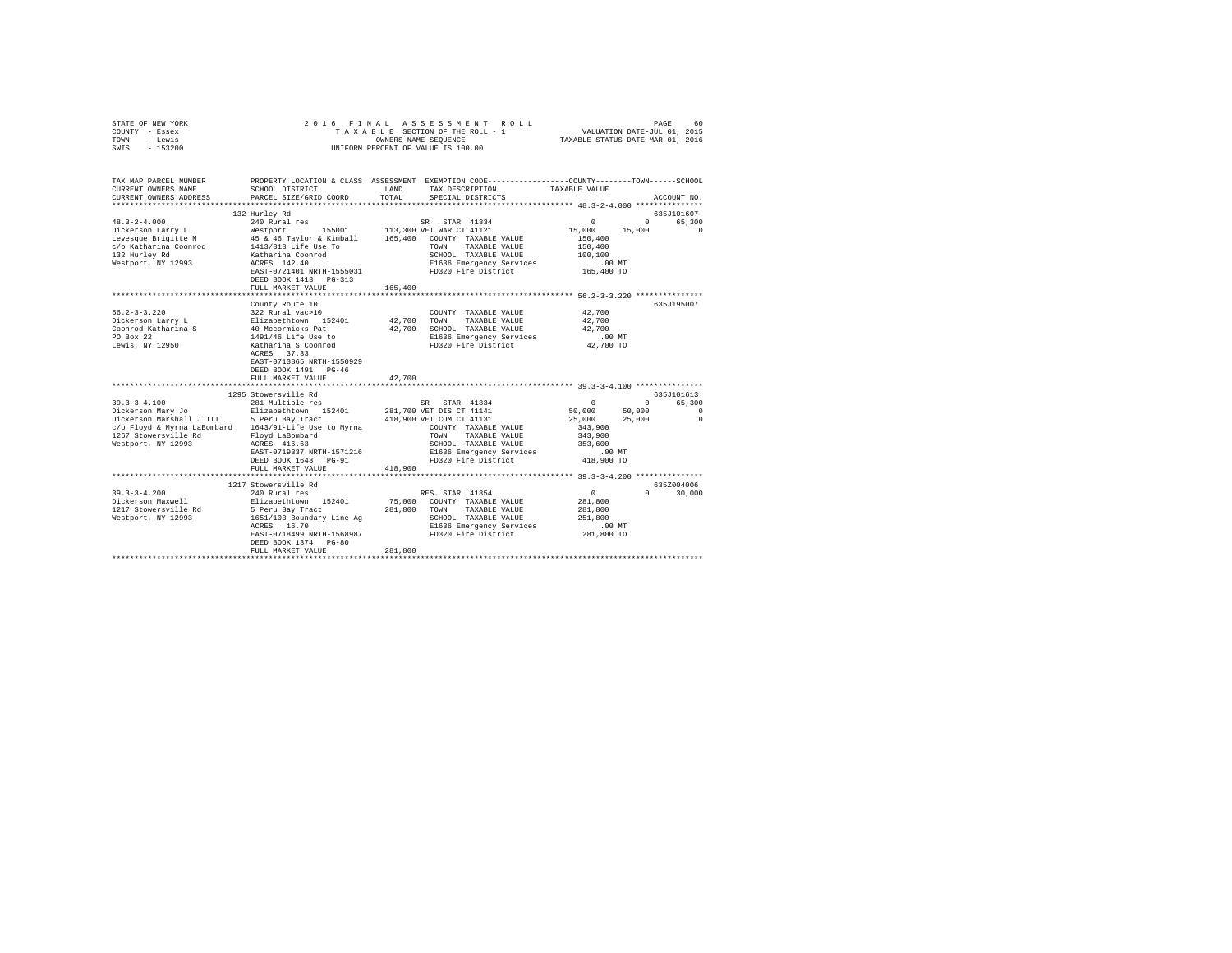STATE OF NEW YORK
COUNTY - Essex
TOWN - Lewis
SWIS - 153200

2016 FINAL ASSESSMENT ROLL
TAXABLE SECTION OF THE ROLL - 1
OWNERS NAME SEQUENCE
UNIFORM PERCENT OF VALUE IS 100.00

VALUATION DATE-JUL 01, 2015
TAXABLE STATUS DATE-MAR 01, 2016

```
TAX MAP PARCEL NUMBER          PROPERTY LOCATION & CLASS  ASSESSMENT  EXEMPTION CODE-----------------COUNTY--------TOWN------SCHOOL
CURRENT OWNERS NAME            SCHOOL DISTRICT              LAND      TAX DESCRIPTION              TAXABLE VALUE
CURRENT OWNERS ADDRESS         PARCEL SIZE/GRID COORD       TOTAL     SPECIAL DISTRICTS                                      ACCOUNT NO.
************************************************************************************************* 48.3-2-4.000 ***************
                               132 Hurley Rd                                                                              635J101607
48.3-2-4.000                   240 Rural res                          SR  STAR 41834                    0            0         65,300
Dickerson Larry L              Westport      155001       113,300 VET WAR CT 41121                 15,000       15,000             0
Levesque Brigitte M            45 & 46 Taylor & Kimball   165,400    COUNTY  TAXABLE VALUE             150,400
c/o Katharina Coonrod          1413/313 Life Use To                  TOWN    TAXABLE VALUE             150,400
132 Hurley Rd                  Katharina Coonrod                     SCHOOL  TAXABLE VALUE             100,100
Westport, NY 12993             ACRES  142.40                         E1636 Emergency Services              .00 MT
                               EAST-0721401 NRTH-1555031             FD320 Fire District               165,400 TO
                               DEED BOOK 1413   PG-313
                               FULL MARKET VALUE          165,400
************************************************************************************************* 56.2-3-3.220 ***************
                               County Route 10                                                                            635J195007
56.2-3-3.220                   322 Rural vac>10                      COUNTY  TAXABLE VALUE              42,700
Dickerson Larry L              Elizabethtown  152401       42,700   TOWN    TAXABLE VALUE              42,700
Coonrod Katharina S            40 Mccormicks Pat            42,700   SCHOOL  TAXABLE VALUE              42,700
PO Box 22                      1491/46 Life Use to                   E1636 Emergency Services              .00 MT
Lewis, NY 12950                Katharina S Coonrod                   FD320 Fire District                42,700 TO
                               ACRES   37.33
                               EAST-0713865 NRTH-1550929
                               DEED BOOK 1491   PG-46
                               FULL MARKET VALUE           42,700
************************************************************************************************* 39.3-3-4.100 ***************
                               1295 Stowersville Rd                                                                       635J101613
39.3-3-4.100                   281 Multiple res                       SR  STAR 41834                    0            0         65,300
Dickerson Mary Jo              Elizabethtown  152401      281,700 VET DIS CT 41141                 50,000       50,000             0
Dickerson Marshall J III       5 Peru Bay Tract           418,900 VET COM CT 41131                 25,000       25,000             0
c/o Floyd & Myrna LaBombard    1643/91-Life Use to Myrna            COUNTY  TAXABLE VALUE             343,900
1267 Stowersville Rd           Floyd LaBombard                       TOWN    TAXABLE VALUE             343,900
Westport, NY 12993             ACRES  416.63                         SCHOOL  TAXABLE VALUE             353,600
                               EAST-0719337 NRTH-1571216             E1636 Emergency Services              .00 MT
                               DEED BOOK 1643   PG-91                FD320 Fire District               418,900 TO
                               FULL MARKET VALUE          418,900
************************************************************************************************* 39.3-3-4.200 ***************
                               1217 Stowersville Rd                                                                       635Z004006
39.3-3-4.200                   240 Rural res                          RES. STAR 41854                   0            0         30,000
Dickerson Maxwell              Elizabethtown  152401       75,000   COUNTY  TAXABLE VALUE             281,800
1217 Stowersville Rd           5 Peru Bay Tract           281,800   TOWN    TAXABLE VALUE             281,800
Westport, NY 12993             1651/103-Boundary Line Ag             SCHOOL  TAXABLE VALUE             251,800
                               ACRES   16.70                         E1636 Emergency Services              .00 MT
                               EAST-0718499 NRTH-1568987             FD320 Fire District               281,800 TO
                               DEED BOOK 1374   PG-80
                               FULL MARKET VALUE          281,800
*******************************************************************************************************************************
```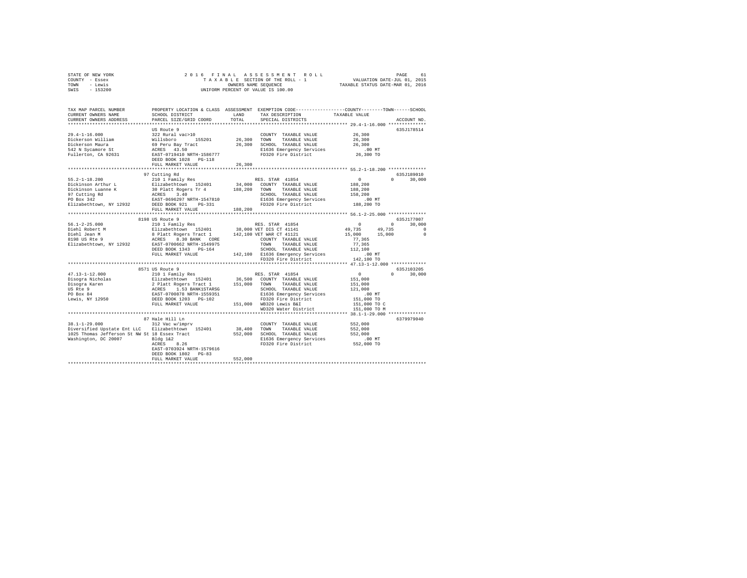STATE OF NEW YORK | COUNTY - Essex | TOWN - Lewis | SWIS - 153200

2016 FINAL ASSESSMENT ROLL
TAXABLE SECTION OF THE ROLL - 1
OWNERS NAME SEQUENCE
UNIFORM PERCENT OF VALUE IS 100.00

VALUATION DATE-JUL 01, 2015
TAXABLE STATUS DATE-MAR 01, 2016

```
TAX MAP PARCEL NUMBER          PROPERTY LOCATION & CLASS  ASSESSMENT  EXEMPTION CODE-----------------COUNTY--------TOWN------SCHOOL
CURRENT OWNERS NAME            SCHOOL DISTRICT            LAND        TAX DESCRIPTION            TAXABLE VALUE
CURRENT OWNERS ADDRESS         PARCEL SIZE/GRID COORD     TOTAL       SPECIAL DISTRICTS                                    ACCOUNT NO.
************************************************************************************************* 29.4-1-16.000 **************
                               US Route 9                                                                             635J178514
29.4-1-16.000                  322 Rural vac>10                       COUNTY  TAXABLE VALUE        26,300
Dickerson William              Willsboro      155201      26,300      TOWN    TAXABLE VALUE        26,300
Dickerson Maura                69 Peru Bay Tract          26,300      SCHOOL  TAXABLE VALUE        26,300
542 N Sycamore St              ACRES  43.50                           E1636 Emergency Services       .00 MT
Fullerton, CA 92631            EAST-0719410 NRTH-1586777              FD320 Fire District          26,300 TO
                               DEED BOOK 1028   PG-118
                               FULL MARKET VALUE          26,300
************************************************************************************************* 55.2-1-18.200 **************
                               97 Cutting Rd                                                                          635J189010
55.2-1-18.200                  210 1 Family Res                       RES. STAR 41854                   0          0      30,000
Dickinson Arthur L             Elizabethtown  152401      34,000      COUNTY  TAXABLE VALUE       188,200
Dickinson Luanne K             30 Platt Rogers Tr 4      188,200      TOWN    TAXABLE VALUE       188,200
97 Cutting Rd                  ACRES   3.40                           SCHOOL  TAXABLE VALUE       158,200
PO Box 342                     EAST-0696297 NRTH-1547810              E1636 Emergency Services       .00 MT
Elizabethtown, NY 12932        DEED BOOK 921    PG-331                FD320 Fire District         188,200 TO
                               FULL MARKET VALUE         188,200
************************************************************************************************* 56.1-2-25.000 **************
                               8198 US Route 9                                                                        635J177007
56.1-2-25.000                  210 1 Family Res                       RES. STAR 41854                   0          0      30,000
Diehl Robert M                 Elizabethtown  152401      38,000 VET DIS CT 41141                  49,735     49,735           0
Diehl Jean M                   8 Platt Rogers Tract 1    142,100 VET WAR CT 41121                  15,000     15,000           0
8198 US Rte 9                  ACRES   8.30 BANK  CORE                COUNTY  TAXABLE VALUE        77,365
Elizabethtown, NY 12932        EAST-0700662 NRTH-1549975              TOWN    TAXABLE VALUE        77,365
                               DEED BOOK 1343   PG-164                SCHOOL  TAXABLE VALUE       112,100
                               FULL MARKET VALUE         142,100      E1636 Emergency Services       .00 MT
                                                                      FD320 Fire District         142,100 TO
************************************************************************************************* 47.13-1-12.000 *************
                               8571 US Route 9                                                                        635J103205
47.13-1-12.000                 210 1 Family Res                       RES. STAR 41854                   0          0      30,000
Disogra Nicholas               Elizabethtown  152401      36,500      COUNTY  TAXABLE VALUE       151,000
Disogra Karen                  2 Platt Rogers Tract 1    151,000      TOWN    TAXABLE VALUE       151,000
US Rte 9                       ACRES   1.53 BANK1STARSG               SCHOOL  TAXABLE VALUE       121,000
PO Box 84                      EAST-0700078 NRTH-1559351              E1636 Emergency Services       .00 MT
Lewis, NY 12950                DEED BOOK 1203   PG-102                FD320 Fire District         151,000 TO
                               FULL MARKET VALUE         151,000      WB320 Lewis B&I             151,000 TO C
                                                                      WD320 Water District        151,000 TO M
************************************************************************************************* 38.1-1-29.000 **************
                               87 Hale Hill Ln                                                                        6379979040
38.1-1-29.000                  312 Vac w/imprv                        COUNTY  TAXABLE VALUE       552,000
Diversified Upstate Ent LLC    Elizabethtown  152401      38,400      TOWN    TAXABLE VALUE       552,000
1025 Thomas Jefferson St NW St 18 Essex Tract            552,000      SCHOOL  TAXABLE VALUE       552,000
Washington, DC 20007           Bldg 1&2                               E1636 Emergency Services       .00 MT
                               ACRES   8.26                           FD320 Fire District         552,000 TO
                               EAST-0703924 NRTH-1579616
                               DEED BOOK 1802   PG-83
                               FULL MARKET VALUE         552,000
******************************************************************************************************************************
```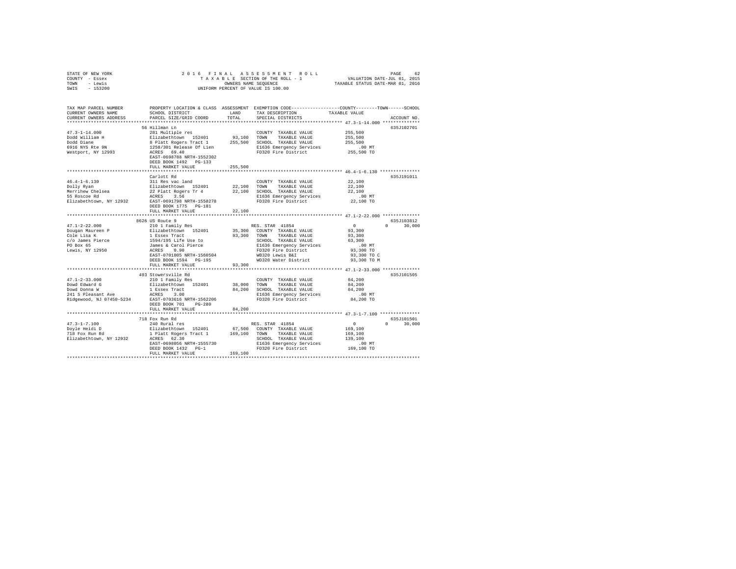STATE OF NEW YORK | COUNTY - Essex | TOWN - Lewis | SWIS - 153200

2016 FINAL ASSESSMENT ROLL
TAXABLE SECTION OF THE ROLL - 1
OWNERS NAME SEQUENCE
UNIFORM PERCENT OF VALUE IS 100.00

VALUATION DATE-JUL 01, 2015
TAXABLE STATUS DATE-MAR 01, 2016

| TAX MAP PARCEL NUMBER / CURRENT OWNERS NAME / CURRENT OWNERS ADDRESS | PROPERTY LOCATION & CLASS / SCHOOL DISTRICT / PARCEL SIZE/GRID COORD | ASSESSMENT LAND | ASSESSMENT TOTAL | EXEMPTION CODE / TAX DESCRIPTION / SPECIAL DISTRICTS | COUNTY TAXABLE VALUE | TOWN | SCHOOL | ACCOUNT NO. |
|---|---|---|---|---|---|---|---|---|
| 47.3-1-14.000 | 56 Hillman Ln | | | | | | | 635J102701 |
| Dodd William H | 281 Multiple res | | | COUNTY TAXABLE VALUE | 255,500 | | | |
| Dodd Diane | Elizabethtown 152401 | 93,100 | | TOWN TAXABLE VALUE | 255,500 | | | |
| 6916 NYS Rte 9N | 8 Platt Rogers Tract 1 | | 255,500 | SCHOOL TAXABLE VALUE | 255,500 | | | |
| Westport, NY 12993 | 1258/301 Release Of Lien | | | E1636 Emergency Services | .00 MT | | | |
| | ACRES 69.40 | | | FD320 Fire District | 255,500 TO | | | |
| | EAST-0698788 NRTH-1552302 | | | | | | | |
| | DEED BOOK 1492 PG-133 | | | | | | | |
| | FULL MARKET VALUE | | 255,500 | | | | | |
| 46.4-1-6.130 | Carlott Rd | | | | | | | 635J191011 |
| Dolly Ryan | 311 Res vac land | | | COUNTY TAXABLE VALUE | 22,100 | | | |
| Merrihew Chelsea | Elizabethtown 152401 | 22,100 | | TOWN TAXABLE VALUE | 22,100 | | | |
| 55 Roscoe Rd | 22 Platt Rogers Tr 4 | | 22,100 | SCHOOL TAXABLE VALUE | 22,100 | | | |
| Elizabethtown, NY 12932 | ACRES 3.56 | | | E1636 Emergency Services | .00 MT | | | |
| | EAST-0691798 NRTH-1558278 | | | FD320 Fire District | 22,100 TO | | | |
| | DEED BOOK 1775 PG-181 | | | | | | | |
| | FULL MARKET VALUE | | 22,100 | | | | | |
| 47.1-2-22.000 | 8626 US Route 9 | | | | | | | 635J103812 |
| Dougan Maureen P | 210 1 Family Res | | | RES. STAR 41854 | 0 | 0 | 30,000 | |
| Cole Lisa K | Elizabethtown 152401 | 35,300 | | COUNTY TAXABLE VALUE | 93,300 | | | |
| c/o James Pierce | 1 Essex Tract | | 93,300 | TOWN TAXABLE VALUE | 93,300 | | | |
| PO Box 65 | 1594/195 Life Use to | | | SCHOOL TAXABLE VALUE | 63,300 | | | |
| Lewis, NY 12950 | James & Carol Pierce | | | E1636 Emergency Services | .00 MT | | | |
| | ACRES 0.90 | | | FD320 Fire District | 93,300 TO | | | |
| | EAST-0701805 NRTH-1560504 | | | WB320 Lewis B&I | 93,300 TO C | | | |
| | DEED BOOK 1594 PG-195 | | | WD320 Water District | 93,300 TO M | | | |
| | FULL MARKET VALUE | | 93,300 | | | | | |
| 47.1-2-33.000 | 493 Stowersville Rd | | | | | | | 635J101505 |
| Dowd Edward G | 210 1 Family Res | | | COUNTY TAXABLE VALUE | 84,200 | | | |
| Dowd Donna W | Elizabethtown 152401 | 38,000 | | TOWN TAXABLE VALUE | 84,200 | | | |
| 241 S Pleasant Ave | 1 Essex Tract | | 84,200 | SCHOOL TAXABLE VALUE | 84,200 | | | |
| Ridgewood, NJ 07450-5234 | ACRES 3.00 | | | E1636 Emergency Services | .00 MT | | | |
| | EAST-0703616 NRTH-1562206 | | | FD320 Fire District | 84,200 TO | | | |
| | DEED BOOK 701 PG-280 | | | | | | | |
| | FULL MARKET VALUE | | 84,200 | | | | | |
| 47.3-1-7.100 | 718 Fox Run Rd | | | | | | | 635J101501 |
| Doyle Heidi D | 240 Rural res | | | RES. STAR 41854 | 0 | 0 | 30,000 | |
| 718 Fox Run Rd | Elizabethtown 152401 | 67,500 | | COUNTY TAXABLE VALUE | 169,100 | | | |
| Elizabethtown, NY 12932 | 1 Platt Rogers Tract 1 | | 169,100 | TOWN TAXABLE VALUE | 169,100 | | | |
| | ACRES 62.30 | | | SCHOOL TAXABLE VALUE | 139,100 | | | |
| | EAST-0698056 NRTH-1555730 | | | E1636 Emergency Services | .00 MT | | | |
| | DEED BOOK 1432 PG-1 | | | FD320 Fire District | 169,100 TO | | | |
| | FULL MARKET VALUE | | 169,100 | | | | | |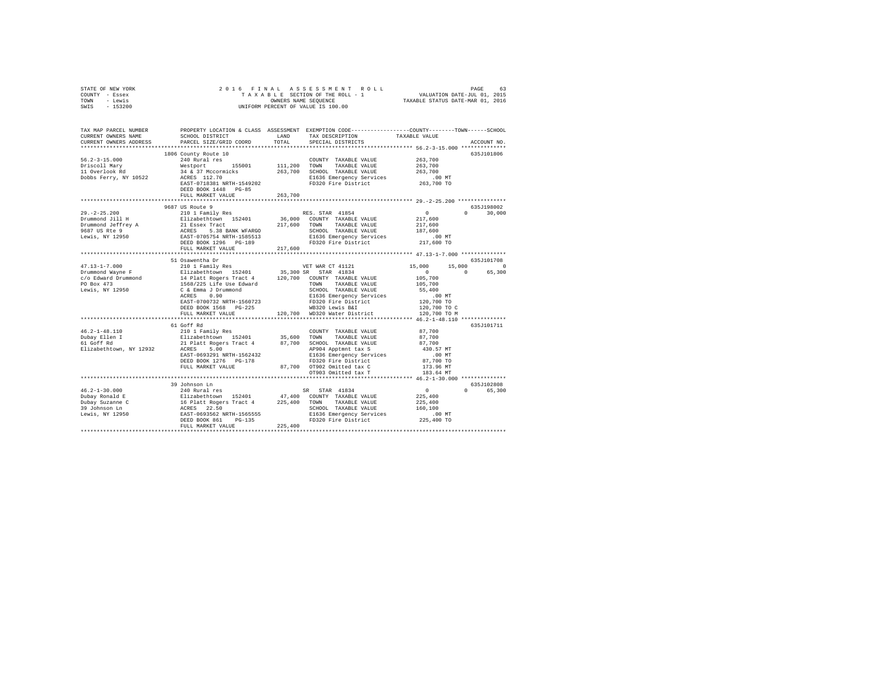STATE OF NEW YORK
COUNTY - Essex
TOWN - Lewis
SWIS - 153200

2016 FINAL ASSESSMENT ROLL
TAXABLE SECTION OF THE ROLL - 1
OWNERS NAME SEQUENCE
UNIFORM PERCENT OF VALUE IS 100.00

VALUATION DATE-JUL 01, 2015
TAXABLE STATUS DATE-MAR 01, 2016

```
TAX MAP PARCEL NUMBER          PROPERTY LOCATION & CLASS  ASSESSMENT  EXEMPTION CODE-----------------COUNTY--------TOWN------SCHOOL
CURRENT OWNERS NAME            SCHOOL DISTRICT              LAND      TAX DESCRIPTION              TAXABLE VALUE
CURRENT OWNERS ADDRESS         PARCEL SIZE/GRID COORD       TOTAL     SPECIAL DISTRICTS                                  ACCOUNT NO.
************************************************************************************************** 56.2-3-15.000 **************
                               1806 County Route 10                                                                    635J101806
56.2-3-15.000                  240 Rural res                          COUNTY  TAXABLE VALUE         263,700
Driscoll Mary                  Westport      155001      111,200      TOWN    TAXABLE VALUE         263,700
11 Overlook Rd                 34 & 37 Mccormicks         263,700     SCHOOL  TAXABLE VALUE         263,700
Dobbs Ferry, NY 10522          ACRES  112.70                          E1636 Emergency Services          .00 MT
                               EAST-0718381 NRTH-1549202              FD320 Fire District           263,700 TO
                               DEED BOOK 1448   PG-85
                               FULL MARKET VALUE          263,700
************************************************************************************************** 29.-2-25.200 ***************
                               9687 US Route 9                                                                         635J198002
29.-2-25.200                   210 1 Family Res                       RES. STAR 41854                    0          0     30,000
Drummond Jill H                Elizabethtown  152401      36,000      COUNTY  TAXABLE VALUE         217,600
Drummond Jeffrey A             21 Essex Tract             217,600     TOWN    TAXABLE VALUE         217,600
9687 US Rte 9                  ACRES    5.38 BANK WFARGO              SCHOOL  TAXABLE VALUE         187,600
Lewis, NY 12950                EAST-0705754 NRTH-1585513              E1636 Emergency Services          .00 MT
                               DEED BOOK 1296   PG-189                FD320 Fire District           217,600 TO
                               FULL MARKET VALUE          217,600
************************************************************************************************** 47.13-1-7.000 **************
                               51 Osawentha Dr                                                                         635J101708
47.13-1-7.000                  210 1 Family Res                       VET WAR CT 41121              15,000     15,000          0
Drummond Wayne F               Elizabethtown  152401      35,300 SR   STAR 41834                         0          0     65,300
c/o Edward Drummond            14 Platt Rogers Tract 4    120,700     COUNTY  TAXABLE VALUE         105,700
PO Box 473                     1568/225 Life Use Edward               TOWN    TAXABLE VALUE         105,700
Lewis, NY 12950                C & Emma J Drummond                    SCHOOL  TAXABLE VALUE          55,400
                               ACRES    0.90                          E1636 Emergency Services          .00 MT
                               EAST-0700732 NRTH-1560723              FD320 Fire District           120,700 TO
                               DEED BOOK 1568   PG-225                WB320 Lewis B&I               120,700 TO C
                               FULL MARKET VALUE          120,700     WD320 Water District          120,700 TO M
************************************************************************************************** 46.2-1-48.110 **************
                               61 Goff Rd                                                                              635J101711
46.2-1-48.110                  210 1 Family Res                       COUNTY  TAXABLE VALUE          87,700
Dubay Ellen I                  Elizabethtown  152401      35,600      TOWN    TAXABLE VALUE          87,700
61 Goff Rd                     21 Platt Rogers Tract 4    87,700      SCHOOL  TAXABLE VALUE          87,700
Elizabethtown, NY 12932        ACRES    5.00                          AP904 Apptmnt tax S              430.57 MT
                               EAST-0693291 NRTH-1562432              E1636 Emergency Services          .00 MT
                               DEED BOOK 1276   PG-178                FD320 Fire District            87,700 TO
                               FULL MARKET VALUE          87,700      OT902 Omitted tax C              173.96 MT
                                                                      OT903 Omitted tax T              183.64 MT
************************************************************************************************** 46.2-1-30.000 **************
                               39 Johnson Ln                                                                           635J102808
46.2-1-30.000                  240 Rural res                          SR   STAR 41834                    0          0     65,300
Dubay Ronald E                 Elizabethtown  152401      47,400      COUNTY  TAXABLE VALUE         225,400
Dubay Suzanne C                16 Platt Rogers Tract 4    225,400     TOWN    TAXABLE VALUE         225,400
39 Johnson Ln                  ACRES   22.50                          SCHOOL  TAXABLE VALUE         160,100
Lewis, NY 12950                EAST-0693562 NRTH-1565555              E1636 Emergency Services          .00 MT
                               DEED BOOK 861    PG-135                FD320 Fire District           225,400 TO
                               FULL MARKET VALUE          225,400
********************************************************************************************************************************
```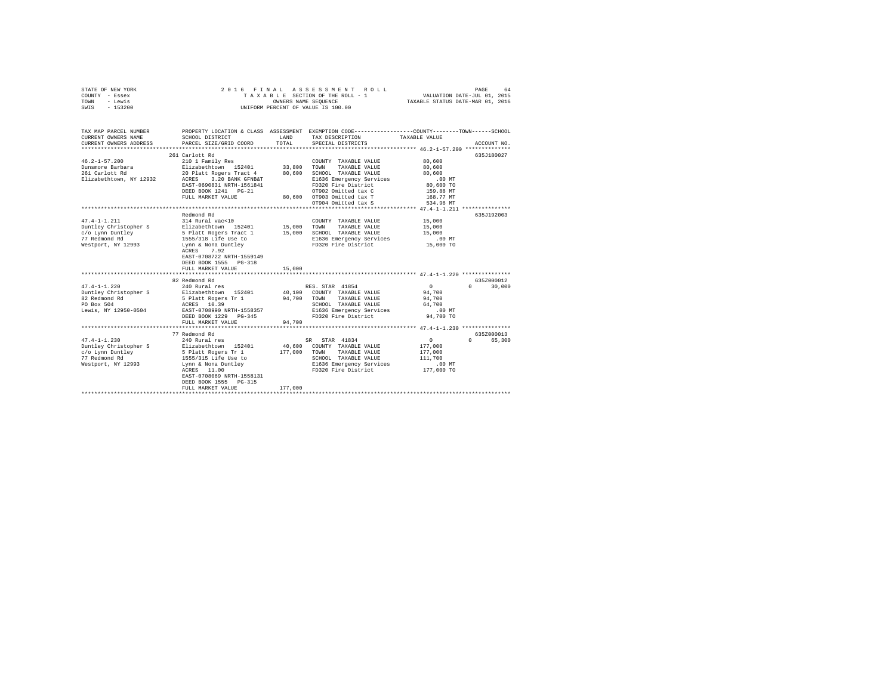STATE OF NEW YORK　　2016 FINAL ASSESSMENT ROLL
COUNTY - Essex　　TAXABLE SECTION OF THE ROLL - 1　　VALUATION DATE-JUL 01, 2015
TOWN - Lewis　　OWNERS NAME SEQUENCE　　TAXABLE STATUS DATE-MAR 01, 2016
SWIS - 153200　　UNIFORM PERCENT OF VALUE IS 100.00

| TAX MAP PARCEL NUMBER / CURRENT OWNERS NAME / CURRENT OWNERS ADDRESS | PROPERTY LOCATION & CLASS / SCHOOL DISTRICT / PARCEL SIZE/GRID COORD | ASSESSMENT LAND / TOTAL | EXEMPTION CODE / TAX DESCRIPTION / SPECIAL DISTRICTS | COUNTY / TOWN / SCHOOL TAXABLE VALUE | ACCOUNT NO. |
|---|---|---|---|---|---|
| 46.2-1-57.200 | 261 Carlott Rd | | | | 635J180027 |
| | 210 1 Family Res | | COUNTY TAXABLE VALUE | 80,600 | |
| Dunsmore Barbara | Elizabethtown 152401 | 33,800 | TOWN TAXABLE VALUE | 80,600 | |
| 261 Carlott Rd | 20 Platt Rogers Tract 4 | 80,600 | SCHOOL TAXABLE VALUE | 80,600 | |
| Elizabethtown, NY 12932 | ACRES 3.20 BANK GFNB&T | | E1636 Emergency Services | .00 MT | |
| | EAST-0690831 NRTH-1561841 | | FD320 Fire District | 80,600 TO | |
| | DEED BOOK 1241 PG-21 | | OT902 Omitted tax C | 159.88 MT | |
| | FULL MARKET VALUE | 80,600 | OT903 Omitted tax T | 168.77 MT | |
| | | | OT904 Omitted tax S | 534.96 MT | |
| 47.4-1-1.211 | Redmond Rd | | | | 635J192003 |
| | 314 Rural vac<10 | | COUNTY TAXABLE VALUE | 15,000 | |
| Duntley Christopher S | Elizabethtown 152401 | 15,000 | TOWN TAXABLE VALUE | 15,000 | |
| c/o Lynn Duntley | 5 Platt Rogers Tract 1 | 15,000 | SCHOOL TAXABLE VALUE | 15,000 | |
| 77 Redmond Rd | 1555/318 Life Use to | | E1636 Emergency Services | .00 MT | |
| Westport, NY 12993 | Lynn & Nona Duntley | | FD320 Fire District | 15,000 TO | |
| | ACRES 7.92 | | | | |
| | EAST-0708722 NRTH-1559149 | | | | |
| | DEED BOOK 1555 PG-318 | | | | |
| | FULL MARKET VALUE | 15,000 | | | |
| 47.4-1-1.220 | 82 Redmond Rd | | | | 635Z000012 |
| | 240 Rural res | | RES. STAR 41854 | 0 0 30,000 | |
| Duntley Christopher S | Elizabethtown 152401 | 40,100 | COUNTY TAXABLE VALUE | 94,700 | |
| 82 Redmond Rd | 5 Platt Rogers Tr 1 | 94,700 | TOWN TAXABLE VALUE | 94,700 | |
| PO Box 504 | ACRES 10.39 | | SCHOOL TAXABLE VALUE | 64,700 | |
| Lewis, NY 12950-0504 | EAST-0708990 NRTH-1558357 | | E1636 Emergency Services | .00 MT | |
| | DEED BOOK 1229 PG-345 | | FD320 Fire District | 94,700 TO | |
| | FULL MARKET VALUE | 94,700 | | | |
| 47.4-1-1.230 | 77 Redmond Rd | | | | 635Z000013 |
| | 240 Rural res | | SR STAR 41834 | 0 0 65,300 | |
| Duntley Christopher S | Elizabethtown 152401 | 40,600 | COUNTY TAXABLE VALUE | 177,000 | |
| c/o Lynn Duntley | 5 Platt Rogers Tr 1 | 177,000 | TOWN TAXABLE VALUE | 177,000 | |
| 77 Redmond Rd | 1555/315 Life Use to | | SCHOOL TAXABLE VALUE | 111,700 | |
| Westport, NY 12993 | Lynn & Nona Duntley | | E1636 Emergency Services | .00 MT | |
| | ACRES 11.00 | | FD320 Fire District | 177,000 TO | |
| | EAST-0708069 NRTH-1558131 | | | | |
| | DEED BOOK 1555 PG-315 | | | | |
| | FULL MARKET VALUE | 177,000 | | | |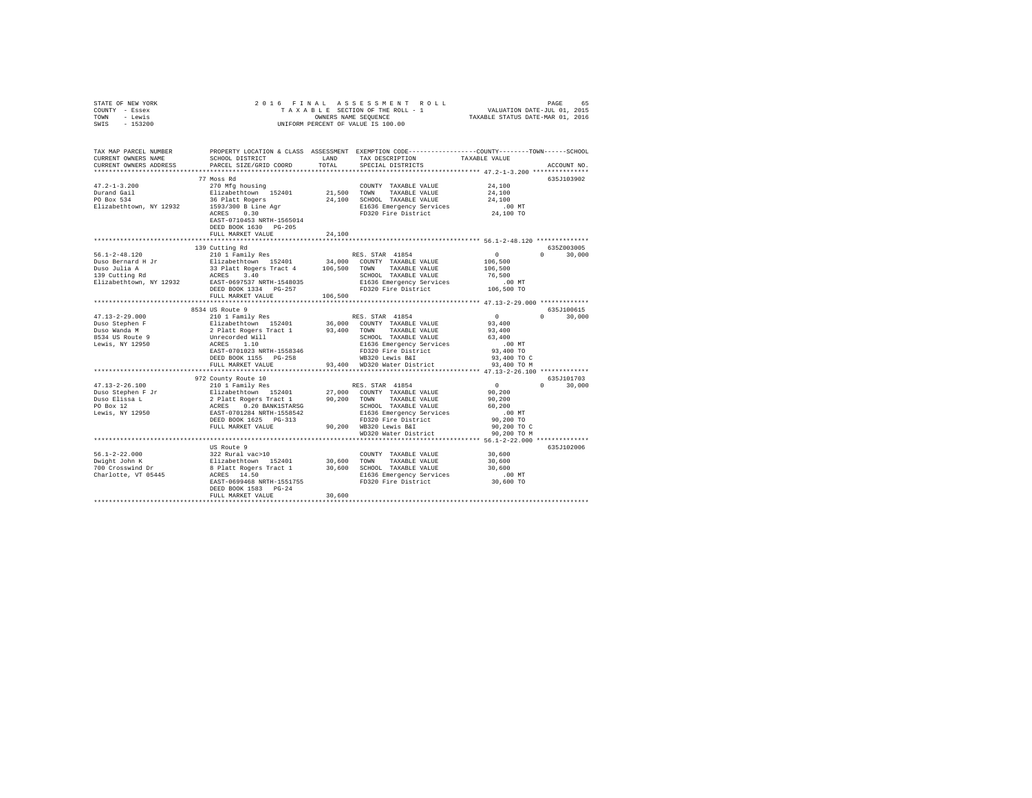STATE OF NEW YORK — 2016 FINAL ASSESSMENT ROLL — VALUATION DATE-JUL 01, 2015
COUNTY - Essex — TAXABLE SECTION OF THE ROLL - 1 — TAXABLE STATUS DATE-MAR 01, 2016
TOWN - Lewis — OWNERS NAME SEQUENCE
SWIS - 153200 — UNIFORM PERCENT OF VALUE IS 100.00

| TAX MAP PARCEL NUMBER / CURRENT OWNERS NAME / CURRENT OWNERS ADDRESS | PROPERTY LOCATION & CLASS / SCHOOL DISTRICT / PARCEL SIZE/GRID COORD | ASSESSMENT LAND / TOTAL | EXEMPTION CODE / TAX DESCRIPTION / SPECIAL DISTRICTS | COUNTY / TOWN / SCHOOL TAXABLE VALUE | ACCOUNT NO. |
|---|---|---|---|---|---|
| **47.2-1-3.200** | 77 Moss Rd | | | | 635J103902 |
| Durand Gail | 270 Mfg housing | | COUNTY TAXABLE VALUE | 24,100 | |
| PO Box 534 | Elizabethtown 152401 | 21,500 | TOWN TAXABLE VALUE | 24,100 | |
| Elizabethtown, NY 12932 | 36 Platt Rogers | 24,100 | SCHOOL TAXABLE VALUE | 24,100 | |
| | 1593/300 B Line Agr | | E1636 Emergency Services | .00 MT | |
| | ACRES 0.30 | | FD320 Fire District | 24,100 TO | |
| | EAST-0710453 NRTH-1565014 | | | | |
| | DEED BOOK 1630 PG-205 | | | | |
| | FULL MARKET VALUE | 24,100 | | | |
| **56.1-2-48.120** | 139 Cutting Rd | | | | 635Z003005 |
| Duso Bernard H Jr | 210 1 Family Res | | RES. STAR 41854 | 0 0 30,000 | |
| Duso Julia A | Elizabethtown 152401 | 34,000 | COUNTY TAXABLE VALUE | 106,500 | |
| 139 Cutting Rd | 33 Platt Rogers Tract 4 | 106,500 | TOWN TAXABLE VALUE | 106,500 | |
| Elizabethtown, NY 12932 | ACRES 3.40 | | SCHOOL TAXABLE VALUE | 76,500 | |
| | EAST-0697537 NRTH-1548035 | | E1636 Emergency Services | .00 MT | |
| | DEED BOOK 1334 PG-257 | | FD320 Fire District | 106,500 TO | |
| | FULL MARKET VALUE | 106,500 | | | |
| **47.13-2-29.000** | 8534 US Route 9 | | | | 635J100615 |
| Duso Stephen F | 210 1 Family Res | | RES. STAR 41854 | 0 0 30,000 | |
| Duso Wanda M | Elizabethtown 152401 | 36,000 | COUNTY TAXABLE VALUE | 93,400 | |
| 8534 US Route 9 | 2 Platt Rogers Tract 1 | 93,400 | TOWN TAXABLE VALUE | 93,400 | |
| Lewis, NY 12950 | Unrecorded Will | | SCHOOL TAXABLE VALUE | 63,400 | |
| | ACRES 1.10 | | E1636 Emergency Services | .00 MT | |
| | EAST-0701023 NRTH-1558346 | | FD320 Fire District | 93,400 TO | |
| | DEED BOOK 1155 PG-258 | | WB320 Lewis B&I | 93,400 TO C | |
| | FULL MARKET VALUE | 93,400 | WD320 Water District | 93,400 TO M | |
| **47.13-2-26.100** | 972 County Route 10 | | | | 635J101703 |
| Duso Stephen F Jr | 210 1 Family Res | | RES. STAR 41854 | 0 0 30,000 | |
| Duso Elissa L | Elizabethtown 152401 | 27,000 | COUNTY TAXABLE VALUE | 90,200 | |
| PO Box 12 | 2 Platt Rogers Tract 1 | 90,200 | TOWN TAXABLE VALUE | 90,200 | |
| Lewis, NY 12950 | ACRES 0.20 BANK1STARSG | | SCHOOL TAXABLE VALUE | 60,200 | |
| | EAST-0701284 NRTH-1558542 | | E1636 Emergency Services | .00 MT | |
| | DEED BOOK 1625 PG-313 | | FD320 Fire District | 90,200 TO | |
| | FULL MARKET VALUE | 90,200 | WB320 Lewis B&I | 90,200 TO C | |
| | | | WD320 Water District | 90,200 TO M | |
| **56.1-2-22.000** | US Route 9 | | | | 635J102006 |
| Dwight John K | 322 Rural vac>10 | | COUNTY TAXABLE VALUE | 30,600 | |
| 700 Crosswind Dr | Elizabethtown 152401 | 30,600 | TOWN TAXABLE VALUE | 30,600 | |
| Charlotte, VT 05445 | 8 Platt Rogers Tract 1 | 30,600 | SCHOOL TAXABLE VALUE | 30,600 | |
| | ACRES 14.50 | | E1636 Emergency Services | .00 MT | |
| | EAST-0699468 NRTH-1551755 | | FD320 Fire District | 30,600 TO | |
| | DEED BOOK 1583 PG-24 | | | | |
| | FULL MARKET VALUE | 30,600 | | | |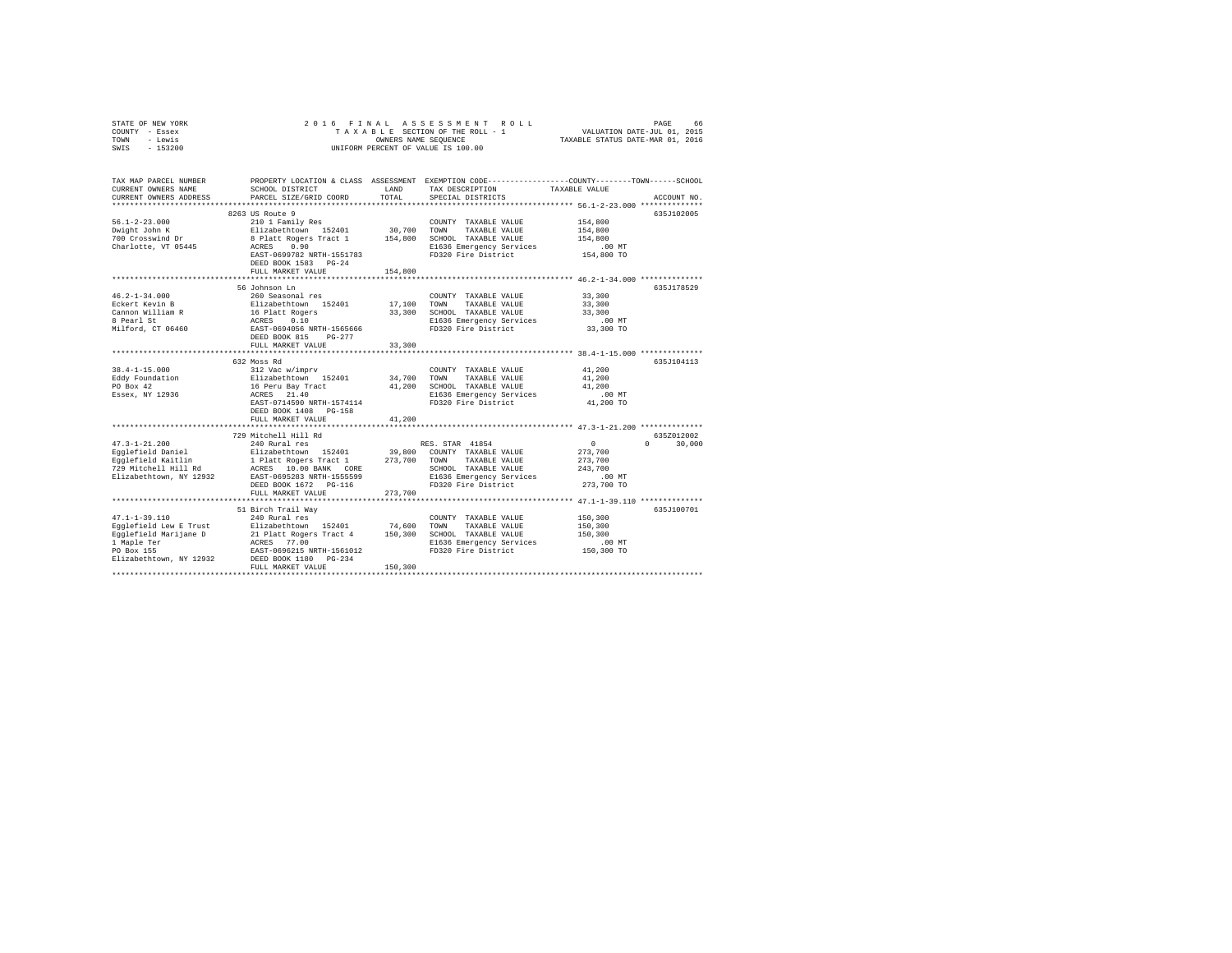STATE OF NEW YORK　　　　2 0 1 6　F I N A L　A S S E S S M E N T　R O L L　　　　PAGE 66
COUNTY - Essex　　　　T A X A B L E SECTION OF THE ROLL - 1　　　　VALUATION DATE-JUL 01, 2015
TOWN - Lewis　　　　OWNERS NAME SEQUENCE　　　　TAXABLE STATUS DATE-MAR 01, 2016
SWIS - 153200　　　　UNIFORM PERCENT OF VALUE IS 100.00

```
TAX MAP PARCEL NUMBER          PROPERTY LOCATION & CLASS  ASSESSMENT  EXEMPTION CODE-----------------COUNTY--------TOWN------SCHOOL
CURRENT OWNERS NAME            SCHOOL DISTRICT              LAND      TAX DESCRIPTION             TAXABLE VALUE
CURRENT OWNERS ADDRESS         PARCEL SIZE/GRID COORD       TOTAL     SPECIAL DISTRICTS                                 ACCOUNT NO.
****************************************************************************************************** 56.1-2-23.000 **************
                               8263 US Route 9                                                                          635J102005
56.1-2-23.000                  210 1 Family Res                        COUNTY  TAXABLE VALUE           154,800
Dwight John K                  Elizabethtown  152401        30,700     TOWN    TAXABLE VALUE           154,800
700 Crosswind Dr               8 Platt Rogers Tract 1      154,800     SCHOOL  TAXABLE VALUE           154,800
Charlotte, VT 05445            ACRES    0.90                           E1636 Emergency Services             .00 MT
                               EAST-0699782 NRTH-1551783               FD320 Fire District              154,800 TO
                               DEED BOOK 1583   PG-24
                               FULL MARKET VALUE           154,800
****************************************************************************************************** 46.2-1-34.000 **************
                               56 Johnson Ln                                                                            635J178529
46.2-1-34.000                  260 Seasonal res                        COUNTY  TAXABLE VALUE            33,300
Eckert Kevin B                 Elizabethtown  152401        17,100     TOWN    TAXABLE VALUE            33,300
Cannon William R               16 Platt Rogers              33,300     SCHOOL  TAXABLE VALUE            33,300
8 Pearl St                     ACRES    0.10                           E1636 Emergency Services             .00 MT
Milford, CT 06460              EAST-0694056 NRTH-1565666               FD320 Fire District               33,300 TO
                               DEED BOOK 815    PG-277
                               FULL MARKET VALUE            33,300
****************************************************************************************************** 38.4-1-15.000 **************
                               632 Moss Rd                                                                              635J104113
38.4-1-15.000                  312 Vac w/imprv                         COUNTY  TAXABLE VALUE            41,200
Eddy Foundation                Elizabethtown  152401        34,700     TOWN    TAXABLE VALUE            41,200
PO Box 42                      16 Peru Bay Tract            41,200     SCHOOL  TAXABLE VALUE            41,200
Essex, NY 12936                ACRES   21.40                           E1636 Emergency Services             .00 MT
                               EAST-0714590 NRTH-1574114               FD320 Fire District               41,200 TO
                               DEED BOOK 1408   PG-158
                               FULL MARKET VALUE            41,200
****************************************************************************************************** 47.3-1-21.200 **************
                               729 Mitchell Hill Rd                                                                     635Z012002
47.3-1-21.200                  240 Rural res                           RES. STAR 41854                       0          0     30,000
Egglefield Daniel              Elizabethtown  152401        39,800     COUNTY  TAXABLE VALUE           273,700
Egglefield Kaitlin             1 Platt Rogers Tract 1      273,700     TOWN    TAXABLE VALUE           273,700
729 Mitchell Hill Rd           ACRES   10.00 BANK   CORE               SCHOOL  TAXABLE VALUE           243,700
Elizabethtown, NY 12932        EAST-0695283 NRTH-1555599               E1636 Emergency Services             .00 MT
                               DEED BOOK 1672   PG-116                 FD320 Fire District              273,700 TO
                               FULL MARKET VALUE           273,700
****************************************************************************************************** 47.1-1-39.110 **************
                               51 Birch Trail Way                                                                       635J100701
47.1-1-39.110                  240 Rural res                           COUNTY  TAXABLE VALUE           150,300
Egglefield Lew E Trust         Elizabethtown  152401        74,600     TOWN    TAXABLE VALUE           150,300
Egglefield Marijane D          21 Platt Rogers Tract 4     150,300     SCHOOL  TAXABLE VALUE           150,300
1 Maple Ter                    ACRES   77.00                           E1636 Emergency Services             .00 MT
PO Box 155                     EAST-0696215 NRTH-1561012               FD320 Fire District              150,300 TO
Elizabethtown, NY 12932        DEED BOOK 1180   PG-234
                               FULL MARKET VALUE           150,300
************************************************************************************************************************************
```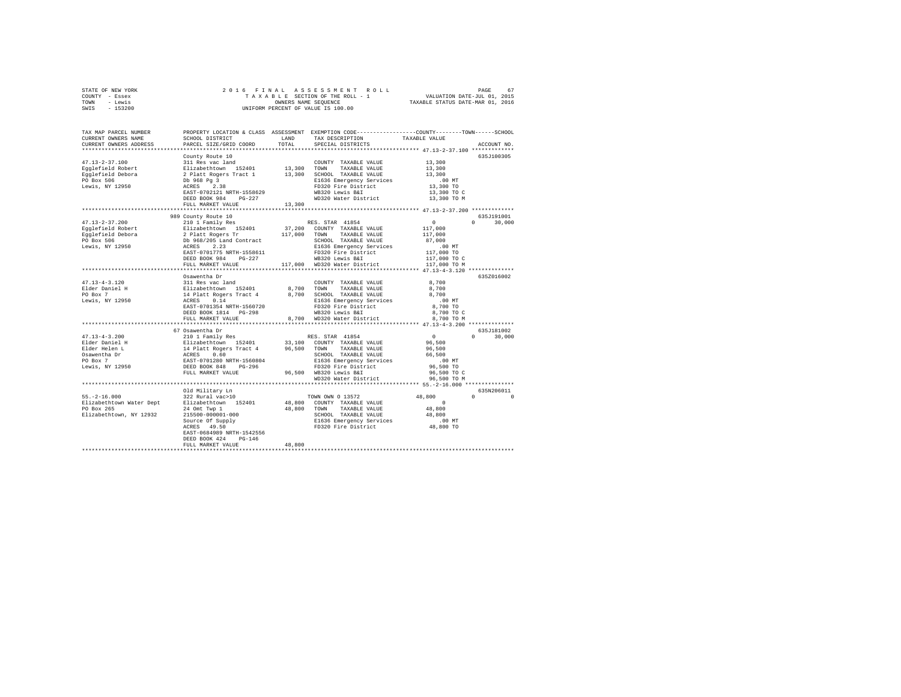STATE OF NEW YORK  
COUNTY - Essex  
TOWN - Lewis  
SWIS - 153200

2 0 1 6  F I N A L  A S S E S S M E N T  R O L L  
T A X A B L E  SECTION OF THE ROLL - 1  
OWNERS NAME SEQUENCE  
UNIFORM PERCENT OF VALUE IS 100.00

VALUATION DATE-JUL 01, 2015  
TAXABLE STATUS DATE-MAR 01, 2016

```
TAX MAP PARCEL NUMBER     PROPERTY LOCATION & CLASS  ASSESSMENT  EXEMPTION CODE-----------------COUNTY--------TOWN------SCHOOL
CURRENT OWNERS NAME       SCHOOL DISTRICT              LAND      TAX DESCRIPTION            TAXABLE VALUE
CURRENT OWNERS ADDRESS    PARCEL SIZE/GRID COORD       TOTAL     SPECIAL DISTRICTS                                    ACCOUNT NO.
******************************************************************************************************* 47.13-2-37.100 *************
                          County Route 10                                                                          635J100305
47.13-2-37.100            311 Res vac land                        COUNTY  TAXABLE VALUE          13,300
Egglefield Robert         Elizabethtown  152401        13,300     TOWN    TAXABLE VALUE          13,300
Egglefield Debora         2 Platt Rogers Tract 1       13,300     SCHOOL  TAXABLE VALUE          13,300
PO Box 506                Db 968 Pg 3                             E1636 Emergency Services          .00 MT
Lewis, NY 12950           ACRES    2.38                           FD320 Fire District            13,300 TO
                          EAST-0702121 NRTH-1558629               WB320 Lewis B&I                13,300 TO C
                          DEED BOOK 984    PG-227                 WD320 Water District           13,300 TO M
                          FULL MARKET VALUE            13,300
******************************************************************************************************* 47.13-2-37.200 *************
                          989 County Route 10                                                                      635J191001
47.13-2-37.200            210 1 Family Res                        RES. STAR  41854                   0          0      30,000
Egglefield Robert         Elizabethtown  152401        37,200     COUNTY  TAXABLE VALUE         117,000
Egglefield Debora         2 Platt Rogers Tr           117,000     TOWN    TAXABLE VALUE         117,000
PO Box 506                Db 968/205 Land Contract                SCHOOL  TAXABLE VALUE          87,000
Lewis, NY 12950           ACRES    2.23                           E1636 Emergency Services          .00 MT
                          EAST-0701775 NRTH-1558611               FD320 Fire District           117,000 TO
                          DEED BOOK 984    PG-227                 WB320 Lewis B&I               117,000 TO C
                          FULL MARKET VALUE           117,000     WD320 Water District          117,000 TO M
******************************************************************************************************* 47.13-4-3.120 **************
                          Osawentha Dr                                                                             635Z016002
47.13-4-3.120             311 Res vac land                        COUNTY  TAXABLE VALUE           8,700
Elder Daniel H            Elizabethtown  152401         8,700     TOWN    TAXABLE VALUE           8,700
PO Box 7                  14 Platt Rogers Tract 4       8,700     SCHOOL  TAXABLE VALUE           8,700
Lewis, NY 12950           ACRES    0.14                           E1636 Emergency Services          .00 MT
                          EAST-0701354 NRTH-1560720               FD320 Fire District             8,700 TO
                          DEED BOOK 1814   PG-298                 WB320 Lewis B&I                 8,700 TO C
                          FULL MARKET VALUE             8,700     WD320 Water District            8,700 TO M
******************************************************************************************************* 47.13-4-3.200 **************
                          67 Osawentha Dr                                                                          635J181002
47.13-4-3.200             210 1 Family Res                        RES. STAR  41854                   0          0      30,000
Elder Daniel H            Elizabethtown  152401        33,100     COUNTY  TAXABLE VALUE          96,500
Elder Helen L             14 Platt Rogers Tract 4      96,500     TOWN    TAXABLE VALUE          96,500
Osawentha Dr              ACRES    0.60                           SCHOOL  TAXABLE VALUE          66,500
PO Box 7                  EAST-0701280 NRTH-1560804               E1636 Emergency Services          .00 MT
Lewis, NY 12950           DEED BOOK 848    PG-296                 FD320 Fire District            96,500 TO
                          FULL MARKET VALUE            96,500     WB320 Lewis B&I                96,500 TO C
                                                                  WD320 Water District           96,500 TO M
******************************************************************************************************* 55.-2-16.000 ***************
                          Old Military Ln                                                                          635N206011
55.-2-16.000              322 Rural vac>10                        TOWN OWN O 13572               48,800          0           0
Elizabethtown Water Dept  Elizabethtown  152401        48,800     COUNTY  TAXABLE VALUE               0
PO Box 265                24 Omt Twp 1                 48,800     TOWN    TAXABLE VALUE          48,800
Elizabethtown, NY 12932   215500-000001-000                       SCHOOL  TAXABLE VALUE          48,800
                          Source Of Supply                        E1636 Emergency Services          .00 MT
                          ACRES   49.50                           FD320 Fire District            48,800 TO
                          EAST-0684989 NRTH-1542556
                          DEED BOOK 424    PG-146
                          FULL MARKET VALUE            48,800
************************************************************************************************************************************
```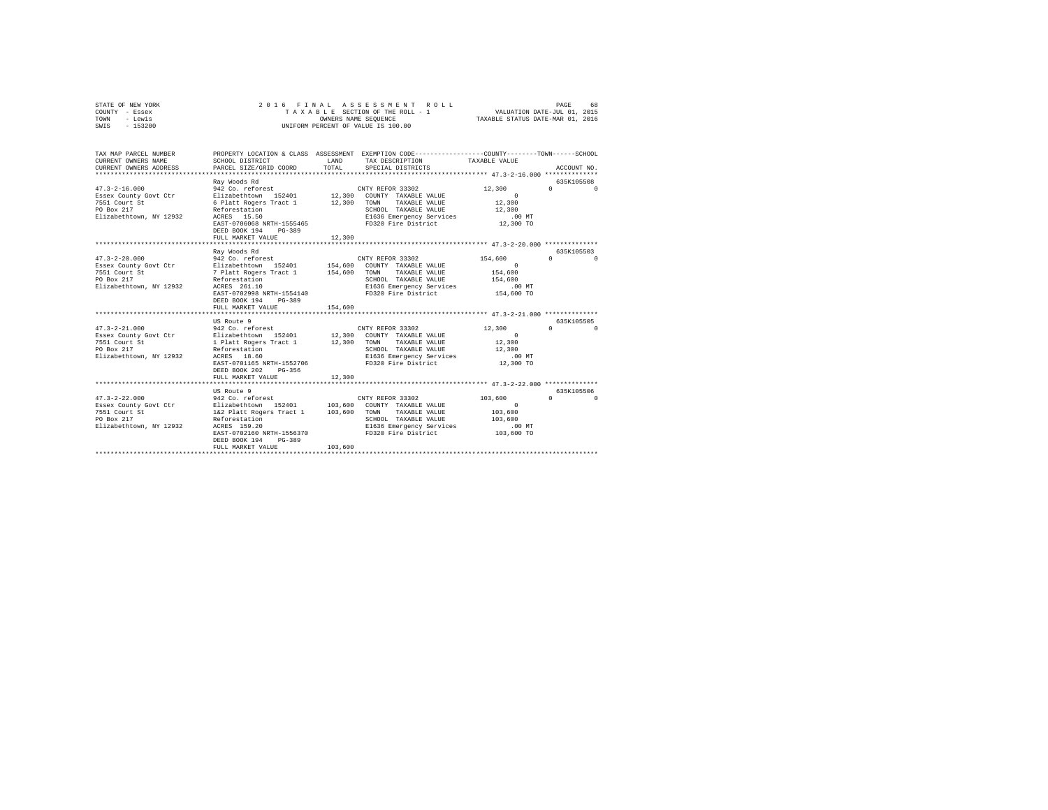STATE OF NEW YORK  
COUNTY - Essex  
TOWN - Lewis  
SWIS - 153200

2016 FINAL ASSESSMENT ROLL  
TAXABLE SECTION OF THE ROLL - 1  
OWNERS NAME SEQUENCE  
UNIFORM PERCENT OF VALUE IS 100.00

VALUATION DATE-JUL 01, 2015  
TAXABLE STATUS DATE-MAR 01, 2016

```
TAX MAP PARCEL NUMBER      PROPERTY LOCATION & CLASS  ASSESSMENT  EXEMPTION CODE-----------------COUNTY--------TOWN------SCHOOL
CURRENT OWNERS NAME        SCHOOL DISTRICT              LAND      TAX DESCRIPTION            TAXABLE VALUE
CURRENT OWNERS ADDRESS     PARCEL SIZE/GRID COORD       TOTAL     SPECIAL DISTRICTS                                    ACCOUNT NO.
******************************************************************************************* 47.3-2-16.000 **************
                           Ray Woods Rd                                                                            635K105508
47.3-2-16.000              942 Co. reforest                        CNTY REFOR 33302           12,300          0            0
Essex County Govt Ctr      Elizabethtown  152401       12,300   COUNTY  TAXABLE VALUE              0
7551 Court St              6 Platt Rogers Tract 1      12,300   TOWN    TAXABLE VALUE         12,300
PO Box 217                 Reforestation                        SCHOOL  TAXABLE VALUE         12,300
Elizabethtown, NY 12932    ACRES   15.50                        E1636 Emergency Services         .00 MT
                           EAST-0706068 NRTH-1555465            FD320 Fire District           12,300 TO
                           DEED BOOK 194   PG-389
                           FULL MARKET VALUE           12,300
******************************************************************************************* 47.3-2-20.000 **************
                           Ray Woods Rd                                                                            635K105503
47.3-2-20.000              942 Co. reforest                        CNTY REFOR 33302          154,600          0            0
Essex County Govt Ctr      Elizabethtown  152401      154,600   COUNTY  TAXABLE VALUE              0
7551 Court St              7 Platt Rogers Tract 1     154,600   TOWN    TAXABLE VALUE        154,600
PO Box 217                 Reforestation                        SCHOOL  TAXABLE VALUE        154,600
Elizabethtown, NY 12932    ACRES  261.10                        E1636 Emergency Services         .00 MT
                           EAST-0702998 NRTH-1554140            FD320 Fire District          154,600 TO
                           DEED BOOK 194   PG-389
                           FULL MARKET VALUE          154,600
******************************************************************************************* 47.3-2-21.000 **************
                           US Route 9                                                                              635K105505
47.3-2-21.000              942 Co. reforest                        CNTY REFOR 33302           12,300          0            0
Essex County Govt Ctr      Elizabethtown  152401       12,300   COUNTY  TAXABLE VALUE              0
7551 Court St              1 Platt Rogers Tract 1      12,300   TOWN    TAXABLE VALUE         12,300
PO Box 217                 Reforestation                        SCHOOL  TAXABLE VALUE         12,300
Elizabethtown, NY 12932    ACRES   18.60                        E1636 Emergency Services         .00 MT
                           EAST-0701165 NRTH-1552706            FD320 Fire District           12,300 TO
                           DEED BOOK 202   PG-356
                           FULL MARKET VALUE           12,300
******************************************************************************************* 47.3-2-22.000 **************
                           US Route 9                                                                              635K105506
47.3-2-22.000              942 Co. reforest                        CNTY REFOR 33302          103,600          0            0
Essex County Govt Ctr      Elizabethtown  152401      103,600   COUNTY  TAXABLE VALUE              0
7551 Court St              1&2 Platt Rogers Tract 1   103,600   TOWN    TAXABLE VALUE        103,600
PO Box 217                 Reforestation                        SCHOOL  TAXABLE VALUE        103,600
Elizabethtown, NY 12932    ACRES  159.20                        E1636 Emergency Services         .00 MT
                           EAST-0702160 NRTH-1556370            FD320 Fire District          103,600 TO
                           DEED BOOK 194   PG-389
                           FULL MARKET VALUE          103,600
************************************************************************************************************************
```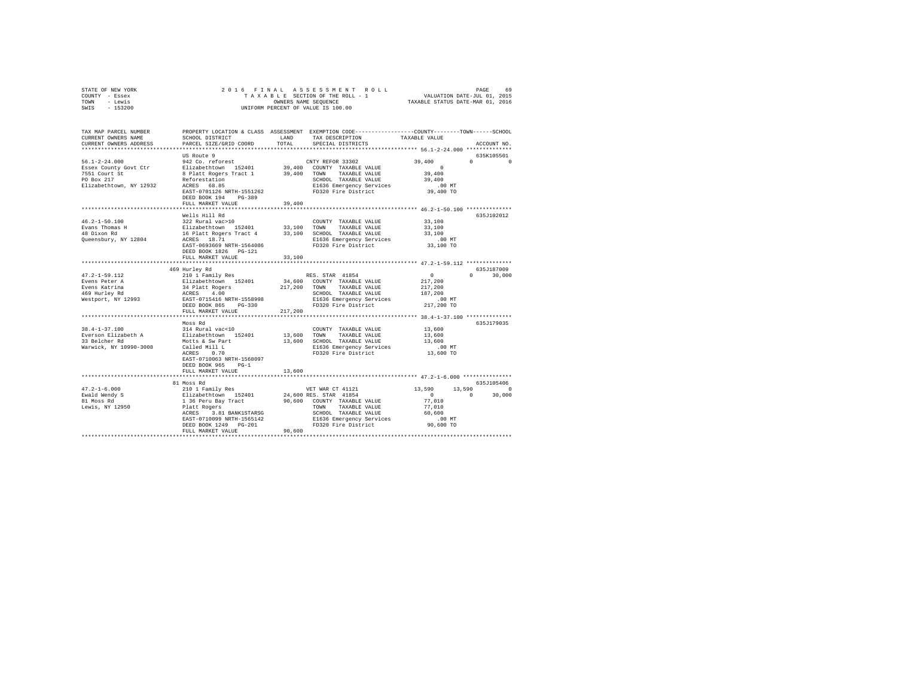```
STATE OF NEW YORK              2 0 1 6   F I N A L   A S S E S S M E N T   R O L L                    PAGE    69
COUNTY  - Essex                  T A X A B L E  SECTION OF THE ROLL - 1               VALUATION DATE-JUL 01, 2015
TOWN    - Lewis                           OWNERS NAME SEQUENCE                       TAXABLE STATUS DATE-MAR 01, 2016
SWIS    - 153200                     UNIFORM PERCENT OF VALUE IS 100.00


TAX MAP PARCEL NUMBER        PROPERTY LOCATION & CLASS  ASSESSMENT  EXEMPTION CODE-----------------COUNTY--------TOWN------SCHOOL
CURRENT OWNERS NAME          SCHOOL DISTRICT              LAND      TAX DESCRIPTION            TAXABLE VALUE
CURRENT OWNERS ADDRESS       PARCEL SIZE/GRID COORD       TOTAL     SPECIAL DISTRICTS                                  ACCOUNT NO.
*********************************************************************************************** 56.1-2-24.000 **************
                             US Route 9                                                                             635K105501
56.1-2-24.000                942 Co. reforest                       CNTY REFOR 33302           39,400          0           0
Essex County Govt Ctr        Elizabethtown  152401        39,400    COUNTY  TAXABLE VALUE           0
7551 Court St                8 Platt Rogers Tract 1       39,400    TOWN    TAXABLE VALUE      39,400
PO Box 217                   Reforestation                          SCHOOL  TAXABLE VALUE      39,400
Elizabethtown, NY 12932      ACRES   68.85                          E1636 Emergency Services      .00 MT
                             EAST-0701126 NRTH-1551262              FD320 Fire District        39,400 TO
                             DEED BOOK 194    PG-389
                             FULL MARKET VALUE            39,400
*********************************************************************************************** 46.2-1-50.100 **************
                             Wells Hill Rd                                                                          635J102012
46.2-1-50.100                322 Rural vac>10                       COUNTY  TAXABLE VALUE      33,100
Evans Thomas H               Elizabethtown  152401        33,100    TOWN    TAXABLE VALUE      33,100
48 Dixon Rd                  16 Platt Rogers Tract 4      33,100    SCHOOL  TAXABLE VALUE      33,100
Queensbury, NY 12804         ACRES   18.71                          E1636 Emergency Services      .00 MT
                             EAST-0693669 NRTH-1564086              FD320 Fire District        33,100 TO
                             DEED BOOK 1826   PG-121
                             FULL MARKET VALUE            33,100
*********************************************************************************************** 47.2-1-59.112 **************
                         469 Hurley Rd                                                                              635J187009
47.2-1-59.112                210 1 Family Res                       RES. STAR  41854                0          0      30,000
Evens Peter A                Elizabethtown  152401        34,600    COUNTY  TAXABLE VALUE     217,200
Evens Katrina                34 Platt Rogers             217,200    TOWN    TAXABLE VALUE     217,200
469 Hurley Rd                ACRES    4.00                          SCHOOL  TAXABLE VALUE     187,200
Westport, NY 12993           EAST-0715416 NRTH-1558998              E1636 Emergency Services      .00 MT
                             DEED BOOK 865    PG-330                FD320 Fire District       217,200 TO
                             FULL MARKET VALUE           217,200
*********************************************************************************************** 38.4-1-37.100 **************
                             Moss Rd                                                                                635J179035
38.4-1-37.100                314 Rural vac<10                       COUNTY  TAXABLE VALUE      13,600
Everson Elizabeth A          Elizabethtown  152401        13,600    TOWN    TAXABLE VALUE      13,600
33 Belcher Rd                Motts & Sw Part              13,600    SCHOOL  TAXABLE VALUE      13,600
Warwick, NY 10990-3008       Called Mill L                          E1636 Emergency Services      .00 MT
                             ACRES    0.70                          FD320 Fire District        13,600 TO
                             EAST-0710063 NRTH-1568097
                             DEED BOOK 965    PG-1
                             FULL MARKET VALUE            13,600
*********************************************************************************************** 47.2-1-6.000 ***************
                          81 Moss Rd                                                                                635J105406
47.2-1-6.000                 210 1 Family Res                       VET WAR CT 41121           13,590     13,590           0
Ewald Wendy S                Elizabethtown  152401        24,600 RES. STAR  41854                   0          0      30,000
81 Moss Rd                   1 36 Peru Bay Tract          90,600    COUNTY  TAXABLE VALUE      77,010
Lewis, NY 12950              Platt Rogers                           TOWN    TAXABLE VALUE      77,010
                             ACRES    3.81 BANK1STARSG              SCHOOL  TAXABLE VALUE      60,600
                             EAST-0710099 NRTH-1565142              E1636 Emergency Services      .00 MT
                             DEED BOOK 1249   PG-201                FD320 Fire District        90,600 TO
                             FULL MARKET VALUE            90,600
****************************************************************************************************************************
```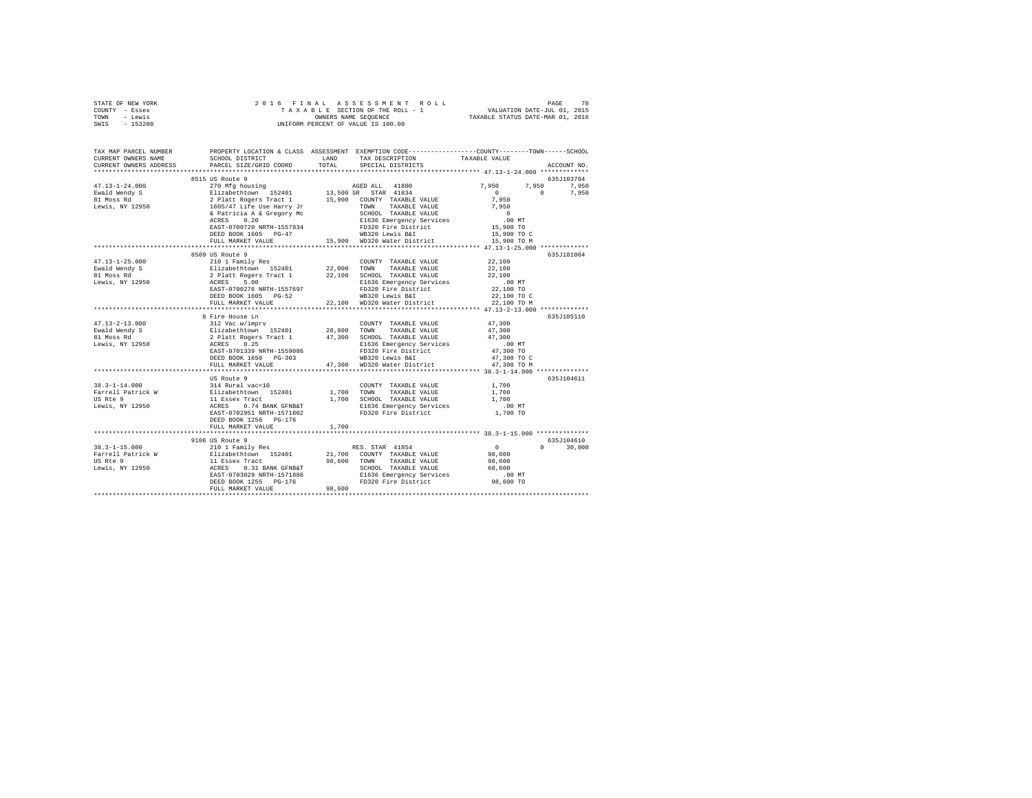STATE OF NEW YORK
COUNTY - Essex
TOWN - Lewis
SWIS - 153200

2 0 1 6 F I N A L A S S E S S M E N T R O L L
T A X A B L E SECTION OF THE ROLL - 1
OWNERS NAME SEQUENCE
UNIFORM PERCENT OF VALUE IS 100.00

VALUATION DATE-JUL 01, 2015
TAXABLE STATUS DATE-MAR 01, 2016

```
TAX MAP PARCEL NUMBER     PROPERTY LOCATION & CLASS  ASSESSMENT  EXEMPTION CODE------------------COUNTY--------TOWN------SCHOOL
CURRENT OWNERS NAME       SCHOOL DISTRICT            LAND        TAX DESCRIPTION             TAXABLE VALUE
CURRENT OWNERS ADDRESS    PARCEL SIZE/GRID COORD     TOTAL       SPECIAL DISTRICTS                                      ACCOUNT NO.
******************************************************************************************* 47.13-1-24.000 *************
                          8515 US Route 9                                                                               635J103704
47.13-1-24.000            270 Mfg housing                        AGED ALL  41800            7,950       7,950       7,950
Ewald Wendy S             Elizabethtown  152401      13,500 SR  STAR 41834                  0           0           7,950
81 Moss Rd                2 Platt Rogers Tract 1     15,900  COUNTY  TAXABLE VALUE          7,950
Lewis, NY 12950           1605/47 Life Use Harry Jr          TOWN    TAXABLE VALUE          7,950
                          & Patricia A & Gregory Mc          SCHOOL  TAXABLE VALUE          0
                          ACRES    0.20                      E1636 Emergency Services        .00 MT
                          EAST-0700720 NRTH-1557834          FD320 Fire District          15,900 TO
                          DEED BOOK 1605   PG-47             WB320 Lewis B&I              15,900 TO C
                          FULL MARKET VALUE          15,900  WD320 Water District         15,900 TO M
******************************************************************************************* 47.13-1-25.000 *************
                          8509 US Route 9                                                                               635J181004
47.13-1-25.000            210 1 Family Res                   COUNTY  TAXABLE VALUE         22,100
Ewald Wendy S             Elizabethtown  152401      22,000  TOWN    TAXABLE VALUE         22,100
81 Moss Rd                2 Platt Rogers Tract 1     22,100  SCHOOL  TAXABLE VALUE         22,100
Lewis, NY 12950           ACRES    5.00                      E1636 Emergency Services        .00 MT
                          EAST-0700276 NRTH-1557697          FD320 Fire District          22,100 TO
                          DEED BOOK 1605   PG-52             WB320 Lewis B&I              22,100 TO C
                          FULL MARKET VALUE          22,100  WD320 Water District         22,100 TO M
******************************************************************************************* 47.13-2-13.000 *************
                          8 Fire House Ln                                                                               635J105110
47.13-2-13.000            312 Vac w/imprv                    COUNTY  TAXABLE VALUE         47,300
Ewald Wendy S             Elizabethtown  152401      28,800  TOWN    TAXABLE VALUE         47,300
81 Moss Rd                2 Platt Rogers Tract 1     47,300  SCHOOL  TAXABLE VALUE         47,300
Lewis, NY 12950           ACRES    0.25                      E1636 Emergency Services        .00 MT
                          EAST-0701339 NRTH-1559086          FD320 Fire District          47,300 TO
                          DEED BOOK 1650   PG-303            WB320 Lewis B&I              47,300 TO C
                          FULL MARKET VALUE          47,300  WD320 Water District         47,300 TO M
******************************************************************************************* 38.3-1-14.000 **************
                          US Route 9                                                                                    635J104611
38.3-1-14.000             314 Rural vac<10                   COUNTY  TAXABLE VALUE          1,700
Farrell Patrick W         Elizabethtown  152401       1,700  TOWN    TAXABLE VALUE          1,700
US Rte 9                  11 Essex Tract              1,700  SCHOOL  TAXABLE VALUE          1,700
Lewis, NY 12950           ACRES    0.74 BANK GFNB&T          E1636 Emergency Services        .00 MT
                          EAST-0702951 NRTH-1571802          FD320 Fire District           1,700 TO
                          DEED BOOK 1256   PG-176
                          FULL MARKET VALUE           1,700
******************************************************************************************* 38.3-1-15.000 **************
                          9106 US Route 9                                                                               635J104610
38.3-1-15.000             210 1 Family Res                   RES. STAR 41854                0           0          30,000
Farrell Patrick W         Elizabethtown  152401      21,700  COUNTY  TAXABLE VALUE         98,600
US Rte 9                  11 Essex Tract             98,600  TOWN    TAXABLE VALUE         98,600
Lewis, NY 12950           ACRES    0.31 BANK GFNB&T          SCHOOL  TAXABLE VALUE         68,600
                          EAST-0703029 NRTH-1571886          E1636 Emergency Services        .00 MT
                          DEED BOOK 1255   PG-176            FD320 Fire District          98,600 TO
                          FULL MARKET VALUE          98,600
************************************************************************************************************************
```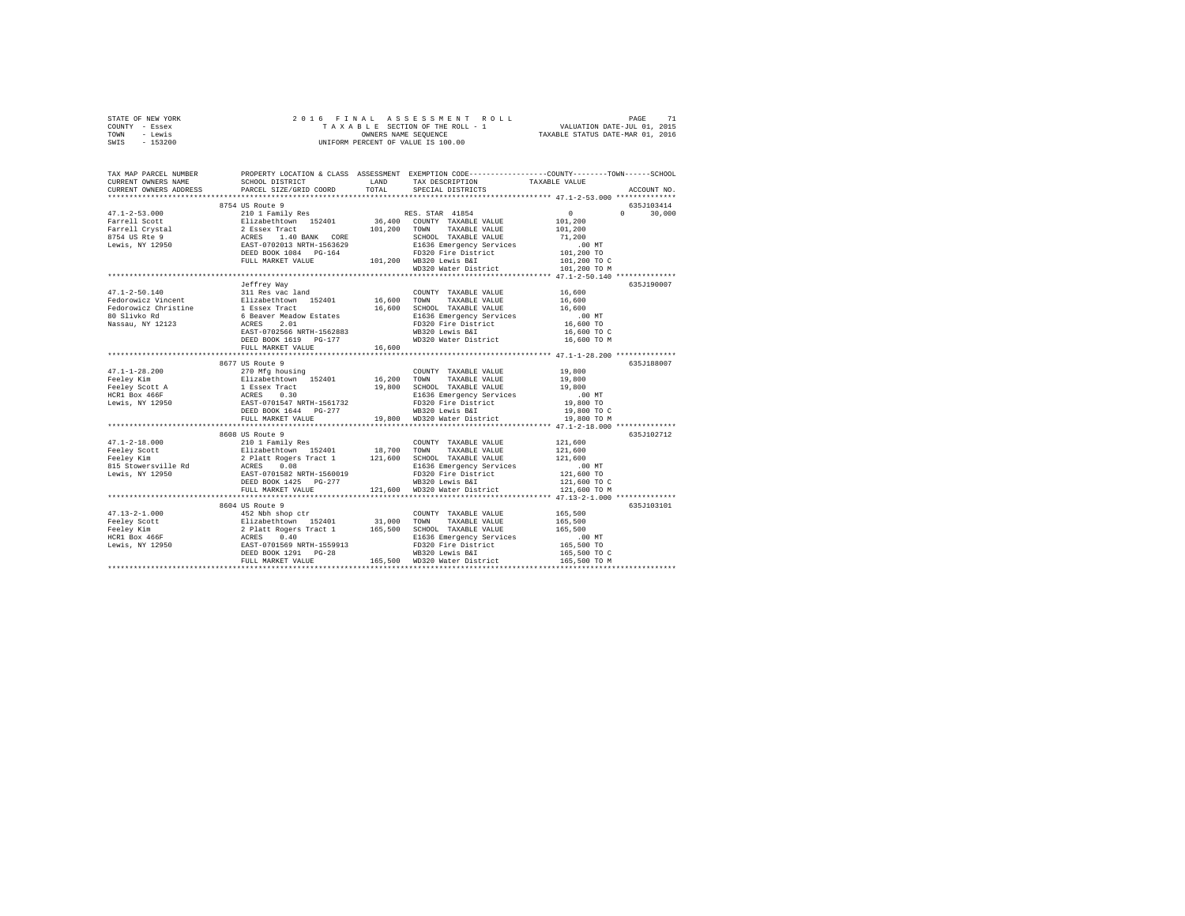STATE OF NEW YORK
COUNTY - Essex
TOWN - Lewis
SWIS - 153200

2 0 1 6 F I N A L A S S E S S M E N T R O L L
T A X A B L E SECTION OF THE ROLL - 1
OWNERS NAME SEQUENCE
UNIFORM PERCENT OF VALUE IS 100.00

VALUATION DATE-JUL 01, 2015
TAXABLE STATUS DATE-MAR 01, 2016

```
TAX MAP PARCEL NUMBER          PROPERTY LOCATION & CLASS  ASSESSMENT  EXEMPTION CODE-----------------COUNTY--------TOWN------SCHOOL
CURRENT OWNERS NAME            SCHOOL DISTRICT              LAND      TAX DESCRIPTION            TAXABLE VALUE
CURRENT OWNERS ADDRESS         PARCEL SIZE/GRID COORD       TOTAL     SPECIAL DISTRICTS                                      ACCOUNT NO.
******************************************************************************************************* 47.1-2-53.000 **************
                               8754 US Route 9                                                                           635J103414
47.1-2-53.000                  210 1 Family Res                       RES. STAR 41854                   0            0      30,000
Farrell Scott                  Elizabethtown  152401        36,400    COUNTY  TAXABLE VALUE        101,200
Farrell Crystal                2 Essex Tract               101,200    TOWN    TAXABLE VALUE        101,200
8754 US Rte 9                  ACRES    1.40 BANK   CORE              SCHOOL  TAXABLE VALUE         71,200
Lewis, NY 12950                EAST-0702013 NRTH-1563629              E1636 Emergency Services             .00 MT
                               DEED BOOK 1084   PG-164                FD320 Fire District          101,200 TO
                               FULL MARKET VALUE           101,200    WB320 Lewis B&I              101,200 TO C
                                                                      WD320 Water District         101,200 TO M
******************************************************************************************************* 47.1-2-50.140 **************
                               Jeffrey Way                                                                               635J190007
47.1-2-50.140                  311 Res vac land                       COUNTY  TAXABLE VALUE         16,600
Fedorowicz Vincent             Elizabethtown  152401        16,600    TOWN    TAXABLE VALUE         16,600
Fedorowicz Christine           1 Essex Tract                16,600    SCHOOL  TAXABLE VALUE         16,600
80 Slivko Rd                   6 Beaver Meadow Estates                E1636 Emergency Services             .00 MT
Nassau, NY 12123               ACRES    2.01                          FD320 Fire District           16,600 TO
                               EAST-0702566 NRTH-1562883              WB320 Lewis B&I               16,600 TO C
                               DEED BOOK 1619   PG-177                WD320 Water District          16,600 TO M
                               FULL MARKET VALUE            16,600
******************************************************************************************************* 47.1-1-28.200 **************
                               8677 US Route 9                                                                           635J188007
47.1-1-28.200                  270 Mfg housing                        COUNTY  TAXABLE VALUE         19,800
Feeley Kim                     Elizabethtown  152401        16,200    TOWN    TAXABLE VALUE         19,800
Feeley Scott A                 1 Essex Tract                19,800    SCHOOL  TAXABLE VALUE         19,800
HCR1 Box 466F                  ACRES    0.30                          E1636 Emergency Services             .00 MT
Lewis, NY 12950                EAST-0701547 NRTH-1561732              FD320 Fire District           19,800 TO
                               DEED BOOK 1644   PG-277                WB320 Lewis B&I               19,800 TO C
                               FULL MARKET VALUE            19,800    WD320 Water District          19,800 TO M
******************************************************************************************************* 47.1-2-18.000 **************
                               8608 US Route 9                                                                           635J102712
47.1-2-18.000                  210 1 Family Res                       COUNTY  TAXABLE VALUE        121,600
Feeley Scott                   Elizabethtown  152401        18,700    TOWN    TAXABLE VALUE        121,600
Feeley Kim                     2 Platt Rogers Tract 1      121,600    SCHOOL  TAXABLE VALUE        121,600
815 Stowersville Rd            ACRES    0.08                          E1636 Emergency Services             .00 MT
Lewis, NY 12950                EAST-0701582 NRTH-1560019              FD320 Fire District          121,600 TO
                               DEED BOOK 1425   PG-277                WB320 Lewis B&I              121,600 TO C
                               FULL MARKET VALUE           121,600    WD320 Water District         121,600 TO M
******************************************************************************************************* 47.13-2-1.000 **************
                               8604 US Route 9                                                                           635J103101
47.13-2-1.000                  452 Nbh shop ctr                       COUNTY  TAXABLE VALUE        165,500
Feeley Scott                   Elizabethtown  152401        31,000    TOWN    TAXABLE VALUE        165,500
Feeley Kim                     2 Platt Rogers Tract 1      165,500    SCHOOL  TAXABLE VALUE        165,500
HCR1 Box 466F                  ACRES    0.40                          E1636 Emergency Services             .00 MT
Lewis, NY 12950                EAST-0701569 NRTH-1559913              FD320 Fire District          165,500 TO
                               DEED BOOK 1291   PG-28                 WB320 Lewis B&I              165,500 TO C
                               FULL MARKET VALUE           165,500    WD320 Water District         165,500 TO M
************************************************************************************************************************************
```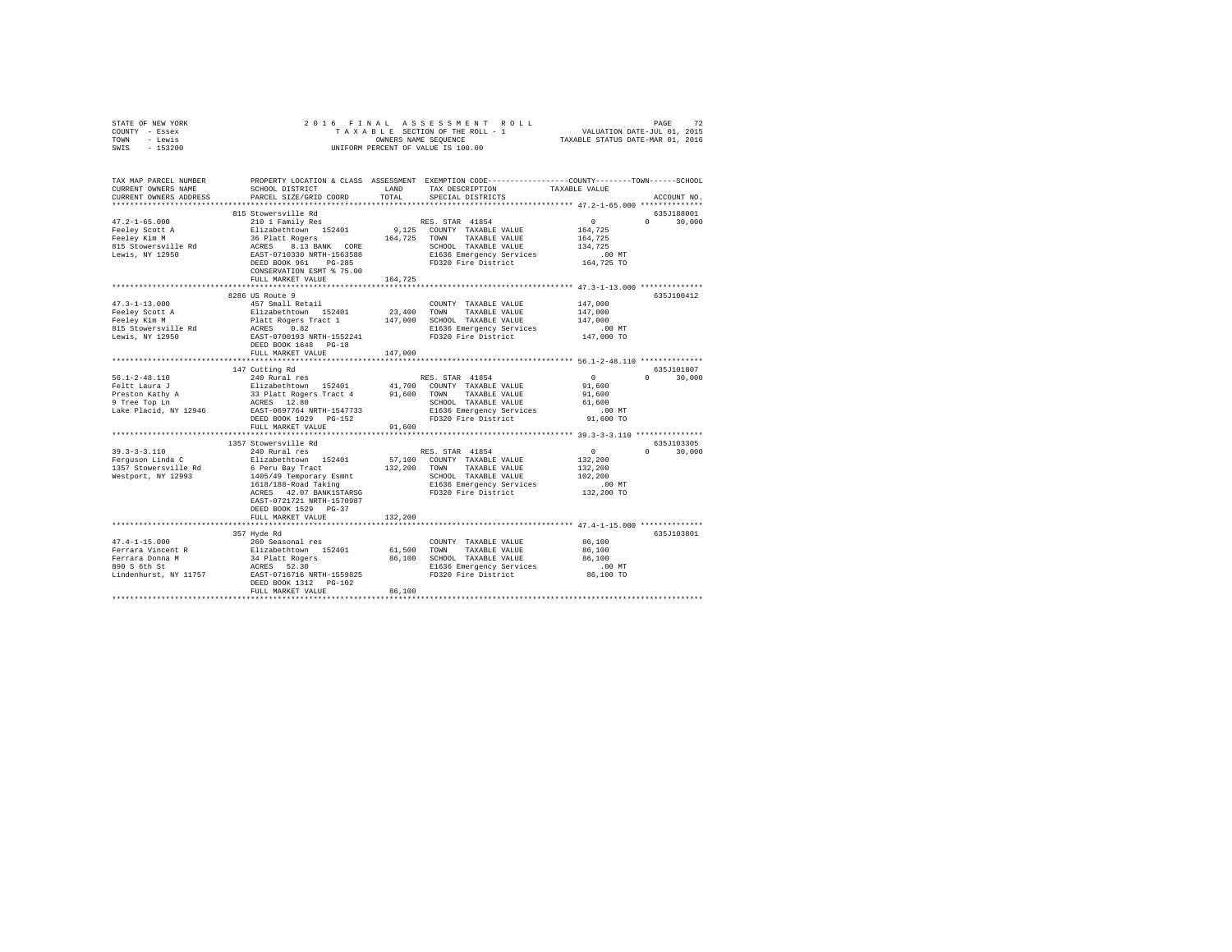STATE OF NEW YORK
COUNTY - Essex
TOWN - Lewis
SWIS - 153200

2016 FINAL ASSESSMENT ROLL
TAXABLE SECTION OF THE ROLL - 1
OWNERS NAME SEQUENCE
UNIFORM PERCENT OF VALUE IS 100.00

VALUATION DATE-JUL 01, 2015
TAXABLE STATUS DATE-MAR 01, 2016

```
TAX MAP PARCEL NUMBER      PROPERTY LOCATION & CLASS  ASSESSMENT  EXEMPTION CODE-----------------COUNTY--------TOWN------SCHOOL
CURRENT OWNERS NAME        SCHOOL DISTRICT              LAND       TAX DESCRIPTION            TAXABLE VALUE
CURRENT OWNERS ADDRESS     PARCEL SIZE/GRID COORD      TOTAL       SPECIAL DISTRICTS                                    ACCOUNT NO.
******************************************************************************************************* 47.2-1-65.000 **************
                           815 Stowersville Rd                                                                          635J188001
47.2-1-65.000              210 1 Family Res                        RES. STAR 41854                  0             0      30,000
Feeley Scott A             Elizabethtown  152401        9,125     COUNTY  TAXABLE VALUE        164,725
Feeley Kim M               36 Platt Rogers            164,725     TOWN    TAXABLE VALUE        164,725
815 Stowersville Rd        ACRES    8.13 BANK   CORE              SCHOOL  TAXABLE VALUE        134,725
Lewis, NY 12950            EAST-0710330 NRTH-1563588              E1636 Emergency Services          .00 MT
                           DEED BOOK 961    PG-285                FD320 Fire District          164,725 TO
                           CONSERVATION ESMT % 75.00
                           FULL MARKET VALUE          164,725
******************************************************************************************************* 47.3-1-13.000 **************
                           8286 US Route 9                                                                              635J100412
47.3-1-13.000              457 Small Retail                        COUNTY  TAXABLE VALUE        147,000
Feeley Scott A             Elizabethtown  152401       23,400     TOWN    TAXABLE VALUE        147,000
Feeley Kim M               Platt Rogers Tract 1       147,000     SCHOOL  TAXABLE VALUE        147,000
815 Stowersville Rd        ACRES    0.82                          E1636 Emergency Services          .00 MT
Lewis, NY 12950            EAST-0700193 NRTH-1552241              FD320 Fire District          147,000 TO
                           DEED BOOK 1648   PG-18
                           FULL MARKET VALUE          147,000
******************************************************************************************************* 56.1-2-48.110 **************
                           147 Cutting Rd                                                                               635J101807
56.1-2-48.110              240 Rural res                           RES. STAR 41854                  0             0      30,000
Feltt Laura J              Elizabethtown  152401       41,700     COUNTY  TAXABLE VALUE         91,600
Preston Kathy A            33 Platt Rogers Tract 4     91,600     TOWN    TAXABLE VALUE         91,600
9 Tree Top Ln              ACRES   12.80                          SCHOOL  TAXABLE VALUE         61,600
Lake Placid, NY 12946      EAST-0697764 NRTH-1547733              E1636 Emergency Services          .00 MT
                           DEED BOOK 1029   PG-152                FD320 Fire District           91,600 TO
                           FULL MARKET VALUE           91,600
******************************************************************************************************* 39.3-3-3.110 ***************
                           1357 Stowersville Rd                                                                         635J103305
39.3-3-3.110               240 Rural res                           RES. STAR 41854                  0             0      30,000
Ferguson Linda C           Elizabethtown  152401       57,100     COUNTY  TAXABLE VALUE        132,200
1357 Stowersville Rd       6 Peru Bay Tract           132,200     TOWN    TAXABLE VALUE        132,200
Westport, NY 12993         1405/49 Temporary Esmnt                SCHOOL  TAXABLE VALUE        102,200
                           1618/188-Road Taking                   E1636 Emergency Services          .00 MT
                           ACRES   42.07 BANK1STARSG              FD320 Fire District          132,200 TO
                           EAST-0721721 NRTH-1570987
                           DEED BOOK 1529   PG-37
                           FULL MARKET VALUE          132,200
******************************************************************************************************* 47.4-1-15.000 **************
                           357 Hyde Rd                                                                                  635J103801
47.4-1-15.000              260 Seasonal res                        COUNTY  TAXABLE VALUE         86,100
Ferrara Vincent R          Elizabethtown  152401       61,500     TOWN    TAXABLE VALUE         86,100
Ferrara Donna M            34 Platt Rogers             86,100     SCHOOL  TAXABLE VALUE         86,100
890 S 6th St               ACRES   52.30                          E1636 Emergency Services          .00 MT
Lindenhurst, NY 11757      EAST-0716716 NRTH-1559825              FD320 Fire District           86,100 TO
                           DEED BOOK 1312   PG-102
                           FULL MARKET VALUE           86,100
************************************************************************************************************************************
```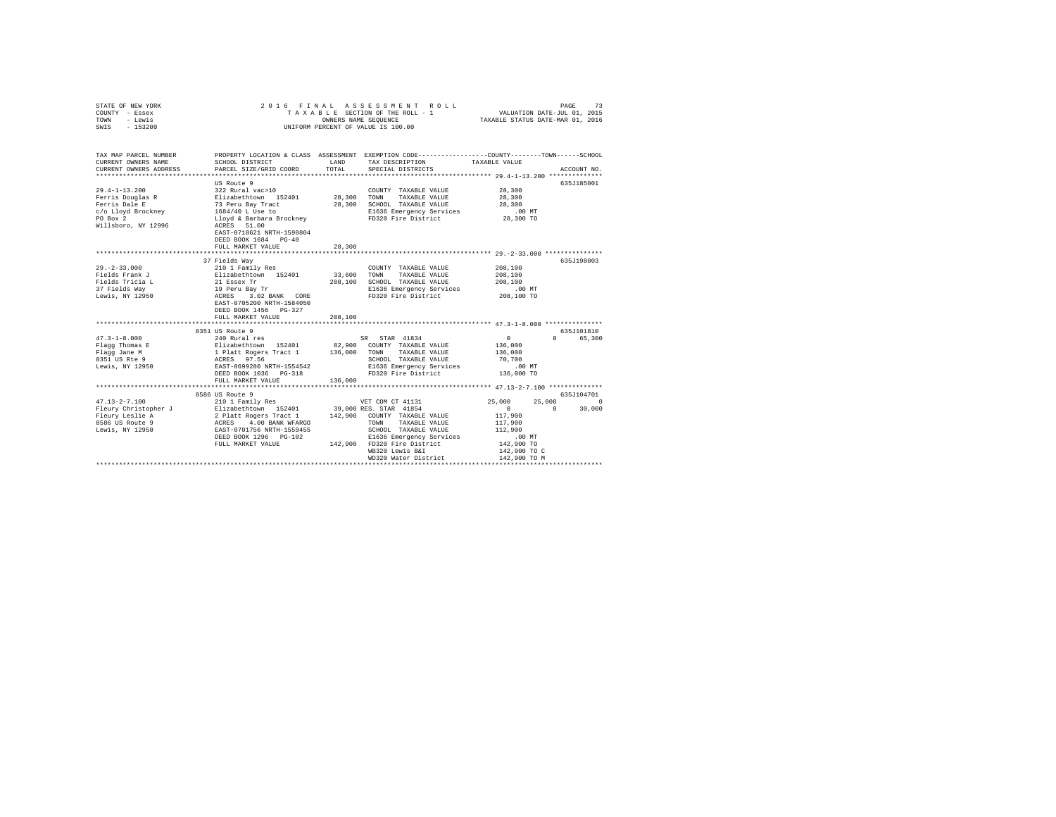STATE OF NEW YORK
COUNTY - Essex
TOWN - Lewis
SWIS - 153200

2016 FINAL ASSESSMENT ROLL
TAXABLE SECTION OF THE ROLL - 1
OWNERS NAME SEQUENCE
UNIFORM PERCENT OF VALUE IS 100.00

VALUATION DATE-JUL 01, 2015
TAXABLE STATUS DATE-MAR 01, 2016

```
TAX MAP PARCEL NUMBER          PROPERTY LOCATION & CLASS  ASSESSMENT  EXEMPTION CODE-----------------COUNTY--------TOWN------SCHOOL
CURRENT OWNERS NAME            SCHOOL DISTRICT               LAND      TAX DESCRIPTION            TAXABLE VALUE
CURRENT OWNERS ADDRESS         PARCEL SIZE/GRID COORD        TOTAL     SPECIAL DISTRICTS                                      ACCOUNT NO.
****************************************************************************************************** 29.4-1-13.200 **************
                               US Route 9                                                                                635J185001
29.4-1-13.200                  322 Rural vac>10                        COUNTY  TAXABLE VALUE            28,300
Ferris Douglas R               Elizabethtown  152401        28,300     TOWN    TAXABLE VALUE            28,300
Ferris Dale E                  73 Peru Bay Tract            28,300     SCHOOL  TAXABLE VALUE            28,300
c/o Lloyd Brockney             1684/40 L Use to                        E1636 Emergency Services            .00 MT
PO Box 2                       Lloyd & Barbara Brockney                FD320 Fire District              28,300 TO
Willsboro, NY 12996            ACRES   51.00
                               EAST-0718621 NRTH-1590804
                               DEED BOOK 1684   PG-40
                               FULL MARKET VALUE            28,300
****************************************************************************************************** 29.-2-33.000 ***************
                               37 Fields Way                                                                             635J198003
29.-2-33.000                   210 1 Family Res                        COUNTY  TAXABLE VALUE           208,100
Fields Frank J                 Elizabethtown  152401        33,600     TOWN    TAXABLE VALUE           208,100
Fields Tricia L                21 Essex Tr                 208,100     SCHOOL  TAXABLE VALUE           208,100
37 Fields Way                  19 Peru Bay Tr                          E1636 Emergency Services            .00 MT
Lewis, NY 12950                ACRES    3.02 BANK   CORE               FD320 Fire District             208,100 TO
                               EAST-0705200 NRTH-1584050
                               DEED BOOK 1456   PG-327
                               FULL MARKET VALUE           208,100
****************************************************************************************************** 47.3-1-8.000 ***************
                               8351 US Route 9                                                                           635J101810
47.3-1-8.000                   240 Rural res                           SR   STAR  41834                  0           0      65,300
Flagg Thomas E                 Elizabethtown  152401        82,900     COUNTY  TAXABLE VALUE           136,000
Flagg Jane M                   1 Platt Rogers Tract 1      136,000     TOWN    TAXABLE VALUE           136,000
8351 US Rte 9                  ACRES   97.56                           SCHOOL  TAXABLE VALUE            70,700
Lewis, NY 12950                EAST-0699280 NRTH-1554542               E1636 Emergency Services            .00 MT
                               DEED BOOK 1036   PG-318                 FD320 Fire District             136,000 TO
                               FULL MARKET VALUE           136,000
****************************************************************************************************** 47.13-2-7.100 **************
                               8586 US Route 9                                                                           635J104701
47.13-2-7.100                  210 1 Family Res                        VET COM CT 41131             25,000      25,000           0
Fleury Christopher J           Elizabethtown  152401        39,000 RES. STAR  41854                  0           0      30,000
Fleury Leslie A                2 Platt Rogers Tract 1      142,900     COUNTY  TAXABLE VALUE           117,900
8586 US Route 9                ACRES    4.00 BANK WFARGO               TOWN    TAXABLE VALUE           117,900
Lewis, NY 12950                EAST-0701756 NRTH-1559455               SCHOOL  TAXABLE VALUE           112,900
                               DEED BOOK 1296   PG-102                 E1636 Emergency Services            .00 MT
                               FULL MARKET VALUE           142,900     FD320 Fire District             142,900 TO
                                                                       WB320 Lewis B&I                 142,900 TO C
                                                                       WD320 Water District            142,900 TO M
************************************************************************************************************************************
```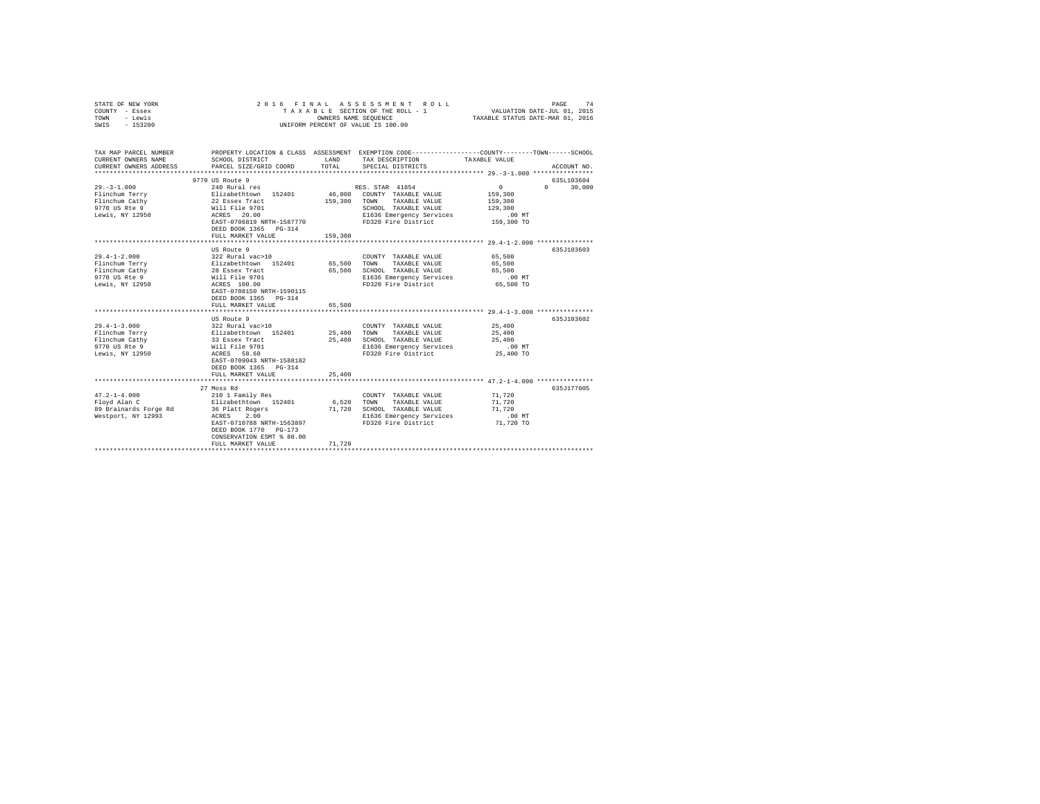STATE OF NEW YORK
COUNTY - Essex
TOWN - Lewis
SWIS - 153200

2016 FINAL ASSESSMENT ROLL
TAXABLE SECTION OF THE ROLL - 1
OWNERS NAME SEQUENCE
UNIFORM PERCENT OF VALUE IS 100.00

VALUATION DATE-JUL 01, 2015
TAXABLE STATUS DATE-MAR 01, 2016

| TAX MAP PARCEL NUMBER / CURRENT OWNERS NAME / CURRENT OWNERS ADDRESS | PROPERTY LOCATION & CLASS / SCHOOL DISTRICT / PARCEL SIZE/GRID COORD | ASSESSMENT LAND / TOTAL | EXEMPTION CODE / TAX DESCRIPTION / SPECIAL DISTRICTS | COUNTY / TOWN / SCHOOL TAXABLE VALUE | ACCOUNT NO. |
|---|---|---|---|---|---|
| **29.-3-1.000** | 9770 US Route 9 | | | | 635L103604 |
| 29.-3-1.000 | 240 Rural res | | RES. STAR 41854 | 0 0 30,000 | |
| Flinchum Terry | Elizabethtown 152401 | 46,000 | COUNTY TAXABLE VALUE | 159,300 | |
| Flinchum Cathy | 22 Essex Tract | 159,300 | TOWN TAXABLE VALUE | 159,300 | |
| 9770 US Rte 9 | Will File 9701 | | SCHOOL TAXABLE VALUE | 129,300 | |
| Lewis, NY 12950 | ACRES 20.00 | | E1636 Emergency Services | .00 MT | |
| | EAST-0706819 NRTH-1587770 | | FD320 Fire District | 159,300 TO | |
| | DEED BOOK 1365 PG-314 | | | | |
| | FULL MARKET VALUE | 159,300 | | | |
| **29.4-1-2.000** | US Route 9 | | | | 635J103603 |
| 29.4-1-2.000 | 322 Rural vac>10 | | COUNTY TAXABLE VALUE | 65,500 | |
| Flinchum Terry | Elizabethtown 152401 | 65,500 | TOWN TAXABLE VALUE | 65,500 | |
| Flinchum Cathy | 28 Essex Tract | 65,500 | SCHOOL TAXABLE VALUE | 65,500 | |
| 9770 US Rte 9 | Will File 9701 | | E1636 Emergency Services | .00 MT | |
| Lewis, NY 12950 | ACRES 100.00 | | FD320 Fire District | 65,500 TO | |
| | EAST-0708150 NRTH-1590115 | | | | |
| | DEED BOOK 1365 PG-314 | | | | |
| | FULL MARKET VALUE | 65,500 | | | |
| **29.4-1-3.000** | US Route 9 | | | | 635J103602 |
| 29.4-1-3.000 | 322 Rural vac>10 | | COUNTY TAXABLE VALUE | 25,400 | |
| Flinchum Terry | Elizabethtown 152401 | 25,400 | TOWN TAXABLE VALUE | 25,400 | |
| Flinchum Cathy | 33 Essex Tract | 25,400 | SCHOOL TAXABLE VALUE | 25,400 | |
| 9770 US Rte 9 | Will File 9701 | | E1636 Emergency Services | .00 MT | |
| Lewis, NY 12950 | ACRES 58.60 | | FD320 Fire District | 25,400 TO | |
| | EAST-0709043 NRTH-1588182 | | | | |
| | DEED BOOK 1365 PG-314 | | | | |
| | FULL MARKET VALUE | 25,400 | | | |
| **47.2-1-4.000** | 27 Moss Rd | | | | 635J177005 |
| 47.2-1-4.000 | 210 1 Family Res | | COUNTY TAXABLE VALUE | 71,720 | |
| Floyd Alan C | Elizabethtown 152401 | 6,520 | TOWN TAXABLE VALUE | 71,720 | |
| 89 Brainards Forge Rd | 36 Platt Rogers | 71,720 | SCHOOL TAXABLE VALUE | 71,720 | |
| Westport, NY 12993 | ACRES 2.00 | | E1636 Emergency Services | .00 MT | |
| | EAST-0710788 NRTH-1563897 | | FD320 Fire District | 71,720 TO | |
| | DEED BOOK 1770 PG-173 | | | | |
| | CONSERVATION ESMT % 80.00 | | | | |
| | FULL MARKET VALUE | 71,720 | | | |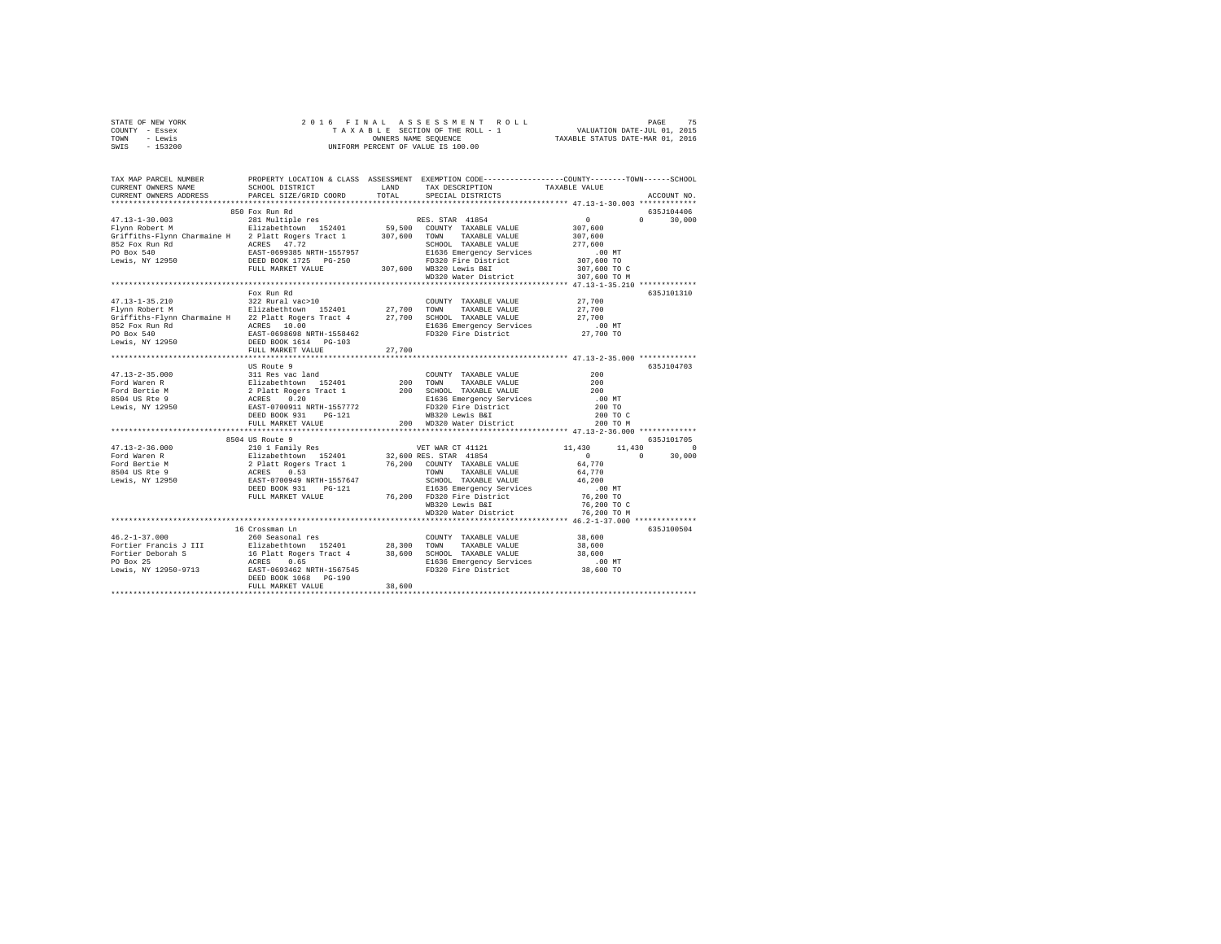STATE OF NEW YORK
COUNTY - Essex
TOWN - Lewis
SWIS - 153200

2016 FINAL ASSESSMENT ROLL
TAXABLE SECTION OF THE ROLL - 1
OWNERS NAME SEQUENCE
UNIFORM PERCENT OF VALUE IS 100.00

VALUATION DATE-JUL 01, 2015
TAXABLE STATUS DATE-MAR 01, 2016

```
TAX MAP PARCEL NUMBER          PROPERTY LOCATION & CLASS  ASSESSMENT  EXEMPTION CODE-----------------COUNTY--------TOWN------SCHOOL
CURRENT OWNERS NAME            SCHOOL DISTRICT               LAND      TAX DESCRIPTION            TAXABLE VALUE
CURRENT OWNERS ADDRESS         PARCEL SIZE/GRID COORD        TOTAL     SPECIAL DISTRICTS                                    ACCOUNT NO.
******************************************************************************************************* 47.13-1-30.003 *************
                               850 Fox Run Rd                                                                            635J104406
47.13-1-30.003                 281 Multiple res                         RES. STAR 41854              0            0        30,000
Flynn Robert M                 Elizabethtown  152401        59,500   COUNTY  TAXABLE VALUE         307,600
Griffiths-Flynn Charmaine H    2 Platt Rogers Tract 1      307,600   TOWN    TAXABLE VALUE         307,600
852 Fox Run Rd                 ACRES   47.72                         SCHOOL  TAXABLE VALUE         277,600
PO Box 540                     EAST-0699385 NRTH-1557957             E1636 Emergency Services           .00 MT
Lewis, NY 12950                DEED BOOK 1725   PG-250               FD320 Fire District           307,600 TO
                               FULL MARKET VALUE           307,600   WB320 Lewis B&I               307,600 TO C
                                                                     WD320 Water District          307,600 TO M
******************************************************************************************************* 47.13-1-35.210 *************
                               Fox Run Rd                                                                                635J101310
47.13-1-35.210                 322 Rural vac>10                         COUNTY  TAXABLE VALUE          27,700
Flynn Robert M                 Elizabethtown  152401        27,700   TOWN    TAXABLE VALUE          27,700
Griffiths-Flynn Charmaine H    22 Platt Rogers Tract 4      27,700   SCHOOL  TAXABLE VALUE          27,700
852 Fox Run Rd                 ACRES   10.00                         E1636 Emergency Services           .00 MT
PO Box 540                     EAST-0698698 NRTH-1558462             FD320 Fire District            27,700 TO
Lewis, NY 12950                DEED BOOK 1614   PG-103
                               FULL MARKET VALUE            27,700
******************************************************************************************************* 47.13-2-35.000 *************
                               US Route 9                                                                                635J104703
47.13-2-35.000                 311 Res vac land                         COUNTY  TAXABLE VALUE             200
Ford Waren R                   Elizabethtown  152401           200   TOWN    TAXABLE VALUE             200
Ford Bertie M                  2 Platt Rogers Tract 1          200   SCHOOL  TAXABLE VALUE             200
8504 US Rte 9                  ACRES    0.20                         E1636 Emergency Services           .00 MT
Lewis, NY 12950                EAST-0700911 NRTH-1557772             FD320 Fire District               200 TO
                               DEED BOOK 931    PG-121               WB320 Lewis B&I                   200 TO C
                               FULL MARKET VALUE               200   WD320 Water District              200 TO M
******************************************************************************************************* 47.13-2-36.000 *************
                               8504 US Route 9                                                                           635J101705
47.13-2-36.000                 210 1 Family Res                         VET WAR CT 41121         11,430       11,430           0
Ford Waren R                   Elizabethtown  152401        32,600 RES. STAR 41854                0            0        30,000
Ford Bertie M                  2 Platt Rogers Tract 1       76,200   COUNTY  TAXABLE VALUE          64,770
8504 US Rte 9                  ACRES    0.53                         TOWN    TAXABLE VALUE          64,770
Lewis, NY 12950                EAST-0700949 NRTH-1557647             SCHOOL  TAXABLE VALUE          46,200
                               DEED BOOK 931    PG-121               E1636 Emergency Services           .00 MT
                               FULL MARKET VALUE            76,200   FD320 Fire District            76,200 TO
                                                                     WB320 Lewis B&I                76,200 TO C
                                                                     WD320 Water District           76,200 TO M
******************************************************************************************************* 46.2-1-37.000 **************
                               16 Crossman Ln                                                                            635J100504
46.2-1-37.000                  260 Seasonal res                         COUNTY  TAXABLE VALUE          38,600
Fortier Francis J III          Elizabethtown  152401        28,300   TOWN    TAXABLE VALUE          38,600
Fortier Deborah S              16 Platt Rogers Tract 4      38,600   SCHOOL  TAXABLE VALUE          38,600
PO Box 25                      ACRES    0.65                         E1636 Emergency Services           .00 MT
Lewis, NY 12950-9713           EAST-0693462 NRTH-1567545             FD320 Fire District            38,600 TO
                               DEED BOOK 1068   PG-190
                               FULL MARKET VALUE            38,600
************************************************************************************************************************************
```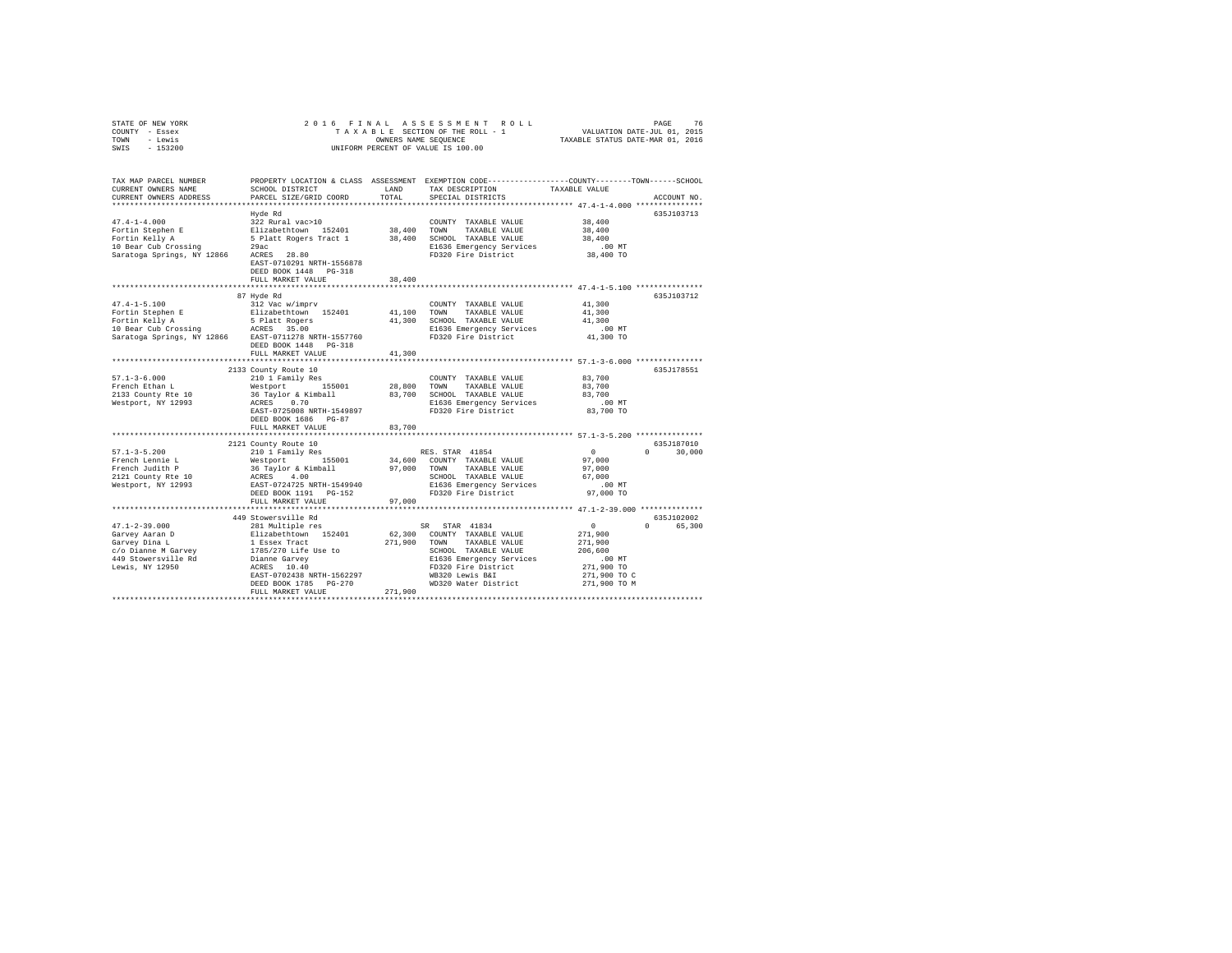STATE OF NEW YORK                    2 0 1 6   F I N A L   A S S E S S M E N T   R O L L
COUNTY - Essex                       T A X A B L E  SECTION OF THE ROLL - 1                VALUATION DATE-JUL 01, 2015
TOWN   - Lewis                       OWNERS NAME SEQUENCE                                  TAXABLE STATUS DATE-MAR 01, 2016
SWIS   - 153200                      UNIFORM PERCENT OF VALUE IS 100.00

| TAX MAP PARCEL NUMBER / CURRENT OWNERS NAME / CURRENT OWNERS ADDRESS | PROPERTY LOCATION & CLASS / SCHOOL DISTRICT / PARCEL SIZE/GRID COORD | ASSESSMENT LAND | TOTAL | EXEMPTION CODE / TAX DESCRIPTION / SPECIAL DISTRICTS | COUNTY TAXABLE VALUE | TOWN | SCHOOL | ACCOUNT NO. |
|---|---|---|---|---|---|---|---|---|
| **47.4-1-4.000** | Hyde Rd | | | | | | | 635J103713 |
| 47.4-1-4.000 | 322 Rural vac>10 | | | COUNTY TAXABLE VALUE | 38,400 | | | |
| Fortin Stephen E | Elizabethtown 152401 | 38,400 | | TOWN TAXABLE VALUE | 38,400 | | | |
| Fortin Kelly A | 5 Platt Rogers Tract 1 | | 38,400 | SCHOOL TAXABLE VALUE | 38,400 | | | |
| 10 Bear Cub Crossing | 29ac | | | E1636 Emergency Services | .00 MT | | | |
| Saratoga Springs, NY 12866 | ACRES 28.80 | | | FD320 Fire District | 38,400 TO | | | |
| | EAST-0710291 NRTH-1556878 | | | | | | | |
| | DEED BOOK 1448 PG-318 | | | | | | | |
| | FULL MARKET VALUE | | 38,400 | | | | | |
| **47.4-1-5.100** | 87 Hyde Rd | | | | | | | 635J103712 |
| 47.4-1-5.100 | 312 Vac w/imprv | | | COUNTY TAXABLE VALUE | 41,300 | | | |
| Fortin Stephen E | Elizabethtown 152401 | 41,100 | | TOWN TAXABLE VALUE | 41,300 | | | |
| Fortin Kelly A | 5 Platt Rogers | | 41,300 | SCHOOL TAXABLE VALUE | 41,300 | | | |
| 10 Bear Cub Crossing | ACRES 35.00 | | | E1636 Emergency Services | .00 MT | | | |
| Saratoga Springs, NY 12866 | EAST-0711278 NRTH-1557760 | | | FD320 Fire District | 41,300 TO | | | |
| | DEED BOOK 1448 PG-318 | | | | | | | |
| | FULL MARKET VALUE | | 41,300 | | | | | |
| **57.1-3-6.000** | 2133 County Route 10 | | | | | | | 635J178551 |
| 57.1-3-6.000 | 210 1 Family Res | | | COUNTY TAXABLE VALUE | 83,700 | | | |
| French Ethan L | Westport 155001 | 28,800 | | TOWN TAXABLE VALUE | 83,700 | | | |
| 2133 County Rte 10 | 36 Taylor & Kimball | | 83,700 | SCHOOL TAXABLE VALUE | 83,700 | | | |
| Westport, NY 12993 | ACRES 0.70 | | | E1636 Emergency Services | .00 MT | | | |
| | EAST-0725008 NRTH-1549897 | | | FD320 Fire District | 83,700 TO | | | |
| | DEED BOOK 1686 PG-87 | | | | | | | |
| | FULL MARKET VALUE | | 83,700 | | | | | |
| **57.1-3-5.200** | 2121 County Route 10 | | | | | | | 635J187010 |
| 57.1-3-5.200 | 210 1 Family Res | | | RES. STAR 41854 | 0 | 0 | 30,000 | |
| French Lennie L | Westport 155001 | 34,600 | | COUNTY TAXABLE VALUE | 97,000 | | | |
| French Judith P | 36 Taylor & Kimball | | 97,000 | TOWN TAXABLE VALUE | 97,000 | | | |
| 2121 County Rte 10 | ACRES 4.00 | | | SCHOOL TAXABLE VALUE | 67,000 | | | |
| Westport, NY 12993 | EAST-0724725 NRTH-1549940 | | | E1636 Emergency Services | .00 MT | | | |
| | DEED BOOK 1191 PG-152 | | | FD320 Fire District | 97,000 TO | | | |
| | FULL MARKET VALUE | | 97,000 | | | | | |
| **47.1-2-39.000** | 449 Stowersville Rd | | | | | | | 635J102002 |
| 47.1-2-39.000 | 281 Multiple res | | | SR STAR 41834 | 0 | 0 | 65,300 | |
| Garvey Aaran D | Elizabethtown 152401 | 62,300 | | COUNTY TAXABLE VALUE | 271,900 | | | |
| Garvey Dina L | 1 Essex Tract | | 271,900 | TOWN TAXABLE VALUE | 271,900 | | | |
| c/o Dianne M Garvey | 1785/270 Life Use to | | | SCHOOL TAXABLE VALUE | 206,600 | | | |
| 449 Stowersville Rd | Dianne Garvey | | | E1636 Emergency Services | .00 MT | | | |
| Lewis, NY 12950 | ACRES 10.40 | | | FD320 Fire District | 271,900 TO | | | |
| | EAST-0702438 NRTH-1562297 | | | WB320 Lewis B&I | 271,900 TO C | | | |
| | DEED BOOK 1785 PG-270 | | | WD320 Water District | 271,900 TO M | | | |
| | FULL MARKET VALUE | | 271,900 | | | | | |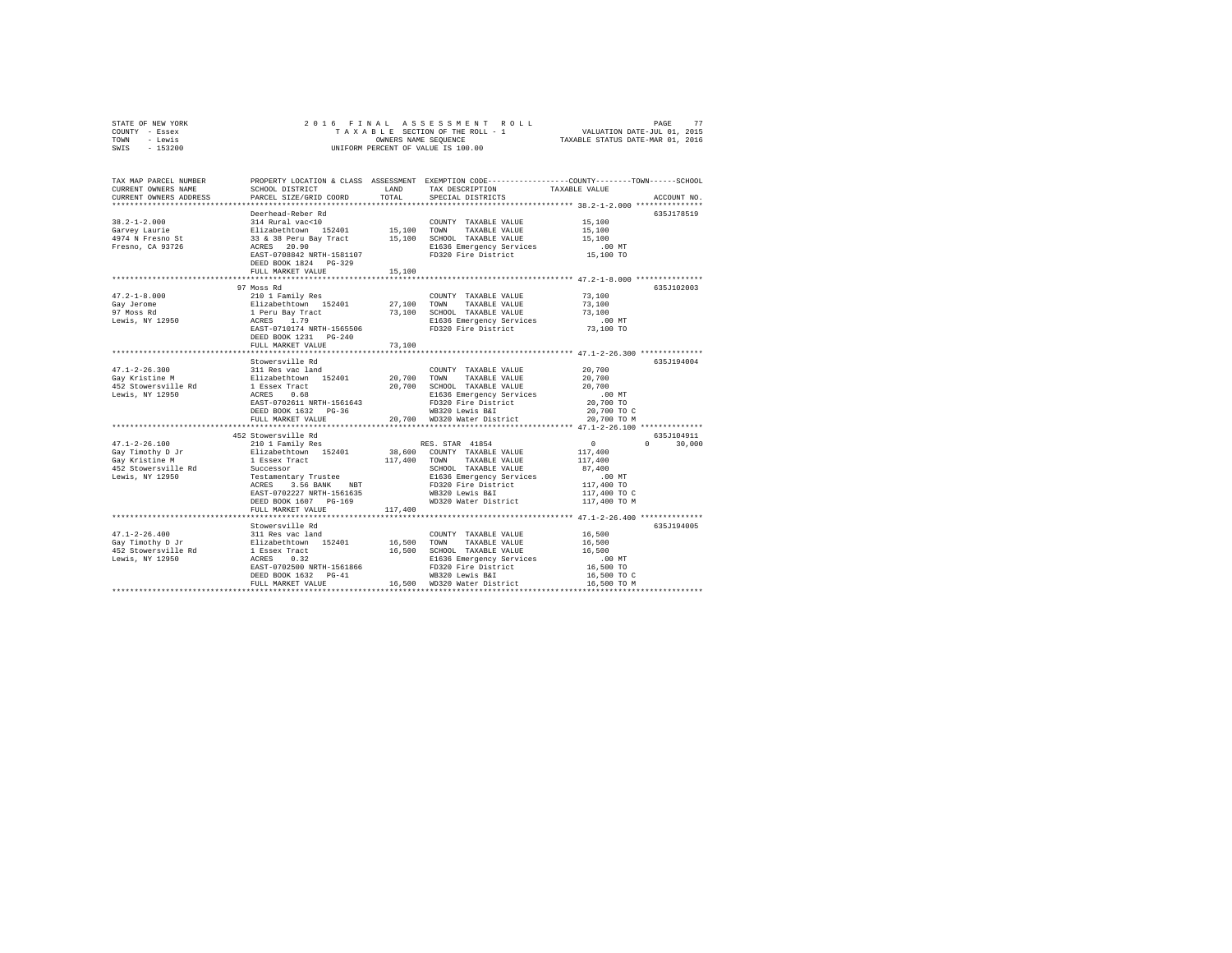STATE OF NEW YORK
COUNTY - Essex
TOWN - Lewis
SWIS - 153200

2 0 1 6 F I N A L A S S E S S M E N T R O L L
T A X A B L E SECTION OF THE ROLL - 1
OWNERS NAME SEQUENCE
UNIFORM PERCENT OF VALUE IS 100.00

VALUATION DATE-JUL 01, 2015
TAXABLE STATUS DATE-MAR 01, 2016

```
TAX MAP PARCEL NUMBER     PROPERTY LOCATION & CLASS  ASSESSMENT  EXEMPTION CODE-----------------COUNTY--------TOWN------SCHOOL
CURRENT OWNERS NAME       SCHOOL DISTRICT              LAND      TAX DESCRIPTION            TAXABLE VALUE
CURRENT OWNERS ADDRESS    PARCEL SIZE/GRID COORD       TOTAL     SPECIAL DISTRICTS                                     ACCOUNT NO.
******************************************************************************************************* 38.2-1-2.000 ***************
                          Deerhead-Reber Rd                                                                         635J178519
38.2-1-2.000              314 Rural vac<10                       COUNTY  TAXABLE VALUE           15,100
Garvey Laurie             Elizabethtown  152401       15,100     TOWN    TAXABLE VALUE           15,100
4974 N Fresno St          33 & 38 Peru Bay Tract      15,100     SCHOOL  TAXABLE VALUE           15,100
Fresno, CA 93726          ACRES  20.90                           E1636 Emergency Services           .00 MT
                          EAST-0708842 NRTH-1581107              FD320 Fire District             15,100 TO
                          DEED BOOK 1824   PG-329
                          FULL MARKET VALUE           15,100
******************************************************************************************************* 47.2-1-8.000 ***************
                          97 Moss Rd                                                                                635J102003
47.2-1-8.000              210 1 Family Res                       COUNTY  TAXABLE VALUE           73,100
Gay Jerome                Elizabethtown  152401       27,100     TOWN    TAXABLE VALUE           73,100
97 Moss Rd                1 Peru Bay Tract            73,100     SCHOOL  TAXABLE VALUE           73,100
Lewis, NY 12950           ACRES   1.79                           E1636 Emergency Services           .00 MT
                          EAST-0710174 NRTH-1565506              FD320 Fire District             73,100 TO
                          DEED BOOK 1231   PG-240
                          FULL MARKET VALUE           73,100
******************************************************************************************************* 47.1-2-26.300 **************
                          Stowersville Rd                                                                           635J194004
47.1-2-26.300             311 Res vac land                       COUNTY  TAXABLE VALUE           20,700
Gay Kristine M            Elizabethtown  152401       20,700     TOWN    TAXABLE VALUE           20,700
452 Stowersville Rd       1 Essex Tract               20,700     SCHOOL  TAXABLE VALUE           20,700
Lewis, NY 12950           ACRES   0.68                           E1636 Emergency Services           .00 MT
                          EAST-0702611 NRTH-1561643              FD320 Fire District             20,700 TO
                          DEED BOOK 1632   PG-36                 WB320 Lewis B&I                 20,700 TO C
                          FULL MARKET VALUE           20,700     WD320 Water District            20,700 TO M
******************************************************************************************************* 47.1-2-26.100 **************
                          452 Stowersville Rd                                                                       635J104911
47.1-2-26.100             210 1 Family Res                       RES. STAR 41854                     0            0      30,000
Gay Timothy D Jr          Elizabethtown  152401       38,600     COUNTY  TAXABLE VALUE          117,400
Gay Kristine M            1 Essex Tract              117,400     TOWN    TAXABLE VALUE          117,400
452 Stowersville Rd       Successor                              SCHOOL  TAXABLE VALUE           87,400
Lewis, NY 12950           Testamentary Trustee                   E1636 Emergency Services           .00 MT
                          ACRES   3.56 BANK    NBT               FD320 Fire District            117,400 TO
                          EAST-0702227 NRTH-1561635              WB320 Lewis B&I                117,400 TO C
                          DEED BOOK 1607   PG-169                WD320 Water District           117,400 TO M
                          FULL MARKET VALUE          117,400
******************************************************************************************************* 47.1-2-26.400 **************
                          Stowersville Rd                                                                           635J194005
47.1-2-26.400             311 Res vac land                       COUNTY  TAXABLE VALUE           16,500
Gay Timothy D Jr          Elizabethtown  152401       16,500     TOWN    TAXABLE VALUE           16,500
452 Stowersville Rd       1 Essex Tract               16,500     SCHOOL  TAXABLE VALUE           16,500
Lewis, NY 12950           ACRES   0.32                           E1636 Emergency Services           .00 MT
                          EAST-0702500 NRTH-1561866              FD320 Fire District             16,500 TO
                          DEED BOOK 1632   PG-41                 WB320 Lewis B&I                 16,500 TO C
                          FULL MARKET VALUE           16,500     WD320 Water District            16,500 TO M
************************************************************************************************************************************
```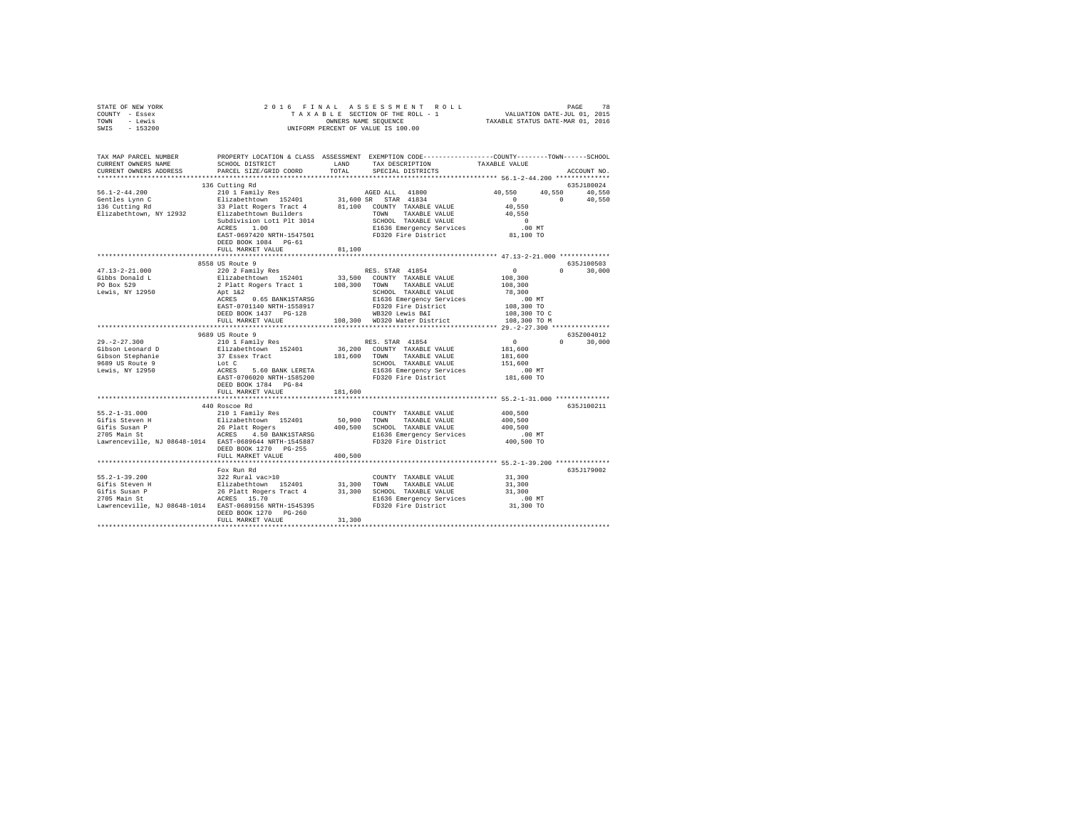STATE OF NEW YORK
COUNTY - Essex
TOWN - Lewis
SWIS - 153200

2016 FINAL ASSESSMENT ROLL
TAXABLE SECTION OF THE ROLL - 1
OWNERS NAME SEQUENCE
UNIFORM PERCENT OF VALUE IS 100.00

VALUATION DATE-JUL 01, 2015
TAXABLE STATUS DATE-MAR 01, 2016

| TAX MAP PARCEL NUMBER / CURRENT OWNERS NAME / CURRENT OWNERS ADDRESS | PROPERTY LOCATION & CLASS / SCHOOL DISTRICT / PARCEL SIZE/GRID COORD | ASSESSMENT LAND / TOTAL | EXEMPTION CODE / TAX DESCRIPTION / SPECIAL DISTRICTS | COUNTY | TOWN | SCHOOL | ACCOUNT NO. |
|---|---|---|---|---|---|---|---|
| **56.1-2-44.200** | 136 Cutting Rd | | | | | | 635J180024 |
| Gentles Lynn C | 210 1 Family Res | | AGED ALL 41800 | 40,550 | 40,550 | 40,550 | |
| 136 Cutting Rd | Elizabethtown 152401 | 31,600 | SR STAR 41834 | 0 | 0 | 40,550 | |
| Elizabethtown, NY 12932 | 33 Platt Rogers Tract 4 | 81,100 | COUNTY TAXABLE VALUE | 40,550 | | | |
| | Elizabethtown Builders | | TOWN TAXABLE VALUE | | 40,550 | | |
| | Subdivision Lot1 Plt 3014 | | SCHOOL TAXABLE VALUE | | | 0 | |
| | ACRES 1.00 | | E1636 Emergency Services | .00 MT | | | |
| | EAST-0697420 NRTH-1547501 | | FD320 Fire District | 81,100 TO | | | |
| | DEED BOOK 1084 PG-61 | | | | | | |
| | FULL MARKET VALUE | 81,100 | | | | | |
| **47.13-2-21.000** | 8558 US Route 9 | | | | | | 635J100503 |
| Gibbs Donald L | 220 2 Family Res | | RES. STAR 41854 | 0 | 0 | 30,000 | |
| PO Box 529 | Elizabethtown 152401 | 33,500 | COUNTY TAXABLE VALUE | 108,300 | | | |
| Lewis, NY 12950 | 2 Platt Rogers Tract 1 | 108,300 | TOWN TAXABLE VALUE | | 108,300 | | |
| | Apt 1&2 | | SCHOOL TAXABLE VALUE | | | 78,300 | |
| | ACRES 0.65 BANK1STARSG | | E1636 Emergency Services | .00 MT | | | |
| | EAST-0701140 NRTH-1558917 | | FD320 Fire District | 108,300 TO | | | |
| | DEED BOOK 1437 PG-128 | | WB320 Lewis B&I | 108,300 TO C | | | |
| | FULL MARKET VALUE | 108,300 | WD320 Water District | 108,300 TO M | | | |
| **29.-2-27.300** | 9689 US Route 9 | | | | | | 635Z004012 |
| Gibson Leonard D | 210 1 Family Res | | RES. STAR 41854 | 0 | 0 | 30,000 | |
| Gibson Stephanie | Elizabethtown 152401 | 36,200 | COUNTY TAXABLE VALUE | 181,600 | | | |
| 9689 US Route 9 | 37 Essex Tract | 181,600 | TOWN TAXABLE VALUE | | 181,600 | | |
| Lewis, NY 12950 | Lot C | | SCHOOL TAXABLE VALUE | | | 151,600 | |
| | ACRES 5.60 BANK LERETA | | E1636 Emergency Services | .00 MT | | | |
| | EAST-0706020 NRTH-1585200 | | FD320 Fire District | 181,600 TO | | | |
| | DEED BOOK 1784 PG-84 | | | | | | |
| | FULL MARKET VALUE | 181,600 | | | | | |
| **55.2-1-31.000** | 440 Roscoe Rd | | | | | | 635J100211 |
| Gifis Steven H | 210 1 Family Res | | COUNTY TAXABLE VALUE | 400,500 | | | |
| Gifis Susan P | Elizabethtown 152401 | 50,900 | TOWN TAXABLE VALUE | | 400,500 | | |
| 2705 Main St | 26 Platt Rogers | 400,500 | SCHOOL TAXABLE VALUE | | | 400,500 | |
| Lawrenceville, NJ 08648-1014 | ACRES 4.50 BANK1STARSG | | E1636 Emergency Services | .00 MT | | | |
| | EAST-0689644 NRTH-1545887 | | FD320 Fire District | 400,500 TO | | | |
| | DEED BOOK 1270 PG-255 | | | | | | |
| | FULL MARKET VALUE | 400,500 | | | | | |
| **55.2-1-39.200** | Fox Run Rd | | | | | | 635J179002 |
| Gifis Steven H | 322 Rural vac>10 | | COUNTY TAXABLE VALUE | 31,300 | | | |
| Gifis Susan P | Elizabethtown 152401 | 31,300 | TOWN TAXABLE VALUE | | 31,300 | | |
| 2705 Main St | 26 Platt Rogers Tract 4 | 31,300 | SCHOOL TAXABLE VALUE | | | 31,300 | |
| Lawrenceville, NJ 08648-1014 | ACRES 15.70 | | E1636 Emergency Services | .00 MT | | | |
| | EAST-0689156 NRTH-1545395 | | FD320 Fire District | 31,300 TO | | | |
| | DEED BOOK 1270 PG-260 | | | | | | |
| | FULL MARKET VALUE | 31,300 | | | | | |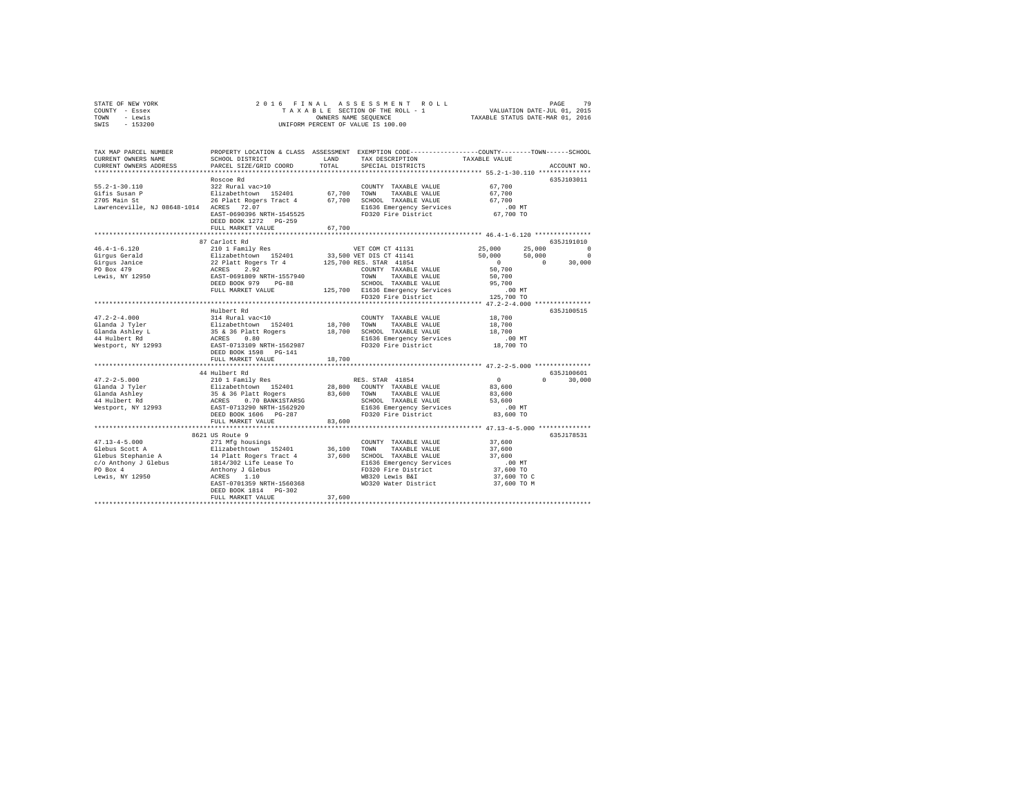STATE OF NEW YORK — 2016 FINAL ASSESSMENT ROLL
COUNTY - Essex — TAXABLE SECTION OF THE ROLL - 1 — VALUATION DATE-JUL 01, 2015
TOWN - Lewis — OWNERS NAME SEQUENCE — TAXABLE STATUS DATE-MAR 01, 2016
SWIS - 153200 — UNIFORM PERCENT OF VALUE IS 100.00

```
TAX MAP PARCEL NUMBER          PROPERTY LOCATION & CLASS  ASSESSMENT  EXEMPTION CODE-----------------COUNTY--------TOWN------SCHOOL
CURRENT OWNERS NAME            SCHOOL DISTRICT             LAND       TAX DESCRIPTION              TAXABLE VALUE
CURRENT OWNERS ADDRESS         PARCEL SIZE/GRID COORD      TOTAL      SPECIAL DISTRICTS                                    ACCOUNT NO.
******************************************************************************************************* 55.2-1-30.110 **************
                               Roscoe Rd                                                                                  635J103011
55.2-1-30.110                  322 Rural vac>10                        COUNTY  TAXABLE VALUE          67,700
Gifis Susan P                  Elizabethtown  152401       67,700     TOWN    TAXABLE VALUE          67,700
2705 Main St                   26 Platt Rogers Tract 4     67,700     SCHOOL  TAXABLE VALUE          67,700
Lawrenceville, NJ 08648-1014   ACRES  72.07                           E1636 Emergency Services         .00 MT
                               EAST-0690396 NRTH-1545525              FD320 Fire District            67,700 TO
                               DEED BOOK 1272   PG-259
                               FULL MARKET VALUE           67,700
******************************************************************************************************* 46.4-1-6.120 ***************
                               87 Carlott Rd                                                                              635J191010
46.4-1-6.120                   210 1 Family Res                        VET COM CT 41131              25,000     25,000          0
Girgus Gerald                  Elizabethtown  152401       33,500 VET DIS CT 41141                   50,000     50,000          0
Girgus Janice                  22 Platt Rogers Tr 4       125,700 RES. STAR  41854                        0          0     30,000
PO Box 479                     ACRES   2.92                           COUNTY  TAXABLE VALUE          50,700
Lewis, NY 12950                EAST-0691809 NRTH-1557940              TOWN    TAXABLE VALUE          50,700
                               DEED BOOK 979    PG-88                 SCHOOL  TAXABLE VALUE          95,700
                               FULL MARKET VALUE          125,700     E1636 Emergency Services         .00 MT
                                                                      FD320 Fire District           125,700 TO
******************************************************************************************************* 47.2-2-4.000 ***************
                               Hulbert Rd                                                                                 635J100515
47.2-2-4.000                   314 Rural vac<10                        COUNTY  TAXABLE VALUE          18,700
Glanda J Tyler                 Elizabethtown  152401       18,700     TOWN    TAXABLE VALUE          18,700
Glanda Ashley L                35 & 36 Platt Rogers        18,700     SCHOOL  TAXABLE VALUE          18,700
44 Hulbert Rd                  ACRES   0.80                           E1636 Emergency Services         .00 MT
Westport, NY 12993             EAST-0713109 NRTH-1562987              FD320 Fire District            18,700 TO
                               DEED BOOK 1598   PG-141
                               FULL MARKET VALUE           18,700
******************************************************************************************************* 47.2-2-5.000 ***************
                               44 Hulbert Rd                                                                              635J100601
47.2-2-5.000                   210 1 Family Res                        RES. STAR  41854                   0          0     30,000
Glanda J Tyler                 Elizabethtown  152401       28,800     COUNTY  TAXABLE VALUE          83,600
Glanda Ashley                  35 & 36 Platt Rogers        83,600     TOWN    TAXABLE VALUE          83,600
44 Hulbert Rd                  ACRES   0.70 BANK1STARSG               SCHOOL  TAXABLE VALUE          53,600
Westport, NY 12993             EAST-0713290 NRTH-1562920              E1636 Emergency Services         .00 MT
                               DEED BOOK 1606   PG-287                FD320 Fire District            83,600 TO
                               FULL MARKET VALUE           83,600
******************************************************************************************************* 47.13-4-5.000 **************
                               8621 US Route 9                                                                            635J178531
47.13-4-5.000                  271 Mfg housings                        COUNTY  TAXABLE VALUE          37,600
Glebus Scott A                 Elizabethtown  152401       36,100     TOWN    TAXABLE VALUE          37,600
Glebus Stephanie A             14 Platt Rogers Tract 4     37,600     SCHOOL  TAXABLE VALUE          37,600
c/o Anthony J Glebus           1814/302 Life Lease To                 E1636 Emergency Services         .00 MT
PO Box 4                       Anthony J Glebus                       FD320 Fire District            37,600 TO
Lewis, NY 12950                ACRES   1.10                           WB320 Lewis B&I                37,600 TO C
                               EAST-0701359 NRTH-1560368              WD320 Water District           37,600 TO M
                               DEED BOOK 1814   PG-302
                               FULL MARKET VALUE           37,600
************************************************************************************************************************************
```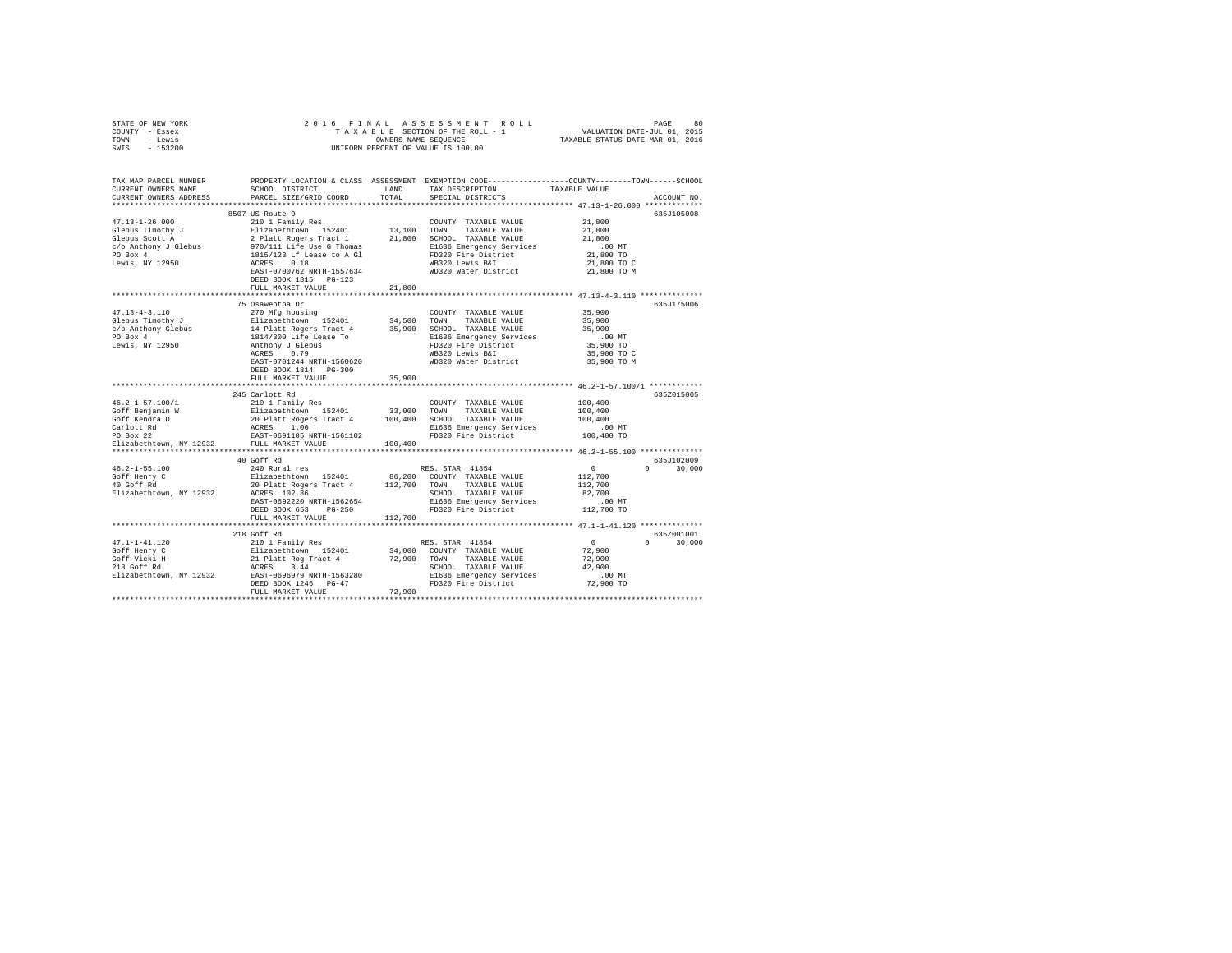STATE OF NEW YORK　　　2016 FINAL ASSESSMENT ROLL
COUNTY - Essex　　　TAXABLE SECTION OF THE ROLL - 1　　　VALUATION DATE-JUL 01, 2015
TOWN - Lewis　　　OWNERS NAME SEQUENCE　　　TAXABLE STATUS DATE-MAR 01, 2016
SWIS - 153200　　　UNIFORM PERCENT OF VALUE IS 100.00

| TAX MAP PARCEL NUMBER / CURRENT OWNERS NAME / CURRENT OWNERS ADDRESS | PROPERTY LOCATION & CLASS / SCHOOL DISTRICT / PARCEL SIZE/GRID COORD | ASSESSMENT LAND | TOTAL | EXEMPTION CODE / TAX DESCRIPTION / SPECIAL DISTRICTS | COUNTY / TOWN / SCHOOL TAXABLE VALUE | ACCOUNT NO. |
|---|---|---|---|---|---|---|
| **47.13-1-26.000** | 8507 US Route 9 | | | | | 635J105008 |
| Glebus Timothy J | 210 1 Family Res | | | COUNTY TAXABLE VALUE | 21,800 | |
| Glebus Scott A | Elizabethtown 152401 | 13,100 | | TOWN TAXABLE VALUE | 21,800 | |
| c/o Anthony J Glebus | 2 Platt Rogers Tract 1 | | 21,800 | SCHOOL TAXABLE VALUE | 21,800 | |
| PO Box 4 | 970/111 Life Use G Thomas | | | E1636 Emergency Services | .00 MT | |
| Lewis, NY 12950 | 1815/123 Lf Lease to A Gl | | | FD320 Fire District | 21,800 TO | |
| | ACRES 0.18 | | | WB320 Lewis B&I | 21,800 TO C | |
| | EAST-0700762 NRTH-1557634 | | | WD320 Water District | 21,800 TO M | |
| | DEED BOOK 1815 PG-123 | | | | | |
| | FULL MARKET VALUE | | 21,800 | | | |
| **47.13-4-3.110** | 75 Osawentha Dr | | | | | 635J175006 |
| Glebus Timothy J | 270 Mfg housing | | | COUNTY TAXABLE VALUE | 35,900 | |
| c/o Anthony Glebus | Elizabethtown 152401 | 34,500 | | TOWN TAXABLE VALUE | 35,900 | |
| PO Box 4 | 14 Platt Rogers Tract 4 | | 35,900 | SCHOOL TAXABLE VALUE | 35,900 | |
| Lewis, NY 12950 | 1814/300 Life Lease To | | | E1636 Emergency Services | .00 MT | |
| | Anthony J Glebus | | | FD320 Fire District | 35,900 TO | |
| | ACRES 0.79 | | | WB320 Lewis B&I | 35,900 TO C | |
| | EAST-0701244 NRTH-1560620 | | | WD320 Water District | 35,900 TO M | |
| | DEED BOOK 1814 PG-300 | | | | | |
| | FULL MARKET VALUE | | 35,900 | | | |
| **46.2-1-57.100/1** | 245 Carlott Rd | | | | | 635Z015005 |
| Goff Benjamin W | 210 1 Family Res | | | COUNTY TAXABLE VALUE | 100,400 | |
| Goff Kendra D | Elizabethtown 152401 | 33,000 | | TOWN TAXABLE VALUE | 100,400 | |
| Carlott Rd | 20 Platt Rogers Tract 4 | | 100,400 | SCHOOL TAXABLE VALUE | 100,400 | |
| PO Box 22 | ACRES 1.00 | | | E1636 Emergency Services | .00 MT | |
| Elizabethtown, NY 12932 | EAST-0691105 NRTH-1561102 | | | FD320 Fire District | 100,400 TO | |
| | FULL MARKET VALUE | | 100,400 | | | |
| **46.2-1-55.100** | 40 Goff Rd | | | | | 635J102009 |
| Goff Henry C | 240 Rural res | | | RES. STAR 41854 | 0 / 0 / 30,000 | |
| 40 Goff Rd | Elizabethtown 152401 | 86,200 | | COUNTY TAXABLE VALUE | 112,700 | |
| Elizabethtown, NY 12932 | 20 Platt Rogers Tract 4 | | 112,700 | TOWN TAXABLE VALUE | 112,700 | |
| | ACRES 102.86 | | | SCHOOL TAXABLE VALUE | 82,700 | |
| | EAST-0692220 NRTH-1562654 | | | E1636 Emergency Services | .00 MT | |
| | DEED BOOK 653 PG-250 | | | FD320 Fire District | 112,700 TO | |
| | FULL MARKET VALUE | | 112,700 | | | |
| **47.1-1-41.120** | 218 Goff Rd | | | | | 635Z001001 |
| Goff Henry C | 210 1 Family Res | | | RES. STAR 41854 | 0 / 0 / 30,000 | |
| Goff Vicki H | Elizabethtown 152401 | 34,000 | | COUNTY TAXABLE VALUE | 72,900 | |
| 218 Goff Rd | 21 Platt Rog Tract 4 | | 72,900 | TOWN TAXABLE VALUE | 72,900 | |
| Elizabethtown, NY 12932 | ACRES 3.44 | | | SCHOOL TAXABLE VALUE | 42,900 | |
| | EAST-0696979 NRTH-1563280 | | | E1636 Emergency Services | .00 MT | |
| | DEED BOOK 1246 PG-47 | | | FD320 Fire District | 72,900 TO | |
| | FULL MARKET VALUE | | 72,900 | | | |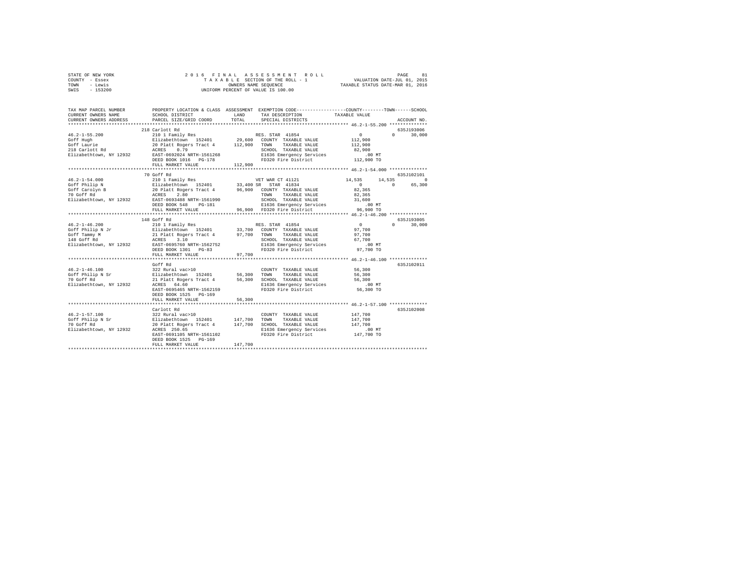STATE OF NEW YORK                2 0 1 6   F I N A L   A S S E S S M E N T   R O L L
COUNTY - Essex                   T A X A B L E  SECTION OF THE ROLL - 1                VALUATION DATE-JUL 01, 2015
TOWN - Lewis                     OWNERS NAME SEQUENCE                                  TAXABLE STATUS DATE-MAR 01, 2016
SWIS - 153200                    UNIFORM PERCENT OF VALUE IS 100.00

```
TAX MAP PARCEL NUMBER          PROPERTY LOCATION & CLASS  ASSESSMENT  EXEMPTION CODE-----------------COUNTY--------TOWN------SCHOOL
CURRENT OWNERS NAME            SCHOOL DISTRICT              LAND      TAX DESCRIPTION            TAXABLE VALUE
CURRENT OWNERS ADDRESS         PARCEL SIZE/GRID COORD       TOTAL     SPECIAL DISTRICTS                                    ACCOUNT NO.
******************************************************************************************************* 46.2-1-55.200 **************
                               218 Carlott Rd                                                                          635J193006
46.2-1-55.200                  210 1 Family Res                       RES. STAR  41854                 0           0      30,000
Goff Hugh                      Elizabethtown  152401        29,600    COUNTY  TAXABLE VALUE        112,900
Goff Laurie                    20 Platt Rogers Tract 4     112,900    TOWN    TAXABLE VALUE        112,900
218 Carlott Rd                 ACRES    0.79                          SCHOOL  TAXABLE VALUE         82,900
Elizabethtown, NY 12932        EAST-0692024 NRTH-1561268              E1636 Emergency Services            .00 MT
                               DEED BOOK 1016   PG-178                FD320 Fire District          112,900 TO
                               FULL MARKET VALUE           112,900
******************************************************************************************************* 46.2-1-54.000 **************
                               70 Goff Rd                                                                              635J102101
46.2-1-54.000                  210 1 Family Res                       VET WAR CT 41121            14,535      14,535           0
Goff Philip N                  Elizabethtown  152401        33,400 SR  STAR  41834                     0           0      65,300
Goff Carolyn B                 20 Platt Rogers Tract 4      96,900    COUNTY  TAXABLE VALUE         82,365
70 Goff Rd                     ACRES    2.80                          TOWN    TAXABLE VALUE         82,365
Elizabethtown, NY 12932        EAST-0693488 NRTH-1561990              SCHOOL  TAXABLE VALUE         31,600
                               DEED BOOK 548    PG-181                E1636 Emergency Services            .00 MT
                               FULL MARKET VALUE            96,900    FD320 Fire District           96,900 TO
******************************************************************************************************* 46.2-1-46.200 **************
                               148 Goff Rd                                                                             635J193005
46.2-1-46.200                  210 1 Family Res                       RES. STAR  41854                 0           0      30,000
Goff Philip N Jr               Elizabethtown  152401        33,700    COUNTY  TAXABLE VALUE         97,700
Goff Tammy M                   21 Platt Rogers Tract 4      97,700    TOWN    TAXABLE VALUE         97,700
148 Goff Rd                    ACRES    3.10                          SCHOOL  TAXABLE VALUE         67,700
Elizabethtown, NY 12932        EAST-0695760 NRTH-1562752              E1636 Emergency Services            .00 MT
                               DEED BOOK 1301   PG-83                 FD320 Fire District           97,700 TO
                               FULL MARKET VALUE            97,700
******************************************************************************************************* 46.2-1-46.100 **************
                               Goff Rd                                                                                 635J102011
46.2-1-46.100                  322 Rural vac>10                       COUNTY  TAXABLE VALUE         56,300
Goff Philip N Sr               Elizabethtown  152401        56,300    TOWN    TAXABLE VALUE         56,300
70 Goff Rd                     21 Platt Rogers Tract 4      56,300    SCHOOL  TAXABLE VALUE         56,300
Elizabethtown, NY 12932        ACRES   64.60                          E1636 Emergency Services            .00 MT
                               EAST-0695465 NRTH-1562159              FD320 Fire District           56,300 TO
                               DEED BOOK 1525   PG-169
                               FULL MARKET VALUE            56,300
******************************************************************************************************* 46.2-1-57.100 **************
                               Carlott Rd                                                                              635J102008
46.2-1-57.100                  322 Rural vac>10                       COUNTY  TAXABLE VALUE        147,700
Goff Philip N Sr               Elizabethtown  152401       147,700    TOWN    TAXABLE VALUE        147,700
70 Goff Rd                     20 Platt Rogers Tract 4     147,700    SCHOOL  TAXABLE VALUE        147,700
Elizabethtown, NY 12932        ACRES  250.65                          E1636 Emergency Services            .00 MT
                               EAST-0691105 NRTH-1561102              FD320 Fire District          147,700 TO
                               DEED BOOK 1525   PG-169
                               FULL MARKET VALUE           147,700
************************************************************************************************************************************
```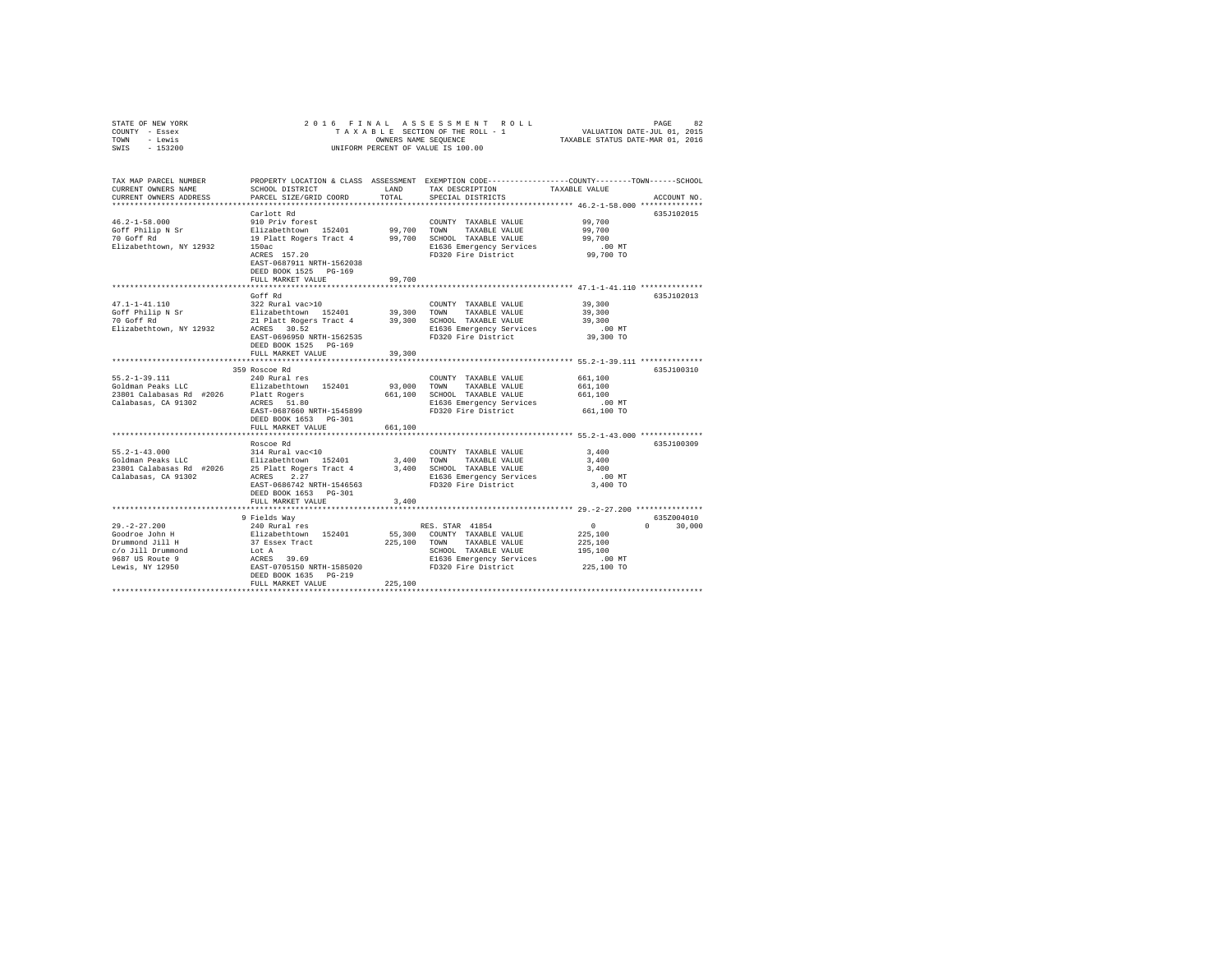STATE OF NEW YORK
COUNTY - Essex
TOWN - Lewis
SWIS - 153200

2016 FINAL ASSESSMENT ROLL
TAXABLE SECTION OF THE ROLL - 1
OWNERS NAME SEQUENCE
UNIFORM PERCENT OF VALUE IS 100.00

VALUATION DATE-JUL 01, 2015
TAXABLE STATUS DATE-MAR 01, 2016

| TAX MAP PARCEL NUMBER / CURRENT OWNERS NAME / CURRENT OWNERS ADDRESS | PROPERTY LOCATION & CLASS / SCHOOL DISTRICT / PARCEL SIZE/GRID COORD | ASSESSMENT LAND / TOTAL | EXEMPTION CODE / TAX DESCRIPTION / SPECIAL DISTRICTS | COUNTY | TOWN | SCHOOL | ACCOUNT NO. |
|---|---|---|---|---|---|---|---|
| **46.2-1-58.000** | Carlott Rd | | | | | | 635J102015 |
| 46.2-1-58.000 | 910 Priv forest | | COUNTY TAXABLE VALUE | 99,700 | | | |
| Goff Philip N Sr | Elizabethtown 152401 | 99,700 | TOWN TAXABLE VALUE | | 99,700 | | |
| 70 Goff Rd | 19 Platt Rogers Tract 4 | 99,700 | SCHOOL TAXABLE VALUE | | | 99,700 | |
| Elizabethtown, NY 12932 | 150ac | | E1636 Emergency Services | .00 MT | | | |
| | ACRES 157.20 | | FD320 Fire District | 99,700 TO | | | |
| | EAST-0687911 NRTH-1562038 | | | | | | |
| | DEED BOOK 1525 PG-169 | | | | | | |
| | FULL MARKET VALUE | 99,700 | | | | | |
| **47.1-1-41.110** | Goff Rd | | | | | | 635J102013 |
| 47.1-1-41.110 | 322 Rural vac>10 | | COUNTY TAXABLE VALUE | 39,300 | | | |
| Goff Philip N Sr | Elizabethtown 152401 | 39,300 | TOWN TAXABLE VALUE | | 39,300 | | |
| 70 Goff Rd | 21 Platt Rogers Tract 4 | 39,300 | SCHOOL TAXABLE VALUE | | | 39,300 | |
| Elizabethtown, NY 12932 | ACRES 30.52 | | E1636 Emergency Services | .00 MT | | | |
| | EAST-0696950 NRTH-1562535 | | FD320 Fire District | 39,300 TO | | | |
| | DEED BOOK 1525 PG-169 | | | | | | |
| | FULL MARKET VALUE | 39,300 | | | | | |
| **55.2-1-39.111** | 359 Roscoe Rd | | | | | | 635J100310 |
| 55.2-1-39.111 | 240 Rural res | | COUNTY TAXABLE VALUE | 661,100 | | | |
| Goldman Peaks LLC | Elizabethtown 152401 | 93,000 | TOWN TAXABLE VALUE | | 661,100 | | |
| 23801 Calabasas Rd #2026 | Platt Rogers | 661,100 | SCHOOL TAXABLE VALUE | | | 661,100 | |
| Calabasas, CA 91302 | ACRES 51.80 | | E1636 Emergency Services | .00 MT | | | |
| | EAST-0687660 NRTH-1545899 | | FD320 Fire District | 661,100 TO | | | |
| | DEED BOOK 1653 PG-301 | | | | | | |
| | FULL MARKET VALUE | 661,100 | | | | | |
| **55.2-1-43.000** | Roscoe Rd | | | | | | 635J100309 |
| 55.2-1-43.000 | 314 Rural vac<10 | | COUNTY TAXABLE VALUE | 3,400 | | | |
| Goldman Peaks LLC | Elizabethtown 152401 | 3,400 | TOWN TAXABLE VALUE | | 3,400 | | |
| 23801 Calabasas Rd #2026 | 25 Platt Rogers Tract 4 | 3,400 | SCHOOL TAXABLE VALUE | | | 3,400 | |
| Calabasas, CA 91302 | ACRES 2.27 | | E1636 Emergency Services | .00 MT | | | |
| | EAST-0686742 NRTH-1546563 | | FD320 Fire District | 3,400 TO | | | |
| | DEED BOOK 1653 PG-301 | | | | | | |
| | FULL MARKET VALUE | 3,400 | | | | | |
| **29.-2-27.200** | 9 Fields Way | | | | | | 635Z004010 |
| 29.-2-27.200 | 240 Rural res | | RES. STAR 41854 | 0 | 0 | 30,000 | |
| Goodroe John H | Elizabethtown 152401 | 55,300 | COUNTY TAXABLE VALUE | 225,100 | | | |
| Drummond Jill H | 37 Essex Tract | 225,100 | TOWN TAXABLE VALUE | | 225,100 | | |
| c/o Jill Drummond | Lot A | | SCHOOL TAXABLE VALUE | | | 195,100 | |
| 9687 US Route 9 | ACRES 39.69 | | E1636 Emergency Services | .00 MT | | | |
| Lewis, NY 12950 | EAST-0705150 NRTH-1585020 | | FD320 Fire District | 225,100 TO | | | |
| | DEED BOOK 1635 PG-219 | | | | | | |
| | FULL MARKET VALUE | 225,100 | | | | | |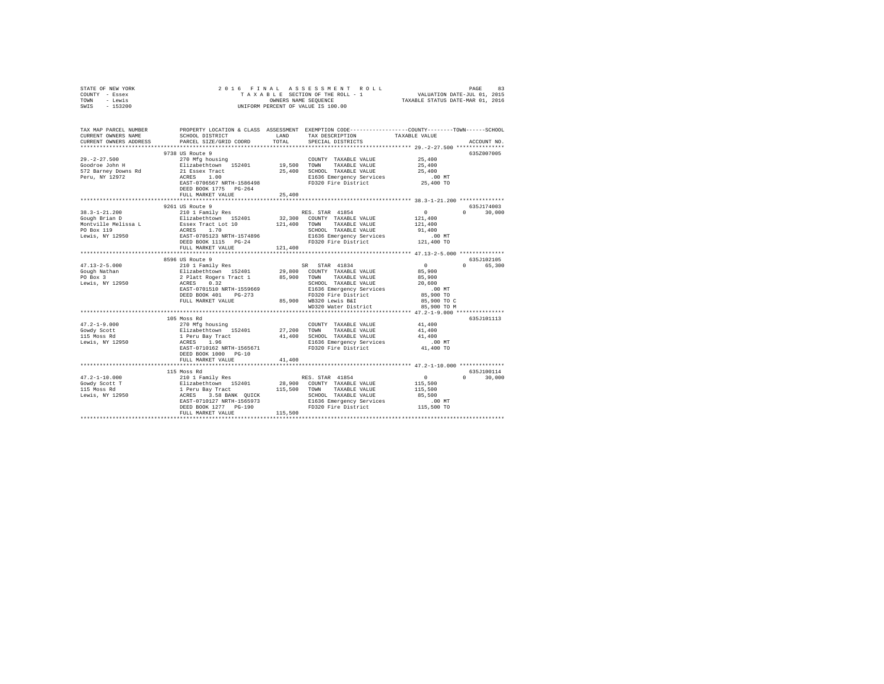STATE OF NEW YORK
COUNTY - Essex
TOWN - Lewis
SWIS - 153200

2016 FINAL ASSESSMENT ROLL
TAXABLE SECTION OF THE ROLL - 1
OWNERS NAME SEQUENCE
UNIFORM PERCENT OF VALUE IS 100.00

VALUATION DATE-JUL 01, 2015
TAXABLE STATUS DATE-MAR 01, 2016

```
TAX MAP PARCEL NUMBER          PROPERTY LOCATION & CLASS  ASSESSMENT  EXEMPTION CODE-----------------COUNTY--------TOWN------SCHOOL
CURRENT OWNERS NAME            SCHOOL DISTRICT             LAND       TAX DESCRIPTION              TAXABLE VALUE
CURRENT OWNERS ADDRESS         PARCEL SIZE/GRID COORD      TOTAL      SPECIAL DISTRICTS                                      ACCOUNT NO.
******************************************************************************************************** 29.-2-27.500 ***************
                               9738 US Route 9                                                                             635Z007005
29.-2-27.500                   270 Mfg housing                        COUNTY  TAXABLE VALUE           25,400
Goodroe John H                 Elizabethtown  152401       19,500     TOWN    TAXABLE VALUE           25,400
572 Barney Downs Rd            21 Essex Tract              25,400     SCHOOL  TAXABLE VALUE           25,400
Peru, NY 12972                 ACRES    1.00                          E1636 Emergency Services           .00 MT
                               EAST-0706567 NRTH-1586498              FD320 Fire District             25,400 TO
                               DEED BOOK 1775   PG-264
                               FULL MARKET VALUE           25,400
******************************************************************************************************** 38.3-1-21.200 **************
                               9261 US Route 9                                                                             635J174003
38.3-1-21.200                  210 1 Family Res                       RES. STAR 41854                      0          0      30,000
Gough Brian D                  Elizabethtown  152401       32,300     COUNTY  TAXABLE VALUE          121,400
Montville Melissa L            Essex Tract Lot 10         121,400     TOWN    TAXABLE VALUE          121,400
PO Box 119                     ACRES    1.70                          SCHOOL  TAXABLE VALUE           91,400
Lewis, NY 12950                EAST-0705123 NRTH-1574896              E1636 Emergency Services           .00 MT
                               DEED BOOK 1115   PG-24                 FD320 Fire District            121,400 TO
                               FULL MARKET VALUE          121,400
******************************************************************************************************** 47.13-2-5.000 **************
                               8596 US Route 9                                                                             635J102105
47.13-2-5.000                  210 1 Family Res                       SR   STAR 41834                      0          0      65,300
Gough Nathan                   Elizabethtown  152401       29,800     COUNTY  TAXABLE VALUE           85,900
PO Box 3                       2 Platt Rogers Tract 1      85,900     TOWN    TAXABLE VALUE           85,900
Lewis, NY 12950                ACRES    0.32                          SCHOOL  TAXABLE VALUE           20,600
                               EAST-0701510 NRTH-1559669              E1636 Emergency Services           .00 MT
                               DEED BOOK 401    PG-273                FD320 Fire District             85,900 TO
                               FULL MARKET VALUE           85,900     WB320 Lewis B&I                 85,900 TO C
                                                                      WD320 Water District            85,900 TO M
******************************************************************************************************** 47.2-1-9.000 ***************
                               105 Moss Rd                                                                                 635J101113
47.2-1-9.000                   270 Mfg housing                        COUNTY  TAXABLE VALUE           41,400
Gowdy Scott                    Elizabethtown  152401       27,200     TOWN    TAXABLE VALUE           41,400
115 Moss Rd                    1 Peru Bay Tract            41,400     SCHOOL  TAXABLE VALUE           41,400
Lewis, NY 12950                ACRES    1.96                          E1636 Emergency Services           .00 MT
                               EAST-0710162 NRTH-1565671              FD320 Fire District             41,400 TO
                               DEED BOOK 1000   PG-10
                               FULL MARKET VALUE           41,400
******************************************************************************************************** 47.2-1-10.000 **************
                               115 Moss Rd                                                                                 635J100114
47.2-1-10.000                  210 1 Family Res                       RES. STAR 41854                      0          0      30,000
Gowdy Scott T                  Elizabethtown  152401       28,900     COUNTY  TAXABLE VALUE          115,500
115 Moss Rd                    1 Peru Bay Tract           115,500     TOWN    TAXABLE VALUE          115,500
Lewis, NY 12950                ACRES    3.58 BANK  QUICK              SCHOOL  TAXABLE VALUE           85,500
                               EAST-0710127 NRTH-1565973              E1636 Emergency Services           .00 MT
                               DEED BOOK 1277   PG-190                FD320 Fire District            115,500 TO
                               FULL MARKET VALUE          115,500
************************************************************************************************************************************
```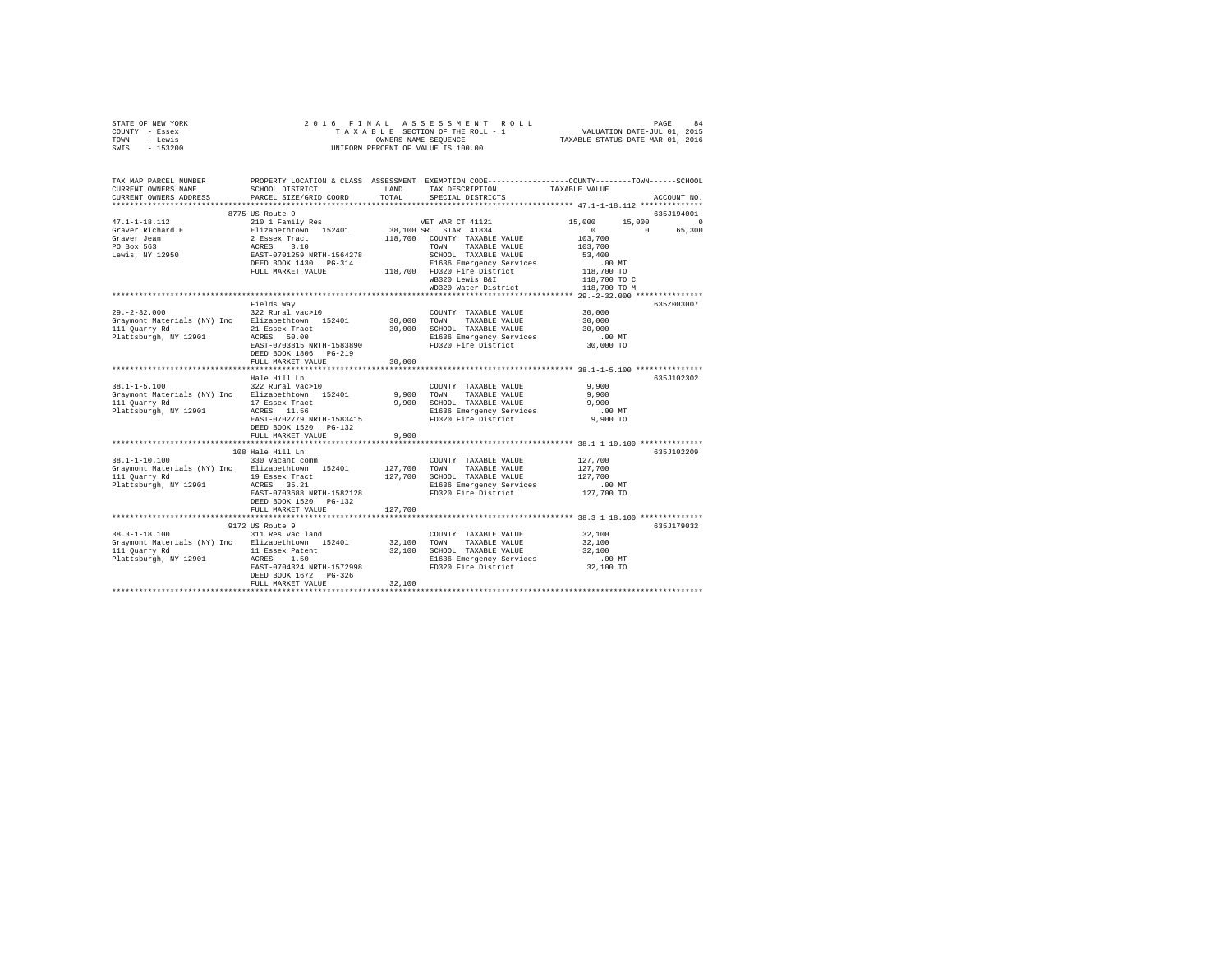STATE OF NEW YORK
COUNTY - Essex
TOWN - Lewis
SWIS - 153200

2016 FINAL ASSESSMENT ROLL
TAXABLE SECTION OF THE ROLL - 1
OWNERS NAME SEQUENCE
UNIFORM PERCENT OF VALUE IS 100.00

VALUATION DATE-JUL 01, 2015
TAXABLE STATUS DATE-MAR 01, 2016

```
TAX MAP PARCEL NUMBER          PROPERTY LOCATION & CLASS  ASSESSMENT  EXEMPTION CODE-----------------COUNTY--------TOWN------SCHOOL
CURRENT OWNERS NAME            SCHOOL DISTRICT              LAND      TAX DESCRIPTION            TAXABLE VALUE
CURRENT OWNERS ADDRESS         PARCEL SIZE/GRID COORD       TOTAL     SPECIAL DISTRICTS                                      ACCOUNT NO.
******************************************************************************************************* 47.1-1-18.112 **************
                               8775 US Route 9                                                                               635J194001
47.1-1-18.112                  210 1 Family Res                       VET WAR CT 41121            15,000      15,000          0
Graver Richard E               Elizabethtown  152401      38,100 SR   STAR  41834                      0           0     65,300
Graver Jean                    2 Essex Tract             118,700      COUNTY  TAXABLE VALUE        103,700
PO Box 563                     ACRES    3.10                          TOWN    TAXABLE VALUE        103,700
Lewis, NY 12950                EAST-0701259 NRTH-1564278              SCHOOL  TAXABLE VALUE         53,400
                               DEED BOOK 1430   PG-314                E1636 Emergency Services          .00 MT
                               FULL MARKET VALUE         118,700      FD320 Fire District          118,700 TO
                                                                      WB320 Lewis B&I              118,700 TO C
                                                                      WD320 Water District         118,700 TO M
******************************************************************************************************* 29.-2-32.000 ***************
                               Fields Way                                                                                    635Z003007
29.-2-32.000                   322 Rural vac>10                       COUNTY  TAXABLE VALUE         30,000
Graymont Materials (NY) Inc    Elizabethtown  152401      30,000      TOWN    TAXABLE VALUE         30,000
111 Quarry Rd                  21 Essex Tract              30,000     SCHOOL  TAXABLE VALUE         30,000
Plattsburgh, NY 12901          ACRES   50.00                          E1636 Emergency Services          .00 MT
                               EAST-0703815 NRTH-1583890              FD320 Fire District           30,000 TO
                               DEED BOOK 1806   PG-219
                               FULL MARKET VALUE          30,000
******************************************************************************************************* 38.1-1-5.100 ***************
                               Hale Hill Ln                                                                                  635J102302
38.1-1-5.100                   322 Rural vac>10                       COUNTY  TAXABLE VALUE          9,900
Graymont Materials (NY) Inc    Elizabethtown  152401       9,900      TOWN    TAXABLE VALUE          9,900
111 Quarry Rd                  17 Essex Tract               9,900     SCHOOL  TAXABLE VALUE          9,900
Plattsburgh, NY 12901          ACRES   11.56                          E1636 Emergency Services          .00 MT
                               EAST-0702779 NRTH-1583415              FD320 Fire District            9,900 TO
                               DEED BOOK 1520   PG-132
                               FULL MARKET VALUE           9,900
******************************************************************************************************* 38.1-1-10.100 **************
                               108 Hale Hill Ln                                                                              635J102209
38.1-1-10.100                  330 Vacant comm                        COUNTY  TAXABLE VALUE        127,700
Graymont Materials (NY) Inc    Elizabethtown  152401     127,700      TOWN    TAXABLE VALUE        127,700
111 Quarry Rd                  19 Essex Tract             127,700     SCHOOL  TAXABLE VALUE        127,700
Plattsburgh, NY 12901          ACRES   35.21                          E1636 Emergency Services          .00 MT
                               EAST-0703688 NRTH-1582128              FD320 Fire District          127,700 TO
                               DEED BOOK 1520   PG-132
                               FULL MARKET VALUE         127,700
******************************************************************************************************* 38.3-1-18.100 **************
                               9172 US Route 9                                                                               635J179032
38.3-1-18.100                  311 Res vac land                       COUNTY  TAXABLE VALUE         32,100
Graymont Materials (NY) Inc    Elizabethtown  152401      32,100      TOWN    TAXABLE VALUE         32,100
111 Quarry Rd                  11 Essex Patent             32,100     SCHOOL  TAXABLE VALUE         32,100
Plattsburgh, NY 12901          ACRES    1.50                          E1636 Emergency Services          .00 MT
                               EAST-0704324 NRTH-1572998              FD320 Fire District           32,100 TO
                               DEED BOOK 1672   PG-326
                               FULL MARKET VALUE          32,100
************************************************************************************************************************************
```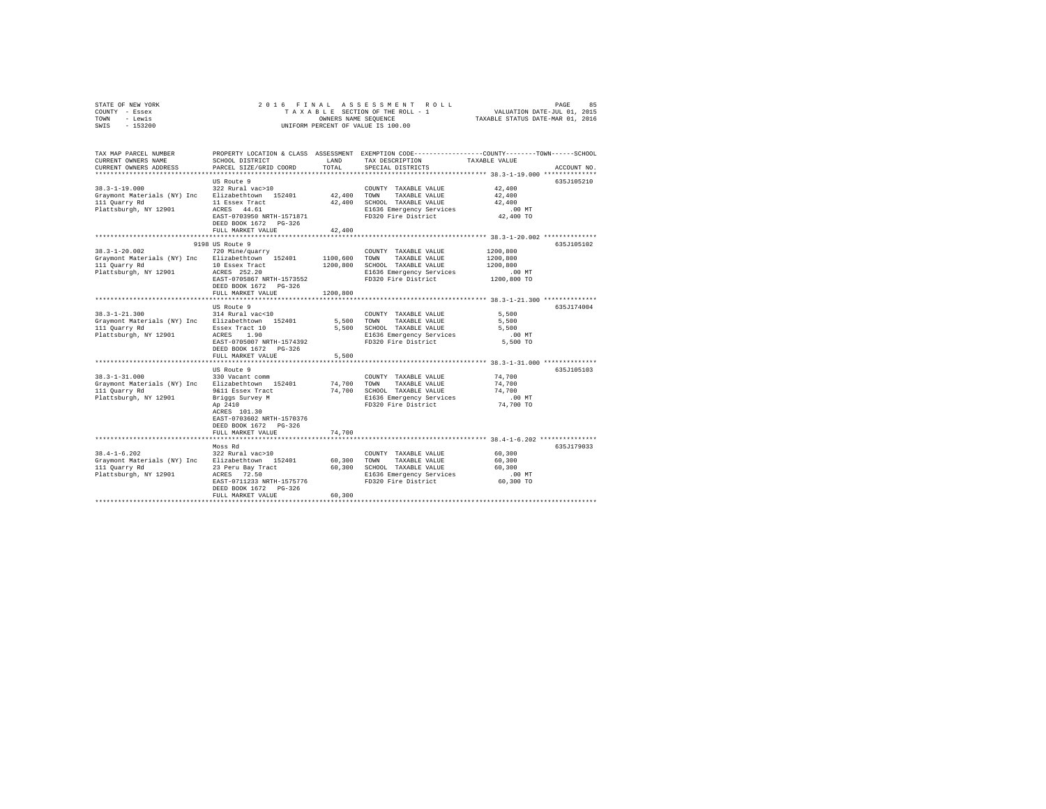STATE OF NEW YORK
COUNTY - Essex
TOWN - Lewis
SWIS - 153200

2016 FINAL ASSESSMENT ROLL
TAXABLE SECTION OF THE ROLL - 1
OWNERS NAME SEQUENCE
UNIFORM PERCENT OF VALUE IS 100.00

VALUATION DATE-JUL 01, 2015
TAXABLE STATUS DATE-MAR 01, 2016

| TAX MAP PARCEL NUMBER / CURRENT OWNERS NAME / CURRENT OWNERS ADDRESS | PROPERTY LOCATION & CLASS / SCHOOL DISTRICT / PARCEL SIZE/GRID COORD | ASSESSMENT LAND / TOTAL | EXEMPTION CODE / TAX DESCRIPTION / SPECIAL DISTRICTS | TAXABLE VALUE (COUNTY / TOWN / SCHOOL) | ACCOUNT NO. |
|---|---|---|---|---|---|
| 38.3-1-19.000 | US Route 9 | | | | 635J105210 |
| | 322 Rural vac>10 | | COUNTY TAXABLE VALUE | 42,400 | |
| Graymont Materials (NY) Inc | Elizabethtown 152401 | 42,400 | TOWN TAXABLE VALUE | 42,400 | |
| 111 Quarry Rd | 11 Essex Tract | 42,400 | SCHOOL TAXABLE VALUE | 42,400 | |
| Plattsburgh, NY 12901 | ACRES 44.61 | | E1636 Emergency Services | .00 MT | |
| | EAST-0703950 NRTH-1571871 | | FD320 Fire District | 42,400 TO | |
| | DEED BOOK 1672 PG-326 | | | | |
| | FULL MARKET VALUE | 42,400 | | | |
| 38.3-1-20.002 | 9198 US Route 9 | | | | 635J105102 |
| | 720 Mine/quarry | | COUNTY TAXABLE VALUE | 1200,800 | |
| Graymont Materials (NY) Inc | Elizabethtown 152401 | 1100,600 | TOWN TAXABLE VALUE | 1200,800 | |
| 111 Quarry Rd | 10 Essex Tract | 1200,800 | SCHOOL TAXABLE VALUE | 1200,800 | |
| Plattsburgh, NY 12901 | ACRES 252.20 | | E1636 Emergency Services | .00 MT | |
| | EAST-0705867 NRTH-1573552 | | FD320 Fire District | 1200,800 TO | |
| | DEED BOOK 1672 PG-326 | | | | |
| | FULL MARKET VALUE | 1200,800 | | | |
| 38.3-1-21.300 | US Route 9 | | | | 635J174004 |
| | 314 Rural vac<10 | | COUNTY TAXABLE VALUE | 5,500 | |
| Graymont Materials (NY) Inc | Elizabethtown 152401 | 5,500 | TOWN TAXABLE VALUE | 5,500 | |
| 111 Quarry Rd | Essex Tract 10 | 5,500 | SCHOOL TAXABLE VALUE | 5,500 | |
| Plattsburgh, NY 12901 | ACRES 1.90 | | E1636 Emergency Services | .00 MT | |
| | EAST-0705007 NRTH-1574392 | | FD320 Fire District | 5,500 TO | |
| | DEED BOOK 1672 PG-326 | | | | |
| | FULL MARKET VALUE | 5,500 | | | |
| 38.3-1-31.000 | US Route 9 | | | | 635J105103 |
| | 330 Vacant comm | | COUNTY TAXABLE VALUE | 74,700 | |
| Graymont Materials (NY) Inc | Elizabethtown 152401 | 74,700 | TOWN TAXABLE VALUE | 74,700 | |
| 111 Quarry Rd | 9&11 Essex Tract | 74,700 | SCHOOL TAXABLE VALUE | 74,700 | |
| Plattsburgh, NY 12901 | Briggs Survey M | | E1636 Emergency Services | .00 MT | |
| | Ap 2410 | | FD320 Fire District | 74,700 TO | |
| | ACRES 101.30 | | | | |
| | EAST-0703602 NRTH-1570376 | | | | |
| | DEED BOOK 1672 PG-326 | | | | |
| | FULL MARKET VALUE | 74,700 | | | |
| 38.4-1-6.202 | Moss Rd | | | | 635J179033 |
| | 322 Rural vac>10 | | COUNTY TAXABLE VALUE | 60,300 | |
| Graymont Materials (NY) Inc | Elizabethtown 152401 | 60,300 | TOWN TAXABLE VALUE | 60,300 | |
| 111 Quarry Rd | 23 Peru Bay Tract | 60,300 | SCHOOL TAXABLE VALUE | 60,300 | |
| Plattsburgh, NY 12901 | ACRES 72.50 | | E1636 Emergency Services | .00 MT | |
| | EAST-0711233 NRTH-1575776 | | FD320 Fire District | 60,300 TO | |
| | DEED BOOK 1672 PG-326 | | | | |
| | FULL MARKET VALUE | 60,300 | | | |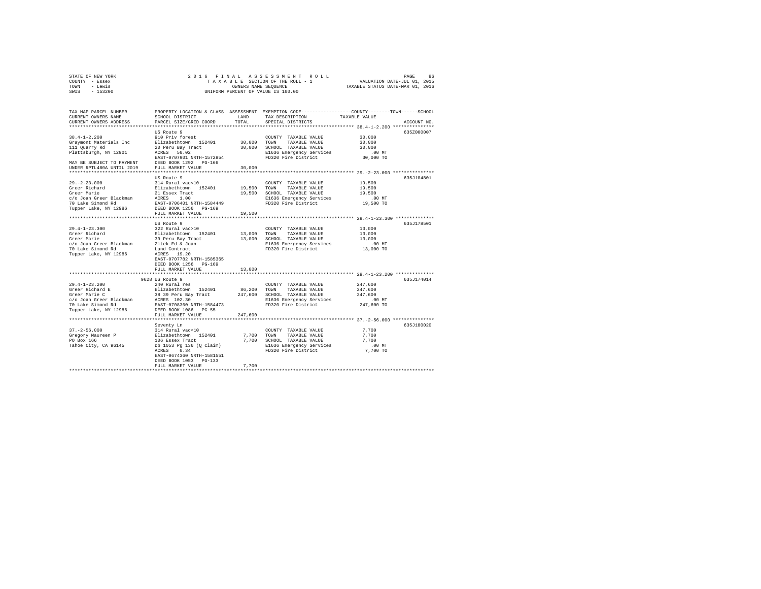STATE OF NEW YORK
COUNTY - Essex
TOWN - Lewis
SWIS - 153200

2016 FINAL ASSESSMENT ROLL
TAXABLE SECTION OF THE ROLL - 1
OWNERS NAME SEQUENCE
UNIFORM PERCENT OF VALUE IS 100.00

VALUATION DATE-JUL 01, 2015
TAXABLE STATUS DATE-MAR 01, 2016

| TAX MAP PARCEL NUMBER<br>CURRENT OWNERS NAME<br>CURRENT OWNERS ADDRESS | PROPERTY LOCATION & CLASS<br>SCHOOL DISTRICT<br>PARCEL SIZE/GRID COORD | ASSESSMENT<br>LAND<br>TOTAL | EXEMPTION CODE / TAX DESCRIPTION / SPECIAL DISTRICTS | COUNTY--------TOWN------SCHOOL<br>TAXABLE VALUE | ACCOUNT NO. |
|---|---|---|---|---|---|
| **38.4-1-2.200** | US Route 9 | | | | 635Z000007 |
| 38.4-1-2.200 | 910 Priv forest | | COUNTY TAXABLE VALUE | 30,000 | |
| Graymont Materials Inc | Elizabethtown 152401 | 30,000 | TOWN TAXABLE VALUE | 30,000 | |
| 111 Quarry Rd | 20 Peru Bay Tract | 30,000 | SCHOOL TAXABLE VALUE | 30,000 | |
| Plattsburgh, NY 12901 | ACRES 50.02 | | E1636 Emergency Services | .00 MT | |
| | EAST-0707901 NRTH-1572854 | | FD320 Fire District | 30,000 TO | |
| MAY BE SUBJECT TO PAYMENT | DEED BOOK 1292 PG-166 | | | | |
| UNDER RPTL480A UNTIL 2019 | FULL MARKET VALUE | 30,000 | | | |
| **29.-2-23.000** | US Route 9 | | | | 635J104801 |
| 29.-2-23.000 | 314 Rural vac<10 | | COUNTY TAXABLE VALUE | 19,500 | |
| Greer Richard | Elizabethtown 152401 | 19,500 | TOWN TAXABLE VALUE | 19,500 | |
| Greer Marie | 21 Essex Tract | 19,500 | SCHOOL TAXABLE VALUE | 19,500 | |
| c/o Joan Greer Blackman | ACRES 1.00 | | E1636 Emergency Services | .00 MT | |
| 70 Lake Simond Rd | EAST-0706401 NRTH-1584449 | | FD320 Fire District | 19,500 TO | |
| Tupper Lake, NY 12986 | DEED BOOK 1256 PG-169 | | | | |
| | FULL MARKET VALUE | 19,500 | | | |
| **29.4-1-23.300** | US Route 9 | | | | 635J178501 |
| 29.4-1-23.300 | 322 Rural vac>10 | | COUNTY TAXABLE VALUE | 13,000 | |
| Greer Richard | Elizabethtown 152401 | 13,000 | TOWN TAXABLE VALUE | 13,000 | |
| Greer Marie | 39 Peru Bay Tract | 13,000 | SCHOOL TAXABLE VALUE | 13,000 | |
| c/o Joan Greer Blackman | Zitek Ed & Joan | | E1636 Emergency Services | .00 MT | |
| 70 Lake Simond Rd | Land Contract | | FD320 Fire District | 13,000 TO | |
| Tupper Lake, NY 12986 | ACRES 19.20 | | | | |
| | EAST-0707782 NRTH-1585365 | | | | |
| | DEED BOOK 1256 PG-169 | | | | |
| | FULL MARKET VALUE | 13,000 | | | |
| **29.4-1-23.200** | 9628 US Route 9 | | | | 635J174014 |
| 29.4-1-23.200 | 240 Rural res | | COUNTY TAXABLE VALUE | 247,600 | |
| Greer Richard E | Elizabethtown 152401 | 86,200 | TOWN TAXABLE VALUE | 247,600 | |
| Greer Marie C | 38 39 Peru Bay Tract | 247,600 | SCHOOL TAXABLE VALUE | 247,600 | |
| c/o Joan Greer Blackman | ACRES 102.30 | | E1636 Emergency Services | .00 MT | |
| 70 Lake Simond Rd | EAST-0708360 NRTH-1584473 | | FD320 Fire District | 247,600 TO | |
| Tupper Lake, NY 12986 | DEED BOOK 1086 PG-55 | | | | |
| | FULL MARKET VALUE | 247,600 | | | |
| **37.-2-56.000** | Seventy Ln | | | | 635J180020 |
| 37.-2-56.000 | 314 Rural vac<10 | | COUNTY TAXABLE VALUE | 7,700 | |
| Gregory Maureen P | Elizabethtown 152401 | 7,700 | TOWN TAXABLE VALUE | 7,700 | |
| PO Box 166 | 106 Essex Tract | 7,700 | SCHOOL TAXABLE VALUE | 7,700 | |
| Tahoe City, CA 96145 | Db 1053 Pg 136 (Q Claim) | | E1636 Emergency Services | .00 MT | |
| | ACRES 0.34 | | FD320 Fire District | 7,700 TO | |
| | EAST-0674360 NRTH-1581551 | | | | |
| | DEED BOOK 1053 PG-133 | | | | |
| | FULL MARKET VALUE | 7,700 | | | |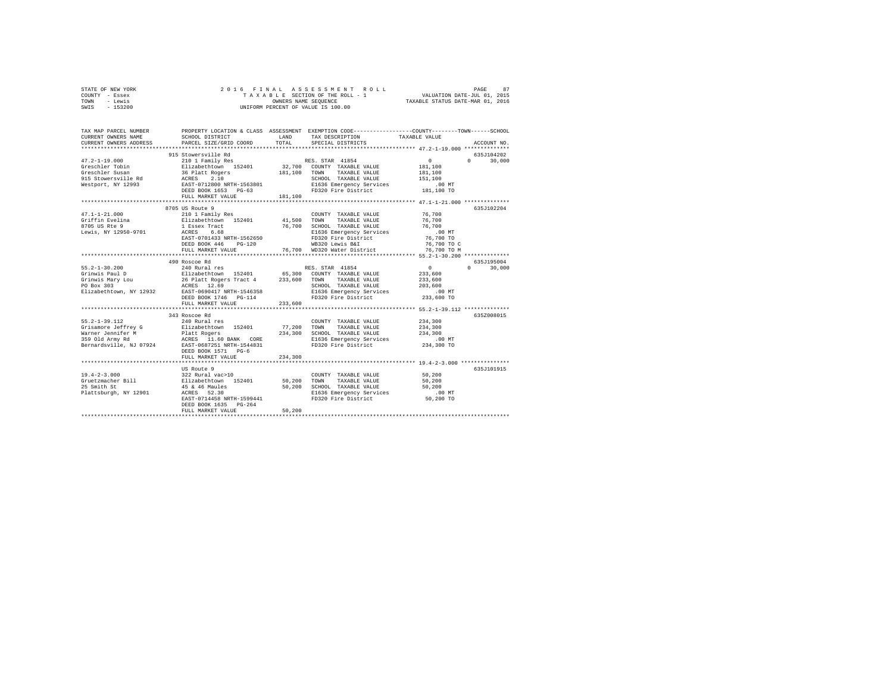STATE OF NEW YORK — COUNTY - Essex — TOWN - Lewis — SWIS - 153200

2016 FINAL ASSESSMENT ROLL
TAXABLE SECTION OF THE ROLL - 1
OWNERS NAME SEQUENCE
UNIFORM PERCENT OF VALUE IS 100.00

VALUATION DATE-JUL 01, 2015
TAXABLE STATUS DATE-MAR 01, 2016

| TAX MAP PARCEL NUMBER / CURRENT OWNERS NAME / CURRENT OWNERS ADDRESS | PROPERTY LOCATION & CLASS / SCHOOL DISTRICT / PARCEL SIZE/GRID COORD | ASSESSMENT LAND / TOTAL | EXEMPTION CODE / TAX DESCRIPTION / SPECIAL DISTRICTS | COUNTY / TOWN / SCHOOL TAXABLE VALUE | ACCOUNT NO. |
|---|---|---|---|---|---|
| **47.2-1-19.000** | 915 Stowersville Rd | | | | 635J104202 |
| Greschler Tobin | 210 1 Family Res | | RES. STAR 41854 | 0 0 30,000 | |
| Greschler Susan | Elizabethtown 152401 | 32,700 | COUNTY TAXABLE VALUE | 181,100 | |
| 915 Stowersville Rd | 36 Platt Rogers | 181,100 | TOWN TAXABLE VALUE | 181,100 | |
| Westport, NY 12993 | ACRES 2.10 | | SCHOOL TAXABLE VALUE | 151,100 | |
| | EAST-0712800 NRTH-1563801 | | E1636 Emergency Services | .00 MT | |
| | DEED BOOK 1653 PG-63 | | FD320 Fire District | 181,100 TO | |
| | FULL MARKET VALUE | 181,100 | | | |
| **47.1-1-21.000** | 8705 US Route 9 | | | | 635J102204 |
| Griffin Evelina | 210 1 Family Res | | COUNTY TAXABLE VALUE | 76,700 | |
| 8705 US Rte 9 | Elizabethtown 152401 | 41,500 | TOWN TAXABLE VALUE | 76,700 | |
| Lewis, NY 12950-9701 | 1 Essex Tract | 76,700 | SCHOOL TAXABLE VALUE | 76,700 | |
| | ACRES 6.68 | | E1636 Emergency Services | .00 MT | |
| | EAST-0701433 NRTH-1562650 | | FD320 Fire District | 76,700 TO | |
| | DEED BOOK 446 PG-120 | | WB320 Lewis B&I | 76,700 TO C | |
| | FULL MARKET VALUE | 76,700 | WD320 Water District | 76,700 TO M | |
| **55.2-1-30.200** | 490 Roscoe Rd | | | | 635J195004 |
| Grinwis Paul D | 240 Rural res | | RES. STAR 41854 | 0 0 30,000 | |
| Grinwis Mary Lou | Elizabethtown 152401 | 65,300 | COUNTY TAXABLE VALUE | 233,600 | |
| PO Box 303 | 26 Platt Rogers Tract 4 | 233,600 | TOWN TAXABLE VALUE | 233,600 | |
| Elizabethtown, NY 12932 | ACRES 12.69 | | SCHOOL TAXABLE VALUE | 203,600 | |
| | EAST-0690417 NRTH-1546358 | | E1636 Emergency Services | .00 MT | |
| | DEED BOOK 1746 PG-114 | | FD320 Fire District | 233,600 TO | |
| | FULL MARKET VALUE | 233,600 | | | |
| **55.2-1-39.112** | 343 Roscoe Rd | | | | 635Z008015 |
| Grisamore Jeffrey G | 240 Rural res | | COUNTY TAXABLE VALUE | 234,300 | |
| Warner Jennifer M | Elizabethtown 152401 | 77,200 | TOWN TAXABLE VALUE | 234,300 | |
| 359 Old Army Rd | Platt Rogers | 234,300 | SCHOOL TAXABLE VALUE | 234,300 | |
| Bernardsville, NJ 07924 | ACRES 11.60 BANK CORE | | E1636 Emergency Services | .00 MT | |
| | EAST-0687251 NRTH-1544831 | | FD320 Fire District | 234,300 TO | |
| | DEED BOOK 1571 PG-6 | | | | |
| | FULL MARKET VALUE | 234,300 | | | |
| **19.4-2-3.000** | US Route 9 | | | | 635J101915 |
| Gruetzmacher Bill | 322 Rural vac>10 | | COUNTY TAXABLE VALUE | 50,200 | |
| 25 Smith St | Elizabethtown 152401 | 50,200 | TOWN TAXABLE VALUE | 50,200 | |
| Plattsburgh, NY 12901 | 45 & 46 Maules | 50,200 | SCHOOL TAXABLE VALUE | 50,200 | |
| | ACRES 52.30 | | E1636 Emergency Services | .00 MT | |
| | EAST-0714458 NRTH-1599441 | | FD320 Fire District | 50,200 TO | |
| | DEED BOOK 1635 PG-264 | | | | |
| | FULL MARKET VALUE | 50,200 | | | |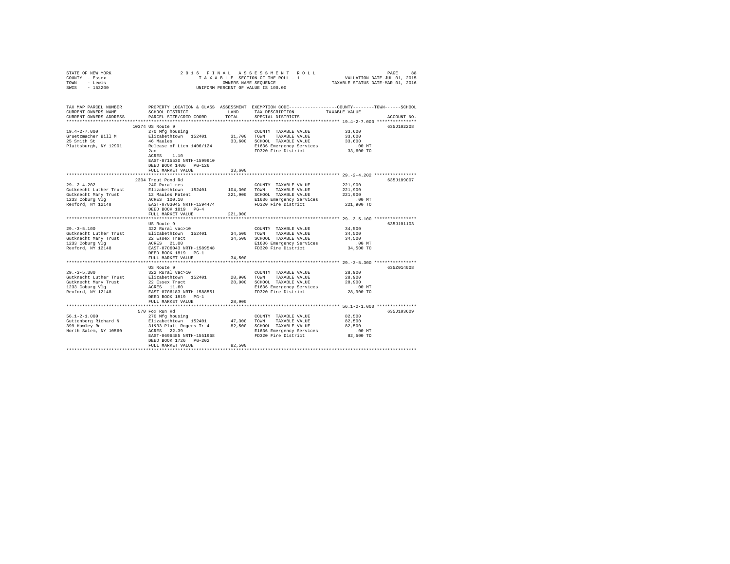STATE OF NEW YORK  
COUNTY - Essex  
TOWN - Lewis  
SWIS - 153200

2016 FINAL ASSESSMENT ROLL  
TAXABLE SECTION OF THE ROLL - 1  
OWNERS NAME SEQUENCE  
UNIFORM PERCENT OF VALUE IS 100.00

VALUATION DATE-JUL 01, 2015  
TAXABLE STATUS DATE-MAR 01, 2016

| TAX MAP PARCEL NUMBER / CURRENT OWNERS NAME / CURRENT OWNERS ADDRESS | PROPERTY LOCATION & CLASS / SCHOOL DISTRICT / PARCEL SIZE/GRID COORD | ASSESSMENT LAND | TOTAL | EXEMPTION CODE / TAX DESCRIPTION / SPECIAL DISTRICTS | TAXABLE VALUE (COUNTY / TOWN / SCHOOL) | ACCOUNT NO. |
|---|---|---|---|---|---|---|
| **19.4-2-7.000** | 10374 US Route 9 | | | | | 635J102208 |
| Gruetzmacher Bill M | 270 Mfg housing | | | COUNTY TAXABLE VALUE | 33,600 | |
| 25 Smith St | Elizabethtown 152401 | 31,700 | | TOWN TAXABLE VALUE | 33,600 | |
| Plattsburgh, NY 12901 | 46 Maules | | 33,600 | SCHOOL TAXABLE VALUE | 33,600 | |
| | Release of Lien 1406/124 | | | E1636 Emergency Services | .00 MT | |
| | 2ac | | | FD320 Fire District | 33,600 TO | |
| | ACRES 1.10 | | | | | |
| | EAST-0715530 NRTH-1599910 | | | | | |
| | DEED BOOK 1406 PG-126 | | | | | |
| | FULL MARKET VALUE | | 33,600 | | | |
| **29.-2-4.202** | 2304 Trout Pond Rd | | | | | 635J189007 |
| Gutknecht Luther Trust | 240 Rural res | | | COUNTY TAXABLE VALUE | 221,900 | |
| Gutknecht Mary Trust | Elizabethtown 152401 | 104,300 | | TOWN TAXABLE VALUE | 221,900 | |
| 1233 Coburg Vlg | 12 Maules Patent | | 221,900 | SCHOOL TAXABLE VALUE | 221,900 | |
| Rexford, NY 12148 | ACRES 100.10 | | | E1636 Emergency Services | .00 MT | |
| | EAST-0703045 NRTH-1594474 | | | FD320 Fire District | 221,900 TO | |
| | DEED BOOK 1819 PG-4 | | | | | |
| | FULL MARKET VALUE | | 221,900 | | | |
| **29.-3-5.100** | US Route 9 | | | | | 635J101103 |
| Gutknecht Luther Trust | 322 Rural vac>10 | | | COUNTY TAXABLE VALUE | 34,500 | |
| Gutknecht Mary Trust | Elizabethtown 152401 | 34,500 | | TOWN TAXABLE VALUE | 34,500 | |
| 1233 Coburg Vlg | 22 Essex Tract | | 34,500 | SCHOOL TAXABLE VALUE | 34,500 | |
| Rexford, NY 12148 | ACRES 21.00 | | | E1636 Emergency Services | .00 MT | |
| | EAST-0706043 NRTH-1589548 | | | FD320 Fire District | 34,500 TO | |
| | DEED BOOK 1819 PG-1 | | | | | |
| | FULL MARKET VALUE | | 34,500 | | | |
| **29.-3-5.300** | US Route 9 | | | | | 635Z014008 |
| Gutknecht Luther Trust | 322 Rural vac>10 | | | COUNTY TAXABLE VALUE | 28,900 | |
| Gutknecht Mary Trust | Elizabethtown 152401 | 28,900 | | TOWN TAXABLE VALUE | 28,900 | |
| 1233 Coburg Vlg | 22 Essex Tract | | 28,900 | SCHOOL TAXABLE VALUE | 28,900 | |
| Rexford, NY 12148 | ACRES 11.60 | | | E1636 Emergency Services | .00 MT | |
| | EAST-0706183 NRTH-1588551 | | | FD320 Fire District | 28,900 TO | |
| | DEED BOOK 1819 PG-1 | | | | | |
| | FULL MARKET VALUE | | 28,900 | | | |
| **56.1-2-1.000** | 570 Fox Run Rd | | | | | 635J103609 |
| Guttenberg Richard N | 270 Mfg housing | | | COUNTY TAXABLE VALUE | 82,500 | |
| 399 Hawley Rd | Elizabethtown 152401 | 47,300 | | TOWN TAXABLE VALUE | 82,500 | |
| North Salem, NY 10560 | 31&33 Platt Rogers Tr 4 | | 82,500 | SCHOOL TAXABLE VALUE | 82,500 | |
| | ACRES 22.39 | | | E1636 Emergency Services | .00 MT | |
| | EAST-0696485 NRTH-1551968 | | | FD320 Fire District | 82,500 TO | |
| | DEED BOOK 1726 PG-202 | | | | | |
| | FULL MARKET VALUE | | 82,500 | | | |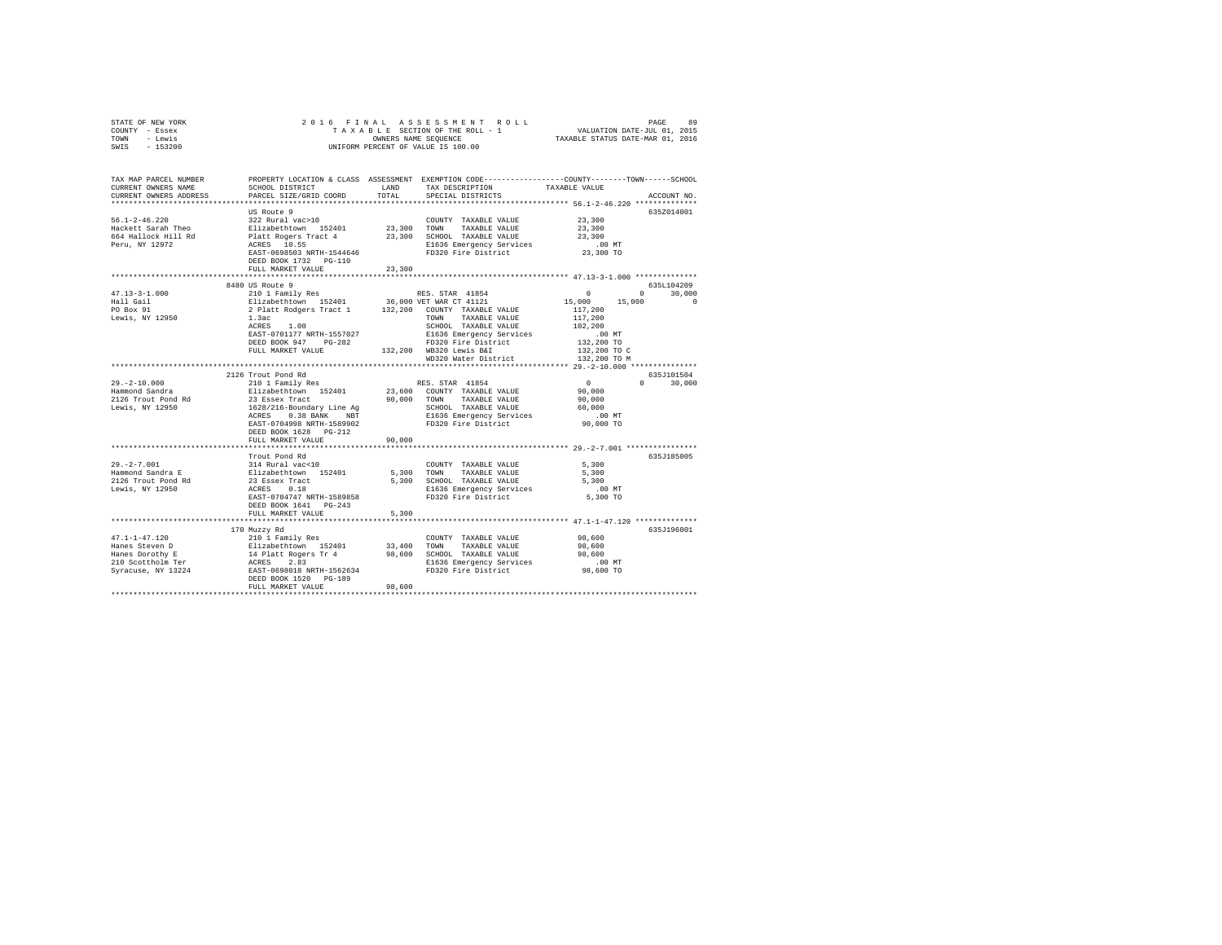STATE OF NEW YORK
COUNTY - Essex
TOWN - Lewis
SWIS - 153200

2016 FINAL ASSESSMENT ROLL
TAXABLE SECTION OF THE ROLL - 1
OWNERS NAME SEQUENCE
UNIFORM PERCENT OF VALUE IS 100.00

VALUATION DATE-JUL 01, 2015
TAXABLE STATUS DATE-MAR 01, 2016

```
TAX MAP PARCEL NUMBER     PROPERTY LOCATION & CLASS  ASSESSMENT  EXEMPTION CODE-----------------COUNTY--------TOWN------SCHOOL
CURRENT OWNERS NAME       SCHOOL DISTRICT              LAND      TAX DESCRIPTION            TAXABLE VALUE
CURRENT OWNERS ADDRESS    PARCEL SIZE/GRID COORD       TOTAL     SPECIAL DISTRICTS                                      ACCOUNT NO.
****************************************************************************************************** 56.1-2-46.220 **************
                          US Route 9                                                                              635Z014001
56.1-2-46.220             322 Rural vac>10                         COUNTY  TAXABLE VALUE             23,300
Hackett Sarah Theo        Elizabethtown  152401      23,300  TOWN    TAXABLE VALUE             23,300
664 Hallock Hill Rd       Platt Rogers Tract 4       23,300  SCHOOL  TAXABLE VALUE             23,300
Peru, NY 12972            ACRES   10.55                            E1636 Emergency Services            .00 MT
                          EAST-0698503 NRTH-1544646                FD320 Fire District              23,300 TO
                          DEED BOOK 1732   PG-110
                          FULL MARKET VALUE             23,300
****************************************************************************************************** 47.13-3-1.000 **************
                          8480 US Route 9                                                                         635L104209
47.13-3-1.000             210 1 Family Res                  RES. STAR  41854                     0          0     30,000
Hall Gail                 Elizabethtown  152401      36,000 VET WAR CT 41121                15,000     15,000          0
PO Box 91                 2 Platt Rodgers Tract 1   132,200  COUNTY  TAXABLE VALUE            117,200
Lewis, NY 12950           1.3ac                                    TOWN    TAXABLE VALUE            117,200
                          ACRES    1.00                            SCHOOL  TAXABLE VALUE            102,200
                          EAST-0701177 NRTH-1557027                E1636 Emergency Services            .00 MT
                          DEED BOOK 947    PG-282                  FD320 Fire District             132,200 TO
                          FULL MARKET VALUE            132,200  WB320 Lewis B&I                 132,200 TO C
                                                                   WD320 Water District            132,200 TO M
****************************************************************************************************** 29.-2-10.000 ***************
                          2126 Trout Pond Rd                                                                      635J101504
29.-2-10.000              210 1 Family Res                  RES. STAR  41854                     0          0     30,000
Hammond Sandra            Elizabethtown  152401      23,600  COUNTY  TAXABLE VALUE             90,000
2126 Trout Pond Rd        23 Essex Tract              90,000  TOWN    TAXABLE VALUE             90,000
Lewis, NY 12950           1628/216-Boundary Line Ag               SCHOOL  TAXABLE VALUE             60,000
                          ACRES    0.38 BANK    NBT                E1636 Emergency Services            .00 MT
                          EAST-0704998 NRTH-1589902                FD320 Fire District              90,000 TO
                          DEED BOOK 1628   PG-212
                          FULL MARKET VALUE             90,000
****************************************************************************************************** 29.-2-7.001 ****************
                          Trout Pond Rd                                                                           635J185005
29.-2-7.001               314 Rural vac<10                         COUNTY  TAXABLE VALUE              5,300
Hammond Sandra E          Elizabethtown  152401       5,300  TOWN    TAXABLE VALUE              5,300
2126 Trout Pond Rd        23 Essex Tract               5,300  SCHOOL  TAXABLE VALUE              5,300
Lewis, NY 12950           ACRES    0.18                            E1636 Emergency Services            .00 MT
                          EAST-0704747 NRTH-1589858                FD320 Fire District               5,300 TO
                          DEED BOOK 1641   PG-243
                          FULL MARKET VALUE              5,300
****************************************************************************************************** 47.1-1-47.120 **************
                          170 Muzzy Rd                                                                            635J196001
47.1-1-47.120             210 1 Family Res                         COUNTY  TAXABLE VALUE             98,600
Hanes Steven D            Elizabethtown  152401      33,400  TOWN    TAXABLE VALUE             98,600
Hanes Dorothy E           14 Platt Rogers Tr 4        98,600  SCHOOL  TAXABLE VALUE             98,600
210 Scottholm Ter         ACRES    2.83                            E1636 Emergency Services            .00 MT
Syracuse, NY 13224        EAST-0698018 NRTH-1562634                FD320 Fire District              98,600 TO
                          DEED BOOK 1520   PG-189
                          FULL MARKET VALUE             98,600
************************************************************************************************************************************
```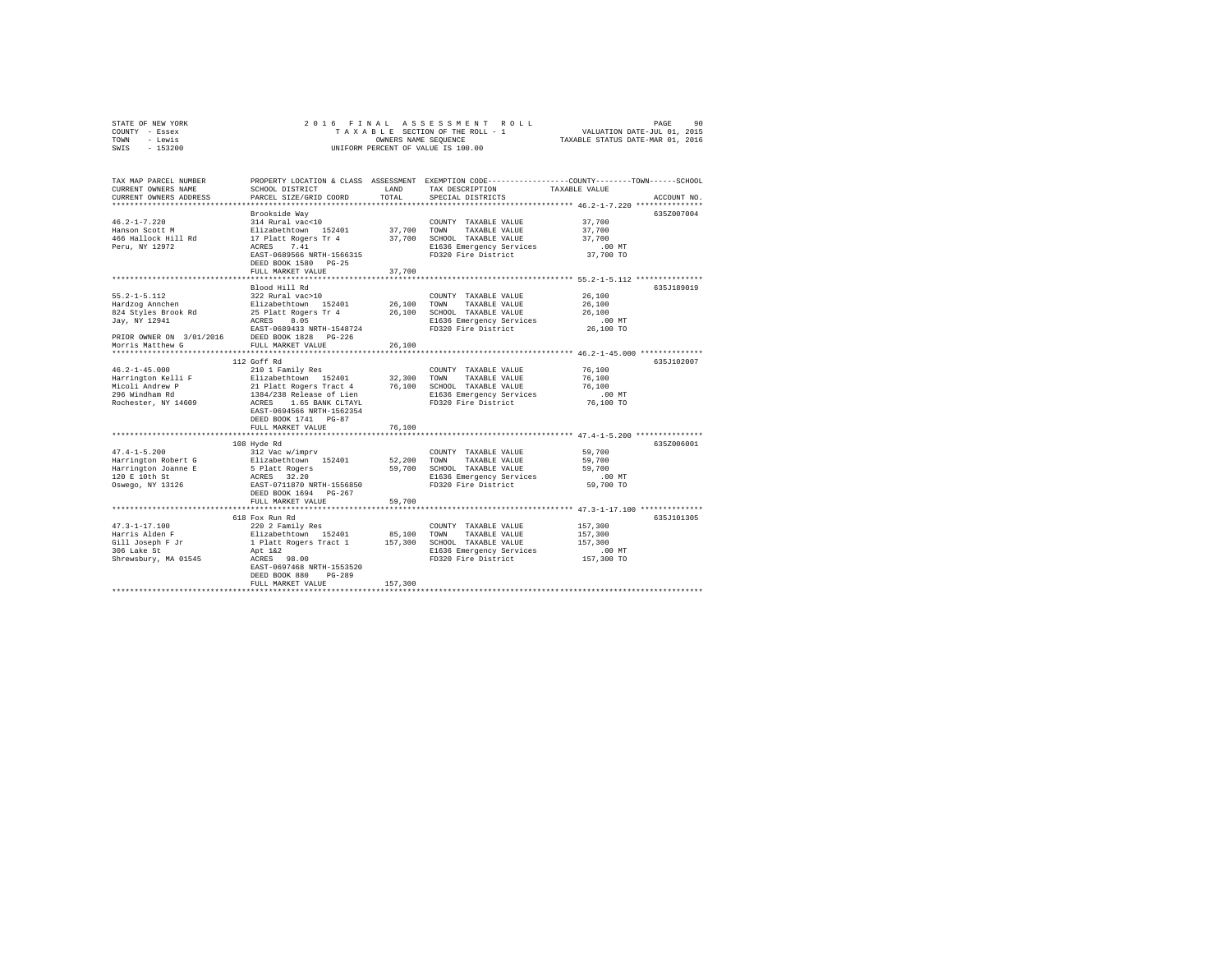STATE OF NEW YORK | COUNTY - Essex | TOWN - Lewis | SWIS - 153200

2016 FINAL ASSESSMENT ROLL
TAXABLE SECTION OF THE ROLL - 1
OWNERS NAME SEQUENCE
UNIFORM PERCENT OF VALUE IS 100.00

VALUATION DATE-JUL 01, 2015
TAXABLE STATUS DATE-MAR 01, 2016

| TAX MAP PARCEL NUMBER / CURRENT OWNERS NAME / CURRENT OWNERS ADDRESS | PROPERTY LOCATION & CLASS / SCHOOL DISTRICT / PARCEL SIZE/GRID COORD | ASSESSMENT LAND / TOTAL | EXEMPTION CODE / TAX DESCRIPTION / SPECIAL DISTRICTS | TAXABLE VALUE (COUNTY / TOWN / SCHOOL) | ACCOUNT NO. |
|---|---|---|---|---|---|
| 46.2-1-7.220 | Brookside Way | | | | 635Z007004 |
| Hanson Scott M | 314 Rural vac<10 | | COUNTY TAXABLE VALUE | 37,700 | |
| 466 Hallock Hill Rd | Elizabethtown 152401 | 37,700 | TOWN TAXABLE VALUE | 37,700 | |
| Peru, NY 12972 | 17 Platt Rogers Tr 4 | 37,700 | SCHOOL TAXABLE VALUE | 37,700 | |
| | ACRES 7.41 | | E1636 Emergency Services | .00 MT | |
| | EAST-0689566 NRTH-1566315 | | FD320 Fire District | 37,700 TO | |
| | DEED BOOK 1580 PG-25 | | | | |
| | FULL MARKET VALUE | 37,700 | | | |
| 55.2-1-5.112 | Blood Hill Rd | | | | 635J189019 |
| Hardzog Annchen | 322 Rural vac>10 | | COUNTY TAXABLE VALUE | 26,100 | |
| 824 Styles Brook Rd | Elizabethtown 152401 | 26,100 | TOWN TAXABLE VALUE | 26,100 | |
| Jay, NY 12941 | 25 Platt Rogers Tr 4 | 26,100 | SCHOOL TAXABLE VALUE | 26,100 | |
| | ACRES 8.05 | | E1636 Emergency Services | .00 MT | |
| | EAST-0689433 NRTH-1548724 | | FD320 Fire District | 26,100 TO | |
| PRIOR OWNER ON 3/01/2016 | DEED BOOK 1828 PG-226 | | | | |
| Morris Matthew G | FULL MARKET VALUE | 26,100 | | | |
| 46.2-1-45.000 | 112 Goff Rd | | | | 635J102007 |
| Harrington Kelli F | 210 1 Family Res | | COUNTY TAXABLE VALUE | 76,100 | |
| Micoli Andrew P | Elizabethtown 152401 | 32,300 | TOWN TAXABLE VALUE | 76,100 | |
| 296 Windham Rd | 21 Platt Rogers Tract 4 | 76,100 | SCHOOL TAXABLE VALUE | 76,100 | |
| Rochester, NY 14609 | 1384/238 Release of Lien | | E1636 Emergency Services | .00 MT | |
| | ACRES 1.65 BANK CLTAYL | | FD320 Fire District | 76,100 TO | |
| | EAST-0694566 NRTH-1562354 | | | | |
| | DEED BOOK 1741 PG-87 | | | | |
| | FULL MARKET VALUE | 76,100 | | | |
| 47.4-1-5.200 | 108 Hyde Rd | | | | 635Z006001 |
| Harrington Robert G | 312 Vac w/imprv | | COUNTY TAXABLE VALUE | 59,700 | |
| Harrington Joanne E | Elizabethtown 152401 | 52,200 | TOWN TAXABLE VALUE | 59,700 | |
| 120 E 10th St | 5 Platt Rogers | 59,700 | SCHOOL TAXABLE VALUE | 59,700 | |
| Oswego, NY 13126 | ACRES 32.20 | | E1636 Emergency Services | .00 MT | |
| | EAST-0711870 NRTH-1556850 | | FD320 Fire District | 59,700 TO | |
| | DEED BOOK 1694 PG-267 | | | | |
| | FULL MARKET VALUE | 59,700 | | | |
| 47.3-1-17.100 | 618 Fox Run Rd | | | | 635J101305 |
| Harris Alden F | 220 2 Family Res | | COUNTY TAXABLE VALUE | 157,300 | |
| Gill Joseph F Jr | Elizabethtown 152401 | 85,100 | TOWN TAXABLE VALUE | 157,300 | |
| 306 Lake St | 1 Platt Rogers Tract 1 | 157,300 | SCHOOL TAXABLE VALUE | 157,300 | |
| Shrewsbury, MA 01545 | Apt 1&2 | | E1636 Emergency Services | .00 MT | |
| | ACRES 98.00 | | FD320 Fire District | 157,300 TO | |
| | EAST-0697468 NRTH-1553520 | | | | |
| | DEED BOOK 080 PG-289 | | | | |
| | FULL MARKET VALUE | 157,300 | | | |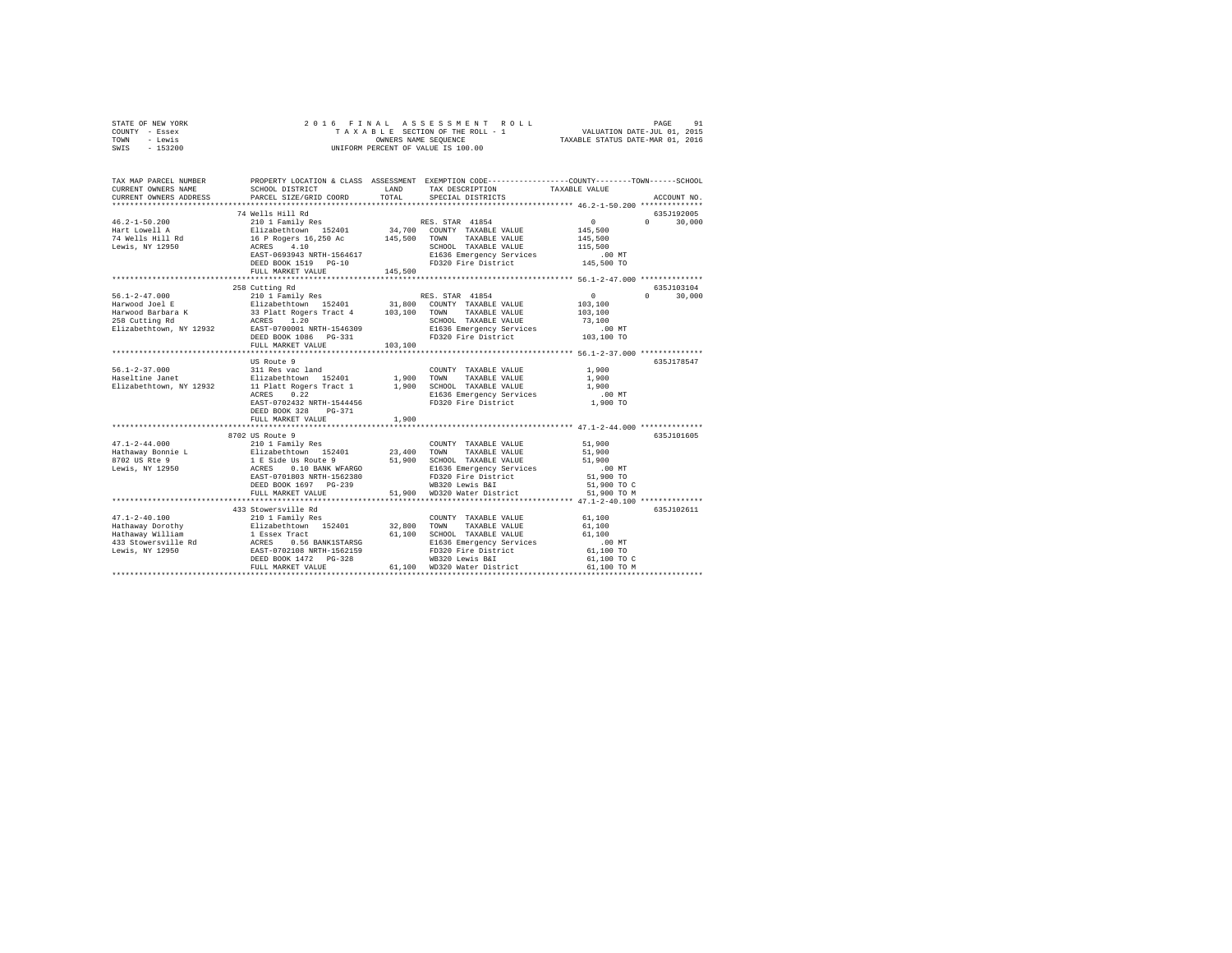STATE OF NEW YORK
COUNTY - Essex
TOWN - Lewis
SWIS - 153200

2016 FINAL ASSESSMENT ROLL
TAXABLE SECTION OF THE ROLL - 1
OWNERS NAME SEQUENCE
UNIFORM PERCENT OF VALUE IS 100.00

VALUATION DATE-JUL 01, 2015
TAXABLE STATUS DATE-MAR 01, 2016

```
TAX MAP PARCEL NUMBER         PROPERTY LOCATION & CLASS  ASSESSMENT  EXEMPTION CODE-----------------COUNTY--------TOWN------SCHOOL
CURRENT OWNERS NAME           SCHOOL DISTRICT             LAND       TAX DESCRIPTION            TAXABLE VALUE
CURRENT OWNERS ADDRESS        PARCEL SIZE/GRID COORD      TOTAL      SPECIAL DISTRICTS                                    ACCOUNT NO.
************************************************************************************************ 46.2-1-50.200 **************
                              74 Wells Hill Rd                                                                            635J192005
46.2-1-50.200                 210 1 Family Res                       RES. STAR 41854                  0             0     30,000
Hart Lowell A                 Elizabethtown  152401       34,700   COUNTY  TAXABLE VALUE          145,500
74 Wells Hill Rd              16 P Rogers 16,250 Ac       145,500   TOWN    TAXABLE VALUE          145,500
Lewis, NY 12950               ACRES    4.10                          SCHOOL  TAXABLE VALUE          115,500
                              EAST-0693943 NRTH-1564617              E1636 Emergency Services           .00 MT
                              DEED BOOK 1519   PG-10                 FD320 Fire District            145,500 TO
                              FULL MARKET VALUE           145,500
************************************************************************************************ 56.1-2-47.000 **************
                              258 Cutting Rd                                                                              635J103104
56.1-2-47.000                 210 1 Family Res                       RES. STAR 41854                  0             0     30,000
Harwood Joel E                Elizabethtown  152401       31,800   COUNTY  TAXABLE VALUE          103,100
Harwood Barbara K             33 Platt Rogers Tract 4     103,100   TOWN    TAXABLE VALUE          103,100
258 Cutting Rd                ACRES    1.20                          SCHOOL  TAXABLE VALUE           73,100
Elizabethtown, NY 12932       EAST-0700001 NRTH-1546309              E1636 Emergency Services           .00 MT
                              DEED BOOK 1086   PG-331                FD320 Fire District            103,100 TO
                              FULL MARKET VALUE           103,100
************************************************************************************************ 56.1-2-37.000 **************
                              US Route 9                                                                                  635J178547
56.1-2-37.000                 311 Res vac land                       COUNTY  TAXABLE VALUE            1,900
Haseltine Janet               Elizabethtown  152401        1,900    TOWN    TAXABLE VALUE            1,900
Elizabethtown, NY 12932       11 Platt Rogers Tract 1      1,900    SCHOOL  TAXABLE VALUE            1,900
                              ACRES    0.22                          E1636 Emergency Services           .00 MT
                              EAST-0702432 NRTH-1544456              FD320 Fire District              1,900 TO
                              DEED BOOK 328    PG-371
                              FULL MARKET VALUE             1,900
************************************************************************************************ 47.1-2-44.000 **************
                              8702 US Route 9                                                                             635J101605
47.1-2-44.000                 210 1 Family Res                       COUNTY  TAXABLE VALUE           51,900
Hathaway Bonnie L             Elizabethtown  152401       23,400   TOWN    TAXABLE VALUE           51,900
8702 US Rte 9                 1 E Side Us Route 9          51,900   SCHOOL  TAXABLE VALUE           51,900
Lewis, NY 12950               ACRES    0.10 BANK WFARGO              E1636 Emergency Services           .00 MT
                              EAST-0701803 NRTH-1562380              FD320 Fire District             51,900 TO
                              DEED BOOK 1697   PG-239                WB320 Lewis B&I                 51,900 TO C
                              FULL MARKET VALUE            51,900   WD320 Water District            51,900 TO M
************************************************************************************************ 47.1-2-40.100 **************
                              433 Stowersville Rd                                                                         635J102611
47.1-2-40.100                 210 1 Family Res                       COUNTY  TAXABLE VALUE           61,100
Hathaway Dorothy              Elizabethtown  152401       32,800   TOWN    TAXABLE VALUE           61,100
Hathaway William              1 Essex Tract                61,100   SCHOOL  TAXABLE VALUE           61,100
433 Stowersville Rd           ACRES    0.56 BANK1STARSG              E1636 Emergency Services           .00 MT
Lewis, NY 12950               EAST-0702108 NRTH-1562159              FD320 Fire District             61,100 TO
                              DEED BOOK 1472   PG-328                WB320 Lewis B&I                 61,100 TO C
                              FULL MARKET VALUE            61,100   WD320 Water District            61,100 TO M
******************************************************************************************************************************
```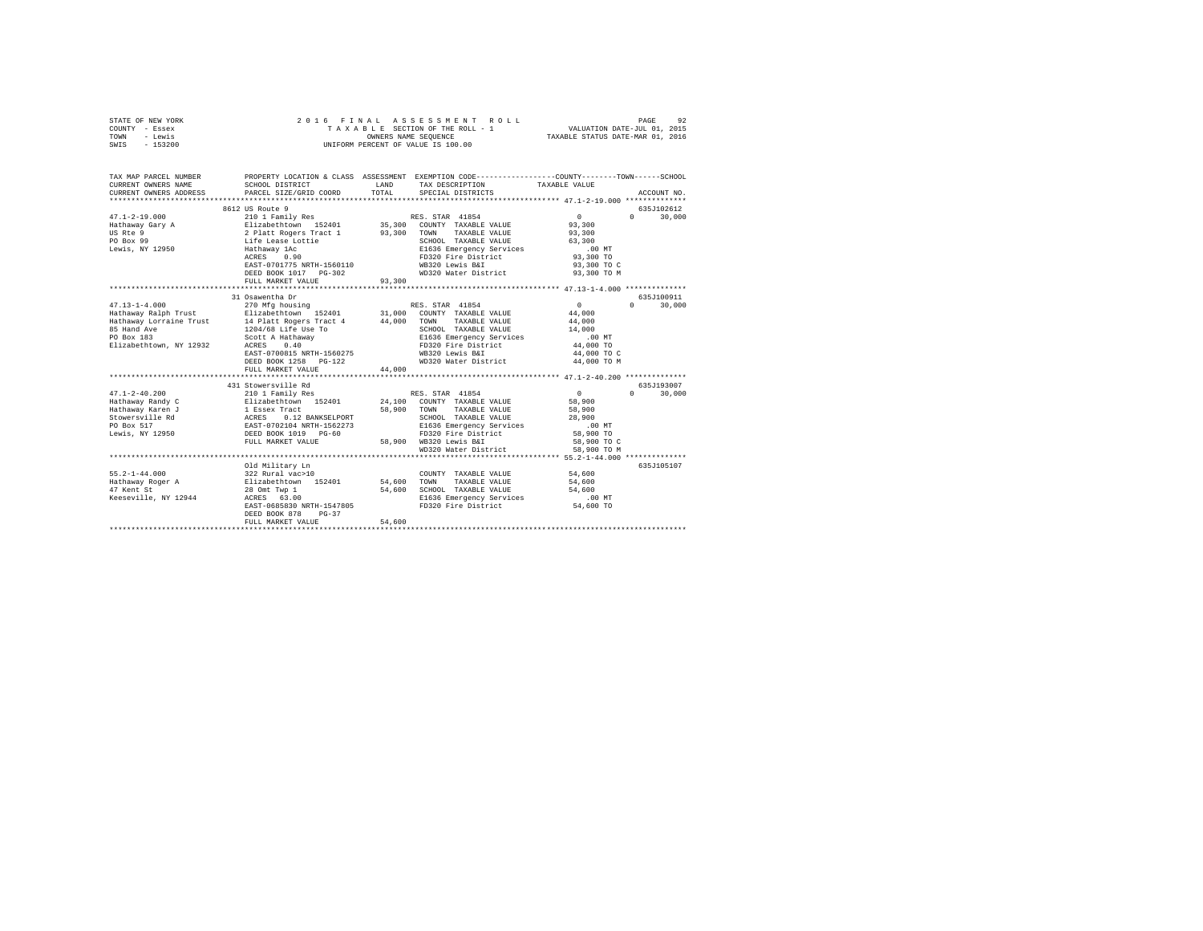STATE OF NEW YORK 2 0 1 6 F I N A L A S S E S S M E N T R O L L
COUNTY - Essex T A X A B L E SECTION OF THE ROLL - 1 VALUATION DATE-JUL 01, 2015
TOWN - Lewis OWNERS NAME SEQUENCE TAXABLE STATUS DATE-MAR 01, 2016
SWIS - 153200 UNIFORM PERCENT OF VALUE IS 100.00

```
TAX MAP PARCEL NUMBER          PROPERTY LOCATION & CLASS  ASSESSMENT  EXEMPTION CODE-----------------COUNTY--------TOWN------SCHOOL
CURRENT OWNERS NAME            SCHOOL DISTRICT            LAND        TAX DESCRIPTION             TAXABLE VALUE
CURRENT OWNERS ADDRESS         PARCEL SIZE/GRID COORD     TOTAL       SPECIAL DISTRICTS                                      ACCOUNT NO.
******************************************************************************************************** 47.1-2-19.000 **************
                               8612 US Route 9                                                                              635J102612
47.1-2-19.000                  210 1 Family Res                       RES. STAR  41854                 0            0       30,000
Hathaway Gary A                Elizabethtown  152401      35,300      COUNTY  TAXABLE VALUE          93,300
US Rte 9                       2 Platt Rogers Tract 1     93,300      TOWN    TAXABLE VALUE          93,300
PO Box 99                      Life Lease Lottie                      SCHOOL  TAXABLE VALUE          63,300
Lewis, NY 12950                Hathaway 1Ac                           E1636 Emergency Services          .00 MT
                               ACRES    0.90                          FD320 Fire District            93,300 TO
                               EAST-0701775 NRTH-1560110              WB320 Lewis B&I                93,300 TO C
                               DEED BOOK 1017   PG-302                WD320 Water District           93,300 TO M
                               FULL MARKET VALUE          93,300
******************************************************************************************************** 47.13-1-4.000 **************
                               31 Osawentha Dr                                                                              635J100911
47.13-1-4.000                  270 Mfg housing                        RES. STAR  41854                 0            0       30,000
Hathaway Ralph Trust           Elizabethtown  152401      31,000      COUNTY  TAXABLE VALUE          44,000
Hathaway Lorraine Trust        14 Platt Rogers Tract 4    44,000      TOWN    TAXABLE VALUE          44,000
85 Hand Ave                    1204/68 Life Use To                    SCHOOL  TAXABLE VALUE          14,000
PO Box 183                     Scott A Hathaway                       E1636 Emergency Services          .00 MT
Elizabethtown, NY 12932        ACRES    0.40                          FD320 Fire District            44,000 TO
                               EAST-0700815 NRTH-1560275              WB320 Lewis B&I                44,000 TO C
                               DEED BOOK 1258   PG-122                WD320 Water District           44,000 TO M
                               FULL MARKET VALUE          44,000
******************************************************************************************************** 47.1-2-40.200 **************
                               431 Stowersville Rd                                                                          635J193007
47.1-2-40.200                  210 1 Family Res                       RES. STAR  41854                 0            0       30,000
Hathaway Randy C               Elizabethtown  152401      24,100      COUNTY  TAXABLE VALUE          58,900
Hathaway Karen J               1 Essex Tract              58,900      TOWN    TAXABLE VALUE          58,900
Stowersville Rd                ACRES    0.12 BANKSELPORT              SCHOOL  TAXABLE VALUE          28,900
PO Box 517                     EAST-0702104 NRTH-1562273              E1636 Emergency Services          .00 MT
Lewis, NY 12950                DEED BOOK 1019   PG-60                 FD320 Fire District            58,900 TO
                               FULL MARKET VALUE          58,900      WB320 Lewis B&I                58,900 TO C
                                                                      WD320 Water District           58,900 TO M
******************************************************************************************************** 55.2-1-44.000 **************
                               Old Military Ln                                                                              635J105107
55.2-1-44.000                  322 Rural vac>10                       COUNTY  TAXABLE VALUE          54,600
Hathaway Roger A               Elizabethtown  152401      54,600      TOWN    TAXABLE VALUE          54,600
47 Kent St                     28 Omt Twp 1               54,600      SCHOOL  TAXABLE VALUE          54,600
Keeseville, NY 12944           ACRES   63.00                          E1636 Emergency Services          .00 MT
                               EAST-0685830 NRTH-1547805              FD320 Fire District            54,600 TO
                               DEED BOOK 878    PG-37
                               FULL MARKET VALUE          54,600
************************************************************************************************************************************
```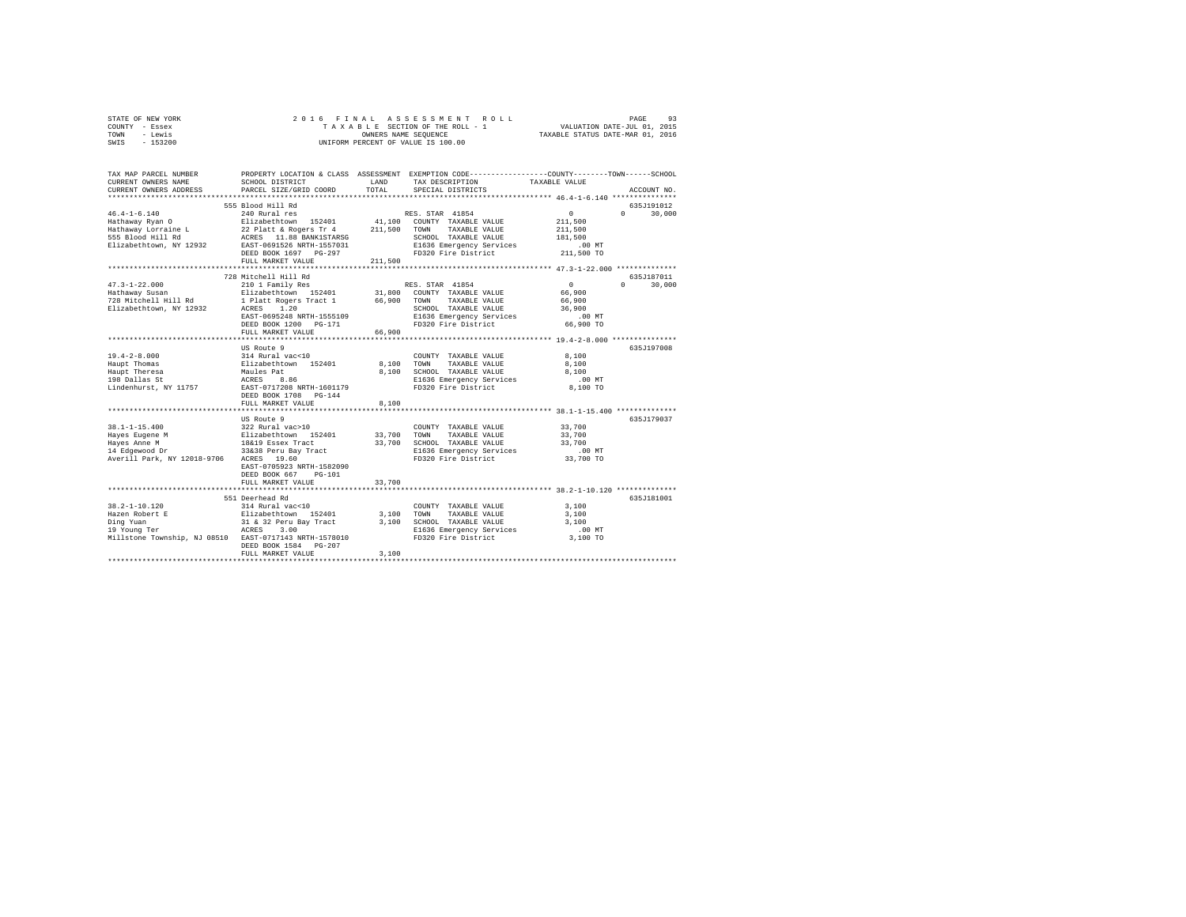STATE OF NEW YORK
COUNTY - Essex
TOWN - Lewis
SWIS - 153200

2016 FINAL ASSESSMENT ROLL
TAXABLE SECTION OF THE ROLL - 1
OWNERS NAME SEQUENCE
UNIFORM PERCENT OF VALUE IS 100.00

VALUATION DATE-JUL 01, 2015
TAXABLE STATUS DATE-MAR 01, 2016

| TAX MAP PARCEL NUMBER / CURRENT OWNERS NAME / CURRENT OWNERS ADDRESS | PROPERTY LOCATION & CLASS / SCHOOL DISTRICT / PARCEL SIZE/GRID COORD | ASSESSMENT LAND | TOTAL | EXEMPTION CODE / TAX DESCRIPTION / SPECIAL DISTRICTS | COUNTY / TOWN / SCHOOL TAXABLE VALUE | ACCOUNT NO. |
|---|---|---|---|---|---|---|
| 46.4-1-6.140 | 555 Blood Hill Rd | | | | | 635J191012 |
| | 240 Rural res | | | RES. STAR 41854 | 0 0 30,000 | |
| Hathaway Ryan O | Elizabethtown 152401 | 41,100 | | COUNTY TAXABLE VALUE | 211,500 | |
| Hathaway Lorraine L | 22 Platt & Rogers Tr 4 | | 211,500 | TOWN TAXABLE VALUE | 211,500 | |
| 555 Blood Hill Rd | ACRES 11.88 BANK1STARSG | | | SCHOOL TAXABLE VALUE | 181,500 | |
| Elizabethtown, NY 12932 | EAST-0691526 NRTH-1557031 | | | E1636 Emergency Services | .00 MT | |
| | DEED BOOK 1697 PG-297 | | | FD320 Fire District | 211,500 TO | |
| | FULL MARKET VALUE | | 211,500 | | | |
| 47.3-1-22.000 | 728 Mitchell Hill Rd | | | | | 635J187011 |
| | 210 1 Family Res | | | RES. STAR 41854 | 0 0 30,000 | |
| Hathaway Susan | Elizabethtown 152401 | 31,800 | | COUNTY TAXABLE VALUE | 66,900 | |
| 728 Mitchell Hill Rd | 1 Platt Rogers Tract 1 | | 66,900 | TOWN TAXABLE VALUE | 66,900 | |
| Elizabethtown, NY 12932 | ACRES 1.20 | | | SCHOOL TAXABLE VALUE | 36,900 | |
| | EAST-0695248 NRTH-1555109 | | | E1636 Emergency Services | .00 MT | |
| | DEED BOOK 1200 PG-171 | | | FD320 Fire District | 66,900 TO | |
| | FULL MARKET VALUE | | 66,900 | | | |
| 19.4-2-8.000 | US Route 9 | | | | | 635J197008 |
| | 314 Rural vac<10 | | | COUNTY TAXABLE VALUE | 8,100 | |
| Haupt Thomas | Elizabethtown 152401 | 8,100 | | TOWN TAXABLE VALUE | 8,100 | |
| Haupt Theresa | Maules Pat | | 8,100 | SCHOOL TAXABLE VALUE | 8,100 | |
| 198 Dallas St | ACRES 8.86 | | | E1636 Emergency Services | .00 MT | |
| Lindenhurst, NY 11757 | EAST-0717208 NRTH-1601179 | | | FD320 Fire District | 8,100 TO | |
| | DEED BOOK 1708 PG-144 | | | | | |
| | FULL MARKET VALUE | | 8,100 | | | |
| 38.1-1-15.400 | US Route 9 | | | | | 635J179037 |
| | 322 Rural vac>10 | | | COUNTY TAXABLE VALUE | 33,700 | |
| Hayes Eugene M | Elizabethtown 152401 | 33,700 | | TOWN TAXABLE VALUE | 33,700 | |
| Hayes Anne M | 18&19 Essex Tract | | 33,700 | SCHOOL TAXABLE VALUE | 33,700 | |
| 14 Edgewood Dr | 33&38 Peru Bay Tract | | | E1636 Emergency Services | .00 MT | |
| Averill Park, NY 12018-9706 | ACRES 19.60 | | | FD320 Fire District | 33,700 TO | |
| | EAST-0705923 NRTH-1582090 | | | | | |
| | DEED BOOK 667 PG-101 | | | | | |
| | FULL MARKET VALUE | | 33,700 | | | |
| 38.2-1-10.120 | 551 Deerhead Rd | | | | | 635J181001 |
| | 314 Rural vac<10 | | | COUNTY TAXABLE VALUE | 3,100 | |
| Hazen Robert E | Elizabethtown 152401 | 3,100 | | TOWN TAXABLE VALUE | 3,100 | |
| Ding Yuan | 31 & 32 Peru Bay Tract | | 3,100 | SCHOOL TAXABLE VALUE | 3,100 | |
| 19 Young Ter | ACRES 3.00 | | | E1636 Emergency Services | .00 MT | |
| Millstone Township, NJ 08510 | EAST-0717143 NRTH-1578010 | | | FD320 Fire District | 3,100 TO | |
| | DEED BOOK 1584 PG-207 | | | | | |
| | FULL MARKET VALUE | | 3,100 | | | |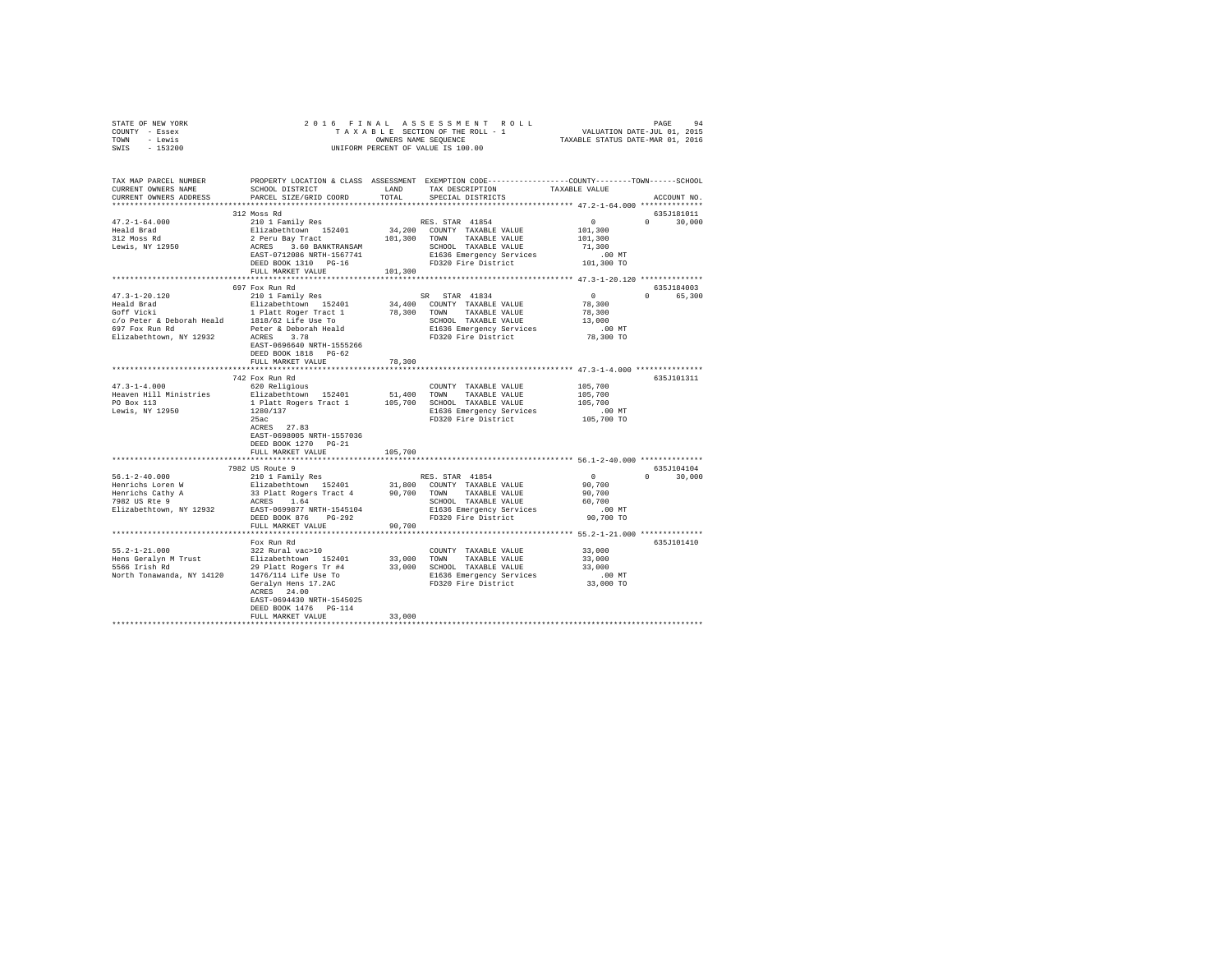STATE OF NEW YORK                    2 0 1 6   F I N A L   A S S E S S M E N T   R O L L                    PAGE    94
COUNTY - Essex                       T A X A B L E  SECTION OF THE ROLL - 1          VALUATION DATE-JUL 01, 2015
TOWN   - Lewis                       OWNERS NAME SEQUENCE                       TAXABLE STATUS DATE-MAR 01, 2016
SWIS   - 153200                      UNIFORM PERCENT OF VALUE IS 100.00

```
TAX MAP PARCEL NUMBER          PROPERTY LOCATION & CLASS  ASSESSMENT  EXEMPTION CODE-----------------COUNTY--------TOWN------SCHOOL
CURRENT OWNERS NAME            SCHOOL DISTRICT             LAND       TAX DESCRIPTION              TAXABLE VALUE
CURRENT OWNERS ADDRESS         PARCEL SIZE/GRID COORD      TOTAL      SPECIAL DISTRICTS                                    ACCOUNT NO.
******************************************************************************************************* 47.2-1-64.000 **************
                               312 Moss Rd                                                                                635J181011
47.2-1-64.000                  210 1 Family Res                       RES. STAR 41854                   0            0      30,000
Heald Brad                     Elizabethtown  152401       34,200    COUNTY  TAXABLE VALUE          101,300
312 Moss Rd                    2 Peru Bay Tract           101,300    TOWN    TAXABLE VALUE          101,300
Lewis, NY 12950                ACRES    3.60 BANKTRANSAM             SCHOOL  TAXABLE VALUE           71,300
                               EAST-0712086 NRTH-1567741             E1636 Emergency Services           .00 MT
                               DEED BOOK 1310   PG-16                FD320 Fire District            101,300 TO
                               FULL MARKET VALUE          101,300
******************************************************************************************************* 47.3-1-20.120 **************
                               697 Fox Run Rd                                                                             635J184003
47.3-1-20.120                  210 1 Family Res                       SR   STAR 41834                   0            0      65,300
Heald Brad                     Elizabethtown  152401       34,400    COUNTY  TAXABLE VALUE           78,300
Goff Vicki                     1 Platt Roger Tract 1       78,300    TOWN    TAXABLE VALUE           78,300
c/o Peter & Deborah Heald      1818/62 Life Use To                   SCHOOL  TAXABLE VALUE           13,000
697 Fox Run Rd                 Peter & Deborah Heald                 E1636 Emergency Services           .00 MT
Elizabethtown, NY 12932        ACRES    3.78                         FD320 Fire District             78,300 TO
                               EAST-0696640 NRTH-1555266
                               DEED BOOK 1818   PG-62
                               FULL MARKET VALUE           78,300
******************************************************************************************************* 47.3-1-4.000 ***************
                               742 Fox Run Rd                                                                             635J101311
47.3-1-4.000                   620 Religious                         COUNTY  TAXABLE VALUE          105,700
Heaven Hill Ministries         Elizabethtown  152401       51,400    TOWN    TAXABLE VALUE          105,700
PO Box 113                     1 Platt Rogers Tract 1     105,700    SCHOOL  TAXABLE VALUE          105,700
Lewis, NY 12950                1280/137                              E1636 Emergency Services           .00 MT
                               25ac                                  FD320 Fire District            105,700 TO
                               ACRES   27.83
                               EAST-0698005 NRTH-1557036
                               DEED BOOK 1270   PG-21
                               FULL MARKET VALUE          105,700
******************************************************************************************************* 56.1-2-40.000 **************
                               7982 US Route 9                                                                            635J104104
56.1-2-40.000                  210 1 Family Res                       RES. STAR 41854                   0            0      30,000
Henrichs Loren W               Elizabethtown  152401       31,800    COUNTY  TAXABLE VALUE           90,700
Henrichs Cathy A               33 Platt Rogers Tract 4     90,700    TOWN    TAXABLE VALUE           90,700
7982 US Rte 9                  ACRES    1.64                         SCHOOL  TAXABLE VALUE           60,700
Elizabethtown, NY 12932        EAST-0699877 NRTH-1545104             E1636 Emergency Services           .00 MT
                               DEED BOOK 876    PG-292               FD320 Fire District             90,700 TO
                               FULL MARKET VALUE           90,700
******************************************************************************************************* 55.2-1-21.000 **************
                               Fox Run Rd                                                                                 635J101410
55.2-1-21.000                  322 Rural vac>10                      COUNTY  TAXABLE VALUE           33,000
Hens Geralyn M Trust           Elizabethtown  152401       33,000    TOWN    TAXABLE VALUE           33,000
5566 Irish Rd                  29 Platt Rogers Tr #4       33,000    SCHOOL  TAXABLE VALUE           33,000
North Tonawanda, NY 14120      1476/114 Life Use To                  E1636 Emergency Services           .00 MT
                               Geralyn Hens 17.2AC                   FD320 Fire District             33,000 TO
                               ACRES   24.00
                               EAST-0694430 NRTH-1545025
                               DEED BOOK 1476   PG-114
                               FULL MARKET VALUE           33,000
************************************************************************************************************************************
```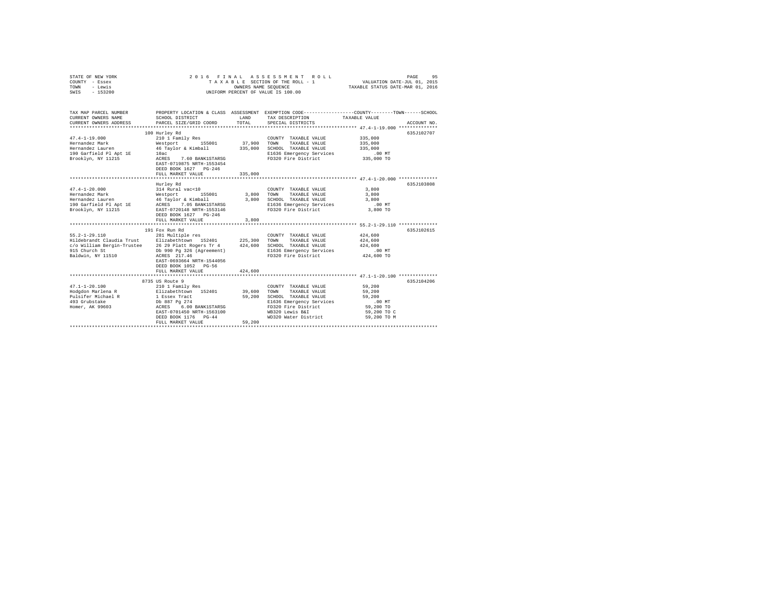STATE OF NEW YORK                    2016 FINAL ASSESSMENT ROLL
COUNTY - Essex                       TAXABLE SECTION OF THE ROLL - 1            VALUATION DATE-JUL 01, 2015
TOWN - Lewis                         OWNERS NAME SEQUENCE                       TAXABLE STATUS DATE-MAR 01, 2016
SWIS - 153200                        UNIFORM PERCENT OF VALUE IS 100.00

| TAX MAP PARCEL NUMBER / CURRENT OWNERS NAME / CURRENT OWNERS ADDRESS | PROPERTY LOCATION & CLASS / SCHOOL DISTRICT / PARCEL SIZE/GRID COORD | ASSESSMENT LAND | ASSESSMENT TOTAL | EXEMPTION CODE / TAX DESCRIPTION / SPECIAL DISTRICTS | TAXABLE VALUE (COUNTY / TOWN / SCHOOL) | ACCOUNT NO. |
|---|---|---|---|---|---|---|
| **47.4-1-19.000** | 100 Hurley Rd | | | | | 635J102707 |
| 47.4-1-19.000 | 210 1 Family Res | | | COUNTY TAXABLE VALUE | 335,000 | |
| Hernandez Mark | Westport 155001 | 37,900 | | TOWN TAXABLE VALUE | 335,000 | |
| Hernandez Lauren | 46 Taylor & Kimball | | 335,000 | SCHOOL TAXABLE VALUE | 335,000 | |
| 190 Garfield Pl Apt 1E | 10ac | | | E1636 Emergency Services | .00 MT | |
| Brooklyn, NY 11215 | ACRES 7.60 BANK1STARSG | | | FD320 Fire District | 335,000 TO | |
| | EAST-0719875 NRTH-1553454 | | | | | |
| | DEED BOOK 1627 PG-246 | | | | | |
| | FULL MARKET VALUE | | 335,000 | | | |
| **47.4-1-20.000** | Hurley Rd | | | | | 635J103808 |
| 47.4-1-20.000 | 314 Rural vac<10 | | | COUNTY TAXABLE VALUE | 3,800 | |
| Hernandez Mark | Westport 155001 | 3,800 | | TOWN TAXABLE VALUE | 3,800 | |
| Hernandez Lauren | 46 Taylor & Kimball | | 3,800 | SCHOOL TAXABLE VALUE | 3,800 | |
| 190 Garfield Pl Apt 1E | ACRES 7.05 BANK1STARSG | | | E1636 Emergency Services | .00 MT | |
| Brooklyn, NY 11215 | EAST-0720148 NRTH-1553146 | | | FD320 Fire District | 3,800 TO | |
| | DEED BOOK 1627 PG-246 | | | | | |
| | FULL MARKET VALUE | | 3,800 | | | |
| **55.2-1-29.110** | 191 Fox Run Rd | | | | | 635J102615 |
| 55.2-1-29.110 | 281 Multiple res | | | COUNTY TAXABLE VALUE | 424,600 | |
| Hildebrandt Claudia Trust | Elizabethtown 152401 | 225,300 | | TOWN TAXABLE VALUE | 424,600 | |
| c/o William Bergin-Trustee | 26 29 Platt Rogers Tr 4 | | 424,600 | SCHOOL TAXABLE VALUE | 424,600 | |
| 915 Church St | Db 990 Pg 326 (Agreement) | | | E1636 Emergency Services | .00 MT | |
| Baldwin, NY 11510 | ACRES 217.46 | | | FD320 Fire District | 424,600 TO | |
| | EAST-0693664 NRTH-1544056 | | | | | |
| | DEED BOOK 1052 PG-56 | | | | | |
| | FULL MARKET VALUE | | 424,600 | | | |
| **47.1-1-20.100** | 8735 US Route 9 | | | | | 635J104206 |
| 47.1-1-20.100 | 210 1 Family Res | | | COUNTY TAXABLE VALUE | 59,200 | |
| Hodgdon Marlena R | Elizabethtown 152401 | 39,600 | | TOWN TAXABLE VALUE | 59,200 | |
| Pulsifer Michael R | 1 Essex Tract | | 59,200 | SCHOOL TAXABLE VALUE | 59,200 | |
| 493 Grubstake | Db 887 Pg 274 | | | E1636 Emergency Services | .00 MT | |
| Homer, AK 99603 | ACRES 6.00 BANK1STARSG | | | FD320 Fire District | 59,200 TO | |
| | EAST-0701450 NRTH-1563100 | | | WB320 Lewis B&I | 59,200 TO C | |
| | DEED BOOK 1176 PG-44 | | | WD320 Water District | 59,200 TO M | |
| | FULL MARKET VALUE | | 59,200 | | | |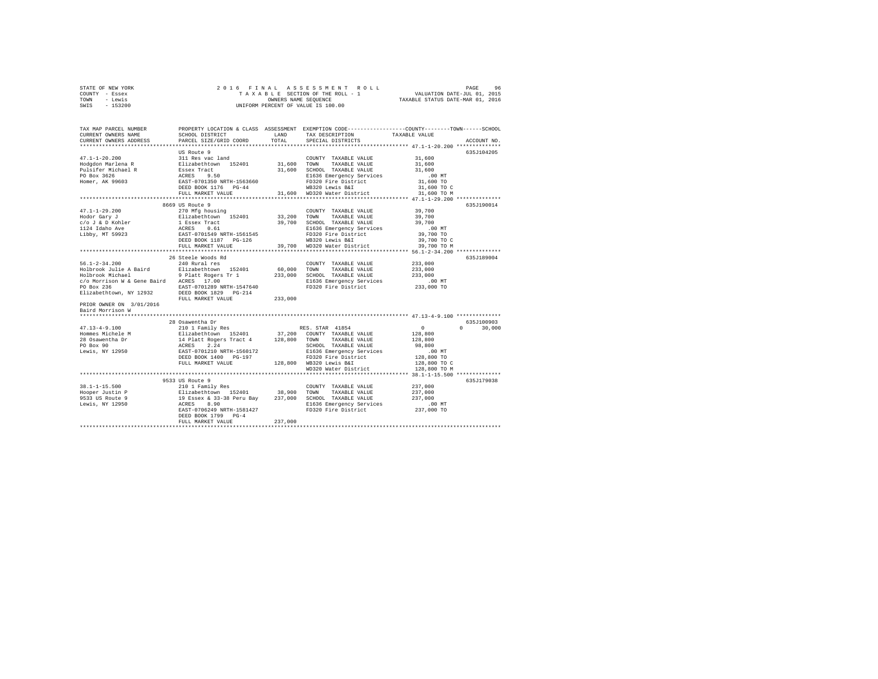STATE OF NEW YORK                    2 0 1 6   F I N A L   A S S E S S M E N T   R O L L                    PAGE    96
COUNTY  - Essex                          T A X A B L E SECTION OF THE ROLL - 1                  VALUATION DATE-JUL 01, 2015
TOWN    - Lewis                                    OWNERS NAME SEQUENCE                        TAXABLE STATUS DATE-MAR 01, 2016
SWIS    - 153200                           UNIFORM PERCENT OF VALUE IS 100.00

```
TAX MAP PARCEL NUMBER          PROPERTY LOCATION & CLASS  ASSESSMENT  EXEMPTION CODE------------------COUNTY--------TOWN------SCHOOL
CURRENT OWNERS NAME            SCHOOL DISTRICT               LAND      TAX DESCRIPTION              TAXABLE VALUE
CURRENT OWNERS ADDRESS         PARCEL SIZE/GRID COORD        TOTAL     SPECIAL DISTRICTS                                   ACCOUNT NO.
******************************************************************************************************* 47.1-1-20.200 **************
                               US Route 9                                                                               635J104205
47.1-1-20.200                  311 Res vac land                         COUNTY  TAXABLE VALUE          31,600
Hodgdon Marlena R              Elizabethtown  152401      31,600   TOWN    TAXABLE VALUE          31,600
Pulsifer Michael R             Essex Tract                31,600   SCHOOL  TAXABLE VALUE          31,600
PO Box 3626                    ACRES    9.50                           E1636 Emergency Services            .00 MT
Homer, AK 99603                EAST-0701350 NRTH-1563660               FD320 Fire District             31,600 TO
                               DEED BOOK 1176   PG-44                  WB320 Lewis B&I                 31,600 TO C
                               FULL MARKET VALUE           31,600  WD320 Water District            31,600 TO M
******************************************************************************************************* 47.1-1-29.200 **************
                               8669 US Route 9                                                                          635J190014
47.1-1-29.200                  270 Mfg housing                          COUNTY  TAXABLE VALUE          39,700
Hodor Gary J                   Elizabethtown  152401      33,200   TOWN    TAXABLE VALUE          39,700
c/o J & D Kohler               1 Essex Tract              39,700   SCHOOL  TAXABLE VALUE          39,700
1124 Idaho Ave                 ACRES    0.61                           E1636 Emergency Services            .00 MT
Libby, MT 59923                EAST-0701549 NRTH-1561545               FD320 Fire District             39,700 TO
                               DEED BOOK 1187   PG-126                 WB320 Lewis B&I                 39,700 TO C
                               FULL MARKET VALUE           39,700  WD320 Water District            39,700 TO M
******************************************************************************************************* 56.1-2-34.200 **************
                               26 Steele Woods Rd                                                                       635J189004
56.1-2-34.200                  240 Rural res                            COUNTY  TAXABLE VALUE         233,000
Holbrook Julie A Baird         Elizabethtown  152401      60,000   TOWN    TAXABLE VALUE         233,000
Holbrook Michael               9 Platt Rogers Tr 1       233,000   SCHOOL  TAXABLE VALUE         233,000
c/o Morrison W & Gene Baird    ACRES   17.00                           E1636 Emergency Services            .00 MT
PO Box 236                     EAST-0701289 NRTH-1547640               FD320 Fire District            233,000 TO
Elizabethtown, NY 12932        DEED BOOK 1829   PG-214
                               FULL MARKET VALUE          233,000
PRIOR OWNER ON 3/01/2016
Baird Morrison W
******************************************************************************************************* 47.13-4-9.100 **************
                               28 Osawentha Dr                                                                          635J100903
47.13-4-9.100                  210 1 Family Res                    RES. STAR 41854                       0           0      30,000
Hommes Michele M               Elizabethtown  152401      37,200   COUNTY  TAXABLE VALUE         128,800
28 Osawentha Dr                14 Platt Rogers Tract 4   128,800   TOWN    TAXABLE VALUE         128,800
PO Box 90                      ACRES    2.24                           SCHOOL  TAXABLE VALUE          98,800
Lewis, NY 12950                EAST-0701210 NRTH-1560172               E1636 Emergency Services            .00 MT
                               DEED BOOK 1400   PG-197                 FD320 Fire District            128,800 TO
                               FULL MARKET VALUE          128,800  WB320 Lewis B&I                128,800 TO C
                                                                       WD320 Water District           128,800 TO M
******************************************************************************************************* 38.1-1-15.500 **************
                               9533 US Route 9                                                                          635J179038
38.1-1-15.500                  210 1 Family Res                         COUNTY  TAXABLE VALUE         237,000
Hooper Justin P                Elizabethtown  152401      38,900   TOWN    TAXABLE VALUE         237,000
9533 US Route 9                19 Essex & 33-38 Peru Bay 237,000   SCHOOL  TAXABLE VALUE         237,000
Lewis, NY 12950                ACRES    8.90                           E1636 Emergency Services            .00 MT
                               EAST-0706249 NRTH-1581427               FD320 Fire District            237,000 TO
                               DEED BOOK 1799   PG-4
                               FULL MARKET VALUE          237,000
************************************************************************************************************************************
```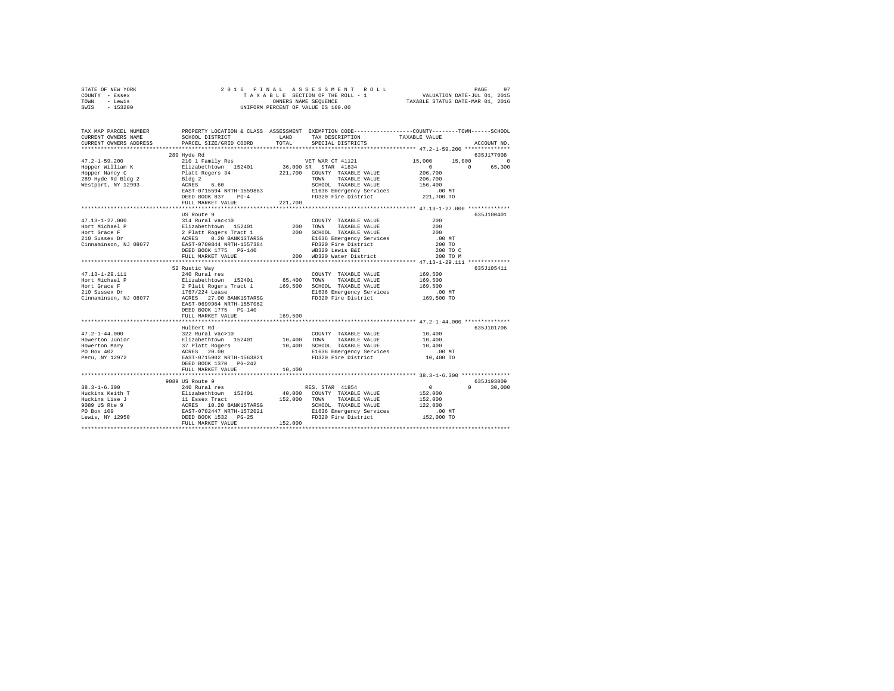STATE OF NEW YORK — 2016 FINAL ASSESSMENT ROLL — PAGE 97
COUNTY - Essex — TAXABLE SECTION OF THE ROLL - 1 — VALUATION DATE-JUL 01, 2015
TOWN - Lewis — OWNERS NAME SEQUENCE — TAXABLE STATUS DATE-MAR 01, 2016
SWIS - 153200 — UNIFORM PERCENT OF VALUE IS 100.00

| TAX MAP PARCEL NUMBER / CURRENT OWNERS NAME / CURRENT OWNERS ADDRESS | PROPERTY LOCATION & CLASS / SCHOOL DISTRICT / PARCEL SIZE/GRID COORD | ASSESSMENT LAND | TOTAL | EXEMPTION CODE / TAX DESCRIPTION / SPECIAL DISTRICTS | COUNTY TAXABLE VALUE | TOWN | SCHOOL | ACCOUNT NO. |
|---|---|---|---|---|---|---|---|---|
| **47.2-1-59.200** | 289 Hyde Rd | | | | | | | 635J177008 |
| 47.2-1-59.200 | 210 1 Family Res | | | VET WAR CT 41121 | 15,000 | 15,000 | 0 | |
| Hopper William K | Elizabethtown 152401 | 36,000 | | SR STAR 41834 | 0 | 0 | 65,300 | |
| Hopper Nancy C | Platt Rogers 34 | | 221,700 | COUNTY TAXABLE VALUE | 206,700 | | | |
| 289 Hyde Rd Bldg 2 | Bldg 2 | | | TOWN TAXABLE VALUE | 206,700 | | | |
| Westport, NY 12993 | ACRES 6.60 | | | SCHOOL TAXABLE VALUE | 156,400 | | | |
| | EAST-0715594 NRTH-1559863 | | | E1636 Emergency Services | .00 MT | | | |
| | DEED BOOK 837 PG-4 | | | FD320 Fire District | 221,700 TO | | | |
| | FULL MARKET VALUE | | 221,700 | | | | | |
| **47.13-1-27.000** | US Route 9 | | | | | | | 635J100401 |
| 47.13-1-27.000 | 314 Rural vac<10 | | | COUNTY TAXABLE VALUE | 200 | | | |
| Hort Michael P | Elizabethtown 152401 | 200 | | TOWN TAXABLE VALUE | 200 | | | |
| Hort Grace F | 2 Platt Rogers Tract 1 | | 200 | SCHOOL TAXABLE VALUE | 200 | | | |
| 210 Sussex Dr | ACRES 0.20 BANK1STARSG | | | E1636 Emergency Services | .00 MT | | | |
| Cinnaminson, NJ 08077 | EAST-0700844 NRTH-1557384 | | | FD320 Fire District | 200 TO | | | |
| | DEED BOOK 1775 PG-140 | | | WB320 Lewis B&I | 200 TO C | | | |
| | FULL MARKET VALUE | | 200 | WD320 Water District | 200 TO M | | | |
| **47.13-1-29.111** | 52 Rustic Way | | | | | | | 635J105411 |
| 47.13-1-29.111 | 240 Rural res | | | COUNTY TAXABLE VALUE | 169,500 | | | |
| Hort Michael P | Elizabethtown 152401 | 65,400 | | TOWN TAXABLE VALUE | 169,500 | | | |
| Hort Grace F | 2 Platt Rogers Tract 1 | | 169,500 | SCHOOL TAXABLE VALUE | 169,500 | | | |
| 210 Sussex Dr | 1767/224 Lease | | | E1636 Emergency Services | .00 MT | | | |
| Cinnaminson, NJ 08077 | ACRES 27.00 BANK1STARSG | | | FD320 Fire District | 169,500 TO | | | |
| | EAST-0699964 NRTH-1557062 | | | | | | | |
| | DEED BOOK 1775 PG-140 | | | | | | | |
| | FULL MARKET VALUE | | 169,500 | | | | | |
| **47.2-1-44.000** | Hulbert Rd | | | | | | | 635J101706 |
| 47.2-1-44.000 | 322 Rural vac>10 | | | COUNTY TAXABLE VALUE | 10,400 | | | |
| Howerton Junior | Elizabethtown 152401 | 10,400 | | TOWN TAXABLE VALUE | 10,400 | | | |
| Howerton Mary | 37 Platt Rogers | | 10,400 | SCHOOL TAXABLE VALUE | 10,400 | | | |
| PO Box 402 | ACRES 20.00 | | | E1636 Emergency Services | .00 MT | | | |
| Peru, NY 12972 | EAST-0715902 NRTH-1563821 | | | FD320 Fire District | 10,400 TO | | | |
| | DEED BOOK 1370 PG-242 | | | | | | | |
| | FULL MARKET VALUE | | 10,400 | | | | | |
| **38.3-1-6.300** | 9089 US Route 9 | | | | | | | 635J193009 |
| 38.3-1-6.300 | 240 Rural res | | | RES. STAR 41854 | 0 | 0 | 30,000 | |
| Huckins Keith T | Elizabethtown 152401 | 40,000 | | COUNTY TAXABLE VALUE | 152,000 | | | |
| Huckins Lise J | 11 Essex Tract | | 152,000 | TOWN TAXABLE VALUE | 152,000 | | | |
| 9089 US Rte 9 | ACRES 10.20 BANK1STARSG | | | SCHOOL TAXABLE VALUE | 122,000 | | | |
| PO Box 109 | EAST-0702447 NRTH-1572021 | | | E1636 Emergency Services | .00 MT | | | |
| Lewis, NY 12950 | DEED BOOK 1532 PG-25 | | | FD320 Fire District | 152,000 TO | | | |
| | FULL MARKET VALUE | | 152,000 | | | | | |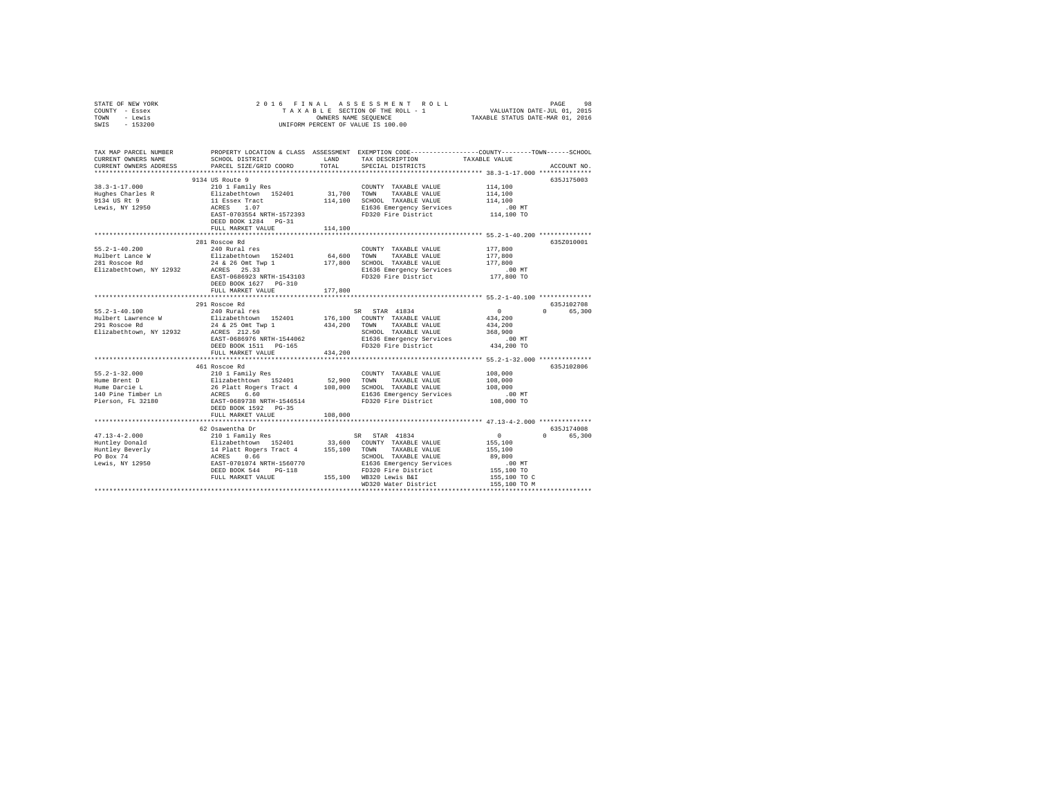STATE OF NEW YORK
COUNTY - Essex
TOWN - Lewis
SWIS - 153200

2016 FINAL ASSESSMENT ROLL
TAXABLE SECTION OF THE ROLL - 1
OWNERS NAME SEQUENCE
UNIFORM PERCENT OF VALUE IS 100.00

VALUATION DATE-JUL 01, 2015
TAXABLE STATUS DATE-MAR 01, 2016

| TAX MAP PARCEL NUMBER / CURRENT OWNERS NAME / CURRENT OWNERS ADDRESS | PROPERTY LOCATION & CLASS / SCHOOL DISTRICT / PARCEL SIZE/GRID COORD | ASSESSMENT LAND / TOTAL | EXEMPTION CODE / TAX DESCRIPTION / SPECIAL DISTRICTS | COUNTY / TOWN / SCHOOL TAXABLE VALUE | ACCOUNT NO. |
|---|---|---|---|---|---|
| **38.3-1-17.000** | 9134 US Route 9 | | | | 635J175003 |
| 38.3-1-17.000 | 210 1 Family Res | | COUNTY TAXABLE VALUE | 114,100 | |
| Hughes Charles R | Elizabethtown 152401 | 31,700 | TOWN TAXABLE VALUE | 114,100 | |
| 9134 US Rt 9 | 11 Essex Tract | 114,100 | SCHOOL TAXABLE VALUE | 114,100 | |
| Lewis, NY 12950 | ACRES 1.07 | | E1636 Emergency Services | .00 MT | |
| | EAST-0703554 NRTH-1572393 | | FD320 Fire District | 114,100 TO | |
| | DEED BOOK 1284 PG-31 | | | | |
| | FULL MARKET VALUE | 114,100 | | | |
| **55.2-1-40.200** | 281 Roscoe Rd | | | | 635Z010001 |
| 55.2-1-40.200 | 240 Rural res | | COUNTY TAXABLE VALUE | 177,800 | |
| Hulbert Lance W | Elizabethtown 152401 | 64,600 | TOWN TAXABLE VALUE | 177,800 | |
| 281 Roscoe Rd | 24 & 26 Omt Twp 1 | 177,800 | SCHOOL TAXABLE VALUE | 177,800 | |
| Elizabethtown, NY 12932 | ACRES 25.33 | | E1636 Emergency Services | .00 MT | |
| | EAST-0686923 NRTH-1543103 | | FD320 Fire District | 177,800 TO | |
| | DEED BOOK 1627 PG-310 | | | | |
| | FULL MARKET VALUE | 177,800 | | | |
| **55.2-1-40.100** | 291 Roscoe Rd | | | | 635J102708 |
| 55.2-1-40.100 | 240 Rural res | | SR STAR 41834 | 0 0 65,300 | |
| Hulbert Lawrence W | Elizabethtown 152401 | 176,100 | COUNTY TAXABLE VALUE | 434,200 | |
| 291 Roscoe Rd | 24 & 25 Omt Twp 1 | 434,200 | TOWN TAXABLE VALUE | 434,200 | |
| Elizabethtown, NY 12932 | ACRES 212.50 | | SCHOOL TAXABLE VALUE | 368,900 | |
| | EAST-0686976 NRTH-1544062 | | E1636 Emergency Services | .00 MT | |
| | DEED BOOK 1511 PG-165 | | FD320 Fire District | 434,200 TO | |
| | FULL MARKET VALUE | 434,200 | | | |
| **55.2-1-32.000** | 461 Roscoe Rd | | | | 635J102806 |
| 55.2-1-32.000 | 210 1 Family Res | | COUNTY TAXABLE VALUE | 108,000 | |
| Hume Brent D | Elizabethtown 152401 | 52,900 | TOWN TAXABLE VALUE | 108,000 | |
| Hume Darcie L | 26 Platt Rogers Tract 4 | 108,000 | SCHOOL TAXABLE VALUE | 108,000 | |
| 140 Pine Timber Ln | ACRES 6.60 | | E1636 Emergency Services | .00 MT | |
| Pierson, FL 32180 | EAST-0689738 NRTH-1546514 | | FD320 Fire District | 108,000 TO | |
| | DEED BOOK 1592 PG-35 | | | | |
| | FULL MARKET VALUE | 108,000 | | | |
| **47.13-4-2.000** | 62 Osawentha Dr | | | | 635J174008 |
| 47.13-4-2.000 | 210 1 Family Res | | SR STAR 41834 | 0 0 65,300 | |
| Huntley Donald | Elizabethtown 152401 | 33,600 | COUNTY TAXABLE VALUE | 155,100 | |
| Huntley Beverly | 14 Platt Rogers Tract 4 | 155,100 | TOWN TAXABLE VALUE | 155,100 | |
| PO Box 74 | ACRES 0.66 | | SCHOOL TAXABLE VALUE | 89,800 | |
| Lewis, NY 12950 | EAST-0701074 NRTH-1560770 | | E1636 Emergency Services | .00 MT | |
| | DEED BOOK 544 PG-118 | | FD320 Fire District | 155,100 TO | |
| | FULL MARKET VALUE | 155,100 | WB320 Lewis B&I | 155,100 TO C | |
| | | | WD320 Water District | 155,100 TO M | |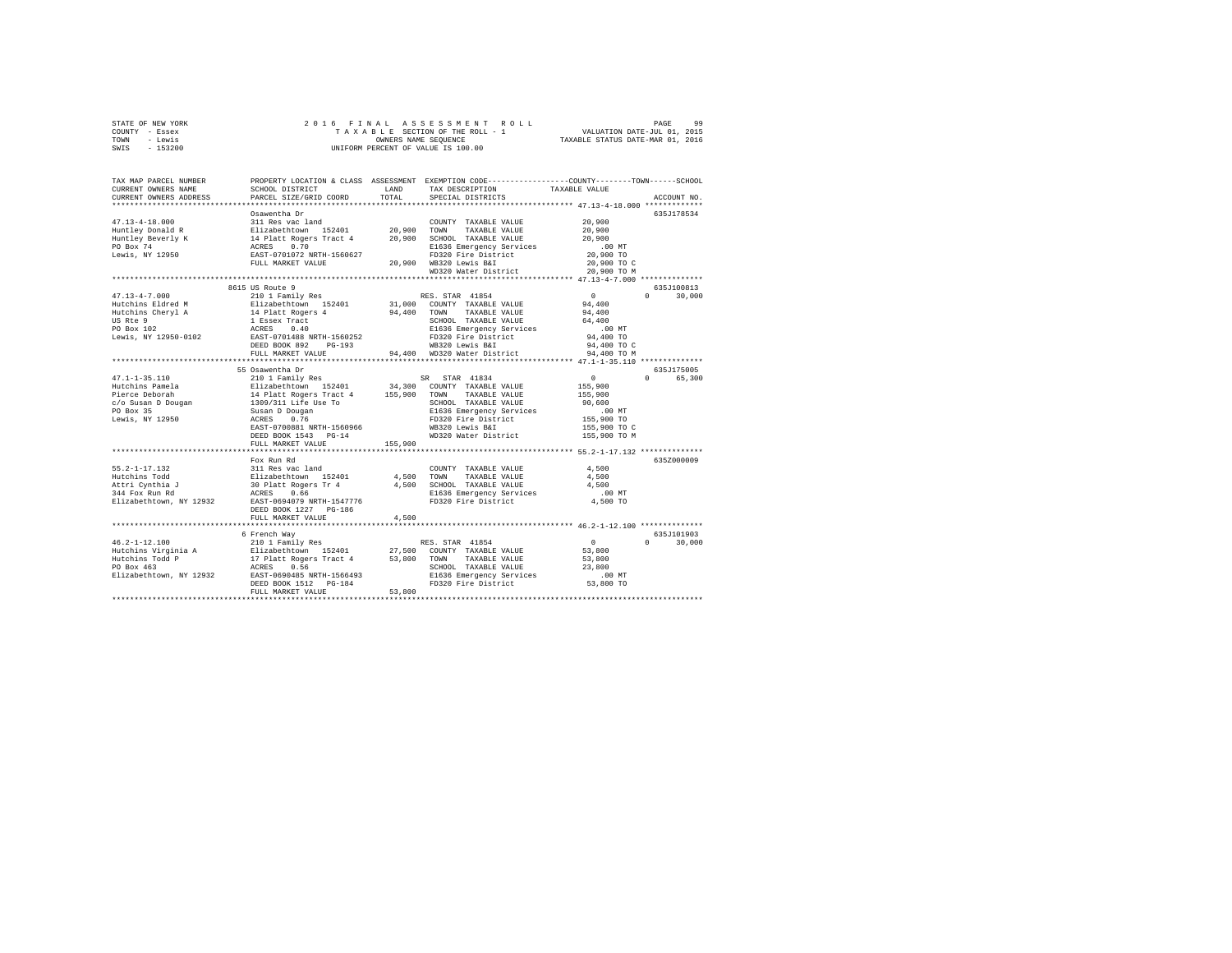STATE OF NEW YORK
COUNTY - Essex
TOWN - Lewis
SWIS - 153200

2016 FINAL ASSESSMENT ROLL
TAXABLE SECTION OF THE ROLL - 1
OWNERS NAME SEQUENCE
UNIFORM PERCENT OF VALUE IS 100.00

VALUATION DATE-JUL 01, 2015
TAXABLE STATUS DATE-MAR 01, 2016

```
TAX MAP PARCEL NUMBER     PROPERTY LOCATION & CLASS  ASSESSMENT  EXEMPTION CODE-----------------COUNTY--------TOWN------SCHOOL
CURRENT OWNERS NAME       SCHOOL DISTRICT              LAND      TAX DESCRIPTION            TAXABLE VALUE
CURRENT OWNERS ADDRESS    PARCEL SIZE/GRID COORD       TOTAL     SPECIAL DISTRICTS                                    ACCOUNT NO.
******************************************************************************************* 47.13-4-18.000 *************
                          Osawentha Dr                                                                            635J178534
47.13-4-18.000            311 Res vac land                       COUNTY  TAXABLE VALUE          20,900
Huntley Donald R          Elizabethtown  152401       20,900     TOWN    TAXABLE VALUE          20,900
Huntley Beverly K         14 Platt Rogers Tract 4     20,900     SCHOOL  TAXABLE VALUE          20,900
PO Box 74                 ACRES    0.70                          E1636 Emergency Services          .00 MT
Lewis, NY 12950           EAST-0701072 NRTH-1560627              FD320 Fire District            20,900 TO
                          FULL MARKET VALUE           20,900     WB320 Lewis B&I                20,900 TO C
                                                                 WD320 Water District           20,900 TO M
******************************************************************************************* 47.13-4-7.000 **************
                          8615 US Route 9                                                                         635J100813
47.13-4-7.000             210 1 Family Res                       RES. STAR 41854                     0           0      30,000
Hutchins Eldred M         Elizabethtown  152401       31,000     COUNTY  TAXABLE VALUE          94,400
Hutchins Cheryl A         14 Platt Rogers 4           94,400     TOWN    TAXABLE VALUE          94,400
US Rte 9                  1 Essex Tract                          SCHOOL  TAXABLE VALUE          64,400
PO Box 102                ACRES    0.40                          E1636 Emergency Services          .00 MT
Lewis, NY 12950-0102      EAST-0701488 NRTH-1560252              FD320 Fire District            94,400 TO
                          DEED BOOK 892    PG-193                WB320 Lewis B&I                94,400 TO C
                          FULL MARKET VALUE           94,400     WD320 Water District           94,400 TO M
******************************************************************************************* 47.1-1-35.110 **************
                          55 Osawentha Dr                                                                         635J175005
47.1-1-35.110             210 1 Family Res                       SR   STAR 41834                     0           0      65,300
Hutchins Pamela           Elizabethtown  152401       34,300     COUNTY  TAXABLE VALUE         155,900
Pierce Deborah            14 Platt Rogers Tract 4    155,900     TOWN    TAXABLE VALUE         155,900
c/o Susan D Dougan        1309/311 Life Use To                   SCHOOL  TAXABLE VALUE          90,600
PO Box 35                 Susan D Dougan                         E1636 Emergency Services          .00 MT
Lewis, NY 12950           ACRES    0.76                          FD320 Fire District           155,900 TO
                          EAST-0700881 NRTH-1560966              WB320 Lewis B&I               155,900 TO C
                          DEED BOOK 1543   PG-14                 WD320 Water District          155,900 TO M
                          FULL MARKET VALUE          155,900
******************************************************************************************* 55.2-1-17.132 **************
                          Fox Run Rd                                                                              635Z000009
55.2-1-17.132             311 Res vac land                       COUNTY  TAXABLE VALUE           4,500
Hutchins Todd             Elizabethtown  152401        4,500     TOWN    TAXABLE VALUE           4,500
Attri Cynthia J           30 Platt Rogers Tr 4         4,500     SCHOOL  TAXABLE VALUE           4,500
344 Fox Run Rd            ACRES    0.66                          E1636 Emergency Services          .00 MT
Elizabethtown, NY 12932   EAST-0694079 NRTH-1547776              FD320 Fire District             4,500 TO
                          DEED BOOK 1227   PG-186
                          FULL MARKET VALUE            4,500
******************************************************************************************* 46.2-1-12.100 **************
                          6 French Way                                                                            635J101903
46.2-1-12.100             210 1 Family Res                       RES. STAR 41854                     0           0      30,000
Hutchins Virginia A       Elizabethtown  152401       27,500     COUNTY  TAXABLE VALUE          53,800
Hutchins Todd P           17 Platt Rogers Tract 4     53,800     TOWN    TAXABLE VALUE          53,800
PO Box 463                ACRES    0.56                          SCHOOL  TAXABLE VALUE          23,800
Elizabethtown, NY 12932   EAST-0690485 NRTH-1566493              E1636 Emergency Services          .00 MT
                          DEED BOOK 1512   PG-184                FD320 Fire District            53,800 TO
                          FULL MARKET VALUE           53,800
************************************************************************************************************************
```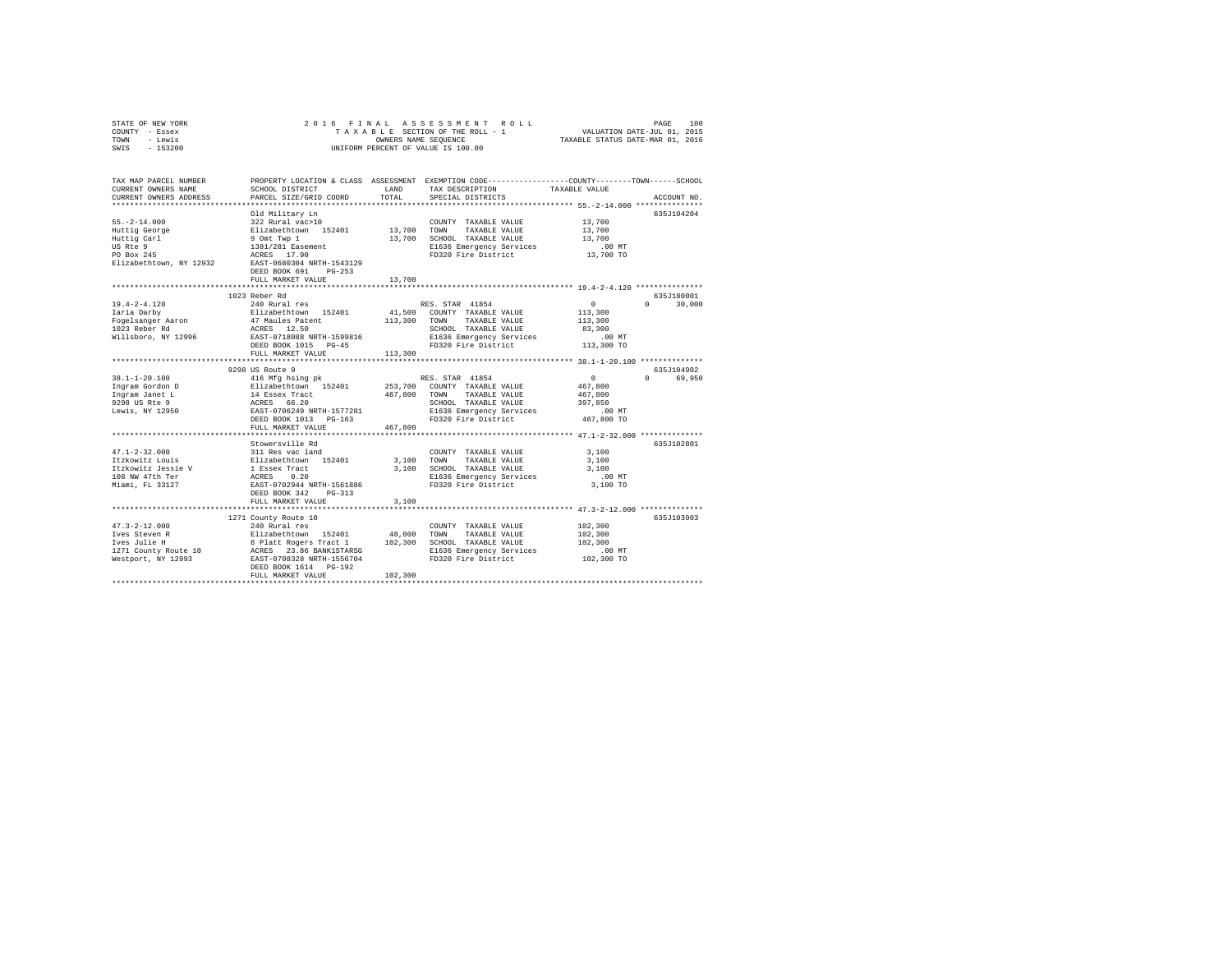STATE OF NEW YORK
COUNTY - Essex
TOWN - Lewis
SWIS - 153200

2016 FINAL ASSESSMENT ROLL
TAXABLE SECTION OF THE ROLL - 1
OWNERS NAME SEQUENCE
UNIFORM PERCENT OF VALUE IS 100.00

VALUATION DATE-JUL 01, 2015
TAXABLE STATUS DATE-MAR 01, 2016

| TAX MAP PARCEL NUMBER / CURRENT OWNERS NAME / CURRENT OWNERS ADDRESS | PROPERTY LOCATION & CLASS / SCHOOL DISTRICT / PARCEL SIZE/GRID COORD | ASSESSMENT LAND | TOTAL | EXEMPTION CODE / TAX DESCRIPTION / SPECIAL DISTRICTS | COUNTY / TOWN TAXABLE VALUE | SCHOOL | ACCOUNT NO. |
|---|---|---|---|---|---|---|---|
| 55.-2-14.000 | Old Military Ln | | | | | | 635J104204 |
| Huttig George | 322 Rural vac>10 | | | COUNTY TAXABLE VALUE | 13,700 | | |
| Huttig Carl | Elizabethtown 152401 | 13,700 | | TOWN TAXABLE VALUE | 13,700 | | |
| US Rte 9 | 9 Omt Twp 1 | | 13,700 | SCHOOL TAXABLE VALUE | 13,700 | | |
| PO Box 245 | 1381/281 Easement | | | E1636 Emergency Services | .00 MT | | |
| Elizabethtown, NY 12932 | ACRES 17.90 | | | FD320 Fire District | 13,700 TO | | |
| | EAST-0680304 NRTH-1543129 | | | | | | |
| | DEED BOOK 691 PG-253 | | | | | | |
| | FULL MARKET VALUE | | 13,700 | | | | |
| 19.4-2-4.120 | 1023 Reber Rd | | | | | | 635J180001 |
| Iaria Darby | 240 Rural res | | | RES. STAR 41854 | 0 | 0 30,000 | |
| Fogelsanger Aaron | Elizabethtown 152401 | 41,500 | | COUNTY TAXABLE VALUE | 113,300 | | |
| 1023 Reber Rd | 47 Maules Patent | | 113,300 | TOWN TAXABLE VALUE | 113,300 | | |
| Willsboro, NY 12996 | ACRES 12.50 | | | SCHOOL TAXABLE VALUE | 83,300 | | |
| | EAST-0718088 NRTH-1599816 | | | E1636 Emergency Services | .00 MT | | |
| | DEED BOOK 1015 PG-45 | | | FD320 Fire District | 113,300 TO | | |
| | FULL MARKET VALUE | | 113,300 | | | | |
| 38.1-1-20.100 | 9298 US Route 9 | | | | | | 635J104902 |
| Ingram Gordon D | 416 Mfg hsing pk | | | RES. STAR 41854 | 0 | 0 69,950 | |
| Ingram Janet L | Elizabethtown 152401 | 253,700 | | COUNTY TAXABLE VALUE | 467,800 | | |
| 9298 US Rte 9 | 14 Essex Tract | | 467,800 | TOWN TAXABLE VALUE | 467,800 | | |
| Lewis, NY 12950 | ACRES 66.20 | | | SCHOOL TAXABLE VALUE | 397,850 | | |
| | EAST-0706249 NRTH-1577281 | | | E1636 Emergency Services | .00 MT | | |
| | DEED BOOK 1013 PG-163 | | | FD320 Fire District | 467,800 TO | | |
| | FULL MARKET VALUE | | 467,800 | | | | |
| 47.1-2-32.000 | Stowersville Rd | | | | | | 635J102801 |
| Itzkowitz Louis | 311 Res vac land | | | COUNTY TAXABLE VALUE | 3,100 | | |
| Itzkowitz Jessie V | Elizabethtown 152401 | 3,100 | | TOWN TAXABLE VALUE | 3,100 | | |
| 108 NW 47th Ter | 1 Essex Tract | | 3,100 | SCHOOL TAXABLE VALUE | 3,100 | | |
| Miami, FL 33127 | ACRES 0.20 | | | E1636 Emergency Services | .00 MT | | |
| | EAST-0702944 NRTH-1561886 | | | FD320 Fire District | 3,100 TO | | |
| | DEED BOOK 342 PG-313 | | | | | | |
| | FULL MARKET VALUE | | 3,100 | | | | |
| 47.3-2-12.000 | 1271 County Route 10 | | | | | | 635J103903 |
| Ives Steven R | 240 Rural res | | | COUNTY TAXABLE VALUE | 102,300 | | |
| Ives Julie H | Elizabethtown 152401 | 48,000 | | TOWN TAXABLE VALUE | 102,300 | | |
| 1271 County Route 10 | 6 Platt Rogers Tract 1 | | 102,300 | SCHOOL TAXABLE VALUE | 102,300 | | |
| Westport, NY 12993 | ACRES 23.86 BANK1STARSG | | | E1636 Emergency Services | .00 MT | | |
| | EAST-0708328 NRTH-1556704 | | | FD320 Fire District | 102,300 TO | | |
| | DEED BOOK 1614 PG-192 | | | | | | |
| | FULL MARKET VALUE | | 102,300 | | | | |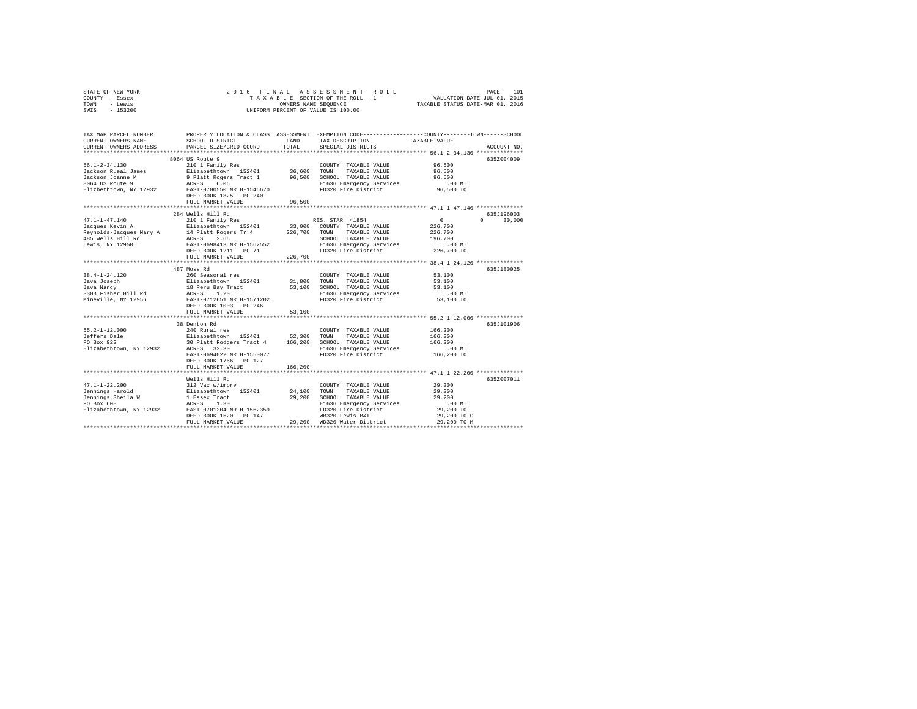STATE OF NEW YORK 2016 FINAL ASSESSMENT ROLL
COUNTY - Essex TAXABLE SECTION OF THE ROLL - 1 VALUATION DATE-JUL 01, 2015
TOWN - Lewis OWNERS NAME SEQUENCE TAXABLE STATUS DATE-MAR 01, 2016
SWIS - 153200 UNIFORM PERCENT OF VALUE IS 100.00

```
TAX MAP PARCEL NUMBER          PROPERTY LOCATION & CLASS  ASSESSMENT  EXEMPTION CODE-----------------COUNTY--------TOWN------SCHOOL
CURRENT OWNERS NAME            SCHOOL DISTRICT              LAND      TAX DESCRIPTION              TAXABLE VALUE
CURRENT OWNERS ADDRESS         PARCEL SIZE/GRID COORD       TOTAL     SPECIAL DISTRICTS                                      ACCOUNT NO.
****************************************************************************************************** 56.1-2-34.130 **************
                               8064 US Route 9                                                                          635Z004009
56.1-2-34.130                  210 1 Family Res                        COUNTY  TAXABLE VALUE            96,500
Jackson Rueal James            Elizabethtown  152401       36,600     TOWN    TAXABLE VALUE            96,500
Jackson Joanne M               9 Platt Rogers Tract 1      96,500     SCHOOL  TAXABLE VALUE            96,500
8064 US Route 9                ACRES    6.06                          E1636 Emergency Services            .00 MT
Elizbethtown, NY 12932         EAST-0700550 NRTH-1546670              FD320 Fire District              96,500 TO
                               DEED BOOK 1825   PG-240
                               FULL MARKET VALUE           96,500
****************************************************************************************************** 47.1-1-47.140 **************
                               284 Wells Hill Rd                                                                        635J196003
47.1-1-47.140                  210 1 Family Res                        RES. STAR 41854                  0            0      30,000
Jacques Kevin A                Elizabethtown  152401       33,000     COUNTY  TAXABLE VALUE           226,700
Reynolds-Jacques Mary A        14 Platt Rogers Tr 4       226,700     TOWN    TAXABLE VALUE           226,700
485 Wells Hill Rd              ACRES    2.66                          SCHOOL  TAXABLE VALUE           196,700
Lewis, NY 12950                EAST-0698413 NRTH-1562552              E1636 Emergency Services            .00 MT
                               DEED BOOK 1211   PG-71                 FD320 Fire District             226,700 TO
                               FULL MARKET VALUE          226,700
****************************************************************************************************** 38.4-1-24.120 **************
                               487 Moss Rd                                                                              635J180025
38.4-1-24.120                  260 Seasonal res                        COUNTY  TAXABLE VALUE            53,100
Java Joseph                    Elizabethtown  152401       31,800     TOWN    TAXABLE VALUE            53,100
Java Nancy                     18 Peru Bay Tract           53,100     SCHOOL  TAXABLE VALUE            53,100
3303 Fisher Hill Rd            ACRES    1.20                          E1636 Emergency Services            .00 MT
Mineville, NY 12956            EAST-0712651 NRTH-1571202              FD320 Fire District              53,100 TO
                               DEED BOOK 1003   PG-246
                               FULL MARKET VALUE           53,100
****************************************************************************************************** 55.2-1-12.000 **************
                               38 Denton Rd                                                                             635J101906
55.2-1-12.000                  240 Rural res                           COUNTY  TAXABLE VALUE           166,200
Jeffers Dale                   Elizabethtown  152401       52,300     TOWN    TAXABLE VALUE           166,200
PO Box 922                     30 Platt Rodgers Tract 4   166,200     SCHOOL  TAXABLE VALUE           166,200
Elizabethtown, NY 12932        ACRES   32.30                          E1636 Emergency Services            .00 MT
                               EAST-0694022 NRTH-1550077              FD320 Fire District             166,200 TO
                               DEED BOOK 1766   PG-127
                               FULL MARKET VALUE          166,200
****************************************************************************************************** 47.1-1-22.200 **************
                               Wells Hill Rd                                                                            635Z007011
47.1-1-22.200                  312 Vac w/imprv                         COUNTY  TAXABLE VALUE            29,200
Jennings Harold                Elizabethtown  152401       24,100     TOWN    TAXABLE VALUE            29,200
Jennings Sheila W              1 Essex Tract               29,200     SCHOOL  TAXABLE VALUE            29,200
PO Box 608                     ACRES    1.30                          E1636 Emergency Services            .00 MT
Elizabethtown, NY 12932        EAST-0701204 NRTH-1562359              FD320 Fire District              29,200 TO
                               DEED BOOK 1520   PG-147                WB320 Lewis B&I                  29,200 TO C
                               FULL MARKET VALUE           29,200     WD320 Water District             29,200 TO M
************************************************************************************************************************************
```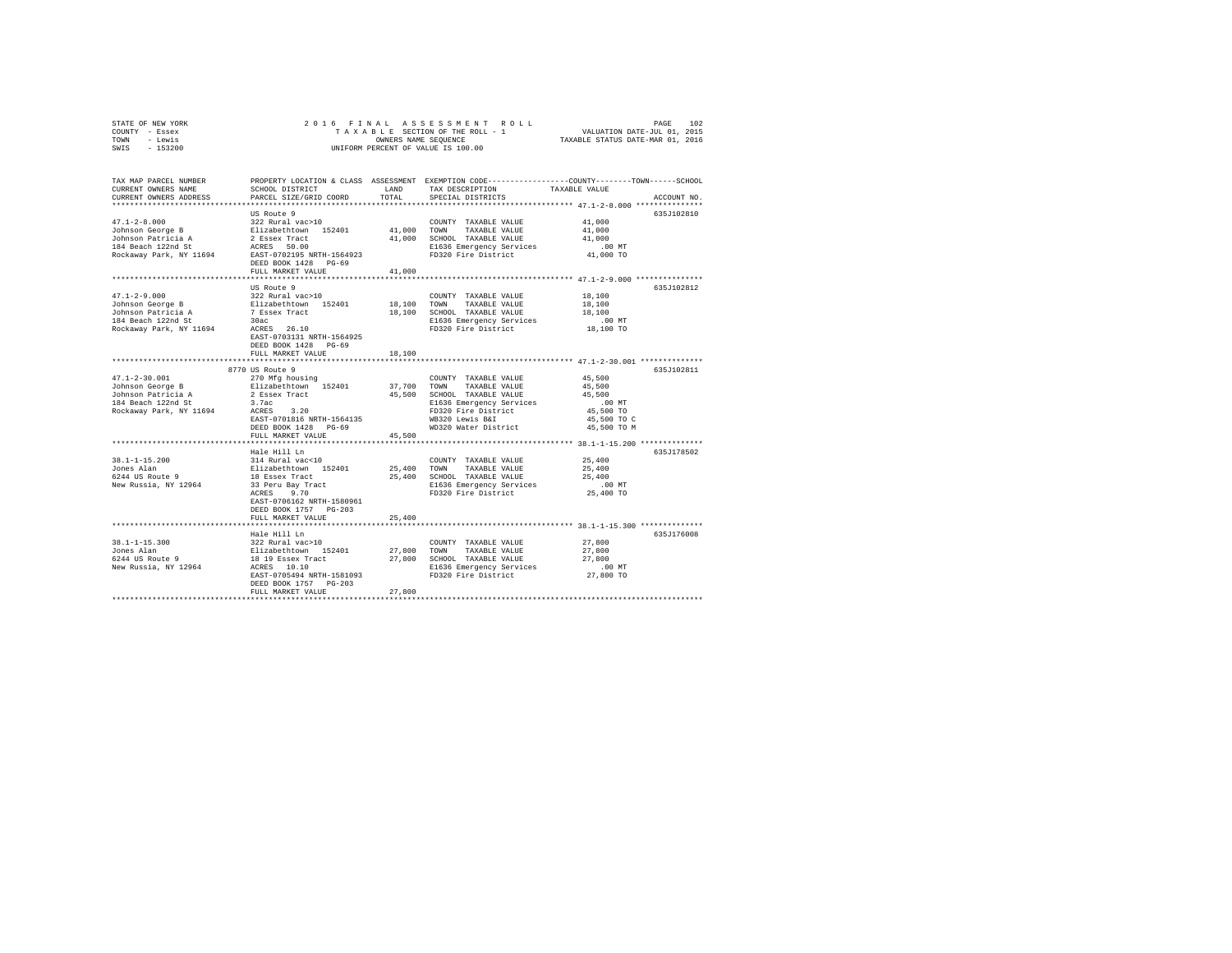STATE OF NEW YORK 2 0 1 6 F I N A L A S S E S S M E N T R O L L
COUNTY - Essex T A X A B L E SECTION OF THE ROLL - 1 VALUATION DATE-JUL 01, 2015
TOWN - Lewis OWNERS NAME SEQUENCE TAXABLE STATUS DATE-MAR 01, 2016
SWIS - 153200 UNIFORM PERCENT OF VALUE IS 100.00

```
TAX MAP PARCEL NUMBER          PROPERTY LOCATION & CLASS  ASSESSMENT  EXEMPTION CODE-----------------COUNTY--------TOWN------SCHOOL
CURRENT OWNERS NAME            SCHOOL DISTRICT               LAND      TAX DESCRIPTION            TAXABLE VALUE
CURRENT OWNERS ADDRESS         PARCEL SIZE/GRID COORD       TOTAL      SPECIAL DISTRICTS                                    ACCOUNT NO.
*********************************************************************************************** 47.1-2-8.000 ***************
                               US Route 9                                                                                 635J102810
47.1-2-8.000                   322 Rural vac>10                         COUNTY  TAXABLE VALUE            41,000
Johnson George B               Elizabethtown  152401        41,000      TOWN    TAXABLE VALUE            41,000
Johnson Patricia A             2 Essex Tract                41,000      SCHOOL  TAXABLE VALUE            41,000
184 Beach 122nd St             ACRES   50.00                            E1636 Emergency Services            .00 MT
Rockaway Park, NY 11694        EAST-0702195 NRTH-1564923                FD320 Fire District              41,000 TO
                               DEED BOOK 1428   PG-69
                               FULL MARKET VALUE            41,000
*********************************************************************************************** 47.1-2-9.000 ***************
                               US Route 9                                                                                 635J102812
47.1-2-9.000                   322 Rural vac>10                         COUNTY  TAXABLE VALUE            18,100
Johnson George B               Elizabethtown  152401        18,100      TOWN    TAXABLE VALUE            18,100
Johnson Patricia A             7 Essex Tract                18,100      SCHOOL  TAXABLE VALUE            18,100
184 Beach 122nd St             30ac                                     E1636 Emergency Services            .00 MT
Rockaway Park, NY 11694        ACRES   26.10                            FD320 Fire District              18,100 TO
                               EAST-0703131 NRTH-1564925
                               DEED BOOK 1428   PG-69
                               FULL MARKET VALUE            18,100
*********************************************************************************************** 47.1-2-30.001 **************
                          8770 US Route 9                                                                                 635J102811
47.1-2-30.001                  270 Mfg housing                          COUNTY  TAXABLE VALUE            45,500
Johnson George B               Elizabethtown  152401        37,700      TOWN    TAXABLE VALUE            45,500
Johnson Patricia A             2 Essex Tract                45,500      SCHOOL  TAXABLE VALUE            45,500
184 Beach 122nd St             3.7ac                                    E1636 Emergency Services            .00 MT
Rockaway Park, NY 11694        ACRES    3.20                            FD320 Fire District              45,500 TO
                               EAST-0701816 NRTH-1564135                WB320 Lewis B&I                  45,500 TO C
                               DEED BOOK 1428   PG-69                   WD320 Water District             45,500 TO M
                               FULL MARKET VALUE            45,500
*********************************************************************************************** 38.1-1-15.200 **************
                               Hale Hill Ln                                                                               635J178502
38.1-1-15.200                  314 Rural vac<10                         COUNTY  TAXABLE VALUE            25,400
Jones Alan                     Elizabethtown  152401        25,400      TOWN    TAXABLE VALUE            25,400
6244 US Route 9                18 Essex Tract               25,400      SCHOOL  TAXABLE VALUE            25,400
New Russia, NY 12964           33 Peru Bay Tract                        E1636 Emergency Services            .00 MT
                               ACRES    9.70                            FD320 Fire District              25,400 TO
                               EAST-0706162 NRTH-1580961
                               DEED BOOK 1757   PG-203
                               FULL MARKET VALUE            25,400
*********************************************************************************************** 38.1-1-15.300 **************
                               Hale Hill Ln                                                                               635J176008
38.1-1-15.300                  322 Rural vac>10                         COUNTY  TAXABLE VALUE            27,800
Jones Alan                     Elizabethtown  152401        27,800      TOWN    TAXABLE VALUE            27,800
6244 US Route 9                18 19 Essex Tract            27,800      SCHOOL  TAXABLE VALUE            27,800
New Russia, NY 12964           ACRES   10.10                            E1636 Emergency Services            .00 MT
                               EAST-0705494 NRTH-1581093                FD320 Fire District              27,800 TO
                               DEED BOOK 1757   PG-203
                               FULL MARKET VALUE            27,800
****************************************************************************************************************************
```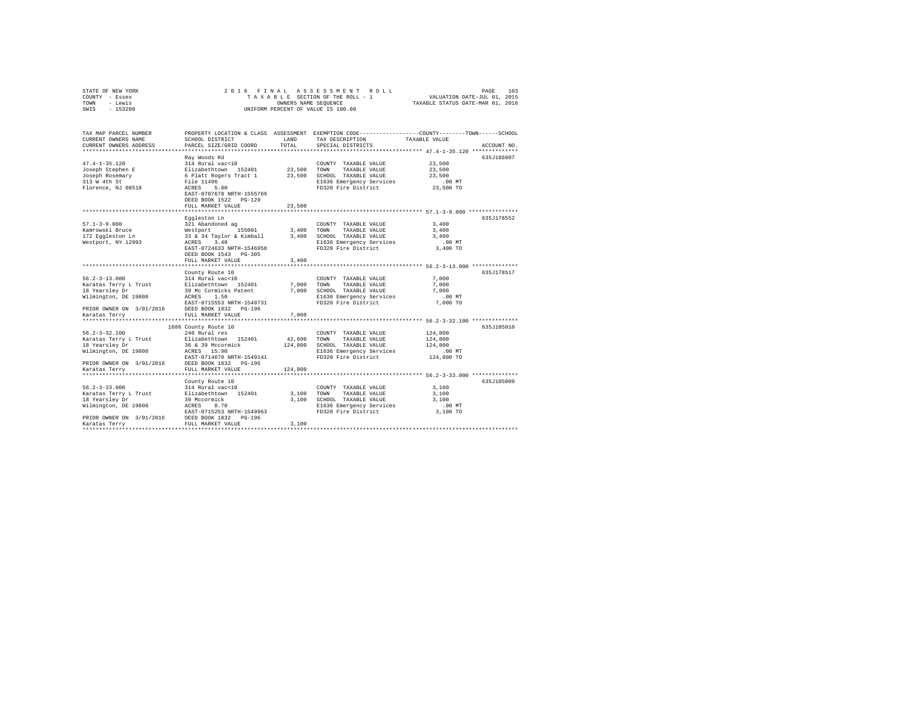STATE OF NEW YORK
COUNTY - Essex
TOWN - Lewis
SWIS - 153200

2016 FINAL ASSESSMENT ROLL
TAXABLE SECTION OF THE ROLL - 1
OWNERS NAME SEQUENCE
UNIFORM PERCENT OF VALUE IS 100.00

VALUATION DATE-JUL 01, 2015
TAXABLE STATUS DATE-MAR 01, 2016

| TAX MAP PARCEL NUMBER / CURRENT OWNERS NAME / CURRENT OWNERS ADDRESS | PROPERTY LOCATION & CLASS / SCHOOL DISTRICT / PARCEL SIZE/GRID COORD | ASSESSMENT LAND | TOTAL | EXEMPTION CODE / TAX DESCRIPTION / SPECIAL DISTRICTS | TAXABLE VALUE (COUNTY / TOWN / SCHOOL) | ACCOUNT NO. |
|---|---|---|---|---|---|---|
| **47.4-1-35.120** | Ray Woods Rd | | | | | 635J186007 |
| 47.4-1-35.120 | 314 Rural vac<10 | | | COUNTY TAXABLE VALUE | 23,500 | |
| Joseph Stephen E | Elizabethtown 152401 | 23,500 | | TOWN TAXABLE VALUE | 23,500 | |
| Joseph Rosemary | 6 Platt Rogers Tract 1 | | 23,500 | SCHOOL TAXABLE VALUE | 23,500 | |
| 313 W 4th St | File 11496 | | | E1636 Emergency Services | .00 MT | |
| Florence, NJ 08518 | ACRES 5.00 | | | FD320 Fire District | 23,500 TO | |
| | EAST-0707678 NRTH-1555769 | | | | | |
| | DEED BOOK 1522 PG-129 | | | | | |
| | FULL MARKET VALUE | | 23,500 | | | |
| **57.1-3-9.000** | Eggleston Ln | | | | | 635J178552 |
| 57.1-3-9.000 | 321 Abandoned ag | | | COUNTY TAXABLE VALUE | 3,400 | |
| Kamrowski Bruce | Westport 155001 | 3,400 | | TOWN TAXABLE VALUE | 3,400 | |
| 172 Eggleston Ln | 33 & 34 Taylor & Kimball | | 3,400 | SCHOOL TAXABLE VALUE | 3,400 | |
| Westport, NY 12993 | ACRES 3.40 | | | E1636 Emergency Services | .00 MT | |
| | EAST-0724633 NRTH-1546958 | | | FD320 Fire District | 3,400 TO | |
| | DEED BOOK 1543 PG-305 | | | | | |
| | FULL MARKET VALUE | | 3,400 | | | |
| **56.2-3-13.000** | County Route 10 | | | | | 635J178517 |
| 56.2-3-13.000 | 314 Rural vac<10 | | | COUNTY TAXABLE VALUE | 7,000 | |
| Karatas Terry L Trust | Elizabethtown 152401 | 7,000 | | TOWN TAXABLE VALUE | 7,000 | |
| 18 Yearsley Dr | 39 Mc Cormicks Patent | | 7,000 | SCHOOL TAXABLE VALUE | 7,000 | |
| Wilmington, DE 19808 | ACRES 1.50 | | | E1636 Emergency Services | .00 MT | |
| | EAST-0715553 NRTH-1549731 | | | FD320 Fire District | 7,000 TO | |
| PRIOR OWNER ON 3/01/2016 | DEED BOOK 1832 PG-196 | | | | | |
| Karatas Terry | FULL MARKET VALUE | | 7,000 | | | |
| **56.2-3-32.100** | 1686 County Route 10 | | | | | 635J105010 |
| 56.2-3-32.100 | 240 Rural res | | | COUNTY TAXABLE VALUE | 124,800 | |
| Karatas Terry L Trust | Elizabethtown 152401 | 42,600 | | TOWN TAXABLE VALUE | 124,800 | |
| 18 Yearsley Dr | 36 & 39 Mccormick | | 124,800 | SCHOOL TAXABLE VALUE | 124,800 | |
| Wilmington, DE 19808 | ACRES 15.90 | | | E1636 Emergency Services | .00 MT | |
| | EAST-0714670 NRTH-1549141 | | | FD320 Fire District | 124,800 TO | |
| PRIOR OWNER ON 3/01/2016 | DEED BOOK 1832 PG-196 | | | | | |
| Karatas Terry | FULL MARKET VALUE | | 124,800 | | | |
| **56.2-3-33.000** | County Route 10 | | | | | 635J105009 |
| 56.2-3-33.000 | 314 Rural vac<10 | | | COUNTY TAXABLE VALUE | 3,100 | |
| Karatas Terry L Trust | Elizabethtown 152401 | 3,100 | | TOWN TAXABLE VALUE | 3,100 | |
| 18 Yearsley Dr | 39 Mccormick | | 3,100 | SCHOOL TAXABLE VALUE | 3,100 | |
| Wilmington, DE 19808 | ACRES 0.70 | | | E1636 Emergency Services | .00 MT | |
| | EAST-0715253 NRTH-1549963 | | | FD320 Fire District | 3,100 TO | |
| PRIOR OWNER ON 3/01/2016 | DEED BOOK 1832 PG-196 | | | | | |
| Karatas Terry | FULL MARKET VALUE | | 3,100 | | | |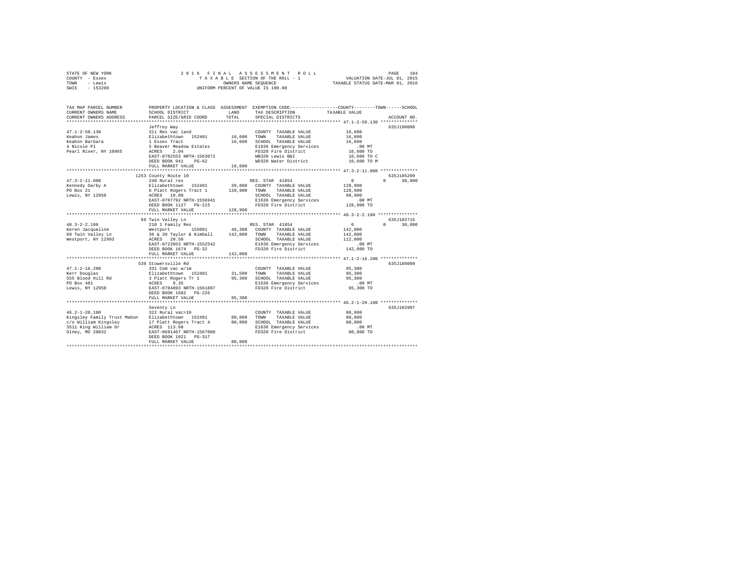STATE OF NEW YORK
COUNTY - Essex
TOWN - Lewis
SWIS - 153200

2 0 1 6 F I N A L A S S E S S M E N T R O L L
T A X A B L E SECTION OF THE ROLL - 1
OWNERS NAME SEQUENCE
UNIFORM PERCENT OF VALUE IS 100.00

VALUATION DATE-JUL 01, 2015
TAXABLE STATUS DATE-MAR 01, 2016

| TAX MAP PARCEL NUMBER / CURRENT OWNERS NAME / CURRENT OWNERS ADDRESS | PROPERTY LOCATION & CLASS / SCHOOL DISTRICT / PARCEL SIZE/GRID COORD | ASSESSMENT LAND | TOTAL | EXEMPTION CODE / TAX DESCRIPTION / SPECIAL DISTRICTS | COUNTY / TAXABLE VALUE | TOWN | SCHOOL | ACCOUNT NO. |
|---|---|---|---|---|---|---|---|---|
| 47.1-2-50.130 | Jeffrey Way | | | | | | | 635J190006 |
| | 311 Res vac land | | | COUNTY TAXABLE VALUE | 16,600 | | | |
| Keahon James | Elizabethtown 152401 | 16,600 | | TOWN TAXABLE VALUE | 16,600 | | | |
| Keahon Barbara | 1 Essex Tract | | 16,600 | SCHOOL TAXABLE VALUE | 16,600 | | | |
| 4 Nicole Pl | 5 Beaver Meadow Estates | | | E1636 Emergency Services | .00 MT | | | |
| Pearl River, NY 10965 | ACRES 2.04 | | | FD320 Fire District | 16,600 TO | | | |
| | EAST-0702553 NRTH-1563072 | | | WB320 Lewis B&I | 16,600 TO C | | | |
| | DEED BOOK 941 PG-62 | | | WD320 Water District | 16,600 TO M | | | |
| | FULL MARKET VALUE | | 16,600 | | | | | |
| 47.3-2-11.000 | 1253 County Route 10 | | | | | | | 635J105209 |
| | 240 Rural res | | | RES. STAR 41854 | 0 | 0 | 30,000 | |
| Kennedy Darby A | Elizabethtown 152401 | 39,800 | | COUNTY TAXABLE VALUE | 128,900 | | | |
| PO Box 21 | 6 Platt Rogers Tract 1 | | 128,900 | TOWN TAXABLE VALUE | 128,900 | | | |
| Lewis, NY 12950 | ACRES 10.00 | | | SCHOOL TAXABLE VALUE | 98,900 | | | |
| | EAST-0707792 NRTH-1556941 | | | E1636 Emergency Services | .00 MT | | | |
| | DEED BOOK 1127 PG-215 | | | FD320 Fire District | 128,900 TO | | | |
| | FULL MARKET VALUE | | 128,900 | | | | | |
| 48.3-2-2.100 | 69 Twin Valley Ln | | | | | | | 635J102715 |
| | 210 1 Family Res | | | RES. STAR 41854 | 0 | 0 | 30,000 | |
| Keren Jacqueline | Westport 155001 | 46,300 | | COUNTY TAXABLE VALUE | 142,000 | | | |
| 69 Twin Valley Ln | 38 & 39 Taylor & Kimball | | 142,000 | TOWN TAXABLE VALUE | 142,000 | | | |
| Westport, NY 12993 | ACRES 20.50 | | | SCHOOL TAXABLE VALUE | 112,000 | | | |
| | EAST-0723953 NRTH-1552542 | | | E1636 Emergency Services | .00 MT | | | |
| | DEED BOOK 1674 PG-32 | | | FD320 Fire District | 142,000 TO | | | |
| | FULL MARKET VALUE | | 142,000 | | | | | |
| 47.1-2-16.200 | 539 Stowersville Rd | | | | | | | 635J189009 |
| | 331 Com vac w/im | | | COUNTY TAXABLE VALUE | 95,300 | | | |
| Kerr Douglas | Elizabethtown 152401 | 31,500 | | TOWN TAXABLE VALUE | 95,300 | | | |
| 555 Blood Hill Rd | 3 Platt Rogers Tr 1 | | 95,300 | SCHOOL TAXABLE VALUE | 95,300 | | | |
| PO Box 481 | ACRES 9.35 | | | E1636 Emergency Services | .00 MT | | | |
| Lewis, NY 12950 | EAST-0704893 NRTH-1561887 | | | FD320 Fire District | 95,300 TO | | | |
| | DEED BOOK 1682 PG-226 | | | | | | | |
| | FULL MARKET VALUE | | 95,300 | | | | | |
| 46.2-1-20.100 | Seventy Ln | | | | | | | 635J102907 |
| | 322 Rural vac>10 | | | COUNTY TAXABLE VALUE | 80,800 | | | |
| Kingsley Family Trust Mabon | Elizabethtown 152401 | 80,800 | | TOWN TAXABLE VALUE | 80,800 | | | |
| c/o William Kingsley | 17 Platt Rogers Tract 4 | | 80,800 | SCHOOL TAXABLE VALUE | 80,800 | | | |
| 3511 King William Dr | ACRES 113.60 | | | E1636 Emergency Services | .00 MT | | | |
| Olney, MD 20832 | EAST-0691467 NRTH-1567060 | | | FD320 Fire District | 80,800 TO | | | |
| | DEED BOOK 1021 PG-317 | | | | | | | |
| | FULL MARKET VALUE | | 80,800 | | | | | |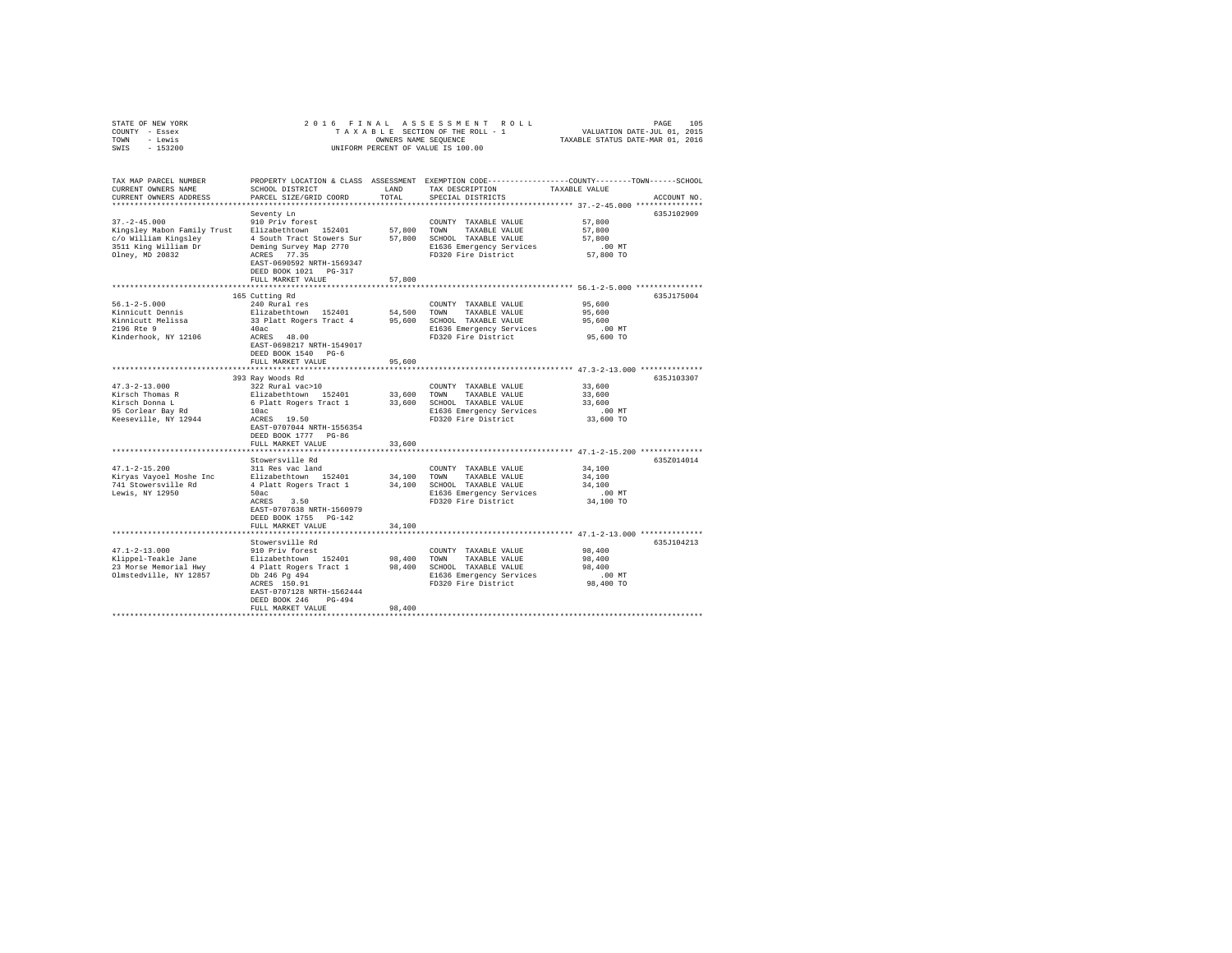STATE OF NEW YORK
COUNTY - Essex
TOWN - Lewis
SWIS - 153200

2016 FINAL ASSESSMENT ROLL
TAXABLE SECTION OF THE ROLL - 1
OWNERS NAME SEQUENCE
UNIFORM PERCENT OF VALUE IS 100.00

VALUATION DATE-JUL 01, 2015
TAXABLE STATUS DATE-MAR 01, 2016

| TAX MAP PARCEL NUMBER / CURRENT OWNERS NAME / CURRENT OWNERS ADDRESS | PROPERTY LOCATION & CLASS / SCHOOL DISTRICT / PARCEL SIZE/GRID COORD | ASSESSMENT LAND | TOTAL | EXEMPTION CODE / TAX DESCRIPTION / SPECIAL DISTRICTS | TAXABLE VALUE (COUNTY--TOWN--SCHOOL) | ACCOUNT NO. |
|---|---|---|---|---|---|---|
| **37.-2-45.000** | Seventy Ln | | | | | 635J102909 |
| 37.-2-45.000 | 910 Priv forest | | | COUNTY TAXABLE VALUE | 57,800 | |
| Kingsley Mabon Family Trust | Elizabethtown 152401 | 57,800 | | TOWN TAXABLE VALUE | 57,800 | |
| c/o William Kingsley | 4 South Tract Stowers Sur | | 57,800 | SCHOOL TAXABLE VALUE | 57,800 | |
| 3511 King William Dr | Deming Survey Map 2770 | | | E1636 Emergency Services | .00 MT | |
| Olney, MD 20832 | ACRES 77.35 | | | FD320 Fire District | 57,800 TO | |
| | EAST-0690592 NRTH-1569347 | | | | | |
| | DEED BOOK 1021 PG-317 | | | | | |
| | FULL MARKET VALUE | | 57,800 | | | |
| **56.1-2-5.000** | 165 Cutting Rd | | | | | 635J175004 |
| 56.1-2-5.000 | 240 Rural res | | | COUNTY TAXABLE VALUE | 95,600 | |
| Kinnicutt Dennis | Elizabethtown 152401 | 54,500 | | TOWN TAXABLE VALUE | 95,600 | |
| Kinnicutt Melissa | 33 Platt Rogers Tract 4 | | 95,600 | SCHOOL TAXABLE VALUE | 95,600 | |
| 2196 Rte 9 | 40ac | | | E1636 Emergency Services | .00 MT | |
| Kinderhook, NY 12106 | ACRES 48.00 | | | FD320 Fire District | 95,600 TO | |
| | EAST-0698217 NRTH-1549017 | | | | | |
| | DEED BOOK 1540 PG-6 | | | | | |
| | FULL MARKET VALUE | | 95,600 | | | |
| **47.3-2-13.000** | 393 Ray Woods Rd | | | | | 635J103307 |
| 47.3-2-13.000 | 322 Rural vac>10 | | | COUNTY TAXABLE VALUE | 33,600 | |
| Kirsch Thomas R | Elizabethtown 152401 | 33,600 | | TOWN TAXABLE VALUE | 33,600 | |
| Kirsch Donna L | 6 Platt Rogers Tract 1 | | 33,600 | SCHOOL TAXABLE VALUE | 33,600 | |
| 95 Corlear Bay Rd | 10ac | | | E1636 Emergency Services | .00 MT | |
| Keeseville, NY 12944 | ACRES 19.50 | | | FD320 Fire District | 33,600 TO | |
| | EAST-0707044 NRTH-1556354 | | | | | |
| | DEED BOOK 1777 PG-86 | | | | | |
| | FULL MARKET VALUE | | 33,600 | | | |
| **47.1-2-15.200** | Stowersville Rd | | | | | 635Z014014 |
| 47.1-2-15.200 | 311 Res vac land | | | COUNTY TAXABLE VALUE | 34,100 | |
| Kiryas Vayoel Moshe Inc | Elizabethtown 152401 | 34,100 | | TOWN TAXABLE VALUE | 34,100 | |
| 741 Stowersville Rd | 4 Platt Rogers Tract 1 | | 34,100 | SCHOOL TAXABLE VALUE | 34,100 | |
| Lewis, NY 12950 | 50ac | | | E1636 Emergency Services | .00 MT | |
| | ACRES 3.50 | | | FD320 Fire District | 34,100 TO | |
| | EAST-0707638 NRTH-1560979 | | | | | |
| | DEED BOOK 1755 PG-142 | | | | | |
| | FULL MARKET VALUE | | 34,100 | | | |
| **47.1-2-13.000** | Stowersville Rd | | | | | 635J104213 |
| 47.1-2-13.000 | 910 Priv forest | | | COUNTY TAXABLE VALUE | 98,400 | |
| Klippel-Teakle Jane | Elizabethtown 152401 | 98,400 | | TOWN TAXABLE VALUE | 98,400 | |
| 23 Morse Memorial Hwy | 4 Platt Rogers Tract 1 | | 98,400 | SCHOOL TAXABLE VALUE | 98,400 | |
| Olmstedville, NY 12857 | Db 246 Pg 494 | | | E1636 Emergency Services | .00 MT | |
| | ACRES 150.91 | | | FD320 Fire District | 98,400 TO | |
| | EAST-0707128 NRTH-1562444 | | | | | |
| | DEED BOOK 246 PG-494 | | | | | |
| | FULL MARKET VALUE | | 98,400 | | | |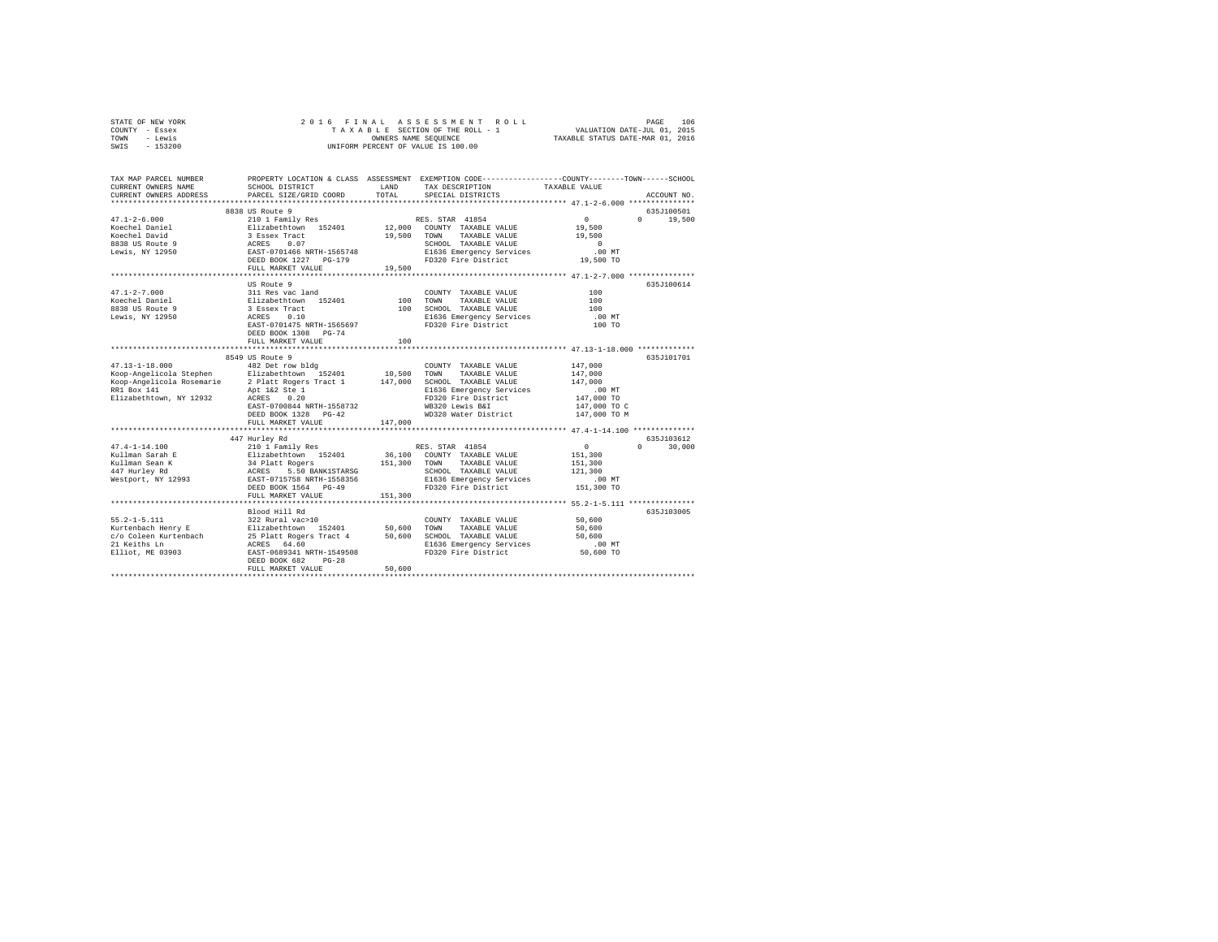STATE OF NEW YORK
COUNTY - Essex
TOWN - Lewis
SWIS - 153200

2016 FINAL ASSESSMENT ROLL
TAXABLE SECTION OF THE ROLL - 1
OWNERS NAME SEQUENCE
UNIFORM PERCENT OF VALUE IS 100.00

VALUATION DATE-JUL 01, 2015
TAXABLE STATUS DATE-MAR 01, 2016

```
TAX MAP PARCEL NUMBER      PROPERTY LOCATION & CLASS  ASSESSMENT  EXEMPTION CODE-----------------COUNTY--------TOWN------SCHOOL
CURRENT OWNERS NAME        SCHOOL DISTRICT              LAND      TAX DESCRIPTION              TAXABLE VALUE
CURRENT OWNERS ADDRESS     PARCEL SIZE/GRID COORD       TOTAL     SPECIAL DISTRICTS                                    ACCOUNT NO.
******************************************************************************************** 47.1-2-6.000 ***************
                      8838 US Route 9                                                                             635J100501
47.1-2-6.000               210 1 Family Res                        RES. STAR 41854              0            0     19,500
Koechel Daniel             Elizabethtown  152401        12,000   COUNTY  TAXABLE VALUE          19,500
Koechel David              3 Essex Tract                19,500   TOWN    TAXABLE VALUE          19,500
8838 US Route 9            ACRES    0.07                         SCHOOL  TAXABLE VALUE               0
Lewis, NY 12950            EAST-0701466 NRTH-1565748             E1636 Emergency Services          .00 MT
                           DEED BOOK 1227   PG-179               FD320 Fire District            19,500 TO
                           FULL MARKET VALUE            19,500
******************************************************************************************** 47.1-2-7.000 ***************
                           US Route 9                                                                             635J100614
47.1-2-7.000               311 Res vac land                        COUNTY  TAXABLE VALUE             100
Koechel Daniel             Elizabethtown  152401           100   TOWN    TAXABLE VALUE             100
8838 US Route 9            3 Essex Tract                   100   SCHOOL  TAXABLE VALUE             100
Lewis, NY 12950            ACRES    0.10                         E1636 Emergency Services          .00 MT
                           EAST-0701475 NRTH-1565697             FD320 Fire District               100 TO
                           DEED BOOK 1308   PG-74
                           FULL MARKET VALUE               100
******************************************************************************************** 47.13-1-18.000 *************
                      8549 US Route 9                                                                             635J101701
47.13-1-18.000             482 Det row bldg                        COUNTY  TAXABLE VALUE         147,000
Koop-Angelicola Stephen    Elizabethtown  152401        10,500   TOWN    TAXABLE VALUE         147,000
Koop-Angelicola Rosemarie  2 Platt Rogers Tract 1      147,000   SCHOOL  TAXABLE VALUE         147,000
RR1 Box 141                Apt 1&2 Ste 1                         E1636 Emergency Services          .00 MT
Elizabethtown, NY 12932    ACRES    0.20                         FD320 Fire District           147,000 TO
                           EAST-0700844 NRTH-1558732             WB320 Lewis B&I               147,000 TO C
                           DEED BOOK 1328   PG-42                WD320 Water District          147,000 TO M
                           FULL MARKET VALUE           147,000
******************************************************************************************** 47.4-1-14.100 **************
                       447 Hurley Rd                                                                              635J103612
47.4-1-14.100              210 1 Family Res                        RES. STAR 41854              0            0     30,000
Kullman Sarah E            Elizabethtown  152401        36,100   COUNTY  TAXABLE VALUE         151,300
Kullman Sean K             34 Platt Rogers             151,300   TOWN    TAXABLE VALUE         151,300
447 Hurley Rd              ACRES    5.50 BANK1STARSG             SCHOOL  TAXABLE VALUE         121,300
Westport, NY 12993         EAST-0715758 NRTH-1558356             E1636 Emergency Services          .00 MT
                           DEED BOOK 1564   PG-49                FD320 Fire District           151,300 TO
                           FULL MARKET VALUE           151,300
******************************************************************************************** 55.2-1-5.111 ***************
                           Blood Hill Rd                                                                          635J103005
55.2-1-5.111               322 Rural vac>10                        COUNTY  TAXABLE VALUE          50,600
Kurtenbach Henry E         Elizabethtown  152401        50,600   TOWN    TAXABLE VALUE          50,600
c/o Coleen Kurtenbach      25 Platt Rogers Tract 4      50,600   SCHOOL  TAXABLE VALUE          50,600
21 Keiths Ln               ACRES   64.60                         E1636 Emergency Services          .00 MT
Elliot, ME 03903           EAST-0689341 NRTH-1549508             FD320 Fire District            50,600 TO
                           DEED BOOK 682    PG-28
                           FULL MARKET VALUE            50,600
****************************************************************************************************************************
```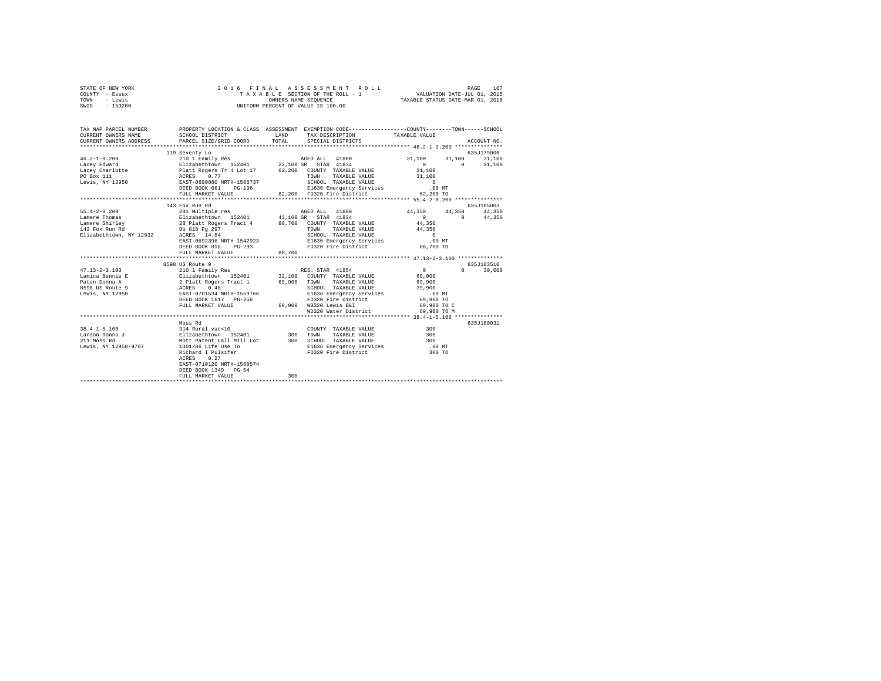```
STATE OF NEW YORK                2 0 1 6   F I N A L   A S S E S S M E N T   R O L L                    PAGE   107
COUNTY  - Essex                     T A X A B L E  SECTION OF THE ROLL - 1              VALUATION DATE-JUL 01, 2015
TOWN    - Lewis                               OWNERS NAME SEQUENCE                     TAXABLE STATUS DATE-MAR 01, 2016
SWIS    - 153200                         UNIFORM PERCENT OF VALUE IS 100.00

TAX MAP PARCEL NUMBER         PROPERTY LOCATION & CLASS  ASSESSMENT  EXEMPTION CODE-----------------COUNTY--------TOWN------SCHOOL
CURRENT OWNERS NAME           SCHOOL DISTRICT               LAND      TAX DESCRIPTION            TAXABLE VALUE
CURRENT OWNERS ADDRESS        PARCEL SIZE/GRID COORD        TOTAL     SPECIAL DISTRICTS                                 ACCOUNT NO.
************************************************************************************************ 46.2-1-9.200 ***************
                          119 Seventy Ln                                                                          635J179006
46.2-1-9.200                  210 1 Family Res                    AGED ALL  41800              31,100     31,100     31,100
Lacey Edward                  Elizabethtown  152401       22,100 SR  STAR 41834                    0          0      31,100
Lacey Charlotte               Platt Rogers Tr 4 Lot 17    62,200   COUNTY  TAXABLE VALUE         31,100
PO Box 111                    ACRES    0.77                         TOWN    TAXABLE VALUE         31,100
Lewis, NY 12950               EAST-0690080 NRTH-1566737             SCHOOL  TAXABLE VALUE              0
                              DEED BOOK 661    PG-196               E1636 Emergency Services          .00 MT
                              FULL MARKET VALUE           62,200   FD320 Fire District            62,200 TO
************************************************************************************************ 55.4-2-8.200 ***************
                          143 Fox Run Rd                                                                          635J185003
55.4-2-8.200                  281 Multiple res                    AGED ALL  41800              44,350     44,350     44,350
Lamere Thomas                 Elizabethtown  152401       43,100 SR  STAR 41834                    0          0      44,350
Lamere Shirley                28 Platt Rogers Tract 4     88,700   COUNTY  TAXABLE VALUE         44,350
143 Fox Run Rd                Db 818 Pg 297                         TOWN    TAXABLE VALUE         44,350
Elizabethtown, NY 12932       ACRES   14.84                         SCHOOL  TAXABLE VALUE              0
                              EAST-0692396 NRTH-1542923             E1636 Emergency Services          .00 MT
                              DEED BOOK 818    PG-293               FD320 Fire District            88,700 TO
                              FULL MARKET VALUE           88,700
************************************************************************************************ 47.13-2-3.100 **************
                          8598 US Route 9                                                                         635J103510
47.13-2-3.100                 210 1 Family Res                    RES. STAR 41854                  0          0      30,000
Lamica Bennie E               Elizabethtown  152401       32,100   COUNTY  TAXABLE VALUE         69,900
Paton Donna A                 2 Platt Rogers Tract 1      69,900   TOWN    TAXABLE VALUE         69,900
8598 US Route 9               ACRES    0.48                         SCHOOL  TAXABLE VALUE         39,900
Lewis, NY 12950               EAST-0701534 NRTH-1559766             E1636 Emergency Services          .00 MT
                              DEED BOOK 1617   PG-256               FD320 Fire District            69,900 TO
                              FULL MARKET VALUE           69,900   WB320 Lewis B&I                69,900 TO C
                                                                    WD320 Water District           69,900 TO M
************************************************************************************************ 38.4-1-5.100 ***************
                              Moss Rd                                                                             635J180031
38.4-1-5.100                  314 Rural vac<10                      COUNTY  TAXABLE VALUE            300
Landon Donna J                Elizabethtown  152401          300   TOWN    TAXABLE VALUE            300
211 Moss Rd                   Mott Patent Call Mill Lot      300   SCHOOL  TAXABLE VALUE            300
Lewis, NY 12950-9707          1301/86 Life Use To                   E1636 Emergency Services          .00 MT
                              Richard I Pulsifer                    FD320 Fire District               300 TO
                              ACRES    0.27
                              EAST-0710120 NRTH-1568574
                              DEED BOOK 1349   PG-54
                              FULL MARKET VALUE              300
******************************************************************************************************************************
```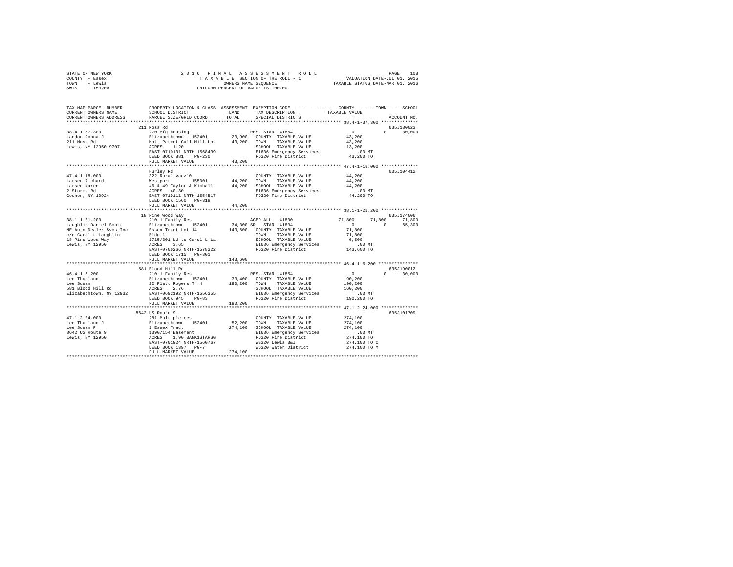STATE OF NEW YORK
COUNTY - Essex
TOWN - Lewis
SWIS - 153200

2 0 1 6 F I N A L A S S E S S M E N T R O L L
T A X A B L E SECTION OF THE ROLL - 1
OWNERS NAME SEQUENCE
UNIFORM PERCENT OF VALUE IS 100.00

VALUATION DATE-JUL 01, 2015
TAXABLE STATUS DATE-MAR 01, 2016

```
TAX MAP PARCEL NUMBER    PROPERTY LOCATION & CLASS  ASSESSMENT  EXEMPTION CODE-----------------COUNTY--------TOWN------SCHOOL
CURRENT OWNERS NAME      SCHOOL DISTRICT             LAND      TAX DESCRIPTION           TAXABLE VALUE
CURRENT OWNERS ADDRESS   PARCEL SIZE/GRID COORD      TOTAL     SPECIAL DISTRICTS                                     ACCOUNT NO.
******************************************************************************************** 38.4-1-37.300 **************
                         211 Moss Rd                                                                            635J180023
38.4-1-37.300            270 Mfg housing                       RES. STAR 41854                  0           0      30,000
Landon Donna J           Elizabethtown  152401      23,900     COUNTY  TAXABLE VALUE         43,200
211 Moss Rd              Mott Patent Call Mill Lot  43,200     TOWN    TAXABLE VALUE         43,200
Lewis, NY 12950-9707     ACRES    1.20                         SCHOOL  TAXABLE VALUE         13,200
                         EAST-0710101 NRTH-1568439             E1636 Emergency Services         .00 MT
                         DEED BOOK 881    PG-230               FD320 Fire District           43,200 TO
                         FULL MARKET VALUE          43,200
******************************************************************************************** 47.4-1-18.000 **************
                         Hurley Rd                                                                              635J104412
47.4-1-18.000            322 Rural vac>10                      COUNTY  TAXABLE VALUE         44,200
Larsen Richard           Westport      155001       44,200     TOWN    TAXABLE VALUE         44,200
Larsen Karen             46 & 49 Taylor & Kimball   44,200     SCHOOL  TAXABLE VALUE         44,200
2 Storms Rd              ACRES   40.30                         E1636 Emergency Services         .00 MT
Goshen, NY 10924         EAST-0719111 NRTH-1554517             FD320 Fire District           44,200 TO
                         DEED BOOK 1560   PG-319
                         FULL MARKET VALUE          44,200
******************************************************************************************** 38.1-1-21.200 **************
                         18 Pine Wood Way                                                                       635J174006
38.1-1-21.200            210 1 Family Res                      AGED ALL  41800              71,800      71,800      71,800
Laughlin Daniel Scott    Elizabethtown  152401      34,300 SR  STAR 41834                       0           0      65,300
NE Auto Dealer Svcs Inc  Essex Tract Lot 14         143,600    COUNTY  TAXABLE VALUE         71,800
c/o Carol L Laughlin     Bldg 1                                TOWN    TAXABLE VALUE         71,800
18 Pine Wood Way         1715/301 LU to Carol L La             SCHOOL  TAXABLE VALUE          6,500
Lewis, NY 12950          ACRES    3.65                         E1636 Emergency Services         .00 MT
                         EAST-0706266 NRTH-1578322             FD320 Fire District          143,600 TO
                         DEED BOOK 1715   PG-301
                         FULL MARKET VALUE         143,600
******************************************************************************************** 46.4-1-6.200 ***************
                         581 Blood Hill Rd                                                                      635J190012
46.4-1-6.200             210 1 Family Res                      RES. STAR 41854                  0           0      30,000
Lee Thurland             Elizabethtown  152401      33,400     COUNTY  TAXABLE VALUE        190,200
Lee Susan                22 Platt Rogers Tr 4       190,200    TOWN    TAXABLE VALUE        190,200
581 Blood Hill Rd        ACRES    2.76                         SCHOOL  TAXABLE VALUE        160,200
Elizabethtown, NY 12932  EAST-0692192 NRTH-1556355             E1636 Emergency Services         .00 MT
                         DEED BOOK 945    PG-83                FD320 Fire District          190,200 TO
                         FULL MARKET VALUE         190,200
******************************************************************************************** 47.1-2-24.000 **************
                         8642 US Route 9                                                                        635J101709
47.1-2-24.000            281 Multiple res                      COUNTY  TAXABLE VALUE        274,100
Lee Thurland J           Elizabethtown  152401      52,200     TOWN    TAXABLE VALUE        274,100
Lee Susan P              1 Essex Tract              274,100    SCHOOL  TAXABLE VALUE        274,100
8642 US Route 9          1390/154 Easement                     E1636 Emergency Services         .00 MT
Lewis, NY 12950          ACRES    1.90 BANK1STARSG             FD320 Fire District          274,100 TO
                         EAST-0701924 NRTH-1560767             WB320 Lewis B&I              274,100 TO C
                         DEED BOOK 1397   PG-7                 WD320 Water District         274,100 TO M
                         FULL MARKET VALUE         274,100
************************************************************************************************************************
```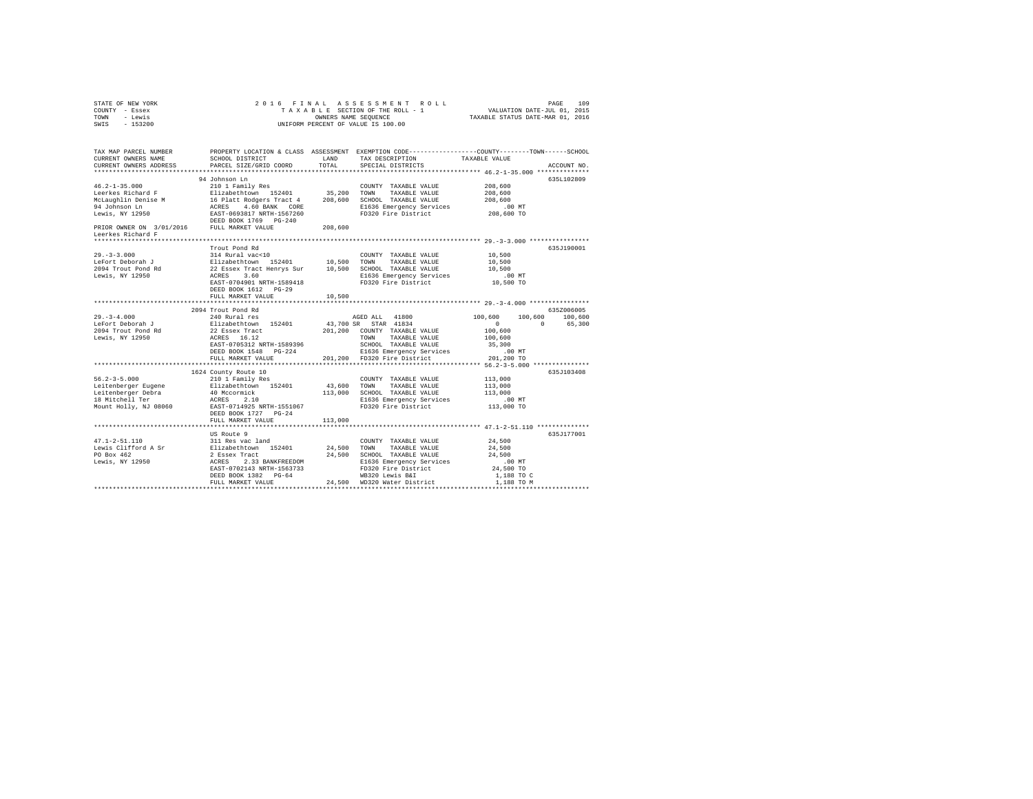STATE OF NEW YORK · COUNTY - Essex · TOWN - Lewis · SWIS - 153200

2016 FINAL ASSESSMENT ROLL
TAXABLE SECTION OF THE ROLL - 1
OWNERS NAME SEQUENCE
UNIFORM PERCENT OF VALUE IS 100.00

VALUATION DATE-JUL 01, 2015
TAXABLE STATUS DATE-MAR 01, 2016

```
TAX MAP PARCEL NUMBER          PROPERTY LOCATION & CLASS  ASSESSMENT  EXEMPTION CODE-----------------COUNTY--------TOWN------SCHOOL
CURRENT OWNERS NAME            SCHOOL DISTRICT            LAND        TAX DESCRIPTION             TAXABLE VALUE
CURRENT OWNERS ADDRESS         PARCEL SIZE/GRID COORD     TOTAL       SPECIAL DISTRICTS                                    ACCOUNT NO.
*********************************************************************************************** 46.2-1-35.000 **************
                               94 Johnson Ln                                                                               635L102809
46.2-1-35.000                  210 1 Family Res                       COUNTY  TAXABLE VALUE           208,600
Leerkes Richard F              Elizabethtown  152401       35,200     TOWN    TAXABLE VALUE           208,600
McLaughlin Denise M            16 Platt Rodgers Tract 4   208,600     SCHOOL  TAXABLE VALUE           208,600
94 Johnson Ln                  ACRES    4.60 BANK   CORE              E1636 Emergency Services            .00 MT
Lewis, NY 12950                EAST-0693817 NRTH-1567260              FD320 Fire District             208,600 TO
                               DEED BOOK 1769   PG-240
PRIOR OWNER ON 3/01/2016       FULL MARKET VALUE          208,600
Leerkes Richard F
*********************************************************************************************** 29.-3-3.000 ****************
                               Trout Pond Rd                                                                               635J190001
29.-3-3.000                    314 Rural vac<10                       COUNTY  TAXABLE VALUE            10,500
LeFort Deborah J               Elizabethtown  152401       10,500     TOWN    TAXABLE VALUE            10,500
2094 Trout Pond Rd             22 Essex Tract Henrys Sur   10,500     SCHOOL  TAXABLE VALUE            10,500
Lewis, NY 12950                ACRES    3.60                          E1636 Emergency Services            .00 MT
                               EAST-0704901 NRTH-1589418              FD320 Fire District              10,500 TO
                               DEED BOOK 1612   PG-29
                               FULL MARKET VALUE           10,500
*********************************************************************************************** 29.-3-4.000 ****************
                               2094 Trout Pond Rd                                                                          635Z006005
29.-3-4.000                    240 Rural res                          AGED ALL    41800           100,600    100,600    100,600
LeFort Deborah J               Elizabethtown  152401       43,700 SR  STAR  41834                       0          0     65,300
2094 Trout Pond Rd             22 Essex Tract             201,200     COUNTY  TAXABLE VALUE           100,600
Lewis, NY 12950                ACRES   16.12                          TOWN    TAXABLE VALUE           100,600
                               EAST-0705312 NRTH-1589396              SCHOOL  TAXABLE VALUE            35,300
                               DEED BOOK 1548   PG-224                E1636 Emergency Services            .00 MT
                               FULL MARKET VALUE          201,200     FD320 Fire District             201,200 TO
*********************************************************************************************** 56.2-3-5.000 ***************
                               1624 County Route 10                                                                        635J103408
56.2-3-5.000                   210 1 Family Res                       COUNTY  TAXABLE VALUE           113,000
Leitenberger Eugene            Elizabethtown  152401       43,600     TOWN    TAXABLE VALUE           113,000
Leitenberger Debra             40 Mccormick               113,000     SCHOOL  TAXABLE VALUE           113,000
18 Mitchell Ter                ACRES    2.10                          E1636 Emergency Services            .00 MT
Mount Holly, NJ 08060          EAST-0714925 NRTH-1551067              FD320 Fire District             113,000 TO
                               DEED BOOK 1727   PG-24
                               FULL MARKET VALUE          113,000
*********************************************************************************************** 47.1-2-51.110 **************
                               US Route 9                                                                                  635J177001
47.1-2-51.110                  311 Res vac land                       COUNTY  TAXABLE VALUE            24,500
Lewis Clifford A Sr            Elizabethtown  152401       24,500     TOWN    TAXABLE VALUE            24,500
PO Box 462                     2 Essex Tract               24,500     SCHOOL  TAXABLE VALUE            24,500
Lewis, NY 12950                ACRES    2.33 BANKFREEDOM              E1636 Emergency Services            .00 MT
                               EAST-0702143 NRTH-1563733              FD320 Fire District              24,500 TO
                               DEED BOOK 1382   PG-64                 WB320 Lewis B&I                   1,188 TO C
                               FULL MARKET VALUE           24,500     WD320 Water District              1,188 TO M
****************************************************************************************************************************
```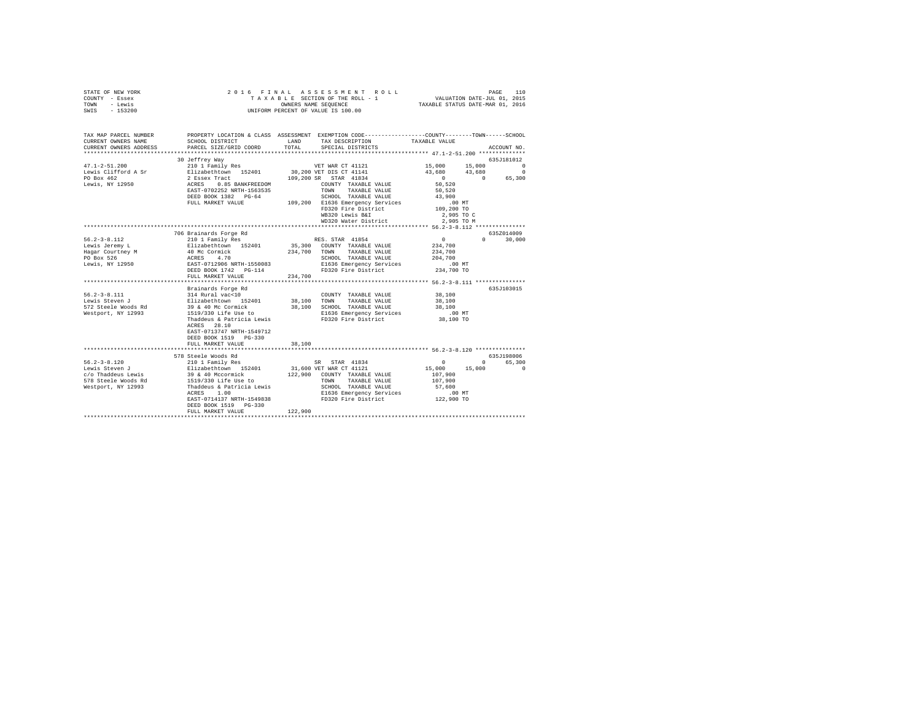STATE OF NEW YORK                    2016 FINAL ASSESSMENT ROLL                    PAGE 110
COUNTY - Essex                  TAXABLE SECTION OF THE ROLL - 1          VALUATION DATE-JUL 01, 2015
TOWN - Lewis                          OWNERS NAME SEQUENCE              TAXABLE STATUS DATE-MAR 01, 2016
SWIS - 153200                   UNIFORM PERCENT OF VALUE IS 100.00

```
TAX MAP PARCEL NUMBER     PROPERTY LOCATION & CLASS  ASSESSMENT  EXEMPTION CODE-----------------COUNTY--------TOWN------SCHOOL
CURRENT OWNERS NAME       SCHOOL DISTRICT             LAND       TAX DESCRIPTION              TAXABLE VALUE
CURRENT OWNERS ADDRESS    PARCEL SIZE/GRID COORD      TOTAL      SPECIAL DISTRICTS                                    ACCOUNT NO.
******************************************************************************************* 47.1-2-51.200 **************
                          30 Jeffrey Way                                                                           635J181012
47.1-2-51.200             210 1 Family Res                     VET WAR CT 41121          15,000      15,000          0
Lewis Clifford A Sr       Elizabethtown  152401      30,200 VET DIS CT 41141              43,680      43,680          0
PO Box 462                2 Essex Tract             109,200 SR  STAR 41834                     0           0     65,300
Lewis, NY 12950           ACRES   0.85 BANKFREEDOM          COUNTY  TAXABLE VALUE         50,520
                          EAST-0702252 NRTH-1563535         TOWN    TAXABLE VALUE         50,520
                          DEED BOOK 1382   PG-64            SCHOOL  TAXABLE VALUE         43,900
                          FULL MARKET VALUE         109,200  E1636 Emergency Services         .00 MT
                                                             FD320 Fire District          109,200 TO
                                                             WB320 Lewis B&I                2,905 TO C
                                                             WD320 Water District           2,905 TO M
******************************************************************************************* 56.2-3-8.112 ***************
                          706 Brainards Forge Rd                                                                   635Z014009
56.2-3-8.112              210 1 Family Res                   RES. STAR 41854                   0           0     30,000
Lewis Jeremy L            Elizabethtown  152401      35,300  COUNTY  TAXABLE VALUE        234,700
Hagar Courtney M          40 Mc Cormick             234,700  TOWN    TAXABLE VALUE        234,700
PO Box 526                ACRES   4.70                       SCHOOL  TAXABLE VALUE        204,700
Lewis, NY 12950           EAST-0712906 NRTH-1550083          E1636 Emergency Services         .00 MT
                          DEED BOOK 1742   PG-114            FD320 Fire District          234,700 TO
                          FULL MARKET VALUE         234,700
******************************************************************************************* 56.2-3-8.111 ***************
                          Brainards Forge Rd                                                                       635J103015
56.2-3-8.111              314 Rural vac<10                   COUNTY  TAXABLE VALUE         38,100
Lewis Steven J            Elizabethtown  152401      38,100  TOWN    TAXABLE VALUE         38,100
572 Steele Woods Rd       39 & 40 Mc Cormick         38,100  SCHOOL  TAXABLE VALUE         38,100
Westport, NY 12993        1519/330 Life Use to               E1636 Emergency Services         .00 MT
                          Thaddeus & Patricia Lewis          FD320 Fire District           38,100 TO
                          ACRES  28.10
                          EAST-0713747 NRTH-1549712
                          DEED BOOK 1519   PG-330
                          FULL MARKET VALUE          38,100
******************************************************************************************* 56.2-3-8.120 ***************
                          578 Steele Woods Rd                                                                      635J198006
56.2-3-8.120              210 1 Family Res                   SR  STAR 41834                    0           0     65,300
Lewis Steven J            Elizabethtown  152401      31,600 VET WAR CT 41121              15,000      15,000          0
c/o Thaddeus Lewis        39 & 40 Mccormick         122,900  COUNTY  TAXABLE VALUE        107,900
578 Steele Woods Rd       1519/330 Life Use to               TOWN    TAXABLE VALUE        107,900
Westport, NY 12993        Thaddeus & Patricia Lewis          SCHOOL  TAXABLE VALUE         57,600
                          ACRES   1.00                       E1636 Emergency Services         .00 MT
                          EAST-0714137 NRTH-1549838          FD320 Fire District          122,900 TO
                          DEED BOOK 1519   PG-330
                          FULL MARKET VALUE         122,900
************************************************************************************************************************
```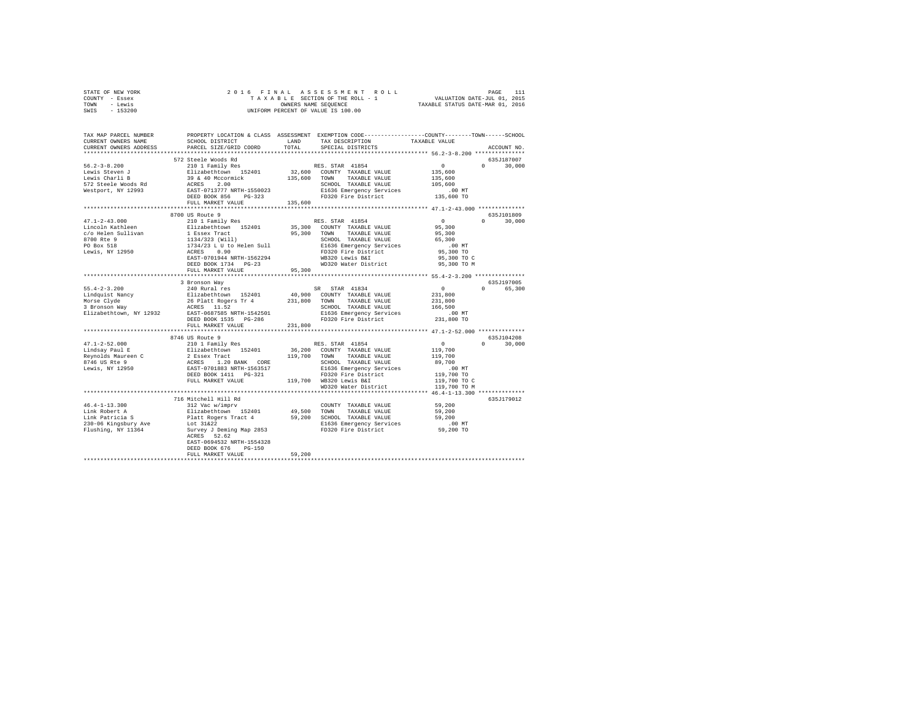STATE OF NEW YORK 2 0 1 6 F I N A L A S S E S S M E N T R O L L  
COUNTY - Essex T A X A B L E SECTION OF THE ROLL - 1 VALUATION DATE-JUL 01, 2015  
TOWN - Lewis OWNERS NAME SEQUENCE TAXABLE STATUS DATE-MAR 01, 2016  
SWIS - 153200 UNIFORM PERCENT OF VALUE IS 100.00

```
TAX MAP PARCEL NUMBER          PROPERTY LOCATION & CLASS  ASSESSMENT  EXEMPTION CODE-----------------COUNTY--------TOWN------SCHOOL
CURRENT OWNERS NAME            SCHOOL DISTRICT               LAND      TAX DESCRIPTION            TAXABLE VALUE
CURRENT OWNERS ADDRESS         PARCEL SIZE/GRID COORD        TOTAL     SPECIAL DISTRICTS                                  ACCOUNT NO.
************************************************************************************************* 56.2-3-8.200 ***************
                               572 Steele Woods Rd                                                                    635J187007
56.2-3-8.200                   210 1 Family Res                        RES. STAR 41854            0           0      30,000
Lewis Steven J                 Elizabethtown  152401        32,600   COUNTY  TAXABLE VALUE       135,600
Lewis Charli B                 39 & 40 Mccormick           135,600   TOWN    TAXABLE VALUE       135,600
572 Steele Woods Rd            ACRES    2.00                         SCHOOL  TAXABLE VALUE       105,600
Westport, NY 12993             EAST-0713777 NRTH-1550023             E1636 Emergency Services         .00 MT
                               DEED BOOK 856    PG-323               FD320 Fire District         135,600 TO
                               FULL MARKET VALUE           135,600
************************************************************************************************* 47.1-2-43.000 **************
                               8700 US Route 9                                                                        635J101809
47.1-2-43.000                  210 1 Family Res                        RES. STAR 41854            0           0      30,000
Lincoln Kathleen               Elizabethtown  152401        35,300   COUNTY  TAXABLE VALUE        95,300
c/o Helen Sullivan             1 Essex Tract                95,300   TOWN    TAXABLE VALUE        95,300
8700 Rte 9                     1134/323 (Will)                       SCHOOL  TAXABLE VALUE        65,300
PO Box 518                     1734/23 L U to Helen Sull             E1636 Emergency Services         .00 MT
Lewis, NY 12950                ACRES    0.90                         FD320 Fire District          95,300 TO
                               EAST-0701944 NRTH-1562294             WB320 Lewis B&I              95,300 TO C
                               DEED BOOK 1734   PG-23                WD320 Water District         95,300 TO M
                               FULL MARKET VALUE            95,300
************************************************************************************************* 55.4-2-3.200 ***************
                               3 Bronson Way                                                                          635J197005
55.4-2-3.200                   240 Rural res                           SR   STAR 41834            0           0      65,300
Lindquist Nancy                Elizabethtown  152401        40,900   COUNTY  TAXABLE VALUE       231,800
Morse Clyde                    26 Platt Rogers Tr 4        231,800   TOWN    TAXABLE VALUE       231,800
3 Bronson Way                  ACRES   11.52                         SCHOOL  TAXABLE VALUE       166,500
Elizabethtown, NY 12932        EAST-0687585 NRTH-1542501             E1636 Emergency Services         .00 MT
                               DEED BOOK 1535   PG-286               FD320 Fire District         231,800 TO
                               FULL MARKET VALUE           231,800
************************************************************************************************* 47.1-2-52.000 **************
                               8746 US Route 9                                                                        635J104208
47.1-2-52.000                  210 1 Family Res                        RES. STAR 41854            0           0      30,000
Lindsay Paul E                 Elizabethtown  152401        36,200   COUNTY  TAXABLE VALUE       119,700
Reynolds Maureen C             2 Essex Tract               119,700   TOWN    TAXABLE VALUE       119,700
8746 US Rte 9                  ACRES    1.20 BANK  CORE              SCHOOL  TAXABLE VALUE        89,700
Lewis, NY 12950                EAST-0701883 NRTH-1563517             E1636 Emergency Services         .00 MT
                               DEED BOOK 1411   PG-321               FD320 Fire District         119,700 TO
                               FULL MARKET VALUE           119,700   WB320 Lewis B&I             119,700 TO C
                                                                     WD320 Water District        119,700 TO M
************************************************************************************************* 46.4-1-13.300 **************
                               716 Mitchell Hill Rd                                                                   635J179012
46.4-1-13.300                  312 Vac w/imprv                         COUNTY  TAXABLE VALUE      59,200
Link Robert A                  Elizabethtown  152401        49,500   TOWN    TAXABLE VALUE        59,200
Link Patricia S                Platt Rogers Tract 4         59,200   SCHOOL  TAXABLE VALUE        59,200
230-06 Kingsbury Ave           Lot 31&22                             E1636 Emergency Services         .00 MT
Flushing, NY 11364             Survey J Deming Map 2853              FD320 Fire District          59,200 TO
                               ACRES   52.62
                               EAST-0694532 NRTH-1554328
                               DEED BOOK 676    PG-150
                               FULL MARKET VALUE            59,200
********************************************************************************************************************************
```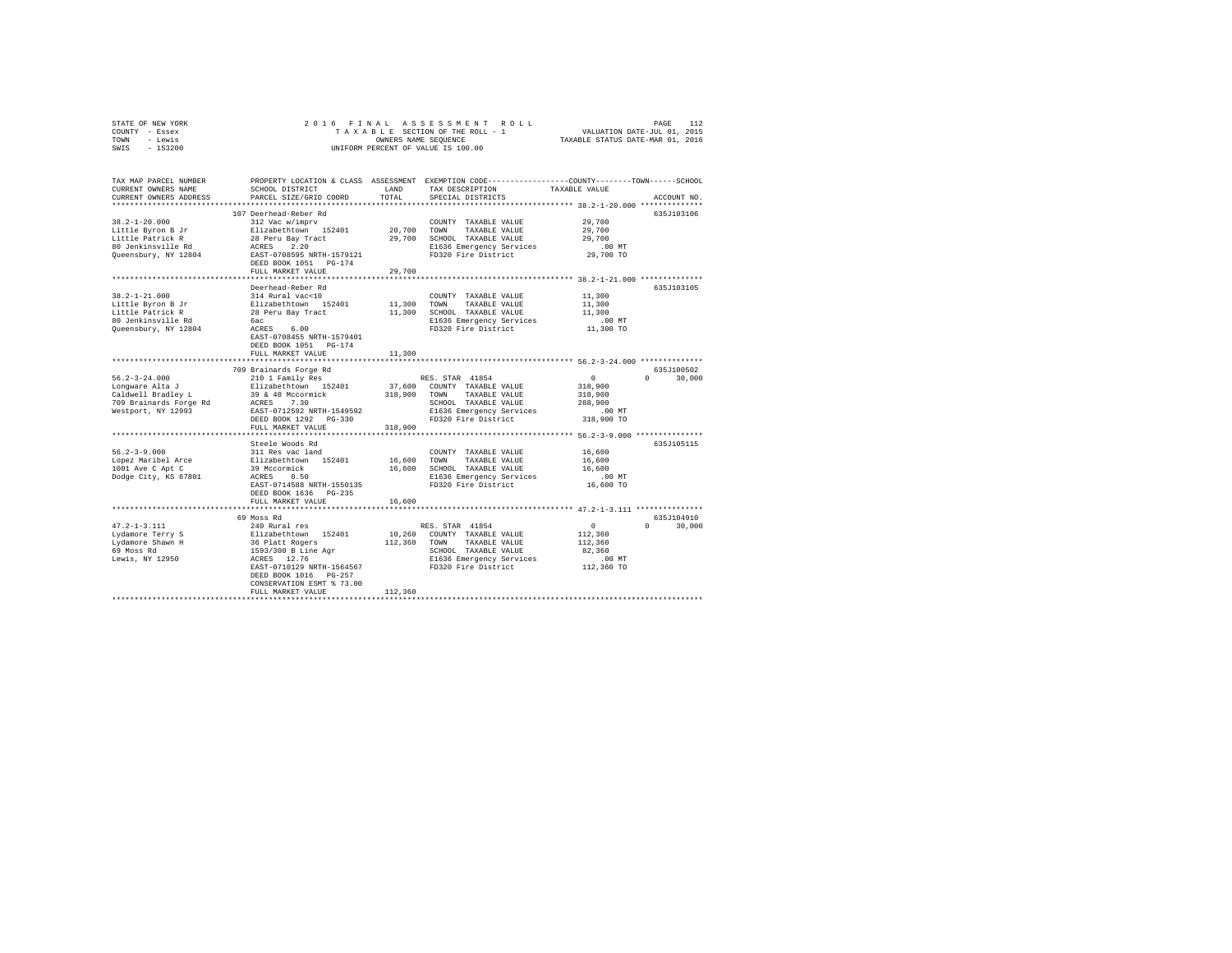STATE OF NEW YORK | COUNTY - Essex | TOWN - Lewis | SWIS - 153200

2016 FINAL ASSESSMENT ROLL
TAXABLE SECTION OF THE ROLL - 1
OWNERS NAME SEQUENCE
UNIFORM PERCENT OF VALUE IS 100.00

VALUATION DATE-JUL 01, 2015
TAXABLE STATUS DATE-MAR 01, 2016

| TAX MAP PARCEL NUMBER / CURRENT OWNERS NAME / CURRENT OWNERS ADDRESS | PROPERTY LOCATION & CLASS / SCHOOL DISTRICT / PARCEL SIZE/GRID COORD | ASSESSMENT LAND / TOTAL | EXEMPTION CODE / TAX DESCRIPTION / SPECIAL DISTRICTS | COUNTY | TOWN | SCHOOL | ACCOUNT NO. |
|---|---|---|---|---|---|---|---|
| 38.2-1-20.000 | 107 Deerhead-Reber Rd | | | | | | 635J103106 |
| Little Byron B Jr | 312 Vac w/imprv | | COUNTY TAXABLE VALUE | 29,700 | | | |
| Little Patrick R | Elizabethtown 152401 | 20,700 | TOWN TAXABLE VALUE | | 29,700 | | |
| 80 Jenkinsville Rd | 28 Peru Bay Tract | 29,700 | SCHOOL TAXABLE VALUE | | | 29,700 | |
| Queensbury, NY 12804 | ACRES 2.20 | | E1636 Emergency Services | .00 MT | | | |
| | EAST-0708595 NRTH-1579121 | | FD320 Fire District | 29,700 TO | | | |
| | DEED BOOK 1051 PG-174 | | | | | | |
| | FULL MARKET VALUE | 29,700 | | | | | |
| 38.2-1-21.000 | Deerhead-Reber Rd | | | | | | 635J103105 |
| Little Byron B Jr | 314 Rural vac<10 | | COUNTY TAXABLE VALUE | 11,300 | | | |
| Little Patrick R | Elizabethtown 152401 | 11,300 | TOWN TAXABLE VALUE | | 11,300 | | |
| 80 Jenkinsville Rd | 28 Peru Bay Tract | 11,300 | SCHOOL TAXABLE VALUE | | | 11,300 | |
| Queensbury, NY 12804 | 6ac | | E1636 Emergency Services | .00 MT | | | |
| | ACRES 6.00 | | FD320 Fire District | 11,300 TO | | | |
| | EAST-0708455 NRTH-1579401 | | | | | | |
| | DEED BOOK 1051 PG-174 | | | | | | |
| | FULL MARKET VALUE | 11,300 | | | | | |
| 56.2-3-24.000 | 709 Brainards Forge Rd | | | | | | 635J100502 |
| Longware Alta J | 210 1 Family Res | | RES. STAR 41854 | 0 | 0 | 30,000 | |
| Caldwell Bradley L | Elizabethtown 152401 | 37,600 | COUNTY TAXABLE VALUE | 318,900 | | | |
| 709 Brainards Forge Rd | 39 & 40 Mccormick | 318,900 | TOWN TAXABLE VALUE | | 318,900 | | |
| Westport, NY 12993 | ACRES 7.30 | | SCHOOL TAXABLE VALUE | | | 288,900 | |
| | EAST-0712592 NRTH-1549592 | | E1636 Emergency Services | .00 MT | | | |
| | DEED BOOK 1292 PG-330 | | FD320 Fire District | 318,900 TO | | | |
| | FULL MARKET VALUE | 318,900 | | | | | |
| 56.2-3-9.000 | Steele Woods Rd | | | | | | 635J105115 |
| Lopez Maribel Arce | 311 Res vac land | | COUNTY TAXABLE VALUE | 16,600 | | | |
| 1001 Ave C Apt C | Elizabethtown 152401 | 16,600 | TOWN TAXABLE VALUE | | 16,600 | | |
| Dodge City, KS 67801 | 39 Mccormick | 16,600 | SCHOOL TAXABLE VALUE | | | 16,600 | |
| | ACRES 0.50 | | E1636 Emergency Services | .00 MT | | | |
| | EAST-0714588 NRTH-1550135 | | FD320 Fire District | 16,600 TO | | | |
| | DEED BOOK 1636 PG-235 | | | | | | |
| | FULL MARKET VALUE | 16,600 | | | | | |
| 47.2-1-3.111 | 69 Moss Rd | | | | | | 635J104910 |
| Lydamore Terry S | 240 Rural res | | RES. STAR 41854 | 0 | 0 | 30,000 | |
| Lydamore Shawn H | Elizabethtown 152401 | 10,260 | COUNTY TAXABLE VALUE | 112,360 | | | |
| 69 Moss Rd | 36 Platt Rogers | 112,360 | TOWN TAXABLE VALUE | | 112,360 | | |
| Lewis, NY 12950 | 1593/300 B Line Agr | | SCHOOL TAXABLE VALUE | | | 82,360 | |
| | ACRES 12.76 | | E1636 Emergency Services | .00 MT | | | |
| | EAST-0710129 NRTH-1564567 | | FD320 Fire District | 112,360 TO | | | |
| | DEED BOOK 1016 PG-257 | | | | | | |
| | CONSERVATION ESMT % 73.00 | | | | | | |
| | FULL MARKET VALUE | 112,360 | | | | | |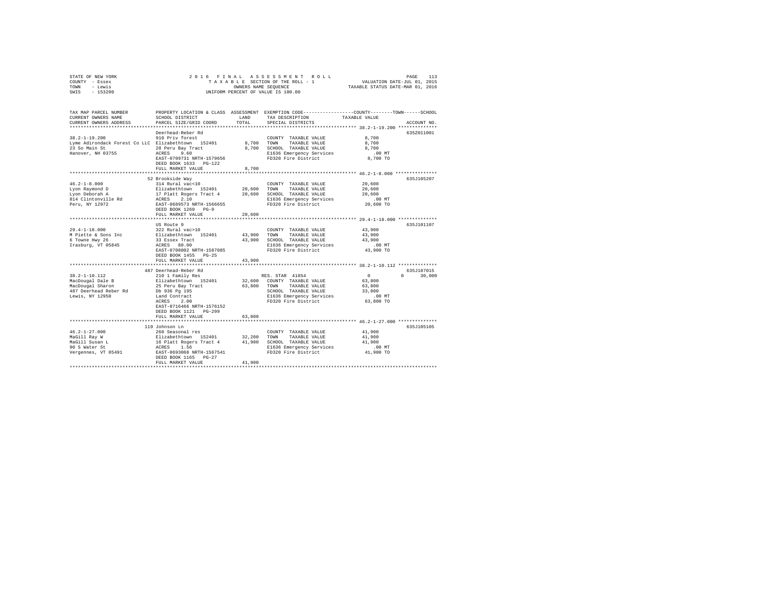STATE OF NEW YORK &nbsp;&nbsp;&nbsp;&nbsp; 2016 FINAL ASSESSMENT ROLL
COUNTY - Essex &nbsp;&nbsp;&nbsp;&nbsp; TAXABLE SECTION OF THE ROLL - 1 &nbsp;&nbsp;&nbsp;&nbsp; VALUATION DATE-JUL 01, 2015
TOWN - Lewis &nbsp;&nbsp;&nbsp;&nbsp; OWNERS NAME SEQUENCE &nbsp;&nbsp;&nbsp;&nbsp; TAXABLE STATUS DATE-MAR 01, 2016
SWIS - 153200 &nbsp;&nbsp;&nbsp;&nbsp; UNIFORM PERCENT OF VALUE IS 100.00

| TAX MAP PARCEL NUMBER / CURRENT OWNERS NAME / CURRENT OWNERS ADDRESS | PROPERTY LOCATION & CLASS / SCHOOL DISTRICT / PARCEL SIZE/GRID COORD | ASSESSMENT LAND | TOTAL | EXEMPTION CODE / TAX DESCRIPTION / SPECIAL DISTRICTS | COUNTY | TOWN | SCHOOL TAXABLE VALUE | ACCOUNT NO. |
|---|---|---|---|---|---|---|---|---|
| **38.2-1-19.200** | Deerhead-Reber Rd | | | | | | | 635Z011001 |
| 38.2-1-19.200 | 910 Priv forest | | | COUNTY TAXABLE VALUE | 8,700 | | | |
| Lyme Adirondack Forest Co LLC | Elizabethtown 152401 | 8,700 | | TOWN TAXABLE VALUE | | 8,700 | | |
| 23 So Main St | 28 Peru Bay Tract | | 8,700 | SCHOOL TAXABLE VALUE | | | 8,700 | |
| Hanover, NH 03755 | ACRES 9.60 | | | E1636 Emergency Services | .00 MT | | | |
| | EAST-0709731 NRTH-1579656 | | | FD320 Fire District | 8,700 TO | | | |
| | DEED BOOK 1633 PG-122 | | | | | | | |
| | FULL MARKET VALUE | | 8,700 | | | | | |
| **46.2-1-8.000** | 52 Brookside Way | | | | | | | 635J105207 |
| 46.2-1-8.000 | 314 Rural vac<10 | | | COUNTY TAXABLE VALUE | 20,600 | | | |
| Lyon Raymond D | Elizabethtown 152401 | 20,600 | | TOWN TAXABLE VALUE | | 20,600 | | |
| Lyon Deborah A | 17 Platt Rogers Tract 4 | | 20,600 | SCHOOL TAXABLE VALUE | | | 20,600 | |
| 814 Clintonville Rd | ACRES 2.10 | | | E1636 Emergency Services | .00 MT | | | |
| Peru, NY 12972 | EAST-0689573 NRTH-1566655 | | | FD320 Fire District | 20,600 TO | | | |
| | DEED BOOK 1260 PG-9 | | | | | | | |
| | FULL MARKET VALUE | | 20,600 | | | | | |
| **29.4-1-18.000** | US Route 9 | | | | | | | 635J101107 |
| 29.4-1-18.000 | 322 Rural vac>10 | | | COUNTY TAXABLE VALUE | 43,900 | | | |
| M Piette & Sons Inc | Elizabethtown 152401 | 43,900 | | TOWN TAXABLE VALUE | | 43,900 | | |
| 6 Towne Hwy 26 | 33 Essex Tract | | 43,900 | SCHOOL TAXABLE VALUE | | | 43,900 | |
| Irasburg, VT 05845 | ACRES 80.00 | | | E1636 Emergency Services | .00 MT | | | |
| | EAST-0708002 NRTH-1587085 | | | FD320 Fire District | 43,900 TO | | | |
| | DEED BOOK 1455 PG-25 | | | | | | | |
| | FULL MARKET VALUE | | 43,900 | | | | | |
| **38.2-1-10.112** | 487 Deerhead-Reber Rd | | | | | | | 635J187015 |
| 38.2-1-10.112 | 210 1 Family Res | | | RES. STAR 41854 | 0 | 0 | 30,000 | |
| MacDougal Dale B | Elizabethtown 152401 | 32,600 | | COUNTY TAXABLE VALUE | 63,800 | | | |
| MacDougal Sharon | 25 Peru Bay Tract | | 63,800 | TOWN TAXABLE VALUE | | 63,800 | | |
| 487 Deerhead Reber Rd | Db 936 Pg 195 | | | SCHOOL TAXABLE VALUE | | | 33,800 | |
| Lewis, NY 12950 | Land Contract | | | E1636 Emergency Services | .00 MT | | | |
| | ACRES 2.00 | | | FD320 Fire District | 63,800 TO | | | |
| | EAST-0716466 NRTH-1576152 | | | | | | | |
| | DEED BOOK 1121 PG-299 | | | | | | | |
| | FULL MARKET VALUE | | 63,800 | | | | | |
| **46.2-1-27.000** | 119 Johnson Ln | | | | | | | 635J105105 |
| 46.2-1-27.000 | 260 Seasonal res | | | COUNTY TAXABLE VALUE | 41,900 | | | |
| MaGill Ray W | Elizabethtown 152401 | 32,200 | | TOWN TAXABLE VALUE | | 41,900 | | |
| MaGill Susan L | 16 Platt Rogers Tract 4 | | 41,900 | SCHOOL TAXABLE VALUE | | | 41,900 | |
| 90 S Water St | ACRES 1.56 | | | E1636 Emergency Services | .00 MT | | | |
| Vergennes, VT 05491 | EAST-0693068 NRTH-1567541 | | | FD320 Fire District | 41,900 TO | | | |
| | DEED BOOK 1165 PG-27 | | | | | | | |
| | FULL MARKET VALUE | | 41,900 | | | | | |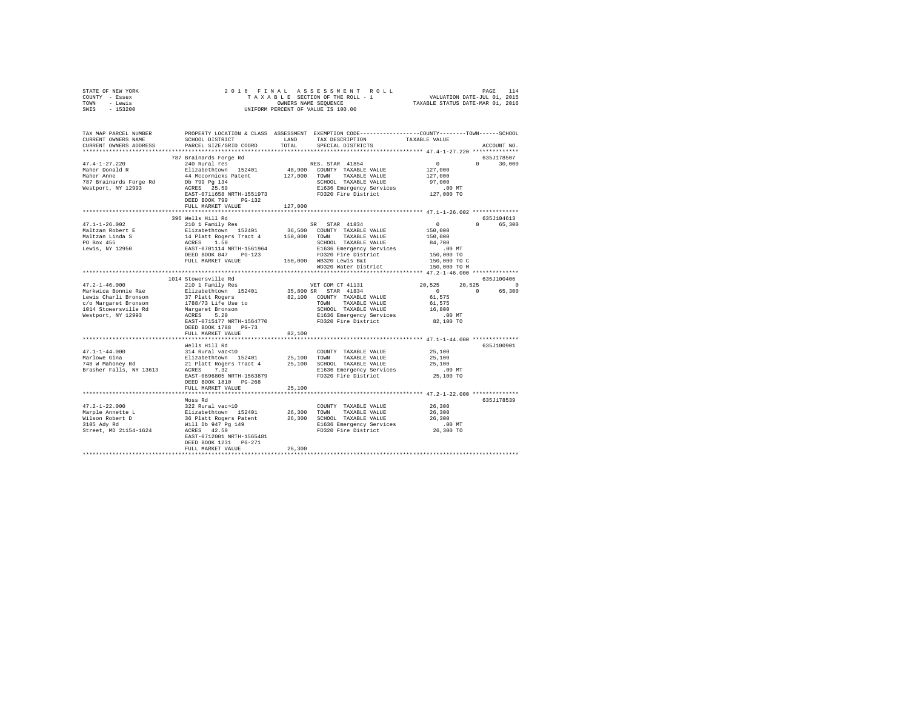STATE OF NEW YORK
COUNTY - Essex
TOWN - Lewis
SWIS - 153200

2016 FINAL ASSESSMENT ROLL
TAXABLE SECTION OF THE ROLL - 1
OWNERS NAME SEQUENCE
UNIFORM PERCENT OF VALUE IS 100.00

VALUATION DATE-JUL 01, 2015
TAXABLE STATUS DATE-MAR 01, 2016

| TAX MAP PARCEL NUMBER / CURRENT OWNERS NAME / CURRENT OWNERS ADDRESS | PROPERTY LOCATION & CLASS / SCHOOL DISTRICT / PARCEL SIZE/GRID COORD | ASSESSMENT LAND / TOTAL | EXEMPTION CODE / TAX DESCRIPTION / SPECIAL DISTRICTS | COUNTY / TAXABLE VALUE | TOWN | SCHOOL | ACCOUNT NO. |
|---|---|---|---|---|---|---|---|
| **47.4-1-27.220** | 787 Brainards Forge Rd | | | | | | 635J178507 |
| Maher Donald R | 240 Rural res | | RES. STAR 41854 | 0 | 0 | 30,000 | |
| Maher Anne | Elizabethtown 152401 | 48,900 | COUNTY TAXABLE VALUE | 127,000 | | | |
| 787 Brainards Forge Rd | 44 Mccormicks Patent | 127,000 | TOWN TAXABLE VALUE | 127,000 | | | |
| Westport, NY 12993 | Db 799 Pg 134 | | SCHOOL TAXABLE VALUE | 97,000 | | | |
| | ACRES 25.59 | | E1636 Emergency Services | .00 MT | | | |
| | EAST-0711658 NRTH-1551973 | | FD320 Fire District | 127,000 TO | | | |
| | DEED BOOK 799 PG-132 | | | | | | |
| | FULL MARKET VALUE | 127,000 | | | | | |
| **47.1-1-26.002** | 396 Wells Hill Rd | | | | | | 635J104613 |
| Maltzan Robert E | 210 1 Family Res | | SR STAR 41834 | 0 | 0 | 65,300 | |
| Maltzan Linda S | Elizabethtown 152401 | 36,500 | COUNTY TAXABLE VALUE | 150,000 | | | |
| PO Box 455 | 14 Platt Rogers Tract 4 | 150,000 | TOWN TAXABLE VALUE | 150,000 | | | |
| Lewis, NY 12950 | ACRES 1.50 | | SCHOOL TAXABLE VALUE | 84,700 | | | |
| | EAST-0701114 NRTH-1561964 | | E1636 Emergency Services | .00 MT | | | |
| | DEED BOOK 847 PG-123 | | FD320 Fire District | 150,000 TO | | | |
| | FULL MARKET VALUE | 150,000 | WB320 Lewis B&I | 150,000 TO C | | | |
| | | | WD320 Water District | 150,000 TO M | | | |
| **47.2-1-46.000** | 1014 Stowersville Rd | | | | | | 635J100406 |
| Markwica Bonnie Rae | 210 1 Family Res | | VET COM CT 41131 | 20,525 | 20,525 | 0 | |
| Lewis Charli Bronson | Elizabethtown 152401 | 35,800 | SR STAR 41834 | 0 | 0 | 65,300 | |
| c/o Margaret Bronson | 37 Platt Rogers | 82,100 | COUNTY TAXABLE VALUE | 61,575 | | | |
| 1014 Stowersville Rd | 1788/73 Life Use to | | TOWN TAXABLE VALUE | 61,575 | | | |
| Westport, NY 12993 | Margaret Bronson | | SCHOOL TAXABLE VALUE | 16,800 | | | |
| | ACRES 5.20 | | E1636 Emergency Services | .00 MT | | | |
| | EAST-0715177 NRTH-1564770 | | FD320 Fire District | 82,100 TO | | | |
| | DEED BOOK 1788 PG-73 | | | | | | |
| | FULL MARKET VALUE | 82,100 | | | | | |
| **47.1-1-44.000** | Wells Hill Rd | | | | | | 635J100901 |
| Marlowe Gina | 314 Rural vac<10 | | COUNTY TAXABLE VALUE | 25,100 | | | |
| 748 W Mahoney Rd | Elizabethtown 152401 | 25,100 | TOWN TAXABLE VALUE | 25,100 | | | |
| Brasher Falls, NY 13613 | 21 Platt Rogers Tract 4 | 25,100 | SCHOOL TAXABLE VALUE | 25,100 | | | |
| | ACRES 7.32 | | E1636 Emergency Services | .00 MT | | | |
| | EAST-0696805 NRTH-1563879 | | FD320 Fire District | 25,100 TO | | | |
| | DEED BOOK 1810 PG-268 | | | | | | |
| | FULL MARKET VALUE | 25,100 | | | | | |
| **47.2-1-22.000** | Moss Rd | | | | | | 635J178539 |
| Marple Annette L | 322 Rural vac>10 | | COUNTY TAXABLE VALUE | 26,300 | | | |
| Wilson Robert D | Elizabethtown 152401 | 26,300 | TOWN TAXABLE VALUE | 26,300 | | | |
| 3105 Ady Rd | 36 Platt Rogers Patent | 26,300 | SCHOOL TAXABLE VALUE | 26,300 | | | |
| Street, MD 21154-1624 | Will Db 947 Pg 149 | | E1636 Emergency Services | .00 MT | | | |
| | ACRES 42.50 | | FD320 Fire District | 26,300 TO | | | |
| | EAST-0712001 NRTH-1565481 | | | | | | |
| | DEED BOOK 1231 PG-271 | | | | | | |
| | FULL MARKET VALUE | 26,300 | | | | | |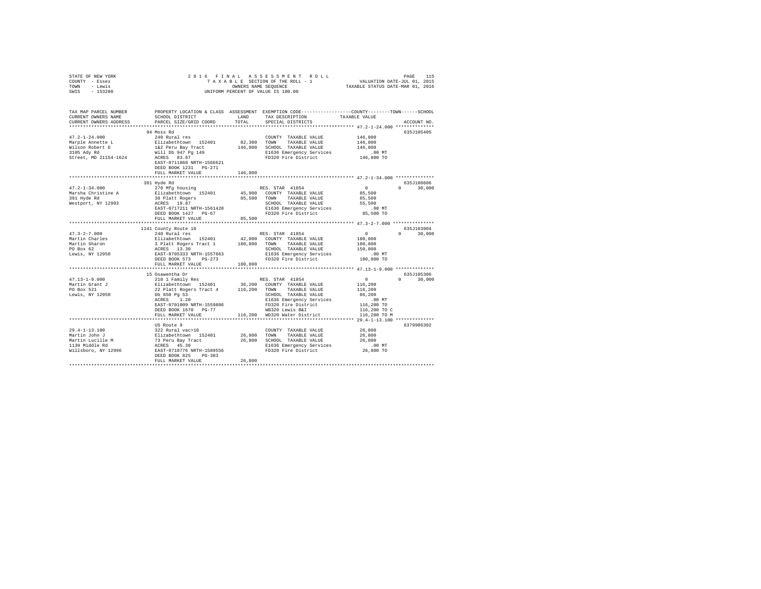STATE OF NEW YORK
COUNTY - Essex
TOWN - Lewis
SWIS - 153200

2016 FINAL ASSESSMENT ROLL
TAXABLE SECTION OF THE ROLL - 1
OWNERS NAME SEQUENCE
UNIFORM PERCENT OF VALUE IS 100.00

VALUATION DATE-JUL 01, 2015
TAXABLE STATUS DATE-MAR 01, 2016

```
TAX MAP PARCEL NUMBER      PROPERTY LOCATION & CLASS  ASSESSMENT  EXEMPTION CODE-----------------COUNTY--------TOWN------SCHOOL
CURRENT OWNERS NAME        SCHOOL DISTRICT              LAND      TAX DESCRIPTION            TAXABLE VALUE
CURRENT OWNERS ADDRESS     PARCEL SIZE/GRID COORD       TOTAL     SPECIAL DISTRICTS                                      ACCOUNT NO.
******************************************************************************************** 47.2-1-24.000 **************
                           94 Moss Rd                                                                                635J105405
47.2-1-24.000              240 Rural res                          COUNTY  TAXABLE VALUE          146,800
Marple Annette L           Elizabethtown  152401       82,300     TOWN    TAXABLE VALUE          146,800
Wilson Robert D            1&2 Peru Bay Tract         146,800     SCHOOL  TAXABLE VALUE          146,800
3105 Ady Rd                Will Db 947 Pg 149                     E1636 Emergency Services           .00 MT
Street, MD 21154-1624      ACRES  83.67                           FD320 Fire District            146,800 TO
                           EAST-0711868 NRTH-1566621
                           DEED BOOK 1231   PG-271
                           FULL MARKET VALUE          146,800
******************************************************************************************** 47.2-1-34.000 **************
                           391 Hyde Rd                                                                               635J100606
47.2-1-34.000              270 Mfg housing                        RES. STAR  41854                0           0      30,000
Marsha Christine A         Elizabethtown  152401       45,900     COUNTY  TAXABLE VALUE           85,500
391 Hyde Rd                38 Platt Rogers             85,500     TOWN    TAXABLE VALUE           85,500
Westport, NY 12993         ACRES  19.87                           SCHOOL  TAXABLE VALUE           55,500
                           EAST-0717211 NRTH-1561420              E1636 Emergency Services           .00 MT
                           DEED BOOK 1427   PG-67                 FD320 Fire District             85,500 TO
                           FULL MARKET VALUE           85,500
******************************************************************************************** 47.3-2-7.000 ***************
                           1141 County Route 10                                                                      635J103904
47.3-2-7.000               240 Rural res                          RES. STAR  41854                0           0      30,000
Martin Charles             Elizabethtown  152401       42,000     COUNTY  TAXABLE VALUE          180,800
Martin Sharon              3 Platt Rogers Tract 1     180,800     TOWN    TAXABLE VALUE          180,800
PO Box 62                  ACRES  13.30                           SCHOOL  TAXABLE VALUE          150,800
Lewis, NY 12950            EAST-0705333 NRTH-1557663              E1636 Emergency Services           .00 MT
                           DEED BOOK 573    PG-273                FD320 Fire District            180,800 TO
                           FULL MARKET VALUE          180,800
******************************************************************************************** 47.13-1-9.000 **************
                           15 Osawentha Dr                                                                           635J105306
47.13-1-9.000              210 1 Family Res                       RES. STAR  41854                0           0      30,000
Martin Grant J             Elizabethtown  152401       36,200     COUNTY  TAXABLE VALUE          116,200
PO Box 521                 22 Platt Rogers Tract 4    116,200     TOWN    TAXABLE VALUE          116,200
Lewis, NY 12950            Db 850 Pg 53                           SCHOOL  TAXABLE VALUE           86,200
                           ACRES   1.20                           E1636 Emergency Services           .00 MT
                           EAST-0701009 NRTH-1559806              FD320 Fire District            116,200 TO
                           DEED BOOK 1670   PG-77                 WB320 Lewis B&I                116,200 TO C
                           FULL MARKET VALUE          116,200     WD320 Water District           116,200 TO M
******************************************************************************************** 29.4-1-13.100 **************
                           US Route 9                                                                                6379906302
29.4-1-13.100              322 Rural vac>10                       COUNTY  TAXABLE VALUE           26,800
Martin John J              Elizabethtown  152401       26,800     TOWN    TAXABLE VALUE           26,800
Martin Lucille M           73 Peru Bay Tract           26,800     SCHOOL  TAXABLE VALUE           26,800
1139 Middle Rd             ACRES  45.30                           E1636 Emergency Services           .00 MT
Willsboro, NY 12996        EAST-0718776 NRTH-1589556              FD320 Fire District             26,800 TO
                           DEED BOOK 825    PG-303
                           FULL MARKET VALUE           26,800
************************************************************************************************************************
```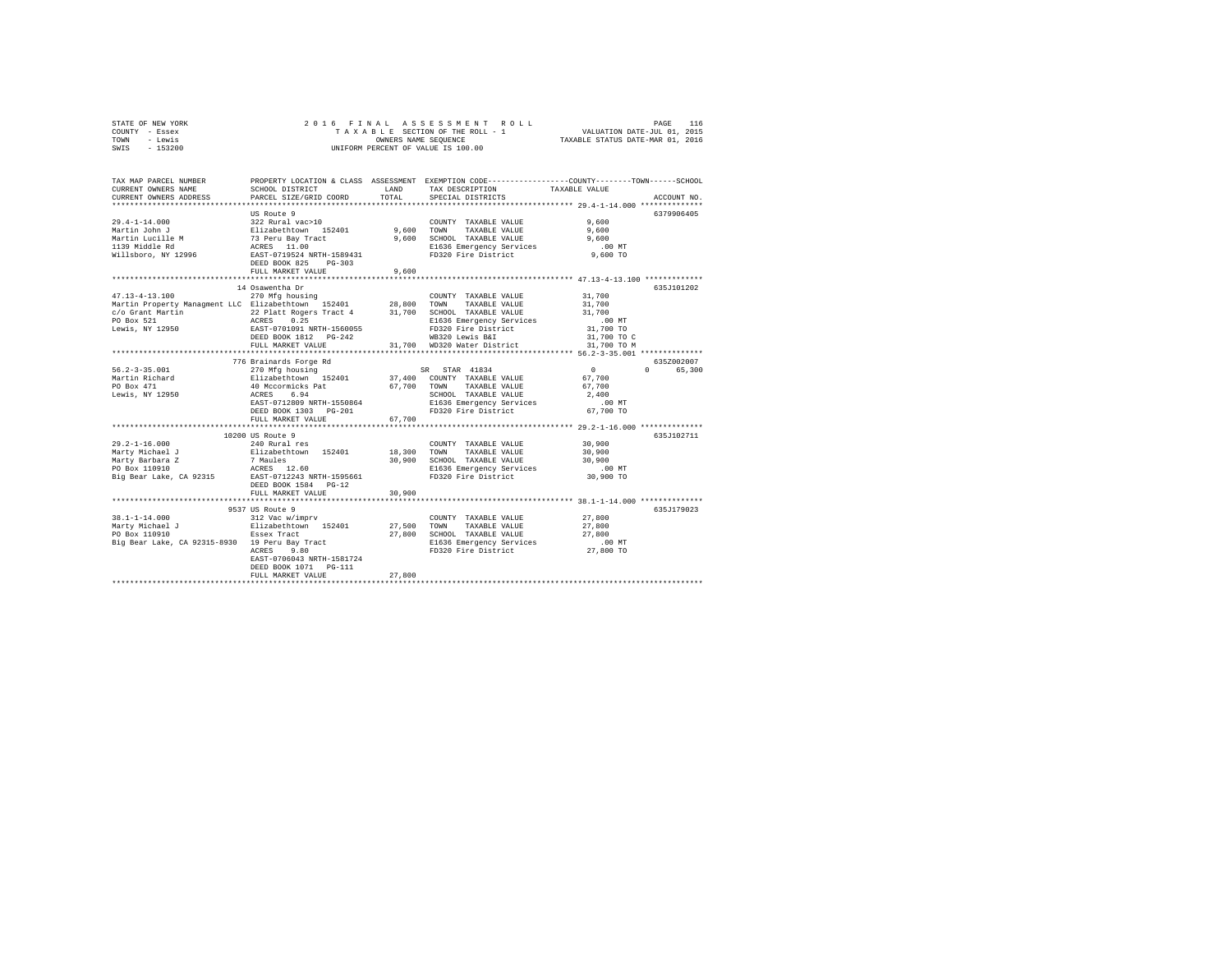STATE OF NEW YORK
COUNTY - Essex
TOWN - Lewis
SWIS - 153200

2 0 1 6 F I N A L A S S E S S M E N T R O L L
T A X A B L E SECTION OF THE ROLL - 1
OWNERS NAME SEQUENCE
UNIFORM PERCENT OF VALUE IS 100.00

VALUATION DATE-JUL 01, 2015
TAXABLE STATUS DATE-MAR 01, 2016

| TAX MAP PARCEL NUMBER / CURRENT OWNERS NAME / CURRENT OWNERS ADDRESS | PROPERTY LOCATION & CLASS / SCHOOL DISTRICT / PARCEL SIZE/GRID COORD | ASSESSMENT LAND | TOTAL | EXEMPTION CODE / TAX DESCRIPTION / SPECIAL DISTRICTS | COUNTY / TOWN / SCHOOL TAXABLE VALUE | ACCOUNT NO. |
|---|---|---|---|---|---|---|
| **29.4-1-14.000** | US Route 9 | | | | | 6379906405 |
| 29.4-1-14.000 | 322 Rural vac>10 | | | COUNTY TAXABLE VALUE | 9,600 | |
| Martin John J | Elizabethtown 152401 | 9,600 | | TOWN TAXABLE VALUE | 9,600 | |
| Martin Lucille M | 73 Peru Bay Tract | | 9,600 | SCHOOL TAXABLE VALUE | 9,600 | |
| 1139 Middle Rd | ACRES 11.00 | | | E1636 Emergency Services | .00 MT | |
| Willsboro, NY 12996 | EAST-0719524 NRTH-1589431 | | | FD320 Fire District | 9,600 TO | |
| | DEED BOOK 825 PG-303 | | | | | |
| | FULL MARKET VALUE | | 9,600 | | | |
| **47.13-4-13.100** | 14 Osawentha Dr | | | | | 635J101202 |
| 47.13-4-13.100 | 270 Mfg housing | | | COUNTY TAXABLE VALUE | 31,700 | |
| Martin Property Managment LLC | Elizabethtown 152401 | 28,800 | | TOWN TAXABLE VALUE | 31,700 | |
| c/o Grant Martin | 22 Platt Rogers Tract 4 | | 31,700 | SCHOOL TAXABLE VALUE | 31,700 | |
| PO Box 521 | ACRES 0.25 | | | E1636 Emergency Services | .00 MT | |
| Lewis, NY 12950 | EAST-0701091 NRTH-1560055 | | | FD320 Fire District | 31,700 TO | |
| | DEED BOOK 1812 PG-242 | | | WB320 Lewis B&I | 31,700 TO C | |
| | FULL MARKET VALUE | | 31,700 | WD320 Water District | 31,700 TO M | |
| **56.2-3-35.001** | 776 Brainards Forge Rd | | | | | 635Z002007 |
| 56.2-3-35.001 | 270 Mfg housing | | | SR STAR 41834 | 0 0 65,300 | |
| Martin Richard | Elizabethtown 152401 | 37,400 | | COUNTY TAXABLE VALUE | 67,700 | |
| PO Box 471 | 40 Mccormicks Pat | | 67,700 | TOWN TAXABLE VALUE | 67,700 | |
| Lewis, NY 12950 | ACRES 6.94 | | | SCHOOL TAXABLE VALUE | 2,400 | |
| | EAST-0712809 NRTH-1550864 | | | E1636 Emergency Services | .00 MT | |
| | DEED BOOK 1303 PG-201 | | | FD320 Fire District | 67,700 TO | |
| | FULL MARKET VALUE | | 67,700 | | | |
| **29.2-1-16.000** | 10200 US Route 9 | | | | | 635J102711 |
| 29.2-1-16.000 | 240 Rural res | | | COUNTY TAXABLE VALUE | 30,900 | |
| Marty Michael J | Elizabethtown 152401 | 18,300 | | TOWN TAXABLE VALUE | 30,900 | |
| Marty Barbara Z | 7 Maules | | 30,900 | SCHOOL TAXABLE VALUE | 30,900 | |
| PO Box 110910 | ACRES 12.60 | | | E1636 Emergency Services | .00 MT | |
| Big Bear Lake, CA 92315 | EAST-0712243 NRTH-1595661 | | | FD320 Fire District | 30,900 TO | |
| | DEED BOOK 1584 PG-12 | | | | | |
| | FULL MARKET VALUE | | 30,900 | | | |
| **38.1-1-14.000** | 9537 US Route 9 | | | | | 635J179023 |
| 38.1-1-14.000 | 312 Vac w/imprv | | | COUNTY TAXABLE VALUE | 27,800 | |
| Marty Michael J | Elizabethtown 152401 | 27,500 | | TOWN TAXABLE VALUE | 27,800 | |
| PO Box 110910 | Essex Tract | | 27,800 | SCHOOL TAXABLE VALUE | 27,800 | |
| Big Bear Lake, CA 92315-8930 | 19 Peru Bay Tract | | | E1636 Emergency Services | .00 MT | |
| | ACRES 9.80 | | | FD320 Fire District | 27,800 TO | |
| | EAST-0706043 NRTH-1581724 | | | | | |
| | DEED BOOK 1071 PG-111 | | | | | |
| | FULL MARKET VALUE | | 27,800 | | | |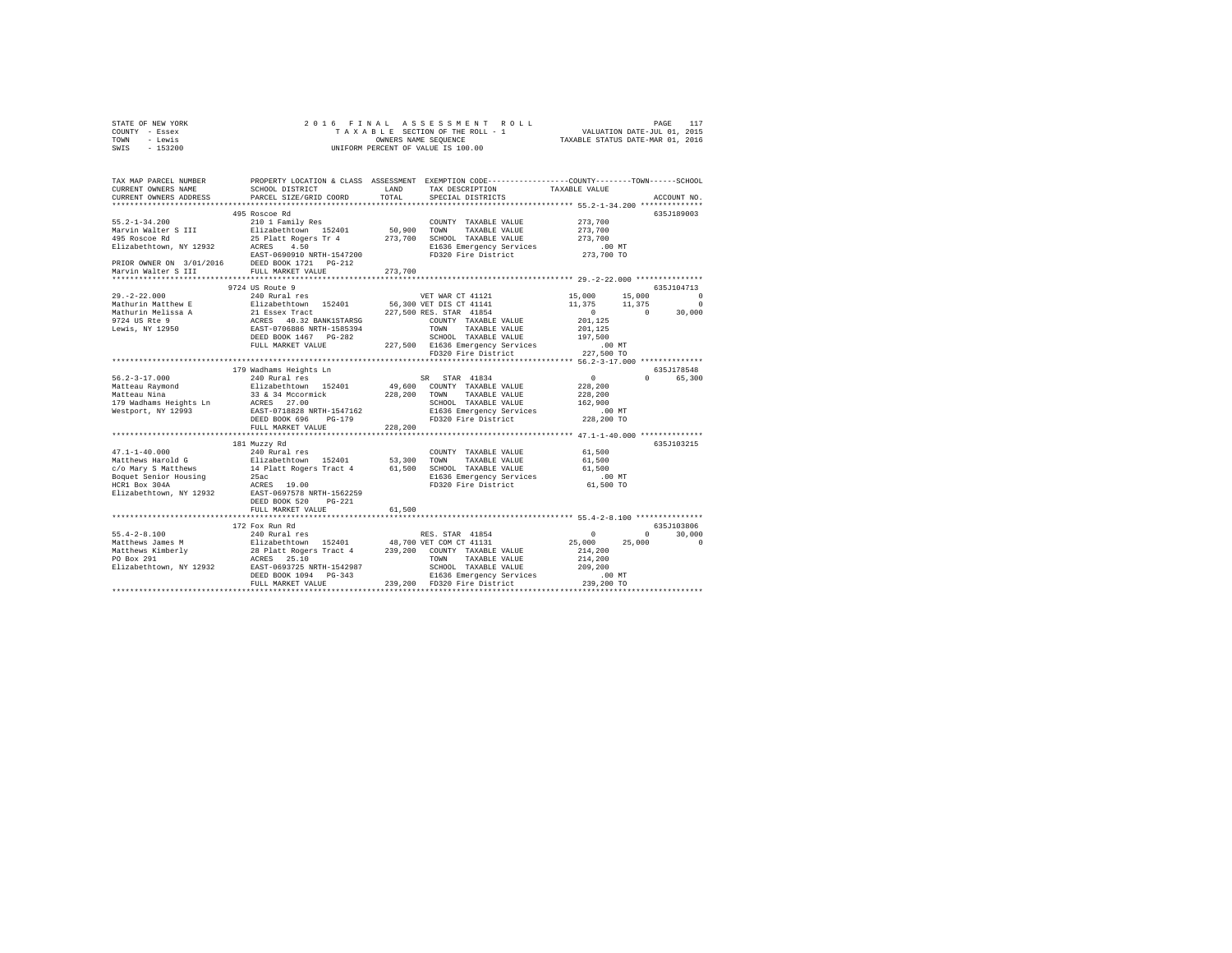STATE OF NEW YORK 2 0 1 6 F I N A L A S S E S S M E N T R O L L PAGE 117
COUNTY - Essex T A X A B L E SECTION OF THE ROLL - 1 VALUATION DATE-JUL 01, 2015
TOWN - Lewis OWNERS NAME SEQUENCE TAXABLE STATUS DATE-MAR 01, 2016
SWIS - 153200 UNIFORM PERCENT OF VALUE IS 100.00

```
TAX MAP PARCEL NUMBER          PROPERTY LOCATION & CLASS  ASSESSMENT  EXEMPTION CODE-----------------COUNTY--------TOWN------SCHOOL
CURRENT OWNERS NAME            SCHOOL DISTRICT             LAND       TAX DESCRIPTION             TAXABLE VALUE
CURRENT OWNERS ADDRESS         PARCEL SIZE/GRID COORD      TOTAL      SPECIAL DISTRICTS                                 ACCOUNT NO.
******************************************************************************************************* 55.2-1-34.200 **************
                               495 Roscoe Rd                                                                             635J189003
55.2-1-34.200                  210 1 Family Res                       COUNTY  TAXABLE VALUE           273,700
Marvin Walter S III            Elizabethtown  152401      50,900      TOWN    TAXABLE VALUE           273,700
495 Roscoe Rd                  25 Platt Rogers Tr 4      273,700      SCHOOL  TAXABLE VALUE           273,700
Elizabethtown, NY 12932        ACRES    4.50                          E1636 Emergency Services           .00 MT
                               EAST-0690910 NRTH-1547200              FD320 Fire District             273,700 TO
PRIOR OWNER ON 3/01/2016       DEED BOOK 1721   PG-212
Marvin Walter S III            FULL MARKET VALUE         273,700
******************************************************************************************************* 29.-2-22.000 ***************
                               9724 US Route 9                                                                           635J104713
29.-2-22.000                   240 Rural res                          VET WAR CT 41121         15,000      15,000             0
Mathurin Matthew E             Elizabethtown  152401      56,300 VET DIS CT 41141              11,375      11,375             0
Mathurin Melissa A             21 Essex Tract            227,500 RES. STAR 41854                    0           0        30,000
9724 US Rte 9                  ACRES   40.32 BANK1STARSG              COUNTY  TAXABLE VALUE           201,125
Lewis, NY 12950                EAST-0706886 NRTH-1585394              TOWN    TAXABLE VALUE           201,125
                               DEED BOOK 1467   PG-282                SCHOOL  TAXABLE VALUE           197,500
                               FULL MARKET VALUE         227,500  E1636 Emergency Services               .00 MT
                                                                      FD320 Fire District             227,500 TO
******************************************************************************************************* 56.2-3-17.000 **************
                               179 Wadhams Heights Ln                                                                    635J178548
56.2-3-17.000                  240 Rural res                          SR  STAR 41834                    0           0        65,300
Matteau Raymond                Elizabethtown  152401      49,600  COUNTY  TAXABLE VALUE           228,200
Matteau Nina                   33 & 34 Mccormick         228,200  TOWN    TAXABLE VALUE           228,200
179 Wadhams Heights Ln         ACRES   27.00                          SCHOOL  TAXABLE VALUE           162,900
Westport, NY 12993             EAST-0718828 NRTH-1547162              E1636 Emergency Services           .00 MT
                               DEED BOOK 696    PG-179                FD320 Fire District             228,200 TO
                               FULL MARKET VALUE         228,200
******************************************************************************************************* 47.1-1-40.000 **************
                               181 Muzzy Rd                                                                              635J103215
47.1-1-40.000                  240 Rural res                          COUNTY  TAXABLE VALUE            61,500
Matthews Harold G              Elizabethtown  152401      53,300      TOWN    TAXABLE VALUE            61,500
c/o Mary S Matthews            14 Platt Rogers Tract 4    61,500      SCHOOL  TAXABLE VALUE            61,500
Boquet Senior Housing          25ac                                   E1636 Emergency Services           .00 MT
HCR1 Box 304A                  ACRES   19.00                          FD320 Fire District              61,500 TO
Elizabethtown, NY 12932        EAST-0697578 NRTH-1562259
                               DEED BOOK 520    PG-221
                               FULL MARKET VALUE          61,500
******************************************************************************************************* 55.4-2-8.100 ***************
                               172 Fox Run Rd                                                                            635J103806
55.4-2-8.100                   240 Rural res                          RES. STAR 41854                   0           0        30,000
Matthews James M               Elizabethtown  152401      48,700 VET COM CT 41131              25,000      25,000             0
Matthews Kimberly              28 Platt Rogers Tract 4   239,200  COUNTY  TAXABLE VALUE           214,200
PO Box 291                     ACRES   25.10                          TOWN    TAXABLE VALUE           214,200
Elizabethtown, NY 12932        EAST-0693725 NRTH-1542987              SCHOOL  TAXABLE VALUE           209,200
                               DEED BOOK 1094   PG-343                E1636 Emergency Services           .00 MT
                               FULL MARKET VALUE         239,200  FD320 Fire District             239,200 TO
************************************************************************************************************************************
```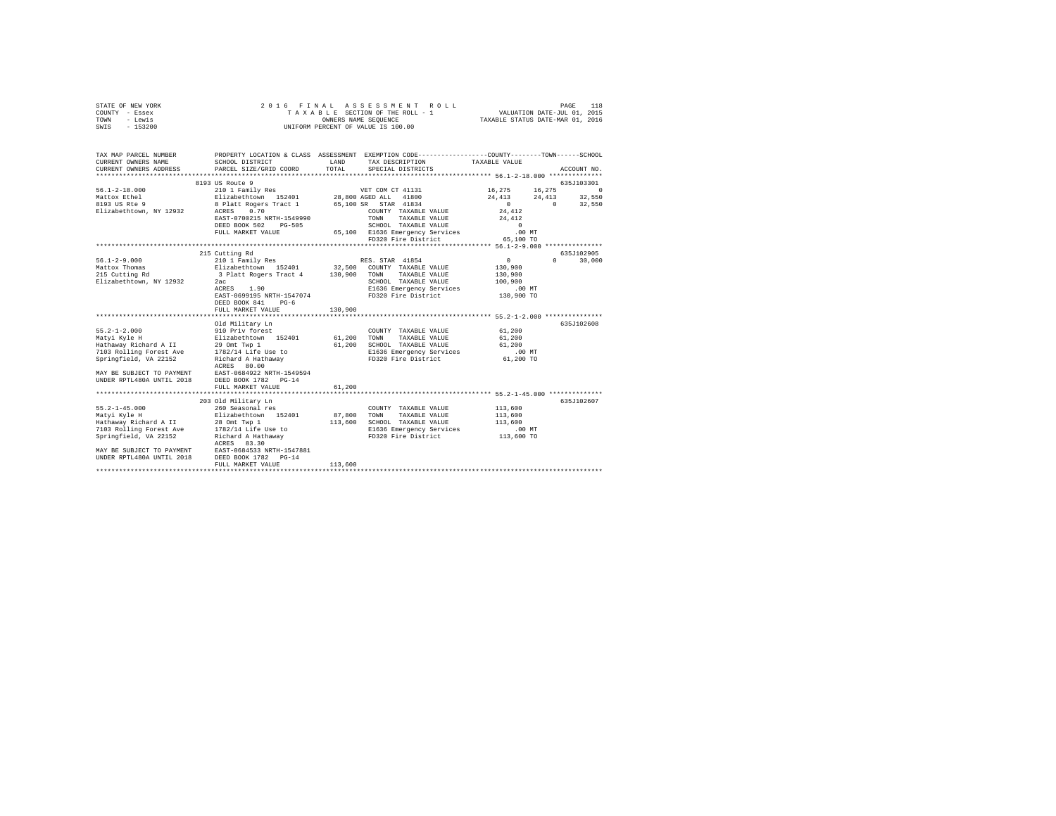```
STATE OF NEW YORK                2 0 1 6   F I N A L   A S S E S S M E N T   R O L L                    PAGE    118
COUNTY  - Essex                     T A X A B L E  SECTION OF THE ROLL - 1            VALUATION DATE-JUL 01, 2015
TOWN    - Lewis                              OWNERS NAME SEQUENCE                    TAXABLE STATUS DATE-MAR 01, 2016
SWIS    - 153200                        UNIFORM PERCENT OF VALUE IS 100.00

TAX MAP PARCEL NUMBER          PROPERTY LOCATION & CLASS  ASSESSMENT  EXEMPTION CODE-----------------COUNTY--------TOWN------SCHOOL
CURRENT OWNERS NAME            SCHOOL DISTRICT              LAND      TAX DESCRIPTION             TAXABLE VALUE
CURRENT OWNERS ADDRESS         PARCEL SIZE/GRID COORD       TOTAL     SPECIAL DISTRICTS                                  ACCOUNT NO.
******************************************************************************************************* 56.1-2-18.000 **************
                               8193 US Route 9                                                                          635J103301
56.1-2-18.000                  210 1 Family Res                  VET COM CT 41131             16,275      16,275             0
Mattox Ethel                   Elizabethtown  152401      28,800 AGED ALL  41800              24,413      24,413        32,550
8193 US Rte 9                  8 Platt Rogers Tract 1     65,100 SR   STAR 41834                   0           0        32,550
Elizabethtown, NY 12932        ACRES    0.70                     COUNTY  TAXABLE VALUE         24,412
                               EAST-0700215 NRTH-1549990         TOWN    TAXABLE VALUE         24,412
                               DEED BOOK 502    PG-505           SCHOOL  TAXABLE VALUE              0
                               FULL MARKET VALUE           65,100 E1636 Emergency Services           .00 MT
                                                                 FD320 Fire District           65,100 TO
******************************************************************************************************* 56.1-2-9.000 ***************
                               215 Cutting Rd                                                                           635J102905
56.1-2-9.000                   210 1 Family Res                  RES. STAR 41854                   0           0        30,000
Mattox Thomas                  Elizabethtown  152401      32,500  COUNTY  TAXABLE VALUE        130,900
215 Cutting Rd                 3 Platt Rogers Tract 4    130,900  TOWN    TAXABLE VALUE        130,900
Elizabethtown, NY 12932        2ac                               SCHOOL  TAXABLE VALUE        100,900
                               ACRES    1.90                     E1636 Emergency Services           .00 MT
                               EAST-0699195 NRTH-1547074         FD320 Fire District          130,900 TO
                               DEED BOOK 841    PG-6
                               FULL MARKET VALUE          130,900
******************************************************************************************************* 55.2-1-2.000 ***************
                               Old Military Ln                                                                          635J102608
55.2-1-2.000                   910 Priv forest                   COUNTY  TAXABLE VALUE         61,200
Matyi Kyle H                   Elizabethtown  152401      61,200  TOWN    TAXABLE VALUE         61,200
Hathaway Richard A II          29 Omt Twp 1               61,200  SCHOOL  TAXABLE VALUE         61,200
7103 Rolling Forest Ave        1782/14 Life Use to               E1636 Emergency Services           .00 MT
Springfield, VA 22152          Richard A Hathaway                FD320 Fire District           61,200 TO
                               ACRES   80.00
MAY BE SUBJECT TO PAYMENT      EAST-0684922 NRTH-1549594
UNDER RPTL480A UNTIL 2018      DEED BOOK 1782   PG-14
                               FULL MARKET VALUE           61,200
******************************************************************************************************* 55.2-1-45.000 **************
                               203 Old Military Ln                                                                      635J102607
55.2-1-45.000                  260 Seasonal res                  COUNTY  TAXABLE VALUE        113,600
Matyi Kyle H                   Elizabethtown  152401      87,800  TOWN    TAXABLE VALUE        113,600
Hathaway Richard A II          28 Omt Twp 1              113,600  SCHOOL  TAXABLE VALUE        113,600
7103 Rolling Forest Ave        1782/14 Life Use to               E1636 Emergency Services           .00 MT
Springfield, VA 22152          Richard A Hathaway                FD320 Fire District          113,600 TO
                               ACRES   83.30
MAY BE SUBJECT TO PAYMENT      EAST-0684533 NRTH-1547881
UNDER RPTL480A UNTIL 2018      DEED BOOK 1782   PG-14
                               FULL MARKET VALUE          113,600
************************************************************************************************************************************
```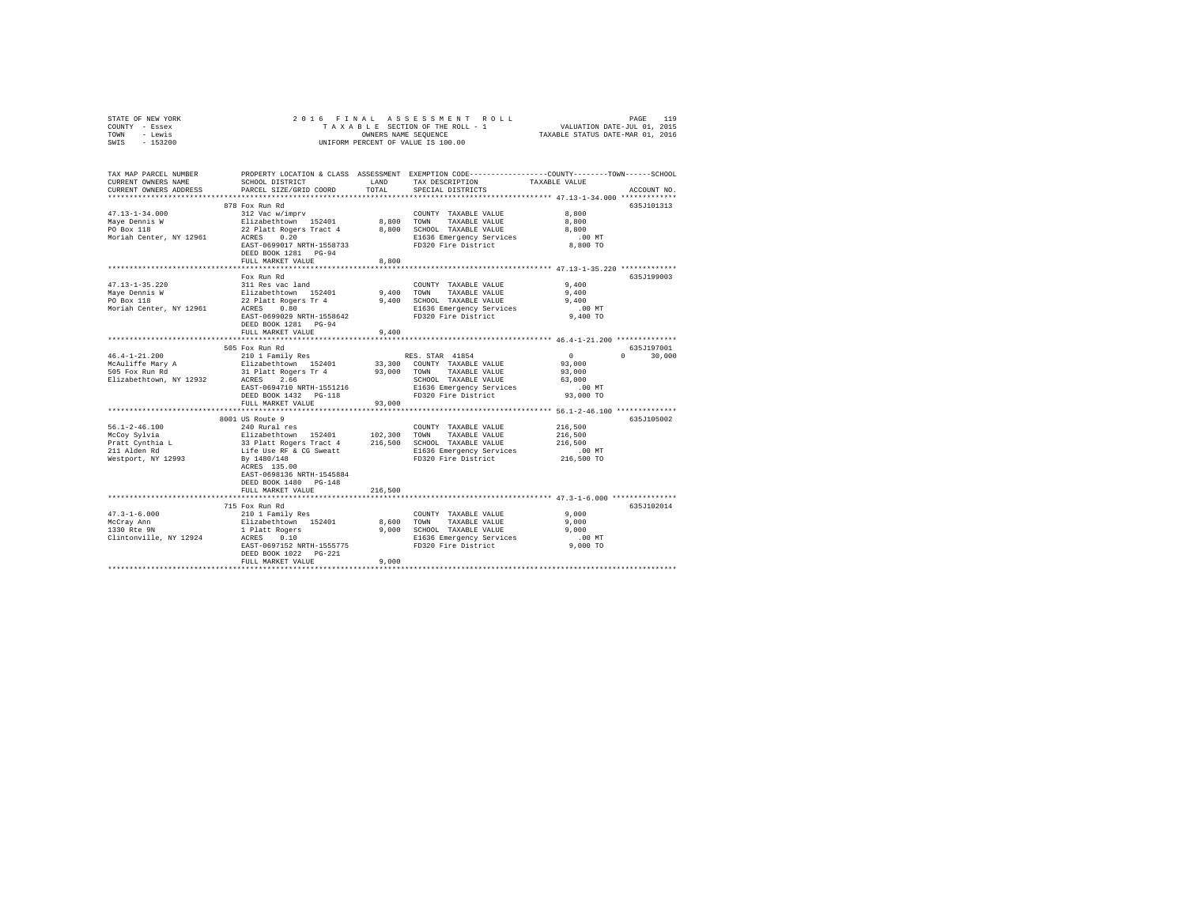STATE OF NEW YORK
COUNTY - Essex
TOWN - Lewis
SWIS - 153200

2016 FINAL ASSESSMENT ROLL
TAXABLE SECTION OF THE ROLL - 1
OWNERS NAME SEQUENCE
UNIFORM PERCENT OF VALUE IS 100.00

VALUATION DATE-JUL 01, 2015
TAXABLE STATUS DATE-MAR 01, 2016

| TAX MAP PARCEL NUMBER / CURRENT OWNERS NAME / CURRENT OWNERS ADDRESS | PROPERTY LOCATION & CLASS / SCHOOL DISTRICT / PARCEL SIZE/GRID COORD | ASSESSMENT LAND | TOTAL | EXEMPTION CODE / TAX DESCRIPTION / SPECIAL DISTRICTS | COUNTY / TOWN / SCHOOL TAXABLE VALUE | ACCOUNT NO. |
|---|---|---|---|---|---|---|
| 47.13-1-34.000 | 878 Fox Run Rd | | | | | 635J101313 |
| Maye Dennis W | 312 Vac w/imprv | | | COUNTY TAXABLE VALUE | 8,800 | |
| PO Box 118 | Elizabethtown 152401 | 8,800 | | TOWN TAXABLE VALUE | 8,800 | |
| Moriah Center, NY 12961 | 22 Platt Rogers Tract 4 | | 8,800 | SCHOOL TAXABLE VALUE | 8,800 | |
| | ACRES 0.20 | | | E1636 Emergency Services | .00 MT | |
| | EAST-0699017 NRTH-1558733 | | | FD320 Fire District | 8,800 TO | |
| | DEED BOOK 1281 PG-94 | | | | | |
| | FULL MARKET VALUE | | 8,800 | | | |
| 47.13-1-35.220 | Fox Run Rd | | | | | 635J199003 |
| Maye Dennis W | 311 Res vac land | | | COUNTY TAXABLE VALUE | 9,400 | |
| PO Box 118 | Elizabethtown 152401 | 9,400 | | TOWN TAXABLE VALUE | 9,400 | |
| Moriah Center, NY 12961 | 22 Platt Rogers Tr 4 | | 9,400 | SCHOOL TAXABLE VALUE | 9,400 | |
| | ACRES 0.80 | | | E1636 Emergency Services | .00 MT | |
| | EAST-0699029 NRTH-1558642 | | | FD320 Fire District | 9,400 TO | |
| | DEED BOOK 1281 PG-94 | | | | | |
| | FULL MARKET VALUE | | 9,400 | | | |
| 46.4-1-21.200 | 505 Fox Run Rd | | | | | 635J197001 |
| McAuliffe Mary A | 210 1 Family Res | | | RES. STAR 41854 | 0 / 0 / 30,000 | |
| 505 Fox Run Rd | Elizabethtown 152401 | 33,300 | | COUNTY TAXABLE VALUE | 93,000 | |
| Elizabethtown, NY 12932 | 31 Platt Rogers Tr 4 | | 93,000 | TOWN TAXABLE VALUE | 93,000 | |
| | ACRES 2.66 | | | SCHOOL TAXABLE VALUE | 63,000 | |
| | EAST-0694710 NRTH-1551216 | | | E1636 Emergency Services | .00 MT | |
| | DEED BOOK 1432 PG-118 | | | FD320 Fire District | 93,000 TO | |
| | FULL MARKET VALUE | | 93,000 | | | |
| 56.1-2-46.100 | 8001 US Route 9 | | | | | 635J105002 |
| McCoy Sylvia | 240 Rural res | | | COUNTY TAXABLE VALUE | 216,500 | |
| Pratt Cynthia L | Elizabethtown 152401 | 102,300 | | TOWN TAXABLE VALUE | 216,500 | |
| 211 Alden Rd | 33 Platt Rogers Tract 4 | | 216,500 | SCHOOL TAXABLE VALUE | 216,500 | |
| Westport, NY 12993 | Life Use RF & CG Sweatt | | | E1636 Emergency Services | .00 MT | |
| | By 1480/148 | | | FD320 Fire District | 216,500 TO | |
| | ACRES 135.00 | | | | | |
| | EAST-0698136 NRTH-1545884 | | | | | |
| | DEED BOOK 1480 PG-148 | | | | | |
| | FULL MARKET VALUE | | 216,500 | | | |
| 47.3-1-6.000 | 715 Fox Run Rd | | | | | 635J102014 |
| McCray Ann | 210 1 Family Res | | | COUNTY TAXABLE VALUE | 9,000 | |
| 1330 Rte 9N | Elizabethtown 152401 | 8,600 | | TOWN TAXABLE VALUE | 9,000 | |
| Clintonville, NY 12924 | 1 Platt Rogers | | 9,000 | SCHOOL TAXABLE VALUE | 9,000 | |
| | ACRES 0.10 | | | E1636 Emergency Services | .00 MT | |
| | EAST-0697152 NRTH-1555775 | | | FD320 Fire District | 9,000 TO | |
| | DEED BOOK 1022 PG-221 | | | | | |
| | FULL MARKET VALUE | | 9,000 | | | |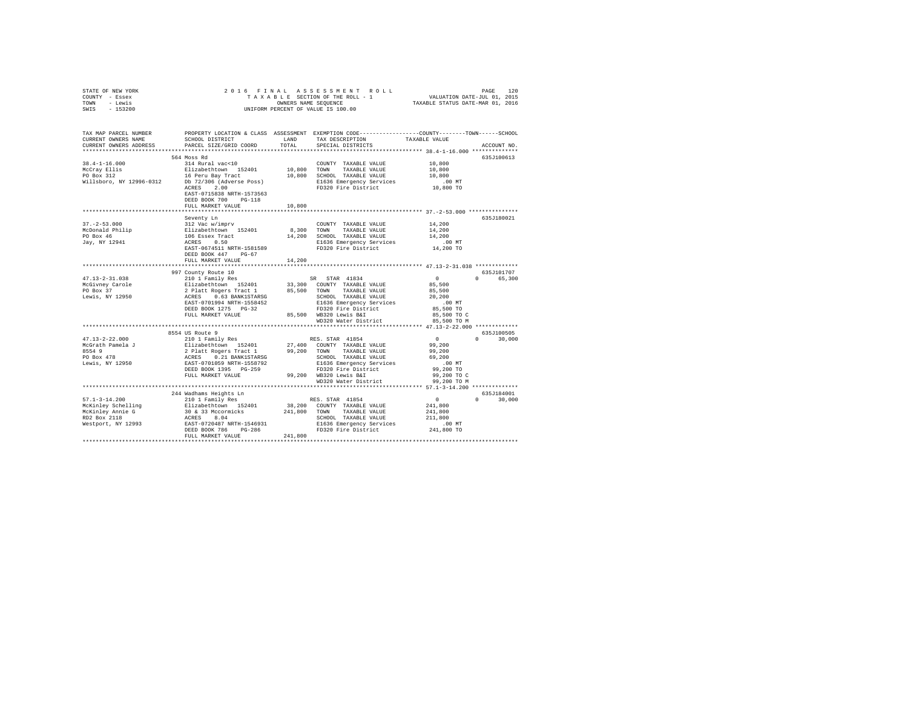```
STATE OF NEW YORK              2 0 1 6   F I N A L   A S S E S S M E N T   R O L L                        PAGE  120
COUNTY  - Essex                  T A X A B L E  SECTION OF THE ROLL - 1                   VALUATION DATE-JUL 01, 2015
TOWN    - Lewis                           OWNERS NAME SEQUENCE                           TAXABLE STATUS DATE-MAR 01, 2016
SWIS    - 153200                     UNIFORM PERCENT OF VALUE IS 100.00


TAX MAP PARCEL NUMBER         PROPERTY LOCATION & CLASS  ASSESSMENT  EXEMPTION CODE-----------------COUNTY--------TOWN------SCHOOL
CURRENT OWNERS NAME           SCHOOL DISTRICT              LAND      TAX DESCRIPTION             TAXABLE VALUE
CURRENT OWNERS ADDRESS        PARCEL SIZE/GRID COORD       TOTAL     SPECIAL DISTRICTS                                  ACCOUNT NO.
*********************************************************************************************** 38.4-1-16.000 **************
                              564 Moss Rd                                                                            635J100613
38.4-1-16.000                 314 Rural vac<10                        COUNTY  TAXABLE VALUE            10,800
McCray Ellis                  Elizabethtown  152401        10,800    TOWN    TAXABLE VALUE             10,800
PO Box 312                    16 Peru Bay Tract            10,800    SCHOOL  TAXABLE VALUE             10,800
Willsboro, NY 12996-0312      Db 72/306 (Adverse Poss)               E1636 Emergency Services             .00 MT
                              ACRES    2.00                          FD320 Fire District               10,800 TO
                              EAST-0715838 NRTH-1573563
                              DEED BOOK 700    PG-118
                              FULL MARKET VALUE            10,800
*********************************************************************************************** 37.-2-53.000 ***************
                              Seventy Ln                                                                             635J180021
37.-2-53.000                  312 Vac w/imprv                         COUNTY  TAXABLE VALUE            14,200
McDonald Philip               Elizabethtown  152401         8,300    TOWN    TAXABLE VALUE             14,200
PO Box 46                     106 Essex Tract              14,200    SCHOOL  TAXABLE VALUE             14,200
Jay, NY 12941                 ACRES    0.50                          E1636 Emergency Services             .00 MT
                              EAST-0674511 NRTH-1581589              FD320 Fire District               14,200 TO
                              DEED BOOK 447    PG-67
                              FULL MARKET VALUE            14,200
*********************************************************************************************** 47.13-2-31.038 *************
                              997 County Route 10                                                                    635J101707
47.13-2-31.038                210 1 Family Res                   SR  STAR 41834                  0            0      65,300
McGivney Carole               Elizabethtown  152401        33,300    COUNTY  TAXABLE VALUE             85,500
PO Box 37                     2 Platt Rogers Tract 1       85,500    TOWN    TAXABLE VALUE             85,500
Lewis, NY 12950               ACRES    0.63 BANK1STARSG              SCHOOL  TAXABLE VALUE             20,200
                              EAST-0701994 NRTH-1558452              E1636 Emergency Services             .00 MT
                              DEED BOOK 1275   PG-32                 FD320 Fire District               85,500 TO
                              FULL MARKET VALUE            85,500    WB320 Lewis B&I                   85,500 TO C
                                                                     WD320 Water District              85,500 TO M
*********************************************************************************************** 47.13-2-22.000 *************
                              8554 US Route 9                                                                        635J100505
47.13-2-22.000                210 1 Family Res                   RES. STAR 41854                 0            0      30,000
McGrath Pamela J              Elizabethtown  152401        27,400    COUNTY  TAXABLE VALUE             99,200
8554 9                        2 Platt Rogers Tract 1       99,200    TOWN    TAXABLE VALUE             99,200
PO Box 478                    ACRES    0.21 BANK1STARSG              SCHOOL  TAXABLE VALUE             69,200
Lewis, NY 12950               EAST-0701059 NRTH-1558792              E1636 Emergency Services             .00 MT
                              DEED BOOK 1395   PG-259                FD320 Fire District               99,200 TO
                              FULL MARKET VALUE            99,200    WB320 Lewis B&I                   99,200 TO C
                                                                     WD320 Water District              99,200 TO M
*********************************************************************************************** 57.1-3-14.200 **************
                              244 Wadhams Heights Ln                                                                 635J184001
57.1-3-14.200                 210 1 Family Res                   RES. STAR 41854                 0            0      30,000
McKinley Schelling            Elizabethtown  152401        38,200    COUNTY  TAXABLE VALUE            241,800
McKinley Annie G              30 & 33 Mccormicks          241,800    TOWN    TAXABLE VALUE            241,800
RD2 Box 2118                  ACRES    8.04                          SCHOOL  TAXABLE VALUE            211,800
Westport, NY 12993            EAST-0720487 NRTH-1546931              E1636 Emergency Services             .00 MT
                              DEED BOOK 786    PG-286                FD320 Fire District              241,800 TO
                              FULL MARKET VALUE           241,800
****************************************************************************************************************************
```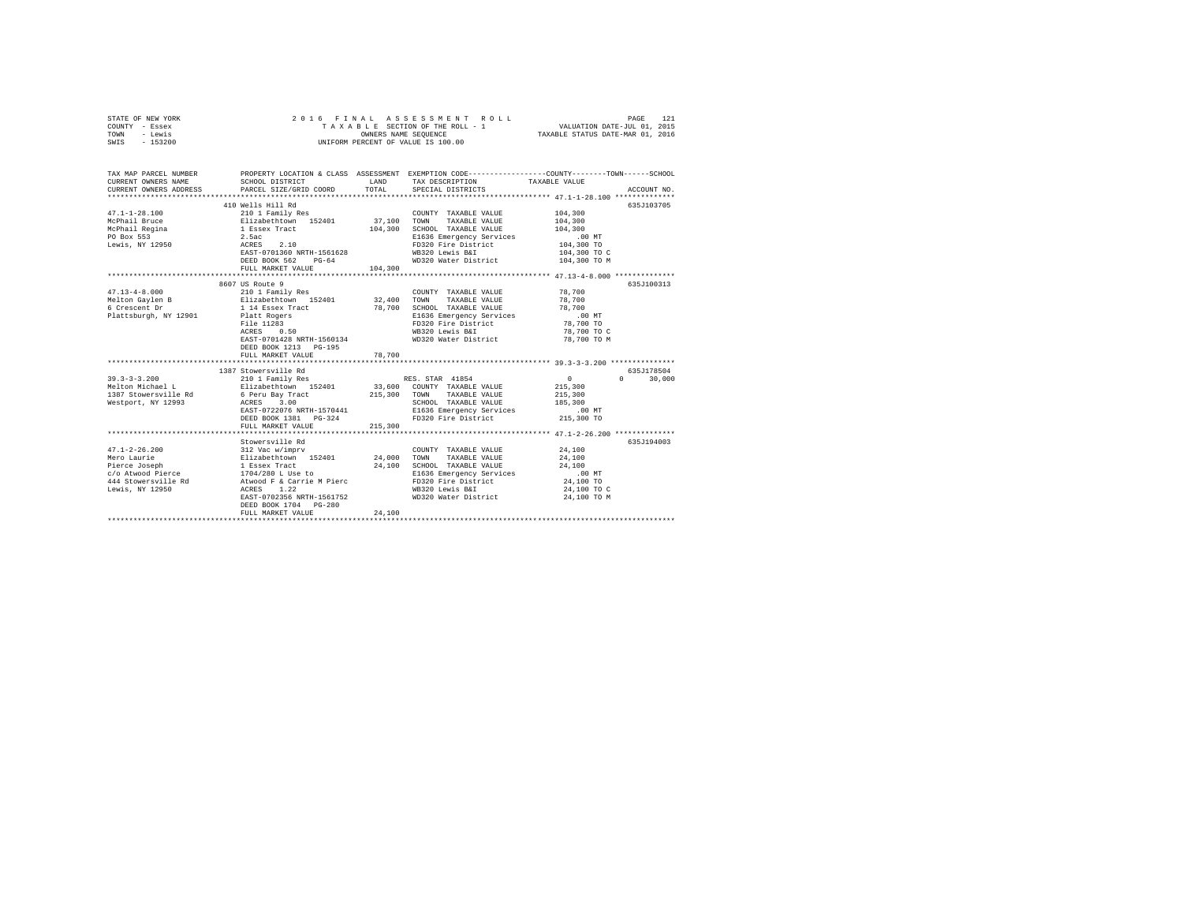```
STATE OF NEW YORK              2 0 1 6   F I N A L   A S S E S S M E N T   R O L L                    PAGE   121
COUNTY  - Essex                   T A X A B L E  SECTION OF THE ROLL - 1             VALUATION DATE-JUL 01, 2015
TOWN    - Lewis                          OWNERS NAME SEQUENCE                    TAXABLE STATUS DATE-MAR 01, 2016
SWIS    - 153200                   UNIFORM PERCENT OF VALUE IS 100.00


TAX MAP PARCEL NUMBER          PROPERTY LOCATION & CLASS  ASSESSMENT  EXEMPTION CODE-----------------COUNTY--------TOWN------SCHOOL
CURRENT OWNERS NAME            SCHOOL DISTRICT              LAND      TAX DESCRIPTION            TAXABLE VALUE
CURRENT OWNERS ADDRESS         PARCEL SIZE/GRID COORD       TOTAL     SPECIAL DISTRICTS                                  ACCOUNT NO.
****************************************************************************************************** 47.1-1-28.100 **************
                               410 Wells Hill Rd                                                                       635J103705
47.1-1-28.100                  210 1 Family Res                       COUNTY  TAXABLE VALUE          104,300
McPhail Bruce                  Elizabethtown  152401        37,100    TOWN    TAXABLE VALUE          104,300
McPhail Regina                 1 Essex Tract               104,300    SCHOOL  TAXABLE VALUE          104,300
PO Box 553                     2.5ac                                  E1636 Emergency Services            .00 MT
Lewis, NY 12950                ACRES    2.10                          FD320 Fire District            104,300 TO
                               EAST-0701360 NRTH-1561628              WB320 Lewis B&I                104,300 TO C
                               DEED BOOK 562    PG-64                 WD320 Water District           104,300 TO M
                               FULL MARKET VALUE           104,300
****************************************************************************************************** 47.13-4-8.000 **************
                               8607 US Route 9                                                                         635J100313
47.13-4-8.000                  210 1 Family Res                       COUNTY  TAXABLE VALUE           78,700
Melton Gaylen B                Elizabethtown  152401        32,400    TOWN    TAXABLE VALUE           78,700
6 Crescent Dr                  1 14 Essex Tract             78,700    SCHOOL  TAXABLE VALUE           78,700
Plattsburgh, NY 12901          Platt Rogers                           E1636 Emergency Services            .00 MT
                               File 11283                             FD320 Fire District             78,700 TO
                               ACRES    0.50                          WB320 Lewis B&I                 78,700 TO C
                               EAST-0701428 NRTH-1560134              WD320 Water District            78,700 TO M
                               DEED BOOK 1213   PG-195
                               FULL MARKET VALUE            78,700
****************************************************************************************************** 39.3-3-3.200 ***************
                               1387 Stowersville Rd                                                                    635J178504
39.3-3-3.200                   210 1 Family Res                        RES. STAR  41854                    0           0     30,000
Melton Michael L               Elizabethtown  152401        33,600    COUNTY  TAXABLE VALUE          215,300
1387 Stowersville Rd           6 Peru Bay Tract            215,300    TOWN    TAXABLE VALUE          215,300
Westport, NY 12993             ACRES    3.00                          SCHOOL  TAXABLE VALUE          185,300
                               EAST-0722076 NRTH-1570441              E1636 Emergency Services            .00 MT
                               DEED BOOK 1381   PG-324                FD320 Fire District            215,300 TO
                               FULL MARKET VALUE           215,300
****************************************************************************************************** 47.1-2-26.200 **************
                               Stowersville Rd                                                                         635J194003
47.1-2-26.200                  312 Vac w/imprv                        COUNTY  TAXABLE VALUE           24,100
Mero Laurie                    Elizabethtown  152401        24,000    TOWN    TAXABLE VALUE           24,100
Pierce Joseph                  1 Essex Tract                24,100    SCHOOL  TAXABLE VALUE           24,100
c/o Atwood Pierce              1704/280 L Use to                      E1636 Emergency Services            .00 MT
444 Stowersville Rd            Atwood F & Carrie M Pierc              FD320 Fire District             24,100 TO
Lewis, NY 12950                ACRES    1.22                          WB320 Lewis B&I                 24,100 TO C
                               EAST-0702356 NRTH-1561752              WD320 Water District            24,100 TO M
                               DEED BOOK 1704   PG-280
                               FULL MARKET VALUE            24,100
************************************************************************************************************************************
```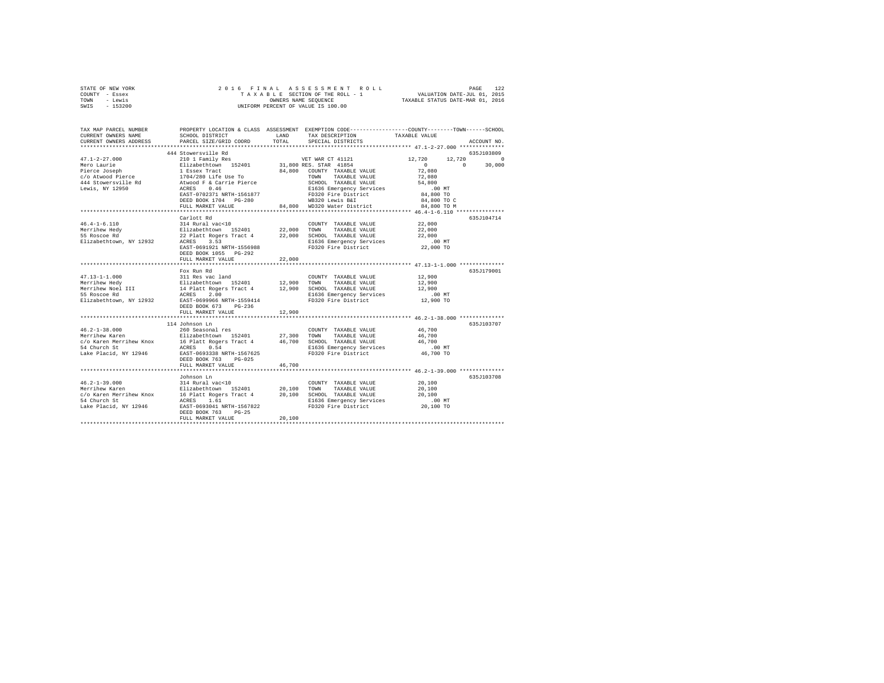STATE OF NEW YORK
COUNTY - Essex
TOWN - Lewis
SWIS - 153200

2 0 1 6 F I N A L A S S E S S M E N T R O L L
T A X A B L E SECTION OF THE ROLL - 1
OWNERS NAME SEQUENCE
UNIFORM PERCENT OF VALUE IS 100.00

VALUATION DATE-JUL 01, 2015
TAXABLE STATUS DATE-MAR 01, 2016

```
TAX MAP PARCEL NUMBER          PROPERTY LOCATION & CLASS  ASSESSMENT  EXEMPTION CODE-----------------COUNTY--------TOWN------SCHOOL
CURRENT OWNERS NAME            SCHOOL DISTRICT               LAND      TAX DESCRIPTION            TAXABLE VALUE
CURRENT OWNERS ADDRESS         PARCEL SIZE/GRID COORD        TOTAL     SPECIAL DISTRICTS                                    ACCOUNT NO.
******************************************************************************************************* 47.1-2-27.000 **************
                               444 Stowersville Rd                                                                          635J103809
47.1-2-27.000                  210 1 Family Res                        VET WAR CT 41121           12,720       12,720              0
Mero Laurie                    Elizabethtown  152401       31,800 RES. STAR  41854                     0            0         30,000
Pierce Joseph                  1 Essex Tract               84,800   COUNTY  TAXABLE VALUE          72,080
c/o Atwood Pierce              1704/280 Life Use To                 TOWN    TAXABLE VALUE          72,080
444 Stowersville Rd            Atwood F & Carrie Pierce             SCHOOL  TAXABLE VALUE          54,800
Lewis, NY 12950                ACRES    0.46                        E1636 Emergency Services           .00 MT
                               EAST-0702371 NRTH-1561877            FD320 Fire District            84,800 TO
                               DEED BOOK 1704   PG-280              WB320 Lewis B&I                84,800 TO C
                               FULL MARKET VALUE           84,800   WD320 Water District           84,800 TO M
******************************************************************************************************* 46.4-1-6.110 ***************
                               Carlott Rd                                                                                   635J104714
46.4-1-6.110                   314 Rural vac<10                     COUNTY  TAXABLE VALUE          22,000
Merrihew Hedy                  Elizabethtown  152401       22,000   TOWN    TAXABLE VALUE          22,000
55 Roscoe Rd                   22 Platt Rogers Tract 4     22,000   SCHOOL  TAXABLE VALUE          22,000
Elizabethtown, NY 12932        ACRES    3.53                        E1636 Emergency Services           .00 MT
                               EAST-0691921 NRTH-1556988            FD320 Fire District            22,000 TO
                               DEED BOOK 1055   PG-292
                               FULL MARKET VALUE           22,000
******************************************************************************************************* 47.13-1-1.000 **************
                               Fox Run Rd                                                                                   635J179001
47.13-1-1.000                  311 Res vac land                     COUNTY  TAXABLE VALUE          12,900
Merrihew Hedy                  Elizabethtown  152401       12,900   TOWN    TAXABLE VALUE          12,900
Merrihew Noel III              14 Platt Rogers Tract 4     12,900   SCHOOL  TAXABLE VALUE          12,900
55 Roscoe Rd                   ACRES    2.00                        E1636 Emergency Services           .00 MT
Elizabethtown, NY 12932        EAST-0699966 NRTH-1559414            FD320 Fire District            12,900 TO
                               DEED BOOK 673    PG-236
                               FULL MARKET VALUE           12,900
******************************************************************************************************* 46.2-1-38.000 **************
                               114 Johnson Ln                                                                               635J103707
46.2-1-38.000                  260 Seasonal res                     COUNTY  TAXABLE VALUE          46,700
Merrihew Karen                 Elizabethtown  152401       27,300   TOWN    TAXABLE VALUE          46,700
c/o Karen Merrihew Knox        16 Platt Rogers Tract 4     46,700   SCHOOL  TAXABLE VALUE          46,700
54 Church St                   ACRES    0.54                        E1636 Emergency Services           .00 MT
Lake Placid, NY 12946          EAST-0693338 NRTH-1567625            FD320 Fire District            46,700 TO
                               DEED BOOK 763    PG-025
                               FULL MARKET VALUE           46,700
******************************************************************************************************* 46.2-1-39.000 **************
                               Johnson Ln                                                                                   635J103708
46.2-1-39.000                  314 Rural vac<10                     COUNTY  TAXABLE VALUE          20,100
Merrihew Karen                 Elizabethtown  152401       20,100   TOWN    TAXABLE VALUE          20,100
c/o Karen Merrihew Knox        16 Platt Rogers Tract 4     20,100   SCHOOL  TAXABLE VALUE          20,100
54 Church St                   ACRES    1.61                        E1636 Emergency Services           .00 MT
Lake Placid, NY 12946          EAST-0693041 NRTH-1567822            FD320 Fire District            20,100 TO
                               DEED BOOK 763    PG-25
                               FULL MARKET VALUE           20,100
************************************************************************************************************************************
```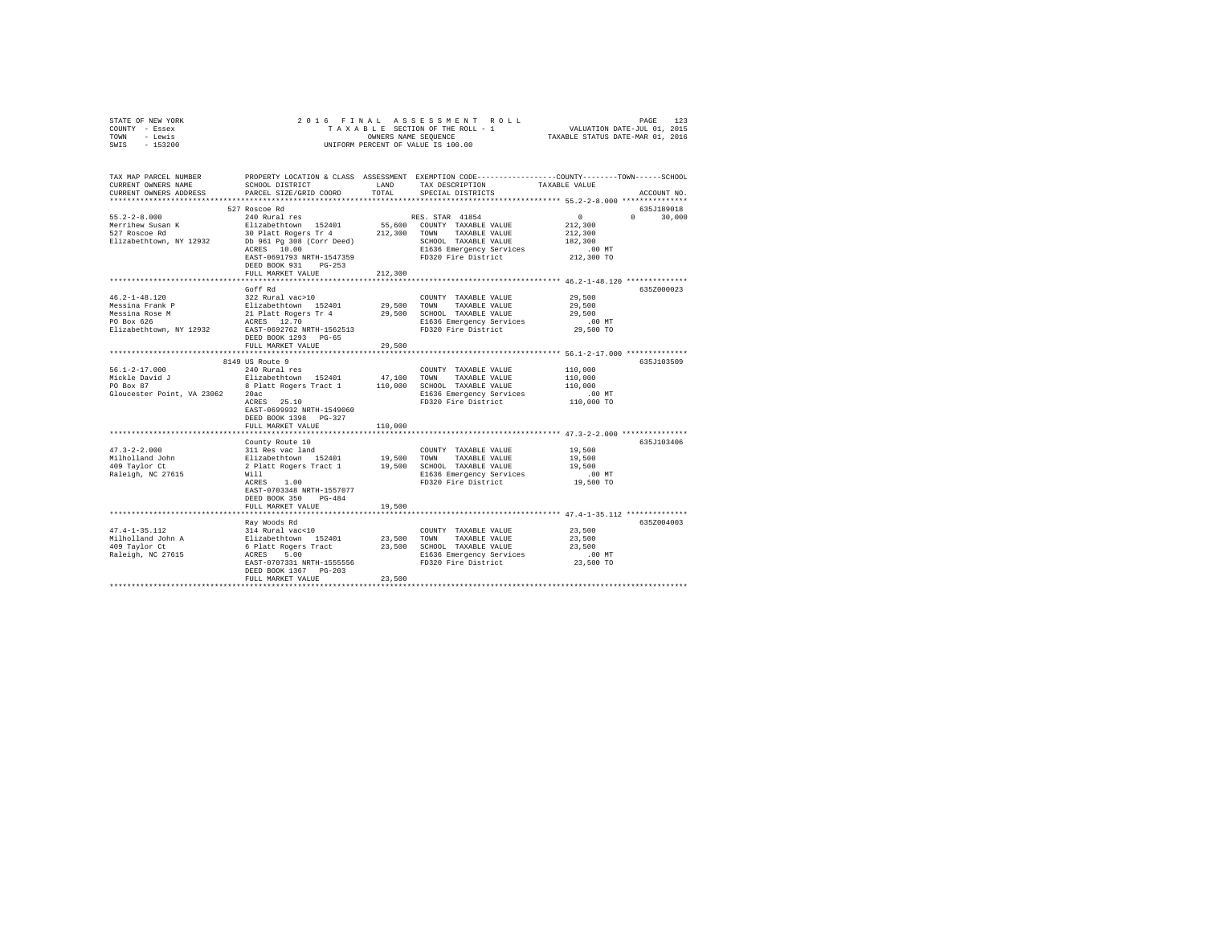STATE OF NEW YORK
COUNTY - Essex
TOWN - Lewis
SWIS - 153200

2016 FINAL ASSESSMENT ROLL
TAXABLE SECTION OF THE ROLL - 1
OWNERS NAME SEQUENCE
UNIFORM PERCENT OF VALUE IS 100.00

VALUATION DATE-JUL 01, 2015
TAXABLE STATUS DATE-MAR 01, 2016

```
TAX MAP PARCEL NUMBER          PROPERTY LOCATION & CLASS  ASSESSMENT  EXEMPTION CODE-----------------COUNTY--------TOWN------SCHOOL
CURRENT OWNERS NAME            SCHOOL DISTRICT               LAND      TAX DESCRIPTION            TAXABLE VALUE
CURRENT OWNERS ADDRESS         PARCEL SIZE/GRID COORD        TOTAL     SPECIAL DISTRICTS                                   ACCOUNT NO.
*********************************************************************************************** 55.2-2-8.000 ***************
                               527 Roscoe Rd                                                                           635J189018
55.2-2-8.000                   240 Rural res                           RES. STAR 41854                   0          0     30,000
Merrihew Susan K               Elizabethtown  152401        55,600     COUNTY  TAXABLE VALUE           212,300
527 Roscoe Rd                  30 Platt Rogers Tr 4        212,300     TOWN    TAXABLE VALUE           212,300
Elizabethtown, NY 12932        Db 961 Pg 308 (Corr Deed)               SCHOOL  TAXABLE VALUE           182,300
                               ACRES   10.00                           E1636 Emergency Services             .00 MT
                               EAST-0691793 NRTH-1547359               FD320 Fire District              212,300 TO
                               DEED BOOK 931    PG-253
                               FULL MARKET VALUE           212,300
*********************************************************************************************** 46.2-1-48.120 **************
                               Goff Rd                                                                                 635Z000023
46.2-1-48.120                  322 Rural vac>10                        COUNTY  TAXABLE VALUE            29,500
Messina Frank P                Elizabethtown  152401        29,500     TOWN    TAXABLE VALUE            29,500
Messina Rose M                 21 Platt Rogers Tr 4         29,500     SCHOOL  TAXABLE VALUE            29,500
PO Box 626                     ACRES   12.70                           E1636 Emergency Services             .00 MT
Elizabethtown, NY 12932        EAST-0692762 NRTH-1562513               FD320 Fire District               29,500 TO
                               DEED BOOK 1293   PG-65
                               FULL MARKET VALUE            29,500
*********************************************************************************************** 56.1-2-17.000 **************
                               8149 US Route 9                                                                         635J103509
56.1-2-17.000                  240 Rural res                           COUNTY  TAXABLE VALUE           110,000
Mickle David J                 Elizabethtown  152401        47,100     TOWN    TAXABLE VALUE           110,000
PO Box 87                      8 Platt Rogers Tract 1      110,000     SCHOOL  TAXABLE VALUE           110,000
Gloucester Point, VA 23062     20ac                                    E1636 Emergency Services             .00 MT
                               ACRES   25.10                           FD320 Fire District              110,000 TO
                               EAST-0699932 NRTH-1549060
                               DEED BOOK 1398   PG-327
                               FULL MARKET VALUE           110,000
*********************************************************************************************** 47.3-2-2.000 ***************
                               County Route 10                                                                         635J103406
47.3-2-2.000                   311 Res vac land                        COUNTY  TAXABLE VALUE            19,500
Milholland John                Elizabethtown  152401        19,500     TOWN    TAXABLE VALUE            19,500
409 Taylor Ct                  2 Platt Rogers Tract 1       19,500     SCHOOL  TAXABLE VALUE            19,500
Raleigh, NC 27615              Will                                    E1636 Emergency Services             .00 MT
                               ACRES    1.00                           FD320 Fire District               19,500 TO
                               EAST-0703348 NRTH-1557077
                               DEED BOOK 350    PG-484
                               FULL MARKET VALUE            19,500
*********************************************************************************************** 47.4-1-35.112 **************
                               Ray Woods Rd                                                                            635Z004003
47.4-1-35.112                  314 Rural vac<10                        COUNTY  TAXABLE VALUE            23,500
Milholland John A              Elizabethtown  152401        23,500     TOWN    TAXABLE VALUE            23,500
409 Taylor Ct                  6 Platt Rogers Tract         23,500     SCHOOL  TAXABLE VALUE            23,500
Raleigh, NC 27615              ACRES    5.00                           E1636 Emergency Services             .00 MT
                               EAST-0707331 NRTH-1555556               FD320 Fire District               23,500 TO
                               DEED BOOK 1367   PG-203
                               FULL MARKET VALUE            23,500
****************************************************************************************************************************
```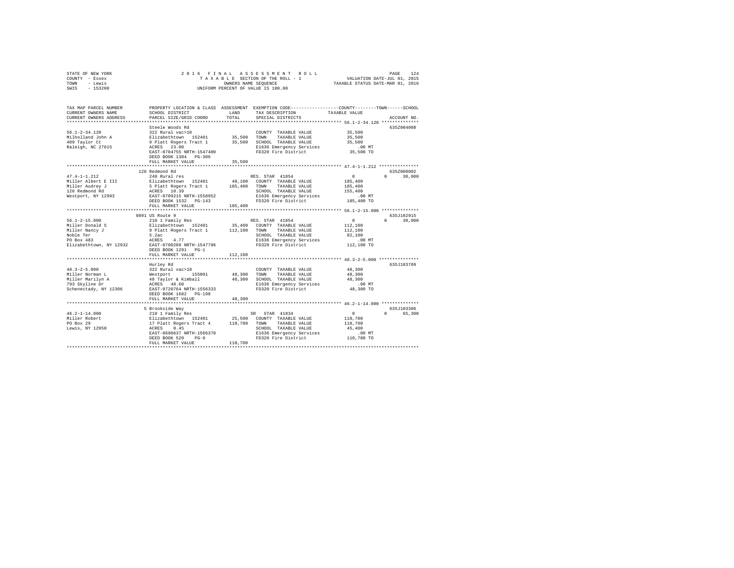STATE OF NEW YORK
COUNTY - Essex
TOWN - Lewis
SWIS - 153200

2016 FINAL ASSESSMENT ROLL
TAXABLE SECTION OF THE ROLL - 1
OWNERS NAME SEQUENCE
UNIFORM PERCENT OF VALUE IS 100.00

VALUATION DATE-JUL 01, 2015
TAXABLE STATUS DATE-MAR 01, 2016

| TAX MAP PARCEL NUMBER / CURRENT OWNERS NAME / CURRENT OWNERS ADDRESS | PROPERTY LOCATION & CLASS / SCHOOL DISTRICT / PARCEL SIZE/GRID COORD | ASSESSMENT LAND | TOTAL | EXEMPTION CODE / TAX DESCRIPTION / SPECIAL DISTRICTS | COUNTY / TOWN / SCHOOL TAXABLE VALUE | ACCOUNT NO. |
|---|---|---|---|---|---|---|
| 56.1-2-34.120 | Steele Woods Rd | | | | | 635Z004008 |
| 56.1-2-34.120 | 322 Rural vac>10 | | | COUNTY TAXABLE VALUE | 35,500 | |
| Milholland John A | Elizabethtown 152401 | 35,500 | | TOWN TAXABLE VALUE | 35,500 | |
| 409 Taylor Ct | 9 Platt Rogers Tract 1 | | 35,500 | SCHOOL TAXABLE VALUE | 35,500 | |
| Raleigh, NC 27615 | ACRES 23.00 | | | E1636 Emergency Services | .00 MT | |
| | EAST-0704755 NRTH-1547400 | | | FD320 Fire District | 35,500 TO | |
| | DEED BOOK 1384 PG-306 | | | | | |
| | FULL MARKET VALUE | | 35,500 | | | |
| 47.4-1-1.212 | 126 Redmond Rd | | | | | 635Z008002 |
| 47.4-1-1.212 | 240 Rural res | | | RES. STAR 41854 | 0 0 30,000 | |
| Miller Albert E III | Elizabethtown 152401 | 40,100 | | COUNTY TAXABLE VALUE | 185,400 | |
| Miller Audrey J | 5 Platt Rogers Tract 1 | | 185,400 | TOWN TAXABLE VALUE | 185,400 | |
| 126 Redmond Rd | ACRES 10.39 | | | SCHOOL TAXABLE VALUE | 155,400 | |
| Westport, NY 12993 | EAST-0709215 NRTH-1558952 | | | E1636 Emergency Services | .00 MT | |
| | DEED BOOK 1532 PG-143 | | | FD320 Fire District | 185,400 TO | |
| | FULL MARKET VALUE | | 185,400 | | | |
| 56.1-2-15.000 | 8091 US Route 9 | | | | | 635J102915 |
| 56.1-2-15.000 | 210 1 Family Res | | | RES. STAR 41854 | 0 0 30,000 | |
| Miller Donald S | Elizabethtown 152401 | 35,400 | | COUNTY TAXABLE VALUE | 112,100 | |
| Miller Nancy J | 9 Platt Rogers Tract 1 | | 112,100 | TOWN TAXABLE VALUE | 112,100 | |
| Noble Ter | 5.2ac | | | SCHOOL TAXABLE VALUE | 82,100 | |
| PO Box 483 | ACRES 4.77 | | | E1636 Emergency Services | .00 MT | |
| Elizabethtown, NY 12932 | EAST-0700209 NRTH-1547796 | | | FD320 Fire District | 112,100 TO | |
| | DEED BOOK 1291 PG-1 | | | | | |
| | FULL MARKET VALUE | | 112,100 | | | |
| 48.3-2-5.000 | Hurley Rd | | | | | 635J103709 |
| 48.3-2-5.000 | 322 Rural vac>10 | | | COUNTY TAXABLE VALUE | 48,300 | |
| Miller Norman L | Westport 155001 | 48,300 | | TOWN TAXABLE VALUE | 48,300 | |
| Miller Marilyn A | 48 Taylor & Kimball | | 48,300 | SCHOOL TAXABLE VALUE | 48,300 | |
| 793 Skyline Dr | ACRES 48.60 | | | E1636 Emergency Services | .00 MT | |
| Schenectady, NY 12306 | EAST-0720764 NRTH-1556333 | | | FD320 Fire District | 48,300 TO | |
| | DEED BOOK 1682 PG-198 | | | | | |
| | FULL MARKET VALUE | | 48,300 | | | |
| 46.2-1-14.000 | 5 Brookside Way | | | | | 635J103306 |
| 46.2-1-14.000 | 210 1 Family Res | | | SR STAR 41834 | 0 0 65,300 | |
| Miller Robert | Elizabethtown 152401 | 25,500 | | COUNTY TAXABLE VALUE | 110,700 | |
| PO Box 29 | 17 Platt Rogers Tract 4 | | 110,700 | TOWN TAXABLE VALUE | 110,700 | |
| Lewis, NY 12950 | ACRES 0.45 | | | SCHOOL TAXABLE VALUE | 45,400 | |
| | EAST-0690637 NRTH-1566370 | | | E1636 Emergency Services | .00 MT | |
| | DEED BOOK 520 PG-9 | | | FD320 Fire District | 110,700 TO | |
| | FULL MARKET VALUE | | 110,700 | | | |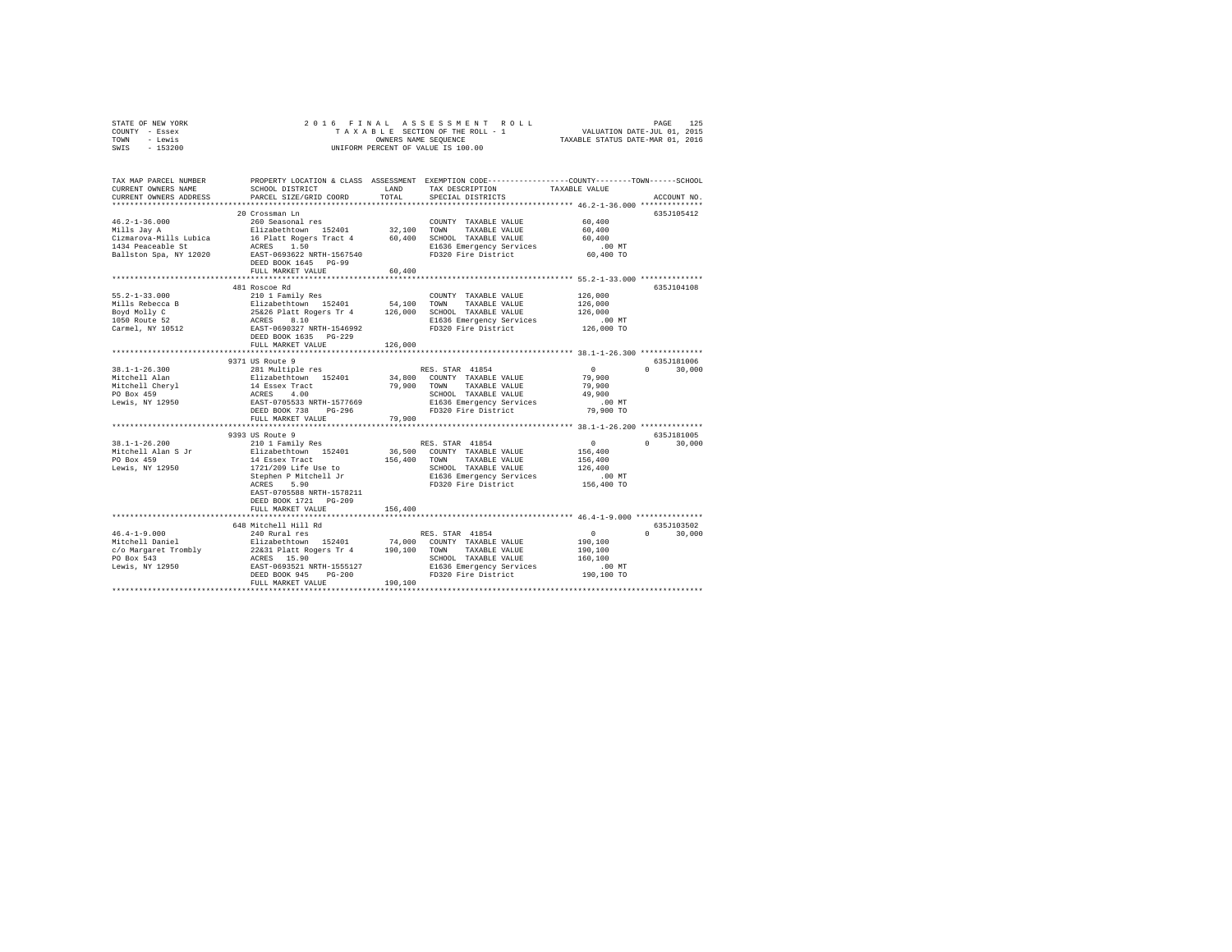STATE OF NEW YORK
COUNTY - Essex
TOWN - Lewis
SWIS - 153200

2016 FINAL ASSESSMENT ROLL
TAXABLE SECTION OF THE ROLL - 1
OWNERS NAME SEQUENCE
UNIFORM PERCENT OF VALUE IS 100.00

VALUATION DATE-JUL 01, 2015
TAXABLE STATUS DATE-MAR 01, 2016

```
TAX MAP PARCEL NUMBER          PROPERTY LOCATION & CLASS  ASSESSMENT  EXEMPTION CODE-----------------COUNTY--------TOWN------SCHOOL
CURRENT OWNERS NAME            SCHOOL DISTRICT              LAND      TAX DESCRIPTION              TAXABLE VALUE
CURRENT OWNERS ADDRESS         PARCEL SIZE/GRID COORD       TOTAL     SPECIAL DISTRICTS                                   ACCOUNT NO.
******************************************************************************************** 46.2-1-36.000 **************
                               20 Crossman Ln                                                                          635J105412
46.2-1-36.000                  260 Seasonal res                       COUNTY  TAXABLE VALUE          60,400
Mills Jay A                    Elizabethtown  152401        32,100    TOWN    TAXABLE VALUE          60,400
Cizmarova-Mills Lubica         16 Platt Rogers Tract 4      60,400    SCHOOL  TAXABLE VALUE          60,400
1434 Peaceable St              ACRES    1.50                          E1636 Emergency Services          .00 MT
Ballston Spa, NY 12020         EAST-0693622 NRTH-1567540              FD320 Fire District            60,400 TO
                               DEED BOOK 1645   PG-99
                               FULL MARKET VALUE            60,400
******************************************************************************************** 55.2-1-33.000 **************
                               481 Roscoe Rd                                                                           635J104108
55.2-1-33.000                  210 1 Family Res                       COUNTY  TAXABLE VALUE         126,000
Mills Rebecca B                Elizabethtown  152401        54,100    TOWN    TAXABLE VALUE         126,000
Boyd Molly C                   25&26 Platt Rogers Tr 4     126,000    SCHOOL  TAXABLE VALUE         126,000
1050 Route 52                  ACRES    8.10                          E1636 Emergency Services          .00 MT
Carmel, NY 10512               EAST-0690327 NRTH-1546992              FD320 Fire District           126,000 TO
                               DEED BOOK 1635   PG-229
                               FULL MARKET VALUE           126,000
******************************************************************************************** 38.1-1-26.300 **************
                               9371 US Route 9                                                                         635J181006
38.1-1-26.300                  281 Multiple res                       RES. STAR 41854                     0          0      30,000
Mitchell Alan                  Elizabethtown  152401        34,800    COUNTY  TAXABLE VALUE          79,900
Mitchell Cheryl                14 Essex Tract               79,900    TOWN    TAXABLE VALUE          79,900
PO Box 459                     ACRES    4.00                          SCHOOL  TAXABLE VALUE          49,900
Lewis, NY 12950                EAST-0705533 NRTH-1577669              E1636 Emergency Services          .00 MT
                               DEED BOOK 738    PG-296                FD320 Fire District            79,900 TO
                               FULL MARKET VALUE            79,900
******************************************************************************************** 38.1-1-26.200 **************
                               9393 US Route 9                                                                         635J181005
38.1-1-26.200                  210 1 Family Res                       RES. STAR 41854                     0          0      30,000
Mitchell Alan S Jr             Elizabethtown  152401        36,500    COUNTY  TAXABLE VALUE         156,400
PO Box 459                     14 Essex Tract              156,400    TOWN    TAXABLE VALUE         156,400
Lewis, NY 12950                1721/209 Life Use to                   SCHOOL  TAXABLE VALUE         126,400
                               Stephen P Mitchell Jr                  E1636 Emergency Services          .00 MT
                               ACRES    5.90                          FD320 Fire District           156,400 TO
                               EAST-0705588 NRTH-1578211
                               DEED BOOK 1721   PG-209
                               FULL MARKET VALUE           156,400
******************************************************************************************** 46.4-1-9.000 ***************
                               648 Mitchell Hill Rd                                                                    635J103502
46.4-1-9.000                   240 Rural res                          RES. STAR 41854                     0          0      30,000
Mitchell Daniel                Elizabethtown  152401        74,000    COUNTY  TAXABLE VALUE         190,100
c/o Margaret Trombly           22&31 Platt Rogers Tr 4     190,100    TOWN    TAXABLE VALUE         190,100
PO Box 543                     ACRES   15.90                          SCHOOL  TAXABLE VALUE         160,100
Lewis, NY 12950                EAST-0693521 NRTH-1555127              E1636 Emergency Services          .00 MT
                               DEED BOOK 945    PG-200                FD320 Fire District           190,100 TO
                               FULL MARKET VALUE           190,100
*****************************************************************************************************************************
```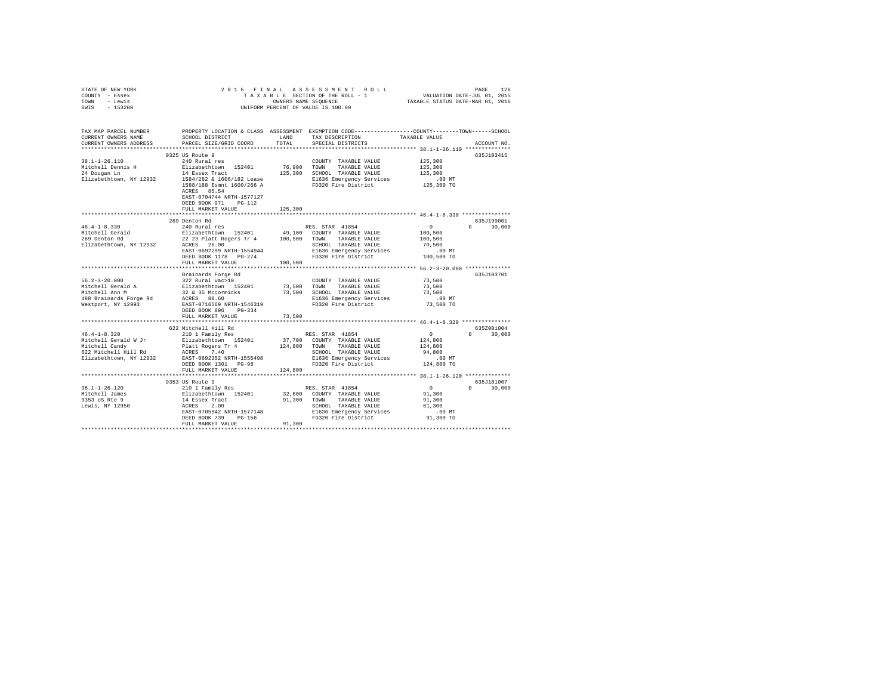STATE OF NEW YORK 2016 FINAL ASSESSMENT ROLL
COUNTY - Essex TAXABLE SECTION OF THE ROLL - 1 VALUATION DATE-JUL 01, 2015
TOWN - Lewis OWNERS NAME SEQUENCE TAXABLE STATUS DATE-MAR 01, 2016
SWIS - 153200 UNIFORM PERCENT OF VALUE IS 100.00

```
TAX MAP PARCEL NUMBER          PROPERTY LOCATION & CLASS  ASSESSMENT  EXEMPTION CODE-----------------COUNTY--------TOWN------SCHOOL
CURRENT OWNERS NAME            SCHOOL DISTRICT             LAND       TAX DESCRIPTION              TAXABLE VALUE
CURRENT OWNERS ADDRESS         PARCEL SIZE/GRID COORD      TOTAL      SPECIAL DISTRICTS                                    ACCOUNT NO.
****************************************************************************************************** 38.1-1-26.110 **************
                               9325 US Route 9                                                                              635J103415
38.1-1-26.110                  240 Rural res                           COUNTY  TAXABLE VALUE          125,300
Mitchell Dennis H              Elizabethtown  152401       76,900     TOWN    TAXABLE VALUE          125,300
24 Dougan Ln                   14 Essex Tract              125,300    SCHOOL  TAXABLE VALUE          125,300
Elizabethtown, NY 12932        1584/282 & 1606/182 Lease              E1636 Emergency Services          .00 MT
                               1588/188 Esmnt 1600/266 A              FD320 Fire District            125,300 TO
                               ACRES  85.54
                               EAST-0704744 NRTH-1577127
                               DEED BOOK 971    PG-112
                               FULL MARKET VALUE           125,300
****************************************************************************************************** 46.4-1-8.330 ***************
                               269 Denton Rd                                                                                635J199001
46.4-1-8.330                   240 Rural res                          RES. STAR  41854                       0           0     30,000
Mitchell Gerald                Elizabethtown  152401       49,100     COUNTY  TAXABLE VALUE          100,500
269 Denton Rd                  22 23 Platt Rogers Tr 4     100,500    TOWN    TAXABLE VALUE          100,500
Elizabethtown, NY 12932        ACRES  26.00                           SCHOOL  TAXABLE VALUE           70,500
                               EAST-0692299 NRTH-1554944              E1636 Emergency Services          .00 MT
                               DEED BOOK 1178   PG-274                FD320 Fire District            100,500 TO
                               FULL MARKET VALUE           100,500
****************************************************************************************************** 56.2-3-20.000 **************
                               Brainards Forge Rd                                                                           635J103701
56.2-3-20.000                  322 Rural vac>10                        COUNTY  TAXABLE VALUE           73,500
Mitchell Gerald A              Elizabethtown  152401       73,500     TOWN    TAXABLE VALUE           73,500
Mitchell Ann M                 32 & 35 Mccormicks          73,500     SCHOOL  TAXABLE VALUE           73,500
488 Brainards Forge Rd         ACRES  80.60                           E1636 Emergency Services          .00 MT
Westport, NY 12993             EAST-0716569 NRTH-1546319              FD320 Fire District             73,500 TO
                               DEED BOOK 896    PG-334
                               FULL MARKET VALUE            73,500
****************************************************************************************************** 46.4-1-8.320 ***************
                               622 Mitchell Hill Rd                                                                         635Z001004
46.4-1-8.320                   210 1 Family Res                       RES. STAR  41854                       0           0     30,000
Mitchell Gerald W Jr           Elizabethtown  152401       37,700     COUNTY  TAXABLE VALUE          124,800
Mitchell Candy                 Platt Rogers Tr 4           124,800    TOWN    TAXABLE VALUE          124,800
622 Mitchell Hill Rd           ACRES   7.40                           SCHOOL  TAXABLE VALUE           94,800
Elizabethtown, NY 12932        EAST-0692352 NRTH-1555498              E1636 Emergency Services          .00 MT
                               DEED BOOK 1301   PG-98                 FD320 Fire District            124,800 TO
                               FULL MARKET VALUE           124,800
****************************************************************************************************** 38.1-1-26.120 **************
                               9353 US Route 9                                                                              635J181007
38.1-1-26.120                  210 1 Family Res                       RES. STAR  41854                       0           0     30,000
Mitchell James                 Elizabethtown  152401       32,600     COUNTY  TAXABLE VALUE           91,300
9353 US Rte 9                  14 Essex Tract              91,300     TOWN    TAXABLE VALUE           91,300
Lewis, NY 12950                ACRES   2.00                           SCHOOL  TAXABLE VALUE           61,300
                               EAST-0705542 NRTH-1577148              E1636 Emergency Services          .00 MT
                               DEED BOOK 739    PG-156                FD320 Fire District             91,300 TO
                               FULL MARKET VALUE            91,300
************************************************************************************************************************************
```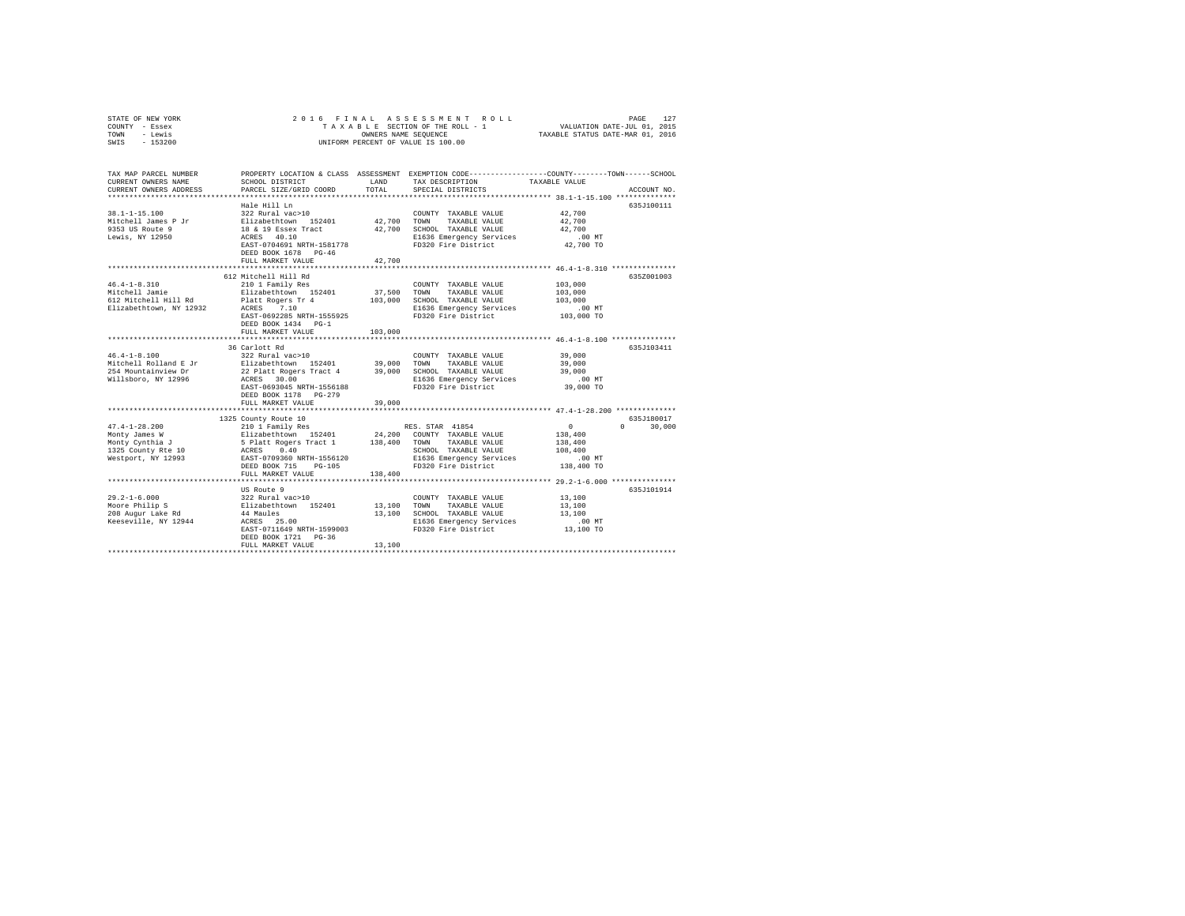STATE OF NEW YORK                2016 FINAL ASSESSMENT ROLL
COUNTY - Essex                   TAXABLE SECTION OF THE ROLL - 1          VALUATION DATE-JUL 01, 2015
TOWN - Lewis                     OWNERS NAME SEQUENCE                     TAXABLE STATUS DATE-MAR 01, 2016
SWIS - 153200                    UNIFORM PERCENT OF VALUE IS 100.00

| TAX MAP PARCEL NUMBER / CURRENT OWNERS NAME / CURRENT OWNERS ADDRESS | PROPERTY LOCATION & CLASS / SCHOOL DISTRICT / PARCEL SIZE/GRID COORD | ASSESSMENT LAND | TOTAL | EXEMPTION CODE / TAX DESCRIPTION / SPECIAL DISTRICTS | COUNTY | TOWN | SCHOOL / TAXABLE VALUE | ACCOUNT NO. |
|---|---|---|---|---|---|---|---|---|
| **38.1-1-15.100** | Hale Hill Ln | | | | | | | 635J100111 |
| 38.1-1-15.100 | 322 Rural vac>10 | | | COUNTY TAXABLE VALUE | 42,700 | | | |
| Mitchell James P Jr | Elizabethtown 152401 | 42,700 | | TOWN TAXABLE VALUE | | 42,700 | | |
| 9353 US Route 9 | 18 & 19 Essex Tract | | 42,700 | SCHOOL TAXABLE VALUE | | | 42,700 | |
| Lewis, NY 12950 | ACRES 40.10 | | | E1636 Emergency Services | | | .00 MT | |
| | EAST-0704691 NRTH-1581778 | | | FD320 Fire District | | | 42,700 TO | |
| | DEED BOOK 1678 PG-46 | | | | | | | |
| | FULL MARKET VALUE | | 42,700 | | | | | |
| **46.4-1-8.310** | 612 Mitchell Hill Rd | | | | | | | 635Z001003 |
| 46.4-1-8.310 | 210 1 Family Res | | | COUNTY TAXABLE VALUE | 103,000 | | | |
| Mitchell Jamie | Elizabethtown 152401 | 37,500 | | TOWN TAXABLE VALUE | | 103,000 | | |
| 612 Mitchell Hill Rd | Platt Rogers Tr 4 | | 103,000 | SCHOOL TAXABLE VALUE | | | 103,000 | |
| Elizabethtown, NY 12932 | ACRES 7.10 | | | E1636 Emergency Services | | | .00 MT | |
| | EAST-0692285 NRTH-1555925 | | | FD320 Fire District | | | 103,000 TO | |
| | DEED BOOK 1434 PG-1 | | | | | | | |
| | FULL MARKET VALUE | | 103,000 | | | | | |
| **46.4-1-8.100** | 36 Carlott Rd | | | | | | | 635J103411 |
| 46.4-1-8.100 | 322 Rural vac>10 | | | COUNTY TAXABLE VALUE | 39,000 | | | |
| Mitchell Rolland E Jr | Elizabethtown 152401 | 39,000 | | TOWN TAXABLE VALUE | | 39,000 | | |
| 254 Mountainview Dr | 22 Platt Rogers Tract 4 | | 39,000 | SCHOOL TAXABLE VALUE | | | 39,000 | |
| Willsboro, NY 12996 | ACRES 30.00 | | | E1636 Emergency Services | | | .00 MT | |
| | EAST-0693045 NRTH-1556188 | | | FD320 Fire District | | | 39,000 TO | |
| | DEED BOOK 1178 PG-279 | | | | | | | |
| | FULL MARKET VALUE | | 39,000 | | | | | |
| **47.4-1-28.200** | 1325 County Route 10 | | | | | | | 635J180017 |
| 47.4-1-28.200 | 210 1 Family Res | | | RES. STAR 41854 | 0 | 0 | 30,000 | |
| Monty James W | Elizabethtown 152401 | 24,200 | | COUNTY TAXABLE VALUE | 138,400 | | | |
| Monty Cynthia J | 5 Platt Rogers Tract 1 | | 138,400 | TOWN TAXABLE VALUE | | 138,400 | | |
| 1325 County Rte 10 | ACRES 0.40 | | | SCHOOL TAXABLE VALUE | | | 108,400 | |
| Westport, NY 12993 | EAST-0709360 NRTH-1556120 | | | E1636 Emergency Services | | | .00 MT | |
| | DEED BOOK 715 PG-105 | | | FD320 Fire District | | | 138,400 TO | |
| | FULL MARKET VALUE | | 138,400 | | | | | |
| **29.2-1-6.000** | US Route 9 | | | | | | | 635J101914 |
| 29.2-1-6.000 | 322 Rural vac>10 | | | COUNTY TAXABLE VALUE | 13,100 | | | |
| Moore Philip S | Elizabethtown 152401 | 13,100 | | TOWN TAXABLE VALUE | | 13,100 | | |
| 208 Augur Lake Rd | 44 Maules | | 13,100 | SCHOOL TAXABLE VALUE | | | 13,100 | |
| Keeseville, NY 12944 | ACRES 25.00 | | | E1636 Emergency Services | | | .00 MT | |
| | EAST-0711649 NRTH-1599003 | | | FD320 Fire District | | | 13,100 TO | |
| | DEED BOOK 1721 PG-36 | | | | | | | |
| | FULL MARKET VALUE | | 13,100 | | | | | |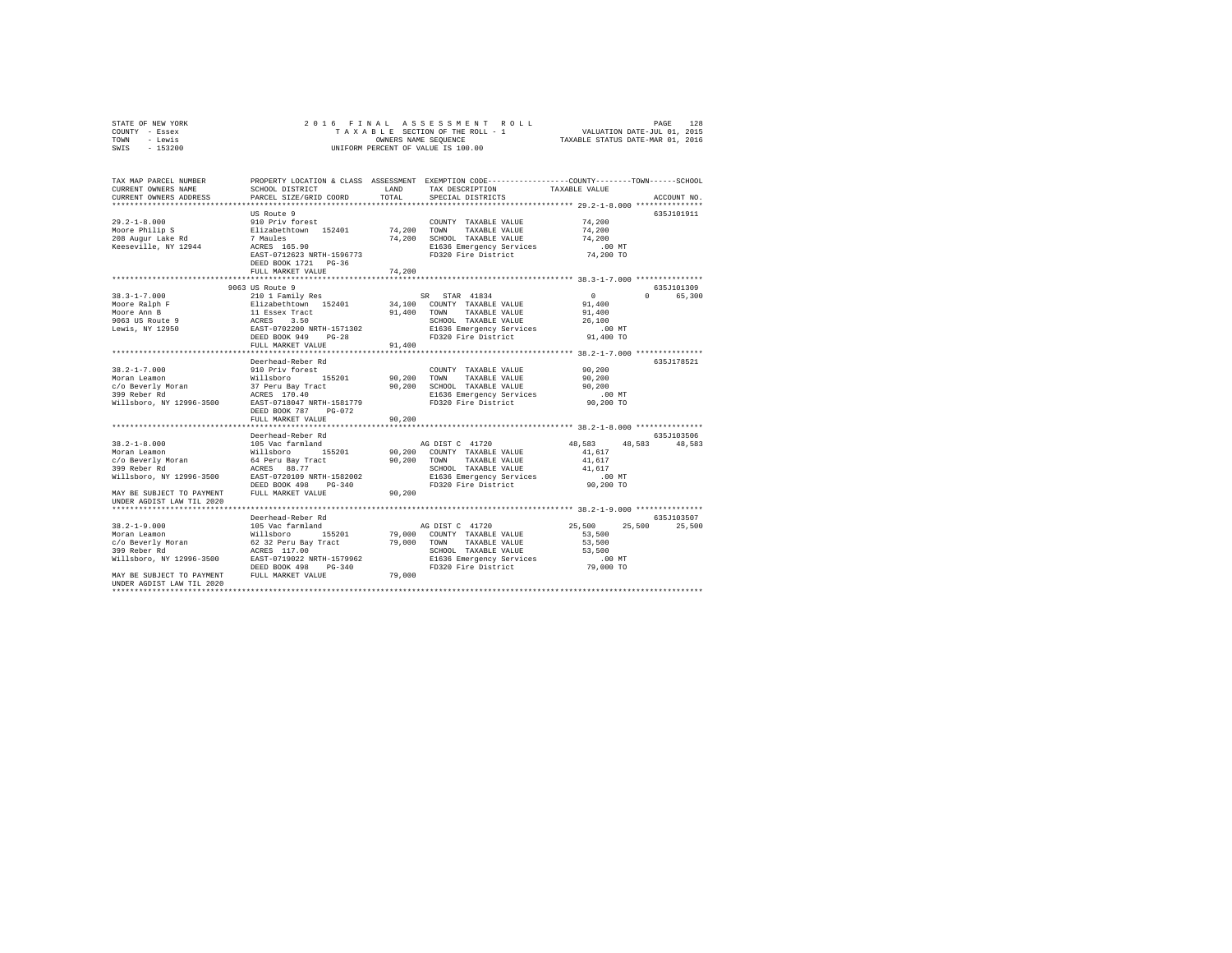STATE OF NEW YORK
COUNTY - Essex
TOWN - Lewis
SWIS - 153200

2016 FINAL ASSESSMENT ROLL
TAXABLE SECTION OF THE ROLL - 1
OWNERS NAME SEQUENCE
UNIFORM PERCENT OF VALUE IS 100.00

VALUATION DATE-JUL 01, 2015
TAXABLE STATUS DATE-MAR 01, 2016

```
TAX MAP PARCEL NUMBER          PROPERTY LOCATION & CLASS  ASSESSMENT  EXEMPTION CODE-----------------COUNTY--------TOWN------SCHOOL
CURRENT OWNERS NAME            SCHOOL DISTRICT              LAND      TAX DESCRIPTION            TAXABLE VALUE
CURRENT OWNERS ADDRESS         PARCEL SIZE/GRID COORD       TOTAL     SPECIAL DISTRICTS                                    ACCOUNT NO.
************************************************************************************************ 29.2-1-8.000 ***************
                               US Route 9                                                                             635J101911
29.2-1-8.000                   910 Priv forest                        COUNTY  TAXABLE VALUE          74,200
Moore Philip S                 Elizabethtown  152401      74,200      TOWN    TAXABLE VALUE          74,200
208 Augur Lake Rd              7 Maules                   74,200      SCHOOL  TAXABLE VALUE          74,200
Keeseville, NY 12944           ACRES  165.90                          E1636 Emergency Services          .00 MT
                               EAST-0712623 NRTH-1596773              FD320 Fire District            74,200 TO
                               DEED BOOK 1721   PG-36
                               FULL MARKET VALUE          74,200
************************************************************************************************ 38.3-1-7.000 ***************
                          9063 US Route 9                                                                             635J101309
38.3-1-7.000                   210 1 Family Res                  SR   STAR 41834                   0          0     65,300
Moore Ralph F                  Elizabethtown  152401      34,100      COUNTY  TAXABLE VALUE          91,400
Moore Ann B                    11 Essex Tract             91,400      TOWN    TAXABLE VALUE          91,400
9063 US Route 9                ACRES    3.50                          SCHOOL  TAXABLE VALUE          26,100
Lewis, NY 12950                EAST-0702200 NRTH-1571302              E1636 Emergency Services          .00 MT
                               DEED BOOK 949    PG-28                 FD320 Fire District            91,400 TO
                               FULL MARKET VALUE          91,400
************************************************************************************************ 38.2-1-7.000 ***************
                               Deerhead-Reber Rd                                                                      635J178521
38.2-1-7.000                   910 Priv forest                        COUNTY  TAXABLE VALUE          90,200
Moran Leamon                   Willsboro      155201      90,200      TOWN    TAXABLE VALUE          90,200
c/o Beverly Moran              37 Peru Bay Tract          90,200      SCHOOL  TAXABLE VALUE          90,200
399 Reber Rd                   ACRES  170.40                          E1636 Emergency Services          .00 MT
Willsboro, NY 12996-3500       EAST-0718047 NRTH-1581779              FD320 Fire District            90,200 TO
                               DEED BOOK 787    PG-072
                               FULL MARKET VALUE          90,200
************************************************************************************************ 38.2-1-8.000 ***************
                               Deerhead-Reber Rd                                                                      635J103506
38.2-1-8.000                   105 Vac farmland                  AG DIST C  41720             48,583     48,583     48,583
Moran Leamon                   Willsboro      155201      90,200      COUNTY  TAXABLE VALUE          41,617
c/o Beverly Moran              64 Peru Bay Tract          90,200      TOWN    TAXABLE VALUE          41,617
399 Reber Rd                   ACRES   88.77                          SCHOOL  TAXABLE VALUE          41,617
Willsboro, NY 12996-3500       EAST-0720109 NRTH-1582002              E1636 Emergency Services          .00 MT
                               DEED BOOK 498    PG-340                FD320 Fire District            90,200 TO
MAY BE SUBJECT TO PAYMENT      FULL MARKET VALUE          90,200
UNDER AGDIST LAW TIL 2020
************************************************************************************************ 38.2-1-9.000 ***************
                               Deerhead-Reber Rd                                                                      635J103507
38.2-1-9.000                   105 Vac farmland                  AG DIST C  41720             25,500     25,500     25,500
Moran Leamon                   Willsboro      155201      79,000      COUNTY  TAXABLE VALUE          53,500
c/o Beverly Moran              62 32 Peru Bay Tract       79,000      TOWN    TAXABLE VALUE          53,500
399 Reber Rd                   ACRES  117.00                          SCHOOL  TAXABLE VALUE          53,500
Willsboro, NY 12996-3500       EAST-0719022 NRTH-1579962              E1636 Emergency Services          .00 MT
                               DEED BOOK 498    PG-340                FD320 Fire District            79,000 TO
MAY BE SUBJECT TO PAYMENT      FULL MARKET VALUE          79,000
UNDER AGDIST LAW TIL 2020
******************************************************************************************************************************
```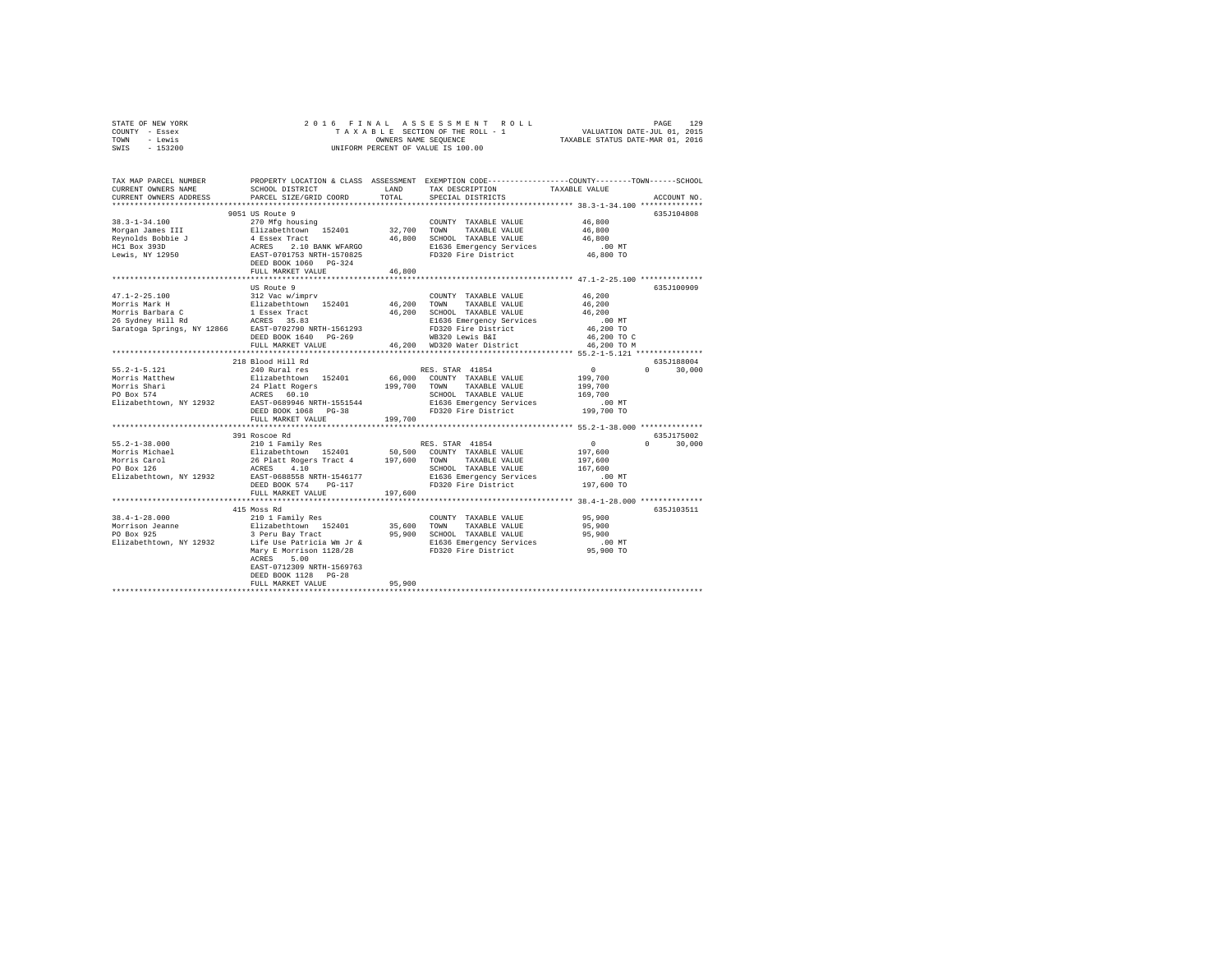STATE OF NEW YORK | COUNTY - Essex | TOWN - Lewis | SWIS - 153200

2016 FINAL ASSESSMENT ROLL
TAXABLE SECTION OF THE ROLL - 1
OWNERS NAME SEQUENCE
UNIFORM PERCENT OF VALUE IS 100.00

VALUATION DATE-JUL 01, 2015
TAXABLE STATUS DATE-MAR 01, 2016

| TAX MAP PARCEL NUMBER / CURRENT OWNERS NAME / CURRENT OWNERS ADDRESS | PROPERTY LOCATION & CLASS / SCHOOL DISTRICT / PARCEL SIZE/GRID COORD | ASSESSMENT LAND / TOTAL | EXEMPTION CODE / TAX DESCRIPTION / SPECIAL DISTRICTS | COUNTY / TOWN / SCHOOL TAXABLE VALUE | ACCOUNT NO. |
|---|---|---|---|---|---|
| 38.3-1-34.100 | 9051 US Route 9 | | | | 635J104808 |
| Morgan James III | 270 Mfg housing | | COUNTY TAXABLE VALUE | 46,800 | |
| Reynolds Bobbie J | Elizabethtown 152401 | 32,700 | TOWN TAXABLE VALUE | 46,800 | |
| HC1 Box 393D | 4 Essex Tract | 46,800 | SCHOOL TAXABLE VALUE | 46,800 | |
| Lewis, NY 12950 | ACRES 2.10 BANK WFARGO | | E1636 Emergency Services | .00 MT | |
| | EAST-0701753 NRTH-1570825 | | FD320 Fire District | 46,800 TO | |
| | DEED BOOK 1060 PG-324 | | | | |
| | FULL MARKET VALUE | 46,800 | | | |
| 47.1-2-25.100 | US Route 9 | | | | 635J100909 |
| Morris Mark H | 312 Vac w/imprv | | COUNTY TAXABLE VALUE | 46,200 | |
| Morris Barbara C | Elizabethtown 152401 | 46,200 | TOWN TAXABLE VALUE | 46,200 | |
| 26 Sydney Hill Rd | 1 Essex Tract | 46,200 | SCHOOL TAXABLE VALUE | 46,200 | |
| Saratoga Springs, NY 12866 | ACRES 35.83 | | E1636 Emergency Services | .00 MT | |
| | EAST-0702790 NRTH-1561293 | | FD320 Fire District | 46,200 TO | |
| | DEED BOOK 1640 PG-269 | | WB320 Lewis B&I | 46,200 TO C | |
| | FULL MARKET VALUE | 46,200 | WD320 Water District | 46,200 TO M | |
| 55.2-1-5.121 | 218 Blood Hill Rd | | | | 635J188004 |
| Morris Matthew | 240 Rural res | | RES. STAR 41854 | 0 / 0 / 30,000 | |
| Morris Shari | Elizabethtown 152401 | 66,000 | COUNTY TAXABLE VALUE | 199,700 | |
| PO Box 574 | 24 Platt Rogers | 199,700 | TOWN TAXABLE VALUE | 199,700 | |
| Elizabethtown, NY 12932 | ACRES 60.10 | | SCHOOL TAXABLE VALUE | 169,700 | |
| | EAST-0689946 NRTH-1551544 | | E1636 Emergency Services | .00 MT | |
| | DEED BOOK 1068 PG-38 | | FD320 Fire District | 199,700 TO | |
| | FULL MARKET VALUE | 199,700 | | | |
| 55.2-1-38.000 | 391 Roscoe Rd | | | | 635J175002 |
| Morris Michael | 210 1 Family Res | | RES. STAR 41854 | 0 / 0 / 30,000 | |
| Morris Carol | Elizabethtown 152401 | 50,500 | COUNTY TAXABLE VALUE | 197,600 | |
| PO Box 126 | 26 Platt Rogers Tract 4 | 197,600 | TOWN TAXABLE VALUE | 197,600 | |
| Elizabethtown, NY 12932 | ACRES 4.10 | | SCHOOL TAXABLE VALUE | 167,600 | |
| | EAST-0688558 NRTH-1546177 | | E1636 Emergency Services | .00 MT | |
| | DEED BOOK 574 PG-117 | | FD320 Fire District | 197,600 TO | |
| | FULL MARKET VALUE | 197,600 | | | |
| 38.4-1-28.000 | 415 Moss Rd | | | | 635J103511 |
| Morrison Jeanne | 210 1 Family Res | | COUNTY TAXABLE VALUE | 95,900 | |
| PO Box 925 | Elizabethtown 152401 | 35,600 | TOWN TAXABLE VALUE | 95,900 | |
| Elizabethtown, NY 12932 | 3 Peru Bay Tract | 95,900 | SCHOOL TAXABLE VALUE | 95,900 | |
| | Life Use Patricia Wm Jr & | | E1636 Emergency Services | .00 MT | |
| | Mary E Morrison 1128/28 | | FD320 Fire District | 95,900 TO | |
| | ACRES 5.00 | | | | |
| | EAST-0712309 NRTH-1569763 | | | | |
| | DEED BOOK 1128 PG-28 | | | | |
| | FULL MARKET VALUE | 95,900 | | | |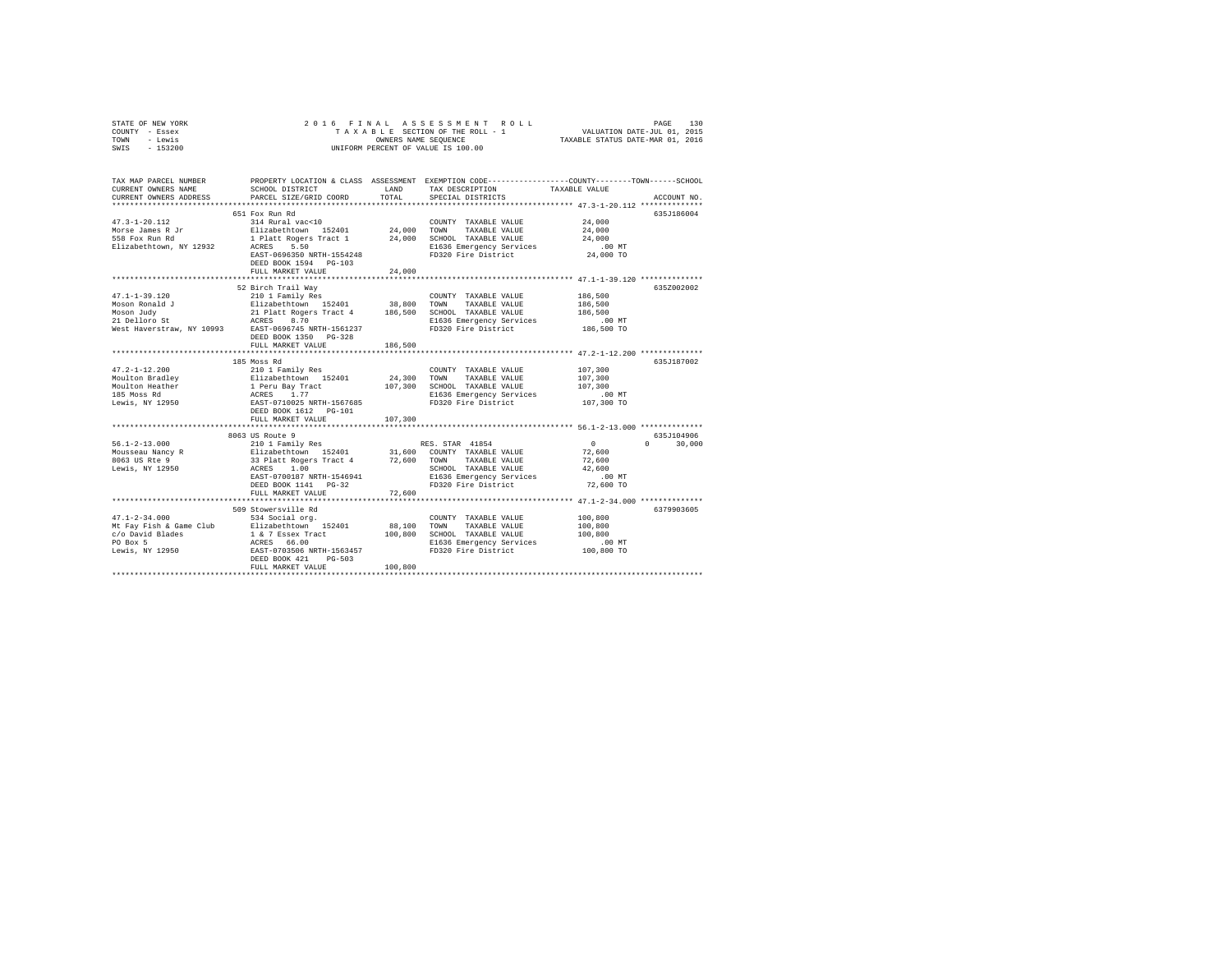STATE OF NEW YORK — 2016 FINAL ASSESSMENT ROLL — TAXABLE SECTION OF THE ROLL - 1
COUNTY - Essex — OWNERS NAME SEQUENCE — VALUATION DATE-JUL 01, 2015
TOWN - Lewis — UNIFORM PERCENT OF VALUE IS 100.00 — TAXABLE STATUS DATE-MAR 01, 2016
SWIS - 153200

| TAX MAP PARCEL NUMBER / CURRENT OWNERS NAME / CURRENT OWNERS ADDRESS | PROPERTY LOCATION & CLASS / SCHOOL DISTRICT / PARCEL SIZE/GRID COORD | ASSESSMENT LAND | ASSESSMENT TOTAL | EXEMPTION CODE / TAX DESCRIPTION / SPECIAL DISTRICTS | COUNTY TAXABLE VALUE | TOWN | SCHOOL | ACCOUNT NO. |
|---|---|---|---|---|---|---|---|---|
| **47.3-1-20.112** | 651 Fox Run Rd | | | | | | | 635J186004 |
| Morse James R Jr | 314 Rural vac<10 | | | COUNTY TAXABLE VALUE | 24,000 | | | |
| 558 Fox Run Rd | Elizabethtown 152401 | 24,000 | | TOWN TAXABLE VALUE | 24,000 | | | |
| Elizabethtown, NY 12932 | 1 Platt Rogers Tract 1 | | 24,000 | SCHOOL TAXABLE VALUE | 24,000 | | | |
| | ACRES 5.50 | | | E1636 Emergency Services | .00 MT | | | |
| | EAST-0696350 NRTH-1554248 | | | FD320 Fire District | 24,000 TO | | | |
| | DEED BOOK 1594 PG-103 | | | | | | | |
| | FULL MARKET VALUE | | 24,000 | | | | | |
| **47.1-1-39.120** | 52 Birch Trail Way | | | | | | | 635Z002002 |
| Moson Ronald J | 210 1 Family Res | | | COUNTY TAXABLE VALUE | 186,500 | | | |
| Moson Judy | Elizabethtown 152401 | 38,800 | | TOWN TAXABLE VALUE | 186,500 | | | |
| 21 Delloro St | 21 Platt Rogers Tract 4 | | 186,500 | SCHOOL TAXABLE VALUE | 186,500 | | | |
| West Haverstraw, NY 10993 | ACRES 8.70 | | | E1636 Emergency Services | .00 MT | | | |
| | EAST-0696745 NRTH-1561237 | | | FD320 Fire District | 186,500 TO | | | |
| | DEED BOOK 1350 PG-328 | | | | | | | |
| | FULL MARKET VALUE | | 186,500 | | | | | |
| **47.2-1-12.200** | 185 Moss Rd | | | | | | | 635J187002 |
| Moulton Bradley | 210 1 Family Res | | | COUNTY TAXABLE VALUE | 107,300 | | | |
| Moulton Heather | Elizabethtown 152401 | 24,300 | | TOWN TAXABLE VALUE | 107,300 | | | |
| 185 Moss Rd | 1 Peru Bay Tract | | 107,300 | SCHOOL TAXABLE VALUE | 107,300 | | | |
| Lewis, NY 12950 | ACRES 1.77 | | | E1636 Emergency Services | .00 MT | | | |
| | EAST-0710025 NRTH-1567685 | | | FD320 Fire District | 107,300 TO | | | |
| | DEED BOOK 1612 PG-101 | | | | | | | |
| | FULL MARKET VALUE | | 107,300 | | | | | |
| **56.1-2-13.000** | 8063 US Route 9 | | | | | | | 635J104906 |
| Mousseau Nancy R | 210 1 Family Res | | | RES. STAR 41854 | 0 | 0 | 30,000 | |
| 8063 US Rte 9 | Elizabethtown 152401 | 31,600 | | COUNTY TAXABLE VALUE | 72,600 | | | |
| Lewis, NY 12950 | 33 Platt Rogers Tract 4 | | 72,600 | TOWN TAXABLE VALUE | 72,600 | | | |
| | ACRES 1.00 | | | SCHOOL TAXABLE VALUE | 42,600 | | | |
| | EAST-0700187 NRTH-1546941 | | | E1636 Emergency Services | .00 MT | | | |
| | DEED BOOK 1141 PG-32 | | | FD320 Fire District | 72,600 TO | | | |
| | FULL MARKET VALUE | | 72,600 | | | | | |
| **47.1-2-34.000** | 509 Stowersville Rd | | | | | | | 6379903605 |
| Mt Fay Fish & Game Club | 534 Social org. | | | COUNTY TAXABLE VALUE | 100,800 | | | |
| c/o David Blades | Elizabethtown 152401 | 88,100 | | TOWN TAXABLE VALUE | 100,800 | | | |
| PO Box 5 | 1 & 7 Essex Tract | | 100,800 | SCHOOL TAXABLE VALUE | 100,800 | | | |
| Lewis, NY 12950 | ACRES 66.00 | | | E1636 Emergency Services | .00 MT | | | |
| | EAST-0703506 NRTH-1563457 | | | FD320 Fire District | 100,800 TO | | | |
| | DEED BOOK 421 PG-503 | | | | | | | |
| | FULL MARKET VALUE | | 100,800 | | | | | |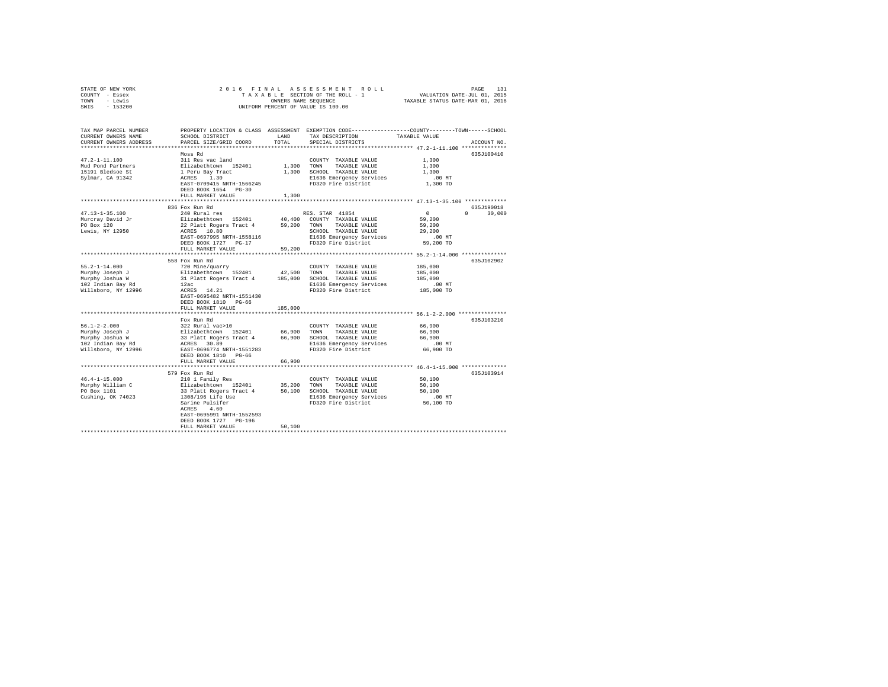STATE OF NEW YORK
COUNTY - Essex
TOWN - Lewis
SWIS - 153200

2016 FINAL ASSESSMENT ROLL
TAXABLE SECTION OF THE ROLL - 1
OWNERS NAME SEQUENCE
UNIFORM PERCENT OF VALUE IS 100.00

VALUATION DATE-JUL 01, 2015
TAXABLE STATUS DATE-MAR 01, 2016

| TAX MAP PARCEL NUMBER / CURRENT OWNERS NAME / CURRENT OWNERS ADDRESS | PROPERTY LOCATION & CLASS / SCHOOL DISTRICT / PARCEL SIZE/GRID COORD | ASSESSMENT LAND | TOTAL | EXEMPTION CODE / TAX DESCRIPTION / SPECIAL DISTRICTS | COUNTY / TOWN / SCHOOL TAXABLE VALUE | ACCOUNT NO. |
|---|---|---|---|---|---|---|
| **47.2-1-11.100** | Moss Rd | | | | | 635J100410 |
| 47.2-1-11.100 | 311 Res vac land | | | COUNTY TAXABLE VALUE | 1,300 | |
| Mud Pond Partners | Elizabethtown 152401 | 1,300 | | TOWN TAXABLE VALUE | 1,300 | |
| 15191 Bledsoe St | 1 Peru Bay Tract | | 1,300 | SCHOOL TAXABLE VALUE | 1,300 | |
| Sylmar, CA 91342 | ACRES 1.30 | | | E1636 Emergency Services | .00 MT | |
| | EAST-0709415 NRTH-1566245 | | | FD320 Fire District | 1,300 TO | |
| | DEED BOOK 1654 PG-30 | | | | | |
| | FULL MARKET VALUE | | 1,300 | | | |
| **47.13-1-35.100** | 836 Fox Run Rd | | | | | 635J190018 |
| 47.13-1-35.100 | 240 Rural res | | | RES. STAR 41854 | 0 / 0 / 30,000 | |
| Murcray David Jr | Elizabethtown 152401 | 40,400 | | COUNTY TAXABLE VALUE | 59,200 | |
| PO Box 120 | 22 Platt Rogers Tract 4 | | 59,200 | TOWN TAXABLE VALUE | 59,200 | |
| Lewis, NY 12950 | ACRES 10.80 | | | SCHOOL TAXABLE VALUE | 29,200 | |
| | EAST-0697995 NRTH-1558116 | | | E1636 Emergency Services | .00 MT | |
| | DEED BOOK 1727 PG-17 | | | FD320 Fire District | 59,200 TO | |
| | FULL MARKET VALUE | | 59,200 | | | |
| **55.2-1-14.000** | 558 Fox Run Rd | | | | | 635J102902 |
| 55.2-1-14.000 | 720 Mine/quarry | | | COUNTY TAXABLE VALUE | 185,000 | |
| Murphy Joseph J | Elizabethtown 152401 | 42,500 | | TOWN TAXABLE VALUE | 185,000 | |
| Murphy Joshua W | 31 Platt Rogers Tract 4 | | 185,000 | SCHOOL TAXABLE VALUE | 185,000 | |
| 102 Indian Bay Rd | 12ac | | | E1636 Emergency Services | .00 MT | |
| Willsboro, NY 12996 | ACRES 14.21 | | | FD320 Fire District | 185,000 TO | |
| | EAST-0695482 NRTH-1551430 | | | | | |
| | DEED BOOK 1810 PG-66 | | | | | |
| | FULL MARKET VALUE | | 185,000 | | | |
| **56.1-2-2.000** | Fox Run Rd | | | | | 635J103210 |
| 56.1-2-2.000 | 322 Rural vac>10 | | | COUNTY TAXABLE VALUE | 66,900 | |
| Murphy Joseph J | Elizabethtown 152401 | 66,900 | | TOWN TAXABLE VALUE | 66,900 | |
| Murphy Joshua W | 33 Platt Rogers Tract 4 | | 66,900 | SCHOOL TAXABLE VALUE | 66,900 | |
| 102 Indian Bay Rd | ACRES 30.89 | | | E1636 Emergency Services | .00 MT | |
| Willsboro, NY 12996 | EAST-0696774 NRTH-1551283 | | | FD320 Fire District | 66,900 TO | |
| | DEED BOOK 1810 PG-66 | | | | | |
| | FULL MARKET VALUE | | 66,900 | | | |
| **46.4-1-15.000** | 579 Fox Run Rd | | | | | 635J103914 |
| 46.4-1-15.000 | 210 1 Family Res | | | COUNTY TAXABLE VALUE | 50,100 | |
| Murphy William C | Elizabethtown 152401 | 35,200 | | TOWN TAXABLE VALUE | 50,100 | |
| PO Box 1101 | 33 Platt Rogers Tract 4 | | 50,100 | SCHOOL TAXABLE VALUE | 50,100 | |
| Cushing, OK 74023 | 1308/196 Life Use | | | E1636 Emergency Services | .00 MT | |
| | Sarine Pulsifer | | | FD320 Fire District | 50,100 TO | |
| | ACRES 4.60 | | | | | |
| | EAST-0695991 NRTH-1552593 | | | | | |
| | DEED BOOK 1727 PG-196 | | | | | |
| | FULL MARKET VALUE | | 50,100 | | | |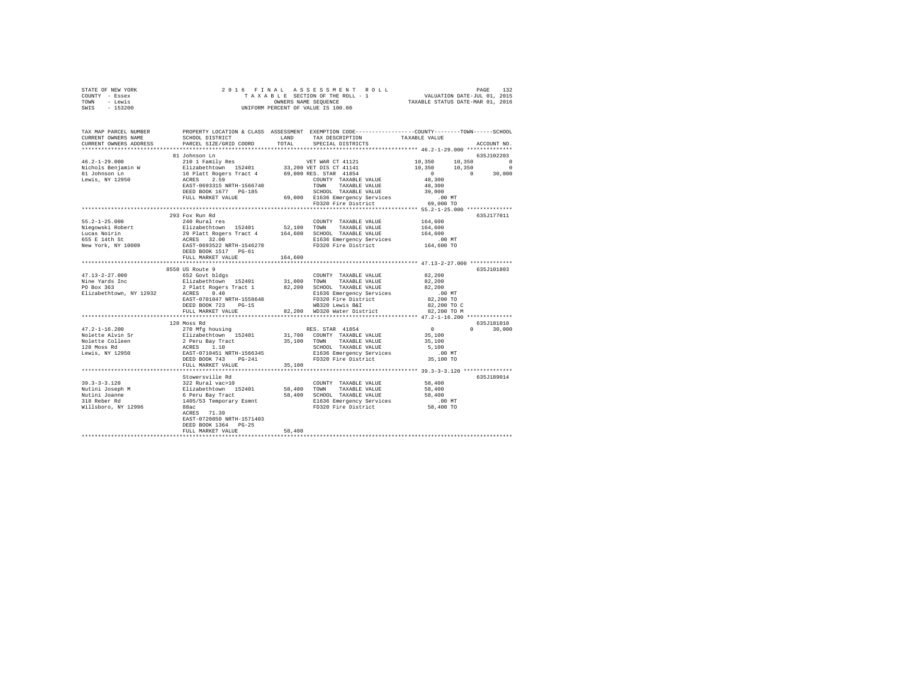STATE OF NEW YORK
COUNTY - Essex
TOWN - Lewis
SWIS - 153200

2016 FINAL ASSESSMENT ROLL
TAXABLE SECTION OF THE ROLL - 1
OWNERS NAME SEQUENCE
UNIFORM PERCENT OF VALUE IS 100.00

VALUATION DATE-JUL 01, 2015
TAXABLE STATUS DATE-MAR 01, 2016

```
TAX MAP PARCEL NUMBER     PROPERTY LOCATION & CLASS  ASSESSMENT  EXEMPTION CODE-----------------COUNTY--------TOWN------SCHOOL
CURRENT OWNERS NAME       SCHOOL DISTRICT              LAND      TAX DESCRIPTION            TAXABLE VALUE
CURRENT OWNERS ADDRESS    PARCEL SIZE/GRID COORD       TOTAL     SPECIAL DISTRICTS                                     ACCOUNT NO.
******************************************************************************************** 46.2-1-29.000 **************
                          81 Johnson Ln                                                                               635J102203
46.2-1-29.000             210 1 Family Res                  VET WAR CT 41121           10,350     10,350           0
Nichols Benjamin W        Elizabethtown  152401       33,200 VET DIS CT 41141          10,350     10,350           0
81 Johnson Ln             16 Platt Rogers Tract 4     69,000 RES. STAR  41854               0          0      30,000
Lewis, NY 12950           ACRES    2.59                      COUNTY  TAXABLE VALUE      48,300
                          EAST-0693315 NRTH-1566740          TOWN    TAXABLE VALUE      48,300
                          DEED BOOK 1677   PG-185            SCHOOL  TAXABLE VALUE      39,000
                          FULL MARKET VALUE           69,000 E1636 Emergency Services        .00 MT
                                                             FD320 Fire District        69,000 TO
******************************************************************************************** 55.2-1-25.000 **************
                          293 Fox Run Rd                                                                              635J177011
55.2-1-25.000             240 Rural res                      COUNTY  TAXABLE VALUE     164,600
Niegowski Robert          Elizabethtown  152401       52,100 TOWN    TAXABLE VALUE     164,600
Lucas Noirin              29 Platt Rogers Tract 4    164,600 SCHOOL  TAXABLE VALUE     164,600
655 E 14th St             ACRES   32.00                      E1636 Emergency Services        .00 MT
New York, NY 10009        EAST-0693522 NRTH-1546270          FD320 Fire District       164,600 TO
                          DEED BOOK 1517   PG-61
                          FULL MARKET VALUE          164,600
******************************************************************************************** 47.13-2-27.000 *************
                          8550 US Route 9                                                                             635J101803
47.13-2-27.000            652 Govt bldgs                     COUNTY  TAXABLE VALUE      82,200
Nine Yards Inc            Elizabethtown  152401       31,000 TOWN    TAXABLE VALUE      82,200
PO Box 363                2 Platt Rogers Tract 1      82,200 SCHOOL  TAXABLE VALUE      82,200
Elizabethtown, NY 12932   ACRES    0.40                      E1636 Emergency Services        .00 MT
                          EAST-0701047 NRTH-1558648          FD320 Fire District        82,200 TO
                          DEED BOOK 723    PG-15             WB320 Lewis B&I            82,200 TO C
                          FULL MARKET VALUE           82,200 WD320 Water District       82,200 TO M
******************************************************************************************** 47.2-1-16.200 **************
                          128 Moss Rd                                                                                 635J181010
47.2-1-16.200             270 Mfg housing                    RES. STAR  41854               0          0      30,000
Nolette Alvin Sr          Elizabethtown  152401       31,700 COUNTY  TAXABLE VALUE      35,100
Nolette Colleen           2 Peru Bay Tract            35,100 TOWN    TAXABLE VALUE      35,100
128 Moss Rd               ACRES    1.10                      SCHOOL  TAXABLE VALUE       5,100
Lewis, NY 12950           EAST-0710451 NRTH-1566345          E1636 Emergency Services        .00 MT
                          DEED BOOK 743    PG-241            FD320 Fire District        35,100 TO
                          FULL MARKET VALUE           35,100
******************************************************************************************** 39.3-3-3.120 ***************
                          Stowersville Rd                                                                             635J189014
39.3-3-3.120              322 Rural vac>10                   COUNTY  TAXABLE VALUE      58,400
Nutini Joseph M           Elizabethtown  152401       58,400 TOWN    TAXABLE VALUE      58,400
Nutini Joanne             6 Peru Bay Tract            58,400 SCHOOL  TAXABLE VALUE      58,400
318 Reber Rd              1405/53 Temporary Esmnt            E1636 Emergency Services        .00 MT
Willsboro, NY 12996       88ac                               FD320 Fire District        58,400 TO
                          ACRES   71.39
                          EAST-0720850 NRTH-1571403
                          DEED BOOK 1364   PG-25
                          FULL MARKET VALUE           58,400
****************************************************************************************************************************
```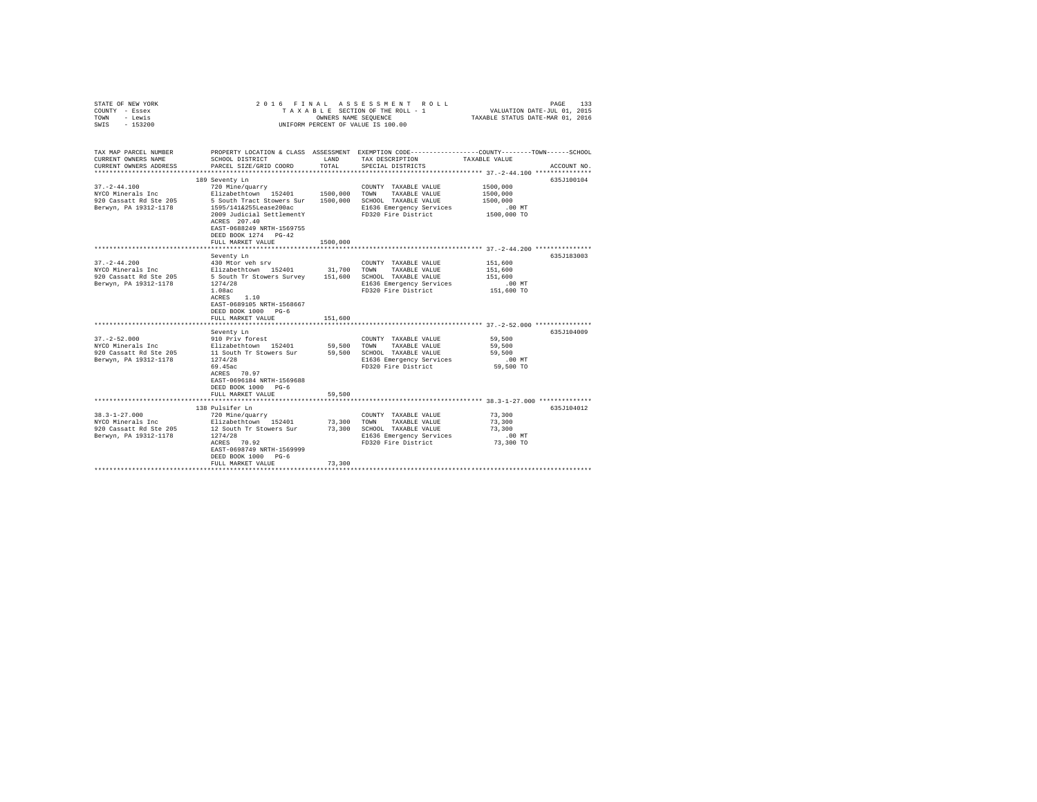STATE OF NEW YORK
COUNTY - Essex
TOWN - Lewis
SWIS - 153200

2016 FINAL ASSESSMENT ROLL
TAXABLE SECTION OF THE ROLL - 1
OWNERS NAME SEQUENCE
UNIFORM PERCENT OF VALUE IS 100.00

VALUATION DATE-JUL 01, 2015
TAXABLE STATUS DATE-MAR 01, 2016

| TAX MAP PARCEL NUMBER / CURRENT OWNERS NAME / CURRENT OWNERS ADDRESS | PROPERTY LOCATION & CLASS / SCHOOL DISTRICT / PARCEL SIZE/GRID COORD | ASSESSMENT LAND | TOTAL | EXEMPTION CODE / TAX DESCRIPTION / SPECIAL DISTRICTS | COUNTY--------TOWN------SCHOOL TAXABLE VALUE | ACCOUNT NO. |
|---|---|---|---|---|---|---|
| **37.-2-44.100** | 189 Seventy Ln | | | | | 635J100104 |
| 37.-2-44.100 | 720 Mine/quarry | | | COUNTY TAXABLE VALUE | 1500,000 | |
| NYCO Minerals Inc | Elizabethtown 152401 | 1500,000 | | TOWN TAXABLE VALUE | 1500,000 | |
| 920 Cassatt Rd Ste 205 | 5 South Tract Stowers Sur | | 1500,000 | SCHOOL TAXABLE VALUE | 1500,000 | |
| Berwyn, PA 19312-1178 | 1595/141&255Lease200ac | | | E1636 Emergency Services | .00 MT | |
| | 2009 Judicial SettlementY | | | FD320 Fire District | 1500,000 TO | |
| | ACRES 207.40 | | | | | |
| | EAST-0688249 NRTH-1569755 | | | | | |
| | DEED BOOK 1274 PG-42 | | | | | |
| | FULL MARKET VALUE | | 1500,000 | | | |
| **37.-2-44.200** | Seventy Ln | | | | | 635J183003 |
| 37.-2-44.200 | 430 Mtor veh srv | | | COUNTY TAXABLE VALUE | 151,600 | |
| NYCO Minerals Inc | Elizabethtown 152401 | 31,700 | | TOWN TAXABLE VALUE | 151,600 | |
| 920 Cassatt Rd Ste 205 | 5 South Tr Stowers Survey | | 151,600 | SCHOOL TAXABLE VALUE | 151,600 | |
| Berwyn, PA 19312-1178 | 1274/28 | | | E1636 Emergency Services | .00 MT | |
| | 1.08ac | | | FD320 Fire District | 151,600 TO | |
| | ACRES 1.10 | | | | | |
| | EAST-0689105 NRTH-1568667 | | | | | |
| | DEED BOOK 1000 PG-6 | | | | | |
| | FULL MARKET VALUE | | 151,600 | | | |
| **37.-2-52.000** | Seventy Ln | | | | | 635J104009 |
| 37.-2-52.000 | 910 Priv forest | | | COUNTY TAXABLE VALUE | 59,500 | |
| NYCO Minerals Inc | Elizabethtown 152401 | 59,500 | | TOWN TAXABLE VALUE | 59,500 | |
| 920 Cassatt Rd Ste 205 | 11 South Tr Stowers Sur | | 59,500 | SCHOOL TAXABLE VALUE | 59,500 | |
| Berwyn, PA 19312-1178 | 1274/28 | | | E1636 Emergency Services | .00 MT | |
| | 69.45ac | | | FD320 Fire District | 59,500 TO | |
| | ACRES 70.97 | | | | | |
| | EAST-0696184 NRTH-1569688 | | | | | |
| | DEED BOOK 1000 PG-6 | | | | | |
| | FULL MARKET VALUE | | 59,500 | | | |
| **38.3-1-27.000** | 138 Pulsifer Ln | | | | | 635J104012 |
| 38.3-1-27.000 | 720 Mine/quarry | | | COUNTY TAXABLE VALUE | 73,300 | |
| NYCO Minerals Inc | Elizabethtown 152401 | 73,300 | | TOWN TAXABLE VALUE | 73,300 | |
| 920 Cassatt Rd Ste 205 | 12 South Tr Stowers Sur | | 73,300 | SCHOOL TAXABLE VALUE | 73,300 | |
| Berwyn, PA 19312-1178 | 1274/28 | | | E1636 Emergency Services | .00 MT | |
| | ACRES 70.92 | | | FD320 Fire District | 73,300 TO | |
| | EAST-0698749 NRTH-1569999 | | | | | |
| | DEED BOOK 1000 PG-6 | | | | | |
| | FULL MARKET VALUE | | 73,300 | | | |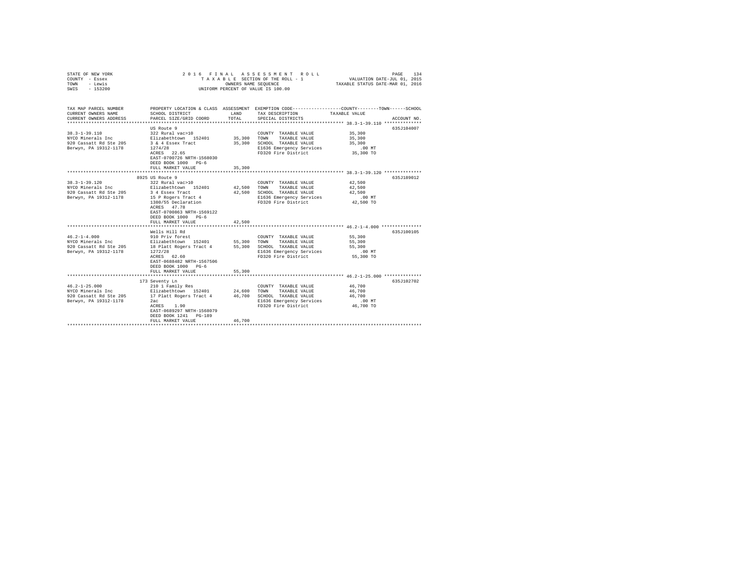STATE OF NEW YORK
COUNTY - Essex
TOWN - Lewis
SWIS - 153200

2016 FINAL ASSESSMENT ROLL
TAXABLE SECTION OF THE ROLL - 1
OWNERS NAME SEQUENCE
UNIFORM PERCENT OF VALUE IS 100.00

VALUATION DATE-JUL 01, 2015
TAXABLE STATUS DATE-MAR 01, 2016

| TAX MAP PARCEL NUMBER / CURRENT OWNERS NAME / CURRENT OWNERS ADDRESS | PROPERTY LOCATION & CLASS / SCHOOL DISTRICT / PARCEL SIZE/GRID COORD | ASSESSMENT LAND / TOTAL | EXEMPTION CODE / TAX DESCRIPTION / SPECIAL DISTRICTS | COUNTY / TOWN / SCHOOL TAXABLE VALUE | ACCOUNT NO. |
|---|---|---|---|---|---|
| 38.3-1-39.110 | US Route 9 | | | | 635J104007 |
| 38.3-1-39.110 | 322 Rural vac>10 | | COUNTY TAXABLE VALUE | 35,300 | |
| NYCO Minerals Inc | Elizabethtown 152401 | 35,300 | TOWN TAXABLE VALUE | 35,300 | |
| 920 Cassatt Rd Ste 205 | 3 & 4 Essex Tract | 35,300 | SCHOOL TAXABLE VALUE | 35,300 | |
| Berwyn, PA 19312-1178 | 1274/28 | | E1636 Emergency Services | .00 MT | |
| | ACRES 22.65 | | FD320 Fire District | 35,300 TO | |
| | EAST-0700726 NRTH-1568030 | | | | |
| | DEED BOOK 1000 PG-6 | | | | |
| | FULL MARKET VALUE | 35,300 | | | |
| 38.3-1-39.120 | 8925 US Route 9 | | | | 635J189012 |
| 38.3-1-39.120 | 322 Rural vac>10 | | COUNTY TAXABLE VALUE | 42,500 | |
| NYCO Minerals Inc | Elizabethtown 152401 | 42,500 | TOWN TAXABLE VALUE | 42,500 | |
| 920 Cassatt Rd Ste 205 | 3 4 Essex Tract | 42,500 | SCHOOL TAXABLE VALUE | 42,500 | |
| Berwyn, PA 19312-1178 | 15 P Rogers Tract 4 | | E1636 Emergency Services | .00 MT | |
| | 1380/55 Declaration | | FD320 Fire District | 42,500 TO | |
| | ACRES 47.78 | | | | |
| | EAST-0700863 NRTH-1569122 | | | | |
| | DEED BOOK 1000 PG-6 | | | | |
| | FULL MARKET VALUE | 42,500 | | | |
| 46.2-1-4.000 | Wells Hill Rd | | | | 635J100105 |
| 46.2-1-4.000 | 910 Priv forest | | COUNTY TAXABLE VALUE | 55,300 | |
| NYCO Minerals Inc | Elizabethtown 152401 | 55,300 | TOWN TAXABLE VALUE | 55,300 | |
| 920 Cassatt Rd Ste 205 | 18 Platt Rogers Tract 4 | 55,300 | SCHOOL TAXABLE VALUE | 55,300 | |
| Berwyn, PA 19312-1178 | 1272/28 | | E1636 Emergency Services | .00 MT | |
| | ACRES 62.60 | | FD320 Fire District | 55,300 TO | |
| | EAST-0688482 NRTH-1567506 | | | | |
| | DEED BOOK 1000 PG-6 | | | | |
| | FULL MARKET VALUE | 55,300 | | | |
| 46.2-1-25.000 | 173 Seventy Ln | | | | 635J102702 |
| 46.2-1-25.000 | 210 1 Family Res | | COUNTY TAXABLE VALUE | 46,700 | |
| NYCO Minerals Inc | Elizabethtown 152401 | 24,600 | TOWN TAXABLE VALUE | 46,700 | |
| 920 Cassatt Rd Ste 205 | 17 Platt Rogers Tract 4 | 46,700 | SCHOOL TAXABLE VALUE | 46,700 | |
| Berwyn, PA 19312-1178 | 2ac | | E1636 Emergency Services | .00 MT | |
| | ACRES 1.90 | | FD320 Fire District | 46,700 TO | |
| | EAST-0689297 NRTH-1568079 | | | | |
| | DEED BOOK 1241 PG-189 | | | | |
| | FULL MARKET VALUE | 46,700 | | | |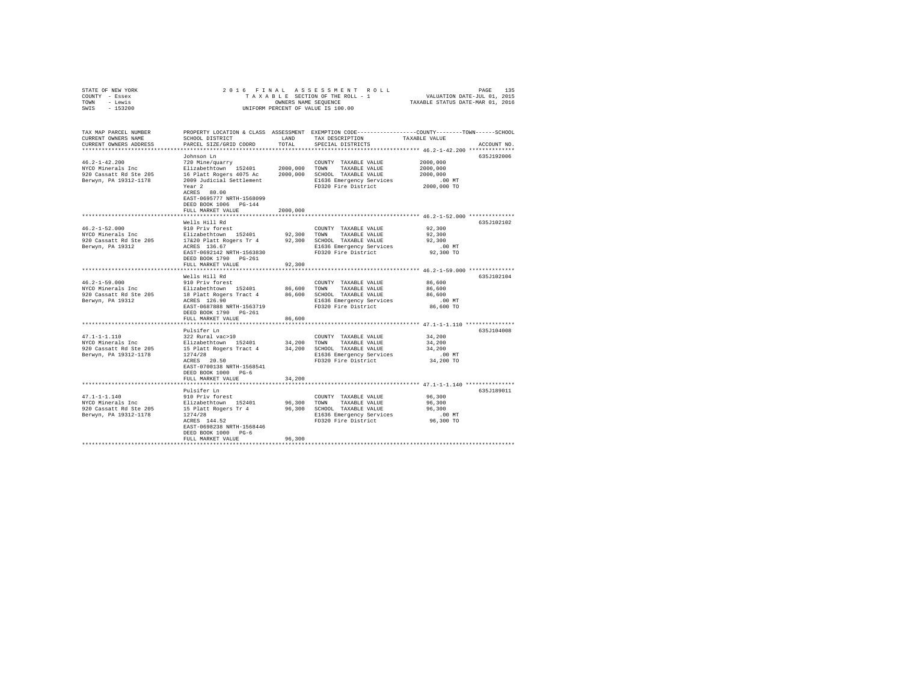STATE OF NEW YORK
COUNTY - Essex
TOWN - Lewis
SWIS - 153200

2016 FINAL ASSESSMENT ROLL
TAXABLE SECTION OF THE ROLL - 1
OWNERS NAME SEQUENCE
UNIFORM PERCENT OF VALUE IS 100.00

VALUATION DATE-JUL 01, 2015
TAXABLE STATUS DATE-MAR 01, 2016

| TAX MAP PARCEL NUMBER / CURRENT OWNERS NAME / CURRENT OWNERS ADDRESS | PROPERTY LOCATION & CLASS / SCHOOL DISTRICT / PARCEL SIZE/GRID COORD | ASSESSMENT LAND / TOTAL | EXEMPTION CODE / TAX DESCRIPTION / SPECIAL DISTRICTS | TAXABLE VALUE (COUNTY / TOWN / SCHOOL) | ACCOUNT NO. |
|---|---|---|---|---|---|
| 46.2-1-42.200 | Johnson Ln | | | | 635J192006 |
| | 720 Mine/quarry | | COUNTY TAXABLE VALUE | 2000,000 | |
| NYCO Minerals Inc | Elizabethtown 152401 | 2000,000 | TOWN TAXABLE VALUE | 2000,000 | |
| 920 Cassatt Rd Ste 205 | 16 Platt Rogers 4075 Ac | 2000,000 | SCHOOL TAXABLE VALUE | 2000,000 | |
| Berwyn, PA 19312-1178 | 2009 Judicial Settlement | | E1636 Emergency Services | .00 MT | |
| | Year 2 | | FD320 Fire District | 2000,000 TO | |
| | ACRES 80.00 | | | | |
| | EAST-0695777 NRTH-1568099 | | | | |
| | DEED BOOK 1006 PG-144 | | | | |
| | FULL MARKET VALUE | 2000,000 | | | |
| 46.2-1-52.000 | Wells Hill Rd | | | | 635J102102 |
| | 910 Priv forest | | COUNTY TAXABLE VALUE | 92,300 | |
| NYCO Minerals Inc | Elizabethtown 152401 | 92,300 | TOWN TAXABLE VALUE | 92,300 | |
| 920 Cassatt Rd Ste 205 | 17&20 Platt Rogers Tr 4 | 92,300 | SCHOOL TAXABLE VALUE | 92,300 | |
| Berwyn, PA 19312 | ACRES 136.67 | | E1636 Emergency Services | .00 MT | |
| | EAST-0692142 NRTH-1563830 | | FD320 Fire District | 92,300 TO | |
| | DEED BOOK 1790 PG-261 | | | | |
| | FULL MARKET VALUE | 92,300 | | | |
| 46.2-1-59.000 | Wells Hill Rd | | | | 635J102104 |
| | 910 Priv forest | | COUNTY TAXABLE VALUE | 86,600 | |
| NYCO Minerals Inc | Elizabethtown 152401 | 86,600 | TOWN TAXABLE VALUE | 86,600 | |
| 920 Cassatt Rd Ste 205 | 18 Platt Rogers Tract 4 | 86,600 | SCHOOL TAXABLE VALUE | 86,600 | |
| Berwyn, PA 19312 | ACRES 126.90 | | E1636 Emergency Services | .00 MT | |
| | EAST-0687888 NRTH-1563719 | | FD320 Fire District | 86,600 TO | |
| | DEED BOOK 1790 PG-261 | | | | |
| | FULL MARKET VALUE | 86,600 | | | |
| 47.1-1-1.110 | Pulsifer Ln | | | | 635J104008 |
| | 322 Rural vac>10 | | COUNTY TAXABLE VALUE | 34,200 | |
| NYCO Minerals Inc | Elizabethtown 152401 | 34,200 | TOWN TAXABLE VALUE | 34,200 | |
| 920 Cassatt Rd Ste 205 | 15 Platt Rogers Tract 4 | 34,200 | SCHOOL TAXABLE VALUE | 34,200 | |
| Berwyn, PA 19312-1178 | 1274/28 | | E1636 Emergency Services | .00 MT | |
| | ACRES 20.50 | | FD320 Fire District | 34,200 TO | |
| | EAST-0700138 NRTH-1568541 | | | | |
| | DEED BOOK 1000 PG-6 | | | | |
| | FULL MARKET VALUE | 34,200 | | | |
| 47.1-1-1.140 | Pulsifer Ln | | | | 635J189011 |
| | 910 Priv forest | | COUNTY TAXABLE VALUE | 96,300 | |
| NYCO Minerals Inc | Elizabethtown 152401 | 96,300 | TOWN TAXABLE VALUE | 96,300 | |
| 920 Cassatt Rd Ste 205 | 15 Platt Rogers Tr 4 | 96,300 | SCHOOL TAXABLE VALUE | 96,300 | |
| Berwyn, PA 19312-1178 | 1274/28 | | E1636 Emergency Services | .00 MT | |
| | ACRES 144.52 | | FD320 Fire District | 96,300 TO | |
| | EAST-0698238 NRTH-1568446 | | | | |
| | DEED BOOK 1000 PG-6 | | | | |
| | FULL MARKET VALUE | 96,300 | | | |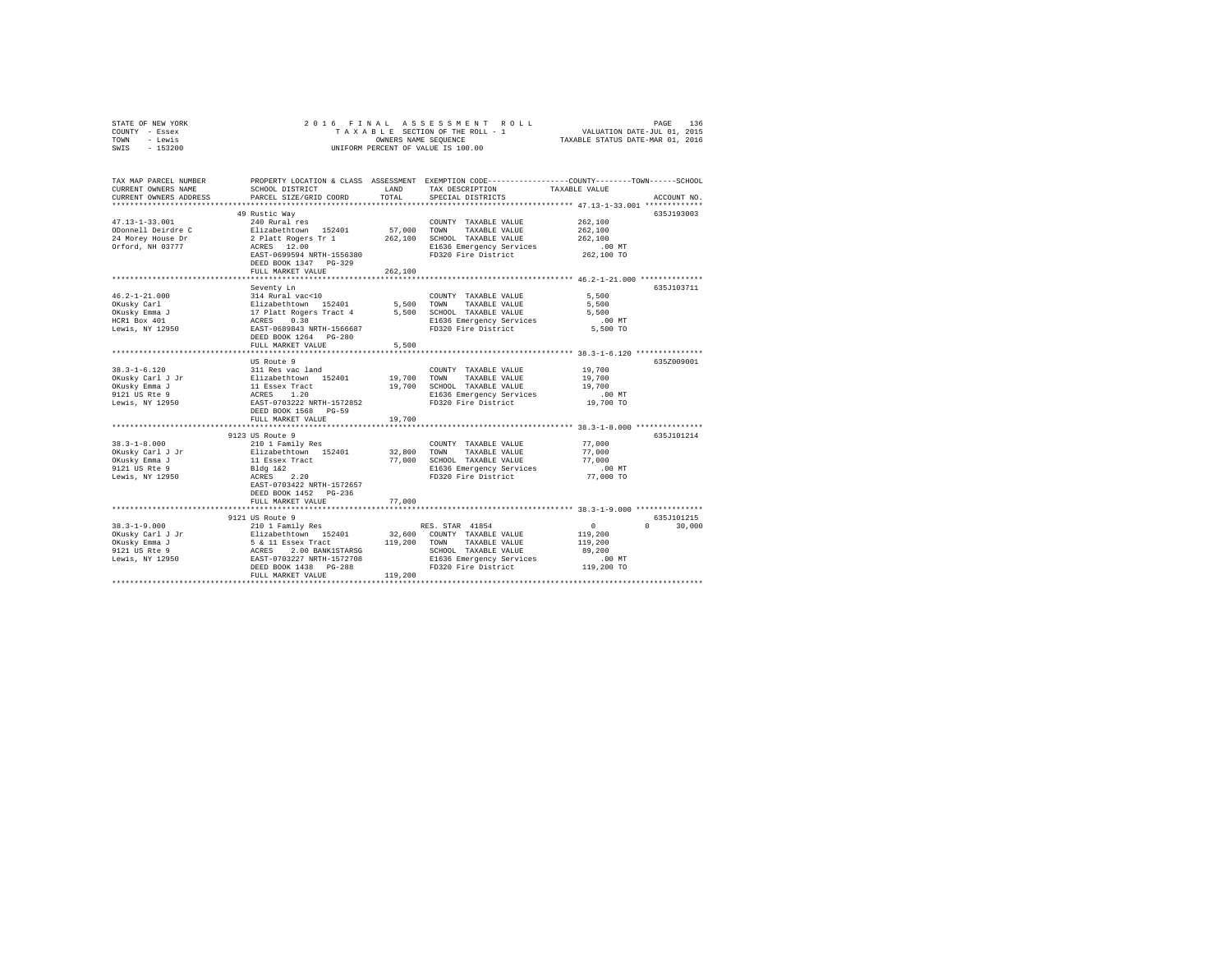STATE OF NEW YORK
COUNTY - Essex
TOWN - Lewis
SWIS - 153200

2016 FINAL ASSESSMENT ROLL
TAXABLE SECTION OF THE ROLL - 1
OWNERS NAME SEQUENCE
UNIFORM PERCENT OF VALUE IS 100.00

VALUATION DATE-JUL 01, 2015
TAXABLE STATUS DATE-MAR 01, 2016

| TAX MAP PARCEL NUMBER / CURRENT OWNERS NAME / CURRENT OWNERS ADDRESS | PROPERTY LOCATION & CLASS / SCHOOL DISTRICT / PARCEL SIZE/GRID COORD | ASSESSMENT LAND / TOTAL | EXEMPTION CODE / TAX DESCRIPTION / SPECIAL DISTRICTS | COUNTY / TOWN / SCHOOL TAXABLE VALUE | ACCOUNT NO. |
|---|---|---|---|---|---|
| 47.13-1-33.001 | 49 Rustic Way | | | | 635J193003 |
| ODonnell Deirdre C | 240 Rural res | | COUNTY TAXABLE VALUE | 262,100 | |
| 24 Morey House Dr | Elizabethtown 152401 | 57,000 | TOWN TAXABLE VALUE | 262,100 | |
| Orford, NH 03777 | 2 Platt Rogers Tr 1 | 262,100 | SCHOOL TAXABLE VALUE | 262,100 | |
| | ACRES 12.00 | | E1636 Emergency Services | .00 MT | |
| | EAST-0699594 NRTH-1556380 | | FD320 Fire District | 262,100 TO | |
| | DEED BOOK 1347 PG-329 | | | | |
| | FULL MARKET VALUE | 262,100 | | | |
| 46.2-1-21.000 | Seventy Ln | | | | 635J103711 |
| OKusky Carl | 314 Rural vac<10 | | COUNTY TAXABLE VALUE | 5,500 | |
| OKusky Emma J | Elizabethtown 152401 | 5,500 | TOWN TAXABLE VALUE | 5,500 | |
| HCR1 Box 401 | 17 Platt Rogers Tract 4 | 5,500 | SCHOOL TAXABLE VALUE | 5,500 | |
| Lewis, NY 12950 | ACRES 0.38 | | E1636 Emergency Services | .00 MT | |
| | EAST-0689843 NRTH-1566687 | | FD320 Fire District | 5,500 TO | |
| | DEED BOOK 1264 PG-280 | | | | |
| | FULL MARKET VALUE | 5,500 | | | |
| 38.3-1-6.120 | US Route 9 | | | | 635Z009001 |
| OKusky Carl J Jr | 311 Res vac land | | COUNTY TAXABLE VALUE | 19,700 | |
| OKusky Emma J | Elizabethtown 152401 | 19,700 | TOWN TAXABLE VALUE | 19,700 | |
| 9121 US Rte 9 | 11 Essex Tract | 19,700 | SCHOOL TAXABLE VALUE | 19,700 | |
| Lewis, NY 12950 | ACRES 1.20 | | E1636 Emergency Services | .00 MT | |
| | EAST-0703222 NRTH-1572852 | | FD320 Fire District | 19,700 TO | |
| | DEED BOOK 1568 PG-59 | | | | |
| | FULL MARKET VALUE | 19,700 | | | |
| 38.3-1-8.000 | 9123 US Route 9 | | | | 635J101214 |
| OKusky Carl J Jr | 210 1 Family Res | | COUNTY TAXABLE VALUE | 77,000 | |
| OKusky Emma J | Elizabethtown 152401 | 32,800 | TOWN TAXABLE VALUE | 77,000 | |
| 9121 US Rte 9 | 11 Essex Tract | 77,000 | SCHOOL TAXABLE VALUE | 77,000 | |
| Lewis, NY 12950 | Bldg 1&2 | | E1636 Emergency Services | .00 MT | |
| | ACRES 2.20 | | FD320 Fire District | 77,000 TO | |
| | EAST-0703422 NRTH-1572657 | | | | |
| | DEED BOOK 1452 PG-236 | | | | |
| | FULL MARKET VALUE | 77,000 | | | |
| 38.3-1-9.000 | 9121 US Route 9 | | | | 635J101215 |
| OKusky Carl J Jr | 210 1 Family Res | | RES. STAR 41854 | 0 0 30,000 | |
| OKusky Emma J | Elizabethtown 152401 | 32,600 | COUNTY TAXABLE VALUE | 119,200 | |
| 9121 US Rte 9 | 5 & 11 Essex Tract | 119,200 | TOWN TAXABLE VALUE | 119,200 | |
| Lewis, NY 12950 | ACRES 2.00 BANK1STARSG | | SCHOOL TAXABLE VALUE | 89,200 | |
| | EAST-0703227 NRTH-1572708 | | E1636 Emergency Services | .00 MT | |
| | DEED BOOK 1438 PG-288 | | FD320 Fire District | 119,200 TO | |
| | FULL MARKET VALUE | 119,200 | | | |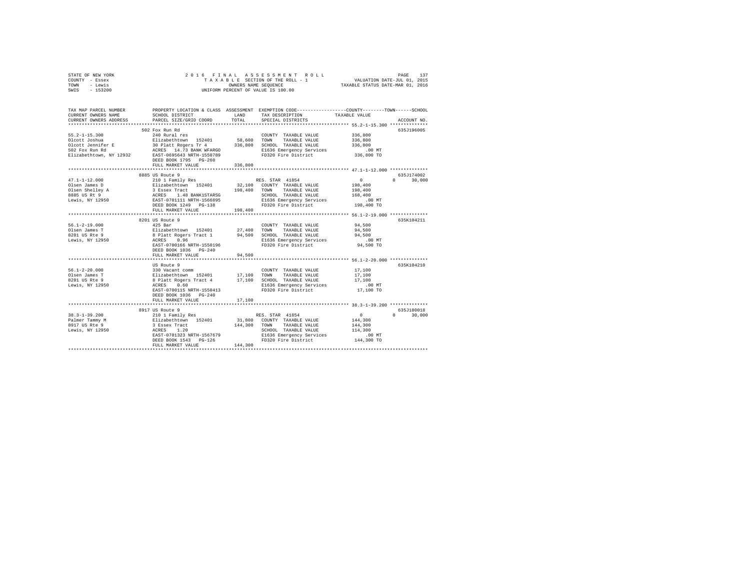STATE OF NEW YORK | 2016 FINAL ASSESSMENT ROLL | VALUATION DATE-JUL 01, 2015
COUNTY - Essex | TAXABLE SECTION OF THE ROLL - 1 | TAXABLE STATUS DATE-MAR 01, 2016
TOWN - Lewis | OWNERS NAME SEQUENCE
SWIS - 153200 | UNIFORM PERCENT OF VALUE IS 100.00

```
TAX MAP PARCEL NUMBER          PROPERTY LOCATION & CLASS  ASSESSMENT  EXEMPTION CODE-----------------COUNTY--------TOWN------SCHOOL
CURRENT OWNERS NAME            SCHOOL DISTRICT              LAND      TAX DESCRIPTION              TAXABLE VALUE
CURRENT OWNERS ADDRESS         PARCEL SIZE/GRID COORD       TOTAL     SPECIAL DISTRICTS                                      ACCOUNT NO.
******************************************************************************************************* 55.2-1-15.300 **************
                               502 Fox Run Rd                                                                              635J196005
55.2-1-15.300                  240 Rural res                           COUNTY  TAXABLE VALUE          336,800
Olcott Joshua                  Elizabethtown  152401       58,600      TOWN    TAXABLE VALUE          336,800
Olcott Jennifer E              30 Platt Rogers Tr 4       336,800      SCHOOL  TAXABLE VALUE          336,800
502 Fox Run Rd                 ACRES  14.73 BANK WFARGO                E1636 Emergency Services            .00 MT
Elizabethtown, NY 12932        EAST-0695643 NRTH-1550789               FD320 Fire District            336,800 TO
                               DEED BOOK 1795   PG-260
                               FULL MARKET VALUE          336,800
******************************************************************************************************* 47.1-1-12.000 **************
                               8885 US Route 9                                                                             635J174002
47.1-1-12.000                  210 1 Family Res                        RES. STAR  41854                     0          0      30,000
Olsen James D                  Elizabethtown  152401       32,100      COUNTY  TAXABLE VALUE          198,400
Olsen Shelley A                3 Essex Tract              198,400      TOWN    TAXABLE VALUE          198,400
8885 US Rt 9                   ACRES   1.48 BANK1STARSG                SCHOOL  TAXABLE VALUE          168,400
Lewis, NY 12950                EAST-0701111 NRTH-1566895               E1636 Emergency Services            .00 MT
                               DEED BOOK 1249   PG-138                 FD320 Fire District            198,400 TO
                               FULL MARKET VALUE          198,400
******************************************************************************************************* 56.1-2-19.000 **************
                               8201 US Route 9                                                                             635K104211
56.1-2-19.000                  425 Bar                                 COUNTY  TAXABLE VALUE           94,500
Olsen James T                  Elizabethtown  152401       27,400      TOWN    TAXABLE VALUE           94,500
8201 US Rte 9                  8 Platt Rogers Tract 1      94,500      SCHOOL  TAXABLE VALUE           94,500
Lewis, NY 12950                ACRES   0.96                            E1636 Emergency Services            .00 MT
                               EAST-0700166 NRTH-1550196               FD320 Fire District             94,500 TO
                               DEED BOOK 1036   PG-240
                               FULL MARKET VALUE           94,500
******************************************************************************************************* 56.1-2-20.000 **************
                               US Route 9                                                                                  635K104210
56.1-2-20.000                  330 Vacant comm                         COUNTY  TAXABLE VALUE           17,100
Olsen James T                  Elizabethtown  152401       17,100      TOWN    TAXABLE VALUE           17,100
8201 US Rte 9                  8 Platt Rogers Tract 4      17,100      SCHOOL  TAXABLE VALUE           17,100
Lewis, NY 12950                ACRES   0.60                            E1636 Emergency Services            .00 MT
                               EAST-0700115 NRTH-1550413               FD320 Fire District             17,100 TO
                               DEED BOOK 1036   PG-240
                               FULL MARKET VALUE           17,100
******************************************************************************************************* 38.3-1-39.200 **************
                               8917 US Route 9                                                                             635J180018
38.3-1-39.200                  210 1 Family Res                        RES. STAR  41854                     0          0      30,000
Palmer Tammy M                 Elizabethtown  152401       31,800      COUNTY  TAXABLE VALUE          144,300
8917 US Rte 9                  3 Essex Tract              144,300      TOWN    TAXABLE VALUE          144,300
Lewis, NY 12950                ACRES   1.20                            SCHOOL  TAXABLE VALUE          114,300
                               EAST-0701323 NRTH-1567679               E1636 Emergency Services            .00 MT
                               DEED BOOK 1543   PG-126                 FD320 Fire District            144,300 TO
                               FULL MARKET VALUE          144,300
************************************************************************************************************************************
```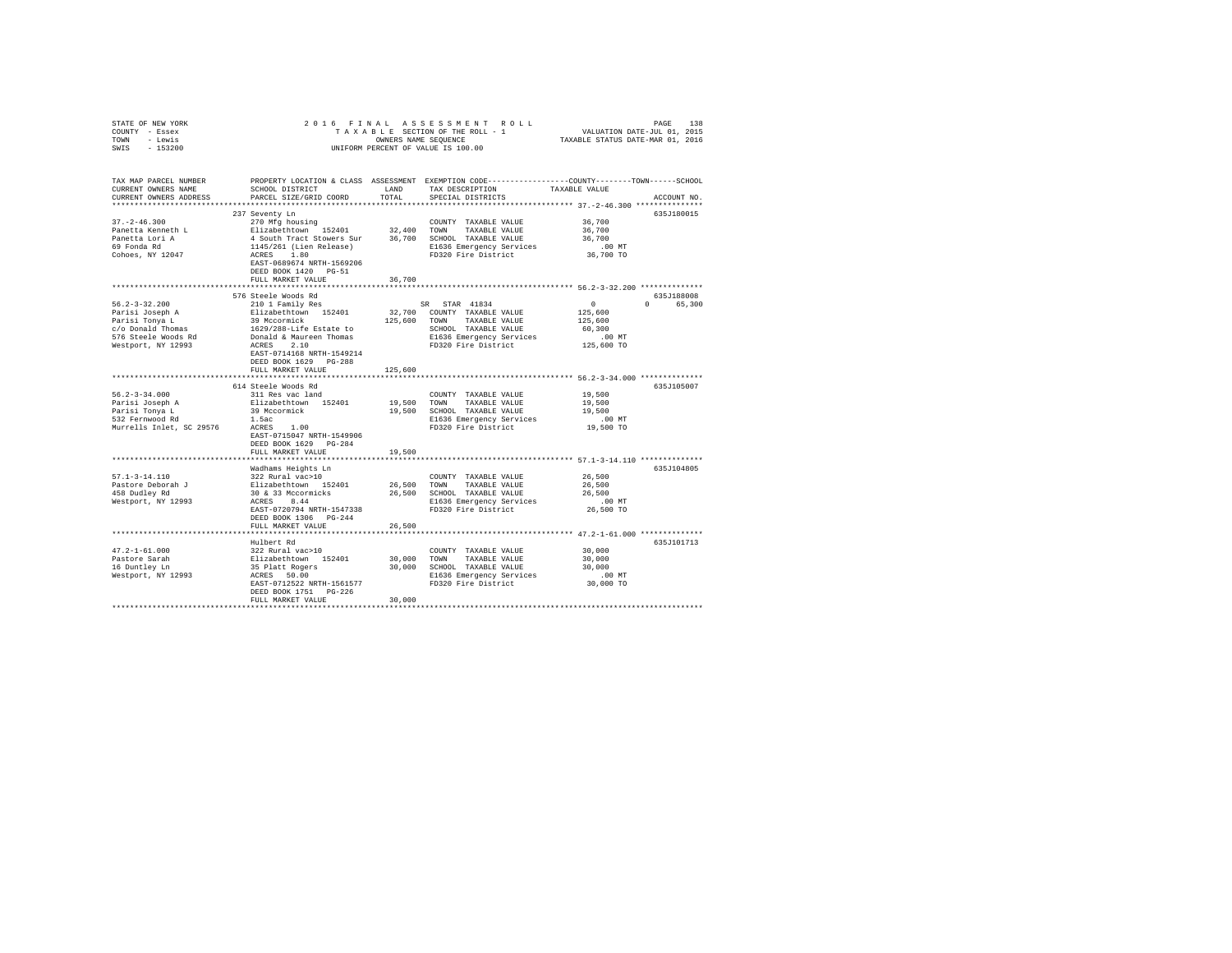STATE OF NEW YORK — 2016 FINAL ASSESSMENT ROLL
COUNTY - Essex — TAXABLE SECTION OF THE ROLL - 1 — VALUATION DATE-JUL 01, 2015
TOWN - Lewis — OWNERS NAME SEQUENCE — TAXABLE STATUS DATE-MAR 01, 2016
SWIS - 153200 — UNIFORM PERCENT OF VALUE IS 100.00

```
TAX MAP PARCEL NUMBER          PROPERTY LOCATION & CLASS  ASSESSMENT  EXEMPTION CODE-----------------COUNTY--------TOWN------SCHOOL
CURRENT OWNERS NAME            SCHOOL DISTRICT             LAND       TAX DESCRIPTION            TAXABLE VALUE
CURRENT OWNERS ADDRESS         PARCEL SIZE/GRID COORD      TOTAL      SPECIAL DISTRICTS                                    ACCOUNT NO.
************************************************************************************************ 37.-2-46.300 ***************
                               237 Seventy Ln                                                                          635J180015
37.-2-46.300                   270 Mfg housing                        COUNTY  TAXABLE VALUE           36,700
Panetta Kenneth L              Elizabethtown  152401      32,400      TOWN    TAXABLE VALUE           36,700
Panetta Lori A                 4 South Tract Stowers Sur  36,700      SCHOOL  TAXABLE VALUE           36,700
69 Fonda Rd                    1145/261 (Lien Release)                E1636 Emergency Services          .00 MT
Cohoes, NY 12047               ACRES    1.80                          FD320 Fire District             36,700 TO
                               EAST-0689674 NRTH-1569206
                               DEED BOOK 1420   PG-51
                               FULL MARKET VALUE          36,700
************************************************************************************************ 56.2-3-32.200 **************
                               576 Steele Woods Rd                                                                     635J188008
56.2-3-32.200                  210 1 Family Res                       SR  STAR 41834                   0          0      65,300
Parisi Joseph A                Elizabethtown  152401      32,700      COUNTY  TAXABLE VALUE          125,600
Parisi Tonya L                 39 Mccormick              125,600      TOWN    TAXABLE VALUE          125,600
c/o Donald Thomas              1629/288-Life Estate to                SCHOOL  TAXABLE VALUE           60,300
576 Steele Woods Rd            Donald & Maureen Thomas                E1636 Emergency Services          .00 MT
Westport, NY 12993             ACRES    2.10                          FD320 Fire District            125,600 TO
                               EAST-0714168 NRTH-1549214
                               DEED BOOK 1629   PG-288
                               FULL MARKET VALUE         125,600
************************************************************************************************ 56.2-3-34.000 **************
                               614 Steele Woods Rd                                                                     635J105007
56.2-3-34.000                  311 Res vac land                       COUNTY  TAXABLE VALUE           19,500
Parisi Joseph A                Elizabethtown  152401      19,500      TOWN    TAXABLE VALUE           19,500
Parisi Tonya L                 39 Mccormick               19,500      SCHOOL  TAXABLE VALUE           19,500
532 Fernwood Rd                1.5ac                                  E1636 Emergency Services          .00 MT
Murrells Inlet, SC 29576       ACRES    1.00                          FD320 Fire District             19,500 TO
                               EAST-0715047 NRTH-1549906
                               DEED BOOK 1629   PG-284
                               FULL MARKET VALUE          19,500
************************************************************************************************ 57.1-3-14.110 **************
                               Wadhams Heights Ln                                                                      635J104805
57.1-3-14.110                  322 Rural vac>10                       COUNTY  TAXABLE VALUE           26,500
Pastore Deborah J              Elizabethtown  152401      26,500      TOWN    TAXABLE VALUE           26,500
458 Dudley Rd                  30 & 33 Mccormicks         26,500      SCHOOL  TAXABLE VALUE           26,500
Westport, NY 12993             ACRES    8.44                          E1636 Emergency Services          .00 MT
                               EAST-0720794 NRTH-1547338              FD320 Fire District             26,500 TO
                               DEED BOOK 1306   PG-244
                               FULL MARKET VALUE          26,500
************************************************************************************************ 47.2-1-61.000 **************
                               Hulbert Rd                                                                              635J101713
47.2-1-61.000                  322 Rural vac>10                       COUNTY  TAXABLE VALUE           30,000
Pastore Sarah                  Elizabethtown  152401      30,000      TOWN    TAXABLE VALUE           30,000
16 Duntley Ln                  35 Platt Rogers            30,000      SCHOOL  TAXABLE VALUE           30,000
Westport, NY 12993             ACRES   50.00                          E1636 Emergency Services          .00 MT
                               EAST-0712522 NRTH-1561577              FD320 Fire District             30,000 TO
                               DEED BOOK 1751   PG-226
                               FULL MARKET VALUE          30,000
******************************************************************************************************************************
```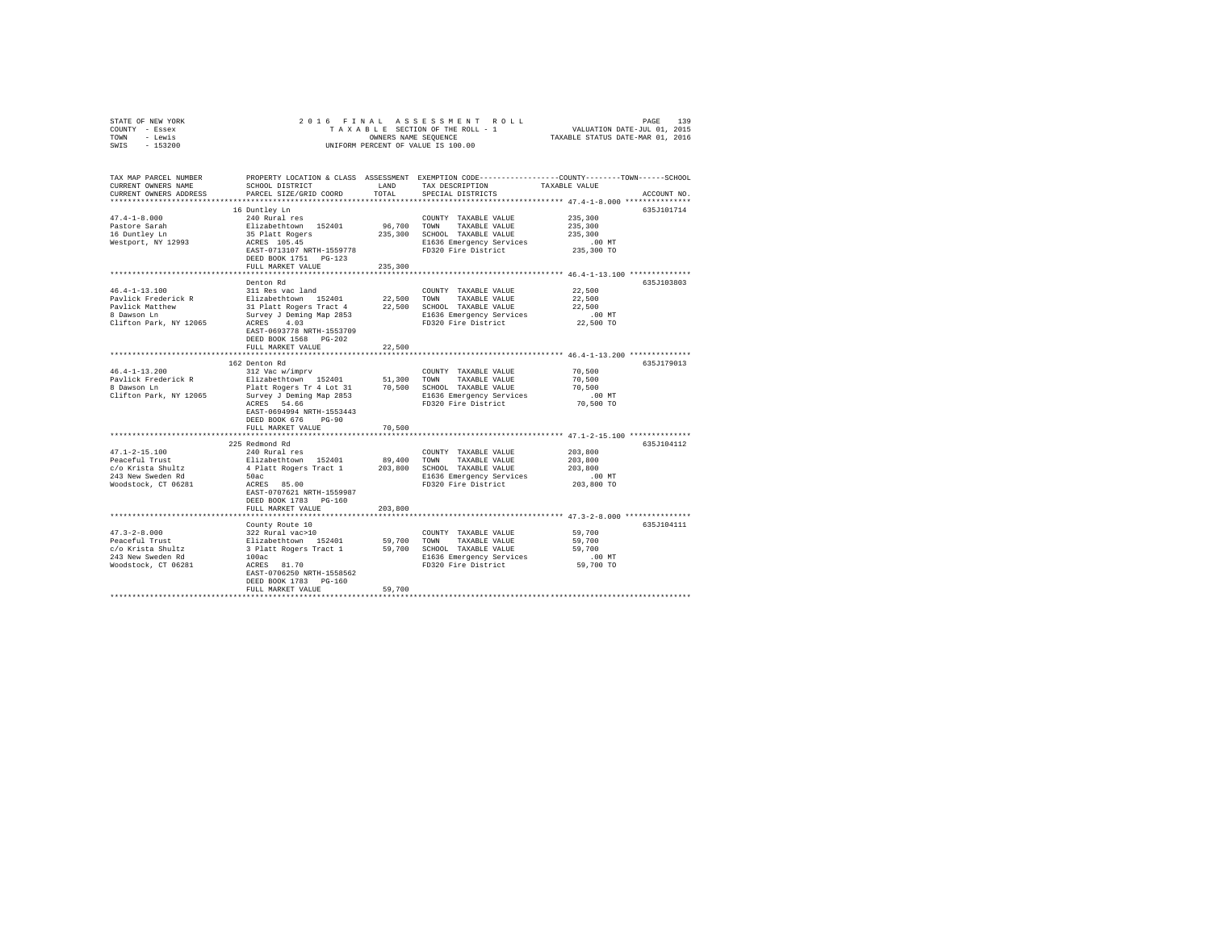STATE OF NEW YORK — 2016 FINAL ASSESSMENT ROLL
COUNTY - Essex — TAXABLE SECTION OF THE ROLL - 1 — VALUATION DATE-JUL 01, 2015
TOWN - Lewis — OWNERS NAME SEQUENCE — TAXABLE STATUS DATE-MAR 01, 2016
SWIS - 153200 — UNIFORM PERCENT OF VALUE IS 100.00

| TAX MAP PARCEL NUMBER / CURRENT OWNERS NAME / CURRENT OWNERS ADDRESS | PROPERTY LOCATION & CLASS / SCHOOL DISTRICT / PARCEL SIZE/GRID COORD | ASSESSMENT LAND | TOTAL | EXEMPTION CODE / TAX DESCRIPTION / SPECIAL DISTRICTS | TAXABLE VALUE (COUNTY / TOWN / SCHOOL) | ACCOUNT NO. |
|---|---|---|---|---|---|---|
| **47.4-1-8.000** | 16 Duntley Ln | | | | | 635J101714 |
| 47.4-1-8.000 | 240 Rural res | | | COUNTY TAXABLE VALUE | 235,300 | |
| Pastore Sarah | Elizabethtown 152401 | 96,700 | | TOWN TAXABLE VALUE | 235,300 | |
| 16 Duntley Ln | 35 Platt Rogers | | 235,300 | SCHOOL TAXABLE VALUE | 235,300 | |
| Westport, NY 12993 | ACRES 105.45 | | | E1636 Emergency Services | .00 MT | |
| | EAST-0713107 NRTH-1559778 | | | FD320 Fire District | 235,300 TO | |
| | DEED BOOK 1751 PG-123 | | | | | |
| | FULL MARKET VALUE | | 235,300 | | | |
| **46.4-1-13.100** | Denton Rd | | | | | 635J103803 |
| 46.4-1-13.100 | 311 Res vac land | | | COUNTY TAXABLE VALUE | 22,500 | |
| Pavlick Frederick R | Elizabethtown 152401 | 22,500 | | TOWN TAXABLE VALUE | 22,500 | |
| Pavlick Matthew | 31 Platt Rogers Tract 4 | | 22,500 | SCHOOL TAXABLE VALUE | 22,500 | |
| 8 Dawson Ln | Survey J Deming Map 2853 | | | E1636 Emergency Services | .00 MT | |
| Clifton Park, NY 12065 | ACRES 4.03 | | | FD320 Fire District | 22,500 TO | |
| | EAST-0693778 NRTH-1553709 | | | | | |
| | DEED BOOK 1568 PG-202 | | | | | |
| | FULL MARKET VALUE | | 22,500 | | | |
| **46.4-1-13.200** | 162 Denton Rd | | | | | 635J179013 |
| 46.4-1-13.200 | 312 Vac w/imprv | | | COUNTY TAXABLE VALUE | 70,500 | |
| Pavlick Frederick R | Elizabethtown 152401 | 51,300 | | TOWN TAXABLE VALUE | 70,500 | |
| 8 Dawson Ln | Platt Rogers Tr 4 Lot 31 | | 70,500 | SCHOOL TAXABLE VALUE | 70,500 | |
| Clifton Park, NY 12065 | Survey J Deming Map 2853 | | | E1636 Emergency Services | .00 MT | |
| | ACRES 54.66 | | | FD320 Fire District | 70,500 TO | |
| | EAST-0694994 NRTH-1553443 | | | | | |
| | DEED BOOK 676 PG-90 | | | | | |
| | FULL MARKET VALUE | | 70,500 | | | |
| **47.1-2-15.100** | 225 Redmond Rd | | | | | 635J104112 |
| 47.1-2-15.100 | 240 Rural res | | | COUNTY TAXABLE VALUE | 203,800 | |
| Peaceful Trust | Elizabethtown 152401 | 89,400 | | TOWN TAXABLE VALUE | 203,800 | |
| c/o Krista Shultz | 4 Platt Rogers Tract 1 | | 203,800 | SCHOOL TAXABLE VALUE | 203,800 | |
| 243 New Sweden Rd | 50ac | | | E1636 Emergency Services | .00 MT | |
| Woodstock, CT 06281 | ACRES 85.00 | | | FD320 Fire District | 203,800 TO | |
| | EAST-0707621 NRTH-1559987 | | | | | |
| | DEED BOOK 1783 PG-160 | | | | | |
| | FULL MARKET VALUE | | 203,800 | | | |
| **47.3-2-8.000** | County Route 10 | | | | | 635J104111 |
| 47.3-2-8.000 | 322 Rural vac>10 | | | COUNTY TAXABLE VALUE | 59,700 | |
| Peaceful Trust | Elizabethtown 152401 | 59,700 | | TOWN TAXABLE VALUE | 59,700 | |
| c/o Krista Shultz | 3 Platt Rogers Tract 1 | | 59,700 | SCHOOL TAXABLE VALUE | 59,700 | |
| 243 New Sweden Rd | 100ac | | | E1636 Emergency Services | .00 MT | |
| Woodstock, CT 06281 | ACRES 81.70 | | | FD320 Fire District | 59,700 TO | |
| | EAST-0706250 NRTH-1558562 | | | | | |
| | DEED BOOK 1783 PG-160 | | | | | |
| | FULL MARKET VALUE | | 59,700 | | | |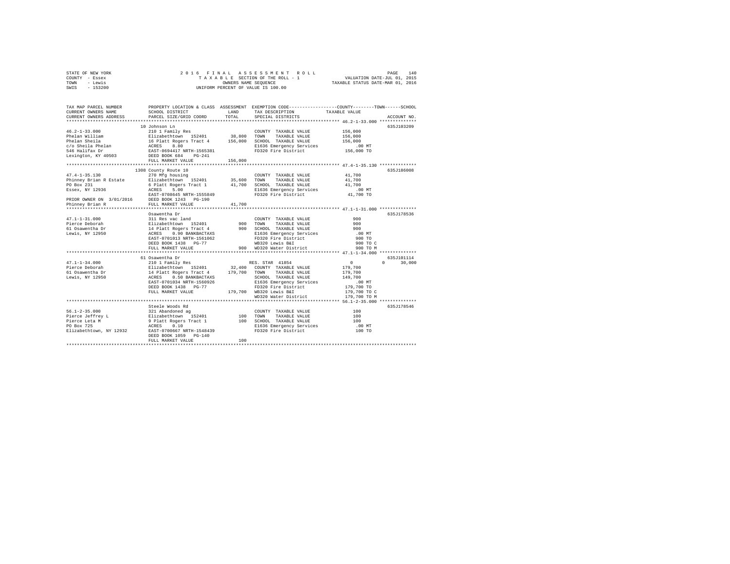STATE OF NEW YORK
COUNTY - Essex
TOWN - Lewis
SWIS - 153200

2016 FINAL ASSESSMENT ROLL
TAXABLE SECTION OF THE ROLL - 1
OWNERS NAME SEQUENCE
UNIFORM PERCENT OF VALUE IS 100.00

VALUATION DATE-JUL 01, 2015
TAXABLE STATUS DATE-MAR 01, 2016

```
TAX MAP PARCEL NUMBER     PROPERTY LOCATION & CLASS  ASSESSMENT  EXEMPTION CODE-----------------COUNTY--------TOWN------SCHOOL
CURRENT OWNERS NAME       SCHOOL DISTRICT              LAND      TAX DESCRIPTION            TAXABLE VALUE
CURRENT OWNERS ADDRESS    PARCEL SIZE/GRID COORD       TOTAL     SPECIAL DISTRICTS                                    ACCOUNT NO.
*********************************************************************************************** 46.2-1-33.000 **************
                          10 Johnson Ln                                                                               635J103209
46.2-1-33.000             210 1 Family Res                       COUNTY  TAXABLE VALUE            156,000
Phelan William            Elizabethtown  152401      38,800     TOWN    TAXABLE VALUE            156,000
Phelan Sheila             16 Platt Rogers Tract 4    156,000    SCHOOL  TAXABLE VALUE            156,000
c/o Sheila Phelan         ACRES    8.80                          E1636 Emergency Services            .00 MT
546 Halifax Dr            EAST-0694417 NRTH-1565381              FD320 Fire District             156,000 TO
Lexington, KY 40503       DEED BOOK 684    PG-241
                          FULL MARKET VALUE          156,000
*********************************************************************************************** 47.4-1-35.130 **************
                          1308 County Route 10                                                                        635J186008
47.4-1-35.130             270 Mfg housing                        COUNTY  TAXABLE VALUE             41,700
Phinney Brian R Estate    Elizabethtown  152401      35,600     TOWN    TAXABLE VALUE             41,700
PO Box 231                6 Platt Rogers Tract 1      41,700    SCHOOL  TAXABLE VALUE             41,700
Essex, NY 12936           ACRES    5.00                          E1636 Emergency Services            .00 MT
                          EAST-0708645 NRTH-1555849              FD320 Fire District              41,700 TO
PRIOR OWNER ON 3/01/2016  DEED BOOK 1243   PG-190
Phinney Brian R           FULL MARKET VALUE           41,700
*********************************************************************************************** 47.1-1-31.000 **************
                          Osawentha Dr                                                                                635J178536
47.1-1-31.000             311 Res vac land                       COUNTY  TAXABLE VALUE                900
Pierce Deborah            Elizabethtown  152401         900     TOWN    TAXABLE VALUE                900
61 Osawentha Dr           14 Platt Rogers Tract 4        900    SCHOOL  TAXABLE VALUE                900
Lewis, NY 12950           ACRES    0.90 BANKBACTAXS              E1636 Emergency Services            .00 MT
                          EAST-0701013 NRTH-1561062              FD320 Fire District                 900 TO
                          DEED BOOK 1438   PG-77                 WB320 Lewis B&I                     900 TO C
                          FULL MARKET VALUE              900    WD320 Water District                900 TO M
*********************************************************************************************** 47.1-1-34.000 **************
                          61 Osawentha Dr                                                                             635J101114
47.1-1-34.000             210 1 Family Res                       RES. STAR 41854                   0          0     30,000
Pierce Deborah            Elizabethtown  152401      32,400     COUNTY  TAXABLE VALUE            179,700
61 Osawentha Dr           14 Platt Rogers Tract 4    179,700    TOWN    TAXABLE VALUE            179,700
Lewis, NY 12950           ACRES    0.50 BANKBACTAXS              SCHOOL  TAXABLE VALUE            149,700
                          EAST-0701034 NRTH-1560926              E1636 Emergency Services            .00 MT
                          DEED BOOK 1438   PG-77                 FD320 Fire District             179,700 TO
                          FULL MARKET VALUE          179,700    WB320 Lewis B&I                 179,700 TO C
                                                                 WD320 Water District            179,700 TO M
*********************************************************************************************** 56.1-2-35.000 **************
                          Steele Woods Rd                                                                             635J178546
56.1-2-35.000             321 Abandoned ag                       COUNTY  TAXABLE VALUE                100
Pierce Jeffrey L          Elizabethtown  152401         100     TOWN    TAXABLE VALUE                100
Pierce Leta M             9 Platt Rogers Tract 1         100    SCHOOL  TAXABLE VALUE                100
PO Box 725                ACRES    0.10                          E1636 Emergency Services            .00 MT
Elizabethtown, NY 12932   EAST-0700667 NRTH-1548439              FD320 Fire District                 100 TO
                          DEED BOOK 1059   PG-140
                          FULL MARKET VALUE              100
****************************************************************************************************************************
```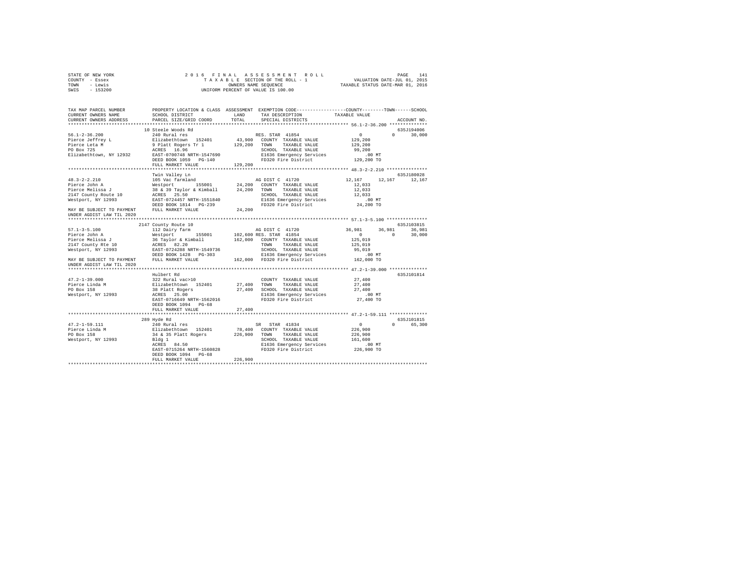STATE OF NEW YORK — 2016 FINAL ASSESSMENT ROLL — PAGE 141
COUNTY - Essex — TAXABLE SECTION OF THE ROLL - 1 — VALUATION DATE-JUL 01, 2015
TOWN - Lewis — OWNERS NAME SEQUENCE — TAXABLE STATUS DATE-MAR 01, 2016
SWIS - 153200 — UNIFORM PERCENT OF VALUE IS 100.00

```
TAX MAP PARCEL NUMBER          PROPERTY LOCATION & CLASS  ASSESSMENT  EXEMPTION CODE-----------------COUNTY--------TOWN------SCHOOL
CURRENT OWNERS NAME            SCHOOL DISTRICT             LAND       TAX DESCRIPTION            TAXABLE VALUE
CURRENT OWNERS ADDRESS         PARCEL SIZE/GRID COORD      TOTAL      SPECIAL DISTRICTS                                   ACCOUNT NO.
******************************************************************************************************* 56.1-2-36.200 **************
                               10 Steele Woods Rd                                                                          635J194006
56.1-2-36.200                  240 Rural res                          RES. STAR 41854                  0            0      30,000
Pierce Jeffrey L               Elizabethtown  152401       43,900     COUNTY  TAXABLE VALUE          129,200
Pierce Leta M                  9 Platt Rogers Tr 1        129,200     TOWN    TAXABLE VALUE          129,200
PO Box 725                     ACRES  16.96                           SCHOOL  TAXABLE VALUE           99,200
Elizabethtown, NY 12932        EAST-0700748 NRTH-1547690              E1636 Emergency Services          .00 MT
                               DEED BOOK 1059   PG-140                FD320 Fire District            129,200 TO
                               FULL MARKET VALUE          129,200
******************************************************************************************************* 48.3-2-2.210 ***************
                               Twin Valley Ln                                                                              635J180028
48.3-2-2.210                   105 Vac farmland                       AG DIST C 41720             12,167       12,167      12,167
Pierce John A                  Westport       155001       24,200     COUNTY  TAXABLE VALUE           12,033
Pierce Melissa J               38 & 39 Taylor & Kimball    24,200     TOWN    TAXABLE VALUE           12,033
2147 County Route 10           ACRES  25.50                           SCHOOL  TAXABLE VALUE           12,033
Westport, NY 12993             EAST-0724457 NRTH-1551840              E1636 Emergency Services          .00 MT
                               DEED BOOK 1814   PG-239                FD320 Fire District             24,200 TO
MAY BE SUBJECT TO PAYMENT      FULL MARKET VALUE           24,200
UNDER AGDIST LAW TIL 2020
******************************************************************************************************* 57.1-3-5.100 ***************
                               2147 County Route 10                                                                        635J103815
57.1-3-5.100                   112 Dairy farm                         AG DIST C 41720             36,981       36,981      36,981
Pierce John A                  Westport       155001      102,600 RES. STAR 41854                  0            0      30,000
Pierce Melissa J               36 Taylor & Kimball        162,000     COUNTY  TAXABLE VALUE          125,019
2147 County Rte 10             ACRES  82.20                           TOWN    TAXABLE VALUE          125,019
Westport, NY 12993             EAST-0724288 NRTH-1549736              SCHOOL  TAXABLE VALUE           95,019
                               DEED BOOK 1428   PG-303                E1636 Emergency Services          .00 MT
MAY BE SUBJECT TO PAYMENT      FULL MARKET VALUE          162,000     FD320 Fire District            162,000 TO
UNDER AGDIST LAW TIL 2020
******************************************************************************************************* 47.2-1-39.000 **************
                               Hulbert Rd                                                                                  635J101814
47.2-1-39.000                  322 Rural vac>10                       COUNTY  TAXABLE VALUE           27,400
Pierce Linda M                 Elizabethtown  152401       27,400     TOWN    TAXABLE VALUE           27,400
PO Box 158                     38 Platt Rogers             27,400     SCHOOL  TAXABLE VALUE           27,400
Westport, NY 12993             ACRES  25.00                           E1636 Emergency Services          .00 MT
                               EAST-0716649 NRTH-1562016              FD320 Fire District             27,400 TO
                               DEED BOOK 1094   PG-68
                               FULL MARKET VALUE           27,400
******************************************************************************************************* 47.2-1-59.111 **************
                               289 Hyde Rd                                                                                 635J101815
47.2-1-59.111                  240 Rural res                          SR  STAR 41834                   0            0      65,300
Pierce Linda M                 Elizabethtown  152401       78,400     COUNTY  TAXABLE VALUE          226,900
PO Box 158                     34 & 35 Platt Rogers       226,900     TOWN    TAXABLE VALUE          226,900
Westport, NY 12993             Bldg 1                                 SCHOOL  TAXABLE VALUE          161,600
                               ACRES  84.50                           E1636 Emergency Services          .00 MT
                               EAST-0715264 NRTH-1560828              FD320 Fire District            226,900 TO
                               DEED BOOK 1094   PG-68
                               FULL MARKET VALUE          226,900
************************************************************************************************************************************
```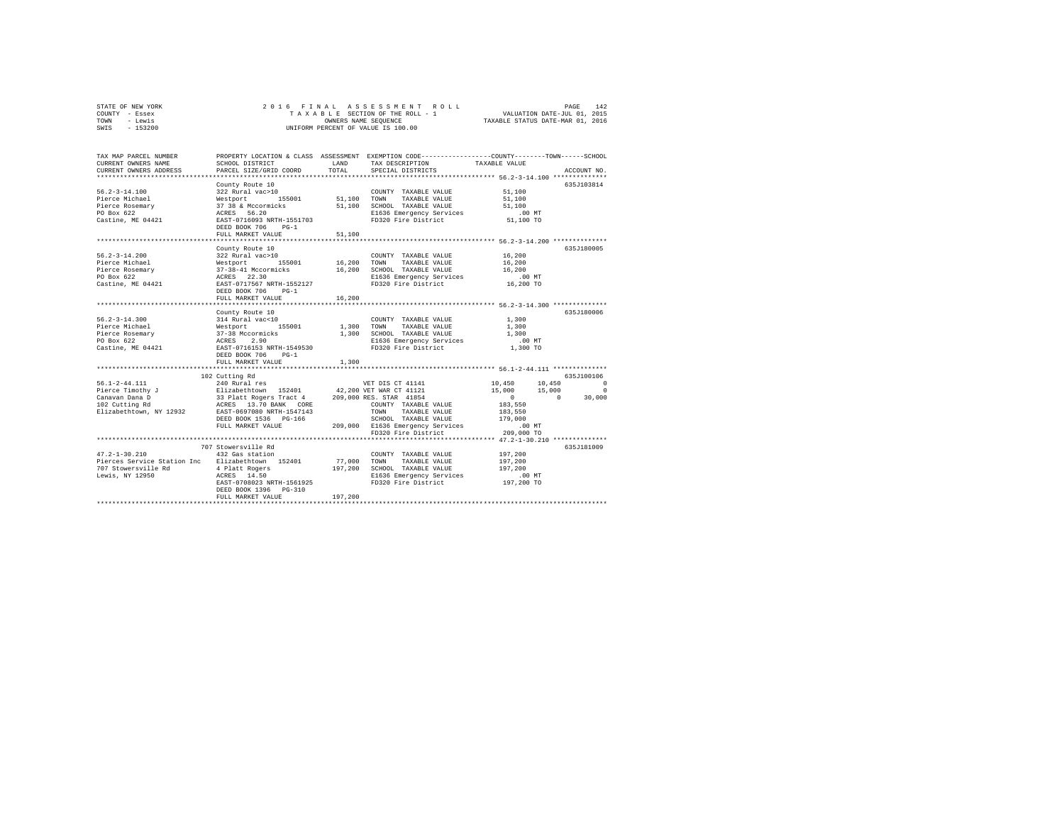STATE OF NEW YORK
COUNTY - Essex
TOWN - Lewis
SWIS - 153200

2016 FINAL ASSESSMENT ROLL
TAXABLE SECTION OF THE ROLL - 1
OWNERS NAME SEQUENCE
UNIFORM PERCENT OF VALUE IS 100.00

VALUATION DATE-JUL 01, 2015
TAXABLE STATUS DATE-MAR 01, 2016

```
TAX MAP PARCEL NUMBER     PROPERTY LOCATION & CLASS  ASSESSMENT  EXEMPTION CODE-----------------COUNTY--------TOWN------SCHOOL
CURRENT OWNERS NAME       SCHOOL DISTRICT              LAND      TAX DESCRIPTION           TAXABLE VALUE
CURRENT OWNERS ADDRESS    PARCEL SIZE/GRID COORD      TOTAL      SPECIAL DISTRICTS                                    ACCOUNT NO.
******************************************************************************************** 56.2-3-14.100 **************
                          County Route 10                                                                         635J103814
56.2-3-14.100             322 Rural vac>10                        COUNTY  TAXABLE VALUE          51,100
Pierce Michael            Westport      155001       51,100      TOWN    TAXABLE VALUE          51,100
Pierce Rosemary           37 38 & Mccormicks         51,100      SCHOOL  TAXABLE VALUE          51,100
PO Box 622                ACRES  56.20                            E1636 Emergency Services          .00 MT
Castine, ME 04421         EAST-0716093 NRTH-1551703               FD320 Fire District            51,100 TO
                          DEED BOOK 706    PG-1
                          FULL MARKET VALUE          51,100
******************************************************************************************** 56.2-3-14.200 **************
                          County Route 10                                                                         635J180005
56.2-3-14.200             322 Rural vac>10                        COUNTY  TAXABLE VALUE          16,200
Pierce Michael            Westport      155001       16,200      TOWN    TAXABLE VALUE          16,200
Pierce Rosemary           37-38-41 Mccormicks        16,200      SCHOOL  TAXABLE VALUE          16,200
PO Box 622                ACRES  22.30                            E1636 Emergency Services          .00 MT
Castine, ME 04421         EAST-0717567 NRTH-1552127               FD320 Fire District            16,200 TO
                          DEED BOOK 706    PG-1
                          FULL MARKET VALUE          16,200
******************************************************************************************** 56.2-3-14.300 **************
                          County Route 10                                                                         635J180006
56.2-3-14.300             314 Rural vac<10                        COUNTY  TAXABLE VALUE           1,300
Pierce Michael            Westport      155001        1,300      TOWN    TAXABLE VALUE           1,300
Pierce Rosemary           37-38 Mccormicks            1,300      SCHOOL  TAXABLE VALUE           1,300
PO Box 622                ACRES   2.90                            E1636 Emergency Services          .00 MT
Castine, ME 04421         EAST-0716153 NRTH-1549530               FD320 Fire District             1,300 TO
                          DEED BOOK 706    PG-1
                          FULL MARKET VALUE           1,300
******************************************************************************************** 56.1-2-44.111 **************
                     102 Cutting Rd                                                                               635J100106
56.1-2-44.111             240 Rural res                           VET DIS CT 41141          10,450     10,450          0
Pierce Timothy J          Elizabethtown  152401      42,200 VET WAR CT 41121              15,000     15,000          0
Canavan Dana D            33 Platt Rogers Tract 4   209,000 RES. STAR  41854                   0          0     30,000
102 Cutting Rd            ACRES  13.70 BANK  CORE                 COUNTY  TAXABLE VALUE         183,550
Elizabethtown, NY 12932   EAST-0697080 NRTH-1547143               TOWN    TAXABLE VALUE         183,550
                          DEED BOOK 1536   PG-166                 SCHOOL  TAXABLE VALUE         179,000
                          FULL MARKET VALUE         209,000  E1636 Emergency Services          .00 MT
                                                                  FD320 Fire District           209,000 TO
******************************************************************************************** 47.2-1-30.210 **************
                     707 Stowersville Rd                                                                          635J181009
47.2-1-30.210             432 Gas station                         COUNTY  TAXABLE VALUE         197,200
Pierces Service Station Inc  Elizabethtown  152401   77,000      TOWN    TAXABLE VALUE         197,200
707 Stowersville Rd       4 Platt Rogers            197,200      SCHOOL  TAXABLE VALUE         197,200
Lewis, NY 12950           ACRES  14.50                            E1636 Emergency Services          .00 MT
                          EAST-0708023 NRTH-1561925               FD320 Fire District           197,200 TO
                          DEED BOOK 1396   PG-310
                          FULL MARKET VALUE         197,200
************************************************************************************************************************
```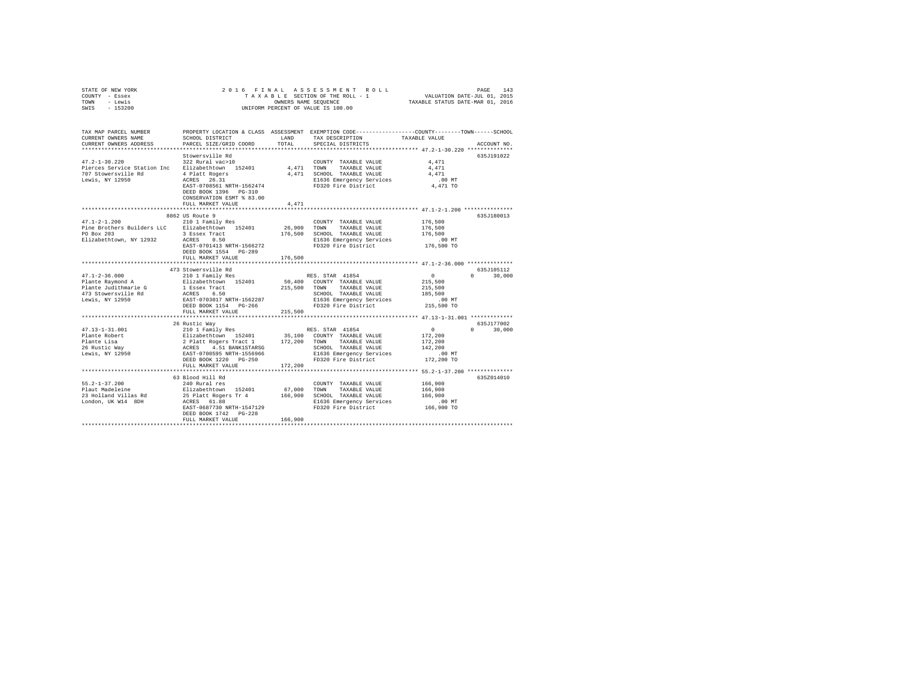STATE OF NEW YORK — 2016 FINAL ASSESSMENT ROLL — TAXABLE SECTION OF THE ROLL - 1 — OWNERS NAME SEQUENCE — UNIFORM PERCENT OF VALUE IS 100.00

COUNTY - Essex
TOWN - Lewis
SWIS - 153200

VALUATION DATE-JUL 01, 2015
TAXABLE STATUS DATE-MAR 01, 2016

| TAX MAP PARCEL NUMBER / CURRENT OWNERS NAME / CURRENT OWNERS ADDRESS | PROPERTY LOCATION & CLASS / SCHOOL DISTRICT / PARCEL SIZE/GRID COORD | ASSESSMENT LAND / TOTAL | EXEMPTION CODE / TAX DESCRIPTION / SPECIAL DISTRICTS | COUNTY / TOWN / SCHOOL TAXABLE VALUE | ACCOUNT NO. |
|---|---|---|---|---|---|
| **47.2-1-30.220** | Stowersville Rd | | | | 635J191022 |
| 47.2-1-30.220 | 322 Rural vac>10 | | COUNTY TAXABLE VALUE | 4,471 | |
| Pierces Service Station Inc | Elizabethtown 152401 | 4,471 | TOWN TAXABLE VALUE | 4,471 | |
| 707 Stowersville Rd | 4 Platt Rogers | 4,471 | SCHOOL TAXABLE VALUE | 4,471 | |
| Lewis, NY 12950 | ACRES 26.31 | | E1636 Emergency Services | .00 MT | |
| | EAST-0708561 NRTH-1562474 | | FD320 Fire District | 4,471 TO | |
| | DEED BOOK 1396 PG-310 | | | | |
| | CONSERVATION ESMT % 83.00 | | | | |
| | FULL MARKET VALUE | 4,471 | | | |
| **47.1-2-1.200** | 8862 US Route 9 | | | | 635J180013 |
| 47.1-2-1.200 | 210 1 Family Res | | COUNTY TAXABLE VALUE | 176,500 | |
| Pine Brothers Builders LLC | Elizabethtown 152401 | 26,900 | TOWN TAXABLE VALUE | 176,500 | |
| PO Box 203 | 3 Essex Tract | 176,500 | SCHOOL TAXABLE VALUE | 176,500 | |
| Elizabethtown, NY 12932 | ACRES 0.50 | | E1636 Emergency Services | .00 MT | |
| | EAST-0701413 NRTH-1566272 | | FD320 Fire District | 176,500 TO | |
| | DEED BOOK 1554 PG-289 | | | | |
| | FULL MARKET VALUE | 176,500 | | | |
| **47.1-2-36.000** | 473 Stowersville Rd | | | | 635J105112 |
| 47.1-2-36.000 | 210 1 Family Res | | RES. STAR 41854 | 0 / 0 / 30,000 | |
| Plante Raymond A | Elizabethtown 152401 | 50,400 | COUNTY TAXABLE VALUE | 215,500 | |
| Plante Judithmarie G | 1 Essex Tract | 215,500 | TOWN TAXABLE VALUE | 215,500 | |
| 473 Stowersville Rd | ACRES 6.50 | | SCHOOL TAXABLE VALUE | 185,500 | |
| Lewis, NY 12950 | EAST-0703017 NRTH-1562287 | | E1636 Emergency Services | .00 MT | |
| | DEED BOOK 1154 PG-266 | | FD320 Fire District | 215,500 TO | |
| | FULL MARKET VALUE | 215,500 | | | |
| **47.13-1-31.001** | 26 Rustic Way | | | | 635J177002 |
| 47.13-1-31.001 | 210 1 Family Res | | RES. STAR 41854 | 0 / 0 / 30,000 | |
| Plante Robert | Elizabethtown 152401 | 35,100 | COUNTY TAXABLE VALUE | 172,200 | |
| Plante Lisa | 2 Platt Rogers Tract 1 | 172,200 | TOWN TAXABLE VALUE | 172,200 | |
| 26 Rustic Way | ACRES 4.51 BANK1STARSG | | SCHOOL TAXABLE VALUE | 142,200 | |
| Lewis, NY 12950 | EAST-0700595 NRTH-1556966 | | E1636 Emergency Services | .00 MT | |
| | DEED BOOK 1220 PG-250 | | FD320 Fire District | 172,200 TO | |
| | FULL MARKET VALUE | 172,200 | | | |
| **55.2-1-37.200** | 63 Blood Hill Rd | | | | 635Z014010 |
| 55.2-1-37.200 | 240 Rural res | | COUNTY TAXABLE VALUE | 166,900 | |
| Plaut Madeleine | Elizabethtown 152401 | 67,000 | TOWN TAXABLE VALUE | 166,900 | |
| 23 Holland Villas Rd | 25 Platt Rogers Tr 4 | 166,900 | SCHOOL TAXABLE VALUE | 166,900 | |
| London, UK W14 8DH | ACRES 61.88 | | E1636 Emergency Services | .00 MT | |
| | EAST-0687730 NRTH-1547129 | | FD320 Fire District | 166,900 TO | |
| | DEED BOOK 1742 PG-228 | | | | |
| | FULL MARKET VALUE | 166,900 | | | |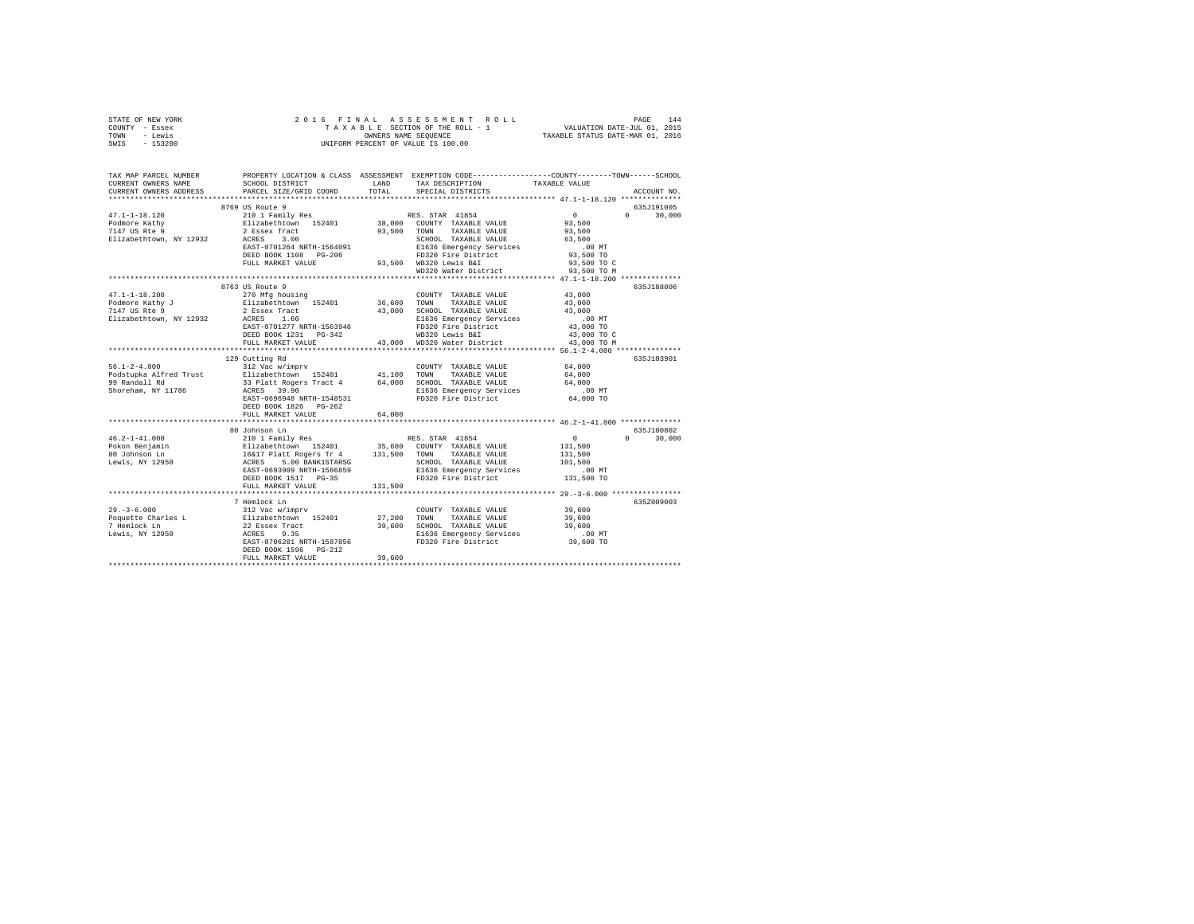STATE OF NEW YORK
COUNTY - Essex
TOWN - Lewis
SWIS - 153200

2016 FINAL ASSESSMENT ROLL
TAXABLE SECTION OF THE ROLL - 1
OWNERS NAME SEQUENCE
UNIFORM PERCENT OF VALUE IS 100.00

VALUATION DATE-JUL 01, 2015
TAXABLE STATUS DATE-MAR 01, 2016

```
TAX MAP PARCEL NUMBER     PROPERTY LOCATION & CLASS  ASSESSMENT  EXEMPTION CODE-----------------COUNTY--------TOWN------SCHOOL
CURRENT OWNERS NAME       SCHOOL DISTRICT             LAND       TAX DESCRIPTION            TAXABLE VALUE
CURRENT OWNERS ADDRESS    PARCEL SIZE/GRID COORD      TOTAL      SPECIAL DISTRICTS                                    ACCOUNT NO.
******************************************************************************************* 47.1-1-18.120 **************
                          8769 US Route 9                                                                         635J191005
47.1-1-18.120             210 1 Family Res                        RES. STAR 41854              0             0       30,000
Podmore Kathy             Elizabethtown  152401       38,000   COUNTY  TAXABLE VALUE         93,500
7147 US Rte 9             2 Essex Tract               93,500   TOWN    TAXABLE VALUE         93,500
Elizabethtown, NY 12932   ACRES    3.00                        SCHOOL  TAXABLE VALUE         63,500
                          EAST-0701264 NRTH-1564091            E1636 Emergency Services         .00 MT
                          DEED BOOK 1108   PG-206              FD320 Fire District           93,500 TO
                          FULL MARKET VALUE           93,500   WB320 Lewis B&I               93,500 TO C
                                                               WD320 Water District          93,500 TO M
******************************************************************************************* 47.1-1-18.200 **************
                          8763 US Route 9                                                                         635J188006
47.1-1-18.200             270 Mfg housing                      COUNTY  TAXABLE VALUE         43,000
Podmore Kathy J           Elizabethtown  152401       36,600   TOWN    TAXABLE VALUE         43,000
7147 US Rte 9             2 Essex Tract               43,000   SCHOOL  TAXABLE VALUE         43,000
Elizabethtown, NY 12932   ACRES    1.60                        E1636 Emergency Services         .00 MT
                          EAST-0701277 NRTH-1563946            FD320 Fire District           43,000 TO
                          DEED BOOK 1231   PG-342              WB320 Lewis B&I               43,000 TO C
                          FULL MARKET VALUE           43,000   WD320 Water District          43,000 TO M
******************************************************************************************* 56.1-2-4.000 ***************
                          129 Cutting Rd                                                                          635J103901
56.1-2-4.000              312 Vac w/imprv                      COUNTY  TAXABLE VALUE         64,000
Podstupka Alfred Trust    Elizabethtown  152401       41,100   TOWN    TAXABLE VALUE         64,000
99 Randall Rd             33 Platt Rogers Tract 4     64,000   SCHOOL  TAXABLE VALUE         64,000
Shoreham, NY 11786        ACRES   39.90                        E1636 Emergency Services         .00 MT
                          EAST-0696948 NRTH-1548531            FD320 Fire District           64,000 TO
                          DEED BOOK 1826   PG-262
                          FULL MARKET VALUE           64,000
******************************************************************************************* 46.2-1-41.000 **************
                          80 Johnson Ln                                                                           635J100802
46.2-1-41.000             210 1 Family Res                        RES. STAR 41854              0             0       30,000
Pokon Benjamin            Elizabethtown  152401       35,600   COUNTY  TAXABLE VALUE        131,500
80 Johnson Ln             16&17 Platt Rogers Tr 4    131,500   TOWN    TAXABLE VALUE        131,500
Lewis, NY 12950           ACRES    5.00 BANK1STARSG            SCHOOL  TAXABLE VALUE        101,500
                          EAST-0693909 NRTH-1566859            E1636 Emergency Services         .00 MT
                          DEED BOOK 1517   PG-35               FD320 Fire District          131,500 TO
                          FULL MARKET VALUE          131,500
******************************************************************************************* 29.-3-6.000 ****************
                          7 Hemlock Ln                                                                            635Z009003
29.-3-6.000               312 Vac w/imprv                      COUNTY  TAXABLE VALUE         39,600
Poquette Charles L        Elizabethtown  152401       27,200   TOWN    TAXABLE VALUE         39,600
7 Hemlock Ln              22 Essex Tract              39,600   SCHOOL  TAXABLE VALUE         39,600
Lewis, NY 12950           ACRES    9.35                        E1636 Emergency Services         .00 MT
                          EAST-0706281 NRTH-1587856            FD320 Fire District           39,600 TO
                          DEED BOOK 1596   PG-212
                          FULL MARKET VALUE           39,600
*************************************************************************************************************************
```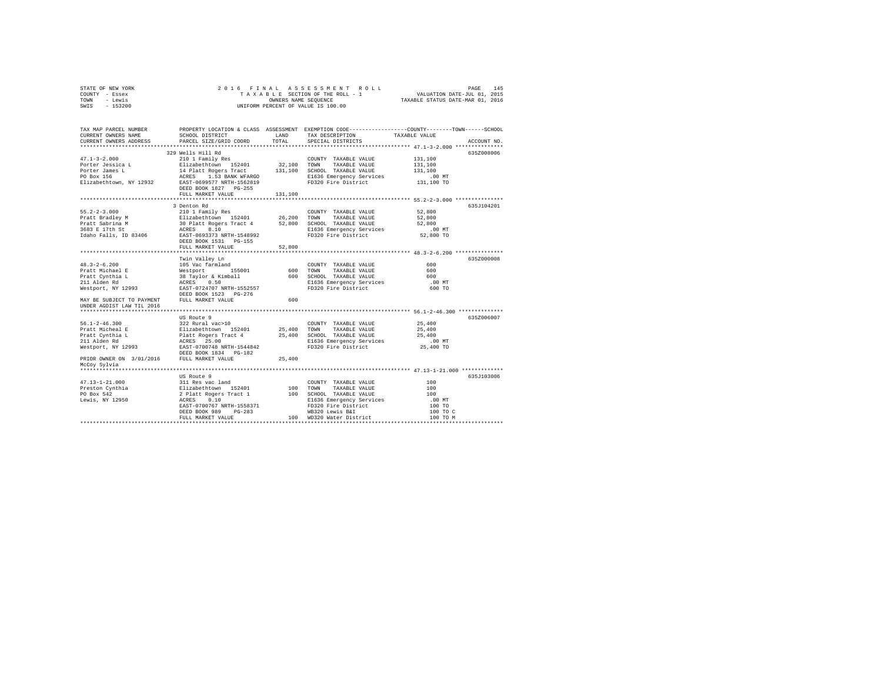STATE OF NEW YORK · COUNTY - Essex · TOWN - Lewis · SWIS - 153200

# 2016 FINAL ASSESSMENT ROLL

TAXABLE SECTION OF THE ROLL - 1 · OWNERS NAME SEQUENCE · UNIFORM PERCENT OF VALUE IS 100.00

VALUATION DATE-JUL 01, 2015 · TAXABLE STATUS DATE-MAR 01, 2016

| TAX MAP PARCEL NUMBER / CURRENT OWNERS NAME / CURRENT OWNERS ADDRESS | PROPERTY LOCATION & CLASS / SCHOOL DISTRICT / PARCEL SIZE/GRID COORD | ASSESSMENT LAND / TOTAL | EXEMPTION CODE / TAX DESCRIPTION / SPECIAL DISTRICTS | TAXABLE VALUE (COUNTY--TOWN--SCHOOL) | ACCOUNT NO. |
|---|---|---|---|---|---|
| **47.1-3-2.000** | 329 Wells Hill Rd | | | | 635Z008006 |
| 47.1-3-2.000 | 210 1 Family Res | | COUNTY TAXABLE VALUE | 131,100 | |
| Porter Jessica L | Elizabethtown 152401 | 32,100 | TOWN TAXABLE VALUE | 131,100 | |
| Porter James L | 14 Platt Rogers Tract | 131,100 | SCHOOL TAXABLE VALUE | 131,100 | |
| PO Box 156 | ACRES 1.53 BANK WFARGO | | E1636 Emergency Services | .00 MT | |
| Elizabethtown, NY 12932 | EAST-0699577 NRTH-1562819 | | FD320 Fire District | 131,100 TO | |
| | DEED BOOK 1827 PG-255 | | | | |
| | FULL MARKET VALUE | 131,100 | | | |
| **55.2-2-3.000** | 3 Denton Rd | | | | 635J104201 |
| 55.2-2-3.000 | 210 1 Family Res | | COUNTY TAXABLE VALUE | 52,800 | |
| Pratt Bradley M | Elizabethtown 152401 | 26,200 | TOWN TAXABLE VALUE | 52,800 | |
| Pratt Sabrina M | 30 Platt Rogers Tract 4 | 52,800 | SCHOOL TAXABLE VALUE | 52,800 | |
| 3683 E 17th St | ACRES 8.10 | | E1636 Emergency Services | .00 MT | |
| Idaho Falls, ID 83406 | EAST-0693373 NRTH-1548992 | | FD320 Fire District | 52,800 TO | |
| | DEED BOOK 1531 PG-155 | | | | |
| | FULL MARKET VALUE | 52,800 | | | |
| **48.3-2-6.200** | Twin Valley Ln | | | | 635Z000008 |
| 48.3-2-6.200 | 105 Vac farmland | | COUNTY TAXABLE VALUE | 600 | |
| Pratt Michael E | Westport 155001 | 600 | TOWN TAXABLE VALUE | 600 | |
| Pratt Cynthia L | 38 Taylor & Kimball | 600 | SCHOOL TAXABLE VALUE | 600 | |
| 211 Alden Rd | ACRES 0.50 | | E1636 Emergency Services | .00 MT | |
| Westport, NY 12993 | EAST-0724707 NRTH-1552557 | | FD320 Fire District | 600 TO | |
| | DEED BOOK 1523 PG-276 | | | | |
| MAY BE SUBJECT TO PAYMENT UNDER AGDIST LAW TIL 2016 | FULL MARKET VALUE | 600 | | | |
| **56.1-2-46.300** | US Route 9 | | | | 635Z006007 |
| 56.1-2-46.300 | 322 Rural vac>10 | | COUNTY TAXABLE VALUE | 25,400 | |
| Pratt Micheal E | Elizabethtown 152401 | 25,400 | TOWN TAXABLE VALUE | 25,400 | |
| Pratt Cynthia L | Platt Rogers Tract 4 | 25,400 | SCHOOL TAXABLE VALUE | 25,400 | |
| 211 Alden Rd | ACRES 25.00 | | E1636 Emergency Services | .00 MT | |
| Westport, NY 12993 | EAST-0700748 NRTH-1544842 | | FD320 Fire District | 25,400 TO | |
| | DEED BOOK 1834 PG-182 | | | | |
| PRIOR OWNER ON 3/01/2016 McCoy Sylvia | FULL MARKET VALUE | 25,400 | | | |
| **47.13-1-21.000** | US Route 9 | | | | 635J103006 |
| 47.13-1-21.000 | 311 Res vac land | | COUNTY TAXABLE VALUE | 100 | |
| Preston Cynthia | Elizabethtown 152401 | 100 | TOWN TAXABLE VALUE | 100 | |
| PO Box 542 | 2 Platt Rogers Tract 1 | 100 | SCHOOL TAXABLE VALUE | 100 | |
| Lewis, NY 12950 | ACRES 0.10 | | E1636 Emergency Services | .00 MT | |
| | EAST-0700767 NRTH-1558371 | | FD320 Fire District | 100 TO | |
| | DEED BOOK 989 PG-283 | | WB320 Lewis B&I | 100 TO C | |
| | FULL MARKET VALUE | 100 | WD320 Water District | 100 TO M | |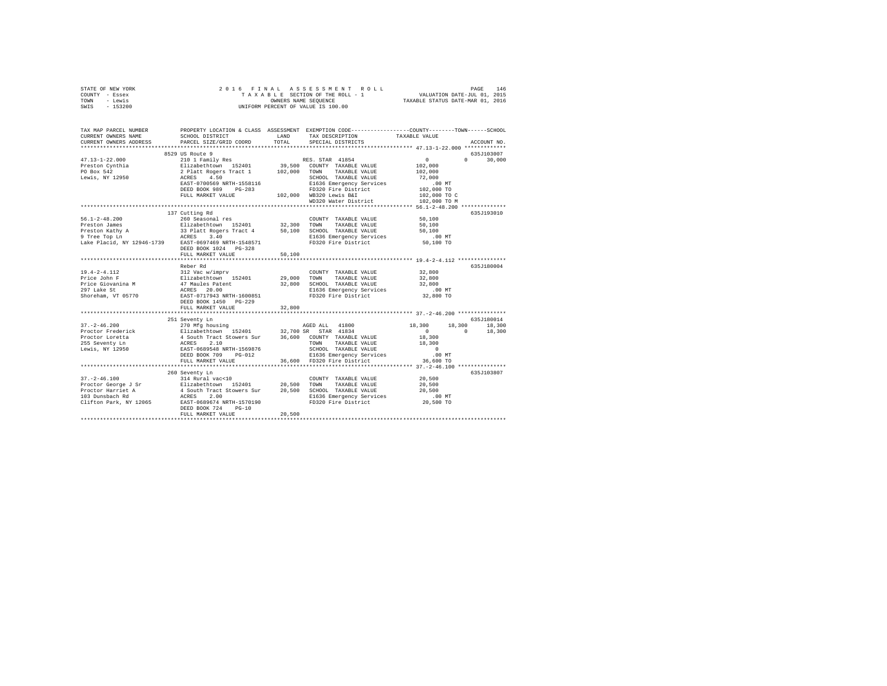STATE OF NEW YORK · COUNTY - Essex · TOWN - Lewis · SWIS - 153200

# 2016 FINAL ASSESSMENT ROLL
TAXABLE SECTION OF THE ROLL - 1
OWNERS NAME SEQUENCE
UNIFORM PERCENT OF VALUE IS 100.00

VALUATION DATE-JUL 01, 2015
TAXABLE STATUS DATE-MAR 01, 2016

| TAX MAP PARCEL NUMBER / CURRENT OWNERS NAME / CURRENT OWNERS ADDRESS | PROPERTY LOCATION & CLASS / SCHOOL DISTRICT / PARCEL SIZE/GRID COORD | ASSESSMENT LAND / TOTAL | EXEMPTION CODE / TAX DESCRIPTION / SPECIAL DISTRICTS | COUNTY | TOWN | SCHOOL | ACCOUNT NO. |
|---|---|---|---|---|---|---|---|
| **47.13-1-22.000** | 8529 US Route 9 | | | | | | 635J103007 |
| Preston Cynthia | 210 1 Family Res | | RES. STAR 41854 | 0 | 0 | 30,000 | |
| PO Box 542 | Elizabethtown 152401 | 39,500 | COUNTY TAXABLE VALUE | 102,000 | | | |
| Lewis, NY 12950 | 2 Platt Rogers Tract 1 | 102,000 | TOWN TAXABLE VALUE | 102,000 | | | |
| | ACRES 4.50 | | SCHOOL TAXABLE VALUE | 72,000 | | | |
| | EAST-0700569 NRTH-1558116 | | E1636 Emergency Services | .00 MT | | | |
| | DEED BOOK 989 PG-283 | | FD320 Fire District | 102,000 TO | | | |
| | FULL MARKET VALUE | 102,000 | WB320 Lewis B&I | 102,000 TO C | | | |
| | | | WD320 Water District | 102,000 TO M | | | |
| **56.1-2-48.200** | 137 Cutting Rd | | | | | | 635J193010 |
| Preston James | 260 Seasonal res | | COUNTY TAXABLE VALUE | 50,100 | | | |
| Preston Kathy A | Elizabethtown 152401 | 32,300 | TOWN TAXABLE VALUE | 50,100 | | | |
| 9 Tree Top Ln | 33 Platt Rogers Tract 4 | 50,100 | SCHOOL TAXABLE VALUE | 50,100 | | | |
| Lake Placid, NY 12946-1739 | ACRES 3.40 | | E1636 Emergency Services | .00 MT | | | |
| | EAST-0697469 NRTH-1548571 | | FD320 Fire District | 50,100 TO | | | |
| | DEED BOOK 1024 PG-328 | | | | | | |
| | FULL MARKET VALUE | 50,100 | | | | | |
| **19.4-2-4.112** | Reber Rd | | | | | | 635J180004 |
| Price John F | 312 Vac w/imprv | | COUNTY TAXABLE VALUE | 32,800 | | | |
| Price Giovanina M | Elizabethtown 152401 | 29,000 | TOWN TAXABLE VALUE | 32,800 | | | |
| 297 Lake St | 47 Maules Patent | 32,800 | SCHOOL TAXABLE VALUE | 32,800 | | | |
| Shoreham, VT 05770 | ACRES 20.00 | | E1636 Emergency Services | .00 MT | | | |
| | EAST-0717943 NRTH-1600851 | | FD320 Fire District | 32,800 TO | | | |
| | DEED BOOK 1450 PG-229 | | | | | | |
| | FULL MARKET VALUE | 32,800 | | | | | |
| **37.-2-46.200** | 251 Seventy Ln | | | | | | 635J180014 |
| Proctor Frederick | 270 Mfg housing | | AGED ALL 41800 | 18,300 | 18,300 | 18,300 | |
| Proctor Loretta | Elizabethtown 152401 | 32,700 | SR STAR 41834 | 0 | 0 | 18,300 | |
| 255 Seventy Ln | 4 South Tract Stowers Sur | 36,600 | COUNTY TAXABLE VALUE | 18,300 | | | |
| Lewis, NY 12950 | ACRES 2.10 | | TOWN TAXABLE VALUE | 18,300 | | | |
| | EAST-0689548 NRTH-1569876 | | SCHOOL TAXABLE VALUE | 0 | | | |
| | DEED BOOK 709 PG-012 | | E1636 Emergency Services | .00 MT | | | |
| | FULL MARKET VALUE | 36,600 | FD320 Fire District | 36,600 TO | | | |
| **37.-2-46.100** | 260 Seventy Ln | | | | | | 635J103807 |
| Proctor George J Sr | 314 Rural vac<10 | | COUNTY TAXABLE VALUE | 20,500 | | | |
| Proctor Harriet A | Elizabethtown 152401 | 20,500 | TOWN TAXABLE VALUE | 20,500 | | | |
| 103 Dunsbach Rd | 4 South Tract Stowers Sur | 20,500 | SCHOOL TAXABLE VALUE | 20,500 | | | |
| Clifton Park, NY 12065 | ACRES 2.00 | | E1636 Emergency Services | .00 MT | | | |
| | EAST-0689674 NRTH-1570190 | | FD320 Fire District | 20,500 TO | | | |
| | DEED BOOK 724 PG-10 | | | | | | |
| | FULL MARKET VALUE | 20,500 | | | | | |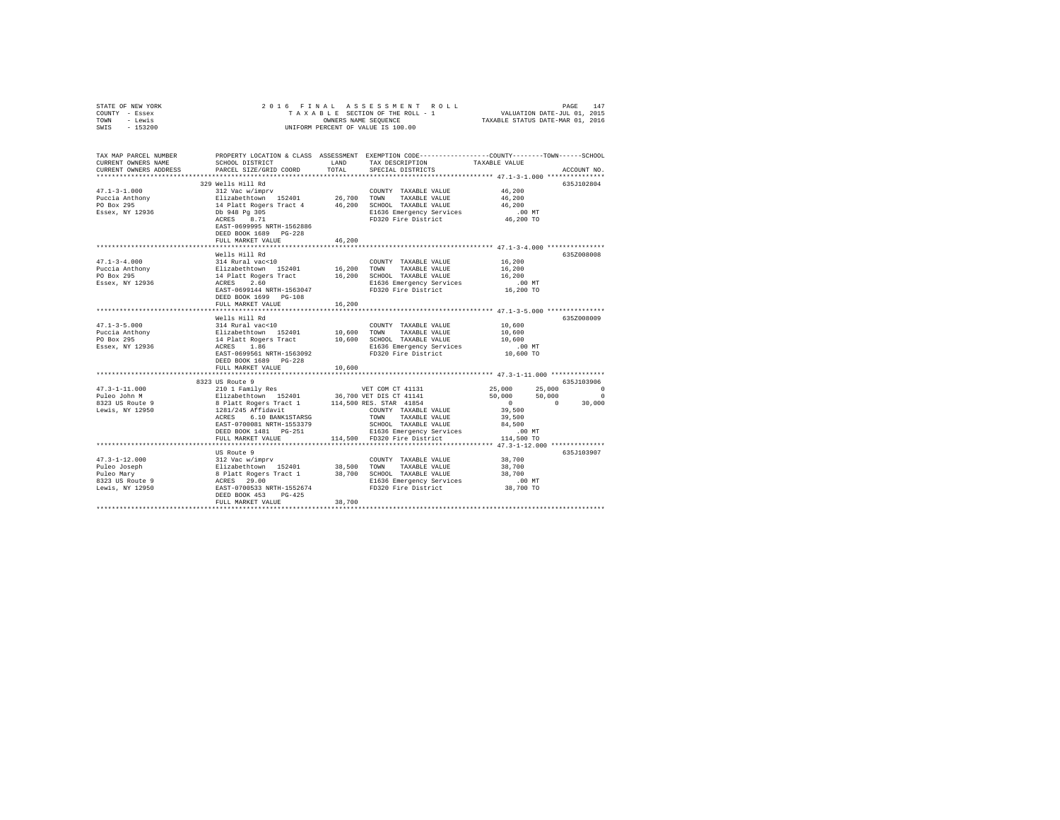STATE OF NEW YORK
COUNTY - Essex
TOWN - Lewis
SWIS - 153200

2016 FINAL ASSESSMENT ROLL
TAXABLE SECTION OF THE ROLL - 1
OWNERS NAME SEQUENCE
UNIFORM PERCENT OF VALUE IS 100.00

VALUATION DATE-JUL 01, 2015
TAXABLE STATUS DATE-MAR 01, 2016

```
TAX MAP PARCEL NUMBER     PROPERTY LOCATION & CLASS  ASSESSMENT  EXEMPTION CODE-----------------COUNTY--------TOWN------SCHOOL
CURRENT OWNERS NAME       SCHOOL DISTRICT              LAND      TAX DESCRIPTION            TAXABLE VALUE
CURRENT OWNERS ADDRESS    PARCEL SIZE/GRID COORD       TOTAL     SPECIAL DISTRICTS                                    ACCOUNT NO.
****************************************************************************************** 47.1-3-1.000 ***************
                          329 Wells Hill Rd                                                                        635J102804
47.1-3-1.000              312 Vac w/imprv                        COUNTY  TAXABLE VALUE            46,200
Puccia Anthony            Elizabethtown  152401       26,700     TOWN    TAXABLE VALUE            46,200
PO Box 295                14 Platt Rogers Tract 4     46,200     SCHOOL  TAXABLE VALUE            46,200
Essex, NY 12936           Db 948 Pg 305                          E1636 Emergency Services            .00 MT
                          ACRES    8.71                          FD320 Fire District              46,200 TO
                          EAST-0699995 NRTH-1562886
                          DEED BOOK 1689   PG-228
                          FULL MARKET VALUE           46,200
****************************************************************************************** 47.1-3-4.000 ***************
                          Wells Hill Rd                                                                            635Z008008
47.1-3-4.000              314 Rural vac<10                       COUNTY  TAXABLE VALUE            16,200
Puccia Anthony            Elizabethtown  152401       16,200     TOWN    TAXABLE VALUE            16,200
PO Box 295                14 Platt Rogers Tract       16,200     SCHOOL  TAXABLE VALUE            16,200
Essex, NY 12936           ACRES    2.60                          E1636 Emergency Services            .00 MT
                          EAST-0699144 NRTH-1563047              FD320 Fire District              16,200 TO
                          DEED BOOK 1699   PG-108
                          FULL MARKET VALUE           16,200
****************************************************************************************** 47.1-3-5.000 ***************
                          Wells Hill Rd                                                                            635Z008009
47.1-3-5.000              314 Rural vac<10                       COUNTY  TAXABLE VALUE            10,600
Puccia Anthony            Elizabethtown  152401       10,600     TOWN    TAXABLE VALUE            10,600
PO Box 295                14 Platt Rogers Tract       10,600     SCHOOL  TAXABLE VALUE            10,600
Essex, NY 12936           ACRES    1.86                          E1636 Emergency Services            .00 MT
                          EAST-0699561 NRTH-1563092              FD320 Fire District              10,600 TO
                          DEED BOOK 1689   PG-228
                          FULL MARKET VALUE           10,600
****************************************************************************************** 47.3-1-11.000 **************
                          8323 US Route 9                                                                          635J103906
47.3-1-11.000             210 1 Family Res                    VET COM CT 41131            25,000      25,000           0
Puleo John M              Elizabethtown  152401       36,700 VET DIS CT 41141             50,000      50,000           0
8323 US Route 9           8 Platt Rogers Tract 1     114,500 RES. STAR  41854                  0           0      30,000
Lewis, NY 12950           1281/245 Affidavit                     COUNTY  TAXABLE VALUE            39,500
                          ACRES    6.10 BANK1STARSG              TOWN    TAXABLE VALUE            39,500
                          EAST-0700081 NRTH-1553379              SCHOOL  TAXABLE VALUE            84,500
                          DEED BOOK 1481   PG-251                E1636 Emergency Services            .00 MT
                          FULL MARKET VALUE          114,500     FD320 Fire District             114,500 TO
****************************************************************************************** 47.3-1-12.000 **************
                          US Route 9                                                                               635J103907
47.3-1-12.000             312 Vac w/imprv                        COUNTY  TAXABLE VALUE            38,700
Puleo Joseph              Elizabethtown  152401       38,500     TOWN    TAXABLE VALUE            38,700
Puleo Mary                8 Platt Rogers Tract 1      38,700     SCHOOL  TAXABLE VALUE            38,700
8323 US Route 9           ACRES   29.00                          E1636 Emergency Services            .00 MT
Lewis, NY 12950           EAST-0700533 NRTH-1552674              FD320 Fire District              38,700 TO
                          DEED BOOK 453    PG-425
                          FULL MARKET VALUE           38,700
************************************************************************************************************************
```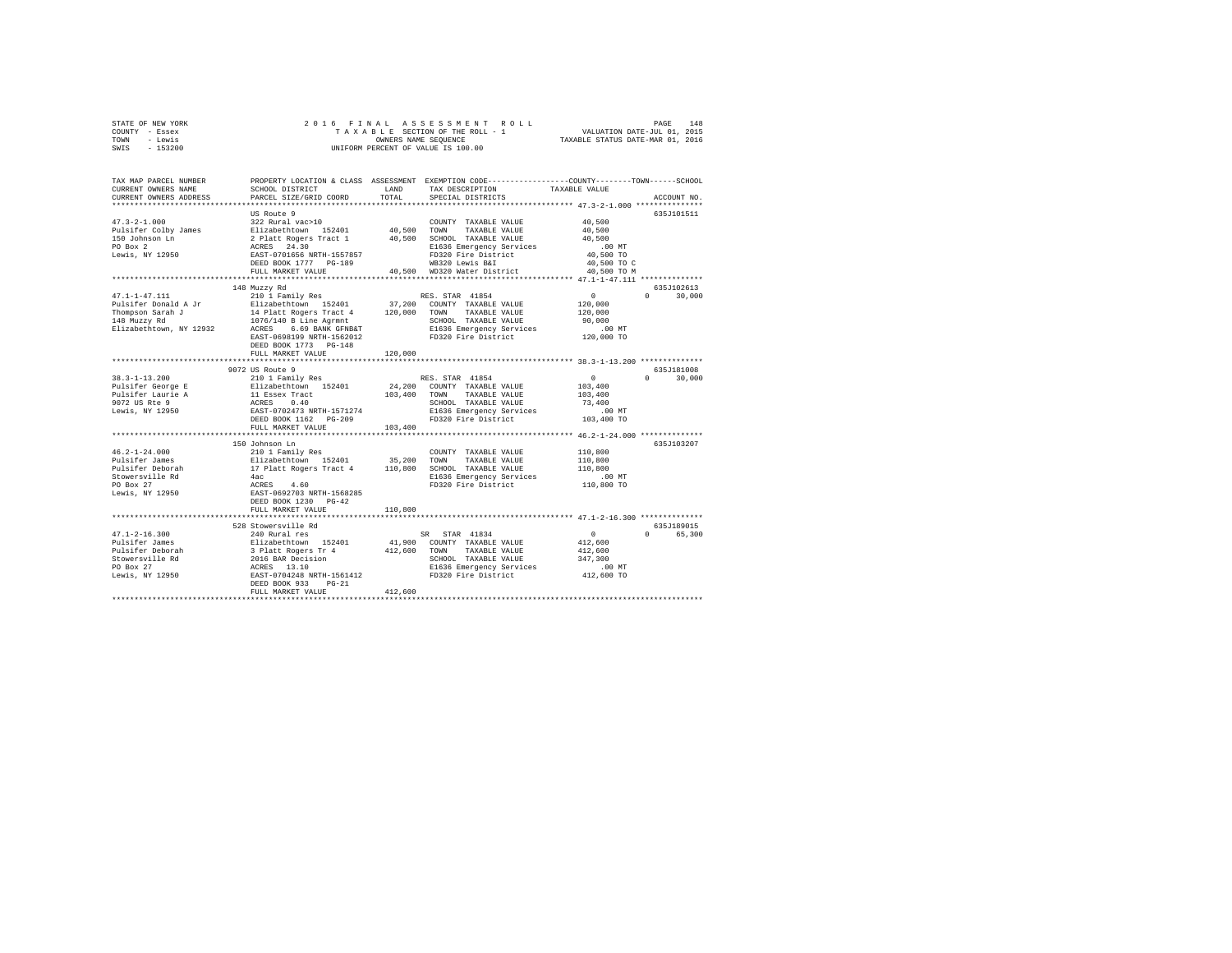```
STATE OF NEW YORK              2 0 1 6   F I N A L   A S S E S S M E N T   R O L L                    PAGE  148
COUNTY  - Essex                   T A X A B L E  SECTION OF THE ROLL - 1              VALUATION DATE-JUL 01, 2015
TOWN    - Lewis                          OWNERS NAME SEQUENCE                      TAXABLE STATUS DATE-MAR 01, 2016
SWIS    - 153200                     UNIFORM PERCENT OF VALUE IS 100.00

TAX MAP PARCEL NUMBER          PROPERTY LOCATION & CLASS  ASSESSMENT  EXEMPTION CODE------------------COUNTY--------TOWN------SCHOOL
CURRENT OWNERS NAME            SCHOOL DISTRICT              LAND      TAX DESCRIPTION             TAXABLE VALUE
CURRENT OWNERS ADDRESS         PARCEL SIZE/GRID COORD       TOTAL     SPECIAL DISTRICTS                                    ACCOUNT NO.
******************************************************************************************************** 47.3-2-1.000 ***************
                               US Route 9                                                                              635J101511
47.3-2-1.000                   322 Rural vac>10                         COUNTY  TAXABLE VALUE          40,500
Pulsifer Colby James           Elizabethtown  152401        40,500   TOWN    TAXABLE VALUE          40,500
150 Johnson Ln                 2 Platt Rogers Tract 1       40,500   SCHOOL  TAXABLE VALUE          40,500
PO Box 2                       ACRES   24.30                         E1636 Emergency Services          .00 MT
Lewis, NY 12950                EAST-0701656 NRTH-1557857             FD320 Fire District            40,500 TO
                               DEED BOOK 1777   PG-189               WB320 Lewis B&I                40,500 TO C
                               FULL MARKET VALUE            40,500   WD320 Water District           40,500 TO M
******************************************************************************************************** 47.1-1-47.111 **************
                               148 Muzzy Rd                                                                            635J102613
47.1-1-47.111                  210 1 Family Res                      RES. STAR 41854                     0          0     30,000
Pulsifer Donald A Jr           Elizabethtown  152401        37,200   COUNTY  TAXABLE VALUE         120,000
Thompson Sarah J               14 Platt Rogers Tract 4     120,000   TOWN    TAXABLE VALUE         120,000
148 Muzzy Rd                   1076/140 B Line Agrmnt                SCHOOL  TAXABLE VALUE          90,000
Elizabethtown, NY 12932        ACRES    6.69 BANK GFNB&T             E1636 Emergency Services          .00 MT
                               EAST-0698199 NRTH-1562012             FD320 Fire District           120,000 TO
                               DEED BOOK 1773   PG-148
                               FULL MARKET VALUE           120,000
******************************************************************************************************** 38.3-1-13.200 **************
                               9072 US Route 9                                                                         635J181008
38.3-1-13.200                  210 1 Family Res                      RES. STAR 41854                     0          0     30,000
Pulsifer George E              Elizabethtown  152401        24,200   COUNTY  TAXABLE VALUE         103,400
Pulsifer Laurie A              11 Essex Tract              103,400   TOWN    TAXABLE VALUE         103,400
9072 US Rte 9                  ACRES    0.40                         SCHOOL  TAXABLE VALUE          73,400
Lewis, NY 12950                EAST-0702473 NRTH-1571274             E1636 Emergency Services          .00 MT
                               DEED BOOK 1162   PG-209               FD320 Fire District           103,400 TO
                               FULL MARKET VALUE           103,400
******************************************************************************************************** 46.2-1-24.000 **************
                               150 Johnson Ln                                                                          635J103207
46.2-1-24.000                  210 1 Family Res                         COUNTY  TAXABLE VALUE         110,800
Pulsifer James                 Elizabethtown  152401        35,200   TOWN    TAXABLE VALUE         110,800
Pulsifer Deborah               17 Platt Rogers Tract 4     110,800   SCHOOL  TAXABLE VALUE         110,800
Stowersville Rd                4ac                                   E1636 Emergency Services          .00 MT
PO Box 27                      ACRES    4.60                         FD320 Fire District           110,800 TO
Lewis, NY 12950                EAST-0692703 NRTH-1568285
                               DEED BOOK 1230   PG-42
                               FULL MARKET VALUE           110,800
******************************************************************************************************** 47.1-2-16.300 **************
                               528 Stowersville Rd                                                                     635J189015
47.1-2-16.300                  240 Rural res                         SR   STAR 41834                     0          0     65,300
Pulsifer James                 Elizabethtown  152401        41,900   COUNTY  TAXABLE VALUE         412,600
Pulsifer Deborah               3 Platt Rogers Tr 4         412,600   TOWN    TAXABLE VALUE         412,600
Stowersville Rd                2016 BAR Decision                     SCHOOL  TAXABLE VALUE         347,300
PO Box 27                      ACRES   13.10                         E1636 Emergency Services          .00 MT
Lewis, NY 12950                EAST-0704248 NRTH-1561412             FD320 Fire District           412,600 TO
                               DEED BOOK 933    PG-21
                               FULL MARKET VALUE           412,600
************************************************************************************************************************************
```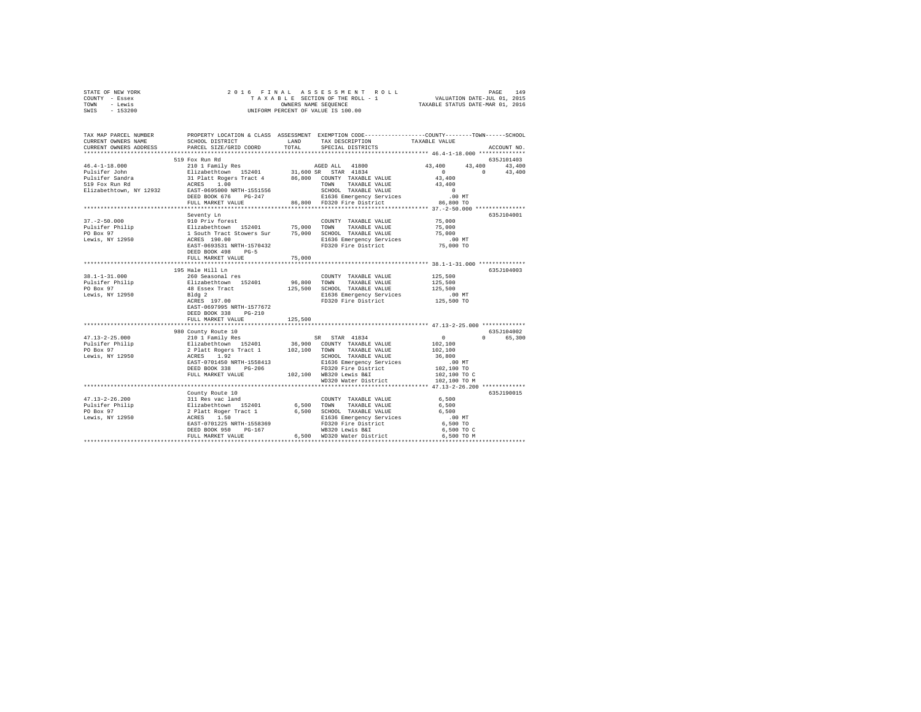STATE OF NEW YORK
COUNTY - Essex
TOWN - Lewis
SWIS - 153200

2016 FINAL ASSESSMENT ROLL
TAXABLE SECTION OF THE ROLL - 1
OWNERS NAME SEQUENCE
UNIFORM PERCENT OF VALUE IS 100.00

VALUATION DATE-JUL 01, 2015
TAXABLE STATUS DATE-MAR 01, 2016

```
TAX MAP PARCEL NUMBER     PROPERTY LOCATION & CLASS  ASSESSMENT  EXEMPTION CODE-----------------COUNTY--------TOWN------SCHOOL
CURRENT OWNERS NAME       SCHOOL DISTRICT              LAND      TAX DESCRIPTION            TAXABLE VALUE
CURRENT OWNERS ADDRESS    PARCEL SIZE/GRID COORD       TOTAL     SPECIAL DISTRICTS                                   ACCOUNT NO.
******************************************************************************************** 46.4-1-18.000 **************
                          519 Fox Run Rd                                                                             635J101403
46.4-1-18.000             210 1 Family Res                        AGED ALL  41800              43,400     43,400     43,400
Pulsifer John             Elizabethtown  152401      31,600 SR  STAR 41834                        0          0      43,400
Pulsifer Sandra           31 Platt Rogers Tract 4     86,800   COUNTY  TAXABLE VALUE              43,400
519 Fox Run Rd            ACRES    1.00                        TOWN    TAXABLE VALUE              43,400
Elizabethtown, NY 12932   EAST-0695000 NRTH-1551556            SCHOOL  TAXABLE VALUE                  0
                          DEED BOOK 676    PG-247              E1636 Emergency Services              .00 MT
                          FULL MARKET VALUE            86,800  FD320 Fire District                86,800 TO
******************************************************************************************** 37.-2-50.000 ***************
                          Seventy Ln                                                                                 635J104001
37.-2-50.000              910 Priv forest                          COUNTY  TAXABLE VALUE          75,000
Pulsifer Philip           Elizabethtown  152401       75,000   TOWN    TAXABLE VALUE              75,000
PO Box 97                 1 South Tract Stowers Sur    75,000   SCHOOL  TAXABLE VALUE             75,000
Lewis, NY 12950           ACRES  190.00                        E1636 Emergency Services              .00 MT
                          EAST-0693531 NRTH-1570432            FD320 Fire District                75,000 TO
                          DEED BOOK 498    PG-5
                          FULL MARKET VALUE            75,000
******************************************************************************************** 38.1-1-31.000 **************
                          195 Hale Hill Ln                                                                           635J104003
38.1-1-31.000             260 Seasonal res                         COUNTY  TAXABLE VALUE         125,500
Pulsifer Philip           Elizabethtown  152401       96,800   TOWN    TAXABLE VALUE             125,500
PO Box 97                 48 Essex Tract              125,500   SCHOOL  TAXABLE VALUE            125,500
Lewis, NY 12950           Bldg 2                               E1636 Emergency Services              .00 MT
                          ACRES  197.00                        FD320 Fire District               125,500 TO
                          EAST-0697995 NRTH-1577672
                          DEED BOOK 338    PG-210
                          FULL MARKET VALUE           125,500
******************************************************************************************** 47.13-2-25.000 *************
                          980 County Route 10                                                                        635J104002
47.13-2-25.000            210 1 Family Res                    SR  STAR 41834                        0          0      65,300
Pulsifer Philip           Elizabethtown  152401       36,900   COUNTY  TAXABLE VALUE             102,100
PO Box 97                 2 Platt Rogers Tract 1      102,100   TOWN    TAXABLE VALUE            102,100
Lewis, NY 12950           ACRES    1.92                        SCHOOL  TAXABLE VALUE              36,800
                          EAST-0701450 NRTH-1558413            E1636 Emergency Services              .00 MT
                          DEED BOOK 338    PG-206              FD320 Fire District               102,100 TO
                          FULL MARKET VALUE           102,100  WB320 Lewis B&I                   102,100 TO C
                                                               WD320 Water District              102,100 TO M
******************************************************************************************** 47.13-2-26.200 *************
                          County Route 10                                                                            635J190015
47.13-2-26.200            311 Res vac land                         COUNTY  TAXABLE VALUE           6,500
Pulsifer Philip           Elizabethtown  152401        6,500   TOWN    TAXABLE VALUE               6,500
PO Box 97                 2 Platt Roger Tract 1         6,500   SCHOOL  TAXABLE VALUE              6,500
Lewis, NY 12950           ACRES    1.50                        E1636 Emergency Services              .00 MT
                          EAST-0701225 NRTH-1558369            FD320 Fire District                 6,500 TO
                          DEED BOOK 950    PG-167              WB320 Lewis B&I                     6,500 TO C
                          FULL MARKET VALUE             6,500  WD320 Water District                6,500 TO M
****************************************************************************************************************************
```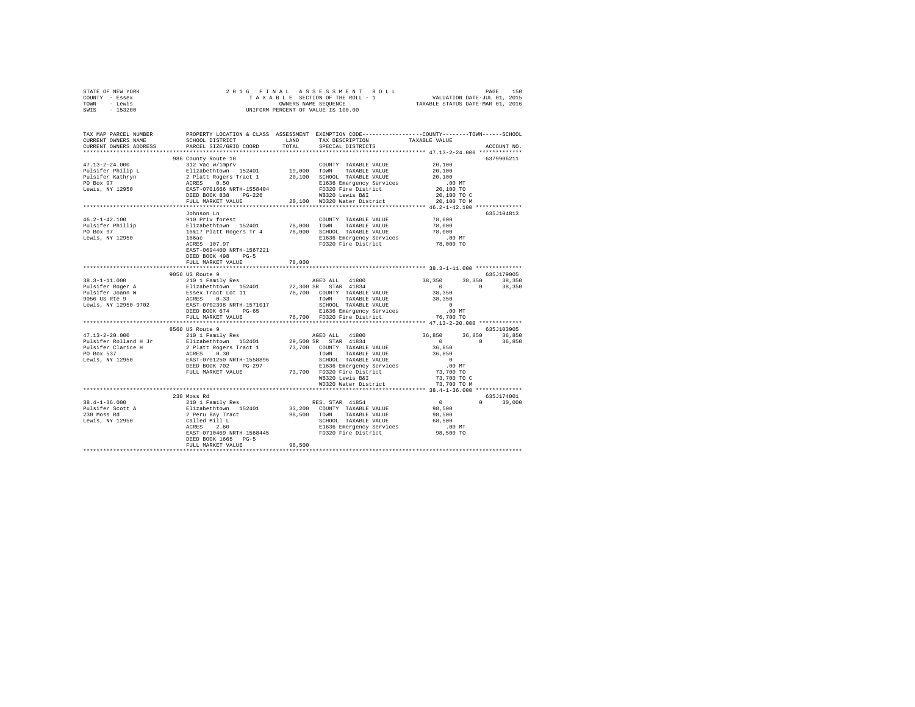STATE OF NEW YORK
COUNTY - Essex
TOWN - Lewis
SWIS - 153200

2016 FINAL ASSESSMENT ROLL
TAXABLE SECTION OF THE ROLL - 1
OWNERS NAME SEQUENCE
UNIFORM PERCENT OF VALUE IS 100.00

VALUATION DATE-JUL 01, 2015
TAXABLE STATUS DATE-MAR 01, 2016

```
TAX MAP PARCEL NUMBER     PROPERTY LOCATION & CLASS  ASSESSMENT  EXEMPTION CODE-----------------COUNTY--------TOWN------SCHOOL
CURRENT OWNERS NAME       SCHOOL DISTRICT              LAND      TAX DESCRIPTION            TAXABLE VALUE
CURRENT OWNERS ADDRESS    PARCEL SIZE/GRID COORD      TOTAL      SPECIAL DISTRICTS                                     ACCOUNT NO.
******************************************************************************************** 47.13-2-24.000 *************
                          986 County Route 10                                                                    6379906211
47.13-2-24.000            312 Vac w/imprv                        COUNTY  TAXABLE VALUE          20,100
Pulsifer Philip L         Elizabethtown  152401      19,000     TOWN    TAXABLE VALUE          20,100
Pulsifer Kathryn          2 Platt Rogers Tract 1     20,100     SCHOOL  TAXABLE VALUE          20,100
PO Box 97                 ACRES    0.50                          E1636 Emergency Services          .00 MT
Lewis, NY 12950           EAST-0701666 NRTH-1558404              FD320 Fire District            20,100 TO
                          DEED BOOK 838    PG-226                WB320 Lewis B&I                20,100 TO C
                          FULL MARKET VALUE          20,100     WD320 Water District           20,100 TO M
******************************************************************************************** 46.2-1-42.100 **************
                          Johnson Ln                                                                             635J104813
46.2-1-42.100             910 Priv forest                        COUNTY  TAXABLE VALUE          78,000
Pulsifer Phillip          Elizabethtown  152401      78,000     TOWN    TAXABLE VALUE          78,000
PO Box 97                 16&17 Platt Rogers Tr 4    78,000     SCHOOL  TAXABLE VALUE          78,000
Lewis, NY 12950           166ac                                  E1636 Emergency Services          .00 MT
                          ACRES  107.97                          FD320 Fire District            78,000 TO
                          EAST-0694400 NRTH-1567221
                          DEED BOOK 498    PG-5
                          FULL MARKET VALUE          78,000
******************************************************************************************** 38.3-1-11.000 **************
                          9056 US Route 9                                                                        635J179005
38.3-1-11.000             210 1 Family Res                       AGED ALL  41800               38,350     38,350     38,350
Pulsifer Roger A          Elizabethtown  152401      22,300 SR  STAR 41834                        0          0     38,350
Pulsifer Joann W          Essex Tract Lot 11         76,700     COUNTY  TAXABLE VALUE          38,350
9056 US Rte 9             ACRES    0.33                          TOWN    TAXABLE VALUE          38,350
Lewis, NY 12950-9702      EAST-0702398 NRTH-1571017              SCHOOL  TAXABLE VALUE               0
                          DEED BOOK 674    PG-65                 E1636 Emergency Services          .00 MT
                          FULL MARKET VALUE          76,700     FD320 Fire District            76,700 TO
******************************************************************************************** 47.13-2-20.000 *************
                          8560 US Route 9                                                                        635J103905
47.13-2-20.000            210 1 Family Res                       AGED ALL  41800               36,850     36,850     36,850
Pulsifer Rolland H Jr     Elizabethtown  152401      29,500 SR  STAR 41834                        0          0     36,850
Pulsifer Clarice H        2 Platt Rogers Tract 1     73,700     COUNTY  TAXABLE VALUE          36,850
PO Box 537                ACRES    0.30                          TOWN    TAXABLE VALUE          36,850
Lewis, NY 12950           EAST-0701250 NRTH-1558896              SCHOOL  TAXABLE VALUE               0
                          DEED BOOK 702    PG-297                E1636 Emergency Services          .00 MT
                          FULL MARKET VALUE          73,700     FD320 Fire District            73,700 TO
                                                                 WB320 Lewis B&I                73,700 TO C
                                                                 WD320 Water District           73,700 TO M
******************************************************************************************** 38.4-1-36.000 **************
                          230 Moss Rd                                                                            635J174001
38.4-1-36.000             210 1 Family Res                       RES. STAR 41854                   0          0     30,000
Pulsifer Scott A          Elizabethtown  152401      33,200     COUNTY  TAXABLE VALUE          98,500
230 Moss Rd               2 Peru Bay Tract           98,500     TOWN    TAXABLE VALUE          98,500
Lewis, NY 12950           Called Mill L                          SCHOOL  TAXABLE VALUE          68,500
                          ACRES    2.60                          E1636 Emergency Services          .00 MT
                          EAST-0710469 NRTH-1568445              FD320 Fire District            98,500 TO
                          DEED BOOK 1665   PG-5
                          FULL MARKET VALUE          98,500
****************************************************************************************************************************
```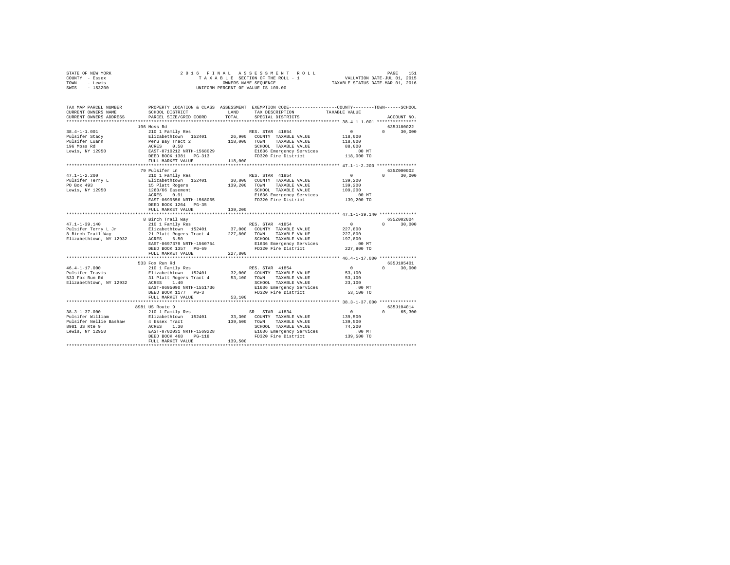STATE OF NEW YORK — COUNTY - Essex — TOWN - Lewis — SWIS - 153200

2016 FINAL ASSESSMENT ROLL
TAXABLE SECTION OF THE ROLL - 1
OWNERS NAME SEQUENCE
UNIFORM PERCENT OF VALUE IS 100.00

VALUATION DATE-JUL 01, 2015
TAXABLE STATUS DATE-MAR 01, 2016

| TAX MAP PARCEL NUMBER / CURRENT OWNERS NAME / CURRENT OWNERS ADDRESS | PROPERTY LOCATION & CLASS / SCHOOL DISTRICT / PARCEL SIZE/GRID COORD | ASSESSMENT LAND / TOTAL | EXEMPTION CODE / TAX DESCRIPTION / SPECIAL DISTRICTS | COUNTY / TOWN / SCHOOL TAXABLE VALUE | ACCOUNT NO. |
|---|---|---|---|---|---|
| **38.4-1-1.001** | 196 Moss Rd | | | | 635J180022 |
| Pulsifer Stacy | 210 1 Family Res | | RES. STAR 41854 | 0 / 0 / 30,000 | |
| Pulsifer Luann | Elizabethtown 152401 | 26,900 | COUNTY TAXABLE VALUE | 118,000 | |
| 196 Moss Rd | Peru Bay Tract 2 | 118,000 | TOWN TAXABLE VALUE | 118,000 | |
| Lewis, NY 12950 | ACRES 0.50 | | SCHOOL TAXABLE VALUE | 88,000 | |
| | EAST-0710212 NRTH-1568029 | | E1636 Emergency Services | .00 MT | |
| | DEED BOOK 1381 PG-313 | | FD320 Fire District | 118,000 TO | |
| | FULL MARKET VALUE | 118,000 | | | |
| **47.1-1-2.200** | 79 Pulsifer Ln | | | | 635Z000002 |
| Pulsifer Terry L | 210 1 Family Res | | RES. STAR 41854 | 0 / 0 / 30,000 | |
| PO Box 493 | Elizabethtown 152401 | 30,800 | COUNTY TAXABLE VALUE | 139,200 | |
| Lewis, NY 12950 | 15 Platt Rogers | 139,200 | TOWN TAXABLE VALUE | 139,200 | |
| | 1260/66 Easement | | SCHOOL TAXABLE VALUE | 109,200 | |
| | ACRES 0.91 | | E1636 Emergency Services | .00 MT | |
| | EAST-0699656 NRTH-1568065 | | FD320 Fire District | 139,200 TO | |
| | DEED BOOK 1264 PG-35 | | | | |
| | FULL MARKET VALUE | 139,200 | | | |
| **47.1-1-39.140** | 8 Birch Trail Way | | | | 635Z002004 |
| Pulsifer Terry L Jr | 210 1 Family Res | | RES. STAR 41854 | 0 / 0 / 30,000 | |
| 8 Birch Trail Way | Elizabethtown 152401 | 37,000 | COUNTY TAXABLE VALUE | 227,800 | |
| Elizabethtown, NY 12932 | 21 Platt Rogers Tract 4 | 227,800 | TOWN TAXABLE VALUE | 227,800 | |
| | ACRES 6.50 | | SCHOOL TAXABLE VALUE | 197,800 | |
| | EAST-0697379 NRTH-1560754 | | E1636 Emergency Services | .00 MT | |
| | DEED BOOK 1357 PG-69 | | FD320 Fire District | 227,800 TO | |
| | FULL MARKET VALUE | 227,800 | | | |
| **46.4-1-17.000** | 533 Fox Run Rd | | | | 635J105401 |
| Pulsifer Travis | 210 1 Family Res | | RES. STAR 41854 | 0 / 0 / 30,000 | |
| 533 Fox Run Rd | Elizabethtown 152401 | 32,000 | COUNTY TAXABLE VALUE | 53,100 | |
| Elizabethtown, NY 12932 | 31 Platt Rogers Tract 4 | 53,100 | TOWN TAXABLE VALUE | 53,100 | |
| | ACRES 1.40 | | SCHOOL TAXABLE VALUE | 23,100 | |
| | EAST-0695090 NRTH-1551736 | | E1636 Emergency Services | .00 MT | |
| | DEED BOOK 1177 PG-3 | | FD320 Fire District | 53,100 TO | |
| | FULL MARKET VALUE | 53,100 | | | |
| **38.3-1-37.000** | 8981 US Route 9 | | | | 635J104014 |
| Pulsifer William | 210 1 Family Res | | SR STAR 41834 | 0 / 0 / 65,300 | |
| Pulsifer Nellie Bashaw | Elizabethtown 152401 | 33,300 | COUNTY TAXABLE VALUE | 139,500 | |
| 8981 US Rte 9 | 4 Essex Tract | 139,500 | TOWN TAXABLE VALUE | 139,500 | |
| Lewis, NY 12950 | ACRES 1.30 | | SCHOOL TAXABLE VALUE | 74,200 | |
| | EAST-0702031 NRTH-1569228 | | E1636 Emergency Services | .00 MT | |
| | DEED BOOK 468 PG-118 | | FD320 Fire District | 139,500 TO | |
| | FULL MARKET VALUE | 139,500 | | | |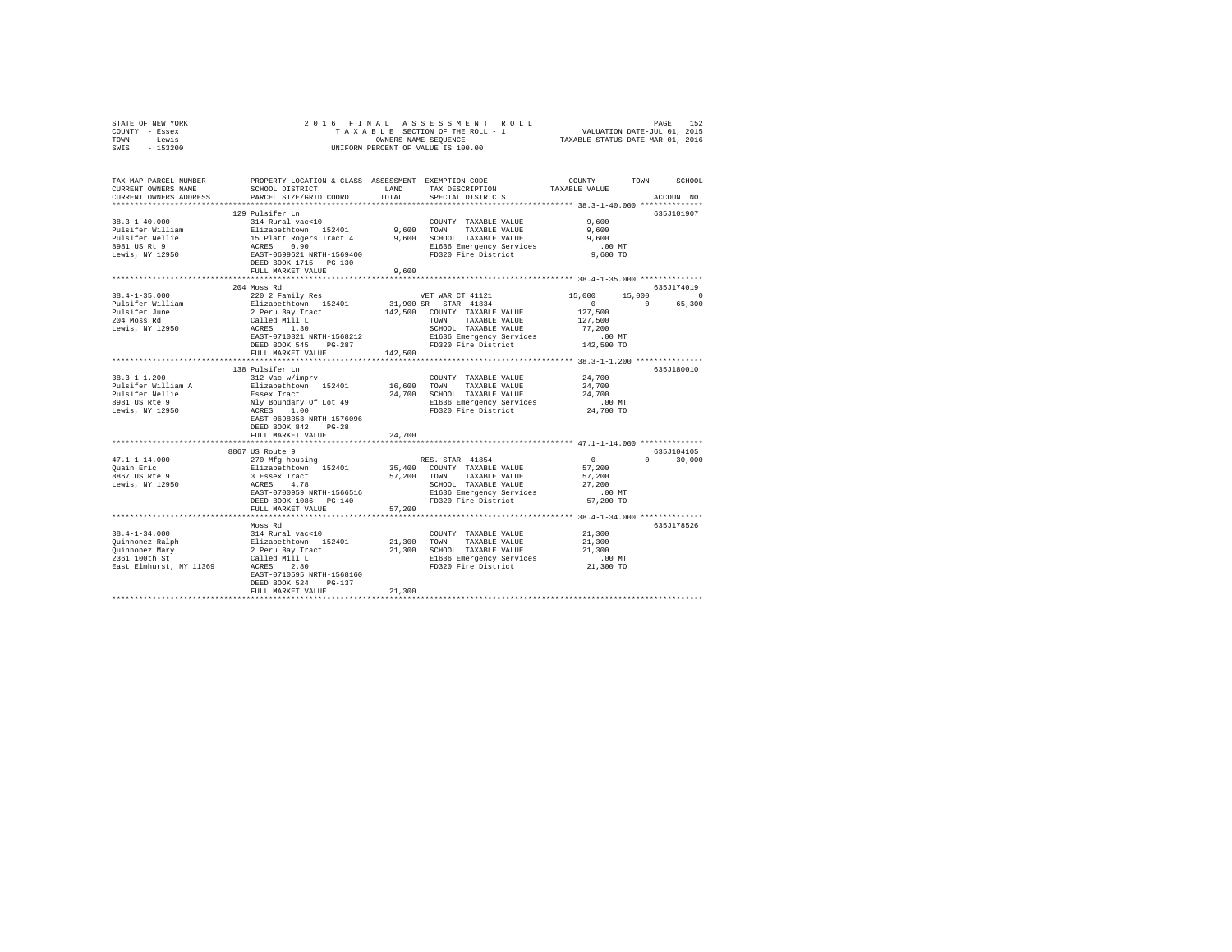STATE OF NEW YORK — 2016 FINAL ASSESSMENT ROLL — TAXABLE SECTION OF THE ROLL - 1 — VALUATION DATE-JUL 01, 2015
COUNTY - Essex — OWNERS NAME SEQUENCE — TAXABLE STATUS DATE-MAR 01, 2016
TOWN - Lewis — UNIFORM PERCENT OF VALUE IS 100.00
SWIS - 153200

| TAX MAP PARCEL NUMBER / CURRENT OWNERS NAME / CURRENT OWNERS ADDRESS | PROPERTY LOCATION & CLASS / SCHOOL DISTRICT / PARCEL SIZE/GRID COORD | ASSESSMENT LAND / TOTAL | EXEMPTION CODE / TAX DESCRIPTION / SPECIAL DISTRICTS | COUNTY | TOWN | SCHOOL / TAXABLE VALUE | ACCOUNT NO. |
|---|---|---|---|---|---|---|---|
| 38.3-1-40.000 | 129 Pulsifer Ln | | | | | | 635J101907 |
| Pulsifer William | 314 Rural vac<10 | | COUNTY TAXABLE VALUE | 9,600 | | | |
| Pulsifer Nellie | Elizabethtown 152401 | 9,600 | TOWN TAXABLE VALUE | | 9,600 | | |
| 8981 US Rt 9 | 15 Platt Rogers Tract 4 | 9,600 | SCHOOL TAXABLE VALUE | | | 9,600 | |
| Lewis, NY 12950 | ACRES 0.90 | | E1636 Emergency Services | .00 MT | | | |
| | EAST-0699621 NRTH-1569400 | | FD320 Fire District | 9,600 TO | | | |
| | DEED BOOK 1715 PG-130 | | | | | | |
| | FULL MARKET VALUE | 9,600 | | | | | |
| 38.4-1-35.000 | 204 Moss Rd | | | | | | 635J174019 |
| Pulsifer William | 220 2 Family Res | | VET WAR CT 41121 | 15,000 | 15,000 | 0 | |
| Pulsifer June | Elizabethtown 152401 | 31,900 | SR STAR 41834 | 0 | 0 | 65,300 | |
| 204 Moss Rd | 2 Peru Bay Tract | 142,500 | COUNTY TAXABLE VALUE | 127,500 | | | |
| Lewis, NY 12950 | Called Mill L | | TOWN TAXABLE VALUE | | 127,500 | | |
| | ACRES 1.30 | | SCHOOL TAXABLE VALUE | | | 77,200 | |
| | EAST-0710321 NRTH-1568212 | | E1636 Emergency Services | .00 MT | | | |
| | DEED BOOK 545 PG-287 | | FD320 Fire District | 142,500 TO | | | |
| | FULL MARKET VALUE | 142,500 | | | | | |
| 38.3-1-1.200 | 138 Pulsifer Ln | | | | | | 635J180010 |
| Pulsifer William A | 312 Vac w/imprv | | COUNTY TAXABLE VALUE | 24,700 | | | |
| Pulsifer Nellie | Elizabethtown 152401 | 16,600 | TOWN TAXABLE VALUE | | 24,700 | | |
| 8981 US Rte 9 | Essex Tract | 24,700 | SCHOOL TAXABLE VALUE | | | 24,700 | |
| Lewis, NY 12950 | Nly Boundary Of Lot 49 | | E1636 Emergency Services | .00 MT | | | |
| | ACRES 1.00 | | FD320 Fire District | 24,700 TO | | | |
| | EAST-0698353 NRTH-1576096 | | | | | | |
| | DEED BOOK 842 PG-28 | | | | | | |
| | FULL MARKET VALUE | 24,700 | | | | | |
| 47.1-1-14.000 | 8867 US Route 9 | | | | | | 635J104105 |
| Quain Eric | 270 Mfg housing | | RES. STAR 41854 | 0 | 0 | 30,000 | |
| 8867 US Rte 9 | Elizabethtown 152401 | 35,400 | COUNTY TAXABLE VALUE | 57,200 | | | |
| Lewis, NY 12950 | 3 Essex Tract | 57,200 | TOWN TAXABLE VALUE | | 57,200 | | |
| | ACRES 4.78 | | SCHOOL TAXABLE VALUE | | | 27,200 | |
| | EAST-0700959 NRTH-1566516 | | E1636 Emergency Services | .00 MT | | | |
| | DEED BOOK 1086 PG-140 | | FD320 Fire District | 57,200 TO | | | |
| | FULL MARKET VALUE | 57,200 | | | | | |
| 38.4-1-34.000 | Moss Rd | | | | | | 635J178526 |
| Quinnonez Ralph | 314 Rural vac<10 | | COUNTY TAXABLE VALUE | 21,300 | | | |
| Quinnonez Mary | Elizabethtown 152401 | 21,300 | TOWN TAXABLE VALUE | | 21,300 | | |
| 2361 100th St | 2 Peru Bay Tract | 21,300 | SCHOOL TAXABLE VALUE | | | 21,300 | |
| East Elmhurst, NY 11369 | Called Mill L | | E1636 Emergency Services | .00 MT | | | |
| | ACRES 2.80 | | FD320 Fire District | 21,300 TO | | | |
| | EAST-0710595 NRTH-1568160 | | | | | | |
| | DEED BOOK 524 PG-137 | | | | | | |
| | FULL MARKET VALUE | 21,300 | | | | | |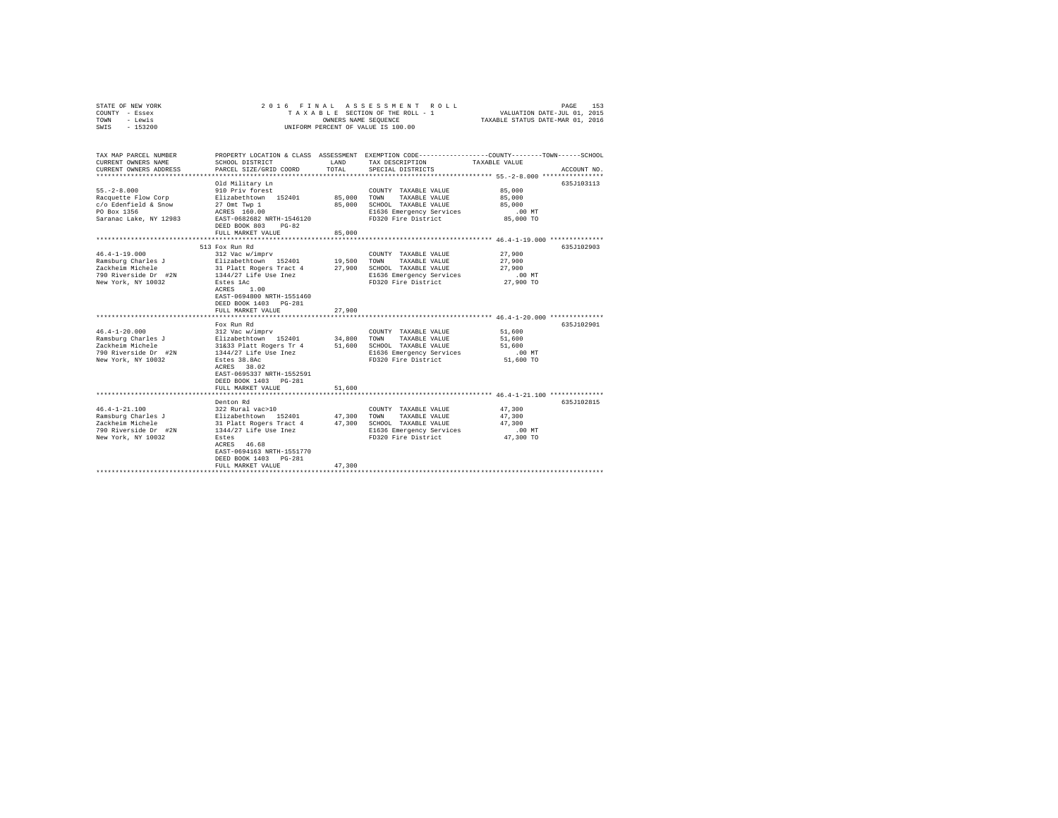STATE OF NEW YORK — COUNTY - Essex — TOWN - Lewis — SWIS - 153200

2016 FINAL ASSESSMENT ROLL
TAXABLE SECTION OF THE ROLL - 1
OWNERS NAME SEQUENCE
UNIFORM PERCENT OF VALUE IS 100.00

VALUATION DATE-JUL 01, 2015
TAXABLE STATUS DATE-MAR 01, 2016

| TAX MAP PARCEL NUMBER / CURRENT OWNERS NAME / CURRENT OWNERS ADDRESS | PROPERTY LOCATION & CLASS / SCHOOL DISTRICT / PARCEL SIZE/GRID COORD | ASSESSMENT LAND | TOTAL | EXEMPTION CODE / TAX DESCRIPTION / SPECIAL DISTRICTS | COUNTY / TOWN / SCHOOL TAXABLE VALUE | ACCOUNT NO. |
|---|---|---|---|---|---|---|
| 55.-2-8.000 | Old Military Ln | | | | | 635J103113 |
| Racquette Flow Corp | 910 Priv forest | | | COUNTY TAXABLE VALUE | 85,000 | |
| c/o Edenfield & Snow | Elizabethtown 152401 | 85,000 | | TOWN TAXABLE VALUE | 85,000 | |
| PO Box 1356 | 27 Omt Twp 1 | | 85,000 | SCHOOL TAXABLE VALUE | 85,000 | |
| Saranac Lake, NY 12983 | ACRES 160.00 | | | E1636 Emergency Services | .00 MT | |
| | EAST-0682682 NRTH-1546120 | | | FD320 Fire District | 85,000 TO | |
| | DEED BOOK 803 PG-82 | | | | | |
| | FULL MARKET VALUE | | 85,000 | | | |
| 46.4-1-19.000 | 513 Fox Run Rd | | | | | 635J102903 |
| Ramsburg Charles J | 312 Vac w/imprv | | | COUNTY TAXABLE VALUE | 27,900 | |
| Zackheim Michele | Elizabethtown 152401 | 19,500 | | TOWN TAXABLE VALUE | 27,900 | |
| 790 Riverside Dr #2N | 31 Platt Rogers Tract 4 | | 27,900 | SCHOOL TAXABLE VALUE | 27,900 | |
| New York, NY 10032 | 1344/27 Life Use Inez | | | E1636 Emergency Services | .00 MT | |
| | Estes 1Ac | | | FD320 Fire District | 27,900 TO | |
| | ACRES 1.00 | | | | | |
| | EAST-0694800 NRTH-1551460 | | | | | |
| | DEED BOOK 1403 PG-281 | | | | | |
| | FULL MARKET VALUE | | 27,900 | | | |
| 46.4-1-20.000 | Fox Run Rd | | | | | 635J102901 |
| Ramsburg Charles J | 312 Vac w/imprv | | | COUNTY TAXABLE VALUE | 51,600 | |
| Zackheim Michele | Elizabethtown 152401 | 34,800 | | TOWN TAXABLE VALUE | 51,600 | |
| 790 Riverside Dr #2N | 31&33 Platt Rogers Tr 4 | | 51,600 | SCHOOL TAXABLE VALUE | 51,600 | |
| New York, NY 10032 | 1344/27 Life Use Inez | | | E1636 Emergency Services | .00 MT | |
| | Estes 38.8Ac | | | FD320 Fire District | 51,600 TO | |
| | ACRES 38.02 | | | | | |
| | EAST-0695337 NRTH-1552591 | | | | | |
| | DEED BOOK 1403 PG-281 | | | | | |
| | FULL MARKET VALUE | | 51,600 | | | |
| 46.4-1-21.100 | Denton Rd | | | | | 635J102815 |
| Ramsburg Charles J | 322 Rural vac>10 | | | COUNTY TAXABLE VALUE | 47,300 | |
| Zackheim Michele | Elizabethtown 152401 | 47,300 | | TOWN TAXABLE VALUE | 47,300 | |
| 790 Riverside Dr #2N | 31 Platt Rogers Tract 4 | | 47,300 | SCHOOL TAXABLE VALUE | 47,300 | |
| New York, NY 10032 | 1344/27 Life Use Inez | | | E1636 Emergency Services | .00 MT | |
| | Estes | | | FD320 Fire District | 47,300 TO | |
| | ACRES 46.68 | | | | | |
| | EAST-0694163 NRTH-1551770 | | | | | |
| | DEED BOOK 1403 PG-281 | | | | | |
| | FULL MARKET VALUE | | 47,300 | | | |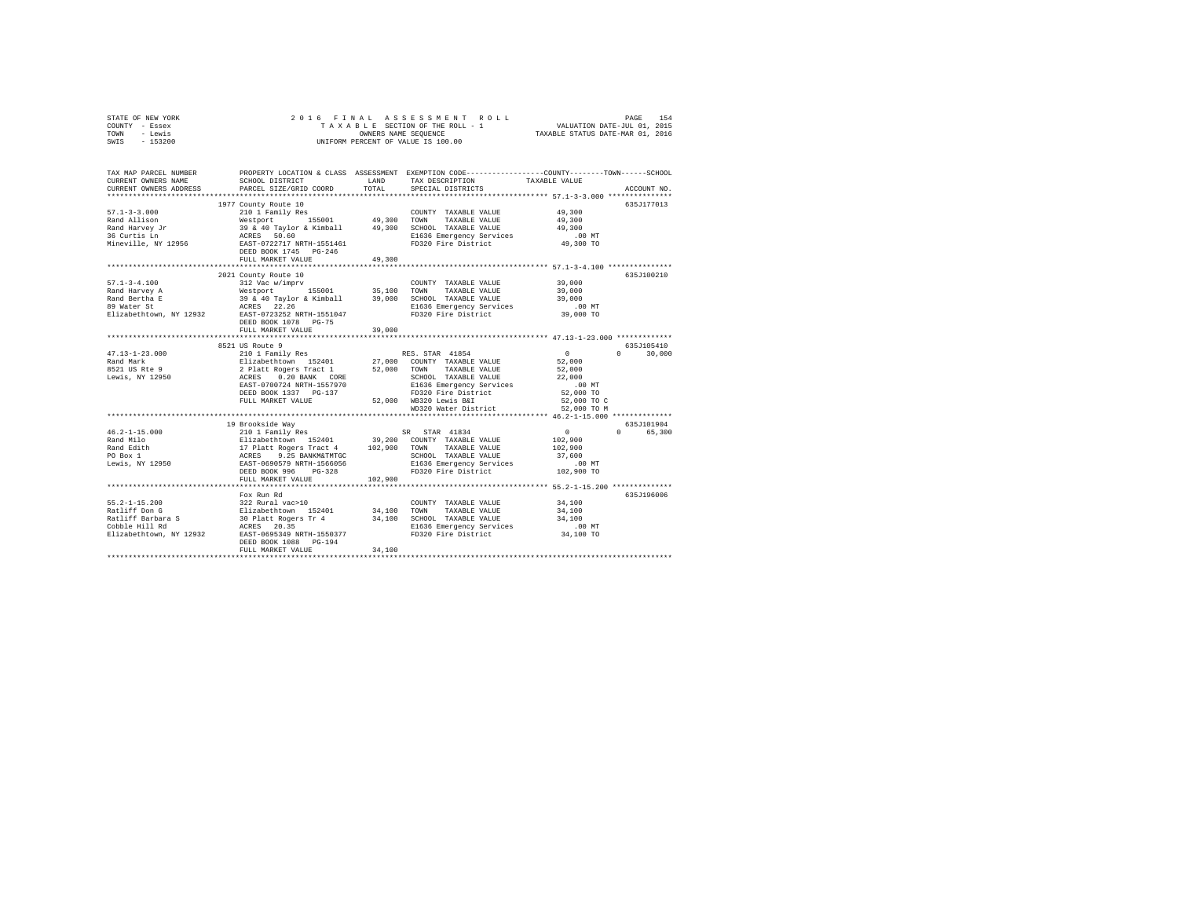STATE OF NEW YORK 2016 FINAL ASSESSMENT ROLL
COUNTY - Essex TAXABLE SECTION OF THE ROLL - 1 VALUATION DATE-JUL 01, 2015
TOWN - Lewis OWNERS NAME SEQUENCE TAXABLE STATUS DATE-MAR 01, 2016
SWIS - 153200 UNIFORM PERCENT OF VALUE IS 100.00

```
TAX MAP PARCEL NUMBER        PROPERTY LOCATION & CLASS  ASSESSMENT  EXEMPTION CODE-----------------COUNTY--------TOWN------SCHOOL
CURRENT OWNERS NAME          SCHOOL DISTRICT              LAND      TAX DESCRIPTION            TAXABLE VALUE
CURRENT OWNERS ADDRESS       PARCEL SIZE/GRID COORD       TOTAL     SPECIAL DISTRICTS                                  ACCOUNT NO.
******************************************************************************************************* 57.1-3-3.000 ***************
                             1977 County Route 10                                                                      635J177013
57.1-3-3.000                 210 1 Family Res                        COUNTY  TAXABLE VALUE           49,300
Rand Allison                 Westport      155001       49,300      TOWN    TAXABLE VALUE           49,300
Rand Harvey Jr               39 & 40 Taylor & Kimball    49,300      SCHOOL  TAXABLE VALUE           49,300
36 Curtis Ln                 ACRES   50.60                           E1636 Emergency Services            .00 MT
Mineville, NY 12956          EAST-0722717 NRTH-1551461               FD320 Fire District               49,300 TO
                             DEED BOOK 1745   PG-246
                             FULL MARKET VALUE           49,300
******************************************************************************************************* 57.1-3-4.100 ***************
                             2021 County Route 10                                                                      635J100210
57.1-3-4.100                 312 Vac w/imprv                         COUNTY  TAXABLE VALUE           39,000
Rand Harvey A                Westport      155001       35,100      TOWN    TAXABLE VALUE           39,000
Rand Bertha E                39 & 40 Taylor & Kimball    39,000      SCHOOL  TAXABLE VALUE           39,000
89 Water St                  ACRES   22.26                           E1636 Emergency Services            .00 MT
Elizabethtown, NY 12932      EAST-0723252 NRTH-1551047               FD320 Fire District               39,000 TO
                             DEED BOOK 1078   PG-75
                             FULL MARKET VALUE           39,000
******************************************************************************************************* 47.13-1-23.000 *************
                             8521 US Route 9                                                                           635J105410
47.13-1-23.000               210 1 Family Res                  RES. STAR 41854                      0             0      30,000
Rand Mark                    Elizabethtown  152401      27,000      COUNTY  TAXABLE VALUE           52,000
8521 US Rte 9                2 Platt Rogers Tract 1      52,000      TOWN    TAXABLE VALUE           52,000
Lewis, NY 12950              ACRES    0.20 BANK   CORE               SCHOOL  TAXABLE VALUE           22,000
                             EAST-0700724 NRTH-1557970               E1636 Emergency Services            .00 MT
                             DEED BOOK 1337   PG-137                 FD320 Fire District               52,000 TO
                             FULL MARKET VALUE           52,000      WB320 Lewis B&I                   52,000 TO C
                                                                     WD320 Water District              52,000 TO M
******************************************************************************************************* 46.2-1-15.000 **************
                             19 Brookside Way                                                                          635J101904
46.2-1-15.000                210 1 Family Res                  SR   STAR 41834                      0             0      65,300
Rand Milo                    Elizabethtown  152401      39,200      COUNTY  TAXABLE VALUE          102,900
Rand Edith                   17 Platt Rogers Tract 4    102,900      TOWN    TAXABLE VALUE          102,900
PO Box 1                     ACRES    9.25 BANKM&TMTGC               SCHOOL  TAXABLE VALUE           37,600
Lewis, NY 12950              EAST-0690579 NRTH-1566056               E1636 Emergency Services            .00 MT
                             DEED BOOK 996    PG-328                 FD320 Fire District              102,900 TO
                             FULL MARKET VALUE          102,900
******************************************************************************************************* 55.2-1-15.200 **************
                             Fox Run Rd                                                                                635J196006
55.2-1-15.200                322 Rural vac>10                        COUNTY  TAXABLE VALUE           34,100
Ratliff Don G                Elizabethtown  152401      34,100      TOWN    TAXABLE VALUE           34,100
Ratliff Barbara S            30 Platt Rogers Tr 4        34,100      SCHOOL  TAXABLE VALUE           34,100
Cobble Hill Rd               ACRES   20.35                           E1636 Emergency Services            .00 MT
Elizabethtown, NY 12932      EAST-0695349 NRTH-1550377               FD320 Fire District               34,100 TO
                             DEED BOOK 1088   PG-194
                             FULL MARKET VALUE           34,100
************************************************************************************************************************************
```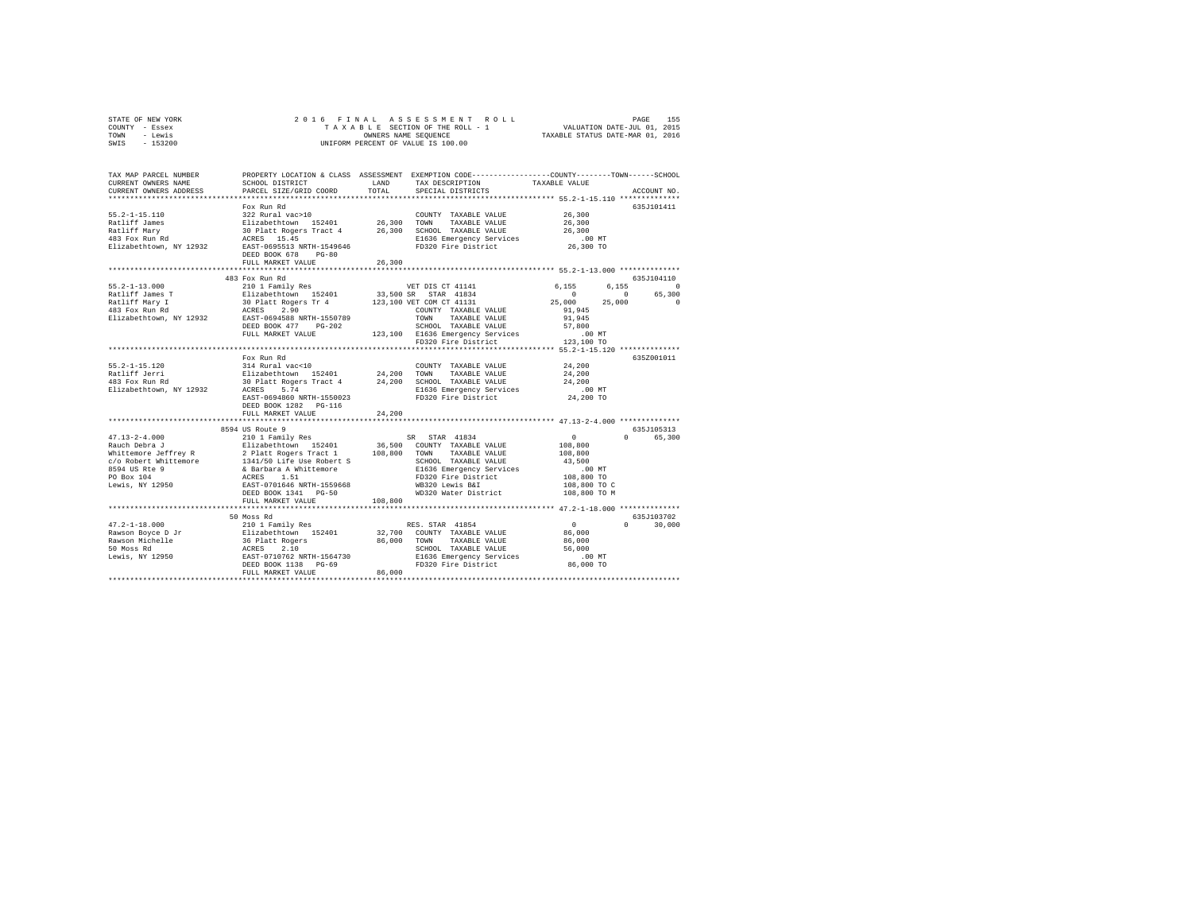STATE OF NEW YORK
COUNTY - Essex
TOWN - Lewis
SWIS - 153200

2016 FINAL ASSESSMENT ROLL
TAXABLE SECTION OF THE ROLL - 1
OWNERS NAME SEQUENCE
UNIFORM PERCENT OF VALUE IS 100.00

VALUATION DATE-JUL 01, 2015
TAXABLE STATUS DATE-MAR 01, 2016

```
TAX MAP PARCEL NUMBER     PROPERTY LOCATION & CLASS  ASSESSMENT  EXEMPTION CODE-----------------COUNTY--------TOWN------SCHOOL
CURRENT OWNERS NAME       SCHOOL DISTRICT             LAND       TAX DESCRIPTION            TAXABLE VALUE
CURRENT OWNERS ADDRESS    PARCEL SIZE/GRID COORD      TOTAL      SPECIAL DISTRICTS                                   ACCOUNT NO.
************************************************************************************************ 55.2-1-15.110 **************
                          Fox Run Rd                                                                              635J101411
55.2-1-15.110             322 Rural vac>10                        COUNTY  TAXABLE VALUE        26,300
Ratliff James             Elizabethtown  152401       26,300      TOWN    TAXABLE VALUE        26,300
Ratliff Mary              30 Platt Rogers Tract 4     26,300      SCHOOL  TAXABLE VALUE        26,300
483 Fox Run Rd            ACRES   15.45                           E1636 Emergency Services        .00 MT
Elizabethtown, NY 12932   EAST-0695513 NRTH-1549646               FD320 Fire District          26,300 TO
                          DEED BOOK 678    PG-80
                          FULL MARKET VALUE           26,300
************************************************************************************************ 55.2-1-13.000 **************
                          483 Fox Run Rd                                                                          635J104110
55.2-1-13.000             210 1 Family Res                        VET DIS CT 41141          6,155       6,155           0
Ratliff James T           Elizabethtown  152401       33,500 SR   STAR 41834                    0           0      65,300
Ratliff Mary I            30 Platt Rogers Tr 4       123,100 VET COM CT 41131              25,000      25,000           0
483 Fox Run Rd            ACRES    2.90                           COUNTY  TAXABLE VALUE        91,945
Elizabethtown, NY 12932   EAST-0694588 NRTH-1550789               TOWN    TAXABLE VALUE        91,945
                          DEED BOOK 477    PG-202                 SCHOOL  TAXABLE VALUE        57,800
                          FULL MARKET VALUE          123,100      E1636 Emergency Services        .00 MT
                                                                  FD320 Fire District         123,100 TO
************************************************************************************************ 55.2-1-15.120 **************
                          Fox Run Rd                                                                              635Z001011
55.2-1-15.120             314 Rural vac<10                        COUNTY  TAXABLE VALUE        24,200
Ratliff Jerri             Elizabethtown  152401       24,200      TOWN    TAXABLE VALUE        24,200
483 Fox Run Rd            30 Platt Rogers Tract 4     24,200      SCHOOL  TAXABLE VALUE        24,200
Elizabethtown, NY 12932   ACRES    5.74                           E1636 Emergency Services        .00 MT
                          EAST-0694860 NRTH-1550023               FD320 Fire District          24,200 TO
                          DEED BOOK 1282   PG-116
                          FULL MARKET VALUE           24,200
************************************************************************************************ 47.13-2-4.000 **************
                          8594 US Route 9                                                                         635J105313
47.13-2-4.000             210 1 Family Res                        SR   STAR 41834                   0           0      65,300
Rauch Debra J             Elizabethtown  152401       36,500      COUNTY  TAXABLE VALUE       108,800
Whittemore Jeffrey R      2 Platt Rogers Tract 1     108,800      TOWN    TAXABLE VALUE       108,800
c/o Robert Whittemore     1341/50 Life Use Robert S               SCHOOL  TAXABLE VALUE        43,500
8594 US Rte 9             & Barbara A Whittemore                  E1636 Emergency Services        .00 MT
PO Box 104                ACRES    1.51                           FD320 Fire District         108,800 TO
Lewis, NY 12950           EAST-0701646 NRTH-1559668               WB320 Lewis B&I             108,800 TO C
                          DEED BOOK 1341   PG-50                  WD320 Water District        108,800 TO M
                          FULL MARKET VALUE          108,800
************************************************************************************************ 47.2-1-18.000 **************
                          50 Moss Rd                                                                              635J103702
47.2-1-18.000             210 1 Family Res                        RES. STAR 41854                   0           0      30,000
Rawson Boyce D Jr         Elizabethtown  152401       32,700      COUNTY  TAXABLE VALUE        86,000
Rawson Michelle           36 Platt Rogers             86,000      TOWN    TAXABLE VALUE        86,000
50 Moss Rd                ACRES    2.10                           SCHOOL  TAXABLE VALUE        56,000
Lewis, NY 12950           EAST-0710762 NRTH-1564730               E1636 Emergency Services        .00 MT
                          DEED BOOK 1138   PG-69                  FD320 Fire District          86,000 TO
                          FULL MARKET VALUE           86,000
******************************************************************************************************************************
```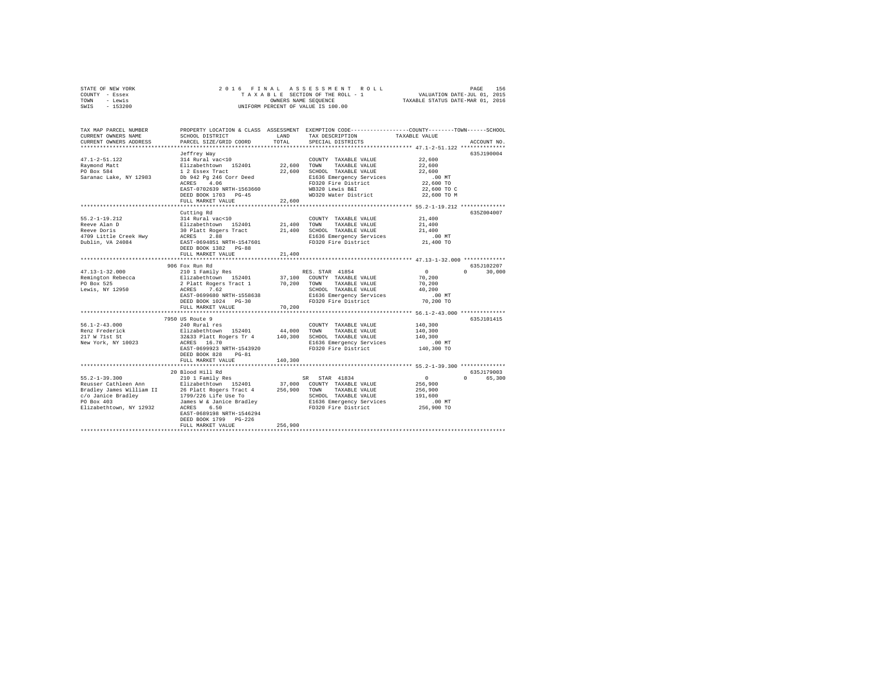```
STATE OF NEW YORK              2 0 1 6   F I N A L   A S S E S S M E N T   R O L L                    PAGE   156
COUNTY - Essex                    T A X A B L E SECTION OF THE ROLL - 1                VALUATION DATE-JUL 01, 2015
TOWN   - Lewis                           OWNERS NAME SEQUENCE                        TAXABLE STATUS DATE-MAR 01, 2016
SWIS   - 153200                    UNIFORM PERCENT OF VALUE IS 100.00

TAX MAP PARCEL NUMBER        PROPERTY LOCATION & CLASS  ASSESSMENT  EXEMPTION CODE-----------------COUNTY--------TOWN------SCHOOL
CURRENT OWNERS NAME          SCHOOL DISTRICT              LAND      TAX DESCRIPTION            TAXABLE VALUE
CURRENT OWNERS ADDRESS       PARCEL SIZE/GRID COORD       TOTAL     SPECIAL DISTRICTS                                   ACCOUNT NO.
******************************************************************************************************* 47.1-2-51.122 **************
                             Jeffrey Way                                                                              635J190004
47.1-2-51.122                314 Rural vac<10                        COUNTY  TAXABLE VALUE              22,600
Raymond Matt                 Elizabethtown  152401        22,600     TOWN    TAXABLE VALUE              22,600
PO Box 584                   1 2 Essex Tract              22,600     SCHOOL  TAXABLE VALUE              22,600
Saranac Lake, NY 12983       Db 942 Pg 246 Corr Deed                 E1636 Emergency Services              .00 MT
                             ACRES    4.06                           FD320 Fire District                22,600 TO
                             EAST-0702639 NRTH-1563660               WB320 Lewis B&I                    22,600 TO C
                             DEED BOOK 1703   PG-45                  WD320 Water District               22,600 TO M
                             FULL MARKET VALUE            22,600
******************************************************************************************************* 55.2-1-19.212 **************
                             Cutting Rd                                                                               635Z004007
55.2-1-19.212                314 Rural vac<10                        COUNTY  TAXABLE VALUE              21,400
Reeve Alan D                 Elizabethtown  152401        21,400     TOWN    TAXABLE VALUE              21,400
Reeve Doris                  30 Platt Rogers Tract        21,400     SCHOOL  TAXABLE VALUE              21,400
4709 Little Creek Hwy        ACRES    2.88                           E1636 Emergency Services              .00 MT
Dublin, VA 24084             EAST-0694851 NRTH-1547601               FD320 Fire District                21,400 TO
                             DEED BOOK 1382   PG-88
                             FULL MARKET VALUE            21,400
******************************************************************************************************* 47.13-1-32.000 *************
                             906 Fox Run Rd                                                                           635J102207
47.13-1-32.000               210 1 Family Res                        RES. STAR 41854                 0          0       30,000
Remington Rebecca            Elizabethtown  152401        37,100     COUNTY  TAXABLE VALUE              70,200
PO Box 525                   2 Platt Rogers Tract 1       70,200     TOWN    TAXABLE VALUE              70,200
Lewis, NY 12950              ACRES    7.62                           SCHOOL  TAXABLE VALUE              40,200
                             EAST-0699680 NRTH-1558638               E1636 Emergency Services              .00 MT
                             DEED BOOK 1024   PG-30                  FD320 Fire District                70,200 TO
                             FULL MARKET VALUE            70,200
******************************************************************************************************* 56.1-2-43.000 **************
                             7950 US Route 9                                                                          635J101415
56.1-2-43.000                240 Rural res                           COUNTY  TAXABLE VALUE             140,300
Renz Frederick               Elizabethtown  152401        44,000     TOWN    TAXABLE VALUE             140,300
217 W 71st St                32&33 Platt Rogers Tr 4     140,300     SCHOOL  TAXABLE VALUE             140,300
New York, NY 10023           ACRES   16.70                           E1636 Emergency Services              .00 MT
                             EAST-0699923 NRTH-1543920               FD320 Fire District               140,300 TO
                             DEED BOOK 828    PG-81
                             FULL MARKET VALUE           140,300
******************************************************************************************************* 55.2-1-39.300 **************
                             20 Blood Hill Rd                                                                         635J179003
55.2-1-39.300                210 1 Family Res                        SR  STAR 41834                  0          0       65,300
Reusser Cathleen Ann         Elizabethtown  152401        37,000     COUNTY  TAXABLE VALUE             256,900
Bradley James William II     26 Platt Rogers Tract 4     256,900     TOWN    TAXABLE VALUE             256,900
c/o Janice Bradley           1799/226 Life Use To                    SCHOOL  TAXABLE VALUE             191,600
PO Box 403                   James W & Janice Bradley                E1636 Emergency Services              .00 MT
Elizabethtown, NY 12932      ACRES    6.50                           FD320 Fire District               256,900 TO
                             EAST-0689198 NRTH-1546294
                             DEED BOOK 1799   PG-226
                             FULL MARKET VALUE           256,900
************************************************************************************************************************************
```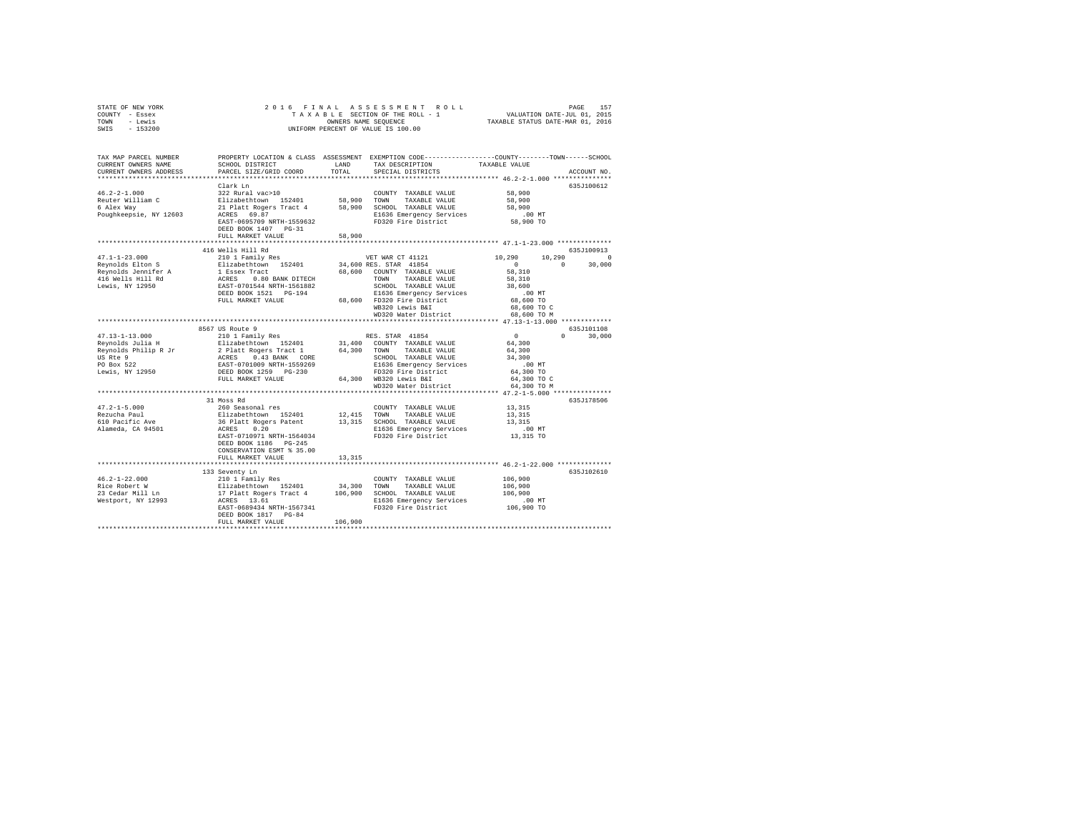STATE OF NEW YORK 2016 FINAL ASSESSMENT ROLL
COUNTY - Essex TAXABLE SECTION OF THE ROLL - 1 VALUATION DATE-JUL 01, 2015
TOWN - Lewis OWNERS NAME SEQUENCE TAXABLE STATUS DATE-MAR 01, 2016
SWIS - 153200 UNIFORM PERCENT OF VALUE IS 100.00

```
TAX MAP PARCEL NUMBER     PROPERTY LOCATION & CLASS  ASSESSMENT  EXEMPTION CODE-----------------COUNTY--------TOWN------SCHOOL
CURRENT OWNERS NAME       SCHOOL DISTRICT             LAND       TAX DESCRIPTION              TAXABLE VALUE
CURRENT OWNERS ADDRESS    PARCEL SIZE/GRID COORD      TOTAL      SPECIAL DISTRICTS                                      ACCOUNT NO.
************************************************************************************************* 46.2-2-1.000 ***************
                          Clark Ln                                                                                   635J100612
46.2-2-1.000              322 Rural vac>10                       COUNTY  TAXABLE VALUE            58,900
Reuter William C          Elizabethtown  152401       58,900     TOWN    TAXABLE VALUE            58,900
6 Alex Way                21 Platt Rogers Tract 4     58,900     SCHOOL  TAXABLE VALUE            58,900
Poughkeepsie, NY 12603    ACRES  69.87                           E1636 Emergency Services            .00 MT
                          EAST-0695709 NRTH-1559632              FD320 Fire District              58,900 TO
                          DEED BOOK 1407   PG-31
                          FULL MARKET VALUE           58,900
************************************************************************************************* 47.1-1-23.000 **************
                          416 Wells Hill Rd                                                                          635J100913
47.1-1-23.000             210 1 Family Res                       VET WAR CT 41121           10,290     10,290            0
Reynolds Elton S          Elizabethtown  152401       34,600 RES. STAR  41854                    0          0       30,000
Reynolds Jennifer A       1 Essex Tract               68,600     COUNTY  TAXABLE VALUE            58,310
416 Wells Hill Rd         ACRES   0.80 BANK DITECH               TOWN    TAXABLE VALUE            58,310
Lewis, NY 12950           EAST-0701544 NRTH-1561882              SCHOOL  TAXABLE VALUE            38,600
                          DEED BOOK 1521   PG-194                E1636 Emergency Services            .00 MT
                          FULL MARKET VALUE           68,600     FD320 Fire District              68,600 TO
                                                                 WB320 Lewis B&I                  68,600 TO C
                                                                 WD320 Water District             68,600 TO M
************************************************************************************************* 47.13-1-13.000 *************
                          8567 US Route 9                                                                            635J101108
47.13-1-13.000            210 1 Family Res                       RES. STAR  41854                    0          0       30,000
Reynolds Julia H          Elizabethtown  152401       31,400     COUNTY  TAXABLE VALUE            64,300
Reynolds Philip R Jr      2 Platt Rogers Tract 1      64,300     TOWN    TAXABLE VALUE            64,300
US Rte 9                  ACRES   0.43 BANK  CORE                SCHOOL  TAXABLE VALUE            34,300
PO Box 522                EAST-0701009 NRTH-1559269              E1636 Emergency Services            .00 MT
Lewis, NY 12950           DEED BOOK 1259   PG-230                FD320 Fire District              64,300 TO
                          FULL MARKET VALUE           64,300     WB320 Lewis B&I                  64,300 TO C
                                                                 WD320 Water District             64,300 TO M
************************************************************************************************* 47.2-1-5.000 ***************
                          31 Moss Rd                                                                                 635J178506
47.2-1-5.000              260 Seasonal res                       COUNTY  TAXABLE VALUE            13,315
Rezucha Paul              Elizabethtown  152401       12,415     TOWN    TAXABLE VALUE            13,315
610 Pacific Ave           36 Platt Rogers Patent      13,315     SCHOOL  TAXABLE VALUE            13,315
Alameda, CA 94501         ACRES   0.20                           E1636 Emergency Services            .00 MT
                          EAST-0710971 NRTH-1564034              FD320 Fire District              13,315 TO
                          DEED BOOK 1186   PG-245
                          CONSERVATION ESMT % 35.00
                          FULL MARKET VALUE           13,315
************************************************************************************************* 46.2-1-22.000 **************
                          133 Seventy Ln                                                                             635J102610
46.2-1-22.000             210 1 Family Res                       COUNTY  TAXABLE VALUE           106,900
Rice Robert W             Elizabethtown  152401       34,300     TOWN    TAXABLE VALUE           106,900
23 Cedar Mill Ln          17 Platt Rogers Tract 4    106,900     SCHOOL  TAXABLE VALUE           106,900
Westport, NY 12993        ACRES  13.61                           E1636 Emergency Services            .00 MT
                          EAST-0689434 NRTH-1567341              FD320 Fire District             106,900 TO
                          DEED BOOK 1817   PG-84
                          FULL MARKET VALUE          106,900
********************************************************************************************************************************
```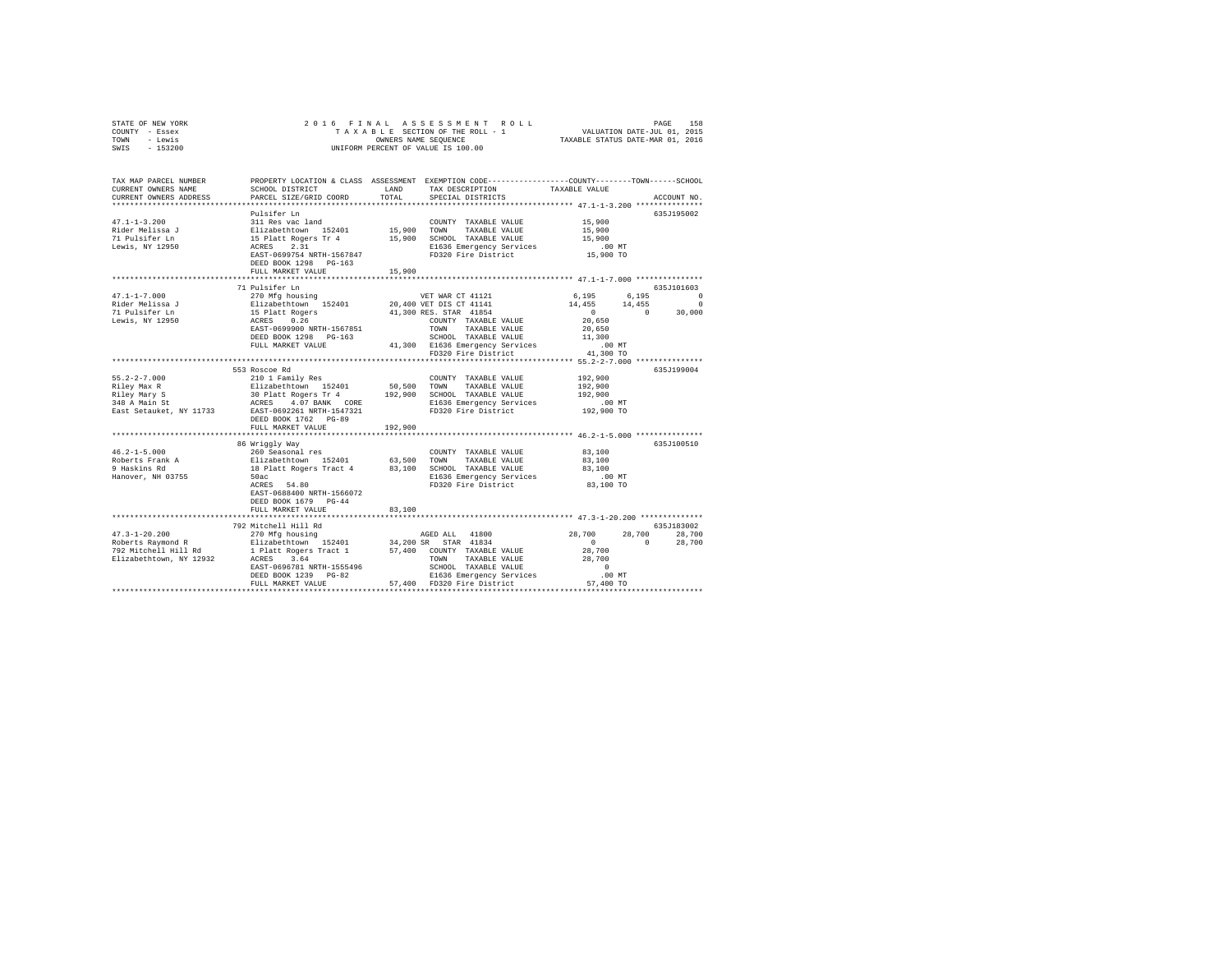STATE OF NEW YORK 2016 FINAL ASSESSMENT ROLL
COUNTY - Essex TAXABLE SECTION OF THE ROLL - 1 VALUATION DATE-JUL 01, 2015
TOWN - Lewis OWNERS NAME SEQUENCE TAXABLE STATUS DATE-MAR 01, 2016
SWIS - 153200 UNIFORM PERCENT OF VALUE IS 100.00

```
TAX MAP PARCEL NUMBER          PROPERTY LOCATION & CLASS  ASSESSMENT  EXEMPTION CODE-----------------COUNTY--------TOWN------SCHOOL
CURRENT OWNERS NAME            SCHOOL DISTRICT             LAND      TAX DESCRIPTION            TAXABLE VALUE
CURRENT OWNERS ADDRESS         PARCEL SIZE/GRID COORD      TOTAL     SPECIAL DISTRICTS                                      ACCOUNT NO.
****************************************************************************************************** 47.1-1-3.200 ***************
                               Pulsifer Ln                                                                                635J195002
47.1-1-3.200                   311 Res vac land                       COUNTY  TAXABLE VALUE          15,900
Rider Melissa J                Elizabethtown  152401       15,900     TOWN    TAXABLE VALUE          15,900
71 Pulsifer Ln                 15 Platt Rogers Tr 4        15,900     SCHOOL  TAXABLE VALUE          15,900
Lewis, NY 12950                ACRES    2.31                          E1636 Emergency Services          .00 MT
                               EAST-0699754 NRTH-1567847              FD320 Fire District            15,900 TO
                               DEED BOOK 1298   PG-163
                               FULL MARKET VALUE           15,900
****************************************************************************************************** 47.1-1-7.000 ***************
                               71 Pulsifer Ln                                                                             635J101603
47.1-1-7.000                   270 Mfg housing                        VET WAR CT 41121             6,195      6,195            0
Rider Melissa J                Elizabethtown  152401       20,400 VET DIS CT 41141                14,455     14,455            0
71 Pulsifer Ln                 15 Platt Rogers             41,300 RES. STAR  41854                     0          0       30,000
Lewis, NY 12950                ACRES    0.26                          COUNTY  TAXABLE VALUE          20,650
                               EAST-0699900 NRTH-1567851              TOWN    TAXABLE VALUE          20,650
                               DEED BOOK 1298   PG-163                SCHOOL  TAXABLE VALUE          11,300
                               FULL MARKET VALUE           41,300     E1636 Emergency Services          .00 MT
                                                                      FD320 Fire District            41,300 TO
****************************************************************************************************** 55.2-2-7.000 ***************
                               553 Roscoe Rd                                                                              635J199004
55.2-2-7.000                   210 1 Family Res                       COUNTY  TAXABLE VALUE         192,900
Riley Max R                    Elizabethtown  152401       50,500     TOWN    TAXABLE VALUE         192,900
Riley Mary S                   30 Platt Rogers Tr 4       192,900     SCHOOL  TAXABLE VALUE         192,900
348 A Main St                  ACRES    4.07 BANK   CORE              E1636 Emergency Services          .00 MT
East Setauket, NY 11733        EAST-0692261 NRTH-1547321              FD320 Fire District           192,900 TO
                               DEED BOOK 1762   PG-89
                               FULL MARKET VALUE          192,900
****************************************************************************************************** 46.2-1-5.000 ***************
                               86 Wriggly Way                                                                             635J100510
46.2-1-5.000                   260 Seasonal res                       COUNTY  TAXABLE VALUE          83,100
Roberts Frank A                Elizabethtown  152401       63,500     TOWN    TAXABLE VALUE          83,100
9 Haskins Rd                   18 Platt Rogers Tract 4     83,100     SCHOOL  TAXABLE VALUE          83,100
Hanover, NH 03755              50ac                                   E1636 Emergency Services          .00 MT
                               ACRES   54.80                          FD320 Fire District            83,100 TO
                               EAST-0688400 NRTH-1566072
                               DEED BOOK 1679   PG-44
                               FULL MARKET VALUE           83,100
****************************************************************************************************** 47.3-1-20.200 **************
                               792 Mitchell Hill Rd                                                                       635J183002
47.3-1-20.200                  270 Mfg housing                        AGED ALL   41800             28,700     28,700       28,700
Roberts Raymond R              Elizabethtown  152401       34,200 SR  STAR  41834                      0          0       28,700
792 Mitchell Hill Rd           1 Platt Rogers Tract 1      57,400     COUNTY  TAXABLE VALUE          28,700
Elizabethtown, NY 12932        ACRES    3.64                          TOWN    TAXABLE VALUE          28,700
                               EAST-0696781 NRTH-1555496              SCHOOL  TAXABLE VALUE               0
                               DEED BOOK 1239   PG-82                 E1636 Emergency Services          .00 MT
                               FULL MARKET VALUE           57,400     FD320 Fire District            57,400 TO
************************************************************************************************************************************
```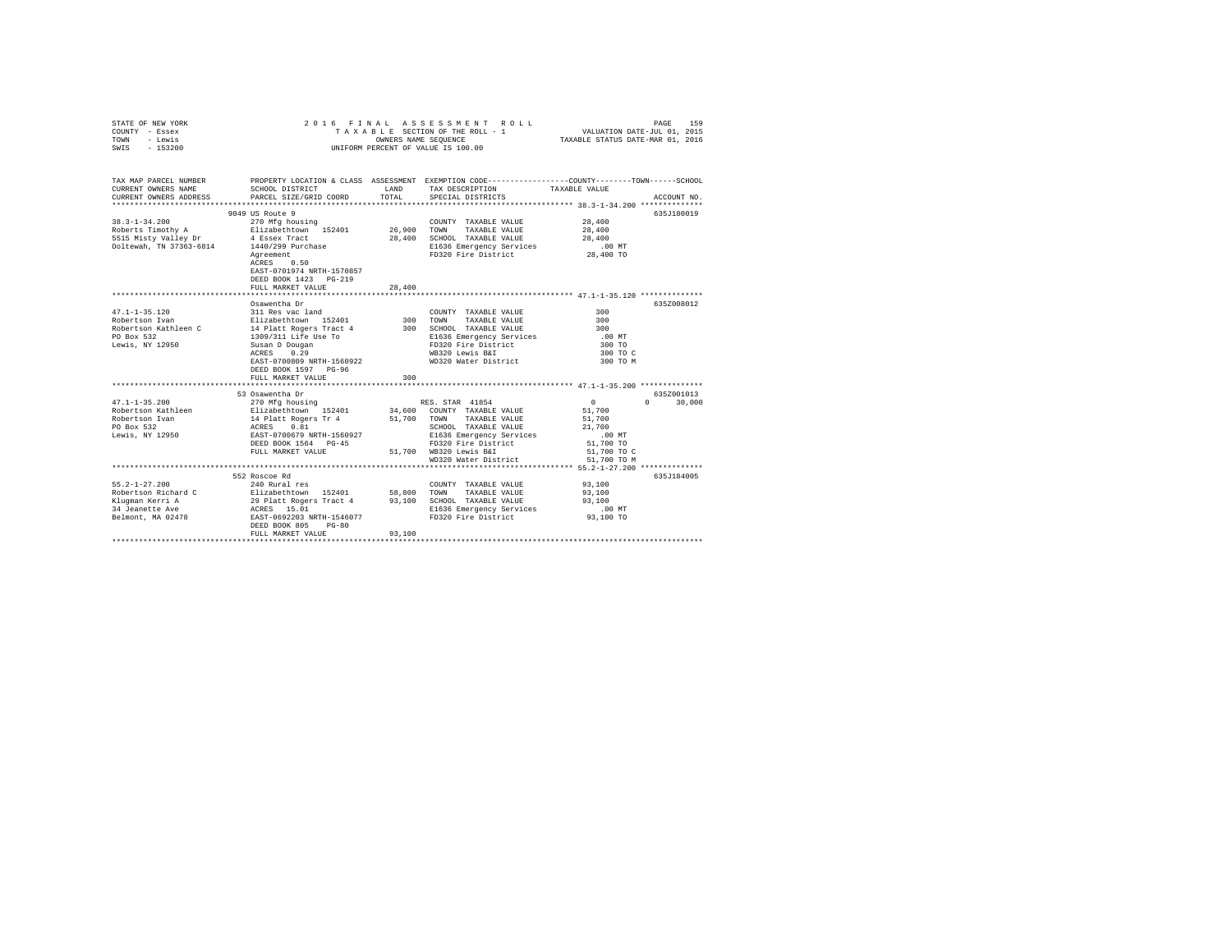STATE OF NEW YORK — 2016 FINAL ASSESSMENT ROLL — PAGE 159
COUNTY - Essex — TAXABLE SECTION OF THE ROLL - 1 — VALUATION DATE-JUL 01, 2015
TOWN - Lewis — OWNERS NAME SEQUENCE — TAXABLE STATUS DATE-MAR 01, 2016
SWIS - 153200 — UNIFORM PERCENT OF VALUE IS 100.00

```
TAX MAP PARCEL NUMBER          PROPERTY LOCATION & CLASS  ASSESSMENT  EXEMPTION CODE-----------------COUNTY--------TOWN------SCHOOL
CURRENT OWNERS NAME            SCHOOL DISTRICT               LAND      TAX DESCRIPTION            TAXABLE VALUE
CURRENT OWNERS ADDRESS         PARCEL SIZE/GRID COORD        TOTAL     SPECIAL DISTRICTS                                    ACCOUNT NO.
******************************************************************************************************* 38.3-1-34.200 **************
                               9049 US Route 9                                                                         635J180019
38.3-1-34.200                  270 Mfg housing                         COUNTY  TAXABLE VALUE             28,400
Roberts Timothy A              Elizabethtown  152401        26,900     TOWN    TAXABLE VALUE             28,400
5515 Misty Valley Dr           4 Essex Tract                28,400     SCHOOL  TAXABLE VALUE             28,400
Ooltewah, TN 37363-6814        1440/299 Purchase                       E1636 Emergency Services             .00 MT
                               Agreement                               FD320 Fire District               28,400 TO
                               ACRES    0.50
                               EAST-0701974 NRTH-1570857
                               DEED BOOK 1423   PG-219
                               FULL MARKET VALUE            28,400
******************************************************************************************************* 47.1-1-35.120 **************
                               Osawentha Dr                                                                            635Z008012
47.1-1-35.120                  311 Res vac land                        COUNTY  TAXABLE VALUE                300
Robertson Ivan                 Elizabethtown  152401           300     TOWN    TAXABLE VALUE                300
Robertson Kathleen C           14 Platt Rogers Tract 4         300     SCHOOL  TAXABLE VALUE                300
PO Box 532                     1309/311 Life Use To                    E1636 Emergency Services             .00 MT
Lewis, NY 12950                Susan D Dougan                          FD320 Fire District                  300 TO
                               ACRES    0.29                           WB320 Lewis B&I                      300 TO C
                               EAST-0700809 NRTH-1560922               WD320 Water District                 300 TO M
                               DEED BOOK 1597   PG-96
                               FULL MARKET VALUE               300
******************************************************************************************************* 47.1-1-35.200 **************
                               53 Osawentha Dr                                                                         635Z001013
47.1-1-35.200                  270 Mfg housing                         RES. STAR 41854                    0           0      30,000
Robertson Kathleen             Elizabethtown  152401        34,600     COUNTY  TAXABLE VALUE             51,700
Robertson Ivan                 14 Platt Rogers Tr 4         51,700     TOWN    TAXABLE VALUE             51,700
PO Box 532                     ACRES    0.81                           SCHOOL  TAXABLE VALUE             21,700
Lewis, NY 12950                EAST-0700679 NRTH-1560927               E1636 Emergency Services             .00 MT
                               DEED BOOK 1564   PG-45                  FD320 Fire District               51,700 TO
                               FULL MARKET VALUE            51,700     WB320 Lewis B&I                   51,700 TO C
                                                                       WD320 Water District              51,700 TO M
******************************************************************************************************* 55.2-1-27.200 **************
                               552 Roscoe Rd                                                                           635J184005
55.2-1-27.200                  240 Rural res                           COUNTY  TAXABLE VALUE             93,100
Robertson Richard C            Elizabethtown  152401        58,800     TOWN    TAXABLE VALUE             93,100
Klugman Kerri A                29 Platt Rogers Tract 4      93,100     SCHOOL  TAXABLE VALUE             93,100
34 Jeanette Ave                ACRES   15.01                           E1636 Emergency Services             .00 MT
Belmont, MA 02478              EAST-0692203 NRTH-1546077               FD320 Fire District               93,100 TO
                               DEED BOOK 805    PG-80
                               FULL MARKET VALUE            93,100
************************************************************************************************************************************
```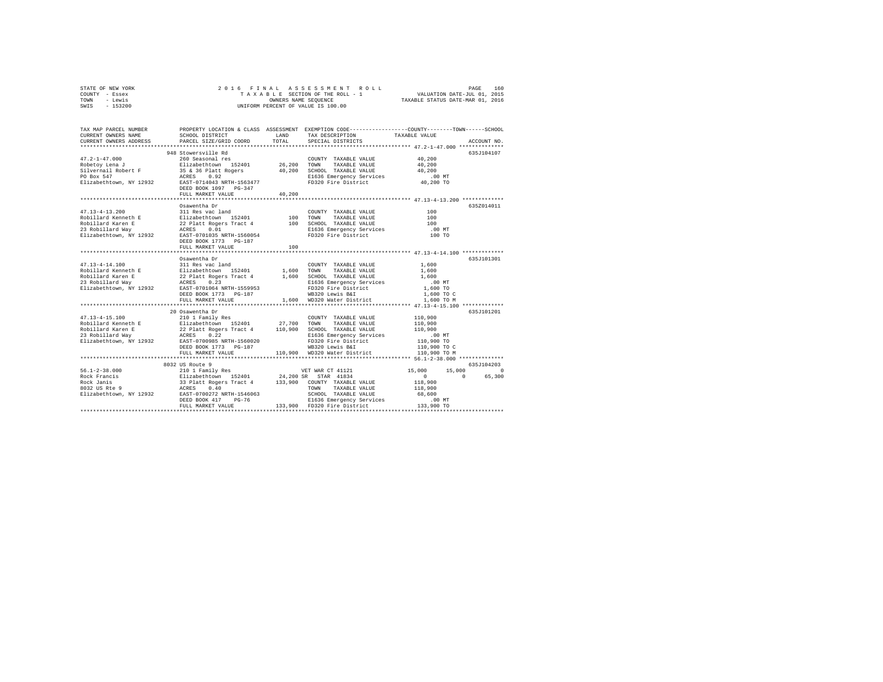STATE OF NEW YORK
COUNTY - Essex
TOWN - Lewis
SWIS - 153200

2016 FINAL ASSESSMENT ROLL
TAXABLE SECTION OF THE ROLL - 1
OWNERS NAME SEQUENCE
UNIFORM PERCENT OF VALUE IS 100.00

VALUATION DATE-JUL 01, 2015
TAXABLE STATUS DATE-MAR 01, 2016

```
TAX MAP PARCEL NUMBER          PROPERTY LOCATION & CLASS  ASSESSMENT  EXEMPTION CODE-----------------COUNTY--------TOWN------SCHOOL
CURRENT OWNERS NAME            SCHOOL DISTRICT             LAND      TAX DESCRIPTION             TAXABLE VALUE
CURRENT OWNERS ADDRESS         PARCEL SIZE/GRID COORD      TOTAL     SPECIAL DISTRICTS                                    ACCOUNT NO.
******************************************************************************************************* 47.2-1-47.000 **************
                               948 Stowersville Rd                                                                        635J104107
47.2-1-47.000                  260 Seasonal res                      COUNTY  TAXABLE VALUE             40,200
Robetoy Lena J                 Elizabethtown  152401       26,200    TOWN    TAXABLE VALUE             40,200
Silvernail Robert F            35 & 36 Platt Rogers        40,200    SCHOOL  TAXABLE VALUE             40,200
PO Box 547                     ACRES    0.92                         E1636 Emergency Services             .00 MT
Elizabethtown, NY 12932        EAST-0714043 NRTH-1563477             FD320 Fire District               40,200 TO
                               DEED BOOK 1097   PG-347
                               FULL MARKET VALUE           40,200
******************************************************************************************************* 47.13-4-13.200 ************
                               Osawentha Dr                                                                               635Z014011
47.13-4-13.200                 311 Res vac land                      COUNTY  TAXABLE VALUE                100
Robillard Kenneth E            Elizabethtown  152401          100    TOWN    TAXABLE VALUE                100
Robillard Karen E              22 Platt Rogers Tract 4        100    SCHOOL  TAXABLE VALUE                100
23 Robillard Way               ACRES    0.01                         E1636 Emergency Services             .00 MT
Elizabethtown, NY 12932        EAST-0701035 NRTH-1560054             FD320 Fire District                  100 TO
                               DEED BOOK 1773   PG-187
                               FULL MARKET VALUE              100
******************************************************************************************************* 47.13-4-14.100 ************
                               Osawentha Dr                                                                               635J101301
47.13-4-14.100                 311 Res vac land                      COUNTY  TAXABLE VALUE              1,600
Robillard Kenneth E            Elizabethtown  152401        1,600    TOWN    TAXABLE VALUE              1,600
Robillard Karen E              22 Platt Rogers Tract 4      1,600    SCHOOL  TAXABLE VALUE              1,600
23 Robillard Way               ACRES    0.23                         E1636 Emergency Services             .00 MT
Elizabethtown, NY 12932        EAST-0701064 NRTH-1559953             FD320 Fire District                1,600 TO
                               DEED BOOK 1773   PG-187               WB320 Lewis B&I                    1,600 TO C
                               FULL MARKET VALUE            1,600    WD320 Water District               1,600 TO M
******************************************************************************************************* 47.13-4-15.100 ************
                               20 Osawentha Dr                                                                            635J101201
47.13-4-15.100                 210 1 Family Res                      COUNTY  TAXABLE VALUE            110,900
Robillard Kenneth E            Elizabethtown  152401       27,700    TOWN    TAXABLE VALUE            110,900
Robillard Karen E              22 Platt Rogers Tract 4    110,900    SCHOOL  TAXABLE VALUE            110,900
23 Robillard Way               ACRES    0.22                         E1636 Emergency Services             .00 MT
Elizabethtown, NY 12932        EAST-0700985 NRTH-1560020             FD320 Fire District              110,900 TO
                               DEED BOOK 1773   PG-187               WB320 Lewis B&I                  110,900 TO C
                               FULL MARKET VALUE          110,900    WD320 Water District             110,900 TO M
******************************************************************************************************* 56.1-2-38.000 *************
                               8032 US Route 9                                                                            635J104203
56.1-2-38.000                  210 1 Family Res                      VET WAR CT 41121           15,000      15,000             0
Rock Francis                   Elizabethtown  152401       24,200 SR STAR  41834                     0           0        65,300
Rock Janis                     33 Platt Rogers Tract 4    133,900    COUNTY  TAXABLE VALUE            118,900
8032 US Rte 9                  ACRES    0.40                         TOWN    TAXABLE VALUE            118,900
Elizabethtown, NY 12932        EAST-0700272 NRTH-1546063             SCHOOL  TAXABLE VALUE             68,600
                               DEED BOOK 417    PG-76                E1636 Emergency Services             .00 MT
                               FULL MARKET VALUE          133,900    FD320 Fire District              133,900 TO
************************************************************************************************************************************
```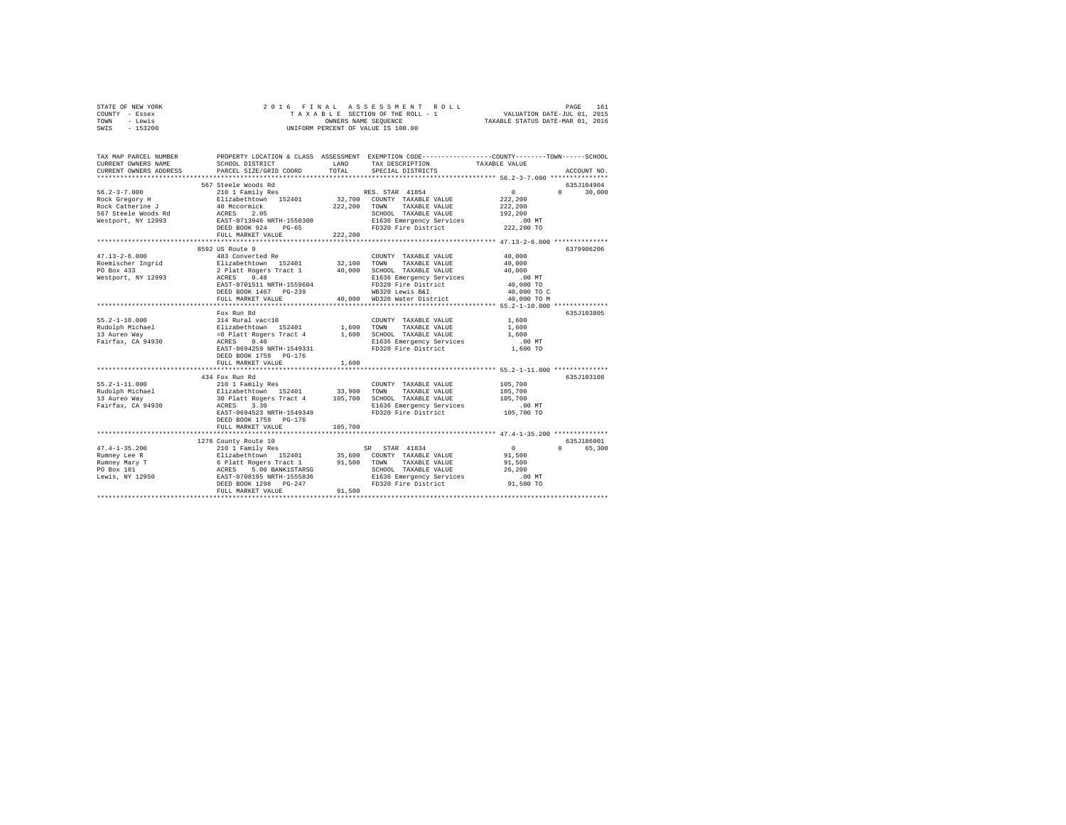STATE OF NEW YORK
COUNTY - Essex
TOWN - Lewis
SWIS - 153200

2 0 1 6 F I N A L A S S E S S M E N T R O L L
T A X A B L E SECTION OF THE ROLL - 1
OWNERS NAME SEQUENCE
UNIFORM PERCENT OF VALUE IS 100.00

VALUATION DATE-JUL 01, 2015
TAXABLE STATUS DATE-MAR 01, 2016

```
TAX MAP PARCEL NUMBER          PROPERTY LOCATION & CLASS  ASSESSMENT  EXEMPTION CODE-----------------COUNTY--------TOWN------SCHOOL
CURRENT OWNERS NAME            SCHOOL DISTRICT              LAND      TAX DESCRIPTION            TAXABLE VALUE
CURRENT OWNERS ADDRESS         PARCEL SIZE/GRID COORD       TOTAL     SPECIAL DISTRICTS                                    ACCOUNT NO.
****************************************************************************************************** 56.2-3-7.000 ***************
                               567 Steele Woods Rd                                                                      635J104904
56.2-3-7.000                   210 1 Family Res                      RES. STAR 41854                0           0       30,000
Rock Gregory H                 Elizabethtown  152401        32,700   COUNTY  TAXABLE VALUE        222,200
Rock Catherine J               40 Mccormick                222,200   TOWN    TAXABLE VALUE        222,200
567 Steele Woods Rd            ACRES    2.05                         SCHOOL  TAXABLE VALUE        192,200
Westport, NY 12993             EAST-0713946 NRTH-1550300             E1636 Emergency Services          .00 MT
                               DEED BOOK 924    PG-65                FD320 Fire District           222,200 TO
                               FULL MARKET VALUE           222,200
****************************************************************************************************** 47.13-2-6.000 **************
                               8592 US Route 9                                                                          6379906206
47.13-2-6.000                  483 Converted Re                      COUNTY  TAXABLE VALUE         40,000
Roemischer Ingrid              Elizabethtown  152401        32,100   TOWN    TAXABLE VALUE         40,000
PO Box 433                     2 Platt Rogers Tract 1       40,000   SCHOOL  TAXABLE VALUE         40,000
Westport, NY 12993             ACRES    0.48                         E1636 Emergency Services          .00 MT
                               EAST-0701511 NRTH-1559604             FD320 Fire District            40,000 TO
                               DEED BOOK 1467   PG-239               WB320 Lewis B&I                40,000 TO C
                               FULL MARKET VALUE            40,000   WD320 Water District           40,000 TO M
****************************************************************************************************** 55.2-1-10.000 **************
                               Fox Run Rd                                                                               635J103805
55.2-1-10.000                  314 Rural vac<10                      COUNTY  TAXABLE VALUE          1,600
Rudolph Michael                Elizabethtown  152401         1,600   TOWN    TAXABLE VALUE          1,600
13 Aureo Way                   =0 Platt Rogers Tract 4       1,600   SCHOOL  TAXABLE VALUE          1,600
Fairfax, CA 94930              ACRES    0.40                         E1636 Emergency Services          .00 MT
                               EAST-0694259 NRTH-1549331             FD320 Fire District             1,600 TO
                               DEED BOOK 1759   PG-176
                               FULL MARKET VALUE             1,600
****************************************************************************************************** 55.2-1-11.000 **************
                               434 Fox Run Rd                                                                           635J103108
55.2-1-11.000                  210 1 Family Res                      COUNTY  TAXABLE VALUE        105,700
Rudolph Michael                Elizabethtown  152401        33,900   TOWN    TAXABLE VALUE        105,700
13 Aureo Way                   30 Platt Rogers Tract 4     105,700   SCHOOL  TAXABLE VALUE        105,700
Fairfax, CA 94930              ACRES    3.30                         E1636 Emergency Services          .00 MT
                               EAST-0694523 NRTH-1549349             FD320 Fire District           105,700 TO
                               DEED BOOK 1759   PG-176
                               FULL MARKET VALUE           105,700
****************************************************************************************************** 47.4-1-35.200 **************
                               1276 County Route 10                                                                     635J186001
47.4-1-35.200                  210 1 Family Res                      SR  STAR 41834                 0           0       65,300
Rumney Lee R                   Elizabethtown  152401        35,600   COUNTY  TAXABLE VALUE         91,500
Rumney Mary T                  6 Platt Rogers Tract 1       91,500   TOWN    TAXABLE VALUE         91,500
PO Box 101                     ACRES    5.00 BANK1STARSG             SCHOOL  TAXABLE VALUE         26,200
Lewis, NY 12950                EAST-0708195 NRTH-1555836             E1636 Emergency Services          .00 MT
                               DEED BOOK 1298   PG-247               FD320 Fire District            91,500 TO
                               FULL MARKET VALUE            91,500
************************************************************************************************************************************
```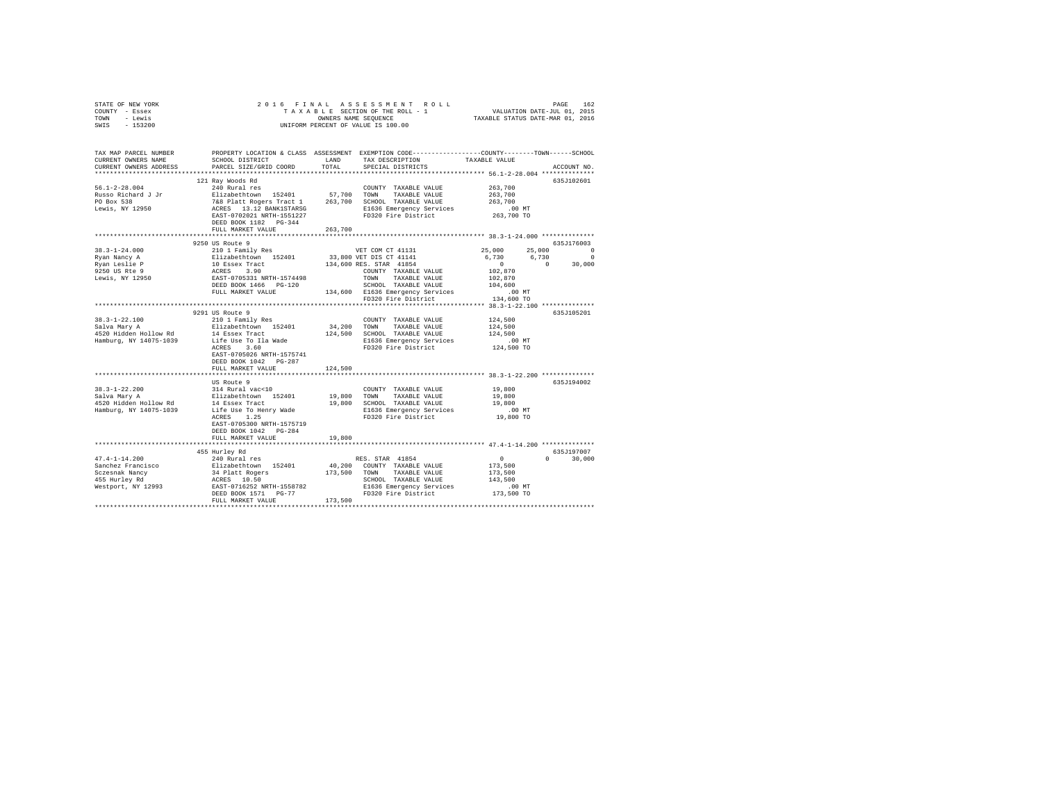```
STATE OF NEW YORK                2 0 1 6   F I N A L   A S S E S S M E N T   R O L L                        PAGE   162
COUNTY  - Essex                       T A X A B L E  SECTION OF THE ROLL - 1                  VALUATION DATE-JUL 01, 2015
TOWN    - Lewis                               OWNERS NAME SEQUENCE                          TAXABLE STATUS DATE-MAR 01, 2016
SWIS    - 153200                         UNIFORM PERCENT OF VALUE IS 100.00

TAX MAP PARCEL NUMBER          PROPERTY LOCATION & CLASS  ASSESSMENT  EXEMPTION CODE------------------COUNTY--------TOWN------SCHOOL
CURRENT OWNERS NAME            SCHOOL DISTRICT              LAND      TAX DESCRIPTION            TAXABLE VALUE
CURRENT OWNERS ADDRESS         PARCEL SIZE/GRID COORD       TOTAL     SPECIAL DISTRICTS                                   ACCOUNT NO.
******************************************************************************************************* 56.1-2-28.004 **************
                               121 Ray Woods Rd                                                                          635J102601
56.1-2-28.004                  240 Rural res                          COUNTY  TAXABLE VALUE            263,700
Russo Richard J Jr             Elizabethtown  152401      57,700   TOWN    TAXABLE VALUE            263,700
PO Box 538                     7&8 Platt Rogers Tract 1   263,700   SCHOOL  TAXABLE VALUE            263,700
Lewis, NY 12950                ACRES  13.12 BANK1STARSG              E1636 Emergency Services            .00 MT
                               EAST-0702021 NRTH-1551227             FD320 Fire District             263,700 TO
                               DEED BOOK 1182   PG-344
                               FULL MARKET VALUE            263,700
******************************************************************************************************* 38.3-1-24.000 **************
                               9250 US Route 9                                                                           635J176003
38.3-1-24.000                  210 1 Family Res                  VET COM CT 41131              25,000      25,000          0
Ryan Nancy A                   Elizabethtown  152401      33,800 VET DIS CT 41141               6,730       6,730          0
Ryan Leslie P                  10 Essex Tract             134,600 RES. STAR  41854                  0           0     30,000
9250 US Rte 9                  ACRES   3.90                          COUNTY  TAXABLE VALUE            102,870
Lewis, NY 12950                EAST-0705331 NRTH-1574498             TOWN    TAXABLE VALUE            102,870
                               DEED BOOK 1466   PG-120               SCHOOL  TAXABLE VALUE            104,600
                               FULL MARKET VALUE            134,600  E1636 Emergency Services            .00 MT
                                                                     FD320 Fire District             134,600 TO
******************************************************************************************************* 38.3-1-22.100 **************
                               9291 US Route 9                                                                           635J105201
38.3-1-22.100                  210 1 Family Res                      COUNTY  TAXABLE VALUE            124,500
Salva Mary A                   Elizabethtown  152401      34,200   TOWN    TAXABLE VALUE            124,500
4520 Hidden Hollow Rd          14 Essex Tract             124,500   SCHOOL  TAXABLE VALUE            124,500
Hamburg, NY 14075-1039         Life Use To Ila Wade                  E1636 Emergency Services            .00 MT
                               ACRES   3.60                          FD320 Fire District             124,500 TO
                               EAST-0705026 NRTH-1575741
                               DEED BOOK 1042   PG-287
                               FULL MARKET VALUE            124,500
******************************************************************************************************* 38.3-1-22.200 **************
                               US Route 9                                                                                635J194002
38.3-1-22.200                  314 Rural vac<10                      COUNTY  TAXABLE VALUE             19,800
Salva Mary A                   Elizabethtown  152401      19,800   TOWN    TAXABLE VALUE             19,800
4520 Hidden Hollow Rd          14 Essex Tract              19,800   SCHOOL  TAXABLE VALUE             19,800
Hamburg, NY 14075-1039         Life Use To Henry Wade                E1636 Emergency Services            .00 MT
                               ACRES   1.25                          FD320 Fire District              19,800 TO
                               EAST-0705300 NRTH-1575719
                               DEED BOOK 1042   PG-284
                               FULL MARKET VALUE             19,800
******************************************************************************************************* 47.4-1-14.200 **************
                               455 Hurley Rd                                                                             635J197007
47.4-1-14.200                  240 Rural res                     RES. STAR  41854                  0           0     30,000
Sanchez Francisco              Elizabethtown  152401      40,200   COUNTY  TAXABLE VALUE            173,500
Sczesnak Nancy                 34 Platt Rogers            173,500   TOWN    TAXABLE VALUE            173,500
455 Hurley Rd                  ACRES  10.50                          SCHOOL  TAXABLE VALUE            143,500
Westport, NY 12993             EAST-0716252 NRTH-1558782             E1636 Emergency Services            .00 MT
                               DEED BOOK 1571   PG-77                FD320 Fire District             173,500 TO
                               FULL MARKET VALUE            173,500
************************************************************************************************************************************
```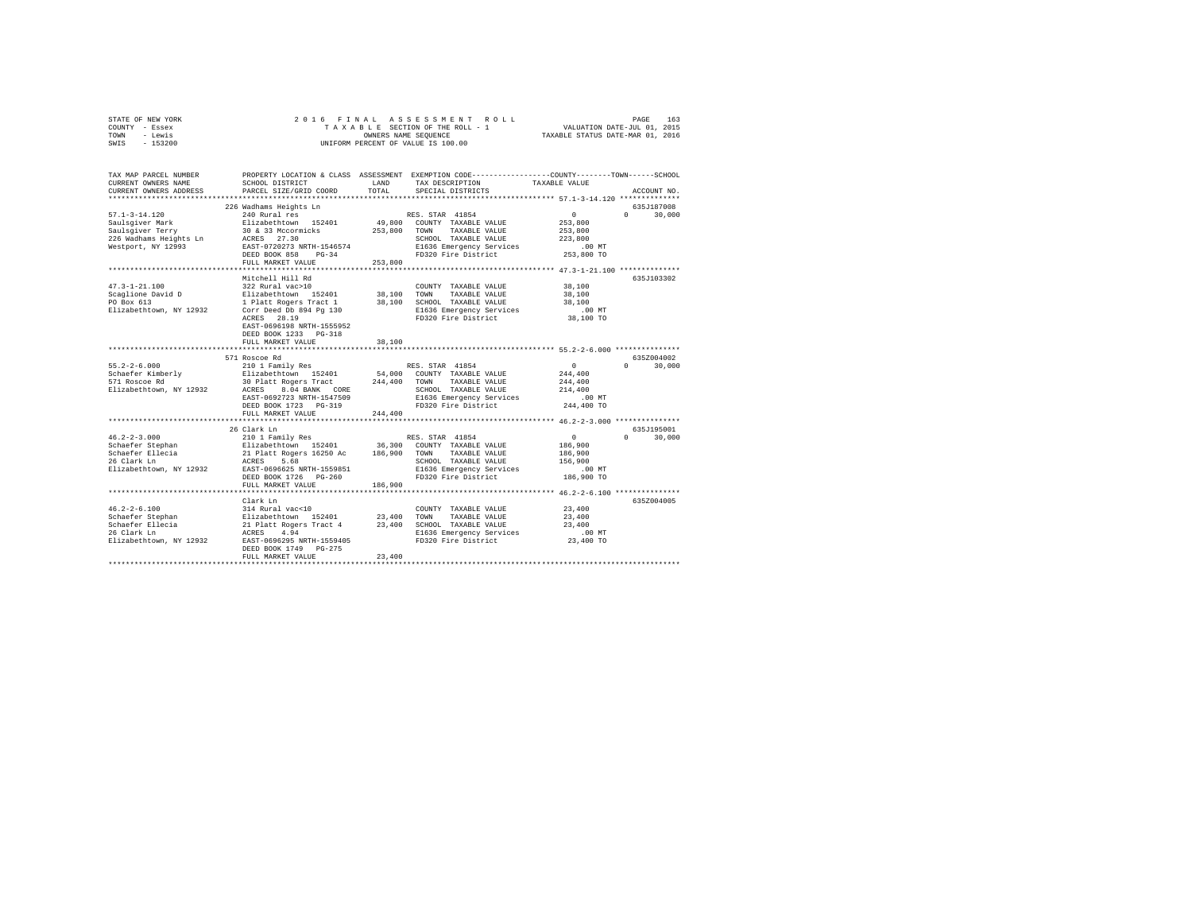STATE OF NEW YORK
COUNTY - Essex
TOWN - Lewis
SWIS - 153200

2016 FINAL ASSESSMENT ROLL
TAXABLE SECTION OF THE ROLL - 1
OWNERS NAME SEQUENCE
UNIFORM PERCENT OF VALUE IS 100.00

VALUATION DATE-JUL 01, 2015
TAXABLE STATUS DATE-MAR 01, 2016

```
TAX MAP PARCEL NUMBER          PROPERTY LOCATION & CLASS  ASSESSMENT  EXEMPTION CODE-----------------COUNTY--------TOWN------SCHOOL
CURRENT OWNERS NAME            SCHOOL DISTRICT              LAND      TAX DESCRIPTION            TAXABLE VALUE
CURRENT OWNERS ADDRESS         PARCEL SIZE/GRID COORD       TOTAL     SPECIAL DISTRICTS                                   ACCOUNT NO.
******************************************************************************************************* 57.1-3-14.120 **************
                               226 Wadhams Heights Ln                                                                  635J187008
57.1-3-14.120                  240 Rural res                         RES. STAR 41854                 0            0      30,000
Saulsgiver Mark                Elizabethtown  152401        49,800   COUNTY  TAXABLE VALUE          253,800
Saulsgiver Terry               30 & 33 Mccormicks          253,800   TOWN    TAXABLE VALUE          253,800
226 Wadhams Heights Ln         ACRES   27.30                         SCHOOL  TAXABLE VALUE          223,800
Westport, NY 12993             EAST-0720273 NRTH-1546574             E1636 Emergency Services           .00 MT
                               DEED BOOK 858    PG-34                FD320 Fire District            253,800 TO
                               FULL MARKET VALUE           253,800
******************************************************************************************************* 47.3-1-21.100 **************
                               Mitchell Hill Rd                                                                        635J103302
47.3-1-21.100                  322 Rural vac>10                      COUNTY  TAXABLE VALUE           38,100
Scaglione David D              Elizabethtown  152401        38,100   TOWN    TAXABLE VALUE           38,100
PO Box 613                     1 Platt Rogers Tract 1       38,100   SCHOOL  TAXABLE VALUE           38,100
Elizabethtown, NY 12932        Corr Deed Db 894 Pg 130               E1636 Emergency Services           .00 MT
                               ACRES   28.19                         FD320 Fire District             38,100 TO
                               EAST-0696198 NRTH-1555952
                               DEED BOOK 1233   PG-318
                               FULL MARKET VALUE            38,100
******************************************************************************************************* 55.2-2-6.000 ***************
                               571 Roscoe Rd                                                                           635Z004002
55.2-2-6.000                   210 1 Family Res                      RES. STAR 41854                 0            0      30,000
Schaefer Kimberly              Elizabethtown  152401        54,000   COUNTY  TAXABLE VALUE          244,400
571 Roscoe Rd                  30 Platt Rogers Tract       244,400   TOWN    TAXABLE VALUE          244,400
Elizabethtown, NY 12932        ACRES    8.04 BANK   CORE             SCHOOL  TAXABLE VALUE          214,400
                               EAST-0692723 NRTH-1547509             E1636 Emergency Services           .00 MT
                               DEED BOOK 1723   PG-319               FD320 Fire District            244,400 TO
                               FULL MARKET VALUE           244,400
******************************************************************************************************* 46.2-2-3.000 ***************
                               26 Clark Ln                                                                             635J195001
46.2-2-3.000                   210 1 Family Res                      RES. STAR 41854                 0            0      30,000
Schaefer Stephan               Elizabethtown  152401        36,300   COUNTY  TAXABLE VALUE          186,900
Schaefer Ellecia               21 Platt Rogers 16250 Ac    186,900   TOWN    TAXABLE VALUE          186,900
26 Clark Ln                    ACRES    5.68                         SCHOOL  TAXABLE VALUE          156,900
Elizabethtown, NY 12932        EAST-0696625 NRTH-1559851             E1636 Emergency Services           .00 MT
                               DEED BOOK 1726   PG-260               FD320 Fire District            186,900 TO
                               FULL MARKET VALUE           186,900
******************************************************************************************************* 46.2-2-6.100 ***************
                               Clark Ln                                                                                635Z004005
46.2-2-6.100                   314 Rural vac<10                      COUNTY  TAXABLE VALUE           23,400
Schaefer Stephan               Elizabethtown  152401        23,400   TOWN    TAXABLE VALUE           23,400
Schaefer Ellecia               21 Platt Rogers Tract 4      23,400   SCHOOL  TAXABLE VALUE           23,400
26 Clark Ln                    ACRES    4.94                         E1636 Emergency Services           .00 MT
Elizabethtown, NY 12932        EAST-0696295 NRTH-1559405             FD320 Fire District             23,400 TO
                               DEED BOOK 1749   PG-275
                               FULL MARKET VALUE            23,400
************************************************************************************************************************************
```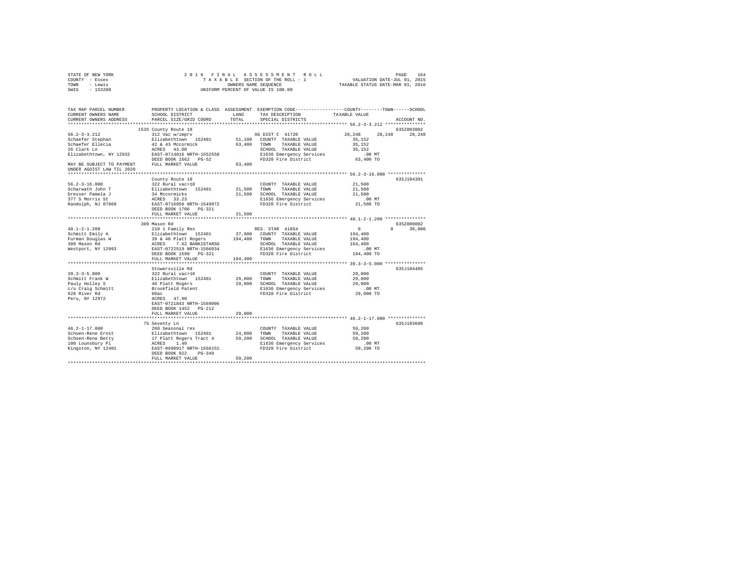STATE OF NEW YORK
COUNTY - Essex
TOWN - Lewis
SWIS - 153200

2016 FINAL ASSESSMENT ROLL
TAXABLE SECTION OF THE ROLL - 1
OWNERS NAME SEQUENCE
UNIFORM PERCENT OF VALUE IS 100.00

VALUATION DATE-JUL 01, 2015
TAXABLE STATUS DATE-MAR 01, 2016

```
TAX MAP PARCEL NUMBER          PROPERTY LOCATION & CLASS  ASSESSMENT  EXEMPTION CODE-----------------COUNTY--------TOWN------SCHOOL
CURRENT OWNERS NAME            SCHOOL DISTRICT             LAND       TAX DESCRIPTION           TAXABLE VALUE
CURRENT OWNERS ADDRESS         PARCEL SIZE/GRID COORD      TOTAL      SPECIAL DISTRICTS                                    ACCOUNT NO.
************************************************************************************************* 56.2-3-3.212 ***************
                               1535 County Route 10                                                                        635Z003002
56.2-3-3.212                   312 Vac w/imprv                         AG DIST C  41720           28,248     28,248     28,248
Schaefer Stephan               Elizabethtown  152401        51,100   COUNTY  TAXABLE VALUE        35,152
Schaefer Ellecia               42 & 43 Mccormick            63,400   TOWN    TAXABLE VALUE        35,152
26 Clark Ln                    ACRES  43.00                          SCHOOL  TAXABLE VALUE        35,152
Elizabethtown, NY 12932        EAST-0714016 NRTH-1552558             E1636 Emergency Services        .00 MT
                               DEED BOOK 1662   PG-52                FD320 Fire District           63,400 TO
MAY BE SUBJECT TO PAYMENT      FULL MARKET VALUE            63,400
UNDER AGDIST LAW TIL 2020
************************************************************************************************* 56.2-3-16.000 **************
                               County Route 10                                                                             635J104301
56.2-3-16.000                  322 Rural vac>10                      COUNTY  TAXABLE VALUE        21,500
Scharwath John T               Elizabethtown  152401        21,500   TOWN    TAXABLE VALUE        21,500
Dresser Pamela J               34 Mccormicks                21,500   SCHOOL  TAXABLE VALUE        21,500
377 S Morris St                ACRES  33.23                          E1636 Emergency Services        .00 MT
Randolph, NJ 07869             EAST-0716956 NRTH-1549072             FD320 Fire District           21,500 TO
                               DEED BOOK 1706   PG-321
                               FULL MARKET VALUE            21,500
************************************************************************************************* 48.1-2-1.200 ***************
                               309 Mason Rd                                                                                635Z009002
48.1-2-1.200                   210 1 Family Res                        RES. STAR  41854                0          0     30,000
Schmitt Emily A                Elizabethtown  152401        37,900   COUNTY  TAXABLE VALUE       194,400
Furman Douglas W               39 & 40 Platt Rogers        194,400   TOWN    TAXABLE VALUE       194,400
309 Mason Rd                   ACRES   7.62 BANK1STARSG              SCHOOL  TAXABLE VALUE       164,400
Westport, NY 12993             EAST-0722519 NRTH-1566934             E1636 Emergency Services        .00 MT
                               DEED BOOK 1590   PG-321               FD320 Fire District          194,400 TO
                               FULL MARKET VALUE           194,400
************************************************************************************************* 39.3-3-5.000 ***************
                               Stowersville Rd                                                                             635J104405
39.3-3-5.000                   322 Rural vac>10                      COUNTY  TAXABLE VALUE        29,000
Schmitt Frank W                Elizabethtown  152401        29,000   TOWN    TAXABLE VALUE        29,000
Pauly Holley S                 40 Platt Rogers              29,000   SCHOOL  TAXABLE VALUE        29,000
c/o Craig Schmitt              Brookfield Patent                     E1636 Emergency Services        .00 MT
628 River Rd                   60ac                                  FD320 Fire District           29,000 TO
Peru, NY 12972                 ACRES  47.90
                               EAST-0721843 NRTH-1569006
                               DEED BOOK 1452   PG-212
                               FULL MARKET VALUE            29,000
************************************************************************************************* 46.2-1-17.000 **************
                               75 Seventy Ln                                                                               635J103608
46.2-1-17.000                  260 Seasonal res                      COUNTY  TAXABLE VALUE        59,200
Schoen-Rene Ernst              Elizabethtown  152401        24,000   TOWN    TAXABLE VALUE        59,200
Schoen-Rene Betty              17 Platt Rogers Tract 4      59,200   SCHOOL  TAXABLE VALUE        59,200
100 Lounsbury Pl               ACRES   1.40                          E1636 Emergency Services        .00 MT
Kingston, NY 12401             EAST-0690917 NRTH-1566151             FD320 Fire District           59,200 TO
                               DEED BOOK 922    PG-349
                               FULL MARKET VALUE            59,200
******************************************************************************************************************************
```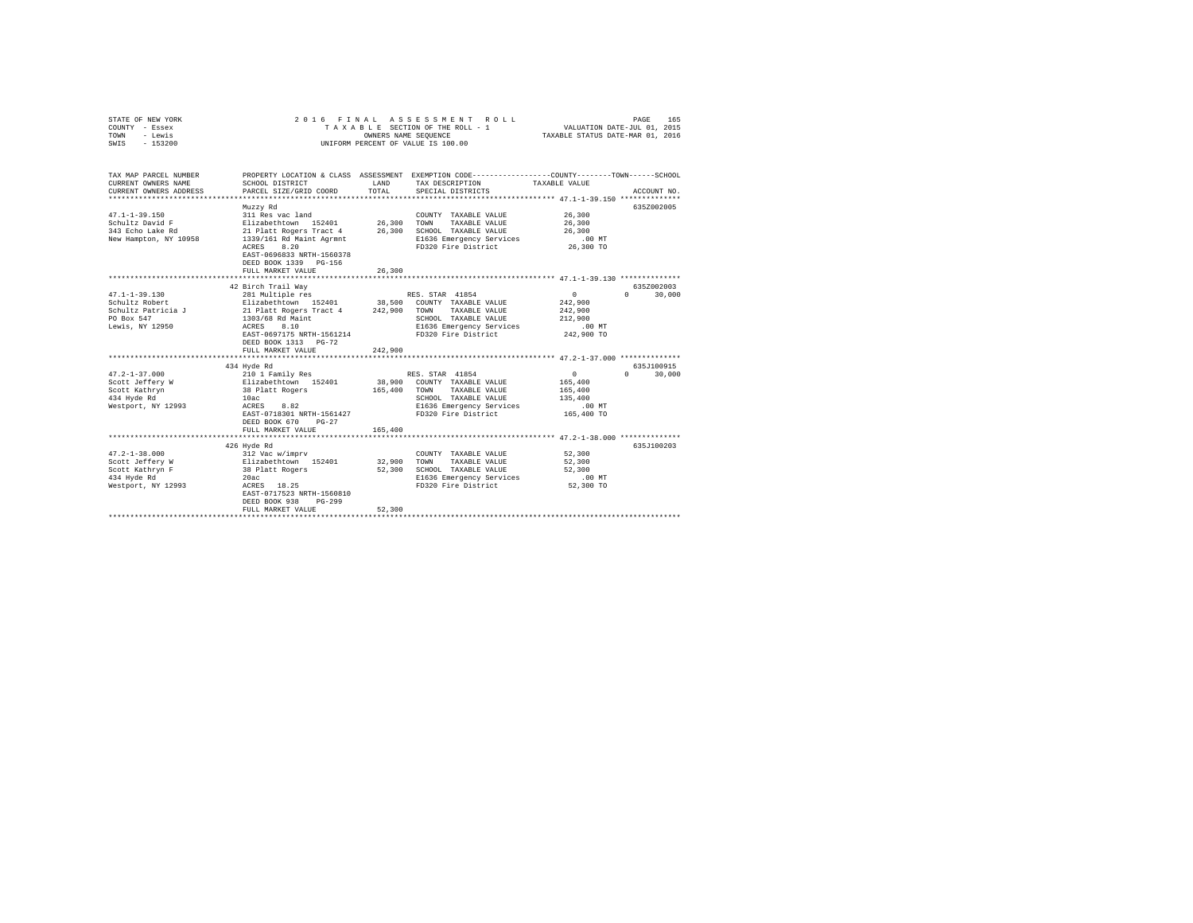STATE OF NEW YORK
COUNTY - Essex
TOWN - Lewis
SWIS - 153200

2 0 1 6 F I N A L A S S E S S M E N T R O L L
T A X A B L E SECTION OF THE ROLL - 1
OWNERS NAME SEQUENCE
UNIFORM PERCENT OF VALUE IS 100.00

VALUATION DATE-JUL 01, 2015
TAXABLE STATUS DATE-MAR 01, 2016

```
TAX MAP PARCEL NUMBER         PROPERTY LOCATION & CLASS  ASSESSMENT  EXEMPTION CODE-----------------COUNTY--------TOWN------SCHOOL
CURRENT OWNERS NAME           SCHOOL DISTRICT              LAND      TAX DESCRIPTION            TAXABLE VALUE
CURRENT OWNERS ADDRESS        PARCEL SIZE/GRID COORD       TOTAL     SPECIAL DISTRICTS                                    ACCOUNT NO.
******************************************************************************************************* 47.1-1-39.150 **************
                              Muzzy Rd                                                                                  635Z002005
47.1-1-39.150                 311 Res vac land                        COUNTY  TAXABLE VALUE            26,300
Schultz David F               Elizabethtown  152401        26,300     TOWN    TAXABLE VALUE            26,300
343 Echo Lake Rd              21 Platt Rogers Tract 4      26,300     SCHOOL  TAXABLE VALUE            26,300
New Hampton, NY 10958         1339/161 Rd Maint Agrmnt                E1636 Emergency Services            .00 MT
                              ACRES    8.20                           FD320 Fire District              26,300 TO
                              EAST-0696833 NRTH-1560378
                              DEED BOOK 1339   PG-156
                              FULL MARKET VALUE            26,300
******************************************************************************************************* 47.1-1-39.130 **************
                           42 Birch Trail Way                                                                           635Z002003
47.1-1-39.130                 281 Multiple res                        RES. STAR 41854                      0           0     30,000
Schultz Robert                Elizabethtown  152401        38,500     COUNTY  TAXABLE VALUE           242,900
Schultz Patricia J            21 Platt Rogers Tract 4     242,900     TOWN    TAXABLE VALUE           242,900
PO Box 547                    1303/68 Rd Maint                        SCHOOL  TAXABLE VALUE           212,900
Lewis, NY 12950               ACRES    8.10                           E1636 Emergency Services            .00 MT
                              EAST-0697175 NRTH-1561214               FD320 Fire District             242,900 TO
                              DEED BOOK 1313   PG-72
                              FULL MARKET VALUE           242,900
******************************************************************************************************* 47.2-1-37.000 **************
                          434 Hyde Rd                                                                                   635J100915
47.2-1-37.000                 210 1 Family Res                        RES. STAR 41854                      0           0     30,000
Scott Jeffery W               Elizabethtown  152401        38,900     COUNTY  TAXABLE VALUE           165,400
Scott Kathryn                 38 Platt Rogers             165,400     TOWN    TAXABLE VALUE           165,400
434 Hyde Rd                   10ac                                    SCHOOL  TAXABLE VALUE           135,400
Westport, NY 12993            ACRES    8.82                           E1636 Emergency Services            .00 MT
                              EAST-0718301 NRTH-1561427               FD320 Fire District             165,400 TO
                              DEED BOOK 670    PG-27
                              FULL MARKET VALUE           165,400
******************************************************************************************************* 47.2-1-38.000 **************
                          426 Hyde Rd                                                                                   635J100203
47.2-1-38.000                 312 Vac w/imprv                         COUNTY  TAXABLE VALUE            52,300
Scott Jeffery W               Elizabethtown  152401        32,900     TOWN    TAXABLE VALUE            52,300
Scott Kathryn F               38 Platt Rogers              52,300     SCHOOL  TAXABLE VALUE            52,300
434 Hyde Rd                   20ac                                    E1636 Emergency Services            .00 MT
Westport, NY 12993            ACRES   18.25                           FD320 Fire District              52,300 TO
                              EAST-0717523 NRTH-1560810
                              DEED BOOK 938    PG-299
                              FULL MARKET VALUE            52,300
************************************************************************************************************************************
```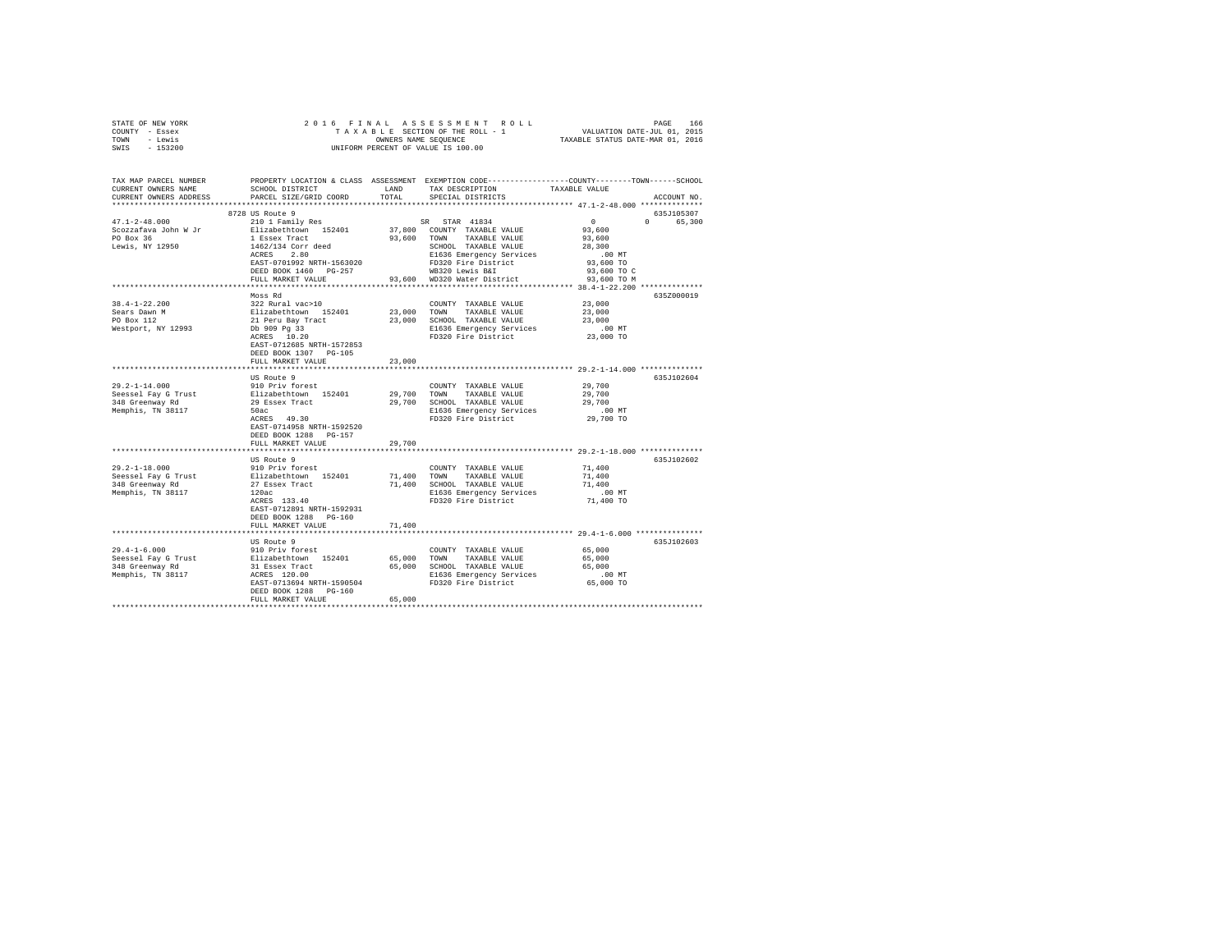STATE OF NEW YORK
COUNTY - Essex
TOWN - Lewis
SWIS - 153200

2 0 1 6 F I N A L A S S E S S M E N T R O L L
T A X A B L E SECTION OF THE ROLL - 1
OWNERS NAME SEQUENCE
UNIFORM PERCENT OF VALUE IS 100.00

VALUATION DATE-JUL 01, 2015
TAXABLE STATUS DATE-MAR 01, 2016

```
TAX MAP PARCEL NUMBER    PROPERTY LOCATION & CLASS  ASSESSMENT  EXEMPTION CODE-----------------COUNTY--------TOWN------SCHOOL
CURRENT OWNERS NAME      SCHOOL DISTRICT             LAND       TAX DESCRIPTION            TAXABLE VALUE
CURRENT OWNERS ADDRESS   PARCEL SIZE/GRID COORD      TOTAL      SPECIAL DISTRICTS                                    ACCOUNT NO.
****************************************************************************************** 47.1-2-48.000 **************
                         8728 US Route 9                                                                          635J105307
47.1-2-48.000            210 1 Family Res                     SR  STAR 41834                  0             0      65,300
Scozzafava John W Jr     Elizabethtown  152401       37,800   COUNTY  TAXABLE VALUE        93,600
PO Box 36                1 Essex Tract               93,600   TOWN    TAXABLE VALUE        93,600
Lewis, NY 12950          1462/134 Corr deed                   SCHOOL  TAXABLE VALUE        28,300
                         ACRES    2.80                        E1636 Emergency Services        .00 MT
                         EAST-0701992 NRTH-1563020            FD320 Fire District          93,600 TO
                         DEED BOOK 1460   PG-257              WB320 Lewis B&I              93,600 TO C
                         FULL MARKET VALUE           93,600   WD320 Water District         93,600 TO M
****************************************************************************************** 38.4-1-22.200 **************
                         Moss Rd                                                                                  635Z000019
38.4-1-22.200            322 Rural vac>10                     COUNTY  TAXABLE VALUE        23,000
Sears Dawn M             Elizabethtown  152401       23,000   TOWN    TAXABLE VALUE        23,000
PO Box 112               21 Peru Bay Tract           23,000   SCHOOL  TAXABLE VALUE        23,000
Westport, NY 12993       Db 909 Pg 33                         E1636 Emergency Services        .00 MT
                         ACRES   10.20                        FD320 Fire District          23,000 TO
                         EAST-0712685 NRTH-1572853
                         DEED BOOK 1307   PG-105
                         FULL MARKET VALUE           23,000
****************************************************************************************** 29.2-1-14.000 **************
                         US Route 9                                                                               635J102604
29.2-1-14.000            910 Priv forest                      COUNTY  TAXABLE VALUE        29,700
Seessel Fay G Trust      Elizabethtown  152401       29,700   TOWN    TAXABLE VALUE        29,700
348 Greenway Rd          29 Essex Tract              29,700   SCHOOL  TAXABLE VALUE        29,700
Memphis, TN 38117        50ac                                 E1636 Emergency Services        .00 MT
                         ACRES   49.30                        FD320 Fire District          29,700 TO
                         EAST-0714958 NRTH-1592520
                         DEED BOOK 1288   PG-157
                         FULL MARKET VALUE           29,700
****************************************************************************************** 29.2-1-18.000 **************
                         US Route 9                                                                               635J102602
29.2-1-18.000            910 Priv forest                      COUNTY  TAXABLE VALUE        71,400
Seessel Fay G Trust      Elizabethtown  152401       71,400   TOWN    TAXABLE VALUE        71,400
348 Greenway Rd          27 Essex Tract              71,400   SCHOOL  TAXABLE VALUE        71,400
Memphis, TN 38117        120ac                                E1636 Emergency Services        .00 MT
                         ACRES  133.40                        FD320 Fire District          71,400 TO
                         EAST-0712891 NRTH-1592931
                         DEED BOOK 1288   PG-160
                         FULL MARKET VALUE           71,400
****************************************************************************************** 29.4-1-6.000 ***************
                         US Route 9                                                                               635J102603
29.4-1-6.000             910 Priv forest                      COUNTY  TAXABLE VALUE        65,000
Seessel Fay G Trust      Elizabethtown  152401       65,000   TOWN    TAXABLE VALUE        65,000
348 Greenway Rd          31 Essex Tract              65,000   SCHOOL  TAXABLE VALUE        65,000
Memphis, TN 38117        ACRES  120.00                        E1636 Emergency Services        .00 MT
                         EAST-0713694 NRTH-1590504            FD320 Fire District          65,000 TO
                         DEED BOOK 1288   PG-160
                         FULL MARKET VALUE           65,000
************************************************************************************************************************
```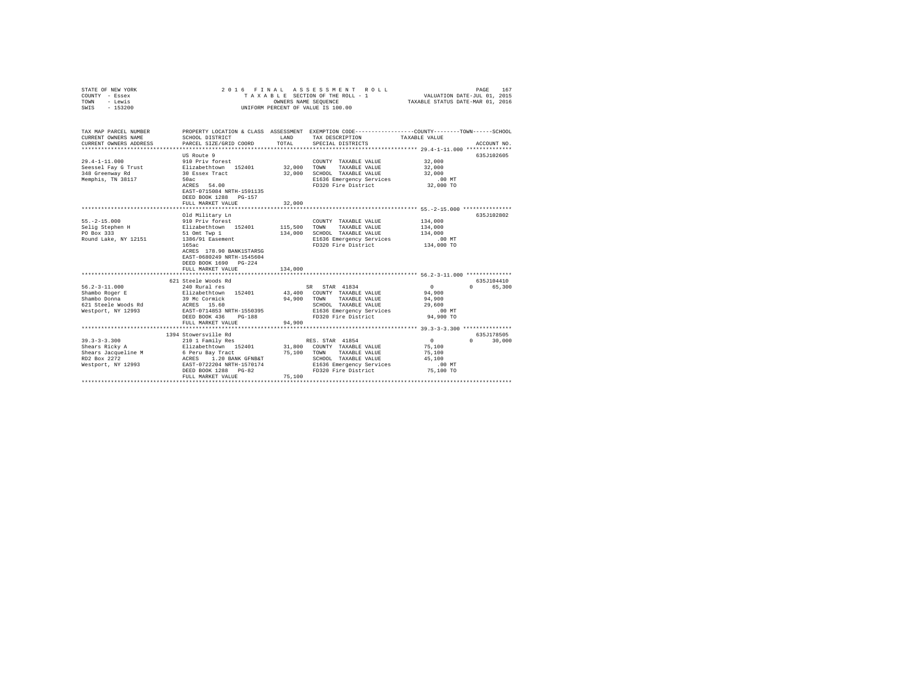STATE OF NEW YORK
COUNTY - Essex
TOWN - Lewis
SWIS - 153200

2016 FINAL ASSESSMENT ROLL
TAXABLE SECTION OF THE ROLL - 1
OWNERS NAME SEQUENCE
UNIFORM PERCENT OF VALUE IS 100.00

VALUATION DATE-JUL 01, 2015
TAXABLE STATUS DATE-MAR 01, 2016

| TAX MAP PARCEL NUMBER / CURRENT OWNERS NAME / CURRENT OWNERS ADDRESS | PROPERTY LOCATION & CLASS / SCHOOL DISTRICT / PARCEL SIZE/GRID COORD | ASSESSMENT LAND / TOTAL | EXEMPTION CODE / TAX DESCRIPTION / SPECIAL DISTRICTS | COUNTY / TOWN / SCHOOL TAXABLE VALUE | ACCOUNT NO. |
|---|---|---|---|---|---|
| **29.4-1-11.000** | US Route 9 | | | | 635J102605 |
| 29.4-1-11.000 | 910 Priv forest | | COUNTY TAXABLE VALUE | 32,000 | |
| Seessel Fay G Trust | Elizabethtown 152401 | 32,000 | TOWN TAXABLE VALUE | 32,000 | |
| 348 Greenway Rd | 30 Essex Tract | 32,000 | SCHOOL TAXABLE VALUE | 32,000 | |
| Memphis, TN 38117 | 50ac | | E1636 Emergency Services | .00 MT | |
| | ACRES 54.00 | | FD320 Fire District | 32,000 TO | |
| | EAST-0715084 NRTH-1591135 | | | | |
| | DEED BOOK 1288 PG-157 | | | | |
| | FULL MARKET VALUE | 32,000 | | | |
| **55.-2-15.000** | Old Military Ln | | | | 635J102802 |
| 55.-2-15.000 | 910 Priv forest | | COUNTY TAXABLE VALUE | 134,000 | |
| Selig Stephen H | Elizabethtown 152401 | 115,500 | TOWN TAXABLE VALUE | 134,000 | |
| PO Box 333 | 51 Omt Twp 1 | 134,000 | SCHOOL TAXABLE VALUE | 134,000 | |
| Round Lake, NY 12151 | 1386/91 Easement | | E1636 Emergency Services | .00 MT | |
| | 165ac | | FD320 Fire District | 134,000 TO | |
| | ACRES 178.90 BANK1STARSG | | | | |
| | EAST-0680249 NRTH-1545604 | | | | |
| | DEED BOOK 1690 PG-224 | | | | |
| | FULL MARKET VALUE | 134,000 | | | |
| **56.2-3-11.000** | 621 Steele Woods Rd | | | | 635J104410 |
| 56.2-3-11.000 | 240 Rural res | | SR STAR 41834 | 0 / 0 / 65,300 | |
| Shambo Roger E | Elizabethtown 152401 | 43,400 | COUNTY TAXABLE VALUE | 94,900 | |
| Shambo Donna | 39 Mc Cormick | 94,900 | TOWN TAXABLE VALUE | 94,900 | |
| 621 Steele Woods Rd | ACRES 15.60 | | SCHOOL TAXABLE VALUE | 29,600 | |
| Westport, NY 12993 | EAST-0714853 NRTH-1550395 | | E1636 Emergency Services | .00 MT | |
| | DEED BOOK 436 PG-188 | | FD320 Fire District | 94,900 TO | |
| | FULL MARKET VALUE | 94,900 | | | |
| **39.3-3-3.300** | 1394 Stowersville Rd | | | | 635J178505 |
| 39.3-3-3.300 | 210 1 Family Res | | RES. STAR 41854 | 0 / 0 / 30,000 | |
| Shears Ricky A | Elizabethtown 152401 | 31,800 | COUNTY TAXABLE VALUE | 75,100 | |
| Shears Jacqueline M | 6 Peru Bay Tract | 75,100 | TOWN TAXABLE VALUE | 75,100 | |
| RD2 Box 2272 | ACRES 1.20 BANK GFNB&T | | SCHOOL TAXABLE VALUE | 45,100 | |
| Westport, NY 12993 | EAST-0722204 NRTH-1570174 | | E1636 Emergency Services | .00 MT | |
| | DEED BOOK 1288 PG-82 | | FD320 Fire District | 75,100 TO | |
| | FULL MARKET VALUE | 75,100 | | | |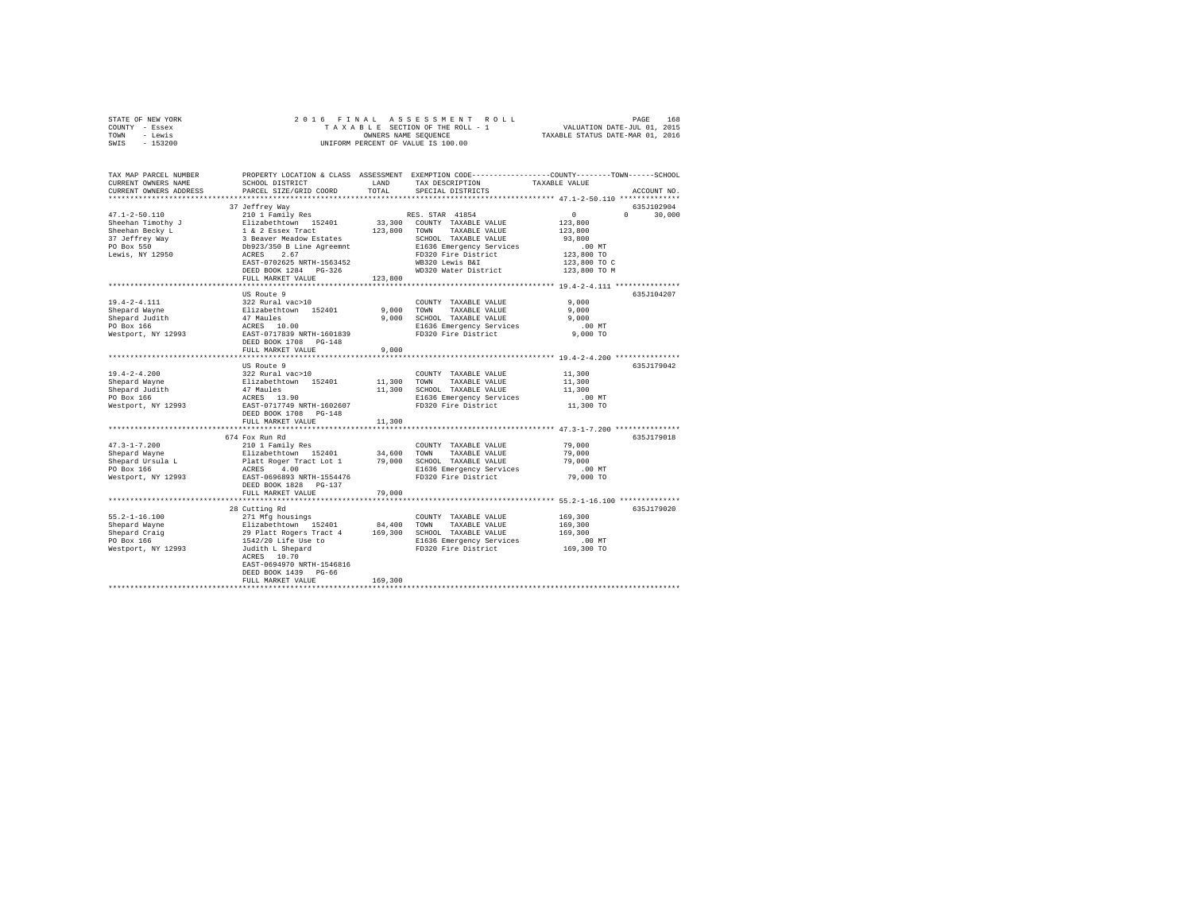STATE OF NEW YORK
COUNTY - Essex
TOWN - Lewis
SWIS - 153200

2016 FINAL ASSESSMENT ROLL
TAXABLE SECTION OF THE ROLL - 1
OWNERS NAME SEQUENCE
UNIFORM PERCENT OF VALUE IS 100.00

VALUATION DATE-JUL 01, 2015
TAXABLE STATUS DATE-MAR 01, 2016

```
TAX MAP PARCEL NUMBER          PROPERTY LOCATION & CLASS  ASSESSMENT  EXEMPTION CODE-----------------COUNTY--------TOWN------SCHOOL
CURRENT OWNERS NAME            SCHOOL DISTRICT             LAND      TAX DESCRIPTION              TAXABLE VALUE
CURRENT OWNERS ADDRESS         PARCEL SIZE/GRID COORD      TOTAL     SPECIAL DISTRICTS                                   ACCOUNT NO.
******************************************************************************************************* 47.1-2-50.110 **************
                               37 Jeffrey Way                                                                          635J102904
47.1-2-50.110                  210 1 Family Res                       RES. STAR 41854                 0             0      30,000
Sheehan Timothy J              Elizabethtown  152401        33,300   COUNTY  TAXABLE VALUE          123,800
Sheehan Becky L                1 & 2 Essex Tract           123,800   TOWN    TAXABLE VALUE          123,800
37 Jeffrey Way                 3 Beaver Meadow Estates               SCHOOL  TAXABLE VALUE           93,800
PO Box 550                     Db923/350 B Line Agreemnt             E1636 Emergency Services            .00 MT
Lewis, NY 12950                ACRES    2.67                         FD320 Fire District             123,800 TO
                               EAST-0702625 NRTH-1563452             WB320 Lewis B&I                 123,800 TO C
                               DEED BOOK 1284   PG-326               WD320 Water District            123,800 TO M
                               FULL MARKET VALUE           123,800
******************************************************************************************************* 19.4-2-4.111 ***************
                               US Route 9                                                                              635J104207
19.4-2-4.111                   322 Rural vac>10                      COUNTY  TAXABLE VALUE            9,000
Shepard Wayne                  Elizabethtown  152401         9,000   TOWN    TAXABLE VALUE            9,000
Shepard Judith                 47 Maules                     9,000   SCHOOL  TAXABLE VALUE            9,000
PO Box 166                     ACRES   10.00                         E1636 Emergency Services            .00 MT
Westport, NY 12993             EAST-0717839 NRTH-1601839             FD320 Fire District               9,000 TO
                               DEED BOOK 1708   PG-148
                               FULL MARKET VALUE             9,000
******************************************************************************************************* 19.4-2-4.200 ***************
                               US Route 9                                                                              635J179042
19.4-2-4.200                   322 Rural vac>10                      COUNTY  TAXABLE VALUE           11,300
Shepard Wayne                  Elizabethtown  152401        11,300   TOWN    TAXABLE VALUE           11,300
Shepard Judith                 47 Maules                    11,300   SCHOOL  TAXABLE VALUE           11,300
PO Box 166                     ACRES   13.90                         E1636 Emergency Services            .00 MT
Westport, NY 12993             EAST-0717749 NRTH-1602607             FD320 Fire District              11,300 TO
                               DEED BOOK 1708   PG-148
                               FULL MARKET VALUE            11,300
******************************************************************************************************* 47.3-1-7.200 ***************
                               674 Fox Run Rd                                                                          635J179018
47.3-1-7.200                   210 1 Family Res                      COUNTY  TAXABLE VALUE           79,000
Shepard Wayne                  Elizabethtown  152401        34,600   TOWN    TAXABLE VALUE           79,000
Shepard Ursula L               Platt Roger Tract Lot 1      79,000   SCHOOL  TAXABLE VALUE           79,000
PO Box 166                     ACRES    4.00                         E1636 Emergency Services            .00 MT
Westport, NY 12993             EAST-0696893 NRTH-1554476             FD320 Fire District              79,000 TO
                               DEED BOOK 1828   PG-137
                               FULL MARKET VALUE            79,000
******************************************************************************************************* 55.2-1-16.100 **************
                               28 Cutting Rd                                                                           635J179020
55.2-1-16.100                  271 Mfg housings                      COUNTY  TAXABLE VALUE          169,300
Shepard Wayne                  Elizabethtown  152401        84,400   TOWN    TAXABLE VALUE          169,300
Shepard Craig                  29 Platt Rogers Tract 4     169,300   SCHOOL  TAXABLE VALUE          169,300
PO Box 166                     1542/20 Life Use to                   E1636 Emergency Services            .00 MT
Westport, NY 12993             Judith L Shepard                      FD320 Fire District             169,300 TO
                               ACRES   10.70
                               EAST-0694970 NRTH-1546816
                               DEED BOOK 1439   PG-66
                               FULL MARKET VALUE           169,300
************************************************************************************************************************************
```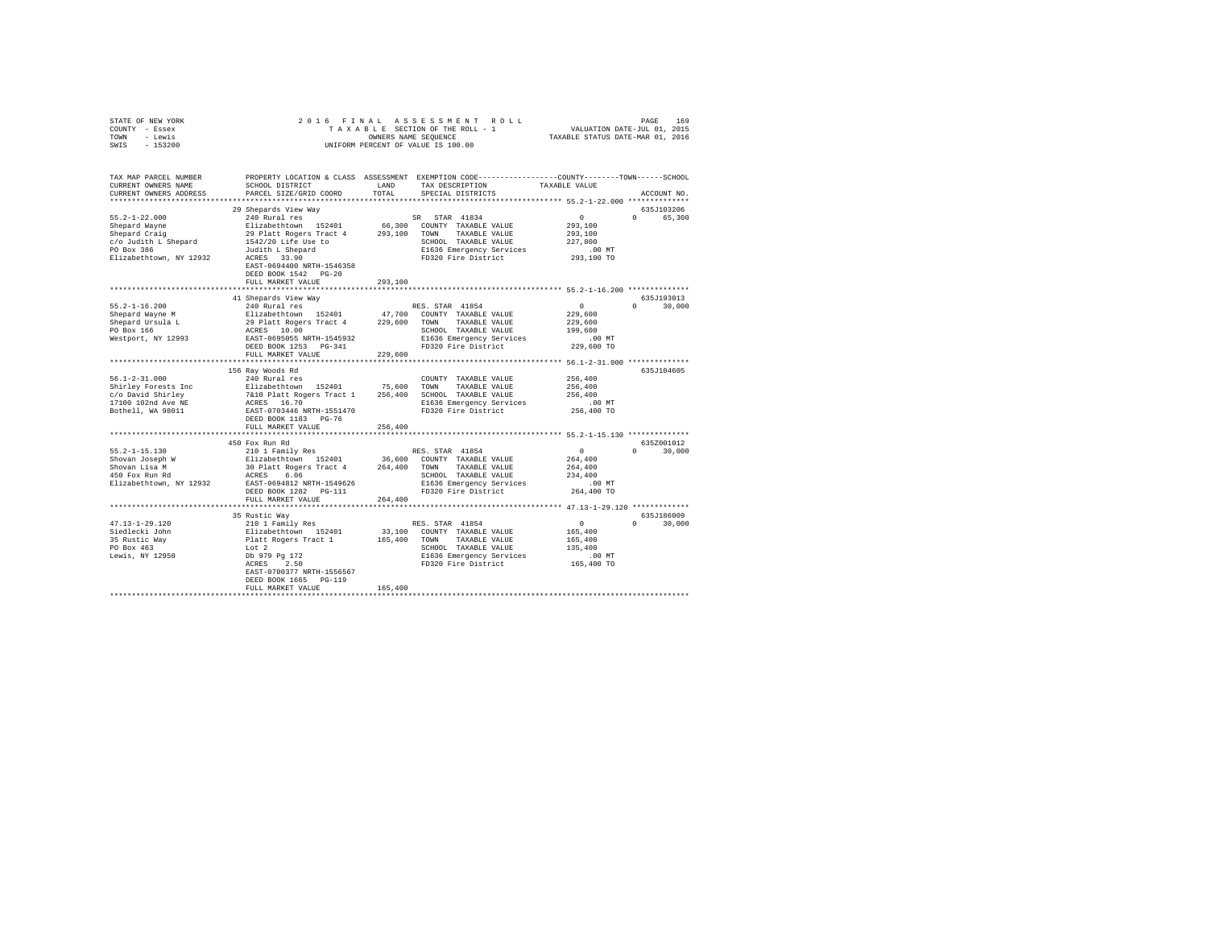STATE OF NEW YORK
COUNTY - Essex
TOWN - Lewis
SWIS - 153200

2016 FINAL ASSESSMENT ROLL
TAXABLE SECTION OF THE ROLL - 1
OWNERS NAME SEQUENCE
UNIFORM PERCENT OF VALUE IS 100.00

VALUATION DATE-JUL 01, 2015
TAXABLE STATUS DATE-MAR 01, 2016

```
TAX MAP PARCEL NUMBER          PROPERTY LOCATION & CLASS  ASSESSMENT  EXEMPTION CODE-----------------COUNTY--------TOWN------SCHOOL
CURRENT OWNERS NAME            SCHOOL DISTRICT              LAND      TAX DESCRIPTION            TAXABLE VALUE
CURRENT OWNERS ADDRESS         PARCEL SIZE/GRID COORD       TOTAL     SPECIAL DISTRICTS                                    ACCOUNT NO.
*************************************************************************************************** 55.2-1-22.000 **************
                               29 Shepards View Way                                                                    635J103206
55.2-1-22.000                  240 Rural res                          SR  STAR 41834                 0             0     65,300
Shepard Wayne                  Elizabethtown  152401       66,300     COUNTY  TAXABLE VALUE        293,100
Shepard Craig                  29 Platt Rogers Tract 4    293,100     TOWN    TAXABLE VALUE        293,100
c/o Judith L Shepard           1542/20 Life Use to                    SCHOOL  TAXABLE VALUE        227,800
PO Box 386                     Judith L Shepard                       E1636 Emergency Services         .00 MT
Elizabethtown, NY 12932        ACRES   33.90                          FD320 Fire District          293,100 TO
                               EAST-0694400 NRTH-1546358
                               DEED BOOK 1542   PG-20
                               FULL MARKET VALUE          293,100
*************************************************************************************************** 55.2-1-16.200 **************
                               41 Shepards View Way                                                                    635J193013
55.2-1-16.200                  240 Rural res                          RES. STAR 41854                0             0     30,000
Shepard Wayne M                Elizabethtown  152401       47,700     COUNTY  TAXABLE VALUE        229,600
Shepard Ursula L               29 Platt Rogers Tract 4    229,600     TOWN    TAXABLE VALUE        229,600
PO Box 166                     ACRES   10.00                          SCHOOL  TAXABLE VALUE        199,600
Westport, NY 12993             EAST-0695055 NRTH-1545932              E1636 Emergency Services         .00 MT
                               DEED BOOK 1253   PG-341                FD320 Fire District          229,600 TO
                               FULL MARKET VALUE          229,600
*************************************************************************************************** 56.1-2-31.000 **************
                               156 Ray Woods Rd                                                                        635J104605
56.1-2-31.000                  240 Rural res                          COUNTY  TAXABLE VALUE        256,400
Shirley Forests Inc            Elizabethtown  152401       75,600     TOWN    TAXABLE VALUE        256,400
c/o David Shirley              7&10 Platt Rogers Tract 1  256,400     SCHOOL  TAXABLE VALUE        256,400
17100 102nd Ave NE             ACRES   16.70                          E1636 Emergency Services         .00 MT
Bothell, WA 98011              EAST-0703446 NRTH-1551470              FD320 Fire District          256,400 TO
                               DEED BOOK 1183   PG-76
                               FULL MARKET VALUE          256,400
*************************************************************************************************** 55.2-1-15.130 **************
                               450 Fox Run Rd                                                                          635Z001012
55.2-1-15.130                  210 1 Family Res                       RES. STAR 41854                0             0     30,000
Shovan Joseph W                Elizabethtown  152401       36,600     COUNTY  TAXABLE VALUE        264,400
Shovan Lisa M                  30 Platt Rogers Tract 4    264,400     TOWN    TAXABLE VALUE        264,400
450 Fox Run Rd                 ACRES    6.06                          SCHOOL  TAXABLE VALUE        234,400
Elizabethtown, NY 12932        EAST-0694812 NRTH-1549626              E1636 Emergency Services         .00 MT
                               DEED BOOK 1282   PG-111                FD320 Fire District          264,400 TO
                               FULL MARKET VALUE          264,400
*************************************************************************************************** 47.13-1-29.120 *************
                               35 Rustic Way                                                                           635J186009
47.13-1-29.120                 210 1 Family Res                       RES. STAR 41854                0             0     30,000
Siedlecki John                 Elizabethtown  152401       33,100     COUNTY  TAXABLE VALUE        165,400
35 Rustic Way                  Platt Rogers Tract 1       165,400     TOWN    TAXABLE VALUE        165,400
PO Box 463                     Lot 2                                  SCHOOL  TAXABLE VALUE        135,400
Lewis, NY 12950                Db 979 Pg 172                          E1636 Emergency Services         .00 MT
                               ACRES    2.50                          FD320 Fire District          165,400 TO
                               EAST-0700377 NRTH-1556567
                               DEED BOOK 1665   PG-119
                               FULL MARKET VALUE          165,400
********************************************************************************************************************************
```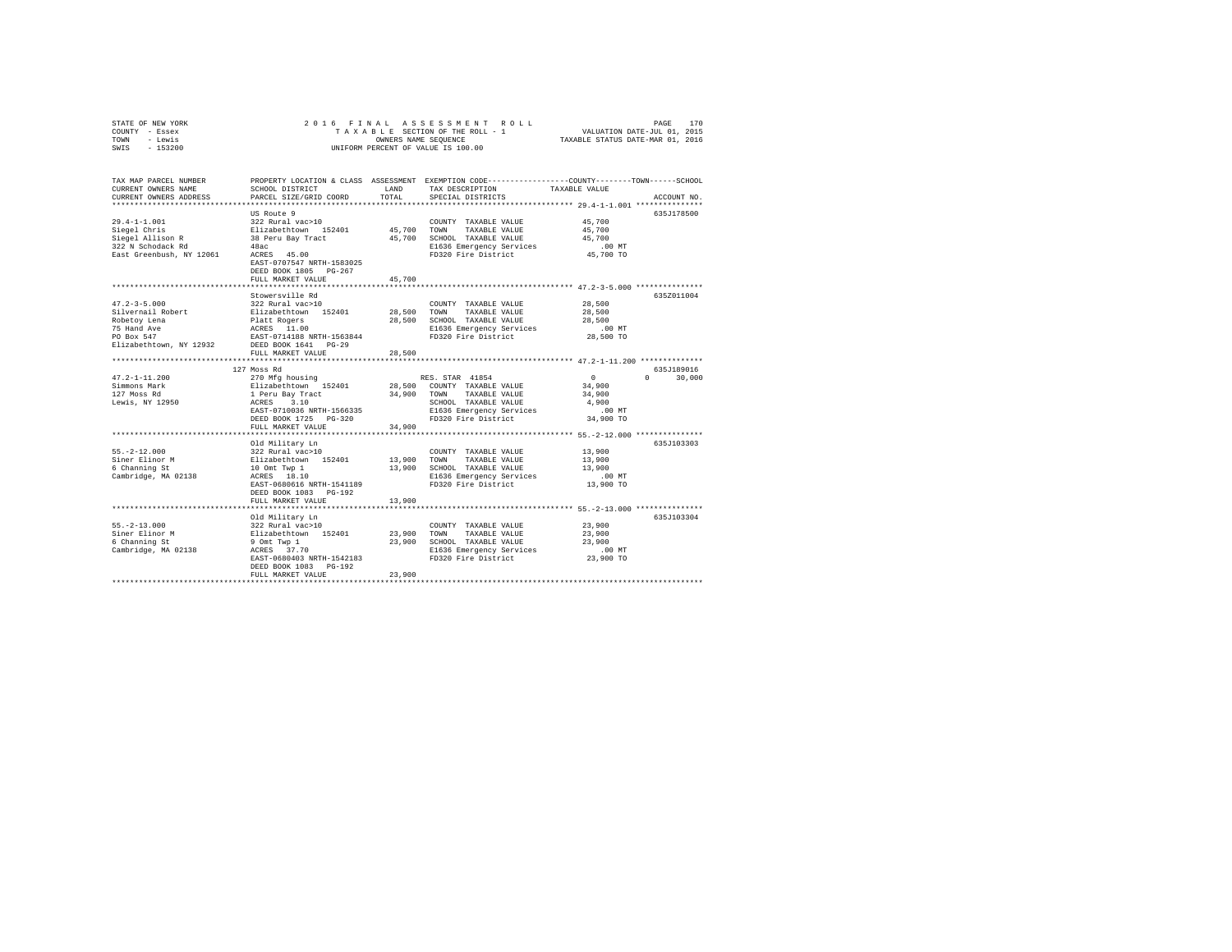STATE OF NEW YORK
COUNTY - Essex
TOWN - Lewis
SWIS - 153200

2 0 1 6  F I N A L  A S S E S S M E N T  R O L L
T A X A B L E  SECTION OF THE ROLL - 1
OWNERS NAME SEQUENCE
UNIFORM PERCENT OF VALUE IS 100.00

VALUATION DATE-JUL 01, 2015
TAXABLE STATUS DATE-MAR 01, 2016

| TAX MAP PARCEL NUMBER / CURRENT OWNERS NAME / CURRENT OWNERS ADDRESS | PROPERTY LOCATION & CLASS / SCHOOL DISTRICT / PARCEL SIZE/GRID COORD | ASSESSMENT LAND | TOTAL | EXEMPTION CODE / TAX DESCRIPTION / SPECIAL DISTRICTS | COUNTY / TOWN / SCHOOL TAXABLE VALUE | ACCOUNT NO. |
|---|---|---|---|---|---|---|
| 29.4-1-1.001 | US Route 9 | | | | | 635J178500 |
| | 322 Rural vac>10 | | | COUNTY TAXABLE VALUE | 45,700 | |
| Siegel Chris | Elizabethtown 152401 | 45,700 | | TOWN TAXABLE VALUE | 45,700 | |
| Siegel Allison R | 38 Peru Bay Tract | | 45,700 | SCHOOL TAXABLE VALUE | 45,700 | |
| 322 N Schodack Rd | 48ac | | | E1636 Emergency Services | .00 MT | |
| East Greenbush, NY 12061 | ACRES 45.00 | | | FD320 Fire District | 45,700 TO | |
| | EAST-0707547 NRTH-1583025 | | | | | |
| | DEED BOOK 1805 PG-267 | | | | | |
| | FULL MARKET VALUE | | 45,700 | | | |
| 47.2-3-5.000 | Stowersville Rd | | | | | 635Z011004 |
| | 322 Rural vac>10 | | | COUNTY TAXABLE VALUE | 28,500 | |
| Silvernail Robert | Elizabethtown 152401 | 28,500 | | TOWN TAXABLE VALUE | 28,500 | |
| Robetoy Lena | Platt Rogers | | 28,500 | SCHOOL TAXABLE VALUE | 28,500 | |
| 75 Hand Ave | ACRES 11.00 | | | E1636 Emergency Services | .00 MT | |
| PO Box 547 | EAST-0714188 NRTH-1563844 | | | FD320 Fire District | 28,500 TO | |
| Elizabethtown, NY 12932 | DEED BOOK 1641 PG-29 | | | | | |
| | FULL MARKET VALUE | | 28,500 | | | |
| 47.2-1-11.200 | 127 Moss Rd | | | | | 635J189016 |
| | 270 Mfg housing | | | RES. STAR 41854 | 0 0 30,000 | |
| Simmons Mark | Elizabethtown 152401 | 28,500 | | COUNTY TAXABLE VALUE | 34,900 | |
| 127 Moss Rd | 1 Peru Bay Tract | | 34,900 | TOWN TAXABLE VALUE | 34,900 | |
| Lewis, NY 12950 | ACRES 3.10 | | | SCHOOL TAXABLE VALUE | 4,900 | |
| | EAST-0710036 NRTH-1566335 | | | E1636 Emergency Services | .00 MT | |
| | DEED BOOK 1725 PG-320 | | | FD320 Fire District | 34,900 TO | |
| | FULL MARKET VALUE | | 34,900 | | | |
| 55.-2-12.000 | Old Military Ln | | | | | 635J103303 |
| | 322 Rural vac>10 | | | COUNTY TAXABLE VALUE | 13,900 | |
| Siner Elinor M | Elizabethtown 152401 | 13,900 | | TOWN TAXABLE VALUE | 13,900 | |
| 6 Channing St | 10 Omt Twp 1 | | 13,900 | SCHOOL TAXABLE VALUE | 13,900 | |
| Cambridge, MA 02138 | ACRES 18.10 | | | E1636 Emergency Services | .00 MT | |
| | EAST-0680616 NRTH-1541189 | | | FD320 Fire District | 13,900 TO | |
| | DEED BOOK 1083 PG-192 | | | | | |
| | FULL MARKET VALUE | | 13,900 | | | |
| 55.-2-13.000 | Old Military Ln | | | | | 635J103304 |
| | 322 Rural vac>10 | | | COUNTY TAXABLE VALUE | 23,900 | |
| Siner Elinor M | Elizabethtown 152401 | 23,900 | | TOWN TAXABLE VALUE | 23,900 | |
| 6 Channing St | 9 Omt Twp 1 | | 23,900 | SCHOOL TAXABLE VALUE | 23,900 | |
| Cambridge, MA 02138 | ACRES 37.70 | | | E1636 Emergency Services | .00 MT | |
| | EAST-0680403 NRTH-1542183 | | | FD320 Fire District | 23,900 TO | |
| | DEED BOOK 1083 PG-192 | | | | | |
| | FULL MARKET VALUE | | 23,900 | | | |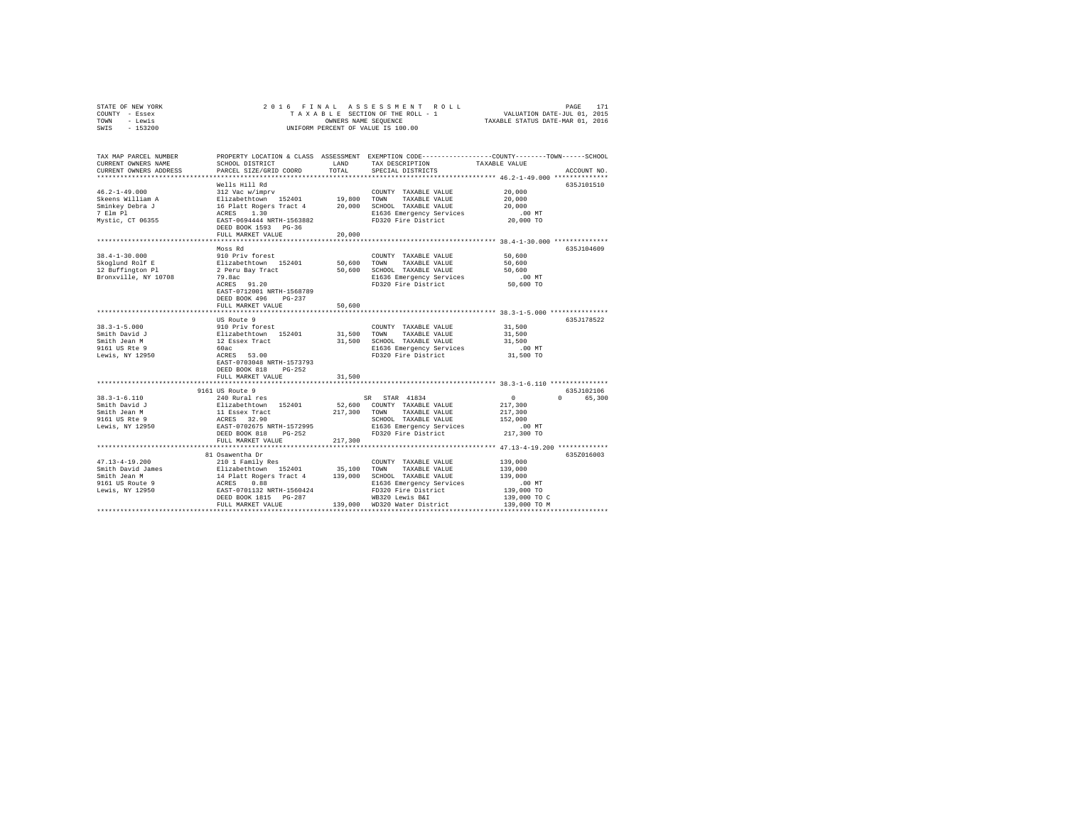STATE OF NEW YORK
COUNTY - Essex
TOWN - Lewis
SWIS - 153200

2 0 1 6 F I N A L A S S E S S M E N T R O L L
T A X A B L E SECTION OF THE ROLL - 1
OWNERS NAME SEQUENCE
UNIFORM PERCENT OF VALUE IS 100.00

VALUATION DATE-JUL 01, 2015
TAXABLE STATUS DATE-MAR 01, 2016

| TAX MAP PARCEL NUMBER / CURRENT OWNERS NAME / CURRENT OWNERS ADDRESS | PROPERTY LOCATION & CLASS / SCHOOL DISTRICT / PARCEL SIZE/GRID COORD | ASSESSMENT LAND / TOTAL | EXEMPTION CODE / TAX DESCRIPTION / SPECIAL DISTRICTS | COUNTY--------TOWN------SCHOOL TAXABLE VALUE | ACCOUNT NO. |
|---|---|---|---|---|---|
| 46.2-1-49.000 | Wells Hill Rd | | | | 635J101510 |
| 46.2-1-49.000 | 312 Vac w/imprv | | COUNTY TAXABLE VALUE | 20,000 | |
| Skeens William A | Elizabethtown 152401 | 19,800 | TOWN TAXABLE VALUE | 20,000 | |
| Sminkey Debra J | 16 Platt Rogers Tract 4 | 20,000 | SCHOOL TAXABLE VALUE | 20,000 | |
| 7 Elm Pl | ACRES 1.30 | | E1636 Emergency Services | .00 MT | |
| Mystic, CT 06355 | EAST-0694444 NRTH-1563882 | | FD320 Fire District | 20,000 TO | |
| | DEED BOOK 1593 PG-36 | | | | |
| | FULL MARKET VALUE | 20,000 | | | |
| 38.4-1-30.000 | Moss Rd | | | | 635J104609 |
| 38.4-1-30.000 | 910 Priv forest | | COUNTY TAXABLE VALUE | 50,600 | |
| Skoglund Rolf E | Elizabethtown 152401 | 50,600 | TOWN TAXABLE VALUE | 50,600 | |
| 12 Buffington Pl | 2 Peru Bay Tract | 50,600 | SCHOOL TAXABLE VALUE | 50,600 | |
| Bronxville, NY 10708 | 79.8ac | | E1636 Emergency Services | .00 MT | |
| | ACRES 91.20 | | FD320 Fire District | 50,600 TO | |
| | EAST-0712001 NRTH-1568789 | | | | |
| | DEED BOOK 496 PG-237 | | | | |
| | FULL MARKET VALUE | 50,600 | | | |
| 38.3-1-5.000 | US Route 9 | | | | 635J178522 |
| 38.3-1-5.000 | 910 Priv forest | | COUNTY TAXABLE VALUE | 31,500 | |
| Smith David J | Elizabethtown 152401 | 31,500 | TOWN TAXABLE VALUE | 31,500 | |
| Smith Jean M | 12 Essex Tract | 31,500 | SCHOOL TAXABLE VALUE | 31,500 | |
| 9161 US Rte 9 | 60ac | | E1636 Emergency Services | .00 MT | |
| Lewis, NY 12950 | ACRES 53.00 | | FD320 Fire District | 31,500 TO | |
| | EAST-0703048 NRTH-1573793 | | | | |
| | DEED BOOK 818 PG-252 | | | | |
| | FULL MARKET VALUE | 31,500 | | | |
| 38.3-1-6.110 | 9161 US Route 9 | | | | 635J102106 |
| 38.3-1-6.110 | 240 Rural res | | SR STAR 41834 | 0 0 65,300 | |
| Smith David J | Elizabethtown 152401 | 52,600 | COUNTY TAXABLE VALUE | 217,300 | |
| Smith Jean M | 11 Essex Tract | 217,300 | TOWN TAXABLE VALUE | 217,300 | |
| 9161 US Rte 9 | ACRES 32.90 | | SCHOOL TAXABLE VALUE | 152,000 | |
| Lewis, NY 12950 | EAST-0702675 NRTH-1572995 | | E1636 Emergency Services | .00 MT | |
| | DEED BOOK 818 PG-252 | | FD320 Fire District | 217,300 TO | |
| | FULL MARKET VALUE | 217,300 | | | |
| 47.13-4-19.200 | 81 Osawentha Dr | | | | 635Z016003 |
| 47.13-4-19.200 | 210 1 Family Res | | COUNTY TAXABLE VALUE | 139,000 | |
| Smith David James | Elizabethtown 152401 | 35,100 | TOWN TAXABLE VALUE | 139,000 | |
| Smith Jean M | 14 Platt Rogers Tract 4 | 139,000 | SCHOOL TAXABLE VALUE | 139,000 | |
| 9161 US Route 9 | ACRES 0.88 | | E1636 Emergency Services | .00 MT | |
| Lewis, NY 12950 | EAST-0701132 NRTH-1560424 | | FD320 Fire District | 139,000 TO | |
| | DEED BOOK 1815 PG-287 | | WB320 Lewis B&I | 139,000 TO C | |
| | FULL MARKET VALUE | 139,000 | WD320 Water District | 139,000 TO M | |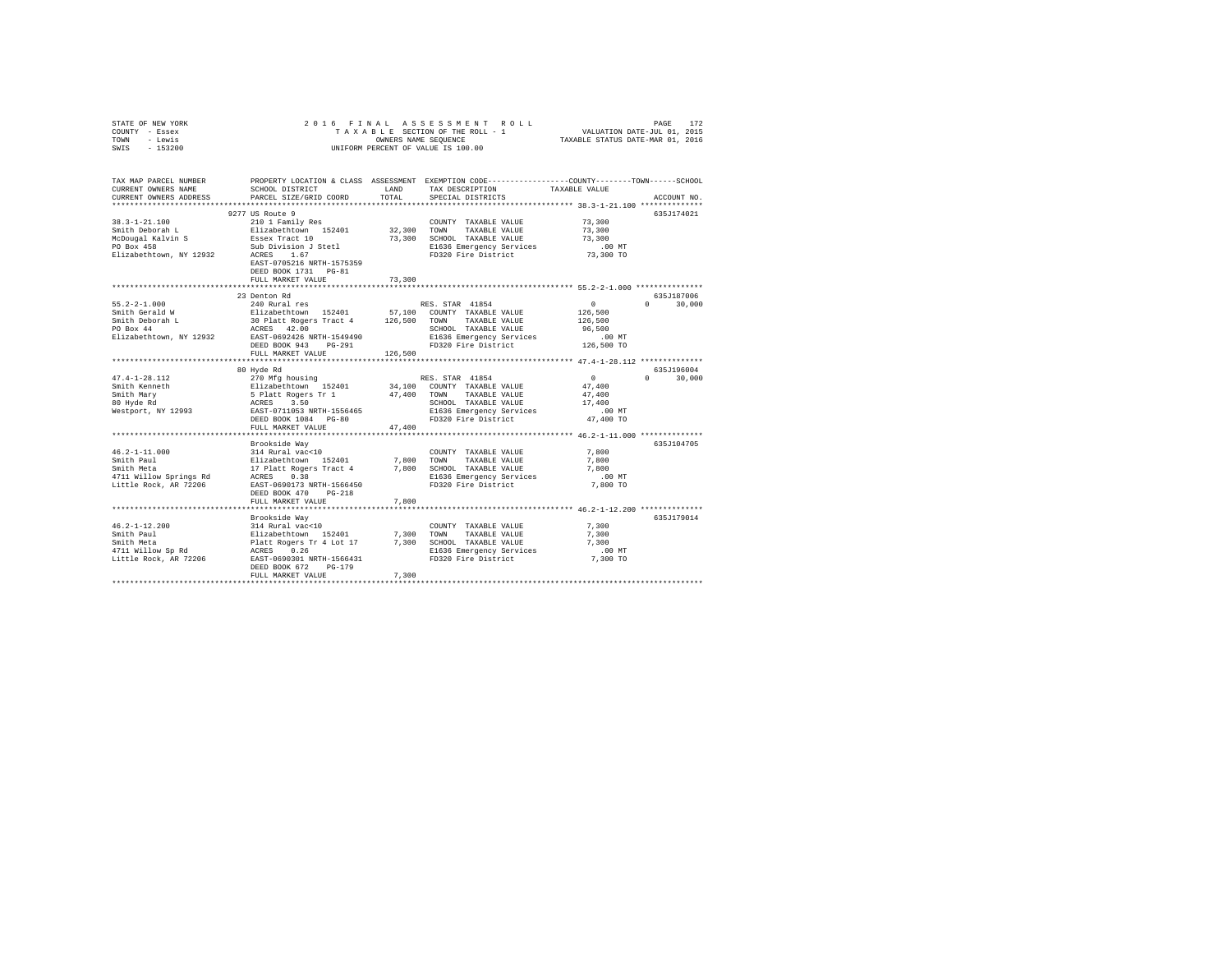STATE OF NEW YORK — 2016 FINAL ASSESSMENT ROLL — TAXABLE SECTION OF THE ROLL - 1 — VALUATION DATE-JUL 01, 2015
COUNTY - Essex — OWNERS NAME SEQUENCE — TAXABLE STATUS DATE-MAR 01, 2016
TOWN - Lewis — UNIFORM PERCENT OF VALUE IS 100.00
SWIS - 153200

| TAX MAP PARCEL NUMBER / CURRENT OWNERS NAME / CURRENT OWNERS ADDRESS | PROPERTY LOCATION & CLASS / SCHOOL DISTRICT / PARCEL SIZE/GRID COORD | ASSESSMENT LAND / TOTAL | EXEMPTION CODE / TAX DESCRIPTION / SPECIAL DISTRICTS | COUNTY / TOWN / SCHOOL TAXABLE VALUE | ACCOUNT NO. |
|---|---|---|---|---|---|
| 38.3-1-21.100 | 9277 US Route 9 | | | | 635J174021 |
| Smith Deborah L | 210 1 Family Res | | COUNTY TAXABLE VALUE | 73,300 | |
| McDougal Kalvin S | Elizabethtown 152401 | 32,300 | TOWN TAXABLE VALUE | 73,300 | |
| PO Box 458 | Essex Tract 10 | 73,300 | SCHOOL TAXABLE VALUE | 73,300 | |
| Elizabethtown, NY 12932 | Sub Division J Stetl | | E1636 Emergency Services | .00 MT | |
| | ACRES 1.67 | | FD320 Fire District | 73,300 TO | |
| | EAST-0705216 NRTH-1575359 | | | | |
| | DEED BOOK 1731 PG-81 | | | | |
| | FULL MARKET VALUE | 73,300 | | | |
| 55.2-2-1.000 | 23 Denton Rd | | | | 635J187006 |
| Smith Gerald W | 240 Rural res | | RES. STAR 41854 | 0 0 30,000 | |
| Smith Deborah L | Elizabethtown 152401 | 57,100 | COUNTY TAXABLE VALUE | 126,500 | |
| PO Box 44 | 30 Platt Rogers Tract 4 | 126,500 | TOWN TAXABLE VALUE | 126,500 | |
| Elizabethtown, NY 12932 | ACRES 42.00 | | SCHOOL TAXABLE VALUE | 96,500 | |
| | EAST-0692426 NRTH-1549490 | | E1636 Emergency Services | .00 MT | |
| | DEED BOOK 943 PG-291 | | FD320 Fire District | 126,500 TO | |
| | FULL MARKET VALUE | 126,500 | | | |
| 47.4-1-28.112 | 80 Hyde Rd | | | | 635J196004 |
| Smith Kenneth | 270 Mfg housing | | RES. STAR 41854 | 0 0 30,000 | |
| Smith Mary | Elizabethtown 152401 | 34,100 | COUNTY TAXABLE VALUE | 47,400 | |
| 80 Hyde Rd | 5 Platt Rogers Tr 1 | 47,400 | TOWN TAXABLE VALUE | 47,400 | |
| Westport, NY 12993 | ACRES 3.50 | | SCHOOL TAXABLE VALUE | 17,400 | |
| | EAST-0711053 NRTH-1556465 | | E1636 Emergency Services | .00 MT | |
| | DEED BOOK 1084 PG-80 | | FD320 Fire District | 47,400 TO | |
| | FULL MARKET VALUE | 47,400 | | | |
| 46.2-1-11.000 | Brookside Way | | | | 635J104705 |
| Smith Paul | 314 Rural vac<10 | | COUNTY TAXABLE VALUE | 7,800 | |
| Smith Meta | Elizabethtown 152401 | 7,800 | TOWN TAXABLE VALUE | 7,800 | |
| 4711 Willow Springs Rd | 17 Platt Rogers Tract 4 | 7,800 | SCHOOL TAXABLE VALUE | 7,800 | |
| Little Rock, AR 72206 | ACRES 0.38 | | E1636 Emergency Services | .00 MT | |
| | EAST-0690173 NRTH-1566450 | | FD320 Fire District | 7,800 TO | |
| | DEED BOOK 470 PG-218 | | | | |
| | FULL MARKET VALUE | 7,800 | | | |
| 46.2-1-12.200 | Brookside Way | | | | 635J179014 |
| Smith Paul | 314 Rural vac<10 | | COUNTY TAXABLE VALUE | 7,300 | |
| Smith Meta | Elizabethtown 152401 | 7,300 | TOWN TAXABLE VALUE | 7,300 | |
| 4711 Willow Sp Rd | Platt Rogers Tr 4 Lot 17 | 7,300 | SCHOOL TAXABLE VALUE | 7,300 | |
| Little Rock, AR 72206 | ACRES 0.26 | | E1636 Emergency Services | .00 MT | |
| | EAST-0690301 NRTH-1566431 | | FD320 Fire District | 7,300 TO | |
| | DEED BOOK 672 PG-179 | | | | |
| | FULL MARKET VALUE | 7,300 | | | |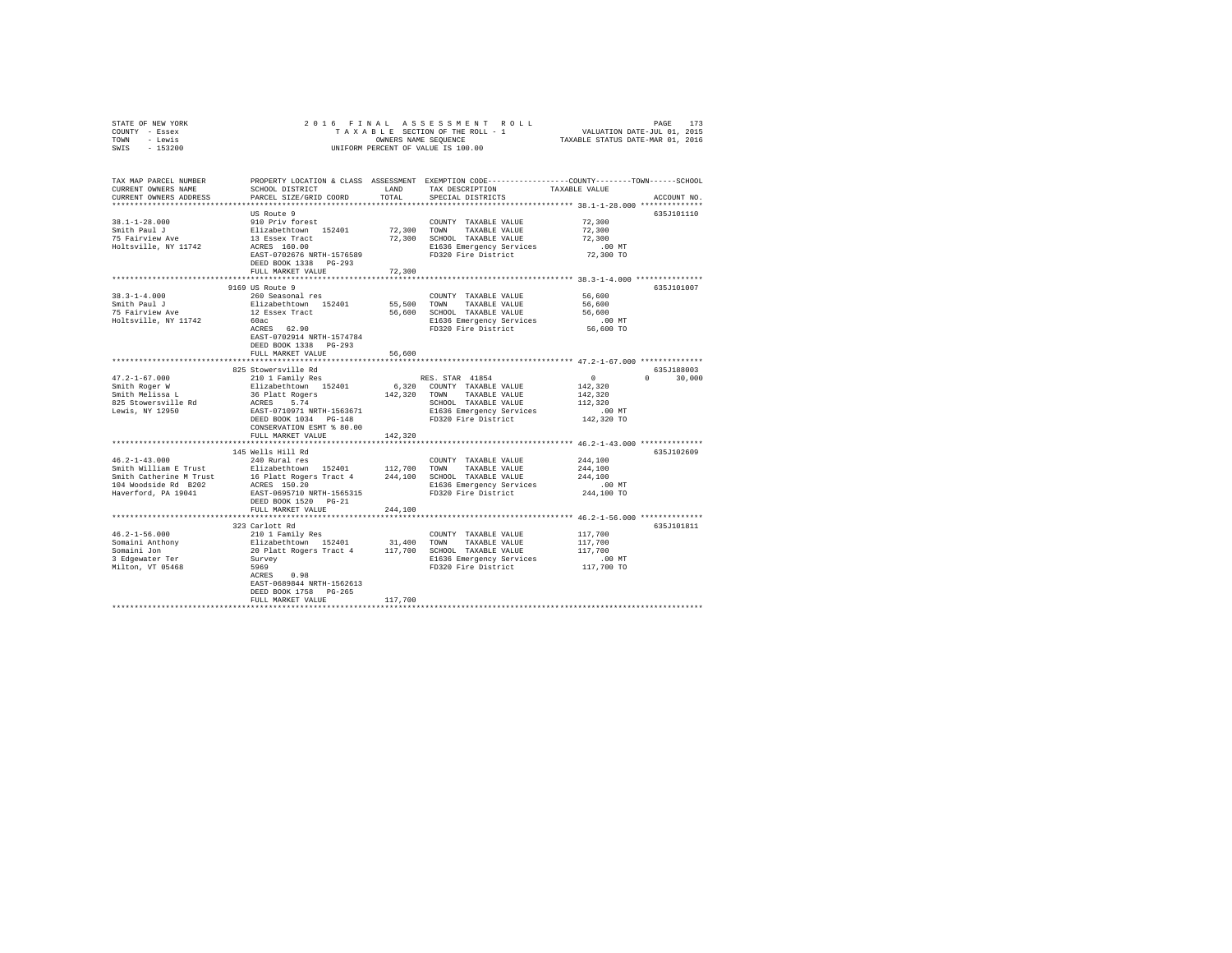STATE OF NEW YORK
COUNTY - Essex
TOWN - Lewis
SWIS - 153200

2016 FINAL ASSESSMENT ROLL
TAXABLE SECTION OF THE ROLL - 1
OWNERS NAME SEQUENCE
UNIFORM PERCENT OF VALUE IS 100.00

VALUATION DATE-JUL 01, 2015
TAXABLE STATUS DATE-MAR 01, 2016

```
TAX MAP PARCEL NUMBER          PROPERTY LOCATION & CLASS  ASSESSMENT  EXEMPTION CODE-----------------COUNTY--------TOWN------SCHOOL
CURRENT OWNERS NAME            SCHOOL DISTRICT            LAND        TAX DESCRIPTION            TAXABLE VALUE
CURRENT OWNERS ADDRESS         PARCEL SIZE/GRID COORD     TOTAL       SPECIAL DISTRICTS                                   ACCOUNT NO.
********************************************************************************************** 38.1-1-28.000 **************
                               US Route 9                                                                            635J101110
38.1-1-28.000                  910 Priv forest                        COUNTY  TAXABLE VALUE          72,300
Smith Paul J                   Elizabethtown  152401       72,300     TOWN    TAXABLE VALUE          72,300
75 Fairview Ave                13 Essex Tract              72,300     SCHOOL  TAXABLE VALUE          72,300
Holtsville, NY 11742           ACRES  160.00                          E1636 Emergency Services          .00 MT
                               EAST-0702676 NRTH-1576589              FD320 Fire District            72,300 TO
                               DEED BOOK 1338   PG-293
                               FULL MARKET VALUE           72,300
********************************************************************************************** 38.3-1-4.000 ***************
                               9169 US Route 9                                                                       635J101007
38.3-1-4.000                   260 Seasonal res                       COUNTY  TAXABLE VALUE          56,600
Smith Paul J                   Elizabethtown  152401       55,500     TOWN    TAXABLE VALUE          56,600
75 Fairview Ave                12 Essex Tract              56,600     SCHOOL  TAXABLE VALUE          56,600
Holtsville, NY 11742           60ac                                   E1636 Emergency Services          .00 MT
                               ACRES   62.90                          FD320 Fire District            56,600 TO
                               EAST-0702914 NRTH-1574784
                               DEED BOOK 1338   PG-293
                               FULL MARKET VALUE           56,600
********************************************************************************************** 47.2-1-67.000 **************
                               825 Stowersville Rd                                                                   635J188003
47.2-1-67.000                  210 1 Family Res                       RES. STAR 41854                     0          0     30,000
Smith Roger W                  Elizabethtown  152401        6,320     COUNTY  TAXABLE VALUE         142,320
Smith Melissa L                36 Platt Rogers            142,320     TOWN    TAXABLE VALUE         142,320
825 Stowersville Rd            ACRES    5.74                          SCHOOL  TAXABLE VALUE         112,320
Lewis, NY 12950                EAST-0710971 NRTH-1563671              E1636 Emergency Services          .00 MT
                               DEED BOOK 1034   PG-148                FD320 Fire District           142,320 TO
                               CONSERVATION ESMT % 80.00
                               FULL MARKET VALUE          142,320
********************************************************************************************** 46.2-1-43.000 **************
                               145 Wells Hill Rd                                                                     635J102609
46.2-1-43.000                  240 Rural res                          COUNTY  TAXABLE VALUE         244,100
Smith William E Trust          Elizabethtown  152401      112,700     TOWN    TAXABLE VALUE         244,100
Smith Catherine M Trust        16 Platt Rogers Tract 4    244,100     SCHOOL  TAXABLE VALUE         244,100
104 Woodside Rd  B202          ACRES  150.20                          E1636 Emergency Services          .00 MT
Haverford, PA 19041            EAST-0695710 NRTH-1565315              FD320 Fire District           244,100 TO
                               DEED BOOK 1520   PG-21
                               FULL MARKET VALUE          244,100
********************************************************************************************** 46.2-1-56.000 **************
                               323 Carlott Rd                                                                        635J101811
46.2-1-56.000                  210 1 Family Res                       COUNTY  TAXABLE VALUE         117,700
Somaini Anthony                Elizabethtown  152401       31,400     TOWN    TAXABLE VALUE         117,700
Somaini Jon                    20 Platt Rogers Tract 4    117,700     SCHOOL  TAXABLE VALUE         117,700
3 Edgewater Ter                Survey                                 E1636 Emergency Services          .00 MT
Milton, VT 05468               5969                                   FD320 Fire District           117,700 TO
                               ACRES    0.98
                               EAST-0689844 NRTH-1562613
                               DEED BOOK 1758   PG-265
                               FULL MARKET VALUE          117,700
****************************************************************************************************************************
```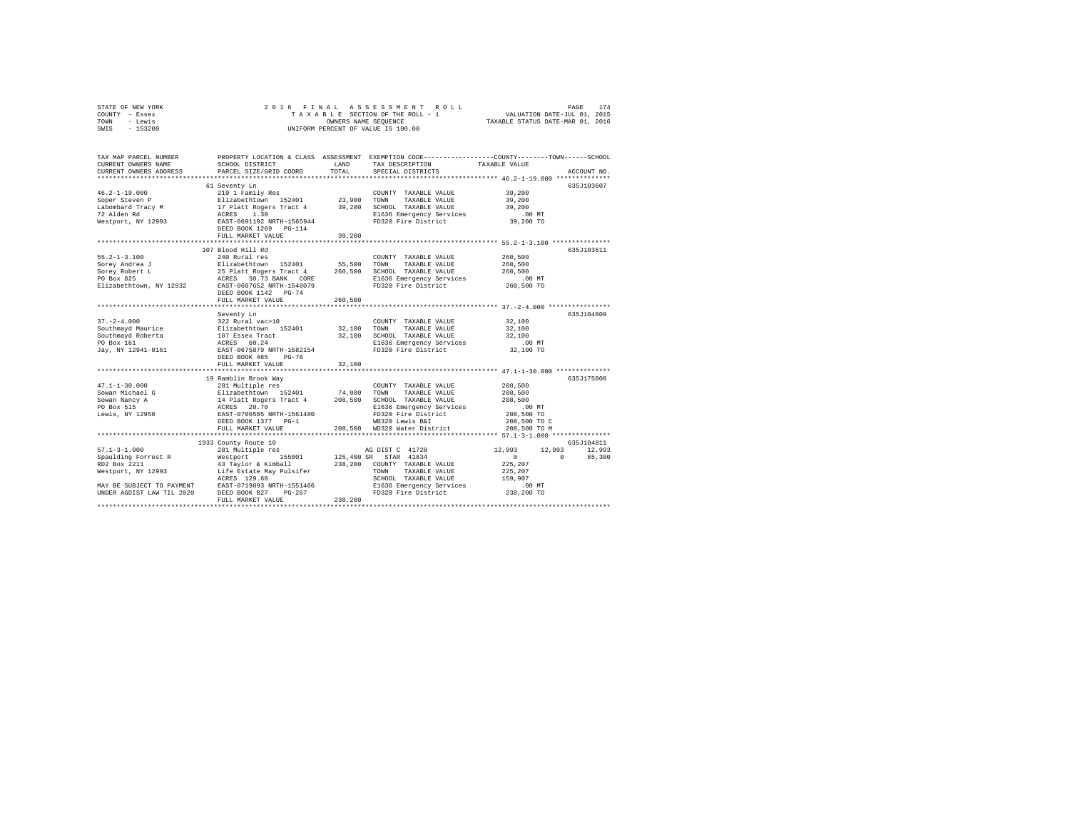STATE OF NEW YORK
COUNTY - Essex
TOWN - Lewis
SWIS - 153200

2016 FINAL ASSESSMENT ROLL
TAXABLE SECTION OF THE ROLL - 1
OWNERS NAME SEQUENCE
UNIFORM PERCENT OF VALUE IS 100.00

VALUATION DATE-JUL 01, 2015
TAXABLE STATUS DATE-MAR 01, 2016

```
TAX MAP PARCEL NUMBER          PROPERTY LOCATION & CLASS  ASSESSMENT  EXEMPTION CODE-----------------COUNTY--------TOWN------SCHOOL
CURRENT OWNERS NAME            SCHOOL DISTRICT              LAND      TAX DESCRIPTION            TAXABLE VALUE
CURRENT OWNERS ADDRESS         PARCEL SIZE/GRID COORD       TOTAL     SPECIAL DISTRICTS                                    ACCOUNT NO.
************************************************************************************************ 46.2-1-19.000 **************
                               61 Seventy Ln                                                                          635J103607
46.2-1-19.000                  210 1 Family Res                       COUNTY  TAXABLE VALUE          39,200
Soper Steven P                 Elizabethtown  152401       23,900     TOWN    TAXABLE VALUE          39,200
Labombard Tracy M              17 Platt Rogers Tract 4     39,200     SCHOOL  TAXABLE VALUE          39,200
72 Alden Rd                    ACRES    1.30                          E1636 Emergency Services           .00 MT
Westport, NY 12993             EAST-0691192 NRTH-1565944              FD320 Fire District            39,200 TO
                               DEED BOOK 1269   PG-114
                               FULL MARKET VALUE           39,200
************************************************************************************************ 55.2-1-3.100 ***************
                               107 Blood Hill Rd                                                                      635J103611
55.2-1-3.100                   240 Rural res                          COUNTY  TAXABLE VALUE         260,500
Sorey Andrea J                 Elizabethtown  152401       55,500     TOWN    TAXABLE VALUE         260,500
Sorey Robert L                 25 Platt Rogers Tract 4    260,500     SCHOOL  TAXABLE VALUE         260,500
PO Box 825                     ACRES   38.73 BANK   CORE              E1636 Emergency Services           .00 MT
Elizabethtown, NY 12932        EAST-0687652 NRTH-1548079              FD320 Fire District           260,500 TO
                               DEED BOOK 1142   PG-74
                               FULL MARKET VALUE          260,500
************************************************************************************************ 37.-2-4.000 ****************
                               Seventy Ln                                                                             635J104809
37.-2-4.000                    322 Rural vac>10                       COUNTY  TAXABLE VALUE          32,100
Southmayd Maurice              Elizabethtown  152401       32,100     TOWN    TAXABLE VALUE          32,100
Southmayd Roberta              107 Essex Tract             32,100     SCHOOL  TAXABLE VALUE          32,100
PO Box 161                     ACRES   60.24                          E1636 Emergency Services           .00 MT
Jay, NY 12941-0161             EAST-0675879 NRTH-1582154              FD320 Fire District            32,100 TO
                               DEED BOOK 465    PG-76
                               FULL MARKET VALUE           32,100
************************************************************************************************ 47.1-1-30.000 **************
                               19 Ramblin Brook Way                                                                   635J175008
47.1-1-30.000                  281 Multiple res                       COUNTY  TAXABLE VALUE         208,500
Sowan Michael G                Elizabethtown  152401       74,000     TOWN    TAXABLE VALUE         208,500
Sowan Nancy A                  14 Platt Rogers Tract 4    208,500     SCHOOL  TAXABLE VALUE         208,500
PO Box 515                     ACRES   20.70                          E1636 Emergency Services           .00 MT
Lewis, NY 12950                EAST-0700585 NRTH-1561480              FD320 Fire District           208,500 TO
                               DEED BOOK 1377   PG-1                  WB320 Lewis B&I               208,500 TO C
                               FULL MARKET VALUE          208,500     WD320 Water District          208,500 TO M
************************************************************************************************ 57.1-3-1.000 ***************
                               1933 County Route 10                                                                   635J104811
57.1-3-1.000                   281 Multiple res                       AG DIST C  41720              12,993      12,993     12,993
Spaulding Forrest R            Westport       155001      125,400 SR  STAR  41834                        0           0     65,300
RD2 Box 2211                   43 Taylor & Kimball        238,200     COUNTY  TAXABLE VALUE         225,207
Westport, NY 12993             Life Estate May Pulsifer               TOWN    TAXABLE VALUE         225,207
                               ACRES  129.60                          SCHOOL  TAXABLE VALUE         159,907
MAY BE SUBJECT TO PAYMENT      EAST-0719893 NRTH-1551466              E1636 Emergency Services           .00 MT
UNDER AGDIST LAW TIL 2020      DEED BOOK 827    PG-267                FD320 Fire District           238,200 TO
                               FULL MARKET VALUE          238,200
******************************************************************************************************************************
```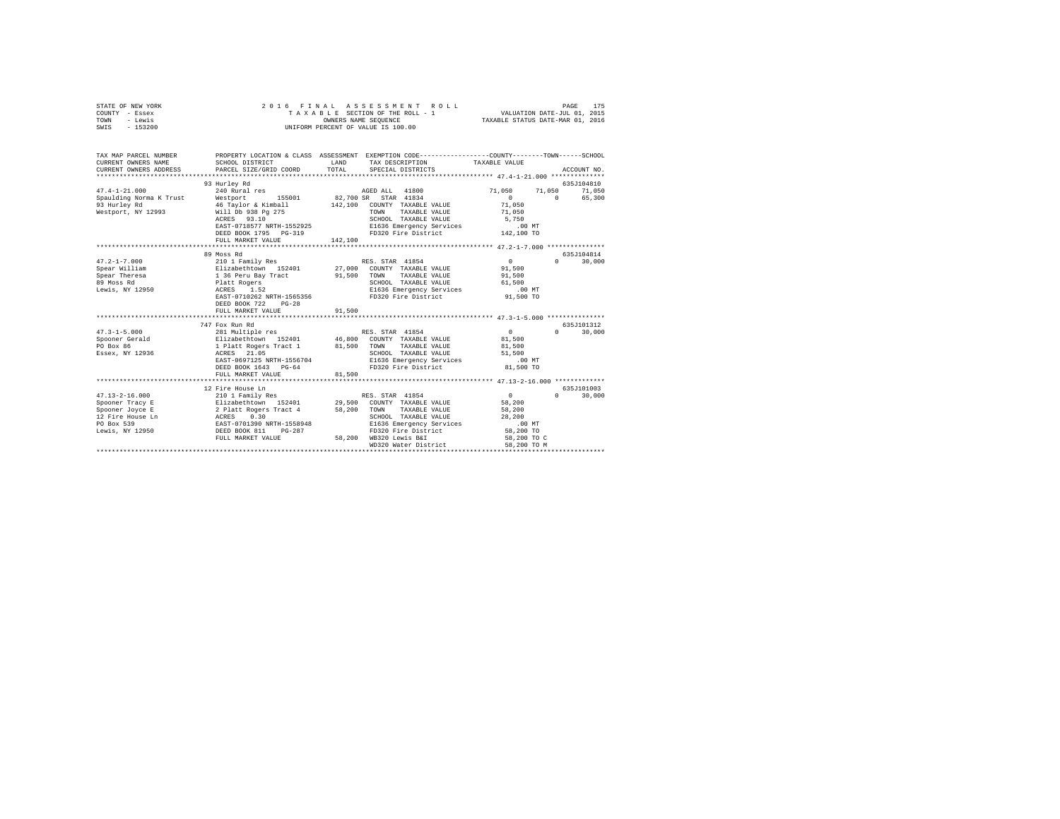STATE OF NEW YORK
COUNTY - Essex
TOWN - Lewis
SWIS - 153200

2016 FINAL ASSESSMENT ROLL
TAXABLE SECTION OF THE ROLL - 1
OWNERS NAME SEQUENCE
UNIFORM PERCENT OF VALUE IS 100.00

VALUATION DATE-JUL 01, 2015
TAXABLE STATUS DATE-MAR 01, 2016

```
TAX MAP PARCEL NUMBER          PROPERTY LOCATION & CLASS  ASSESSMENT  EXEMPTION CODE-----------------COUNTY--------TOWN------SCHOOL
CURRENT OWNERS NAME            SCHOOL DISTRICT              LAND      TAX DESCRIPTION            TAXABLE VALUE
CURRENT OWNERS ADDRESS         PARCEL SIZE/GRID COORD       TOTAL     SPECIAL DISTRICTS                                     ACCOUNT NO.
******************************************************************************************************* 47.4-1-21.000 **************
                               93 Hurley Rd                                                                              635J104810
47.4-1-21.000                  240 Rural res                          AGED ALL  41800             71,050     71,050      71,050
Spaulding Norma K Trust        Westport       155001      82,700 SR  STAR  41834                   0          0          65,300
93 Hurley Rd                   46 Taylor & Kimball        142,100  COUNTY  TAXABLE VALUE          71,050
Westport, NY 12993             Will Db 938 Pg 275                  TOWN    TAXABLE VALUE          71,050
                               ACRES   93.10                       SCHOOL  TAXABLE VALUE           5,750
                               EAST-0718577 NRTH-1552925           E1636 Emergency Services          .00 MT
                               DEED BOOK 1795   PG-319             FD320 Fire District           142,100 TO
                               FULL MARKET VALUE          142,100
******************************************************************************************************* 47.2-1-7.000 ***************
                               89 Moss Rd                                                                                635J104814
47.2-1-7.000                   210 1 Family Res                    RES. STAR  41854                0          0          30,000
Spear William                  Elizabethtown   152401      27,000  COUNTY  TAXABLE VALUE          91,500
Spear Theresa                  1 36 Peru Bay Tract         91,500  TOWN    TAXABLE VALUE          91,500
89 Moss Rd                     Platt Rogers                        SCHOOL  TAXABLE VALUE          61,500
Lewis, NY 12950                ACRES    1.52                       E1636 Emergency Services          .00 MT
                               EAST-0710262 NRTH-1565356           FD320 Fire District            91,500 TO
                               DEED BOOK 722    PG-28
                               FULL MARKET VALUE           91,500
******************************************************************************************************* 47.3-1-5.000 ***************
                               747 Fox Run Rd                                                                            635J101312
47.3-1-5.000                   281 Multiple res                    RES. STAR  41854                0          0          30,000
Spooner Gerald                 Elizabethtown   152401      46,800  COUNTY  TAXABLE VALUE          81,500
PO Box 86                      1 Platt Rogers Tract 1      81,500  TOWN    TAXABLE VALUE          81,500
Essex, NY 12936                ACRES   21.05                       SCHOOL  TAXABLE VALUE          51,500
                               EAST-0697125 NRTH-1556704           E1636 Emergency Services          .00 MT
                               DEED BOOK 1643   PG-64              FD320 Fire District            81,500 TO
                               FULL MARKET VALUE           81,500
******************************************************************************************************* 47.13-2-16.000 *************
                               12 Fire House Ln                                                                          635J101003
47.13-2-16.000                 210 1 Family Res                    RES. STAR  41854                0          0          30,000
Spooner Tracy E                Elizabethtown   152401      29,500  COUNTY  TAXABLE VALUE          58,200
Spooner Joyce E                2 Platt Rogers Tract 4      58,200  TOWN    TAXABLE VALUE          58,200
12 Fire House Ln               ACRES    0.30                       SCHOOL  TAXABLE VALUE          28,200
PO Box 539                     EAST-0701390 NRTH-1558948           E1636 Emergency Services          .00 MT
Lewis, NY 12950                DEED BOOK 811    PG-287             FD320 Fire District            58,200 TO
                               FULL MARKET VALUE           58,200  WB320 Lewis B&I                58,200 TO C
                                                                   WD320 Water District           58,200 TO M
************************************************************************************************************************************
```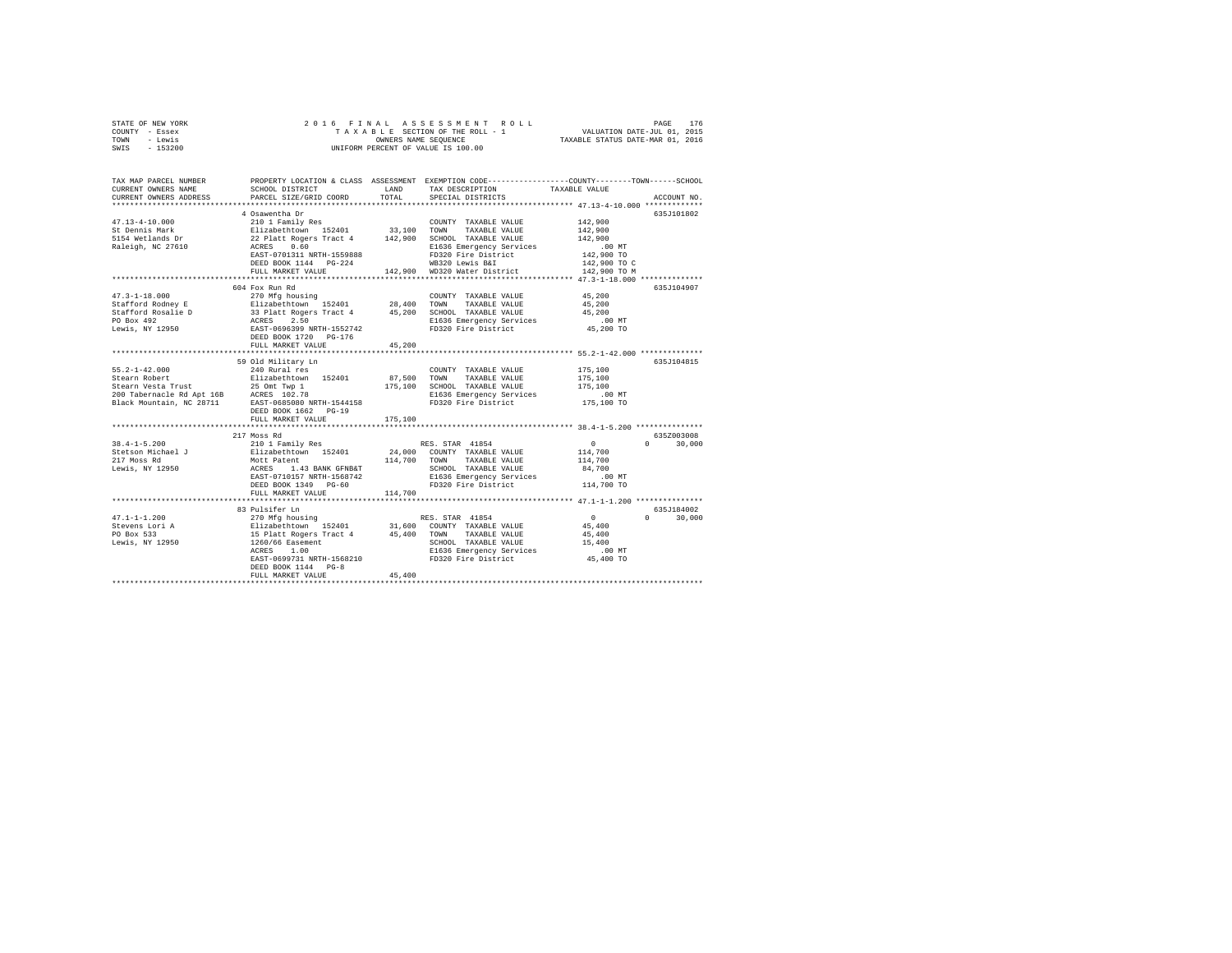STATE OF NEW YORK — COUNTY - Essex — TOWN - Lewis — SWIS - 153200

2 0 1 6 F I N A L A S S E S S M E N T R O L L
T A X A B L E SECTION OF THE ROLL - 1
OWNERS NAME SEQUENCE
UNIFORM PERCENT OF VALUE IS 100.00

VALUATION DATE-JUL 01, 2015
TAXABLE STATUS DATE-MAR 01, 2016

| TAX MAP PARCEL NUMBER / CURRENT OWNERS NAME / CURRENT OWNERS ADDRESS | PROPERTY LOCATION & CLASS / SCHOOL DISTRICT / PARCEL SIZE/GRID COORD | ASSESSMENT LAND / TOTAL | EXEMPTION CODE / TAX DESCRIPTION / SPECIAL DISTRICTS | COUNTY / TOWN / SCHOOL TAXABLE VALUE | ACCOUNT NO. |
|---|---|---|---|---|---|
| 47.13-4-10.000 | 4 Osawentha Dr | | | | 635J101802 |
| St Dennis Mark | 210 1 Family Res | | COUNTY TAXABLE VALUE | 142,900 | |
| 5154 Wetlands Dr | Elizabethtown 152401 | 33,100 | TOWN TAXABLE VALUE | 142,900 | |
| Raleigh, NC 27610 | 22 Platt Rogers Tract 4 | 142,900 | SCHOOL TAXABLE VALUE | 142,900 | |
| | ACRES 0.60 | | E1636 Emergency Services | .00 MT | |
| | EAST-0701311 NRTH-1559888 | | FD320 Fire District | 142,900 TO | |
| | DEED BOOK 1144 PG-224 | | WB320 Lewis B&I | 142,900 TO C | |
| | FULL MARKET VALUE | 142,900 | WD320 Water District | 142,900 TO M | |
| 47.3-1-18.000 | 604 Fox Run Rd | | | | 635J104907 |
| Stafford Rodney E | 270 Mfg housing | | COUNTY TAXABLE VALUE | 45,200 | |
| Stafford Rosalie D | Elizabethtown 152401 | 28,400 | TOWN TAXABLE VALUE | 45,200 | |
| PO Box 492 | 33 Platt Rogers Tract 4 | 45,200 | SCHOOL TAXABLE VALUE | 45,200 | |
| Lewis, NY 12950 | ACRES 2.50 | | E1636 Emergency Services | .00 MT | |
| | EAST-0696399 NRTH-1552742 | | FD320 Fire District | 45,200 TO | |
| | DEED BOOK 1720 PG-176 | | | | |
| | FULL MARKET VALUE | 45,200 | | | |
| 55.2-1-42.000 | 59 Old Military Ln | | | | 635J104815 |
| Stearn Robert | 240 Rural res | | COUNTY TAXABLE VALUE | 175,100 | |
| Stearn Vesta Trust | Elizabethtown 152401 | 87,500 | TOWN TAXABLE VALUE | 175,100 | |
| 200 Tabernacle Rd Apt 16B | 25 Omt Twp 1 | 175,100 | SCHOOL TAXABLE VALUE | 175,100 | |
| Black Mountain, NC 28711 | ACRES 102.78 | | E1636 Emergency Services | .00 MT | |
| | EAST-0685080 NRTH-1544158 | | FD320 Fire District | 175,100 TO | |
| | DEED BOOK 1662 PG-19 | | | | |
| | FULL MARKET VALUE | 175,100 | | | |
| 38.4-1-5.200 | 217 Moss Rd | | | | 635Z003008 |
| Stetson Michael J | 210 1 Family Res | | RES. STAR 41854 | 0 / 0 / 30,000 | |
| 217 Moss Rd | Elizabethtown 152401 | 24,000 | COUNTY TAXABLE VALUE | 114,700 | |
| Lewis, NY 12950 | Mott Patent | 114,700 | TOWN TAXABLE VALUE | 114,700 | |
| | ACRES 1.43 BANK GFNB&T | | SCHOOL TAXABLE VALUE | 84,700 | |
| | EAST-0710157 NRTH-1568742 | | E1636 Emergency Services | .00 MT | |
| | DEED BOOK 1349 PG-60 | | FD320 Fire District | 114,700 TO | |
| | FULL MARKET VALUE | 114,700 | | | |
| 47.1-1-1.200 | 83 Pulsifer Ln | | | | 635J184002 |
| Stevens Lori A | 270 Mfg housing | | RES. STAR 41854 | 0 / 0 / 30,000 | |
| PO Box 533 | Elizabethtown 152401 | 31,600 | COUNTY TAXABLE VALUE | 45,400 | |
| Lewis, NY 12950 | 15 Platt Rogers Tract 4 | 45,400 | TOWN TAXABLE VALUE | 45,400 | |
| | 1260/66 Easement | | SCHOOL TAXABLE VALUE | 15,400 | |
| | ACRES 1.00 | | E1636 Emergency Services | .00 MT | |
| | EAST-0699731 NRTH-1568210 | | FD320 Fire District | 45,400 TO | |
| | DEED BOOK 1144 PG-8 | | | | |
| | FULL MARKET VALUE | 45,400 | | | |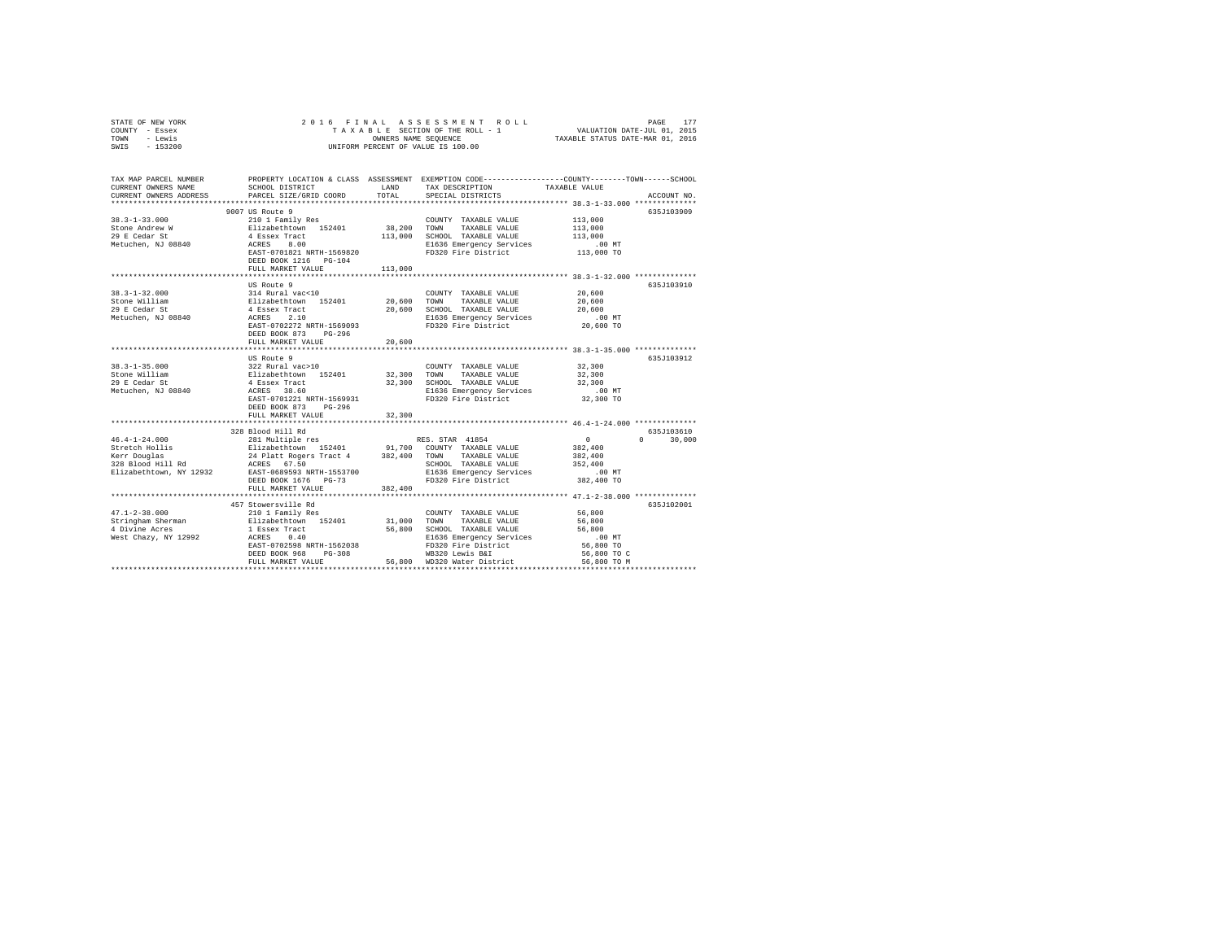STATE OF NEW YORK
COUNTY - Essex
TOWN - Lewis
SWIS - 153200

2016 FINAL ASSESSMENT ROLL
TAXABLE SECTION OF THE ROLL - 1
OWNERS NAME SEQUENCE
UNIFORM PERCENT OF VALUE IS 100.00

VALUATION DATE-JUL 01, 2015
TAXABLE STATUS DATE-MAR 01, 2016

```
TAX MAP PARCEL NUMBER    PROPERTY LOCATION & CLASS  ASSESSMENT  EXEMPTION CODE-----------------COUNTY--------TOWN------SCHOOL
CURRENT OWNERS NAME      SCHOOL DISTRICT              LAND      TAX DESCRIPTION            TAXABLE VALUE
CURRENT OWNERS ADDRESS   PARCEL SIZE/GRID COORD       TOTAL     SPECIAL DISTRICTS                                 ACCOUNT NO.
******************************************************************************************* 38.3-1-33.000 **************
                         9007 US Route 9                                                                         635J103909
38.3-1-33.000            210 1 Family Res                        COUNTY  TAXABLE VALUE          113,000
Stone Andrew W           Elizabethtown  152401       38,200     TOWN    TAXABLE VALUE          113,000
29 E Cedar St            4 Essex Tract              113,000     SCHOOL  TAXABLE VALUE          113,000
Metuchen, NJ 08840       ACRES    8.00                           E1636 Emergency Services          .00 MT
                         EAST-0701821 NRTH-1569820               FD320 Fire District            113,000 TO
                         DEED BOOK 1216   PG-104
                         FULL MARKET VALUE          113,000
******************************************************************************************* 38.3-1-32.000 **************
                         US Route 9                                                                              635J103910
38.3-1-32.000            314 Rural vac<10                        COUNTY  TAXABLE VALUE           20,600
Stone William            Elizabethtown  152401       20,600     TOWN    TAXABLE VALUE           20,600
29 E Cedar St            4 Essex Tract               20,600     SCHOOL  TAXABLE VALUE           20,600
Metuchen, NJ 08840       ACRES    2.10                           E1636 Emergency Services          .00 MT
                         EAST-0702272 NRTH-1569093               FD320 Fire District             20,600 TO
                         DEED BOOK 873    PG-296
                         FULL MARKET VALUE           20,600
******************************************************************************************* 38.3-1-35.000 **************
                         US Route 9                                                                              635J103912
38.3-1-35.000            322 Rural vac>10                        COUNTY  TAXABLE VALUE           32,300
Stone William            Elizabethtown  152401       32,300     TOWN    TAXABLE VALUE           32,300
29 E Cedar St            4 Essex Tract               32,300     SCHOOL  TAXABLE VALUE           32,300
Metuchen, NJ 08840       ACRES   38.60                           E1636 Emergency Services          .00 MT
                         EAST-0701221 NRTH-1569931               FD320 Fire District             32,300 TO
                         DEED BOOK 873    PG-296
                         FULL MARKET VALUE           32,300
******************************************************************************************* 46.4-1-24.000 **************
                         328 Blood Hill Rd                                                                       635J103610
46.4-1-24.000            281 Multiple res                        RES. STAR 41854                     0           0     30,000
Stretch Hollis           Elizabethtown  152401       91,700     COUNTY  TAXABLE VALUE          382,400
Kerr Douglas             24 Platt Rogers Tract 4    382,400     TOWN    TAXABLE VALUE          382,400
328 Blood Hill Rd        ACRES   67.50                           SCHOOL  TAXABLE VALUE          352,400
Elizabethtown, NY 12932  EAST-0689593 NRTH-1553700               E1636 Emergency Services          .00 MT
                         DEED BOOK 1676   PG-73                  FD320 Fire District            382,400 TO
                         FULL MARKET VALUE          382,400
******************************************************************************************* 47.1-2-38.000 **************
                         457 Stowersville Rd                                                                     635J102001
47.1-2-38.000            210 1 Family Res                        COUNTY  TAXABLE VALUE           56,800
Stringham Sherman        Elizabethtown  152401       31,000     TOWN    TAXABLE VALUE           56,800
4 Divine Acres           1 Essex Tract               56,800     SCHOOL  TAXABLE VALUE           56,800
West Chazy, NY 12992     ACRES    0.40                           E1636 Emergency Services          .00 MT
                         EAST-0702598 NRTH-1562038               FD320 Fire District             56,800 TO
                         DEED BOOK 968    PG-308                 WB320 Lewis B&I                 56,800 TO C
                         FULL MARKET VALUE           56,800     WD320 Water District            56,800 TO M
************************************************************************************************************************
```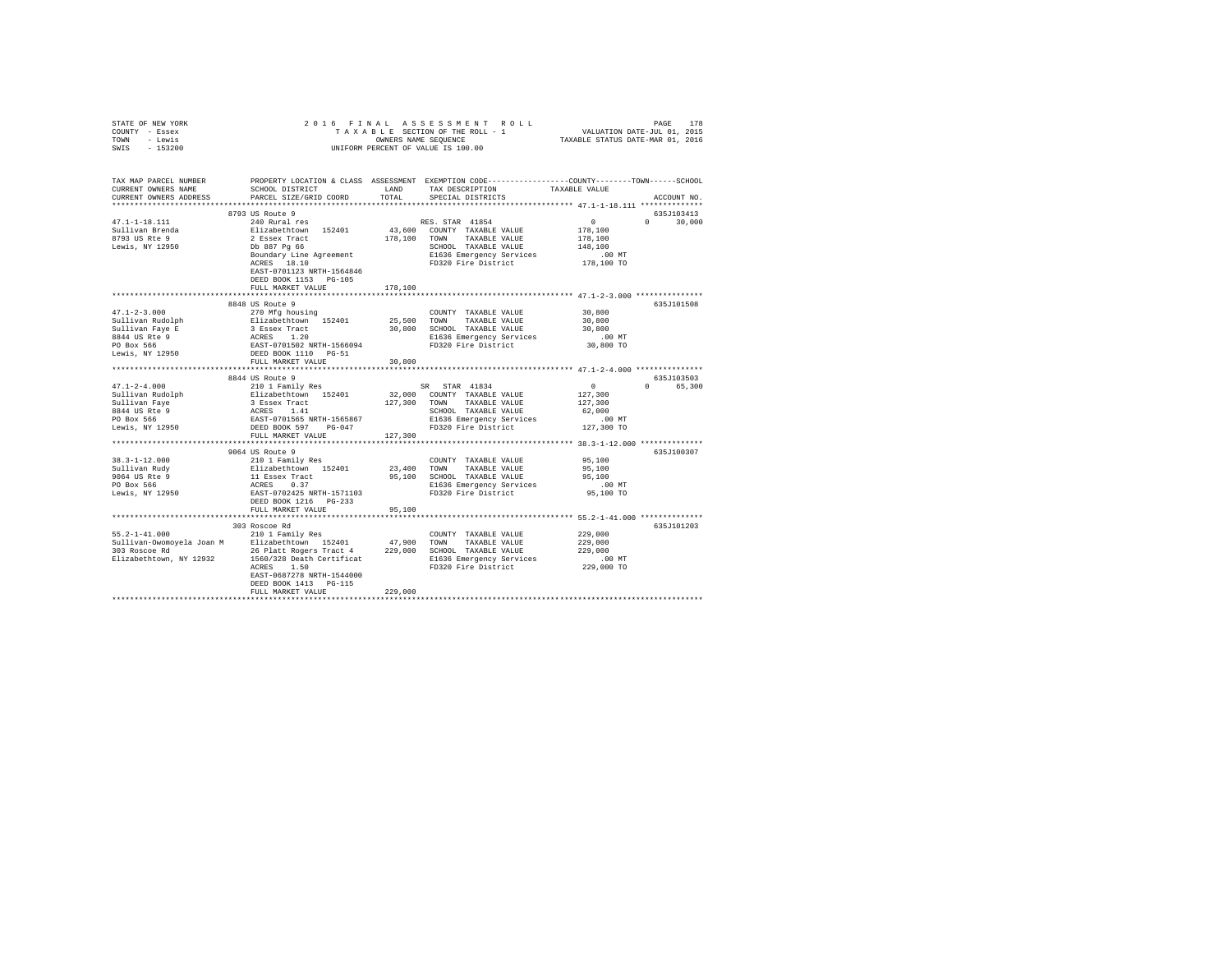STATE OF NEW YORK
COUNTY - Essex
TOWN - Lewis
SWIS - 153200

2016 FINAL ASSESSMENT ROLL
TAXABLE SECTION OF THE ROLL - 1
OWNERS NAME SEQUENCE
UNIFORM PERCENT OF VALUE IS 100.00

VALUATION DATE-JUL 01, 2015
TAXABLE STATUS DATE-MAR 01, 2016

```
TAX MAP PARCEL NUMBER     PROPERTY LOCATION & CLASS  ASSESSMENT  EXEMPTION CODE-----------------COUNTY--------TOWN------SCHOOL
CURRENT OWNERS NAME       SCHOOL DISTRICT             LAND       TAX DESCRIPTION           TAXABLE VALUE
CURRENT OWNERS ADDRESS    PARCEL SIZE/GRID COORD      TOTAL      SPECIAL DISTRICTS                                    ACCOUNT NO.
******************************************************************************************* 47.1-1-18.111 **************
                          8793 US Route 9                                                                        635J103413
47.1-1-18.111             240 Rural res                          RES. STAR 41854                0           0      30,000
Sullivan Brenda           Elizabethtown  152401      43,600      COUNTY  TAXABLE VALUE         178,100
8793 US Rte 9             2 Essex Tract              178,100     TOWN    TAXABLE VALUE         178,100
Lewis, NY 12950           Db 887 Pg 66                           SCHOOL  TAXABLE VALUE         148,100
                          Boundary Line Agreement                E1636 Emergency Services          .00 MT
                          ACRES   18.10                          FD320 Fire District           178,100 TO
                          EAST-0701123 NRTH-1564846
                          DEED BOOK 1153   PG-105
                          FULL MARKET VALUE          178,100
******************************************************************************************* 47.1-2-3.000 ***************
                          8848 US Route 9                                                                        635J101508
47.1-2-3.000              270 Mfg housing                        COUNTY  TAXABLE VALUE          30,800
Sullivan Rudolph          Elizabethtown  152401      25,500      TOWN    TAXABLE VALUE          30,800
Sullivan Faye E           3 Essex Tract               30,800     SCHOOL  TAXABLE VALUE          30,800
8844 US Rte 9             ACRES    1.20                          E1636 Emergency Services          .00 MT
PO Box 566                EAST-0701502 NRTH-1566094              FD320 Fire District            30,800 TO
Lewis, NY 12950           DEED BOOK 1110   PG-51
                          FULL MARKET VALUE           30,800
******************************************************************************************* 47.1-2-4.000 ***************
                          8844 US Route 9                                                                        635J103503
47.1-2-4.000              210 1 Family Res                       SR  STAR 41834                 0           0      65,300
Sullivan Rudolph          Elizabethtown  152401      32,000      COUNTY  TAXABLE VALUE         127,300
Sullivan Faye             3 Essex Tract              127,300     TOWN    TAXABLE VALUE         127,300
8844 US Rte 9             ACRES    1.41                          SCHOOL  TAXABLE VALUE          62,000
PO Box 566                EAST-0701565 NRTH-1565867              E1636 Emergency Services          .00 MT
Lewis, NY 12950           DEED BOOK 597    PG-047                FD320 Fire District           127,300 TO
                          FULL MARKET VALUE          127,300
******************************************************************************************* 38.3-1-12.000 **************
                          9064 US Route 9                                                                        635J100307
38.3-1-12.000             210 1 Family Res                       COUNTY  TAXABLE VALUE          95,100
Sullivan Rudy             Elizabethtown  152401      23,400      TOWN    TAXABLE VALUE          95,100
9064 US Rte 9             11 Essex Tract              95,100     SCHOOL  TAXABLE VALUE          95,100
PO Box 566                ACRES    0.37                          E1636 Emergency Services          .00 MT
Lewis, NY 12950           EAST-0702425 NRTH-1571103              FD320 Fire District            95,100 TO
                          DEED BOOK 1216   PG-233
                          FULL MARKET VALUE           95,100
******************************************************************************************* 55.2-1-41.000 **************
                          303 Roscoe Rd                                                                          635J101203
55.2-1-41.000             210 1 Family Res                       COUNTY  TAXABLE VALUE         229,000
Sullivan-Owomoyela Joan M Elizabethtown  152401      47,900      TOWN    TAXABLE VALUE         229,000
303 Roscoe Rd             26 Platt Rogers Tract 4    229,000     SCHOOL  TAXABLE VALUE         229,000
Elizabethtown, NY 12932   1560/328 Death Certificat              E1636 Emergency Services          .00 MT
                          ACRES    1.50                          FD320 Fire District           229,000 TO
                          EAST-0687278 NRTH-1544000
                          DEED BOOK 1413   PG-115
                          FULL MARKET VALUE          229,000
************************************************************************************************************************
```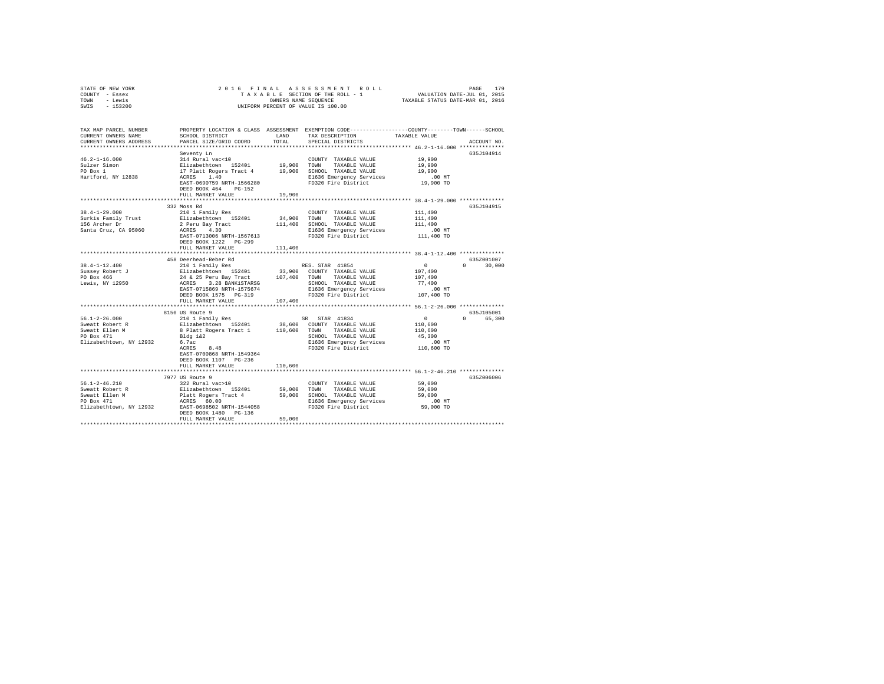STATE OF NEW YORK
COUNTY - Essex
TOWN - Lewis
SWIS - 153200

2016 FINAL ASSESSMENT ROLL
TAXABLE SECTION OF THE ROLL - 1
OWNERS NAME SEQUENCE
UNIFORM PERCENT OF VALUE IS 100.00

VALUATION DATE-JUL 01, 2015
TAXABLE STATUS DATE-MAR 01, 2016

```
TAX MAP PARCEL NUMBER    PROPERTY LOCATION & CLASS  ASSESSMENT  EXEMPTION CODE-----------------COUNTY--------TOWN------SCHOOL
CURRENT OWNERS NAME      SCHOOL DISTRICT             LAND       TAX DESCRIPTION            TAXABLE VALUE
CURRENT OWNERS ADDRESS   PARCEL SIZE/GRID COORD      TOTAL      SPECIAL DISTRICTS                                    ACCOUNT NO.
******************************************************************************************** 46.2-1-16.000 **************
                         Seventy Ln                                                                             635J104914
46.2-1-16.000            314 Rural vac<10                       COUNTY  TAXABLE VALUE         19,900
Sulzer Simon             Elizabethtown  152401      19,900      TOWN    TAXABLE VALUE         19,900
PO Box 1                 17 Platt Rogers Tract 4    19,900      SCHOOL  TAXABLE VALUE         19,900
Hartford, NY 12838       ACRES    1.40                          E1636 Emergency Services         .00 MT
                         EAST-0690759 NRTH-1566280              FD320 Fire District           19,900 TO
                         DEED BOOK 464   PG-152
                         FULL MARKET VALUE           19,900
******************************************************************************************** 38.4-1-29.000 **************
                         332 Moss Rd                                                                            635J104915
38.4-1-29.000            210 1 Family Res                       COUNTY  TAXABLE VALUE        111,400
Surkis Family Trust      Elizabethtown  152401      34,900      TOWN    TAXABLE VALUE        111,400
156 Archer Dr            2 Peru Bay Tract          111,400      SCHOOL  TAXABLE VALUE        111,400
Santa Cruz, CA 95060     ACRES    4.30                          E1636 Emergency Services         .00 MT
                         EAST-0713006 NRTH-1567613              FD320 Fire District          111,400 TO
                         DEED BOOK 1222  PG-299
                         FULL MARKET VALUE          111,400
******************************************************************************************** 38.4-1-12.400 **************
                         458 Deerhead-Reber Rd                                                                  635Z001007
38.4-1-12.400            210 1 Family Res                       RES. STAR 41854                    0          0     30,000
Sussey Robert J          Elizabethtown  152401      33,900      COUNTY  TAXABLE VALUE        107,400
PO Box 466               24 & 25 Peru Bay Tract    107,400      TOWN    TAXABLE VALUE        107,400
Lewis, NY 12950          ACRES    3.28 BANK1STARSG              SCHOOL  TAXABLE VALUE         77,400
                         EAST-0715869 NRTH-1575674              E1636 Emergency Services         .00 MT
                         DEED BOOK 1575  PG-319                 FD320 Fire District          107,400 TO
                         FULL MARKET VALUE          107,400
******************************************************************************************** 56.1-2-26.000 **************
                         8150 US Route 9                                                                        635J105001
56.1-2-26.000            210 1 Family Res                       SR  STAR 41834                     0          0     65,300
Sweatt Robert R          Elizabethtown  152401      38,600      COUNTY  TAXABLE VALUE        110,600
Sweatt Ellen M           8 Platt Rogers Tract 1    110,600      TOWN    TAXABLE VALUE        110,600
PO Box 471               Bldg 1&2                               SCHOOL  TAXABLE VALUE         45,300
Elizabethtown, NY 12932  6.7ac                                  E1636 Emergency Services         .00 MT
                         ACRES    8.48                          FD320 Fire District          110,600 TO
                         EAST-0700868 NRTH-1549364
                         DEED BOOK 1107  PG-236
                         FULL MARKET VALUE          110,600
******************************************************************************************** 56.1-2-46.210 **************
                         7977 US Route 9                                                                        635Z006006
56.1-2-46.210            322 Rural vac>10                       COUNTY  TAXABLE VALUE         59,000
Sweatt Robert R          Elizabethtown  152401      59,000      TOWN    TAXABLE VALUE         59,000
Sweatt Ellen M           Platt Rogers Tract 4       59,000      SCHOOL  TAXABLE VALUE         59,000
PO Box 471               ACRES   60.00                          E1636 Emergency Services         .00 MT
Elizabethtown, NY 12932  EAST-0698502 NRTH-1544058              FD320 Fire District           59,000 TO
                         DEED BOOK 1480  PG-136
                         FULL MARKET VALUE           59,000
************************************************************************************************************************
```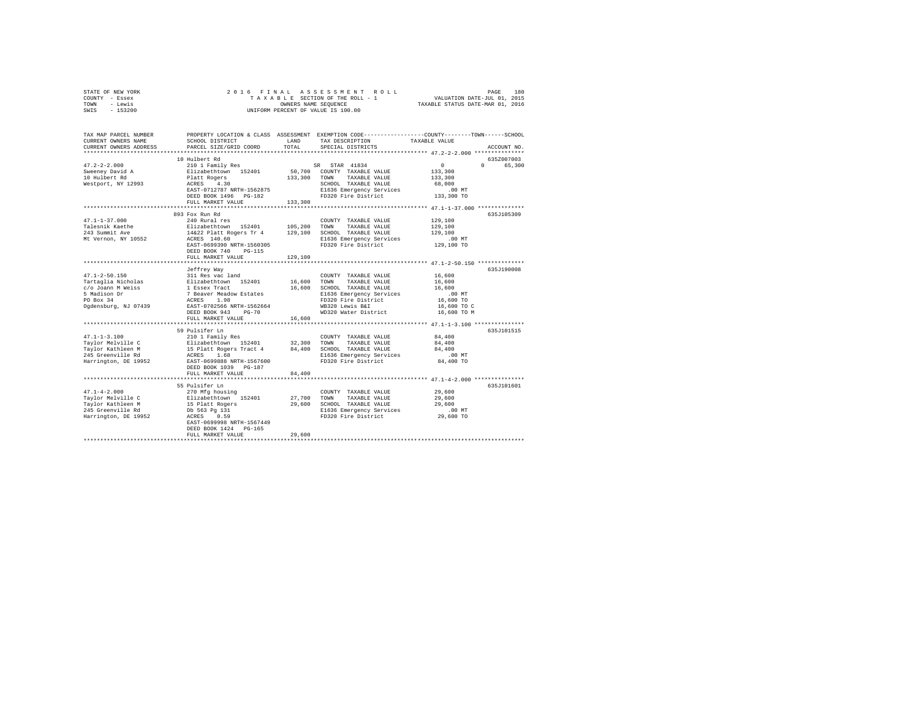STATE OF NEW YORK — 2016 FINAL ASSESSMENT ROLL — PAGE 180
COUNTY - Essex — TAXABLE SECTION OF THE ROLL - 1 — VALUATION DATE-JUL 01, 2015
TOWN - Lewis — OWNERS NAME SEQUENCE — TAXABLE STATUS DATE-MAR 01, 2016
SWIS - 153200 — UNIFORM PERCENT OF VALUE IS 100.00

```
TAX MAP PARCEL NUMBER          PROPERTY LOCATION & CLASS  ASSESSMENT  EXEMPTION CODE-----------------COUNTY--------TOWN------SCHOOL
CURRENT OWNERS NAME            SCHOOL DISTRICT              LAND      TAX DESCRIPTION             TAXABLE VALUE
CURRENT OWNERS ADDRESS         PARCEL SIZE/GRID COORD       TOTAL     SPECIAL DISTRICTS                                    ACCOUNT NO.
******************************************************************************************************* 47.2-2-2.000 ***************
                               10 Hulbert Rd                                                                               635Z007003
47.2-2-2.000                   210 1 Family Res                     SR  STAR  41834               0            0      65,300
Sweeney David A                Elizabethtown  152401        50,700  COUNTY  TAXABLE VALUE        133,300
10 Hulbert Rd                  Platt Rogers                133,300  TOWN    TAXABLE VALUE        133,300
Westport, NY 12993             ACRES    4.30                        SCHOOL  TAXABLE VALUE         68,000
                               EAST-0712787 NRTH-1562875            E1636 Emergency Services         .00 MT
                               DEED BOOK 1496   PG-182              FD320 Fire District          133,300 TO
                               FULL MARKET VALUE           133,300
******************************************************************************************************* 47.1-1-37.000 **************
                               893 Fox Run Rd                                                                              635J105309
47.1-1-37.000                  240 Rural res                        COUNTY  TAXABLE VALUE        129,100
Talesnik Kaethe                Elizabethtown  152401       105,200  TOWN    TAXABLE VALUE        129,100
243 Summit Ave                 14&22 Platt Rogers Tr 4     129,100  SCHOOL  TAXABLE VALUE        129,100
Mt Vernon, NY 10552            ACRES  140.60                        E1636 Emergency Services         .00 MT
                               EAST-0699390 NRTH-1560305            FD320 Fire District          129,100 TO
                               DEED BOOK 740    PG-115
                               FULL MARKET VALUE           129,100
******************************************************************************************************* 47.1-2-50.150 **************
                               Jeffrey Way                                                                                 635J190008
47.1-2-50.150                  311 Res vac land                     COUNTY  TAXABLE VALUE         16,600
Tartaglia Nicholas             Elizabethtown  152401        16,600  TOWN    TAXABLE VALUE         16,600
c/o Joann M Weiss              1 Essex Tract                16,600  SCHOOL  TAXABLE VALUE         16,600
5 Madison Dr                   7 Beaver Meadow Estates              E1636 Emergency Services         .00 MT
PO Box 34                      ACRES    1.98                        FD320 Fire District           16,600 TO
Ogdensburg, NJ 07439           EAST-0702566 NRTH-1562664            WB320 Lewis B&I               16,600 TO C
                               DEED BOOK 943    PG-70               WD320 Water District          16,600 TO M
                               FULL MARKET VALUE            16,600
******************************************************************************************************* 47.1-1-3.100 ***************
                               59 Pulsifer Ln                                                                              635J101515
47.1-1-3.100                   210 1 Family Res                     COUNTY  TAXABLE VALUE         84,400
Taylor Melville C              Elizabethtown  152401        32,300  TOWN    TAXABLE VALUE         84,400
Taylor Kathleen M              15 Platt Rogers Tract 4      84,400  SCHOOL  TAXABLE VALUE         84,400
245 Greenville Rd              ACRES    1.68                        E1636 Emergency Services         .00 MT
Harrington, DE 19952           EAST-0699888 NRTH-1567600            FD320 Fire District           84,400 TO
                               DEED BOOK 1039   PG-187
                               FULL MARKET VALUE            84,400
******************************************************************************************************* 47.1-4-2.000 ***************
                               55 Pulsifer Ln                                                                              635J101601
47.1-4-2.000                   270 Mfg housing                      COUNTY  TAXABLE VALUE         29,600
Taylor Melville C              Elizabethtown  152401        27,700  TOWN    TAXABLE VALUE         29,600
Taylor Kathleen M              15 Platt Rogers              29,600  SCHOOL  TAXABLE VALUE         29,600
245 Greenville Rd              Db 563 Pg 131                        E1636 Emergency Services         .00 MT
Harrington, DE 19952           ACRES    0.59                        FD320 Fire District           29,600 TO
                               EAST-0699998 NRTH-1567449
                               DEED BOOK 1424   PG-165
                               FULL MARKET VALUE            29,600
************************************************************************************************************************************
```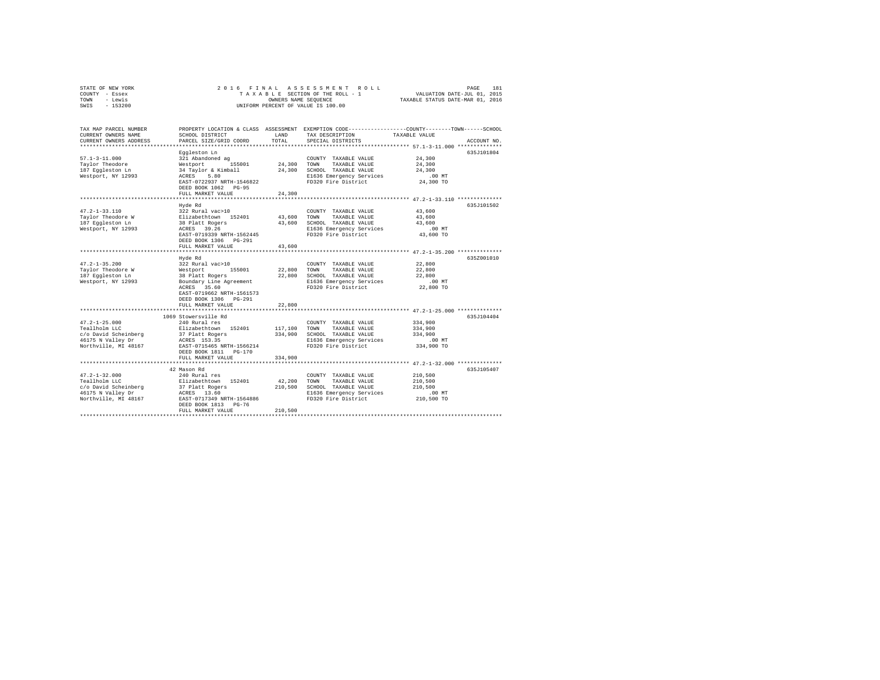STATE OF NEW YORK                    2016 FINAL ASSESSMENT ROLL
COUNTY - Essex                       TAXABLE SECTION OF THE ROLL - 1          VALUATION DATE-JUL 01, 2015
TOWN - Lewis                         OWNERS NAME SEQUENCE                     TAXABLE STATUS DATE-MAR 01, 2016
SWIS - 153200                        UNIFORM PERCENT OF VALUE IS 100.00

| TAX MAP PARCEL NUMBER / CURRENT OWNERS NAME / CURRENT OWNERS ADDRESS | PROPERTY LOCATION & CLASS / SCHOOL DISTRICT / PARCEL SIZE/GRID COORD | ASSESSMENT LAND | TOTAL | EXEMPTION CODE / TAX DESCRIPTION / SPECIAL DISTRICTS | TAXABLE VALUE (COUNTY / TOWN / SCHOOL) | ACCOUNT NO. |
|---|---|---|---|---|---|---|
| 57.1-3-11.000 | Eggleston Ln | | | | | 635J101804 |
| 57.1-3-11.000 | 321 Abandoned ag | | | COUNTY TAXABLE VALUE | 24,300 | |
| Taylor Theodore | Westport 155001 | 24,300 | | TOWN TAXABLE VALUE | 24,300 | |
| 187 Eggleston Ln | 34 Taylor & Kimball | | 24,300 | SCHOOL TAXABLE VALUE | 24,300 | |
| Westport, NY 12993 | ACRES 5.80 | | | E1636 Emergency Services | .00 MT | |
| | EAST-0722937 NRTH-1546822 | | | FD320 Fire District | 24,300 TO | |
| | DEED BOOK 1062 PG-95 | | | | | |
| | FULL MARKET VALUE | | 24,300 | | | |
| 47.2-1-33.110 | Hyde Rd | | | | | 635J101502 |
| 47.2-1-33.110 | 322 Rural vac>10 | | | COUNTY TAXABLE VALUE | 43,600 | |
| Taylor Theodore W | Elizabethtown 152401 | 43,600 | | TOWN TAXABLE VALUE | 43,600 | |
| 187 Eggleston Ln | 38 Platt Rogers | | 43,600 | SCHOOL TAXABLE VALUE | 43,600 | |
| Westport, NY 12993 | ACRES 39.26 | | | E1636 Emergency Services | .00 MT | |
| | EAST-0719339 NRTH-1562445 | | | FD320 Fire District | 43,600 TO | |
| | DEED BOOK 1306 PG-291 | | | | | |
| | FULL MARKET VALUE | | 43,600 | | | |
| 47.2-1-35.200 | Hyde Rd | | | | | 635Z001010 |
| 47.2-1-35.200 | 322 Rural vac>10 | | | COUNTY TAXABLE VALUE | 22,800 | |
| Taylor Theodore W | Westport 155001 | 22,800 | | TOWN TAXABLE VALUE | 22,800 | |
| 187 Eggleston Ln | 38 Platt Rogers | | 22,800 | SCHOOL TAXABLE VALUE | 22,800 | |
| Westport, NY 12993 | Boundary Line Agreement | | | E1636 Emergency Services | .00 MT | |
| | ACRES 35.60 | | | FD320 Fire District | 22,800 TO | |
| | EAST-0719662 NRTH-1561573 | | | | | |
| | DEED BOOK 1306 PG-291 | | | | | |
| | FULL MARKET VALUE | | 22,800 | | | |
| 47.2-1-25.000 | 1069 Stowersville Rd | | | | | 635J104404 |
| 47.2-1-25.000 | 240 Rural res | | | COUNTY TAXABLE VALUE | 334,900 | |
| Teallholm LLC | Elizabethtown 152401 | 117,100 | | TOWN TAXABLE VALUE | 334,900 | |
| c/o David Scheinberg | 37 Platt Rogers | | 334,900 | SCHOOL TAXABLE VALUE | 334,900 | |
| 46175 N Valley Dr | ACRES 153.35 | | | E1636 Emergency Services | .00 MT | |
| Northville, MI 48167 | EAST-0715465 NRTH-1566214 | | | FD320 Fire District | 334,900 TO | |
| | DEED BOOK 1811 PG-170 | | | | | |
| | FULL MARKET VALUE | | 334,900 | | | |
| 47.2-1-32.000 | 42 Mason Rd | | | | | 635J105407 |
| 47.2-1-32.000 | 240 Rural res | | | COUNTY TAXABLE VALUE | 210,500 | |
| Teallholm LLC | Elizabethtown 152401 | 42,200 | | TOWN TAXABLE VALUE | 210,500 | |
| c/o David Scheinberg | 37 Platt Rogers | | 210,500 | SCHOOL TAXABLE VALUE | 210,500 | |
| 46175 N Valley Dr | ACRES 13.60 | | | E1636 Emergency Services | .00 MT | |
| Northville, MI 48167 | EAST-0717349 NRTH-1564886 | | | FD320 Fire District | 210,500 TO | |
| | DEED BOOK 1813 PG-76 | | | | | |
| | FULL MARKET VALUE | | 210,500 | | | |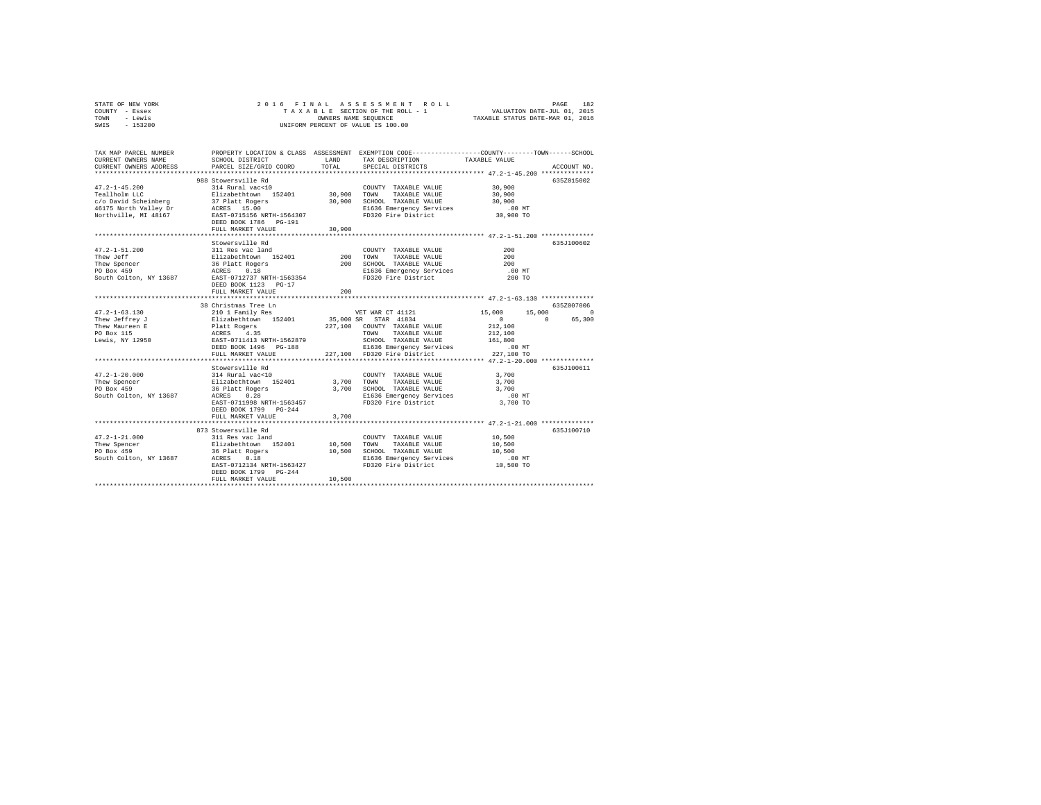STATE OF NEW YORK — 2016 FINAL ASSESSMENT ROLL
COUNTY - Essex — TAXABLE SECTION OF THE ROLL - 1 — VALUATION DATE-JUL 01, 2015
TOWN - Lewis — OWNERS NAME SEQUENCE — TAXABLE STATUS DATE-MAR 01, 2016
SWIS - 153200 — UNIFORM PERCENT OF VALUE IS 100.00

```
TAX MAP PARCEL NUMBER          PROPERTY LOCATION & CLASS  ASSESSMENT  EXEMPTION CODE-----------------COUNTY--------TOWN------SCHOOL
CURRENT OWNERS NAME            SCHOOL DISTRICT              LAND      TAX DESCRIPTION            TAXABLE VALUE
CURRENT OWNERS ADDRESS         PARCEL SIZE/GRID COORD       TOTAL     SPECIAL DISTRICTS                                   ACCOUNT NO.
*********************************************************************************************** 47.2-1-45.200 **************
                               988 Stowersville Rd                                                                       635Z015002
47.2-1-45.200                  314 Rural vac<10                       COUNTY  TAXABLE VALUE            30,900
Teallholm LLC                  Elizabethtown  152401       30,900     TOWN    TAXABLE VALUE            30,900
c/o David Scheinberg           37 Platt Rogers             30,900     SCHOOL  TAXABLE VALUE            30,900
46175 North Valley Dr          ACRES  15.00                           E1636 Emergency Services            .00 MT
Northville, MI 48167           EAST-0715156 NRTH-1564307              FD320 Fire District              30,900 TO
                               DEED BOOK 1786   PG-191
                               FULL MARKET VALUE           30,900
*********************************************************************************************** 47.2-1-51.200 **************
                               Stowersville Rd                                                                           635J100602
47.2-1-51.200                  311 Res vac land                       COUNTY  TAXABLE VALUE               200
Thew Jeff                      Elizabethtown  152401          200     TOWN    TAXABLE VALUE               200
Thew Spencer                   36 Platt Rogers                200     SCHOOL  TAXABLE VALUE               200
PO Box 459                     ACRES   0.18                           E1636 Emergency Services            .00 MT
South Colton, NY 13687         EAST-0712737 NRTH-1563354              FD320 Fire District                 200 TO
                               DEED BOOK 1123   PG-17
                               FULL MARKET VALUE              200
*********************************************************************************************** 47.2-1-63.130 **************
                               38 Christmas Tree Ln                                                                      635Z007006
47.2-1-63.130                  210 1 Family Res                       VET WAR CT 41121            15,000      15,000          0
Thew Jeffrey J                 Elizabethtown  152401       35,000 SR  STAR  41834                   0           0      65,300
Thew Maureen E                 Platt Rogers               227,100     COUNTY  TAXABLE VALUE           212,100
PO Box 115                     ACRES   4.35                           TOWN    TAXABLE VALUE           212,100
Lewis, NY 12950                EAST-0711413 NRTH-1562879              SCHOOL  TAXABLE VALUE           161,800
                               DEED BOOK 1496   PG-188                E1636 Emergency Services            .00 MT
                               FULL MARKET VALUE          227,100     FD320 Fire District             227,100 TO
*********************************************************************************************** 47.2-1-20.000 **************
                               Stowersville Rd                                                                           635J100611
47.2-1-20.000                  314 Rural vac<10                       COUNTY  TAXABLE VALUE             3,700
Thew Spencer                   Elizabethtown  152401        3,700     TOWN    TAXABLE VALUE             3,700
PO Box 459                     36 Platt Rogers              3,700     SCHOOL  TAXABLE VALUE             3,700
South Colton, NY 13687         ACRES   0.28                           E1636 Emergency Services            .00 MT
                               EAST-0711998 NRTH-1563457              FD320 Fire District               3,700 TO
                               DEED BOOK 1799   PG-244
                               FULL MARKET VALUE            3,700
*********************************************************************************************** 47.2-1-21.000 **************
                               873 Stowersville Rd                                                                       635J100710
47.2-1-21.000                  311 Res vac land                       COUNTY  TAXABLE VALUE            10,500
Thew Spencer                   Elizabethtown  152401       10,500     TOWN    TAXABLE VALUE            10,500
PO Box 459                     36 Platt Rogers             10,500     SCHOOL  TAXABLE VALUE            10,500
South Colton, NY 13687         ACRES   0.18                           E1636 Emergency Services            .00 MT
                               EAST-0712134 NRTH-1563427              FD320 Fire District              10,500 TO
                               DEED BOOK 1799   PG-244
                               FULL MARKET VALUE           10,500
****************************************************************************************************************************
```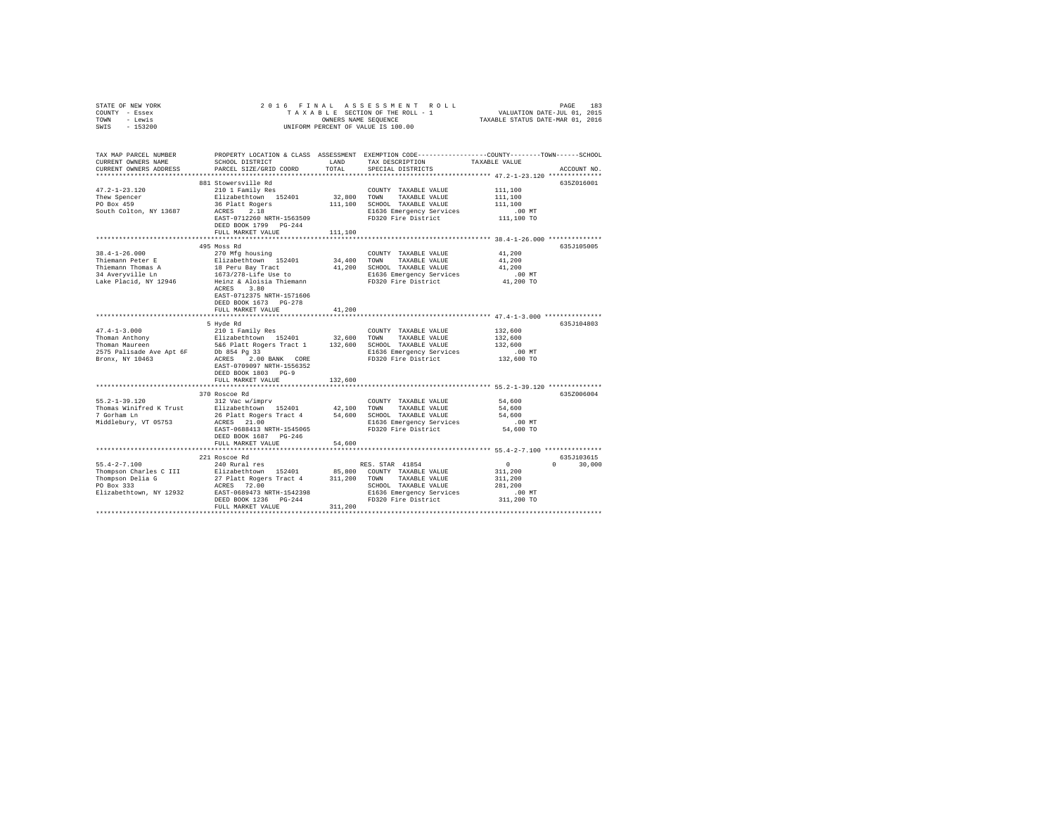STATE OF NEW YORK
COUNTY - Essex
TOWN - Lewis
SWIS - 153200

2016 FINAL ASSESSMENT ROLL
TAXABLE SECTION OF THE ROLL - 1
OWNERS NAME SEQUENCE
UNIFORM PERCENT OF VALUE IS 100.00

VALUATION DATE-JUL 01, 2015
TAXABLE STATUS DATE-MAR 01, 2016

```
TAX MAP PARCEL NUMBER          PROPERTY LOCATION & CLASS  ASSESSMENT  EXEMPTION CODE-----------------COUNTY--------TOWN------SCHOOL
CURRENT OWNERS NAME            SCHOOL DISTRICT              LAND      TAX DESCRIPTION           TAXABLE VALUE
CURRENT OWNERS ADDRESS         PARCEL SIZE/GRID COORD       TOTAL     SPECIAL DISTRICTS                                    ACCOUNT NO.
*********************************************************************************************** 47.2-1-23.120 **************
                               881 Stowersville Rd                                                                      635Z016001
47.2-1-23.120                  210 1 Family Res                       COUNTY  TAXABLE VALUE          111,100
Thew Spencer                   Elizabethtown  152401      32,800      TOWN    TAXABLE VALUE          111,100
PO Box 459                     36 Platt Rogers           111,100      SCHOOL  TAXABLE VALUE          111,100
South Colton, NY 13687         ACRES    2.18                          E1636 Emergency Services          .00 MT
                               EAST-0712260 NRTH-1563509              FD320 Fire District            111,100 TO
                               DEED BOOK 1799   PG-244
                               FULL MARKET VALUE         111,100
*********************************************************************************************** 38.4-1-26.000 **************
                               495 Moss Rd                                                                              635J105005
38.4-1-26.000                  270 Mfg housing                        COUNTY  TAXABLE VALUE           41,200
Thiemann Peter E               Elizabethtown  152401      34,400      TOWN    TAXABLE VALUE           41,200
Thiemann Thomas A              18 Peru Bay Tract          41,200      SCHOOL  TAXABLE VALUE           41,200
34 Averyville Ln               1673/278-Life Use to                   E1636 Emergency Services          .00 MT
Lake Placid, NY 12946          Heinz & Aloisia Thiemann               FD320 Fire District             41,200 TO
                               ACRES    3.80
                               EAST-0712375 NRTH-1571606
                               DEED BOOK 1673   PG-278
                               FULL MARKET VALUE          41,200
*********************************************************************************************** 47.4-1-3.000 ***************
                               5 Hyde Rd                                                                                635J104803
47.4-1-3.000                   210 1 Family Res                       COUNTY  TAXABLE VALUE          132,600
Thoman Anthony                 Elizabethtown  152401      32,600      TOWN    TAXABLE VALUE          132,600
Thoman Maureen                 5&6 Platt Rogers Tract 1  132,600      SCHOOL  TAXABLE VALUE          132,600
2575 Palisade Ave Apt 6F       Db 854 Pg 33                           E1636 Emergency Services          .00 MT
Bronx, NY 10463                ACRES    2.00 BANK   CORE              FD320 Fire District            132,600 TO
                               EAST-0709097 NRTH-1556352
                               DEED BOOK 1803   PG-9
                               FULL MARKET VALUE         132,600
*********************************************************************************************** 55.2-1-39.120 **************
                               370 Roscoe Rd                                                                            635Z006004
55.2-1-39.120                  312 Vac w/imprv                        COUNTY  TAXABLE VALUE           54,600
Thomas Winifred K Trust        Elizabethtown  152401      42,100      TOWN    TAXABLE VALUE           54,600
7 Gorham Ln                    26 Platt Rogers Tract 4    54,600      SCHOOL  TAXABLE VALUE           54,600
Middlebury, VT 05753           ACRES   21.00                          E1636 Emergency Services          .00 MT
                               EAST-0688413 NRTH-1545065              FD320 Fire District             54,600 TO
                               DEED BOOK 1687   PG-246
                               FULL MARKET VALUE          54,600
*********************************************************************************************** 55.4-2-7.100 ***************
                               221 Roscoe Rd                                                                            635J103615
55.4-2-7.100                   240 Rural res                          RES. STAR 41854                      0            0      30,000
Thompson Charles C III         Elizabethtown  152401      85,800      COUNTY  TAXABLE VALUE          311,200
Thompson Delia G               27 Platt Rogers Tract 4   311,200      TOWN    TAXABLE VALUE          311,200
PO Box 333                     ACRES   72.00                          SCHOOL  TAXABLE VALUE          281,200
Elizabethtown, NY 12932        EAST-0689473 NRTH-1542398              E1636 Emergency Services          .00 MT
                               DEED BOOK 1236   PG-244                FD320 Fire District            311,200 TO
                               FULL MARKET VALUE         311,200
****************************************************************************************************************************
```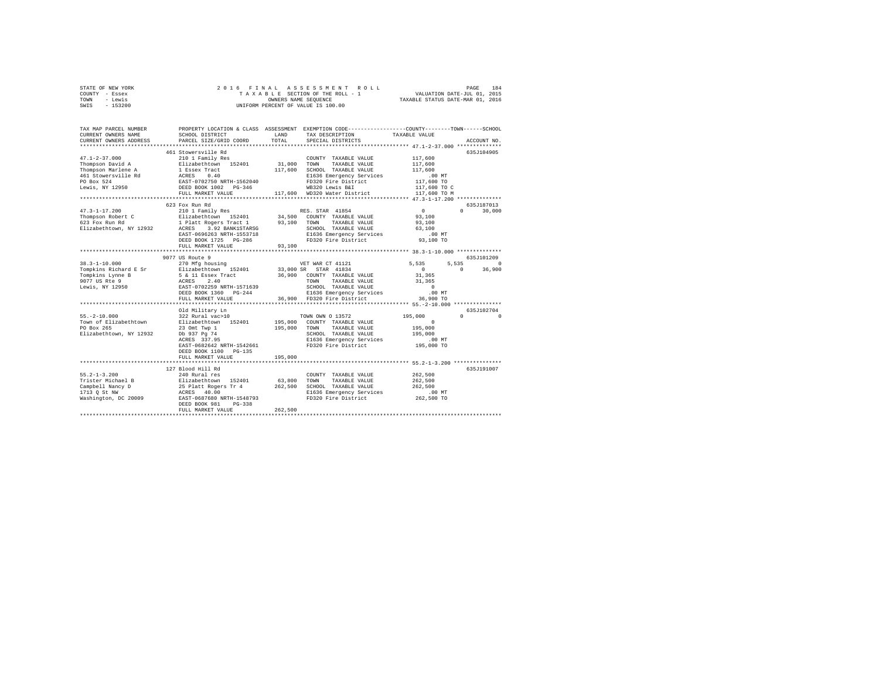STATE OF NEW YORK　　　　2016 FINAL ASSESSMENT ROLL
COUNTY - Essex　　　　TAXABLE SECTION OF THE ROLL - 1　　　　VALUATION DATE-JUL 01, 2015
TOWN - Lewis　　　　OWNERS NAME SEQUENCE　　　　TAXABLE STATUS DATE-MAR 01, 2016
SWIS - 153200　　　　UNIFORM PERCENT OF VALUE IS 100.00

```
TAX MAP PARCEL NUMBER          PROPERTY LOCATION & CLASS  ASSESSMENT  EXEMPTION CODE-----------------COUNTY--------TOWN------SCHOOL
CURRENT OWNERS NAME            SCHOOL DISTRICT              LAND      TAX DESCRIPTION              TAXABLE VALUE
CURRENT OWNERS ADDRESS         PARCEL SIZE/GRID COORD       TOTAL     SPECIAL DISTRICTS                                   ACCOUNT NO.
****************************************************************************************************** 47.1-2-37.000 **************
                               461 Stowersville Rd                                                                       635J104905
47.1-2-37.000                  210 1 Family Res                       COUNTY  TAXABLE VALUE            117,600
Thompson David A               Elizabethtown  152401       31,000     TOWN    TAXABLE VALUE            117,600
Thompson Marlene A             1 Essex Tract              117,600     SCHOOL  TAXABLE VALUE            117,600
461 Stowersville Rd            ACRES    0.40                          E1636 Emergency Services              .00 MT
PO Box 524                     EAST-0702750 NRTH-1562040              FD320 Fire District              117,600 TO
Lewis, NY 12950                DEED BOOK 1002   PG-346                WB320 Lewis B&I                  117,600 TO C
                               FULL MARKET VALUE          117,600     WD320 Water District             117,600 TO M
****************************************************************************************************** 47.3-1-17.200 **************
                               623 Fox Run Rd                                                                            635J187013
47.3-1-17.200                  210 1 Family Res                       RES. STAR 41854                       0           0      30,000
Thompson Robert C              Elizabethtown  152401       34,500     COUNTY  TAXABLE VALUE             93,100
623 Fox Run Rd                 1 Platt Rogers Tract 1      93,100     TOWN    TAXABLE VALUE             93,100
Elizabethtown, NY 12932        ACRES    3.92 BANK1STARSG              SCHOOL  TAXABLE VALUE             63,100
                               EAST-0696263 NRTH-1553718              E1636 Emergency Services              .00 MT
                               DEED BOOK 1725   PG-286                FD320 Fire District               93,100 TO
                               FULL MARKET VALUE           93,100
****************************************************************************************************** 38.3-1-10.000 **************
                               9077 US Route 9                                                                           635J101209
38.3-1-10.000                  270 Mfg housing                        VET WAR CT 41121                  5,535       5,535           0
Tompkins Richard E Sr          Elizabethtown  152401       33,000 SR  STAR 41834                        0           0      36,900
Tompkins Lynne B               5 & 11 Essex Tract          36,900     COUNTY  TAXABLE VALUE             31,365
9077 US Rte 9                  ACRES    2.40                          TOWN    TAXABLE VALUE             31,365
Lewis, NY 12950                EAST-0702259 NRTH-1571639              SCHOOL  TAXABLE VALUE                  0
                               DEED BOOK 1360   PG-244                E1636 Emergency Services              .00 MT
                               FULL MARKET VALUE           36,900     FD320 Fire District               36,900 TO
****************************************************************************************************** 55.-2-10.000 ***************
                               Old Military Ln                                                                           635J102704
55.-2-10.000                   322 Rural vac>10                       TOWN OWN O 13572                195,000           0           0
Town of Elizabethtown          Elizabethtown  152401      195,000     COUNTY  TAXABLE VALUE                  0
PO Box 265                     23 Omt Twp 1               195,000     TOWN    TAXABLE VALUE            195,000
Elizabethtown, NY 12932        Db 937 Pg 74                           SCHOOL  TAXABLE VALUE            195,000
                               ACRES  337.95                          E1636 Emergency Services              .00 MT
                               EAST-0682642 NRTH-1542661              FD320 Fire District              195,000 TO
                               DEED BOOK 1100   PG-135
                               FULL MARKET VALUE          195,000
****************************************************************************************************** 55.2-1-3.200 ***************
                               127 Blood Hill Rd                                                                         635J191007
55.2-1-3.200                   240 Rural res                          COUNTY  TAXABLE VALUE            262,500
Trister Michael B              Elizabethtown  152401       63,800     TOWN    TAXABLE VALUE            262,500
Campbell Nancy D               25 Platt Rogers Tr 4       262,500     SCHOOL  TAXABLE VALUE            262,500
1713 Q St NW                   ACRES   40.00                          E1636 Emergency Services              .00 MT
Washington, DC 20009           EAST-0687680 NRTH-1548793              FD320 Fire District              262,500 TO
                               DEED BOOK 981    PG-338
                               FULL MARKET VALUE          262,500
************************************************************************************************************************************
```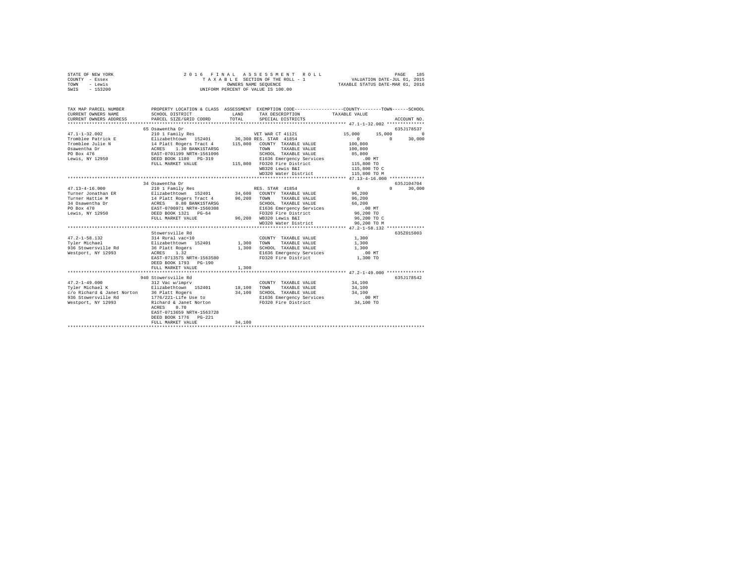STATE OF NEW YORK                    2 0 1 6   F I N A L   A S S E S S M E N T   R O L L
COUNTY - Essex                       T A X A B L E  SECTION OF THE ROLL - 1              VALUATION DATE-JUL 01, 2015
TOWN   - Lewis                       OWNERS NAME SEQUENCE                                TAXABLE STATUS DATE-MAR 01, 2016
SWIS   - 153200                      UNIFORM PERCENT OF VALUE IS 100.00

| TAX MAP PARCEL NUMBER / CURRENT OWNERS NAME / CURRENT OWNERS ADDRESS | PROPERTY LOCATION & CLASS / SCHOOL DISTRICT / PARCEL SIZE/GRID COORD | ASSESSMENT LAND | TOTAL | EXEMPTION CODE / TAX DESCRIPTION / SPECIAL DISTRICTS | COUNTY TAXABLE VALUE | TOWN | SCHOOL | ACCOUNT NO. |
|---|---|---|---|---|---|---|---|---|
| 47.1-1-32.002 | 65 Osawentha Dr | | | | | | | 635J178537 |
| Tromblee Patrick E | 210 1 Family Res | | | VET WAR CT 41121 | 15,000 | 15,000 | 0 | |
| Tromblee Julie N | Elizabethtown 152401 | 36,300 | | RES. STAR 41854 | 0 | 0 | 30,000 | |
| Osawentha Dr | 14 Platt Rogers Tract 4 | | 115,800 | COUNTY TAXABLE VALUE | 100,800 | | | |
| PO Box 476 | ACRES 1.30 BANK1STARSG | | | TOWN TAXABLE VALUE | 100,800 | | | |
| Lewis, NY 12950 | EAST-0701199 NRTH-1561096 | | | SCHOOL TAXABLE VALUE | 85,800 | | | |
| | DEED BOOK 1180 PG-319 | | | E1636 Emergency Services | .00 MT | | | |
| | FULL MARKET VALUE | | 115,800 | FD320 Fire District | 115,800 TO | | | |
| | | | | WB320 Lewis B&I | 115,800 TO C | | | |
| | | | | WD320 Water District | 115,800 TO M | | | |
| 47.13-4-16.000 | 34 Osawentha Dr | | | | | | | 635J104704 |
| Turner Jonathan ER | 210 1 Family Res | | | RES. STAR 41854 | 0 | 0 | 30,000 | |
| Turner Hattie M | Elizabethtown 152401 | 34,600 | | COUNTY TAXABLE VALUE | 96,200 | | | |
| 34 Osawentha Dr | 14 Platt Rogers Tract 4 | | 96,200 | TOWN TAXABLE VALUE | 96,200 | | | |
| PO Box 470 | ACRES 0.80 BANK1STARSG | | | SCHOOL TAXABLE VALUE | 66,200 | | | |
| Lewis, NY 12950 | EAST-0700971 NRTH-1560308 | | | E1636 Emergency Services | .00 MT | | | |
| | DEED BOOK 1321 PG-64 | | | FD320 Fire District | 96,200 TO | | | |
| | FULL MARKET VALUE | | 96,200 | WB320 Lewis B&I | 96,200 TO C | | | |
| | | | | WD320 Water District | 96,200 TO M | | | |
| 47.2-1-58.132 | Stowersville Rd | | | | | | | 635Z015003 |
| Tyler Michael | 314 Rural vac<10 | | | COUNTY TAXABLE VALUE | 1,300 | | | |
| 936 Stowersville Rd | Elizabethtown 152401 | 1,300 | | TOWN TAXABLE VALUE | 1,300 | | | |
| Westport, NY 12993 | 36 Platt Rogers | | 1,300 | SCHOOL TAXABLE VALUE | 1,300 | | | |
| | ACRES 1.32 | | | E1636 Emergency Services | .00 MT | | | |
| | EAST-0713575 NRTH-1563580 | | | FD320 Fire District | 1,300 TO | | | |
| | DEED BOOK 1793 PG-190 | | | | | | | |
| | FULL MARKET VALUE | | 1,300 | | | | | |
| 47.2-1-49.000 | 940 Stowersville Rd | | | | | | | 635J178542 |
| Tyler Michael K | 312 Vac w/imprv | | | COUNTY TAXABLE VALUE | 34,100 | | | |
| c/o Richard & Janet Norton | Elizabethtown 152401 | 18,100 | | TOWN TAXABLE VALUE | 34,100 | | | |
| 936 Stowersville Rd | 36 Platt Rogers | | 34,100 | SCHOOL TAXABLE VALUE | 34,100 | | | |
| Westport, NY 12993 | 1776/221-Life Use to | | | E1636 Emergency Services | .00 MT | | | |
| | Richard & Janet Norton | | | FD320 Fire District | 34,100 TO | | | |
| | ACRES 0.70 | | | | | | | |
| | EAST-0713659 NRTH-1563728 | | | | | | | |
| | DEED BOOK 1776 PG-221 | | | | | | | |
| | FULL MARKET VALUE | | 34,100 | | | | | |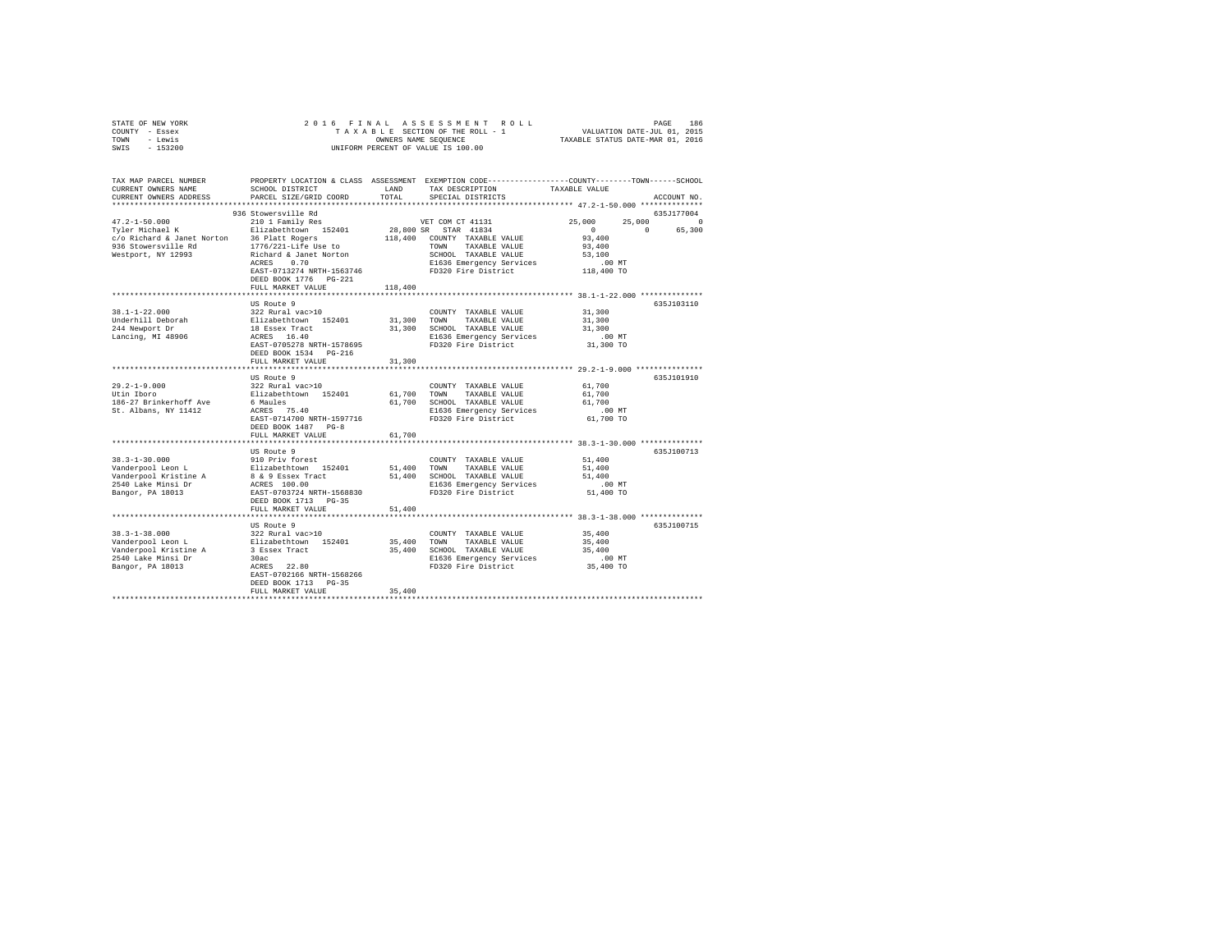STATE OF NEW YORK | 2016 FINAL ASSESSMENT ROLL | PAGE 186
COUNTY - Essex | TAXABLE SECTION OF THE ROLL - 1 | VALUATION DATE-JUL 01, 2015
TOWN - Lewis | OWNERS NAME SEQUENCE | TAXABLE STATUS DATE-MAR 01, 2016
SWIS - 153200 | UNIFORM PERCENT OF VALUE IS 100.00

| TAX MAP PARCEL NUMBER / CURRENT OWNERS NAME / CURRENT OWNERS ADDRESS | PROPERTY LOCATION & CLASS / SCHOOL DISTRICT / PARCEL SIZE/GRID COORD | ASSESSMENT LAND | TOTAL | EXEMPTION CODE / TAX DESCRIPTION / SPECIAL DISTRICTS | COUNTY TAXABLE VALUE | TOWN | SCHOOL | ACCOUNT NO. |
|---|---|---|---|---|---|---|---|---|
| **47.2-1-50.000** | 936 Stowersville Rd | | | | | | | 635J177004 |
| 47.2-1-50.000 | 210 1 Family Res | | | VET COM CT 41131 | 25,000 | 25,000 | 0 | |
| Tyler Michael K | Elizabethtown 152401 | 28,800 | | SR STAR 41834 | 0 | 0 | 65,300 | |
| c/o Richard & Janet Norton | 36 Platt Rogers | | 118,400 | COUNTY TAXABLE VALUE | 93,400 | | | |
| 936 Stowersville Rd | 1776/221-Life Use to | | | TOWN TAXABLE VALUE | 93,400 | | | |
| Westport, NY 12993 | Richard & Janet Norton | | | SCHOOL TAXABLE VALUE | 53,100 | | | |
| | ACRES 0.70 | | | E1636 Emergency Services | .00 MT | | | |
| | EAST-0713274 NRTH-1563746 | | | FD320 Fire District | 118,400 TO | | | |
| | DEED BOOK 1776 PG-221 | | | | | | | |
| | FULL MARKET VALUE | | 118,400 | | | | | |
| **38.1-1-22.000** | US Route 9 | | | | | | | 635J103110 |
| 38.1-1-22.000 | 322 Rural vac>10 | | | COUNTY TAXABLE VALUE | 31,300 | | | |
| Underhill Deborah | Elizabethtown 152401 | 31,300 | | TOWN TAXABLE VALUE | 31,300 | | | |
| 244 Newport Dr | 18 Essex Tract | | 31,300 | SCHOOL TAXABLE VALUE | 31,300 | | | |
| Lancing, MI 48906 | ACRES 16.40 | | | E1636 Emergency Services | .00 MT | | | |
| | EAST-0705278 NRTH-1578695 | | | FD320 Fire District | 31,300 TO | | | |
| | DEED BOOK 1534 PG-216 | | | | | | | |
| | FULL MARKET VALUE | | 31,300 | | | | | |
| **29.2-1-9.000** | US Route 9 | | | | | | | 635J101910 |
| 29.2-1-9.000 | 322 Rural vac>10 | | | COUNTY TAXABLE VALUE | 61,700 | | | |
| Utin Iboro | Elizabethtown 152401 | 61,700 | | TOWN TAXABLE VALUE | 61,700 | | | |
| 186-27 Brinkerhoff Ave | 6 Maules | | 61,700 | SCHOOL TAXABLE VALUE | 61,700 | | | |
| St. Albans, NY 11412 | ACRES 75.40 | | | E1636 Emergency Services | .00 MT | | | |
| | EAST-0714700 NRTH-1597716 | | | FD320 Fire District | 61,700 TO | | | |
| | DEED BOOK 1487 PG-8 | | | | | | | |
| | FULL MARKET VALUE | | 61,700 | | | | | |
| **38.3-1-30.000** | US Route 9 | | | | | | | 635J100713 |
| 38.3-1-30.000 | 910 Priv forest | | | COUNTY TAXABLE VALUE | 51,400 | | | |
| Vanderpool Leon L | Elizabethtown 152401 | 51,400 | | TOWN TAXABLE VALUE | 51,400 | | | |
| Vanderpool Kristine A | 8 & 9 Essex Tract | | 51,400 | SCHOOL TAXABLE VALUE | 51,400 | | | |
| 2540 Lake Minsi Dr | ACRES 100.00 | | | E1636 Emergency Services | .00 MT | | | |
| Bangor, PA 18013 | EAST-0703724 NRTH-1568830 | | | FD320 Fire District | 51,400 TO | | | |
| | DEED BOOK 1713 PG-35 | | | | | | | |
| | FULL MARKET VALUE | | 51,400 | | | | | |
| **38.3-1-38.000** | US Route 9 | | | | | | | 635J100715 |
| 38.3-1-38.000 | 322 Rural vac>10 | | | COUNTY TAXABLE VALUE | 35,400 | | | |
| Vanderpool Leon L | Elizabethtown 152401 | 35,400 | | TOWN TAXABLE VALUE | 35,400 | | | |
| Vanderpool Kristine A | 3 Essex Tract | | 35,400 | SCHOOL TAXABLE VALUE | 35,400 | | | |
| 2540 Lake Minsi Dr | 30ac | | | E1636 Emergency Services | .00 MT | | | |
| Bangor, PA 18013 | ACRES 22.80 | | | FD320 Fire District | 35,400 TO | | | |
| | EAST-0702166 NRTH-1568266 | | | | | | | |
| | DEED BOOK 1713 PG-35 | | | | | | | |
| | FULL MARKET VALUE | | 35,400 | | | | | |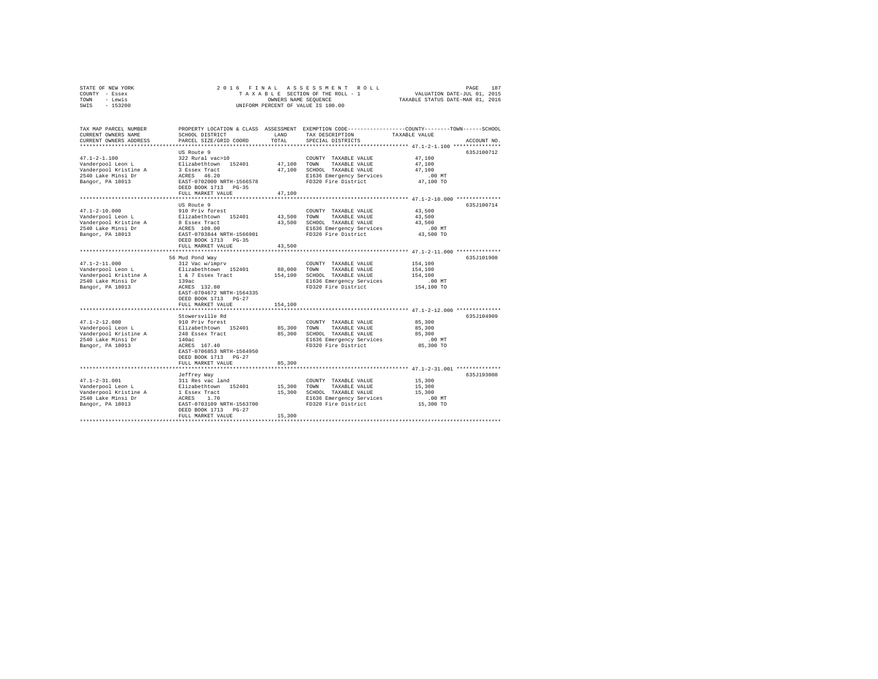STATE OF NEW YORK
COUNTY - Essex
TOWN - Lewis
SWIS - 153200

2016 FINAL ASSESSMENT ROLL
TAXABLE SECTION OF THE ROLL - 1
OWNERS NAME SEQUENCE
UNIFORM PERCENT OF VALUE IS 100.00

VALUATION DATE-JUL 01, 2015
TAXABLE STATUS DATE-MAR 01, 2016

| TAX MAP PARCEL NUMBER / CURRENT OWNERS NAME / CURRENT OWNERS ADDRESS | PROPERTY LOCATION & CLASS / SCHOOL DISTRICT / PARCEL SIZE/GRID COORD | ASSESSMENT LAND | TOTAL | EXEMPTION CODE / TAX DESCRIPTION / SPECIAL DISTRICTS | COUNTY--------TOWN------SCHOOL TAXABLE VALUE | ACCOUNT NO. |
|---|---|---|---|---|---|---|
| **47.1-2-1.100** | US Route 9 | | | | | 635J100712 |
| 47.1-2-1.100 | 322 Rural vac>10 | | | COUNTY TAXABLE VALUE | 47,100 | |
| Vanderpool Leon L | Elizabethtown 152401 | 47,100 | | TOWN TAXABLE VALUE | 47,100 | |
| Vanderpool Kristine A | 3 Essex Tract | | 47,100 | SCHOOL TAXABLE VALUE | 47,100 | |
| 2540 Lake Minsi Dr | ACRES 46.20 | | | E1636 Emergency Services | .00 MT | |
| Bangor, PA 18013 | EAST-0702000 NRTH-1566578 | | | FD320 Fire District | 47,100 TO | |
| | DEED BOOK 1713 PG-35 | | | | | |
| | FULL MARKET VALUE | | 47,100 | | | |
| **47.1-2-10.000** | US Route 9 | | | | | 635J100714 |
| 47.1-2-10.000 | 910 Priv forest | | | COUNTY TAXABLE VALUE | 43,500 | |
| Vanderpool Leon L | Elizabethtown 152401 | 43,500 | | TOWN TAXABLE VALUE | 43,500 | |
| Vanderpool Kristine A | 8 Essex Tract | | 43,500 | SCHOOL TAXABLE VALUE | 43,500 | |
| 2540 Lake Minsi Dr | ACRES 108.00 | | | E1636 Emergency Services | .00 MT | |
| Bangor, PA 18013 | EAST-0703844 NRTH-1566901 | | | FD320 Fire District | 43,500 TO | |
| | DEED BOOK 1713 PG-35 | | | | | |
| | FULL MARKET VALUE | | 43,500 | | | |
| **47.1-2-11.000** | 56 Mud Pond Way | | | | | 635J101908 |
| 47.1-2-11.000 | 312 Vac w/imprv | | | COUNTY TAXABLE VALUE | 154,100 | |
| Vanderpool Leon L | Elizabethtown 152401 | 88,000 | | TOWN TAXABLE VALUE | 154,100 | |
| Vanderpool Kristine A | 1 & 7 Essex Tract | | 154,100 | SCHOOL TAXABLE VALUE | 154,100 | |
| 2540 Lake Minsi Dr | 139ac | | | E1636 Emergency Services | .00 MT | |
| Bangor, PA 18013 | ACRES 132.80 | | | FD320 Fire District | 154,100 TO | |
| | EAST-0704672 NRTH-1564335 | | | | | |
| | DEED BOOK 1713 PG-27 | | | | | |
| | FULL MARKET VALUE | | 154,100 | | | |
| **47.1-2-12.000** | Stowersville Rd | | | | | 635J104909 |
| 47.1-2-12.000 | 910 Priv forest | | | COUNTY TAXABLE VALUE | 85,300 | |
| Vanderpool Leon L | Elizabethtown 152401 | 85,300 | | TOWN TAXABLE VALUE | 85,300 | |
| Vanderpool Kristine A | 248 Essex Tract | | 85,300 | SCHOOL TAXABLE VALUE | 85,300 | |
| 2540 Lake Minsi Dr | 140ac | | | E1636 Emergency Services | .00 MT | |
| Bangor, PA 18013 | ACRES 167.40 | | | FD320 Fire District | 85,300 TO | |
| | EAST-0706853 NRTH-1564950 | | | | | |
| | DEED BOOK 1713 PG-27 | | | | | |
| | FULL MARKET VALUE | | 85,300 | | | |
| **47.1-2-31.001** | Jeffrey Way | | | | | 635J193008 |
| 47.1-2-31.001 | 311 Res vac land | | | COUNTY TAXABLE VALUE | 15,300 | |
| Vanderpool Leon L | Elizabethtown 152401 | 15,300 | | TOWN TAXABLE VALUE | 15,300 | |
| Vanderpool Kristine A | 1 Essex Tract | | 15,300 | SCHOOL TAXABLE VALUE | 15,300 | |
| 2540 Lake Minsi Dr | ACRES 1.70 | | | E1636 Emergency Services | .00 MT | |
| Bangor, PA 18013 | EAST-0703109 NRTH-1563700 | | | FD320 Fire District | 15,300 TO | |
| | DEED BOOK 1713 PG-27 | | | | | |
| | FULL MARKET VALUE | | 15,300 | | | |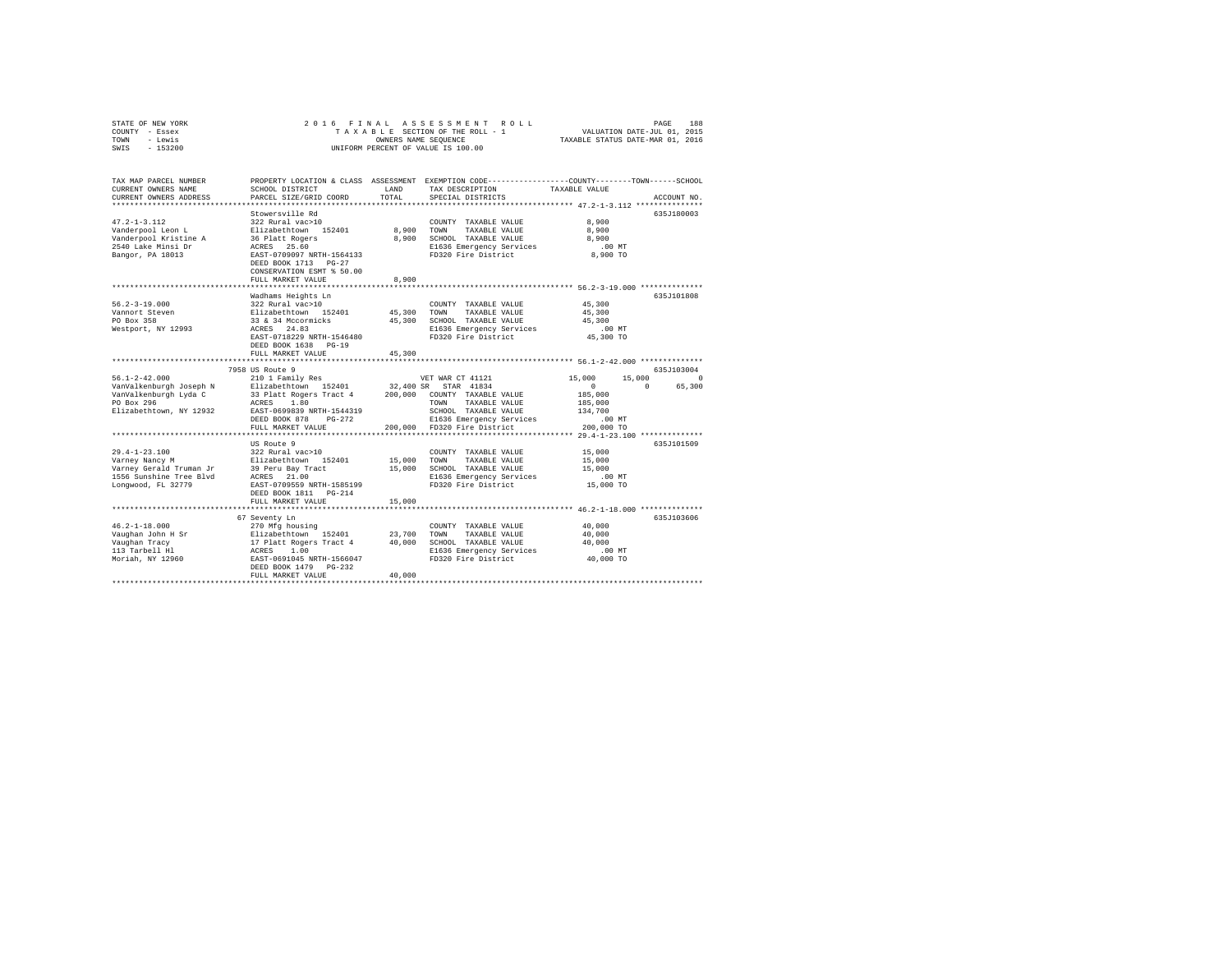STATE OF NEW YORK — 2016 FINAL ASSESSMENT ROLL
COUNTY - Essex — TAXABLE SECTION OF THE ROLL - 1 — VALUATION DATE-JUL 01, 2015
TOWN - Lewis — OWNERS NAME SEQUENCE — TAXABLE STATUS DATE-MAR 01, 2016
SWIS - 153200 — UNIFORM PERCENT OF VALUE IS 100.00

| TAX MAP PARCEL NUMBER / CURRENT OWNERS NAME / CURRENT OWNERS ADDRESS | PROPERTY LOCATION & CLASS / SCHOOL DISTRICT / PARCEL SIZE/GRID COORD | ASSESSMENT LAND / TOTAL | EXEMPTION CODE / TAX DESCRIPTION / SPECIAL DISTRICTS | COUNTY | TOWN | SCHOOL / TAXABLE VALUE | ACCOUNT NO. |
|---|---|---|---|---|---|---|---|
| 47.2-1-3.112 | Stowersville Rd | | | | | | 635J180003 |
| 47.2-1-3.112 | 322 Rural vac>10 | | COUNTY TAXABLE VALUE | 8,900 | | | |
| Vanderpool Leon L | Elizabethtown 152401 | 8,900 | TOWN TAXABLE VALUE | | 8,900 | | |
| Vanderpool Kristine A | 36 Platt Rogers | 8,900 | SCHOOL TAXABLE VALUE | | | 8,900 | |
| 2540 Lake Minsi Dr | ACRES 25.60 | | E1636 Emergency Services | .00 MT | | | |
| Bangor, PA 18013 | EAST-0709097 NRTH-1564133 | | FD320 Fire District | 8,900 TO | | | |
| | DEED BOOK 1713 PG-27 | | | | | | |
| | CONSERVATION ESMT % 50.00 | | | | | | |
| | FULL MARKET VALUE | 8,900 | | | | | |
| 56.2-3-19.000 | Wadhams Heights Ln | | | | | | 635J101808 |
| 56.2-3-19.000 | 322 Rural vac>10 | | COUNTY TAXABLE VALUE | 45,300 | | | |
| Vannort Steven | Elizabethtown 152401 | 45,300 | TOWN TAXABLE VALUE | | 45,300 | | |
| PO Box 358 | 33 & 34 Mccormicks | 45,300 | SCHOOL TAXABLE VALUE | | | 45,300 | |
| Westport, NY 12993 | ACRES 24.83 | | E1636 Emergency Services | .00 MT | | | |
| | EAST-0718229 NRTH-1546480 | | FD320 Fire District | 45,300 TO | | | |
| | DEED BOOK 1638 PG-19 | | | | | | |
| | FULL MARKET VALUE | 45,300 | | | | | |
| 56.1-2-42.000 | 7958 US Route 9 | | | | | | 635J103004 |
| 56.1-2-42.000 | 210 1 Family Res | | VET WAR CT 41121 | 15,000 | 15,000 | 0 | |
| VanValkenburgh Joseph N | Elizabethtown 152401 | 32,400 | SR STAR 41834 | 0 | 0 | 65,300 | |
| VanValkenburgh Lyda C | 33 Platt Rogers Tract 4 | 200,000 | COUNTY TAXABLE VALUE | 185,000 | | | |
| PO Box 296 | ACRES 1.80 | | TOWN TAXABLE VALUE | | 185,000 | | |
| Elizabethtown, NY 12932 | EAST-0699839 NRTH-1544319 | | SCHOOL TAXABLE VALUE | | | 134,700 | |
| | DEED BOOK 878 PG-272 | | E1636 Emergency Services | .00 MT | | | |
| | FULL MARKET VALUE | 200,000 | FD320 Fire District | 200,000 TO | | | |
| 29.4-1-23.100 | US Route 9 | | | | | | 635J101509 |
| 29.4-1-23.100 | 322 Rural vac>10 | | COUNTY TAXABLE VALUE | 15,000 | | | |
| Varney Nancy M | Elizabethtown 152401 | 15,000 | TOWN TAXABLE VALUE | | 15,000 | | |
| Varney Gerald Truman Jr | 39 Peru Bay Tract | 15,000 | SCHOOL TAXABLE VALUE | | | 15,000 | |
| 1556 Sunshine Tree Blvd | ACRES 21.00 | | E1636 Emergency Services | .00 MT | | | |
| Longwood, FL 32779 | EAST-0709559 NRTH-1585199 | | FD320 Fire District | 15,000 TO | | | |
| | DEED BOOK 1811 PG-214 | | | | | | |
| | FULL MARKET VALUE | 15,000 | | | | | |
| 46.2-1-18.000 | 67 Seventy Ln | | | | | | 635J103606 |
| 46.2-1-18.000 | 270 Mfg housing | | COUNTY TAXABLE VALUE | 40,000 | | | |
| Vaughan John H Sr | Elizabethtown 152401 | 23,700 | TOWN TAXABLE VALUE | | 40,000 | | |
| Vaughan Tracy | 17 Platt Rogers Tract 4 | 40,000 | SCHOOL TAXABLE VALUE | | | 40,000 | |
| 113 Tarbell Hl | ACRES 1.00 | | E1636 Emergency Services | .00 MT | | | |
| Moriah, NY 12960 | EAST-0691045 NRTH-1566047 | | FD320 Fire District | 40,000 TO | | | |
| | DEED BOOK 1479 PG-232 | | | | | | |
| | FULL MARKET VALUE | 40,000 | | | | | |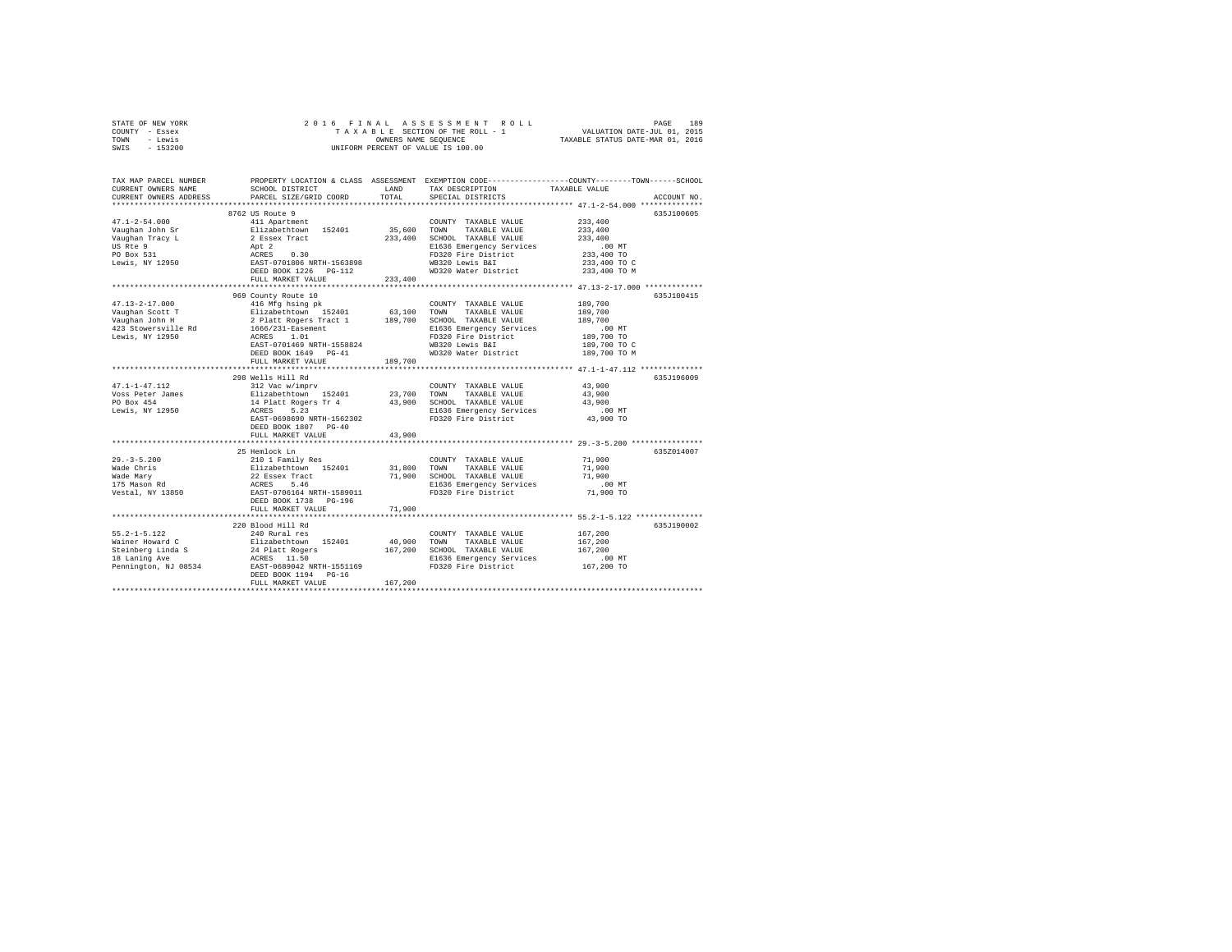STATE OF NEW YORK                    2016 FINAL ASSESSMENT ROLL
COUNTY - Essex                       TAXABLE SECTION OF THE ROLL - 1          VALUATION DATE-JUL 01, 2015
TOWN - Lewis                         OWNERS NAME SEQUENCE                     TAXABLE STATUS DATE-MAR 01, 2016
SWIS - 153200                        UNIFORM PERCENT OF VALUE IS 100.00

| TAX MAP PARCEL NUMBER / CURRENT OWNERS NAME / CURRENT OWNERS ADDRESS | PROPERTY LOCATION & CLASS / SCHOOL DISTRICT / PARCEL SIZE/GRID COORD | ASSESSMENT LAND | TOTAL | EXEMPTION CODE / TAX DESCRIPTION / SPECIAL DISTRICTS | TAXABLE VALUE (COUNTY--TOWN--SCHOOL) | ACCOUNT NO. |
|---|---|---|---|---|---|---|
| 47.1-2-54.000 | 8762 US Route 9 | | | | | 635J100605 |
| Vaughan John Sr | 411 Apartment | | | COUNTY TAXABLE VALUE | 233,400 | |
| Vaughan Tracy L | Elizabethtown 152401 | 35,600 | | TOWN TAXABLE VALUE | 233,400 | |
| US Rte 9 | 2 Essex Tract | | 233,400 | SCHOOL TAXABLE VALUE | 233,400 | |
| PO Box 531 | Apt 2 | | | E1636 Emergency Services | .00 MT | |
| Lewis, NY 12950 | ACRES 0.30 | | | FD320 Fire District | 233,400 TO | |
| | EAST-0701806 NRTH-1563898 | | | WB320 Lewis B&I | 233,400 TO C | |
| | DEED BOOK 1226 PG-112 | | | WD320 Water District | 233,400 TO M | |
| | FULL MARKET VALUE | | 233,400 | | | |
| 47.13-2-17.000 | 969 County Route 10 | | | | | 635J100415 |
| Vaughan Scott T | 416 Mfg hsing pk | | | COUNTY TAXABLE VALUE | 189,700 | |
| Vaughan John H | Elizabethtown 152401 | 63,100 | | TOWN TAXABLE VALUE | 189,700 | |
| 423 Stowersville Rd | 2 Platt Rogers Tract 1 | | 189,700 | SCHOOL TAXABLE VALUE | 189,700 | |
| Lewis, NY 12950 | 1666/231-Easement | | | E1636 Emergency Services | .00 MT | |
| | ACRES 1.01 | | | FD320 Fire District | 189,700 TO | |
| | EAST-0701469 NRTH-1558824 | | | WB320 Lewis B&I | 189,700 TO C | |
| | DEED BOOK 1649 PG-41 | | | WD320 Water District | 189,700 TO M | |
| | FULL MARKET VALUE | | 189,700 | | | |
| 47.1-1-47.112 | 298 Wells Hill Rd | | | | | 635J196009 |
| Voss Peter James | 312 Vac w/imprv | | | COUNTY TAXABLE VALUE | 43,900 | |
| PO Box 454 | Elizabethtown 152401 | 23,700 | | TOWN TAXABLE VALUE | 43,900 | |
| Lewis, NY 12950 | 14 Platt Rogers Tr 4 | | 43,900 | SCHOOL TAXABLE VALUE | 43,900 | |
| | ACRES 5.23 | | | E1636 Emergency Services | .00 MT | |
| | EAST-0698690 NRTH-1562302 | | | FD320 Fire District | 43,900 TO | |
| | DEED BOOK 1807 PG-40 | | | | | |
| | FULL MARKET VALUE | | 43,900 | | | |
| 29.-3-5.200 | 25 Hemlock Ln | | | | | 635Z014007 |
| Wade Chris | 210 1 Family Res | | | COUNTY TAXABLE VALUE | 71,900 | |
| Wade Mary | Elizabethtown 152401 | 31,800 | | TOWN TAXABLE VALUE | 71,900 | |
| 175 Mason Rd | 22 Essex Tract | | 71,900 | SCHOOL TAXABLE VALUE | 71,900 | |
| Vestal, NY 13850 | ACRES 5.46 | | | E1636 Emergency Services | .00 MT | |
| | EAST-0706164 NRTH-1589011 | | | FD320 Fire District | 71,900 TO | |
| | DEED BOOK 1738 PG-196 | | | | | |
| | FULL MARKET VALUE | | 71,900 | | | |
| 55.2-1-5.122 | 220 Blood Hill Rd | | | | | 635J190002 |
| Wainer Howard C | 240 Rural res | | | COUNTY TAXABLE VALUE | 167,200 | |
| Steinberg Linda S | Elizabethtown 152401 | 40,900 | | TOWN TAXABLE VALUE | 167,200 | |
| 18 Laning Ave | 24 Platt Rogers | | 167,200 | SCHOOL TAXABLE VALUE | 167,200 | |
| Pennington, NJ 08534 | ACRES 11.50 | | | E1636 Emergency Services | .00 MT | |
| | EAST-0689042 NRTH-1551169 | | | FD320 Fire District | 167,200 TO | |
| | DEED BOOK 1194 PG-16 | | | | | |
| | FULL MARKET VALUE | | 167,200 | | | |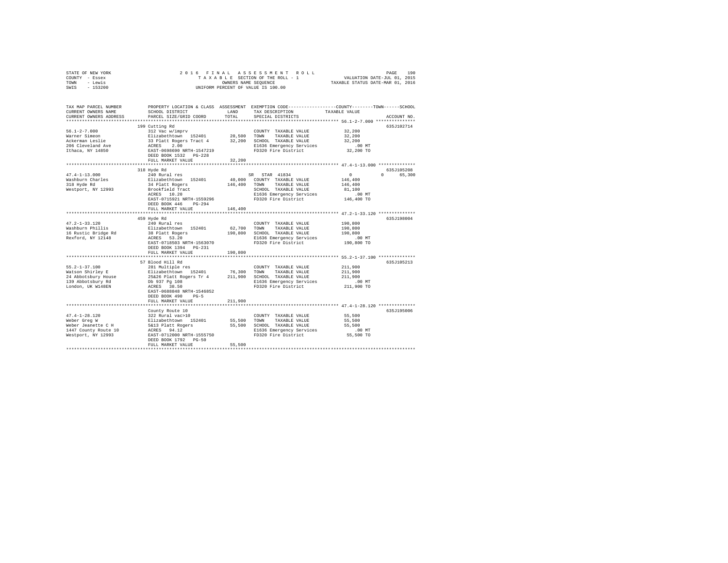STATE OF NEW YORK — 2016 FINAL ASSESSMENT ROLL — PAGE 190
COUNTY - Essex — TAXABLE SECTION OF THE ROLL - 1 — VALUATION DATE-JUL 01, 2015
TOWN - Lewis — OWNERS NAME SEQUENCE — TAXABLE STATUS DATE-MAR 01, 2016
SWIS - 153200 — UNIFORM PERCENT OF VALUE IS 100.00

```
TAX MAP PARCEL NUMBER          PROPERTY LOCATION & CLASS  ASSESSMENT  EXEMPTION CODE-----------------COUNTY--------TOWN------SCHOOL
CURRENT OWNERS NAME            SCHOOL DISTRICT             LAND       TAX DESCRIPTION            TAXABLE VALUE
CURRENT OWNERS ADDRESS         PARCEL SIZE/GRID COORD      TOTAL      SPECIAL DISTRICTS                                  ACCOUNT NO.
****************************************************************************************************** 56.1-2-7.000 ***************
                               199 Cutting Rd                                                                         635J102714
56.1-2-7.000                   312 Vac w/imprv                        COUNTY  TAXABLE VALUE           32,200
Warner Simeon                  Elizabethtown  152401       20,500     TOWN    TAXABLE VALUE           32,200
Ackerman Leslie                33 Platt Rogers Tract 4     32,200     SCHOOL  TAXABLE VALUE           32,200
206 Cleveland Ave              ACRES    2.00                          E1636 Emergency Services            .00 MT
Ithaca, NY 14850               EAST-0698690 NRTH-1547219              FD320 Fire District              32,200 TO
                               DEED BOOK 1532   PG-228
                               FULL MARKET VALUE           32,200
****************************************************************************************************** 47.4-1-13.000 **************
                               318 Hyde Rd                                                                            635J105208
47.4-1-13.000                  240 Rural res                          SR  STAR 41834                   0           0      65,300
Washburn Charles               Elizabethtown  152401       40,000     COUNTY  TAXABLE VALUE          146,400
318 Hyde Rd                    34 Platt Rogers            146,400     TOWN    TAXABLE VALUE          146,400
Westport, NY 12993             Brookfield Tract                       SCHOOL  TAXABLE VALUE           81,100
                               ACRES   10.20                          E1636 Emergency Services            .00 MT
                               EAST-0715921 NRTH-1559296              FD320 Fire District             146,400 TO
                               DEED BOOK 446    PG-294
                               FULL MARKET VALUE          146,400
****************************************************************************************************** 47.2-1-33.120 **************
                               459 Hyde Rd                                                                            635J198004
47.2-1-33.120                  240 Rural res                          COUNTY  TAXABLE VALUE          190,800
Washburn Phillis               Elizabethtown  152401       62,700     TOWN    TAXABLE VALUE          190,800
16 Rustic Bridge Rd            38 Platt Rogers            190,800     SCHOOL  TAXABLE VALUE          190,800
Rexford, NY 12148              ACRES   53.20                          E1636 Emergency Services            .00 MT
                               EAST-0718503 NRTH-1563070              FD320 Fire District             190,800 TO
                               DEED BOOK 1394   PG-231
                               FULL MARKET VALUE          190,800
****************************************************************************************************** 55.2-1-37.100 **************
                               57 Blood Hill Rd                                                                       635J105213
55.2-1-37.100                  281 Multiple res                       COUNTY  TAXABLE VALUE          211,900
Watson Shirley E               Elizabethtown  152401       76,300     TOWN    TAXABLE VALUE          211,900
24 Abbotsbury House            25&26 Platt Rogers Tr 4    211,900     SCHOOL  TAXABLE VALUE          211,900
139 Abbotsbury Rd              Db 937 Pg 108                          E1636 Emergency Services            .00 MT
London, UK W148EN              ACRES   38.50                          FD320 Fire District             211,900 TO
                               EAST-0688848 NRTH-1546852
                               DEED BOOK 490    PG-5
                               FULL MARKET VALUE          211,900
****************************************************************************************************** 47.4-1-28.120 **************
                               County Route 10                                                                        635J195006
47.4-1-28.120                  322 Rural vac>10                       COUNTY  TAXABLE VALUE           55,500
Weber Greg W                   Elizabethtown  152401       55,500     TOWN    TAXABLE VALUE           55,500
Weber Jeanette C H             5&13 Platt Rogers           55,500     SCHOOL  TAXABLE VALUE           55,500
1447 County Route 10           ACRES   94.12                          E1636 Emergency Services            .00 MT
Westport, NY 12993             EAST-0712000 NRTH-1555750              FD320 Fire District              55,500 TO
                               DEED BOOK 1792   PG-50
                               FULL MARKET VALUE           55,500
************************************************************************************************************************************
```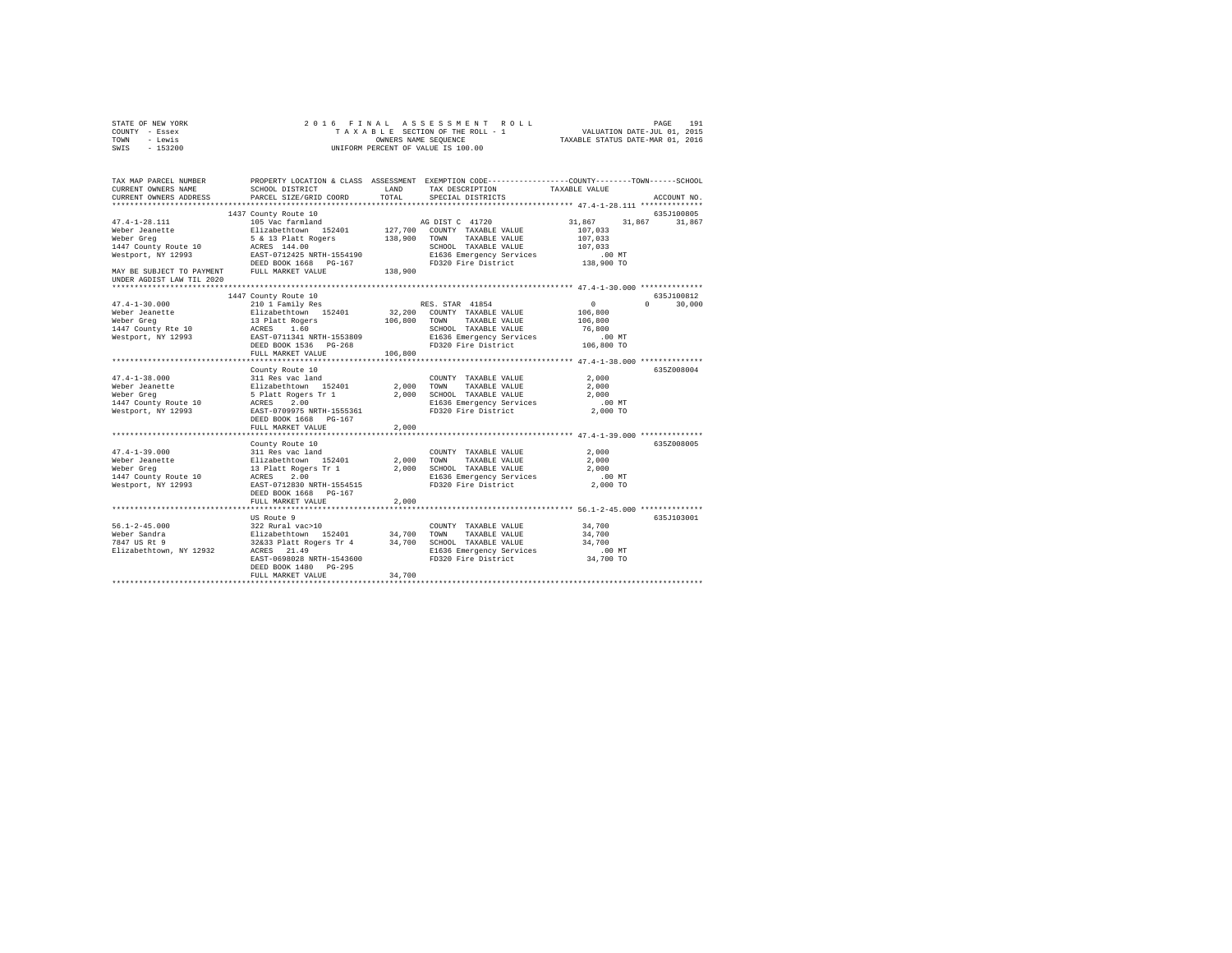STATE OF NEW YORK                2 0 1 6   F I N A L   A S S E S S M E N T   R O L L
COUNTY - Essex                   T A X A B L E   SECTION OF THE ROLL - 1          VALUATION DATE-JUL 01, 2015
TOWN - Lewis                     OWNERS NAME SEQUENCE                              TAXABLE STATUS DATE-MAR 01, 2016
SWIS - 153200                    UNIFORM PERCENT OF VALUE IS 100.00

```
TAX MAP PARCEL NUMBER       PROPERTY LOCATION & CLASS  ASSESSMENT  EXEMPTION CODE-----------------COUNTY--------TOWN------SCHOOL
CURRENT OWNERS NAME         SCHOOL DISTRICT              LAND      TAX DESCRIPTION              TAXABLE VALUE
CURRENT OWNERS ADDRESS      PARCEL SIZE/GRID COORD       TOTAL     SPECIAL DISTRICTS                                    ACCOUNT NO.
************************************************************************************************* 47.4-1-28.111 **************
                            1437 County Route 10                                                                    635J100805
47.4-1-28.111               105 Vac farmland                       AG DIST C  41720              31,867     31,867      31,867
Weber Jeanette              Elizabethtown  152401      127,700     COUNTY  TAXABLE VALUE        107,033
Weber Greg                  5 & 13 Platt Rogers        138,900     TOWN    TAXABLE VALUE        107,033
1447 County Route 10        ACRES  144.00                          SCHOOL  TAXABLE VALUE        107,033
Westport, NY 12993          EAST-0712425 NRTH-1554190              E1636 Emergency Services          .00 MT
                            DEED BOOK 1668   PG-167                FD320 Fire District          138,900 TO
MAY BE SUBJECT TO PAYMENT   FULL MARKET VALUE          138,900
UNDER AGDIST LAW TIL 2020
************************************************************************************************* 47.4-1-30.000 **************
                            1447 County Route 10                                                                    635J100812
47.4-1-30.000               210 1 Family Res                       RES. STAR  41854                   0          0      30,000
Weber Jeanette              Elizabethtown  152401       32,200     COUNTY  TAXABLE VALUE        106,800
Weber Greg                  13 Platt Rogers            106,800     TOWN    TAXABLE VALUE        106,800
1447 County Rte 10          ACRES    1.60                          SCHOOL  TAXABLE VALUE         76,800
Westport, NY 12993          EAST-0711341 NRTH-1553809              E1636 Emergency Services          .00 MT
                            DEED BOOK 1536   PG-268                FD320 Fire District          106,800 TO
                            FULL MARKET VALUE          106,800
************************************************************************************************* 47.4-1-38.000 **************
                            County Route 10                                                                         635Z008004
47.4-1-38.000               311 Res vac land                       COUNTY  TAXABLE VALUE          2,000
Weber Jeanette              Elizabethtown  152401        2,000     TOWN    TAXABLE VALUE          2,000
Weber Greg                  5 Platt Rogers Tr 1          2,000     SCHOOL  TAXABLE VALUE          2,000
1447 County Route 10        ACRES    2.00                          E1636 Emergency Services          .00 MT
Westport, NY 12993          EAST-0709975 NRTH-1555361              FD320 Fire District            2,000 TO
                            DEED BOOK 1668   PG-167
                            FULL MARKET VALUE            2,000
************************************************************************************************* 47.4-1-39.000 **************
                            County Route 10                                                                         635Z008005
47.4-1-39.000               311 Res vac land                       COUNTY  TAXABLE VALUE          2,000
Weber Jeanette              Elizabethtown  152401        2,000     TOWN    TAXABLE VALUE          2,000
Weber Greg                  13 Platt Rogers Tr 1         2,000     SCHOOL  TAXABLE VALUE          2,000
1447 County Route 10        ACRES    2.00                          E1636 Emergency Services          .00 MT
Westport, NY 12993          EAST-0712830 NRTH-1554515              FD320 Fire District            2,000 TO
                            DEED BOOK 1668   PG-167
                            FULL MARKET VALUE            2,000
************************************************************************************************* 56.1-2-45.000 **************
                            US Route 9                                                                              635J103001
56.1-2-45.000               322 Rural vac>10                       COUNTY  TAXABLE VALUE         34,700
Weber Sandra                Elizabethtown  152401       34,700     TOWN    TAXABLE VALUE         34,700
7847 US Rt 9                32&33 Platt Rogers Tr 4     34,700     SCHOOL  TAXABLE VALUE         34,700
Elizabethtown, NY 12932     ACRES   21.49                          E1636 Emergency Services          .00 MT
                            EAST-0698028 NRTH-1543600              FD320 Fire District           34,700 TO
                            DEED BOOK 1480   PG-295
                            FULL MARKET VALUE           34,700
********************************************************************************************************************************
```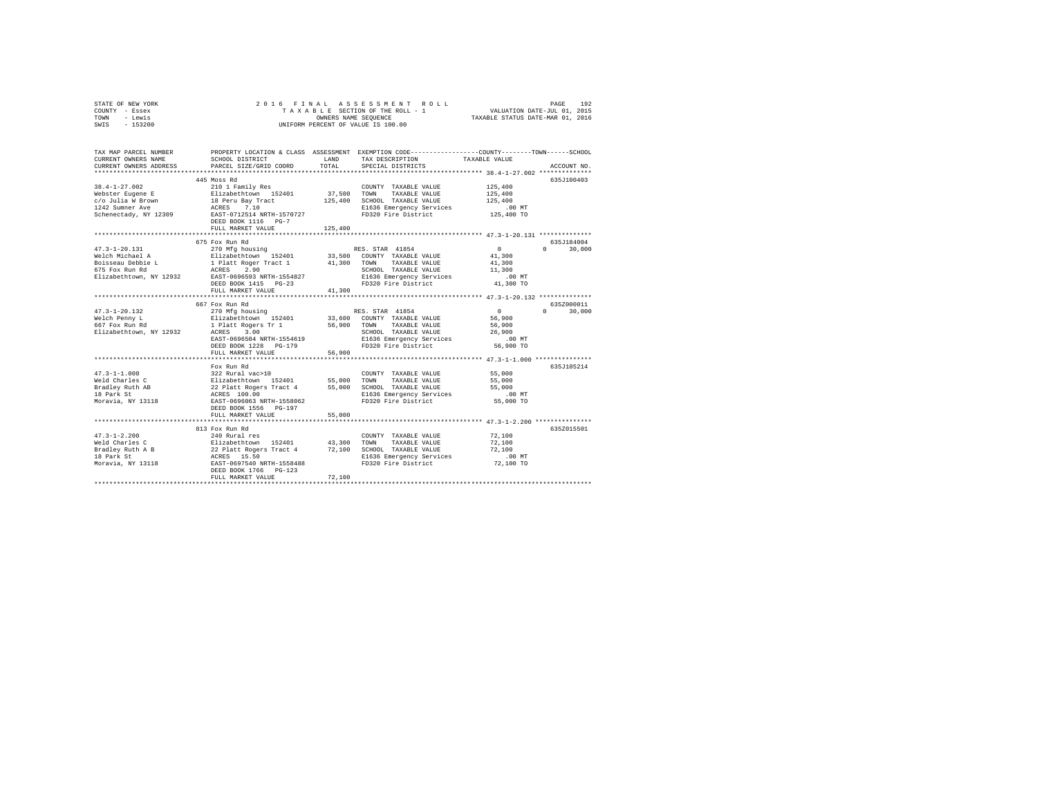STATE OF NEW YORK — COUNTY - Essex — TOWN - Lewis — SWIS - 153200

# 2016 FINAL ASSESSMENT ROLL
TAXABLE SECTION OF THE ROLL - 1
OWNERS NAME SEQUENCE
UNIFORM PERCENT OF VALUE IS 100.00

VALUATION DATE-JUL 01, 2015
TAXABLE STATUS DATE-MAR 01, 2016

| TAX MAP PARCEL NUMBER / CURRENT OWNERS NAME / CURRENT OWNERS ADDRESS | PROPERTY LOCATION & CLASS / SCHOOL DISTRICT / PARCEL SIZE/GRID COORD | ASSESSMENT LAND / TOTAL | EXEMPTION CODE / TAX DESCRIPTION / SPECIAL DISTRICTS | COUNTY TAXABLE VALUE | TOWN | SCHOOL | ACCOUNT NO. |
|---|---|---|---|---|---|---|---|
| **38.4-1-27.002** | 445 Moss Rd | | | | | | 635J100403 |
| Webster Eugene E | 210 1 Family Res | | COUNTY TAXABLE VALUE | 125,400 | | | |
| c/o Julia W Brown | Elizabethtown 152401 | 37,500 | TOWN TAXABLE VALUE | 125,400 | | | |
| 1242 Sumner Ave | 18 Peru Bay Tract | 125,400 | SCHOOL TAXABLE VALUE | 125,400 | | | |
| Schenectady, NY 12309 | ACRES 7.10 | | E1636 Emergency Services | .00 MT | | | |
| | EAST-0712514 NRTH-1570727 | | FD320 Fire District | 125,400 TO | | | |
| | DEED BOOK 1116 PG-7 | | | | | | |
| | FULL MARKET VALUE | 125,400 | | | | | |
| **47.3-1-20.131** | 675 Fox Run Rd | | | | | | 635J184004 |
| Welch Michael A | 270 Mfg housing | | RES. STAR 41854 | 0 | 0 | 30,000 | |
| Boisseau Debbie L | Elizabethtown 152401 | 33,500 | COUNTY TAXABLE VALUE | 41,300 | | | |
| 675 Fox Run Rd | 1 Platt Roger Tract 1 | 41,300 | TOWN TAXABLE VALUE | 41,300 | | | |
| Elizabethtown, NY 12932 | ACRES 2.90 | | SCHOOL TAXABLE VALUE | 11,300 | | | |
| | EAST-0696593 NRTH-1554827 | | E1636 Emergency Services | .00 MT | | | |
| | DEED BOOK 1415 PG-23 | | FD320 Fire District | 41,300 TO | | | |
| | FULL MARKET VALUE | 41,300 | | | | | |
| **47.3-1-20.132** | 667 Fox Run Rd | | | | | | 635Z000011 |
| Welch Penny L | 270 Mfg housing | | RES. STAR 41854 | 0 | 0 | 30,000 | |
| 667 Fox Run Rd | Elizabethtown 152401 | 33,600 | COUNTY TAXABLE VALUE | 56,900 | | | |
| Elizabethtown, NY 12932 | 1 Platt Rogers Tr 1 | 56,900 | TOWN TAXABLE VALUE | 56,900 | | | |
| | ACRES 3.00 | | SCHOOL TAXABLE VALUE | 26,900 | | | |
| | EAST-0696504 NRTH-1554619 | | E1636 Emergency Services | .00 MT | | | |
| | DEED BOOK 1228 PG-179 | | FD320 Fire District | 56,900 TO | | | |
| | FULL MARKET VALUE | 56,900 | | | | | |
| **47.3-1-1.000** | Fox Run Rd | | | | | | 635J105214 |
| Weld Charles C | 322 Rural vac>10 | | COUNTY TAXABLE VALUE | 55,000 | | | |
| Bradley Ruth AB | Elizabethtown 152401 | 55,000 | TOWN TAXABLE VALUE | 55,000 | | | |
| 18 Park St | 22 Platt Rogers Tract 4 | 55,000 | SCHOOL TAXABLE VALUE | 55,000 | | | |
| Moravia, NY 13118 | ACRES 100.00 | | E1636 Emergency Services | .00 MT | | | |
| | EAST-0696063 NRTH-1558062 | | FD320 Fire District | 55,000 TO | | | |
| | DEED BOOK 1556 PG-197 | | | | | | |
| | FULL MARKET VALUE | 55,000 | | | | | |
| **47.3-1-2.200** | 813 Fox Run Rd | | | | | | 635Z015501 |
| Weld Charles C | 240 Rural res | | COUNTY TAXABLE VALUE | 72,100 | | | |
| Bradley Ruth A B | Elizabethtown 152401 | 43,300 | TOWN TAXABLE VALUE | 72,100 | | | |
| 18 Park St | 22 Platt Rogers Tract 4 | 72,100 | SCHOOL TAXABLE VALUE | 72,100 | | | |
| Moravia, NY 13118 | ACRES 15.50 | | E1636 Emergency Services | .00 MT | | | |
| | EAST-0697540 NRTH-1558488 | | FD320 Fire District | 72,100 TO | | | |
| | DEED BOOK 1766 PG-123 | | | | | | |
| | FULL MARKET VALUE | 72,100 | | | | | |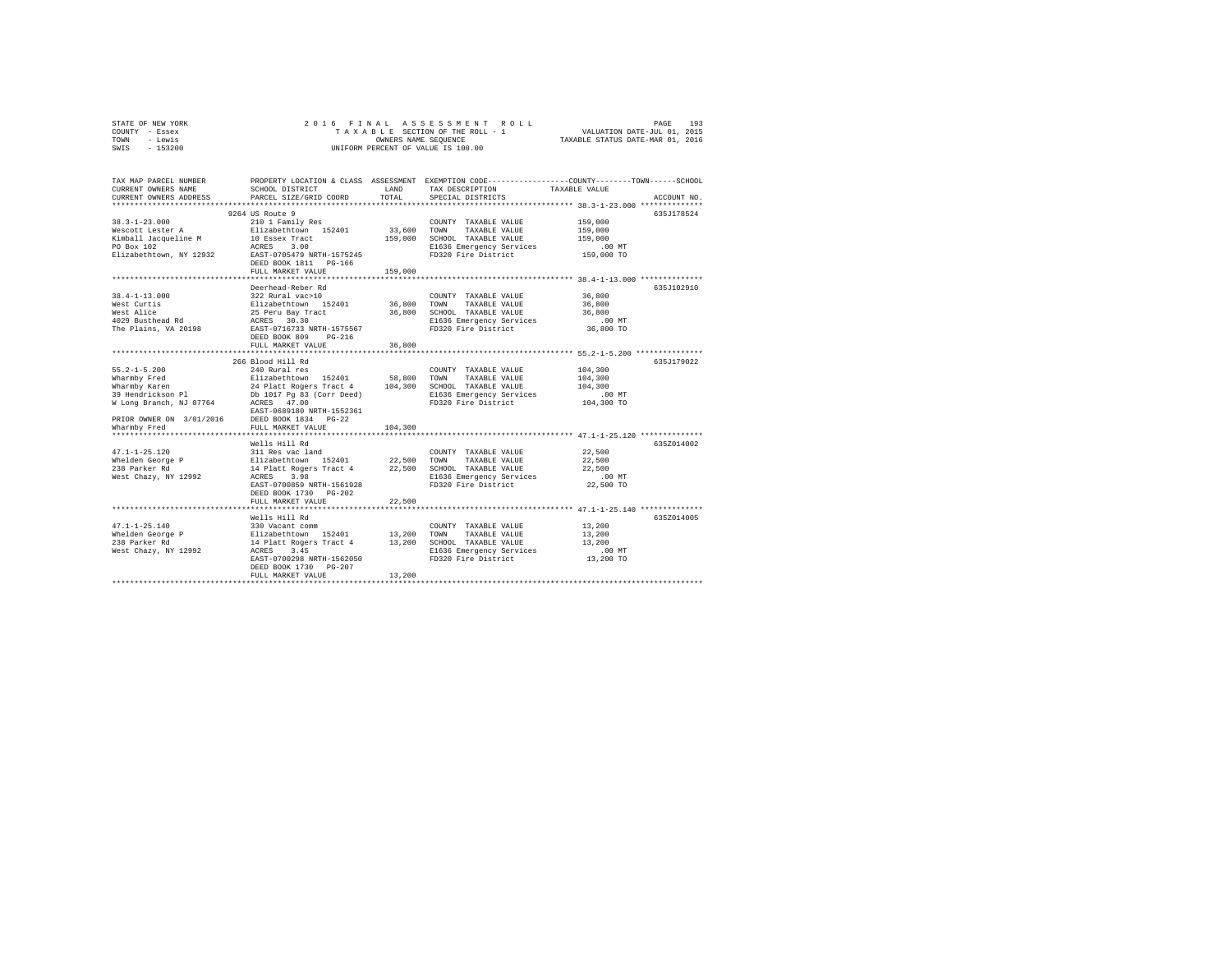STATE OF NEW YORK
COUNTY - Essex
TOWN - Lewis
SWIS - 153200

2016 FINAL ASSESSMENT ROLL
TAXABLE SECTION OF THE ROLL - 1
OWNERS NAME SEQUENCE
UNIFORM PERCENT OF VALUE IS 100.00

VALUATION DATE-JUL 01, 2015
TAXABLE STATUS DATE-MAR 01, 2016

| TAX MAP PARCEL NUMBER / CURRENT OWNERS NAME / CURRENT OWNERS ADDRESS | PROPERTY LOCATION & CLASS / SCHOOL DISTRICT / PARCEL SIZE/GRID COORD | ASSESSMENT LAND / TOTAL | EXEMPTION CODE / TAX DESCRIPTION / SPECIAL DISTRICTS | TAXABLE VALUE (COUNTY / TOWN / SCHOOL) | ACCOUNT NO. |
|---|---|---|---|---|---|
| 38.3-1-23.000 | 9264 US Route 9 | | | | 635J178524 |
| Wescott Lester A | 210 1 Family Res | | COUNTY TAXABLE VALUE | 159,000 | |
| Kimball Jacqueline M | Elizabethtown 152401 | 33,600 | TOWN TAXABLE VALUE | 159,000 | |
| PO Box 102 | 10 Essex Tract | 159,000 | SCHOOL TAXABLE VALUE | 159,000 | |
| Elizabethtown, NY 12932 | ACRES 3.00 | | E1636 Emergency Services | .00 MT | |
| | EAST-0705479 NRTH-1575245 | | FD320 Fire District | 159,000 TO | |
| | DEED BOOK 1811 PG-166 | | | | |
| | FULL MARKET VALUE | 159,000 | | | |
| 38.4-1-13.000 | Deerhead-Reber Rd | | | | 635J102910 |
| West Curtis | 322 Rural vac>10 | | COUNTY TAXABLE VALUE | 36,800 | |
| West Alice | Elizabethtown 152401 | 36,800 | TOWN TAXABLE VALUE | 36,800 | |
| 4029 Busthead Rd | 25 Peru Bay Tract | 36,800 | SCHOOL TAXABLE VALUE | 36,800 | |
| The Plains, VA 20198 | ACRES 30.30 | | E1636 Emergency Services | .00 MT | |
| | EAST-0716733 NRTH-1575567 | | FD320 Fire District | 36,800 TO | |
| | DEED BOOK 809 PG-216 | | | | |
| | FULL MARKET VALUE | 36,800 | | | |
| 55.2-1-5.200 | 266 Blood Hill Rd | | | | 635J179022 |
| Wharmby Fred | 240 Rural res | | COUNTY TAXABLE VALUE | 104,300 | |
| Wharmby Karen | Elizabethtown 152401 | 58,800 | TOWN TAXABLE VALUE | 104,300 | |
| 39 Hendrickson Pl | 24 Platt Rogers Tract 4 | 104,300 | SCHOOL TAXABLE VALUE | 104,300 | |
| W Long Branch, NJ 07764 | Db 1017 Pg 83 (Corr Deed) | | E1636 Emergency Services | .00 MT | |
| | ACRES 47.00 | | FD320 Fire District | 104,300 TO | |
| | EAST-0689180 NRTH-1552361 | | | | |
| PRIOR OWNER ON 3/01/2016 | DEED BOOK 1834 PG-22 | | | | |
| Wharmby Fred | FULL MARKET VALUE | 104,300 | | | |
| 47.1-1-25.120 | Wells Hill Rd | | | | 635Z014002 |
| Whelden George P | 311 Res vac land | | COUNTY TAXABLE VALUE | 22,500 | |
| 238 Parker Rd | Elizabethtown 152401 | 22,500 | TOWN TAXABLE VALUE | 22,500 | |
| West Chazy, NY 12992 | 14 Platt Rogers Tract 4 | 22,500 | SCHOOL TAXABLE VALUE | 22,500 | |
| | ACRES 3.98 | | E1636 Emergency Services | .00 MT | |
| | EAST-0700859 NRTH-1561928 | | FD320 Fire District | 22,500 TO | |
| | DEED BOOK 1730 PG-202 | | | | |
| | FULL MARKET VALUE | 22,500 | | | |
| 47.1-1-25.140 | Wells Hill Rd | | | | 635Z014005 |
| Whelden George P | 330 Vacant comm | | COUNTY TAXABLE VALUE | 13,200 | |
| 238 Parker Rd | Elizabethtown 152401 | 13,200 | TOWN TAXABLE VALUE | 13,200 | |
| West Chazy, NY 12992 | 14 Platt Rogers Tract 4 | 13,200 | SCHOOL TAXABLE VALUE | 13,200 | |
| | ACRES 3.45 | | E1636 Emergency Services | .00 MT | |
| | EAST-0700298 NRTH-1562050 | | FD320 Fire District | 13,200 TO | |
| | DEED BOOK 1730 PG-207 | | | | |
| | FULL MARKET VALUE | 13,200 | | | |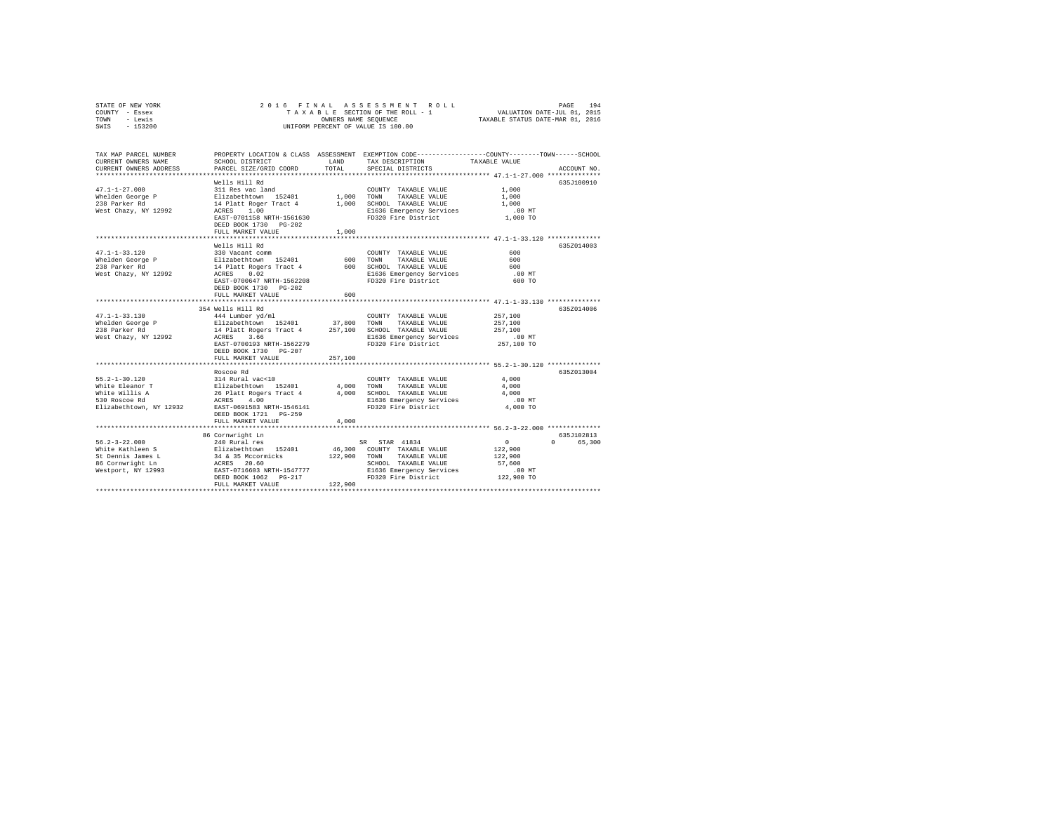STATE OF NEW YORK — 2016 FINAL ASSESSMENT ROLL
COUNTY - Essex — TAXABLE SECTION OF THE ROLL - 1 — VALUATION DATE-JUL 01, 2015
TOWN - Lewis — OWNERS NAME SEQUENCE — TAXABLE STATUS DATE-MAR 01, 2016
SWIS - 153200 — UNIFORM PERCENT OF VALUE IS 100.00

| TAX MAP PARCEL NUMBER / CURRENT OWNERS NAME / CURRENT OWNERS ADDRESS | PROPERTY LOCATION & CLASS / SCHOOL DISTRICT / PARCEL SIZE/GRID COORD | ASSESSMENT LAND / TOTAL | EXEMPTION CODE / TAX DESCRIPTION / SPECIAL DISTRICTS | COUNTY | TOWN | SCHOOL / TAXABLE VALUE | ACCOUNT NO. |
|---|---|---|---|---|---|---|---|
| 47.1-1-27.000 | Wells Hill Rd | | | | | | 635J100910 |
| 47.1-1-27.000 | 311 Res vac land | | COUNTY TAXABLE VALUE | 1,000 | | | |
| Whelden George P | Elizabethtown 152401 | 1,000 | TOWN TAXABLE VALUE | | 1,000 | | |
| 238 Parker Rd | 14 Platt Roger Tract 4 | 1,000 | SCHOOL TAXABLE VALUE | | | 1,000 | |
| West Chazy, NY 12992 | ACRES 1.00 | | E1636 Emergency Services | .00 MT | | | |
| | EAST-0701158 NRTH-1561630 | | FD320 Fire District | 1,000 TO | | | |
| | DEED BOOK 1730 PG-202 | | | | | | |
| | FULL MARKET VALUE | 1,000 | | | | | |
| 47.1-1-33.120 | Wells Hill Rd | | | | | | 635Z014003 |
| 47.1-1-33.120 | 330 Vacant comm | | COUNTY TAXABLE VALUE | 600 | | | |
| Whelden George P | Elizabethtown 152401 | 600 | TOWN TAXABLE VALUE | | 600 | | |
| 238 Parker Rd | 14 Platt Rogers Tract 4 | 600 | SCHOOL TAXABLE VALUE | | | 600 | |
| West Chazy, NY 12992 | ACRES 0.02 | | E1636 Emergency Services | .00 MT | | | |
| | EAST-0700647 NRTH-1562208 | | FD320 Fire District | 600 TO | | | |
| | DEED BOOK 1730 PG-202 | | | | | | |
| | FULL MARKET VALUE | 600 | | | | | |
| 47.1-1-33.130 | 354 Wells Hill Rd | | | | | | 635Z014006 |
| 47.1-1-33.130 | 444 Lumber yd/ml | | COUNTY TAXABLE VALUE | 257,100 | | | |
| Whelden George P | Elizabethtown 152401 | 37,800 | TOWN TAXABLE VALUE | | 257,100 | | |
| 238 Parker Rd | 14 Platt Rogers Tract 4 | 257,100 | SCHOOL TAXABLE VALUE | | | 257,100 | |
| West Chazy, NY 12992 | ACRES 3.66 | | E1636 Emergency Services | .00 MT | | | |
| | EAST-0700193 NRTH-1562279 | | FD320 Fire District | 257,100 TO | | | |
| | DEED BOOK 1730 PG-207 | | | | | | |
| | FULL MARKET VALUE | 257,100 | | | | | |
| 55.2-1-30.120 | Roscoe Rd | | | | | | 635Z013004 |
| 55.2-1-30.120 | 314 Rural vac<10 | | COUNTY TAXABLE VALUE | 4,000 | | | |
| White Eleanor T | Elizabethtown 152401 | 4,000 | TOWN TAXABLE VALUE | | 4,000 | | |
| White Willis A | 26 Platt Rogers Tract 4 | 4,000 | SCHOOL TAXABLE VALUE | | | 4,000 | |
| 530 Roscoe Rd | ACRES 4.00 | | E1636 Emergency Services | .00 MT | | | |
| Elizabethtown, NY 12932 | EAST-0691583 NRTH-1546141 | | FD320 Fire District | 4,000 TO | | | |
| | DEED BOOK 1721 PG-259 | | | | | | |
| | FULL MARKET VALUE | 4,000 | | | | | |
| 56.2-3-22.000 | 86 Cornwright Ln | | | | | | 635J102813 |
| 56.2-3-22.000 | 240 Rural res | | SR STAR 41834 | 0 | 0 | 65,300 | |
| White Kathleen S | Elizabethtown 152401 | 46,300 | COUNTY TAXABLE VALUE | 122,900 | | | |
| St Dennis James L | 34 & 35 Mccormicks | 122,900 | TOWN TAXABLE VALUE | | 122,900 | | |
| 86 Cornwright Ln | ACRES 20.60 | | SCHOOL TAXABLE VALUE | | | 57,600 | |
| Westport, NY 12993 | EAST-0716603 NRTH-1547777 | | E1636 Emergency Services | .00 MT | | | |
| | DEED BOOK 1062 PG-217 | | FD320 Fire District | 122,900 TO | | | |
| | FULL MARKET VALUE | 122,900 | | | | | |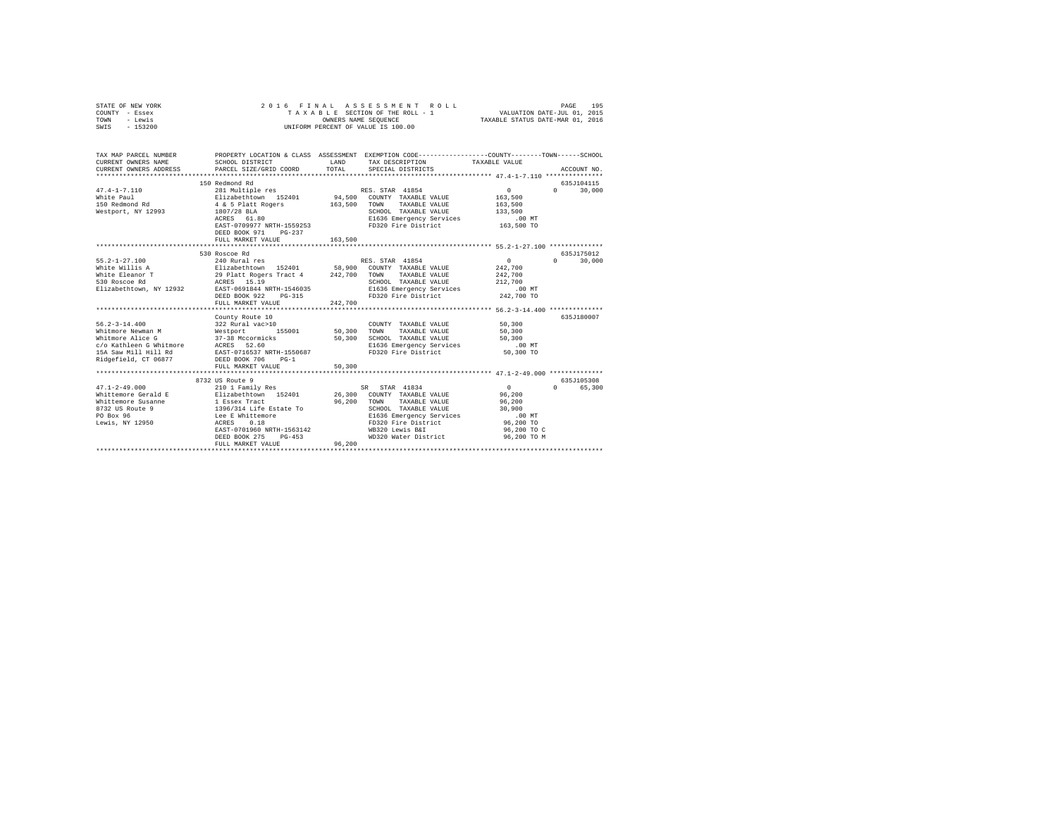STATE OF NEW YORK
COUNTY - Essex
TOWN - Lewis
SWIS - 153200

2016 FINAL ASSESSMENT ROLL
TAXABLE SECTION OF THE ROLL - 1
OWNERS NAME SEQUENCE
UNIFORM PERCENT OF VALUE IS 100.00

VALUATION DATE-JUL 01, 2015
TAXABLE STATUS DATE-MAR 01, 2016

```
TAX MAP PARCEL NUMBER          PROPERTY LOCATION & CLASS  ASSESSMENT  EXEMPTION CODE------------------COUNTY--------TOWN------SCHOOL
CURRENT OWNERS NAME            SCHOOL DISTRICT               LAND      TAX DESCRIPTION            TAXABLE VALUE
CURRENT OWNERS ADDRESS         PARCEL SIZE/GRID COORD        TOTAL     SPECIAL DISTRICTS                                   ACCOUNT NO.
*********************************************************************************************** 47.4-1-7.110 ***************
                               150 Redmond Rd                                                                          635J104115
47.4-1-7.110                   281 Multiple res                        RES. STAR  41854                0          0      30,000
White Paul                     Elizabethtown  152401          94,500   COUNTY  TAXABLE VALUE           163,500
150 Redmond Rd                 4 & 5 Platt Rogers            163,500   TOWN    TAXABLE VALUE           163,500
Westport, NY 12993             1807/28 BLA                             SCHOOL  TAXABLE VALUE           133,500
                               ACRES   61.80                           E1636 Emergency Services            .00 MT
                               EAST-0709977 NRTH-1559253               FD320 Fire District             163,500 TO
                               DEED BOOK 971    PG-237
                               FULL MARKET VALUE             163,500
*********************************************************************************************** 55.2-1-27.100 **************
                               530 Roscoe Rd                                                                           635J175012
55.2-1-27.100                  240 Rural res                           RES. STAR  41854                0          0      30,000
White Willis A                 Elizabethtown  152401          58,900   COUNTY  TAXABLE VALUE           242,700
White Eleanor T                29 Platt Rogers Tract 4       242,700   TOWN    TAXABLE VALUE           242,700
530 Roscoe Rd                  ACRES   15.19                           SCHOOL  TAXABLE VALUE           212,700
Elizabethtown, NY 12932        EAST-0691844 NRTH-1546035               E1636 Emergency Services            .00 MT
                               DEED BOOK 922    PG-315                 FD320 Fire District             242,700 TO
                               FULL MARKET VALUE             242,700
*********************************************************************************************** 56.2-3-14.400 **************
                               County Route 10                                                                         635J180007
56.2-3-14.400                  322 Rural vac>10                        COUNTY  TAXABLE VALUE            50,300
Whitmore Newman M              Westport       155001          50,300   TOWN    TAXABLE VALUE            50,300
Whitmore Alice G               37-38 Mccormicks               50,300   SCHOOL  TAXABLE VALUE            50,300
c/o Kathleen G Whitmore        ACRES   52.60                           E1636 Emergency Services            .00 MT
15A Saw Mill Hill Rd           EAST-0716537 NRTH-1550687               FD320 Fire District              50,300 TO
Ridgefield, CT 06877           DEED BOOK 706    PG-1
                               FULL MARKET VALUE              50,300
*********************************************************************************************** 47.1-2-49.000 **************
                               8732 US Route 9                                                                         635J105308
47.1-2-49.000                  210 1 Family Res                        SR   STAR  41834                0          0      65,300
Whittemore Gerald E            Elizabethtown  152401          26,300   COUNTY  TAXABLE VALUE            96,200
Whittemore Susanne             1 Essex Tract                  96,200   TOWN    TAXABLE VALUE            96,200
8732 US Route 9                1396/314 Life Estate To                 SCHOOL  TAXABLE VALUE            30,900
PO Box 96                      Lee E Whittemore                        E1636 Emergency Services            .00 MT
Lewis, NY 12950                ACRES    0.18                           FD320 Fire District              96,200 TO
                               EAST-0701960 NRTH-1563142               WB320 Lewis B&I                  96,200 TO C
                               DEED BOOK 275    PG-453                 WD320 Water District             96,200 TO M
                               FULL MARKET VALUE              96,200
*****************************************************************************************************************************
```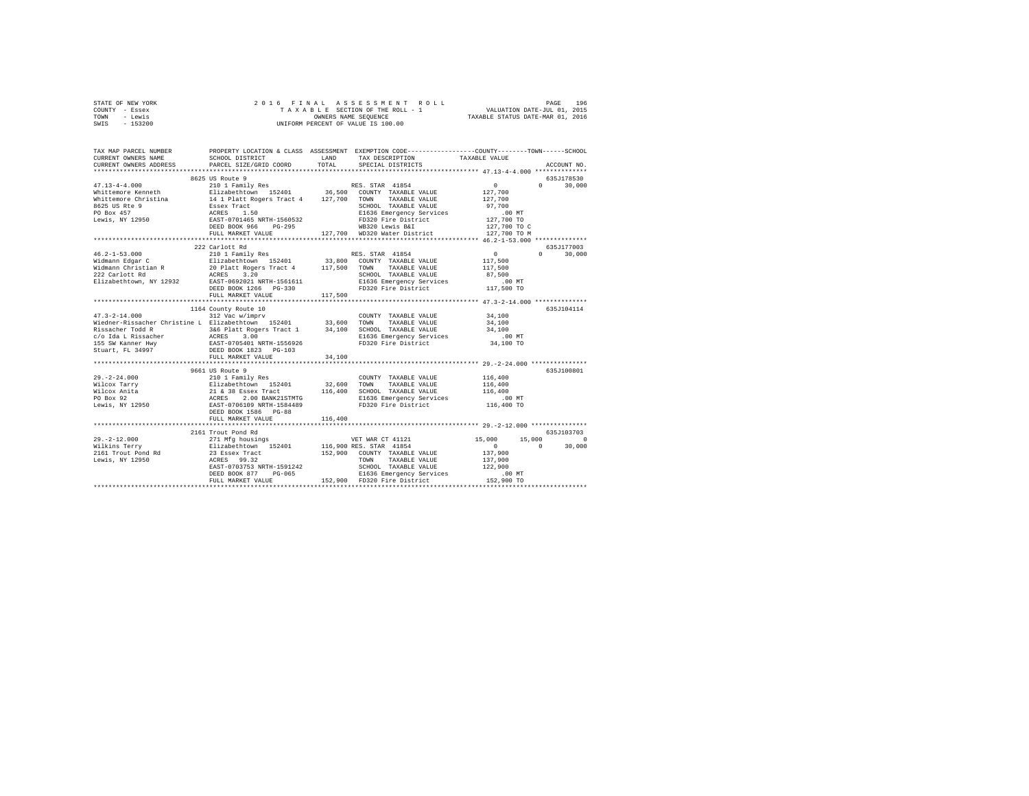STATE OF NEW YORK
COUNTY - Essex
TOWN - Lewis
SWIS - 153200

2016 FINAL ASSESSMENT ROLL
TAXABLE SECTION OF THE ROLL - 1
OWNERS NAME SEQUENCE
UNIFORM PERCENT OF VALUE IS 100.00

VALUATION DATE-JUL 01, 2015
TAXABLE STATUS DATE-MAR 01, 2016

```
TAX MAP PARCEL NUMBER          PROPERTY LOCATION & CLASS  ASSESSMENT  EXEMPTION CODE-----------------COUNTY--------TOWN------SCHOOL
CURRENT OWNERS NAME            SCHOOL DISTRICT             LAND       TAX DESCRIPTION           TAXABLE VALUE
CURRENT OWNERS ADDRESS         PARCEL SIZE/GRID COORD      TOTAL      SPECIAL DISTRICTS                                   ACCOUNT NO.
*********************************************************************************************** 47.13-4-4.000 **************
                     8625 US Route 9                                                                                  635J178530
47.13-4-4.000                  210 1 Family Res                       RES. STAR 41854                0          0      30,000
Whittemore Kenneth             Elizabethtown  152401      36,500      COUNTY  TAXABLE VALUE         127,700
Whittemore Christina           14 1 Platt Rogers Tract 4  127,700     TOWN    TAXABLE VALUE         127,700
8625 US Rte 9                  Essex Tract                            SCHOOL  TAXABLE VALUE          97,700
PO Box 457                     ACRES    1.50                          E1636 Emergency Services          .00 MT
Lewis, NY 12950                EAST-0701465 NRTH-1560532              FD320 Fire District           127,700 TO
                               DEED BOOK 966    PG-295                WB320 Lewis B&I               127,700 TO C
                               FULL MARKET VALUE          127,700     WD320 Water District          127,700 TO M
*********************************************************************************************** 46.2-1-53.000 **************
                     222 Carlott Rd                                                                                   635J177003
46.2-1-53.000                  210 1 Family Res                       RES. STAR 41854                0          0      30,000
Widmann Edgar C                Elizabethtown  152401      33,800      COUNTY  TAXABLE VALUE         117,500
Widmann Christian R            20 Platt Rogers Tract 4    117,500     TOWN    TAXABLE VALUE         117,500
222 Carlott Rd                 ACRES    3.20                          SCHOOL  TAXABLE VALUE          87,500
Elizabethtown, NY 12932        EAST-0692021 NRTH-1561611              E1636 Emergency Services          .00 MT
                               DEED BOOK 1266   PG-330                FD320 Fire District           117,500 TO
                               FULL MARKET VALUE          117,500
*********************************************************************************************** 47.3-2-14.000 **************
                     1164 County Route 10                                                                             635J104114
47.3-2-14.000                  312 Vac w/imprv                        COUNTY  TAXABLE VALUE          34,100
Wiedner-Rissacher Christine L  Elizabethtown  152401      33,600      TOWN    TAXABLE VALUE          34,100
Rissacher Todd R               3&6 Platt Rogers Tract 1   34,100      SCHOOL  TAXABLE VALUE          34,100
c/o Ida L Rissacher            ACRES    3.00                          E1636 Emergency Services          .00 MT
155 SW Kanner Hwy              EAST-0705401 NRTH-1556926              FD320 Fire District            34,100 TO
Stuart, FL 34997               DEED BOOK 1823   PG-103
                               FULL MARKET VALUE           34,100
*********************************************************************************************** 29.-2-24.000 ***************
                     9661 US Route 9                                                                                  635J100801
29.-2-24.000                   210 1 Family Res                       COUNTY  TAXABLE VALUE         116,400
Wilcox Tarry                   Elizabethtown  152401      32,600      TOWN    TAXABLE VALUE         116,400
Wilcox Anita                   21 & 38 Essex Tract        116,400     SCHOOL  TAXABLE VALUE         116,400
PO Box 92                      ACRES    2.00 BANK21STMTG              E1636 Emergency Services          .00 MT
Lewis, NY 12950                EAST-0706109 NRTH-1584489              FD320 Fire District           116,400 TO
                               DEED BOOK 1586   PG-88
                               FULL MARKET VALUE          116,400
*********************************************************************************************** 29.-2-12.000 ***************
                     2161 Trout Pond Rd                                                                               635J103703
29.-2-12.000                   271 Mfg housings                       VET WAR CT 41121          15,000     15,000           0
Wilkins Terry                  Elizabethtown  152401      116,900     RES. STAR 41854                0          0      30,000
2161 Trout Pond Rd             23 Essex Tract             152,900     COUNTY  TAXABLE VALUE         137,900
Lewis, NY 12950                ACRES   99.32                          TOWN    TAXABLE VALUE         137,900
                               EAST-0703753 NRTH-1591242              SCHOOL  TAXABLE VALUE         122,900
                               DEED BOOK 877    PG-065                E1636 Emergency Services          .00 MT
                               FULL MARKET VALUE          152,900     FD320 Fire District           152,900 TO
****************************************************************************************************************************
```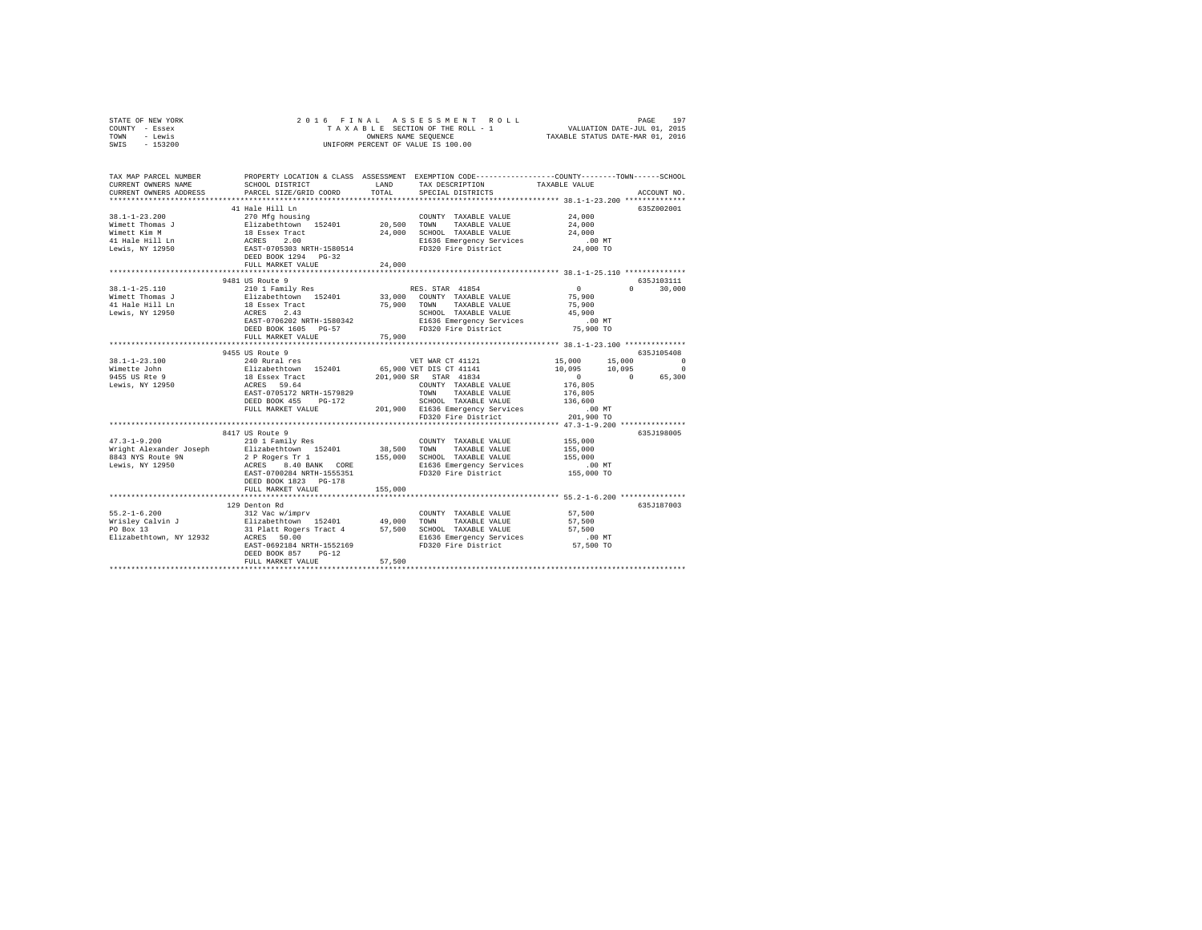STATE OF NEW YORK — 2016 FINAL ASSESSMENT ROLL — TAXABLE SECTION OF THE ROLL - 1 — VALUATION DATE-JUL 01, 2015
COUNTY - Essex — OWNERS NAME SEQUENCE — TAXABLE STATUS DATE-MAR 01, 2016
TOWN - Lewis — UNIFORM PERCENT OF VALUE IS 100.00
SWIS - 153200

| TAX MAP PARCEL NUMBER / CURRENT OWNERS NAME / CURRENT OWNERS ADDRESS | PROPERTY LOCATION & CLASS / SCHOOL DISTRICT / PARCEL SIZE/GRID COORD | ASSESSMENT LAND / TOTAL | EXEMPTION CODE / TAX DESCRIPTION / SPECIAL DISTRICTS | COUNTY | TOWN | SCHOOL | ACCOUNT NO. |
|---|---|---|---|---|---|---|---|
| 38.1-1-23.200 | 41 Hale Hill Ln | | | | | | 635Z002001 |
| Wimett Thomas J | 270 Mfg housing | | COUNTY TAXABLE VALUE | 24,000 | | | |
| Wimett Kim M | Elizabethtown 152401 | 20,500 | TOWN TAXABLE VALUE | 24,000 | | | |
| 41 Hale Hill Ln | 18 Essex Tract | 24,000 | SCHOOL TAXABLE VALUE | 24,000 | | | |
| Lewis, NY 12950 | ACRES 2.00 | | E1636 Emergency Services | .00 MT | | | |
| | EAST-0705303 NRTH-1580514 | | FD320 Fire District | 24,000 TO | | | |
| | DEED BOOK 1294 PG-32 | | | | | | |
| | FULL MARKET VALUE | 24,000 | | | | | |
| 38.1-1-25.110 | 9481 US Route 9 | | | | | | 635J103111 |
| Wimett Thomas J | 210 1 Family Res | | RES. STAR 41854 | 0 | 0 | 30,000 | |
| 41 Hale Hill Ln | Elizabethtown 152401 | 33,000 | COUNTY TAXABLE VALUE | 75,900 | | | |
| Lewis, NY 12950 | 18 Essex Tract | 75,900 | TOWN TAXABLE VALUE | 75,900 | | | |
| | ACRES 2.43 | | SCHOOL TAXABLE VALUE | 45,900 | | | |
| | EAST-0706202 NRTH-1580342 | | E1636 Emergency Services | .00 MT | | | |
| | DEED BOOK 1605 PG-57 | | FD320 Fire District | 75,900 TO | | | |
| | FULL MARKET VALUE | 75,900 | | | | | |
| 38.1-1-23.100 | 9455 US Route 9 | | | | | | 635J105408 |
| Wimette John | 240 Rural res | | VET WAR CT 41121 | 15,000 | 15,000 | 0 | |
| 9455 US Rte 9 | Elizabethtown 152401 | 65,900 | VET DIS CT 41141 | 10,095 | 10,095 | 0 | |
| Lewis, NY 12950 | 18 Essex Tract | 201,900 | SR STAR 41834 | 0 | 0 | 65,300 | |
| | ACRES 59.64 | | COUNTY TAXABLE VALUE | 176,805 | | | |
| | EAST-0705172 NRTH-1579829 | | TOWN TAXABLE VALUE | 176,805 | | | |
| | DEED BOOK 455 PG-172 | | SCHOOL TAXABLE VALUE | 136,600 | | | |
| | FULL MARKET VALUE | 201,900 | E1636 Emergency Services | .00 MT | | | |
| | | | FD320 Fire District | 201,900 TO | | | |
| 47.3-1-9.200 | 8417 US Route 9 | | | | | | 635J198005 |
| Wright Alexander Joseph | 210 1 Family Res | | COUNTY TAXABLE VALUE | 155,000 | | | |
| 8843 NYS Route 9N | Elizabethtown 152401 | 38,500 | TOWN TAXABLE VALUE | 155,000 | | | |
| Lewis, NY 12950 | 2 P Rogers Tr 1 | 155,000 | SCHOOL TAXABLE VALUE | 155,000 | | | |
| | ACRES 8.40 BANK CORE | | E1636 Emergency Services | .00 MT | | | |
| | EAST-0700284 NRTH-1555351 | | FD320 Fire District | 155,000 TO | | | |
| | DEED BOOK 1823 PG-178 | | | | | | |
| | FULL MARKET VALUE | 155,000 | | | | | |
| 55.2-1-6.200 | 129 Denton Rd | | | | | | 635J187003 |
| Wrisley Calvin J | 312 Vac w/imprv | | COUNTY TAXABLE VALUE | 57,500 | | | |
| PO Box 13 | Elizabethtown 152401 | 49,000 | TOWN TAXABLE VALUE | 57,500 | | | |
| Elizabethtown, NY 12932 | 31 Platt Rogers Tract 4 | 57,500 | SCHOOL TAXABLE VALUE | 57,500 | | | |
| | ACRES 50.00 | | E1636 Emergency Services | .00 MT | | | |
| | EAST-0692184 NRTH-1552169 | | FD320 Fire District | 57,500 TO | | | |
| | DEED BOOK 857 PG-12 | | | | | | |
| | FULL MARKET VALUE | 57,500 | | | | | |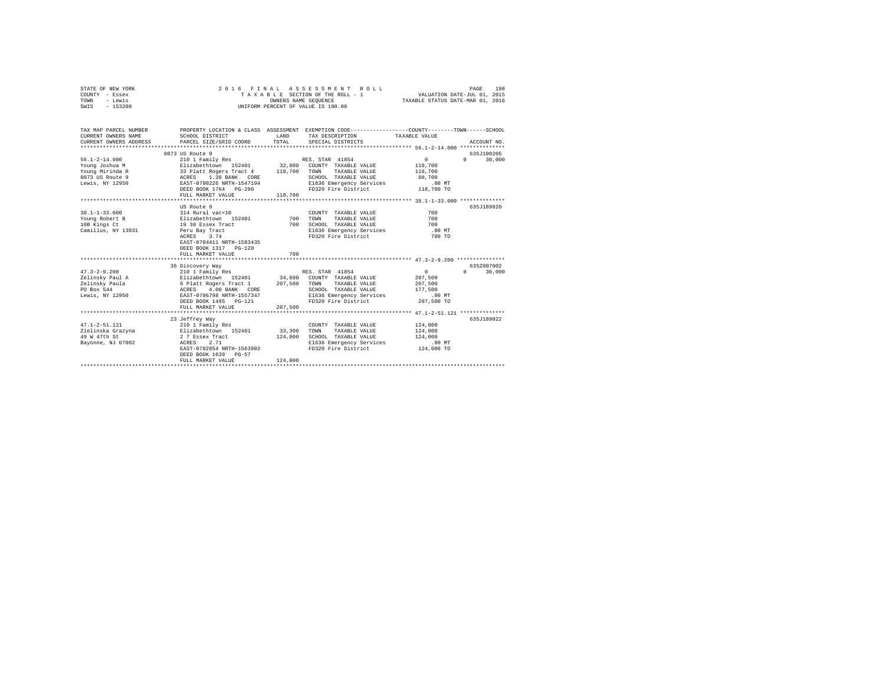STATE OF NEW YORK
COUNTY - Essex
TOWN - Lewis
SWIS - 153200

2016 FINAL ASSESSMENT ROLL
TAXABLE SECTION OF THE ROLL - 1
OWNERS NAME SEQUENCE
UNIFORM PERCENT OF VALUE IS 100.00

VALUATION DATE-JUL 01, 2015
TAXABLE STATUS DATE-MAR 01, 2016

| TAX MAP PARCEL NUMBER / CURRENT OWNERS NAME / CURRENT OWNERS ADDRESS | PROPERTY LOCATION & CLASS / SCHOOL DISTRICT / PARCEL SIZE/GRID COORD | ASSESSMENT LAND | TOTAL | EXEMPTION CODE / TAX DESCRIPTION / SPECIAL DISTRICTS | COUNTY TAXABLE VALUE | TOWN | SCHOOL | ACCOUNT NO. |
|---|---|---|---|---|---|---|---|---|
| 56.1-2-14.000 | 8073 US Route 9 | | | | | | | 635J100205 |
| | 210 1 Family Res | | | RES. STAR 41854 | 0 | 0 | 30,000 | |
| Young Joshua M | Elizabethtown 152401 | 32,000 | | COUNTY TAXABLE VALUE | 118,700 | | | |
| Young Mirinda R | 33 Platt Rogers Tract 4 | | 118,700 | TOWN TAXABLE VALUE | 118,700 | | | |
| 8073 US Route 9 | ACRES 1.38 BANK CORE | | | SCHOOL TAXABLE VALUE | 88,700 | | | |
| Lewis, NY 12950 | EAST-0700226 NRTH-1547194 | | | E1636 Emergency Services | .00 MT | | | |
| | DEED BOOK 1764 PG-290 | | | FD320 Fire District | 118,700 TO | | | |
| | FULL MARKET VALUE | | 118,700 | | | | | |
| 38.1-1-33.000 | US Route 9 | | | | | | | 635J189020 |
| | 314 Rural vac<10 | | | COUNTY TAXABLE VALUE | 700 | | | |
| Young Robert B | Elizabethtown 152401 | 700 | | TOWN TAXABLE VALUE | 700 | | | |
| 10B Kings Ct | 19 38 Essex Tract | | 700 | SCHOOL TAXABLE VALUE | 700 | | | |
| Camillus, NY 13031 | Peru Bay Tract | | | E1636 Emergency Services | .00 MT | | | |
| | ACRES 3.74 | | | FD320 Fire District | 700 TO | | | |
| | EAST-0704411 NRTH-1583435 | | | | | | | |
| | DEED BOOK 1317 PG-120 | | | | | | | |
| | FULL MARKET VALUE | | 700 | | | | | |
| 47.3-2-9.200 | 36 Discovery Way | | | | | | | 635Z007002 |
| | 210 1 Family Res | | | RES. STAR 41854 | 0 | 0 | 30,000 | |
| Zelinsky Paul A | Elizabethtown 152401 | 34,600 | | COUNTY TAXABLE VALUE | 207,500 | | | |
| Zelinsky Paula | 6 Platt Rogers Tract 1 | | 207,500 | TOWN TAXABLE VALUE | 207,500 | | | |
| PO Box 544 | ACRES 4.00 BANK CORE | | | SCHOOL TAXABLE VALUE | 177,500 | | | |
| Lewis, NY 12950 | EAST-0706798 NRTH-1557347 | | | E1636 Emergency Services | .00 MT | | | |
| | DEED BOOK 1495 PG-121 | | | FD320 Fire District | 207,500 TO | | | |
| | FULL MARKET VALUE | | 207,500 | | | | | |
| 47.1-2-51.121 | 23 Jeffrey Way | | | | | | | 635J189022 |
| | 210 1 Family Res | | | COUNTY TAXABLE VALUE | 124,000 | | | |
| Zielinska Grazyna | Elizabethtown 152401 | 33,300 | | TOWN TAXABLE VALUE | 124,000 | | | |
| 49 W 47th St | 2 7 Essex Tract | | 124,000 | SCHOOL TAXABLE VALUE | 124,000 | | | |
| Bayonne, NJ 07002 | ACRES 2.71 | | | E1636 Emergency Services | .00 MT | | | |
| | EAST-0702854 NRTH-1563903 | | | FD320 Fire District | 124,000 TO | | | |
| | DEED BOOK 1639 PG-57 | | | | | | | |
| | FULL MARKET VALUE | | 124,000 | | | | | |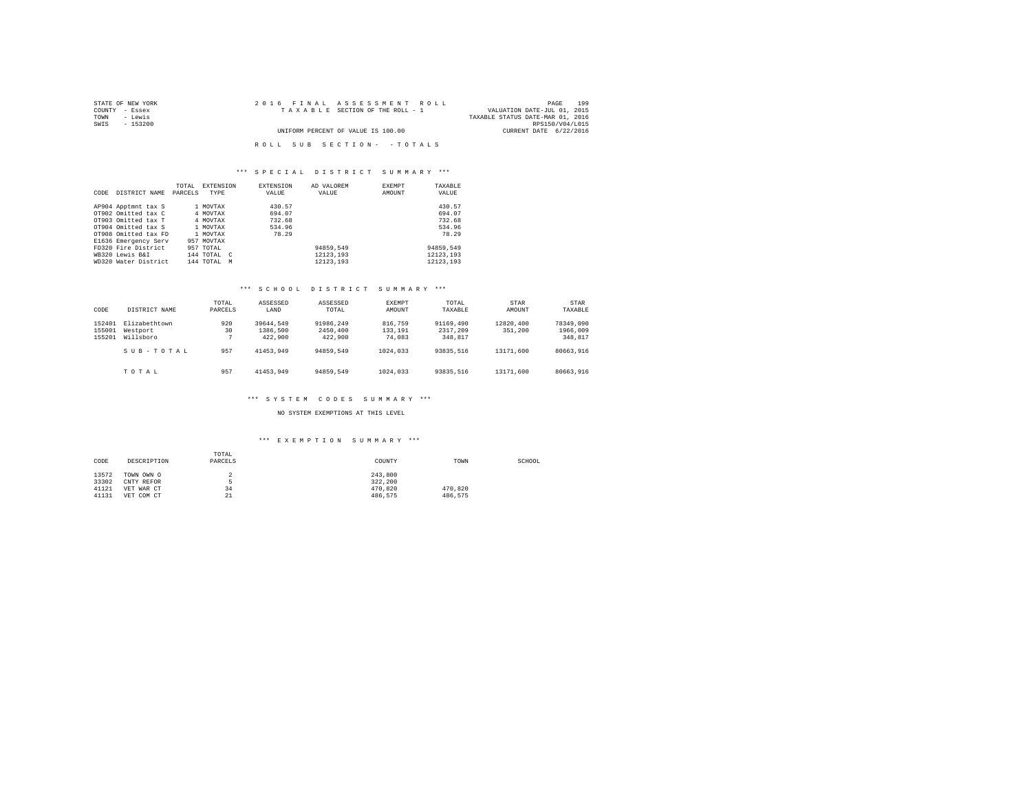STATE OF NEW YORK
COUNTY - Essex
TOWN - Lewis
SWIS - 153200

2016 FINAL ASSESSMENT ROLL
TAXABLE SECTION OF THE ROLL - 1
UNIFORM PERCENT OF VALUE IS 100.00

VALUATION DATE-JUL 01, 2015
TAXABLE STATUS DATE-MAR 01, 2016
RPS150/V04/L015
CURRENT DATE 6/22/2016

ROLL SUB SECTION- - TOTALS

### *** SPECIAL DISTRICT SUMMARY ***

| CODE | DISTRICT NAME | TOTAL PARCELS | EXTENSION TYPE | EXTENSION VALUE | AD VALOREM VALUE | EXEMPT AMOUNT | TAXABLE VALUE |
|---|---|---|---|---|---|---|---|
| AP904 | Apptmnt tax S | 1 | MOVTAX | 430.57 | | | 430.57 |
| OT902 | Omitted tax C | 4 | MOVTAX | 694.07 | | | 694.07 |
| OT903 | Omitted tax T | 4 | MOVTAX | 732.68 | | | 732.68 |
| OT904 | Omitted tax S | 1 | MOVTAX | 534.96 | | | 534.96 |
| OT908 | Omitted tax FD | 1 | MOVTAX | 78.29 | | | 78.29 |
| E1636 | Emergency Serv | 957 | MOVTAX | | | | |
| FD320 | Fire District | 957 | TOTAL | | 94859,549 | | 94859,549 |
| WB320 | Lewis B&I | 144 | TOTAL C | | 12123,193 | | 12123,193 |
| WD320 | Water District | 144 | TOTAL M | | 12123,193 | | 12123,193 |

### *** SCHOOL DISTRICT SUMMARY ***

| CODE | DISTRICT NAME | TOTAL PARCELS | ASSESSED LAND | ASSESSED TOTAL | EXEMPT AMOUNT | TOTAL TAXABLE | STAR AMOUNT | STAR TAXABLE |
|---|---|---|---|---|---|---|---|---|
| 152401 | Elizabethtown | 920 | 39644,549 | 91986,249 | 816,759 | 91169,490 | 12820,400 | 78349,090 |
| 155001 | Westport | 30 | 1386,500 | 2450,400 | 133,191 | 2317,209 | 351,200 | 1966,009 |
| 155201 | Willsboro | 7 | 422,900 | 422,900 | 74,083 | 348,817 | | 348,817 |
| | SUB-TOTAL | 957 | 41453,949 | 94859,549 | 1024,033 | 93835,516 | 13171,600 | 80663,916 |
| | TOTAL | 957 | 41453,949 | 94859,549 | 1024,033 | 93835,516 | 13171,600 | 80663,916 |

### *** SYSTEM CODES SUMMARY ***

NO SYSTEM EXEMPTIONS AT THIS LEVEL

### *** EXEMPTION SUMMARY ***

| CODE | DESCRIPTION | TOTAL PARCELS | COUNTY | TOWN | SCHOOL |
|---|---|---|---|---|---|
| 13572 | TOWN OWN O | 2 | 243,800 | | |
| 33302 | CNTY REFOR | 5 | 322,200 | | |
| 41121 | VET WAR CT | 34 | 470,820 | 470,820 | |
| 41131 | VET COM CT | 21 | 486,575 | 486,575 | |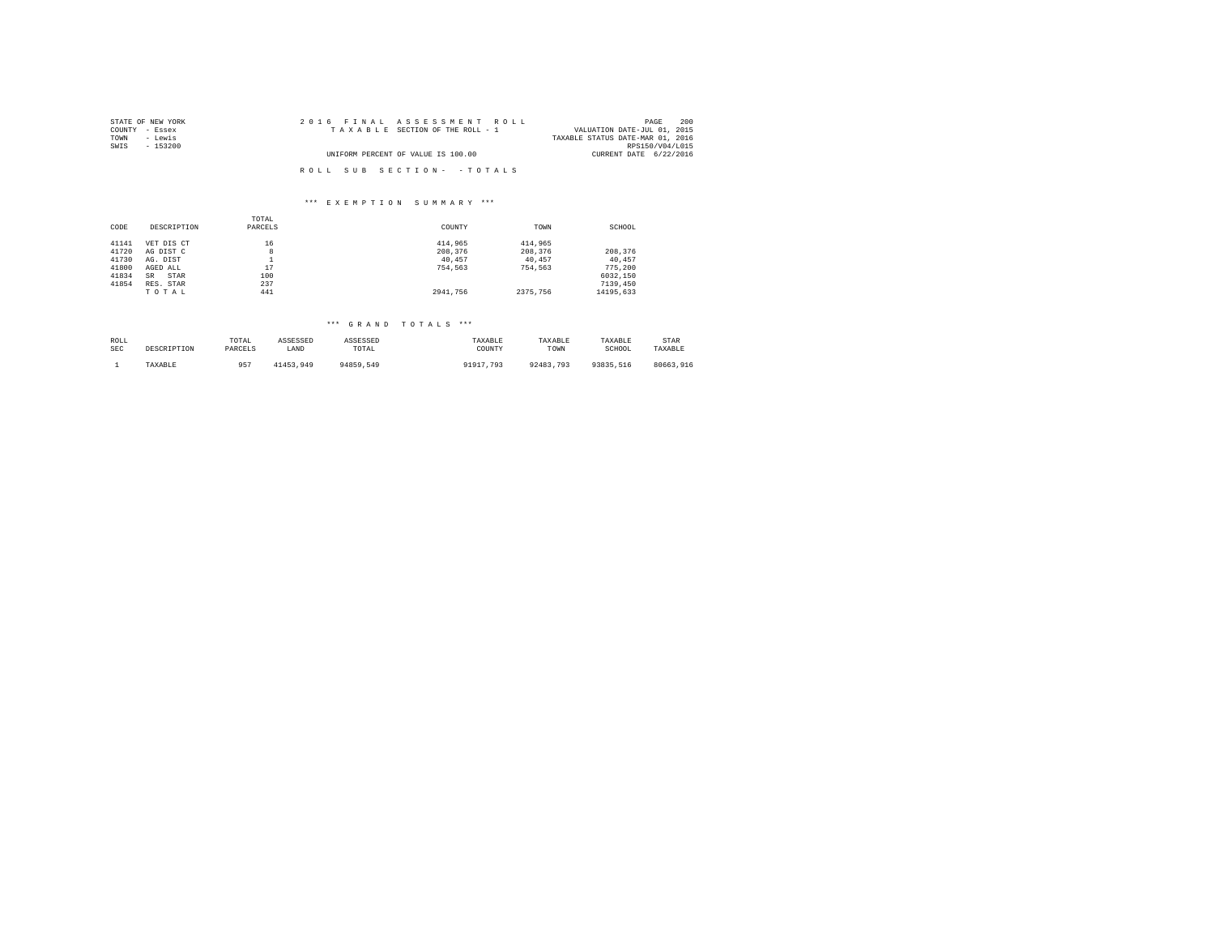STATE OF NEW YORK
COUNTY - Essex
TOWN - Lewis
SWIS - 153200

2016 FINAL ASSESSMENT ROLL
TAXABLE SECTION OF THE ROLL - 1

UNIFORM PERCENT OF VALUE IS 100.00

VALUATION DATE-JUL 01, 2015
TAXABLE STATUS DATE-MAR 01, 2016
RPS150/V04/L015
CURRENT DATE 6/22/2016

ROLL SUB SECTION- - TOTALS

### *** EXEMPTION SUMMARY ***

| CODE | DESCRIPTION | TOTAL PARCELS | COUNTY | TOWN | SCHOOL |
|---|---|---|---|---|---|
| 41141 | VET DIS CT | 16 | 414,965 | 414,965 | |
| 41720 | AG DIST C | 8 | 208,376 | 208,376 | 208,376 |
| 41730 | AG. DIST | 1 | 40,457 | 40,457 | 40,457 |
| 41800 | AGED ALL | 17 | 754,563 | 754,563 | 775,200 |
| 41834 | SR STAR | 100 | | | 6032,150 |
| 41854 | RES. STAR | 237 | | | 7139,450 |
| | TOTAL | 441 | 2941,756 | 2375,756 | 14195,633 |

### *** GRAND TOTALS ***

| ROLL SEC | DESCRIPTION | TOTAL PARCELS | ASSESSED LAND | ASSESSED TOTAL | TAXABLE COUNTY | TAXABLE TOWN | TAXABLE SCHOOL | STAR TAXABLE |
|---|---|---|---|---|---|---|---|---|
| 1 | TAXABLE | 957 | 41453,949 | 94859,549 | 91917,793 | 92483,793 | 93835,516 | 80663,916 |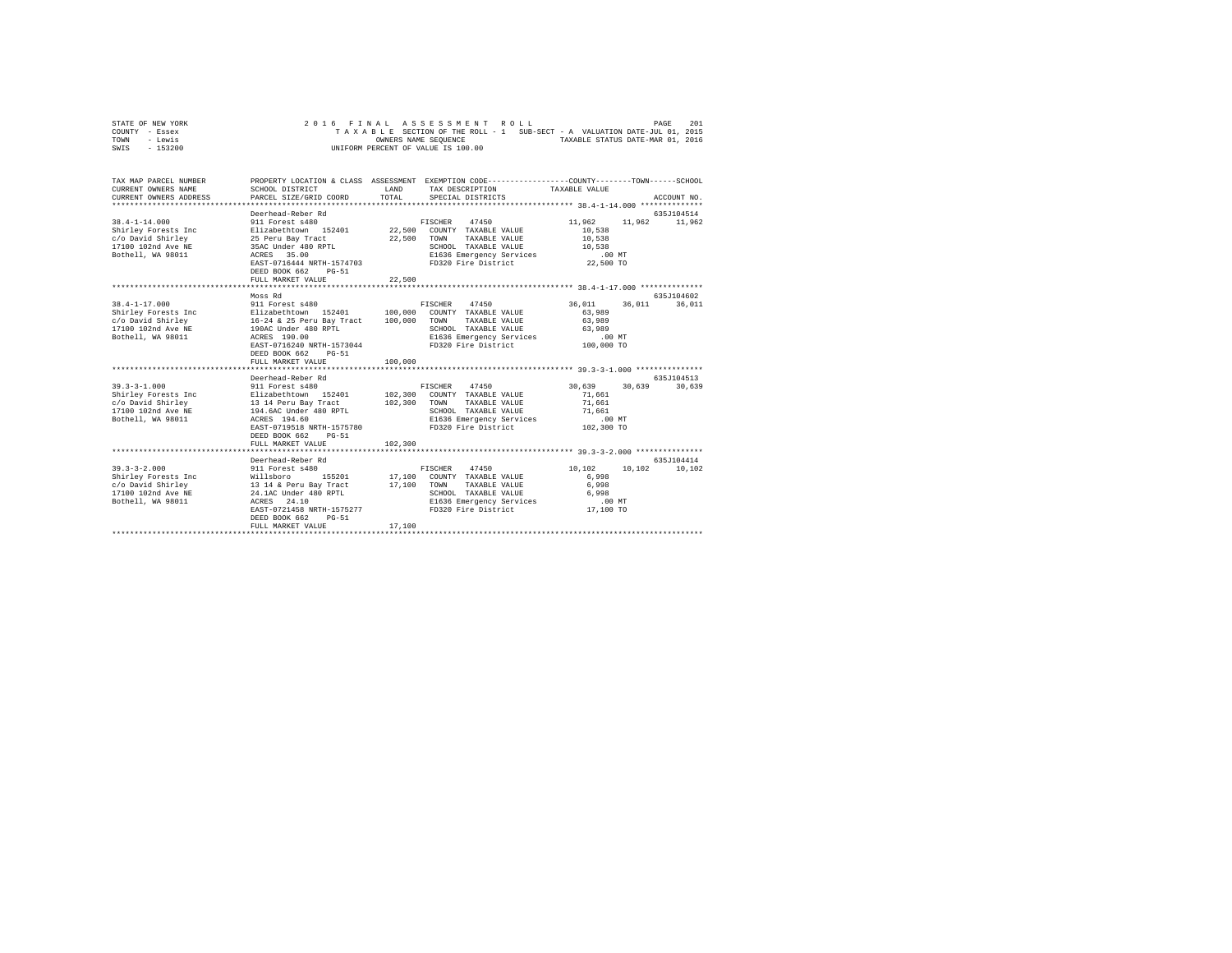STATE OF NEW YORK
COUNTY - Essex
TOWN - Lewis
SWIS - 153200

2016 FINAL ASSESSMENT ROLL
TAXABLE SECTION OF THE ROLL - 1 SUB-SECT - A VALUATION DATE-JUL 01, 2015
OWNERS NAME SEQUENCE TAXABLE STATUS DATE-MAR 01, 2016
UNIFORM PERCENT OF VALUE IS 100.00

```
TAX MAP PARCEL NUMBER     PROPERTY LOCATION & CLASS  ASSESSMENT  EXEMPTION CODE-----------------COUNTY--------TOWN------SCHOOL
CURRENT OWNERS NAME       SCHOOL DISTRICT             LAND       TAX DESCRIPTION           TAXABLE VALUE
CURRENT OWNERS ADDRESS    PARCEL SIZE/GRID COORD      TOTAL      SPECIAL DISTRICTS                                    ACCOUNT NO.
******************************************************************************************** 38.4-1-14.000 **************
                          Deerhead-Reber Rd                                                                         635J104514
38.4-1-14.000             911 Forest s480                         FISCHER   47450            11,962     11,962      11,962
Shirley Forests Inc       Elizabethtown  152401       22,500      COUNTY  TAXABLE VALUE        10,538
c/o David Shirley         25 Peru Bay Tract           22,500      TOWN    TAXABLE VALUE        10,538
17100 102nd Ave NE        35AC Under 480 RPTL                     SCHOOL  TAXABLE VALUE        10,538
Bothell, WA 98011         ACRES   35.00                           E1636 Emergency Services        .00 MT
                          EAST-0716444 NRTH-1574703               FD320 Fire District          22,500 TO
                          DEED BOOK 662    PG-51
                          FULL MARKET VALUE           22,500
******************************************************************************************** 38.4-1-17.000 **************
                          Moss Rd                                                                                   635J104602
38.4-1-17.000             911 Forest s480                         FISCHER   47450            36,011     36,011      36,011
Shirley Forests Inc       Elizabethtown  152401      100,000      COUNTY  TAXABLE VALUE        63,989
c/o David Shirley         16-24 & 25 Peru Bay Tract  100,000      TOWN    TAXABLE VALUE        63,989
17100 102nd Ave NE        190AC Under 480 RPTL                    SCHOOL  TAXABLE VALUE        63,989
Bothell, WA 98011         ACRES  190.00                           E1636 Emergency Services        .00 MT
                          EAST-0716240 NRTH-1573044               FD320 Fire District         100,000 TO
                          DEED BOOK 662    PG-51
                          FULL MARKET VALUE          100,000
******************************************************************************************** 39.3-3-1.000 ***************
                          Deerhead-Reber Rd                                                                         635J104513
39.3-3-1.000              911 Forest s480                         FISCHER   47450            30,639     30,639      30,639
Shirley Forests Inc       Elizabethtown  152401      102,300      COUNTY  TAXABLE VALUE        71,661
c/o David Shirley         13 14 Peru Bay Tract       102,300      TOWN    TAXABLE VALUE        71,661
17100 102nd Ave NE        194.6AC Under 480 RPTL                  SCHOOL  TAXABLE VALUE        71,661
Bothell, WA 98011         ACRES  194.60                           E1636 Emergency Services        .00 MT
                          EAST-0719518 NRTH-1575780               FD320 Fire District         102,300 TO
                          DEED BOOK 662    PG-51
                          FULL MARKET VALUE          102,300
******************************************************************************************** 39.3-3-2.000 ***************
                          Deerhead-Reber Rd                                                                         635J104414
39.3-3-2.000              911 Forest s480                         FISCHER   47450            10,102     10,102      10,102
Shirley Forests Inc       Willsboro      155201       17,100      COUNTY  TAXABLE VALUE         6,998
c/o David Shirley         13 14 & Peru Bay Tract      17,100      TOWN    TAXABLE VALUE         6,998
17100 102nd Ave NE        24.1AC Under 480 RPTL                   SCHOOL  TAXABLE VALUE         6,998
Bothell, WA 98011         ACRES   24.10                           E1636 Emergency Services        .00 MT
                          EAST-0721458 NRTH-1575277               FD320 Fire District          17,100 TO
                          DEED BOOK 662    PG-51
                          FULL MARKET VALUE           17,100
****************************************************************************************************************************
```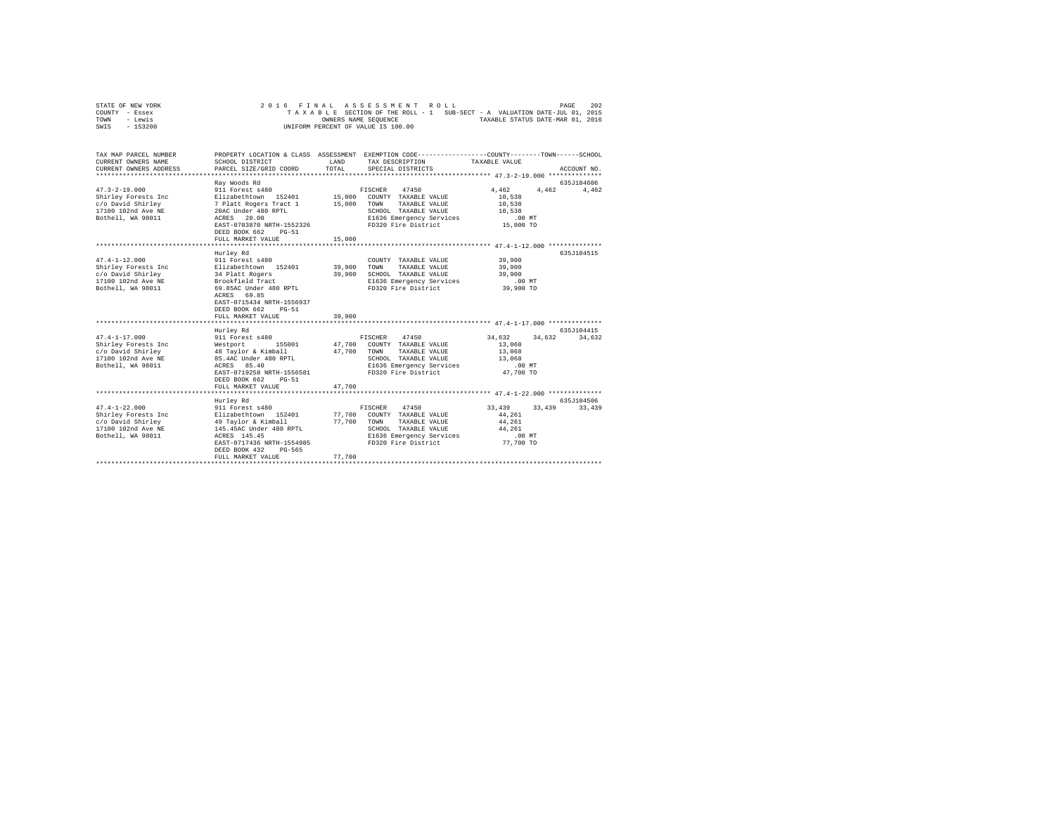STATE OF NEW YORK
COUNTY - Essex
TOWN - Lewis
SWIS - 153200

2 0 1 6 F I N A L A S S E S S M E N T R O L L
T A X A B L E SECTION OF THE ROLL - 1 SUB-SECT - A VALUATION DATE-JUL 01, 2015
OWNERS NAME SEQUENCE TAXABLE STATUS DATE-MAR 01, 2016
UNIFORM PERCENT OF VALUE IS 100.00

```
TAX MAP PARCEL NUMBER          PROPERTY LOCATION & CLASS  ASSESSMENT  EXEMPTION CODE-----------------COUNTY--------TOWN------SCHOOL
CURRENT OWNERS NAME            SCHOOL DISTRICT             LAND       TAX DESCRIPTION            TAXABLE VALUE
CURRENT OWNERS ADDRESS         PARCEL SIZE/GRID COORD      TOTAL      SPECIAL DISTRICTS                                      ACCOUNT NO.
******************************************************************************************************* 47.3-2-19.000 **************
                               Ray Woods Rd                                                                               635J104606
47.3-2-19.000                  911 Forest s480                        FISCHER    47450                  4,462     4,462      4,462
Shirley Forests Inc            Elizabethtown  152401        15,000    COUNTY  TAXABLE VALUE            10,538
c/o David Shirley              7 Platt Rogers Tract 1       15,000    TOWN    TAXABLE VALUE            10,538
17100 102nd Ave NE             20AC Under 480 RPTL                    SCHOOL  TAXABLE VALUE            10,538
Bothell, WA 98011              ACRES   20.00                          E1636 Emergency Services            .00 MT
                               EAST-0703870 NRTH-1552326              FD320 Fire District              15,000 TO
                               DEED BOOK 662    PG-51
                               FULL MARKET VALUE            15,000
******************************************************************************************************* 47.4-1-12.000 **************
                               Hurley Rd                                                                                  635J104515
47.4-1-12.000                  911 Forest s480                        COUNTY  TAXABLE VALUE            39,900
Shirley Forests Inc            Elizabethtown  152401        39,900    TOWN    TAXABLE VALUE            39,900
c/o David Shirley              34 Platt Rogers              39,900    SCHOOL  TAXABLE VALUE            39,900
17100 102nd Ave NE             Brookfield Tract                       E1636 Emergency Services            .00 MT
Bothell, WA 98011              69.85AC Under 480 RPTL                 FD320 Fire District              39,900 TO
                               ACRES   69.85
                               EAST-0715434 NRTH-1556937
                               DEED BOOK 662    PG-51
                               FULL MARKET VALUE            39,900
******************************************************************************************************* 47.4-1-17.000 **************
                               Hurley Rd                                                                                  635J104415
47.4-1-17.000                  911 Forest s480                        FISCHER    47450                 34,632    34,632     34,632
Shirley Forests Inc            Westport       155001        47,700    COUNTY  TAXABLE VALUE            13,068
c/o David Shirley              48 Taylor & Kimball          47,700    TOWN    TAXABLE VALUE            13,068
17100 102nd Ave NE             85.4AC Under 480 RPTL                  SCHOOL  TAXABLE VALUE            13,068
Bothell, WA 98011              ACRES   85.40                          E1636 Emergency Services            .00 MT
                               EAST-0719258 NRTH-1556581              FD320 Fire District              47,700 TO
                               DEED BOOK 662    PG-51
                               FULL MARKET VALUE            47,700
******************************************************************************************************* 47.4-1-22.000 **************
                               Hurley Rd                                                                                  635J104506
47.4-1-22.000                  911 Forest s480                        FISCHER    47450                 33,439    33,439     33,439
Shirley Forests Inc            Elizabethtown  152401        77,700    COUNTY  TAXABLE VALUE            44,261
c/o David Shirley              49 Taylor & Kimball          77,700    TOWN    TAXABLE VALUE            44,261
17100 102nd Ave NE             145.45AC Under 480 RPTL                SCHOOL  TAXABLE VALUE            44,261
Bothell, WA 98011              ACRES  145.45                          E1636 Emergency Services            .00 MT
                               EAST-0717436 NRTH-1554985              FD320 Fire District              77,700 TO
                               DEED BOOK 432    PG-565
                               FULL MARKET VALUE            77,700
************************************************************************************************************************************
```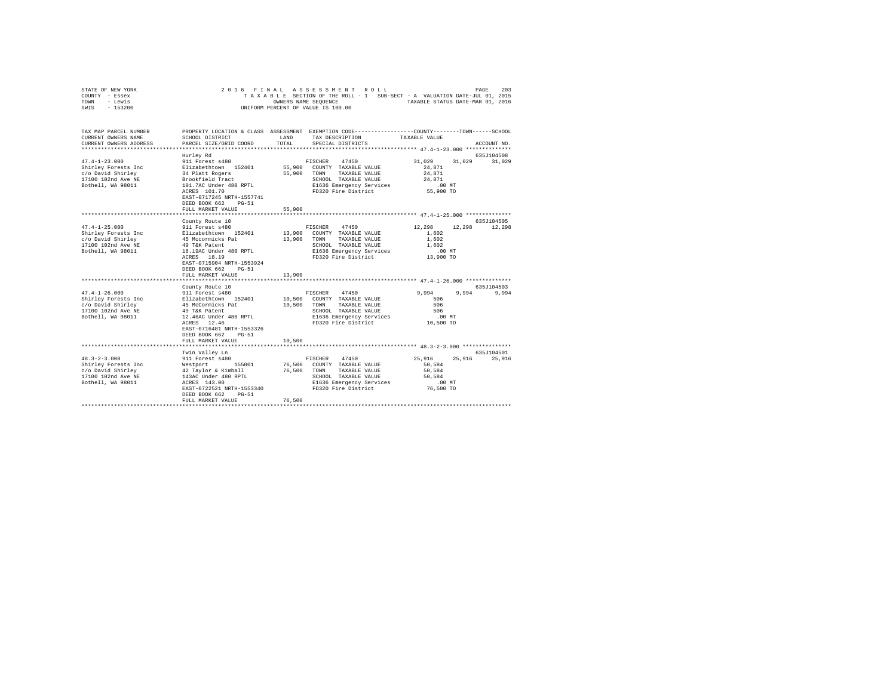STATE OF NEW YORK
COUNTY - Essex
TOWN - Lewis
SWIS - 153200

2016 FINAL ASSESSMENT ROLL
TAXABLE SECTION OF THE ROLL - 1 SUB-SECT - A VALUATION DATE-JUL 01, 2015
OWNERS NAME SEQUENCE TAXABLE STATUS DATE-MAR 01, 2016
UNIFORM PERCENT OF VALUE IS 100.00

| TAX MAP PARCEL NUMBER / CURRENT OWNERS NAME / CURRENT OWNERS ADDRESS | PROPERTY LOCATION & CLASS / SCHOOL DISTRICT / PARCEL SIZE/GRID COORD | ASSESSMENT LAND / TOTAL | EXEMPTION CODE / TAX DESCRIPTION / SPECIAL DISTRICTS | COUNTY | TOWN | SCHOOL | ACCOUNT NO. |
|---|---|---|---|---|---|---|---|
| 47.4-1-23.000 | Hurley Rd | | | | | | 635J104508 |
| | 911 Forest s480 | | FISCHER 47450 | 31,029 | 31,029 | 31,029 | |
| Shirley Forests Inc | Elizabethtown 152401 | 55,900 | COUNTY TAXABLE VALUE | 24,871 | | | |
| c/o David Shirley | 34 Platt Rogers | 55,900 | TOWN TAXABLE VALUE | 24,871 | | | |
| 17100 102nd Ave NE | Brookfield Tract | | SCHOOL TAXABLE VALUE | 24,871 | | | |
| Bothell, WA 98011 | 101.7AC Under 480 RPTL | | E1636 Emergency Services | .00 MT | | | |
| | ACRES 101.70 | | FD320 Fire District | 55,900 TO | | | |
| | EAST-0717245 NRTH-1557741 | | | | | | |
| | DEED BOOK 662 PG-51 | | | | | | |
| | FULL MARKET VALUE | 55,900 | | | | | |
| 47.4-1-25.000 | County Route 10 | | | | | | 635J104505 |
| | 911 Forest s480 | | FISCHER 47450 | 12,298 | 12,298 | 12,298 | |
| Shirley Forests Inc | Elizabethtown 152401 | 13,900 | COUNTY TAXABLE VALUE | 1,602 | | | |
| c/o David Shirley | 45 Mccormicks Pat | 13,900 | TOWN TAXABLE VALUE | 1,602 | | | |
| 17100 102nd Ave NE | 49 T&K Patent | | SCHOOL TAXABLE VALUE | 1,602 | | | |
| Bothell, WA 98011 | 18.19AC Under 480 RPTL | | E1636 Emergency Services | .00 MT | | | |
| | ACRES 18.19 | | FD320 Fire District | 13,900 TO | | | |
| | EAST-0715904 NRTH-1553924 | | | | | | |
| | DEED BOOK 662 PG-51 | | | | | | |
| | FULL MARKET VALUE | 13,900 | | | | | |
| 47.4-1-26.000 | County Route 10 | | | | | | 635J104503 |
| | 911 Forest s480 | | FISCHER 47450 | 9,994 | 9,994 | 9,994 | |
| Shirley Forests Inc | Elizabethtown 152401 | 10,500 | COUNTY TAXABLE VALUE | 506 | | | |
| c/o David Shirley | 45 McCormicks Pat | 10,500 | TOWN TAXABLE VALUE | 506 | | | |
| 17100 102nd Ave NE | 49 T&K Patent | | SCHOOL TAXABLE VALUE | 506 | | | |
| Bothell, WA 98011 | 12.46AC Under 480 RPTL | | E1636 Emergency Services | .00 MT | | | |
| | ACRES 12.46 | | FD320 Fire District | 10,500 TO | | | |
| | EAST-0716481 NRTH-1553326 | | | | | | |
| | DEED BOOK 662 PG-51 | | | | | | |
| | FULL MARKET VALUE | 10,500 | | | | | |
| 48.3-2-3.000 | Twin Valley Ln | | | | | | 635J104501 |
| | 911 Forest s480 | | FISCHER 47450 | 25,916 | 25,916 | 25,916 | |
| Shirley Forests Inc | Westport 155001 | 76,500 | COUNTY TAXABLE VALUE | 50,584 | | | |
| c/o David Shirley | 42 Taylor & Kimball | 76,500 | TOWN TAXABLE VALUE | 50,584 | | | |
| 17100 102nd Ave NE | 143AC Under 480 RPTL | | SCHOOL TAXABLE VALUE | 50,584 | | | |
| Bothell, WA 98011 | ACRES 143.00 | | E1636 Emergency Services | .00 MT | | | |
| | EAST-0722521 NRTH-1553340 | | FD320 Fire District | 76,500 TO | | | |
| | DEED BOOK 662 PG-51 | | | | | | |
| | FULL MARKET VALUE | 76,500 | | | | | |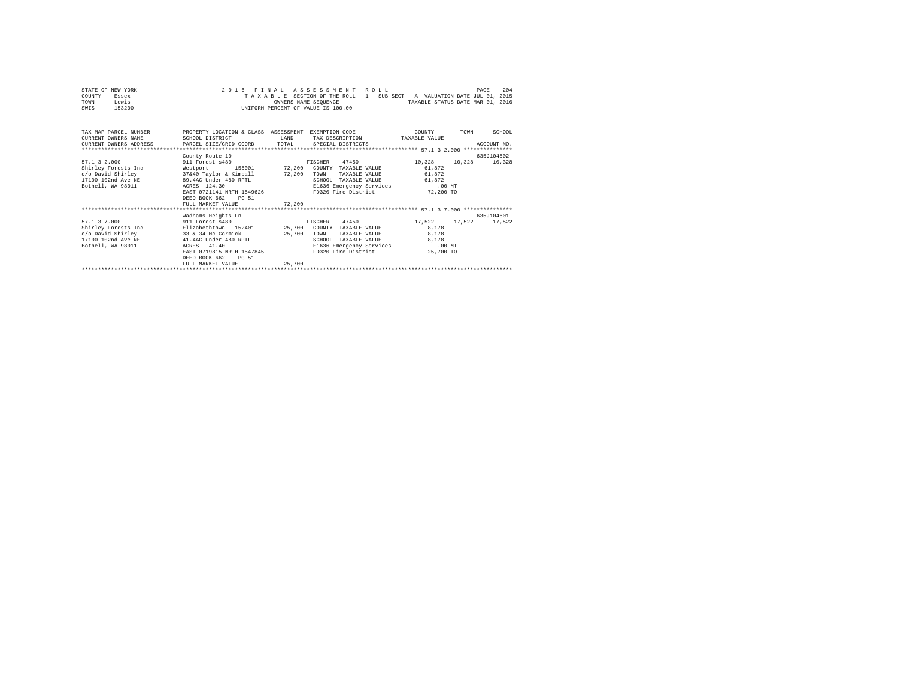STATE OF NEW YORK
COUNTY - Essex
TOWN - Lewis
SWIS - 153200

2016 FINAL ASSESSMENT ROLL
TAXABLE SECTION OF THE ROLL - 1 SUB-SECT - A VALUATION DATE-JUL 01, 2015
OWNERS NAME SEQUENCE TAXABLE STATUS DATE-MAR 01, 2016
UNIFORM PERCENT OF VALUE IS 100.00

| TAX MAP PARCEL NUMBER / CURRENT OWNERS NAME / CURRENT OWNERS ADDRESS | PROPERTY LOCATION & CLASS / SCHOOL DISTRICT / PARCEL SIZE/GRID COORD | ASSESSMENT LAND / TOTAL | EXEMPTION CODE / TAX DESCRIPTION / SPECIAL DISTRICTS | COUNTY TAXABLE VALUE | TOWN | SCHOOL / ACCOUNT NO. |
|---|---|---|---|---|---|---|
| **57.1-3-2.000** | County Route 10 | | | | | 635J104502 |
| 57.1-3-2.000 | 911 Forest s480 | | FISCHER 47450 | 10,328 | 10,328 | 10,328 |
| Shirley Forests Inc | Westport 155001 | 72,200 | COUNTY TAXABLE VALUE | 61,872 | | |
| c/o David Shirley | 37&40 Taylor & Kimball | 72,200 | TOWN TAXABLE VALUE | 61,872 | | |
| 17100 102nd Ave NE | 89.4AC Under 480 RPTL | | SCHOOL TAXABLE VALUE | 61,872 | | |
| Bothell, WA 98011 | ACRES 124.30 | | E1636 Emergency Services | .00 MT | | |
| | EAST-0721141 NRTH-1549626 | | FD320 Fire District | 72,200 TO | | |
| | DEED BOOK 662 PG-51 | | | | | |
| | FULL MARKET VALUE | 72,200 | | | | |
| **57.1-3-7.000** | Wadhams Heights Ln | | | | | 635J104601 |
| 57.1-3-7.000 | 911 Forest s480 | | FISCHER 47450 | 17,522 | 17,522 | 17,522 |
| Shirley Forests Inc | Elizabethtown 152401 | 25,700 | COUNTY TAXABLE VALUE | 8,178 | | |
| c/o David Shirley | 33 & 34 Mc Cormick | 25,700 | TOWN TAXABLE VALUE | 8,178 | | |
| 17100 102nd Ave NE | 41.4AC Under 480 RPTL | | SCHOOL TAXABLE VALUE | 8,178 | | |
| Bothell, WA 98011 | ACRES 41.40 | | E1636 Emergency Services | .00 MT | | |
| | EAST-0719815 NRTH-1547845 | | FD320 Fire District | 25,700 TO | | |
| | DEED BOOK 662 PG-51 | | | | | |
| | FULL MARKET VALUE | 25,700 | | | | |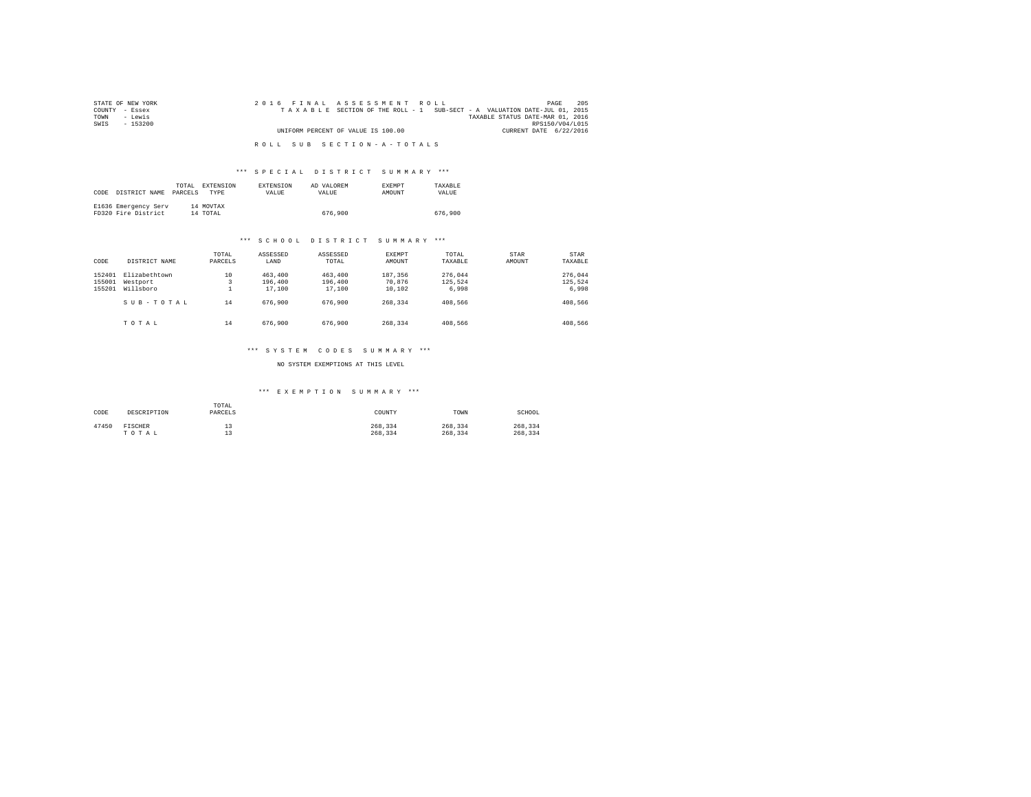STATE OF NEW YORK
COUNTY - Essex
TOWN - Lewis
SWIS - 153200

2016 FINAL ASSESSMENT ROLL
TAXABLE SECTION OF THE ROLL - 1 SUB-SECT - A VALUATION DATE-JUL 01, 2015
TAXABLE STATUS DATE-MAR 01, 2016
RPS150/V04/L015
UNIFORM PERCENT OF VALUE IS 100.00
CURRENT DATE 6/22/2016

## ROLL SUB SECTION-A-TOTALS

### *** SPECIAL DISTRICT SUMMARY ***

| CODE | DISTRICT NAME | TOTAL PARCELS | EXTENSION TYPE | EXTENSION VALUE | AD VALOREM VALUE | EXEMPT AMOUNT | TAXABLE VALUE |
|---|---|---|---|---|---|---|---|
| E1636 | Emergency Serv | 14 | MOVTAX | | | | |
| FD320 | Fire District | 14 | TOTAL | | 676,900 | | 676,900 |

### *** SCHOOL DISTRICT SUMMARY ***

| CODE | DISTRICT NAME | TOTAL PARCELS | ASSESSED LAND | ASSESSED TOTAL | EXEMPT AMOUNT | TOTAL TAXABLE | STAR AMOUNT | STAR TAXABLE |
|---|---|---|---|---|---|---|---|---|
| 152401 | Elizabethtown | 10 | 463,400 | 463,400 | 187,356 | 276,044 | | 276,044 |
| 155001 | Westport | 3 | 196,400 | 196,400 | 70,876 | 125,524 | | 125,524 |
| 155201 | Willsboro | 1 | 17,100 | 17,100 | 10,102 | 6,998 | | 6,998 |
| | SUB-TOTAL | 14 | 676,900 | 676,900 | 268,334 | 408,566 | | 408,566 |
| | TOTAL | 14 | 676,900 | 676,900 | 268,334 | 408,566 | | 408,566 |

### *** SYSTEM CODES SUMMARY ***

NO SYSTEM EXEMPTIONS AT THIS LEVEL

### *** EXEMPTION SUMMARY ***

| CODE | DESCRIPTION | TOTAL PARCELS | COUNTY | TOWN | SCHOOL |
|---|---|---|---|---|---|
| 47450 | FISCHER | 13 | 268,334 | 268,334 | 268,334 |
| | TOTAL | 13 | 268,334 | 268,334 | 268,334 |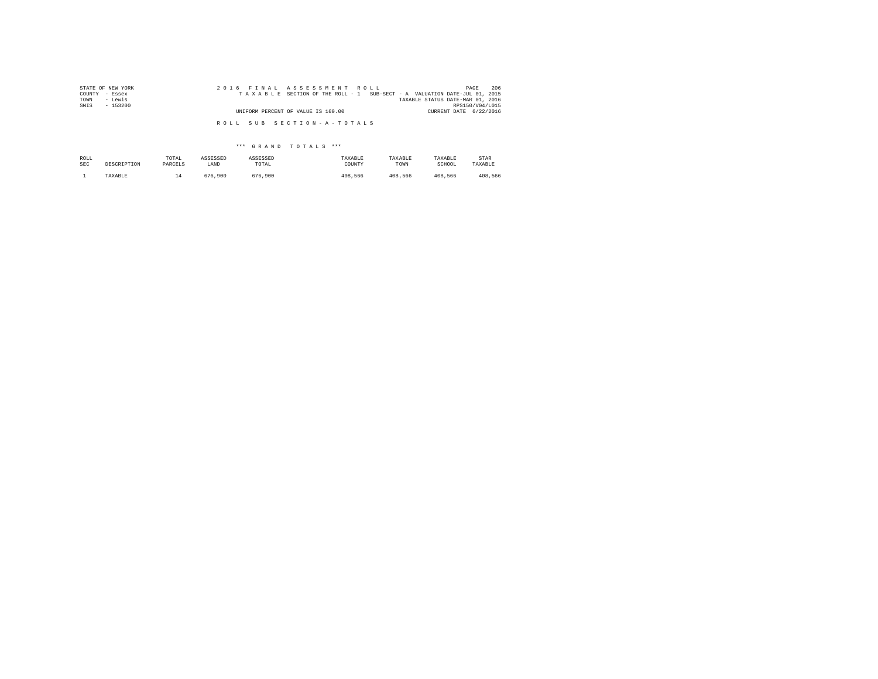STATE OF NEW YORK
COUNTY - Essex
TOWN - Lewis
SWIS - 153200

2016 FINAL ASSESSMENT ROLL
TAXABLE SECTION OF THE ROLL - 1 SUB-SECT - A VALUATION DATE-JUL 01, 2015
TAXABLE STATUS DATE-MAR 01, 2016
RPS150/V04/L015
UNIFORM PERCENT OF VALUE IS 100.00 CURRENT DATE 6/22/2016

ROLL SUB SECTION-A-TOTALS

*** GRAND TOTALS ***

| ROLL SEC | DESCRIPTION | TOTAL PARCELS | ASSESSED LAND | ASSESSED TOTAL | TAXABLE COUNTY | TAXABLE TOWN | TAXABLE SCHOOL | STAR TAXABLE |
|---|---|---|---|---|---|---|---|---|
| 1 | TAXABLE | 14 | 676,900 | 676,900 | 408,566 | 408,566 | 408,566 | 408,566 |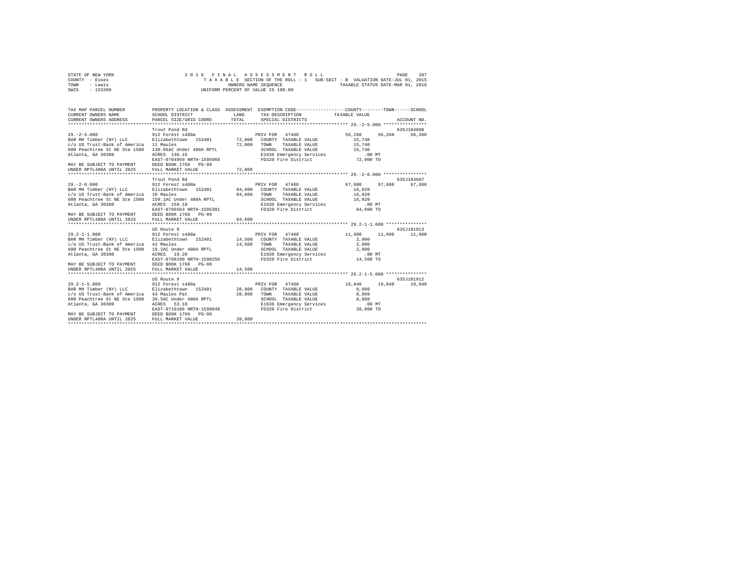STATE OF NEW YORK
COUNTY - Essex
TOWN - Lewis
SWIS - 153200

2016 FINAL ASSESSMENT ROLL
TAXABLE SECTION OF THE ROLL - 1 SUB-SECT - B VALUATION DATE-JUL 01, 2015
OWNERS NAME SEQUENCE TAXABLE STATUS DATE-MAR 01, 2016
UNIFORM PERCENT OF VALUE IS 100.00

```
TAX MAP PARCEL NUMBER          PROPERTY LOCATION & CLASS  ASSESSMENT  EXEMPTION CODE-----------------COUNTY--------TOWN------SCHOOL
CURRENT OWNERS NAME            SCHOOL DISTRICT              LAND      TAX DESCRIPTION            TAXABLE VALUE
CURRENT OWNERS ADDRESS         PARCEL SIZE/GRID COORD      TOTAL      SPECIAL DISTRICTS                                    ACCOUNT NO.
******************************************************************************************************* 29.-2-5.000 ****************
                               Trout Pond Rd                                                                          635J104608
29.-2-5.000                    912 Forest s480a                       PRIV FOR  47460              56,260     56,260     56,260
BAR MH Timber (NY) LLC         Elizabethtown  152401      72,000   COUNTY  TAXABLE VALUE            15,740
c/o US Trust-Bank of America   11 Maules                  72,000   TOWN    TAXABLE VALUE            15,740
600 Peachtree St NE Ste 1500   130.65AC Under 480A RPTL             SCHOOL  TAXABLE VALUE            15,740
Atlanta, GA 30308              ACRES 136.16                         E1636 Emergency Services            .00 MT
                               EAST-0704959 NRTH-1595069            FD320 Fire District              72,000 TO
MAY BE SUBJECT TO PAYMENT      DEED BOOK 1766   PG-99
UNDER RPTL480A UNTIL 2025      FULL MARKET VALUE          72,000
******************************************************************************************************* 29.-2-6.000 ****************
                               Trout Pond Rd                                                                          635J104607
29.-2-6.000                    912 Forest s480a                       PRIV FOR  47460              67,680     67,680     67,680
BAR MH Timber (NY) LLC         Elizabethtown  152401      84,600   COUNTY  TAXABLE VALUE            16,920
c/o US Trust-Bank of America   10 Maules                  84,600   TOWN    TAXABLE VALUE            16,920
600 Peachtree St NE Ste 1500   159.1AC Under 480A RPTL              SCHOOL  TAXABLE VALUE            16,920
Atlanta, GA 30308              ACRES 159.10                         E1636 Emergency Services            .00 MT
                               EAST-0706563 NRTH-1595301            FD320 Fire District              84,600 TO
MAY BE SUBJECT TO PAYMENT      DEED BOOK 1766   PG-99
UNDER RPTL480A UNTIL 2025      FULL MARKET VALUE          84,600
******************************************************************************************************* 29.2-1-1.000 ***************
                               US Route 9                                                                             635J101913
29.2-1-1.000                   912 Forest s480a                       PRIV FOR  47460              11,600     11,600     11,600
BAR MH Timber (NY) LLC         Elizabethtown  152401      14,500   COUNTY  TAXABLE VALUE             2,900
c/o US Trust-Bank of America   42 Maules                  14,500   TOWN    TAXABLE VALUE             2,900
600 Peachtree St NE Ste 1500   19.2AC Under 480A RPTL               SCHOOL  TAXABLE VALUE             2,900
Atlanta, GA 30308              ACRES  19.20                         E1636 Emergency Services            .00 MT
                               EAST-0708190 NRTH-1598256            FD320 Fire District              14,500 TO
MAY BE SUBJECT TO PAYMENT      DEED BOOK 1766   PG-99
UNDER RPTL480A UNTIL 2025      FULL MARKET VALUE          14,500
******************************************************************************************************* 29.2-1-5.000 ***************
                               US Route 9                                                                             635J101912
29.2-1-5.000                   912 Forest s480a                       PRIV FOR  47460              19,840     19,840     19,840
BAR MH Timber (NY) LLC         Elizabethtown  152401      28,800   COUNTY  TAXABLE VALUE             8,960
c/o US Trust-Bank of America   43 Maules Pat              28,800   TOWN    TAXABLE VALUE             8,960
600 Peachtree St NE Ste 1500   39.5AC Under 480A RPTL               SCHOOL  TAXABLE VALUE             8,960
Atlanta, GA 30308              ACRES  53.10                         E1636 Emergency Services            .00 MT
                               EAST-0710106 NRTH-1598849            FD320 Fire District              28,800 TO
MAY BE SUBJECT TO PAYMENT      DEED BOOK 1766   PG-99
UNDER RPTL480A UNTIL 2025      FULL MARKET VALUE          28,800
************************************************************************************************************************************
```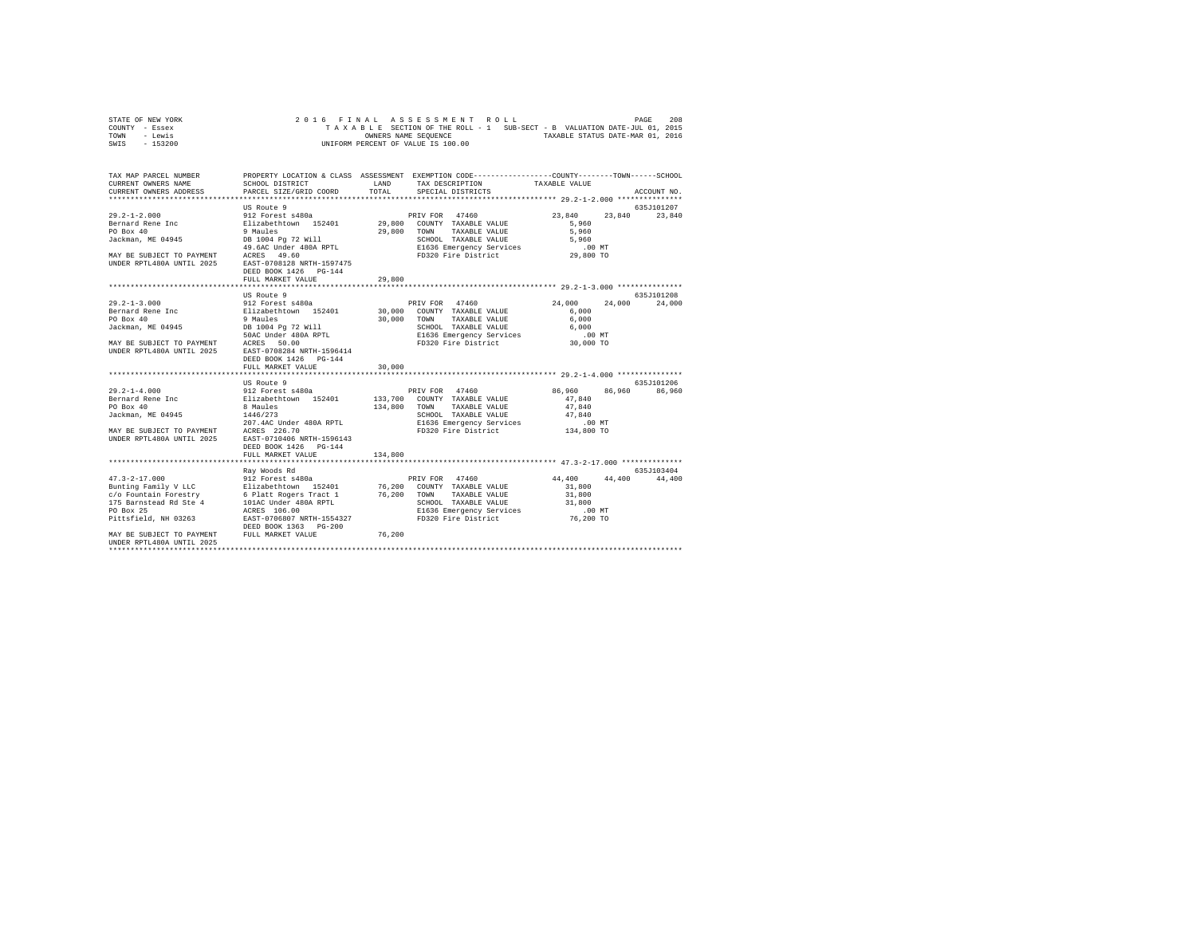STATE OF NEW YORK
COUNTY - Essex
TOWN - Lewis
SWIS - 153200

2016 FINAL ASSESSMENT ROLL
TAXABLE SECTION OF THE ROLL - 1 SUB-SECT - B VALUATION DATE-JUL 01, 2015
OWNERS NAME SEQUENCE TAXABLE STATUS DATE-MAR 01, 2016
UNIFORM PERCENT OF VALUE IS 100.00

```
TAX MAP PARCEL NUMBER        PROPERTY LOCATION & CLASS  ASSESSMENT  EXEMPTION CODE-----------------COUNTY--------TOWN------SCHOOL
CURRENT OWNERS NAME          SCHOOL DISTRICT               LAND     TAX DESCRIPTION             TAXABLE VALUE
CURRENT OWNERS ADDRESS       PARCEL SIZE/GRID COORD        TOTAL    SPECIAL DISTRICTS                                    ACCOUNT NO.
******************************************************************************************************* 29.2-1-2.000 ***************
                             US Route 9                                                                               635J101207
29.2-1-2.000                 912 Forest s480a                       PRIV FOR  47460              23,840     23,840      23,840
Bernard Rene Inc             Elizabethtown  152401       29,800    COUNTY  TAXABLE VALUE            5,960
PO Box 40                    9 Maules                    29,800    TOWN    TAXABLE VALUE            5,960
Jackman, ME 04945            DB 1004 Pg 72 Will                    SCHOOL  TAXABLE VALUE            5,960
                             49.6AC Under 480A RPTL                E1636 Emergency Services          .00 MT
MAY BE SUBJECT TO PAYMENT    ACRES   49.60                          FD320 Fire District            29,800 TO
UNDER RPTL480A UNTIL 2025    EAST-0708128 NRTH-1597475
                             DEED BOOK 1426   PG-144
                             FULL MARKET VALUE           29,800
******************************************************************************************************* 29.2-1-3.000 ***************
                             US Route 9                                                                               635J101208
29.2-1-3.000                 912 Forest s480a                       PRIV FOR  47460              24,000     24,000      24,000
Bernard Rene Inc             Elizabethtown  152401       30,000    COUNTY  TAXABLE VALUE            6,000
PO Box 40                    9 Maules                    30,000    TOWN    TAXABLE VALUE            6,000
Jackman, ME 04945            DB 1004 Pg 72 Will                    SCHOOL  TAXABLE VALUE            6,000
                             50AC Under 480A RPTL                  E1636 Emergency Services          .00 MT
MAY BE SUBJECT TO PAYMENT    ACRES   50.00                          FD320 Fire District            30,000 TO
UNDER RPTL480A UNTIL 2025    EAST-0708284 NRTH-1596414
                             DEED BOOK 1426   PG-144
                             FULL MARKET VALUE           30,000
******************************************************************************************************* 29.2-1-4.000 ***************
                             US Route 9                                                                               635J101206
29.2-1-4.000                 912 Forest s480a                       PRIV FOR  47460              86,960     86,960      86,960
Bernard Rene Inc             Elizabethtown  152401      133,700    COUNTY  TAXABLE VALUE           47,840
PO Box 40                    8 Maules                   134,800    TOWN    TAXABLE VALUE           47,840
Jackman, ME 04945            1446/273                              SCHOOL  TAXABLE VALUE           47,840
                             207.4AC Under 480A RPTL               E1636 Emergency Services          .00 MT
MAY BE SUBJECT TO PAYMENT    ACRES  226.70                          FD320 Fire District           134,800 TO
UNDER RPTL480A UNTIL 2025    EAST-0710406 NRTH-1596143
                             DEED BOOK 1426   PG-144
                             FULL MARKET VALUE          134,800
******************************************************************************************************* 47.3-2-17.000 **************
                             Ray Woods Rd                                                                             635J103404
47.3-2-17.000                912 Forest s480a                       PRIV FOR  47460              44,400     44,400      44,400
Bunting Family V LLC         Elizabethtown  152401       76,200    COUNTY  TAXABLE VALUE           31,800
c/o Fountain Forestry        6 Platt Rogers Tract 1      76,200    TOWN    TAXABLE VALUE           31,800
175 Barnstead Rd Ste 4       101AC Under 480A RPTL                 SCHOOL  TAXABLE VALUE           31,800
PO Box 25                    ACRES  106.00                          E1636 Emergency Services          .00 MT
Pittsfield, NH 03263         EAST-0706807 NRTH-1554327              FD320 Fire District            76,200 TO
                             DEED BOOK 1363   PG-200
MAY BE SUBJECT TO PAYMENT    FULL MARKET VALUE           76,200
UNDER RPTL480A UNTIL 2025
************************************************************************************************************************************
```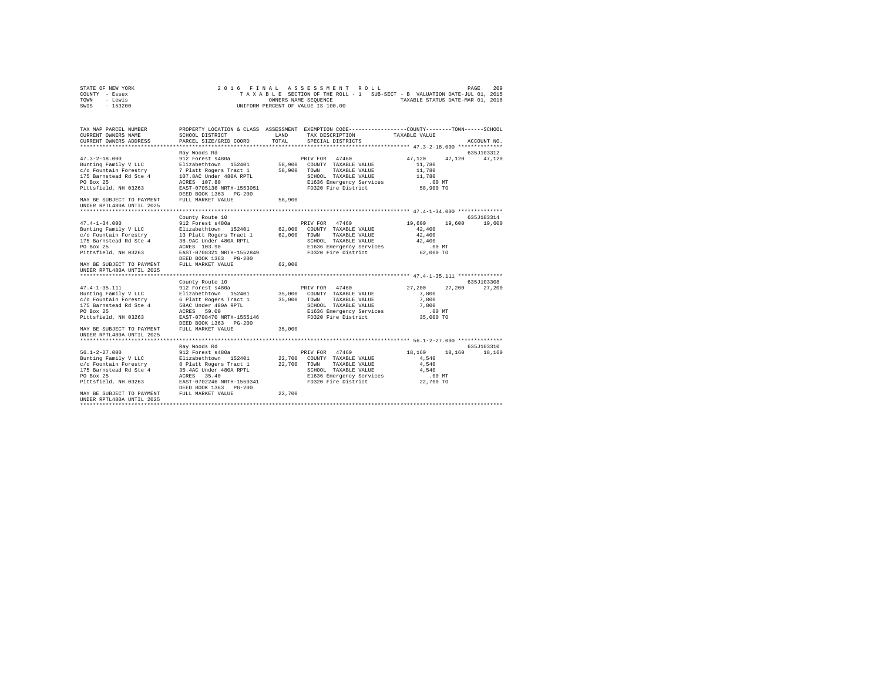STATE OF NEW YORK                2 0 1 6   F I N A L   A S S E S S M E N T   R O L L
COUNTY - Essex                   T A X A B L E SECTION OF THE ROLL - 1   SUB-SECT - B  VALUATION DATE-JUL 01, 2015
TOWN - Lewis                     OWNERS NAME SEQUENCE                    TAXABLE STATUS DATE-MAR 01, 2016
SWIS - 153200                    UNIFORM PERCENT OF VALUE IS 100.00

| TAX MAP PARCEL NUMBER / CURRENT OWNERS NAME / CURRENT OWNERS ADDRESS | PROPERTY LOCATION & CLASS / SCHOOL DISTRICT / PARCEL SIZE/GRID COORD | ASSESSMENT LAND / TOTAL | EXEMPTION CODE / TAX DESCRIPTION / SPECIAL DISTRICTS | COUNTY | TOWN | SCHOOL / TAXABLE VALUE | ACCOUNT NO. |
|---|---|---|---|---|---|---|---|
| 47.3-2-18.000 | Ray Woods Rd | | | | | | 635J103312 |
| | 912 Forest s480a | | PRIV FOR 47460 | 47,120 | 47,120 | 47,120 | |
| Bunting Family V LLC | Elizabethtown 152401 | 58,900 | COUNTY TAXABLE VALUE | 11,780 | | | |
| c/o Fountain Forestry | 7 Platt Rogers Tract 1 | 58,900 | TOWN TAXABLE VALUE | 11,780 | | | |
| 175 Barnstead Rd Ste 4 | 107.8AC Under 480A RPTL | | SCHOOL TAXABLE VALUE | 11,780 | | | |
| PO Box 25 | ACRES 107.80 | | E1636 Emergency Services | .00 MT | | | |
| Pittsfield, NH 03263 | EAST-0705136 NRTH-1553051 | | FD320 Fire District | 58,900 TO | | | |
| | DEED BOOK 1363 PG-200 | | | | | | |
| MAY BE SUBJECT TO PAYMENT UNDER RPTL480A UNTIL 2025 | FULL MARKET VALUE | 58,900 | | | | | |
| 47.4-1-34.000 | County Route 10 | | | | | | 635J103314 |
| | 912 Forest s480a | | PRIV FOR 47460 | 19,600 | 19,600 | 19,600 | |
| Bunting Family V LLC | Elizabethtown 152401 | 62,000 | COUNTY TAXABLE VALUE | 42,400 | | | |
| c/o Fountain Forestry | 13 Platt Rogers Tract 1 | 62,000 | TOWN TAXABLE VALUE | 42,400 | | | |
| 175 Barnstead Rd Ste 4 | 38.9AC Under 480A RPTL | | SCHOOL TAXABLE VALUE | 42,400 | | | |
| PO Box 25 | ACRES 103.90 | | E1636 Emergency Services | .00 MT | | | |
| Pittsfield, NH 03263 | EAST-0708321 NRTH-1552849 | | FD320 Fire District | 62,000 TO | | | |
| | DEED BOOK 1363 PG-200 | | | | | | |
| MAY BE SUBJECT TO PAYMENT UNDER RPTL480A UNTIL 2025 | FULL MARKET VALUE | 62,000 | | | | | |
| 47.4-1-35.111 | County Route 10 | | | | | | 635J103308 |
| | 912 Forest s480a | | PRIV FOR 47460 | 27,200 | 27,200 | 27,200 | |
| Bunting Family V LLC | Elizabethtown 152401 | 35,000 | COUNTY TAXABLE VALUE | 7,800 | | | |
| c/o Fountain Forestry | 6 Platt Rogers Tract 1 | 35,000 | TOWN TAXABLE VALUE | 7,800 | | | |
| 175 Barnstead Rd Ste 4 | 58AC Under 480A RPTL | | SCHOOL TAXABLE VALUE | 7,800 | | | |
| PO Box 25 | ACRES 59.00 | | E1636 Emergency Services | .00 MT | | | |
| Pittsfield, NH 03263 | EAST-0708470 NRTH-1555146 | | FD320 Fire District | 35,000 TO | | | |
| | DEED BOOK 1363 PG-200 | | | | | | |
| MAY BE SUBJECT TO PAYMENT UNDER RPTL480A UNTIL 2025 | FULL MARKET VALUE | 35,000 | | | | | |
| 56.1-2-27.000 | Ray Woods Rd | | | | | | 635J103310 |
| | 912 Forest s480a | | PRIV FOR 47460 | 18,160 | 18,160 | 18,160 | |
| Bunting Family V LLC | Elizabethtown 152401 | 22,700 | COUNTY TAXABLE VALUE | 4,540 | | | |
| c/o Fountain Forestry | 8 Platt Rogers Tract 1 | 22,700 | TOWN TAXABLE VALUE | 4,540 | | | |
| 175 Barnstead Rd Ste 4 | 35.4AC Under 480A RPTL | | SCHOOL TAXABLE VALUE | 4,540 | | | |
| PO Box 25 | ACRES 35.40 | | E1636 Emergency Services | .00 MT | | | |
| Pittsfield, NH 03263 | EAST-0702246 NRTH-1550341 | | FD320 Fire District | 22,700 TO | | | |
| | DEED BOOK 1363 PG-200 | | | | | | |
| MAY BE SUBJECT TO PAYMENT UNDER RPTL480A UNTIL 2025 | FULL MARKET VALUE | 22,700 | | | | | |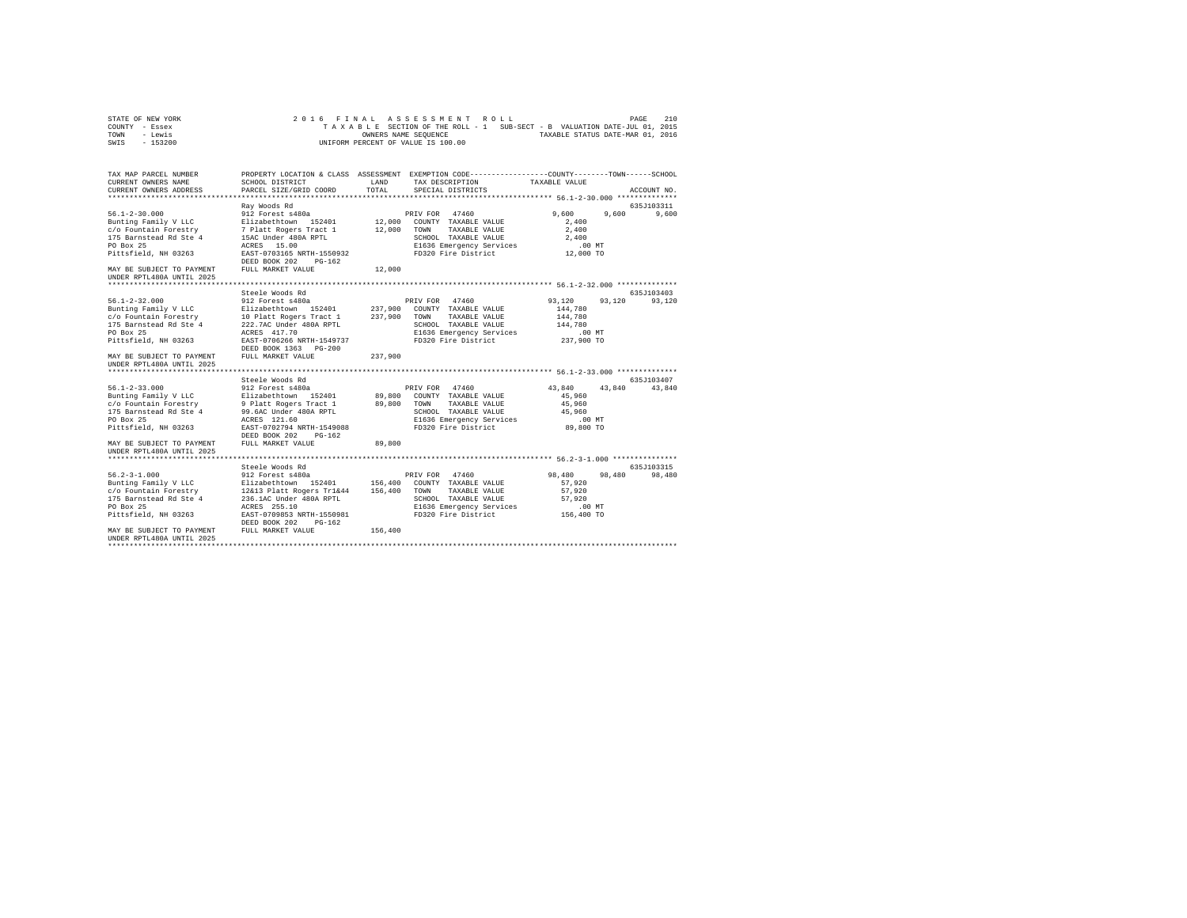STATE OF NEW YORK
COUNTY - Essex
TOWN - Lewis
SWIS - 153200

2016 FINAL ASSESSMENT ROLL
TAXABLE SECTION OF THE ROLL - 1 SUB-SECT - B VALUATION DATE-JUL 01, 2015
OWNERS NAME SEQUENCE TAXABLE STATUS DATE-MAR 01, 2016
UNIFORM PERCENT OF VALUE IS 100.00

```
TAX MAP PARCEL NUMBER     PROPERTY LOCATION & CLASS  ASSESSMENT  EXEMPTION CODE-----------------COUNTY--------TOWN------SCHOOL
CURRENT OWNERS NAME       SCHOOL DISTRICT             LAND       TAX DESCRIPTION            TAXABLE VALUE
CURRENT OWNERS ADDRESS    PARCEL SIZE/GRID COORD      TOTAL      SPECIAL DISTRICTS                                    ACCOUNT NO.
******************************************************************************************* 56.1-2-30.000 **************
                          Ray Woods Rd                                                                             635J103311
56.1-2-30.000             912 Forest s480a                       PRIV FOR  47460             9,600      9,600       9,600
Bunting Family V LLC      Elizabethtown  152401       12,000     COUNTY  TAXABLE VALUE        2,400
c/o Fountain Forestry     7 Platt Rogers Tract 1      12,000     TOWN    TAXABLE VALUE        2,400
175 Barnstead Rd Ste 4    15AC Under 480A RPTL                   SCHOOL  TAXABLE VALUE        2,400
PO Box 25                 ACRES   15.00                          E1636 Emergency Services       .00 MT
Pittsfield, NH 03263      EAST-0703165 NRTH-1550932              FD320 Fire District          12,000 TO
                          DEED BOOK 202   PG-162
MAY BE SUBJECT TO PAYMENT FULL MARKET VALUE           12,000
UNDER RPTL480A UNTIL 2025
******************************************************************************************* 56.1-2-32.000 **************
                          Steele Woods Rd                                                                          635J103403
56.1-2-32.000             912 Forest s480a                       PRIV FOR  47460            93,120     93,120      93,120
Bunting Family V LLC      Elizabethtown  152401      237,900     COUNTY  TAXABLE VALUE      144,780
c/o Fountain Forestry     10 Platt Rogers Tract 1    237,900     TOWN    TAXABLE VALUE      144,780
175 Barnstead Rd Ste 4    222.7AC Under 480A RPTL                SCHOOL  TAXABLE VALUE      144,780
PO Box 25                 ACRES  417.70                          E1636 Emergency Services       .00 MT
Pittsfield, NH 03263      EAST-0706266 NRTH-1549737              FD320 Fire District         237,900 TO
                          DEED BOOK 1363  PG-200
MAY BE SUBJECT TO PAYMENT FULL MARKET VALUE          237,900
UNDER RPTL480A UNTIL 2025
******************************************************************************************* 56.1-2-33.000 **************
                          Steele Woods Rd                                                                          635J103407
56.1-2-33.000             912 Forest s480a                       PRIV FOR  47460            43,840     43,840      43,840
Bunting Family V LLC      Elizabethtown  152401       89,800     COUNTY  TAXABLE VALUE       45,960
c/o Fountain Forestry     9 Platt Rogers Tract 1      89,800     TOWN    TAXABLE VALUE       45,960
175 Barnstead Rd Ste 4    99.6AC Under 480A RPTL                 SCHOOL  TAXABLE VALUE       45,960
PO Box 25                 ACRES  121.60                          E1636 Emergency Services       .00 MT
Pittsfield, NH 03263      EAST-0702794 NRTH-1549088              FD320 Fire District          89,800 TO
                          DEED BOOK 202   PG-162
MAY BE SUBJECT TO PAYMENT FULL MARKET VALUE           89,800
UNDER RPTL480A UNTIL 2025
******************************************************************************************* 56.2-3-1.000 ***************
                          Steele Woods Rd                                                                          635J103315
56.2-3-1.000              912 Forest s480a                       PRIV FOR  47460            98,480     98,480      98,480
Bunting Family V LLC      Elizabethtown  152401      156,400     COUNTY  TAXABLE VALUE       57,920
c/o Fountain Forestry     12&13 Platt Rogers Tr1&44  156,400     TOWN    TAXABLE VALUE       57,920
175 Barnstead Rd Ste 4    236.1AC Under 480A RPTL                SCHOOL  TAXABLE VALUE       57,920
PO Box 25                 ACRES  255.10                          E1636 Emergency Services       .00 MT
Pittsfield, NH 03263      EAST-0709853 NRTH-1550981              FD320 Fire District         156,400 TO
                          DEED BOOK 202   PG-162
MAY BE SUBJECT TO PAYMENT FULL MARKET VALUE          156,400
UNDER RPTL480A UNTIL 2025
**************************************************************************************************************************
```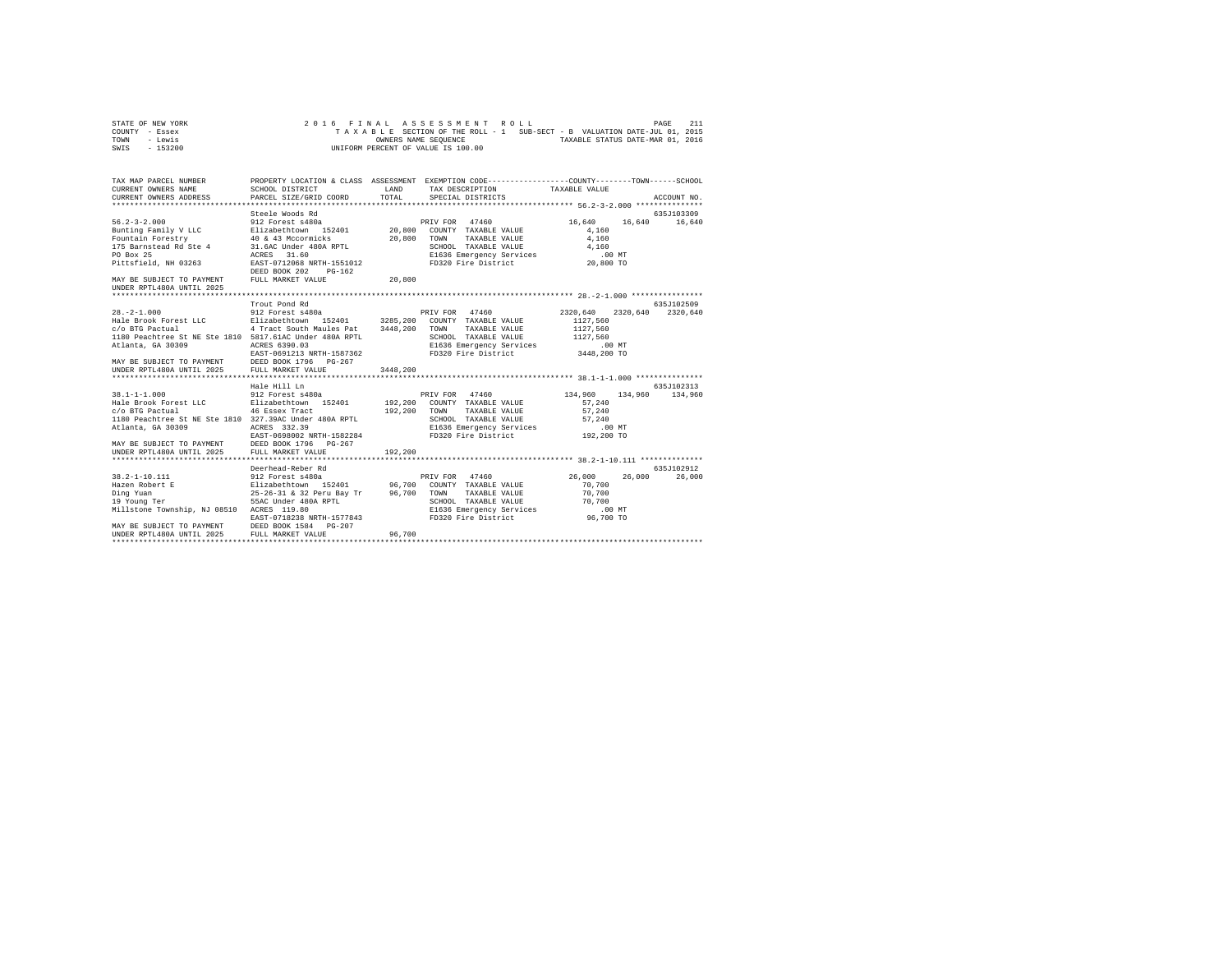```
STATE OF NEW YORK              2 0 1 6   F I N A L   A S S E S S M E N T   R O L L                    PAGE   211
COUNTY  - Essex                 T A X A B L E  SECTION OF THE ROLL - 1   SUB-SECT - B  VALUATION DATE-JUL 01, 2015
TOWN    - Lewis                                 OWNERS NAME SEQUENCE              TAXABLE STATUS DATE-MAR 01, 2016
SWIS    - 153200                           UNIFORM PERCENT OF VALUE IS 100.00

TAX MAP PARCEL NUMBER          PROPERTY LOCATION & CLASS  ASSESSMENT  EXEMPTION CODE-----------------COUNTY--------TOWN------SCHOOL
CURRENT OWNERS NAME            SCHOOL DISTRICT              LAND      TAX DESCRIPTION            TAXABLE VALUE
CURRENT OWNERS ADDRESS         PARCEL SIZE/GRID COORD       TOTAL     SPECIAL DISTRICTS                                  ACCOUNT NO.
******************************************************************************************************* 56.2-3-2.000 ***************
                               Steele Woods Rd                                                                        635J103309
56.2-3-2.000                   912 Forest s480a                         PRIV FOR  47460              16,640    16,640    16,640
Bunting Family V LLC           Elizabethtown  152401        20,800   COUNTY  TAXABLE VALUE             4,160
Fountain Forestry              40 & 43 Mccormicks           20,800   TOWN    TAXABLE VALUE             4,160
175 Barnstead Rd Ste 4         31.6AC Under 480A RPTL                SCHOOL  TAXABLE VALUE             4,160
PO Box 25                      ACRES   31.60                         E1636 Emergency Services            .00 MT
Pittsfield, NH 03263           EAST-0712068 NRTH-1551012             FD320 Fire District              20,800 TO
                               DEED BOOK 202    PG-162
MAY BE SUBJECT TO PAYMENT      FULL MARKET VALUE            20,800
UNDER RPTL480A UNTIL 2025
******************************************************************************************************* 28.-2-1.000 ****************
                               Trout Pond Rd                                                                          635J102509
28.-2-1.000                    912 Forest s480a                         PRIV FOR  47460            2320,640  2320,640  2320,640
Hale Brook Forest LLC          Elizabethtown  152401      3285,200   COUNTY  TAXABLE VALUE          1127,560
c/o BTG Pactual                4 Tract South Maules Pat   3448,200   TOWN    TAXABLE VALUE          1127,560
1180 Peachtree St NE Ste 1810  5817.61AC Under 480A RPTL             SCHOOL  TAXABLE VALUE          1127,560
Atlanta, GA 30309              ACRES 6390.03                         E1636 Emergency Services            .00 MT
                               EAST-0691213 NRTH-1587362             FD320 Fire District            3448,200 TO
MAY BE SUBJECT TO PAYMENT      DEED BOOK 1796   PG-267
UNDER RPTL480A UNTIL 2025      FULL MARKET VALUE          3448,200
******************************************************************************************************* 38.1-1-1.000 ***************
                               Hale Hill Ln                                                                           635J102313
38.1-1-1.000                   912 Forest s480a                         PRIV FOR  47460             134,960   134,960   134,960
Hale Brook Forest LLC          Elizabethtown  152401       192,200   COUNTY  TAXABLE VALUE            57,240
c/o BTG Pactual                46 Essex Tract              192,200   TOWN    TAXABLE VALUE            57,240
1180 Peachtree St NE Ste 1810  327.39AC Under 480A RPTL              SCHOOL  TAXABLE VALUE            57,240
Atlanta, GA 30309              ACRES  332.39                         E1636 Emergency Services            .00 MT
                               EAST-0698002 NRTH-1582284             FD320 Fire District             192,200 TO
MAY BE SUBJECT TO PAYMENT      DEED BOOK 1796   PG-267
UNDER RPTL480A UNTIL 2025      FULL MARKET VALUE           192,200
******************************************************************************************************* 38.2-1-10.111 **************
                               Deerhead-Reber Rd                                                                      635J102912
38.2-1-10.111                  912 Forest s480a                         PRIV FOR  47460              26,000    26,000    26,000
Hazen Robert E                 Elizabethtown  152401        96,700   COUNTY  TAXABLE VALUE            70,700
Ding Yuan                      25-26-31 & 32 Peru Bay Tr    96,700   TOWN    TAXABLE VALUE            70,700
19 Young Ter                   55AC Under 480A RPTL                  SCHOOL  TAXABLE VALUE            70,700
Millstone Township, NJ 08510   ACRES  119.80                         E1636 Emergency Services            .00 MT
                               EAST-0718238 NRTH-1577843             FD320 Fire District              96,700 TO
MAY BE SUBJECT TO PAYMENT      DEED BOOK 1584   PG-207
UNDER RPTL480A UNTIL 2025      FULL MARKET VALUE            96,700
************************************************************************************************************************************
```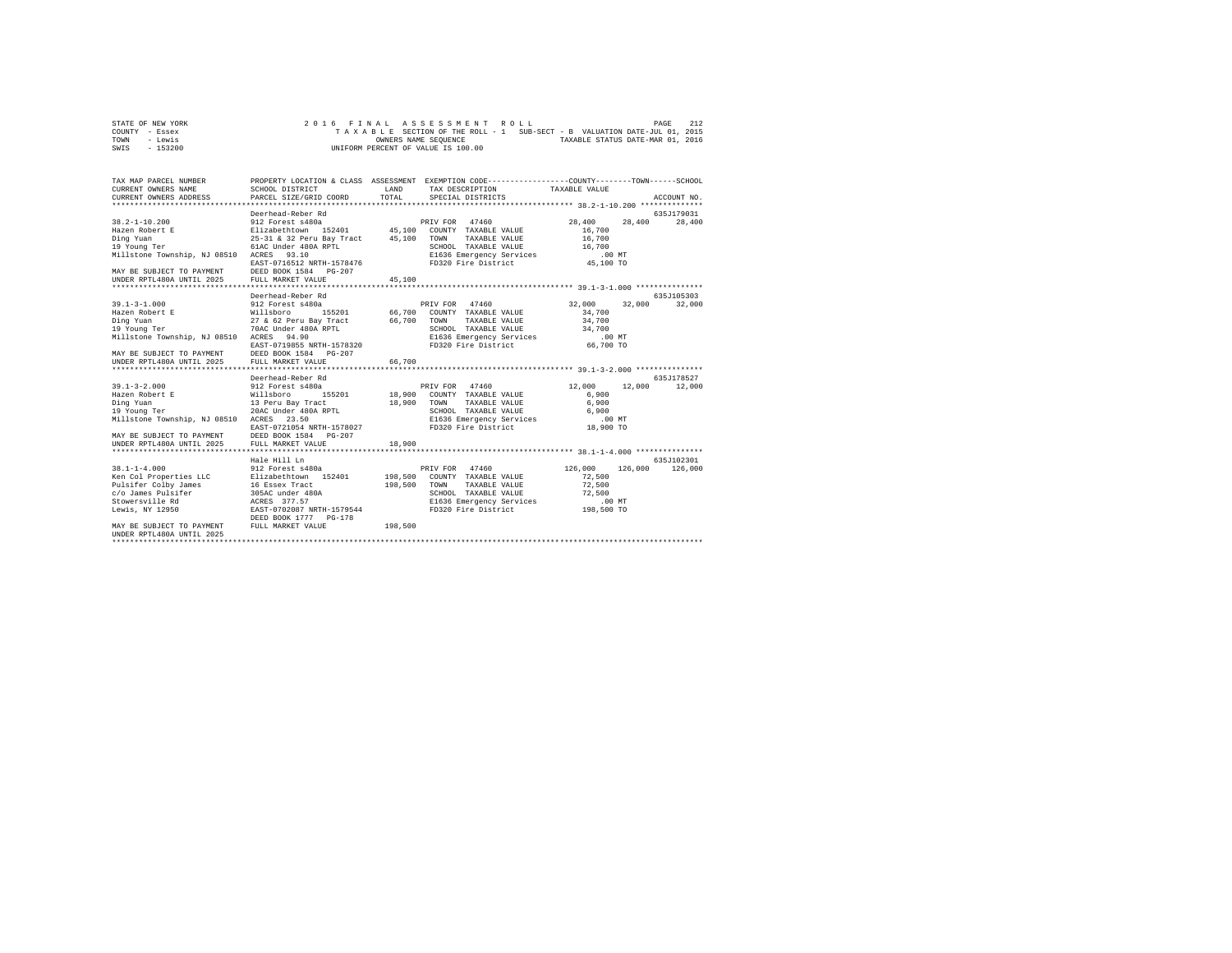STATE OF NEW YORK
COUNTY - Essex
TOWN - Lewis
SWIS - 153200

2016 FINAL ASSESSMENT ROLL
TAXABLE SECTION OF THE ROLL - 1   SUB-SECT - B  VALUATION DATE-JUL 01, 2015
OWNERS NAME SEQUENCE   TAXABLE STATUS DATE-MAR 01, 2016
UNIFORM PERCENT OF VALUE IS 100.00

```
TAX MAP PARCEL NUMBER          PROPERTY LOCATION & CLASS  ASSESSMENT  EXEMPTION CODE-----------------COUNTY--------TOWN------SCHOOL
CURRENT OWNERS NAME            SCHOOL DISTRICT              LAND      TAX DESCRIPTION            TAXABLE VALUE
CURRENT OWNERS ADDRESS         PARCEL SIZE/GRID COORD      TOTAL      SPECIAL DISTRICTS                                   ACCOUNT NO.
************************************************************************************************* 38.2-1-10.200 **************
                               Deerhead-Reber Rd                                                                       635J179031
38.2-1-10.200                  912 Forest s480a                      PRIV FOR  47460              28,400      28,400      28,400
Hazen Robert E                 Elizabethtown  152401      45,100   COUNTY  TAXABLE VALUE           16,700
Ding Yuan                      25-31 & 32 Peru Bay Tract  45,100   TOWN    TAXABLE VALUE           16,700
19 Young Ter                   61AC Under 480A RPTL                SCHOOL  TAXABLE VALUE           16,700
Millstone Township, NJ 08510   ACRES   93.10                       E1636 Emergency Services           .00 MT
                               EAST-0716512 NRTH-1578476           FD320 Fire District             45,100 TO
MAY BE SUBJECT TO PAYMENT      DEED BOOK 1584   PG-207
UNDER RPTL480A UNTIL 2025      FULL MARKET VALUE          45,100
************************************************************************************************* 39.1-3-1.000 ***************
                               Deerhead-Reber Rd                                                                       635J105303
39.1-3-1.000                   912 Forest s480a                      PRIV FOR  47460              32,000      32,000      32,000
Hazen Robert E                 Willsboro      155201      66,700   COUNTY  TAXABLE VALUE           34,700
Ding Yuan                      27 & 62 Peru Bay Tract     66,700   TOWN    TAXABLE VALUE           34,700
19 Young Ter                   70AC Under 480A RPTL                SCHOOL  TAXABLE VALUE           34,700
Millstone Township, NJ 08510   ACRES   94.90                       E1636 Emergency Services           .00 MT
                               EAST-0719855 NRTH-1578320           FD320 Fire District             66,700 TO
MAY BE SUBJECT TO PAYMENT      DEED BOOK 1584   PG-207
UNDER RPTL480A UNTIL 2025      FULL MARKET VALUE          66,700
************************************************************************************************* 39.1-3-2.000 ***************
                               Deerhead-Reber Rd                                                                       635J178527
39.1-3-2.000                   912 Forest s480a                      PRIV FOR  47460              12,000      12,000      12,000
Hazen Robert E                 Willsboro      155201      18,900   COUNTY  TAXABLE VALUE            6,900
Ding Yuan                      13 Peru Bay Tract          18,900   TOWN    TAXABLE VALUE            6,900
19 Young Ter                   20AC Under 480A RPTL                SCHOOL  TAXABLE VALUE            6,900
Millstone Township, NJ 08510   ACRES   23.50                       E1636 Emergency Services           .00 MT
                               EAST-0721054 NRTH-1578027           FD320 Fire District             18,900 TO
MAY BE SUBJECT TO PAYMENT      DEED BOOK 1584   PG-207
UNDER RPTL480A UNTIL 2025      FULL MARKET VALUE          18,900
************************************************************************************************* 38.1-1-4.000 ***************
                               Hale Hill Ln                                                                            635J102301
38.1-1-4.000                   912 Forest s480a                      PRIV FOR  47460             126,000     126,000     126,000
Ken Col Properties LLC         Elizabethtown  152401     198,500   COUNTY  TAXABLE VALUE           72,500
Pulsifer Colby James           16 Essex Tract            198,500   TOWN    TAXABLE VALUE           72,500
c/o James Pulsifer             305AC under 480A                    SCHOOL  TAXABLE VALUE           72,500
Stowersville Rd                ACRES  377.57                       E1636 Emergency Services           .00 MT
Lewis, NY 12950                EAST-0702087 NRTH-1579544           FD320 Fire District            198,500 TO
                               DEED BOOK 1777   PG-178
MAY BE SUBJECT TO PAYMENT      FULL MARKET VALUE         198,500
UNDER RPTL480A UNTIL 2025
******************************************************************************************************************************
```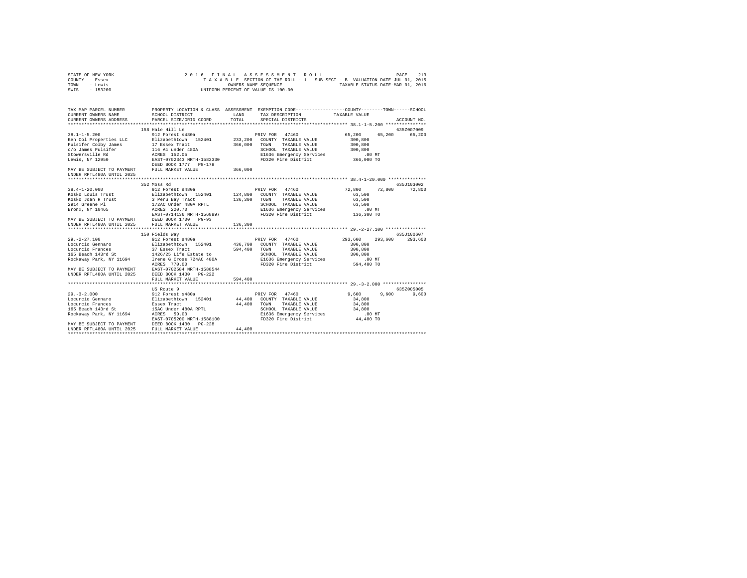STATE OF NEW YORK
COUNTY - Essex
TOWN - Lewis
SWIS - 153200

2 0 1 6 F I N A L A S S E S S M E N T R O L L
T A X A B L E SECTION OF THE ROLL - 1 SUB-SECT - B VALUATION DATE-JUL 01, 2015
OWNERS NAME SEQUENCE TAXABLE STATUS DATE-MAR 01, 2016
UNIFORM PERCENT OF VALUE IS 100.00

| TAX MAP PARCEL NUMBER / CURRENT OWNERS NAME / CURRENT OWNERS ADDRESS | PROPERTY LOCATION & CLASS / SCHOOL DISTRICT / PARCEL SIZE/GRID COORD | ASSESSMENT LAND / TOTAL | EXEMPTION CODE / TAX DESCRIPTION / SPECIAL DISTRICTS | COUNTY TAXABLE VALUE | TOWN | SCHOOL | ACCOUNT NO. |
|---|---|---|---|---|---|---|---|
| **38.1-1-5.200** | 158 Hale Hill Ln | | | | | | 635Z007009 |
| 38.1-1-5.200 | 912 Forest s480a | | PRIV FOR 47460 | 65,200 | 65,200 | 65,200 | |
| Ken Col Properties LLC | Elizabethtown 152401 | 233,200 | COUNTY TAXABLE VALUE | 300,800 | | | |
| Pulsifer Colby James | 17 Essex Tract | 366,000 | TOWN TAXABLE VALUE | 300,800 | | | |
| c/o James Pulsifer | 116 Ac under 480A | | SCHOOL TAXABLE VALUE | 300,800 | | | |
| Stowersville Rd | ACRES 152.05 | | E1636 Emergency Services | .00 MT | | | |
| Lewis, NY 12950 | EAST-0702343 NRTH-1582330 | | FD320 Fire District | 366,000 TO | | | |
| | DEED BOOK 1777 PG-178 | | | | | | |
| MAY BE SUBJECT TO PAYMENT | FULL MARKET VALUE | 366,000 | | | | | |
| UNDER RPTL480A UNTIL 2025 | | | | | | | |
| **38.4-1-20.000** | 352 Moss Rd | | | | | | 635J103002 |
| 38.4-1-20.000 | 912 Forest s480a | | PRIV FOR 47460 | 72,800 | 72,800 | 72,800 | |
| Kosko Louis Trust | Elizabethtown 152401 | 124,800 | COUNTY TAXABLE VALUE | 63,500 | | | |
| Kosko Joan R Trust | 3 Peru Bay Tract | 136,300 | TOWN TAXABLE VALUE | 63,500 | | | |
| 2914 Greene Pl | 172AC Under 480A RPTL | | SCHOOL TAXABLE VALUE | 63,500 | | | |
| Bronx, NY 10465 | ACRES 220.70 | | E1636 Emergency Services | .00 MT | | | |
| | EAST-0714136 NRTH-1568897 | | FD320 Fire District | 136,300 TO | | | |
| MAY BE SUBJECT TO PAYMENT | DEED BOOK 1700 PG-93 | | | | | | |
| UNDER RPTL480A UNTIL 2025 | FULL MARKET VALUE | 136,300 | | | | | |
| **29.-2-27.100** | 150 Fields Way | | | | | | 635J100607 |
| 29.-2-27.100 | 912 Forest s480a | | PRIV FOR 47460 | 293,600 | 293,600 | 293,600 | |
| Locurcio Gennaro | Elizabethtown 152401 | 436,700 | COUNTY TAXABLE VALUE | 300,800 | | | |
| Locurcio Frances | 37 Essex Tract | 594,400 | TOWN TAXABLE VALUE | 300,800 | | | |
| 165 Beach 143rd St | 1426/25 Life Estate to | | SCHOOL TAXABLE VALUE | 300,800 | | | |
| Rockaway Park, NY 11694 | Irene G Cross 724AC 480A | | E1636 Emergency Services | .00 MT | | | |
| | ACRES 770.00 | | FD320 Fire District | 594,400 TO | | | |
| MAY BE SUBJECT TO PAYMENT | EAST-0702584 NRTH-1588544 | | | | | | |
| UNDER RPTL480A UNTIL 2025 | DEED BOOK 1430 PG-222 | | | | | | |
| | FULL MARKET VALUE | 594,400 | | | | | |
| **29.-3-2.000** | US Route 9 | | | | | | 635Z005005 |
| 29.-3-2.000 | 912 Forest s480a | | PRIV FOR 47460 | 9,600 | 9,600 | 9,600 | |
| Locurcio Gennaro | Elizabethtown 152401 | 44,400 | COUNTY TAXABLE VALUE | 34,800 | | | |
| Locurcio Frances | Essex Tract | 44,400 | TOWN TAXABLE VALUE | 34,800 | | | |
| 165 Beach 143rd St | 15AC Under 480A RPTL | | SCHOOL TAXABLE VALUE | 34,800 | | | |
| Rockaway Park, NY 11694 | ACRES 59.00 | | E1636 Emergency Services | .00 MT | | | |
| | EAST-0705200 NRTH-1588100 | | FD320 Fire District | 44,400 TO | | | |
| MAY BE SUBJECT TO PAYMENT | DEED BOOK 1430 PG-228 | | | | | | |
| UNDER RPTL480A UNTIL 2025 | FULL MARKET VALUE | 44,400 | | | | | |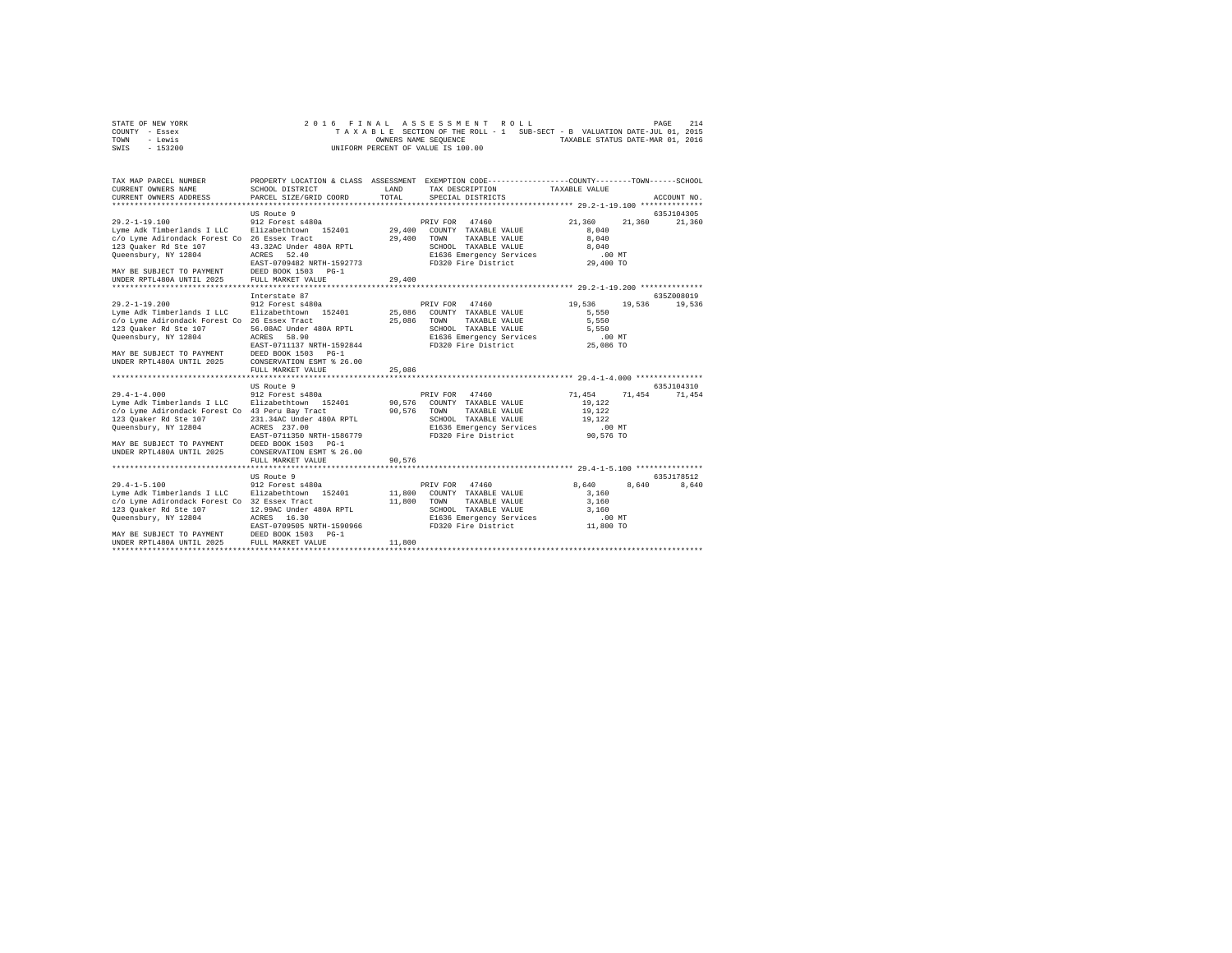STATE OF NEW YORK　　　　　　　　2016 FINAL ASSESSMENT ROLL
COUNTY - Essex　　　　　　　　TAXABLE SECTION OF THE ROLL - 1　SUB-SECT - B　VALUATION DATE-JUL 01, 2015
TOWN - Lewis　　　　　　　　OWNERS NAME SEQUENCE　　　　TAXABLE STATUS DATE-MAR 01, 2016
SWIS - 153200　　　　　　　　UNIFORM PERCENT OF VALUE IS 100.00

```
TAX MAP PARCEL NUMBER          PROPERTY LOCATION & CLASS  ASSESSMENT  EXEMPTION CODE-----------------COUNTY--------TOWN------SCHOOL
CURRENT OWNERS NAME            SCHOOL DISTRICT              LAND      TAX DESCRIPTION            TAXABLE VALUE
CURRENT OWNERS ADDRESS         PARCEL SIZE/GRID COORD       TOTAL     SPECIAL DISTRICTS                                  ACCOUNT NO.
******************************************************************************************************* 29.2-1-19.100 **************
                               US Route 9                                                                             635J104305
29.2-1-19.100                  912 Forest s480a                         PRIV FOR  47460              21,360     21,360     21,360
Lyme Adk Timberlands I LLC     Elizabethtown  152401        29,400   COUNTY  TAXABLE VALUE            8,040
c/o Lyme Adirondack Forest Co  26 Essex Tract               29,400   TOWN    TAXABLE VALUE            8,040
123 Quaker Rd Ste 107          43.32AC Under 480A RPTL               SCHOOL  TAXABLE VALUE            8,040
Queensbury, NY 12804           ACRES   52.40                         E1636 Emergency Services           .00 MT
                               EAST-0709482 NRTH-1592773             FD320 Fire District             29,400 TO
MAY BE SUBJECT TO PAYMENT      DEED BOOK 1503   PG-1
UNDER RPTL480A UNTIL 2025      FULL MARKET VALUE             29,400
******************************************************************************************************* 29.2-1-19.200 **************
                               Interstate 87                                                                          635Z008019
29.2-1-19.200                  912 Forest s480a                         PRIV FOR  47460              19,536     19,536     19,536
Lyme Adk Timberlands I LLC     Elizabethtown  152401        25,086   COUNTY  TAXABLE VALUE            5,550
c/o Lyme Adirondack Forest Co  26 Essex Tract               25,086   TOWN    TAXABLE VALUE            5,550
123 Quaker Rd Ste 107          56.08AC Under 480A RPTL               SCHOOL  TAXABLE VALUE            5,550
Queensbury, NY 12804           ACRES   58.90                         E1636 Emergency Services           .00 MT
                               EAST-0711137 NRTH-1592844             FD320 Fire District             25,086 TO
MAY BE SUBJECT TO PAYMENT      DEED BOOK 1503   PG-1
UNDER RPTL480A UNTIL 2025      CONSERVATION ESMT % 26.00
                               FULL MARKET VALUE             25,086
******************************************************************************************************* 29.4-1-4.000 ***************
                               US Route 9                                                                             635J104310
29.4-1-4.000                   912 Forest s480a                         PRIV FOR  47460              71,454     71,454     71,454
Lyme Adk Timberlands I LLC     Elizabethtown  152401        90,576   COUNTY  TAXABLE VALUE           19,122
c/o Lyme Adirondack Forest Co  43 Peru Bay Tract            90,576   TOWN    TAXABLE VALUE           19,122
123 Quaker Rd Ste 107          231.34AC Under 480A RPTL              SCHOOL  TAXABLE VALUE           19,122
Queensbury, NY 12804           ACRES  237.00                         E1636 Emergency Services           .00 MT
                               EAST-0711350 NRTH-1586779             FD320 Fire District             90,576 TO
MAY BE SUBJECT TO PAYMENT      DEED BOOK 1503   PG-1
UNDER RPTL480A UNTIL 2025      CONSERVATION ESMT % 26.00
                               FULL MARKET VALUE             90,576
******************************************************************************************************* 29.4-1-5.100 ***************
                               US Route 9                                                                             635J178512
29.4-1-5.100                   912 Forest s480a                         PRIV FOR  47460               8,640      8,640      8,640
Lyme Adk Timberlands I LLC     Elizabethtown  152401        11,800   COUNTY  TAXABLE VALUE            3,160
c/o Lyme Adirondack Forest Co  32 Essex Tract               11,800   TOWN    TAXABLE VALUE            3,160
123 Quaker Rd Ste 107          12.99AC Under 480A RPTL               SCHOOL  TAXABLE VALUE            3,160
Queensbury, NY 12804           ACRES   16.30                         E1636 Emergency Services           .00 MT
                               EAST-0709505 NRTH-1590966             FD320 Fire District             11,800 TO
MAY BE SUBJECT TO PAYMENT      DEED BOOK 1503   PG-1
UNDER RPTL480A UNTIL 2025      FULL MARKET VALUE             11,800
************************************************************************************************************************************
```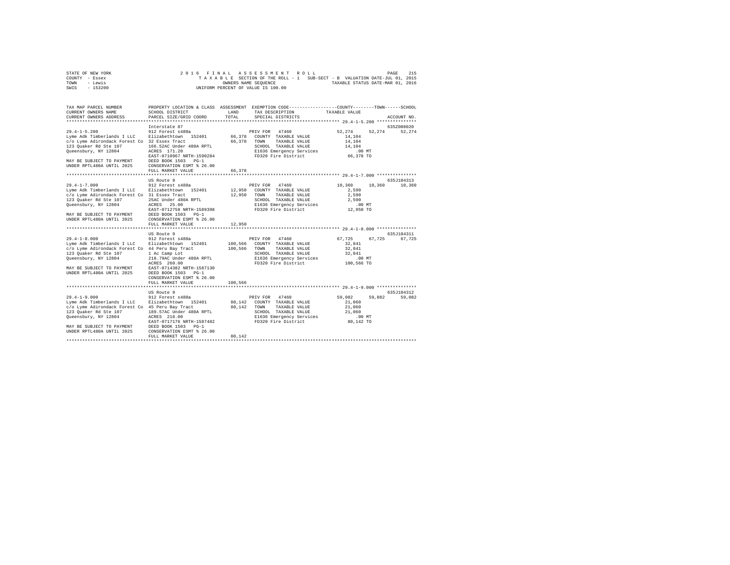STATE OF NEW YORK
COUNTY - Essex
TOWN - Lewis
SWIS - 153200

2 0 1 6 F I N A L A S S E S S M E N T R O L L
T A X A B L E SECTION OF THE ROLL - 1 SUB-SECT - B VALUATION DATE-JUL 01, 2015
OWNERS NAME SEQUENCE TAXABLE STATUS DATE-MAR 01, 2016
UNIFORM PERCENT OF VALUE IS 100.00

| TAX MAP PARCEL NUMBER / CURRENT OWNERS NAME / CURRENT OWNERS ADDRESS | PROPERTY LOCATION & CLASS / SCHOOL DISTRICT / PARCEL SIZE/GRID COORD | ASSESSMENT LAND / TOTAL | EXEMPTION CODE / TAX DESCRIPTION / SPECIAL DISTRICTS | COUNTY | TOWN | SCHOOL / ACCOUNT NO. |
|---|---|---|---|---|---|---|
| 29.4-1-5.200 | Interstate 87 | | | | | 635Z008020 |
| 29.4-1-5.200 | 912 Forest s480a | | PRIV FOR 47460 | 52,274 | 52,274 | 52,274 |
| Lyme Adk Timberlands I LLC | Elizabethtown 152401 | 66,378 | COUNTY TAXABLE VALUE | 14,104 | | |
| c/o Lyme Adirondack Forest Co | 32 Essex Tract | 66,378 | TOWN TAXABLE VALUE | 14,104 | | |
| 123 Quaker Rd Ste 107 | 166.52AC Under 480A RPTL | | SCHOOL TAXABLE VALUE | 14,104 | | |
| Queensbury, NY 12804 | ACRES 171.20 | | E1636 Emergency Services | .00 MT | | |
| | EAST-0710967 NRTH-1590284 | | FD320 Fire District | 66,378 TO | | |
| MAY BE SUBJECT TO PAYMENT | DEED BOOK 1503 PG-1 | | | | | |
| UNDER RPTL480A UNTIL 2025 | CONSERVATION ESMT % 26.00 | | | | | |
| | FULL MARKET VALUE | 66,378 | | | | |
| 29.4-1-7.000 | US Route 9 | | | | | 635J104313 |
| 29.4-1-7.000 | 912 Forest s480a | | PRIV FOR 47460 | 10,360 | 10,360 | 10,360 |
| Lyme Adk Timberlands I LLC | Elizabethtown 152401 | 12,950 | COUNTY TAXABLE VALUE | 2,590 | | |
| c/o Lyme Adirondack Forest Co | 31 Essex Tract | 12,950 | TOWN TAXABLE VALUE | 2,590 | | |
| 123 Quaker Rd Ste 107 | 25AC Under 480A RPTL | | SCHOOL TAXABLE VALUE | 2,590 | | |
| Queensbury, NY 12804 | ACRES 25.00 | | E1636 Emergency Services | .00 MT | | |
| | EAST-0712758 NRTH-1589398 | | FD320 Fire District | 12,950 TO | | |
| MAY BE SUBJECT TO PAYMENT | DEED BOOK 1503 PG-1 | | | | | |
| UNDER RPTL480A UNTIL 2025 | CONSERVATION ESMT % 26.00 | | | | | |
| | FULL MARKET VALUE | 12,950 | | | | |
| 29.4-1-8.000 | US Route 9 | | | | | 635J104311 |
| 29.4-1-8.000 | 912 Forest s480a | | PRIV FOR 47460 | 67,725 | 67,725 | 67,725 |
| Lyme Adk Timberlands I LLC | Elizabethtown 152401 | 100,566 | COUNTY TAXABLE VALUE | 32,841 | | |
| c/o Lyme Adirondack Forest Co | 44 Peru Bay Tract | 100,566 | TOWN TAXABLE VALUE | 32,841 | | |
| 123 Quaker Rd Ste 107 | 1 Ac Camp Lot | | SCHOOL TAXABLE VALUE | 32,841 | | |
| Queensbury, NY 12804 | 218.79AC Under 480A RPTL | | E1636 Emergency Services | .00 MT | | |
| | ACRES 260.00 | | FD320 Fire District | 100,566 TO | | |
| MAY BE SUBJECT TO PAYMENT | EAST-0714382 NRTH-1587130 | | | | | |
| UNDER RPTL480A UNTIL 2025 | DEED BOOK 1503 PG-1 | | | | | |
| | CONSERVATION ESMT % 26.00 | | | | | |
| | FULL MARKET VALUE | 100,566 | | | | |
| 29.4-1-9.000 | US Route 9 | | | | | 635J104312 |
| 29.4-1-9.000 | 912 Forest s480a | | PRIV FOR 47460 | 59,082 | 59,082 | 59,082 |
| Lyme Adk Timberlands I LLC | Elizabethtown 152401 | 80,142 | COUNTY TAXABLE VALUE | 21,060 | | |
| c/o Lyme Adirondack Forest Co | 45 Peru Bay Tract | 80,142 | TOWN TAXABLE VALUE | 21,060 | | |
| 123 Quaker Rd Ste 107 | 189.57AC Under 480A RPTL | | SCHOOL TAXABLE VALUE | 21,060 | | |
| Queensbury, NY 12804 | ACRES 218.00 | | E1636 Emergency Services | .00 MT | | |
| | EAST-0717176 NRTH-1587482 | | FD320 Fire District | 80,142 TO | | |
| MAY BE SUBJECT TO PAYMENT | DEED BOOK 1503 PG-1 | | | | | |
| UNDER RPTL480A UNTIL 2025 | CONSERVATION ESMT % 26.00 | | | | | |
| | FULL MARKET VALUE | 80,142 | | | | |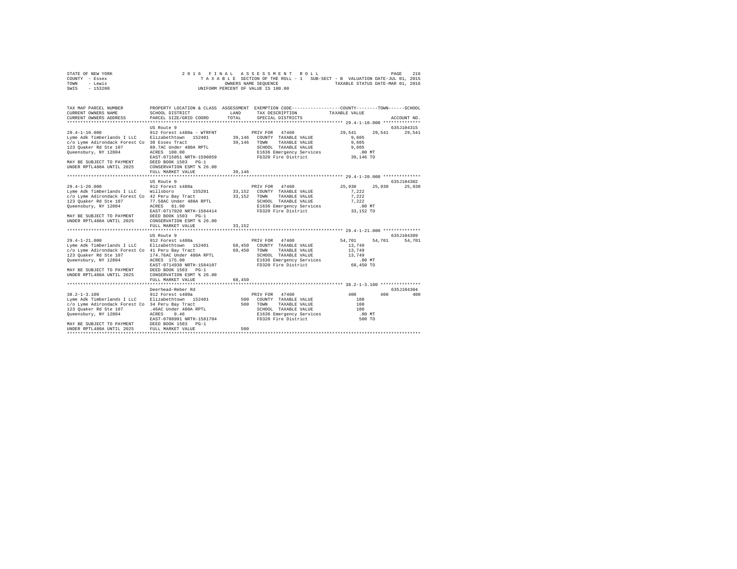STATE OF NEW YORK                2 0 1 6   F I N A L   A S S E S S M E N T   R O L L                PAGE 216
COUNTY - Essex                   T A X A B L E  SECTION OF THE ROLL - 1   SUB-SECT - B  VALUATION DATE-JUL 01, 2015
TOWN - Lewis                     OWNERS NAME SEQUENCE                     TAXABLE STATUS DATE-MAR 01, 2016
SWIS - 153200                    UNIFORM PERCENT OF VALUE IS 100.00

| TAX MAP PARCEL NUMBER / CURRENT OWNERS NAME / CURRENT OWNERS ADDRESS | PROPERTY LOCATION & CLASS / SCHOOL DISTRICT / PARCEL SIZE/GRID COORD | ASSESSMENT LAND / TOTAL | EXEMPTION CODE / TAX DESCRIPTION / SPECIAL DISTRICTS | COUNTY | TOWN | SCHOOL | ACCOUNT NO. |
|---|---|---|---|---|---|---|---|
| 29.4-1-10.000 | US Route 9 | | | | | | 635J104315 |
| | 912 Forest s480a - WTRFNT | | PRIV FOR 47460 | 29,541 | 29,541 | 29,541 | |
| Lyme Adk Timberlands I LLC | Elizabethtown 152401 | 39,146 | COUNTY TAXABLE VALUE | 9,605 | | | |
| c/o Lyme Adirondack Forest Co | 30 Essex Tract | 39,146 | TOWN TAXABLE VALUE | 9,605 | | | |
| 123 Quaker Rd Ste 107 | 89.7AC Under 480A RPTL | | SCHOOL TAXABLE VALUE | 9,605 | | | |
| Queensbury, NY 12804 | ACRES 100.00 | | E1636 Emergency Services | .00 MT | | | |
| | EAST-0715851 NRTH-1590059 | | FD320 Fire District | 39,146 TO | | | |
| MAY BE SUBJECT TO PAYMENT | DEED BOOK 1503 PG-1 | | | | | | |
| UNDER RPTL480A UNTIL 2025 | CONSERVATION ESMT % 26.00 | | | | | | |
| | FULL MARKET VALUE | 39,146 | | | | | |
| 29.4-1-20.000 | US Route 9 | | | | | | 635J104302 |
| | 912 Forest s480a | | PRIV FOR 47460 | 25,930 | 25,930 | 25,930 | |
| Lyme Adk Timberlands I LLC | Willsboro 155201 | 33,152 | COUNTY TAXABLE VALUE | 7,222 | | | |
| c/o Lyme Adirondack Forest Co | 42 Peru Bay Tract | 33,152 | TOWN TAXABLE VALUE | 7,222 | | | |
| 123 Quaker Rd Ste 107 | 77.58AC Under 480A RPTL | | SCHOOL TAXABLE VALUE | 7,222 | | | |
| Queensbury, NY 12804 | ACRES 81.00 | | E1636 Emergency Services | .00 MT | | | |
| | EAST-0717020 NRTH-1584414 | | FD320 Fire District | 33,152 TO | | | |
| MAY BE SUBJECT TO PAYMENT | DEED BOOK 1503 PG-1 | | | | | | |
| UNDER RPTL480A UNTIL 2025 | CONSERVATION ESMT % 26.00 | | | | | | |
| | FULL MARKET VALUE | 33,152 | | | | | |
| 29.4-1-21.000 | US Route 9 | | | | | | 635J104309 |
| | 912 Forest s480a | | PRIV FOR 47460 | 54,701 | 54,701 | 54,701 | |
| Lyme Adk Timberlands I LLC | Elizabethtown 152401 | 68,450 | COUNTY TAXABLE VALUE | 13,749 | | | |
| c/o Lyme Adirondack Forest Co | 41 Peru Bay Tract | 68,450 | TOWN TAXABLE VALUE | 13,749 | | | |
| 123 Quaker Rd Ste 107 | 174.76AC Under 480A RPTL | | SCHOOL TAXABLE VALUE | 13,749 | | | |
| Queensbury, NY 12804 | ACRES 175.00 | | E1636 Emergency Services | .00 MT | | | |
| | EAST-0714930 NRTH-1584107 | | FD320 Fire District | 68,450 TO | | | |
| MAY BE SUBJECT TO PAYMENT | DEED BOOK 1503 PG-1 | | | | | | |
| UNDER RPTL480A UNTIL 2025 | CONSERVATION ESMT % 26.00 | | | | | | |
| | FULL MARKET VALUE | 68,450 | | | | | |
| 38.2-1-3.100 | Deerhead-Reber Rd | | | | | | 635J104304 |
| | 912 Forest s480a | | PRIV FOR 47460 | 400 | 400 | 400 | |
| Lyme Adk Timberlands I LLC | Elizabethtown 152401 | 500 | COUNTY TAXABLE VALUE | 100 | | | |
| c/o Lyme Adirondack Forest Co | 34 Peru Bay Tract | 500 | TOWN TAXABLE VALUE | 100 | | | |
| 123 Quaker Rd Ste 107 | .46AC Under 480A RPTL | | SCHOOL TAXABLE VALUE | 100 | | | |
| Queensbury, NY 12804 | ACRES 0.46 | | E1636 Emergency Services | .00 MT | | | |
| | EAST-0708991 NRTH-1581704 | | FD320 Fire District | 500 TO | | | |
| MAY BE SUBJECT TO PAYMENT | DEED BOOK 1503 PG-1 | | | | | | |
| UNDER RPTL480A UNTIL 2025 | FULL MARKET VALUE | 500 | | | | | |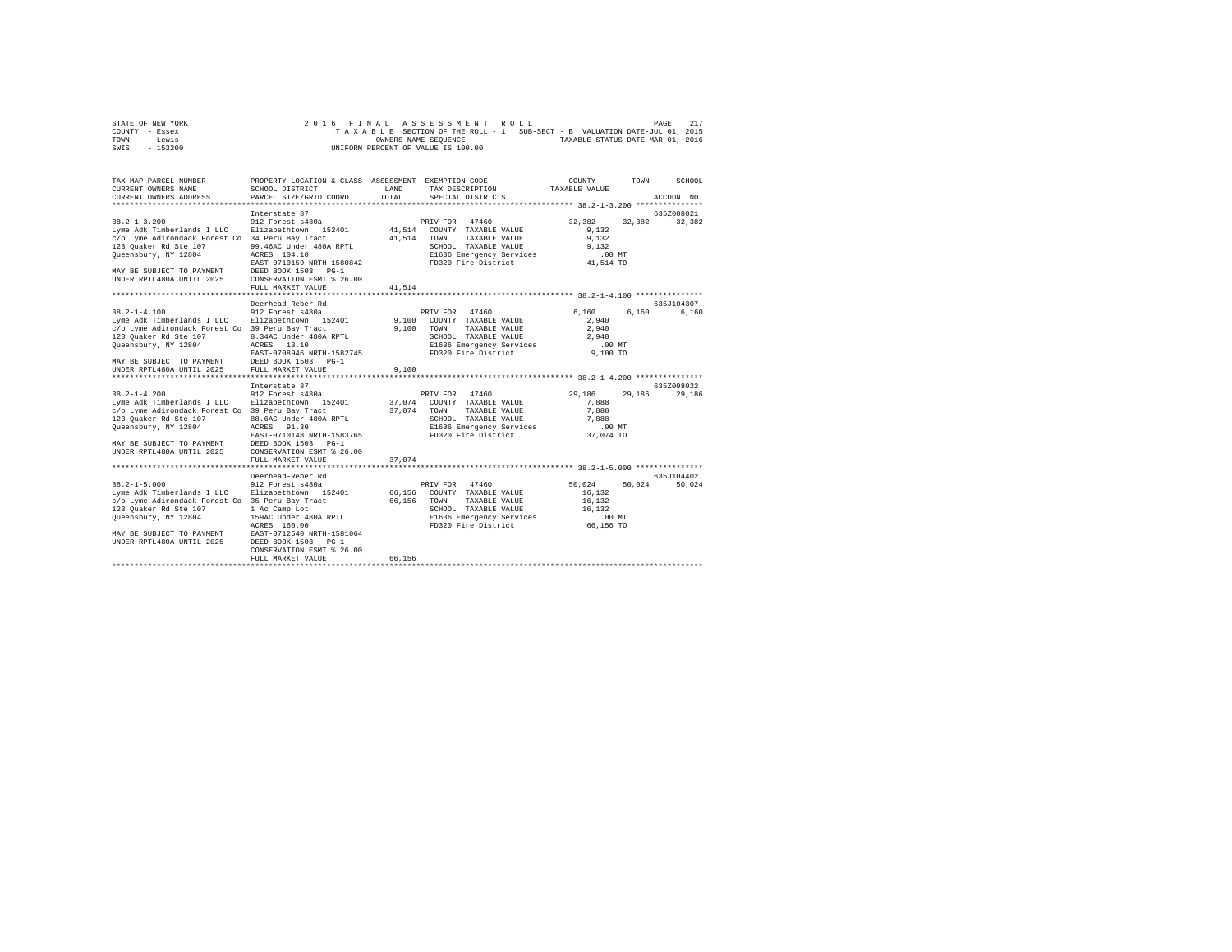STATE OF NEW YORK
COUNTY - Essex
TOWN - Lewis
SWIS - 153200

2016 FINAL ASSESSMENT ROLL
TAXABLE SECTION OF THE ROLL - 1 SUB-SECT - B VALUATION DATE-JUL 01, 2015
OWNERS NAME SEQUENCE TAXABLE STATUS DATE-MAR 01, 2016
UNIFORM PERCENT OF VALUE IS 100.00

```
TAX MAP PARCEL NUMBER          PROPERTY LOCATION & CLASS  ASSESSMENT  EXEMPTION CODE-----------------COUNTY--------TOWN------SCHOOL
CURRENT OWNERS NAME            SCHOOL DISTRICT             LAND       TAX DESCRIPTION              TAXABLE VALUE
CURRENT OWNERS ADDRESS         PARCEL SIZE/GRID COORD      TOTAL      SPECIAL DISTRICTS                                     ACCOUNT NO.
*********************************************************************************************** 38.2-1-3.200 ***************
                               Interstate 87                                                                              635Z008021
38.2-1-3.200                   912 Forest s480a                       PRIV FOR  47460              32,382     32,382     32,382
Lyme Adk Timberlands I LLC     Elizabethtown  152401       41,514    COUNTY  TAXABLE VALUE          9,132
c/o Lyme Adirondack Forest Co  34 Peru Bay Tract           41,514    TOWN    TAXABLE VALUE          9,132
123 Quaker Rd Ste 107          99.46AC Under 480A RPTL                SCHOOL  TAXABLE VALUE          9,132
Queensbury, NY 12804           ACRES 104.10                           E1636 Emergency Services         .00 MT
                               EAST-0710159 NRTH-1580842              FD320 Fire District            41,514 TO
MAY BE SUBJECT TO PAYMENT      DEED BOOK 1503   PG-1
UNDER RPTL480A UNTIL 2025      CONSERVATION ESMT % 26.00
                               FULL MARKET VALUE           41,514
*********************************************************************************************** 38.2-1-4.100 ***************
                               Deerhead-Reber Rd                                                                          635J104307
38.2-1-4.100                   912 Forest s480a                       PRIV FOR  47460               6,160      6,160      6,160
Lyme Adk Timberlands I LLC     Elizabethtown  152401        9,100    COUNTY  TAXABLE VALUE          2,940
c/o Lyme Adirondack Forest Co  39 Peru Bay Tract            9,100    TOWN    TAXABLE VALUE          2,940
123 Quaker Rd Ste 107          8.34AC Under 480A RPTL                 SCHOOL  TAXABLE VALUE          2,940
Queensbury, NY 12804           ACRES  13.10                           E1636 Emergency Services         .00 MT
                               EAST-0708946 NRTH-1582745              FD320 Fire District             9,100 TO
MAY BE SUBJECT TO PAYMENT      DEED BOOK 1503   PG-1
UNDER RPTL480A UNTIL 2025      FULL MARKET VALUE            9,100
*********************************************************************************************** 38.2-1-4.200 ***************
                               Interstate 87                                                                              635Z008022
38.2-1-4.200                   912 Forest s480a                       PRIV FOR  47460              29,186     29,186     29,186
Lyme Adk Timberlands I LLC     Elizabethtown  152401       37,074    COUNTY  TAXABLE VALUE          7,888
c/o Lyme Adirondack Forest Co  39 Peru Bay Tract           37,074    TOWN    TAXABLE VALUE          7,888
123 Quaker Rd Ste 107          88.6AC Under 480A RPTL                 SCHOOL  TAXABLE VALUE          7,888
Queensbury, NY 12804           ACRES  91.30                           E1636 Emergency Services         .00 MT
                               EAST-0710148 NRTH-1583765              FD320 Fire District            37,074 TO
MAY BE SUBJECT TO PAYMENT      DEED BOOK 1503   PG-1
UNDER RPTL480A UNTIL 2025      CONSERVATION ESMT % 26.00
                               FULL MARKET VALUE           37,074
*********************************************************************************************** 38.2-1-5.000 ***************
                               Deerhead-Reber Rd                                                                          635J104402
38.2-1-5.000                   912 Forest s480a                       PRIV FOR  47460              50,024     50,024     50,024
Lyme Adk Timberlands I LLC     Elizabethtown  152401       66,156    COUNTY  TAXABLE VALUE         16,132
c/o Lyme Adirondack Forest Co  35 Peru Bay Tract           66,156    TOWN    TAXABLE VALUE         16,132
123 Quaker Rd Ste 107          1 Ac Camp Lot                          SCHOOL  TAXABLE VALUE         16,132
Queensbury, NY 12804           159AC Under 480A RPTL                  E1636 Emergency Services         .00 MT
                               ACRES 160.00                           FD320 Fire District            66,156 TO
MAY BE SUBJECT TO PAYMENT      EAST-0712540 NRTH-1581064
UNDER RPTL480A UNTIL 2025      DEED BOOK 1503   PG-1
                               CONSERVATION ESMT % 26.00
                               FULL MARKET VALUE           66,156
****************************************************************************************************************************
```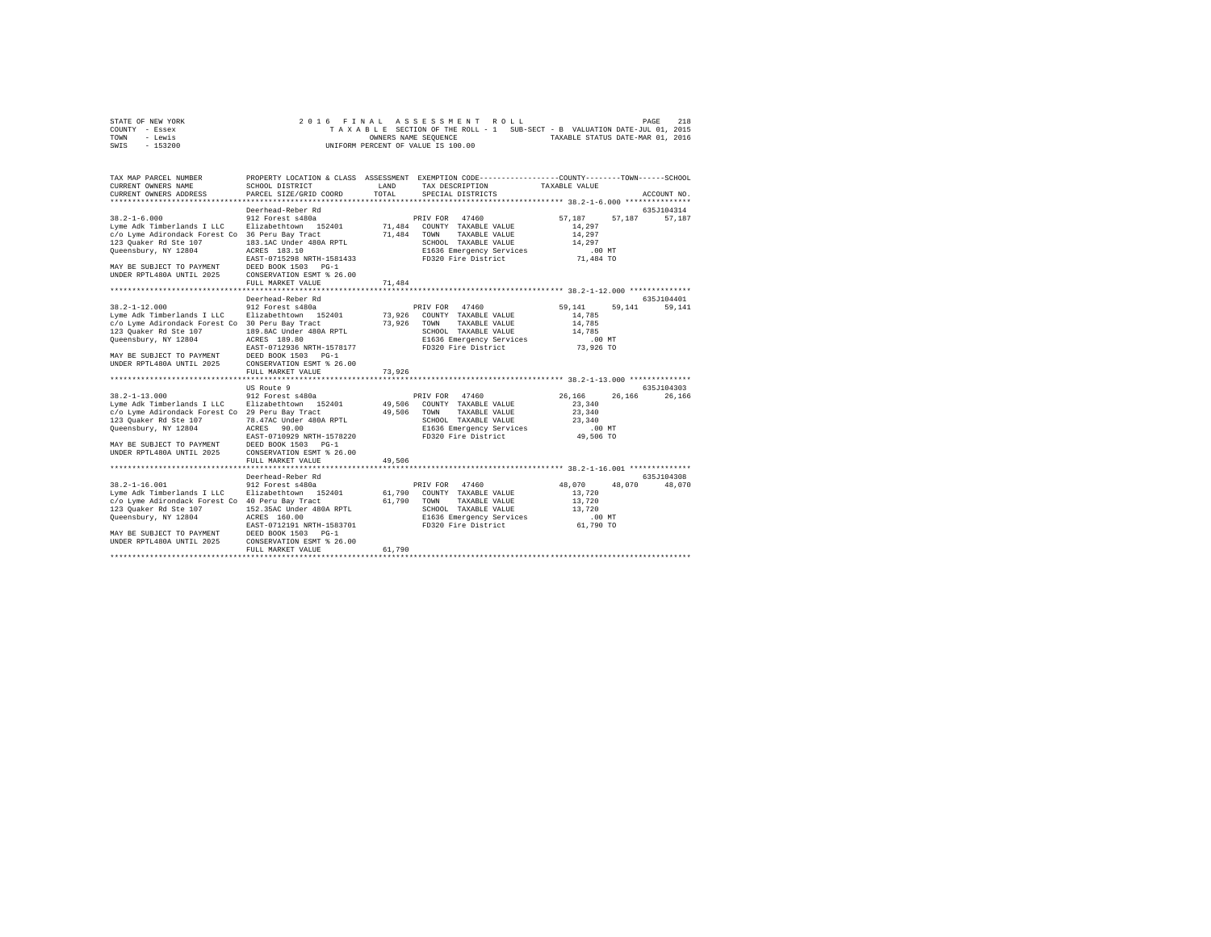STATE OF NEW YORK — 2016 FINAL ASSESSMENT ROLL
COUNTY - Essex — TAXABLE SECTION OF THE ROLL - 1 SUB-SECT - B VALUATION DATE-JUL 01, 2015
TOWN - Lewis — OWNERS NAME SEQUENCE — TAXABLE STATUS DATE-MAR 01, 2016
SWIS - 153200 — UNIFORM PERCENT OF VALUE IS 100.00

```
TAX MAP PARCEL NUMBER        PROPERTY LOCATION & CLASS  ASSESSMENT  EXEMPTION CODE-----------------COUNTY--------TOWN------SCHOOL
CURRENT OWNERS NAME          SCHOOL DISTRICT             LAND       TAX DESCRIPTION            TAXABLE VALUE
CURRENT OWNERS ADDRESS       PARCEL SIZE/GRID COORD      TOTAL      SPECIAL DISTRICTS                                       ACCOUNT NO.
******************************************************************************************************* 38.2-1-6.000 ***************
                             Deerhead-Reber Rd                                                                              635J104314
38.2-1-6.000                 912 Forest s480a                        PRIV FOR  47460               57,187     57,187     57,187
Lyme Adk Timberlands I LLC   Elizabethtown  152401      71,484   COUNTY  TAXABLE VALUE          14,297
c/o Lyme Adirondack Forest Co 36 Peru Bay Tract          71,484   TOWN    TAXABLE VALUE          14,297
123 Quaker Rd Ste 107        183.1AC Under 480A RPTL             SCHOOL  TAXABLE VALUE          14,297
Queensbury, NY 12804         ACRES  183.10                        E1636 Emergency Services          .00 MT
                             EAST-0715298 NRTH-1581433            FD320 Fire District            71,484 TO
MAY BE SUBJECT TO PAYMENT    DEED BOOK 1503   PG-1
UNDER RPTL480A UNTIL 2025    CONSERVATION ESMT % 26.00
                             FULL MARKET VALUE          71,484
******************************************************************************************************* 38.2-1-12.000 **************
                             Deerhead-Reber Rd                                                                              635J104401
38.2-1-12.000                912 Forest s480a                        PRIV FOR  47460               59,141     59,141     59,141
Lyme Adk Timberlands I LLC   Elizabethtown  152401      73,926   COUNTY  TAXABLE VALUE          14,785
c/o Lyme Adirondack Forest Co 30 Peru Bay Tract          73,926   TOWN    TAXABLE VALUE          14,785
123 Quaker Rd Ste 107        189.8AC Under 480A RPTL             SCHOOL  TAXABLE VALUE          14,785
Queensbury, NY 12804         ACRES  189.80                        E1636 Emergency Services          .00 MT
                             EAST-0712936 NRTH-1578177            FD320 Fire District            73,926 TO
MAY BE SUBJECT TO PAYMENT    DEED BOOK 1503   PG-1
UNDER RPTL480A UNTIL 2025    CONSERVATION ESMT % 26.00
                             FULL MARKET VALUE          73,926
******************************************************************************************************* 38.2-1-13.000 **************
                             US Route 9                                                                                     635J104303
38.2-1-13.000                912 Forest s480a                        PRIV FOR  47460               26,166     26,166     26,166
Lyme Adk Timberlands I LLC   Elizabethtown  152401      49,506   COUNTY  TAXABLE VALUE          23,340
c/o Lyme Adirondack Forest Co 29 Peru Bay Tract          49,506   TOWN    TAXABLE VALUE          23,340
123 Quaker Rd Ste 107        78.47AC Under 480A RPTL             SCHOOL  TAXABLE VALUE          23,340
Queensbury, NY 12804         ACRES   90.00                        E1636 Emergency Services          .00 MT
                             EAST-0710929 NRTH-1578220            FD320 Fire District            49,506 TO
MAY BE SUBJECT TO PAYMENT    DEED BOOK 1503   PG-1
UNDER RPTL480A UNTIL 2025    CONSERVATION ESMT % 26.00
                             FULL MARKET VALUE          49,506
******************************************************************************************************* 38.2-1-16.001 **************
                             Deerhead-Reber Rd                                                                              635J104308
38.2-1-16.001                912 Forest s480a                        PRIV FOR  47460               48,070     48,070     48,070
Lyme Adk Timberlands I LLC   Elizabethtown  152401      61,790   COUNTY  TAXABLE VALUE          13,720
c/o Lyme Adirondack Forest Co 40 Peru Bay Tract          61,790   TOWN    TAXABLE VALUE          13,720
123 Quaker Rd Ste 107        152.35AC Under 480A RPTL            SCHOOL  TAXABLE VALUE          13,720
Queensbury, NY 12804         ACRES  160.00                        E1636 Emergency Services          .00 MT
                             EAST-0712191 NRTH-1583701            FD320 Fire District            61,790 TO
MAY BE SUBJECT TO PAYMENT    DEED BOOK 1503   PG-1
UNDER RPTL480A UNTIL 2025    CONSERVATION ESMT % 26.00
                             FULL MARKET VALUE          61,790
************************************************************************************************************************************
```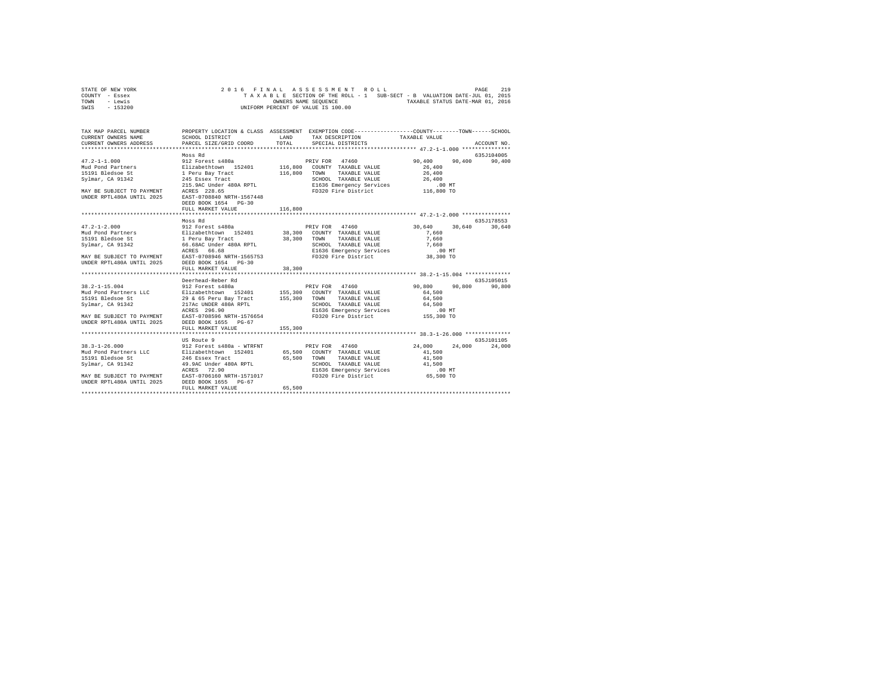STATE OF NEW YORK
COUNTY - Essex
TOWN - Lewis
SWIS - 153200

2016 FINAL ASSESSMENT ROLL
TAXABLE SECTION OF THE ROLL - 1 SUB-SECT - B VALUATION DATE-JUL 01, 2015
OWNERS NAME SEQUENCE TAXABLE STATUS DATE-MAR 01, 2016
UNIFORM PERCENT OF VALUE IS 100.00

| TAX MAP PARCEL NUMBER / CURRENT OWNERS NAME / CURRENT OWNERS ADDRESS | PROPERTY LOCATION & CLASS / SCHOOL DISTRICT / PARCEL SIZE/GRID COORD | ASSESSMENT LAND / TOTAL | EXEMPTION CODE / TAX DESCRIPTION / SPECIAL DISTRICTS | COUNTY TAXABLE VALUE | TOWN | SCHOOL / ACCOUNT NO. |
|---|---|---|---|---|---|---|
| **47.2-1-1.000** | Moss Rd | | | | | 635J104005 |
| 47.2-1-1.000 | 912 Forest s480a | | PRIV FOR 47460 | 90,400 | 90,400 | 90,400 |
| Mud Pond Partners | Elizabethtown 152401 | 116,800 | COUNTY TAXABLE VALUE | 26,400 | | |
| 15191 Bledsoe St | 1 Peru Bay Tract | 116,800 | TOWN TAXABLE VALUE | 26,400 | | |
| Sylmar, CA 91342 | 245 Essex Tract | | SCHOOL TAXABLE VALUE | 26,400 | | |
| | 215.9AC Under 480A RPTL | | E1636 Emergency Services | .00 MT | | |
| MAY BE SUBJECT TO PAYMENT | ACRES 228.65 | | FD320 Fire District | 116,800 TO | | |
| UNDER RPTL480A UNTIL 2025 | EAST-0708840 NRTH-1567448 | | | | | |
| | DEED BOOK 1654 PG-30 | | | | | |
| | FULL MARKET VALUE | 116,800 | | | | |
| **47.2-1-2.000** | Moss Rd | | | | | 635J178553 |
| 47.2-1-2.000 | 912 Forest s480a | | PRIV FOR 47460 | 30,640 | 30,640 | 30,640 |
| Mud Pond Partners | Elizabethtown 152401 | 38,300 | COUNTY TAXABLE VALUE | 7,660 | | |
| 15191 Bledsoe St | 1 Peru Bay Tract | 38,300 | TOWN TAXABLE VALUE | 7,660 | | |
| Sylmar, CA 91342 | 66.68AC Under 480A RPTL | | SCHOOL TAXABLE VALUE | 7,660 | | |
| | ACRES 66.68 | | E1636 Emergency Services | .00 MT | | |
| MAY BE SUBJECT TO PAYMENT | EAST-0708946 NRTH-1565753 | | FD320 Fire District | 38,300 TO | | |
| UNDER RPTL480A UNTIL 2025 | DEED BOOK 1654 PG-30 | | | | | |
| | FULL MARKET VALUE | 38,300 | | | | |
| **38.2-1-15.004** | Deerhead-Reber Rd | | | | | 635J105015 |
| 38.2-1-15.004 | 912 Forest s480a | | PRIV FOR 47460 | 90,800 | 90,800 | 90,800 |
| Mud Pond Partners LLC | Elizabethtown 152401 | 155,300 | COUNTY TAXABLE VALUE | 64,500 | | |
| 15191 Bledsoe St | 29 & 65 Peru Bay Tract | 155,300 | TOWN TAXABLE VALUE | 64,500 | | |
| Sylmar, CA 91342 | 217Ac UNDER 480A RPTL | | SCHOOL TAXABLE VALUE | 64,500 | | |
| | ACRES 296.90 | | E1636 Emergency Services | .00 MT | | |
| MAY BE SUBJECT TO PAYMENT | EAST-0708596 NRTH-1576654 | | FD320 Fire District | 155,300 TO | | |
| UNDER RPTL480A UNTIL 2025 | DEED BOOK 1655 PG-67 | | | | | |
| | FULL MARKET VALUE | 155,300 | | | | |
| **38.3-1-26.000** | US Route 9 | | | | | 635J101105 |
| 38.3-1-26.000 | 912 Forest s480a - WTRFNT | | PRIV FOR 47460 | 24,000 | 24,000 | 24,000 |
| Mud Pond Partners LLC | Elizabethtown 152401 | 65,500 | COUNTY TAXABLE VALUE | 41,500 | | |
| 15191 Bledsoe St | 246 Essex Tract | 65,500 | TOWN TAXABLE VALUE | 41,500 | | |
| Sylmar, CA 91342 | 49.9AC Under 480A RPTL | | SCHOOL TAXABLE VALUE | 41,500 | | |
| | ACRES 72.90 | | E1636 Emergency Services | .00 MT | | |
| MAY BE SUBJECT TO PAYMENT | EAST-0706160 NRTH-1571017 | | FD320 Fire District | 65,500 TO | | |
| UNDER RPTL480A UNTIL 2025 | DEED BOOK 1655 PG-67 | | | | | |
| | FULL MARKET VALUE | 65,500 | | | | |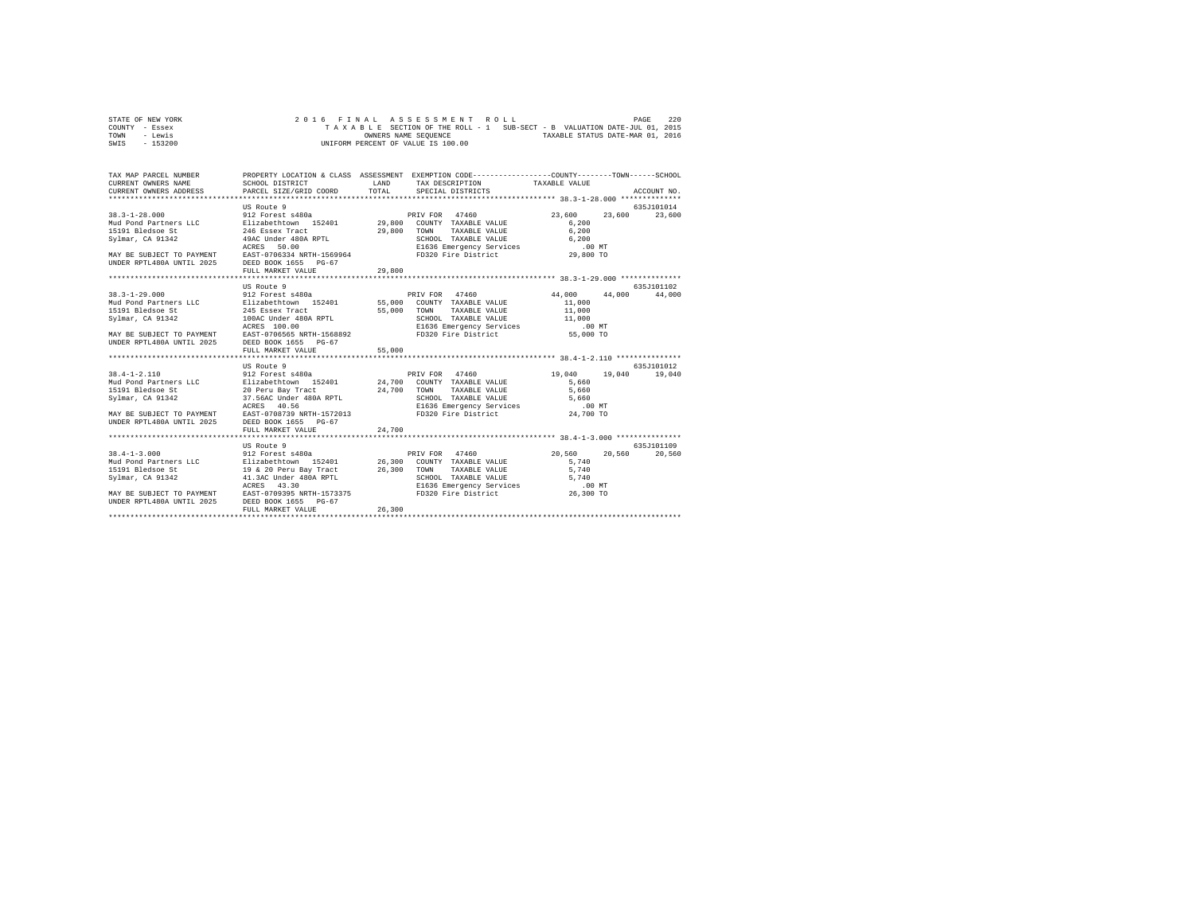STATE OF NEW YORK                    2016 FINAL ASSESSMENT ROLL
COUNTY - Essex                       TAXABLE SECTION OF THE ROLL - 1   SUB-SECT - B  VALUATION DATE-JUL 01, 2015
TOWN - Lewis                         OWNERS NAME SEQUENCE              TAXABLE STATUS DATE-MAR 01, 2016
SWIS - 153200                        UNIFORM PERCENT OF VALUE IS 100.00

| TAX MAP PARCEL NUMBER / CURRENT OWNERS NAME / CURRENT OWNERS ADDRESS | PROPERTY LOCATION & CLASS / SCHOOL DISTRICT / PARCEL SIZE/GRID COORD | ASSESSMENT LAND / TOTAL | EXEMPTION CODE / TAX DESCRIPTION / SPECIAL DISTRICTS | COUNTY | TOWN | SCHOOL | ACCOUNT NO. |
|---|---|---|---|---|---|---|---|
| 38.3-1-28.000 | US Route 9 | | | | | | 635J101014 |
| 38.3-1-28.000 | 912 Forest s480a | | PRIV FOR 47460 | 23,600 | 23,600 | 23,600 | |
| Mud Pond Partners LLC | Elizabethtown 152401 | 29,800 | COUNTY TAXABLE VALUE | 6,200 | | | |
| 15191 Bledsoe St | 246 Essex Tract | 29,800 | TOWN TAXABLE VALUE | 6,200 | | | |
| Sylmar, CA 91342 | 49AC Under 480A RPTL | | SCHOOL TAXABLE VALUE | 6,200 | | | |
| | ACRES 50.00 | | E1636 Emergency Services | .00 MT | | | |
| MAY BE SUBJECT TO PAYMENT | EAST-0706334 NRTH-1569964 | | FD320 Fire District | 29,800 TO | | | |
| UNDER RPTL480A UNTIL 2025 | DEED BOOK 1655 PG-67 | | | | | | |
| | FULL MARKET VALUE | 29,800 | | | | | |
| 38.3-1-29.000 | US Route 9 | | | | | | 635J101102 |
| 38.3-1-29.000 | 912 Forest s480a | | PRIV FOR 47460 | 44,000 | 44,000 | 44,000 | |
| Mud Pond Partners LLC | Elizabethtown 152401 | 55,000 | COUNTY TAXABLE VALUE | 11,000 | | | |
| 15191 Bledsoe St | 245 Essex Tract | 55,000 | TOWN TAXABLE VALUE | 11,000 | | | |
| Sylmar, CA 91342 | 100AC Under 480A RPTL | | SCHOOL TAXABLE VALUE | 11,000 | | | |
| | ACRES 100.00 | | E1636 Emergency Services | .00 MT | | | |
| MAY BE SUBJECT TO PAYMENT | EAST-0706565 NRTH-1568892 | | FD320 Fire District | 55,000 TO | | | |
| UNDER RPTL480A UNTIL 2025 | DEED BOOK 1655 PG-67 | | | | | | |
| | FULL MARKET VALUE | 55,000 | | | | | |
| 38.4-1-2.110 | US Route 9 | | | | | | 635J101012 |
| 38.4-1-2.110 | 912 Forest s480a | | PRIV FOR 47460 | 19,040 | 19,040 | 19,040 | |
| Mud Pond Partners LLC | Elizabethtown 152401 | 24,700 | COUNTY TAXABLE VALUE | 5,660 | | | |
| 15191 Bledsoe St | 20 Peru Bay Tract | 24,700 | TOWN TAXABLE VALUE | 5,660 | | | |
| Sylmar, CA 91342 | 37.56AC Under 480A RPTL | | SCHOOL TAXABLE VALUE | 5,660 | | | |
| | ACRES 40.56 | | E1636 Emergency Services | .00 MT | | | |
| MAY BE SUBJECT TO PAYMENT | EAST-0708739 NRTH-1572013 | | FD320 Fire District | 24,700 TO | | | |
| UNDER RPTL480A UNTIL 2025 | DEED BOOK 1655 PG-67 | | | | | | |
| | FULL MARKET VALUE | 24,700 | | | | | |
| 38.4-1-3.000 | US Route 9 | | | | | | 635J101109 |
| 38.4-1-3.000 | 912 Forest s480a | | PRIV FOR 47460 | 20,560 | 20,560 | 20,560 | |
| Mud Pond Partners LLC | Elizabethtown 152401 | 26,300 | COUNTY TAXABLE VALUE | 5,740 | | | |
| 15191 Bledsoe St | 19 & 20 Peru Bay Tract | 26,300 | TOWN TAXABLE VALUE | 5,740 | | | |
| Sylmar, CA 91342 | 41.3AC Under 480A RPTL | | SCHOOL TAXABLE VALUE | 5,740 | | | |
| | ACRES 43.30 | | E1636 Emergency Services | .00 MT | | | |
| MAY BE SUBJECT TO PAYMENT | EAST-0709395 NRTH-1573375 | | FD320 Fire District | 26,300 TO | | | |
| UNDER RPTL480A UNTIL 2025 | DEED BOOK 1655 PG-67 | | | | | | |
| | FULL MARKET VALUE | 26,300 | | | | | |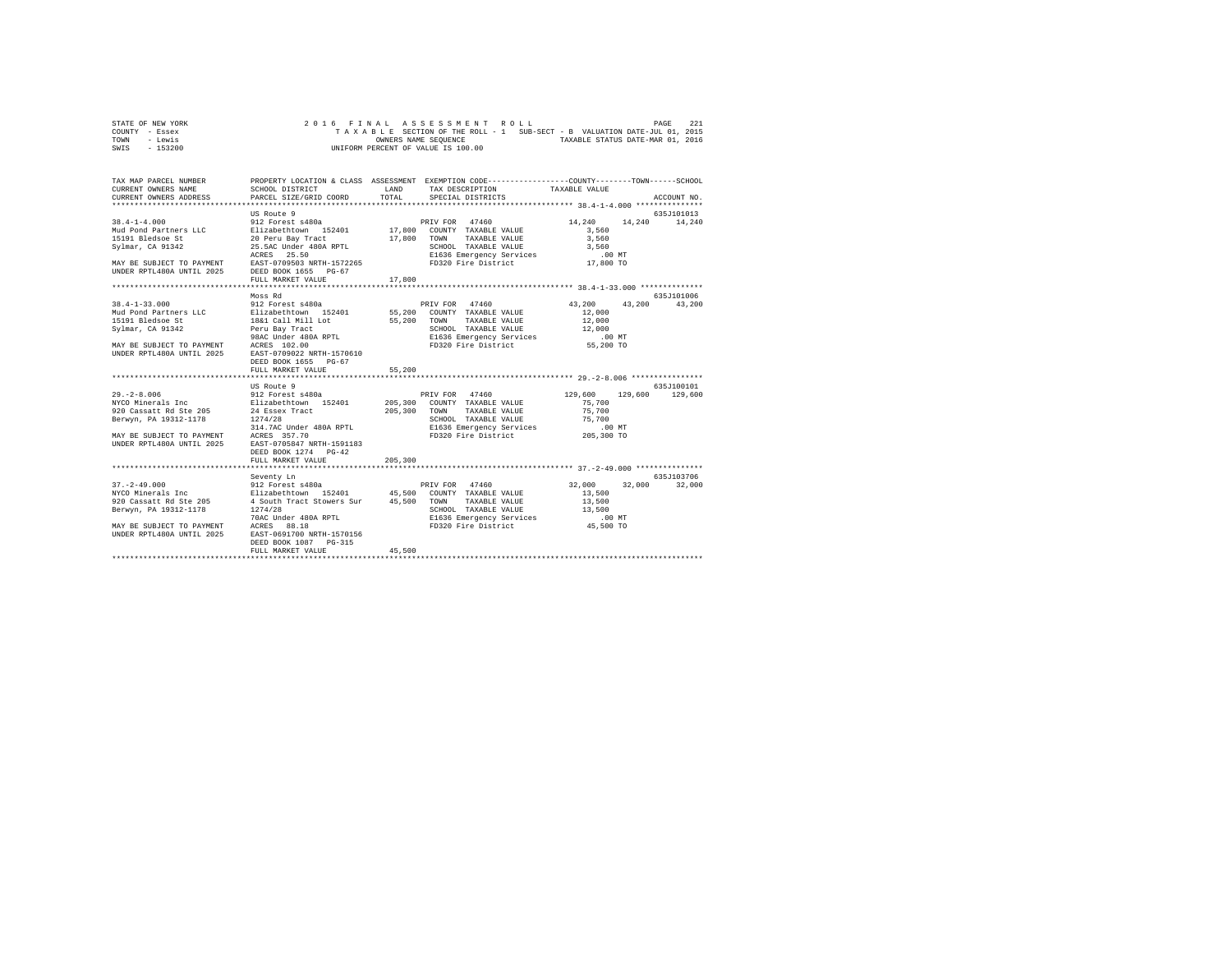STATE OF NEW YORK
COUNTY - Essex
TOWN - Lewis
SWIS - 153200

2016 FINAL ASSESSMENT ROLL
TAXABLE SECTION OF THE ROLL - 1 SUB-SECT - B VALUATION DATE-JUL 01, 2015
OWNERS NAME SEQUENCE TAXABLE STATUS DATE-MAR 01, 2016
UNIFORM PERCENT OF VALUE IS 100.00

PAGE 221

| TAX MAP PARCEL NUMBER / CURRENT OWNERS NAME / CURRENT OWNERS ADDRESS | PROPERTY LOCATION & CLASS / SCHOOL DISTRICT / PARCEL SIZE/GRID COORD | ASSESSMENT LAND | TOTAL | EXEMPTION CODE / TAX DESCRIPTION / SPECIAL DISTRICTS | COUNTY TAXABLE VALUE | TOWN | SCHOOL | ACCOUNT NO. |
|---|---|---|---|---|---|---|---|---|
| **38.4-1-4.000** | US Route 9 | | | | | | | 635J101013 |
| 38.4-1-4.000 | 912 Forest s480a | | | PRIV FOR 47460 | 14,240 | 14,240 | 14,240 | |
| Mud Pond Partners LLC | Elizabethtown 152401 | 17,800 | | COUNTY TAXABLE VALUE | 3,560 | | | |
| 15191 Bledsoe St | 20 Peru Bay Tract | | 17,800 | TOWN TAXABLE VALUE | 3,560 | | | |
| Sylmar, CA 91342 | 25.5AC Under 480A RPTL | | | SCHOOL TAXABLE VALUE | 3,560 | | | |
| | ACRES 25.50 | | | E1636 Emergency Services | .00 MT | | | |
| MAY BE SUBJECT TO PAYMENT | EAST-0709503 NRTH-1572265 | | | FD320 Fire District | 17,800 TO | | | |
| UNDER RPTL480A UNTIL 2025 | DEED BOOK 1655 PG-67 | | | | | | | |
| | FULL MARKET VALUE | | 17,800 | | | | | |
| **38.4-1-33.000** | Moss Rd | | | | | | | 635J101006 |
| 38.4-1-33.000 | 912 Forest s480a | | | PRIV FOR 47460 | 43,200 | 43,200 | 43,200 | |
| Mud Pond Partners LLC | Elizabethtown 152401 | 55,200 | | COUNTY TAXABLE VALUE | 12,000 | | | |
| 15191 Bledsoe St | 18&1 Call Mill Lot | | 55,200 | TOWN TAXABLE VALUE | 12,000 | | | |
| Sylmar, CA 91342 | Peru Bay Tract | | | SCHOOL TAXABLE VALUE | 12,000 | | | |
| | 98AC Under 480A RPTL | | | E1636 Emergency Services | .00 MT | | | |
| MAY BE SUBJECT TO PAYMENT | ACRES 102.00 | | | FD320 Fire District | 55,200 TO | | | |
| UNDER RPTL480A UNTIL 2025 | EAST-0709022 NRTH-1570610 | | | | | | | |
| | DEED BOOK 1655 PG-67 | | | | | | | |
| | FULL MARKET VALUE | | 55,200 | | | | | |
| **29.-2-8.006** | US Route 9 | | | | | | | 635J100101 |
| 29.-2-8.006 | 912 Forest s480a | | | PRIV FOR 47460 | 129,600 | 129,600 | 129,600 | |
| NYCO Minerals Inc | Elizabethtown 152401 | 205,300 | | COUNTY TAXABLE VALUE | 75,700 | | | |
| 920 Cassatt Rd Ste 205 | 24 Essex Tract | | 205,300 | TOWN TAXABLE VALUE | 75,700 | | | |
| Berwyn, PA 19312-1178 | 1274/28 | | | SCHOOL TAXABLE VALUE | 75,700 | | | |
| | 314.7AC Under 480A RPTL | | | E1636 Emergency Services | .00 MT | | | |
| MAY BE SUBJECT TO PAYMENT | ACRES 357.70 | | | FD320 Fire District | 205,300 TO | | | |
| UNDER RPTL480A UNTIL 2025 | EAST-0705847 NRTH-1591183 | | | | | | | |
| | DEED BOOK 1274 PG-42 | | | | | | | |
| | FULL MARKET VALUE | | 205,300 | | | | | |
| **37.-2-49.000** | Seventy Ln | | | | | | | 635J103706 |
| 37.-2-49.000 | 912 Forest s480a | | | PRIV FOR 47460 | 32,000 | 32,000 | 32,000 | |
| NYCO Minerals Inc | Elizabethtown 152401 | 45,500 | | COUNTY TAXABLE VALUE | 13,500 | | | |
| 920 Cassatt Rd Ste 205 | 4 South Tract Stowers Sur | | 45,500 | TOWN TAXABLE VALUE | 13,500 | | | |
| Berwyn, PA 19312-1178 | 1274/28 | | | SCHOOL TAXABLE VALUE | 13,500 | | | |
| | 70AC Under 480A RPTL | | | E1636 Emergency Services | .00 MT | | | |
| MAY BE SUBJECT TO PAYMENT | ACRES 88.18 | | | FD320 Fire District | 45,500 TO | | | |
| UNDER RPTL480A UNTIL 2025 | EAST-0691700 NRTH-1570156 | | | | | | | |
| | DEED BOOK 1087 PG-315 | | | | | | | |
| | FULL MARKET VALUE | | 45,500 | | | | | |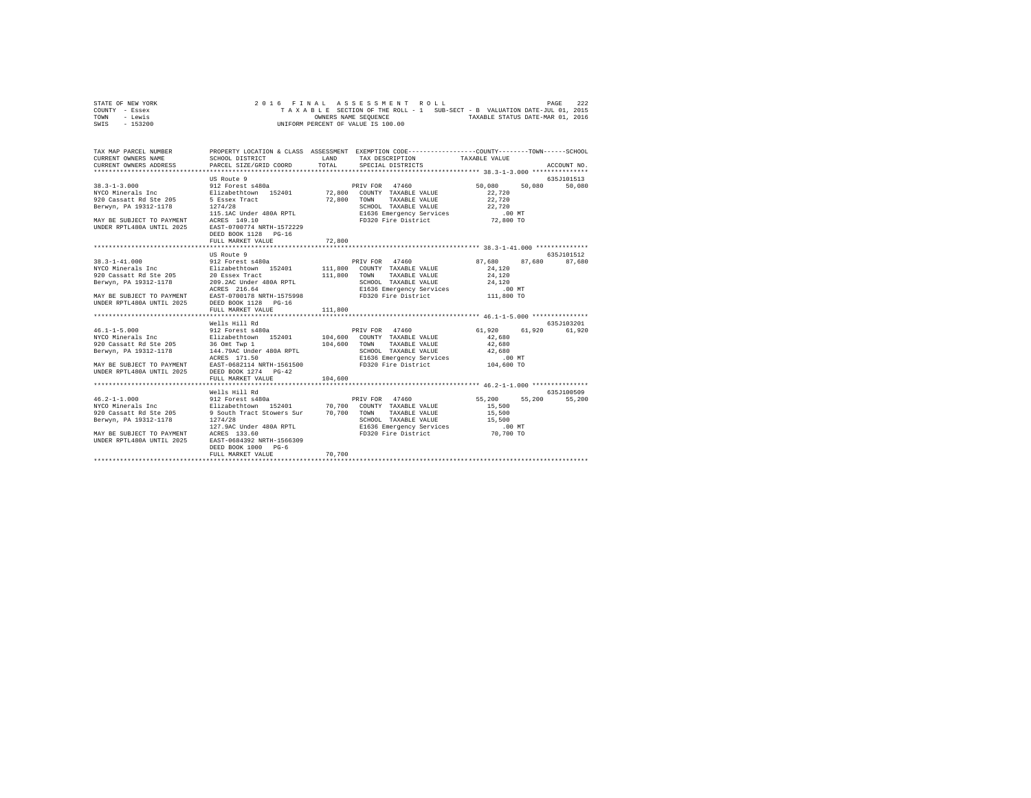STATE OF NEW YORK — 2016 FINAL ASSESSMENT ROLL
COUNTY - Essex — TAXABLE SECTION OF THE ROLL - 1 SUB-SECT - B VALUATION DATE-JUL 01, 2015
TOWN - Lewis — OWNERS NAME SEQUENCE — TAXABLE STATUS DATE-MAR 01, 2016
SWIS - 153200 — UNIFORM PERCENT OF VALUE IS 100.00

| TAX MAP PARCEL NUMBER / CURRENT OWNERS NAME / CURRENT OWNERS ADDRESS | PROPERTY LOCATION & CLASS / SCHOOL DISTRICT / PARCEL SIZE/GRID COORD | ASSESSMENT LAND / TOTAL | EXEMPTION CODE / TAX DESCRIPTION / SPECIAL DISTRICTS | COUNTY | TOWN | SCHOOL | ACCOUNT NO. |
|---|---|---|---|---|---|---|---|
| **38.3-1-3.000** | US Route 9 | | | | | | 635J101513 |
| 38.3-1-3.000 | 912 Forest s480a | | PRIV FOR 47460 | 50,080 | 50,080 | 50,080 | |
| NYCO Minerals Inc | Elizabethtown 152401 | 72,800 | COUNTY TAXABLE VALUE | 22,720 | | | |
| 920 Cassatt Rd Ste 205 | 5 Essex Tract | 72,800 | TOWN TAXABLE VALUE | 22,720 | | | |
| Berwyn, PA 19312-1178 | 1274/28 | | SCHOOL TAXABLE VALUE | 22,720 | | | |
| | 115.1AC Under 480A RPTL | | E1636 Emergency Services | .00 MT | | | |
| MAY BE SUBJECT TO PAYMENT | ACRES 149.10 | | FD320 Fire District | 72,800 TO | | | |
| UNDER RPTL480A UNTIL 2025 | EAST-0700774 NRTH-1572229 | | | | | | |
| | DEED BOOK 1128 PG-16 | | | | | | |
| | FULL MARKET VALUE | 72,800 | | | | | |
| **38.3-1-41.000** | US Route 9 | | | | | | 635J101512 |
| 38.3-1-41.000 | 912 Forest s480a | | PRIV FOR 47460 | 87,680 | 87,680 | 87,680 | |
| NYCO Minerals Inc | Elizabethtown 152401 | 111,800 | COUNTY TAXABLE VALUE | 24,120 | | | |
| 920 Cassatt Rd Ste 205 | 20 Essex Tract | 111,800 | TOWN TAXABLE VALUE | 24,120 | | | |
| Berwyn, PA 19312-1178 | 209.2AC Under 480A RPTL | | SCHOOL TAXABLE VALUE | 24,120 | | | |
| | ACRES 216.64 | | E1636 Emergency Services | .00 MT | | | |
| MAY BE SUBJECT TO PAYMENT | EAST-0700178 NRTH-1575998 | | FD320 Fire District | 111,800 TO | | | |
| UNDER RPTL480A UNTIL 2025 | DEED BOOK 1128 PG-16 | | | | | | |
| | FULL MARKET VALUE | 111,800 | | | | | |
| **46.1-1-5.000** | Wells Hill Rd | | | | | | 635J103201 |
| 46.1-1-5.000 | 912 Forest s480a | | PRIV FOR 47460 | 61,920 | 61,920 | 61,920 | |
| NYCO Minerals Inc | Elizabethtown 152401 | 104,600 | COUNTY TAXABLE VALUE | 42,680 | | | |
| 920 Cassatt Rd Ste 205 | 36 Omt Twp 1 | 104,600 | TOWN TAXABLE VALUE | 42,680 | | | |
| Berwyn, PA 19312-1178 | 144.79AC Under 480A RPTL | | SCHOOL TAXABLE VALUE | 42,680 | | | |
| | ACRES 171.50 | | E1636 Emergency Services | .00 MT | | | |
| MAY BE SUBJECT TO PAYMENT | EAST-0682114 NRTH-1561500 | | FD320 Fire District | 104,600 TO | | | |
| UNDER RPTL480A UNTIL 2025 | DEED BOOK 1274 PG-42 | | | | | | |
| | FULL MARKET VALUE | 104,600 | | | | | |
| **46.2-1-1.000** | Wells Hill Rd | | | | | | 635J100509 |
| 46.2-1-1.000 | 912 Forest s480a | | PRIV FOR 47460 | 55,200 | 55,200 | 55,200 | |
| NYCO Minerals Inc | Elizabethtown 152401 | 70,700 | COUNTY TAXABLE VALUE | 15,500 | | | |
| 920 Cassatt Rd Ste 205 | 9 South Tract Stowers Sur | 70,700 | TOWN TAXABLE VALUE | 15,500 | | | |
| Berwyn, PA 19312-1178 | 1274/28 | | SCHOOL TAXABLE VALUE | 15,500 | | | |
| | 127.9AC Under 480A RPTL | | E1636 Emergency Services | .00 MT | | | |
| MAY BE SUBJECT TO PAYMENT | ACRES 133.60 | | FD320 Fire District | 70,700 TO | | | |
| UNDER RPTL480A UNTIL 2025 | EAST-0684392 NRTH-1566309 | | | | | | |
| | DEED BOOK 1000 PG-6 | | | | | | |
| | FULL MARKET VALUE | 70,700 | | | | | |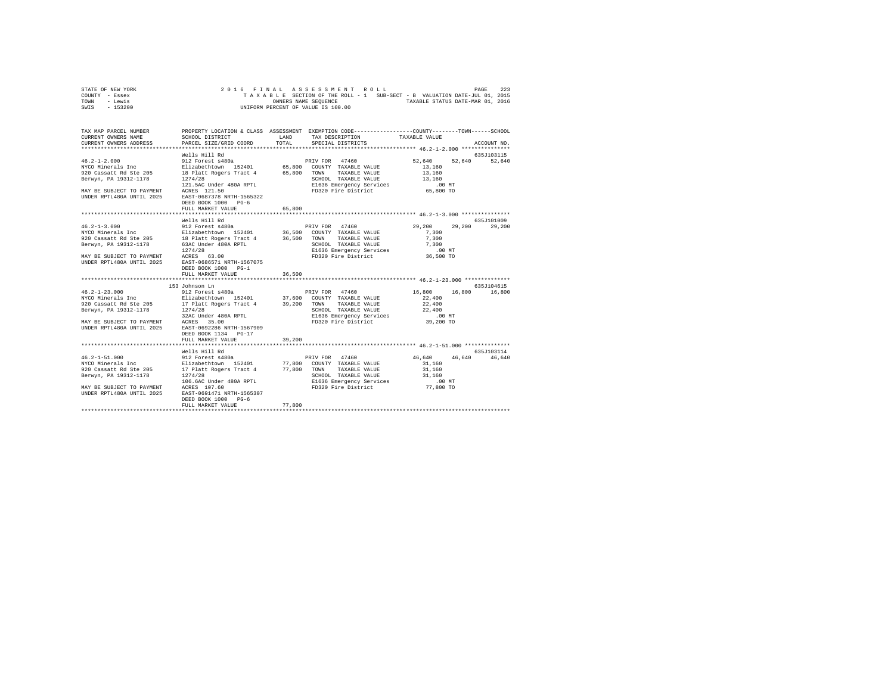STATE OF NEW YORK — 2016 FINAL ASSESSMENT ROLL
COUNTY - Essex — TAXABLE SECTION OF THE ROLL - 1 SUB-SECT - B VALUATION DATE-JUL 01, 2015
TOWN - Lewis — OWNERS NAME SEQUENCE — TAXABLE STATUS DATE-MAR 01, 2016
SWIS - 153200 — UNIFORM PERCENT OF VALUE IS 100.00

| TAX MAP PARCEL NUMBER / CURRENT OWNERS NAME / CURRENT OWNERS ADDRESS | PROPERTY LOCATION & CLASS / SCHOOL DISTRICT / PARCEL SIZE/GRID COORD | ASSESSMENT LAND / TOTAL | EXEMPTION CODE / TAX DESCRIPTION / SPECIAL DISTRICTS | COUNTY | TOWN | SCHOOL | ACCOUNT NO. |
|---|---|---|---|---|---|---|---|
| 46.2-1-2.000 | Wells Hill Rd | | | | | | 635J103115 |
| | 912 Forest s480a | | PRIV FOR 47460 | 52,640 | 52,640 | 52,640 | |
| NYCO Minerals Inc | Elizabethtown 152401 | 65,800 | COUNTY TAXABLE VALUE | 13,160 | | | |
| 920 Cassatt Rd Ste 205 | 18 Platt Rogers Tract 4 | 65,800 | TOWN TAXABLE VALUE | 13,160 | | | |
| Berwyn, PA 19312-1178 | 1274/28 | | SCHOOL TAXABLE VALUE | 13,160 | | | |
| | 121.5AC Under 480A RPTL | | E1636 Emergency Services | .00 MT | | | |
| MAY BE SUBJECT TO PAYMENT | ACRES 121.50 | | FD320 Fire District | 65,800 TO | | | |
| UNDER RPTL480A UNTIL 2025 | EAST-0687378 NRTH-1565322 | | | | | | |
| | DEED BOOK 1000 PG-6 | | | | | | |
| | FULL MARKET VALUE | 65,800 | | | | | |
| 46.2-1-3.000 | Wells Hill Rd | | | | | | 635J101009 |
| | 912 Forest s480a | | PRIV FOR 47460 | 29,200 | 29,200 | 29,200 | |
| NYCO Minerals Inc | Elizabethtown 152401 | 36,500 | COUNTY TAXABLE VALUE | 7,300 | | | |
| 920 Cassatt Rd Ste 205 | 18 Platt Rogers Tract 4 | 36,500 | TOWN TAXABLE VALUE | 7,300 | | | |
| Berwyn, PA 19312-1178 | 63AC Under 480A RPTL | | SCHOOL TAXABLE VALUE | 7,300 | | | |
| | 1274/28 | | E1636 Emergency Services | .00 MT | | | |
| MAY BE SUBJECT TO PAYMENT | ACRES 63.00 | | FD320 Fire District | 36,500 TO | | | |
| UNDER RPTL480A UNTIL 2025 | EAST-0686571 NRTH-1567075 | | | | | | |
| | DEED BOOK 1000 PG-1 | | | | | | |
| | FULL MARKET VALUE | 36,500 | | | | | |
| 46.2-1-23.000 | 153 Johnson Ln | | | | | | 635J104615 |
| | 912 Forest s480a | | PRIV FOR 47460 | 16,800 | 16,800 | 16,800 | |
| NYCO Minerals Inc | Elizabethtown 152401 | 37,600 | COUNTY TAXABLE VALUE | 22,400 | | | |
| 920 Cassatt Rd Ste 205 | 17 Platt Rogers Tract 4 | 39,200 | TOWN TAXABLE VALUE | 22,400 | | | |
| Berwyn, PA 19312-1178 | 1274/28 | | SCHOOL TAXABLE VALUE | 22,400 | | | |
| | 32AC Under 480A RPTL | | E1636 Emergency Services | .00 MT | | | |
| MAY BE SUBJECT TO PAYMENT | ACRES 35.00 | | FD320 Fire District | 39,200 TO | | | |
| UNDER RPTL480A UNTIL 2025 | EAST-0692286 NRTH-1567909 | | | | | | |
| | DEED BOOK 1134 PG-17 | | | | | | |
| | FULL MARKET VALUE | 39,200 | | | | | |
| 46.2-1-51.000 | Wells Hill Rd | | | | | | 635J103114 |
| | 912 Forest s480a | | PRIV FOR 47460 | 46,640 | 46,640 | 46,640 | |
| NYCO Minerals Inc | Elizabethtown 152401 | 77,800 | COUNTY TAXABLE VALUE | 31,160 | | | |
| 920 Cassatt Rd Ste 205 | 17 Platt Rogers Tract 4 | 77,800 | TOWN TAXABLE VALUE | 31,160 | | | |
| Berwyn, PA 19312-1178 | 1274/28 | | SCHOOL TAXABLE VALUE | 31,160 | | | |
| | 106.6AC Under 480A RPTL | | E1636 Emergency Services | .00 MT | | | |
| MAY BE SUBJECT TO PAYMENT | ACRES 107.60 | | FD320 Fire District | 77,800 TO | | | |
| UNDER RPTL480A UNTIL 2025 | EAST-0691471 NRTH-1565307 | | | | | | |
| | DEED BOOK 1000 PG-6 | | | | | | |
| | FULL MARKET VALUE | 77,800 | | | | | |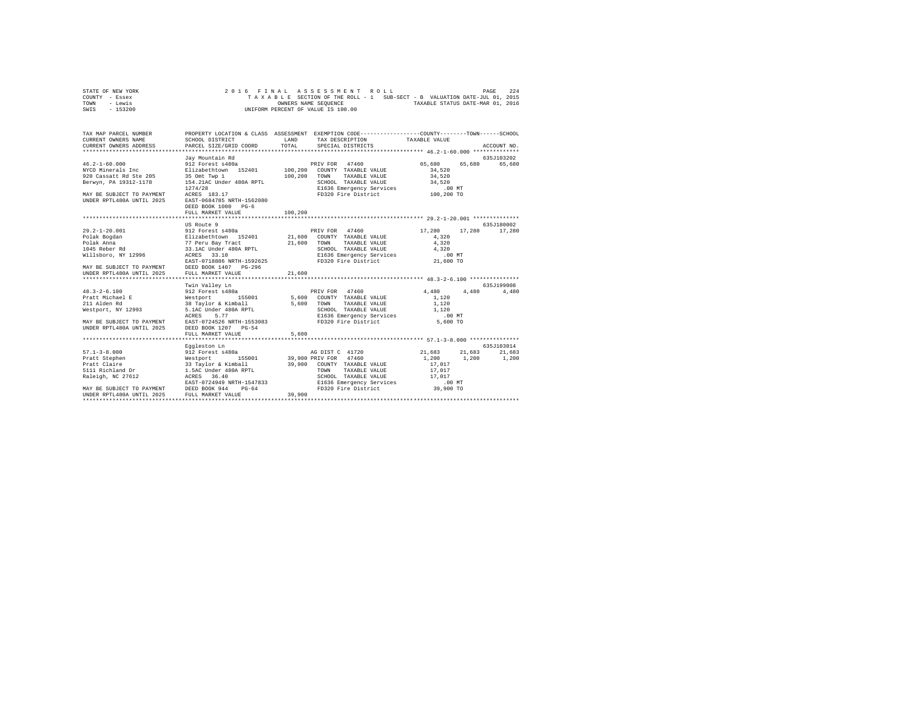STATE OF NEW YORK 2016 FINAL ASSESSMENT ROLL
COUNTY - Essex TAXABLE SECTION OF THE ROLL - 1 SUB-SECT - B VALUATION DATE-JUL 01, 2015
TOWN - Lewis OWNERS NAME SEQUENCE TAXABLE STATUS DATE-MAR 01, 2016
SWIS - 153200 UNIFORM PERCENT OF VALUE IS 100.00

```
TAX MAP PARCEL NUMBER         PROPERTY LOCATION & CLASS  ASSESSMENT  EXEMPTION CODE-----------------COUNTY--------TOWN------SCHOOL
CURRENT OWNERS NAME           SCHOOL DISTRICT              LAND      TAX DESCRIPTION            TAXABLE VALUE
CURRENT OWNERS ADDRESS        PARCEL SIZE/GRID COORD       TOTAL     SPECIAL DISTRICTS                                    ACCOUNT NO.
******************************************************************************************************* 46.2-1-60.000 **************
                              Jay Mountain Rd                                                                         635J103202
46.2-1-60.000                 912 Forest s480a                        PRIV FOR   47460            65,680     65,680     65,680
NYCO Minerals Inc             Elizabethtown  152401        100,200    COUNTY  TAXABLE VALUE         34,520
920 Cassatt Rd Ste 205        35 Omt Twp 1                 100,200    TOWN    TAXABLE VALUE         34,520
Berwyn, PA 19312-1178         154.21AC Under 480A RPTL                SCHOOL  TAXABLE VALUE         34,520
                              1274/28                                 E1636 Emergency Services            .00 MT
MAY BE SUBJECT TO PAYMENT     ACRES  183.17                           FD320 Fire District             100,200 TO
UNDER RPTL480A UNTIL 2025     EAST-0684785 NRTH-1562080
                              DEED BOOK 1000   PG-6
                              FULL MARKET VALUE            100,200
******************************************************************************************************* 29.2-1-20.001 **************
                              US Route 9                                                                              635J180002
29.2-1-20.001                 912 Forest s480a                        PRIV FOR   47460            17,280     17,280     17,280
Polak Bogdan                  Elizabethtown  152401         21,600    COUNTY  TAXABLE VALUE          4,320
Polak Anna                    77 Peru Bay Tract             21,600    TOWN    TAXABLE VALUE          4,320
1045 Reber Rd                 33.1AC Under 480A RPTL                  SCHOOL  TAXABLE VALUE          4,320
Willsboro, NY 12996           ACRES   33.10                           E1636 Emergency Services            .00 MT
                              EAST-0718886 NRTH-1592625               FD320 Fire District              21,600 TO
MAY BE SUBJECT TO PAYMENT     DEED BOOK 1407   PG-296
UNDER RPTL480A UNTIL 2025     FULL MARKET VALUE             21,600
******************************************************************************************************* 48.3-2-6.100 ***************
                              Twin Valley Ln                                                                          635J199008
48.3-2-6.100                  912 Forest s480a                        PRIV FOR   47460             4,480      4,480      4,480
Pratt Michael E               Westport       155001          5,600    COUNTY  TAXABLE VALUE          1,120
211 Alden Rd                  38 Taylor & Kimball            5,600    TOWN    TAXABLE VALUE          1,120
Westport, NY 12993            5.1AC Under 480A RPTL                   SCHOOL  TAXABLE VALUE          1,120
                              ACRES    5.77                           E1636 Emergency Services            .00 MT
MAY BE SUBJECT TO PAYMENT     EAST-0724526 NRTH-1553083               FD320 Fire District               5,600 TO
UNDER RPTL480A UNTIL 2025     DEED BOOK 1207   PG-54
                              FULL MARKET VALUE              5,600
******************************************************************************************************* 57.1-3-8.000 ***************
                              Eggleston Ln                                                                            635J103014
57.1-3-8.000                  912 Forest s480a                        AG DIST C  41720            21,683     21,683     21,683
Pratt Stephen                 Westport       155001         39,900 PRIV FOR   47460              1,200      1,200      1,200
Pratt Claire                  33 Taylor & Kimball           39,900    COUNTY  TAXABLE VALUE         17,017
5111 Richland Dr              1.5AC Under 480A RPTL                   TOWN    TAXABLE VALUE         17,017
Raleigh, NC 27612             ACRES   36.40                           SCHOOL  TAXABLE VALUE         17,017
                              EAST-0724949 NRTH-1547833               E1636 Emergency Services            .00 MT
MAY BE SUBJECT TO PAYMENT     DEED BOOK 944    PG-64                  FD320 Fire District              39,900 TO
UNDER RPTL480A UNTIL 2025     FULL MARKET VALUE             39,900
************************************************************************************************************************************
```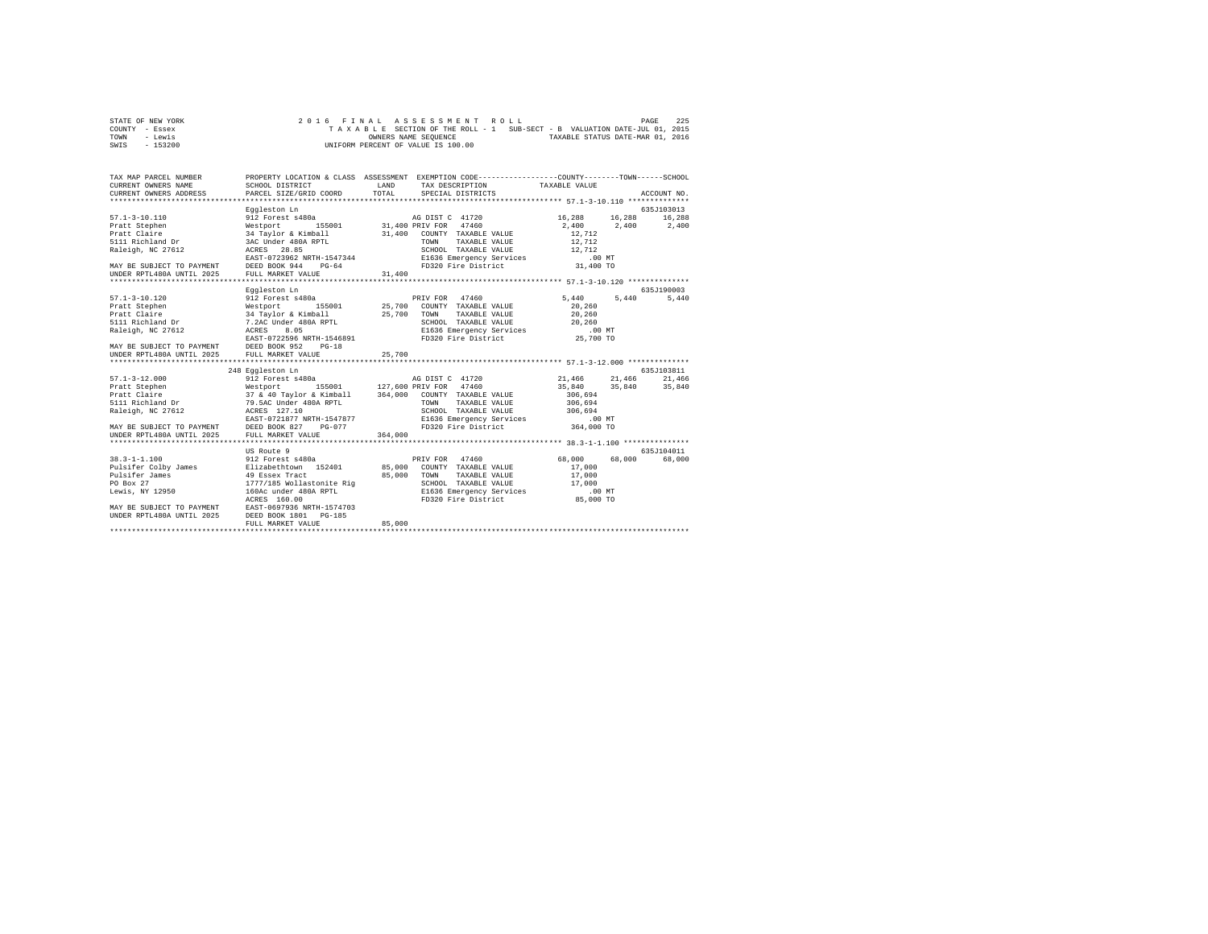STATE OF NEW YORK
COUNTY - Essex
TOWN - Lewis
SWIS - 153200

2016 FINAL ASSESSMENT ROLL
TAXABLE SECTION OF THE ROLL - 1 SUB-SECT - B VALUATION DATE-JUL 01, 2015
OWNERS NAME SEQUENCE TAXABLE STATUS DATE-MAR 01, 2016
UNIFORM PERCENT OF VALUE IS 100.00

```
TAX MAP PARCEL NUMBER          PROPERTY LOCATION & CLASS  ASSESSMENT  EXEMPTION CODE-----------------COUNTY--------TOWN------SCHOOL
CURRENT OWNERS NAME            SCHOOL DISTRICT            LAND        TAX DESCRIPTION             TAXABLE VALUE
CURRENT OWNERS ADDRESS         PARCEL SIZE/GRID COORD     TOTAL       SPECIAL DISTRICTS                                    ACCOUNT NO.
************************************************************************************************ 57.1-3-10.110 **************
                               Eggleston Ln                                                                               635J103013
57.1-3-10.110                  912 Forest s480a                       AG DIST C  41720              16,288     16,288      16,288
Pratt Stephen                  Westport       155001      31,400 PRIV FOR   47460                    2,400      2,400       2,400
Pratt Claire                   34 Taylor & Kimball        31,400   COUNTY  TAXABLE VALUE            12,712
5111 Richland Dr               3AC Under 480A RPTL                 TOWN    TAXABLE VALUE            12,712
Raleigh, NC 27612              ACRES  28.85                        SCHOOL  TAXABLE VALUE            12,712
                               EAST-0723962 NRTH-1547344           E1636 Emergency Services            .00 MT
MAY BE SUBJECT TO PAYMENT      DEED BOOK 944    PG-64              FD320 Fire District              31,400 TO
UNDER RPTL480A UNTIL 2025      FULL MARKET VALUE          31,400
************************************************************************************************ 57.1-3-10.120 **************
                               Eggleston Ln                                                                               635J190003
57.1-3-10.120                  912 Forest s480a                       PRIV FOR   47460               5,440      5,440       5,440
Pratt Stephen                  Westport       155001      25,700   COUNTY  TAXABLE VALUE            20,260
Pratt Claire                   34 Taylor & Kimball        25,700   TOWN    TAXABLE VALUE            20,260
5111 Richland Dr               7.2AC Under 480A RPTL               SCHOOL  TAXABLE VALUE            20,260
Raleigh, NC 27612              ACRES   8.05                        E1636 Emergency Services            .00 MT
                               EAST-0722596 NRTH-1546891           FD320 Fire District              25,700 TO
MAY BE SUBJECT TO PAYMENT      DEED BOOK 952    PG-18
UNDER RPTL480A UNTIL 2025      FULL MARKET VALUE          25,700
************************************************************************************************ 57.1-3-12.000 **************
                           248 Eggleston Ln                                                                               635J103811
57.1-3-12.000                  912 Forest s480a                       AG DIST C  41720              21,466     21,466      21,466
Pratt Stephen                  Westport       155001     127,600 PRIV FOR   47460                   35,840     35,840      35,840
Pratt Claire                   37 & 40 Taylor & Kimball  364,000   COUNTY  TAXABLE VALUE           306,694
5111 Richland Dr               79.5AC Under 480A RPTL              TOWN    TAXABLE VALUE           306,694
Raleigh, NC 27612              ACRES 127.10                        SCHOOL  TAXABLE VALUE           306,694
                               EAST-0721877 NRTH-1547877           E1636 Emergency Services            .00 MT
MAY BE SUBJECT TO PAYMENT      DEED BOOK 827    PG-077             FD320 Fire District             364,000 TO
UNDER RPTL480A UNTIL 2025      FULL MARKET VALUE         364,000
************************************************************************************************ 38.3-1-1.100 ***************
                               US Route 9                                                                                 635J104011
38.3-1-1.100                   912 Forest s480a                       PRIV FOR   47460              68,000     68,000      68,000
Pulsifer Colby James           Elizabethtown  152401      85,000   COUNTY  TAXABLE VALUE            17,000
Pulsifer James                 49 Essex Tract             85,000   TOWN    TAXABLE VALUE            17,000
PO Box 27                      1777/185 Wollastonite Rig           SCHOOL  TAXABLE VALUE            17,000
Lewis, NY 12950                160Ac under 480A RPTL               E1636 Emergency Services            .00 MT
                               ACRES 160.00                        FD320 Fire District              85,000 TO
MAY BE SUBJECT TO PAYMENT      EAST-0697936 NRTH-1574703
UNDER RPTL480A UNTIL 2025      DEED BOOK 1801   PG-185
                               FULL MARKET VALUE          85,000
******************************************************************************************************************************
```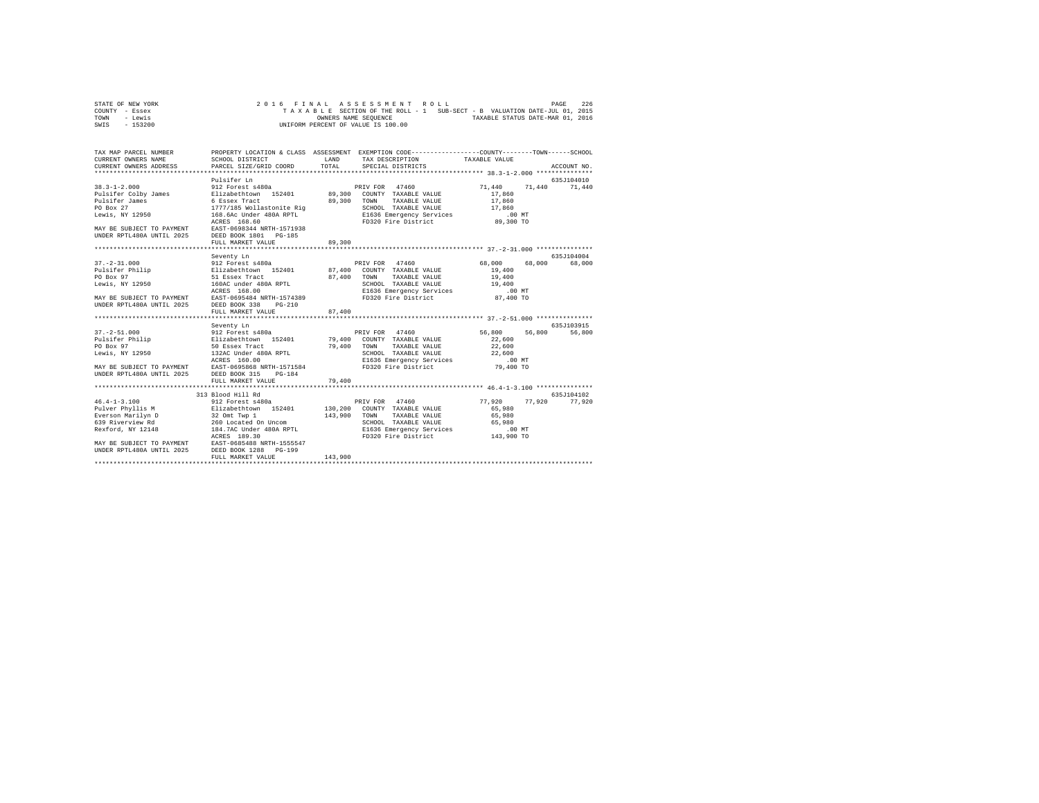STATE OF NEW YORK
COUNTY - Essex
TOWN - Lewis
SWIS - 153200

2 0 1 6 F I N A L A S S E S S M E N T R O L L
T A X A B L E SECTION OF THE ROLL - 1 SUB-SECT - B VALUATION DATE-JUL 01, 2015
OWNERS NAME SEQUENCE TAXABLE STATUS DATE-MAR 01, 2016
UNIFORM PERCENT OF VALUE IS 100.00

```
TAX MAP PARCEL NUMBER      PROPERTY LOCATION & CLASS  ASSESSMENT  EXEMPTION CODE-----------------COUNTY--------TOWN------SCHOOL
CURRENT OWNERS NAME        SCHOOL DISTRICT               LAND      TAX DESCRIPTION            TAXABLE VALUE
CURRENT OWNERS ADDRESS     PARCEL SIZE/GRID COORD        TOTAL     SPECIAL DISTRICTS                                   ACCOUNT NO.
******************************************************************************************************* 38.3-1-2.000 ***************
                           Pulsifer Ln                                                                                  635J104010
38.3-1-2.000               912 Forest s480a                        PRIV FOR  47460              71,440     71,440      71,440
Pulsifer Colby James       Elizabethtown  152401       89,300   COUNTY  TAXABLE VALUE           17,860
Pulsifer James             6 Essex Tract               89,300   TOWN    TAXABLE VALUE           17,860
PO Box 27                  1777/185 Wollastonite Rig            SCHOOL  TAXABLE VALUE           17,860
Lewis, NY 12950            168.6Ac Under 480A RPTL              E1636 Emergency Services           .00 MT
                           ACRES  168.60                        FD320 Fire District             89,300 TO
MAY BE SUBJECT TO PAYMENT  EAST-0698344 NRTH-1571938
UNDER RPTL480A UNTIL 2025  DEED BOOK 1801   PG-185
                           FULL MARKET VALUE           89,300
******************************************************************************************************* 37.-2-31.000 ***************
                           Seventy Ln                                                                                   635J104004
37.-2-31.000               912 Forest s480a                        PRIV FOR  47460              68,000     68,000      68,000
Pulsifer Philip            Elizabethtown  152401       87,400   COUNTY  TAXABLE VALUE           19,400
PO Box 97                  51 Essex Tract              87,400   TOWN    TAXABLE VALUE           19,400
Lewis, NY 12950            160AC under 480A RPTL                SCHOOL  TAXABLE VALUE           19,400
                           ACRES  168.00                        E1636 Emergency Services           .00 MT
MAY BE SUBJECT TO PAYMENT  EAST-0695484 NRTH-1574389            FD320 Fire District             87,400 TO
UNDER RPTL480A UNTIL 2025  DEED BOOK 338    PG-210
                           FULL MARKET VALUE           87,400
******************************************************************************************************* 37.-2-51.000 ***************
                           Seventy Ln                                                                                   635J103915
37.-2-51.000               912 Forest s480a                        PRIV FOR  47460              56,800     56,800      56,800
Pulsifer Philip            Elizabethtown  152401       79,400   COUNTY  TAXABLE VALUE           22,600
PO Box 97                  50 Essex Tract              79,400   TOWN    TAXABLE VALUE           22,600
Lewis, NY 12950            132AC Under 480A RPTL                SCHOOL  TAXABLE VALUE           22,600
                           ACRES  160.00                        E1636 Emergency Services           .00 MT
MAY BE SUBJECT TO PAYMENT  EAST-0695868 NRTH-1571584            FD320 Fire District             79,400 TO
UNDER RPTL480A UNTIL 2025  DEED BOOK 315    PG-184
                           FULL MARKET VALUE           79,400
******************************************************************************************************* 46.4-1-3.100 ***************
                           313 Blood Hill Rd                                                                            635J104102
46.4-1-3.100               912 Forest s480a                        PRIV FOR  47460              77,920     77,920      77,920
Pulver Phyllis M           Elizabethtown  152401      130,200   COUNTY  TAXABLE VALUE           65,980
Everson Marilyn D          32 Omt Twp 1               143,900   TOWN    TAXABLE VALUE           65,980
639 Riverview Rd           260 Located On Uncom                 SCHOOL  TAXABLE VALUE           65,980
Rexford, NY 12148          184.7AC Under 480A RPTL              E1636 Emergency Services           .00 MT
                           ACRES  189.30                        FD320 Fire District            143,900 TO
MAY BE SUBJECT TO PAYMENT  EAST-0685488 NRTH-1555547
UNDER RPTL480A UNTIL 2025  DEED BOOK 1288   PG-199
                           FULL MARKET VALUE          143,900
************************************************************************************************************************************
```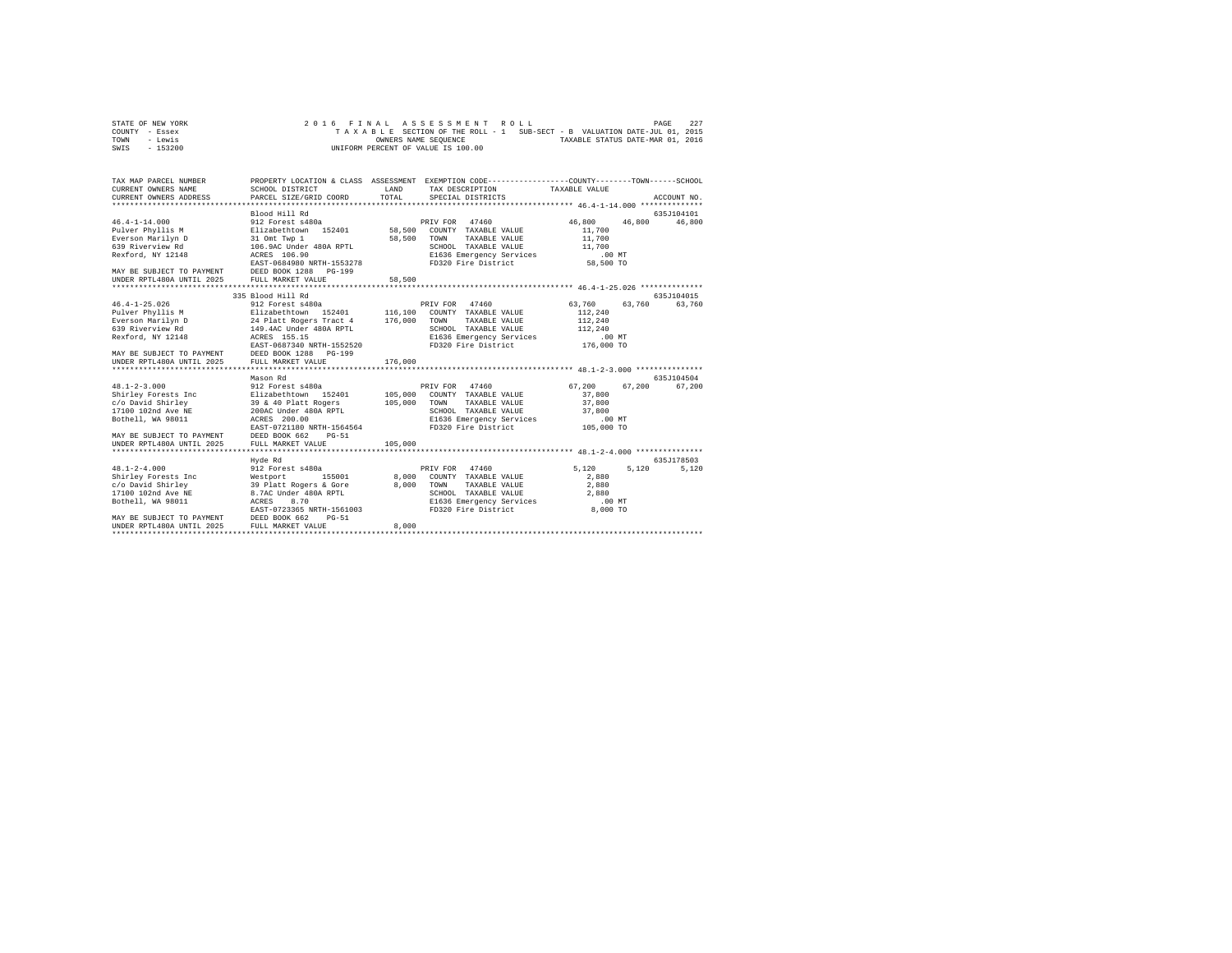```
STATE OF NEW YORK                    2 0 1 6   F I N A L   A S S E S S M E N T   R O L L                       PAGE    227
COUNTY  - Essex                        T A X A B L E  SECTION OF THE ROLL - 1   SUB-SECT - B  VALUATION DATE-JUL 01, 2015
TOWN    - Lewis                                    OWNERS NAME SEQUENCE                    TAXABLE STATUS DATE-MAR 01, 2016
SWIS    - 153200                               UNIFORM PERCENT OF VALUE IS 100.00

TAX MAP PARCEL NUMBER          PROPERTY LOCATION & CLASS  ASSESSMENT  EXEMPTION CODE-----------------COUNTY--------TOWN------SCHOOL
CURRENT OWNERS NAME            SCHOOL DISTRICT             LAND       TAX DESCRIPTION            TAXABLE VALUE
CURRENT OWNERS ADDRESS         PARCEL SIZE/GRID COORD      TOTAL      SPECIAL DISTRICTS                                   ACCOUNT NO.
****************************************************************************************************** 46.4-1-14.000 **************
                               Blood Hill Rd                                                                               635J104101
46.4-1-14.000                  912 Forest s480a                        PRIV FOR  47460               46,800     46,800     46,800
Pulver Phyllis M               Elizabethtown  152401         58,500    COUNTY  TAXABLE VALUE          11,700
Everson Marilyn D              31 Omt Twp 1                  58,500    TOWN    TAXABLE VALUE          11,700
639 Riverview Rd               106.9AC Under 480A RPTL                 SCHOOL  TAXABLE VALUE          11,700
Rexford, NY 12148              ACRES  106.90                           E1636 Emergency Services          .00 MT
                               EAST-0684980 NRTH-1553278               FD320 Fire District             58,500 TO
MAY BE SUBJECT TO PAYMENT      DEED BOOK 1288   PG-199
UNDER RPTL480A UNTIL 2025      FULL MARKET VALUE             58,500
****************************************************************************************************** 46.4-1-25.026 **************
                               335 Blood Hill Rd                                                                           635J104015
46.4-1-25.026                  912 Forest s480a                        PRIV FOR  47460               63,760     63,760     63,760
Pulver Phyllis M               Elizabethtown  152401        116,100    COUNTY  TAXABLE VALUE         112,240
Everson Marilyn D              24 Platt Rogers Tract 4      176,000    TOWN    TAXABLE VALUE         112,240
639 Riverview Rd               149.4AC Under 480A RPTL                 SCHOOL  TAXABLE VALUE         112,240
Rexford, NY 12148              ACRES  155.15                           E1636 Emergency Services          .00 MT
                               EAST-0687340 NRTH-1552520               FD320 Fire District            176,000 TO
MAY BE SUBJECT TO PAYMENT      DEED BOOK 1288   PG-199
UNDER RPTL480A UNTIL 2025      FULL MARKET VALUE            176,000
****************************************************************************************************** 48.1-2-3.000 ***************
                               Mason Rd                                                                                    635J104504
48.1-2-3.000                   912 Forest s480a                        PRIV FOR  47460               67,200     67,200     67,200
Shirley Forests Inc            Elizabethtown  152401        105,000    COUNTY  TAXABLE VALUE          37,800
c/o David Shirley              39 & 40 Platt Rogers         105,000    TOWN    TAXABLE VALUE          37,800
17100 102nd Ave NE             200AC Under 480A RPTL                   SCHOOL  TAXABLE VALUE          37,800
Bothell, WA 98011              ACRES  200.00                           E1636 Emergency Services          .00 MT
                               EAST-0721180 NRTH-1564564               FD320 Fire District            105,000 TO
MAY BE SUBJECT TO PAYMENT      DEED BOOK 662    PG-51
UNDER RPTL480A UNTIL 2025      FULL MARKET VALUE            105,000
****************************************************************************************************** 48.1-2-4.000 ***************
                               Hyde Rd                                                                                     635J178503
48.1-2-4.000                   912 Forest s480a                        PRIV FOR  47460                5,120      5,120      5,120
Shirley Forests Inc            Westport       155001          8,000    COUNTY  TAXABLE VALUE           2,880
c/o David Shirley              39 Platt Rogers & Gore         8,000    TOWN    TAXABLE VALUE           2,880
17100 102nd Ave NE             8.7AC Under 480A RPTL                   SCHOOL  TAXABLE VALUE           2,880
Bothell, WA 98011              ACRES    8.70                           E1636 Emergency Services          .00 MT
                               EAST-0723365 NRTH-1561003               FD320 Fire District              8,000 TO
MAY BE SUBJECT TO PAYMENT      DEED BOOK 662    PG-51
UNDER RPTL480A UNTIL 2025      FULL MARKET VALUE              8,000
************************************************************************************************************************************
```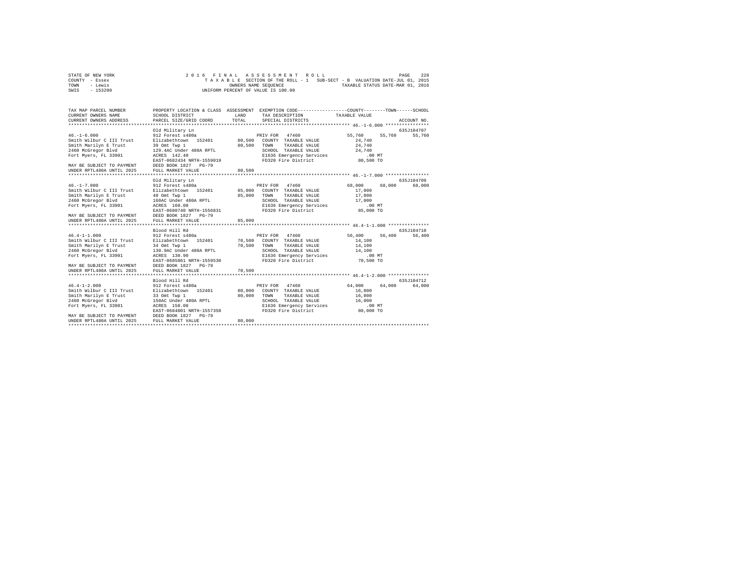STATE OF NEW YORK
COUNTY - Essex
TOWN - Lewis
SWIS - 153200

2016 FINAL ASSESSMENT ROLL
TAXABLE SECTION OF THE ROLL - 1 SUB-SECT - B VALUATION DATE-JUL 01, 2015
OWNERS NAME SEQUENCE TAXABLE STATUS DATE-MAR 01, 2016
UNIFORM PERCENT OF VALUE IS 100.00

| TAX MAP PARCEL NUMBER / CURRENT OWNERS NAME / CURRENT OWNERS ADDRESS | PROPERTY LOCATION & CLASS / SCHOOL DISTRICT / PARCEL SIZE/GRID COORD | ASSESSMENT LAND / TOTAL | EXEMPTION CODE / TAX DESCRIPTION / SPECIAL DISTRICTS | COUNTY TAXABLE VALUE | TOWN | SCHOOL | ACCOUNT NO. |
|---|---|---|---|---|---|---|---|
| **46.-1-6.000** | Old Military Ln | | | | | | 635J104707 |
| 46.-1-6.000 | 912 Forest s480a | | PRIV FOR 47460 | 55,760 | 55,760 | 55,760 | |
| Smith Wilbur C III Trust | Elizabethtown 152401 | 80,500 | COUNTY TAXABLE VALUE | 24,740 | | | |
| Smith Marilyn E Trust | 39 Omt Twp 1 | 80,500 | TOWN TAXABLE VALUE | 24,740 | | | |
| 2460 McGregor Blvd | 129.4AC Under 480A RPTL | | SCHOOL TAXABLE VALUE | 24,740 | | | |
| Fort Myers, FL 33901 | ACRES 142.40 | | E1636 Emergency Services | .00 MT | | | |
| | EAST-0682434 NRTH-1559019 | | FD320 Fire District | 80,500 TO | | | |
| MAY BE SUBJECT TO PAYMENT | DEED BOOK 1827 PG-79 | | | | | | |
| UNDER RPTL480A UNTIL 2025 | FULL MARKET VALUE | 80,500 | | | | | |
| **46.-1-7.000** | Old Military Ln | | | | | | 635J104709 |
| 46.-1-7.000 | 912 Forest s480a | | PRIV FOR 47460 | 68,000 | 68,000 | 68,000 | |
| Smith Wilbur C III Trust | Elizabethtown 152401 | 85,000 | COUNTY TAXABLE VALUE | 17,000 | | | |
| Smith Marilyn E Trust | 40 Omt Twp 1 | 85,000 | TOWN TAXABLE VALUE | 17,000 | | | |
| 2460 McGregor Blvd | 160AC Under 480A RPTL | | SCHOOL TAXABLE VALUE | 17,000 | | | |
| Fort Myers, FL 33901 | ACRES 160.00 | | E1636 Emergency Services | .00 MT | | | |
| | EAST-0680740 NRTH-1556831 | | FD320 Fire District | 85,000 TO | | | |
| MAY BE SUBJECT TO PAYMENT | DEED BOOK 1827 PG-79 | | | | | | |
| UNDER RPTL480A UNTIL 2025 | FULL MARKET VALUE | 85,000 | | | | | |
| **46.4-1-1.000** | Blood Hill Rd | | | | | | 635J104710 |
| 46.4-1-1.000 | 912 Forest s480a | | PRIV FOR 47460 | 56,400 | 56,400 | 56,400 | |
| Smith Wilbur C III Trust | Elizabethtown 152401 | 70,500 | COUNTY TAXABLE VALUE | 14,100 | | | |
| Smith Marilyn E Trust | 34 Omt Twp 1 | 70,500 | TOWN TAXABLE VALUE | 14,100 | | | |
| 2460 McGregor Blvd | 130.9AC Under 480A RPTL | | SCHOOL TAXABLE VALUE | 14,100 | | | |
| Fort Myers, FL 33901 | ACRES 130.90 | | E1636 Emergency Services | .00 MT | | | |
| | EAST-0685061 NRTH-1559530 | | FD320 Fire District | 70,500 TO | | | |
| MAY BE SUBJECT TO PAYMENT | DEED BOOK 1827 PG-79 | | | | | | |
| UNDER RPTL480A UNTIL 2025 | FULL MARKET VALUE | 70,500 | | | | | |
| **46.4-1-2.000** | Blood Hill Rd | | | | | | 635J104712 |
| 46.4-1-2.000 | 912 Forest s480a | | PRIV FOR 47460 | 64,000 | 64,000 | 64,000 | |
| Smith Wilbur C III Trust | Elizabethtown 152401 | 80,000 | COUNTY TAXABLE VALUE | 16,000 | | | |
| Smith Marilyn E Trust | 33 Omt Twp 1 | 80,000 | TOWN TAXABLE VALUE | 16,000 | | | |
| 2460 McGregor Blvd | 150AC Under 480A RPTL | | SCHOOL TAXABLE VALUE | 16,000 | | | |
| Fort Myers, FL 33901 | ACRES 150.00 | | E1636 Emergency Services | .00 MT | | | |
| | EAST-0684801 NRTH-1557358 | | FD320 Fire District | 80,000 TO | | | |
| MAY BE SUBJECT TO PAYMENT | DEED BOOK 1827 PG-79 | | | | | | |
| UNDER RPTL480A UNTIL 2025 | FULL MARKET VALUE | 80,000 | | | | | |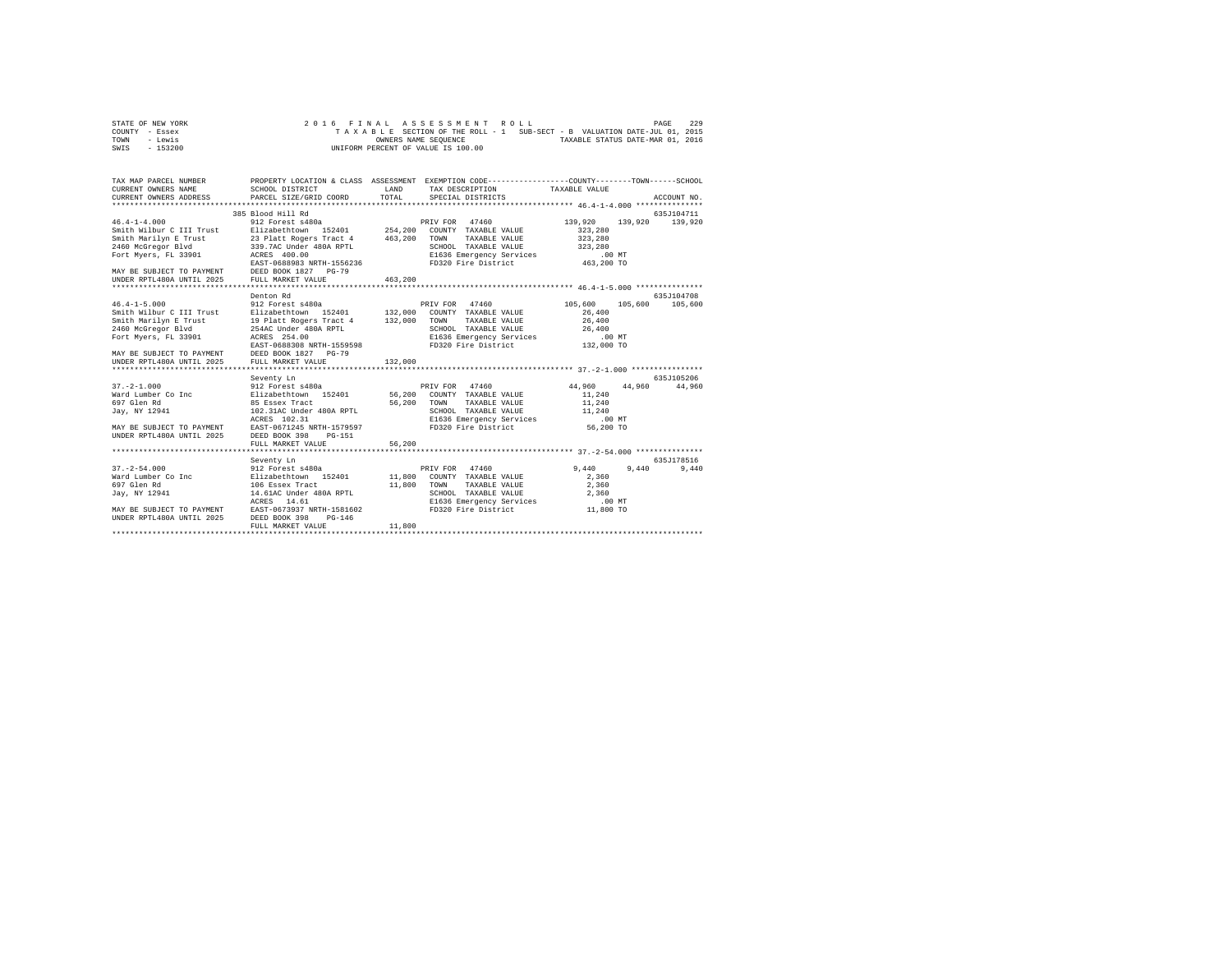STATE OF NEW YORK
COUNTY - Essex
TOWN - Lewis
SWIS - 153200

2016 FINAL ASSESSMENT ROLL
TAXABLE SECTION OF THE ROLL - 1 SUB-SECT - B VALUATION DATE-JUL 01, 2015
OWNERS NAME SEQUENCE TAXABLE STATUS DATE-MAR 01, 2016
UNIFORM PERCENT OF VALUE IS 100.00

```
TAX MAP PARCEL NUMBER         PROPERTY LOCATION & CLASS  ASSESSMENT  EXEMPTION CODE-----------------COUNTY--------TOWN------SCHOOL
CURRENT OWNERS NAME           SCHOOL DISTRICT            LAND        TAX DESCRIPTION           TAXABLE VALUE
CURRENT OWNERS ADDRESS        PARCEL SIZE/GRID COORD     TOTAL       SPECIAL DISTRICTS                                   ACCOUNT NO.
*********************************************************************************************** 46.4-1-4.000 ***************
                              385 Blood Hill Rd                                                                           635J104711
46.4-1-4.000                  912 Forest s480a                        PRIV FOR   47460            139,920    139,920    139,920
Smith Wilbur C III Trust      Elizabethtown  152401      254,200     COUNTY  TAXABLE VALUE        323,280
Smith Marilyn E Trust         23 Platt Rogers Tract 4    463,200     TOWN    TAXABLE VALUE        323,280
2460 McGregor Blvd            339.7AC Under 480A RPTL                SCHOOL  TAXABLE VALUE        323,280
Fort Myers, FL 33901          ACRES 400.00                           E1636 Emergency Services          .00 MT
                              EAST-0688983 NRTH-1556236              FD320 Fire District           463,200 TO
MAY BE SUBJECT TO PAYMENT     DEED BOOK 1827   PG-79
UNDER RPTL480A UNTIL 2025     FULL MARKET VALUE          463,200
*********************************************************************************************** 46.4-1-5.000 ***************
                              Denton Rd                                                                                   635J104708
46.4-1-5.000                  912 Forest s480a                        PRIV FOR   47460            105,600    105,600    105,600
Smith Wilbur C III Trust      Elizabethtown  152401      132,000     COUNTY  TAXABLE VALUE         26,400
Smith Marilyn E Trust         19 Platt Rogers Tract 4    132,000     TOWN    TAXABLE VALUE         26,400
2460 McGregor Blvd            254AC Under 480A RPTL                  SCHOOL  TAXABLE VALUE         26,400
Fort Myers, FL 33901          ACRES 254.00                           E1636 Emergency Services          .00 MT
                              EAST-0688308 NRTH-1559598              FD320 Fire District           132,000 TO
MAY BE SUBJECT TO PAYMENT     DEED BOOK 1827   PG-79
UNDER RPTL480A UNTIL 2025     FULL MARKET VALUE          132,000
*********************************************************************************************** 37.-2-1.000 ****************
                              Seventy Ln                                                                                  635J105206
37.-2-1.000                   912 Forest s480a                        PRIV FOR   47460             44,960     44,960     44,960
Ward Lumber Co Inc            Elizabethtown  152401       56,200     COUNTY  TAXABLE VALUE         11,240
697 Glen Rd                   85 Essex Tract              56,200     TOWN    TAXABLE VALUE         11,240
Jay, NY 12941                 102.31AC Under 480A RPTL               SCHOOL  TAXABLE VALUE         11,240
                              ACRES 102.31                           E1636 Emergency Services          .00 MT
MAY BE SUBJECT TO PAYMENT     EAST-0671245 NRTH-1579597              FD320 Fire District            56,200 TO
UNDER RPTL480A UNTIL 2025     DEED BOOK 398    PG-151
                              FULL MARKET VALUE           56,200
*********************************************************************************************** 37.-2-54.000 ***************
                              Seventy Ln                                                                                  635J178516
37.-2-54.000                  912 Forest s480a                        PRIV FOR   47460              9,440      9,440      9,440
Ward Lumber Co Inc            Elizabethtown  152401       11,800     COUNTY  TAXABLE VALUE          2,360
697 Glen Rd                   106 Essex Tract             11,800     TOWN    TAXABLE VALUE          2,360
Jay, NY 12941                 14.61AC Under 480A RPTL                SCHOOL  TAXABLE VALUE          2,360
                              ACRES 14.61                            E1636 Emergency Services          .00 MT
MAY BE SUBJECT TO PAYMENT     EAST-0673937 NRTH-1581602              FD320 Fire District            11,800 TO
UNDER RPTL480A UNTIL 2025     DEED BOOK 398    PG-146
                              FULL MARKET VALUE           11,800
****************************************************************************************************************************
```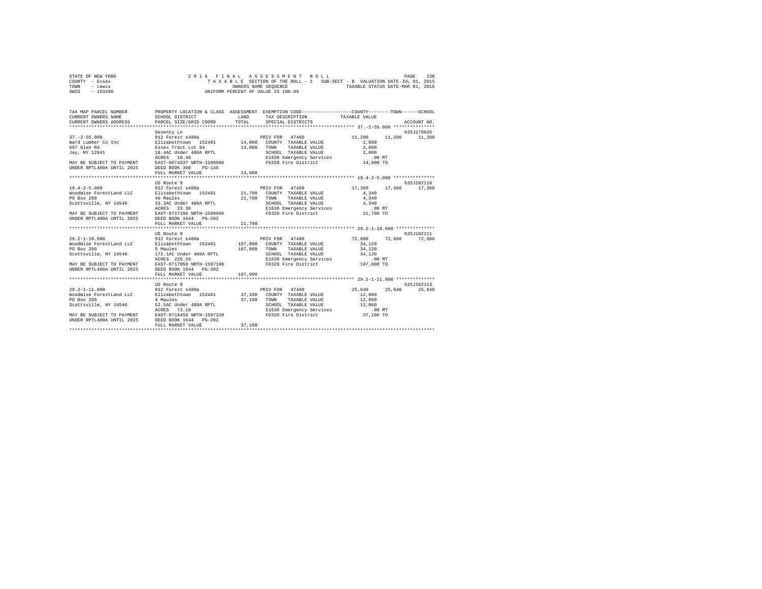STATE OF NEW YORK
COUNTY - Essex
TOWN - Lewis
SWIS - 153200

2 0 1 6 F I N A L A S S E S S M E N T R O L L
T A X A B L E SECTION OF THE ROLL - 1 SUB-SECT - B VALUATION DATE-JUL 01, 2015
OWNERS NAME SEQUENCE TAXABLE STATUS DATE-MAR 01, 2016
UNIFORM PERCENT OF VALUE IS 100.00

```
TAX MAP PARCEL NUMBER        PROPERTY LOCATION & CLASS  ASSESSMENT  EXEMPTION CODE-----------------COUNTY--------TOWN------SCHOOL
CURRENT OWNERS NAME          SCHOOL DISTRICT              LAND      TAX DESCRIPTION            TAXABLE VALUE
CURRENT OWNERS ADDRESS       PARCEL SIZE/GRID COORD       TOTAL     SPECIAL DISTRICTS                                   ACCOUNT NO.
************************************************************************************************* 37.-2-55.000 ***************
                             Seventy Ln                                                                              635J179026
37.-2-55.000                 912 Forest s480a                        PRIV FOR  47460             11,200     11,200     11,200
Ward Lumber Co Inc           Elizabethtown  152401      14,000   COUNTY  TAXABLE VALUE            2,800
697 Glen Rd                  Essex Tract Lot 84          14,000   TOWN    TAXABLE VALUE            2,800
Jay, NY 12941                18.4AC Under 480A RPTL              SCHOOL  TAXABLE VALUE            2,800
                             ACRES   18.40                        E1636 Emergency Services           .00 MT
MAY BE SUBJECT TO PAYMENT    EAST-0674337 NRTH-1580986            FD320 Fire District            14,000 TO
UNDER RPTL480A UNTIL 2025    DEED BOOK 398    PG-146
                             FULL MARKET VALUE           14,000
************************************************************************************************* 19.4-2-5.000 ***************
                             US Route 9                                                                              635J102110
19.4-2-5.000                 912 Forest s480a                        PRIV FOR  47460             17,360     17,360     17,360
WoodWise ForestLand LLC      Elizabethtown  152401      21,700   COUNTY  TAXABLE VALUE            4,340
PO Box 288                   46 Maules                   21,700   TOWN    TAXABLE VALUE            4,340
Scottsville, NY 14546        33.3AC Under 480A RPTL              SCHOOL  TAXABLE VALUE            4,340
                             ACRES   33.30                        E1636 Emergency Services           .00 MT
MAY BE SUBJECT TO PAYMENT    EAST-0717196 NRTH-1599996            FD320 Fire District            21,700 TO
UNDER RPTL480A UNTIL 2025    DEED BOOK 1644   PG-202
                             FULL MARKET VALUE           21,700
************************************************************************************************* 29.2-1-10.000 **************
                             US Route 9                                                                              635J102111
29.2-1-10.000                912 Forest s480a                        PRIV FOR  47460             72,880     72,880     72,880
WoodWise ForestLand LLC      Elizabethtown  152401     107,000   COUNTY  TAXABLE VALUE           34,120
PO Box 288                   5 Maules                   107,000   TOWN    TAXABLE VALUE           34,120
Scottsville, NY 14546        172.1AC Under 480A RPTL             SCHOOL  TAXABLE VALUE           34,120
                             ACRES  225.10                        E1636 Emergency Services           .00 MT
MAY BE SUBJECT TO PAYMENT    EAST-0717050 NRTH-1597100            FD320 Fire District           107,000 TO
UNDER RPTL480A UNTIL 2025    DEED BOOK 1644   PG-202
                             FULL MARKET VALUE          107,000
************************************************************************************************* 29.2-1-11.000 **************
                             US Route 9                                                                              635J102113
29.2-1-11.000                912 Forest s480a                        PRIV FOR  47460             25,040     25,040     25,040
WoodWise ForestLand LLC      Elizabethtown  152401      37,100   COUNTY  TAXABLE VALUE           12,060
PO Box 288                   4 Maules                    37,100   TOWN    TAXABLE VALUE           12,060
Scottsville, NY 14546        52.5AC Under 480A RPTL              SCHOOL  TAXABLE VALUE           12,060
                             ACRES   72.10                        E1636 Emergency Services           .00 MT
MAY BE SUBJECT TO PAYMENT    EAST-0718450 NRTH-1597328            FD320 Fire District            37,100 TO
UNDER RPTL480A UNTIL 2025    DEED BOOK 1644   PG-202
                             FULL MARKET VALUE           37,100
********************************************************************************************************************************
```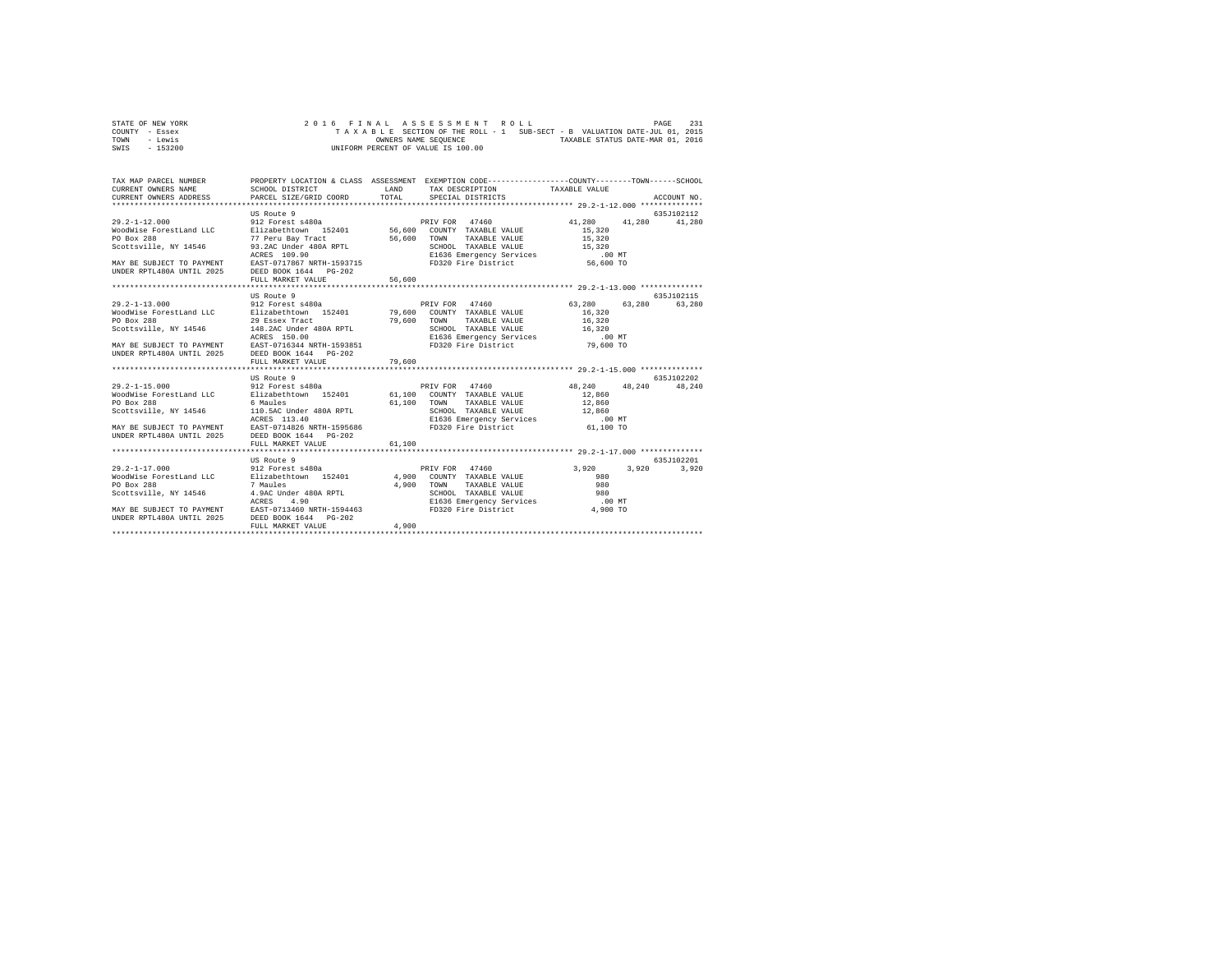STATE OF NEW YORK
COUNTY - Essex
TOWN - Lewis
SWIS - 153200

2016 FINAL ASSESSMENT ROLL
TAXABLE SECTION OF THE ROLL - 1 SUB-SECT - B VALUATION DATE-JUL 01, 2015
OWNERS NAME SEQUENCE TAXABLE STATUS DATE-MAR 01, 2016
UNIFORM PERCENT OF VALUE IS 100.00

```
TAX MAP PARCEL NUMBER       PROPERTY LOCATION & CLASS  ASSESSMENT  EXEMPTION CODE-----------------COUNTY--------TOWN------SCHOOL
CURRENT OWNERS NAME         SCHOOL DISTRICT             LAND       TAX DESCRIPTION            TAXABLE VALUE
CURRENT OWNERS ADDRESS      PARCEL SIZE/GRID COORD      TOTAL      SPECIAL DISTRICTS                                    ACCOUNT NO.
********************************************************************************************* 29.2-1-12.000 **************
                            US Route 9                                                                              635J102112
29.2-1-12.000               912 Forest s480a                      PRIV FOR  47460             41,280     41,280     41,280
WoodWise ForestLand LLC     Elizabethtown  152401       56,600    COUNTY  TAXABLE VALUE        15,320
PO Box 288                  77 Peru Bay Tract           56,600    TOWN    TAXABLE VALUE        15,320
Scottsville, NY 14546       93.2AC Under 480A RPTL                SCHOOL  TAXABLE VALUE        15,320
                            ACRES  109.90                         E1636 Emergency Services        .00 MT
MAY BE SUBJECT TO PAYMENT   EAST-0717867 NRTH-1593715             FD320 Fire District          56,600 TO
UNDER RPTL480A UNTIL 2025   DEED BOOK 1644   PG-202
                            FULL MARKET VALUE           56,600
********************************************************************************************* 29.2-1-13.000 **************
                            US Route 9                                                                              635J102115
29.2-1-13.000               912 Forest s480a                      PRIV FOR  47460             63,280     63,280     63,280
WoodWise ForestLand LLC     Elizabethtown  152401       79,600    COUNTY  TAXABLE VALUE        16,320
PO Box 288                  29 Essex Tract              79,600    TOWN    TAXABLE VALUE        16,320
Scottsville, NY 14546       148.2AC Under 480A RPTL               SCHOOL  TAXABLE VALUE        16,320
                            ACRES  150.00                         E1636 Emergency Services        .00 MT
MAY BE SUBJECT TO PAYMENT   EAST-0716344 NRTH-1593851             FD320 Fire District          79,600 TO
UNDER RPTL480A UNTIL 2025   DEED BOOK 1644   PG-202
                            FULL MARKET VALUE           79,600
********************************************************************************************* 29.2-1-15.000 **************
                            US Route 9                                                                              635J102202
29.2-1-15.000               912 Forest s480a                      PRIV FOR  47460             48,240     48,240     48,240
WoodWise ForestLand LLC     Elizabethtown  152401       61,100    COUNTY  TAXABLE VALUE        12,860
PO Box 288                  6 Maules                    61,100    TOWN    TAXABLE VALUE        12,860
Scottsville, NY 14546       110.5AC Under 480A RPTL               SCHOOL  TAXABLE VALUE        12,860
                            ACRES  113.40                         E1636 Emergency Services        .00 MT
MAY BE SUBJECT TO PAYMENT   EAST-0714826 NRTH-1595686             FD320 Fire District          61,100 TO
UNDER RPTL480A UNTIL 2025   DEED BOOK 1644   PG-202
                            FULL MARKET VALUE           61,100
********************************************************************************************* 29.2-1-17.000 **************
                            US Route 9                                                                              635J102201
29.2-1-17.000               912 Forest s480a                      PRIV FOR  47460              3,920      3,920      3,920
WoodWise ForestLand LLC     Elizabethtown  152401        4,900    COUNTY  TAXABLE VALUE           980
PO Box 288                  7 Maules                     4,900    TOWN    TAXABLE VALUE           980
Scottsville, NY 14546       4.9AC Under 480A RPTL                 SCHOOL  TAXABLE VALUE           980
                            ACRES    4.90                         E1636 Emergency Services        .00 MT
MAY BE SUBJECT TO PAYMENT   EAST-0713460 NRTH-1594463             FD320 Fire District           4,900 TO
UNDER RPTL480A UNTIL 2025   DEED BOOK 1644   PG-202
                            FULL MARKET VALUE            4,900
****************************************************************************************************************************
```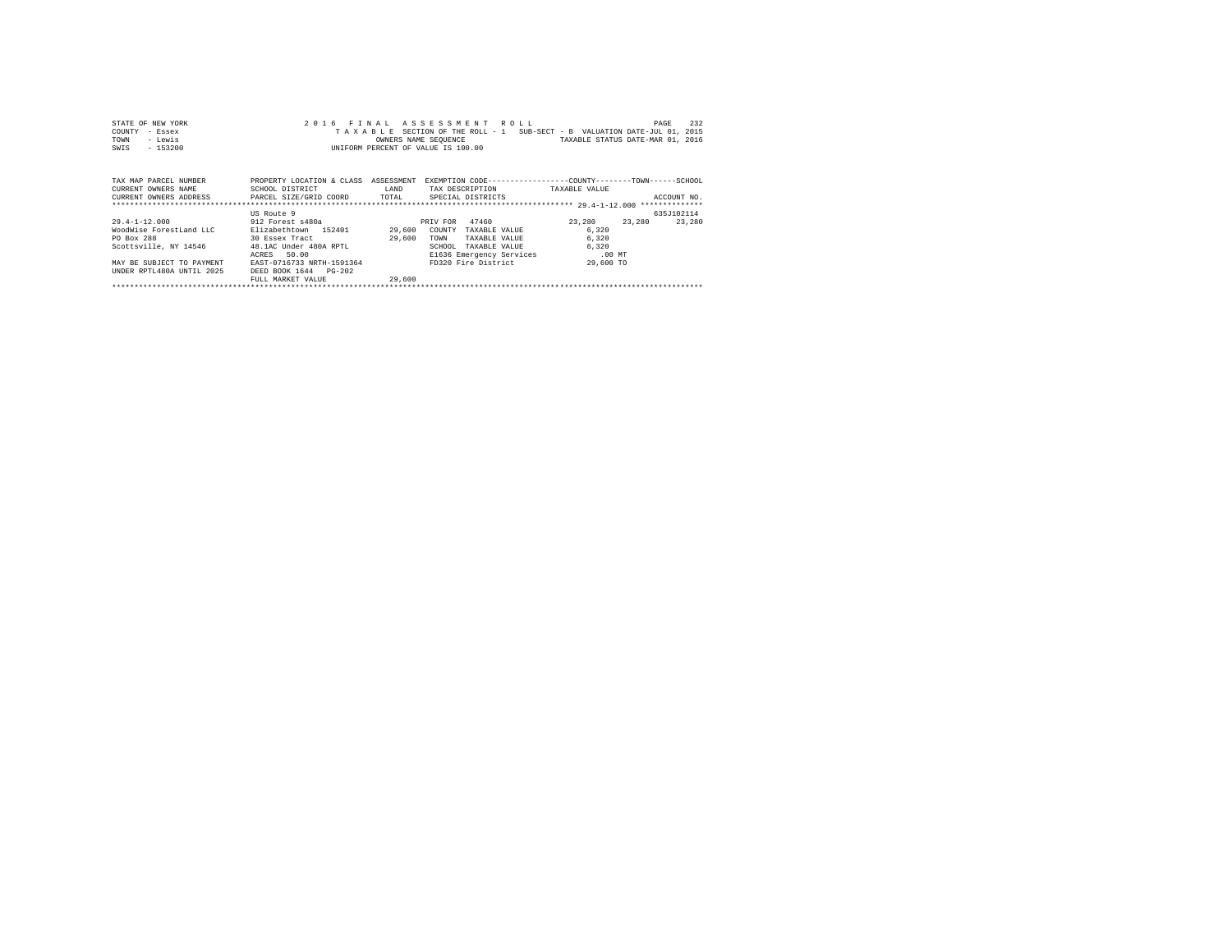STATE OF NEW YORK — 2 0 1 6 F I N A L A S S E S S M E N T R O L L
COUNTY - Essex — T A X A B L E SECTION OF THE ROLL - 1 SUB-SECT - B VALUATION DATE-JUL 01, 2015
TOWN - Lewis — OWNERS NAME SEQUENCE — TAXABLE STATUS DATE-MAR 01, 2016
SWIS - 153200 — UNIFORM PERCENT OF VALUE IS 100.00

| TAX MAP PARCEL NUMBER / CURRENT OWNERS NAME / CURRENT OWNERS ADDRESS | PROPERTY LOCATION & CLASS / SCHOOL DISTRICT / PARCEL SIZE/GRID COORD | ASSESSMENT LAND / TOTAL | EXEMPTION CODE / TAX DESCRIPTION / SPECIAL DISTRICTS | COUNTY TAXABLE VALUE | TOWN | SCHOOL / ACCOUNT NO. |
|---|---|---|---|---|---|---|
| 29.4-1-12.000 | | | | | | |
| | US Route 9 | | | | | 635J102114 |
| 29.4-1-12.000 | 912 Forest s480a | | PRIV FOR 47460 | 23,280 | 23,280 | 23,280 |
| WoodWise ForestLand LLC | Elizabethtown 152401 | 29,600 | COUNTY TAXABLE VALUE | 6,320 | | |
| PO Box 288 | 30 Essex Tract | 29,600 | TOWN TAXABLE VALUE | 6,320 | | |
| Scottsville, NY 14546 | 48.1AC Under 480A RPTL | | SCHOOL TAXABLE VALUE | 6,320 | | |
| | ACRES 50.00 | | E1636 Emergency Services | .00 MT | | |
| MAY BE SUBJECT TO PAYMENT | EAST-0716733 NRTH-1591364 | | FD320 Fire District | 29,600 TO | | |
| UNDER RPTL480A UNTIL 2025 | DEED BOOK 1644 PG-202 | | | | | |
| | FULL MARKET VALUE | 29,600 | | | | |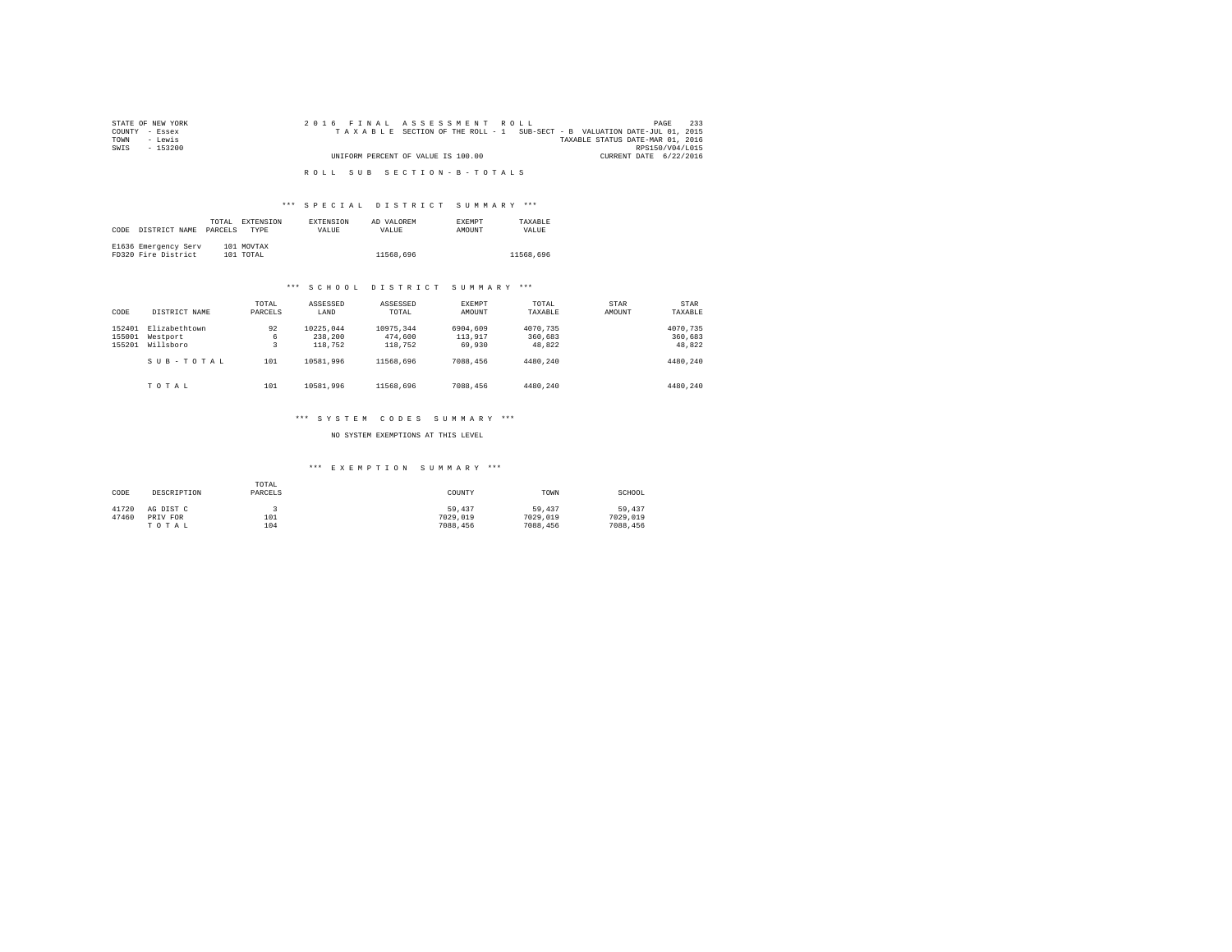STATE OF NEW YORK
COUNTY - Essex
TOWN - Lewis
SWIS - 153200

2016 FINAL ASSESSMENT ROLL
TAXABLE SECTION OF THE ROLL - 1 SUB-SECT - B VALUATION DATE-JUL 01, 2015
TAXABLE STATUS DATE-MAR 01, 2016
RPS150/V04/L015
UNIFORM PERCENT OF VALUE IS 100.00
CURRENT DATE 6/22/2016

ROLL SUB SECTION-B-TOTALS

*** SPECIAL DISTRICT SUMMARY ***

| CODE | DISTRICT NAME | TOTAL PARCELS | EXTENSION TYPE | EXTENSION VALUE | AD VALOREM VALUE | EXEMPT AMOUNT | TAXABLE VALUE |
|---|---|---|---|---|---|---|---|
| E1636 | Emergency Serv | 101 | MOVTAX | | | | |
| FD320 | Fire District | 101 | TOTAL | | 11568,696 | | 11568,696 |

*** SCHOOL DISTRICT SUMMARY ***

| CODE | DISTRICT NAME | TOTAL PARCELS | ASSESSED LAND | ASSESSED TOTAL | EXEMPT AMOUNT | TOTAL TAXABLE | STAR AMOUNT | STAR TAXABLE |
|---|---|---|---|---|---|---|---|---|
| 152401 | Elizabethtown | 92 | 10225,044 | 10975,344 | 6904,609 | 4070,735 | | 4070,735 |
| 155001 | Westport | 6 | 238,200 | 474,600 | 113,917 | 360,683 | | 360,683 |
| 155201 | Willsboro | 3 | 118,752 | 118,752 | 69,930 | 48,822 | | 48,822 |
| | SUB-TOTAL | 101 | 10581,996 | 11568,696 | 7088,456 | 4480,240 | | 4480,240 |
| | TOTAL | 101 | 10581,996 | 11568,696 | 7088,456 | 4480,240 | | 4480,240 |

*** SYSTEM CODES SUMMARY ***

NO SYSTEM EXEMPTIONS AT THIS LEVEL

*** EXEMPTION SUMMARY ***

| CODE | DESCRIPTION | TOTAL PARCELS | COUNTY | TOWN | SCHOOL |
|---|---|---|---|---|---|
| 41720 | AG DIST C | 3 | 59,437 | 59,437 | 59,437 |
| 47460 | PRIV FOR | 101 | 7029,019 | 7029,019 | 7029,019 |
| | TOTAL | 104 | 7088,456 | 7088,456 | 7088,456 |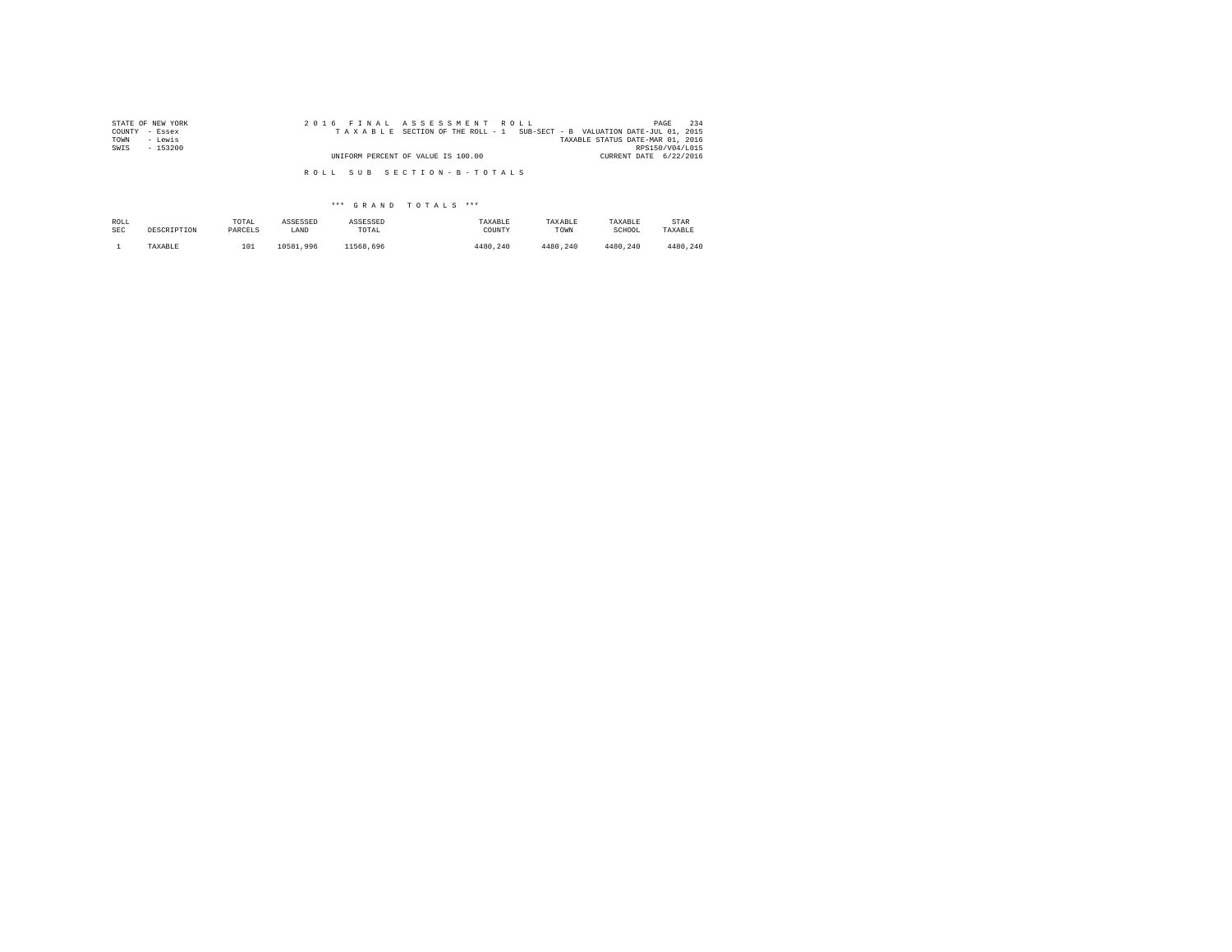STATE OF NEW YORK
COUNTY - Essex
TOWN - Lewis
SWIS - 153200

2016 FINAL ASSESSMENT ROLL
TAXABLE SECTION OF THE ROLL - 1 SUB-SECT - B VALUATION DATE-JUL 01, 2015
TAXABLE STATUS DATE-MAR 01, 2016
RPS150/V04/L015
UNIFORM PERCENT OF VALUE IS 100.00
CURRENT DATE 6/22/2016

ROLL SUB SECTION-B-TOTALS

*** GRAND TOTALS ***

| ROLL SEC | DESCRIPTION | TOTAL PARCELS | ASSESSED LAND | ASSESSED TOTAL | TAXABLE COUNTY | TAXABLE TOWN | TAXABLE SCHOOL | STAR TAXABLE |
|---|---|---|---|---|---|---|---|---|
| 1 | TAXABLE | 101 | 10581,996 | 11568,696 | 4480,240 | 4480,240 | 4480,240 | 4480,240 |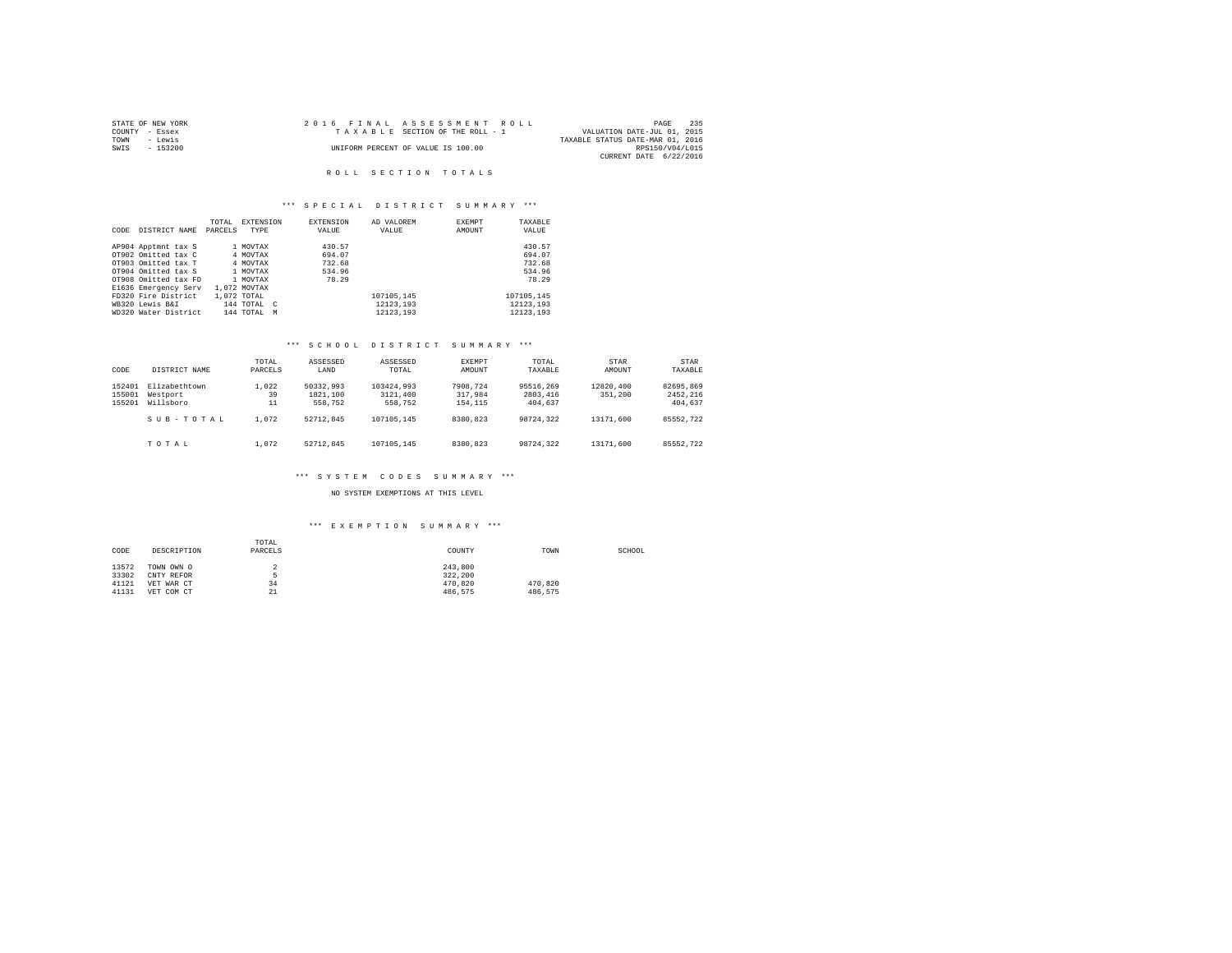STATE OF NEW YORK
COUNTY - Essex
TOWN - Lewis
SWIS - 153200

2016 FINAL ASSESSMENT ROLL
TAXABLE SECTION OF THE ROLL - 1
UNIFORM PERCENT OF VALUE IS 100.00

VALUATION DATE-JUL 01, 2015
TAXABLE STATUS DATE-MAR 01, 2016
RPS150/V04/L015
CURRENT DATE 6/22/2016

## ROLL SECTION TOTALS

### *** SPECIAL DISTRICT SUMMARY ***

| CODE | DISTRICT NAME | TOTAL PARCELS | EXTENSION TYPE | EXTENSION VALUE | AD VALOREM VALUE | EXEMPT AMOUNT | TAXABLE VALUE |
|---|---|---|---|---|---|---|---|
| AP904 | Apptmnt tax S | 1 | MOVTAX | 430.57 | | | 430.57 |
| OT902 | Omitted tax C | 4 | MOVTAX | 694.07 | | | 694.07 |
| OT903 | Omitted tax T | 4 | MOVTAX | 732.68 | | | 732.68 |
| OT904 | Omitted tax S | 1 | MOVTAX | 534.96 | | | 534.96 |
| OT908 | Omitted tax FD | 1 | MOVTAX | 78.29 | | | 78.29 |
| E1636 | Emergency Serv | 1,072 | MOVTAX | | | | |
| FD320 | Fire District | 1,072 | TOTAL | | 107105,145 | | 107105,145 |
| WB320 | Lewis B&I | 144 | TOTAL C | | 12123,193 | | 12123,193 |
| WD320 | Water District | 144 | TOTAL M | | 12123,193 | | 12123,193 |

### *** SCHOOL DISTRICT SUMMARY ***

| CODE | DISTRICT NAME | TOTAL PARCELS | ASSESSED LAND | ASSESSED TOTAL | EXEMPT AMOUNT | TOTAL TAXABLE | STAR AMOUNT | STAR TAXABLE |
|---|---|---|---|---|---|---|---|---|
| 152401 | Elizabethtown | 1,022 | 50332,993 | 103424,993 | 7908,724 | 95516,269 | 12820,400 | 82695,869 |
| 155001 | Westport | 39 | 1821,100 | 3121,400 | 317,984 | 2803,416 | 351,200 | 2452,216 |
| 155201 | Willsboro | 11 | 558,752 | 558,752 | 154,115 | 404,637 | | 404,637 |
| | SUB-TOTAL | 1,072 | 52712,845 | 107105,145 | 8380,823 | 98724,322 | 13171,600 | 85552,722 |
| | TOTAL | 1,072 | 52712,845 | 107105,145 | 8380,823 | 98724,322 | 13171,600 | 85552,722 |

### *** SYSTEM CODES SUMMARY ***

NO SYSTEM EXEMPTIONS AT THIS LEVEL

### *** EXEMPTION SUMMARY ***

| CODE | DESCRIPTION | TOTAL PARCELS | COUNTY | TOWN | SCHOOL |
|---|---|---|---|---|---|
| 13572 | TOWN OWN O | 2 | 243,800 | | |
| 33302 | CNTY REFOR | 5 | 322,200 | | |
| 41121 | VET WAR CT | 34 | 470,820 | 470,820 | |
| 41131 | VET COM CT | 21 | 486,575 | 486,575 | |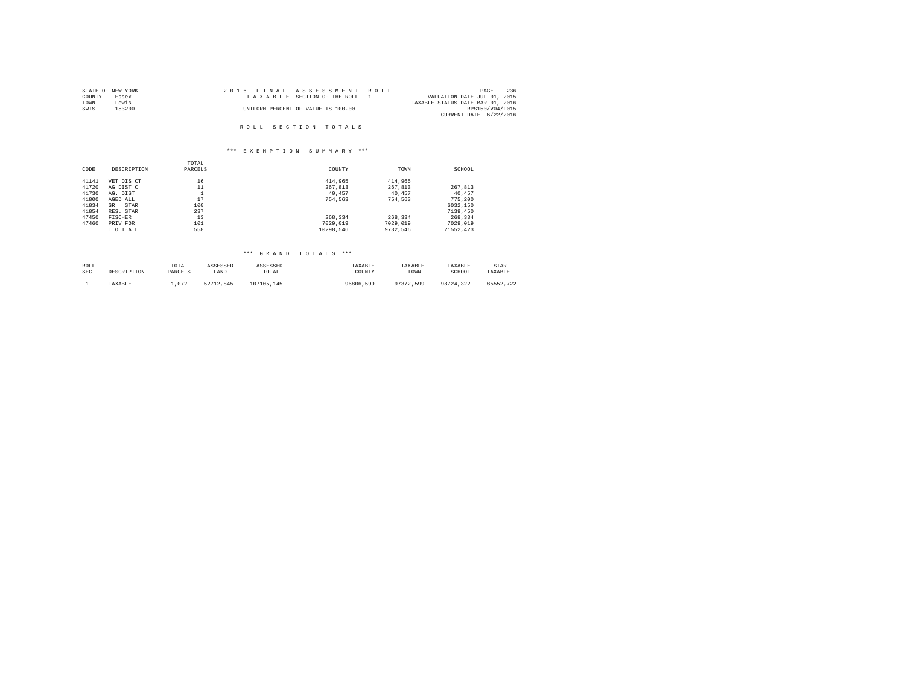STATE OF NEW YORK
COUNTY - Essex
TOWN - Lewis
SWIS - 153200

2016 FINAL ASSESSMENT ROLL
TAXABLE SECTION OF THE ROLL - 1
UNIFORM PERCENT OF VALUE IS 100.00

VALUATION DATE-JUL 01, 2015
TAXABLE STATUS DATE-MAR 01, 2016
RPS150/V04/L015
CURRENT DATE 6/22/2016

## ROLL SECTION TOTALS

### *** EXEMPTION SUMMARY ***

| CODE | DESCRIPTION | TOTAL PARCELS | COUNTY | TOWN | SCHOOL |
|---|---|---|---|---|---|
| 41141 | VET DIS CT | 16 | 414,965 | 414,965 | |
| 41720 | AG DIST C | 11 | 267,813 | 267,813 | 267,813 |
| 41730 | AG. DIST | 1 | 40,457 | 40,457 | 40,457 |
| 41800 | AGED ALL | 17 | 754,563 | 754,563 | 775,200 |
| 41834 | SR STAR | 100 | | | 6032,150 |
| 41854 | RES. STAR | 237 | | | 7139,450 |
| 47450 | FISCHER | 13 | 268,334 | 268,334 | 268,334 |
| 47460 | PRIV FOR | 101 | 7029,019 | 7029,019 | 7029,019 |
| | TOTAL | 558 | 10298,546 | 9732,546 | 21552,423 |

### *** GRAND TOTALS ***

| ROLL SEC | DESCRIPTION | TOTAL PARCELS | ASSESSED LAND | ASSESSED TOTAL | TAXABLE COUNTY | TAXABLE TOWN | TAXABLE SCHOOL | STAR TAXABLE |
|---|---|---|---|---|---|---|---|---|
| 1 | TAXABLE | 1,072 | 52712,845 | 107105,145 | 96806,599 | 97372,599 | 98724,322 | 85552,722 |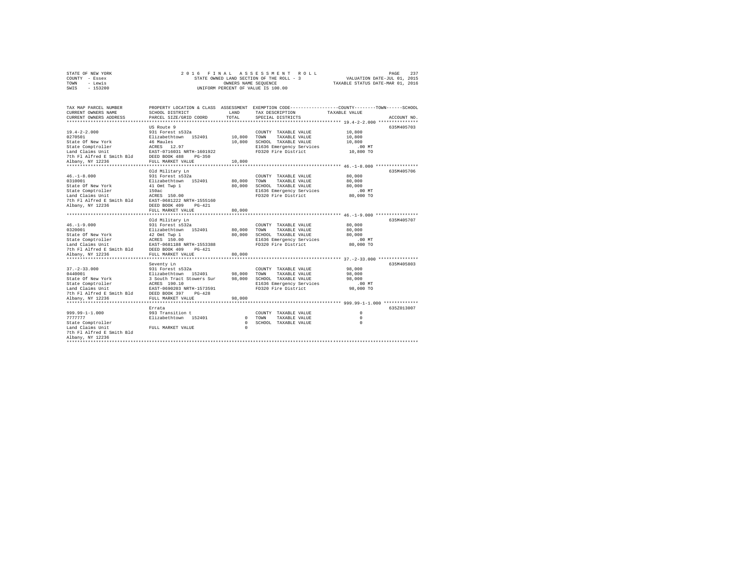STATE OF NEW YORK
COUNTY - Essex
TOWN - Lewis
SWIS - 153200

2016 FINAL ASSESSMENT ROLL
STATE OWNED LAND SECTION OF THE ROLL - 3
OWNERS NAME SEQUENCE
UNIFORM PERCENT OF VALUE IS 100.00

VALUATION DATE-JUL 01, 2015
TAXABLE STATUS DATE-MAR 01, 2016

| TAX MAP PARCEL NUMBER / CURRENT OWNERS NAME / CURRENT OWNERS ADDRESS | PROPERTY LOCATION & CLASS / SCHOOL DISTRICT / PARCEL SIZE/GRID COORD | ASSESSMENT LAND / TOTAL | EXEMPTION CODE / TAX DESCRIPTION / SPECIAL DISTRICTS | COUNTY--TOWN--SCHOOL TAXABLE VALUE | ACCOUNT NO. |
|---|---|---|---|---|---|
| 19.4-2-2.000 | US Route 9 | | | | 635M405703 |
| 19.4-2-2.000 | 931 Forest s532a | | COUNTY TAXABLE VALUE | 10,800 | |
| 0270501 | Elizabethtown 152401 | 10,800 | TOWN TAXABLE VALUE | 10,800 | |
| State Of New York | 46 Maules | 10,800 | SCHOOL TAXABLE VALUE | 10,800 | |
| State Comptroller | ACRES 12.97 | | E1636 Emergency Services | .00 MT | |
| Land Claims Unit | EAST-0716031 NRTH-1601922 | | FD320 Fire District | 10,800 TO | |
| 7th Fl Alfred E Smith Bld | DEED BOOK 488 PG-350 | | | | |
| Albany, NY 12236 | FULL MARKET VALUE | 10,800 | | | |
| 46.-1-8.000 | Old Military Ln | | | | 635M405706 |
| 46.-1-8.000 | 931 Forest s532a | | COUNTY TAXABLE VALUE | 80,000 | |
| 0310001 | Elizabethtown 152401 | 80,000 | TOWN TAXABLE VALUE | 80,000 | |
| State Of New York | 41 Omt Twp 1 | 80,000 | SCHOOL TAXABLE VALUE | 80,000 | |
| State Comptroller | 150ac | | E1636 Emergency Services | .00 MT | |
| Land Claims Unit | ACRES 150.00 | | FD320 Fire District | 80,000 TO | |
| 7th Fl Alfred E Smith Bld | EAST-0681222 NRTH-1555160 | | | | |
| Albany, NY 12236 | DEED BOOK 409 PG-421 | | | | |
| | FULL MARKET VALUE | 80,000 | | | |
| 46.-1-9.000 | Old Military Ln | | | | 635M405707 |
| 46.-1-9.000 | 931 Forest s532a | | COUNTY TAXABLE VALUE | 80,000 | |
| 0320001 | Elizabethtown 152401 | 80,000 | TOWN TAXABLE VALUE | 80,000 | |
| State Of New York | 42 Omt Twp 1 | 80,000 | SCHOOL TAXABLE VALUE | 80,000 | |
| State Comptroller | ACRES 150.00 | | E1636 Emergency Services | .00 MT | |
| Land Claims Unit | EAST-0681188 NRTH-1553388 | | FD320 Fire District | 80,000 TO | |
| 7th Fl Alfred E Smith Bld | DEED BOOK 409 PG-421 | | | | |
| Albany, NY 12236 | FULL MARKET VALUE | 80,000 | | | |
| 37.-2-33.000 | Seventy Ln | | | | 635M405803 |
| 37.-2-33.000 | 931 Forest s532a | | COUNTY TAXABLE VALUE | 98,000 | |
| 0440001 | Elizabethtown 152401 | 98,000 | TOWN TAXABLE VALUE | 98,000 | |
| State Of New York | 3 South Tract Stowers Sur | 98,000 | SCHOOL TAXABLE VALUE | 98,000 | |
| State Comptroller | ACRES 190.10 | | E1636 Emergency Services | .00 MT | |
| Land Claims Unit | EAST-0690203 NRTH-1573591 | | FD320 Fire District | 98,000 TO | |
| 7th Fl Alfred E Smith Bld | DEED BOOK 397 PG-428 | | | | |
| Albany, NY 12236 | FULL MARKET VALUE | 98,000 | | | |
| 999.99-1-1.000 | Errata | | | | 635Z013007 |
| 999.99-1-1.000 | 993 Transition t | | COUNTY TAXABLE VALUE | 0 | |
| 7777777 | Elizabethtown 152401 | 0 | TOWN TAXABLE VALUE | 0 | |
| State Comptroller | | 0 | SCHOOL TAXABLE VALUE | 0 | |
| Land Claims Unit | FULL MARKET VALUE | 0 | | | |
| 7th Fl Alfred E Smith Bld | | | | | |
| Albany, NY 12236 | | | | | |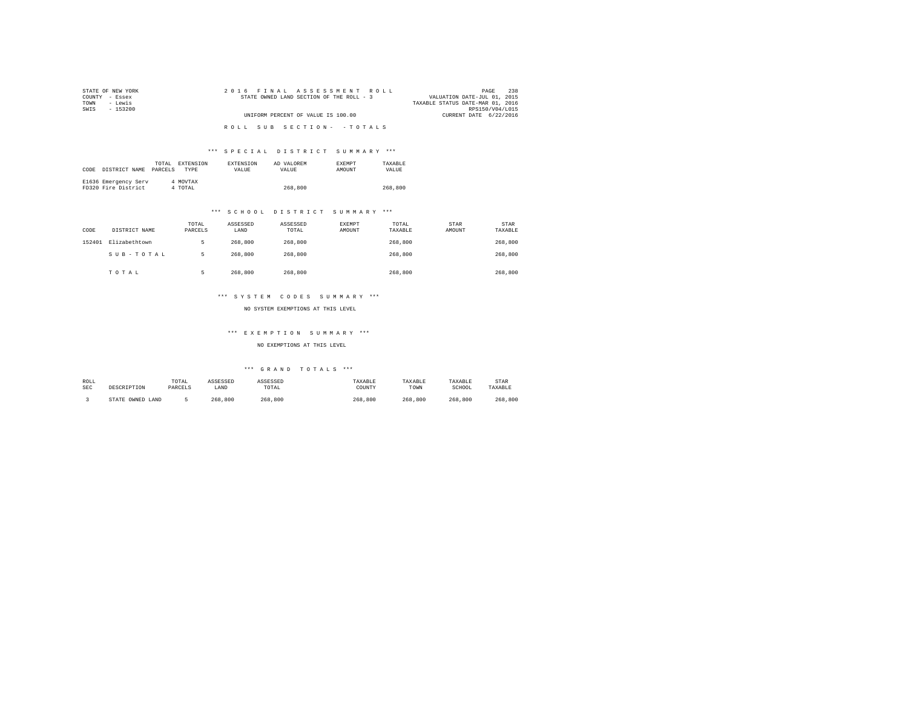STATE OF NEW YORK
COUNTY - Essex
TOWN - Lewis
SWIS - 153200

2016 FINAL ASSESSMENT ROLL
STATE OWNED LAND SECTION OF THE ROLL - 3
UNIFORM PERCENT OF VALUE IS 100.00

VALUATION DATE-JUL 01, 2015
TAXABLE STATUS DATE-MAR 01, 2016
RPS150/V04/L015
CURRENT DATE 6/22/2016

ROLL SUB SECTION- -TOTALS

*** SPECIAL DISTRICT SUMMARY ***

| CODE | DISTRICT NAME | TOTAL PARCELS | EXTENSION TYPE | EXTENSION VALUE | AD VALOREM VALUE | EXEMPT AMOUNT | TAXABLE VALUE |
|---|---|---|---|---|---|---|---|
| E1636 | Emergency Serv | 4 | MOVTAX | | | | |
| FD320 | Fire District | 4 | TOTAL | | 268,800 | | 268,800 |

*** SCHOOL DISTRICT SUMMARY ***

| CODE | DISTRICT NAME | TOTAL PARCELS | ASSESSED LAND | ASSESSED TOTAL | EXEMPT AMOUNT | TOTAL TAXABLE | STAR AMOUNT | STAR TAXABLE |
|---|---|---|---|---|---|---|---|---|
| 152401 | Elizabethtown | 5 | 268,800 | 268,800 | | 268,800 | | 268,800 |
| | SUB-TOTAL | 5 | 268,800 | 268,800 | | 268,800 | | 268,800 |
| | TOTAL | 5 | 268,800 | 268,800 | | 268,800 | | 268,800 |

*** SYSTEM CODES SUMMARY ***

NO SYSTEM EXEMPTIONS AT THIS LEVEL

*** EXEMPTION SUMMARY ***

NO EXEMPTIONS AT THIS LEVEL

*** GRAND TOTALS ***

| ROLL SEC | DESCRIPTION | TOTAL PARCELS | ASSESSED LAND | ASSESSED TOTAL | TAXABLE COUNTY | TAXABLE TOWN | TAXABLE SCHOOL | STAR TAXABLE |
|---|---|---|---|---|---|---|---|---|
| 3 | STATE OWNED LAND | 5 | 268,800 | 268,800 | 268,800 | 268,800 | 268,800 | 268,800 |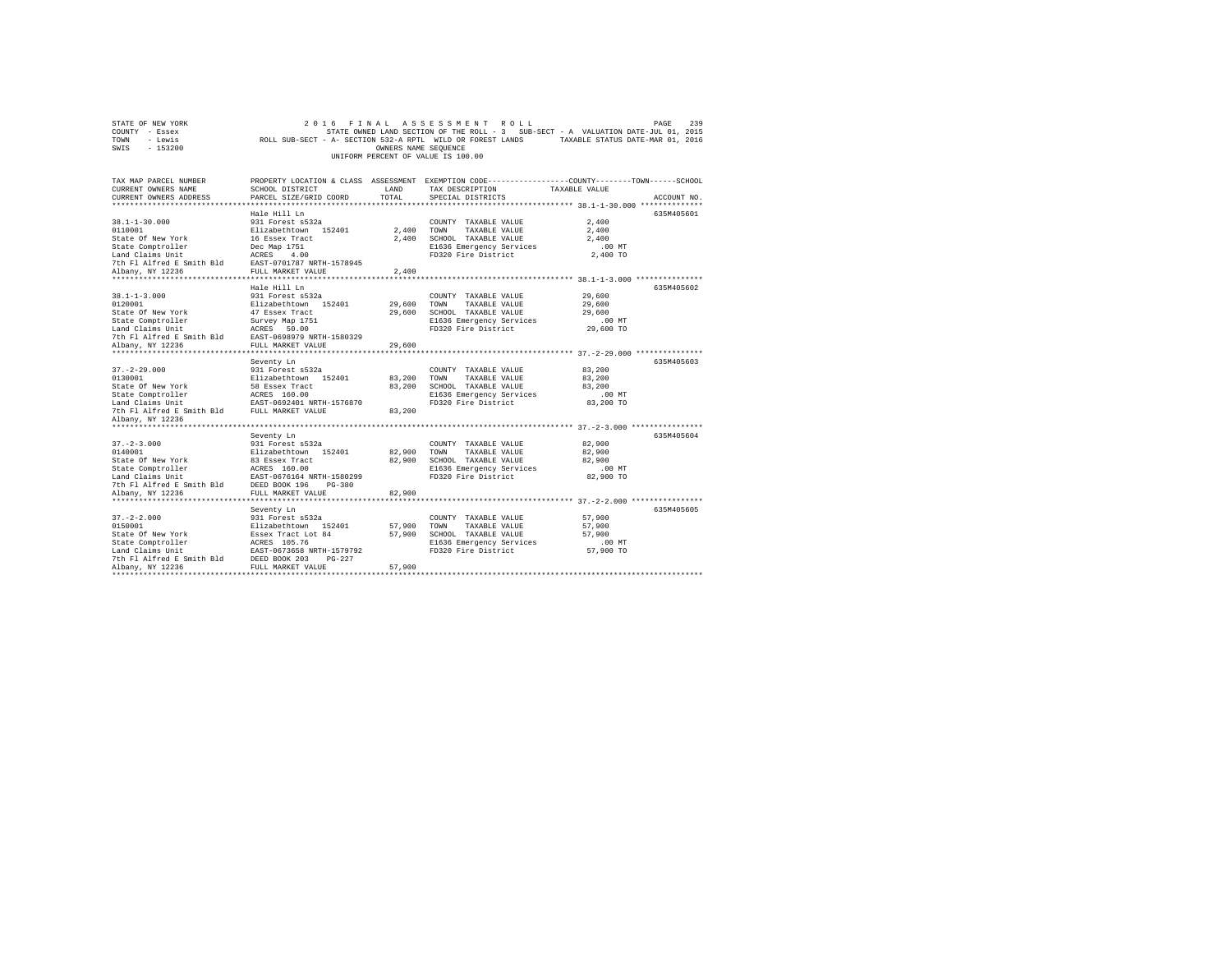STATE OF NEW YORK
COUNTY - Essex
TOWN - Lewis
SWIS - 153200

2016 FINAL ASSESSMENT ROLL
STATE OWNED LAND SECTION OF THE ROLL - 3 SUB-SECT - A VALUATION DATE-JUL 01, 2015
ROLL SUB-SECT - A- SECTION 532-A RPTL WILD OR FOREST LANDS TAXABLE STATUS DATE-MAR 01, 2016
OWNERS NAME SEQUENCE
UNIFORM PERCENT OF VALUE IS 100.00

| TAX MAP PARCEL NUMBER / CURRENT OWNERS NAME / CURRENT OWNERS ADDRESS | PROPERTY LOCATION & CLASS / SCHOOL DISTRICT / PARCEL SIZE/GRID COORD | ASSESSMENT LAND | TOTAL | EXEMPTION CODE / TAX DESCRIPTION / SPECIAL DISTRICTS | COUNTY / TOWN / SCHOOL TAXABLE VALUE | ACCOUNT NO. |
|---|---|---|---|---|---|---|
| 38.1-1-30.000 | Hale Hill Ln | | | | | 635M405601 |
| 38.1-1-30.000 | 931 Forest s532a | | | COUNTY TAXABLE VALUE | 2,400 | |
| 0110001 | Elizabethtown 152401 | 2,400 | | TOWN TAXABLE VALUE | 2,400 | |
| State Of New York | 16 Essex Tract | | 2,400 | SCHOOL TAXABLE VALUE | 2,400 | |
| State Comptroller | Dec Map 1751 | | | E1636 Emergency Services | .00 MT | |
| Land Claims Unit | ACRES 4.00 | | | FD320 Fire District | 2,400 TO | |
| 7th Fl Alfred E Smith Bld | EAST-0701787 NRTH-1578945 | | | | | |
| Albany, NY 12236 | FULL MARKET VALUE | | 2,400 | | | |
| 38.1-1-3.000 | Hale Hill Ln | | | | | 635M405602 |
| 38.1-1-3.000 | 931 Forest s532a | | | COUNTY TAXABLE VALUE | 29,600 | |
| 0120001 | Elizabethtown 152401 | 29,600 | | TOWN TAXABLE VALUE | 29,600 | |
| State Of New York | 47 Essex Tract | | 29,600 | SCHOOL TAXABLE VALUE | 29,600 | |
| State Comptroller | Survey Map 1751 | | | E1636 Emergency Services | .00 MT | |
| Land Claims Unit | ACRES 50.00 | | | FD320 Fire District | 29,600 TO | |
| 7th Fl Alfred E Smith Bld | EAST-0698979 NRTH-1580329 | | | | | |
| Albany, NY 12236 | FULL MARKET VALUE | | 29,600 | | | |
| 37.-2-29.000 | Seventy Ln | | | | | 635M405603 |
| 37.-2-29.000 | 931 Forest s532a | | | COUNTY TAXABLE VALUE | 83,200 | |
| 0130001 | Elizabethtown 152401 | 83,200 | | TOWN TAXABLE VALUE | 83,200 | |
| State Of New York | 58 Essex Tract | | 83,200 | SCHOOL TAXABLE VALUE | 83,200 | |
| State Comptroller | ACRES 160.00 | | | E1636 Emergency Services | .00 MT | |
| Land Claims Unit | EAST-0692401 NRTH-1576870 | | | FD320 Fire District | 83,200 TO | |
| 7th Fl Alfred E Smith Bld | FULL MARKET VALUE | | 83,200 | | | |
| Albany, NY 12236 | | | | | | |
| 37.-2-3.000 | Seventy Ln | | | | | 635M405604 |
| 37.-2-3.000 | 931 Forest s532a | | | COUNTY TAXABLE VALUE | 82,900 | |
| 0140001 | Elizabethtown 152401 | 82,900 | | TOWN TAXABLE VALUE | 82,900 | |
| State Of New York | 83 Essex Tract | | 82,900 | SCHOOL TAXABLE VALUE | 82,900 | |
| State Comptroller | ACRES 160.00 | | | E1636 Emergency Services | .00 MT | |
| Land Claims Unit | EAST-0676164 NRTH-1580299 | | | FD320 Fire District | 82,900 TO | |
| 7th Fl Alfred E Smith Bld | DEED BOOK 196 PG-380 | | | | | |
| Albany, NY 12236 | FULL MARKET VALUE | | 82,900 | | | |
| 37.-2-2.000 | Seventy Ln | | | | | 635M405605 |
| 37.-2-2.000 | 931 Forest s532a | | | COUNTY TAXABLE VALUE | 57,900 | |
| 0150001 | Elizabethtown 152401 | 57,900 | | TOWN TAXABLE VALUE | 57,900 | |
| State Of New York | Essex Tract Lot 84 | | 57,900 | SCHOOL TAXABLE VALUE | 57,900 | |
| State Comptroller | ACRES 105.76 | | | E1636 Emergency Services | .00 MT | |
| Land Claims Unit | EAST-0673658 NRTH-1579792 | | | FD320 Fire District | 57,900 TO | |
| 7th Fl Alfred E Smith Bld | DEED BOOK 203 PG-227 | | | | | |
| Albany, NY 12236 | FULL MARKET VALUE | | 57,900 | | | |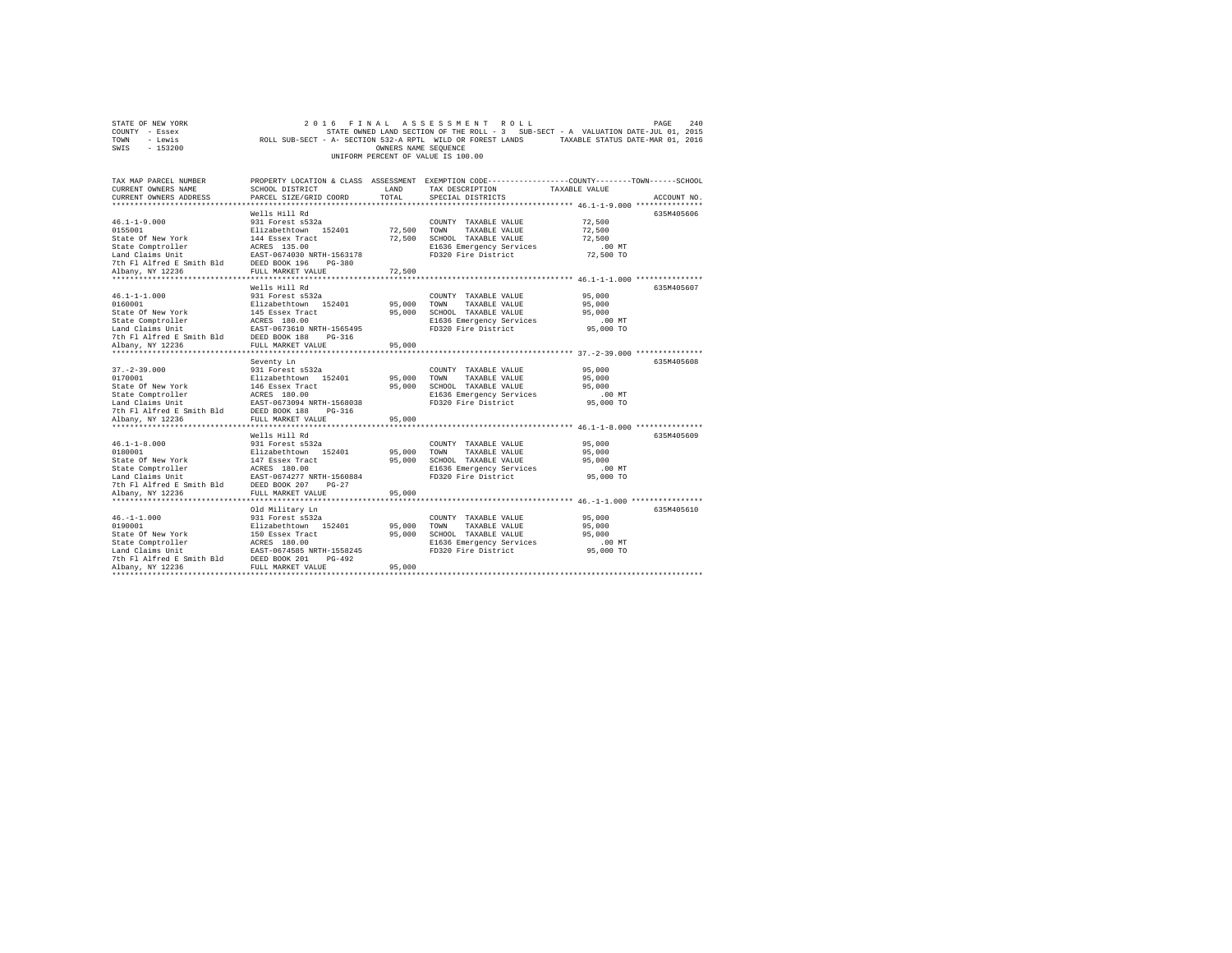STATE OF NEW YORK 2016 FINAL ASSESSMENT ROLL
COUNTY - Essex STATE OWNED LAND SECTION OF THE ROLL - 3 SUB-SECT - A VALUATION DATE-JUL 01, 2015
TOWN - Lewis ROLL SUB-SECT - A- SECTION 532-A RPTL WILD OR FOREST LANDS TAXABLE STATUS DATE-MAR 01, 2016
SWIS - 153200 OWNERS NAME SEQUENCE
UNIFORM PERCENT OF VALUE IS 100.00

| TAX MAP PARCEL NUMBER / CURRENT OWNERS NAME / CURRENT OWNERS ADDRESS | PROPERTY LOCATION & CLASS / SCHOOL DISTRICT / PARCEL SIZE/GRID COORD | ASSESSMENT LAND / TOTAL | EXEMPTION CODE / TAX DESCRIPTION / SPECIAL DISTRICTS | TAXABLE VALUE (COUNTY / TOWN / SCHOOL) | ACCOUNT NO. |
|---|---|---|---|---|---|
| 46.1-1-9.000 | Wells Hill Rd | | | | 635M405606 |
| 46.1-1-9.000 | 931 Forest s532a | | COUNTY TAXABLE VALUE | 72,500 | |
| 0155001 | Elizabethtown 152401 | 72,500 | TOWN TAXABLE VALUE | 72,500 | |
| State Of New York | 144 Essex Tract | 72,500 | SCHOOL TAXABLE VALUE | 72,500 | |
| State Comptroller | ACRES 135.00 | | E1636 Emergency Services | .00 MT | |
| Land Claims Unit | EAST-0674030 NRTH-1563178 | | FD320 Fire District | 72,500 TO | |
| 7th Fl Alfred E Smith Bld | DEED BOOK 196 PG-380 | | | | |
| Albany, NY 12236 | FULL MARKET VALUE | 72,500 | | | |
| 46.1-1-1.000 | Wells Hill Rd | | | | 635M405607 |
| 46.1-1-1.000 | 931 Forest s532a | | COUNTY TAXABLE VALUE | 95,000 | |
| 0160001 | Elizabethtown 152401 | 95,000 | TOWN TAXABLE VALUE | 95,000 | |
| State Of New York | 145 Essex Tract | 95,000 | SCHOOL TAXABLE VALUE | 95,000 | |
| State Comptroller | ACRES 180.00 | | E1636 Emergency Services | .00 MT | |
| Land Claims Unit | EAST-0673610 NRTH-1565495 | | FD320 Fire District | 95,000 TO | |
| 7th Fl Alfred E Smith Bld | DEED BOOK 188 PG-316 | | | | |
| Albany, NY 12236 | FULL MARKET VALUE | 95,000 | | | |
| 37.-2-39.000 | Seventy Ln | | | | 635M405608 |
| 37.-2-39.000 | 931 Forest s532a | | COUNTY TAXABLE VALUE | 95,000 | |
| 0170001 | Elizabethtown 152401 | 95,000 | TOWN TAXABLE VALUE | 95,000 | |
| State Of New York | 146 Essex Tract | 95,000 | SCHOOL TAXABLE VALUE | 95,000 | |
| State Comptroller | ACRES 180.00 | | E1636 Emergency Services | .00 MT | |
| Land Claims Unit | EAST-0673094 NRTH-1568038 | | FD320 Fire District | 95,000 TO | |
| 7th Fl Alfred E Smith Bld | DEED BOOK 188 PG-316 | | | | |
| Albany, NY 12236 | FULL MARKET VALUE | 95,000 | | | |
| 46.1-1-8.000 | Wells Hill Rd | | | | 635M405609 |
| 46.1-1-8.000 | 931 Forest s532a | | COUNTY TAXABLE VALUE | 95,000 | |
| 0180001 | Elizabethtown 152401 | 95,000 | TOWN TAXABLE VALUE | 95,000 | |
| State Of New York | 147 Essex Tract | 95,000 | SCHOOL TAXABLE VALUE | 95,000 | |
| State Comptroller | ACRES 180.00 | | E1636 Emergency Services | .00 MT | |
| Land Claims Unit | EAST-0674277 NRTH-1560884 | | FD320 Fire District | 95,000 TO | |
| 7th Fl Alfred E Smith Bld | DEED BOOK 207 PG-27 | | | | |
| Albany, NY 12236 | FULL MARKET VALUE | 95,000 | | | |
| 46.-1-1.000 | Old Military Ln | | | | 635M405610 |
| 46.-1-1.000 | 931 Forest s532a | | COUNTY TAXABLE VALUE | 95,000 | |
| 0190001 | Elizabethtown 152401 | 95,000 | TOWN TAXABLE VALUE | 95,000 | |
| State Of New York | 150 Essex Tract | 95,000 | SCHOOL TAXABLE VALUE | 95,000 | |
| State Comptroller | ACRES 180.00 | | E1636 Emergency Services | .00 MT | |
| Land Claims Unit | EAST-0674585 NRTH-1558245 | | FD320 Fire District | 95,000 TO | |
| 7th Fl Alfred E Smith Bld | DEED BOOK 201 PG-492 | | | | |
| Albany, NY 12236 | FULL MARKET VALUE | 95,000 | | | |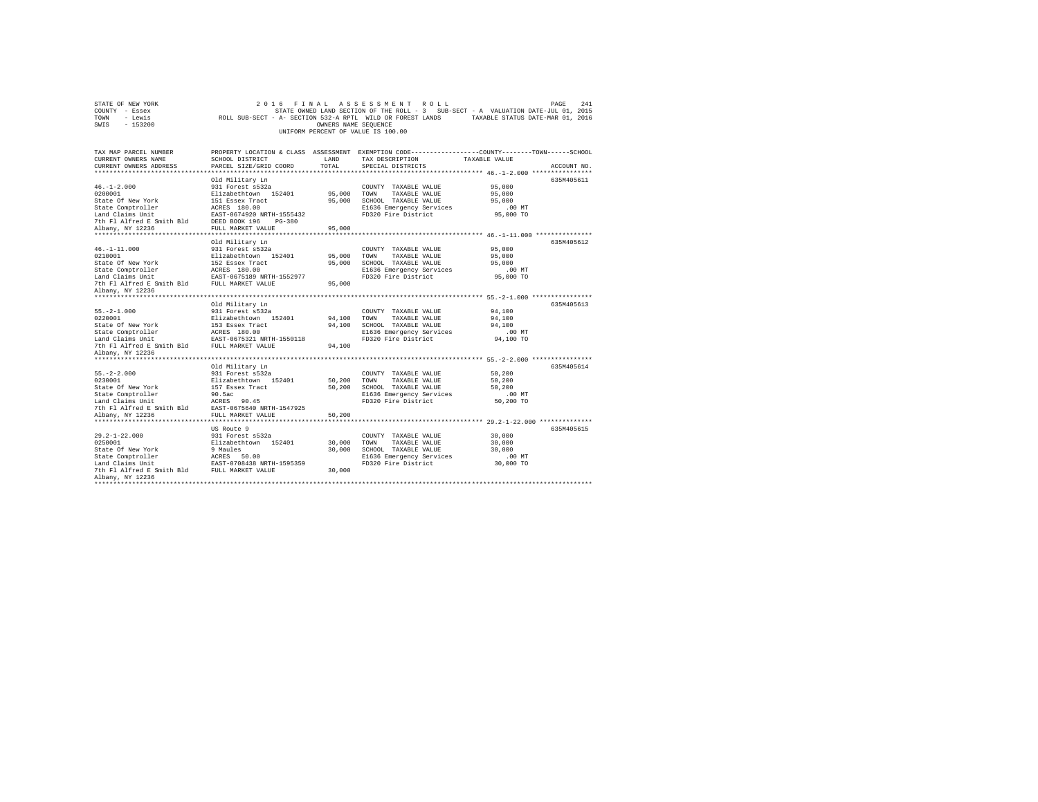STATE OF NEW YORK &nbsp;&nbsp;&nbsp;&nbsp;&nbsp;&nbsp;&nbsp;&nbsp; 2 0 1 6 &nbsp; F I N A L &nbsp; A S S E S S M E N T &nbsp; R O L L &nbsp;&nbsp;&nbsp;&nbsp;&nbsp;&nbsp;&nbsp;&nbsp; PAGE 241
COUNTY - Essex &nbsp;&nbsp;&nbsp;&nbsp;&nbsp;&nbsp;&nbsp;&nbsp; STATE OWNED LAND SECTION OF THE ROLL - 3 &nbsp; SUB-SECT - A &nbsp; VALUATION DATE-JUL 01, 2015
TOWN - Lewis &nbsp;&nbsp;&nbsp;&nbsp;&nbsp;&nbsp;&nbsp;&nbsp; ROLL SUB-SECT - A- SECTION 532-A RPTL WILD OR FOREST LANDS &nbsp;&nbsp;&nbsp;&nbsp; TAXABLE STATUS DATE-MAR 01, 2016
SWIS - 153200 &nbsp;&nbsp;&nbsp;&nbsp;&nbsp;&nbsp;&nbsp;&nbsp; OWNERS NAME SEQUENCE
UNIFORM PERCENT OF VALUE IS 100.00

| TAX MAP PARCEL NUMBER / CURRENT OWNERS NAME / CURRENT OWNERS ADDRESS | PROPERTY LOCATION & CLASS / SCHOOL DISTRICT / PARCEL SIZE/GRID COORD | ASSESSMENT LAND / TOTAL | EXEMPTION CODE / TAX DESCRIPTION / SPECIAL DISTRICTS | COUNTY / TOWN / SCHOOL TAXABLE VALUE | ACCOUNT NO. |
|---|---|---|---|---|---|
| 46.-1-2.000 | Old Military Ln | | | | 635M405611 |
| 46.-1-2.000 | 931 Forest s532a | | COUNTY TAXABLE VALUE | 95,000 | |
| 0200001 | Elizabethtown 152401 | 95,000 | TOWN TAXABLE VALUE | 95,000 | |
| State Of New York | 151 Essex Tract | 95,000 | SCHOOL TAXABLE VALUE | 95,000 | |
| State Comptroller | ACRES 180.00 | | E1636 Emergency Services | .00 MT | |
| Land Claims Unit | EAST-0674920 NRTH-1555432 | | FD320 Fire District | 95,000 TO | |
| 7th Fl Alfred E Smith Bld | DEED BOOK 196 PG-380 | | | | |
| Albany, NY 12236 | FULL MARKET VALUE | 95,000 | | | |
| 46.-1-11.000 | Old Military Ln | | | | 635M405612 |
| 46.-1-11.000 | 931 Forest s532a | | COUNTY TAXABLE VALUE | 95,000 | |
| 0210001 | Elizabethtown 152401 | 95,000 | TOWN TAXABLE VALUE | 95,000 | |
| State Of New York | 152 Essex Tract | 95,000 | SCHOOL TAXABLE VALUE | 95,000 | |
| State Comptroller | ACRES 180.00 | | E1636 Emergency Services | .00 MT | |
| Land Claims Unit | EAST-0675189 NRTH-1552977 | | FD320 Fire District | 95,000 TO | |
| 7th Fl Alfred E Smith Bld | FULL MARKET VALUE | 95,000 | | | |
| Albany, NY 12236 | | | | | |
| 55.-2-1.000 | Old Military Ln | | | | 635M405613 |
| 55.-2-1.000 | 931 Forest s532a | | COUNTY TAXABLE VALUE | 94,100 | |
| 0220001 | Elizabethtown 152401 | 94,100 | TOWN TAXABLE VALUE | 94,100 | |
| State Of New York | 153 Essex Tract | 94,100 | SCHOOL TAXABLE VALUE | 94,100 | |
| State Comptroller | ACRES 180.00 | | E1636 Emergency Services | .00 MT | |
| Land Claims Unit | EAST-0675321 NRTH-1550118 | | FD320 Fire District | 94,100 TO | |
| 7th Fl Alfred E Smith Bld | FULL MARKET VALUE | 94,100 | | | |
| Albany, NY 12236 | | | | | |
| 55.-2-2.000 | Old Military Ln | | | | 635M405614 |
| 55.-2-2.000 | 931 Forest s532a | | COUNTY TAXABLE VALUE | 50,200 | |
| 0230001 | Elizabethtown 152401 | 50,200 | TOWN TAXABLE VALUE | 50,200 | |
| State Of New York | 157 Essex Tract | 50,200 | SCHOOL TAXABLE VALUE | 50,200 | |
| State Comptroller | 90.5ac | | E1636 Emergency Services | .00 MT | |
| Land Claims Unit | ACRES 90.45 | | FD320 Fire District | 50,200 TO | |
| 7th Fl Alfred E Smith Bld | EAST-0675640 NRTH-1547925 | | | | |
| Albany, NY 12236 | FULL MARKET VALUE | 50,200 | | | |
| 29.2-1-22.000 | US Route 9 | | | | 635M405615 |
| 29.2-1-22.000 | 931 Forest s532a | | COUNTY TAXABLE VALUE | 30,000 | |
| 0250001 | Elizabethtown 152401 | 30,000 | TOWN TAXABLE VALUE | 30,000 | |
| State Of New York | 9 Maules | 30,000 | SCHOOL TAXABLE VALUE | 30,000 | |
| State Comptroller | ACRES 50.00 | | E1636 Emergency Services | .00 MT | |
| Land Claims Unit | EAST-0708438 NRTH-1595359 | | FD320 Fire District | 30,000 TO | |
| 7th Fl Alfred E Smith Bld | FULL MARKET VALUE | 30,000 | | | |
| Albany, NY 12236 | | | | | |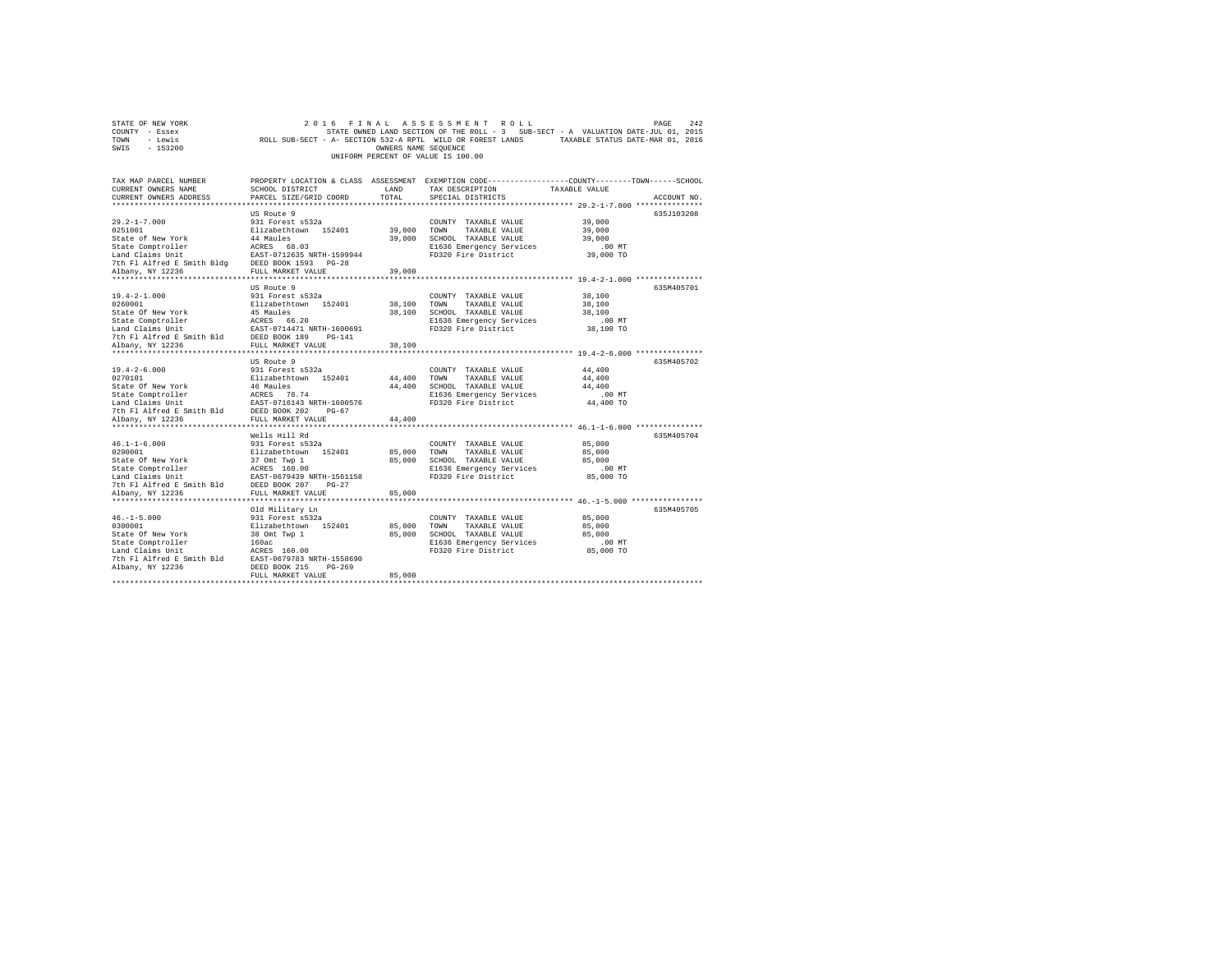STATE OF NEW YORK
COUNTY - Essex
TOWN - Lewis
SWIS - 153200

2016 FINAL ASSESSMENT ROLL
STATE OWNED LAND SECTION OF THE ROLL - 3 SUB-SECT - A VALUATION DATE-JUL 01, 2015
ROLL SUB-SECT - A- SECTION 532-A RPTL WILD OR FOREST LANDS TAXABLE STATUS DATE-MAR 01, 2016
OWNERS NAME SEQUENCE
UNIFORM PERCENT OF VALUE IS 100.00

PAGE 242

| TAX MAP PARCEL NUMBER / CURRENT OWNERS NAME / CURRENT OWNERS ADDRESS | PROPERTY LOCATION & CLASS / SCHOOL DISTRICT / PARCEL SIZE/GRID COORD | ASSESSMENT LAND / TOTAL | EXEMPTION CODE / TAX DESCRIPTION / SPECIAL DISTRICTS | COUNTY / TOWN / SCHOOL TAXABLE VALUE | ACCOUNT NO. |
|---|---|---|---|---|---|
| 29.2-1-7.000 | US Route 9 | | | | 635J103208 |
| 0251001 | 931 Forest s532a | | COUNTY TAXABLE VALUE | 39,000 | |
| State of New York | Elizabethtown 152401 | 39,000 | TOWN TAXABLE VALUE | 39,000 | |
| State Comptroller | 44 Maules | 39,000 | SCHOOL TAXABLE VALUE | 39,000 | |
| Land Claims Unit | ACRES 68.03 | | E1636 Emergency Services | .00 MT | |
| 7th Fl Alfred E Smith Bldg | EAST-0712635 NRTH-1599944 | | FD320 Fire District | 39,000 TO | |
| Albany, NY 12236 | DEED BOOK 1593 PG-28 | | | | |
| | FULL MARKET VALUE | 39,000 | | | |
| 19.4-2-1.000 | US Route 9 | | | | 635M405701 |
| 0260001 | 931 Forest s532a | | COUNTY TAXABLE VALUE | 38,100 | |
| State Of New York | Elizabethtown 152401 | 38,100 | TOWN TAXABLE VALUE | 38,100 | |
| State Comptroller | 45 Maules | 38,100 | SCHOOL TAXABLE VALUE | 38,100 | |
| Land Claims Unit | ACRES 66.20 | | E1636 Emergency Services | .00 MT | |
| 7th Fl Alfred E Smith Bld | EAST-0714471 NRTH-1600691 | | FD320 Fire District | 38,100 TO | |
| Albany, NY 12236 | DEED BOOK 189 PG-141 | | | | |
| | FULL MARKET VALUE | 38,100 | | | |
| 19.4-2-6.000 | US Route 9 | | | | 635M405702 |
| 0270101 | 931 Forest s532a | | COUNTY TAXABLE VALUE | 44,400 | |
| State Of New York | Elizabethtown 152401 | 44,400 | TOWN TAXABLE VALUE | 44,400 | |
| State Comptroller | 46 Maules | 44,400 | SCHOOL TAXABLE VALUE | 44,400 | |
| Land Claims Unit | ACRES 78.74 | | E1636 Emergency Services | .00 MT | |
| 7th Fl Alfred E Smith Bld | EAST-0716143 NRTH-1600576 | | FD320 Fire District | 44,400 TO | |
| Albany, NY 12236 | DEED BOOK 202 PG-67 | | | | |
| | FULL MARKET VALUE | 44,400 | | | |
| 46.1-1-6.000 | Wells Hill Rd | | | | 635M405704 |
| 0290001 | 931 Forest s532a | | COUNTY TAXABLE VALUE | 85,000 | |
| State Of New York | Elizabethtown 152401 | 85,000 | TOWN TAXABLE VALUE | 85,000 | |
| State Comptroller | 37 Omt Twp 1 | 85,000 | SCHOOL TAXABLE VALUE | 85,000 | |
| Land Claims Unit | ACRES 160.00 | | E1636 Emergency Services | .00 MT | |
| 7th Fl Alfred E Smith Bld | EAST-0679439 NRTH-1561158 | | FD320 Fire District | 85,000 TO | |
| Albany, NY 12236 | DEED BOOK 207 PG-27 | | | | |
| | FULL MARKET VALUE | 85,000 | | | |
| 46.-1-5.000 | Old Military Ln | | | | 635M405705 |
| 0300001 | 931 Forest s532a | | COUNTY TAXABLE VALUE | 85,000 | |
| State Of New York | Elizabethtown 152401 | 85,000 | TOWN TAXABLE VALUE | 85,000 | |
| State Comptroller | 38 Omt Twp 1 | 85,000 | SCHOOL TAXABLE VALUE | 85,000 | |
| Land Claims Unit | 160ac | | E1636 Emergency Services | .00 MT | |
| 7th Fl Alfred E Smith Bld | ACRES 160.00 | | FD320 Fire District | 85,000 TO | |
| Albany, NY 12236 | EAST-0679783 NRTH-1558690 | | | | |
| | DEED BOOK 215 PG-269 | | | | |
| | FULL MARKET VALUE | 85,000 | | | |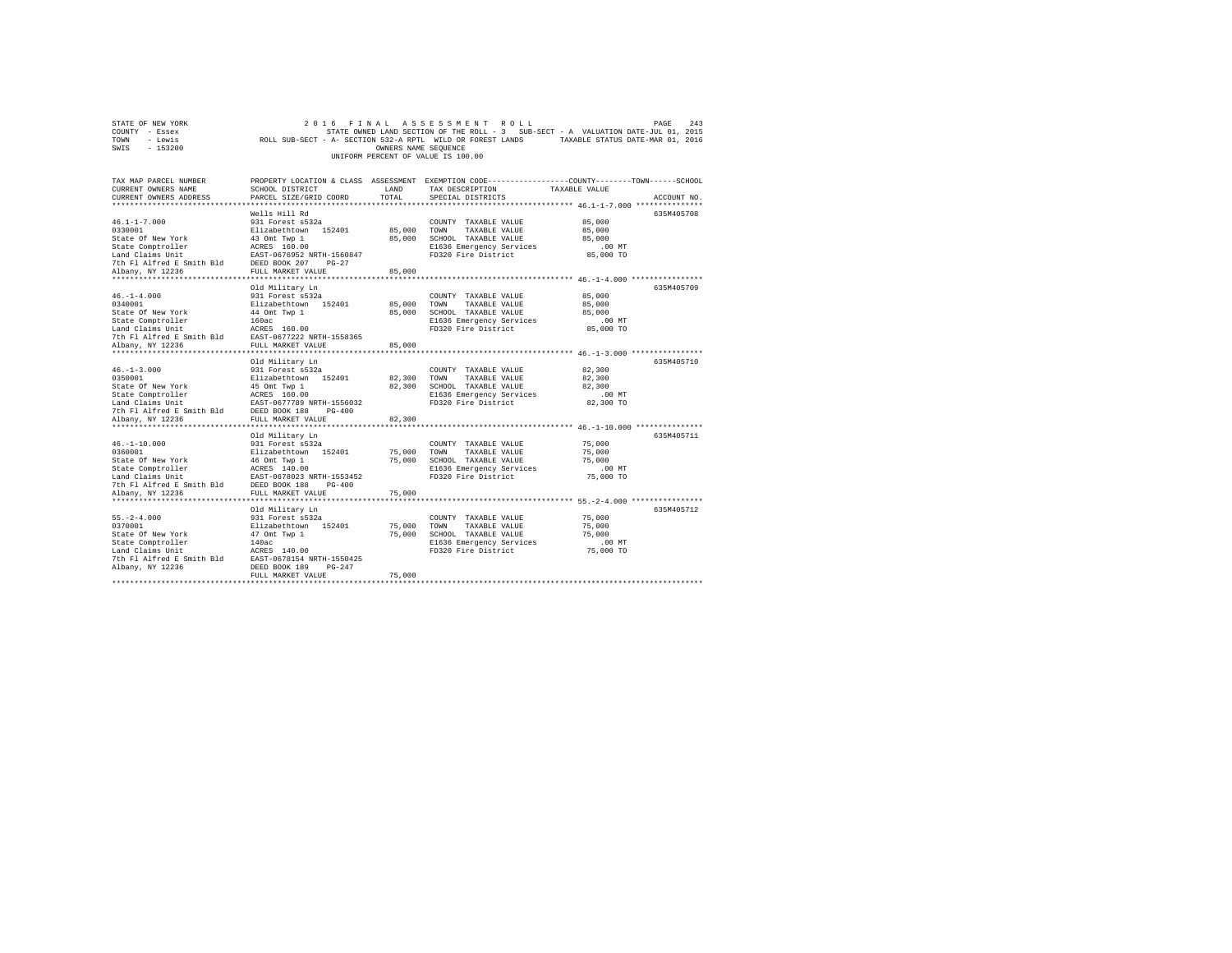STATE OF NEW YORK
COUNTY - Essex
TOWN - Lewis
SWIS - 153200

2 0 1 6 F I N A L A S S E S S M E N T R O L L
STATE OWNED LAND SECTION OF THE ROLL - 3 SUB-SECT - A VALUATION DATE-JUL 01, 2015
ROLL SUB-SECT - A- SECTION 532-A RPTL WILD OR FOREST LANDS TAXABLE STATUS DATE-MAR 01, 2016
OWNERS NAME SEQUENCE
UNIFORM PERCENT OF VALUE IS 100.00

| TAX MAP PARCEL NUMBER / CURRENT OWNERS NAME / CURRENT OWNERS ADDRESS | PROPERTY LOCATION & CLASS / SCHOOL DISTRICT / PARCEL SIZE/GRID COORD | ASSESSMENT LAND / TOTAL | EXEMPTION CODE / TAX DESCRIPTION / SPECIAL DISTRICTS | COUNTY / TOWN / SCHOOL TAXABLE VALUE | ACCOUNT NO. |
|---|---|---|---|---|---|
| 46.1-1-7.000 | Wells Hill Rd | | | | 635M405708 |
| | 931 Forest s532a | | COUNTY TAXABLE VALUE | 85,000 | |
| 0330001 | Elizabethtown 152401 | 85,000 | TOWN TAXABLE VALUE | 85,000 | |
| State Of New York | 43 Omt Twp 1 | 85,000 | SCHOOL TAXABLE VALUE | 85,000 | |
| State Comptroller | ACRES 160.00 | | E1636 Emergency Services | .00 MT | |
| Land Claims Unit | EAST-0676952 NRTH-1560847 | | FD320 Fire District | 85,000 TO | |
| 7th Fl Alfred E Smith Bld | DEED BOOK 207 PG-27 | | | | |
| Albany, NY 12236 | FULL MARKET VALUE | 85,000 | | | |
| 46.-1-4.000 | Old Military Ln | | | | 635M405709 |
| | 931 Forest s532a | | COUNTY TAXABLE VALUE | 85,000 | |
| 0340001 | Elizabethtown 152401 | 85,000 | TOWN TAXABLE VALUE | 85,000 | |
| State Of New York | 44 Omt Twp 1 | 85,000 | SCHOOL TAXABLE VALUE | 85,000 | |
| State Comptroller | 160ac | | E1636 Emergency Services | .00 MT | |
| Land Claims Unit | ACRES 160.00 | | FD320 Fire District | 85,000 TO | |
| 7th Fl Alfred E Smith Bld | EAST-0677222 NRTH-1558365 | | | | |
| Albany, NY 12236 | FULL MARKET VALUE | 85,000 | | | |
| 46.-1-3.000 | Old Military Ln | | | | 635M405710 |
| | 931 Forest s532a | | COUNTY TAXABLE VALUE | 82,300 | |
| 0350001 | Elizabethtown 152401 | 82,300 | TOWN TAXABLE VALUE | 82,300 | |
| State Of New York | 45 Omt Twp 1 | 82,300 | SCHOOL TAXABLE VALUE | 82,300 | |
| State Comptroller | ACRES 160.00 | | E1636 Emergency Services | .00 MT | |
| Land Claims Unit | EAST-0677709 NRTH-1556032 | | FD320 Fire District | 82,300 TO | |
| 7th Fl Alfred E Smith Bld | DEED BOOK 188 PG-400 | | | | |
| Albany, NY 12236 | FULL MARKET VALUE | 82,300 | | | |
| 46.-1-10.000 | Old Military Ln | | | | 635M405711 |
| | 931 Forest s532a | | COUNTY TAXABLE VALUE | 75,000 | |
| 0360001 | Elizabethtown 152401 | 75,000 | TOWN TAXABLE VALUE | 75,000 | |
| State Of New York | 46 Omt Twp 1 | 75,000 | SCHOOL TAXABLE VALUE | 75,000 | |
| State Comptroller | ACRES 140.00 | | E1636 Emergency Services | .00 MT | |
| Land Claims Unit | EAST-0678023 NRTH-1553452 | | FD320 Fire District | 75,000 TO | |
| 7th Fl Alfred E Smith Bld | DEED BOOK 188 PG-400 | | | | |
| Albany, NY 12236 | FULL MARKET VALUE | 75,000 | | | |
| 55.-2-4.000 | Old Military Ln | | | | 635M405712 |
| | 931 Forest s532a | | COUNTY TAXABLE VALUE | 75,000 | |
| 0370001 | Elizabethtown 152401 | 75,000 | TOWN TAXABLE VALUE | 75,000 | |
| State Of New York | 47 Omt Twp 1 | 75,000 | SCHOOL TAXABLE VALUE | 75,000 | |
| State Comptroller | 140ac | | E1636 Emergency Services | .00 MT | |
| Land Claims Unit | ACRES 140.00 | | FD320 Fire District | 75,000 TO | |
| 7th Fl Alfred E Smith Bld | EAST-0678154 NRTH-1550425 | | | | |
| Albany, NY 12236 | DEED BOOK 189 PG-247 | | | | |
| | FULL MARKET VALUE | 75,000 | | | |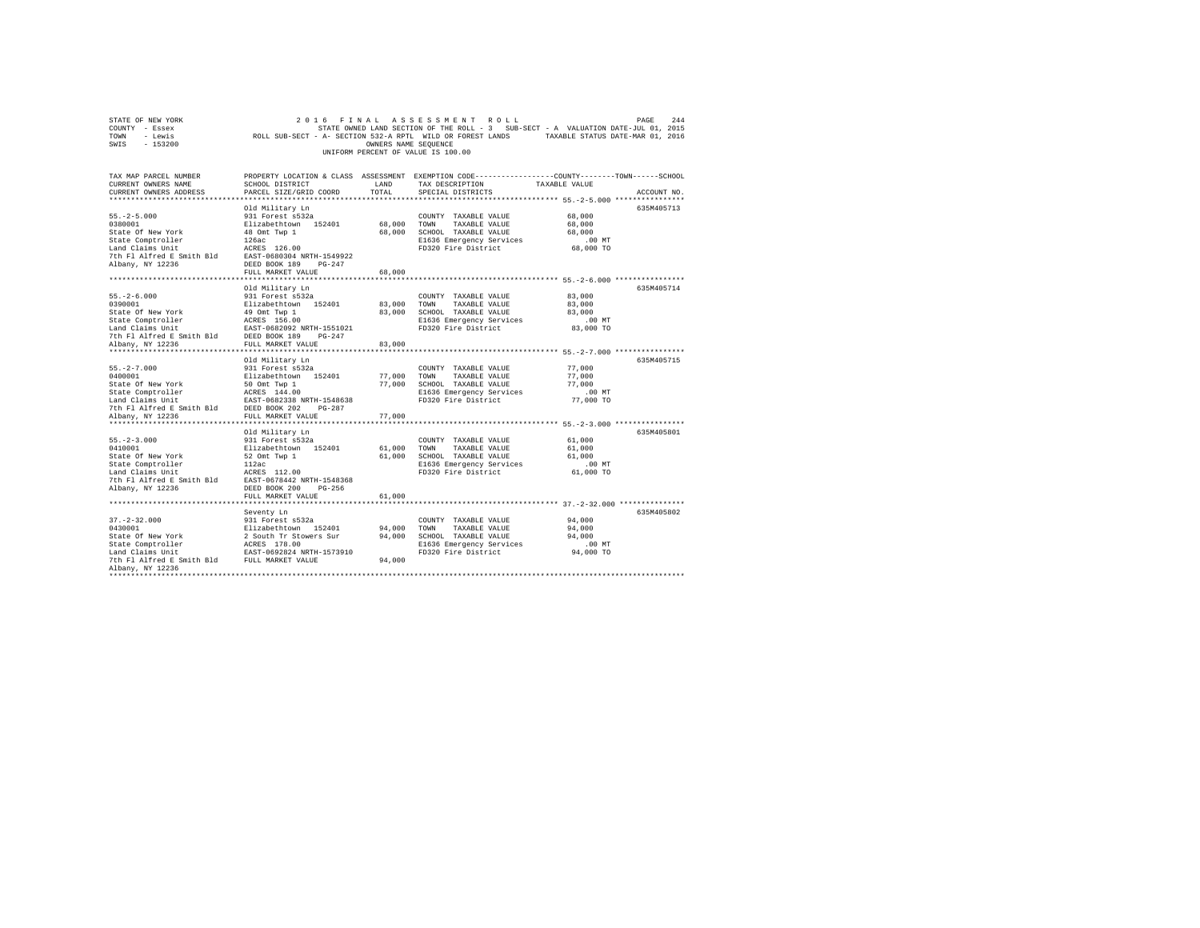```
STATE OF NEW YORK                2 0 1 6   F I N A L   A S S E S S M E N T   R O L L                          PAGE   244
COUNTY  - Essex                  STATE OWNED LAND SECTION OF THE ROLL - 3   SUB-SECT - A  VALUATION DATE-JUL 01, 2015
TOWN    - Lewis          ROLL SUB-SECT - A- SECTION 532-A RPTL  WILD OR FOREST LANDS       TAXABLE STATUS DATE-MAR 01, 2016
SWIS    - 153200                                    OWNERS NAME SEQUENCE
                                              UNIFORM PERCENT OF VALUE IS 100.00

TAX MAP PARCEL NUMBER          PROPERTY LOCATION & CLASS  ASSESSMENT  EXEMPTION CODE-----------------COUNTY--------TOWN------SCHOOL
CURRENT OWNERS NAME            SCHOOL DISTRICT              LAND      TAX DESCRIPTION            TAXABLE VALUE
CURRENT OWNERS ADDRESS         PARCEL SIZE/GRID COORD       TOTAL     SPECIAL DISTRICTS                                  ACCOUNT NO.
******************************************************************************************************* 55.-2-5.000 ****************
                               Old Military Ln                                                                      635M405713
55.-2-5.000                    931 Forest s532a                        COUNTY  TAXABLE VALUE          68,000
0380001                        Elizabethtown  152401        68,000     TOWN    TAXABLE VALUE          68,000
State Of New York              48 Omt Twp 1                 68,000     SCHOOL  TAXABLE VALUE          68,000
State Comptroller              126ac                                   E1636 Emergency Services          .00 MT
Land Claims Unit               ACRES  126.00                           FD320 Fire District            68,000 TO
7th Fl Alfred E Smith Bld      EAST-0680304 NRTH-1549922
Albany, NY 12236               DEED BOOK 189    PG-247
                               FULL MARKET VALUE            68,000
******************************************************************************************************* 55.-2-6.000 ****************
                               Old Military Ln                                                                      635M405714
55.-2-6.000                    931 Forest s532a                        COUNTY  TAXABLE VALUE          83,000
0390001                        Elizabethtown  152401        83,000     TOWN    TAXABLE VALUE          83,000
State Of New York              49 Omt Twp 1                 83,000     SCHOOL  TAXABLE VALUE          83,000
State Comptroller              ACRES  156.00                           E1636 Emergency Services          .00 MT
Land Claims Unit               EAST-0682092 NRTH-1551021               FD320 Fire District            83,000 TO
7th Fl Alfred E Smith Bld      DEED BOOK 189    PG-247
Albany, NY 12236               FULL MARKET VALUE            83,000
******************************************************************************************************* 55.-2-7.000 ****************
                               Old Military Ln                                                                      635M405715
55.-2-7.000                    931 Forest s532a                        COUNTY  TAXABLE VALUE          77,000
0400001                        Elizabethtown  152401        77,000     TOWN    TAXABLE VALUE          77,000
State Of New York              50 Omt Twp 1                 77,000     SCHOOL  TAXABLE VALUE          77,000
State Comptroller              ACRES  144.00                           E1636 Emergency Services          .00 MT
Land Claims Unit               EAST-0682338 NRTH-1548638               FD320 Fire District            77,000 TO
7th Fl Alfred E Smith Bld      DEED BOOK 202    PG-287
Albany, NY 12236               FULL MARKET VALUE            77,000
******************************************************************************************************* 55.-2-3.000 ****************
                               Old Military Ln                                                                      635M405801
55.-2-3.000                    931 Forest s532a                        COUNTY  TAXABLE VALUE          61,000
0410001                        Elizabethtown  152401        61,000     TOWN    TAXABLE VALUE          61,000
State Of New York              52 Omt Twp 1                 61,000     SCHOOL  TAXABLE VALUE          61,000
State Comptroller              112ac                                   E1636 Emergency Services          .00 MT
Land Claims Unit               ACRES  112.00                           FD320 Fire District            61,000 TO
7th Fl Alfred E Smith Bld      EAST-0678442 NRTH-1548368
Albany, NY 12236               DEED BOOK 200    PG-256
                               FULL MARKET VALUE            61,000
******************************************************************************************************* 37.-2-32.000 ***************
                               Seventy Ln                                                                           635M405802
37.-2-32.000                   931 Forest s532a                        COUNTY  TAXABLE VALUE          94,000
0430001                        Elizabethtown  152401        94,000     TOWN    TAXABLE VALUE          94,000
State Of New York              2 South Tr Stowers Sur       94,000     SCHOOL  TAXABLE VALUE          94,000
State Comptroller              ACRES  178.00                           E1636 Emergency Services          .00 MT
Land Claims Unit               EAST-0692824 NRTH-1573910               FD320 Fire District            94,000 TO
7th Fl Alfred E Smith Bld      FULL MARKET VALUE            94,000
Albany, NY 12236
************************************************************************************************************************************
```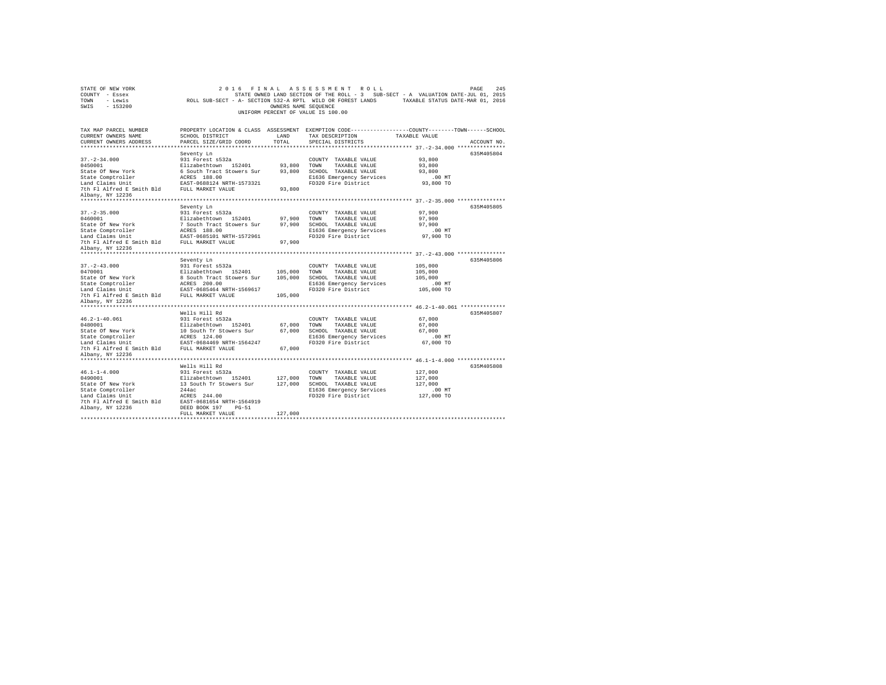STATE OF NEW YORK
COUNTY - Essex
TOWN - Lewis
SWIS - 153200

2016 FINAL ASSESSMENT ROLL
STATE OWNED LAND SECTION OF THE ROLL - 3 SUB-SECT - A VALUATION DATE-JUL 01, 2015
ROLL SUB-SECT - A- SECTION 532-A RPTL WILD OR FOREST LANDS TAXABLE STATUS DATE-MAR 01, 2016
OWNERS NAME SEQUENCE
UNIFORM PERCENT OF VALUE IS 100.00

| TAX MAP PARCEL NUMBER / CURRENT OWNERS NAME / CURRENT OWNERS ADDRESS | PROPERTY LOCATION & CLASS / SCHOOL DISTRICT / PARCEL SIZE/GRID COORD | ASSESSMENT LAND | TOTAL | EXEMPTION CODE / TAX DESCRIPTION / SPECIAL DISTRICTS | TAXABLE VALUE (COUNTY / TOWN / SCHOOL) | ACCOUNT NO. |
|---|---|---|---|---|---|---|
| **37.-2-34.000** | Seventy Ln | | | | | 635M405804 |
| 37.-2-34.000 | 931 Forest s532a | | | COUNTY TAXABLE VALUE | 93,800 | |
| 0450001 | Elizabethtown 152401 | 93,800 | | TOWN TAXABLE VALUE | 93,800 | |
| State Of New York | 6 South Tract Stowers Sur | | 93,800 | SCHOOL TAXABLE VALUE | 93,800 | |
| State Comptroller | ACRES 188.00 | | | E1636 Emergency Services | .00 MT | |
| Land Claims Unit | EAST-0688124 NRTH-1573321 | | | FD320 Fire District | 93,800 TO | |
| 7th Fl Alfred E Smith Bld | FULL MARKET VALUE | | 93,800 | | | |
| Albany, NY 12236 | | | | | | |
| **37.-2-35.000** | Seventy Ln | | | | | 635M405805 |
| 37.-2-35.000 | 931 Forest s532a | | | COUNTY TAXABLE VALUE | 97,900 | |
| 0460001 | Elizabethtown 152401 | 97,900 | | TOWN TAXABLE VALUE | 97,900 | |
| State Of New York | 7 South Tract Stowers Sur | | 97,900 | SCHOOL TAXABLE VALUE | 97,900 | |
| State Comptroller | ACRES 188.00 | | | E1636 Emergency Services | .00 MT | |
| Land Claims Unit | EAST-0685101 NRTH-1572961 | | | FD320 Fire District | 97,900 TO | |
| 7th Fl Alfred E Smith Bld | FULL MARKET VALUE | | 97,900 | | | |
| Albany, NY 12236 | | | | | | |
| **37.-2-43.000** | Seventy Ln | | | | | 635M405806 |
| 37.-2-43.000 | 931 Forest s532a | | | COUNTY TAXABLE VALUE | 105,000 | |
| 0470001 | Elizabethtown 152401 | 105,000 | | TOWN TAXABLE VALUE | 105,000 | |
| State Of New York | 8 South Tract Stowers Sur | | 105,000 | SCHOOL TAXABLE VALUE | 105,000 | |
| State Comptroller | ACRES 200.00 | | | E1636 Emergency Services | .00 MT | |
| Land Claims Unit | EAST-0685464 NRTH-1569617 | | | FD320 Fire District | 105,000 TO | |
| 7th Fl Alfred E Smith Bld | FULL MARKET VALUE | | 105,000 | | | |
| Albany, NY 12236 | | | | | | |
| **46.2-1-40.061** | Wells Hill Rd | | | | | 635M405807 |
| 46.2-1-40.061 | 931 Forest s532a | | | COUNTY TAXABLE VALUE | 67,000 | |
| 0480001 | Elizabethtown 152401 | 67,000 | | TOWN TAXABLE VALUE | 67,000 | |
| State Of New York | 10 South Tr Stowers Sur | | 67,000 | SCHOOL TAXABLE VALUE | 67,000 | |
| State Comptroller | ACRES 124.00 | | | E1636 Emergency Services | .00 MT | |
| Land Claims Unit | EAST-0684469 NRTH-1564247 | | | FD320 Fire District | 67,000 TO | |
| 7th Fl Alfred E Smith Bld | FULL MARKET VALUE | | 67,000 | | | |
| Albany, NY 12236 | | | | | | |
| **46.1-1-4.000** | Wells Hill Rd | | | | | 635M405808 |
| 46.1-1-4.000 | 931 Forest s532a | | | COUNTY TAXABLE VALUE | 127,000 | |
| 0490001 | Elizabethtown 152401 | 127,000 | | TOWN TAXABLE VALUE | 127,000 | |
| State Of New York | 13 South Tr Stowers Sur | | 127,000 | SCHOOL TAXABLE VALUE | 127,000 | |
| State Comptroller | 244ac | | | E1636 Emergency Services | .00 MT | |
| Land Claims Unit | ACRES 244.00 | | | FD320 Fire District | 127,000 TO | |
| 7th Fl Alfred E Smith Bld | EAST-0681654 NRTH-1564919 | | | | | |
| Albany, NY 12236 | DEED BOOK 197 PG-51 | | | | | |
| | FULL MARKET VALUE | | 127,000 | | | |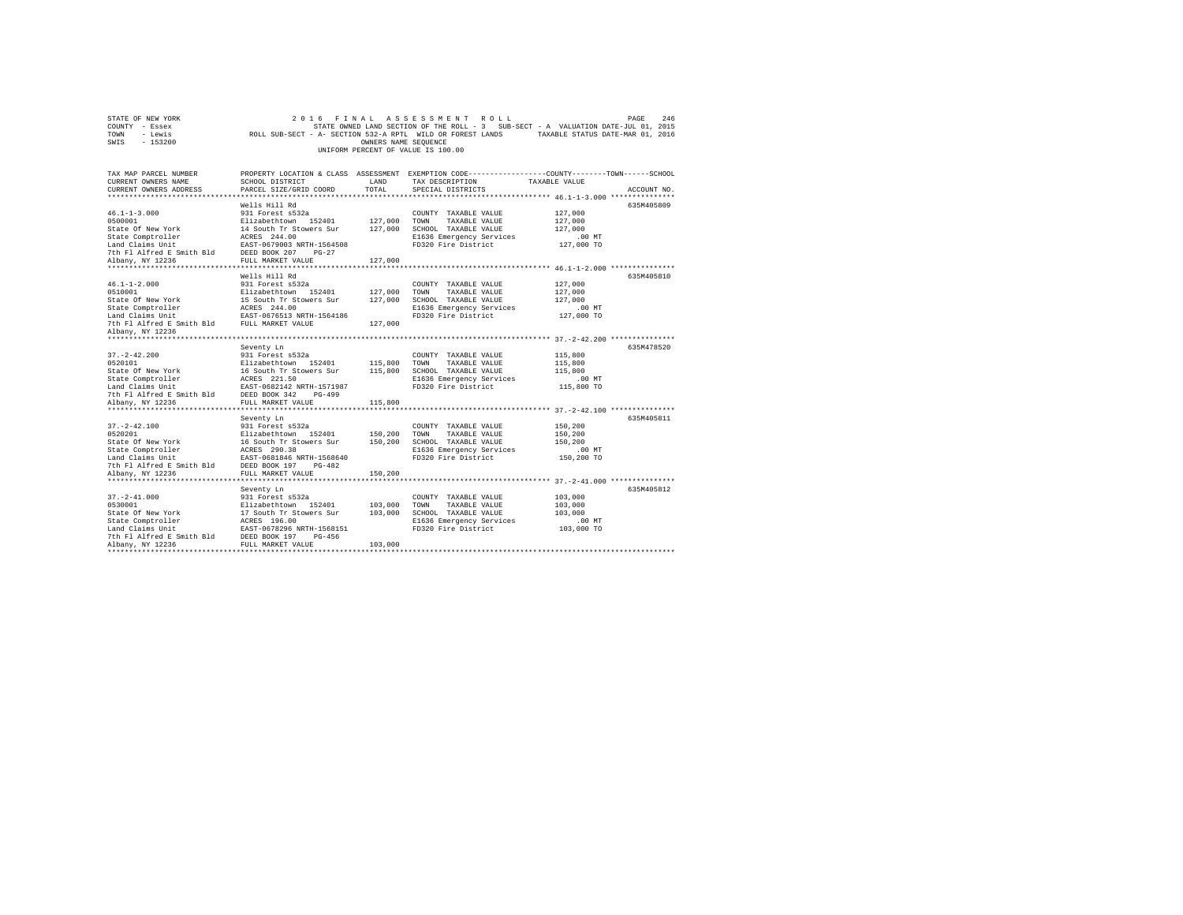STATE OF NEW YORK · COUNTY - Essex · TOWN - Lewis · SWIS - 153200

# 2016 FINAL ASSESSMENT ROLL

STATE OWNED LAND SECTION OF THE ROLL - 3 SUB-SECT - A VALUATION DATE-JUL 01, 2015
ROLL SUB-SECT - A- SECTION 532-A RPTL WILD OR FOREST LANDS TAXABLE STATUS DATE-MAR 01, 2016
OWNERS NAME SEQUENCE
UNIFORM PERCENT OF VALUE IS 100.00

| TAX MAP PARCEL NUMBER / CURRENT OWNERS NAME / CURRENT OWNERS ADDRESS | PROPERTY LOCATION & CLASS / SCHOOL DISTRICT / PARCEL SIZE/GRID COORD | ASSESSMENT LAND / TOTAL | EXEMPTION CODE / TAX DESCRIPTION / SPECIAL DISTRICTS | COUNTY--TOWN--SCHOOL TAXABLE VALUE | ACCOUNT NO. |
|---|---|---|---|---|---|
| **46.1-1-3.000** | Wells Hill Rd | | | | 635M405809 |
| 46.1-1-3.000 | 931 Forest s532a | | COUNTY TAXABLE VALUE | 127,000 | |
| 0500001 | Elizabethtown 152401 | 127,000 | TOWN TAXABLE VALUE | 127,000 | |
| State Of New York | 14 South Tr Stowers Sur | 127,000 | SCHOOL TAXABLE VALUE | 127,000 | |
| State Comptroller | ACRES 244.00 | | E1636 Emergency Services | .00 MT | |
| Land Claims Unit | EAST-0679003 NRTH-1564508 | | FD320 Fire District | 127,000 TO | |
| 7th Fl Alfred E Smith Bld | DEED BOOK 207 PG-27 | | | | |
| Albany, NY 12236 | FULL MARKET VALUE | 127,000 | | | |
| **46.1-1-2.000** | Wells Hill Rd | | | | 635M405810 |
| 46.1-1-2.000 | 931 Forest s532a | | COUNTY TAXABLE VALUE | 127,000 | |
| 0510001 | Elizabethtown 152401 | 127,000 | TOWN TAXABLE VALUE | 127,000 | |
| State Of New York | 15 South Tr Stowers Sur | 127,000 | SCHOOL TAXABLE VALUE | 127,000 | |
| State Comptroller | ACRES 244.00 | | E1636 Emergency Services | .00 MT | |
| Land Claims Unit | EAST-0676513 NRTH-1564186 | | FD320 Fire District | 127,000 TO | |
| 7th Fl Alfred E Smith Bld | FULL MARKET VALUE | 127,000 | | | |
| Albany, NY 12236 | | | | | |
| **37.-2-42.200** | Seventy Ln | | | | 635M478520 |
| 37.-2-42.200 | 931 Forest s532a | | COUNTY TAXABLE VALUE | 115,800 | |
| 0520101 | Elizabethtown 152401 | 115,800 | TOWN TAXABLE VALUE | 115,800 | |
| State Of New York | 16 South Tr Stowers Sur | 115,800 | SCHOOL TAXABLE VALUE | 115,800 | |
| State Comptroller | ACRES 221.50 | | E1636 Emergency Services | .00 MT | |
| Land Claims Unit | EAST-0682142 NRTH-1571987 | | FD320 Fire District | 115,800 TO | |
| 7th Fl Alfred E Smith Bld | DEED BOOK 342 PG-499 | | | | |
| Albany, NY 12236 | FULL MARKET VALUE | 115,800 | | | |
| **37.-2-42.100** | Seventy Ln | | | | 635M405811 |
| 37.-2-42.100 | 931 Forest s532a | | COUNTY TAXABLE VALUE | 150,200 | |
| 0520201 | Elizabethtown 152401 | 150,200 | TOWN TAXABLE VALUE | 150,200 | |
| State Of New York | 16 South Tr Stowers Sur | 150,200 | SCHOOL TAXABLE VALUE | 150,200 | |
| State Comptroller | ACRES 290.38 | | E1636 Emergency Services | .00 MT | |
| Land Claims Unit | EAST-0681846 NRTH-1568640 | | FD320 Fire District | 150,200 TO | |
| 7th Fl Alfred E Smith Bld | DEED BOOK 197 PG-482 | | | | |
| Albany, NY 12236 | FULL MARKET VALUE | 150,200 | | | |
| **37.-2-41.000** | Seventy Ln | | | | 635M405812 |
| 37.-2-41.000 | 931 Forest s532a | | COUNTY TAXABLE VALUE | 103,000 | |
| 0530001 | Elizabethtown 152401 | 103,000 | TOWN TAXABLE VALUE | 103,000 | |
| State Of New York | 17 South Tr Stowers Sur | 103,000 | SCHOOL TAXABLE VALUE | 103,000 | |
| State Comptroller | ACRES 196.00 | | E1636 Emergency Services | .00 MT | |
| Land Claims Unit | EAST-0678296 NRTH-1568151 | | FD320 Fire District | 103,000 TO | |
| 7th Fl Alfred E Smith Bld | DEED BOOK 197 PG-456 | | | | |
| Albany, NY 12236 | FULL MARKET VALUE | 103,000 | | | |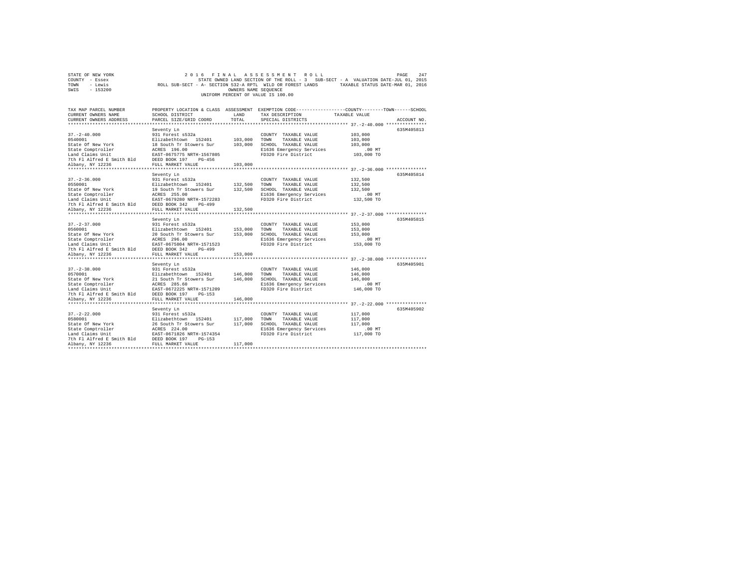STATE OF NEW YORK
COUNTY - Essex
TOWN - Lewis
SWIS - 153200

2016 FINAL ASSESSMENT ROLL
STATE OWNED LAND SECTION OF THE ROLL - 3 SUB-SECT - A VALUATION DATE-JUL 01, 2015
ROLL SUB-SECT - A- SECTION 532-A RPTL WILD OR FOREST LANDS TAXABLE STATUS DATE-MAR 01, 2016
OWNERS NAME SEQUENCE
UNIFORM PERCENT OF VALUE IS 100.00

| TAX MAP PARCEL NUMBER / CURRENT OWNERS NAME / CURRENT OWNERS ADDRESS | PROPERTY LOCATION & CLASS / SCHOOL DISTRICT / PARCEL SIZE/GRID COORD | ASSESSMENT LAND / TOTAL | EXEMPTION CODE / TAX DESCRIPTION / SPECIAL DISTRICTS | COUNTY / TOWN / SCHOOL TAXABLE VALUE | ACCOUNT NO. |
|---|---|---|---|---|---|
| 37.-2-40.000 | Seventy Ln | | | | 635M405813 |
| | 931 Forest s532a | | COUNTY TAXABLE VALUE | 103,000 | |
| 0540001 | Elizabethtown 152401 | 103,000 | TOWN TAXABLE VALUE | 103,000 | |
| State Of New York | 18 South Tr Stowers Sur | 103,000 | SCHOOL TAXABLE VALUE | 103,000 | |
| State Comptroller | ACRES 196.00 | | E1636 Emergency Services | .00 MT | |
| Land Claims Unit | EAST-0675775 NRTH-1567805 | | FD320 Fire District | 103,000 TO | |
| 7th Fl Alfred E Smith Bld | DEED BOOK 197 PG-456 | | | | |
| Albany, NY 12236 | FULL MARKET VALUE | 103,000 | | | |
| 37.-2-36.000 | Seventy Ln | | | | 635M405814 |
| | 931 Forest s532a | | COUNTY TAXABLE VALUE | 132,500 | |
| 0550001 | Elizabethtown 152401 | 132,500 | TOWN TAXABLE VALUE | 132,500 | |
| State Of New York | 19 South Tr Stowers Sur | 132,500 | SCHOOL TAXABLE VALUE | 132,500 | |
| State Comptroller | ACRES 255.00 | | E1636 Emergency Services | .00 MT | |
| Land Claims Unit | EAST-0679280 NRTH-1572283 | | FD320 Fire District | 132,500 TO | |
| 7th Fl Alfred E Smith Bld | DEED BOOK 342 PG-499 | | | | |
| Albany, NY 12236 | FULL MARKET VALUE | 132,500 | | | |
| 37.-2-37.000 | Seventy Ln | | | | 635M405815 |
| | 931 Forest s532a | | COUNTY TAXABLE VALUE | 153,000 | |
| 0560001 | Elizabethtown 152401 | 153,000 | TOWN TAXABLE VALUE | 153,000 | |
| State Of New York | 20 South Tr Stowers Sur | 153,000 | SCHOOL TAXABLE VALUE | 153,000 | |
| State Comptroller | ACRES 296.00 | | E1636 Emergency Services | .00 MT | |
| Land Claims Unit | EAST-0675804 NRTH-1571523 | | FD320 Fire District | 153,000 TO | |
| 7th Fl Alfred E Smith Bld | DEED BOOK 342 PG-499 | | | | |
| Albany, NY 12236 | FULL MARKET VALUE | 153,000 | | | |
| 37.-2-38.000 | Seventy Ln | | | | 635M405901 |
| | 931 Forest s532a | | COUNTY TAXABLE VALUE | 146,000 | |
| 0570001 | Elizabethtown 152401 | 146,000 | TOWN TAXABLE VALUE | 146,000 | |
| State Of New York | 21 South Tr Stowers Sur | 146,000 | SCHOOL TAXABLE VALUE | 146,000 | |
| State Comptroller | ACRES 285.60 | | E1636 Emergency Services | .00 MT | |
| Land Claims Unit | EAST-0672225 NRTH-1571209 | | FD320 Fire District | 146,000 TO | |
| 7th Fl Alfred E Smith Bld | DEED BOOK 197 PG-153 | | | | |
| Albany, NY 12236 | FULL MARKET VALUE | 146,000 | | | |
| 37.-2-22.000 | Seventy Ln | | | | 635M405902 |
| | 931 Forest s532a | | COUNTY TAXABLE VALUE | 117,000 | |
| 0580001 | Elizabethtown 152401 | 117,000 | TOWN TAXABLE VALUE | 117,000 | |
| State Of New York | 26 South Tr Stowers Sur | 117,000 | SCHOOL TAXABLE VALUE | 117,000 | |
| State Comptroller | ACRES 224.00 | | E1636 Emergency Services | .00 MT | |
| Land Claims Unit | EAST-0671826 NRTH-1574354 | | FD320 Fire District | 117,000 TO | |
| 7th Fl Alfred E Smith Bld | DEED BOOK 197 PG-153 | | | | |
| Albany, NY 12236 | FULL MARKET VALUE | 117,000 | | | |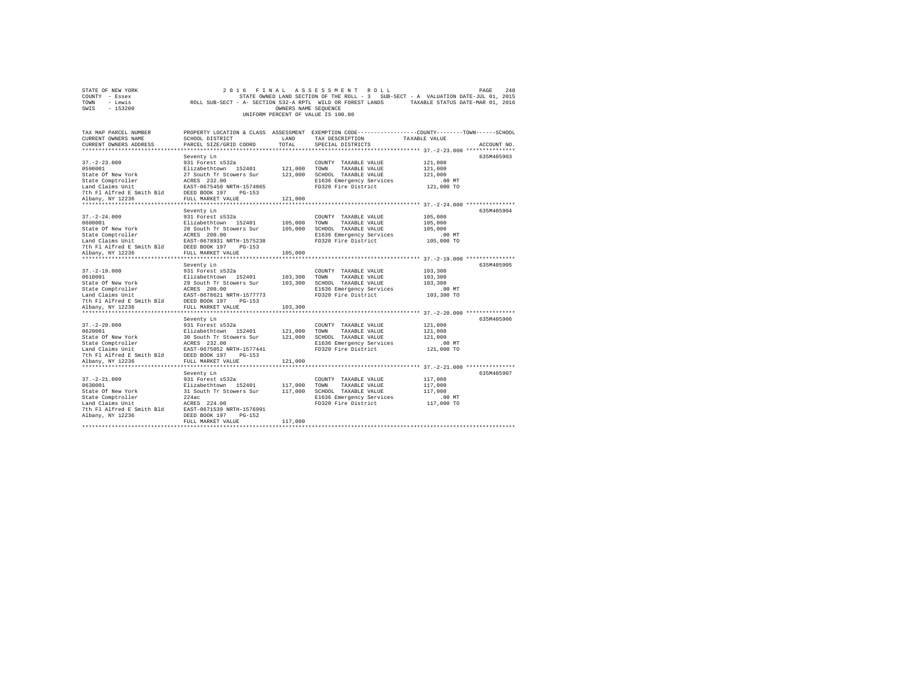STATE OF NEW YORK                2 0 1 6   F I N A L   A S S E S S M E N T   R O L L
COUNTY - Essex                   STATE OWNED LAND SECTION OF THE ROLL - 3   SUB-SECT - A  VALUATION DATE-JUL 01, 2015
TOWN   - Lewis                   ROLL SUB-SECT - A- SECTION 532-A RPTL  WILD OR FOREST LANDS    TAXABLE STATUS DATE-MAR 01, 2016
SWIS   - 153200                  OWNERS NAME SEQUENCE
UNIFORM PERCENT OF VALUE IS 100.00

| TAX MAP PARCEL NUMBER / CURRENT OWNERS NAME / CURRENT OWNERS ADDRESS | PROPERTY LOCATION & CLASS / SCHOOL DISTRICT / PARCEL SIZE/GRID COORD | ASSESSMENT LAND / TOTAL | EXEMPTION CODE / TAX DESCRIPTION / SPECIAL DISTRICTS | COUNTY--------TOWN------SCHOOL TAXABLE VALUE | ACCOUNT NO. |
|---|---|---|---|---|---|
| 37.-2-23.000 | Seventy Ln | | | | 635M405903 |
| 0590001 | 931 Forest s532a | | COUNTY TAXABLE VALUE | 121,000 | |
| State Of New York | Elizabethtown 152401 | 121,000 | TOWN TAXABLE VALUE | 121,000 | |
| State Comptroller | 27 South Tr Stowers Sur | 121,000 | SCHOOL TAXABLE VALUE | 121,000 | |
| Land Claims Unit | ACRES 232.00 | | E1636 Emergency Services | .00 MT | |
| 7th Fl Alfred E Smith Bld | EAST-0675450 NRTH-1574865 | | FD320 Fire District | 121,000 TO | |
| Albany, NY 12236 | DEED BOOK 197 PG-153 | | | | |
| | FULL MARKET VALUE | 121,000 | | | |
| 37.-2-24.000 | Seventy Ln | | | | 635M405904 |
| 0600001 | 931 Forest s532a | | COUNTY TAXABLE VALUE | 105,000 | |
| State Of New York | Elizabethtown 152401 | 105,000 | TOWN TAXABLE VALUE | 105,000 | |
| State Comptroller | 28 South Tr Stowers Sur | 105,000 | SCHOOL TAXABLE VALUE | 105,000 | |
| Land Claims Unit | ACRES 200.00 | | E1636 Emergency Services | .00 MT | |
| 7th Fl Alfred E Smith Bld | EAST-0678931 NRTH-1575238 | | FD320 Fire District | 105,000 TO | |
| Albany, NY 12236 | DEED BOOK 197 PG-153 | | | | |
| | FULL MARKET VALUE | 105,000 | | | |
| 37.-2-19.000 | Seventy Ln | | | | 635M405905 |
| 0610001 | 931 Forest s532a | | COUNTY TAXABLE VALUE | 103,300 | |
| State Of New York | Elizabethtown 152401 | 103,300 | TOWN TAXABLE VALUE | 103,300 | |
| State Comptroller | 29 South Tr Stowers Sur | 103,300 | SCHOOL TAXABLE VALUE | 103,300 | |
| Land Claims Unit | ACRES 200.00 | | E1636 Emergency Services | .00 MT | |
| 7th Fl Alfred E Smith Bld | EAST-0678621 NRTH-1577773 | | FD320 Fire District | 103,300 TO | |
| Albany, NY 12236 | DEED BOOK 197 PG-153 | | | | |
| | FULL MARKET VALUE | 103,300 | | | |
| 37.-2-20.000 | Seventy Ln | | | | 635M405906 |
| 0620001 | 931 Forest s532a | | COUNTY TAXABLE VALUE | 121,000 | |
| State Of New York | Elizabethtown 152401 | 121,000 | TOWN TAXABLE VALUE | 121,000 | |
| State Comptroller | 30 South Tr Stowers Sur | 121,000 | SCHOOL TAXABLE VALUE | 121,000 | |
| Land Claims Unit | ACRES 232.00 | | E1636 Emergency Services | .00 MT | |
| 7th Fl Alfred E Smith Bld | EAST-0675052 NRTH-1577441 | | FD320 Fire District | 121,000 TO | |
| Albany, NY 12236 | DEED BOOK 197 PG-153 | | | | |
| | FULL MARKET VALUE | 121,000 | | | |
| 37.-2-21.000 | Seventy Ln | | | | 635M405907 |
| 0630001 | 931 Forest s532a | | COUNTY TAXABLE VALUE | 117,000 | |
| State Of New York | Elizabethtown 152401 | 117,000 | TOWN TAXABLE VALUE | 117,000 | |
| State Comptroller | 31 South Tr Stowers Sur | 117,000 | SCHOOL TAXABLE VALUE | 117,000 | |
| Land Claims Unit | 224ac | | E1636 Emergency Services | .00 MT | |
| 7th Fl Alfred E Smith Bld | ACRES 224.00 | | FD320 Fire District | 117,000 TO | |
| Albany, NY 12236 | EAST-0671539 NRTH-1576991 | | | | |
| | DEED BOOK 197 PG-152 | | | | |
| | FULL MARKET VALUE | 117,000 | | | |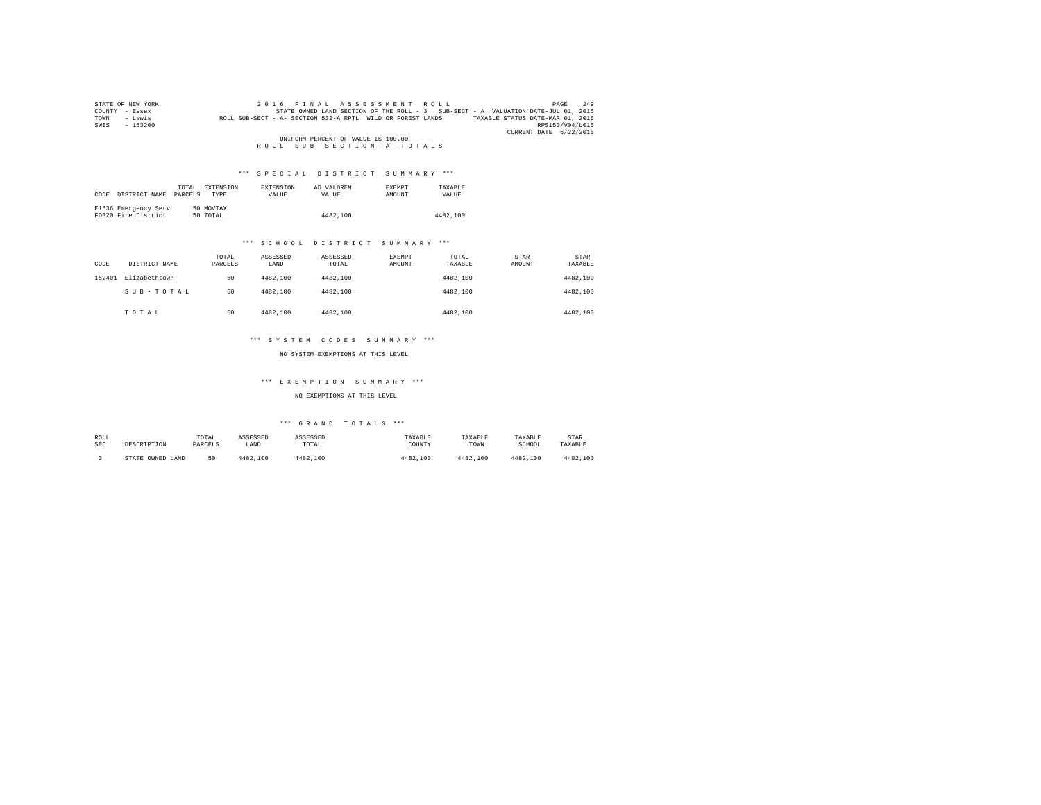STATE OF NEW YORK
COUNTY - Essex
TOWN - Lewis
SWIS - 153200

2 0 1 6 F I N A L A S S E S S M E N T R O L L
STATE OWNED LAND SECTION OF THE ROLL - 3 SUB-SECT - A VALUATION DATE-JUL 01, 2015
ROLL SUB-SECT - A- SECTION 532-A RPTL WILD OR FOREST LANDS TAXABLE STATUS DATE-MAR 01, 2016
RPS150/V04/L015
CURRENT DATE 6/22/2016

UNIFORM PERCENT OF VALUE IS 100.00

R O L L S U B S E C T I O N - A - T O T A L S

### *** S P E C I A L D I S T R I C T S U M M A R Y ***

| CODE | DISTRICT NAME | TOTAL PARCELS | EXTENSION TYPE | EXTENSION VALUE | AD VALOREM VALUE | EXEMPT AMOUNT | TAXABLE VALUE |
|---|---|---|---|---|---|---|---|
| E1636 | Emergency Serv | 50 | MOVTAX | | | | |
| FD320 | Fire District | 50 | TOTAL | | 4482,100 | | 4482,100 |

### *** S C H O O L D I S T R I C T S U M M A R Y ***

| CODE | DISTRICT NAME | TOTAL PARCELS | ASSESSED LAND | ASSESSED TOTAL | EXEMPT AMOUNT | TOTAL TAXABLE | STAR AMOUNT | STAR TAXABLE |
|---|---|---|---|---|---|---|---|---|
| 152401 | Elizabethtown | 50 | 4482,100 | 4482,100 | | 4482,100 | | 4482,100 |
| | S U B - T O T A L | 50 | 4482,100 | 4482,100 | | 4482,100 | | 4482,100 |
| | T O T A L | 50 | 4482,100 | 4482,100 | | 4482,100 | | 4482,100 |

### *** S Y S T E M C O D E S S U M M A R Y ***

NO SYSTEM EXEMPTIONS AT THIS LEVEL

### *** E X E M P T I O N S U M M A R Y ***

NO EXEMPTIONS AT THIS LEVEL

### *** G R A N D T O T A L S ***

| ROLL SEC | DESCRIPTION | TOTAL PARCELS | ASSESSED LAND | ASSESSED TOTAL | TAXABLE COUNTY | TAXABLE TOWN | TAXABLE SCHOOL | STAR TAXABLE |
|---|---|---|---|---|---|---|---|---|
| 3 | STATE OWNED LAND | 50 | 4482,100 | 4482,100 | 4482,100 | 4482,100 | 4482,100 | 4482,100 |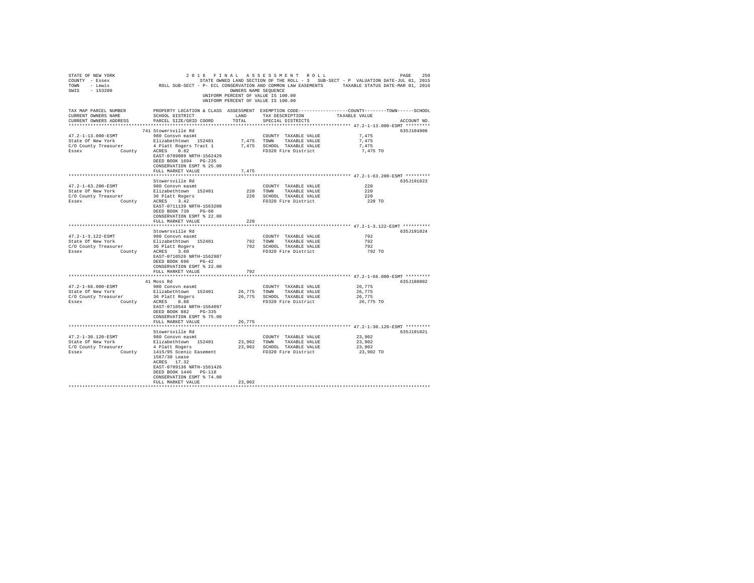STATE OF NEW YORK — COUNTY - Essex — TOWN - Lewis — SWIS - 153200

2 0 1 6 F I N A L A S S E S S M E N T R O L L

STATE OWNED LAND SECTION OF THE ROLL - 3 SUB-SECT - P VALUATION DATE-JUL 01, 2015

ROLL SUB-SECT - P- ECL CONSERVATION AND COMMON LAW EASEMENTS TAXABLE STATUS DATE-MAR 01, 2016

OWNERS NAME SEQUENCE

UNIFORM PERCENT OF VALUE IS 100.00

UNIFORM PERCENT OF VALUE IS 100.00

| TAX MAP PARCEL NUMBER / CURRENT OWNERS NAME / CURRENT OWNERS ADDRESS | PROPERTY LOCATION & CLASS / SCHOOL DISTRICT / PARCEL SIZE/GRID COORD | ASSESSMENT LAND / TOTAL | EXEMPTION CODE / TAX DESCRIPTION / SPECIAL DISTRICTS | COUNTY / TOWN / SCHOOL TAXABLE VALUE | ACCOUNT NO. |
|---|---|---|---|---|---|
| 47.2-1-13.000-ESMT | 741 Stowersville Rd | | | | 635J104908 |
| 47.2-1-13.000-ESMT | 980 Consvn easmt | | COUNTY TAXABLE VALUE | 7,475 | |
| State Of New York | Elizabethtown 152401 | 7,475 | TOWN TAXABLE VALUE | 7,475 | |
| C/O County Treasurer | 4 Platt Rogers Tract 1 | 7,475 | SCHOOL TAXABLE VALUE | 7,475 | |
| Essex County | ACRES 0.82 | | FD320 Fire District | 7,475 TO | |
| | EAST-0709089 NRTH-1562429 | | | | |
| | DEED BOOK 1694 PG-235 | | | | |
| | CONSERVATION ESMT % 25.00 | | | | |
| | FULL MARKET VALUE | 7,475 | | | |
| 47.2-1-63.200-ESMT | Stowersville Rd | | | | 635J191023 |
| 47.2-1-63.200-ESMT | 980 Consvn easmt | | COUNTY TAXABLE VALUE | 220 | |
| State Of New York | Elizabethtown 152401 | 220 | TOWN TAXABLE VALUE | 220 | |
| C/O County Treasurer | 36 Platt Rogers | 220 | SCHOOL TAXABLE VALUE | 220 | |
| Essex County | ACRES 3.42 | | FD320 Fire District | 220 TO | |
| | EAST-0711139 NRTH-1563208 | | | | |
| | DEED BOOK 739 PG-60 | | | | |
| | CONSERVATION ESMT % 22.00 | | | | |
| | FULL MARKET VALUE | 220 | | | |
| 47.2-1-3.122-ESMT | Stowersville Rd | | | | 635J191024 |
| 47.2-1-3.122-ESMT | 980 Consvn easmt | | COUNTY TAXABLE VALUE | 792 | |
| State Of New York | Elizabethtown 152401 | 792 | TOWN TAXABLE VALUE | 792 | |
| C/O County Treasurer | 36 Platt Rogers | 792 | SCHOOL TAXABLE VALUE | 792 | |
| Essex County | ACRES 3.60 | | FD320 Fire District | 792 TO | |
| | EAST-0710526 NRTH-1562987 | | | | |
| | DEED BOOK 696 PG-42 | | | | |
| | CONSERVATION ESMT % 22.00 | | | | |
| | FULL MARKET VALUE | 792 | | | |
| 47.2-1-66.000-ESMT | 41 Moss Rd | | | | 635J188002 |
| 47.2-1-66.000-ESMT | 980 Consvn easmt | | COUNTY TAXABLE VALUE | 26,775 | |
| State Of New York | Elizabethtown 152401 | 26,775 | TOWN TAXABLE VALUE | 26,775 | |
| C/O County Treasurer | 36 Platt Rogers | 26,775 | SCHOOL TAXABLE VALUE | 26,775 | |
| Essex County | ACRES 8.88 | | FD320 Fire District | 26,775 TO | |
| | EAST-0710544 NRTH-1564097 | | | | |
| | DEED BOOK 882 PG-335 | | | | |
| | CONSERVATION ESMT % 75.00 | | | | |
| | FULL MARKET VALUE | 26,775 | | | |
| 47.2-1-30.120-ESMT | Stowersville Rd | | | | 635J191021 |
| 47.2-1-30.120-ESMT | 980 Consvn easmt | | COUNTY TAXABLE VALUE | 23,902 | |
| State Of New York | Elizabethtown 152401 | 23,902 | TOWN TAXABLE VALUE | 23,902 | |
| C/O County Treasurer | 4 Platt Rogers | 23,902 | SCHOOL TAXABLE VALUE | 23,902 | |
| Essex County | 1415/95 Scenic Easement | | FD320 Fire District | 23,902 TO | |
| | 1567/30 Lease | | | | |
| | ACRES 17.32 | | | | |
| | EAST-0709136 NRTH-1561426 | | | | |
| | DEED BOOK 1446 PG-118 | | | | |
| | CONSERVATION ESMT % 74.00 | | | | |
| | FULL MARKET VALUE | 23,902 | | | |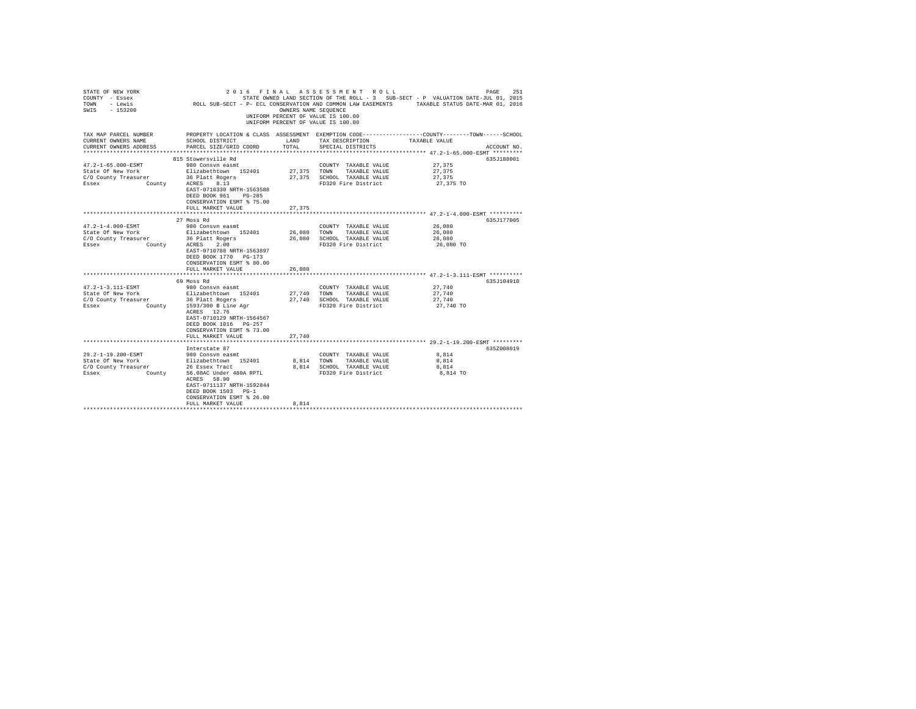STATE OF NEW YORK　　　　2016 FINAL ASSESSMENT ROLL
COUNTY - Essex　　　　STATE OWNED LAND SECTION OF THE ROLL - 3　SUB-SECT - P　VALUATION DATE-JUL 01, 2015
TOWN - Lewis　　　　ROLL SUB-SECT - P- ECL CONSERVATION AND COMMON LAW EASEMENTS　　TAXABLE STATUS DATE-MAR 01, 2016
SWIS - 153200　　　　OWNERS NAME SEQUENCE
UNIFORM PERCENT OF VALUE IS 100.00

| TAX MAP PARCEL NUMBER / CURRENT OWNERS NAME / CURRENT OWNERS ADDRESS | PROPERTY LOCATION & CLASS / SCHOOL DISTRICT / PARCEL SIZE/GRID COORD | ASSESSMENT LAND | TOTAL | EXEMPTION CODE / TAX DESCRIPTION / SPECIAL DISTRICTS | TAXABLE VALUE (COUNTY / TOWN / SCHOOL) | ACCOUNT NO. |
|---|---|---|---|---|---|---|
| **47.2-1-65.000-ESMT** | 815 Stowersville Rd | | | | | 635J188001 |
| 47.2-1-65.000-ESMT | 980 Consvn easmt | | | COUNTY TAXABLE VALUE | 27,375 | |
| State Of New York | Elizabethtown 152401 | 27,375 | | TOWN TAXABLE VALUE | 27,375 | |
| C/O County Treasurer | 36 Platt Rogers | | 27,375 | SCHOOL TAXABLE VALUE | 27,375 | |
| Essex County | ACRES 8.13 | | | FD320 Fire District | 27,375 TO | |
| | EAST-0710330 NRTH-1563588 | | | | | |
| | DEED BOOK 961 PG-285 | | | | | |
| | CONSERVATION ESMT % 75.00 | | | | | |
| | FULL MARKET VALUE | | 27,375 | | | |
| **47.2-1-4.000-ESMT** | 27 Moss Rd | | | | | 635J177005 |
| 47.2-1-4.000-ESMT | 980 Consvn easmt | | | COUNTY TAXABLE VALUE | 26,080 | |
| State Of New York | Elizabethtown 152401 | 26,080 | | TOWN TAXABLE VALUE | 26,080 | |
| C/O County Treasurer | 36 Platt Rogers | | 26,080 | SCHOOL TAXABLE VALUE | 26,080 | |
| Essex County | ACRES 2.00 | | | FD320 Fire District | 26,080 TO | |
| | EAST-0710788 NRTH-1563897 | | | | | |
| | DEED BOOK 1770 PG-173 | | | | | |
| | CONSERVATION ESMT % 80.00 | | | | | |
| | FULL MARKET VALUE | | 26,080 | | | |
| **47.2-1-3.111-ESMT** | 69 Moss Rd | | | | | 635J104910 |
| 47.2-1-3.111-ESMT | 980 Consvn easmt | | | COUNTY TAXABLE VALUE | 27,740 | |
| State Of New York | Elizabethtown 152401 | 27,740 | | TOWN TAXABLE VALUE | 27,740 | |
| C/O County Treasurer | 36 Platt Rogers | | 27,740 | SCHOOL TAXABLE VALUE | 27,740 | |
| Essex County | 1593/300 B Line Agr | | | FD320 Fire District | 27,740 TO | |
| | ACRES 12.76 | | | | | |
| | EAST-0710129 NRTH-1564567 | | | | | |
| | DEED BOOK 1016 PG-257 | | | | | |
| | CONSERVATION ESMT % 73.00 | | | | | |
| | FULL MARKET VALUE | | 27,740 | | | |
| **29.2-1-19.200-ESMT** | Interstate 87 | | | | | 635Z008019 |
| 29.2-1-19.200-ESMT | 980 Consvn easmt | | | COUNTY TAXABLE VALUE | 8,814 | |
| State Of New York | Elizabethtown 152401 | 8,814 | | TOWN TAXABLE VALUE | 8,814 | |
| C/O County Treasurer | 26 Essex Tract | | 8,814 | SCHOOL TAXABLE VALUE | 8,814 | |
| Essex County | 56.08AC Under 480A RPTL | | | FD320 Fire District | 8,814 TO | |
| | ACRES 58.90 | | | | | |
| | EAST-0711137 NRTH-1592844 | | | | | |
| | DEED BOOK 1503 PG-1 | | | | | |
| | CONSERVATION ESMT % 26.00 | | | | | |
| | FULL MARKET VALUE | | 8,814 | | | |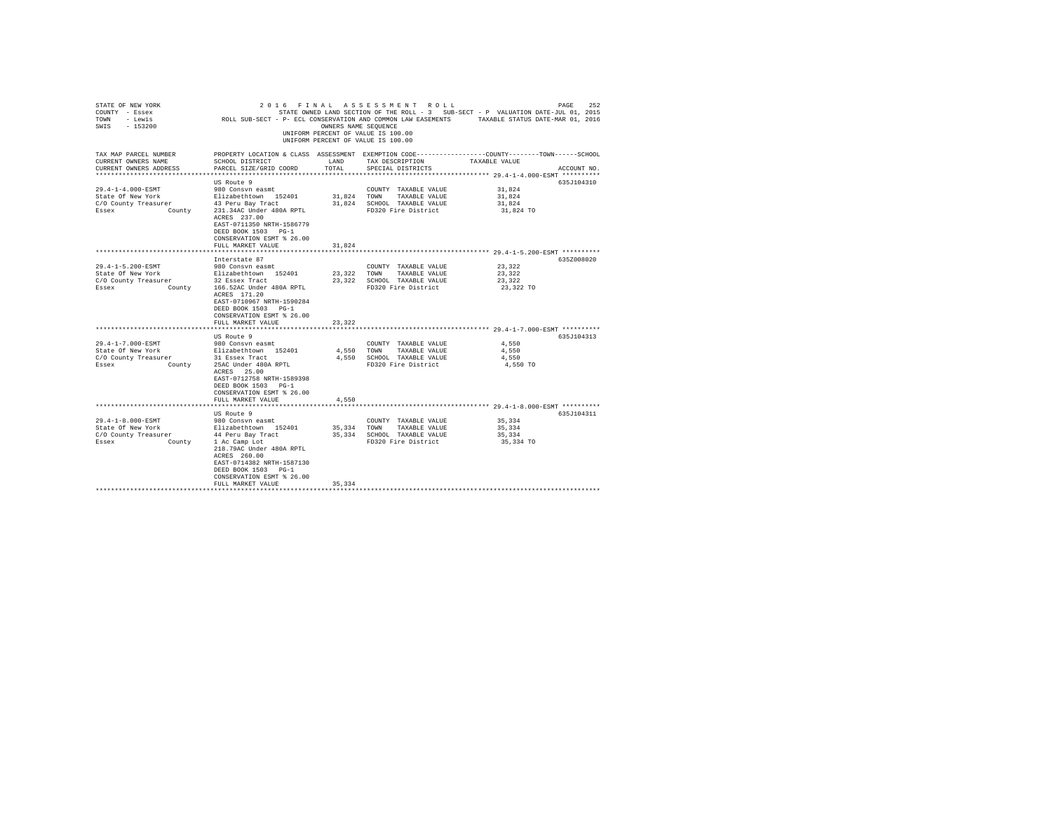STATE OF NEW YORK 2 0 1 6 F I N A L A S S E S S M E N T R O L L
COUNTY - Essex STATE OWNED LAND SECTION OF THE ROLL - 3 SUB-SECT - P VALUATION DATE-JUL 01, 2015
TOWN - Lewis ROLL SUB-SECT - P- ECL CONSERVATION AND COMMON LAW EASEMENTS TAXABLE STATUS DATE-MAR 01, 2016
SWIS - 153200 OWNERS NAME SEQUENCE
UNIFORM PERCENT OF VALUE IS 100.00
UNIFORM PERCENT OF VALUE IS 100.00

| TAX MAP PARCEL NUMBER / CURRENT OWNERS NAME / CURRENT OWNERS ADDRESS | PROPERTY LOCATION & CLASS / SCHOOL DISTRICT / PARCEL SIZE/GRID COORD | ASSESSMENT LAND / TOTAL | EXEMPTION CODE / TAX DESCRIPTION / SPECIAL DISTRICTS | COUNTY / TOWN / SCHOOL TAXABLE VALUE | ACCOUNT NO. |
|---|---|---|---|---|---|
| **29.4-1-4.000-ESMT** | US Route 9 | | | | 635J104310 |
| 29.4-1-4.000-ESMT | 980 Consvn easmt | | COUNTY TAXABLE VALUE | 31,824 | |
| State Of New York | Elizabethtown 152401 | 31,824 | TOWN TAXABLE VALUE | 31,824 | |
| C/O County Treasurer | 43 Peru Bay Tract | 31,824 | SCHOOL TAXABLE VALUE | 31,824 | |
| Essex County | 231.34AC Under 480A RPTL | | FD320 Fire District | 31,824 TO | |
| | ACRES 237.00 | | | | |
| | EAST-0711350 NRTH-1586779 | | | | |
| | DEED BOOK 1503 PG-1 | | | | |
| | CONSERVATION ESMT % 26.00 | | | | |
| | FULL MARKET VALUE | 31,824 | | | |
| **29.4-1-5.200-ESMT** | Interstate 87 | | | | 635Z008020 |
| 29.4-1-5.200-ESMT | 980 Consvn easmt | | COUNTY TAXABLE VALUE | 23,322 | |
| State Of New York | Elizabethtown 152401 | 23,322 | TOWN TAXABLE VALUE | 23,322 | |
| C/O County Treasurer | 32 Essex Tract | 23,322 | SCHOOL TAXABLE VALUE | 23,322 | |
| Essex County | 166.52AC Under 480A RPTL | | FD320 Fire District | 23,322 TO | |
| | ACRES 171.20 | | | | |
| | EAST-0710967 NRTH-1590284 | | | | |
| | DEED BOOK 1503 PG-1 | | | | |
| | CONSERVATION ESMT % 26.00 | | | | |
| | FULL MARKET VALUE | 23,322 | | | |
| **29.4-1-7.000-ESMT** | US Route 9 | | | | 635J104313 |
| 29.4-1-7.000-ESMT | 980 Consvn easmt | | COUNTY TAXABLE VALUE | 4,550 | |
| State Of New York | Elizabethtown 152401 | 4,550 | TOWN TAXABLE VALUE | 4,550 | |
| C/O County Treasurer | 31 Essex Tract | 4,550 | SCHOOL TAXABLE VALUE | 4,550 | |
| Essex County | 25AC Under 480A RPTL | | FD320 Fire District | 4,550 TO | |
| | ACRES 25.00 | | | | |
| | EAST-0712758 NRTH-1589398 | | | | |
| | DEED BOOK 1503 PG-1 | | | | |
| | CONSERVATION ESMT % 26.00 | | | | |
| | FULL MARKET VALUE | 4,550 | | | |
| **29.4-1-8.000-ESMT** | US Route 9 | | | | 635J104311 |
| 29.4-1-8.000-ESMT | 980 Consvn easmt | | COUNTY TAXABLE VALUE | 35,334 | |
| State Of New York | Elizabethtown 152401 | 35,334 | TOWN TAXABLE VALUE | 35,334 | |
| C/O County Treasurer | 44 Peru Bay Tract | 35,334 | SCHOOL TAXABLE VALUE | 35,334 | |
| Essex County | 1 Ac Camp Lot | | FD320 Fire District | 35,334 TO | |
| | 218.79AC Under 480A RPTL | | | | |
| | ACRES 260.00 | | | | |
| | EAST-0714382 NRTH-1587130 | | | | |
| | DEED BOOK 1503 PG-1 | | | | |
| | CONSERVATION ESMT % 26.00 | | | | |
| | FULL MARKET VALUE | 35,334 | | | |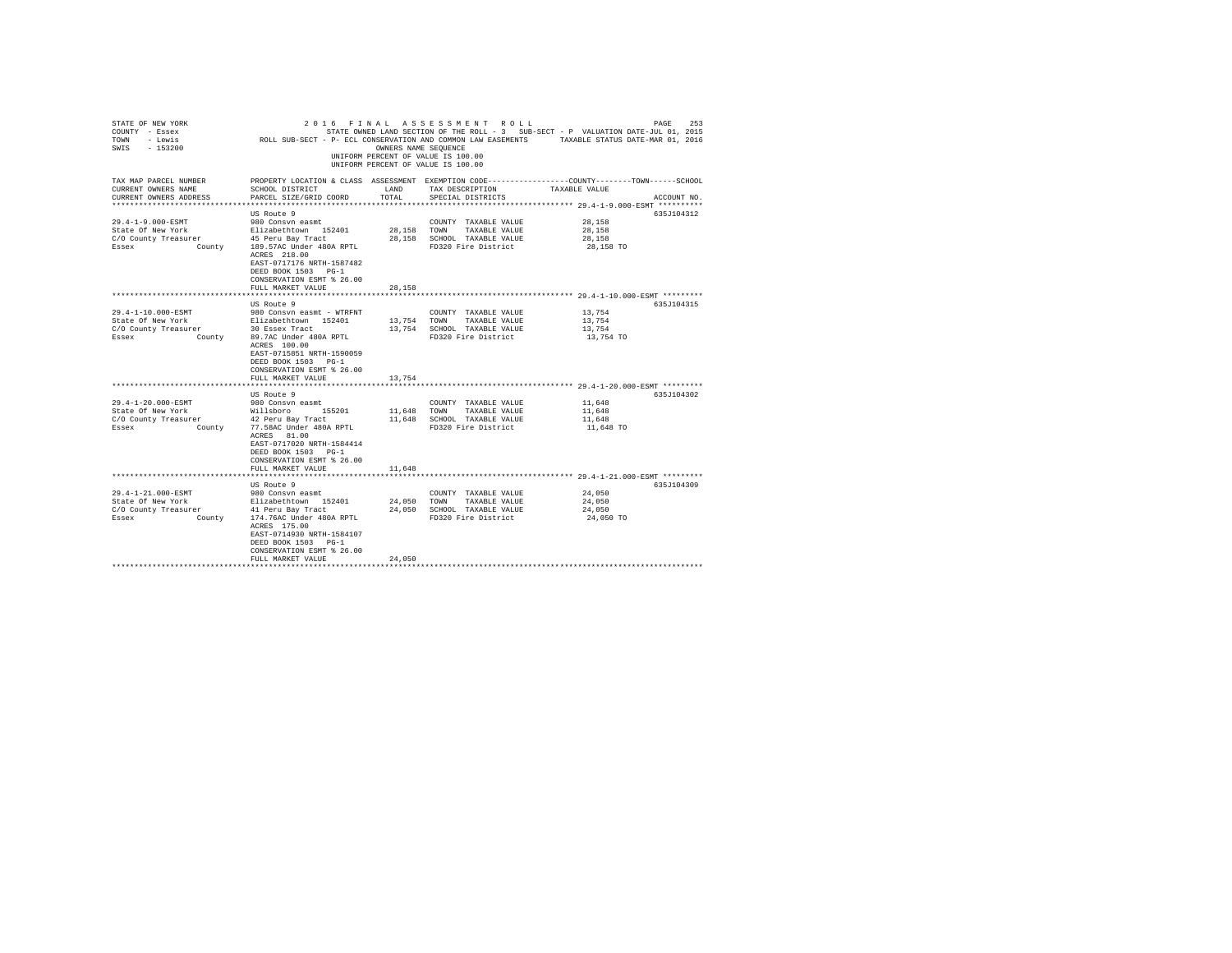STATE OF NEW YORK 2 0 1 6 F I N A L A S S E S S M E N T R O L L PAGE 253
COUNTY - Essex STATE OWNED LAND SECTION OF THE ROLL - 3 SUB-SECT - P VALUATION DATE-JUL 01, 2015
TOWN - Lewis ROLL SUB-SECT - P- ECL CONSERVATION AND COMMON LAW EASEMENTS TAXABLE STATUS DATE-MAR 01, 2016
SWIS - 153200 OWNERS NAME SEQUENCE
UNIFORM PERCENT OF VALUE IS 100.00
UNIFORM PERCENT OF VALUE IS 100.00

| TAX MAP PARCEL NUMBER / CURRENT OWNERS NAME / CURRENT OWNERS ADDRESS | PROPERTY LOCATION & CLASS / SCHOOL DISTRICT / PARCEL SIZE/GRID COORD | ASSESSMENT LAND / TOTAL | EXEMPTION CODE / TAX DESCRIPTION / SPECIAL DISTRICTS | TAXABLE VALUE (COUNTY / TOWN / SCHOOL) | ACCOUNT NO. |
|---|---|---|---|---|---|
| 29.4-1-9.000-ESMT | US Route 9 | | | | 635J104312 |
| 29.4-1-9.000-ESMT | 980 Consvn easmt | | COUNTY TAXABLE VALUE | 28,158 | |
| State Of New York | Elizabethtown 152401 | 28,158 | TOWN TAXABLE VALUE | 28,158 | |
| C/O County Treasurer | 45 Peru Bay Tract | 28,158 | SCHOOL TAXABLE VALUE | 28,158 | |
| Essex County | 189.57AC Under 480A RPTL | | FD320 Fire District | 28,158 TO | |
| | ACRES 218.00 | | | | |
| | EAST-0717176 NRTH-1587482 | | | | |
| | DEED BOOK 1503 PG-1 | | | | |
| | CONSERVATION ESMT % 26.00 | | | | |
| | FULL MARKET VALUE | 28,158 | | | |
| 29.4-1-10.000-ESMT | US Route 9 | | | | 635J104315 |
| 29.4-1-10.000-ESMT | 980 Consvn easmt - WTRFNT | | COUNTY TAXABLE VALUE | 13,754 | |
| State Of New York | Elizabethtown 152401 | 13,754 | TOWN TAXABLE VALUE | 13,754 | |
| C/O County Treasurer | 30 Essex Tract | 13,754 | SCHOOL TAXABLE VALUE | 13,754 | |
| Essex County | 89.7AC Under 480A RPTL | | FD320 Fire District | 13,754 TO | |
| | ACRES 100.00 | | | | |
| | EAST-0715851 NRTH-1590059 | | | | |
| | DEED BOOK 1503 PG-1 | | | | |
| | CONSERVATION ESMT % 26.00 | | | | |
| | FULL MARKET VALUE | 13,754 | | | |
| 29.4-1-20.000-ESMT | US Route 9 | | | | 635J104302 |
| 29.4-1-20.000-ESMT | 980 Consvn easmt | | COUNTY TAXABLE VALUE | 11,648 | |
| State Of New York | Willsboro 155201 | 11,648 | TOWN TAXABLE VALUE | 11,648 | |
| C/O County Treasurer | 42 Peru Bay Tract | 11,648 | SCHOOL TAXABLE VALUE | 11,648 | |
| Essex County | 77.58AC Under 480A RPTL | | FD320 Fire District | 11,648 TO | |
| | ACRES 81.00 | | | | |
| | EAST-0717020 NRTH-1584414 | | | | |
| | DEED BOOK 1503 PG-1 | | | | |
| | CONSERVATION ESMT % 26.00 | | | | |
| | FULL MARKET VALUE | 11,648 | | | |
| 29.4-1-21.000-ESMT | US Route 9 | | | | 635J104309 |
| 29.4-1-21.000-ESMT | 980 Consvn easmt | | COUNTY TAXABLE VALUE | 24,050 | |
| State Of New York | Elizabethtown 152401 | 24,050 | TOWN TAXABLE VALUE | 24,050 | |
| C/O County Treasurer | 41 Peru Bay Tract | 24,050 | SCHOOL TAXABLE VALUE | 24,050 | |
| Essex County | 174.76AC Under 480A RPTL | | FD320 Fire District | 24,050 TO | |
| | ACRES 175.00 | | | | |
| | EAST-0714930 NRTH-1584107 | | | | |
| | DEED BOOK 1503 PG-1 | | | | |
| | CONSERVATION ESMT % 26.00 | | | | |
| | FULL MARKET VALUE | 24,050 | | | |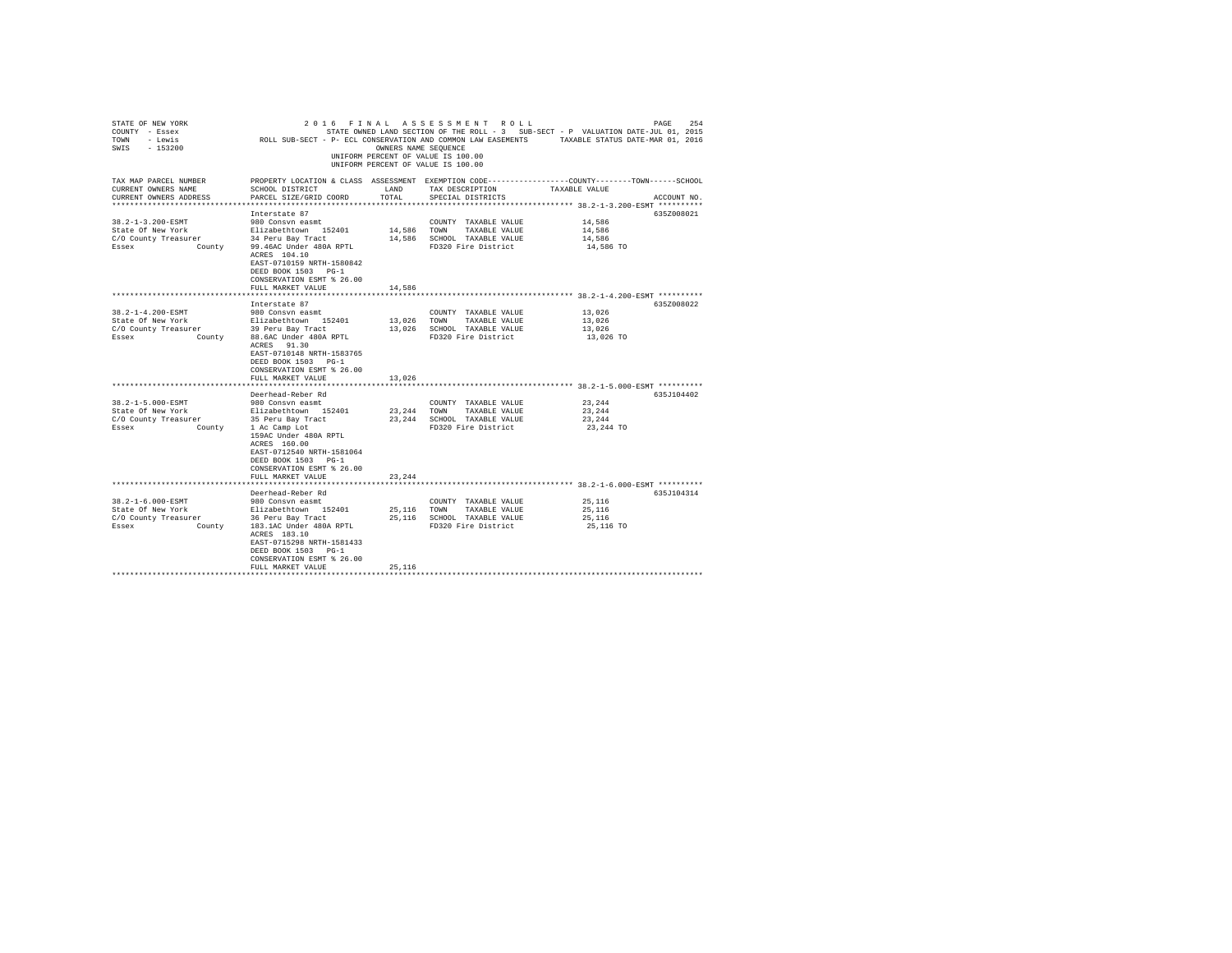STATE OF NEW YORK
COUNTY - Essex
TOWN - Lewis
SWIS - 153200

2016 FINAL ASSESSMENT ROLL
STATE OWNED LAND SECTION OF THE ROLL - 3 SUB-SECT - P VALUATION DATE-JUL 01, 2015
ROLL SUB-SECT - P- ECL CONSERVATION AND COMMON LAW EASEMENTS TAXABLE STATUS DATE-MAR 01, 2016
OWNERS NAME SEQUENCE
UNIFORM PERCENT OF VALUE IS 100.00
UNIFORM PERCENT OF VALUE IS 100.00

| TAX MAP PARCEL NUMBER / CURRENT OWNERS NAME / CURRENT OWNERS ADDRESS | PROPERTY LOCATION & CLASS / SCHOOL DISTRICT / PARCEL SIZE/GRID COORD | ASSESSMENT LAND | TOTAL | EXEMPTION CODE / TAX DESCRIPTION / SPECIAL DISTRICTS | COUNTY--------TOWN------SCHOOL TAXABLE VALUE | ACCOUNT NO. |
|---|---|---|---|---|---|---|
| **38.2-1-3.200-ESMT** | Interstate 87 | | | | | 635Z008021 |
| 38.2-1-3.200-ESMT | 980 Consvn easmt | | | COUNTY TAXABLE VALUE | 14,586 | |
| State Of New York | Elizabethtown 152401 | 14,586 | | TOWN TAXABLE VALUE | 14,586 | |
| C/O County Treasurer | 34 Peru Bay Tract | | 14,586 | SCHOOL TAXABLE VALUE | 14,586 | |
| Essex County | 99.46AC Under 480A RPTL | | | FD320 Fire District | 14,586 TO | |
| | ACRES 104.10 | | | | | |
| | EAST-0710159 NRTH-1580842 | | | | | |
| | DEED BOOK 1503 PG-1 | | | | | |
| | CONSERVATION ESMT % 26.00 | | | | | |
| | FULL MARKET VALUE | | 14,586 | | | |
| **38.2-1-4.200-ESMT** | Interstate 87 | | | | | 635Z008022 |
| 38.2-1-4.200-ESMT | 980 Consvn easmt | | | COUNTY TAXABLE VALUE | 13,026 | |
| State Of New York | Elizabethtown 152401 | 13,026 | | TOWN TAXABLE VALUE | 13,026 | |
| C/O County Treasurer | 39 Peru Bay Tract | | 13,026 | SCHOOL TAXABLE VALUE | 13,026 | |
| Essex County | 88.6AC Under 480A RPTL | | | FD320 Fire District | 13,026 TO | |
| | ACRES 91.30 | | | | | |
| | EAST-0710148 NRTH-1583765 | | | | | |
| | DEED BOOK 1503 PG-1 | | | | | |
| | CONSERVATION ESMT % 26.00 | | | | | |
| | FULL MARKET VALUE | | 13,026 | | | |
| **38.2-1-5.000-ESMT** | Deerhead-Reber Rd | | | | | 635J104402 |
| 38.2-1-5.000-ESMT | 980 Consvn easmt | | | COUNTY TAXABLE VALUE | 23,244 | |
| State Of New York | Elizabethtown 152401 | 23,244 | | TOWN TAXABLE VALUE | 23,244 | |
| C/O County Treasurer | 35 Peru Bay Tract | | 23,244 | SCHOOL TAXABLE VALUE | 23,244 | |
| Essex County | 1 Ac Camp Lot | | | FD320 Fire District | 23,244 TO | |
| | 159AC Under 480A RPTL | | | | | |
| | ACRES 160.00 | | | | | |
| | EAST-0712540 NRTH-1581064 | | | | | |
| | DEED BOOK 1503 PG-1 | | | | | |
| | CONSERVATION ESMT % 26.00 | | | | | |
| | FULL MARKET VALUE | | 23,244 | | | |
| **38.2-1-6.000-ESMT** | Deerhead-Reber Rd | | | | | 635J104314 |
| 38.2-1-6.000-ESMT | 980 Consvn easmt | | | COUNTY TAXABLE VALUE | 25,116 | |
| State Of New York | Elizabethtown 152401 | 25,116 | | TOWN TAXABLE VALUE | 25,116 | |
| C/O County Treasurer | 36 Peru Bay Tract | | 25,116 | SCHOOL TAXABLE VALUE | 25,116 | |
| Essex County | 183.1AC Under 480A RPTL | | | FD320 Fire District | 25,116 TO | |
| | ACRES 183.10 | | | | | |
| | EAST-0715298 NRTH-1581433 | | | | | |
| | DEED BOOK 1503 PG-1 | | | | | |
| | CONSERVATION ESMT % 26.00 | | | | | |
| | FULL MARKET VALUE | | 25,116 | | | |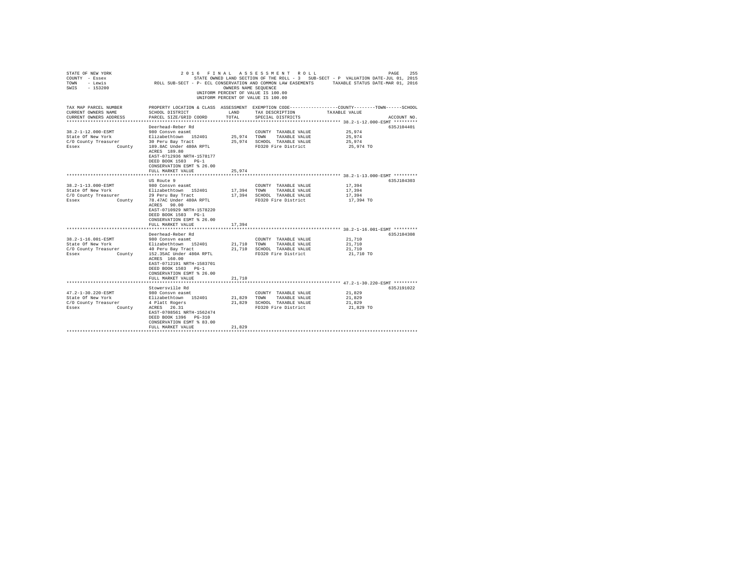STATE OF NEW YORK
COUNTY - Essex
TOWN - Lewis
SWIS - 153200

2016 FINAL ASSESSMENT ROLL
STATE OWNED LAND SECTION OF THE ROLL - 3 SUB-SECT - P VALUATION DATE-JUL 01, 2015
ROLL SUB-SECT - P- ECL CONSERVATION AND COMMON LAW EASEMENTS TAXABLE STATUS DATE-MAR 01, 2016
OWNERS NAME SEQUENCE
UNIFORM PERCENT OF VALUE IS 100.00
UNIFORM PERCENT OF VALUE IS 100.00

| TAX MAP PARCEL NUMBER / CURRENT OWNERS NAME / CURRENT OWNERS ADDRESS | PROPERTY LOCATION & CLASS / SCHOOL DISTRICT / PARCEL SIZE/GRID COORD | ASSESSMENT LAND / TOTAL | EXEMPTION CODE / TAX DESCRIPTION / SPECIAL DISTRICTS | COUNTY / TOWN / SCHOOL TAXABLE VALUE | ACCOUNT NO. |
|---|---|---|---|---|---|
| **38.2-1-12.000-ESMT** | Deerhead-Reber Rd | | | | 635J104401 |
| 38.2-1-12.000-ESMT | 980 Consvn easmt | | COUNTY TAXABLE VALUE | 25,974 | |
| State Of New York | Elizabethtown 152401 | 25,974 | TOWN TAXABLE VALUE | 25,974 | |
| C/O County Treasurer | 30 Peru Bay Tract | 25,974 | SCHOOL TAXABLE VALUE | 25,974 | |
| Essex County | 189.8AC Under 480A RPTL | | FD320 Fire District | 25,974 TO | |
| | ACRES 189.80 | | | | |
| | EAST-0712936 NRTH-1578177 | | | | |
| | DEED BOOK 1503 PG-1 | | | | |
| | CONSERVATION ESMT % 26.00 | | | | |
| | FULL MARKET VALUE | 25,974 | | | |
| **38.2-1-13.000-ESMT** | US Route 9 | | | | 635J104303 |
| 38.2-1-13.000-ESMT | 980 Consvn easmt | | COUNTY TAXABLE VALUE | 17,394 | |
| State Of New York | Elizabethtown 152401 | 17,394 | TOWN TAXABLE VALUE | 17,394 | |
| C/O County Treasurer | 29 Peru Bay Tract | 17,394 | SCHOOL TAXABLE VALUE | 17,394 | |
| Essex County | 78.47AC Under 480A RPTL | | FD320 Fire District | 17,394 TO | |
| | ACRES 90.00 | | | | |
| | EAST-0710929 NRTH-1578220 | | | | |
| | DEED BOOK 1503 PG-1 | | | | |
| | CONSERVATION ESMT % 26.00 | | | | |
| | FULL MARKET VALUE | 17,394 | | | |
| **38.2-1-16.001-ESMT** | Deerhead-Reber Rd | | | | 635J104308 |
| 38.2-1-16.001-ESMT | 980 Consvn easmt | | COUNTY TAXABLE VALUE | 21,710 | |
| State Of New York | Elizabethtown 152401 | 21,710 | TOWN TAXABLE VALUE | 21,710 | |
| C/O County Treasurer | 40 Peru Bay Tract | 21,710 | SCHOOL TAXABLE VALUE | 21,710 | |
| Essex County | 152.35AC Under 480A RPTL | | FD320 Fire District | 21,710 TO | |
| | ACRES 160.00 | | | | |
| | EAST-0712191 NRTH-1583701 | | | | |
| | DEED BOOK 1503 PG-1 | | | | |
| | CONSERVATION ESMT % 26.00 | | | | |
| | FULL MARKET VALUE | 21,710 | | | |
| **47.2-1-30.220-ESMT** | Stowersville Rd | | | | 635J191022 |
| 47.2-1-30.220-ESMT | 980 Consvn easmt | | COUNTY TAXABLE VALUE | 21,829 | |
| State Of New York | Elizabethtown 152401 | 21,829 | TOWN TAXABLE VALUE | 21,829 | |
| C/O County Treasurer | 4 Platt Rogers | 21,829 | SCHOOL TAXABLE VALUE | 21,829 | |
| Essex County | ACRES 26.31 | | FD320 Fire District | 21,829 TO | |
| | EAST-0708561 NRTH-1562474 | | | | |
| | DEED BOOK 1396 PG-310 | | | | |
| | CONSERVATION ESMT % 83.00 | | | | |
| | FULL MARKET VALUE | 21,829 | | | |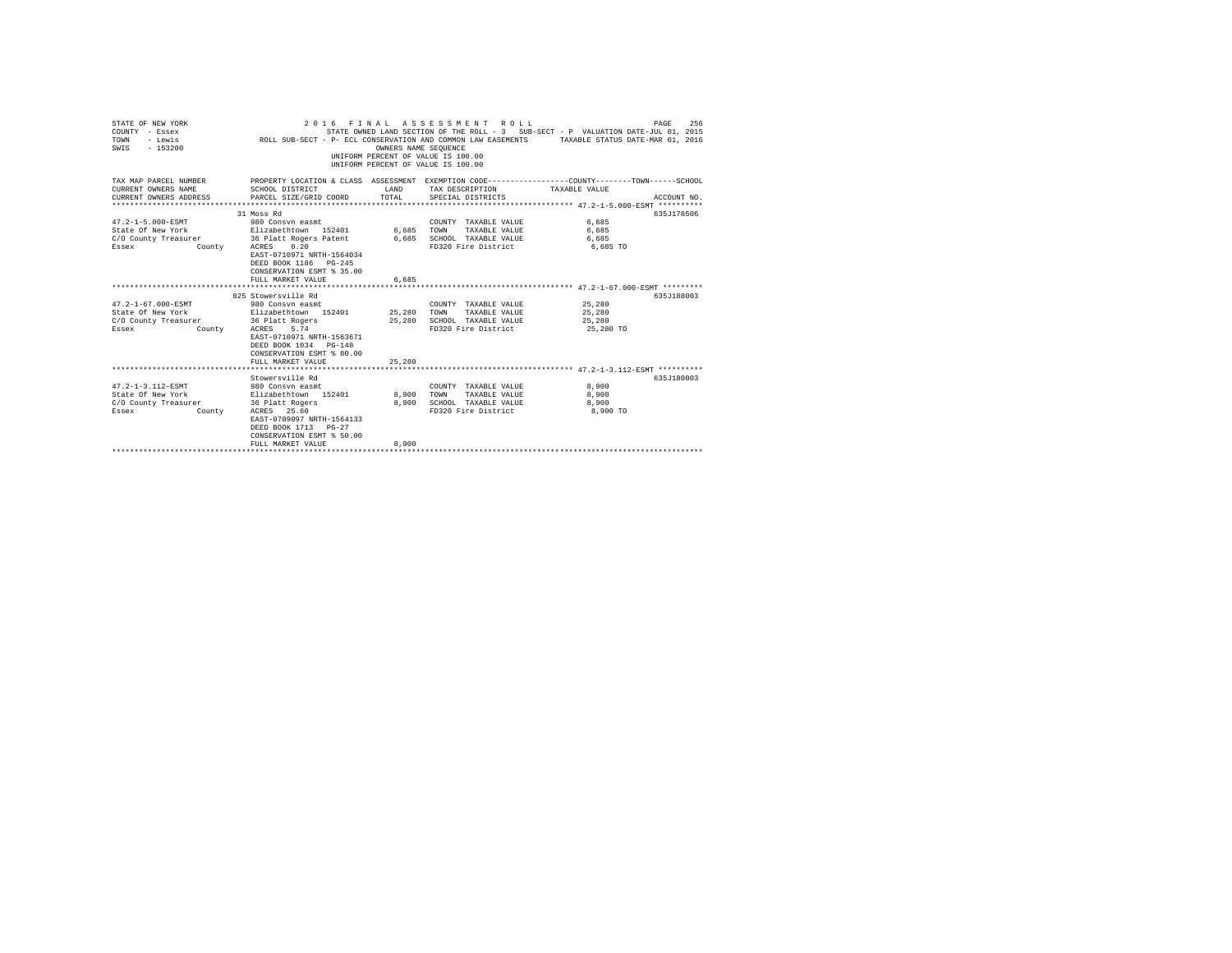STATE OF NEW YORK  
COUNTY - Essex  
TOWN - Lewis  
SWIS - 153200

**2016 FINAL ASSESSMENT ROLL**  
STATE OWNED LAND SECTION OF THE ROLL - 3 SUB-SECT - P VALUATION DATE-JUL 01, 2015  
ROLL SUB-SECT - P- ECL CONSERVATION AND COMMON LAW EASEMENTS TAXABLE STATUS DATE-MAR 01, 2016  
OWNERS NAME SEQUENCE  
UNIFORM PERCENT OF VALUE IS 100.00  
UNIFORM PERCENT OF VALUE IS 100.00

| TAX MAP PARCEL NUMBER / CURRENT OWNERS NAME / CURRENT OWNERS ADDRESS | PROPERTY LOCATION & CLASS / SCHOOL DISTRICT / PARCEL SIZE/GRID COORD | ASSESSMENT LAND / TOTAL | EXEMPTION CODE / TAX DESCRIPTION / SPECIAL DISTRICTS | COUNTY--------TOWN------SCHOOL TAXABLE VALUE | ACCOUNT NO. |
|---|---|---|---|---|---|
| **47.2-1-5.000-ESMT** | 31 Moss Rd | | | | 635J178506 |
| 47.2-1-5.000-ESMT | 980 Consvn easmt | | COUNTY TAXABLE VALUE | 6,685 | |
| State Of New York | Elizabethtown 152401 | 6,685 | TOWN TAXABLE VALUE | 6,685 | |
| C/O County Treasurer | 36 Platt Rogers Patent | 6,685 | SCHOOL TAXABLE VALUE | 6,685 | |
| Essex County | ACRES 0.20 | | FD320 Fire District | 6,685 TO | |
| | EAST-0710971 NRTH-1564034 | | | | |
| | DEED BOOK 1186 PG-245 | | | | |
| | CONSERVATION ESMT % 35.00 | | | | |
| | FULL MARKET VALUE | 6,685 | | | |
| **47.2-1-67.000-ESMT** | 825 Stowersville Rd | | | | 635J188003 |
| 47.2-1-67.000-ESMT | 980 Consvn easmt | | COUNTY TAXABLE VALUE | 25,280 | |
| State Of New York | Elizabethtown 152401 | 25,280 | TOWN TAXABLE VALUE | 25,280 | |
| C/O County Treasurer | 36 Platt Rogers | 25,280 | SCHOOL TAXABLE VALUE | 25,280 | |
| Essex County | ACRES 5.74 | | FD320 Fire District | 25,280 TO | |
| | EAST-0710971 NRTH-1563671 | | | | |
| | DEED BOOK 1034 PG-148 | | | | |
| | CONSERVATION ESMT % 80.00 | | | | |
| | FULL MARKET VALUE | 25,280 | | | |
| **47.2-1-3.112-ESMT** | Stowersville Rd | | | | 635J180003 |
| 47.2-1-3.112-ESMT | 980 Consvn easmt | | COUNTY TAXABLE VALUE | 8,900 | |
| State Of New York | Elizabethtown 152401 | 8,900 | TOWN TAXABLE VALUE | 8,900 | |
| C/O County Treasurer | 36 Platt Rogers | 8,900 | SCHOOL TAXABLE VALUE | 8,900 | |
| Essex County | ACRES 25.60 | | FD320 Fire District | 8,900 TO | |
| | EAST-0709097 NRTH-1564133 | | | | |
| | DEED BOOK 1713 PG-27 | | | | |
| | CONSERVATION ESMT % 50.00 | | | | |
| | FULL MARKET VALUE | 8,900 | | | |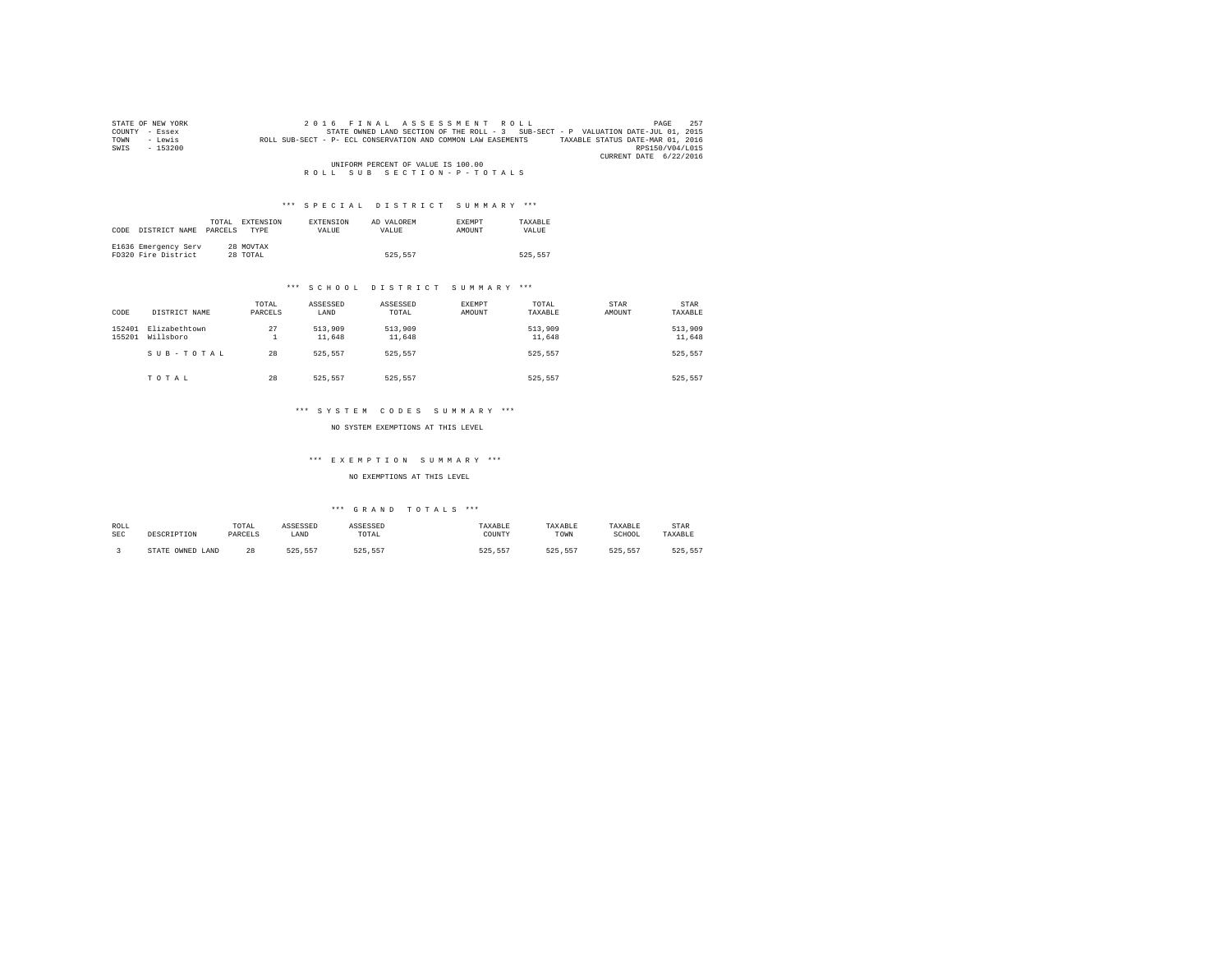STATE OF NEW YORK
COUNTY - Essex
TOWN - Lewis
SWIS - 153200

2 0 1 6 F I N A L A S S E S S M E N T R O L L
STATE OWNED LAND SECTION OF THE ROLL - 3 SUB-SECT - P VALUATION DATE-JUL 01, 2015
ROLL SUB-SECT - P- ECL CONSERVATION AND COMMON LAW EASEMENTS TAXABLE STATUS DATE-MAR 01, 2016
RPS150/V04/L015
CURRENT DATE 6/22/2016

UNIFORM PERCENT OF VALUE IS 100.00

R O L L S U B S E C T I O N - P - T O T A L S

### *** S P E C I A L D I S T R I C T S U M M A R Y ***

| CODE | DISTRICT NAME | TOTAL PARCELS | EXTENSION TYPE | EXTENSION VALUE | AD VALOREM VALUE | EXEMPT AMOUNT | TAXABLE VALUE |
|---|---|---|---|---|---|---|---|
| E1636 | Emergency Serv | 28 | MOVTAX | | | | |
| FD320 | Fire District | 28 | TOTAL | | 525,557 | | 525,557 |

### *** S C H O O L D I S T R I C T S U M M A R Y ***

| CODE | DISTRICT NAME | TOTAL PARCELS | ASSESSED LAND | ASSESSED TOTAL | EXEMPT AMOUNT | TOTAL TAXABLE | STAR AMOUNT | STAR TAXABLE |
|---|---|---|---|---|---|---|---|---|
| 152401 | Elizabethtown | 27 | 513,909 | 513,909 | | 513,909 | | 513,909 |
| 155201 | Willsboro | 1 | 11,648 | 11,648 | | 11,648 | | 11,648 |
| | S U B - T O T A L | 28 | 525,557 | 525,557 | | 525,557 | | 525,557 |
| | T O T A L | 28 | 525,557 | 525,557 | | 525,557 | | 525,557 |

### *** S Y S T E M C O D E S S U M M A R Y ***

NO SYSTEM EXEMPTIONS AT THIS LEVEL

### *** E X E M P T I O N S U M M A R Y ***

NO EXEMPTIONS AT THIS LEVEL

### *** G R A N D T O T A L S ***

| ROLL SEC | DESCRIPTION | TOTAL PARCELS | ASSESSED LAND | ASSESSED TOTAL | TAXABLE COUNTY | TAXABLE TOWN | TAXABLE SCHOOL | STAR TAXABLE |
|---|---|---|---|---|---|---|---|---|
| 3 | STATE OWNED LAND | 28 | 525,557 | 525,557 | 525,557 | 525,557 | 525,557 | 525,557 |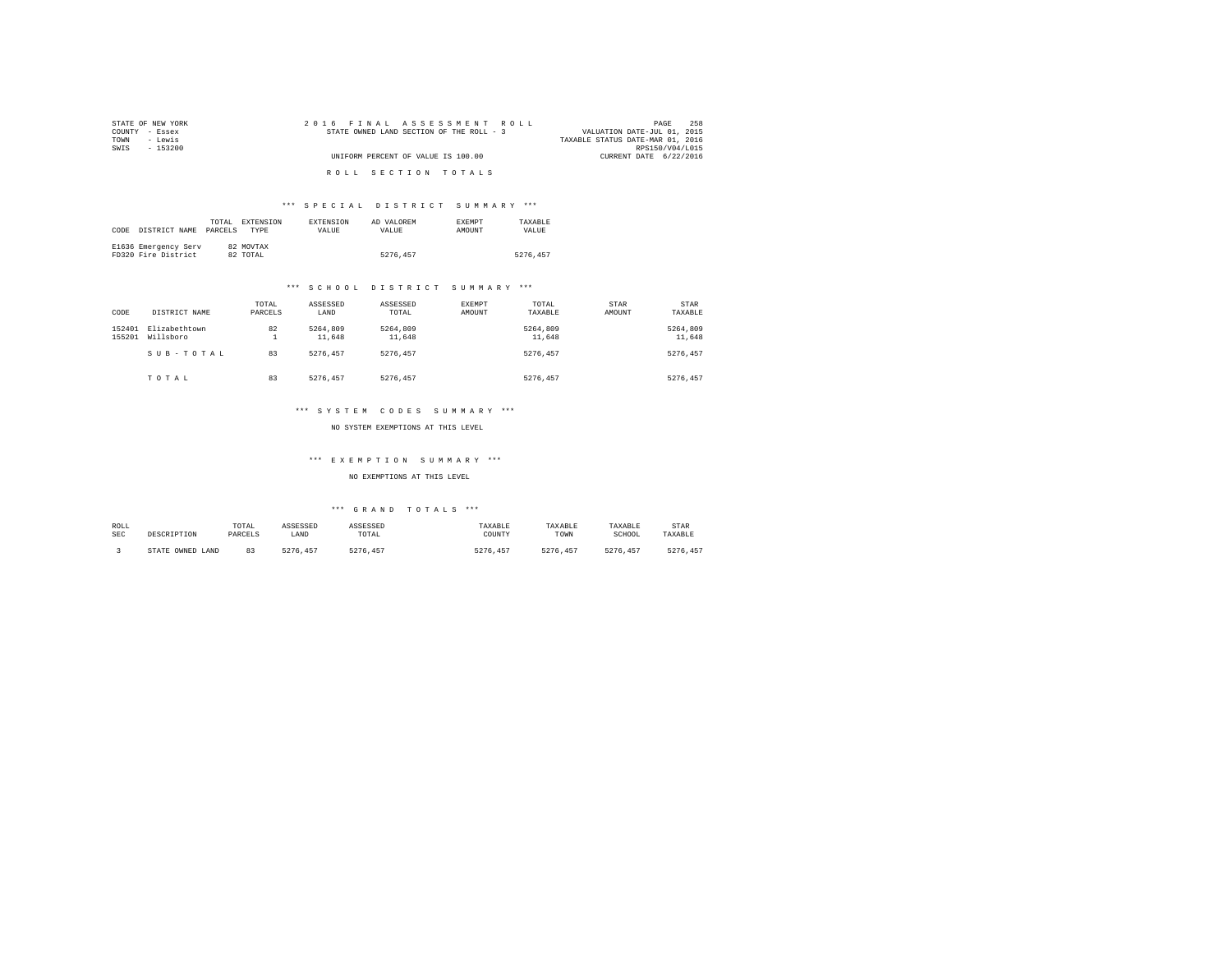STATE OF NEW YORK
COUNTY - Essex
TOWN - Lewis
SWIS - 153200

2016 FINAL ASSESSMENT ROLL
STATE OWNED LAND SECTION OF THE ROLL - 3
UNIFORM PERCENT OF VALUE IS 100.00

VALUATION DATE-JUL 01, 2015
TAXABLE STATUS DATE-MAR 01, 2016
RPS150/V04/L015
CURRENT DATE 6/22/2016

## ROLL SECTION TOTALS

### *** SPECIAL DISTRICT SUMMARY ***

| CODE | DISTRICT NAME | TOTAL PARCELS | EXTENSION TYPE | EXTENSION VALUE | AD VALOREM VALUE | EXEMPT AMOUNT | TAXABLE VALUE |
|---|---|---|---|---|---|---|---|
| E1636 | Emergency Serv | 82 | MOVTAX | | | | |
| FD320 | Fire District | 82 | TOTAL | | 5276,457 | | 5276,457 |

### *** SCHOOL DISTRICT SUMMARY ***

| CODE | DISTRICT NAME | TOTAL PARCELS | ASSESSED LAND | ASSESSED TOTAL | EXEMPT AMOUNT | TOTAL TAXABLE | STAR AMOUNT | STAR TAXABLE |
|---|---|---|---|---|---|---|---|---|
| 152401 | Elizabethtown | 82 | 5264,809 | 5264,809 | | 5264,809 | | 5264,809 |
| 155201 | Willsboro | 1 | 11,648 | 11,648 | | 11,648 | | 11,648 |
| | SUB-TOTAL | 83 | 5276,457 | 5276,457 | | 5276,457 | | 5276,457 |
| | TOTAL | 83 | 5276,457 | 5276,457 | | 5276,457 | | 5276,457 |

### *** SYSTEM CODES SUMMARY ***

NO SYSTEM EXEMPTIONS AT THIS LEVEL

### *** EXEMPTION SUMMARY ***

NO EXEMPTIONS AT THIS LEVEL

### *** GRAND TOTALS ***

| ROLL SEC | DESCRIPTION | TOTAL PARCELS | ASSESSED LAND | ASSESSED TOTAL | TAXABLE COUNTY | TAXABLE TOWN | TAXABLE SCHOOL | STAR TAXABLE |
|---|---|---|---|---|---|---|---|---|
| 3 | STATE OWNED LAND | 83 | 5276,457 | 5276,457 | 5276,457 | 5276,457 | 5276,457 | 5276,457 |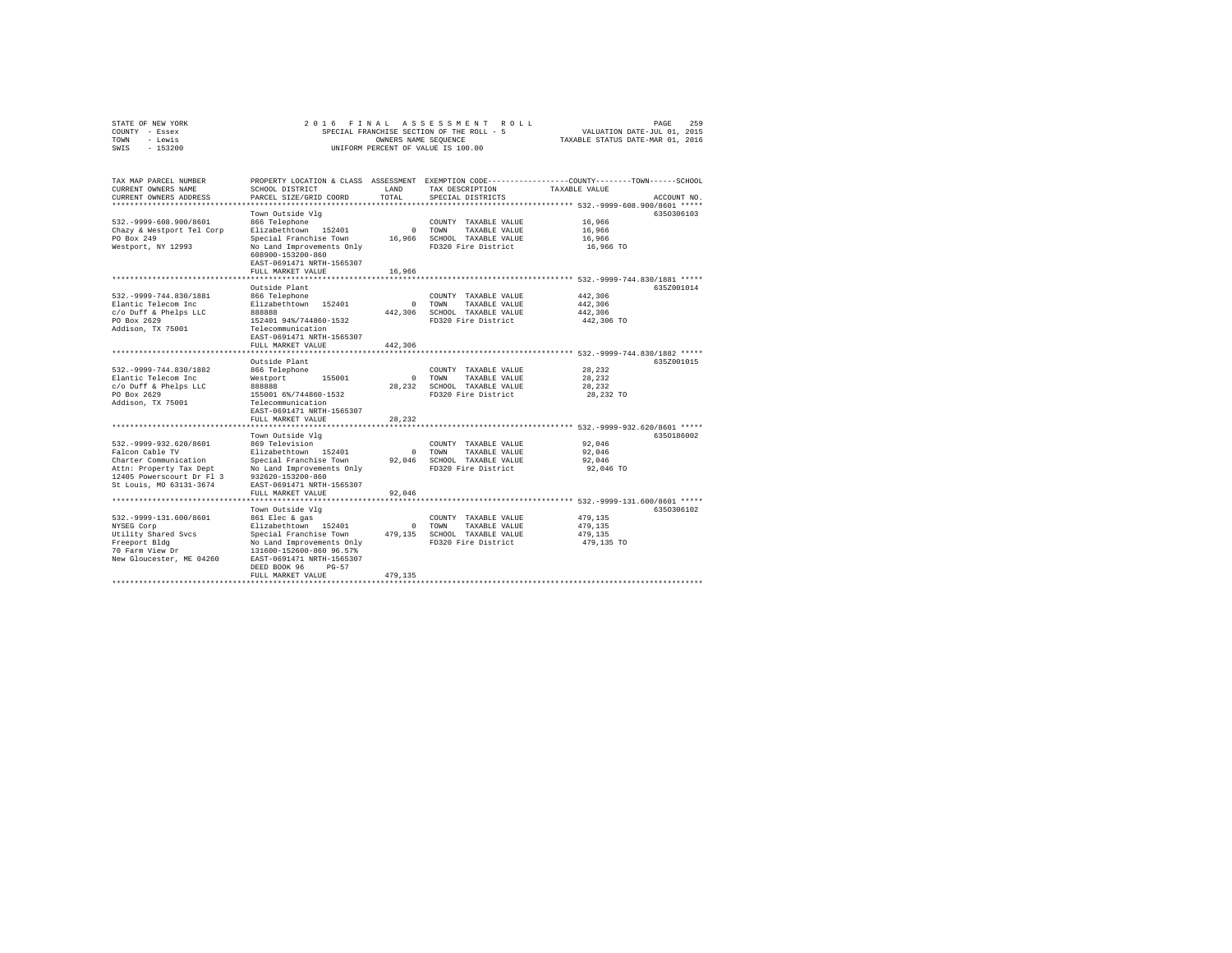STATE OF NEW YORK
COUNTY - Essex
TOWN - Lewis
SWIS - 153200

2 0 1 6 F I N A L A S S E S S M E N T R O L L
SPECIAL FRANCHISE SECTION OF THE ROLL - 5
OWNERS NAME SEQUENCE
UNIFORM PERCENT OF VALUE IS 100.00

VALUATION DATE-JUL 01, 2015
TAXABLE STATUS DATE-MAR 01, 2016

| TAX MAP PARCEL NUMBER / CURRENT OWNERS NAME / CURRENT OWNERS ADDRESS | PROPERTY LOCATION & CLASS / SCHOOL DISTRICT / PARCEL SIZE/GRID COORD | ASSESSMENT LAND / TOTAL | EXEMPTION CODE / TAX DESCRIPTION / SPECIAL DISTRICTS | COUNTY--------TOWN------SCHOOL TAXABLE VALUE | ACCOUNT NO. |
|---|---|---|---|---|---|
| **532.-9999-608.900/8601** | Town Outside Vlg | | | | 635O306103 |
| 532.-9999-608.900/8601 | 866 Telephone | | COUNTY TAXABLE VALUE | 16,966 | |
| Chazy & Westport Tel Corp | Elizabethtown 152401 | 0 | TOWN TAXABLE VALUE | 16,966 | |
| PO Box 249 | Special Franchise Town | 16,966 | SCHOOL TAXABLE VALUE | 16,966 | |
| Westport, NY 12993 | No Land Improvements Only | | FD320 Fire District | 16,966 TO | |
| | 608900-153200-860 | | | | |
| | EAST-0691471 NRTH-1565307 | | | | |
| | FULL MARKET VALUE | 16,966 | | | |
| **532.-9999-744.830/1881** | Outside Plant | | | | 635Z001014 |
| 532.-9999-744.830/1881 | 866 Telephone | | COUNTY TAXABLE VALUE | 442,306 | |
| Elantic Telecom Inc | Elizabethtown 152401 | 0 | TOWN TAXABLE VALUE | 442,306 | |
| c/o Duff & Phelps LLC | 888888 | 442,306 | SCHOOL TAXABLE VALUE | 442,306 | |
| PO Box 2629 | 152401 94%/744860-1532 | | FD320 Fire District | 442,306 TO | |
| Addison, TX 75001 | Telecommunication | | | | |
| | EAST-0691471 NRTH-1565307 | | | | |
| | FULL MARKET VALUE | 442,306 | | | |
| **532.-9999-744.830/1882** | Outside Plant | | | | 635Z001015 |
| 532.-9999-744.830/1882 | 866 Telephone | | COUNTY TAXABLE VALUE | 28,232 | |
| Elantic Telecom Inc | Westport 155001 | 0 | TOWN TAXABLE VALUE | 28,232 | |
| c/o Duff & Phelps LLC | 888888 | 28,232 | SCHOOL TAXABLE VALUE | 28,232 | |
| PO Box 2629 | 155001 6%/744860-1532 | | FD320 Fire District | 28,232 TO | |
| Addison, TX 75001 | Telecommunication | | | | |
| | EAST-0691471 NRTH-1565307 | | | | |
| | FULL MARKET VALUE | 28,232 | | | |
| **532.-9999-932.620/8601** | Town Outside Vlg | | | | 635O186002 |
| 532.-9999-932.620/8601 | 869 Television | | COUNTY TAXABLE VALUE | 92,046 | |
| Falcon Cable TV | Elizabethtown 152401 | 0 | TOWN TAXABLE VALUE | 92,046 | |
| Charter Communication | Special Franchise Town | 92,046 | SCHOOL TAXABLE VALUE | 92,046 | |
| Attn: Property Tax Dept | No Land Improvements Only | | FD320 Fire District | 92,046 TO | |
| 12405 Powerscourt Dr Fl 3 | 932620-153200-860 | | | | |
| St Louis, MO 63131-3674 | EAST-0691471 NRTH-1565307 | | | | |
| | FULL MARKET VALUE | 92,046 | | | |
| **532.-9999-131.600/8601** | Town Outside Vlg | | | | 635O306102 |
| 532.-9999-131.600/8601 | 861 Elec & gas | | COUNTY TAXABLE VALUE | 479,135 | |
| NYSEG Corp | Elizabethtown 152401 | 0 | TOWN TAXABLE VALUE | 479,135 | |
| Utility Shared Svcs | Special Franchise Town | 479,135 | SCHOOL TAXABLE VALUE | 479,135 | |
| Freeport Bldg | No Land Improvements Only | | FD320 Fire District | 479,135 TO | |
| 70 Farm View Dr | 131600-152600-860 96.57% | | | | |
| New Gloucester, ME 04260 | EAST-0691471 NRTH-1565307 | | | | |
| | DEED BOOK 96 PG-57 | | | | |
| | FULL MARKET VALUE | 479,135 | | | |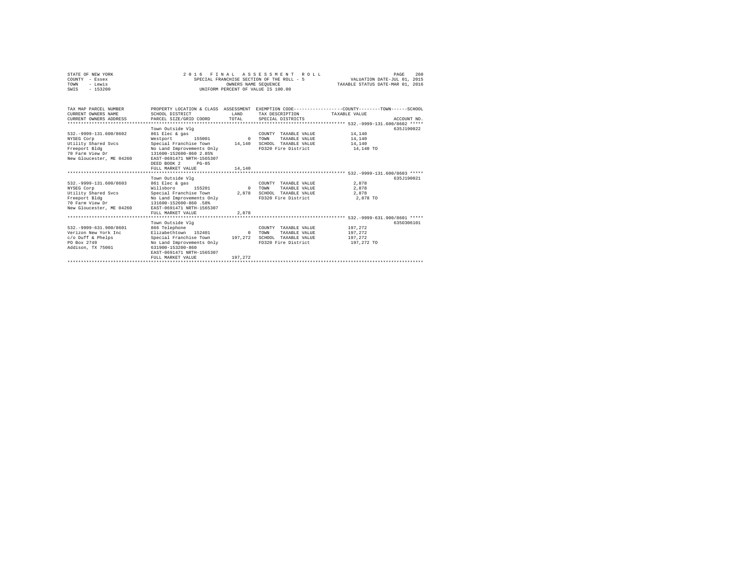STATE OF NEW YORK
COUNTY - Essex
TOWN - Lewis
SWIS - 153200

2 0 1 6 F I N A L A S S E S S M E N T R O L L
SPECIAL FRANCHISE SECTION OF THE ROLL - 5
OWNERS NAME SEQUENCE
UNIFORM PERCENT OF VALUE IS 100.00

VALUATION DATE-JUL 01, 2015
TAXABLE STATUS DATE-MAR 01, 2016

| TAX MAP PARCEL NUMBER / CURRENT OWNERS NAME / CURRENT OWNERS ADDRESS | PROPERTY LOCATION & CLASS / SCHOOL DISTRICT / PARCEL SIZE/GRID COORD | ASSESSMENT LAND / TOTAL | EXEMPTION CODE / TAX DESCRIPTION / SPECIAL DISTRICTS | COUNTY / TOWN / SCHOOL TAXABLE VALUE | ACCOUNT NO. |
|---|---|---|---|---|---|
| 532.-9999-131.600/8602 | Town Outside Vlg | | | | 635J190022 |
| 532.-9999-131.600/8602 | 861 Elec & gas | | COUNTY TAXABLE VALUE | 14,140 | |
| NYSEG Corp | Westport 155001 | 0 | TOWN TAXABLE VALUE | 14,140 | |
| Utility Shared Svcs | Special Franchise Town | 14,140 | SCHOOL TAXABLE VALUE | 14,140 | |
| Freeport Bldg | No Land Improvements Only | | FD320 Fire District | 14,140 TO | |
| 70 Farm View Dr | 131600-152600-860 2.85% | | | | |
| New Gloucester, ME 04260 | EAST-0691471 NRTH-1565307 | | | | |
| | DEED BOOK 2 PG-85 | | | | |
| | FULL MARKET VALUE | 14,140 | | | |
| 532.-9999-131.600/8603 | Town Outside Vlg | | | | 635J190021 |
| 532.-9999-131.600/8603 | 861 Elec & gas | | COUNTY TAXABLE VALUE | 2,878 | |
| NYSEG Corp | Willsboro 155201 | 0 | TOWN TAXABLE VALUE | 2,878 | |
| Utility Shared Svcs | Special Franchise Town | 2,878 | SCHOOL TAXABLE VALUE | 2,878 | |
| Freeport Bldg | No Land Improvements Only | | FD320 Fire District | 2,878 TO | |
| 70 Farm View Dr | 131600-152600-860 .58% | | | | |
| New Gloucester, ME 04260 | EAST-0691471 NRTH-1565307 | | | | |
| | FULL MARKET VALUE | 2,878 | | | |
| 532.-9999-631.900/8601 | Town Outside Vlg | | | | 635O306101 |
| 532.-9999-631.900/8601 | 866 Telephone | | COUNTY TAXABLE VALUE | 197,272 | |
| Verizon New York Inc | Elizabethtown 152401 | 0 | TOWN TAXABLE VALUE | 197,272 | |
| c/o Duff & Phelps | Special Franchise Town | 197,272 | SCHOOL TAXABLE VALUE | 197,272 | |
| PO Box 2749 | No Land Improvements Only | | FD320 Fire District | 197,272 TO | |
| Addison, TX 75001 | 631900-153200-860 | | | | |
| | EAST-0691471 NRTH-1565307 | | | | |
| | FULL MARKET VALUE | 197,272 | | | |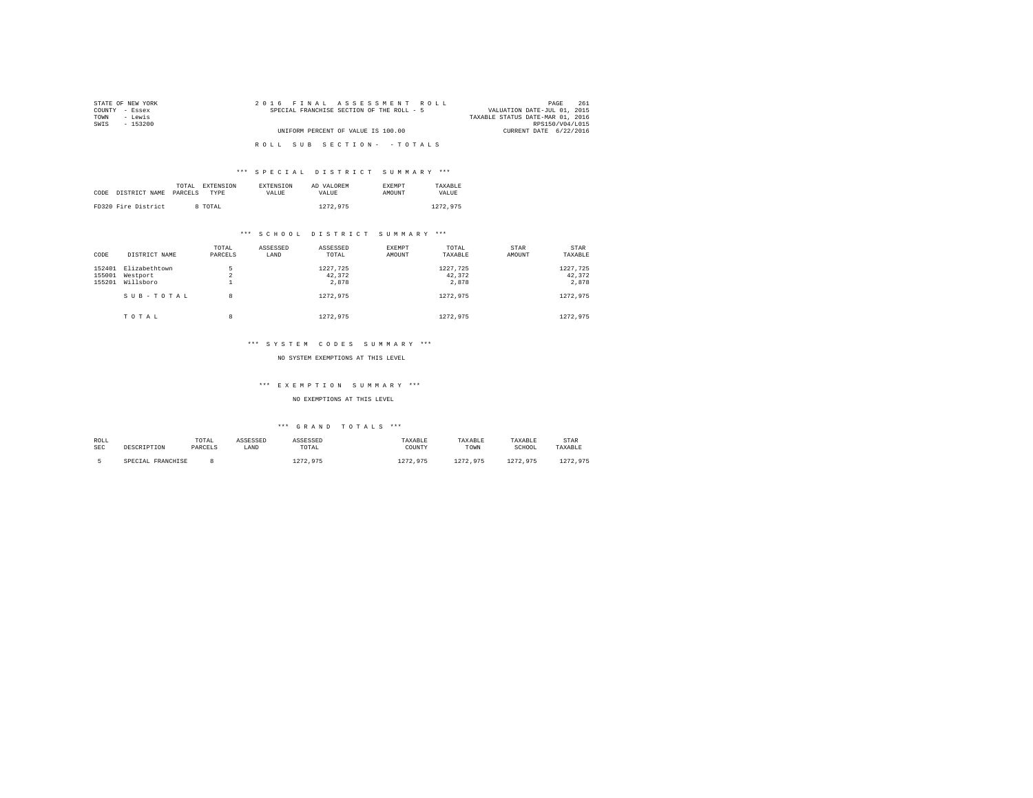STATE OF NEW YORK
COUNTY - Essex
TOWN - Lewis
SWIS - 153200

2 0 1 6 F I N A L A S S E S S M E N T R O L L
SPECIAL FRANCHISE SECTION OF THE ROLL - 5
UNIFORM PERCENT OF VALUE IS 100.00

PAGE 261
VALUATION DATE-JUL 01, 2015
TAXABLE STATUS DATE-MAR 01, 2016
RPS150/V04/L015
CURRENT DATE 6/22/2016

R O L L S U B S E C T I O N - - T O T A L S

*** S P E C I A L D I S T R I C T S U M M A R Y ***

| CODE | DISTRICT NAME | TOTAL PARCELS | EXTENSION TYPE | EXTENSION VALUE | AD VALOREM VALUE | EXEMPT AMOUNT | TAXABLE VALUE |
|---|---|---|---|---|---|---|---|
| FD320 | Fire District | 8 | TOTAL | | 1272,975 | | 1272,975 |

*** S C H O O L D I S T R I C T S U M M A R Y ***

| CODE | DISTRICT NAME | TOTAL PARCELS | ASSESSED LAND | ASSESSED TOTAL | EXEMPT AMOUNT | TOTAL TAXABLE | STAR AMOUNT | STAR TAXABLE |
|---|---|---|---|---|---|---|---|---|
| 152401 | Elizabethtown | 5 | | 1227,725 | | 1227,725 | | 1227,725 |
| 155001 | Westport | 2 | | 42,372 | | 42,372 | | 42,372 |
| 155201 | Willsboro | 1 | | 2,878 | | 2,878 | | 2,878 |
| | S U B - T O T A L | 8 | | 1272,975 | | 1272,975 | | 1272,975 |
| | T O T A L | 8 | | 1272,975 | | 1272,975 | | 1272,975 |

*** S Y S T E M C O D E S S U M M A R Y ***

NO SYSTEM EXEMPTIONS AT THIS LEVEL

*** E X E M P T I O N S U M M A R Y ***

NO EXEMPTIONS AT THIS LEVEL

*** G R A N D T O T A L S ***

| ROLL SEC | DESCRIPTION | TOTAL PARCELS | ASSESSED LAND | ASSESSED TOTAL | TAXABLE COUNTY | TAXABLE TOWN | TAXABLE SCHOOL | STAR TAXABLE |
|---|---|---|---|---|---|---|---|---|
| 5 | SPECIAL FRANCHISE | 8 | | 1272,975 | 1272,975 | 1272,975 | 1272,975 | 1272,975 |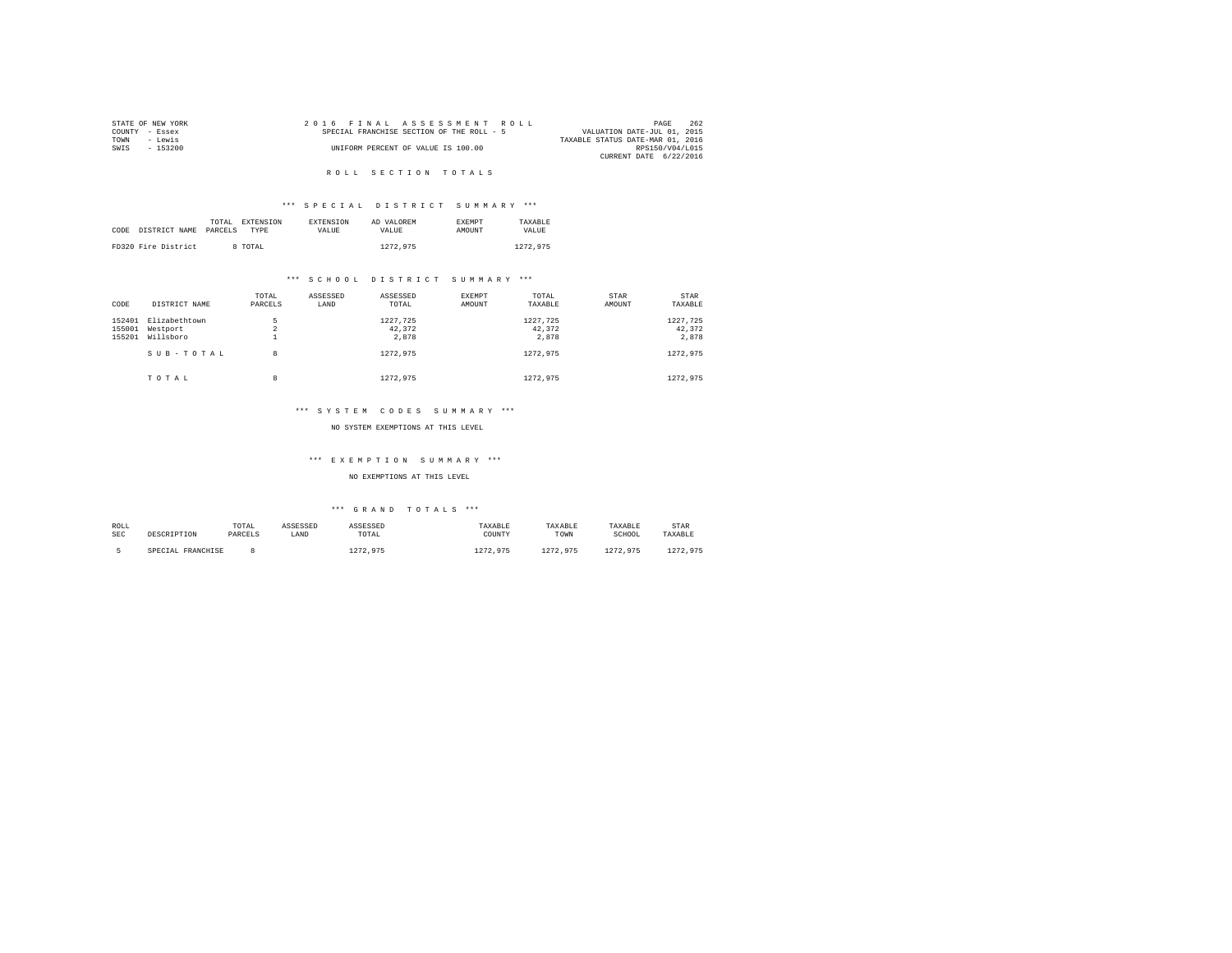STATE OF NEW YORK
COUNTY - Essex
TOWN - Lewis
SWIS - 153200

2016 FINAL ASSESSMENT ROLL
SPECIAL FRANCHISE SECTION OF THE ROLL - 5
UNIFORM PERCENT OF VALUE IS 100.00

VALUATION DATE-JUL 01, 2015
TAXABLE STATUS DATE-MAR 01, 2016
RPS150/V04/L015
CURRENT DATE 6/22/2016

## ROLL SECTION TOTALS

### *** SPECIAL DISTRICT SUMMARY ***

| CODE | DISTRICT NAME | TOTAL PARCELS | EXTENSION TYPE | EXTENSION VALUE | AD VALOREM VALUE | EXEMPT AMOUNT | TAXABLE VALUE |
|---|---|---|---|---|---|---|---|
| FD320 | Fire District | 8 | TOTAL | | 1272,975 | | 1272,975 |

### *** SCHOOL DISTRICT SUMMARY ***

| CODE | DISTRICT NAME | TOTAL PARCELS | ASSESSED LAND | ASSESSED TOTAL | EXEMPT AMOUNT | TOTAL TAXABLE | STAR AMOUNT | STAR TAXABLE |
|---|---|---|---|---|---|---|---|---|
| 152401 | Elizabethtown | 5 | | 1227,725 | | 1227,725 | | 1227,725 |
| 155001 | Westport | 2 | | 42,372 | | 42,372 | | 42,372 |
| 155201 | Willsboro | 1 | | 2,878 | | 2,878 | | 2,878 |
| | SUB-TOTAL | 8 | | 1272,975 | | 1272,975 | | 1272,975 |
| | TOTAL | 8 | | 1272,975 | | 1272,975 | | 1272,975 |

### *** SYSTEM CODES SUMMARY ***

NO SYSTEM EXEMPTIONS AT THIS LEVEL

### *** EXEMPTION SUMMARY ***

NO EXEMPTIONS AT THIS LEVEL

### *** GRAND TOTALS ***

| ROLL SEC | DESCRIPTION | TOTAL PARCELS | ASSESSED LAND | ASSESSED TOTAL | TAXABLE COUNTY | TAXABLE TOWN | TAXABLE SCHOOL | STAR TAXABLE |
|---|---|---|---|---|---|---|---|---|
| 5 | SPECIAL FRANCHISE | 8 | | 1272,975 | 1272,975 | 1272,975 | 1272,975 | 1272,975 |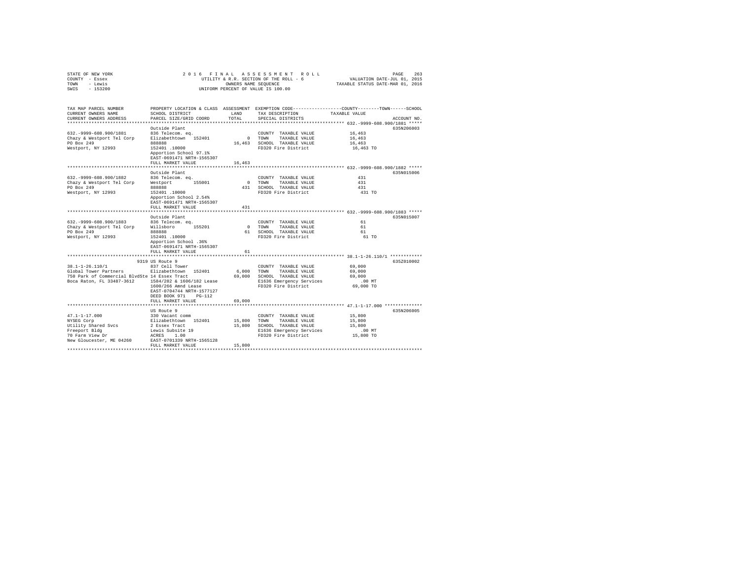STATE OF NEW YORK
COUNTY - Essex
TOWN - Lewis
SWIS - 153200

2 0 1 6 F I N A L A S S E S S M E N T R O L L
UTILITY & R.R. SECTION OF THE ROLL - 6
OWNERS NAME SEQUENCE
UNIFORM PERCENT OF VALUE IS 100.00

VALUATION DATE-JUL 01, 2015
TAXABLE STATUS DATE-MAR 01, 2016

| TAX MAP PARCEL NUMBER / CURRENT OWNERS NAME / CURRENT OWNERS ADDRESS | PROPERTY LOCATION & CLASS / SCHOOL DISTRICT / PARCEL SIZE/GRID COORD | ASSESSMENT LAND / TOTAL | EXEMPTION CODE / TAX DESCRIPTION / SPECIAL DISTRICTS | COUNTY--------TOWN------SCHOOL TAXABLE VALUE | ACCOUNT NO. |
|---|---|---|---|---|---|
| **632.-9999-608.900/1881** | Outside Plant | | | | 635N206003 |
| 632.-9999-608.900/1881 | 836 Telecom. eq. | | COUNTY TAXABLE VALUE | 16,463 | |
| Chazy & Westport Tel Corp | Elizabethtown 152401 | 0 | TOWN TAXABLE VALUE | 16,463 | |
| PO Box 249 | 888888 | 16,463 | SCHOOL TAXABLE VALUE | 16,463 | |
| Westport, NY 12993 | 152401 .10000 | | FD320 Fire District | 16,463 TO | |
| | Apportion School 97.1% | | | | |
| | EAST-0691471 NRTH-1565307 | | | | |
| | FULL MARKET VALUE | 16,463 | | | |
| **632.-9999-608.900/1882** | Outside Plant | | | | 635N015006 |
| 632.-9999-608.900/1882 | 836 Telecom. eq. | | COUNTY TAXABLE VALUE | 431 | |
| Chazy & Westport Tel Corp | Westport 155001 | 0 | TOWN TAXABLE VALUE | 431 | |
| PO Box 249 | 888888 | 431 | SCHOOL TAXABLE VALUE | 431 | |
| Westport, NY 12993 | 152401 .10000 | | FD320 Fire District | 431 TO | |
| | Apportion School 2.54% | | | | |
| | EAST-0691471 NRTH-1565307 | | | | |
| | FULL MARKET VALUE | 431 | | | |
| **632.-9999-608.900/1883** | Outside Plant | | | | 635N015007 |
| 632.-9999-608.900/1883 | 836 Telecom. eq. | | COUNTY TAXABLE VALUE | 61 | |
| Chazy & Westport Tel Corp | Willsboro 155201 | 0 | TOWN TAXABLE VALUE | 61 | |
| PO Box 249 | 888888 | 61 | SCHOOL TAXABLE VALUE | 61 | |
| Westport, NY 12993 | 152401 .10000 | | FD320 Fire District | 61 TO | |
| | Apportion School .36% | | | | |
| | EAST-0691471 NRTH-1565307 | | | | |
| | FULL MARKET VALUE | 61 | | | |
| **38.1-1-26.110/1** | 9319 US Route 9 | | | | 635Z010002 |
| 38.1-1-26.110/1 | 837 Cell Tower | | COUNTY TAXABLE VALUE | 69,000 | |
| Global Tower Partners | Elizabethtown 152401 | 6,000 | TOWN TAXABLE VALUE | 69,000 | |
| 750 Park of Commercial BlvdSte | 14 Essex Tract | 69,000 | SCHOOL TAXABLE VALUE | 69,000 | |
| Boca Raton, FL 33487-3612 | 1584/282 & 1606/182 Lease | | E1636 Emergency Services | .00 MT | |
| | 1600/266 Amnd Lease | | FD320 Fire District | 69,000 TO | |
| | EAST-0704744 NRTH-1577127 | | | | |
| | DEED BOOK 971 PG-112 | | | | |
| | FULL MARKET VALUE | 69,000 | | | |
| **47.1-1-17.000** | US Route 9 | | | | 635N206005 |
| 47.1-1-17.000 | 330 Vacant comm | | COUNTY TAXABLE VALUE | 15,800 | |
| NYSEG Corp | Elizabethtown 152401 | 15,800 | TOWN TAXABLE VALUE | 15,800 | |
| Utility Shared Svcs | 2 Essex Tract | 15,800 | SCHOOL TAXABLE VALUE | 15,800 | |
| Freeport Bldg | Lewis Subsite 19 | | E1636 Emergency Services | .00 MT | |
| 70 Farm View Dr | ACRES 1.00 | | FD320 Fire District | 15,800 TO | |
| New Gloucester, ME 04260 | EAST-0701339 NRTH-1565128 | | | | |
| | FULL MARKET VALUE | 15,800 | | | |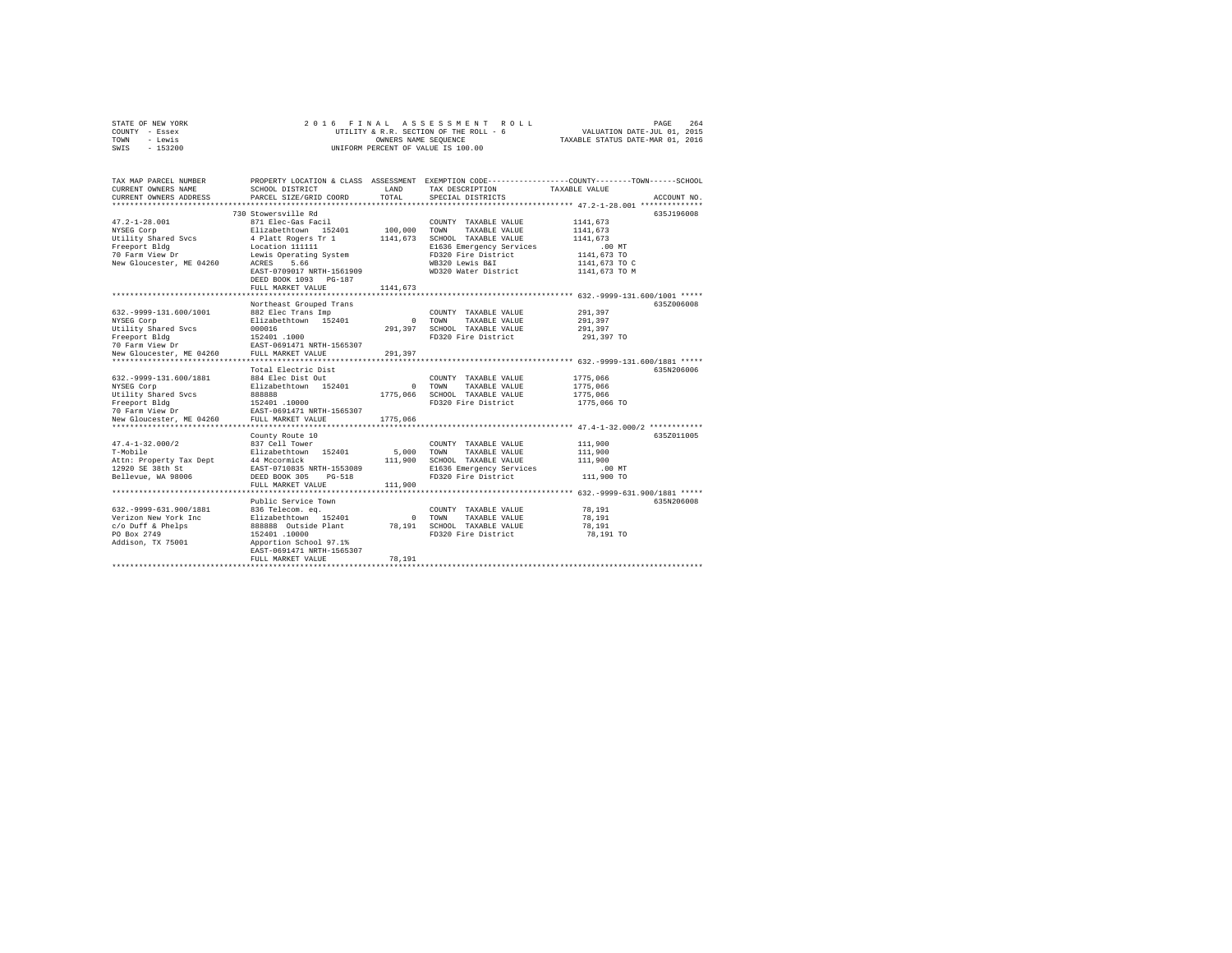STATE OF NEW YORK
COUNTY - Essex
TOWN - Lewis
SWIS - 153200

2016 FINAL ASSESSMENT ROLL
UTILITY & R.R. SECTION OF THE ROLL - 6
OWNERS NAME SEQUENCE
UNIFORM PERCENT OF VALUE IS 100.00

VALUATION DATE-JUL 01, 2015
TAXABLE STATUS DATE-MAR 01, 2016

| TAX MAP PARCEL NUMBER / CURRENT OWNERS NAME / CURRENT OWNERS ADDRESS | PROPERTY LOCATION & CLASS / SCHOOL DISTRICT / PARCEL SIZE/GRID COORD | ASSESSMENT LAND | TOTAL | EXEMPTION CODE / TAX DESCRIPTION / SPECIAL DISTRICTS | TAXABLE VALUE (COUNTY / TOWN / SCHOOL) | ACCOUNT NO. |
|---|---|---|---|---|---|---|
| **47.2-1-28.001** | 730 Stowersville Rd | | | | | 635J196008 |
| 47.2-1-28.001 | 871 Elec-Gas Facil | | | COUNTY TAXABLE VALUE | 1141,673 | |
| NYSEG Corp | Elizabethtown 152401 | 100,000 | | TOWN TAXABLE VALUE | 1141,673 | |
| Utility Shared Svcs | 4 Platt Rogers Tr 1 | | 1141,673 | SCHOOL TAXABLE VALUE | 1141,673 | |
| Freeport Bldg | Location 111111 | | | E1636 Emergency Services | .00 MT | |
| 70 Farm View Dr | Lewis Operating System | | | FD320 Fire District | 1141,673 TO | |
| New Gloucester, ME 04260 | ACRES 5.66 | | | WB320 Lewis B&I | 1141,673 TO C | |
| | EAST-0709017 NRTH-1561909 | | | WD320 Water District | 1141,673 TO M | |
| | DEED BOOK 1093 PG-187 | | | | | |
| | FULL MARKET VALUE | | 1141,673 | | | |
| **632.-9999-131.600/1001** | Northeast Grouped Trans | | | | | 635Z006008 |
| 632.-9999-131.600/1001 | 882 Elec Trans Imp | | | COUNTY TAXABLE VALUE | 291,397 | |
| NYSEG Corp | Elizabethtown 152401 | 0 | | TOWN TAXABLE VALUE | 291,397 | |
| Utility Shared Svcs | 000016 | | 291,397 | SCHOOL TAXABLE VALUE | 291,397 | |
| Freeport Bldg | 152401 .1000 | | | FD320 Fire District | 291,397 TO | |
| 70 Farm View Dr | EAST-0691471 NRTH-1565307 | | | | | |
| New Gloucester, ME 04260 | FULL MARKET VALUE | | 291,397 | | | |
| **632.-9999-131.600/1881** | Total Electric Dist | | | | | 635N206006 |
| 632.-9999-131.600/1881 | 884 Elec Dist Out | | | COUNTY TAXABLE VALUE | 1775,066 | |
| NYSEG Corp | Elizabethtown 152401 | 0 | | TOWN TAXABLE VALUE | 1775,066 | |
| Utility Shared Svcs | 888888 | | 1775,066 | SCHOOL TAXABLE VALUE | 1775,066 | |
| Freeport Bldg | 152401 .10000 | | | FD320 Fire District | 1775,066 TO | |
| 70 Farm View Dr | EAST-0691471 NRTH-1565307 | | | | | |
| New Gloucester, ME 04260 | FULL MARKET VALUE | | 1775,066 | | | |
| **47.4-1-32.000/2** | County Route 10 | | | | | 635Z011005 |
| 47.4-1-32.000/2 | 837 Cell Tower | | | COUNTY TAXABLE VALUE | 111,900 | |
| T-Mobile | Elizabethtown 152401 | 5,000 | | TOWN TAXABLE VALUE | 111,900 | |
| Attn: Property Tax Dept | 44 Mccormick | | 111,900 | SCHOOL TAXABLE VALUE | 111,900 | |
| 12920 SE 38th St | EAST-0710835 NRTH-1553089 | | | E1636 Emergency Services | .00 MT | |
| Bellevue, WA 98006 | DEED BOOK 305 PG-518 | | | FD320 Fire District | 111,900 TO | |
| | FULL MARKET VALUE | | 111,900 | | | |
| **632.-9999-631.900/1881** | Public Service Town | | | | | 635N206008 |
| 632.-9999-631.900/1881 | 836 Telecom. eq. | | | COUNTY TAXABLE VALUE | 78,191 | |
| Verizon New York Inc | Elizabethtown 152401 | 0 | | TOWN TAXABLE VALUE | 78,191 | |
| c/o Duff & Phelps | 888888 Outside Plant | | 78,191 | SCHOOL TAXABLE VALUE | 78,191 | |
| PO Box 2749 | 152401 .10000 | | | FD320 Fire District | 78,191 TO | |
| Addison, TX 75001 | Apportion School 97.1% | | | | | |
| | EAST-0691471 NRTH-1565307 | | | | | |
| | FULL MARKET VALUE | | 78,191 | | | |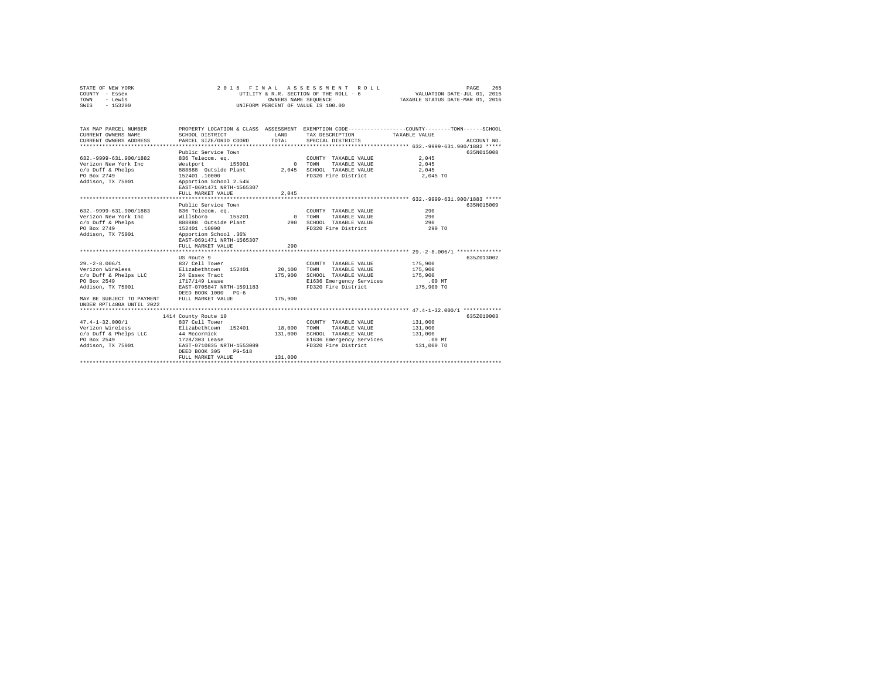STATE OF NEW YORK
COUNTY - Essex
TOWN - Lewis
SWIS - 153200

2 0 1 6 F I N A L A S S E S S M E N T R O L L
UTILITY & R.R. SECTION OF THE ROLL - 6
OWNERS NAME SEQUENCE
UNIFORM PERCENT OF VALUE IS 100.00

VALUATION DATE-JUL 01, 2015
TAXABLE STATUS DATE-MAR 01, 2016

| TAX MAP PARCEL NUMBER / CURRENT OWNERS NAME / CURRENT OWNERS ADDRESS | PROPERTY LOCATION & CLASS / SCHOOL DISTRICT / PARCEL SIZE/GRID COORD | ASSESSMENT LAND | TOTAL | EXEMPTION CODE / TAX DESCRIPTION / SPECIAL DISTRICTS | TAXABLE VALUE (COUNTY / TOWN / SCHOOL) | ACCOUNT NO. |
|---|---|---|---|---|---|---|
| **632.-9999-631.900/1882** | Public Service Town | | | | | 635N015008 |
| 632.-9999-631.900/1882 | 836 Telecom. eq. | | | COUNTY TAXABLE VALUE | 2,045 | |
| Verizon New York Inc | Westport 155001 | 0 | | TOWN TAXABLE VALUE | 2,045 | |
| c/o Duff & Phelps | 888888 Outside Plant | | 2,045 | SCHOOL TAXABLE VALUE | 2,045 | |
| PO Box 2749 | 152401 .10000 | | | FD320 Fire District | 2,045 TO | |
| Addison, TX 75001 | Apportion School 2.54% | | | | | |
| | EAST-0691471 NRTH-1565307 | | | | | |
| | FULL MARKET VALUE | | 2,045 | | | |
| **632.-9999-631.900/1883** | Public Service Town | | | | | 635N015009 |
| 632.-9999-631.900/1883 | 836 Telecom. eq. | | | COUNTY TAXABLE VALUE | 290 | |
| Verizon New York Inc | Willsboro 155201 | 0 | | TOWN TAXABLE VALUE | 290 | |
| c/o Duff & Phelps | 888888 Outside Plant | | 290 | SCHOOL TAXABLE VALUE | 290 | |
| PO Box 2749 | 152401 .10000 | | | FD320 Fire District | 290 TO | |
| Addison, TX 75001 | Apportion School .36% | | | | | |
| | EAST-0691471 NRTH-1565307 | | | | | |
| | FULL MARKET VALUE | | 290 | | | |
| **29.-2-8.006/1** | US Route 9 | | | | | 635Z013002 |
| 29.-2-8.006/1 | 837 Cell Tower | | | COUNTY TAXABLE VALUE | 175,900 | |
| Verizon Wireless | Elizabethtown 152401 | 20,100 | | TOWN TAXABLE VALUE | 175,900 | |
| c/o Duff & Phelps LLC | 24 Essex Tract | | 175,900 | SCHOOL TAXABLE VALUE | 175,900 | |
| PO Box 2549 | 1717/149 Lease | | | E1636 Emergency Services | .00 MT | |
| Addison, TX 75001 | EAST-0705847 NRTH-1591183 | | | FD320 Fire District | 175,900 TO | |
| | DEED BOOK 1000 PG-6 | | | | | |
| MAY BE SUBJECT TO PAYMENT UNDER RPTL480A UNTIL 2022 | FULL MARKET VALUE | | 175,900 | | | |
| **47.4-1-32.000/1** | 1414 County Route 10 | | | | | 635Z010003 |
| 47.4-1-32.000/1 | 837 Cell Tower | | | COUNTY TAXABLE VALUE | 131,000 | |
| Verizon Wireless | Elizabethtown 152401 | 18,000 | | TOWN TAXABLE VALUE | 131,000 | |
| c/o Duff & Phelps LLC | 44 Mccormick | | 131,000 | SCHOOL TAXABLE VALUE | 131,000 | |
| PO Box 2549 | 1728/303 Lease | | | E1636 Emergency Services | .00 MT | |
| Addison, TX 75001 | EAST-0710835 NRTH-1553089 | | | FD320 Fire District | 131,000 TO | |
| | DEED BOOK 305 PG-518 | | | | | |
| | FULL MARKET VALUE | | 131,000 | | | |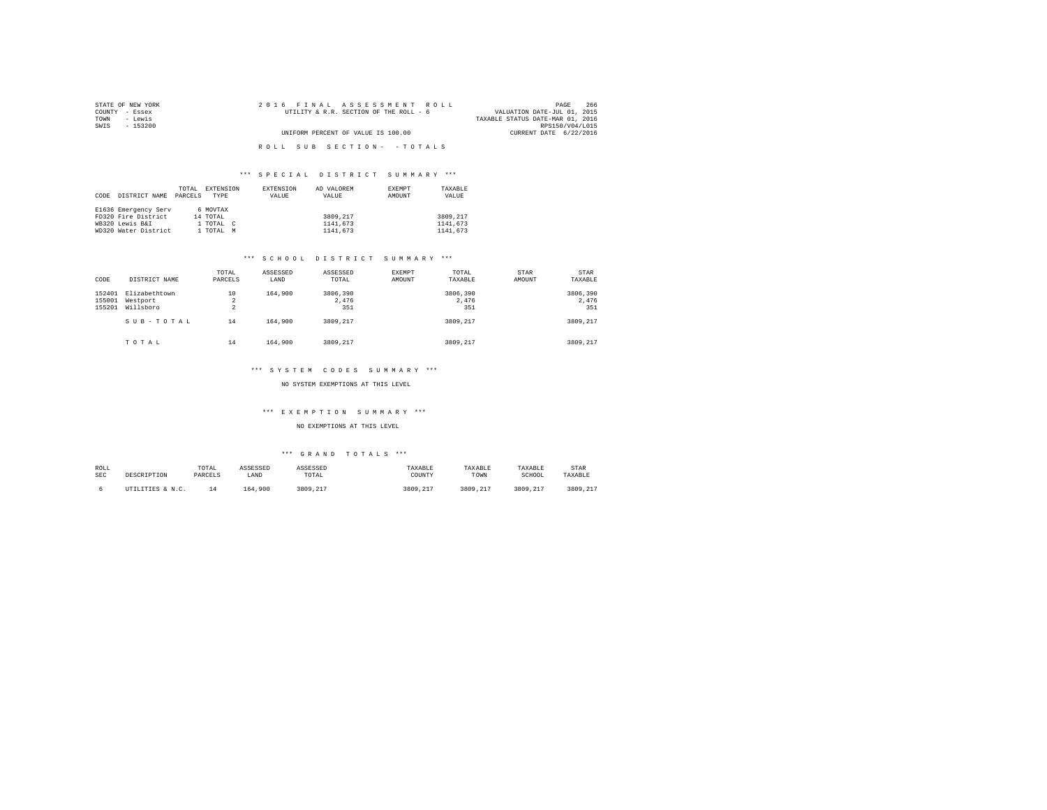STATE OF NEW YORK
COUNTY - Essex
TOWN - Lewis
SWIS - 153200

2016 FINAL ASSESSMENT ROLL
UTILITY & R.R. SECTION OF THE ROLL - 6
UNIFORM PERCENT OF VALUE IS 100.00

VALUATION DATE-JUL 01, 2015
TAXABLE STATUS DATE-MAR 01, 2016
RPS150/V04/L015
CURRENT DATE 6/22/2016

ROLL SUB SECTION- - TOTALS

### *** SPECIAL DISTRICT SUMMARY ***

| CODE | DISTRICT NAME | TOTAL PARCELS | EXTENSION TYPE | EXTENSION VALUE | AD VALOREM VALUE | EXEMPT AMOUNT | TAXABLE VALUE |
|---|---|---|---|---|---|---|---|
| E1636 | Emergency Serv | 6 | MOVTAX | | | | |
| FD320 | Fire District | 14 | TOTAL | | 3809,217 | | 3809,217 |
| WB320 | Lewis B&I | 1 | TOTAL C | | 1141,673 | | 1141,673 |
| WD320 | Water District | 1 | TOTAL M | | 1141,673 | | 1141,673 |

### *** SCHOOL DISTRICT SUMMARY ***

| CODE | DISTRICT NAME | TOTAL PARCELS | ASSESSED LAND | ASSESSED TOTAL | EXEMPT AMOUNT | TOTAL TAXABLE | STAR AMOUNT | STAR TAXABLE |
|---|---|---|---|---|---|---|---|---|
| 152401 | Elizabethtown | 10 | 164,900 | 3806,390 | | 3806,390 | | 3806,390 |
| 155001 | Westport | 2 | | 2,476 | | 2,476 | | 2,476 |
| 155201 | Willsboro | 2 | | 351 | | 351 | | 351 |
| | SUB-TOTAL | 14 | 164,900 | 3809,217 | | 3809,217 | | 3809,217 |
| | TOTAL | 14 | 164,900 | 3809,217 | | 3809,217 | | 3809,217 |

### *** SYSTEM CODES SUMMARY ***

NO SYSTEM EXEMPTIONS AT THIS LEVEL

### *** EXEMPTION SUMMARY ***

NO EXEMPTIONS AT THIS LEVEL

### *** GRAND TOTALS ***

| ROLL SEC | DESCRIPTION | TOTAL PARCELS | ASSESSED LAND | ASSESSED TOTAL | TAXABLE COUNTY | TAXABLE TOWN | TAXABLE SCHOOL | STAR TAXABLE |
|---|---|---|---|---|---|---|---|---|
| 6 | UTILITIES & N.C. | 14 | 164,900 | 3809,217 | 3809,217 | 3809,217 | 3809,217 | 3809,217 |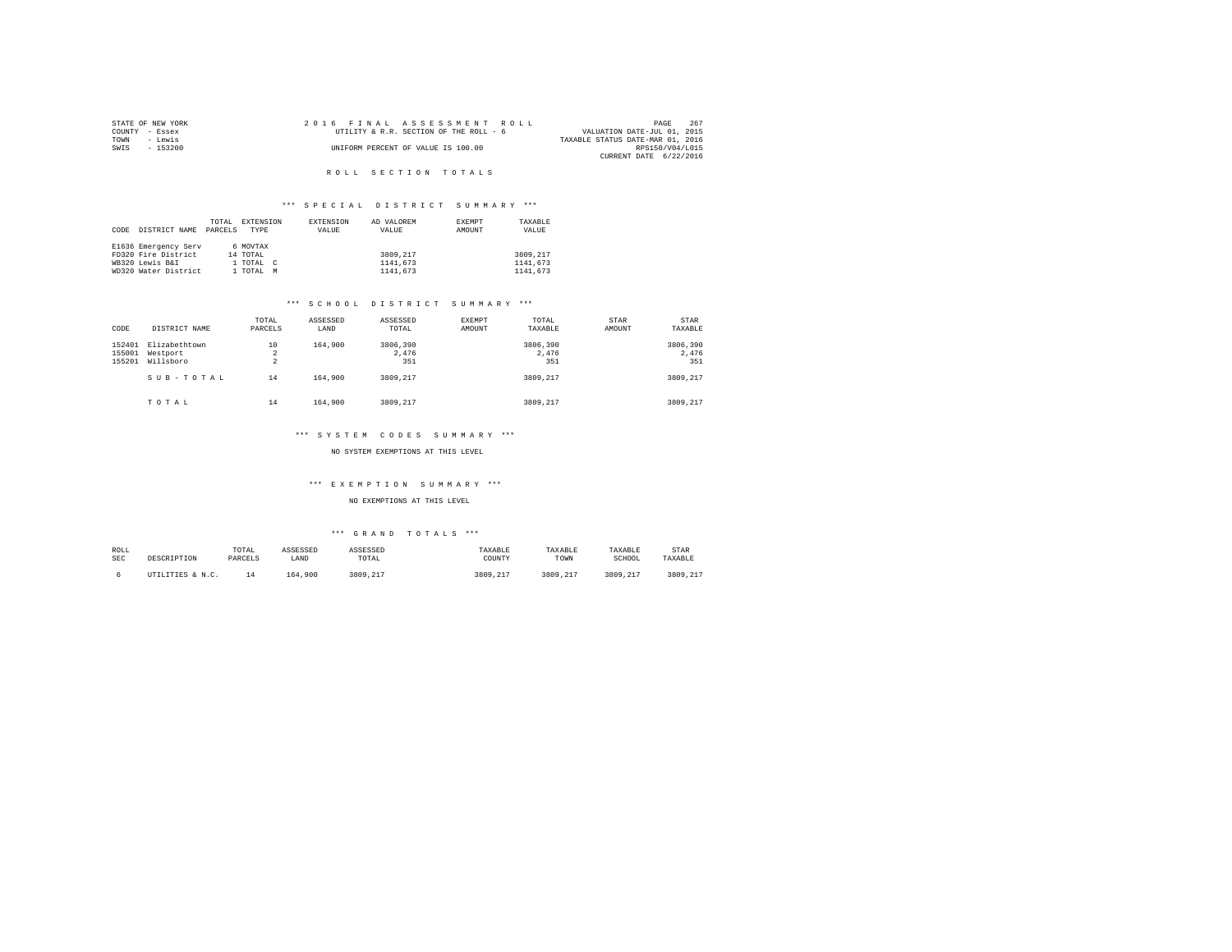STATE OF NEW YORK
COUNTY - Essex
TOWN - Lewis
SWIS - 153200

2016 FINAL ASSESSMENT ROLL
UTILITY & R.R. SECTION OF THE ROLL - 6
UNIFORM PERCENT OF VALUE IS 100.00

VALUATION DATE-JUL 01, 2015
TAXABLE STATUS DATE-MAR 01, 2016
RPS150/V04/L015
CURRENT DATE 6/22/2016

## ROLL SECTION TOTALS

### *** SPECIAL DISTRICT SUMMARY ***

| CODE | DISTRICT NAME | TOTAL PARCELS | EXTENSION TYPE | EXTENSION VALUE | AD VALOREM VALUE | EXEMPT AMOUNT | TAXABLE VALUE |
|---|---|---|---|---|---|---|---|
| E1636 | Emergency Serv | 6 | MOVTAX | | | | |
| FD320 | Fire District | 14 | TOTAL | | 3809,217 | | 3809,217 |
| WB320 | Lewis B&I | 1 | TOTAL C | | 1141,673 | | 1141,673 |
| WD320 | Water District | 1 | TOTAL M | | 1141,673 | | 1141,673 |

### *** SCHOOL DISTRICT SUMMARY ***

| CODE | DISTRICT NAME | TOTAL PARCELS | ASSESSED LAND | ASSESSED TOTAL | EXEMPT AMOUNT | TOTAL TAXABLE | STAR AMOUNT | STAR TAXABLE |
|---|---|---|---|---|---|---|---|---|
| 152401 | Elizabethtown | 10 | 164,900 | 3806,390 | | 3806,390 | | 3806,390 |
| 155001 | Westport | 2 | | 2,476 | | 2,476 | | 2,476 |
| 155201 | Willsboro | 2 | | 351 | | 351 | | 351 |
| | SUB-TOTAL | 14 | 164,900 | 3809,217 | | 3809,217 | | 3809,217 |
| | TOTAL | 14 | 164,900 | 3809,217 | | 3809,217 | | 3809,217 |

### *** SYSTEM CODES SUMMARY ***

NO SYSTEM EXEMPTIONS AT THIS LEVEL

### *** EXEMPTION SUMMARY ***

NO EXEMPTIONS AT THIS LEVEL

### *** GRAND TOTALS ***

| ROLL SEC | DESCRIPTION | TOTAL PARCELS | ASSESSED LAND | ASSESSED TOTAL | TAXABLE COUNTY | TAXABLE TOWN | TAXABLE SCHOOL | STAR TAXABLE |
|---|---|---|---|---|---|---|---|---|
| 6 | UTILITIES & N.C. | 14 | 164,900 | 3809,217 | 3809,217 | 3809,217 | 3809,217 | 3809,217 |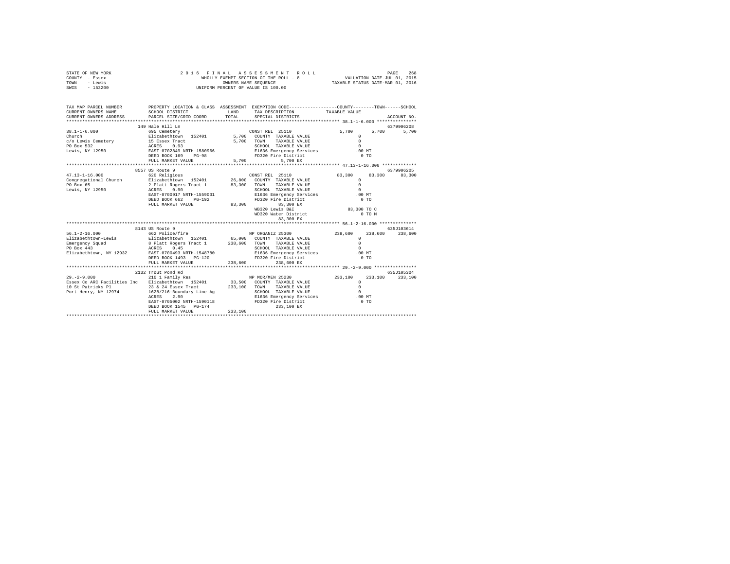STATE OF NEW YORK
COUNTY - Essex
TOWN - Lewis
SWIS - 153200

2 0 1 6 F I N A L A S S E S S M E N T R O L L
WHOLLY EXEMPT SECTION OF THE ROLL - 8
OWNERS NAME SEQUENCE
UNIFORM PERCENT OF VALUE IS 100.00

VALUATION DATE-JUL 01, 2015
TAXABLE STATUS DATE-MAR 01, 2016

```
TAX MAP PARCEL NUMBER          PROPERTY LOCATION & CLASS  ASSESSMENT  EXEMPTION CODE-----------------COUNTY--------TOWN------SCHOOL
CURRENT OWNERS NAME            SCHOOL DISTRICT              LAND      TAX DESCRIPTION           TAXABLE VALUE
CURRENT OWNERS ADDRESS         PARCEL SIZE/GRID COORD       TOTAL     SPECIAL DISTRICTS                                    ACCOUNT NO.
*************************************************************************************************** 38.1-1-6.000 ***************
                        149 Hale Hill Ln                                                                              6379906208
38.1-1-6.000                   695 Cemetery                            CONST REL  25110              5,700       5,700       5,700
Church                         Elizabethtown  152401        5,700     COUNTY  TAXABLE VALUE              0
c/o Lewis Cemetery             15 Essex Tract               5,700     TOWN    TAXABLE VALUE              0
PO Box 532                     ACRES    0.93                          SCHOOL  TAXABLE VALUE              0
Lewis, NY 12950                EAST-0702849 NRTH-1580966              E1636 Emergency Services          .00 MT
                               DEED BOOK 169    PG-98                 FD320 Fire District                  0 TO
                               FULL MARKET VALUE            5,700              5,700 EX
*************************************************************************************************** 47.13-1-16.000 ************
                        8557 US Route 9                                                                               6379906205
47.13-1-16.000                 620 Religious                           CONST REL  25110             83,300      83,300      83,300
Congregational Church          Elizabethtown  152401       26,800     COUNTY  TAXABLE VALUE              0
PO Box 65                      2 Platt Rogers Tract 1      83,300     TOWN    TAXABLE VALUE              0
Lewis, NY 12950                ACRES    0.90                          SCHOOL  TAXABLE VALUE              0
                               EAST-0700917 NRTH-1559031              E1636 Emergency Services          .00 MT
                               DEED BOOK 662    PG-192                FD320 Fire District                  0 TO
                               FULL MARKET VALUE           83,300             83,300 EX
                                                                      WB320 Lewis B&I                83,300 TO C
                                                                      WD320 Water District                 0 TO M
                                                                              83,300 EX
*************************************************************************************************** 56.1-2-16.000 *************
                        8143 US Route 9                                                                               635J103614
56.1-2-16.000                  662 Police/fire                         NP ORGANIZ 25300            238,600     238,600     238,600
Elizabethtown-Lewis            Elizabethtown  152401       65,000     COUNTY  TAXABLE VALUE              0
Emergency Squad                8 Platt Rogers Tract 1     238,600     TOWN    TAXABLE VALUE              0
PO Box 443                     ACRES    0.45                          SCHOOL  TAXABLE VALUE              0
Elizabethtown, NY 12932        EAST-0700493 NRTH-1548780              E1636 Emergency Services          .00 MT
                               DEED BOOK 1493   PG-120                FD320 Fire District                  0 TO
                               FULL MARKET VALUE          238,600            238,600 EX
*************************************************************************************************** 29.-2-9.000 ****************
                        2132 Trout Pond Rd                                                                            635J105304
29.-2-9.000                    210 1 Family Res                        NP MOR/MEN 25230            233,100     233,100     233,100
Essex Co ARC Facilities Inc    Elizabethtown  152401       33,500     COUNTY  TAXABLE VALUE              0
10 St Patricks Pl              23 & 24 Essex Tract        233,100     TOWN    TAXABLE VALUE              0
Port Henry, NY 12974           1628/216-Boundary Line Ag              SCHOOL  TAXABLE VALUE              0
                               ACRES    2.90                          E1636 Emergency Services          .00 MT
                               EAST-0705002 NRTH-1590118              FD320 Fire District                  0 TO
                               DEED BOOK 1545   PG-174                       233,100 EX
                               FULL MARKET VALUE          233,100
********************************************************************************************************************************
```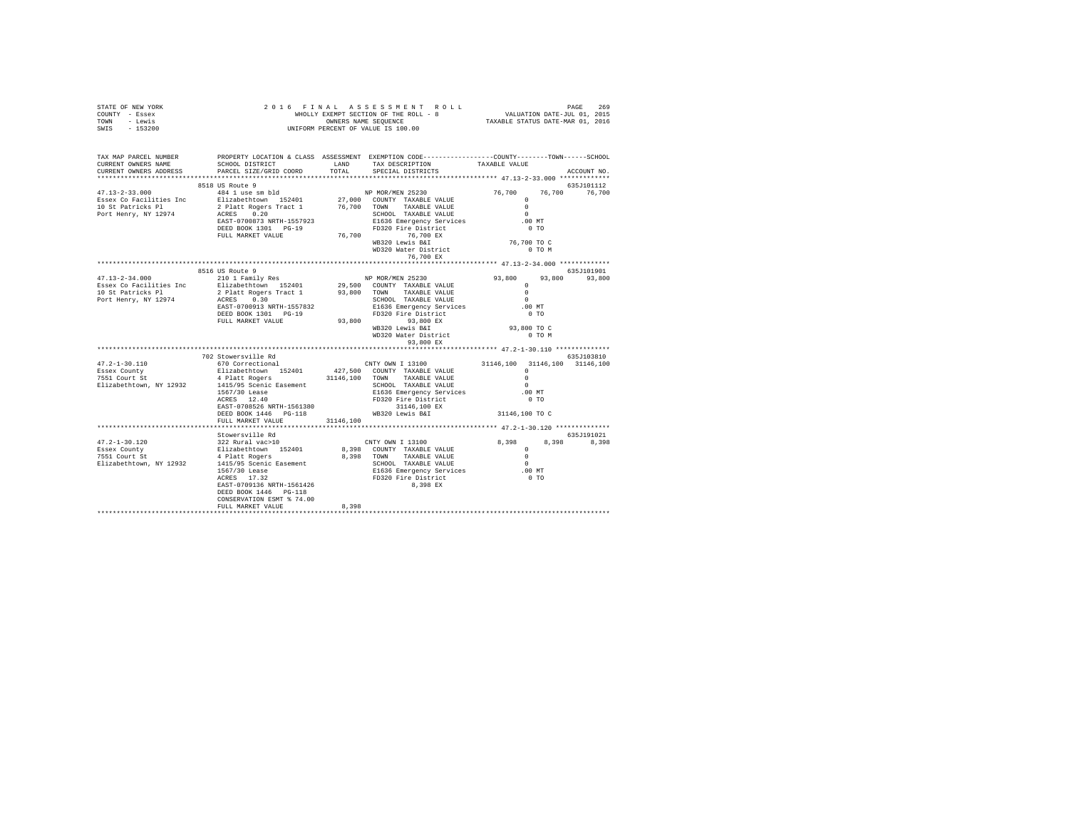STATE OF NEW YORK | 2016 FINAL ASSESSMENT ROLL
COUNTY - Essex | WHOLLY EXEMPT SECTION OF THE ROLL - 8 | VALUATION DATE-JUL 01, 2015
TOWN - Lewis | OWNERS NAME SEQUENCE | TAXABLE STATUS DATE-MAR 01, 2016
SWIS - 153200 | UNIFORM PERCENT OF VALUE IS 100.00

```
TAX MAP PARCEL NUMBER          PROPERTY LOCATION & CLASS  ASSESSMENT  EXEMPTION CODE-----------------COUNTY--------TOWN------SCHOOL
CURRENT OWNERS NAME            SCHOOL DISTRICT              LAND      TAX DESCRIPTION           TAXABLE VALUE
CURRENT OWNERS ADDRESS         PARCEL SIZE/GRID COORD       TOTAL     SPECIAL DISTRICTS                                    ACCOUNT NO.
****************************************************************************************************** 47.13-2-33.000 *************
                               8518 US Route 9                                                                           635J101112
47.13-2-33.000                 484 1 use sm bld                       NP MOR/MEN 25230           76,700     76,700      76,700
Essex Co Facilities Inc        Elizabethtown  152401       27,000    COUNTY  TAXABLE VALUE             0
10 St Patricks Pl              2 Platt Rogers Tract 1      76,700    TOWN    TAXABLE VALUE             0
Port Henry, NY 12974           ACRES    0.20                         SCHOOL  TAXABLE VALUE             0
                               EAST-0700873 NRTH-1557923             E1636 Emergency Services          .00 MT
                               DEED BOOK 1301   PG-19                FD320 Fire District                 0 TO
                               FULL MARKET VALUE           76,700          76,700 EX
                                                                     WB320 Lewis B&I               76,700 TO C
                                                                     WD320 Water District               0 TO M
                                                                           76,700 EX
****************************************************************************************************** 47.13-2-34.000 *************
                               8516 US Route 9                                                                           635J101901
47.13-2-34.000                 210 1 Family Res                       NP MOR/MEN 25230           93,800     93,800      93,800
Essex Co Facilities Inc        Elizabethtown  152401       29,500    COUNTY  TAXABLE VALUE             0
10 St Patricks Pl              2 Platt Rogers Tract 1      93,800    TOWN    TAXABLE VALUE             0
Port Henry, NY 12974           ACRES    0.30                         SCHOOL  TAXABLE VALUE             0
                               EAST-0700913 NRTH-1557832             E1636 Emergency Services          .00 MT
                               DEED BOOK 1301   PG-19                FD320 Fire District                 0 TO
                               FULL MARKET VALUE           93,800          93,800 EX
                                                                     WB320 Lewis B&I               93,800 TO C
                                                                     WD320 Water District               0 TO M
                                                                           93,800 EX
****************************************************************************************************** 47.2-1-30.110 **************
                               702 Stowersville Rd                                                                       635J103810
47.2-1-30.110                  670 Correctional                       CNTY OWN I 13100         31146,100  31146,100   31146,100
Essex County                   Elizabethtown  152401      427,500    COUNTY  TAXABLE VALUE             0
7551 Court St                  4 Platt Rogers           31146,100    TOWN    TAXABLE VALUE             0
Elizabethtown, NY 12932        1415/95 Scenic Easement               SCHOOL  TAXABLE VALUE             0
                               1567/30 Lease                         E1636 Emergency Services          .00 MT
                               ACRES   12.40                         FD320 Fire District                 0 TO
                               EAST-0708526 NRTH-1561380                 31146,100 EX
                               DEED BOOK 1446   PG-118               WB320 Lewis B&I            31146,100 TO C
                               FULL MARKET VALUE        31146,100
****************************************************************************************************** 47.2-1-30.120 **************
                               Stowersville Rd                                                                           635J191021
47.2-1-30.120                  322 Rural vac>10                       CNTY OWN I 13100              8,398      8,398       8,398
Essex County                   Elizabethtown  152401        8,398    COUNTY  TAXABLE VALUE             0
7551 Court St                  4 Platt Rogers               8,398    TOWN    TAXABLE VALUE             0
Elizabethtown, NY 12932        1415/95 Scenic Easement               SCHOOL  TAXABLE VALUE             0
                               1567/30 Lease                         E1636 Emergency Services          .00 MT
                               ACRES   17.32                         FD320 Fire District                 0 TO
                               EAST-0709136 NRTH-1561426                     8,398 EX
                               DEED BOOK 1446   PG-118
                               CONSERVATION ESMT % 74.00
                               FULL MARKET VALUE            8,398
************************************************************************************************************************************
```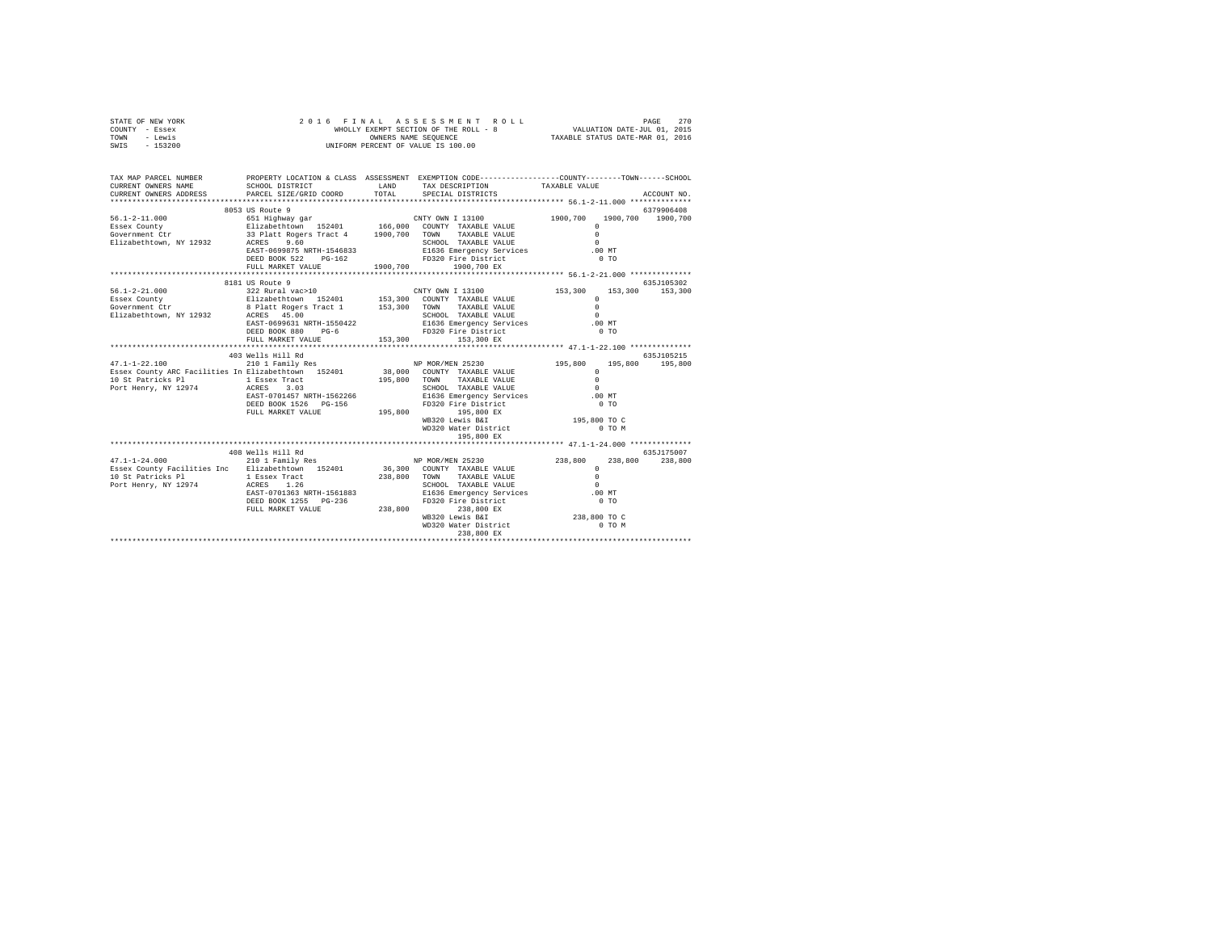```
STATE OF NEW YORK              2 0 1 6   F I N A L   A S S E S S M E N T   R O L L                    PAGE   270
COUNTY  - Essex                      WHOLLY EXEMPT SECTION OF THE ROLL - 8              VALUATION DATE-JUL 01, 2015
TOWN    - Lewis                               OWNERS NAME SEQUENCE                     TAXABLE STATUS DATE-MAR 01, 2016
SWIS    - 153200                        UNIFORM PERCENT OF VALUE IS 100.00

TAX MAP PARCEL NUMBER          PROPERTY LOCATION & CLASS  ASSESSMENT  EXEMPTION CODE-----------------COUNTY--------TOWN------SCHOOL
CURRENT OWNERS NAME            SCHOOL DISTRICT             LAND       TAX DESCRIPTION            TAXABLE VALUE
CURRENT OWNERS ADDRESS         PARCEL SIZE/GRID COORD      TOTAL      SPECIAL DISTRICTS                                    ACCOUNT NO.
******************************************************************************************************* 56.1-2-11.000 **************
                          8053 US Route 9                                                                                6379906408
56.1-2-11.000                  651 Highway gar                        CNTY OWN I 13100             1900,700    1900,700   1900,700
Essex County                   Elizabethtown  152401       166,000    COUNTY  TAXABLE VALUE              0
Government Ctr                 33 Platt Rogers Tract 4     1900,700   TOWN    TAXABLE VALUE              0
Elizabethtown, NY 12932        ACRES    9.60                          SCHOOL  TAXABLE VALUE              0
                               EAST-0699875 NRTH-1546833              E1636 Emergency Services         .00 MT
                               DEED BOOK 522    PG-162                FD320 Fire District                0 TO
                               FULL MARKET VALUE           1900,700        1900,700 EX
******************************************************************************************************* 56.1-2-21.000 **************
                          8181 US Route 9                                                                                635J105302
56.1-2-21.000                  322 Rural vac>10                       CNTY OWN I 13100              153,300     153,300    153,300
Essex County                   Elizabethtown  152401       153,300    COUNTY  TAXABLE VALUE              0
Government Ctr                 8 Platt Rogers Tract 1      153,300    TOWN    TAXABLE VALUE              0
Elizabethtown, NY 12932        ACRES   45.00                          SCHOOL  TAXABLE VALUE              0
                               EAST-0699631 NRTH-1550422              E1636 Emergency Services         .00 MT
                               DEED BOOK 880    PG-6                  FD320 Fire District                0 TO
                               FULL MARKET VALUE           153,300         153,300 EX
******************************************************************************************************* 47.1-1-22.100 **************
                          403 Wells Hill Rd                                                                              635J105215
47.1-1-22.100                  210 1 Family Res                       NP MOR/MEN 25230              195,800     195,800    195,800
Essex County ARC Facilities In Elizabethtown  152401        38,000    COUNTY  TAXABLE VALUE              0
10 St Patricks Pl              1 Essex Tract               195,800    TOWN    TAXABLE VALUE              0
Port Henry, NY 12974           ACRES    3.03                          SCHOOL  TAXABLE VALUE              0
                               EAST-0701457 NRTH-1562266              E1636 Emergency Services         .00 MT
                               DEED BOOK 1526   PG-156                FD320 Fire District                0 TO
                               FULL MARKET VALUE           195,800         195,800 EX
                                                                      WB320 Lewis B&I                195,800 TO C
                                                                      WD320 Water District               0 TO M
                                                                           195,800 EX
******************************************************************************************************* 47.1-1-24.000 **************
                          408 Wells Hill Rd                                                                              635J175007
47.1-1-24.000                  210 1 Family Res                       NP MOR/MEN 25230              238,800     238,800    238,800
Essex County Facilities Inc    Elizabethtown  152401        36,300    COUNTY  TAXABLE VALUE              0
10 St Patricks Pl              1 Essex Tract               238,800    TOWN    TAXABLE VALUE              0
Port Henry, NY 12974           ACRES    1.26                          SCHOOL  TAXABLE VALUE              0
                               EAST-0701363 NRTH-1561883              E1636 Emergency Services         .00 MT
                               DEED BOOK 1255   PG-236                FD320 Fire District                0 TO
                               FULL MARKET VALUE           238,800         238,800 EX
                                                                      WB320 Lewis B&I                238,800 TO C
                                                                      WD320 Water District               0 TO M
                                                                           238,800 EX
************************************************************************************************************************************
```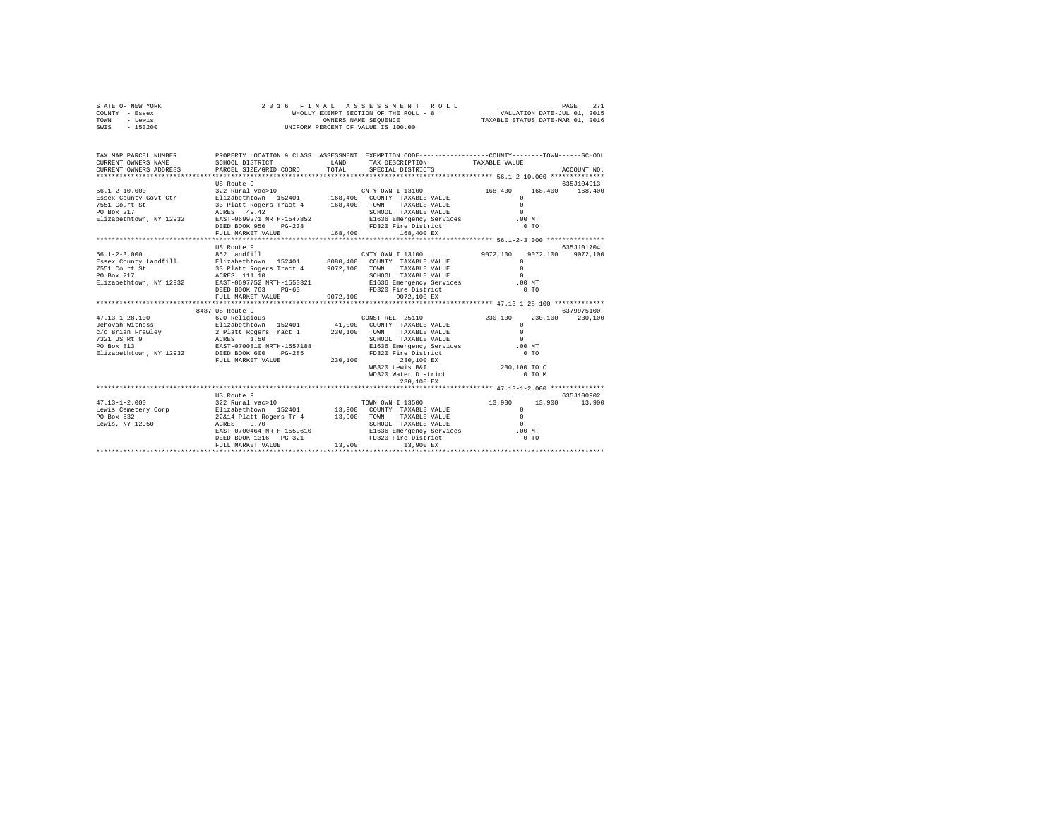```
STATE OF NEW YORK              2 0 1 6   F I N A L   A S S E S S M E N T   R O L L                    PAGE  271
COUNTY  - Essex                      WHOLLY EXEMPT SECTION OF THE ROLL - 8              VALUATION DATE-JUL 01, 2015
TOWN    - Lewis                             OWNERS NAME SEQUENCE                      TAXABLE STATUS DATE-MAR 01, 2016
SWIS    - 153200                      UNIFORM PERCENT OF VALUE IS 100.00


TAX MAP PARCEL NUMBER          PROPERTY LOCATION & CLASS  ASSESSMENT  EXEMPTION CODE-----------------COUNTY--------TOWN------SCHOOL
CURRENT OWNERS NAME            SCHOOL DISTRICT              LAND      TAX DESCRIPTION             TAXABLE VALUE
CURRENT OWNERS ADDRESS         PARCEL SIZE/GRID COORD       TOTAL     SPECIAL DISTRICTS                                  ACCOUNT NO.
******************************************************************************************************* 56.1-2-10.000 **************
                               US Route 9                                                                             635J104913
56.1-2-10.000                  322 Rural vac>10                       CNTY OWN I 13100             168,400    168,400    168,400
Essex County Govt Ctr          Elizabethtown  152401       168,400    COUNTY  TAXABLE VALUE              0
7551 Court St                  33 Platt Rogers Tract 4     168,400    TOWN    TAXABLE VALUE              0
PO Box 217                     ACRES  49.42                           SCHOOL  TAXABLE VALUE              0
Elizabethtown, NY 12932        EAST-0699271 NRTH-1547852              E1636 Emergency Services         .00 MT
                               DEED BOOK 950    PG-238                FD320 Fire District                0 TO
                               FULL MARKET VALUE           168,400         168,400 EX
******************************************************************************************************* 56.1-2-3.000 ***************
                               US Route 9                                                                             635J101704
56.1-2-3.000                   852 Landfill                           CNTY OWN I 13100            9072,100   9072,100   9072,100
Essex County Landfill          Elizabethtown  152401      8080,400    COUNTY  TAXABLE VALUE              0
7551 Court St                  33 Platt Rogers Tract 4    9072,100    TOWN    TAXABLE VALUE              0
PO Box 217                     ACRES 111.10                           SCHOOL  TAXABLE VALUE              0
Elizabethtown, NY 12932        EAST-0697752 NRTH-1550321              E1636 Emergency Services         .00 MT
                               DEED BOOK 763    PG-63                 FD320 Fire District                0 TO
                               FULL MARKET VALUE          9072,100        9072,100 EX
******************************************************************************************************* 47.13-1-28.100 *************
                            8487 US Route 9                                                                           6379975100
47.13-1-28.100                 620 Religious                          CONST REL  25110             230,100    230,100    230,100
Jehovah Witness                Elizabethtown  152401        41,000    COUNTY  TAXABLE VALUE              0
c/o Brian Frawley              2 Platt Rogers Tract 1      230,100    TOWN    TAXABLE VALUE              0
7321 US Rt 9                   ACRES   1.50                           SCHOOL  TAXABLE VALUE              0
PO Box 813                     EAST-0700810 NRTH-1557188              E1636 Emergency Services         .00 MT
Elizabethtown, NY 12932        DEED BOOK 600    PG-285                FD320 Fire District                0 TO
                               FULL MARKET VALUE           230,100         230,100 EX
                                                                      WB320 Lewis B&I                230,100 TO C
                                                                      WD320 Water District               0 TO M
                                                                           230,100 EX
******************************************************************************************************* 47.13-1-2.000 **************
                               US Route 9                                                                             635J100902
47.13-1-2.000                  322 Rural vac>10                       TOWN OWN I 13500              13,900     13,900     13,900
Lewis Cemetery Corp            Elizabethtown  152401        13,900    COUNTY  TAXABLE VALUE              0
PO Box 532                     22&14 Platt Rogers Tr 4      13,900    TOWN    TAXABLE VALUE              0
Lewis, NY 12950                ACRES   9.70                           SCHOOL  TAXABLE VALUE              0
                               EAST-0700464 NRTH-1559610              E1636 Emergency Services         .00 MT
                               DEED BOOK 1316   PG-321                FD320 Fire District                0 TO
                               FULL MARKET VALUE            13,900          13,900 EX
************************************************************************************************************************************
```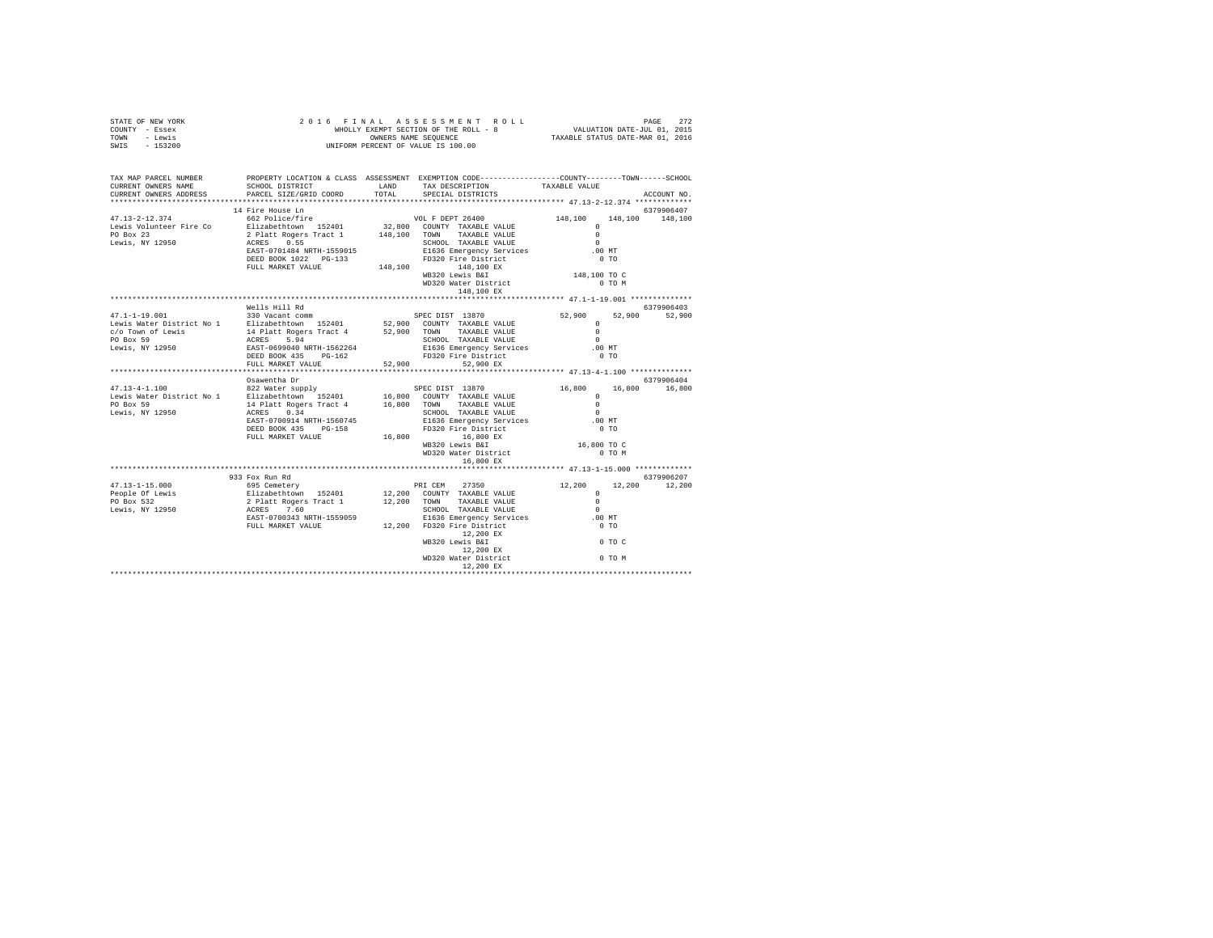STATE OF NEW YORK — 2016 FINAL ASSESSMENT ROLL
COUNTY - Essex — WHOLLY EXEMPT SECTION OF THE ROLL - 8 — VALUATION DATE-JUL 01, 2015
TOWN - Lewis — OWNERS NAME SEQUENCE — TAXABLE STATUS DATE-MAR 01, 2016
SWIS - 153200 — UNIFORM PERCENT OF VALUE IS 100.00

| TAX MAP PARCEL NUMBER / CURRENT OWNERS NAME / CURRENT OWNERS ADDRESS | PROPERTY LOCATION & CLASS / SCHOOL DISTRICT / PARCEL SIZE/GRID COORD | ASSESSMENT LAND / TOTAL | EXEMPTION CODE / TAX DESCRIPTION / SPECIAL DISTRICTS | COUNTY / TAXABLE VALUE | TOWN | SCHOOL / ACCOUNT NO. |
|---|---|---|---|---|---|---|
| **47.13-2-12.374** | 14 Fire House Ln | | | | | 6379906407 |
| | 662 Police/fire | | VOL F DEPT 26400 | 148,100 | 148,100 | 148,100 |
| Lewis Volunteer Fire Co | Elizabethtown 152401 | 32,800 | COUNTY TAXABLE VALUE | 0 | | |
| PO Box 23 | 2 Platt Rogers Tract 1 | 148,100 | TOWN TAXABLE VALUE | 0 | | |
| Lewis, NY 12950 | ACRES 0.55 | | SCHOOL TAXABLE VALUE | 0 | | |
| | EAST-0701484 NRTH-1559015 | | E1636 Emergency Services | .00 MT | | |
| | DEED BOOK 1022 PG-133 | | FD320 Fire District | 0 TO | | |
| | FULL MARKET VALUE | 148,100 | 148,100 EX | | | |
| | | | WB320 Lewis B&I | 148,100 TO C | | |
| | | | WD320 Water District | 0 TO M | | |
| | | | 148,100 EX | | | |
| **47.1-1-19.001** | Wells Hill Rd | | | | | 6379906403 |
| | 330 Vacant comm | | SPEC DIST 13870 | 52,900 | 52,900 | 52,900 |
| Lewis Water District No 1 | Elizabethtown 152401 | 52,900 | COUNTY TAXABLE VALUE | 0 | | |
| c/o Town of Lewis | 14 Platt Rogers Tract 4 | 52,900 | TOWN TAXABLE VALUE | 0 | | |
| PO Box 59 | ACRES 5.94 | | SCHOOL TAXABLE VALUE | 0 | | |
| Lewis, NY 12950 | EAST-0699040 NRTH-1562264 | | E1636 Emergency Services | .00 MT | | |
| | DEED BOOK 435 PG-162 | | FD320 Fire District | 0 TO | | |
| | FULL MARKET VALUE | 52,900 | 52,900 EX | | | |
| **47.13-4-1.100** | Osawentha Dr | | | | | 6379906404 |
| | 822 Water supply | | SPEC DIST 13870 | 16,800 | 16,800 | 16,800 |
| Lewis Water District No 1 | Elizabethtown 152401 | 16,800 | COUNTY TAXABLE VALUE | 0 | | |
| PO Box 59 | 14 Platt Rogers Tract 4 | 16,800 | TOWN TAXABLE VALUE | 0 | | |
| Lewis, NY 12950 | ACRES 0.34 | | SCHOOL TAXABLE VALUE | 0 | | |
| | EAST-0700914 NRTH-1560745 | | E1636 Emergency Services | .00 MT | | |
| | DEED BOOK 435 PG-158 | | FD320 Fire District | 0 TO | | |
| | FULL MARKET VALUE | 16,800 | 16,800 EX | | | |
| | | | WB320 Lewis B&I | 16,800 TO C | | |
| | | | WD320 Water District | 0 TO M | | |
| | | | 16,800 EX | | | |
| **47.13-1-15.000** | 933 Fox Run Rd | | | | | 6379906207 |
| | 695 Cemetery | | PRI CEM 27350 | 12,200 | 12,200 | 12,200 |
| People Of Lewis | Elizabethtown 152401 | 12,200 | COUNTY TAXABLE VALUE | 0 | | |
| PO Box 532 | 2 Platt Rogers Tract 1 | 12,200 | TOWN TAXABLE VALUE | 0 | | |
| Lewis, NY 12950 | ACRES 7.60 | | SCHOOL TAXABLE VALUE | 0 | | |
| | EAST-0700343 NRTH-1559059 | | E1636 Emergency Services | .00 MT | | |
| | FULL MARKET VALUE | 12,200 | FD320 Fire District | 0 TO | | |
| | | | 12,200 EX | | | |
| | | | WB320 Lewis B&I | 0 TO C | | |
| | | | 12,200 EX | | | |
| | | | WD320 Water District | 0 TO M | | |
| | | | 12,200 EX | | | |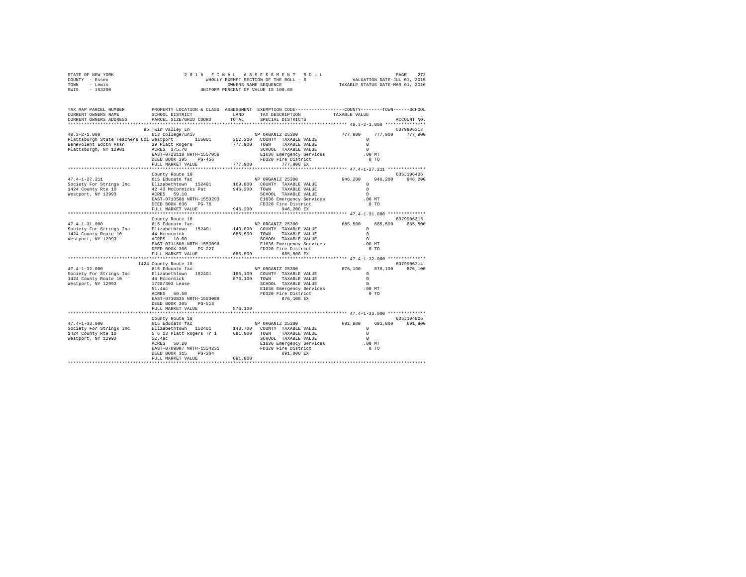STATE OF NEW YORK
COUNTY - Essex
TOWN - Lewis
SWIS - 153200

2 0 1 6 F I N A L A S S E S S M E N T R O L L
WHOLLY EXEMPT SECTION OF THE ROLL - 8
OWNERS NAME SEQUENCE
UNIFORM PERCENT OF VALUE IS 100.00

VALUATION DATE-JUL 01, 2015
TAXABLE STATUS DATE-MAR 01, 2016

```
TAX MAP PARCEL NUMBER          PROPERTY LOCATION & CLASS  ASSESSMENT  EXEMPTION CODE-----------------COUNTY--------TOWN------SCHOOL
CURRENT OWNERS NAME            SCHOOL DISTRICT              LAND      TAX DESCRIPTION            TAXABLE VALUE
CURRENT OWNERS ADDRESS         PARCEL SIZE/GRID COORD       TOTAL     SPECIAL DISTRICTS                                  ACCOUNT NO.
******************************************************************************************************* 48.3-2-1.000 ***************
                               95 Twin Valley Ln                                                                       6379906312
48.3-2-1.000                   613 College/univ                        NP ORGANIZ 25300          777,900    777,900    777,900
Plattsburgh State Teachers Col Westport       155001       302,300    COUNTY  TAXABLE VALUE              0
Benevolent Edctn Assn          39 Platt Rogers             777,900    TOWN    TAXABLE VALUE              0
Plattsburgh, NY 12901          ACRES  375.70                          SCHOOL  TAXABLE VALUE              0
                               EAST-0723118 NRTH-1557056              E1636 Emergency Services          .00 MT
                               DEED BOOK 295    PG-456                FD320 Fire District                 0 TO
                               FULL MARKET VALUE           777,900         777,900 EX
******************************************************************************************************* 47.4-1-27.211 **************
                               County Route 10                                                                         635J106406
47.4-1-27.211                  615 Educatn fac                         NP ORGANIZ 25300          946,200    946,200    946,200
Society For Strings Inc        Elizabethtown  152401       169,800    COUNTY  TAXABLE VALUE              0
1424 County Rte 10             42 43 McCormicks Pat        946,200    TOWN    TAXABLE VALUE              0
Westport, NY 12993             ACRES   59.10                          SCHOOL  TAXABLE VALUE              0
                               EAST-0713508 NRTH-1553293              E1636 Emergency Services          .00 MT
                               DEED BOOK 636    PG-76                 FD320 Fire District                 0 TO
                               FULL MARKET VALUE           946,200         946,200 EX
******************************************************************************************************* 47.4-1-31.000 **************
                               County Route 10                                                                         6379906315
47.4-1-31.000                  615 Educatn fac                         NP ORGANIZ 25300          685,500    685,500    685,500
Society For Strings Inc        Elizabethtown  152401       143,000    COUNTY  TAXABLE VALUE              0
1424 County Route 10           44 Mccormick                685,500    TOWN    TAXABLE VALUE              0
Westport, NY 12993             ACRES   10.00                          SCHOOL  TAXABLE VALUE              0
                               EAST-0711608 NRTH-1553096              E1636 Emergency Services          .00 MT
                               DEED BOOK 306    PG-227                FD320 Fire District                 0 TO
                               FULL MARKET VALUE           685,500         685,500 EX
******************************************************************************************************* 47.4-1-32.000 **************
                               1424 County Route 10                                                                    6379906314
47.4-1-32.000                  615 Educatn fac                         NP ORGANIZ 25300          876,100    876,100    876,100
Society For Strings Inc        Elizabethtown  152401       185,100    COUNTY  TAXABLE VALUE              0
1424 County Route 10           44 Mccormick                876,100    TOWN    TAXABLE VALUE              0
Westport, NY 12993             1728/303 Lease                         SCHOOL  TAXABLE VALUE              0
                               51.4ac                                 E1636 Emergency Services          .00 MT
                               ACRES   50.50                          FD320 Fire District                 0 TO
                               EAST-0710835 NRTH-1553089                   876,100 EX
                               DEED BOOK 305    PG-518
                               FULL MARKET VALUE           876,100
******************************************************************************************************* 47.4-1-33.000 **************
                               County Route 10                                                                         635J104806
47.4-1-33.000                  615 Educatn fac                         NP ORGANIZ 25300          691,800    691,800    691,800
Society For Strings Inc        Elizabethtown  152401       140,700    COUNTY  TAXABLE VALUE              0
1424 County Rte 10             5 6 13 Platt Rogers Tr 1    691,800    TOWN    TAXABLE VALUE              0
Westport, NY 12993             52.4ac                                 SCHOOL  TAXABLE VALUE              0
                               ACRES   50.20                          E1636 Emergency Services          .00 MT
                               EAST-0709807 NRTH-1554231              FD320 Fire District                 0 TO
                               DEED BOOK 315    PG-264                     691,800 EX
                               FULL MARKET VALUE           691,800
************************************************************************************************************************************
```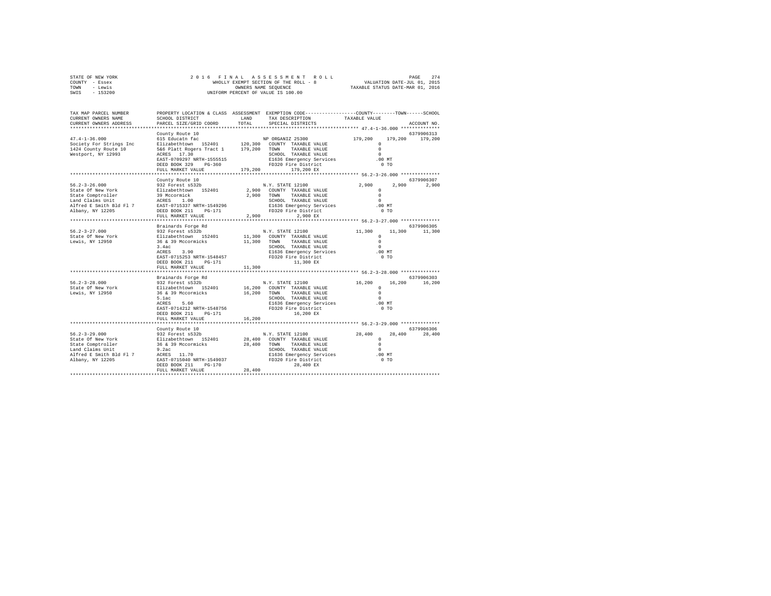STATE OF NEW YORK
COUNTY - Essex
TOWN - Lewis
SWIS - 153200

2016 FINAL ASSESSMENT ROLL
WHOLLY EXEMPT SECTION OF THE ROLL - 8
OWNERS NAME SEQUENCE
UNIFORM PERCENT OF VALUE IS 100.00

VALUATION DATE-JUL 01, 2015
TAXABLE STATUS DATE-MAR 01, 2016

```
TAX MAP PARCEL NUMBER     PROPERTY LOCATION & CLASS  ASSESSMENT  EXEMPTION CODE-----------------COUNTY--------TOWN------SCHOOL
CURRENT OWNERS NAME       SCHOOL DISTRICT             LAND       TAX DESCRIPTION            TAXABLE VALUE
CURRENT OWNERS ADDRESS    PARCEL SIZE/GRID COORD      TOTAL      SPECIAL DISTRICTS                                   ACCOUNT NO.
******************************************************************************************** 47.4-1-36.000 **************
                          County Route 10                                                                         6379906313
47.4-1-36.000             615 Educatn fac                        NP ORGANIZ 25300              179,200    179,200    179,200
Society For Strings Inc   Elizabethtown  152401     120,300   COUNTY  TAXABLE VALUE                 0
1424 County Route 10      5&6 Platt Rogers Tract 1  179,200   TOWN    TAXABLE VALUE                 0
Westport, NY 12993        ACRES  17.30                        SCHOOL  TAXABLE VALUE                 0
                          EAST-0709297 NRTH-1555515           E1636 Emergency Services            .00 MT
                          DEED BOOK 329    PG-360             FD320 Fire District                   0 TO
                          FULL MARKET VALUE         179,200         179,200 EX
******************************************************************************************** 56.2-3-26.000 **************
                          County Route 10                                                                         6379906307
56.2-3-26.000             932 Forest s532b                       N.Y. STATE 12100                2,900      2,900      2,900
State Of New York         Elizabethtown  152401       2,900   COUNTY  TAXABLE VALUE                 0
State Comptroller         39 Mccormick                  2,900   TOWN    TAXABLE VALUE                 0
Land Claims Unit          ACRES   1.00                        SCHOOL  TAXABLE VALUE                 0
Alfred E Smith Bld Fl 7   EAST-0715337 NRTH-1549296           E1636 Emergency Services            .00 MT
Albany, NY 12205          DEED BOOK 211    PG-171             FD320 Fire District                   0 TO
                          FULL MARKET VALUE           2,900           2,900 EX
******************************************************************************************** 56.2-3-27.000 **************
                          Brainards Forge Rd                                                                      6379906305
56.2-3-27.000             932 Forest s532b                       N.Y. STATE 12100               11,300     11,300     11,300
State Of New York         Elizabethtown  152401      11,300   COUNTY  TAXABLE VALUE                 0
Lewis, NY 12950           36 & 39 Mccormicks         11,300   TOWN    TAXABLE VALUE                 0
                          3.4ac                               SCHOOL  TAXABLE VALUE                 0
                          ACRES   3.90                        E1636 Emergency Services            .00 MT
                          EAST-0715253 NRTH-1548457           FD320 Fire District                   0 TO
                          DEED BOOK 211    PG-171                    11,300 EX
                          FULL MARKET VALUE          11,300
******************************************************************************************** 56.2-3-28.000 **************
                          Brainards Forge Rd                                                                      6379906303
56.2-3-28.000             932 Forest s532b                       N.Y. STATE 12100               16,200     16,200     16,200
State Of New York         Elizabethtown  152401      16,200   COUNTY  TAXABLE VALUE                 0
Lewis, NY 12950           36 & 39 Mccormicks         16,200   TOWN    TAXABLE VALUE                 0
                          5.1ac                               SCHOOL  TAXABLE VALUE                 0
                          ACRES   5.60                        E1636 Emergency Services            .00 MT
                          EAST-0714212 NRTH-1548756           FD320 Fire District                   0 TO
                          DEED BOOK 211    PG-171                    16,200 EX
                          FULL MARKET VALUE          16,200
******************************************************************************************** 56.2-3-29.000 **************
                          County Route 10                                                                         6379906306
56.2-3-29.000             932 Forest s532b                       N.Y. STATE 12100               28,400     28,400     28,400
State Of New York         Elizabethtown  152401      28,400   COUNTY  TAXABLE VALUE                 0
State Comptroller         36 & 39 Mccormicks         28,400   TOWN    TAXABLE VALUE                 0
Land Claims Unit          9.2ac                               SCHOOL  TAXABLE VALUE                 0
Alfred E Smith Bld Fl 7   ACRES  11.70                        E1636 Emergency Services            .00 MT
Albany, NY 12205          EAST-0715040 NRTH-1549037           FD320 Fire District                   0 TO
                          DEED BOOK 211    PG-170                    28,400 EX
                          FULL MARKET VALUE          28,400
************************************************************************************************************************
```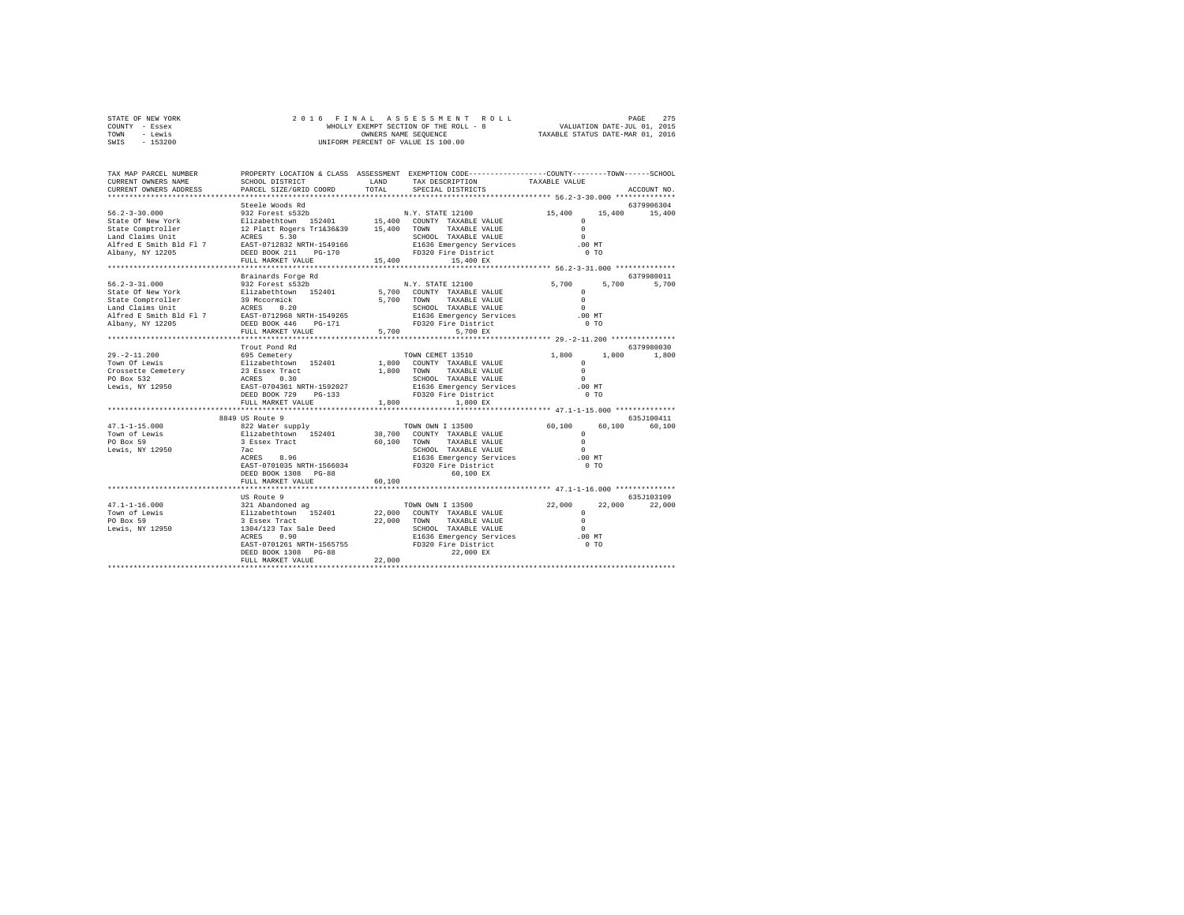STATE OF NEW YORK · COUNTY - Essex · TOWN - Lewis · SWIS - 153200

# 2016 FINAL ASSESSMENT ROLL

WHOLLY EXEMPT SECTION OF THE ROLL - 8
OWNERS NAME SEQUENCE
UNIFORM PERCENT OF VALUE IS 100.00

VALUATION DATE-JUL 01, 2015
TAXABLE STATUS DATE-MAR 01, 2016

| TAX MAP PARCEL NUMBER / CURRENT OWNERS NAME / CURRENT OWNERS ADDRESS | PROPERTY LOCATION & CLASS / SCHOOL DISTRICT / PARCEL SIZE/GRID COORD | ASSESSMENT LAND / TOTAL | EXEMPTION CODE / TAX DESCRIPTION / SPECIAL DISTRICTS | COUNTY TAXABLE VALUE | TOWN | SCHOOL | ACCOUNT NO. |
|---|---|---|---|---|---|---|---|
| **56.2-3-30.000** | Steele Woods Rd | | | | | | 6379906304 |
| 56.2-3-30.000 | 932 Forest s532b | | N.Y. STATE 12100 | 15,400 | 15,400 | 15,400 | |
| State Of New York | Elizabethtown 152401 | 15,400 | COUNTY TAXABLE VALUE | 0 | | | |
| State Comptroller | 12 Platt Rogers Tr1&36&39 | 15,400 | TOWN TAXABLE VALUE | 0 | | | |
| Land Claims Unit | ACRES 5.30 | | SCHOOL TAXABLE VALUE | 0 | | | |
| Alfred E Smith Bld Fl 7 | EAST-0712832 NRTH-1549166 | | E1636 Emergency Services | .00 MT | | | |
| Albany, NY 12205 | DEED BOOK 211 PG-170 | | FD320 Fire District | 0 TO | | | |
| | FULL MARKET VALUE | 15,400 | 15,400 EX | | | | |
| **56.2-3-31.000** | Brainards Forge Rd | | | | | | 6379980011 |
| 56.2-3-31.000 | 932 Forest s532b | | N.Y. STATE 12100 | 5,700 | 5,700 | 5,700 | |
| State Of New York | Elizabethtown 152401 | 5,700 | COUNTY TAXABLE VALUE | 0 | | | |
| State Comptroller | 39 Mccormick | 5,700 | TOWN TAXABLE VALUE | 0 | | | |
| Land Claims Unit | ACRES 0.20 | | SCHOOL TAXABLE VALUE | 0 | | | |
| Alfred E Smith Bld Fl 7 | EAST-0712968 NRTH-1549265 | | E1636 Emergency Services | .00 MT | | | |
| Albany, NY 12205 | DEED BOOK 446 PG-171 | | FD320 Fire District | 0 TO | | | |
| | FULL MARKET VALUE | 5,700 | 5,700 EX | | | | |
| **29.-2-11.200** | Trout Pond Rd | | | | | | 6379980030 |
| 29.-2-11.200 | 695 Cemetery | | TOWN CEMET 13510 | 1,800 | 1,800 | 1,800 | |
| Town Of Lewis | Elizabethtown 152401 | 1,800 | COUNTY TAXABLE VALUE | 0 | | | |
| Crossette Cemetery | 23 Essex Tract | 1,800 | TOWN TAXABLE VALUE | 0 | | | |
| PO Box 532 | ACRES 0.30 | | SCHOOL TAXABLE VALUE | 0 | | | |
| Lewis, NY 12950 | EAST-0704361 NRTH-1592027 | | E1636 Emergency Services | .00 MT | | | |
| | DEED BOOK 729 PG-133 | | FD320 Fire District | 0 TO | | | |
| | FULL MARKET VALUE | 1,800 | 1,800 EX | | | | |
| **47.1-1-15.000** | 8849 US Route 9 | | | | | | 635J100411 |
| 47.1-1-15.000 | 822 Water supply | | TOWN OWN I 13500 | 60,100 | 60,100 | 60,100 | |
| Town of Lewis | Elizabethtown 152401 | 38,700 | COUNTY TAXABLE VALUE | 0 | | | |
| PO Box 59 | 3 Essex Tract | 60,100 | TOWN TAXABLE VALUE | 0 | | | |
| Lewis, NY 12950 | 7ac | | SCHOOL TAXABLE VALUE | 0 | | | |
| | ACRES 8.96 | | E1636 Emergency Services | .00 MT | | | |
| | EAST-0701035 NRTH-1566034 | | FD320 Fire District | 0 TO | | | |
| | DEED BOOK 1308 PG-88 | | 60,100 EX | | | | |
| | FULL MARKET VALUE | 60,100 | | | | | |
| **47.1-1-16.000** | US Route 9 | | | | | | 635J103109 |
| 47.1-1-16.000 | 321 Abandoned ag | | TOWN OWN I 13500 | 22,000 | 22,000 | 22,000 | |
| Town of Lewis | Elizabethtown 152401 | 22,000 | COUNTY TAXABLE VALUE | 0 | | | |
| PO Box 59 | 3 Essex Tract | 22,000 | TOWN TAXABLE VALUE | 0 | | | |
| Lewis, NY 12950 | 1304/123 Tax Sale Deed | | SCHOOL TAXABLE VALUE | 0 | | | |
| | ACRES 0.90 | | E1636 Emergency Services | .00 MT | | | |
| | EAST-0701261 NRTH-1565755 | | FD320 Fire District | 0 TO | | | |
| | DEED BOOK 1308 PG-88 | | 22,000 EX | | | | |
| | FULL MARKET VALUE | 22,000 | | | | | |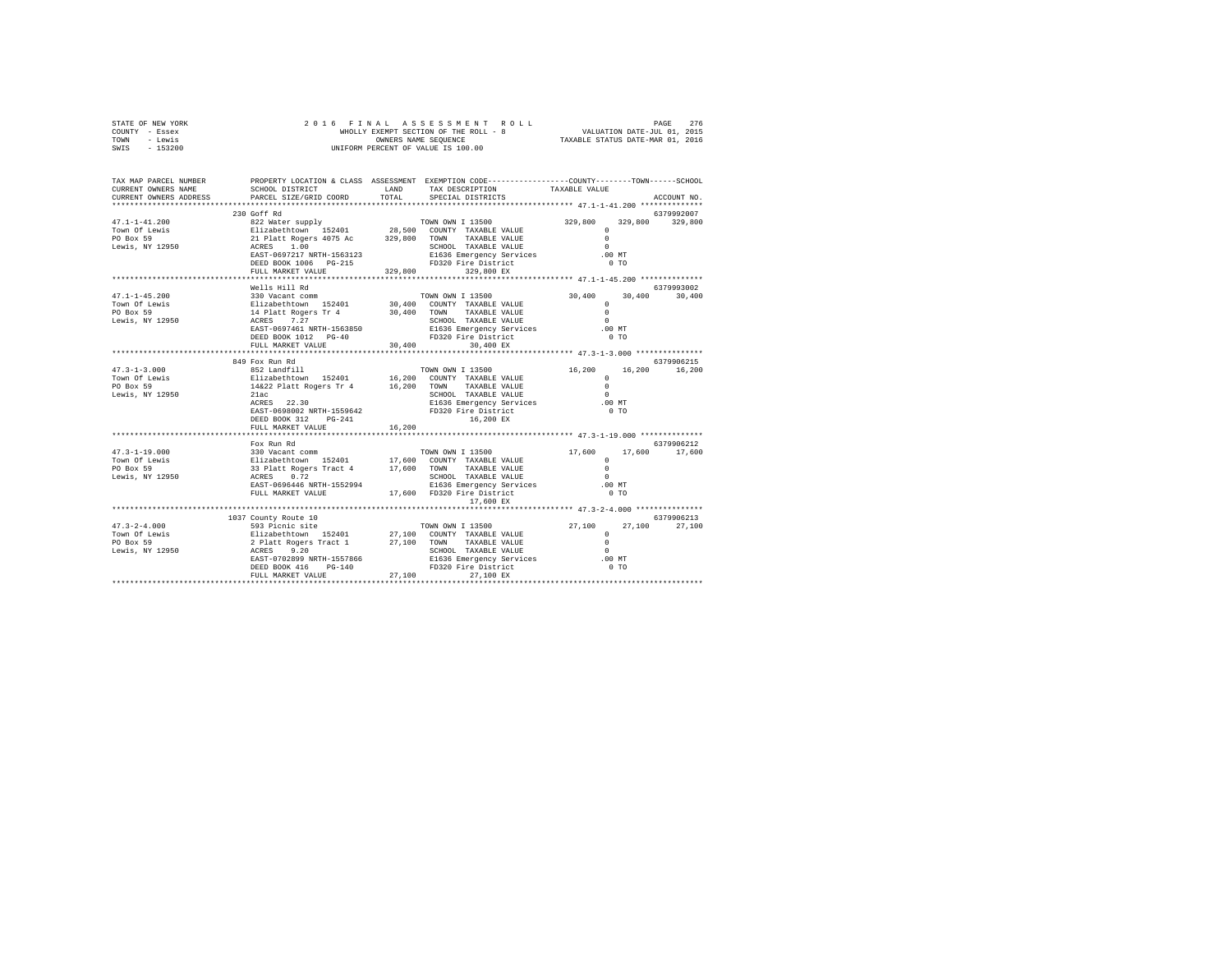STATE OF NEW YORK                    2 0 1 6   F I N A L   A S S E S S M E N T   R O L L
COUNTY - Essex                       WHOLLY EXEMPT SECTION OF THE ROLL - 8                VALUATION DATE-JUL 01, 2015
TOWN - Lewis                         OWNERS NAME SEQUENCE                                 TAXABLE STATUS DATE-MAR 01, 2016
SWIS - 153200                        UNIFORM PERCENT OF VALUE IS 100.00

| TAX MAP PARCEL NUMBER / CURRENT OWNERS NAME / CURRENT OWNERS ADDRESS | PROPERTY LOCATION & CLASS / SCHOOL DISTRICT / PARCEL SIZE/GRID COORD | ASSESSMENT LAND / TOTAL | EXEMPTION CODE / TAX DESCRIPTION / SPECIAL DISTRICTS | COUNTY | TOWN | SCHOOL / ACCOUNT NO. |
|---|---|---|---|---|---|---|
| 47.1-1-41.200 | 230 Goff Rd | | | | | 6379992007 |
| 47.1-1-41.200 | 822 Water supply | | TOWN OWN I 13500 | 329,800 | 329,800 | 329,800 |
| Town Of Lewis | Elizabethtown 152401 | 28,500 | COUNTY TAXABLE VALUE | 0 | | |
| PO Box 59 | 21 Platt Rogers 4075 Ac | 329,800 | TOWN TAXABLE VALUE | 0 | | |
| Lewis, NY 12950 | ACRES 1.00 | | SCHOOL TAXABLE VALUE | 0 | | |
| | EAST-0697217 NRTH-1563123 | | E1636 Emergency Services | .00 MT | | |
| | DEED BOOK 1006 PG-215 | | FD320 Fire District | 0 TO | | |
| | FULL MARKET VALUE | 329,800 | 329,800 EX | | | |
| 47.1-1-45.200 | Wells Hill Rd | | | | | 6379993002 |
| 47.1-1-45.200 | 330 Vacant comm | | TOWN OWN I 13500 | 30,400 | 30,400 | 30,400 |
| Town Of Lewis | Elizabethtown 152401 | 30,400 | COUNTY TAXABLE VALUE | 0 | | |
| PO Box 59 | 14 Platt Rogers Tr 4 | 30,400 | TOWN TAXABLE VALUE | 0 | | |
| Lewis, NY 12950 | ACRES 7.27 | | SCHOOL TAXABLE VALUE | 0 | | |
| | EAST-0697461 NRTH-1563850 | | E1636 Emergency Services | .00 MT | | |
| | DEED BOOK 1012 PG-40 | | FD320 Fire District | 0 TO | | |
| | FULL MARKET VALUE | 30,400 | 30,400 EX | | | |
| 47.3-1-3.000 | 849 Fox Run Rd | | | | | 6379906215 |
| 47.3-1-3.000 | 852 Landfill | | TOWN OWN I 13500 | 16,200 | 16,200 | 16,200 |
| Town Of Lewis | Elizabethtown 152401 | 16,200 | COUNTY TAXABLE VALUE | 0 | | |
| PO Box 59 | 14&22 Platt Rogers Tr 4 | 16,200 | TOWN TAXABLE VALUE | 0 | | |
| Lewis, NY 12950 | 21ac | | SCHOOL TAXABLE VALUE | 0 | | |
| | ACRES 22.30 | | E1636 Emergency Services | .00 MT | | |
| | EAST-0698002 NRTH-1559642 | | FD320 Fire District | 0 TO | | |
| | DEED BOOK 312 PG-241 | | 16,200 EX | | | |
| | FULL MARKET VALUE | 16,200 | | | | |
| 47.3-1-19.000 | Fox Run Rd | | | | | 6379906212 |
| 47.3-1-19.000 | 330 Vacant comm | | TOWN OWN I 13500 | 17,600 | 17,600 | 17,600 |
| Town Of Lewis | Elizabethtown 152401 | 17,600 | COUNTY TAXABLE VALUE | 0 | | |
| PO Box 59 | 33 Platt Rogers Tract 4 | 17,600 | TOWN TAXABLE VALUE | 0 | | |
| Lewis, NY 12950 | ACRES 0.72 | | SCHOOL TAXABLE VALUE | 0 | | |
| | EAST-0696446 NRTH-1552994 | | E1636 Emergency Services | .00 MT | | |
| | FULL MARKET VALUE | 17,600 | FD320 Fire District | 0 TO | | |
| | | | 17,600 EX | | | |
| 47.3-2-4.000 | 1037 County Route 10 | | | | | 6379906213 |
| 47.3-2-4.000 | 593 Picnic site | | TOWN OWN I 13500 | 27,100 | 27,100 | 27,100 |
| Town Of Lewis | Elizabethtown 152401 | 27,100 | COUNTY TAXABLE VALUE | 0 | | |
| PO Box 59 | 2 Platt Rogers Tract 1 | 27,100 | TOWN TAXABLE VALUE | 0 | | |
| Lewis, NY 12950 | ACRES 9.20 | | SCHOOL TAXABLE VALUE | 0 | | |
| | EAST-0702899 NRTH-1557866 | | E1636 Emergency Services | .00 MT | | |
| | DEED BOOK 416 PG-140 | | FD320 Fire District | 0 TO | | |
| | FULL MARKET VALUE | 27,100 | 27,100 EX | | | |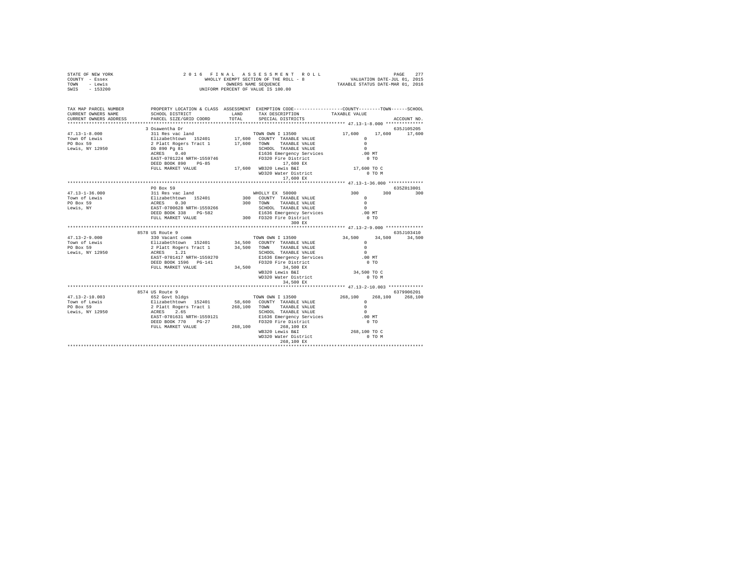STATE OF NEW YORK
COUNTY - Essex
TOWN - Lewis
SWIS - 153200

2016 FINAL ASSESSMENT ROLL
WHOLLY EXEMPT SECTION OF THE ROLL - 8
OWNERS NAME SEQUENCE
UNIFORM PERCENT OF VALUE IS 100.00

VALUATION DATE-JUL 01, 2015
TAXABLE STATUS DATE-MAR 01, 2016

```
TAX MAP PARCEL NUMBER      PROPERTY LOCATION & CLASS  ASSESSMENT  EXEMPTION CODE-----------------COUNTY--------TOWN------SCHOOL
CURRENT OWNERS NAME        SCHOOL DISTRICT             LAND       TAX DESCRIPTION            TAXABLE VALUE
CURRENT OWNERS ADDRESS     PARCEL SIZE/GRID COORD      TOTAL      SPECIAL DISTRICTS                                    ACCOUNT NO.
*************************************************************************************************** 47.13-1-8.000 **************
                           3 Osawentha Dr                                                                            635J105205
47.13-1-8.000              311 Res vac land                       TOWN OWN I 13500           17,600      17,600      17,600
Town Of Lewis              Elizabethtown  152401      17,600      COUNTY  TAXABLE VALUE          0
PO Box 59                  2 Platt Rogers Tract 1     17,600      TOWN    TAXABLE VALUE          0
Lewis, NY 12950            Db 890 Pg 81                           SCHOOL  TAXABLE VALUE          0
                           ACRES    0.40                          E1636 Emergency Services       .00 MT
                           EAST-0701224 NRTH-1559746              FD320 Fire District              0 TO
                           DEED BOOK 890    PG-85                       17,600 EX
                           FULL MARKET VALUE           17,600     WB320 Lewis B&I            17,600 TO C
                                                                  WD320 Water District             0 TO M
                                                                        17,600 EX
*************************************************************************************************** 47.13-1-36.000 *************
                           PO Box 59                                                                                 635Z013001
47.13-1-36.000             311 Res vac land                       WHOLLY EX 50000               300         300         300
Town of Lewis              Elizabethtown  152401         300      COUNTY  TAXABLE VALUE          0
PO Box 59                  ACRES    0.30                     300  TOWN    TAXABLE VALUE          0
Lewis, NY                  EAST-0700628 NRTH-1559266              SCHOOL  TAXABLE VALUE          0
                           DEED BOOK 338    PG-582                E1636 Emergency Services       .00 MT
                           FULL MARKET VALUE              300     FD320 Fire District              0 TO
                                                                        300 EX
*************************************************************************************************** 47.13-2-9.000 **************
                           8578 US Route 9                                                                           635J103410
47.13-2-9.000              330 Vacant comm                        TOWN OWN I 13500           34,500      34,500      34,500
Town of Lewis              Elizabethtown  152401      34,500      COUNTY  TAXABLE VALUE          0
PO Box 59                  2 Platt Rogers Tract 1     34,500      TOWN    TAXABLE VALUE          0
Lewis, NY 12950            ACRES    1.21                          SCHOOL  TAXABLE VALUE          0
                           EAST-0701417 NRTH-1559270              E1636 Emergency Services       .00 MT
                           DEED BOOK 1596   PG-141                FD320 Fire District              0 TO
                           FULL MARKET VALUE           34,500           34,500 EX
                                                                  WB320 Lewis B&I            34,500 TO C
                                                                  WD320 Water District             0 TO M
                                                                        34,500 EX
*************************************************************************************************** 47.13-2-10.003 *************
                           8574 US Route 9                                                                           6379906201
47.13-2-10.003             652 Govt bldgs                         TOWN OWN I 13500          268,100     268,100     268,100
Town of Lewis              Elizabethtown  152401      58,600      COUNTY  TAXABLE VALUE          0
PO Box 59                  2 Platt Rogers Tract 1    268,100      TOWN    TAXABLE VALUE          0
Lewis, NY 12950            ACRES    2.65                          SCHOOL  TAXABLE VALUE          0
                           EAST-0701631 NRTH-1559121              E1636 Emergency Services       .00 MT
                           DEED BOOK 770    PG-27                 FD320 Fire District              0 TO
                           FULL MARKET VALUE          268,100          268,100 EX
                                                                  WB320 Lewis B&I           268,100 TO C
                                                                  WD320 Water District             0 TO M
                                                                       268,100 EX
********************************************************************************************************************************
```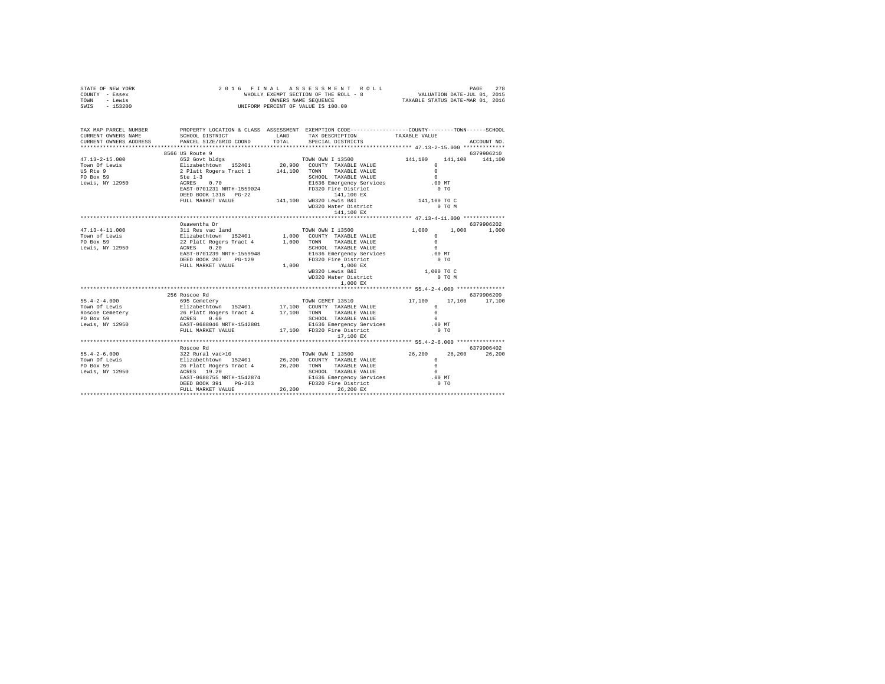STATE OF NEW YORK — COUNTY - Essex — TOWN - Lewis — SWIS - 153200

2016 FINAL ASSESSMENT ROLL
WHOLLY EXEMPT SECTION OF THE ROLL - 8
OWNERS NAME SEQUENCE
UNIFORM PERCENT OF VALUE IS 100.00

VALUATION DATE-JUL 01, 2015
TAXABLE STATUS DATE-MAR 01, 2016

| TAX MAP PARCEL NUMBER / CURRENT OWNERS NAME / CURRENT OWNERS ADDRESS | PROPERTY LOCATION & CLASS / SCHOOL DISTRICT / PARCEL SIZE/GRID COORD | ASSESSMENT LAND / TOTAL | EXEMPTION CODE / TAX DESCRIPTION / SPECIAL DISTRICTS | COUNTY | TOWN | SCHOOL | ACCOUNT NO. |
|---|---|---|---|---|---|---|---|
| 47.13-2-15.000 | 8566 US Route 9 | | | | | | 6379906210 |
| | 652 Govt bldgs | | TOWN OWN I 13500 | 141,100 | 141,100 | 141,100 | |
| Town Of Lewis | Elizabethtown 152401 | 20,900 | COUNTY TAXABLE VALUE | 0 | | | |
| US Rte 9 | 2 Platt Rogers Tract 1 | 141,100 | TOWN TAXABLE VALUE | 0 | | | |
| PO Box 59 | Ste 1-3 | | SCHOOL TAXABLE VALUE | 0 | | | |
| Lewis, NY 12950 | ACRES 0.70 | | E1636 Emergency Services | .00 MT | | | |
| | EAST-0701231 NRTH-1559024 | | FD320 Fire District | 0 TO | | | |
| | DEED BOOK 1318 PG-22 | | 141,100 EX | | | | |
| | FULL MARKET VALUE | 141,100 | WB320 Lewis B&I | 141,100 TO C | | | |
| | | | WD320 Water District | 0 TO M | | | |
| | | | 141,100 EX | | | | |
| 47.13-4-11.000 | Osawentha Dr | | | | | | 6379906202 |
| | 311 Res vac land | | TOWN OWN I 13500 | 1,000 | 1,000 | 1,000 | |
| Town of Lewis | Elizabethtown 152401 | 1,000 | COUNTY TAXABLE VALUE | 0 | | | |
| PO Box 59 | 22 Platt Rogers Tract 4 | 1,000 | TOWN TAXABLE VALUE | 0 | | | |
| Lewis, NY 12950 | ACRES 0.20 | | SCHOOL TAXABLE VALUE | 0 | | | |
| | EAST-0701239 NRTH-1559948 | | E1636 Emergency Services | .00 MT | | | |
| | DEED BOOK 207 PG-129 | | FD320 Fire District | 0 TO | | | |
| | FULL MARKET VALUE | 1,000 | 1,000 EX | | | | |
| | | | WB320 Lewis B&I | 1,000 TO C | | | |
| | | | WD320 Water District | 0 TO M | | | |
| | | | 1,000 EX | | | | |
| 55.4-2-4.000 | 256 Roscoe Rd | | | | | | 6379906209 |
| | 695 Cemetery | | TOWN CEMET 13510 | 17,100 | 17,100 | 17,100 | |
| Town Of Lewis | Elizabethtown 152401 | 17,100 | COUNTY TAXABLE VALUE | 0 | | | |
| Roscoe Cemetery | 26 Platt Rogers Tract 4 | 17,100 | TOWN TAXABLE VALUE | 0 | | | |
| PO Box 59 | ACRES 0.60 | | SCHOOL TAXABLE VALUE | 0 | | | |
| Lewis, NY 12950 | EAST-0688046 NRTH-1542801 | | E1636 Emergency Services | .00 MT | | | |
| | FULL MARKET VALUE | 17,100 | FD320 Fire District | 0 TO | | | |
| | | | 17,100 EX | | | | |
| 55.4-2-6.000 | Roscoe Rd | | | | | | 6379906402 |
| | 322 Rural vac>10 | | TOWN OWN I 13500 | 26,200 | 26,200 | 26,200 | |
| Town Of Lewis | Elizabethtown 152401 | 26,200 | COUNTY TAXABLE VALUE | 0 | | | |
| PO Box 59 | 26 Platt Rogers Tract 4 | 26,200 | TOWN TAXABLE VALUE | 0 | | | |
| Lewis, NY 12950 | ACRES 19.20 | | SCHOOL TAXABLE VALUE | 0 | | | |
| | EAST-0688755 NRTH-1542874 | | E1636 Emergency Services | .00 MT | | | |
| | DEED BOOK 391 PG-263 | | FD320 Fire District | 0 TO | | | |
| | FULL MARKET VALUE | 26,200 | 26,200 EX | | | | |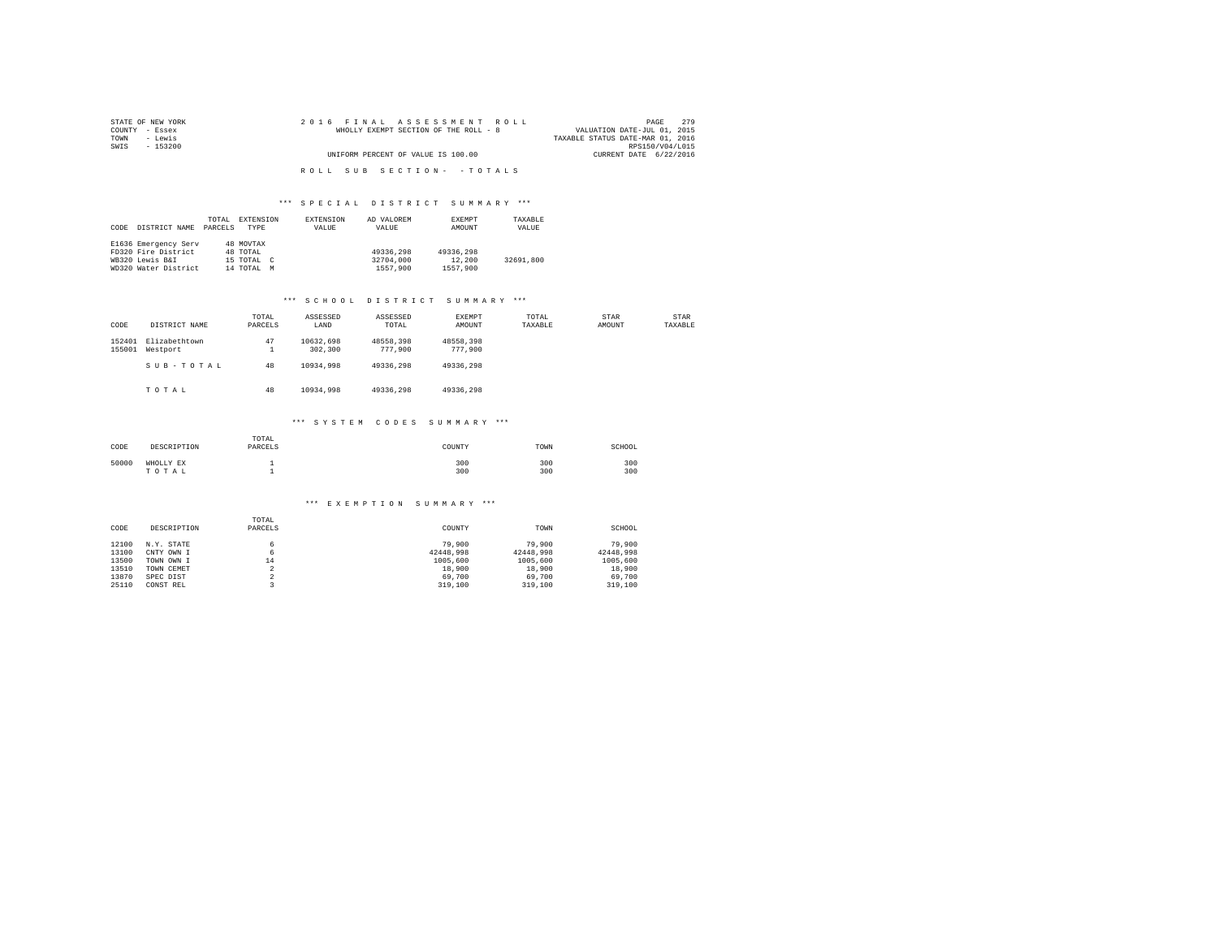STATE OF NEW YORK
COUNTY - Essex
TOWN - Lewis
SWIS - 153200

2016 FINAL ASSESSMENT ROLL
WHOLLY EXEMPT SECTION OF THE ROLL - 8
UNIFORM PERCENT OF VALUE IS 100.00

VALUATION DATE-JUL 01, 2015
TAXABLE STATUS DATE-MAR 01, 2016
RPS150/V04/L015
CURRENT DATE 6/22/2016

ROLL SUB SECTION- - TOTALS

*** SPECIAL DISTRICT SUMMARY ***

| CODE | DISTRICT NAME | TOTAL PARCELS | EXTENSION TYPE | EXTENSION VALUE | AD VALOREM VALUE | EXEMPT AMOUNT | TAXABLE VALUE |
|---|---|---|---|---|---|---|---|
| E1636 | Emergency Serv | 48 | MOVTAX | | | | |
| FD320 | Fire District | 48 | TOTAL | | 49336,298 | 49336,298 | |
| WB320 | Lewis B&I | 15 | TOTAL C | | 32704,000 | 12,200 | 32691,800 |
| WD320 | Water District | 14 | TOTAL M | | 1557,900 | 1557,900 | |

*** SCHOOL DISTRICT SUMMARY ***

| CODE | DISTRICT NAME | TOTAL PARCELS | ASSESSED LAND | ASSESSED TOTAL | EXEMPT AMOUNT | TOTAL TAXABLE | STAR AMOUNT | STAR TAXABLE |
|---|---|---|---|---|---|---|---|---|
| 152401 | Elizabethtown | 47 | 10632,698 | 48558,398 | 48558,398 | | | |
| 155001 | Westport | 1 | 302,300 | 777,900 | 777,900 | | | |
| | SUB-TOTAL | 48 | 10934,998 | 49336,298 | 49336,298 | | | |
| | TOTAL | 48 | 10934,998 | 49336,298 | 49336,298 | | | |

*** SYSTEM CODES SUMMARY ***

| CODE | DESCRIPTION | TOTAL PARCELS | COUNTY | TOWN | SCHOOL |
|---|---|---|---|---|---|
| 50000 | WHOLLY EX | 1 | 300 | 300 | 300 |
| | TOTAL | 1 | 300 | 300 | 300 |

*** EXEMPTION SUMMARY ***

| CODE | DESCRIPTION | TOTAL PARCELS | COUNTY | TOWN | SCHOOL |
|---|---|---|---|---|---|
| 12100 | N.Y. STATE | 6 | 79,900 | 79,900 | 79,900 |
| 13100 | CNTY OWN I | 6 | 42448,998 | 42448,998 | 42448,998 |
| 13500 | TOWN OWN I | 14 | 1005,600 | 1005,600 | 1005,600 |
| 13510 | TOWN CEMET | 2 | 18,900 | 18,900 | 18,900 |
| 13870 | SPEC DIST | 2 | 69,700 | 69,700 | 69,700 |
| 25110 | CONST REL | 3 | 319,100 | 319,100 | 319,100 |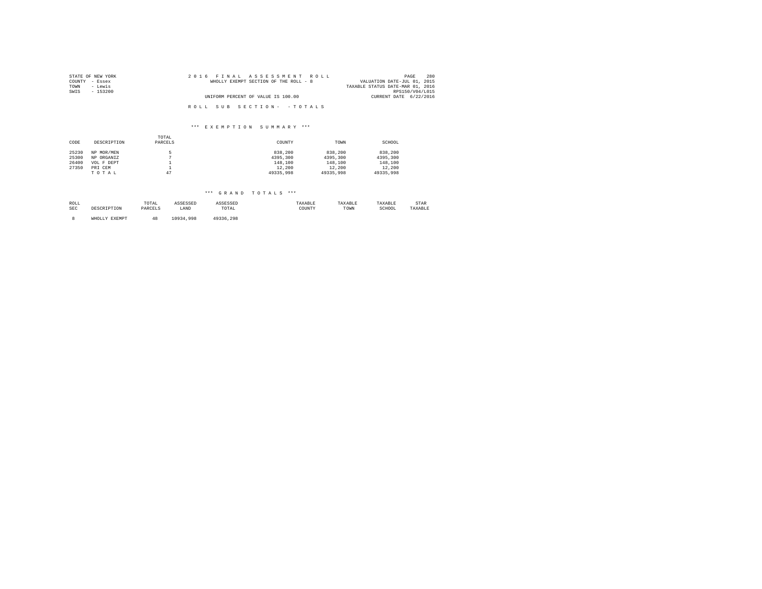STATE OF NEW YORK
COUNTY - Essex
TOWN - Lewis
SWIS - 153200

2016 FINAL ASSESSMENT ROLL
WHOLLY EXEMPT SECTION OF THE ROLL - 8
UNIFORM PERCENT OF VALUE IS 100.00

VALUATION DATE-JUL 01, 2015
TAXABLE STATUS DATE-MAR 01, 2016
RPS150/V04/L015
CURRENT DATE 6/22/2016

ROLL SUB SECTION- - TOTALS

*** EXEMPTION SUMMARY ***

| CODE | DESCRIPTION | TOTAL PARCELS | COUNTY | TOWN | SCHOOL |
|---|---|---|---|---|---|
| 25230 | NP MOR/MEN | 5 | 838,200 | 838,200 | 838,200 |
| 25300 | NP ORGANIZ | 7 | 4395,300 | 4395,300 | 4395,300 |
| 26400 | VOL F DEPT | 1 | 148,100 | 148,100 | 148,100 |
| 27350 | PRI CEM | 1 | 12,200 | 12,200 | 12,200 |
| | T O T A L | 47 | 49335,998 | 49335,998 | 49335,998 |

*** GRAND TOTALS ***

| ROLL SEC | DESCRIPTION | TOTAL PARCELS | ASSESSED LAND | ASSESSED TOTAL | TAXABLE COUNTY | TAXABLE TOWN | TAXABLE SCHOOL | STAR TAXABLE |
|---|---|---|---|---|---|---|---|---|
| 8 | WHOLLY EXEMPT | 48 | 10934,998 | 49336,298 | | | | |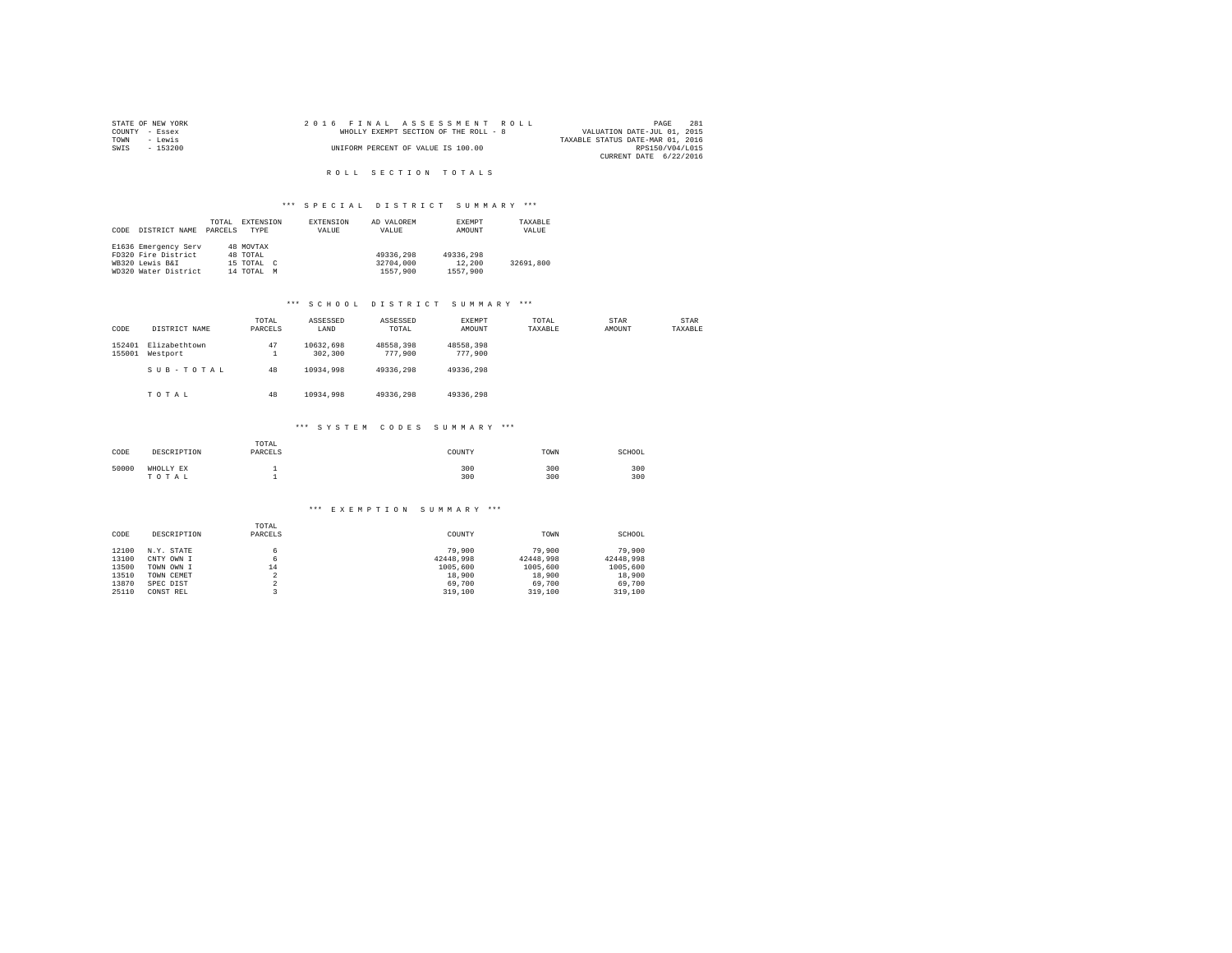STATE OF NEW YORK
COUNTY - Essex
TOWN - Lewis
SWIS - 153200

2016 FINAL ASSESSMENT ROLL
WHOLLY EXEMPT SECTION OF THE ROLL - 8
UNIFORM PERCENT OF VALUE IS 100.00

VALUATION DATE-JUL 01, 2015
TAXABLE STATUS DATE-MAR 01, 2016
RPS150/V04/L015
CURRENT DATE 6/22/2016

# ROLL SECTION TOTALS

## *** SPECIAL DISTRICT SUMMARY ***

| CODE | DISTRICT NAME | TOTAL PARCELS | EXTENSION TYPE | EXTENSION VALUE | AD VALOREM VALUE | EXEMPT AMOUNT | TAXABLE VALUE |
|---|---|---|---|---|---|---|---|
| E1636 | Emergency Serv | 48 | MOVTAX | | | | |
| FD320 | Fire District | 48 | TOTAL | | 49336,298 | 49336,298 | |
| WB320 | Lewis B&I | 15 | TOTAL C | | 32704,000 | 12,200 | 32691,800 |
| WD320 | Water District | 14 | TOTAL M | | 1557,900 | 1557,900 | |

## *** SCHOOL DISTRICT SUMMARY ***

| CODE | DISTRICT NAME | TOTAL PARCELS | ASSESSED LAND | ASSESSED TOTAL | EXEMPT AMOUNT | TOTAL TAXABLE | STAR AMOUNT | STAR TAXABLE |
|---|---|---|---|---|---|---|---|---|
| 152401 | Elizabethtown | 47 | 10632,698 | 48558,398 | 48558,398 | | | |
| 155001 | Westport | 1 | 302,300 | 777,900 | 777,900 | | | |
| | SUB-TOTAL | 48 | 10934,998 | 49336,298 | 49336,298 | | | |
| | TOTAL | 48 | 10934,998 | 49336,298 | 49336,298 | | | |

## *** SYSTEM CODES SUMMARY ***

| CODE | DESCRIPTION | TOTAL PARCELS | COUNTY | TOWN | SCHOOL |
|---|---|---|---|---|---|
| 50000 | WHOLLY EX | 1 | 300 | 300 | 300 |
| | TOTAL | 1 | 300 | 300 | 300 |

## *** EXEMPTION SUMMARY ***

| CODE | DESCRIPTION | TOTAL PARCELS | COUNTY | TOWN | SCHOOL |
|---|---|---|---|---|---|
| 12100 | N.Y. STATE | 6 | 79,900 | 79,900 | 79,900 |
| 13100 | CNTY OWN I | 6 | 42448,998 | 42448,998 | 42448,998 |
| 13500 | TOWN OWN I | 14 | 1005,600 | 1005,600 | 1005,600 |
| 13510 | TOWN CEMET | 2 | 18,900 | 18,900 | 18,900 |
| 13870 | SPEC DIST | 2 | 69,700 | 69,700 | 69,700 |
| 25110 | CONST REL | 3 | 319,100 | 319,100 | 319,100 |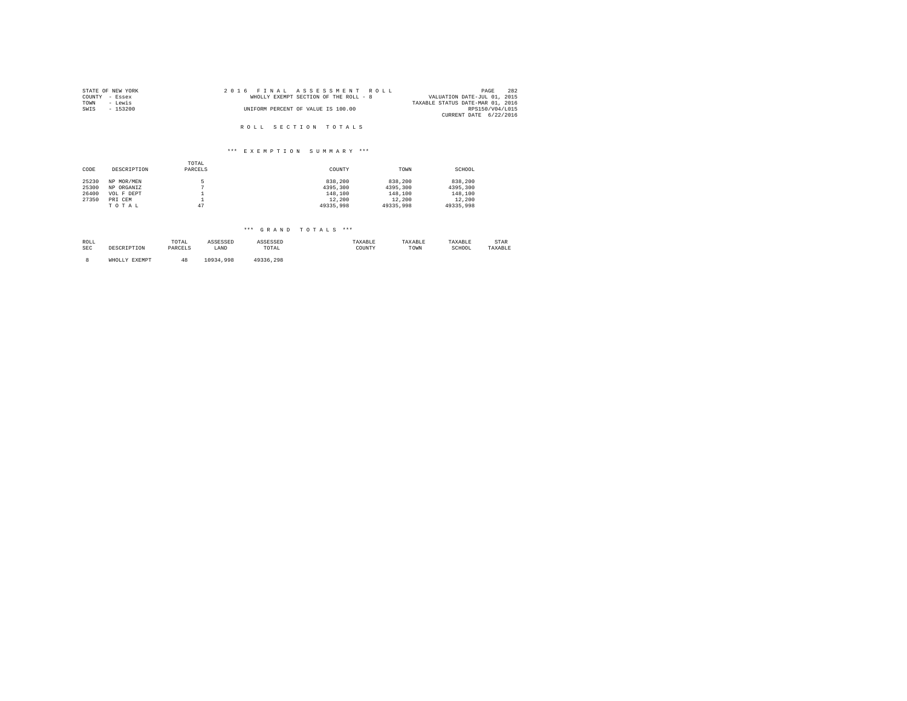STATE OF NEW YORK
COUNTY - Essex
TOWN - Lewis
SWIS - 153200

2 0 1 6 F I N A L A S S E S S M E N T R O L L
WHOLLY EXEMPT SECTION OF THE ROLL - 8
UNIFORM PERCENT OF VALUE IS 100.00

VALUATION DATE-JUL 01, 2015
TAXABLE STATUS DATE-MAR 01, 2016
RPS150/V04/L015
CURRENT DATE 6/22/2016

R O L L S E C T I O N T O T A L S

*** E X E M P T I O N S U M M A R Y ***

| CODE | DESCRIPTION | TOTAL PARCELS | COUNTY | TOWN | SCHOOL |
|---|---|---|---|---|---|
| 25230 | NP MOR/MEN | 5 | 838,200 | 838,200 | 838,200 |
| 25300 | NP ORGANIZ | 7 | 4395,300 | 4395,300 | 4395,300 |
| 26400 | VOL F DEPT | 1 | 148,100 | 148,100 | 148,100 |
| 27350 | PRI CEM | 1 | 12,200 | 12,200 | 12,200 |
| | T O T A L | 47 | 49335,998 | 49335,998 | 49335,998 |

*** G R A N D T O T A L S ***

| ROLL SEC | DESCRIPTION | TOTAL PARCELS | ASSESSED LAND | ASSESSED TOTAL | TAXABLE COUNTY | TAXABLE TOWN | TAXABLE SCHOOL | STAR TAXABLE |
|---|---|---|---|---|---|---|---|---|
| 8 | WHOLLY EXEMPT | 48 | 10934,998 | 49336,298 | | | | |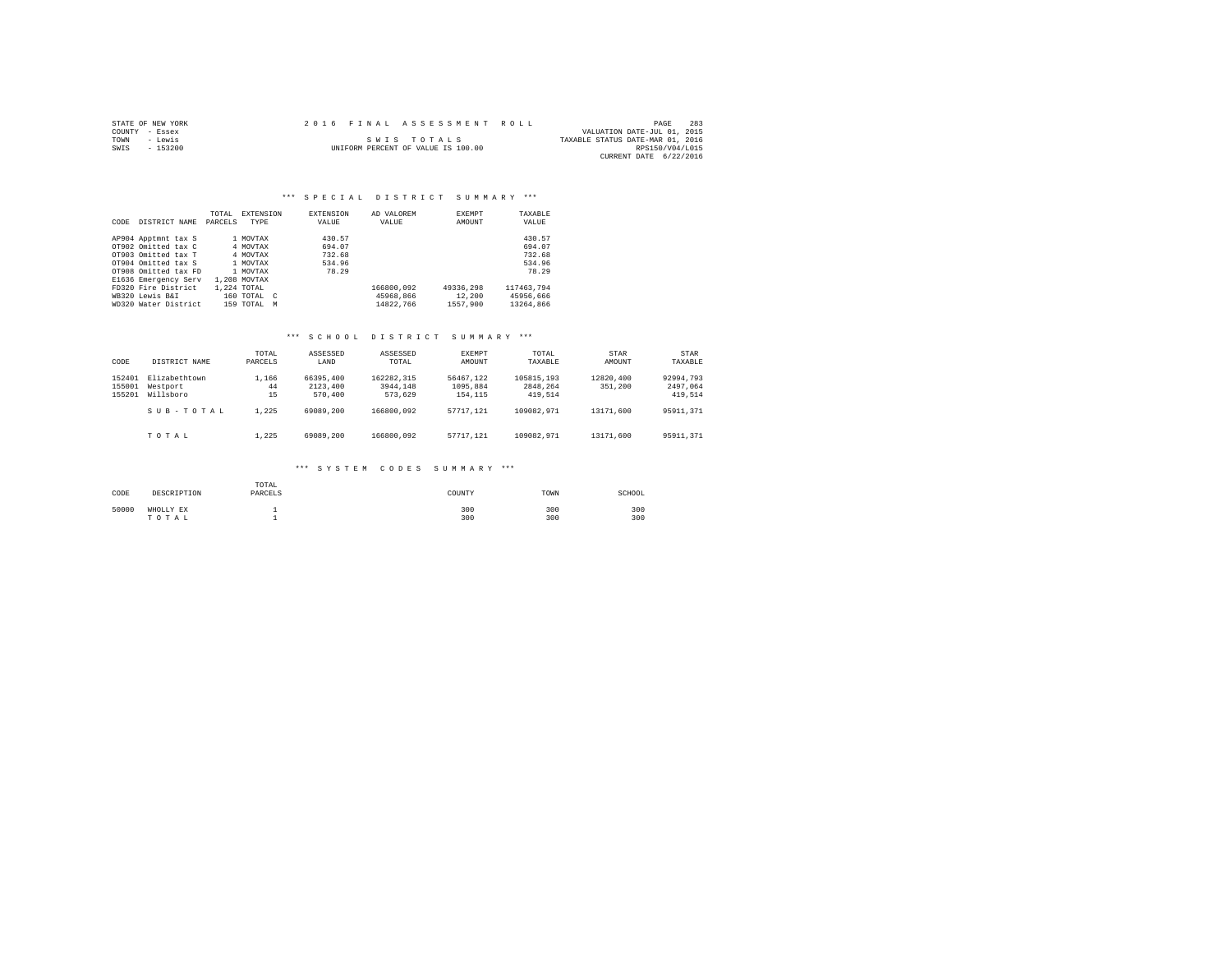STATE OF NEW YORK
COUNTY - Essex
TOWN - Lewis
SWIS - 153200

2016 FINAL ASSESSMENT ROLL

SWIS TOTALS

UNIFORM PERCENT OF VALUE IS 100.00

VALUATION DATE-JUL 01, 2015
TAXABLE STATUS DATE-MAR 01, 2016
RPS150/V04/L015
CURRENT DATE 6/22/2016

## *** SPECIAL DISTRICT SUMMARY ***

| CODE | DISTRICT NAME | TOTAL PARCELS | EXTENSION TYPE | EXTENSION VALUE | AD VALOREM VALUE | EXEMPT AMOUNT | TAXABLE VALUE |
|---|---|---|---|---|---|---|---|
| AP904 | Apptmnt tax S | 1 | MOVTAX | 430.57 | | | 430.57 |
| OT902 | Omitted tax C | 4 | MOVTAX | 694.07 | | | 694.07 |
| OT903 | Omitted tax T | 4 | MOVTAX | 732.68 | | | 732.68 |
| OT904 | Omitted tax S | 1 | MOVTAX | 534.96 | | | 534.96 |
| OT908 | Omitted tax FD | 1 | MOVTAX | 78.29 | | | 78.29 |
| E1636 | Emergency Serv | 1,208 | MOVTAX | | | | |
| FD320 | Fire District | 1,224 | TOTAL | | 166800,092 | 49336,298 | 117463,794 |
| WB320 | Lewis B&I | 160 | TOTAL C | | 45968,866 | 12,200 | 45956,666 |
| WD320 | Water District | 159 | TOTAL M | | 14822,766 | 1557,900 | 13264,866 |

## *** SCHOOL DISTRICT SUMMARY ***

| CODE | DISTRICT NAME | TOTAL PARCELS | ASSESSED LAND | ASSESSED TOTAL | EXEMPT AMOUNT | TOTAL TAXABLE | STAR AMOUNT | STAR TAXABLE |
|---|---|---|---|---|---|---|---|---|
| 152401 | Elizabethtown | 1,166 | 66395,400 | 162282,315 | 56467,122 | 105815,193 | 12820,400 | 92994,793 |
| 155001 | Westport | 44 | 2123,400 | 3944,148 | 1095,884 | 2848,264 | 351,200 | 2497,064 |
| 155201 | Willsboro | 15 | 570,400 | 573,629 | 154,115 | 419,514 | | 419,514 |
| | SUB-TOTAL | 1,225 | 69089,200 | 166800,092 | 57717,121 | 109082,971 | 13171,600 | 95911,371 |
| | TOTAL | 1,225 | 69089,200 | 166800,092 | 57717,121 | 109082,971 | 13171,600 | 95911,371 |

## *** SYSTEM CODES SUMMARY ***

| CODE | DESCRIPTION | TOTAL PARCELS | COUNTY | TOWN | SCHOOL |
|---|---|---|---|---|---|
| 50000 | WHOLLY EX | 1 | 300 | 300 | 300 |
| | TOTAL | 1 | 300 | 300 | 300 |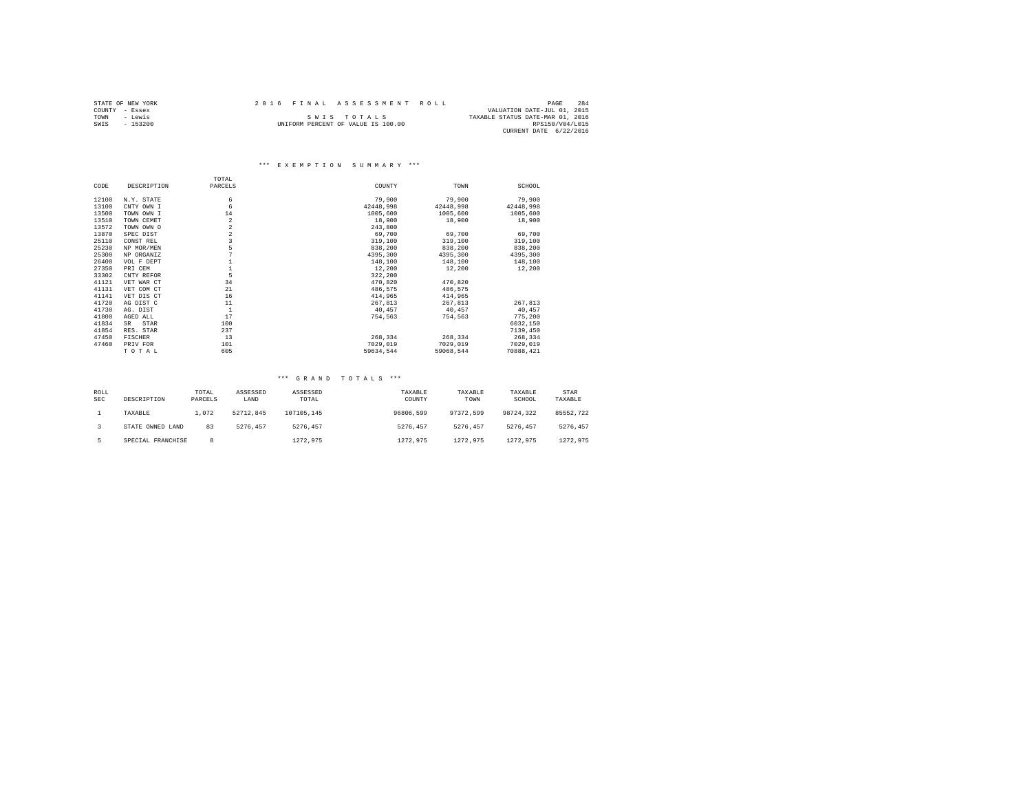STATE OF NEW YORK
COUNTY - Essex
TOWN - Lewis
SWIS - 153200

2016 FINAL ASSESSMENT ROLL

SWIS TOTALS

UNIFORM PERCENT OF VALUE IS 100.00

VALUATION DATE-JUL 01, 2015
TAXABLE STATUS DATE-MAR 01, 2016
RPS150/V04/L015
CURRENT DATE 6/22/2016

### *** EXEMPTION SUMMARY ***

| CODE | DESCRIPTION | TOTAL PARCELS | COUNTY | TOWN | SCHOOL |
|---|---|---|---|---|---|
| 12100 | N.Y. STATE | 6 | 79,900 | 79,900 | 79,900 |
| 13100 | CNTY OWN I | 6 | 42448,998 | 42448,998 | 42448,998 |
| 13500 | TOWN OWN I | 14 | 1005,600 | 1005,600 | 1005,600 |
| 13510 | TOWN CEMET | 2 | 18,900 | 18,900 | 18,900 |
| 13572 | TOWN OWN O | 2 | 243,800 | | |
| 13870 | SPEC DIST | 2 | 69,700 | 69,700 | 69,700 |
| 25110 | CONST REL | 3 | 319,100 | 319,100 | 319,100 |
| 25230 | NP MOR/MEN | 5 | 838,200 | 838,200 | 838,200 |
| 25300 | NP ORGANIZ | 7 | 4395,300 | 4395,300 | 4395,300 |
| 26400 | VOL F DEPT | 1 | 148,100 | 148,100 | 148,100 |
| 27350 | PRI CEM | 1 | 12,200 | 12,200 | 12,200 |
| 33302 | CNTY REFOR | 5 | 322,200 | | |
| 41121 | VET WAR CT | 34 | 470,820 | 470,820 | |
| 41131 | VET COM CT | 21 | 486,575 | 486,575 | |
| 41141 | VET DIS CT | 16 | 414,965 | 414,965 | |
| 41720 | AG DIST C | 11 | 267,813 | 267,813 | 267,813 |
| 41730 | AG. DIST | 1 | 40,457 | 40,457 | 40,457 |
| 41800 | AGED ALL | 17 | 754,563 | 754,563 | 775,200 |
| 41834 | SR STAR | 100 | | | 6032,150 |
| 41854 | RES. STAR | 237 | | | 7139,450 |
| 47450 | FISCHER | 13 | 268,334 | 268,334 | 268,334 |
| 47460 | PRIV FOR | 101 | 7029,019 | 7029,019 | 7029,019 |
| | TOTAL | 605 | 59634,544 | 59068,544 | 70888,421 |

### *** GRAND TOTALS ***

| ROLL SEC | DESCRIPTION | TOTAL PARCELS | ASSESSED LAND | ASSESSED TOTAL | TAXABLE COUNTY | TAXABLE TOWN | TAXABLE SCHOOL | STAR TAXABLE |
|---|---|---|---|---|---|---|---|---|
| 1 | TAXABLE | 1,072 | 52712,845 | 107105,145 | 96806,599 | 97372,599 | 98724,322 | 85552,722 |
| 3 | STATE OWNED LAND | 83 | 5276,457 | 5276,457 | 5276,457 | 5276,457 | 5276,457 | 5276,457 |
| 5 | SPECIAL FRANCHISE | 8 | | 1272,975 | 1272,975 | 1272,975 | 1272,975 | 1272,975 |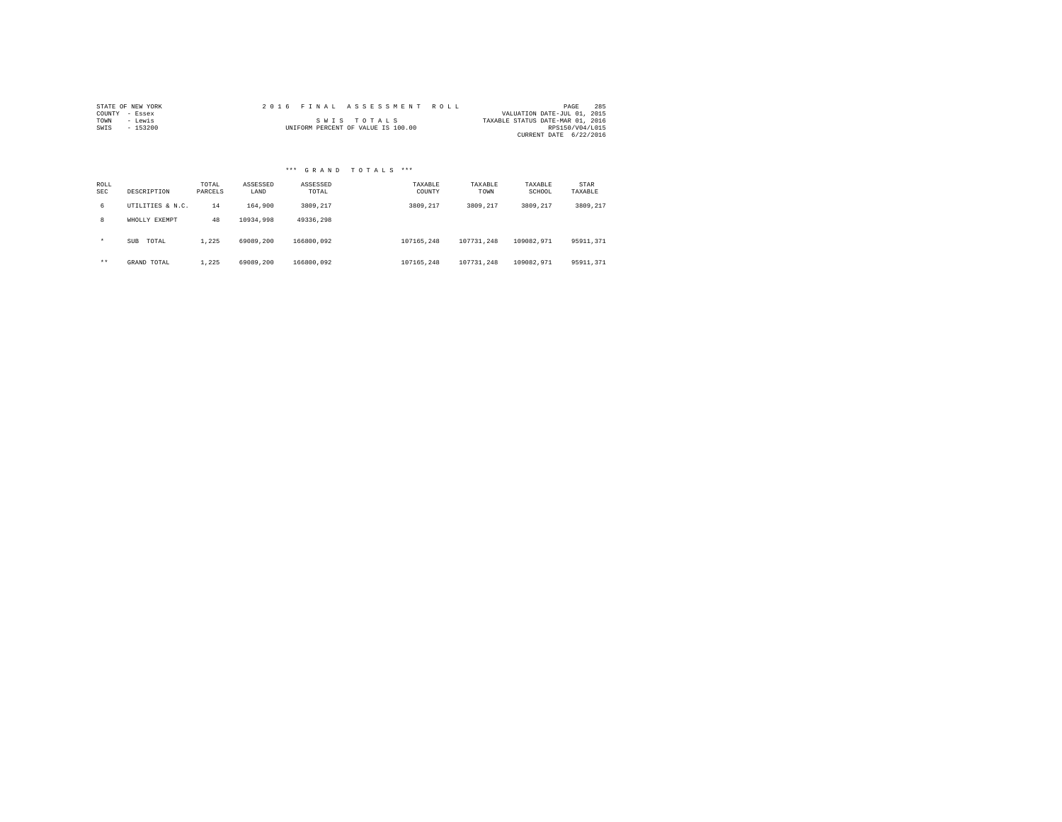STATE OF NEW YORK
COUNTY - Essex
TOWN - Lewis
SWIS - 153200

2 0 1 6 F I N A L A S S E S S M E N T R O L L

S W I S T O T A L S

UNIFORM PERCENT OF VALUE IS 100.00

VALUATION DATE-JUL 01, 2015
TAXABLE STATUS DATE-MAR 01, 2016
RPS150/V04/L015
CURRENT DATE 6/22/2016

*** G R A N D T O T A L S ***

| ROLL SEC | DESCRIPTION | TOTAL PARCELS | ASSESSED LAND | ASSESSED TOTAL | TAXABLE COUNTY | TAXABLE TOWN | TAXABLE SCHOOL | STAR TAXABLE |
|---|---|---|---|---|---|---|---|---|
| 6 | UTILITIES & N.C. | 14 | 164,900 | 3809,217 | 3809,217 | 3809,217 | 3809,217 | 3809,217 |
| 8 | WHOLLY EXEMPT | 48 | 10934,998 | 49336,298 | | | | |
| * | SUB TOTAL | 1,225 | 69089,200 | 166800,092 | 107165,248 | 107731,248 | 109082,971 | 95911,371 |
| ** | GRAND TOTAL | 1,225 | 69089,200 | 166800,092 | 107165,248 | 107731,248 | 109082,971 | 95911,371 |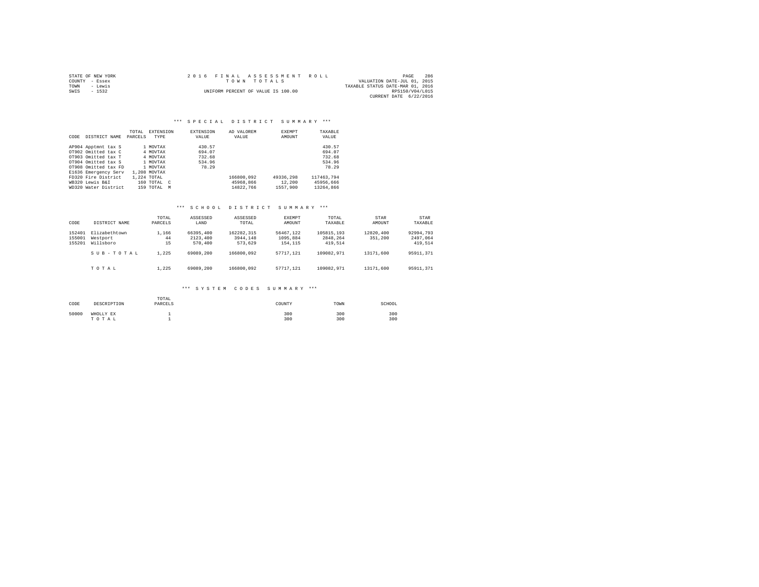STATE OF NEW YORK
COUNTY - Essex
TOWN - Lewis
SWIS - 1532

2016 FINAL ASSESSMENT ROLL
TOWN TOTALS
UNIFORM PERCENT OF VALUE IS 100.00

VALUATION DATE-JUL 01, 2015
TAXABLE STATUS DATE-MAR 01, 2016
RPS150/V04/L015
CURRENT DATE 6/22/2016

### *** SPECIAL DISTRICT SUMMARY ***

| CODE | DISTRICT NAME | TOTAL PARCELS | EXTENSION TYPE | EXTENSION VALUE | AD VALOREM VALUE | EXEMPT AMOUNT | TAXABLE VALUE |
|---|---|---|---|---|---|---|---|
| AP904 | Apptmnt tax S | 1 | MOVTAX | 430.57 | | | 430.57 |
| OT902 | Omitted tax C | 4 | MOVTAX | 694.07 | | | 694.07 |
| OT903 | Omitted tax T | 4 | MOVTAX | 732.68 | | | 732.68 |
| OT904 | Omitted tax S | 1 | MOVTAX | 534.96 | | | 534.96 |
| OT908 | Omitted tax FD | 1 | MOVTAX | 78.29 | | | 78.29 |
| E1636 | Emergency Serv | 1,208 | MOVTAX | | | | |
| FD320 | Fire District | 1,224 | TOTAL | | 166800,092 | 49336,298 | 117463,794 |
| WB320 | Lewis B&I | 160 | TOTAL C | | 45968,866 | 12,200 | 45956,666 |
| WD320 | Water District | 159 | TOTAL M | | 14822,766 | 1557,900 | 13264,866 |

### *** SCHOOL DISTRICT SUMMARY ***

| CODE | DISTRICT NAME | TOTAL PARCELS | ASSESSED LAND | ASSESSED TOTAL | EXEMPT AMOUNT | TOTAL TAXABLE | STAR AMOUNT | STAR TAXABLE |
|---|---|---|---|---|---|---|---|---|
| 152401 | Elizabethtown | 1,166 | 66395,400 | 162282,315 | 56467,122 | 105815,193 | 12820,400 | 92994,793 |
| 155001 | Westport | 44 | 2123,400 | 3944,148 | 1095,884 | 2848,264 | 351,200 | 2497,064 |
| 155201 | Willsboro | 15 | 570,400 | 573,629 | 154,115 | 419,514 | | 419,514 |
| | S U B - T O T A L | 1,225 | 69089,200 | 166800,092 | 57717,121 | 109082,971 | 13171,600 | 95911,371 |
| | T O T A L | 1,225 | 69089,200 | 166800,092 | 57717,121 | 109082,971 | 13171,600 | 95911,371 |

### *** SYSTEM CODES SUMMARY ***

| CODE | DESCRIPTION | TOTAL PARCELS | COUNTY | TOWN | SCHOOL |
|---|---|---|---|---|---|
| 50000 | WHOLLY EX | 1 | 300 | 300 | 300 |
| | T O T A L | 1 | 300 | 300 | 300 |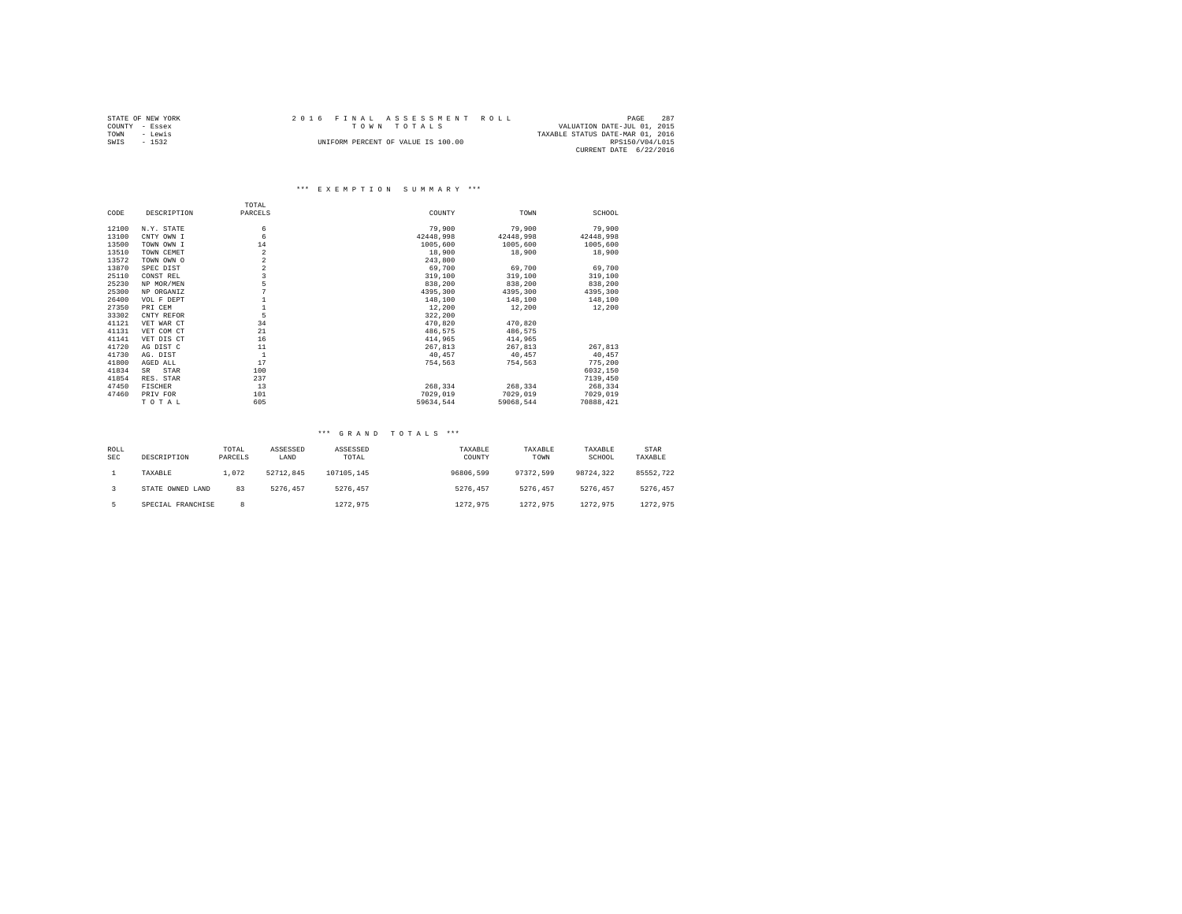STATE OF NEW YORK
COUNTY - Essex
TOWN - Lewis
SWIS - 1532

2016 FINAL ASSESSMENT ROLL
TOWN TOTALS
UNIFORM PERCENT OF VALUE IS 100.00

VALUATION DATE-JUL 01, 2015
TAXABLE STATUS DATE-MAR 01, 2016
RPS150/V04/L015
CURRENT DATE 6/22/2016

### *** EXEMPTION SUMMARY ***

| CODE | DESCRIPTION | TOTAL PARCELS | COUNTY | TOWN | SCHOOL |
|---|---|---|---|---|---|
| 12100 | N.Y. STATE | 6 | 79,900 | 79,900 | 79,900 |
| 13100 | CNTY OWN I | 6 | 42448,998 | 42448,998 | 42448,998 |
| 13500 | TOWN OWN I | 14 | 1005,600 | 1005,600 | 1005,600 |
| 13510 | TOWN CEMET | 2 | 18,900 | 18,900 | 18,900 |
| 13572 | TOWN OWN O | 2 | 243,800 | | |
| 13870 | SPEC DIST | 2 | 69,700 | 69,700 | 69,700 |
| 25110 | CONST REL | 3 | 319,100 | 319,100 | 319,100 |
| 25230 | NP MOR/MEN | 5 | 838,200 | 838,200 | 838,200 |
| 25300 | NP ORGANIZ | 7 | 4395,300 | 4395,300 | 4395,300 |
| 26400 | VOL F DEPT | 1 | 148,100 | 148,100 | 148,100 |
| 27350 | PRI CEM | 1 | 12,200 | 12,200 | 12,200 |
| 33302 | CNTY REFOR | 5 | 322,200 | | |
| 41121 | VET WAR CT | 34 | 470,820 | 470,820 | |
| 41131 | VET COM CT | 21 | 486,575 | 486,575 | |
| 41141 | VET DIS CT | 16 | 414,965 | 414,965 | |
| 41720 | AG DIST C | 11 | 267,813 | 267,813 | 267,813 |
| 41730 | AG. DIST | 1 | 40,457 | 40,457 | 40,457 |
| 41800 | AGED ALL | 17 | 754,563 | 754,563 | 775,200 |
| 41834 | SR STAR | 100 | | | 6032,150 |
| 41854 | RES. STAR | 237 | | | 7139,450 |
| 47450 | FISCHER | 13 | 268,334 | 268,334 | 268,334 |
| 47460 | PRIV FOR | 101 | 7029,019 | 7029,019 | 7029,019 |
| | TOTAL | 605 | 59634,544 | 59068,544 | 70888,421 |

### *** GRAND TOTALS ***

| ROLL SEC | DESCRIPTION | TOTAL PARCELS | ASSESSED LAND | ASSESSED TOTAL | TAXABLE COUNTY | TAXABLE TOWN | TAXABLE SCHOOL | STAR TAXABLE |
|---|---|---|---|---|---|---|---|---|
| 1 | TAXABLE | 1,072 | 52712,845 | 107105,145 | 96806,599 | 97372,599 | 98724,322 | 85552,722 |
| 3 | STATE OWNED LAND | 83 | 5276,457 | 5276,457 | 5276,457 | 5276,457 | 5276,457 | 5276,457 |
| 5 | SPECIAL FRANCHISE | 8 | | 1272,975 | 1272,975 | 1272,975 | 1272,975 | 1272,975 |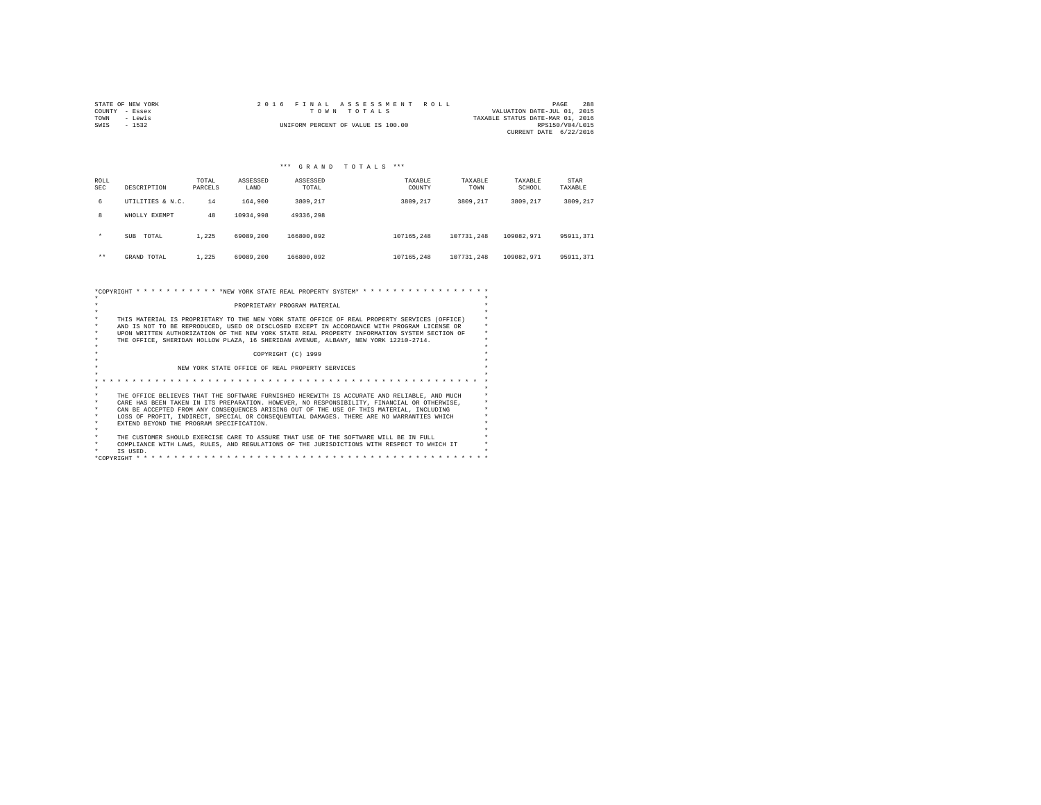STATE OF NEW YORK
COUNTY - Essex
TOWN - Lewis
SWIS - 1532

2 0 1 6 F I N A L A S S E S S M E N T R O L L
T O W N T O T A L S
UNIFORM PERCENT OF VALUE IS 100.00

VALUATION DATE-JUL 01, 2015
TAXABLE STATUS DATE-MAR 01, 2016
RPS150/V04/L015
CURRENT DATE 6/22/2016

*** G R A N D T O T A L S ***

| ROLL SEC | DESCRIPTION | TOTAL PARCELS | ASSESSED LAND | ASSESSED TOTAL | TAXABLE COUNTY | TAXABLE TOWN | TAXABLE SCHOOL | STAR TAXABLE |
|---|---|---|---|---|---|---|---|---|
| 6 | UTILITIES & N.C. | 14 | 164,900 | 3809,217 | 3809,217 | 3809,217 | 3809,217 | 3809,217 |
| 8 | WHOLLY EXEMPT | 48 | 10934,998 | 49336,298 | | | | |
| * | SUB TOTAL | 1,225 | 69089,200 | 166800,092 | 107165,248 | 107731,248 | 109082,971 | 95911,371 |
| ** | GRAND TOTAL | 1,225 | 69089,200 | 166800,092 | 107165,248 | 107731,248 | 109082,971 | 95911,371 |

```
*COPYRIGHT * * * * * * * * * * * *NEW YORK STATE REAL PROPERTY SYSTEM* * * * * * * * * * * * * * * * * *
*                                                                                                       *
*                                  PROPRIETARY PROGRAM MATERIAL                                         *
*                                                                                                       *
*     THIS MATERIAL IS PROPRIETARY TO THE NEW YORK STATE OFFICE OF REAL PROPERTY SERVICES (OFFICE)      *
*     AND IS NOT TO BE REPRODUCED, USED OR DISCLOSED EXCEPT IN ACCORDANCE WITH PROGRAM LICENSE OR       *
*     UPON WRITTEN AUTHORIZATION OF THE NEW YORK STATE REAL PROPERTY INFORMATION SYSTEM SECTION OF      *
*     THE OFFICE, SHERIDAN HOLLOW PLAZA, 16 SHERIDAN AVENUE, ALBANY, NEW YORK 12210-2714.               *
*                                                                                                       *
*                                       COPYRIGHT (C) 1999                                              *
*                                                                                                       *
*                     NEW YORK STATE OFFICE OF REAL PROPERTY SERVICES                                   *
*                                                                                                       *
* * * * * * * * * * * * * * * * * * * * * * * * * * * * * * * * * * * * * * * * * * * * * * * * * * * *
*                                                                                                       *
*     THE OFFICE BELIEVES THAT THE SOFTWARE FURNISHED HEREWITH IS ACCURATE AND RELIABLE, AND MUCH       *
*     CARE HAS BEEN TAKEN IN ITS PREPARATION. HOWEVER, NO RESPONSIBILITY, FINANCIAL OR OTHERWISE,       *
*     CAN BE ACCEPTED FROM ANY CONSEQUENCES ARISING OUT OF THE USE OF THIS MATERIAL, INCLUDING          *
*     LOSS OF PROFIT, INDIRECT, SPECIAL OR CONSEQUENTIAL DAMAGES. THERE ARE NO WARRANTIES WHICH         *
*     EXTEND BEYOND THE PROGRAM SPECIFICATION.                                                          *
*                                                                                                       *
*     THE CUSTOMER SHOULD EXERCISE CARE TO ASSURE THAT USE OF THE SOFTWARE WILL BE IN FULL              *
*     COMPLIANCE WITH LAWS, RULES, AND REGULATIONS OF THE JURISDICTIONS WITH RESPECT TO WHICH IT        *
*     IS USED.                                                                                          *
*COPYRIGHT * * * * * * * * * * * * * * * * * * * * * * * * * * * * * * * * * * * * * * * * * * * * * * *
```